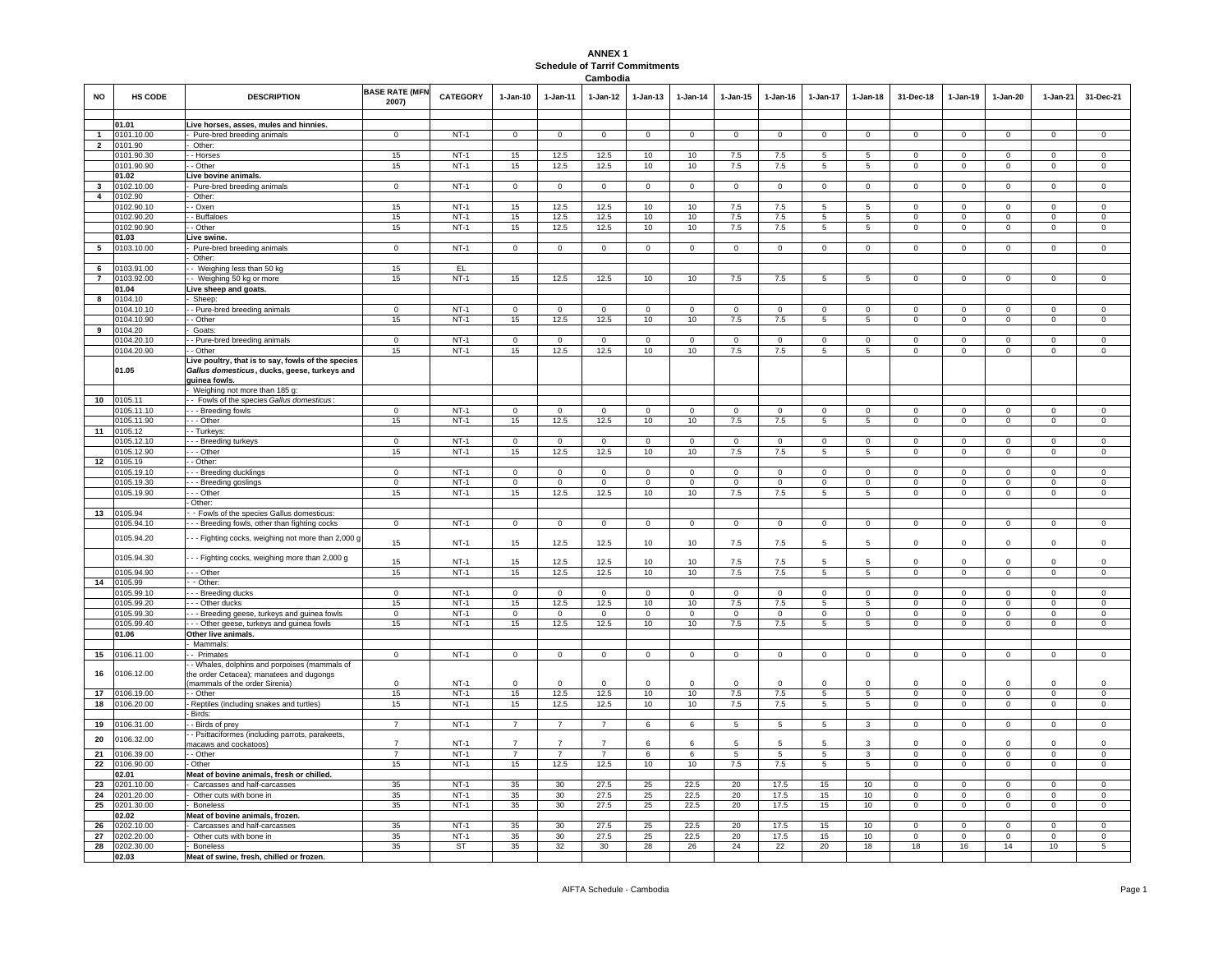# ANNEX 1
## Schedule of Tarrif Commitments
### Cambodia

| NO | HS CODE | DESCRIPTION | BASE RATE (MFN 2007) | CATEGORY | 1-Jan-10 | 1-Jan-11 | 1-Jan-12 | 1-Jan-13 | 1-Jan-14 | 1-Jan-15 | 1-Jan-16 | 1-Jan-17 | 1-Jan-18 | 31-Dec-18 | 1-Jan-19 | 1-Jan-20 | 1-Jan-21 | 31-Dec-21 |
|---|---|---|---|---|---|---|---|---|---|---|---|---|---|---|---|---|---|---|
| | | | | | | | | | | | | | | | | | | |
| | 01.01 | **Live horses, asses, mules and hinnies.** | | | | | | | | | | | | | | | | |
| 1 | 0101.10.00 | - Pure-bred breeding animals | 0 | NT-1 | 0 | 0 | 0 | 0 | 0 | 0 | 0 | 0 | 0 | 0 | 0 | 0 | 0 | 0 |
| 2 | 0101.90 | - Other: | | | | | | | | | | | | | | | | |
| | 0101.90.30 | - - Horses | 15 | NT-1 | 15 | 12.5 | 12.5 | 10 | 10 | 7.5 | 7.5 | 5 | 5 | 0 | 0 | 0 | 0 | 0 |
| | 0101.90.90 | - - Other | 15 | NT-1 | 15 | 12.5 | 12.5 | 10 | 10 | 7.5 | 7.5 | 5 | 5 | 0 | 0 | 0 | 0 | 0 |
| | 01.02 | **Live bovine animals.** | | | | | | | | | | | | | | | | |
| 3 | 0102.10.00 | - Pure-bred breeding animals | 0 | NT-1 | 0 | 0 | 0 | 0 | 0 | 0 | 0 | 0 | 0 | 0 | 0 | 0 | 0 | 0 |
| 4 | 0102.90 | - Other: | | | | | | | | | | | | | | | | |
| | 0102.90.10 | - - Oxen | 15 | NT-1 | 15 | 12.5 | 12.5 | 10 | 10 | 7.5 | 7.5 | 5 | 5 | 0 | 0 | 0 | 0 | 0 |
| | 0102.90.20 | - - Buffaloes | 15 | NT-1 | 15 | 12.5 | 12.5 | 10 | 10 | 7.5 | 7.5 | 5 | 5 | 0 | 0 | 0 | 0 | 0 |
| | 0102.90.90 | - - Other | 15 | NT-1 | 15 | 12.5 | 12.5 | 10 | 10 | 7.5 | 7.5 | 5 | 5 | 0 | 0 | 0 | 0 | 0 |
| | 01.03 | **Live swine.** | | | | | | | | | | | | | | | | |
| 5 | 0103.10.00 | - Pure-bred breeding animals | 0 | NT-1 | 0 | 0 | 0 | 0 | 0 | 0 | 0 | 0 | 0 | 0 | 0 | 0 | 0 | 0 |
| | | - Other: | | | | | | | | | | | | | | | | |
| 6 | 0103.91.00 | - - Weighing less than 50 kg | 15 | EL | | | | | | | | | | | | | | |
| 7 | 0103.92.00 | - - Weighing 50 kg or more | 15 | NT-1 | 15 | 12.5 | 12.5 | 10 | 10 | 7.5 | 7.5 | 5 | 5 | 0 | 0 | 0 | 0 | 0 |
| | 01.04 | **Live sheep and goats.** | | | | | | | | | | | | | | | | |
| 8 | 0104.10 | - Sheep: | | | | | | | | | | | | | | | | |
| | 0104.10.10 | - - Pure-bred breeding animals | 0 | NT-1 | 0 | 0 | 0 | 0 | 0 | 0 | 0 | 0 | 0 | 0 | 0 | 0 | 0 | 0 |
| | 0104.10.90 | - - Other | 15 | NT-1 | 15 | 12.5 | 12.5 | 10 | 10 | 7.5 | 7.5 | 5 | 5 | 0 | 0 | 0 | 0 | 0 |
| 9 | 0104.20 | - Goats: | | | | | | | | | | | | | | | | |
| | 0104.20.10 | - - Pure-bred breeding animals | 0 | NT-1 | 0 | 0 | 0 | 0 | 0 | 0 | 0 | 0 | 0 | 0 | 0 | 0 | 0 | 0 |
| | 0104.20.90 | - - Other | 15 | NT-1 | 15 | 12.5 | 12.5 | 10 | 10 | 7.5 | 7.5 | 5 | 5 | 0 | 0 | 0 | 0 | 0 |
| | 01.05 | **Live poultry, that is to say, fowls of the species *Gallus domesticus*, ducks, geese, turkeys and guinea fowls.** | | | | | | | | | | | | | | | | |
| | | - Weighing not more than 185 g: | | | | | | | | | | | | | | | | |
| 10 | 0105.11 | - - Fowls of the species *Gallus domesticus*: | | | | | | | | | | | | | | | | |
| | 0105.11.10 | - - - Breeding fowls | 0 | NT-1 | 0 | 0 | 0 | 0 | 0 | 0 | 0 | 0 | 0 | 0 | 0 | 0 | 0 | 0 |
| | 0105.11.90 | - - - Other | 15 | NT-1 | 15 | 12.5 | 12.5 | 10 | 10 | 7.5 | 7.5 | 5 | 5 | 0 | 0 | 0 | 0 | 0 |
| 11 | 0105.12 | - - Turkeys: | | | | | | | | | | | | | | | | |
| | 0105.12.10 | - - - Breeding turkeys | 0 | NT-1 | 0 | 0 | 0 | 0 | 0 | 0 | 0 | 0 | 0 | 0 | 0 | 0 | 0 | 0 |
| | 0105.12.90 | - - - Other | 15 | NT-1 | 15 | 12.5 | 12.5 | 10 | 10 | 7.5 | 7.5 | 5 | 5 | 0 | 0 | 0 | 0 | 0 |
| 12 | 0105.19 | - - Other: | | | | | | | | | | | | | | | | |
| | 0105.19.10 | - - - Breeding ducklings | 0 | NT-1 | 0 | 0 | 0 | 0 | 0 | 0 | 0 | 0 | 0 | 0 | 0 | 0 | 0 | 0 |
| | 0105.19.30 | - - - Breeding goslings | 0 | NT-1 | 0 | 0 | 0 | 0 | 0 | 0 | 0 | 0 | 0 | 0 | 0 | 0 | 0 | 0 |
| | 0105.19.90 | - - - Other | 15 | NT-1 | 15 | 12.5 | 12.5 | 10 | 10 | 7.5 | 7.5 | 5 | 5 | 0 | 0 | 0 | 0 | 0 |
| | | - Other: | | | | | | | | | | | | | | | | |
| 13 | 0105.94 | - - Fowls of the species Gallus domesticus: | | | | | | | | | | | | | | | | |
| | 0105.94.10 | - - - Breeding fowls, other than fighting cocks | 0 | NT-1 | 0 | 0 | 0 | 0 | 0 | 0 | 0 | 0 | 0 | 0 | 0 | 0 | 0 | 0 |
| | 0105.94.20 | - - - Fighting cocks, weighing not more than 2,000 g | 15 | NT-1 | 15 | 12.5 | 12.5 | 10 | 10 | 7.5 | 7.5 | 5 | 5 | 0 | 0 | 0 | 0 | 0 |
| | 0105.94.30 | - - - Fighting cocks, weighing more than 2,000 g | 15 | NT-1 | 15 | 12.5 | 12.5 | 10 | 10 | 7.5 | 7.5 | 5 | 5 | 0 | 0 | 0 | 0 | 0 |
| | 0105.94.90 | - - - Other | 15 | NT-1 | 15 | 12.5 | 12.5 | 10 | 10 | 7.5 | 7.5 | 5 | 5 | 0 | 0 | 0 | 0 | 0 |
| 14 | 0105.99 | - - Other: | | | | | | | | | | | | | | | | |
| | 0105.99.10 | - - - Breeding ducks | 0 | NT-1 | 0 | 0 | 0 | 0 | 0 | 0 | 0 | 0 | 0 | 0 | 0 | 0 | 0 | 0 |
| | 0105.99.20 | - - - Other ducks | 15 | NT-1 | 15 | 12.5 | 12.5 | 10 | 10 | 7.5 | 7.5 | 5 | 5 | 0 | 0 | 0 | 0 | 0 |
| | 0105.99.30 | - - - Breeding geese, turkeys and guinea fowls | 0 | NT-1 | 0 | 0 | 0 | 0 | 0 | 0 | 0 | 0 | 0 | 0 | 0 | 0 | 0 | 0 |
| | 0105.99.40 | - - - Other geese, turkeys and guinea fowls | 15 | NT-1 | 15 | 12.5 | 12.5 | 10 | 10 | 7.5 | 7.5 | 5 | 5 | 0 | 0 | 0 | 0 | 0 |
| | 01.06 | **Other live animals.** | | | | | | | | | | | | | | | | |
| | | - Mammals: | | | | | | | | | | | | | | | | |
| 15 | 0106.11.00 | - - Primates | 0 | NT-1 | 0 | 0 | 0 | 0 | 0 | 0 | 0 | 0 | 0 | 0 | 0 | 0 | 0 | 0 |
| 16 | 0106.12.00 | - - Whales, dolphins and porpoises (mammals of the order Cetacea); manatees and dugongs (mammals of the order Sirenia) | 0 | NT-1 | 0 | 0 | 0 | 0 | 0 | 0 | 0 | 0 | 0 | 0 | 0 | 0 | 0 | 0 |
| 17 | 0106.19.00 | - - Other | 15 | NT-1 | 15 | 12.5 | 12.5 | 10 | 10 | 7.5 | 7.5 | 5 | 5 | 0 | 0 | 0 | 0 | 0 |
| 18 | 0106.20.00 | - Reptiles (including snakes and turtles) | 15 | NT-1 | 15 | 12.5 | 12.5 | 10 | 10 | 7.5 | 7.5 | 5 | 5 | 0 | 0 | 0 | 0 | 0 |
| | | - Birds: | | | | | | | | | | | | | | | | |
| 19 | 0106.31.00 | - - Birds of prey | 7 | NT-1 | 7 | 7 | 7 | 6 | 6 | 5 | 5 | 5 | 3 | 0 | 0 | 0 | 0 | 0 |
| 20 | 0106.32.00 | - - Psittaciformes (including parrots, parakeets, macaws and cockatoos) | 7 | NT-1 | 7 | 7 | 7 | 6 | 6 | 5 | 5 | 5 | 3 | 0 | 0 | 0 | 0 | 0 |
| 21 | 0106.39.00 | - - Other | 7 | NT-1 | 7 | 7 | 7 | 6 | 6 | 5 | 5 | 5 | 3 | 0 | 0 | 0 | 0 | 0 |
| 22 | 0106.90.00 | - Other | 15 | NT-1 | 15 | 12.5 | 12.5 | 10 | 10 | 7.5 | 7.5 | 5 | 5 | 0 | 0 | 0 | 0 | 0 |
| | 02.01 | **Meat of bovine animals, fresh or chilled.** | | | | | | | | | | | | | | | | |
| 23 | 0201.10.00 | - Carcasses and half-carcasses | 35 | NT-1 | 35 | 30 | 27.5 | 25 | 22.5 | 20 | 17.5 | 15 | 10 | 0 | 0 | 0 | 0 | 0 |
| 24 | 0201.20.00 | - Other cuts with bone in | 35 | NT-1 | 35 | 30 | 27.5 | 25 | 22.5 | 20 | 17.5 | 15 | 10 | 0 | 0 | 0 | 0 | 0 |
| 25 | 0201.30.00 | - Boneless | 35 | NT-1 | 35 | 30 | 27.5 | 25 | 22.5 | 20 | 17.5 | 15 | 10 | 0 | 0 | 0 | 0 | 0 |
| | 02.02 | **Meat of bovine animals, frozen.** | | | | | | | | | | | | | | | | |
| 26 | 0202.10.00 | - Carcasses and half-carcasses | 35 | NT-1 | 35 | 30 | 27.5 | 25 | 22.5 | 20 | 17.5 | 15 | 10 | 0 | 0 | 0 | 0 | 0 |
| 27 | 0202.20.00 | - Other cuts with bone in | 35 | NT-1 | 35 | 30 | 27.5 | 25 | 22.5 | 20 | 17.5 | 15 | 10 | 0 | 0 | 0 | 0 | 0 |
| 28 | 0202.30.00 | - Boneless | 35 | ST | 35 | 32 | 30 | 28 | 26 | 24 | 22 | 20 | 18 | 18 | 16 | 14 | 10 | 5 |
| | 02.03 | **Meat of swine, fresh, chilled or frozen.** | | | | | | | | | | | | | | | | |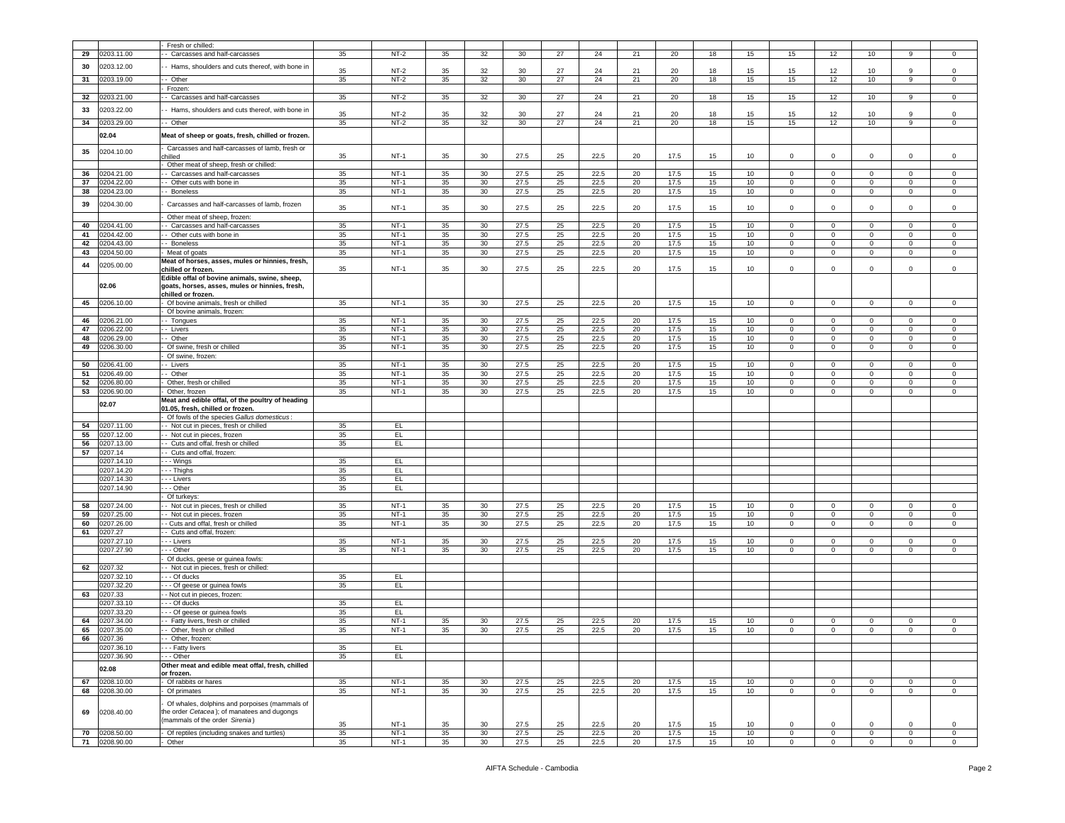|  |  | - Fresh or chilled: |  |  |  |  |  |  |  |  |  |  |  |  |  |  |  |  |
|---|---|---|---|---|---|---|---|---|---|---|---|---|---|---|---|---|---|---|
| 29 | 0203.11.00 | - - Carcasses and half-carcasses | 35 | NT-2 | 35 | 32 | 30 | 27 | 24 | 21 | 20 | 18 | 15 | 15 | 12 | 10 | 9 | 0 |
| 30 | 0203.12.00 | - - Hams, shoulders and cuts thereof, with bone in | 35 | NT-2 | 35 | 32 | 30 | 27 | 24 | 21 | 20 | 18 | 15 | 15 | 12 | 10 | 9 | 0 |
| 31 | 0203.19.00 | - - Other | 35 | NT-2 | 35 | 32 | 30 | 27 | 24 | 21 | 20 | 18 | 15 | 15 | 12 | 10 | 9 | 0 |
|  |  | - Frozen: |  |  |  |  |  |  |  |  |  |  |  |  |  |  |  |  |
| 32 | 0203.21.00 | - - Carcasses and half-carcasses | 35 | NT-2 | 35 | 32 | 30 | 27 | 24 | 21 | 20 | 18 | 15 | 15 | 12 | 10 | 9 | 0 |
| 33 | 0203.22.00 | - - Hams, shoulders and cuts thereof, with bone in | 35 | NT-2 | 35 | 32 | 30 | 27 | 24 | 21 | 20 | 18 | 15 | 15 | 12 | 10 | 9 | 0 |
| 34 | 0203.29.00 | - - Other | 35 | NT-2 | 35 | 32 | 30 | 27 | 24 | 21 | 20 | 18 | 15 | 15 | 12 | 10 | 9 | 0 |
|  | **02.04** | **Meat of sheep or goats, fresh, chilled or frozen.** |  |  |  |  |  |  |  |  |  |  |  |  |  |  |  |  |
| 35 | 0204.10.00 | - Carcasses and half-carcasses of lamb, fresh or chilled | 35 | NT-1 | 35 | 30 | 27.5 | 25 | 22.5 | 20 | 17.5 | 15 | 10 | 0 | 0 | 0 | 0 | 0 |
|  |  | - Other meat of sheep, fresh or chilled: |  |  |  |  |  |  |  |  |  |  |  |  |  |  |  |  |
| 36 | 0204.21.00 | - - Carcasses and half-carcasses | 35 | NT-1 | 35 | 30 | 27.5 | 25 | 22.5 | 20 | 17.5 | 15 | 10 | 0 | 0 | 0 | 0 | 0 |
| 37 | 0204.22.00 | - - Other cuts with bone in | 35 | NT-1 | 35 | 30 | 27.5 | 25 | 22.5 | 20 | 17.5 | 15 | 10 | 0 | 0 | 0 | 0 | 0 |
| 38 | 0204.23.00 | - - Boneless | 35 | NT-1 | 35 | 30 | 27.5 | 25 | 22.5 | 20 | 17.5 | 15 | 10 | 0 | 0 | 0 | 0 | 0 |
| 39 | 0204.30.00 | - Carcasses and half-carcasses of lamb, frozen | 35 | NT-1 | 35 | 30 | 27.5 | 25 | 22.5 | 20 | 17.5 | 15 | 10 | 0 | 0 | 0 | 0 | 0 |
|  |  | - Other meat of sheep, frozen: |  |  |  |  |  |  |  |  |  |  |  |  |  |  |  |  |
| 40 | 0204.41.00 | - - Carcasses and half-carcasses | 35 | NT-1 | 35 | 30 | 27.5 | 25 | 22.5 | 20 | 17.5 | 15 | 10 | 0 | 0 | 0 | 0 | 0 |
| 41 | 0204.42.00 | - - Other cuts with bone in | 35 | NT-1 | 35 | 30 | 27.5 | 25 | 22.5 | 20 | 17.5 | 15 | 10 | 0 | 0 | 0 | 0 | 0 |
| 42 | 0204.43.00 | - - Boneless | 35 | NT-1 | 35 | 30 | 27.5 | 25 | 22.5 | 20 | 17.5 | 15 | 10 | 0 | 0 | 0 | 0 | 0 |
| 43 | 0204.50.00 | - Meat of goats | 35 | NT-1 | 35 | 30 | 27.5 | 25 | 22.5 | 20 | 17.5 | 15 | 10 | 0 | 0 | 0 | 0 | 0 |
| 44 | 0205.00.00 | **Meat of horses, asses, mules or hinnies, fresh, chilled or frozen.** | 35 | NT-1 | 35 | 30 | 27.5 | 25 | 22.5 | 20 | 17.5 | 15 | 10 | 0 | 0 | 0 | 0 | 0 |
|  | **02.06** | **Edible offal of bovine animals, swine, sheep, goats, horses, asses, mules or hinnies, fresh, chilled or frozen.** |  |  |  |  |  |  |  |  |  |  |  |  |  |  |  |  |
| 45 | 0206.10.00 | - Of bovine animals, fresh or chilled | 35 | NT-1 | 35 | 30 | 27.5 | 25 | 22.5 | 20 | 17.5 | 15 | 10 | 0 | 0 | 0 | 0 | 0 |
|  |  | - Of bovine animals, frozen: |  |  |  |  |  |  |  |  |  |  |  |  |  |  |  |  |
| 46 | 0206.21.00 | - - Tongues | 35 | NT-1 | 35 | 30 | 27.5 | 25 | 22.5 | 20 | 17.5 | 15 | 10 | 0 | 0 | 0 | 0 | 0 |
| 47 | 0206.22.00 | - - Livers | 35 | NT-1 | 35 | 30 | 27.5 | 25 | 22.5 | 20 | 17.5 | 15 | 10 | 0 | 0 | 0 | 0 | 0 |
| 48 | 0206.29.00 | - - Other | 35 | NT-1 | 35 | 30 | 27.5 | 25 | 22.5 | 20 | 17.5 | 15 | 10 | 0 | 0 | 0 | 0 | 0 |
| 49 | 0206.30.00 | - Of swine, fresh or chilled | 35 | NT-1 | 35 | 30 | 27.5 | 25 | 22.5 | 20 | 17.5 | 15 | 10 | 0 | 0 | 0 | 0 | 0 |
|  |  | - Of swine, frozen: |  |  |  |  |  |  |  |  |  |  |  |  |  |  |  |  |
| 50 | 0206.41.00 | - - Livers | 35 | NT-1 | 35 | 30 | 27.5 | 25 | 22.5 | 20 | 17.5 | 15 | 10 | 0 | 0 | 0 | 0 | 0 |
| 51 | 0206.49.00 | - - Other | 35 | NT-1 | 35 | 30 | 27.5 | 25 | 22.5 | 20 | 17.5 | 15 | 10 | 0 | 0 | 0 | 0 | 0 |
| 52 | 0206.80.00 | - Other, fresh or chilled | 35 | NT-1 | 35 | 30 | 27.5 | 25 | 22.5 | 20 | 17.5 | 15 | 10 | 0 | 0 | 0 | 0 | 0 |
| 53 | 0206.90.00 | - Other, frozen | 35 | NT-1 | 35 | 30 | 27.5 | 25 | 22.5 | 20 | 17.5 | 15 | 10 | 0 | 0 | 0 | 0 | 0 |
|  | **02.07** | **Meat and edible offal, of the poultry of heading 01.05, fresh, chilled or frozen.** |  |  |  |  |  |  |  |  |  |  |  |  |  |  |  |  |
|  |  | - Of fowls of the species *Gallus domesticus* : |  |  |  |  |  |  |  |  |  |  |  |  |  |  |  |  |
| 54 | 0207.11.00 | - - Not cut in pieces, fresh or chilled | 35 | EL |  |  |  |  |  |  |  |  |  |  |  |  |  |  |
| 55 | 0207.12.00 | - - Not cut in pieces, frozen | 35 | EL |  |  |  |  |  |  |  |  |  |  |  |  |  |  |
| 56 | 0207.13.00 | - - Cuts and offal, fresh or chilled | 35 | EL |  |  |  |  |  |  |  |  |  |  |  |  |  |  |
| 57 | 0207.14 | - - Cuts and offal, frozen: |  |  |  |  |  |  |  |  |  |  |  |  |  |  |  |  |
|  | 0207.14.10 | - - - Wings | 35 | EL |  |  |  |  |  |  |  |  |  |  |  |  |  |  |
|  | 0207.14.20 | - - - Thighs | 35 | EL |  |  |  |  |  |  |  |  |  |  |  |  |  |  |
|  | 0207.14.30 | - - - Livers | 35 | EL |  |  |  |  |  |  |  |  |  |  |  |  |  |  |
|  | 0207.14.90 | - - - Other | 35 | EL |  |  |  |  |  |  |  |  |  |  |  |  |  |  |
|  |  | - Of turkeys: |  |  |  |  |  |  |  |  |  |  |  |  |  |  |  |  |
| 58 | 0207.24.00 | - - Not cut in pieces, fresh or chilled | 35 | NT-1 | 35 | 30 | 27.5 | 25 | 22.5 | 20 | 17.5 | 15 | 10 | 0 | 0 | 0 | 0 | 0 |
| 59 | 0207.25.00 | - - Not cut in pieces, frozen | 35 | NT-1 | 35 | 30 | 27.5 | 25 | 22.5 | 20 | 17.5 | 15 | 10 | 0 | 0 | 0 | 0 | 0 |
| 60 | 0207.26.00 | - - Cuts and offal, fresh or chilled | 35 | NT-1 | 35 | 30 | 27.5 | 25 | 22.5 | 20 | 17.5 | 15 | 10 | 0 | 0 | 0 | 0 | 0 |
| 61 | 0207.27 | - - Cuts and offal, frozen: |  |  |  |  |  |  |  |  |  |  |  |  |  |  |  |  |
|  | 0207.27.10 | - - - Livers | 35 | NT-1 | 35 | 30 | 27.5 | 25 | 22.5 | 20 | 17.5 | 15 | 10 | 0 | 0 | 0 | 0 | 0 |
|  | 0207.27.90 | - - - Other | 35 | NT-1 | 35 | 30 | 27.5 | 25 | 22.5 | 20 | 17.5 | 15 | 10 | 0 | 0 | 0 | 0 | 0 |
|  |  | - Of ducks, geese or guinea fowls: |  |  |  |  |  |  |  |  |  |  |  |  |  |  |  |  |
| 62 | 0207.32 | - - Not cut in pieces, fresh or chilled: |  |  |  |  |  |  |  |  |  |  |  |  |  |  |  |  |
|  | 0207.32.10 | - - - Of ducks | 35 | EL |  |  |  |  |  |  |  |  |  |  |  |  |  |  |
|  | 0207.32.20 | - - - Of geese or guinea fowls | 35 | EL |  |  |  |  |  |  |  |  |  |  |  |  |  |  |
| 63 | 0207.33 | - - Not cut in pieces, frozen: |  |  |  |  |  |  |  |  |  |  |  |  |  |  |  |  |
|  | 0207.33.10 | - - - Of ducks | 35 | EL |  |  |  |  |  |  |  |  |  |  |  |  |  |  |
|  | 0207.33.20 | - - - Of geese or guinea fowls | 35 | EL |  |  |  |  |  |  |  |  |  |  |  |  |  |  |
| 64 | 0207.34.00 | - - Fatty livers, fresh or chilled | 35 | NT-1 | 35 | 30 | 27.5 | 25 | 22.5 | 20 | 17.5 | 15 | 10 | 0 | 0 | 0 | 0 | 0 |
| 65 | 0207.35.00 | - - Other, fresh or chilled | 35 | NT-1 | 35 | 30 | 27.5 | 25 | 22.5 | 20 | 17.5 | 15 | 10 | 0 | 0 | 0 | 0 | 0 |
| 66 | 0207.36 | - - Other, frozen: |  |  |  |  |  |  |  |  |  |  |  |  |  |  |  |  |
|  | 0207.36.10 | - - - Fatty livers | 35 | EL |  |  |  |  |  |  |  |  |  |  |  |  |  |  |
|  | 0207.36.90 | - - - Other | 35 | EL |  |  |  |  |  |  |  |  |  |  |  |  |  |  |
|  | **02.08** | **Other meat and edible meat offal, fresh, chilled or frozen.** |  |  |  |  |  |  |  |  |  |  |  |  |  |  |  |  |
| 67 | 0208.10.00 | - Of rabbits or hares | 35 | NT-1 | 35 | 30 | 27.5 | 25 | 22.5 | 20 | 17.5 | 15 | 10 | 0 | 0 | 0 | 0 | 0 |
| 68 | 0208.30.00 | - Of primates | 35 | NT-1 | 35 | 30 | 27.5 | 25 | 22.5 | 20 | 17.5 | 15 | 10 | 0 | 0 | 0 | 0 | 0 |
| 69 | 0208.40.00 | - Of whales, dolphins and porpoises (mammals of the order *Cetacea* ); of manatees and dugongs (mammals of the order *Sirenia* ) | 35 | NT-1 | 35 | 30 | 27.5 | 25 | 22.5 | 20 | 17.5 | 15 | 10 | 0 | 0 | 0 | 0 | 0 |
| 70 | 0208.50.00 | - Of reptiles (including snakes and turtles) | 35 | NT-1 | 35 | 30 | 27.5 | 25 | 22.5 | 20 | 17.5 | 15 | 10 | 0 | 0 | 0 | 0 | 0 |
| 71 | 0208.90.00 | - Other | 35 | NT-1 | 35 | 30 | 27.5 | 25 | 22.5 | 20 | 17.5 | 15 | 10 | 0 | 0 | 0 | 0 | 0 |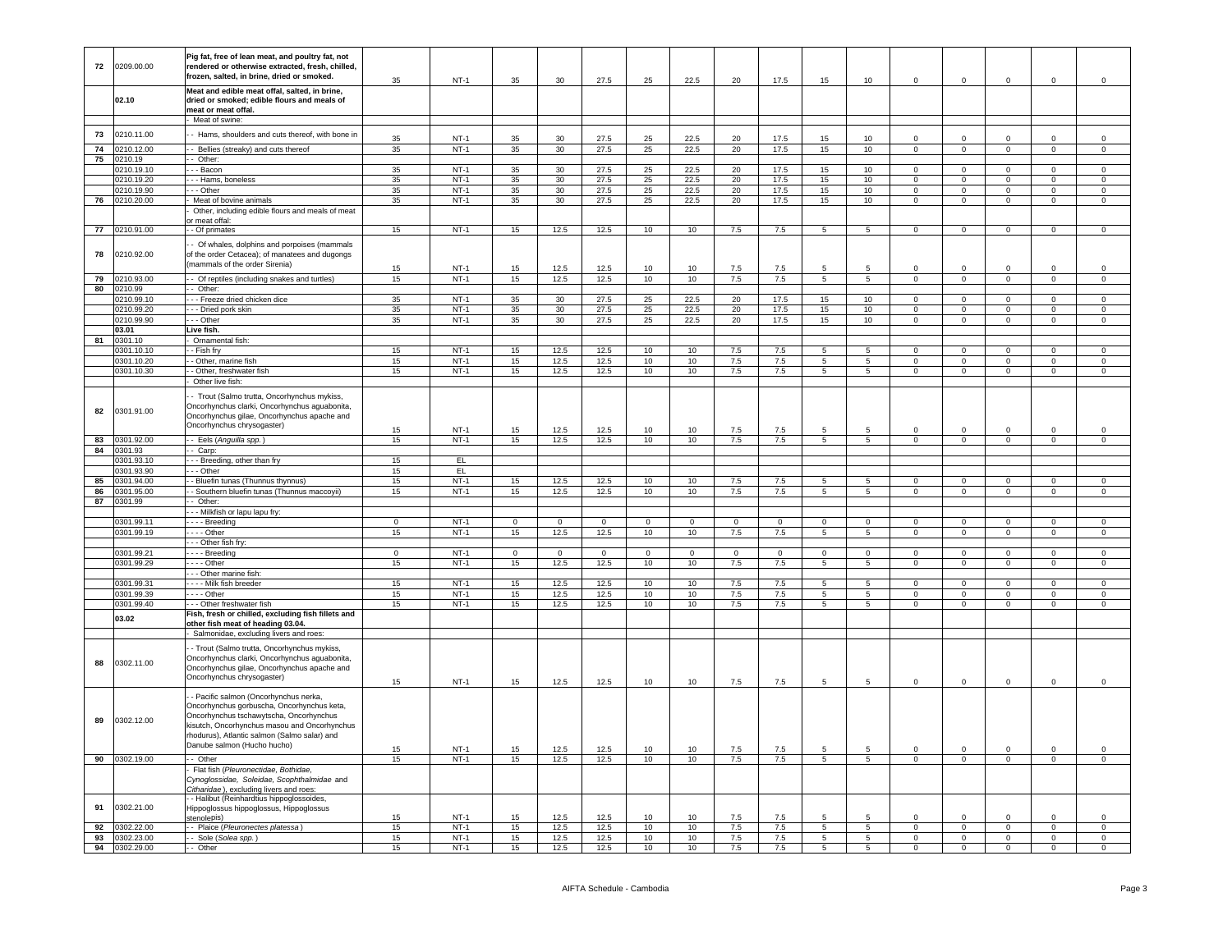| | | | | | | | | | | | | | | | | | | |
|---|---|---|---|---|---|---|---|---|---|---|---|---|---|---|---|---|---|---|
| 72 | 0209.00.00 | **Pig fat, free of lean meat, and poultry fat, not rendered or otherwise extracted, fresh, chilled, frozen, salted, in brine, dried or smoked.** | 35 | NT-1 | 35 | 30 | 27.5 | 25 | 22.5 | 20 | 17.5 | 15 | 10 | 0 | 0 | 0 | 0 | 0 |
| | **02.10** | **Meat and edible meat offal, salted, in brine, dried or smoked; edible flours and meals of meat or meat offal.** | | | | | | | | | | | | | | | | |
| | | - Meat of swine: | | | | | | | | | | | | | | | | |
| 73 | 0210.11.00 | - - Hams, shoulders and cuts thereof, with bone in | 35 | NT-1 | 35 | 30 | 27.5 | 25 | 22.5 | 20 | 17.5 | 15 | 10 | 0 | 0 | 0 | 0 | 0 |
| 74 | 0210.12.00 | - - Bellies (streaky) and cuts thereof | 35 | NT-1 | 35 | 30 | 27.5 | 25 | 22.5 | 20 | 17.5 | 15 | 10 | 0 | 0 | 0 | 0 | 0 |
| 75 | 0210.19 | - - Other: | | | | | | | | | | | | | | | | |
| | 0210.19.10 | - - - Bacon | 35 | NT-1 | 35 | 30 | 27.5 | 25 | 22.5 | 20 | 17.5 | 15 | 10 | 0 | 0 | 0 | 0 | 0 |
| | 0210.19.20 | - - - Hams, boneless | 35 | NT-1 | 35 | 30 | 27.5 | 25 | 22.5 | 20 | 17.5 | 15 | 10 | 0 | 0 | 0 | 0 | 0 |
| | 0210.19.90 | - - - Other | 35 | NT-1 | 35 | 30 | 27.5 | 25 | 22.5 | 20 | 17.5 | 15 | 10 | 0 | 0 | 0 | 0 | 0 |
| 76 | 0210.20.00 | - Meat of bovine animals | 35 | NT-1 | 35 | 30 | 27.5 | 25 | 22.5 | 20 | 17.5 | 15 | 10 | 0 | 0 | 0 | 0 | 0 |
| | | - Other, including edible flours and meals of meat or meat offal: | | | | | | | | | | | | | | | | |
| 77 | 0210.91.00 | - - Of primates | 15 | NT-1 | 15 | 12.5 | 12.5 | 10 | 10 | 7.5 | 7.5 | 5 | 5 | 0 | 0 | 0 | 0 | 0 |
| 78 | 0210.92.00 | - - Of whales, dolphins and porpoises (mammals of the order Cetacea); of manatees and dugongs (mammals of the order Sirenia) | 15 | NT-1 | 15 | 12.5 | 12.5 | 10 | 10 | 7.5 | 7.5 | 5 | 5 | 0 | 0 | 0 | 0 | 0 |
| 79 | 0210.93.00 | - - Of reptiles (including snakes and turtles) | 15 | NT-1 | 15 | 12.5 | 12.5 | 10 | 10 | 7.5 | 7.5 | 5 | 5 | 0 | 0 | 0 | 0 | 0 |
| 80 | 0210.99 | - - Other: | | | | | | | | | | | | | | | | |
| | 0210.99.10 | - - - Freeze dried chicken dice | 35 | NT-1 | 35 | 30 | 27.5 | 25 | 22.5 | 20 | 17.5 | 15 | 10 | 0 | 0 | 0 | 0 | 0 |
| | 0210.99.20 | - - - Dried pork skin | 35 | NT-1 | 35 | 30 | 27.5 | 25 | 22.5 | 20 | 17.5 | 15 | 10 | 0 | 0 | 0 | 0 | 0 |
| | 0210.99.90 | - - - Other | 35 | NT-1 | 35 | 30 | 27.5 | 25 | 22.5 | 20 | 17.5 | 15 | 10 | 0 | 0 | 0 | 0 | 0 |
| | **03.01** | **Live fish.** | | | | | | | | | | | | | | | | |
| 81 | 0301.10 | - Ornamental fish: | | | | | | | | | | | | | | | | |
| | 0301.10.10 | - - Fish fry | 15 | NT-1 | 15 | 12.5 | 12.5 | 10 | 10 | 7.5 | 7.5 | 5 | 5 | 0 | 0 | 0 | 0 | 0 |
| | 0301.10.20 | - - Other, marine fish | 15 | NT-1 | 15 | 12.5 | 12.5 | 10 | 10 | 7.5 | 7.5 | 5 | 5 | 0 | 0 | 0 | 0 | 0 |
| | 0301.10.30 | - - Other, freshwater fish | 15 | NT-1 | 15 | 12.5 | 12.5 | 10 | 10 | 7.5 | 7.5 | 5 | 5 | 0 | 0 | 0 | 0 | 0 |
| | | - Other live fish: | | | | | | | | | | | | | | | | |
| 82 | 0301.91.00 | - - Trout (Salmo trutta, Oncorhynchus mykiss, Oncorhynchus clarki, Oncorhynchus aguabonita, Oncorhynchus gilae, Oncorhynchus apache and Oncorhynchus chrysogaster) | 15 | NT-1 | 15 | 12.5 | 12.5 | 10 | 10 | 7.5 | 7.5 | 5 | 5 | 0 | 0 | 0 | 0 | 0 |
| 83 | 0301.92.00 | - - Eels (*Anguilla spp.*) | 15 | NT-1 | 15 | 12.5 | 12.5 | 10 | 10 | 7.5 | 7.5 | 5 | 5 | 0 | 0 | 0 | 0 | 0 |
| 84 | 0301.93 | - - Carp: | | | | | | | | | | | | | | | | |
| | 0301.93.10 | - - - Breeding, other than fry | 15 | EL | | | | | | | | | | | | | | |
| | 0301.93.90 | - - - Other | 15 | EL | | | | | | | | | | | | | | |
| 85 | 0301.94.00 | - - Bluefin tunas (Thunnus thynnus) | 15 | NT-1 | 15 | 12.5 | 12.5 | 10 | 10 | 7.5 | 7.5 | 5 | 5 | 0 | 0 | 0 | 0 | 0 |
| 86 | 0301.95.00 | - - Southern bluefin tunas (Thunnus maccoyii) | 15 | NT-1 | 15 | 12.5 | 12.5 | 10 | 10 | 7.5 | 7.5 | 5 | 5 | 0 | 0 | 0 | 0 | 0 |
| 87 | 0301.99 | - - Other: | | | | | | | | | | | | | | | | |
| | | - - - Milkfish or lapu lapu fry: | | | | | | | | | | | | | | | | |
| | 0301.99.11 | - - - - Breeding | 0 | NT-1 | 0 | 0 | 0 | 0 | 0 | 0 | 0 | 0 | 0 | 0 | 0 | 0 | 0 | 0 |
| | 0301.99.19 | - - - - Other | 15 | NT-1 | 15 | 12.5 | 12.5 | 10 | 10 | 7.5 | 7.5 | 5 | 5 | 0 | 0 | 0 | 0 | 0 |
| | | - - - Other fish fry: | | | | | | | | | | | | | | | | |
| | 0301.99.21 | - - - - Breeding | 0 | NT-1 | 0 | 0 | 0 | 0 | 0 | 0 | 0 | 0 | 0 | 0 | 0 | 0 | 0 | 0 |
| | 0301.99.29 | - - - - Other | 15 | NT-1 | 15 | 12.5 | 12.5 | 10 | 10 | 7.5 | 7.5 | 5 | 5 | 0 | 0 | 0 | 0 | 0 |
| | | - - - Other marine fish: | | | | | | | | | | | | | | | | |
| | 0301.99.31 | - - - - Milk fish breeder | 15 | NT-1 | 15 | 12.5 | 12.5 | 10 | 10 | 7.5 | 7.5 | 5 | 5 | 0 | 0 | 0 | 0 | 0 |
| | 0301.99.39 | - - - - Other | 15 | NT-1 | 15 | 12.5 | 12.5 | 10 | 10 | 7.5 | 7.5 | 5 | 5 | 0 | 0 | 0 | 0 | 0 |
| | 0301.99.40 | - - - Other freshwater fish | 15 | NT-1 | 15 | 12.5 | 12.5 | 10 | 10 | 7.5 | 7.5 | 5 | 5 | 0 | 0 | 0 | 0 | 0 |
| | **03.02** | **Fish, fresh or chilled, excluding fish fillets and other fish meat of heading 03.04.** | | | | | | | | | | | | | | | | |
| | | - Salmonidae, excluding livers and roes: | | | | | | | | | | | | | | | | |
| 88 | 0302.11.00 | - - Trout (Salmo trutta, Oncorhynchus mykiss, Oncorhynchus clarki, Oncorhynchus aguabonita, Oncorhynchus gilae, Oncorhynchus apache and Oncorhynchus chrysogaster) | 15 | NT-1 | 15 | 12.5 | 12.5 | 10 | 10 | 7.5 | 7.5 | 5 | 5 | 0 | 0 | 0 | 0 | 0 |
| 89 | 0302.12.00 | - - Pacific salmon (Oncorhynchus nerka, Oncorhynchus gorbuscha, Oncorhynchus keta, Oncorhynchus tschawytscha, Oncorhynchus kisutch, Oncorhynchus masou and Oncorhynchus rhodurus), Atlantic salmon (Salmo salar) and Danube salmon (Hucho hucho) | 15 | NT-1 | 15 | 12.5 | 12.5 | 10 | 10 | 7.5 | 7.5 | 5 | 5 | 0 | 0 | 0 | 0 | 0 |
| 90 | 0302.19.00 | - - Other | 15 | NT-1 | 15 | 12.5 | 12.5 | 10 | 10 | 7.5 | 7.5 | 5 | 5 | 0 | 0 | 0 | 0 | 0 |
| | | - Flat fish (*Pleuronectidae, Bothidae, Cynoglossidae, Soleidae, Scophthalmidae* and *Citharidae*), excluding livers and roes: | | | | | | | | | | | | | | | | |
| 91 | 0302.21.00 | - - Halibut (Reinhardtius hippoglossoides, Hippoglossus hippoglossus, Hippoglossus stenolepis) | 15 | NT-1 | 15 | 12.5 | 12.5 | 10 | 10 | 7.5 | 7.5 | 5 | 5 | 0 | 0 | 0 | 0 | 0 |
| 92 | 0302.22.00 | - - Plaice (*Pleuronectes platessa*) | 15 | NT-1 | 15 | 12.5 | 12.5 | 10 | 10 | 7.5 | 7.5 | 5 | 5 | 0 | 0 | 0 | 0 | 0 |
| 93 | 0302.23.00 | - - Sole (*Solea spp.*) | 15 | NT-1 | 15 | 12.5 | 12.5 | 10 | 10 | 7.5 | 7.5 | 5 | 5 | 0 | 0 | 0 | 0 | 0 |
| 94 | 0302.29.00 | - - Other | 15 | NT-1 | 15 | 12.5 | 12.5 | 10 | 10 | 7.5 | 7.5 | 5 | 5 | 0 | 0 | 0 | 0 | 0 |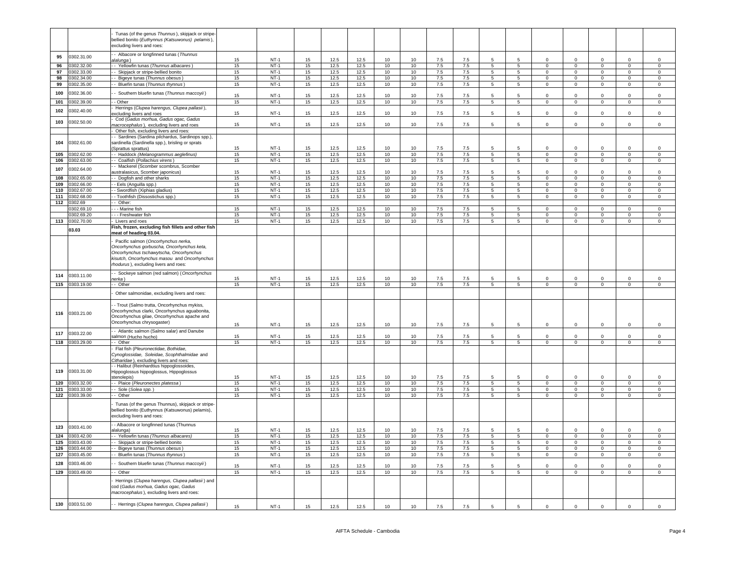|  |  | - Tunas (of the genus *Thunnus*), skipjack or stripe-bellied bonito (*Euthynnus (Katsuwonus) pelamis*), excluding livers and roes: |  |  |  |  |  |  |  |  |  |  |  |  |  |  |  |
|---|---|---|---|---|---|---|---|---|---|---|---|---|---|---|---|---|---|
| 95 | 0302.31.00 | - - Albacore or longfinned tunas (*Thunnus alalunga*) | 15 | NT-1 | 15 | 12.5 | 12.5 | 10 | 10 | 7.5 | 7.5 | 5 | 5 | 0 | 0 | 0 | 0 | 0 |
| 96 | 0302.32.00 | - - Yellowfin tunas (*Thunnus albacares*) | 15 | NT-1 | 15 | 12.5 | 12.5 | 10 | 10 | 7.5 | 7.5 | 5 | 5 | 0 | 0 | 0 | 0 | 0 |
| 97 | 0302.33.00 | - - Skipjack or stripe-bellied bonito | 15 | NT-1 | 15 | 12.5 | 12.5 | 10 | 10 | 7.5 | 7.5 | 5 | 5 | 0 | 0 | 0 | 0 | 0 |
| 98 | 0302.34.00 | - - Bigeye tunas (*Thunnus obesus*) | 15 | NT-1 | 15 | 12.5 | 12.5 | 10 | 10 | 7.5 | 7.5 | 5 | 5 | 0 | 0 | 0 | 0 | 0 |
| 99 | 0302.35.00 | - - Bluefin tunas (*Thunnus thynnus*) | 15 | NT-1 | 15 | 12.5 | 12.5 | 10 | 10 | 7.5 | 7.5 | 5 | 5 | 0 | 0 | 0 | 0 | 0 |
| 100 | 0302.36.00 | - - Southern bluefin tunas (*Thunnus maccoyii*) | 15 | NT-1 | 15 | 12.5 | 12.5 | 10 | 10 | 7.5 | 7.5 | 5 | 5 | 0 | 0 | 0 | 0 | 0 |
| 101 | 0302.39.00 | - - Other | 15 | NT-1 | 15 | 12.5 | 12.5 | 10 | 10 | 7.5 | 7.5 | 5 | 5 | 0 | 0 | 0 | 0 | 0 |
| 102 | 0302.40.00 | - Herrings (*Clupea harengus, Clupea pallasii*), excluding livers and roes | 15 | NT-1 | 15 | 12.5 | 12.5 | 10 | 10 | 7.5 | 7.5 | 5 | 5 | 0 | 0 | 0 | 0 | 0 |
| 103 | 0302.50.00 | - Cod (*Gadus morhua, Gadus ogac, Gadus macrocephalus*), excluding livers and roes | 15 | NT-1 | 15 | 12.5 | 12.5 | 10 | 10 | 7.5 | 7.5 | 5 | 5 | 0 | 0 | 0 | 0 | 0 |
|  |  | - Other fish, excluding livers and roes: |  |  |  |  |  |  |  |  |  |  |  |  |  |  |  |  |
| 104 | 0302.61.00 | - - Sardines (Sardina pilchardus, Sardinops spp.), sardinella (Sardinella spp.), brisling or sprats (Sprattus sprattus) | 15 | NT-1 | 15 | 12.5 | 12.5 | 10 | 10 | 7.5 | 7.5 | 5 | 5 | 0 | 0 | 0 | 0 | 0 |
| 105 | 0302.62.00 | - - Haddock (*Melanogrammus aeglefinus*) | 15 | NT-1 | 15 | 12.5 | 12.5 | 10 | 10 | 7.5 | 7.5 | 5 | 5 | 0 | 0 | 0 | 0 | 0 |
| 106 | 0302.63.00 | - - Coalfish (*Pollachius virens*) | 15 | NT-1 | 15 | 12.5 | 12.5 | 10 | 10 | 7.5 | 7.5 | 5 | 5 | 0 | 0 | 0 | 0 | 0 |
| 107 | 0302.64.00 | - - Mackerel (Scomber scombrus, Scomber australasicus, Scomber japonicus) | 15 | NT-1 | 15 | 12.5 | 12.5 | 10 | 10 | 7.5 | 7.5 | 5 | 5 | 0 | 0 | 0 | 0 | 0 |
| 108 | 0302.65.00 | - - Dogfish and other sharks | 15 | NT-1 | 15 | 12.5 | 12.5 | 10 | 10 | 7.5 | 7.5 | 5 | 5 | 0 | 0 | 0 | 0 | 0 |
| 109 | 0302.66.00 | - - Eels (Anguilla spp.) | 15 | NT-1 | 15 | 12.5 | 12.5 | 10 | 10 | 7.5 | 7.5 | 5 | 5 | 0 | 0 | 0 | 0 | 0 |
| 110 | 0302.67.00 | - - Swordfish (Xiphias gladius) | 15 | NT-1 | 15 | 12.5 | 12.5 | 10 | 10 | 7.5 | 7.5 | 5 | 5 | 0 | 0 | 0 | 0 | 0 |
| 111 | 0302.68.00 | - - Toothfish (Dissostichus spp.) | 15 | NT-1 | 15 | 12.5 | 12.5 | 10 | 10 | 7.5 | 7.5 | 5 | 5 | 0 | 0 | 0 | 0 | 0 |
| 112 | 0302.69 | - - Other: |  |  |  |  |  |  |  |  |  |  |  |  |  |  |  |  |
|  | 0302.69.10 | - - - Marine fish | 15 | NT-1 | 15 | 12.5 | 12.5 | 10 | 10 | 7.5 | 7.5 | 5 | 5 | 0 | 0 | 0 | 0 | 0 |
|  | 0302.69.20 | - - - Freshwater fish | 15 | NT-1 | 15 | 12.5 | 12.5 | 10 | 10 | 7.5 | 7.5 | 5 | 5 | 0 | 0 | 0 | 0 | 0 |
| 113 | 0302.70.00 | - Livers and roes | 15 | NT-1 | 15 | 12.5 | 12.5 | 10 | 10 | 7.5 | 7.5 | 5 | 5 | 0 | 0 | 0 | 0 | 0 |
|  | **03.03** | **Fish, frozen, excluding fish fillets and other fish meat of heading 03.04.** |  |  |  |  |  |  |  |  |  |  |  |  |  |  |  |  |
|  |  | - Pacific salmon (*Oncorhynchus nerka, Oncorhynchus gorbuscha, Oncorhynchus keta, Oncorhynchus tschawytscha, Oncorhynchus kisutch, Oncorhynchus masou* and *Oncorhynchus rhodurus*), excluding livers and roes: |  |  |  |  |  |  |  |  |  |  |  |  |  |  |  |  |
| 114 | 0303.11.00 | - - Sockeye salmon (red salmon) (*Oncorhynchus nerka*) | 15 | NT-1 | 15 | 12.5 | 12.5 | 10 | 10 | 7.5 | 7.5 | 5 | 5 | 0 | 0 | 0 | 0 | 0 |
| 115 | 0303.19.00 | - - Other | 15 | NT-1 | 15 | 12.5 | 12.5 | 10 | 10 | 7.5 | 7.5 | 5 | 5 | 0 | 0 | 0 | 0 | 0 |
|  |  | - Other salmonidae, excluding livers and roes: |  |  |  |  |  |  |  |  |  |  |  |  |  |  |  |  |
| 116 | 0303.21.00 | - - Trout (Salmo trutta, Oncorhynchus mykiss, Oncorhynchus clarki, Oncorhynchus aguabonita, Oncorhynchus gilae, Oncorhynchus apache and Oncorhynchus chrysogaster) | 15 | NT-1 | 15 | 12.5 | 12.5 | 10 | 10 | 7.5 | 7.5 | 5 | 5 | 0 | 0 | 0 | 0 | 0 |
| 117 | 0303.22.00 | - - Atlantic salmon (Salmo salar) and Danube salmon (Hucho hucho) | 15 | NT-1 | 15 | 12.5 | 12.5 | 10 | 10 | 7.5 | 7.5 | 5 | 5 | 0 | 0 | 0 | 0 | 0 |
| 118 | 0303.29.00 | - - Other | 15 | NT-1 | 15 | 12.5 | 12.5 | 10 | 10 | 7.5 | 7.5 | 5 | 5 | 0 | 0 | 0 | 0 | 0 |
|  |  | - Flat fish (*Pleuronectidae, Bothidae, Cynoglossidae, Soleidae, Scophthalmidae* and *Citharidae*), excluding livers and roes: |  |  |  |  |  |  |  |  |  |  |  |  |  |  |  |  |
| 119 | 0303.31.00 | - - Halibut (Reinhardtius hippoglossoides, Hippoglossus hippoglossus, Hippoglossus stenolepis) | 15 | NT-1 | 15 | 12.5 | 12.5 | 10 | 10 | 7.5 | 7.5 | 5 | 5 | 0 | 0 | 0 | 0 | 0 |
| 120 | 0303.32.00 | - - Plaice (*Pleuronectes platessa*) | 15 | NT-1 | 15 | 12.5 | 12.5 | 10 | 10 | 7.5 | 7.5 | 5 | 5 | 0 | 0 | 0 | 0 | 0 |
| 121 | 0303.33.00 | - - Sole (*Solea spp.*) | 15 | NT-1 | 15 | 12.5 | 12.5 | 10 | 10 | 7.5 | 7.5 | 5 | 5 | 0 | 0 | 0 | 0 | 0 |
| 122 | 0303.39.00 | - - Other | 15 | NT-1 | 15 | 12.5 | 12.5 | 10 | 10 | 7.5 | 7.5 | 5 | 5 | 0 | 0 | 0 | 0 | 0 |
|  |  | - Tunas (of the genus Thunnus), skipjack or stripe-bellied bonito (Euthynnus (Katsuwonus) pelamis), excluding livers and roes: |  |  |  |  |  |  |  |  |  |  |  |  |  |  |  |  |
| 123 | 0303.41.00 | - - Albacore or longfinned tunas (Thunnus alalunga) | 15 | NT-1 | 15 | 12.5 | 12.5 | 10 | 10 | 7.5 | 7.5 | 5 | 5 | 0 | 0 | 0 | 0 | 0 |
| 124 | 0303.42.00 | - - Yellowfin tunas (*Thunnus albacares*) | 15 | NT-1 | 15 | 12.5 | 12.5 | 10 | 10 | 7.5 | 7.5 | 5 | 5 | 0 | 0 | 0 | 0 | 0 |
| 125 | 0303.43.00 | - - Skipjack or stripe-bellied bonito | 15 | NT-1 | 15 | 12.5 | 12.5 | 10 | 10 | 7.5 | 7.5 | 5 | 5 | 0 | 0 | 0 | 0 | 0 |
| 126 | 0303.44.00 | - - Bigeye tunas (*Thunnus obesus*) | 15 | NT-1 | 15 | 12.5 | 12.5 | 10 | 10 | 7.5 | 7.5 | 5 | 5 | 0 | 0 | 0 | 0 | 0 |
| 127 | 0303.45.00 | - - Bluefin tunas (*Thunnus thynnus*) | 15 | NT-1 | 15 | 12.5 | 12.5 | 10 | 10 | 7.5 | 7.5 | 5 | 5 | 0 | 0 | 0 | 0 | 0 |
| 128 | 0303.46.00 | - - Southern bluefin tunas (*Thunnus maccoyii*) | 15 | NT-1 | 15 | 12.5 | 12.5 | 10 | 10 | 7.5 | 7.5 | 5 | 5 | 0 | 0 | 0 | 0 | 0 |
| 129 | 0303.49.00 | - - Other | 15 | NT-1 | 15 | 12.5 | 12.5 | 10 | 10 | 7.5 | 7.5 | 5 | 5 | 0 | 0 | 0 | 0 | 0 |
|  |  | - Herrings (*Clupea harengus, Clupea pallasii*) and cod (*Gadus morhua, Gadus ogac, Gadus macrocephalus*), excluding livers and roes: |  |  |  |  |  |  |  |  |  |  |  |  |  |  |  |  |
| 130 | 0303.51.00 | - - Herrings (*Clupea harengus, Clupea pallasii*) | 15 | NT-1 | 15 | 12.5 | 12.5 | 10 | 10 | 7.5 | 7.5 | 5 | 5 | 0 | 0 | 0 | 0 | 0 |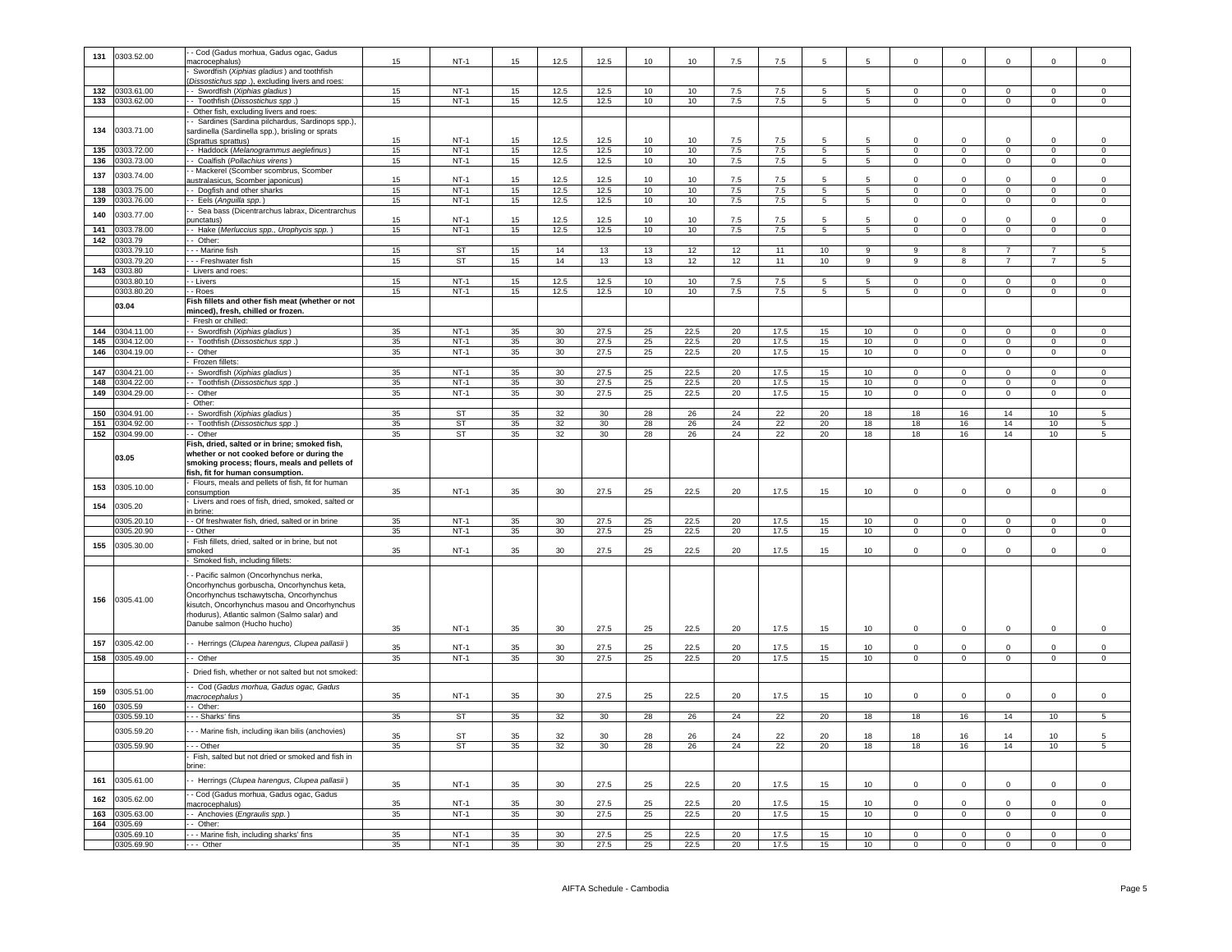| 131 | 0303.52.00 | - - Cod (Gadus morhua, Gadus ogac, Gadus macrocephalus) | 15 | NT-1 | 15 | 12.5 | 12.5 | 10 | 10 | 7.5 | 7.5 | 5 | 5 | 0 | 0 | 0 | 0 | 0 |
|---|---|---|---|---|---|---|---|---|---|---|---|---|---|---|---|---|---|---|
| | | - Swordfish (*Xiphias gladius* ) and toothfish (*Dissostichus spp* .), excluding livers and roes: | | | | | | | | | | | | | | | | |
| 132 | 0303.61.00 | - - Swordfish (*Xiphias gladius* ) | 15 | NT-1 | 15 | 12.5 | 12.5 | 10 | 10 | 7.5 | 7.5 | 5 | 5 | 0 | 0 | 0 | 0 | 0 |
| 133 | 0303.62.00 | - - Toothfish (*Dissostichus spp* .) | 15 | NT-1 | 15 | 12.5 | 12.5 | 10 | 10 | 7.5 | 7.5 | 5 | 5 | 0 | 0 | 0 | 0 | 0 |
| | | - Other fish, excluding livers and roes: | | | | | | | | | | | | | | | | |
| 134 | 0303.71.00 | - - Sardines (Sardina pilchardus, Sardinops spp.), sardinella (Sardinella spp.), brisling or sprats (Sprattus sprattus) | 15 | NT-1 | 15 | 12.5 | 12.5 | 10 | 10 | 7.5 | 7.5 | 5 | 5 | 0 | 0 | 0 | 0 | 0 |
| 135 | 0303.72.00 | - - Haddock (*Melanogrammus aeglefinus* ) | 15 | NT-1 | 15 | 12.5 | 12.5 | 10 | 10 | 7.5 | 7.5 | 5 | 5 | 0 | 0 | 0 | 0 | 0 |
| 136 | 0303.73.00 | - - Coalfish (*Pollachius virens* ) | 15 | NT-1 | 15 | 12.5 | 12.5 | 10 | 10 | 7.5 | 7.5 | 5 | 5 | 0 | 0 | 0 | 0 | 0 |
| 137 | 0303.74.00 | - - Mackerel (Scomber scombrus, Scomber australasicus, Scomber japonicus) | 15 | NT-1 | 15 | 12.5 | 12.5 | 10 | 10 | 7.5 | 7.5 | 5 | 5 | 0 | 0 | 0 | 0 | 0 |
| 138 | 0303.75.00 | - - Dogfish and other sharks | 15 | NT-1 | 15 | 12.5 | 12.5 | 10 | 10 | 7.5 | 7.5 | 5 | 5 | 0 | 0 | 0 | 0 | 0 |
| 139 | 0303.76.00 | - - Eels (*Anguilla spp.* ) | 15 | NT-1 | 15 | 12.5 | 12.5 | 10 | 10 | 7.5 | 7.5 | 5 | 5 | 0 | 0 | 0 | 0 | 0 |
| 140 | 0303.77.00 | - - Sea bass (Dicentrarchus labrax, Dicentrarchus punctatus) | 15 | NT-1 | 15 | 12.5 | 12.5 | 10 | 10 | 7.5 | 7.5 | 5 | 5 | 0 | 0 | 0 | 0 | 0 |
| 141 | 0303.78.00 | - - Hake (*Merluccius spp., Urophycis spp.* ) | 15 | NT-1 | 15 | 12.5 | 12.5 | 10 | 10 | 7.5 | 7.5 | 5 | 5 | 0 | 0 | 0 | 0 | 0 |
| 142 | 0303.79 | - - Other: | | | | | | | | | | | | | | | | |
| | 0303.79.10 | - - - Marine fish | 15 | ST | 15 | 14 | 13 | 13 | 12 | 12 | 11 | 10 | 9 | 9 | 8 | 7 | 7 | 5 |
| | 0303.79.20 | - - - Freshwater fish | 15 | ST | 15 | 14 | 13 | 13 | 12 | 12 | 11 | 10 | 9 | 9 | 8 | 7 | 7 | 5 |
| 143 | 0303.80 | - Livers and roes: | | | | | | | | | | | | | | | | |
| | 0303.80.10 | - - Livers | 15 | NT-1 | 15 | 12.5 | 12.5 | 10 | 10 | 7.5 | 7.5 | 5 | 5 | 0 | 0 | 0 | 0 | 0 |
| | 0303.80.20 | - - Roes | 15 | NT-1 | 15 | 12.5 | 12.5 | 10 | 10 | 7.5 | 7.5 | 5 | 5 | 0 | 0 | 0 | 0 | 0 |
| | **03.04** | **Fish fillets and other fish meat (whether or not minced), fresh, chilled or frozen.** | | | | | | | | | | | | | | | | |
| | | - Fresh or chilled: | | | | | | | | | | | | | | | | |
| 144 | 0304.11.00 | - - Swordfish (*Xiphias gladius* ) | 35 | NT-1 | 35 | 30 | 27.5 | 25 | 22.5 | 20 | 17.5 | 15 | 10 | 0 | 0 | 0 | 0 | 0 |
| 145 | 0304.12.00 | - - Toothfish (*Dissostichus spp* .) | 35 | NT-1 | 35 | 30 | 27.5 | 25 | 22.5 | 20 | 17.5 | 15 | 10 | 0 | 0 | 0 | 0 | 0 |
| 146 | 0304.19.00 | - - Other | 35 | NT-1 | 35 | 30 | 27.5 | 25 | 22.5 | 20 | 17.5 | 15 | 10 | 0 | 0 | 0 | 0 | 0 |
| | | - Frozen fillets: | | | | | | | | | | | | | | | | |
| 147 | 0304.21.00 | - - Swordfish (*Xiphias gladius* ) | 35 | NT-1 | 35 | 30 | 27.5 | 25 | 22.5 | 20 | 17.5 | 15 | 10 | 0 | 0 | 0 | 0 | 0 |
| 148 | 0304.22.00 | - - Toothfish (*Dissostichus spp* .) | 35 | NT-1 | 35 | 30 | 27.5 | 25 | 22.5 | 20 | 17.5 | 15 | 10 | 0 | 0 | 0 | 0 | 0 |
| 149 | 0304.29.00 | - - Other | 35 | NT-1 | 35 | 30 | 27.5 | 25 | 22.5 | 20 | 17.5 | 15 | 10 | 0 | 0 | 0 | 0 | 0 |
| | | - Other: | | | | | | | | | | | | | | | | |
| 150 | 0304.91.00 | - - Swordfish (*Xiphias gladius* ) | 35 | ST | 35 | 32 | 30 | 28 | 26 | 24 | 22 | 20 | 18 | 18 | 16 | 14 | 10 | 5 |
| 151 | 0304.92.00 | - - Toothfish (*Dissostichus spp* .) | 35 | ST | 35 | 32 | 30 | 28 | 26 | 24 | 22 | 20 | 18 | 18 | 16 | 14 | 10 | 5 |
| 152 | 0304.99.00 | - - Other | 35 | ST | 35 | 32 | 30 | 28 | 26 | 24 | 22 | 20 | 18 | 18 | 16 | 14 | 10 | 5 |
| | **03.05** | **Fish, dried, salted or in brine; smoked fish, whether or not cooked before or during the smoking process; flours, meals and pellets of fish, fit for human consumption.** | | | | | | | | | | | | | | | | |
| 153 | 0305.10.00 | - Flours, meals and pellets of fish, fit for human consumption | 35 | NT-1 | 35 | 30 | 27.5 | 25 | 22.5 | 20 | 17.5 | 15 | 10 | 0 | 0 | 0 | 0 | 0 |
| 154 | 0305.20 | - Livers and roes of fish, dried, smoked, salted or in brine: | | | | | | | | | | | | | | | | |
| | 0305.20.10 | - - Of freshwater fish, dried, salted or in brine | 35 | NT-1 | 35 | 30 | 27.5 | 25 | 22.5 | 20 | 17.5 | 15 | 10 | 0 | 0 | 0 | 0 | 0 |
| | 0305.20.90 | - - Other | 35 | NT-1 | 35 | 30 | 27.5 | 25 | 22.5 | 20 | 17.5 | 15 | 10 | 0 | 0 | 0 | 0 | 0 |
| 155 | 0305.30.00 | - Fish fillets, dried, salted or in brine, but not smoked | 35 | NT-1 | 35 | 30 | 27.5 | 25 | 22.5 | 20 | 17.5 | 15 | 10 | 0 | 0 | 0 | 0 | 0 |
| | | - Smoked fish, including fillets: | | | | | | | | | | | | | | | | |
| 156 | 0305.41.00 | - - Pacific salmon (Oncorhynchus nerka, Oncorhynchus gorbuscha, Oncorhynchus keta, Oncorhynchus tschawytscha, Oncorhynchus kisutch, Oncorhynchus masou and Oncorhynchus rhodurus), Atlantic salmon (Salmo salar) and Danube salmon (Hucho hucho) | 35 | NT-1 | 35 | 30 | 27.5 | 25 | 22.5 | 20 | 17.5 | 15 | 10 | 0 | 0 | 0 | 0 | 0 |
| 157 | 0305.42.00 | - - Herrings (*Clupea harengus, Clupea pallasii* ) | 35 | NT-1 | 35 | 30 | 27.5 | 25 | 22.5 | 20 | 17.5 | 15 | 10 | 0 | 0 | 0 | 0 | 0 |
| 158 | 0305.49.00 | - - Other | 35 | NT-1 | 35 | 30 | 27.5 | 25 | 22.5 | 20 | 17.5 | 15 | 10 | 0 | 0 | 0 | 0 | 0 |
| | | - Dried fish, whether or not salted but not smoked: | | | | | | | | | | | | | | | | |
| 159 | 0305.51.00 | - - Cod (*Gadus morhua, Gadus ogac, Gadus macrocephalus* ) | 35 | NT-1 | 35 | 30 | 27.5 | 25 | 22.5 | 20 | 17.5 | 15 | 10 | 0 | 0 | 0 | 0 | 0 |
| 160 | 0305.59 | - - Other: | | | | | | | | | | | | | | | | |
| | 0305.59.10 | - - - Sharks' fins | 35 | ST | 35 | 32 | 30 | 28 | 26 | 24 | 22 | 20 | 18 | 18 | 16 | 14 | 10 | 5 |
| | 0305.59.20 | - - - Marine fish, including ikan bilis (anchovies) | 35 | ST | 35 | 32 | 30 | 28 | 26 | 24 | 22 | 20 | 18 | 18 | 16 | 14 | 10 | 5 |
| | 0305.59.90 | - - - Other | 35 | ST | 35 | 32 | 30 | 28 | 26 | 24 | 22 | 20 | 18 | 18 | 16 | 14 | 10 | 5 |
| | | - Fish, salted but not dried or smoked and fish in brine: | | | | | | | | | | | | | | | | |
| 161 | 0305.61.00 | - - Herrings (*Clupea harengus, Clupea pallasii* ) | 35 | NT-1 | 35 | 30 | 27.5 | 25 | 22.5 | 20 | 17.5 | 15 | 10 | 0 | 0 | 0 | 0 | 0 |
| 162 | 0305.62.00 | - - Cod (Gadus morhua, Gadus ogac, Gadus macrocephalus) | 35 | NT-1 | 35 | 30 | 27.5 | 25 | 22.5 | 20 | 17.5 | 15 | 10 | 0 | 0 | 0 | 0 | 0 |
| 163 | 0305.63.00 | - - Anchovies (*Engraulis spp.* ) | 35 | NT-1 | 35 | 30 | 27.5 | 25 | 22.5 | 20 | 17.5 | 15 | 10 | 0 | 0 | 0 | 0 | 0 |
| 164 | 0305.69 | - - Other: | | | | | | | | | | | | | | | | |
| | 0305.69.10 | - - - Marine fish, including sharks' fins | 35 | NT-1 | 35 | 30 | 27.5 | 25 | 22.5 | 20 | 17.5 | 15 | 10 | 0 | 0 | 0 | 0 | 0 |
| | 0305.69.90 | - - - Other | 35 | NT-1 | 35 | 30 | 27.5 | 25 | 22.5 | 20 | 17.5 | 15 | 10 | 0 | 0 | 0 | 0 | 0 |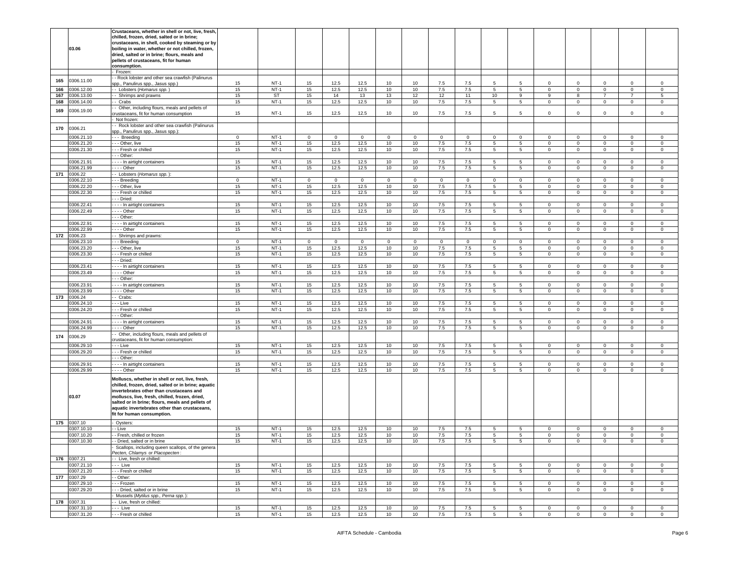| | 03.06 | Crustaceans, whether in shell or not, live, fresh, chilled, frozen, dried, salted or in brine; crustaceans, in shell, cooked by steaming or by boiling in water, whether or not chilled, frozen, dried, salted or in brine; flours, meals and pellets of crustaceans, fit for human consumption. | | | | | | | | | | | | | | | | |
|---|---|---|---|---|---|---|---|---|---|---|---|---|---|---|---|---|---|---|
| | | - Frozen: | | | | | | | | | | | | | | | | |
| 165 | 0306.11.00 | - - Rock lobster and other sea crawfish (Palinurus spp., Panulirus spp., Jasus spp.) | 15 | NT-1 | 15 | 12.5 | 12.5 | 10 | 10 | 7.5 | 7.5 | 5 | 5 | 0 | 0 | 0 | 0 | 0 |
| 166 | 0306.12.00 | - - Lobsters (*Homarus spp.* ) | 15 | NT-1 | 15 | 12.5 | 12.5 | 10 | 10 | 7.5 | 7.5 | 5 | 5 | 0 | 0 | 0 | 0 | 0 |
| 167 | 0306.13.00 | - - Shrimps and prawns | 15 | ST | 15 | 14 | 13 | 13 | 12 | 12 | 11 | 10 | 9 | 9 | 8 | 7 | 7 | 5 |
| 168 | 0306.14.00 | - - Crabs | 15 | NT-1 | 15 | 12.5 | 12.5 | 10 | 10 | 7.5 | 7.5 | 5 | 5 | 0 | 0 | 0 | 0 | 0 |
| 169 | 0306.19.00 | - - Other, including flours, meals and pellets of crustaceans, fit for human consumption | 15 | NT-1 | 15 | 12.5 | 12.5 | 10 | 10 | 7.5 | 7.5 | 5 | 5 | 0 | 0 | 0 | 0 | 0 |
| | | - Not frozen: | | | | | | | | | | | | | | | | |
| 170 | 0306.21 | - - Rock lobster and other sea crawfish (Palinurus spp., Panulirus spp., Jasus spp.): | | | | | | | | | | | | | | | | |
| | 0306.21.10 | - - - Breeding | 0 | NT-1 | 0 | 0 | 0 | 0 | 0 | 0 | 0 | 0 | 0 | 0 | 0 | 0 | 0 | 0 |
| | 0306.21.20 | - - - Other, live | 15 | NT-1 | 15 | 12.5 | 12.5 | 10 | 10 | 7.5 | 7.5 | 5 | 5 | 0 | 0 | 0 | 0 | 0 |
| | 0306.21.30 | - - - Fresh or chilled | 15 | NT-1 | 15 | 12.5 | 12.5 | 10 | 10 | 7.5 | 7.5 | 5 | 5 | 0 | 0 | 0 | 0 | 0 |
| | | - - - Other: | | | | | | | | | | | | | | | | |
| | 0306.21.91 | - - - - In airtight containers | 15 | NT-1 | 15 | 12.5 | 12.5 | 10 | 10 | 7.5 | 7.5 | 5 | 5 | 0 | 0 | 0 | 0 | 0 |
| | 0306.21.99 | - - - - Other | 15 | NT-1 | 15 | 12.5 | 12.5 | 10 | 10 | 7.5 | 7.5 | 5 | 5 | 0 | 0 | 0 | 0 | 0 |
| 171 | 0306.22 | - - Lobsters (*Homarus spp.* ): | | | | | | | | | | | | | | | | |
| | 0306.22.10 | - - - Breeding | 0 | NT-1 | 0 | 0 | 0 | 0 | 0 | 0 | 0 | 0 | 0 | 0 | 0 | 0 | 0 | 0 |
| | 0306.22.20 | - - - Other, live | 15 | NT-1 | 15 | 12.5 | 12.5 | 10 | 10 | 7.5 | 7.5 | 5 | 5 | 0 | 0 | 0 | 0 | 0 |
| | 0306.22.30 | - - - Fresh or chilled | 15 | NT-1 | 15 | 12.5 | 12.5 | 10 | 10 | 7.5 | 7.5 | 5 | 5 | 0 | 0 | 0 | 0 | 0 |
| | | - - - Dried: | | | | | | | | | | | | | | | | |
| | 0306.22.41 | - - - - In airtight containers | 15 | NT-1 | 15 | 12.5 | 12.5 | 10 | 10 | 7.5 | 7.5 | 5 | 5 | 0 | 0 | 0 | 0 | 0 |
| | 0306.22.49 | - - - - Other | 15 | NT-1 | 15 | 12.5 | 12.5 | 10 | 10 | 7.5 | 7.5 | 5 | 5 | 0 | 0 | 0 | 0 | 0 |
| | | - - - Other: | | | | | | | | | | | | | | | | |
| | 0306.22.91 | - - - - In airtight containers | 15 | NT-1 | 15 | 12.5 | 12.5 | 10 | 10 | 7.5 | 7.5 | 5 | 5 | 0 | 0 | 0 | 0 | 0 |
| | 0306.22.99 | - - - - Other | 15 | NT-1 | 15 | 12.5 | 12.5 | 10 | 10 | 7.5 | 7.5 | 5 | 5 | 0 | 0 | 0 | 0 | 0 |
| 172 | 0306.23 | - - Shrimps and prawns: | | | | | | | | | | | | | | | | |
| | 0306.23.10 | - - - Breeding | 0 | NT-1 | 0 | 0 | 0 | 0 | 0 | 0 | 0 | 0 | 0 | 0 | 0 | 0 | 0 | 0 |
| | 0306.23.20 | - - - Other, live | 15 | NT-1 | 15 | 12.5 | 12.5 | 10 | 10 | 7.5 | 7.5 | 5 | 5 | 0 | 0 | 0 | 0 | 0 |
| | 0306.23.30 | - - - Fresh or chilled | 15 | NT-1 | 15 | 12.5 | 12.5 | 10 | 10 | 7.5 | 7.5 | 5 | 5 | 0 | 0 | 0 | 0 | 0 |
| | | - - - Dried: | | | | | | | | | | | | | | | | |
| | 0306.23.41 | - - - - In airtight containers | 15 | NT-1 | 15 | 12.5 | 12.5 | 10 | 10 | 7.5 | 7.5 | 5 | 5 | 0 | 0 | 0 | 0 | 0 |
| | 0306.23.49 | - - - - Other | 15 | NT-1 | 15 | 12.5 | 12.5 | 10 | 10 | 7.5 | 7.5 | 5 | 5 | 0 | 0 | 0 | 0 | 0 |
| | | - - - Other: | | | | | | | | | | | | | | | | |
| | 0306.23.91 | - - - - In airtight containers | 15 | NT-1 | 15 | 12.5 | 12.5 | 10 | 10 | 7.5 | 7.5 | 5 | 5 | 0 | 0 | 0 | 0 | 0 |
| | 0306.23.99 | - - - - Other | 15 | NT-1 | 15 | 12.5 | 12.5 | 10 | 10 | 7.5 | 7.5 | 5 | 5 | 0 | 0 | 0 | 0 | 0 |
| 173 | 0306.24 | - - Crabs: | | | | | | | | | | | | | | | | |
| | 0306.24.10 | - - - Live | 15 | NT-1 | 15 | 12.5 | 12.5 | 10 | 10 | 7.5 | 7.5 | 5 | 5 | 0 | 0 | 0 | 0 | 0 |
| | 0306.24.20 | - - - Fresh or chilled | 15 | NT-1 | 15 | 12.5 | 12.5 | 10 | 10 | 7.5 | 7.5 | 5 | 5 | 0 | 0 | 0 | 0 | 0 |
| | | - - - Other: | | | | | | | | | | | | | | | | |
| | 0306.24.91 | - - - - In airtight containers | 15 | NT-1 | 15 | 12.5 | 12.5 | 10 | 10 | 7.5 | 7.5 | 5 | 5 | 0 | 0 | 0 | 0 | 0 |
| | 0306.24.99 | - - - - Other | 15 | NT-1 | 15 | 12.5 | 12.5 | 10 | 10 | 7.5 | 7.5 | 5 | 5 | 0 | 0 | 0 | 0 | 0 |
| 174 | 0306.29 | - - Other, including flours, meals and pellets of crustaceans, fit for human consumption: | | | | | | | | | | | | | | | | |
| | 0306.29.10 | - - - Live | 15 | NT-1 | 15 | 12.5 | 12.5 | 10 | 10 | 7.5 | 7.5 | 5 | 5 | 0 | 0 | 0 | 0 | 0 |
| | 0306.29.20 | - - - Fresh or chilled | 15 | NT-1 | 15 | 12.5 | 12.5 | 10 | 10 | 7.5 | 7.5 | 5 | 5 | 0 | 0 | 0 | 0 | 0 |
| | | - - - Other: | | | | | | | | | | | | | | | | |
| | 0306.29.91 | - - - - In airtight containers | 15 | NT-1 | 15 | 12.5 | 12.5 | 10 | 10 | 7.5 | 7.5 | 5 | 5 | 0 | 0 | 0 | 0 | 0 |
| | 0306.29.99 | - - - - Other | 15 | NT-1 | 15 | 12.5 | 12.5 | 10 | 10 | 7.5 | 7.5 | 5 | 5 | 0 | 0 | 0 | 0 | 0 |
| | 03.07 | **Molluscs, whether in shell or not, live, fresh, chilled, frozen, dried, salted or in brine; aquatic invertebrates other than crustaceans and molluscs, live, fresh, chilled, frozen, dried, salted or in brine; flours, meals and pellets of aquatic invertebrates other than crustaceans, fit for human consumption.** | | | | | | | | | | | | | | | | |
| 175 | 0307.10 | - Oysters: | | | | | | | | | | | | | | | | |
| | 0307.10.10 | - - Live | 15 | NT-1 | 15 | 12.5 | 12.5 | 10 | 10 | 7.5 | 7.5 | 5 | 5 | 0 | 0 | 0 | 0 | 0 |
| | 0307.10.20 | - - Fresh, chilled or frozen | 15 | NT-1 | 15 | 12.5 | 12.5 | 10 | 10 | 7.5 | 7.5 | 5 | 5 | 0 | 0 | 0 | 0 | 0 |
| | 0307.10.30 | - - Dried, salted or in brine | 15 | NT-1 | 15 | 12.5 | 12.5 | 10 | 10 | 7.5 | 7.5 | 5 | 5 | 0 | 0 | 0 | 0 | 0 |
| | | - Scallops, including queen scallops, of the genera *Pecten, Chlamys* or *Placopecten* : | | | | | | | | | | | | | | | | |
| 176 | 0307.21 | - - Live, fresh or chilled: | | | | | | | | | | | | | | | | |
| | 0307.21.10 | - - - Live | 15 | NT-1 | 15 | 12.5 | 12.5 | 10 | 10 | 7.5 | 7.5 | 5 | 5 | 0 | 0 | 0 | 0 | 0 |
| | 0307.21.20 | - - - Fresh or chilled | 15 | NT-1 | 15 | 12.5 | 12.5 | 10 | 10 | 7.5 | 7.5 | 5 | 5 | 0 | 0 | 0 | 0 | 0 |
| 177 | 0307.29 | - - Other: | | | | | | | | | | | | | | | | |
| | 0307.29.10 | - - - Frozen | 15 | NT-1 | 15 | 12.5 | 12.5 | 10 | 10 | 7.5 | 7.5 | 5 | 5 | 0 | 0 | 0 | 0 | 0 |
| | 0307.29.20 | - - - Dried, salted or in brine | 15 | NT-1 | 15 | 12.5 | 12.5 | 10 | 10 | 7.5 | 7.5 | 5 | 5 | 0 | 0 | 0 | 0 | 0 |
| | | - Mussels (*Mytilus spp., Perna spp.* ): | | | | | | | | | | | | | | | | |
| 178 | 0307.31 | - - Live, fresh or chilled: | | | | | | | | | | | | | | | | |
| | 0307.31.10 | - - - Live | 15 | NT-1 | 15 | 12.5 | 12.5 | 10 | 10 | 7.5 | 7.5 | 5 | 5 | 0 | 0 | 0 | 0 | 0 |
| | 0307.31.20 | - - - Fresh or chilled | 15 | NT-1 | 15 | 12.5 | 12.5 | 10 | 10 | 7.5 | 7.5 | 5 | 5 | 0 | 0 | 0 | 0 | 0 |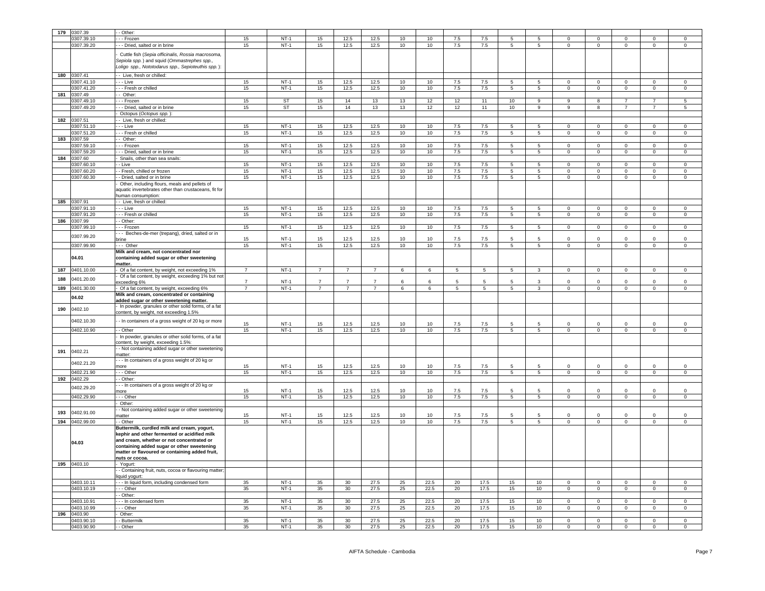| 179 | 0307.39 | - - Other: | | | | | | | | | | | | | | | | | |
|---|---|---|---|---|---|---|---|---|---|---|---|---|---|---|---|---|---|---|---|
| | 0307.39.10 | - - - Frozen | 15 | NT-1 | 15 | 12.5 | 12.5 | 10 | 10 | 7.5 | 7.5 | 5 | 5 | 0 | 0 | 0 | 0 | 0 |
| | 0307.39.20 | - - - Dried, salted or in brine | 15 | NT-1 | 15 | 12.5 | 12.5 | 10 | 10 | 7.5 | 7.5 | 5 | 5 | 0 | 0 | 0 | 0 | 0 |
| | | - Cuttle fish (*Sepia officinalis, Rossia macrosoma, Sepiola spp.*) and squid (*Ommastrephes spp., Loligo spp., Nototodarus spp., Sepioteuthis spp.*): | | | | | | | | | | | | | | | | |
| 180 | 0307.41 | - - Live, fresh or chilled: | | | | | | | | | | | | | | | | |
| | 0307.41.10 | - - - Live | 15 | NT-1 | 15 | 12.5 | 12.5 | 10 | 10 | 7.5 | 7.5 | 5 | 5 | 0 | 0 | 0 | 0 | 0 |
| | 0307.41.20 | - - - Fresh or chilled | 15 | NT-1 | 15 | 12.5 | 12.5 | 10 | 10 | 7.5 | 7.5 | 5 | 5 | 0 | 0 | 0 | 0 | 0 |
| 181 | 0307.49 | - - Other: | | | | | | | | | | | | | | | | |
| | 0307.49.10 | - - - Frozen | 15 | ST | 15 | 14 | 13 | 13 | 12 | 12 | 11 | 10 | 9 | 9 | 8 | 7 | 7 | 5 |
| | 0307.49.20 | - - - Dried, salted or in brine | 15 | ST | 15 | 14 | 13 | 13 | 12 | 12 | 11 | 10 | 9 | 9 | 8 | 7 | 7 | 5 |
| | | - Octopus (*Octopus spp.*): | | | | | | | | | | | | | | | | |
| 182 | 0307.51 | - - Live, fresh or chilled: | | | | | | | | | | | | | | | | |
| | 0307.51.10 | - - - Live | 15 | NT-1 | 15 | 12.5 | 12.5 | 10 | 10 | 7.5 | 7.5 | 5 | 5 | 0 | 0 | 0 | 0 | 0 |
| | 0307.51.20 | - - - Fresh or chilled | 15 | NT-1 | 15 | 12.5 | 12.5 | 10 | 10 | 7.5 | 7.5 | 5 | 5 | 0 | 0 | 0 | 0 | 0 |
| 183 | 0307.59 | - - Other: | | | | | | | | | | | | | | | | |
| | 0307.59.10 | - - - Frozen | 15 | NT-1 | 15 | 12.5 | 12.5 | 10 | 10 | 7.5 | 7.5 | 5 | 5 | 0 | 0 | 0 | 0 | 0 |
| | 0307.59.20 | - - - Dried, salted or in brine | 15 | NT-1 | 15 | 12.5 | 12.5 | 10 | 10 | 7.5 | 7.5 | 5 | 5 | 0 | 0 | 0 | 0 | 0 |
| 184 | 0307.60 | - Snails, other than sea snails: | | | | | | | | | | | | | | | | |
| | 0307.60.10 | - - Live | 15 | NT-1 | 15 | 12.5 | 12.5 | 10 | 10 | 7.5 | 7.5 | 5 | 5 | 0 | 0 | 0 | 0 | 0 |
| | 0307.60.20 | - - Fresh, chilled or frozen | 15 | NT-1 | 15 | 12.5 | 12.5 | 10 | 10 | 7.5 | 7.5 | 5 | 5 | 0 | 0 | 0 | 0 | 0 |
| | 0307.60.30 | - - Dried, salted or in brine | 15 | NT-1 | 15 | 12.5 | 12.5 | 10 | 10 | 7.5 | 7.5 | 5 | 5 | 0 | 0 | 0 | 0 | 0 |
| | | - Other, including flours, meals and pellets of aquatic invertebrates other than crustaceans, fit for human consumption: | | | | | | | | | | | | | | | | |
| 185 | 0307.91 | - - Live, fresh or chilled: | | | | | | | | | | | | | | | | |
| | 0307.91.10 | - - - Live | 15 | NT-1 | 15 | 12.5 | 12.5 | 10 | 10 | 7.5 | 7.5 | 5 | 5 | 0 | 0 | 0 | 0 | 0 |
| | 0307.91.20 | - - - Fresh or chilled | 15 | NT-1 | 15 | 12.5 | 12.5 | 10 | 10 | 7.5 | 7.5 | 5 | 5 | 0 | 0 | 0 | 0 | 0 |
| 186 | 0307.99 | - - Other: | | | | | | | | | | | | | | | | |
| | 0307.99.10 | - - - Frozen | 15 | NT-1 | 15 | 12.5 | 12.5 | 10 | 10 | 7.5 | 7.5 | 5 | 5 | 0 | 0 | 0 | 0 | 0 |
| | 0307.99.20 | - - - Beches-de-mer (trepang), dried, salted or in brine | 15 | NT-1 | 15 | 12.5 | 12.5 | 10 | 10 | 7.5 | 7.5 | 5 | 5 | 0 | 0 | 0 | 0 | 0 |
| | 0307.99.90 | - - - Other | 15 | NT-1 | 15 | 12.5 | 12.5 | 10 | 10 | 7.5 | 7.5 | 5 | 5 | 0 | 0 | 0 | 0 | 0 |
| | **04.01** | **Milk and cream, not concentrated nor containing added sugar or other sweetening matter.** | | | | | | | | | | | | | | | | |
| 187 | 0401.10.00 | - Of a fat content, by weight, not exceeding 1% | 7 | NT-1 | 7 | 7 | 7 | 6 | 6 | 5 | 5 | 5 | 3 | 0 | 0 | 0 | 0 | 0 |
| 188 | 0401.20.00 | - Of a fat content, by weight, exceeding 1% but not exceeding 6% | 7 | NT-1 | 7 | 7 | 7 | 6 | 6 | 5 | 5 | 5 | 3 | 0 | 0 | 0 | 0 | 0 |
| 189 | 0401.30.00 | - Of a fat content, by weight, exceeding 6% | 7 | NT-1 | 7 | 7 | 7 | 6 | 6 | 5 | 5 | 5 | 3 | 0 | 0 | 0 | 0 | 0 |
| | **04.02** | **Milk and cream, concentrated or containing added sugar or other sweetening matter.** | | | | | | | | | | | | | | | | |
| 190 | 0402.10 | - In powder, granules or other solid forms, of a fat content, by weight, not exceeding 1.5% | | | | | | | | | | | | | | | | |
| | 0402.10.30 | - - In containers of a gross weight of 20 kg or more | 15 | NT-1 | 15 | 12.5 | 12.5 | 10 | 10 | 7.5 | 7.5 | 5 | 5 | 0 | 0 | 0 | 0 | 0 |
| | 0402.10.90 | - - Other | 15 | NT-1 | 15 | 12.5 | 12.5 | 10 | 10 | 7.5 | 7.5 | 5 | 5 | 0 | 0 | 0 | 0 | 0 |
| | | - In powder, granules or other solid forms, of a fat content, by weight, exceeding 1.5%: | | | | | | | | | | | | | | | | |
| 191 | 0402.21 | - - Not containing added sugar or other sweetening matter: | | | | | | | | | | | | | | | | |
| | 0402.21.20 | - - - In containers of a gross weight of 20 kg or more | 15 | NT-1 | 15 | 12.5 | 12.5 | 10 | 10 | 7.5 | 7.5 | 5 | 5 | 0 | 0 | 0 | 0 | 0 |
| | 0402.21.90 | - - - Other | 15 | NT-1 | 15 | 12.5 | 12.5 | 10 | 10 | 7.5 | 7.5 | 5 | 5 | 0 | 0 | 0 | 0 | 0 |
| 192 | 0402.29 | - - Other: | | | | | | | | | | | | | | | | |
| | 0402.29.20 | - - - In containers of a gross weight of 20 kg or more | 15 | NT-1 | 15 | 12.5 | 12.5 | 10 | 10 | 7.5 | 7.5 | 5 | 5 | 0 | 0 | 0 | 0 | 0 |
| | 0402.29.90 | - - - Other | 15 | NT-1 | 15 | 12.5 | 12.5 | 10 | 10 | 7.5 | 7.5 | 5 | 5 | 0 | 0 | 0 | 0 | 0 |
| | | - Other: | | | | | | | | | | | | | | | | |
| 193 | 0402.91.00 | - - Not containing added sugar or other sweetening matter | 15 | NT-1 | 15 | 12.5 | 12.5 | 10 | 10 | 7.5 | 7.5 | 5 | 5 | 0 | 0 | 0 | 0 | 0 |
| 194 | 0402.99.00 | - - Other | 15 | NT-1 | 15 | 12.5 | 12.5 | 10 | 10 | 7.5 | 7.5 | 5 | 5 | 0 | 0 | 0 | 0 | 0 |
| | **04.03** | **Buttermilk, curdled milk and cream, yogurt, kephir and other fermented or acidified milk and cream, whether or not concentrated or containing added sugar or other sweetening matter or flavoured or containing added fruit, nuts or cocoa.** | | | | | | | | | | | | | | | | |
| 195 | 0403.10 | - Yogurt: | | | | | | | | | | | | | | | | |
| | | - - Containing fruit, nuts, cocoa or flavouring matter; liquid yogurt: | | | | | | | | | | | | | | | | |
| | 0403.10.11 | - - - In liquid form, including condensed form | 35 | NT-1 | 35 | 30 | 27.5 | 25 | 22.5 | 20 | 17.5 | 15 | 10 | 0 | 0 | 0 | 0 | 0 |
| | 0403.10.19 | - - - Other | 35 | NT-1 | 35 | 30 | 27.5 | 25 | 22.5 | 20 | 17.5 | 15 | 10 | 0 | 0 | 0 | 0 | 0 |
| | | - - Other: | | | | | | | | | | | | | | | | |
| | 0403.10.91 | - - - In condensed form | 35 | NT-1 | 35 | 30 | 27.5 | 25 | 22.5 | 20 | 17.5 | 15 | 10 | 0 | 0 | 0 | 0 | 0 |
| | 0403.10.99 | - - - Other | 35 | NT-1 | 35 | 30 | 27.5 | 25 | 22.5 | 20 | 17.5 | 15 | 10 | 0 | 0 | 0 | 0 | 0 |
| 196 | 0403.90 | - Other: | | | | | | | | | | | | | | | | |
| | 0403.90.10 | - - Buttermilk | 35 | NT-1 | 35 | 30 | 27.5 | 25 | 22.5 | 20 | 17.5 | 15 | 10 | 0 | 0 | 0 | 0 | 0 |
| | 0403.90.90 | - - Other | 35 | NT-1 | 35 | 30 | 27.5 | 25 | 22.5 | 20 | 17.5 | 15 | 10 | 0 | 0 | 0 | 0 | 0 |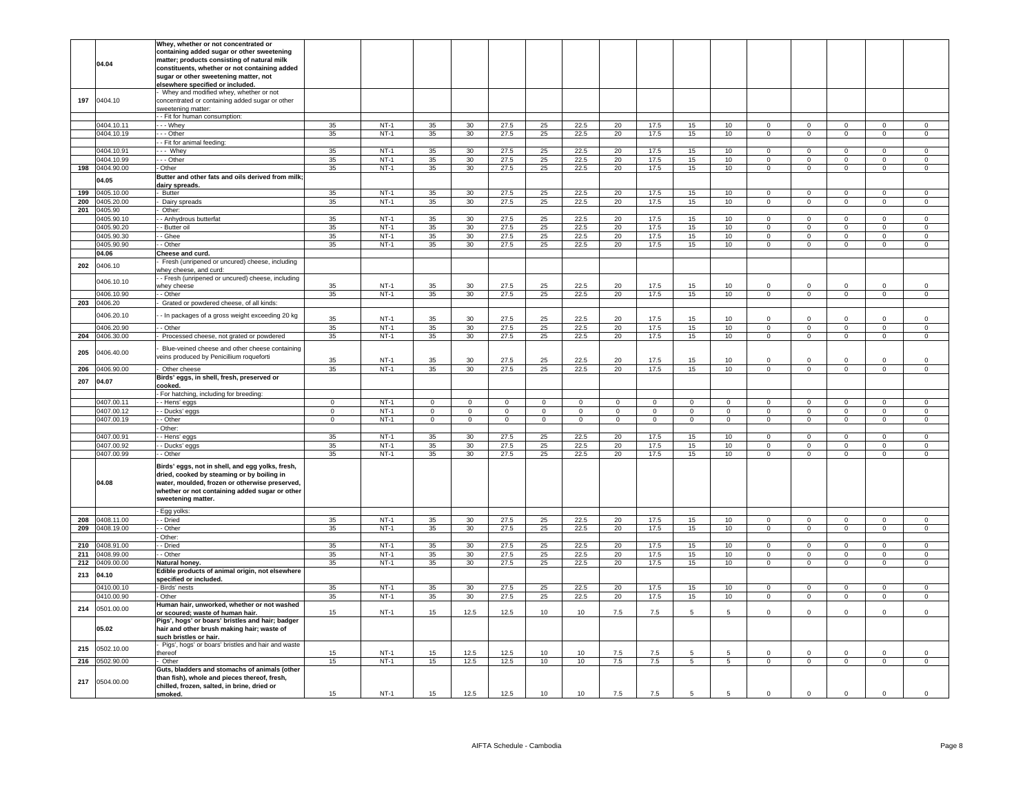| | 04.04 | Whey, whether or not concentrated or containing added sugar or other sweetening matter; products consisting of natural milk constituents, whether or not containing added sugar or other sweetening matter, not elsewhere specified or included. | | | | | | | | | | | | | | | | |
|---|---|---|---|---|---|---|---|---|---|---|---|---|---|---|---|---|---|---|
| 197 | 0404.10 | - Whey and modified whey, whether or not concentrated or containing added sugar or other sweetening matter: | | | | | | | | | | | | | | | | |
| | | - - Fit for human consumption: | | | | | | | | | | | | | | | | |
| | 0404.10.11 | - - - Whey | 35 | NT-1 | 35 | 30 | 27.5 | 25 | 22.5 | 20 | 17.5 | 15 | 10 | 0 | 0 | 0 | 0 | 0 |
| | 0404.10.19 | - - - Other | 35 | NT-1 | 35 | 30 | 27.5 | 25 | 22.5 | 20 | 17.5 | 15 | 10 | 0 | 0 | 0 | 0 | 0 |
| | | - - Fit for animal feeding: | | | | | | | | | | | | | | | | |
| | 0404.10.91 | - - - Whey | 35 | NT-1 | 35 | 30 | 27.5 | 25 | 22.5 | 20 | 17.5 | 15 | 10 | 0 | 0 | 0 | 0 | 0 |
| | 0404.10.99 | - - - Other | 35 | NT-1 | 35 | 30 | 27.5 | 25 | 22.5 | 20 | 17.5 | 15 | 10 | 0 | 0 | 0 | 0 | 0 |
| 198 | 0404.90.00 | - Other | 35 | NT-1 | 35 | 30 | 27.5 | 25 | 22.5 | 20 | 17.5 | 15 | 10 | 0 | 0 | 0 | 0 | 0 |
| | 04.05 | Butter and other fats and oils derived from milk; dairy spreads. | | | | | | | | | | | | | | | | |
| 199 | 0405.10.00 | - Butter | 35 | NT-1 | 35 | 30 | 27.5 | 25 | 22.5 | 20 | 17.5 | 15 | 10 | 0 | 0 | 0 | 0 | 0 |
| 200 | 0405.20.00 | - Dairy spreads | 35 | NT-1 | 35 | 30 | 27.5 | 25 | 22.5 | 20 | 17.5 | 15 | 10 | 0 | 0 | 0 | 0 | 0 |
| 201 | 0405.90 | - Other: | | | | | | | | | | | | | | | | |
| | 0405.90.10 | - - Anhydrous butterfat | 35 | NT-1 | 35 | 30 | 27.5 | 25 | 22.5 | 20 | 17.5 | 15 | 10 | 0 | 0 | 0 | 0 | 0 |
| | 0405.90.20 | - - Butter oil | 35 | NT-1 | 35 | 30 | 27.5 | 25 | 22.5 | 20 | 17.5 | 15 | 10 | 0 | 0 | 0 | 0 | 0 |
| | 0405.90.30 | - - Ghee | 35 | NT-1 | 35 | 30 | 27.5 | 25 | 22.5 | 20 | 17.5 | 15 | 10 | 0 | 0 | 0 | 0 | 0 |
| | 0405.90.90 | - - Other | 35 | NT-1 | 35 | 30 | 27.5 | 25 | 22.5 | 20 | 17.5 | 15 | 10 | 0 | 0 | 0 | 0 | 0 |
| | 04.06 | Cheese and curd. | | | | | | | | | | | | | | | | |
| 202 | 0406.10 | - Fresh (unripened or uncured) cheese, including whey cheese, and curd: | | | | | | | | | | | | | | | | |
| | 0406.10.10 | - - Fresh (unripened or uncured) cheese, including whey cheese | 35 | NT-1 | 35 | 30 | 27.5 | 25 | 22.5 | 20 | 17.5 | 15 | 10 | 0 | 0 | 0 | 0 | 0 |
| | 0406.10.90 | - - Other | 35 | NT-1 | 35 | 30 | 27.5 | 25 | 22.5 | 20 | 17.5 | 15 | 10 | 0 | 0 | 0 | 0 | 0 |
| 203 | 0406.20 | - Grated or powdered cheese, of all kinds: | | | | | | | | | | | | | | | | |
| | 0406.20.10 | - - In packages of a gross weight exceeding 20 kg | 35 | NT-1 | 35 | 30 | 27.5 | 25 | 22.5 | 20 | 17.5 | 15 | 10 | 0 | 0 | 0 | 0 | 0 |
| | 0406.20.90 | - - Other | 35 | NT-1 | 35 | 30 | 27.5 | 25 | 22.5 | 20 | 17.5 | 15 | 10 | 0 | 0 | 0 | 0 | 0 |
| 204 | 0406.30.00 | - Processed cheese, not grated or powdered | 35 | NT-1 | 35 | 30 | 27.5 | 25 | 22.5 | 20 | 17.5 | 15 | 10 | 0 | 0 | 0 | 0 | 0 |
| 205 | 0406.40.00 | - Blue-veined cheese and other cheese containing veins produced by Penicillium roqueforti | 35 | NT-1 | 35 | 30 | 27.5 | 25 | 22.5 | 20 | 17.5 | 15 | 10 | 0 | 0 | 0 | 0 | 0 |
| 206 | 0406.90.00 | - Other cheese | 35 | NT-1 | 35 | 30 | 27.5 | 25 | 22.5 | 20 | 17.5 | 15 | 10 | 0 | 0 | 0 | 0 | 0 |
| 207 | 04.07 | Birds' eggs, in shell, fresh, preserved or cooked. | | | | | | | | | | | | | | | | |
| | | - For hatching, including for breeding: | | | | | | | | | | | | | | | | |
| | 0407.00.11 | - - Hens' eggs | 0 | NT-1 | 0 | 0 | 0 | 0 | 0 | 0 | 0 | 0 | 0 | 0 | 0 | 0 | 0 | 0 |
| | 0407.00.12 | - - Ducks' eggs | 0 | NT-1 | 0 | 0 | 0 | 0 | 0 | 0 | 0 | 0 | 0 | 0 | 0 | 0 | 0 | 0 |
| | 0407.00.19 | - - Other | 0 | NT-1 | 0 | 0 | 0 | 0 | 0 | 0 | 0 | 0 | 0 | 0 | 0 | 0 | 0 | 0 |
| | | - Other: | | | | | | | | | | | | | | | | |
| | 0407.00.91 | - - Hens' eggs | 35 | NT-1 | 35 | 30 | 27.5 | 25 | 22.5 | 20 | 17.5 | 15 | 10 | 0 | 0 | 0 | 0 | 0 |
| | 0407.00.92 | - - Ducks' eggs | 35 | NT-1 | 35 | 30 | 27.5 | 25 | 22.5 | 20 | 17.5 | 15 | 10 | 0 | 0 | 0 | 0 | 0 |
| | 0407.00.99 | - - Other | 35 | NT-1 | 35 | 30 | 27.5 | 25 | 22.5 | 20 | 17.5 | 15 | 10 | 0 | 0 | 0 | 0 | 0 |
| | 04.08 | Birds' eggs, not in shell, and egg yolks, fresh, dried, cooked by steaming or by boiling in water, moulded, frozen or otherwise preserved, whether or not containing added sugar or other sweetening matter. | | | | | | | | | | | | | | | | |
| | | - Egg yolks: | | | | | | | | | | | | | | | | |
| 208 | 0408.11.00 | - - Dried | 35 | NT-1 | 35 | 30 | 27.5 | 25 | 22.5 | 20 | 17.5 | 15 | 10 | 0 | 0 | 0 | 0 | 0 |
| 209 | 0408.19.00 | - - Other | 35 | NT-1 | 35 | 30 | 27.5 | 25 | 22.5 | 20 | 17.5 | 15 | 10 | 0 | 0 | 0 | 0 | 0 |
| | | - Other: | | | | | | | | | | | | | | | | |
| 210 | 0408.91.00 | - - Dried | 35 | NT-1 | 35 | 30 | 27.5 | 25 | 22.5 | 20 | 17.5 | 15 | 10 | 0 | 0 | 0 | 0 | 0 |
| 211 | 0408.99.00 | - - Other | 35 | NT-1 | 35 | 30 | 27.5 | 25 | 22.5 | 20 | 17.5 | 15 | 10 | 0 | 0 | 0 | 0 | 0 |
| 212 | 0409.00.00 | Natural honey. | 35 | NT-1 | 35 | 30 | 27.5 | 25 | 22.5 | 20 | 17.5 | 15 | 10 | 0 | 0 | 0 | 0 | 0 |
| 213 | 04.10 | Edible products of animal origin, not elsewhere specified or included. | | | | | | | | | | | | | | | | |
| | 0410.00.10 | - Birds' nests | 35 | NT-1 | 35 | 30 | 27.5 | 25 | 22.5 | 20 | 17.5 | 15 | 10 | 0 | 0 | 0 | 0 | 0 |
| | 0410.00.90 | - Other | 35 | NT-1 | 35 | 30 | 27.5 | 25 | 22.5 | 20 | 17.5 | 15 | 10 | 0 | 0 | 0 | 0 | 0 |
| 214 | 0501.00.00 | Human hair, unworked, whether or not washed or scoured; waste of human hair. | 15 | NT-1 | 15 | 12.5 | 12.5 | 10 | 10 | 7.5 | 7.5 | 5 | 5 | 0 | 0 | 0 | 0 | 0 |
| | 05.02 | Pigs', hogs' or boars' bristles and hair; badger hair and other brush making hair; waste of such bristles or hair. | | | | | | | | | | | | | | | | |
| 215 | 0502.10.00 | - Pigs', hogs' or boars' bristles and hair and waste thereof | 15 | NT-1 | 15 | 12.5 | 12.5 | 10 | 10 | 7.5 | 7.5 | 5 | 5 | 0 | 0 | 0 | 0 | 0 |
| 216 | 0502.90.00 | - Other | 15 | NT-1 | 15 | 12.5 | 12.5 | 10 | 10 | 7.5 | 7.5 | 5 | 5 | 0 | 0 | 0 | 0 | 0 |
| 217 | 0504.00.00 | Guts, bladders and stomachs of animals (other than fish), whole and pieces thereof, fresh, chilled, frozen, salted, in brine, dried or smoked. | 15 | NT-1 | 15 | 12.5 | 12.5 | 10 | 10 | 7.5 | 7.5 | 5 | 5 | 0 | 0 | 0 | 0 | 0 |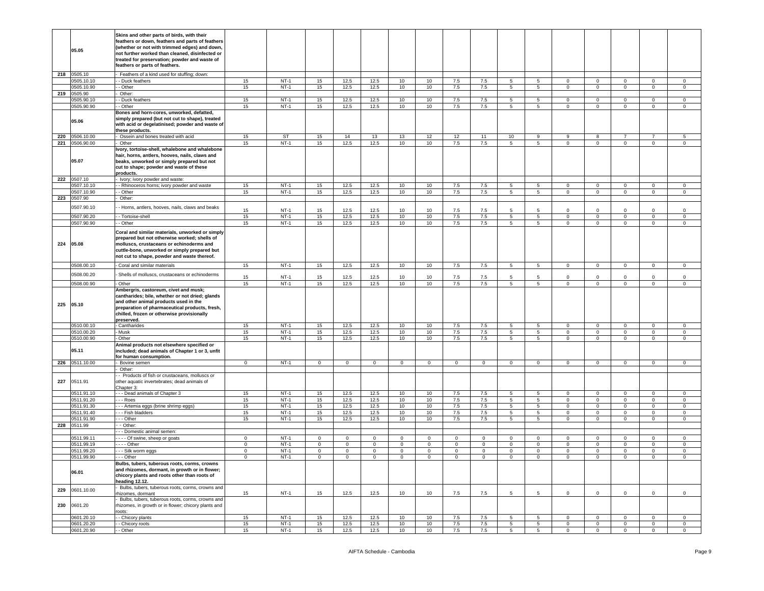| | | | | | | | | | | | | | | | | | |
|---|---|---|---|---|---|---|---|---|---|---|---|---|---|---|---|---|---|
| | 05.05 | **Skins and other parts of birds, with their feathers or down, feathers and parts of feathers (whether or not with trimmed edges) and down, not further worked than cleaned, disinfected or treated for preservation; powder and waste of feathers or parts of feathers.** | | | | | | | | | | | | | | | |
| 218 | 0505.10 | - Feathers of a kind used for stuffing; down: | | | | | | | | | | | | | | | |
| | 0505.10.10 | - - Duck feathers | 15 | NT-1 | 15 | 12.5 | 12.5 | 10 | 10 | 7.5 | 7.5 | 5 | 5 | 0 | 0 | 0 | 0 | 0 |
| | 0505.10.90 | - - Other | 15 | NT-1 | 15 | 12.5 | 12.5 | 10 | 10 | 7.5 | 7.5 | 5 | 5 | 0 | 0 | 0 | 0 | 0 |
| 219 | 0505.90 | - Other: | | | | | | | | | | | | | | | |
| | 0505.90.10 | - - Duck feathers | 15 | NT-1 | 15 | 12.5 | 12.5 | 10 | 10 | 7.5 | 7.5 | 5 | 5 | 0 | 0 | 0 | 0 | 0 |
| | 0505.90.90 | - - Other | 15 | NT-1 | 15 | 12.5 | 12.5 | 10 | 10 | 7.5 | 7.5 | 5 | 5 | 0 | 0 | 0 | 0 | 0 |
| | 05.06 | **Bones and horn-cores, unworked, defatted, simply prepared (but not cut to shape), treated with acid or degelatinised; powder and waste of these products.** | | | | | | | | | | | | | | | |
| 220 | 0506.10.00 | - Ossein and bones treated with acid | 15 | ST | 15 | 14 | 13 | 13 | 12 | 12 | 11 | 10 | 9 | 9 | 8 | 7 | 7 | 5 |
| 221 | 0506.90.00 | - Other | 15 | NT-1 | 15 | 12.5 | 12.5 | 10 | 10 | 7.5 | 7.5 | 5 | 5 | 0 | 0 | 0 | 0 | 0 |
| | 05.07 | **Ivory, tortoise-shell, whalebone and whalebone hair, horns, antlers, hooves, nails, claws and beaks, unworked or simply prepared but not cut to shape; powder and waste of these products.** | | | | | | | | | | | | | | | |
| 222 | 0507.10 | - Ivory; ivory powder and waste: | | | | | | | | | | | | | | | |
| | 0507.10.10 | - - Rhinoceros horns; ivory powder and waste | 15 | NT-1 | 15 | 12.5 | 12.5 | 10 | 10 | 7.5 | 7.5 | 5 | 5 | 0 | 0 | 0 | 0 | 0 |
| | 0507.10.90 | - - Other | 15 | NT-1 | 15 | 12.5 | 12.5 | 10 | 10 | 7.5 | 7.5 | 5 | 5 | 0 | 0 | 0 | 0 | 0 |
| 223 | 0507.90 | - Other: | | | | | | | | | | | | | | | |
| | 0507.90.10 | - - Horns, antlers, hooves, nails, claws and beaks | 15 | NT-1 | 15 | 12.5 | 12.5 | 10 | 10 | 7.5 | 7.5 | 5 | 5 | 0 | 0 | 0 | 0 | 0 |
| | 0507.90.20 | - - Tortoise-shell | 15 | NT-1 | 15 | 12.5 | 12.5 | 10 | 10 | 7.5 | 7.5 | 5 | 5 | 0 | 0 | 0 | 0 | 0 |
| | 0507.90.90 | - - Other | 15 | NT-1 | 15 | 12.5 | 12.5 | 10 | 10 | 7.5 | 7.5 | 5 | 5 | 0 | 0 | 0 | 0 | 0 |
| 224 | 05.08 | **Coral and similar materials, unworked or simply prepared but not otherwise worked; shells of molluscs, crustaceans or echinoderms and cuttle-bone, unworked or simply prepared but not cut to shape, powder and waste thereof.** | | | | | | | | | | | | | | | |
| | 0508.00.10 | - Coral and similar materials | 15 | NT-1 | 15 | 12.5 | 12.5 | 10 | 10 | 7.5 | 7.5 | 5 | 5 | 0 | 0 | 0 | 0 | 0 |
| | 0508.00.20 | - Shells of molluscs, crustaceans or echinoderms | 15 | NT-1 | 15 | 12.5 | 12.5 | 10 | 10 | 7.5 | 7.5 | 5 | 5 | 0 | 0 | 0 | 0 | 0 |
| | 0508.00.90 | - Other | 15 | NT-1 | 15 | 12.5 | 12.5 | 10 | 10 | 7.5 | 7.5 | 5 | 5 | 0 | 0 | 0 | 0 | 0 |
| 225 | 05.10 | **Ambergris, castoreum, civet and musk; cantharides; bile, whether or not dried; glands and other animal products used in the preparation of pharmaceutical products, fresh, chilled, frozen or otherwise provisionally preserved.** | | | | | | | | | | | | | | | |
| | 0510.00.10 | - Cantharides | 15 | NT-1 | 15 | 12.5 | 12.5 | 10 | 10 | 7.5 | 7.5 | 5 | 5 | 0 | 0 | 0 | 0 | 0 |
| | 0510.00.20 | - Musk | 15 | NT-1 | 15 | 12.5 | 12.5 | 10 | 10 | 7.5 | 7.5 | 5 | 5 | 0 | 0 | 0 | 0 | 0 |
| | 0510.00.90 | - Other | 15 | NT-1 | 15 | 12.5 | 12.5 | 10 | 10 | 7.5 | 7.5 | 5 | 5 | 0 | 0 | 0 | 0 | 0 |
| | 05.11 | **Animal products not elsewhere specified or included; dead animals of Chapter 1 or 3, unfit for human consumption.** | | | | | | | | | | | | | | | |
| 226 | 0511.10.00 | - Bovine semen | 0 | NT-1 | 0 | 0 | 0 | 0 | 0 | 0 | 0 | 0 | 0 | 0 | 0 | 0 | 0 | 0 |
| | | - Other: | | | | | | | | | | | | | | | |
| 227 | 0511.91 | - - Products of fish or crustaceans, molluscs or other aquatic invertebrates; dead animals of Chapter 3: | | | | | | | | | | | | | | | |
| | 0511.91.10 | - - - Dead animals of Chapter 3 | 15 | NT-1 | 15 | 12.5 | 12.5 | 10 | 10 | 7.5 | 7.5 | 5 | 5 | 0 | 0 | 0 | 0 | 0 |
| | 0511.91.20 | - - - Roes | 15 | NT-1 | 15 | 12.5 | 12.5 | 10 | 10 | 7.5 | 7.5 | 5 | 5 | 0 | 0 | 0 | 0 | 0 |
| | 0511.91.30 | - - - Artemia eggs (brine shrimp eggs) | 15 | NT-1 | 15 | 12.5 | 12.5 | 10 | 10 | 7.5 | 7.5 | 5 | 5 | 0 | 0 | 0 | 0 | 0 |
| | 0511.91.40 | - - - Fish bladders | 15 | NT-1 | 15 | 12.5 | 12.5 | 10 | 10 | 7.5 | 7.5 | 5 | 5 | 0 | 0 | 0 | 0 | 0 |
| | 0511.91.90 | - - - Other | 15 | NT-1 | 15 | 12.5 | 12.5 | 10 | 10 | 7.5 | 7.5 | 5 | 5 | 0 | 0 | 0 | 0 | 0 |
| 228 | 0511.99 | - - Other: | | | | | | | | | | | | | | | |
| | | - - - Domestic animal semen: | | | | | | | | | | | | | | | |
| | 0511.99.11 | - - - - Of swine, sheep or goats | 0 | NT-1 | 0 | 0 | 0 | 0 | 0 | 0 | 0 | 0 | 0 | 0 | 0 | 0 | 0 | 0 |
| | 0511.99.19 | - - - - Other | 0 | NT-1 | 0 | 0 | 0 | 0 | 0 | 0 | 0 | 0 | 0 | 0 | 0 | 0 | 0 | 0 |
| | 0511.99.20 | - - - Silk worm eggs | 0 | NT-1 | 0 | 0 | 0 | 0 | 0 | 0 | 0 | 0 | 0 | 0 | 0 | 0 | 0 | 0 |
| | 0511.99.90 | - - - Other | 0 | NT-1 | 0 | 0 | 0 | 0 | 0 | 0 | 0 | 0 | 0 | 0 | 0 | 0 | 0 | 0 |
| | 06.01 | **Bulbs, tubers, tuberous roots, corms, crowns and rhizomes, dormant, in growth or in flower; chicory plants and roots other than roots of heading 12.12.** | | | | | | | | | | | | | | | |
| 229 | 0601.10.00 | - Bulbs, tubers, tuberous roots, corms, crowns and rhizomes, dormant | 15 | NT-1 | 15 | 12.5 | 12.5 | 10 | 10 | 7.5 | 7.5 | 5 | 5 | 0 | 0 | 0 | 0 | 0 |
| 230 | 0601.20 | - Bulbs, tubers, tuberous roots, corms, crowns and rhizomes, in growth or in flower; chicory plants and roots: | | | | | | | | | | | | | | | |
| | 0601.20.10 | - - Chicory plants | 15 | NT-1 | 15 | 12.5 | 12.5 | 10 | 10 | 7.5 | 7.5 | 5 | 5 | 0 | 0 | 0 | 0 | 0 |
| | 0601.20.20 | - - Chicory roots | 15 | NT-1 | 15 | 12.5 | 12.5 | 10 | 10 | 7.5 | 7.5 | 5 | 5 | 0 | 0 | 0 | 0 | 0 |
| | 0601.20.90 | - - Other | 15 | NT-1 | 15 | 12.5 | 12.5 | 10 | 10 | 7.5 | 7.5 | 5 | 5 | 0 | 0 | 0 | 0 | 0 |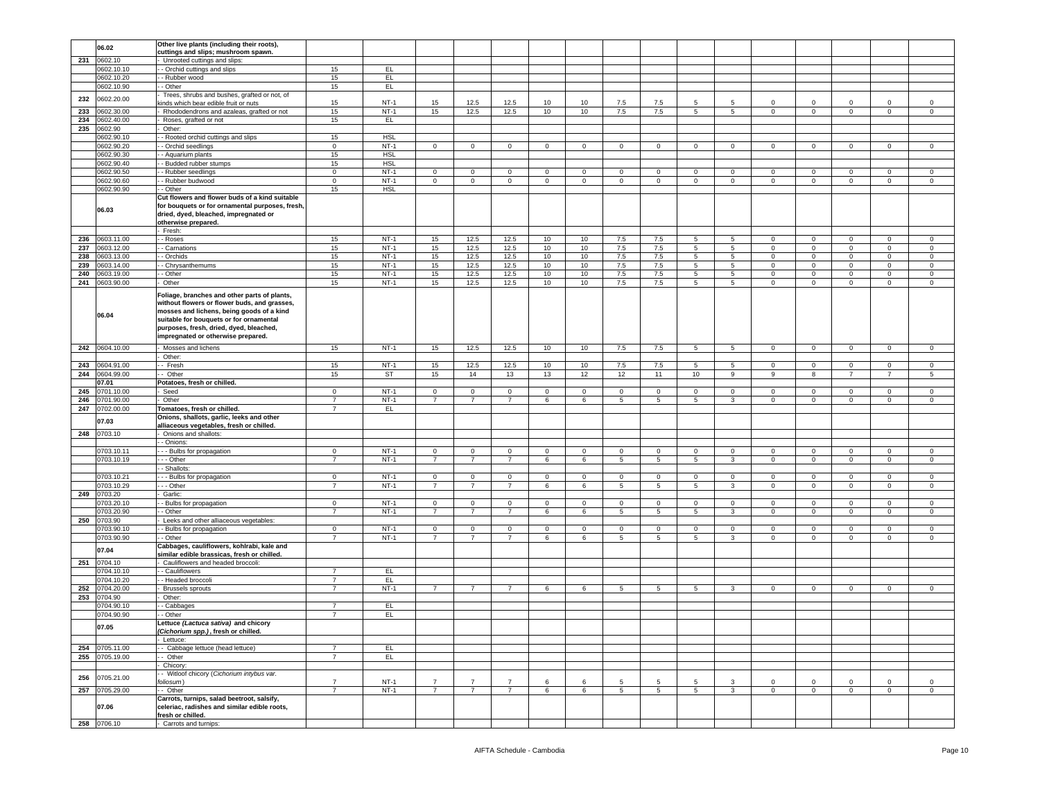| | 06.02 | Other live plants (including their roots), cuttings and slips; mushroom spawn. | | | | | | | | | | | | | | | | |
|---|---|---|---|---|---|---|---|---|---|---|---|---|---|---|---|---|---|---|
| 231 | 0602.10 | - Unrooted cuttings and slips: | | | | | | | | | | | | | | | | |
| | 0602.10.10 | - - Orchid cuttings and slips | 15 | EL | | | | | | | | | | | | | | |
| | 0602.10.20 | - - Rubber wood | 15 | EL | | | | | | | | | | | | | | |
| | 0602.10.90 | - - Other | 15 | EL | | | | | | | | | | | | | | |
| 232 | 0602.20.00 | - Trees, shrubs and bushes, grafted or not, of kinds which bear edible fruit or nuts | 15 | NT-1 | 15 | 12.5 | 12.5 | 10 | 10 | 7.5 | 7.5 | 5 | 5 | 0 | 0 | 0 | 0 | 0 |
| 233 | 0602.30.00 | - Rhododendrons and azaleas, grafted or not | 15 | NT-1 | 15 | 12.5 | 12.5 | 10 | 10 | 7.5 | 7.5 | 5 | 5 | 0 | 0 | 0 | 0 | 0 |
| 234 | 0602.40.00 | - Roses, grafted or not | 15 | EL | | | | | | | | | | | | | | |
| 235 | 0602.90 | - Other: | | | | | | | | | | | | | | | | |
| | 0602.90.10 | - - Rooted orchid cuttings and slips | 15 | HSL | | | | | | | | | | | | | | |
| | 0602.90.20 | - - Orchid seedlings | 0 | NT-1 | 0 | 0 | 0 | 0 | 0 | 0 | 0 | 0 | 0 | 0 | 0 | 0 | 0 | 0 |
| | 0602.90.30 | - - Aquarium plants | 15 | HSL | | | | | | | | | | | | | | |
| | 0602.90.40 | - - Budded rubber stumps | 15 | HSL | | | | | | | | | | | | | | |
| | 0602.90.50 | - - Rubber seedlings | 0 | NT-1 | 0 | 0 | 0 | 0 | 0 | 0 | 0 | 0 | 0 | 0 | 0 | 0 | 0 | 0 |
| | 0602.90.60 | - - Rubber budwood | 0 | NT-1 | 0 | 0 | 0 | 0 | 0 | 0 | 0 | 0 | 0 | 0 | 0 | 0 | 0 | 0 |
| | 0602.90.90 | - - Other | 15 | HSL | | | | | | | | | | | | | | |
| | 06.03 | Cut flowers and flower buds of a kind suitable for bouquets or for ornamental purposes, fresh, dried, dyed, bleached, impregnated or otherwise prepared. | | | | | | | | | | | | | | | | |
| | | - Fresh: | | | | | | | | | | | | | | | | |
| 236 | 0603.11.00 | - - Roses | 15 | NT-1 | 15 | 12.5 | 12.5 | 10 | 10 | 7.5 | 7.5 | 5 | 5 | 0 | 0 | 0 | 0 | 0 |
| 237 | 0603.12.00 | - - Carnations | 15 | NT-1 | 15 | 12.5 | 12.5 | 10 | 10 | 7.5 | 7.5 | 5 | 5 | 0 | 0 | 0 | 0 | 0 |
| 238 | 0603.13.00 | - - Orchids | 15 | NT-1 | 15 | 12.5 | 12.5 | 10 | 10 | 7.5 | 7.5 | 5 | 5 | 0 | 0 | 0 | 0 | 0 |
| 239 | 0603.14.00 | - - Chrysanthemums | 15 | NT-1 | 15 | 12.5 | 12.5 | 10 | 10 | 7.5 | 7.5 | 5 | 5 | 0 | 0 | 0 | 0 | 0 |
| 240 | 0603.19.00 | - - Other | 15 | NT-1 | 15 | 12.5 | 12.5 | 10 | 10 | 7.5 | 7.5 | 5 | 5 | 0 | 0 | 0 | 0 | 0 |
| 241 | 0603.90.00 | - Other | 15 | NT-1 | 15 | 12.5 | 12.5 | 10 | 10 | 7.5 | 7.5 | 5 | 5 | 0 | 0 | 0 | 0 | 0 |
| | 06.04 | Foliage, branches and other parts of plants, without flowers or flower buds, and grasses, mosses and lichens, being goods of a kind suitable for bouquets or for ornamental purposes, fresh, dried, dyed, bleached, impregnated or otherwise prepared. | | | | | | | | | | | | | | | | |
| 242 | 0604.10.00 | - Mosses and lichens | 15 | NT-1 | 15 | 12.5 | 12.5 | 10 | 10 | 7.5 | 7.5 | 5 | 5 | 0 | 0 | 0 | 0 | 0 |
| | | - Other: | | | | | | | | | | | | | | | | |
| 243 | 0604.91.00 | - - Fresh | 15 | NT-1 | 15 | 12.5 | 12.5 | 10 | 10 | 7.5 | 7.5 | 5 | 5 | 0 | 0 | 0 | 0 | 0 |
| 244 | 0604.99.00 | - - Other | 15 | ST | 15 | 14 | 13 | 13 | 12 | 12 | 11 | 10 | 9 | 9 | 8 | 7 | 7 | 5 |
| | 07.01 | Potatoes, fresh or chilled. | | | | | | | | | | | | | | | | |
| 245 | 0701.10.00 | - Seed | 0 | NT-1 | 0 | 0 | 0 | 0 | 0 | 0 | 0 | 0 | 0 | 0 | 0 | 0 | 0 | 0 |
| 246 | 0701.90.00 | - Other | 7 | NT-1 | 7 | 7 | 7 | 6 | 6 | 5 | 5 | 5 | 3 | 0 | 0 | 0 | 0 | 0 |
| 247 | 0702.00.00 | Tomatoes, fresh or chilled. | 7 | EL | | | | | | | | | | | | | | |
| | 07.03 | Onions, shallots, garlic, leeks and other alliaceous vegetables, fresh or chilled. | | | | | | | | | | | | | | | | |
| 248 | 0703.10 | - Onions and shallots: | | | | | | | | | | | | | | | | |
| | | - - Onions: | | | | | | | | | | | | | | | | |
| | 0703.10.11 | - - - Bulbs for propagation | 0 | NT-1 | 0 | 0 | 0 | 0 | 0 | 0 | 0 | 0 | 0 | 0 | 0 | 0 | 0 | 0 |
| | 0703.10.19 | - - - Other | 7 | NT-1 | 7 | 7 | 7 | 6 | 6 | 5 | 5 | 5 | 3 | 0 | 0 | 0 | 0 | 0 |
| | | - - Shallots: | | | | | | | | | | | | | | | | |
| | 0703.10.21 | - - - Bulbs for propagation | 0 | NT-1 | 0 | 0 | 0 | 0 | 0 | 0 | 0 | 0 | 0 | 0 | 0 | 0 | 0 | 0 |
| | 0703.10.29 | - - - Other | 7 | NT-1 | 7 | 7 | 7 | 6 | 6 | 5 | 5 | 5 | 3 | 0 | 0 | 0 | 0 | 0 |
| 249 | 0703.20 | - Garlic: | | | | | | | | | | | | | | | | |
| | 0703.20.10 | - - Bulbs for propagation | 0 | NT-1 | 0 | 0 | 0 | 0 | 0 | 0 | 0 | 0 | 0 | 0 | 0 | 0 | 0 | 0 |
| | 0703.20.90 | - - Other | 7 | NT-1 | 7 | 7 | 7 | 6 | 6 | 5 | 5 | 5 | 3 | 0 | 0 | 0 | 0 | 0 |
| 250 | 0703.90 | - Leeks and other alliaceous vegetables: | | | | | | | | | | | | | | | | |
| | 0703.90.10 | - - Bulbs for propagation | 0 | NT-1 | 0 | 0 | 0 | 0 | 0 | 0 | 0 | 0 | 0 | 0 | 0 | 0 | 0 | 0 |
| | 0703.90.90 | - - Other | 7 | NT-1 | 7 | 7 | 7 | 6 | 6 | 5 | 5 | 5 | 3 | 0 | 0 | 0 | 0 | 0 |
| | 07.04 | Cabbages, cauliflowers, kohlrabi, kale and similar edible brassicas, fresh or chilled. | | | | | | | | | | | | | | | | |
| 251 | 0704.10 | - Cauliflowers and headed broccoli: | | | | | | | | | | | | | | | | |
| | 0704.10.10 | - - Cauliflowers | 7 | EL | | | | | | | | | | | | | | |
| | 0704.10.20 | - - Headed broccoli | 7 | EL | | | | | | | | | | | | | | |
| 252 | 0704.20.00 | - Brussels sprouts | 7 | NT-1 | 7 | 7 | 7 | 6 | 6 | 5 | 5 | 5 | 3 | 0 | 0 | 0 | 0 | 0 |
| 253 | 0704.90 | - Other: | | | | | | | | | | | | | | | | |
| | 0704.90.10 | - - Cabbages | 7 | EL | | | | | | | | | | | | | | |
| | 0704.90.90 | - - Other | 7 | EL | | | | | | | | | | | | | | |
| | 07.05 | Lettuce *(Lactuca sativa)* and chicory *(Cichorium spp.)*, fresh or chilled. | | | | | | | | | | | | | | | | |
| | | - Lettuce: | | | | | | | | | | | | | | | | |
| 254 | 0705.11.00 | - - Cabbage lettuce (head lettuce) | 7 | EL | | | | | | | | | | | | | | |
| 255 | 0705.19.00 | - - Other | 7 | EL | | | | | | | | | | | | | | |
| | | - Chicory: | | | | | | | | | | | | | | | | |
| 256 | 0705.21.00 | - - Witloof chicory (*Cichorium intybus var. foliosum*) | 7 | NT-1 | 7 | 7 | 7 | 6 | 6 | 5 | 5 | 5 | 3 | 0 | 0 | 0 | 0 | 0 |
| 257 | 0705.29.00 | - - Other | 7 | NT-1 | 7 | 7 | 7 | 6 | 6 | 5 | 5 | 5 | 3 | 0 | 0 | 0 | 0 | 0 |
| | 07.06 | Carrots, turnips, salad beetroot, salsify, celeriac, radishes and similar edible roots, fresh or chilled. | | | | | | | | | | | | | | | | |
| 258 | 0706.10 | - Carrots and turnips: | | | | | | | | | | | | | | | | |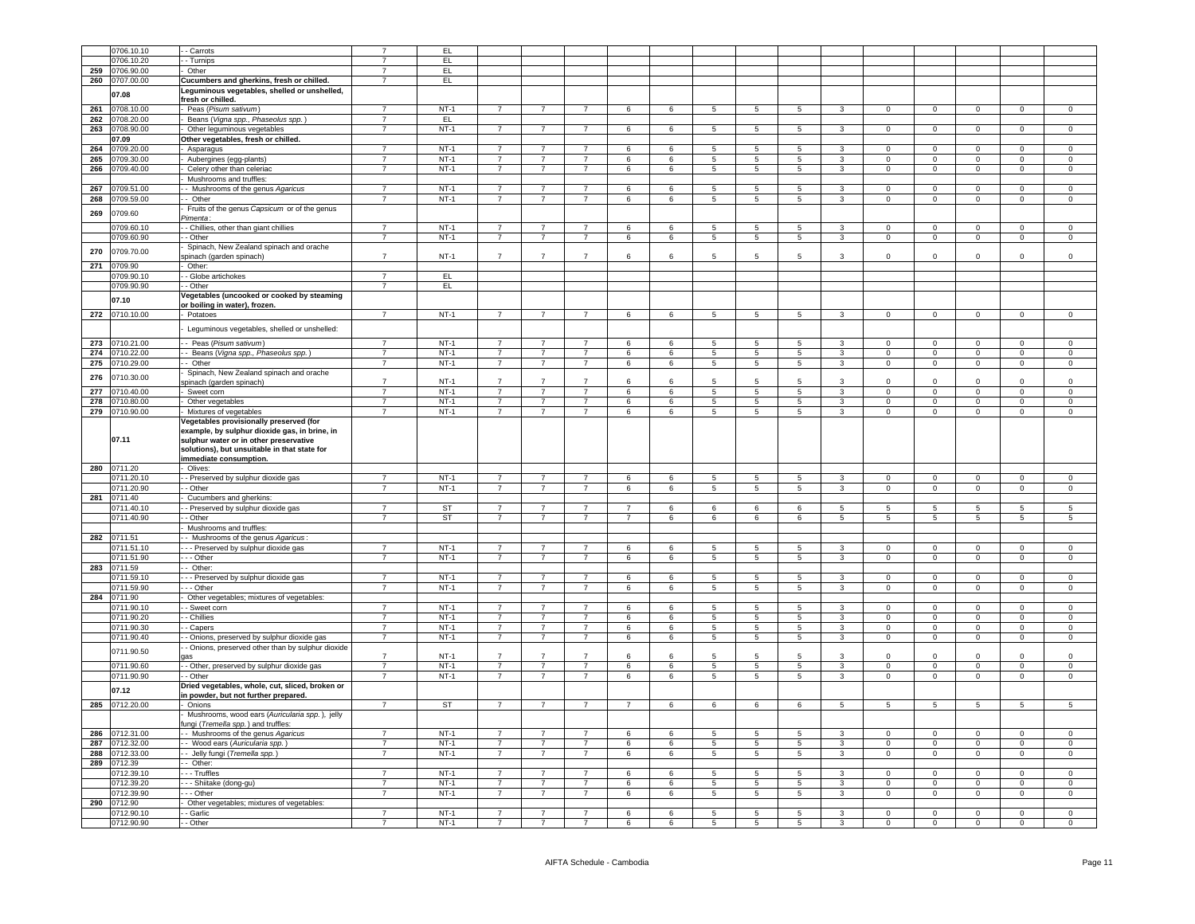| | | | | | | | | | | | | | | | | | | | |
|---|---|---|---|---|---|---|---|---|---|---|---|---|---|---|---|---|---|---|---|
| | 0706.10.10 | - - Carrots | 7 | EL | | | | | | | | | | | | | | | |
| | 0706.10.20 | - - Turnips | 7 | EL | | | | | | | | | | | | | | | |
| 259 | 0706.90.00 | - Other | 7 | EL | | | | | | | | | | | | | | | |
| 260 | 0707.00.00 | **Cucumbers and gherkins, fresh or chilled.** | 7 | EL | | | | | | | | | | | | | | | |
| | **07.08** | **Leguminous vegetables, shelled or unshelled, fresh or chilled.** | | | | | | | | | | | | | | | | | |
| 261 | 0708.10.00 | - Peas (*Pisum sativum*) | 7 | NT-1 | 7 | 7 | 7 | 6 | 6 | 5 | 5 | 5 | 3 | 0 | 0 | 0 | 0 | 0 |
| 262 | 0708.20.00 | - Beans (*Vigna spp., Phaseolus spp.*) | 7 | EL | | | | | | | | | | | | | | | |
| 263 | 0708.90.00 | - Other leguminous vegetables | 7 | NT-1 | 7 | 7 | 7 | 6 | 6 | 5 | 5 | 5 | 3 | 0 | 0 | 0 | 0 | 0 |
| | **07.09** | **Other vegetables, fresh or chilled.** | | | | | | | | | | | | | | | | | |
| 264 | 0709.20.00 | - Asparagus | 7 | NT-1 | 7 | 7 | 7 | 6 | 6 | 5 | 5 | 5 | 3 | 0 | 0 | 0 | 0 | 0 |
| 265 | 0709.30.00 | - Aubergines (egg-plants) | 7 | NT-1 | 7 | 7 | 7 | 6 | 6 | 5 | 5 | 5 | 3 | 0 | 0 | 0 | 0 | 0 |
| 266 | 0709.40.00 | - Celery other than celeriac | 7 | NT-1 | 7 | 7 | 7 | 6 | 6 | 5 | 5 | 5 | 3 | 0 | 0 | 0 | 0 | 0 |
| | | - Mushrooms and truffles: | | | | | | | | | | | | | | | | | |
| 267 | 0709.51.00 | - - Mushrooms of the genus *Agaricus* | 7 | NT-1 | 7 | 7 | 7 | 6 | 6 | 5 | 5 | 5 | 3 | 0 | 0 | 0 | 0 | 0 |
| 268 | 0709.59.00 | - - Other | 7 | NT-1 | 7 | 7 | 7 | 6 | 6 | 5 | 5 | 5 | 3 | 0 | 0 | 0 | 0 | 0 |
| 269 | 0709.60 | - Fruits of the genus *Capsicum* or of the genus *Pimenta*: | | | | | | | | | | | | | | | | | |
| | 0709.60.10 | - - Chillies, other than giant chillies | 7 | NT-1 | 7 | 7 | 7 | 6 | 6 | 5 | 5 | 5 | 3 | 0 | 0 | 0 | 0 | 0 |
| | 0709.60.90 | - - Other | 7 | NT-1 | 7 | 7 | 7 | 6 | 6 | 5 | 5 | 5 | 3 | 0 | 0 | 0 | 0 | 0 |
| 270 | 0709.70.00 | - Spinach, New Zealand spinach and orache spinach (garden spinach) | 7 | NT-1 | 7 | 7 | 7 | 6 | 6 | 5 | 5 | 5 | 3 | 0 | 0 | 0 | 0 | 0 |
| 271 | 0709.90 | - Other: | | | | | | | | | | | | | | | | | |
| | 0709.90.10 | - - Globe artichokes | 7 | EL | | | | | | | | | | | | | | | |
| | 0709.90.90 | - - Other | 7 | EL | | | | | | | | | | | | | | | |
| | **07.10** | **Vegetables (uncooked or cooked by steaming or boiling in water), frozen.** | | | | | | | | | | | | | | | | | |
| 272 | 0710.10.00 | - Potatoes | 7 | NT-1 | 7 | 7 | 7 | 6 | 6 | 5 | 5 | 5 | 3 | 0 | 0 | 0 | 0 | 0 |
| | | - Leguminous vegetables, shelled or unshelled: | | | | | | | | | | | | | | | | | |
| 273 | 0710.21.00 | - - Peas (*Pisum sativum*) | 7 | NT-1 | 7 | 7 | 7 | 6 | 6 | 5 | 5 | 5 | 3 | 0 | 0 | 0 | 0 | 0 |
| 274 | 0710.22.00 | - - Beans (*Vigna spp., Phaseolus spp.*) | 7 | NT-1 | 7 | 7 | 7 | 6 | 6 | 5 | 5 | 5 | 3 | 0 | 0 | 0 | 0 | 0 |
| 275 | 0710.29.00 | - - Other | 7 | NT-1 | 7 | 7 | 7 | 6 | 6 | 5 | 5 | 5 | 3 | 0 | 0 | 0 | 0 | 0 |
| 276 | 0710.30.00 | - Spinach, New Zealand spinach and orache spinach (garden spinach) | 7 | NT-1 | 7 | 7 | 7 | 6 | 6 | 5 | 5 | 5 | 3 | 0 | 0 | 0 | 0 | 0 |
| 277 | 0710.40.00 | - Sweet corn | 7 | NT-1 | 7 | 7 | 7 | 6 | 6 | 5 | 5 | 5 | 3 | 0 | 0 | 0 | 0 | 0 |
| 278 | 0710.80.00 | - Other vegetables | 7 | NT-1 | 7 | 7 | 7 | 6 | 6 | 5 | 5 | 5 | 3 | 0 | 0 | 0 | 0 | 0 |
| 279 | 0710.90.00 | - Mixtures of vegetables | 7 | NT-1 | 7 | 7 | 7 | 6 | 6 | 5 | 5 | 5 | 3 | 0 | 0 | 0 | 0 | 0 |
| | **07.11** | **Vegetables provisionally preserved (for example, by sulphur dioxide gas, in brine, in sulphur water or in other preservative solutions), but unsuitable in that state for immediate consumption.** | | | | | | | | | | | | | | | | | |
| 280 | 0711.20 | - Olives: | | | | | | | | | | | | | | | | | |
| | 0711.20.10 | - - Preserved by sulphur dioxide gas | 7 | NT-1 | 7 | 7 | 7 | 6 | 6 | 5 | 5 | 5 | 3 | 0 | 0 | 0 | 0 | 0 |
| | 0711.20.90 | - - Other | 7 | NT-1 | 7 | 7 | 7 | 6 | 6 | 5 | 5 | 5 | 3 | 0 | 0 | 0 | 0 | 0 |
| 281 | 0711.40 | - Cucumbers and gherkins: | | | | | | | | | | | | | | | | | |
| | 0711.40.10 | - - Preserved by sulphur dioxide gas | 7 | ST | 7 | 7 | 7 | 7 | 6 | 6 | 6 | 6 | 5 | 5 | 5 | 5 | 5 | 5 |
| | 0711.40.90 | - - Other | 7 | ST | 7 | 7 | 7 | 7 | 6 | 6 | 6 | 6 | 5 | 5 | 5 | 5 | 5 | 5 |
| | | - Mushrooms and truffles: | | | | | | | | | | | | | | | | | |
| 282 | 0711.51 | - - Mushrooms of the genus *Agaricus* : | | | | | | | | | | | | | | | | | |
| | 0711.51.10 | - - - Preserved by sulphur dioxide gas | 7 | NT-1 | 7 | 7 | 7 | 6 | 6 | 5 | 5 | 5 | 3 | 0 | 0 | 0 | 0 | 0 |
| | 0711.51.90 | - - - Other | 7 | NT-1 | 7 | 7 | 7 | 6 | 6 | 5 | 5 | 5 | 3 | 0 | 0 | 0 | 0 | 0 |
| 283 | 0711.59 | - - Other: | | | | | | | | | | | | | | | | | |
| | 0711.59.10 | - - - Preserved by sulphur dioxide gas | 7 | NT-1 | 7 | 7 | 7 | 6 | 6 | 5 | 5 | 5 | 3 | 0 | 0 | 0 | 0 | 0 |
| | 0711.59.90 | - - - Other | 7 | NT-1 | 7 | 7 | 7 | 6 | 6 | 5 | 5 | 5 | 3 | 0 | 0 | 0 | 0 | 0 |
| 284 | 0711.90 | - Other vegetables; mixtures of vegetables: | | | | | | | | | | | | | | | | | |
| | 0711.90.10 | - - Sweet corn | 7 | NT-1 | 7 | 7 | 7 | 6 | 6 | 5 | 5 | 5 | 3 | 0 | 0 | 0 | 0 | 0 |
| | 0711.90.20 | - - Chillies | 7 | NT-1 | 7 | 7 | 7 | 6 | 6 | 5 | 5 | 5 | 3 | 0 | 0 | 0 | 0 | 0 |
| | 0711.90.30 | - - Capers | 7 | NT-1 | 7 | 7 | 7 | 6 | 6 | 5 | 5 | 5 | 3 | 0 | 0 | 0 | 0 | 0 |
| | 0711.90.40 | - - Onions, preserved by sulphur dioxide gas | 7 | NT-1 | 7 | 7 | 7 | 6 | 6 | 5 | 5 | 5 | 3 | 0 | 0 | 0 | 0 | 0 |
| | 0711.90.50 | - - Onions, preserved other than by sulphur dioxide gas | 7 | NT-1 | 7 | 7 | 7 | 6 | 6 | 5 | 5 | 5 | 3 | 0 | 0 | 0 | 0 | 0 |
| | 0711.90.60 | - - Other, preserved by sulphur dioxide gas | 7 | NT-1 | 7 | 7 | 7 | 6 | 6 | 5 | 5 | 5 | 3 | 0 | 0 | 0 | 0 | 0 |
| | 0711.90.90 | - - Other | 7 | NT-1 | 7 | 7 | 7 | 6 | 6 | 5 | 5 | 5 | 3 | 0 | 0 | 0 | 0 | 0 |
| | **07.12** | **Dried vegetables, whole, cut, sliced, broken or in powder, but not further prepared.** | | | | | | | | | | | | | | | | | |
| 285 | 0712.20.00 | - Onions | 7 | ST | 7 | 7 | 7 | 7 | 6 | 6 | 6 | 6 | 5 | 5 | 5 | 5 | 5 | 5 |
| | | - Mushrooms, wood ears (*Auricularia spp.* ), jelly fungi (*Tremella spp.* ) and truffles: | | | | | | | | | | | | | | | | | |
| 286 | 0712.31.00 | - - Mushrooms of the genus *Agaricus* | 7 | NT-1 | 7 | 7 | 7 | 6 | 6 | 5 | 5 | 5 | 3 | 0 | 0 | 0 | 0 | 0 |
| 287 | 0712.32.00 | - - Wood ears (*Auricularia spp.* ) | 7 | NT-1 | 7 | 7 | 7 | 6 | 6 | 5 | 5 | 5 | 3 | 0 | 0 | 0 | 0 | 0 |
| 288 | 0712.33.00 | - - Jelly fungi (*Tremella spp.* ) | 7 | NT-1 | 7 | 7 | 7 | 6 | 6 | 5 | 5 | 5 | 3 | 0 | 0 | 0 | 0 | 0 |
| 289 | 0712.39 | - - Other: | | | | | | | | | | | | | | | | | |
| | 0712.39.10 | - - - Truffles | 7 | NT-1 | 7 | 7 | 7 | 6 | 6 | 5 | 5 | 5 | 3 | 0 | 0 | 0 | 0 | 0 |
| | 0712.39.20 | - - - Shiitake (dong-gu) | 7 | NT-1 | 7 | 7 | 7 | 6 | 6 | 5 | 5 | 5 | 3 | 0 | 0 | 0 | 0 | 0 |
| | 0712.39.90 | - - - Other | 7 | NT-1 | 7 | 7 | 7 | 6 | 6 | 5 | 5 | 5 | 3 | 0 | 0 | 0 | 0 | 0 |
| 290 | 0712.90 | - Other vegetables; mixtures of vegetables: | | | | | | | | | | | | | | | | | |
| | 0712.90.10 | - - Garlic | 7 | NT-1 | 7 | 7 | 7 | 6 | 6 | 5 | 5 | 5 | 3 | 0 | 0 | 0 | 0 | 0 |
| | 0712.90.90 | - - Other | 7 | NT-1 | 7 | 7 | 7 | 6 | 6 | 5 | 5 | 5 | 3 | 0 | 0 | 0 | 0 | 0 |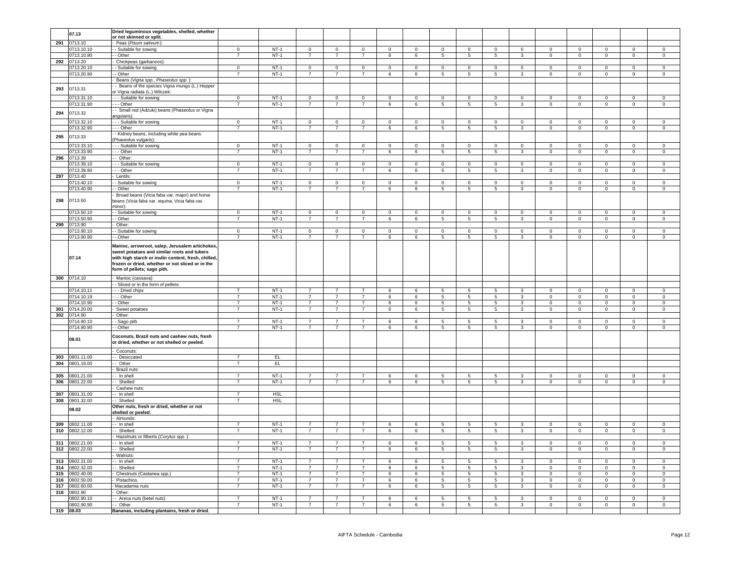| | 07.13 | Dried leguminous vegetables, shelled, whether or not skinned or split. | | | | | | | | | | | | | | | | |
|---|---|---|---|---|---|---|---|---|---|---|---|---|---|---|---|---|---|---|
| 291 | 0713.10 | - Peas (*Pisum sativum*): | | | | | | | | | | | | | | | | |
| | 0713.10.10 | - - Suitable for sowing | 0 | NT-1 | 0 | 0 | 0 | 0 | 0 | 0 | 0 | 0 | 0 | 0 | 0 | 0 | 0 | 0 |
| | 0713.10.90 | - - Other | 7 | NT-1 | 7 | 7 | 7 | 6 | 6 | 5 | 5 | 5 | 3 | 0 | 0 | 0 | 0 | 0 |
| 292 | 0713.20 | - Chickpeas (garbanzos): | | | | | | | | | | | | | | | | |
| | 0713.20.10 | - - Suitable for sowing | 0 | NT-1 | 0 | 0 | 0 | 0 | 0 | 0 | 0 | 0 | 0 | 0 | 0 | 0 | 0 | 0 |
| | 0713.20.90 | - - Other | 7 | NT-1 | 7 | 7 | 7 | 6 | 6 | 5 | 5 | 5 | 3 | 0 | 0 | 0 | 0 | 0 |
| | | - Beans (*Vigna spp., Phaseolus spp.* ): | | | | | | | | | | | | | | | | |
| 293 | 0713.31 | - - Beans of the species Vigna mungo (L.) Hepper or Vigna radiata (L.) Wilczek: | | | | | | | | | | | | | | | | |
| | 0713.31.10 | - - - Suitable for sowing | 0 | NT-1 | 0 | 0 | 0 | 0 | 0 | 0 | 0 | 0 | 0 | 0 | 0 | 0 | 0 | 0 |
| | 0713.31.90 | - - - Other | 7 | NT-1 | 7 | 7 | 7 | 6 | 6 | 5 | 5 | 5 | 3 | 0 | 0 | 0 | 0 | 0 |
| 294 | 0713.32 | - - Small red (Adzuki) beans (Phaseolus or Vigna angularis): | | | | | | | | | | | | | | | | |
| | 0713.32.10 | - - - Suitable for sowing | 0 | NT-1 | 0 | 0 | 0 | 0 | 0 | 0 | 0 | 0 | 0 | 0 | 0 | 0 | 0 | 0 |
| | 0713.32.90 | - - - Other | 7 | NT-1 | 7 | 7 | 7 | 6 | 6 | 5 | 5 | 5 | 3 | 0 | 0 | 0 | 0 | 0 |
| 295 | 0713.33 | - - Kidney beans, including white pea beans (Phaseolus vulgaris): | | | | | | | | | | | | | | | | |
| | 0713.33.10 | - - - Suitable for sowing | 0 | NT-1 | 0 | 0 | 0 | 0 | 0 | 0 | 0 | 0 | 0 | 0 | 0 | 0 | 0 | 0 |
| | 0713.33.90 | - - - Other | 7 | NT-1 | 7 | 7 | 7 | 6 | 6 | 5 | 5 | 5 | 3 | 0 | 0 | 0 | 0 | 0 |
| 296 | 0713.39 | - - Other: | | | | | | | | | | | | | | | | |
| | 0713.39.10 | - - - Suitable for sowing | 0 | NT-1 | 0 | 0 | 0 | 0 | 0 | 0 | 0 | 0 | 0 | 0 | 0 | 0 | 0 | 0 |
| | 0713.39.90 | - - - Other | 7 | NT-1 | 7 | 7 | 7 | 6 | 6 | 5 | 5 | 5 | 3 | 0 | 0 | 0 | 0 | 0 |
| 297 | 0713.40 | - Lentils: | | | | | | | | | | | | | | | | |
| | 0713.40.10 | - - Suitable for sowing | 0 | NT-1 | 0 | 0 | 0 | 0 | 0 | 0 | 0 | 0 | 0 | 0 | 0 | 0 | 0 | 0 |
| | 0713.40.90 | - - Other | 7 | NT-1 | 7 | 7 | 7 | 6 | 6 | 5 | 5 | 5 | 3 | 0 | 0 | 0 | 0 | 0 |
| 298 | 0713.50 | - Broad beans (Vicia faba var. major) and horse beans (Vicia faba var. equina, Vicia faba var. minor): | | | | | | | | | | | | | | | | |
| | 0713.50.10 | - - Suitable for sowing | 0 | NT-1 | 0 | 0 | 0 | 0 | 0 | 0 | 0 | 0 | 0 | 0 | 0 | 0 | 0 | 0 |
| | 0713.50.90 | - - Other | 7 | NT-1 | 7 | 7 | 7 | 6 | 6 | 5 | 5 | 5 | 3 | 0 | 0 | 0 | 0 | 0 |
| 299 | 0713.90 | - Other: | | | | | | | | | | | | | | | | |
| | 0713.90.10 | - - Suitable for sowing | 0 | NT-1 | 0 | 0 | 0 | 0 | 0 | 0 | 0 | 0 | 0 | 0 | 0 | 0 | 0 | 0 |
| | 0713.90.90 | - - Other | 7 | NT-1 | 7 | 7 | 7 | 6 | 6 | 5 | 5 | 5 | 3 | 0 | 0 | 0 | 0 | 0 |
| | 07.14 | Manioc, arrowroot, salep, Jerusalem artichokes, sweet potatoes and similar roots and tubers with high starch or inulin content, fresh, chilled, frozen or dried, whether or not sliced or in the form of pellets; sago pith. | | | | | | | | | | | | | | | | |
| 300 | 0714.10 | - Manioc (cassava): | | | | | | | | | | | | | | | | |
| | | - - Sliced or in the form of pellets: | | | | | | | | | | | | | | | | |
| | 0714.10.11 | - - - Dried chips | 7 | NT-1 | 7 | 7 | 7 | 6 | 6 | 5 | 5 | 5 | 3 | 0 | 0 | 0 | 0 | 0 |
| | 0714.10.19 | - - - Other | 7 | NT-1 | 7 | 7 | 7 | 6 | 6 | 5 | 5 | 5 | 3 | 0 | 0 | 0 | 0 | 0 |
| | 0714.10.90 | - - Other | 7 | NT-1 | 7 | 7 | 7 | 6 | 6 | 5 | 5 | 5 | 3 | 0 | 0 | 0 | 0 | 0 |
| 301 | 0714.20.00 | - Sweet potatoes | 7 | NT-1 | 7 | 7 | 7 | 6 | 6 | 5 | 5 | 5 | 3 | 0 | 0 | 0 | 0 | 0 |
| 302 | 0714.90 | - Other: | | | | | | | | | | | | | | | | |
| | 0714.90.10 | - - Sago pith | 7 | NT-1 | 7 | 7 | 7 | 6 | 6 | 5 | 5 | 5 | 3 | 0 | 0 | 0 | 0 | 0 |
| | 0714.90.90 | - - Other | 7 | NT-1 | 7 | 7 | 7 | 6 | 6 | 5 | 5 | 5 | 3 | 0 | 0 | 0 | 0 | 0 |
| | 08.01 | Coconuts, Brazil nuts and cashew nuts, fresh or dried, whether or not shelled or peeled. | | | | | | | | | | | | | | | | |
| | | - Coconuts: | | | | | | | | | | | | | | | | |
| 303 | 0801.11.00 | - - Desiccated | 7 | EL | | | | | | | | | | | | | | |
| 304 | 0801.19.00 | - - Other | 7 | EL | | | | | | | | | | | | | | |
| | | - Brazil nuts: | | | | | | | | | | | | | | | | |
| 305 | 0801.21.00 | - - In shell | 7 | NT-1 | 7 | 7 | 7 | 6 | 6 | 5 | 5 | 5 | 3 | 0 | 0 | 0 | 0 | 0 |
| 306 | 0801.22.00 | - - Shelled | 7 | NT-1 | 7 | 7 | 7 | 6 | 6 | 5 | 5 | 5 | 3 | 0 | 0 | 0 | 0 | 0 |
| | | - Cashew nuts: | | | | | | | | | | | | | | | | |
| 307 | 0801.31.00 | - - In shell | 7 | HSL | | | | | | | | | | | | | | |
| 308 | 0801.32.00 | - - Shelled | 7 | HSL | | | | | | | | | | | | | | |
| | 08.02 | Other nuts, fresh or dried, whether or not shelled or peeled. | | | | | | | | | | | | | | | | |
| | | - Almonds: | | | | | | | | | | | | | | | | |
| 309 | 0802.11.00 | - - In shell | 7 | NT-1 | 7 | 7 | 7 | 6 | 6 | 5 | 5 | 5 | 3 | 0 | 0 | 0 | 0 | 0 |
| 310 | 0802.12.00 | - - Shelled | 7 | NT-1 | 7 | 7 | 7 | 6 | 6 | 5 | 5 | 5 | 3 | 0 | 0 | 0 | 0 | 0 |
| | | - Hazelnuts or filberts (*Corylus spp.* ): | | | | | | | | | | | | | | | | |
| 311 | 0802.21.00 | - - In shell | 7 | NT-1 | 7 | 7 | 7 | 6 | 6 | 5 | 5 | 5 | 3 | 0 | 0 | 0 | 0 | 0 |
| 312 | 0802.22.00 | - - Shelled | 7 | NT-1 | 7 | 7 | 7 | 6 | 6 | 5 | 5 | 5 | 3 | 0 | 0 | 0 | 0 | 0 |
| | | - Walnuts: | | | | | | | | | | | | | | | | |
| 313 | 0802.31.00 | - - In shell | 7 | NT-1 | 7 | 7 | 7 | 6 | 6 | 5 | 5 | 5 | 3 | 0 | 0 | 0 | 0 | 0 |
| 314 | 0802.32.00 | - - Shelled | 7 | NT-1 | 7 | 7 | 7 | 6 | 6 | 5 | 5 | 5 | 3 | 0 | 0 | 0 | 0 | 0 |
| 315 | 0802.40.00 | - Chestnuts (Castanea spp.) | 7 | NT-1 | 7 | 7 | 7 | 6 | 6 | 5 | 5 | 5 | 3 | 0 | 0 | 0 | 0 | 0 |
| 316 | 0802.50.00 | - Pistachios | 7 | NT-1 | 7 | 7 | 7 | 6 | 6 | 5 | 5 | 5 | 3 | 0 | 0 | 0 | 0 | 0 |
| 317 | 0802.60.00 | - Macadamia nuts | 7 | NT-1 | 7 | 7 | 7 | 6 | 6 | 5 | 5 | 5 | 3 | 0 | 0 | 0 | 0 | 0 |
| 318 | 0802.90 | - Other: | | | | | | | | | | | | | | | | |
| | 0802.90.10 | - - Areca nuts (betel nuts) | 7 | NT-1 | 7 | 7 | 7 | 6 | 6 | 5 | 5 | 5 | 3 | 0 | 0 | 0 | 0 | 0 |
| | 0802.90.90 | - - Other | 7 | NT-1 | 7 | 7 | 7 | 6 | 6 | 5 | 5 | 5 | 3 | 0 | 0 | 0 | 0 | 0 |
| 319 | 08.03 | Bananas, including plantains, fresh or dried. | | | | | | | | | | | | | | | | |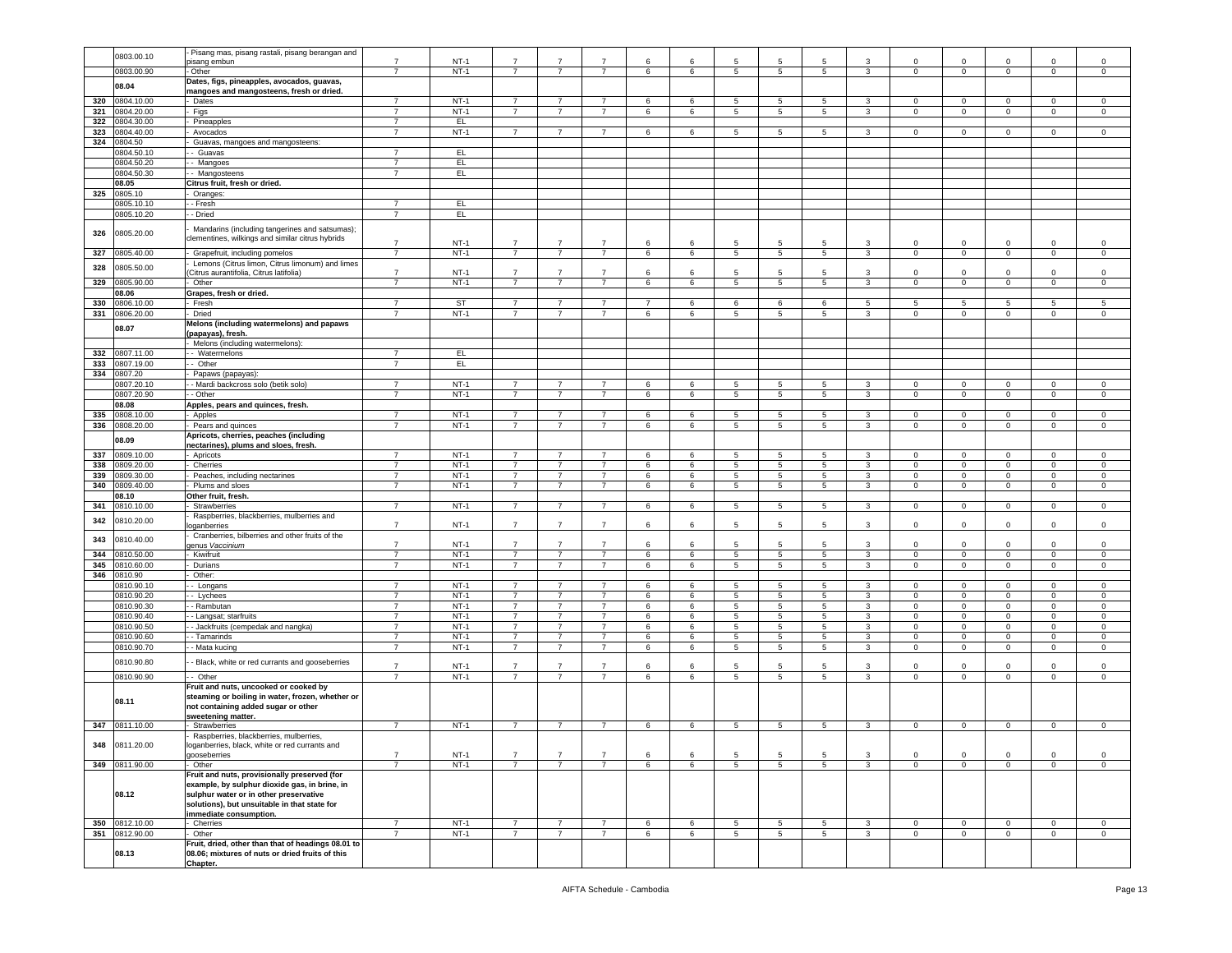| | 0803.00.10 | - Pisang mas, pisang rastali, pisang berangan and pisang embun | 7 | NT-1 | 7 | 7 | 7 | 6 | 6 | 5 | 5 | 5 | 3 | 0 | 0 | 0 | 0 | 0 |
|---|---|---|---|---|---|---|---|---|---|---|---|---|---|---|---|---|---|---|
| | 0803.00.90 | - Other | 7 | NT-1 | 7 | 7 | 7 | 6 | 6 | 5 | 5 | 5 | 3 | 0 | 0 | 0 | 0 | 0 |
| | **08.04** | **Dates, figs, pineapples, avocados, guavas, mangoes and mangosteens, fresh or dried.** | | | | | | | | | | | | | | | | |
| 320 | 0804.10.00 | - Dates | 7 | NT-1 | 7 | 7 | 7 | 6 | 6 | 5 | 5 | 5 | 3 | 0 | 0 | 0 | 0 | 0 |
| 321 | 0804.20.00 | - Figs | 7 | NT-1 | 7 | 7 | 7 | 6 | 6 | 5 | 5 | 5 | 3 | 0 | 0 | 0 | 0 | 0 |
| 322 | 0804.30.00 | - Pineapples | 7 | EL | | | | | | | | | | | | | | |
| 323 | 0804.40.00 | - Avocados | 7 | NT-1 | 7 | 7 | 7 | 6 | 6 | 5 | 5 | 5 | 3 | 0 | 0 | 0 | 0 | 0 |
| 324 | 0804.50 | - Guavas, mangoes and mangosteens: | | | | | | | | | | | | | | | | |
| | 0804.50.10 | - - Guavas | 7 | EL | | | | | | | | | | | | | | |
| | 0804.50.20 | - - Mangoes | 7 | EL | | | | | | | | | | | | | | |
| | 0804.50.30 | - - Mangosteens | 7 | EL | | | | | | | | | | | | | | |
| | **08.05** | **Citrus fruit, fresh or dried.** | | | | | | | | | | | | | | | | |
| 325 | 0805.10 | - Oranges: | | | | | | | | | | | | | | | | |
| | 0805.10.10 | - - Fresh | 7 | EL | | | | | | | | | | | | | | |
| | 0805.10.20 | - - Dried | 7 | EL | | | | | | | | | | | | | | |
| 326 | 0805.20.00 | - Mandarins (including tangerines and satsumas); clementines, wilkings and similar citrus hybrids | 7 | NT-1 | 7 | 7 | 7 | 6 | 6 | 5 | 5 | 5 | 3 | 0 | 0 | 0 | 0 | 0 |
| 327 | 0805.40.00 | - Grapefruit, including pomelos | 7 | NT-1 | 7 | 7 | 7 | 6 | 6 | 5 | 5 | 5 | 3 | 0 | 0 | 0 | 0 | 0 |
| 328 | 0805.50.00 | - Lemons (Citrus limon, Citrus limonum) and limes (Citrus aurantifolia, Citrus latifolia) | 7 | NT-1 | 7 | 7 | 7 | 6 | 6 | 5 | 5 | 5 | 3 | 0 | 0 | 0 | 0 | 0 |
| 329 | 0805.90.00 | - Other | 7 | NT-1 | 7 | 7 | 7 | 6 | 6 | 5 | 5 | 5 | 3 | 0 | 0 | 0 | 0 | 0 |
| | **08.06** | **Grapes, fresh or dried.** | | | | | | | | | | | | | | | | |
| 330 | 0806.10.00 | - Fresh | 7 | ST | 7 | 7 | 7 | 7 | 6 | 6 | 6 | 6 | 5 | 5 | 5 | 5 | 5 | 5 |
| 331 | 0806.20.00 | - Dried | 7 | NT-1 | 7 | 7 | 7 | 6 | 6 | 5 | 5 | 5 | 3 | 0 | 0 | 0 | 0 | 0 |
| | **08.07** | **Melons (including watermelons) and papaws (papayas), fresh.** | | | | | | | | | | | | | | | | |
| | | - Melons (including watermelons): | | | | | | | | | | | | | | | | |
| 332 | 0807.11.00 | - - Watermelons | 7 | EL | | | | | | | | | | | | | | |
| 333 | 0807.19.00 | - - Other | 7 | EL | | | | | | | | | | | | | | |
| 334 | 0807.20 | - Papaws (papayas): | | | | | | | | | | | | | | | | |
| | 0807.20.10 | - - Mardi backcross solo (betik solo) | 7 | NT-1 | 7 | 7 | 7 | 6 | 6 | 5 | 5 | 5 | 3 | 0 | 0 | 0 | 0 | 0 |
| | 0807.20.90 | - - Other | 7 | NT-1 | 7 | 7 | 7 | 6 | 6 | 5 | 5 | 5 | 3 | 0 | 0 | 0 | 0 | 0 |
| | **08.08** | **Apples, pears and quinces, fresh.** | | | | | | | | | | | | | | | | |
| 335 | 0808.10.00 | - Apples | 7 | NT-1 | 7 | 7 | 7 | 6 | 6 | 5 | 5 | 5 | 3 | 0 | 0 | 0 | 0 | 0 |
| 336 | 0808.20.00 | - Pears and quinces | 7 | NT-1 | 7 | 7 | 7 | 6 | 6 | 5 | 5 | 5 | 3 | 0 | 0 | 0 | 0 | 0 |
| | **08.09** | **Apricots, cherries, peaches (including nectarines), plums and sloes, fresh.** | | | | | | | | | | | | | | | | |
| 337 | 0809.10.00 | - Apricots | 7 | NT-1 | 7 | 7 | 7 | 6 | 6 | 5 | 5 | 5 | 3 | 0 | 0 | 0 | 0 | 0 |
| 338 | 0809.20.00 | - Cherries | 7 | NT-1 | 7 | 7 | 7 | 6 | 6 | 5 | 5 | 5 | 3 | 0 | 0 | 0 | 0 | 0 |
| 339 | 0809.30.00 | - Peaches, including nectarines | 7 | NT-1 | 7 | 7 | 7 | 6 | 6 | 5 | 5 | 5 | 3 | 0 | 0 | 0 | 0 | 0 |
| 340 | 0809.40.00 | - Plums and sloes | 7 | NT-1 | 7 | 7 | 7 | 6 | 6 | 5 | 5 | 5 | 3 | 0 | 0 | 0 | 0 | 0 |
| | **08.10** | **Other fruit, fresh.** | | | | | | | | | | | | | | | | |
| 341 | 0810.10.00 | - Strawberries | 7 | NT-1 | 7 | 7 | 7 | 6 | 6 | 5 | 5 | 5 | 3 | 0 | 0 | 0 | 0 | 0 |
| 342 | 0810.20.00 | - Raspberries, blackberries, mulberries and loganberries | 7 | NT-1 | 7 | 7 | 7 | 6 | 6 | 5 | 5 | 5 | 3 | 0 | 0 | 0 | 0 | 0 |
| 343 | 0810.40.00 | - Cranberries, bilberries and other fruits of the genus *Vaccinium* | 7 | NT-1 | 7 | 7 | 7 | 6 | 6 | 5 | 5 | 5 | 3 | 0 | 0 | 0 | 0 | 0 |
| 344 | 0810.50.00 | - Kiwifruit | 7 | NT-1 | 7 | 7 | 7 | 6 | 6 | 5 | 5 | 5 | 3 | 0 | 0 | 0 | 0 | 0 |
| 345 | 0810.60.00 | - Durians | 7 | NT-1 | 7 | 7 | 7 | 6 | 6 | 5 | 5 | 5 | 3 | 0 | 0 | 0 | 0 | 0 |
| 346 | 0810.90 | - Other: | | | | | | | | | | | | | | | | |
| | 0810.90.10 | - - Longans | 7 | NT-1 | 7 | 7 | 7 | 6 | 6 | 5 | 5 | 5 | 3 | 0 | 0 | 0 | 0 | 0 |
| | 0810.90.20 | - - Lychees | 7 | NT-1 | 7 | 7 | 7 | 6 | 6 | 5 | 5 | 5 | 3 | 0 | 0 | 0 | 0 | 0 |
| | 0810.90.30 | - - Rambutan | 7 | NT-1 | 7 | 7 | 7 | 6 | 6 | 5 | 5 | 5 | 3 | 0 | 0 | 0 | 0 | 0 |
| | 0810.90.40 | - - Langsat; starfruits | 7 | NT-1 | 7 | 7 | 7 | 6 | 6 | 5 | 5 | 5 | 3 | 0 | 0 | 0 | 0 | 0 |
| | 0810.90.50 | - - Jackfruits (cempedak and nangka) | 7 | NT-1 | 7 | 7 | 7 | 6 | 6 | 5 | 5 | 5 | 3 | 0 | 0 | 0 | 0 | 0 |
| | 0810.90.60 | - - Tamarinds | 7 | NT-1 | 7 | 7 | 7 | 6 | 6 | 5 | 5 | 5 | 3 | 0 | 0 | 0 | 0 | 0 |
| | 0810.90.70 | - - Mata kucing | 7 | NT-1 | 7 | 7 | 7 | 6 | 6 | 5 | 5 | 5 | 3 | 0 | 0 | 0 | 0 | 0 |
| | 0810.90.80 | - - Black, white or red currants and gooseberries | 7 | NT-1 | 7 | 7 | 7 | 6 | 6 | 5 | 5 | 5 | 3 | 0 | 0 | 0 | 0 | 0 |
| | 0810.90.90 | - - Other | 7 | NT-1 | 7 | 7 | 7 | 6 | 6 | 5 | 5 | 5 | 3 | 0 | 0 | 0 | 0 | 0 |
| | **08.11** | **Fruit and nuts, uncooked or cooked by steaming or boiling in water, frozen, whether or not containing added sugar or other sweetening matter.** | | | | | | | | | | | | | | | | |
| 347 | 0811.10.00 | - Strawberries | 7 | NT-1 | 7 | 7 | 7 | 6 | 6 | 5 | 5 | 5 | 3 | 0 | 0 | 0 | 0 | 0 |
| 348 | 0811.20.00 | - Raspberries, blackberries, mulberries, loganberries, black, white or red currants and gooseberries | 7 | NT-1 | 7 | 7 | 7 | 6 | 6 | 5 | 5 | 5 | 3 | 0 | 0 | 0 | 0 | 0 |
| 349 | 0811.90.00 | - Other | 7 | NT-1 | 7 | 7 | 7 | 6 | 6 | 5 | 5 | 5 | 3 | 0 | 0 | 0 | 0 | 0 |
| | **08.12** | **Fruit and nuts, provisionally preserved (for example, by sulphur dioxide gas, in brine, in sulphur water or in other preservative solutions), but unsuitable in that state for immediate consumption.** | | | | | | | | | | | | | | | | |
| 350 | 0812.10.00 | - Cherries | 7 | NT-1 | 7 | 7 | 7 | 6 | 6 | 5 | 5 | 5 | 3 | 0 | 0 | 0 | 0 | 0 |
| 351 | 0812.90.00 | - Other | 7 | NT-1 | 7 | 7 | 7 | 6 | 6 | 5 | 5 | 5 | 3 | 0 | 0 | 0 | 0 | 0 |
| | **08.13** | **Fruit, dried, other than that of headings 08.01 to 08.06; mixtures of nuts or dried fruits of this Chapter.** | | | | | | | | | | | | | | | | |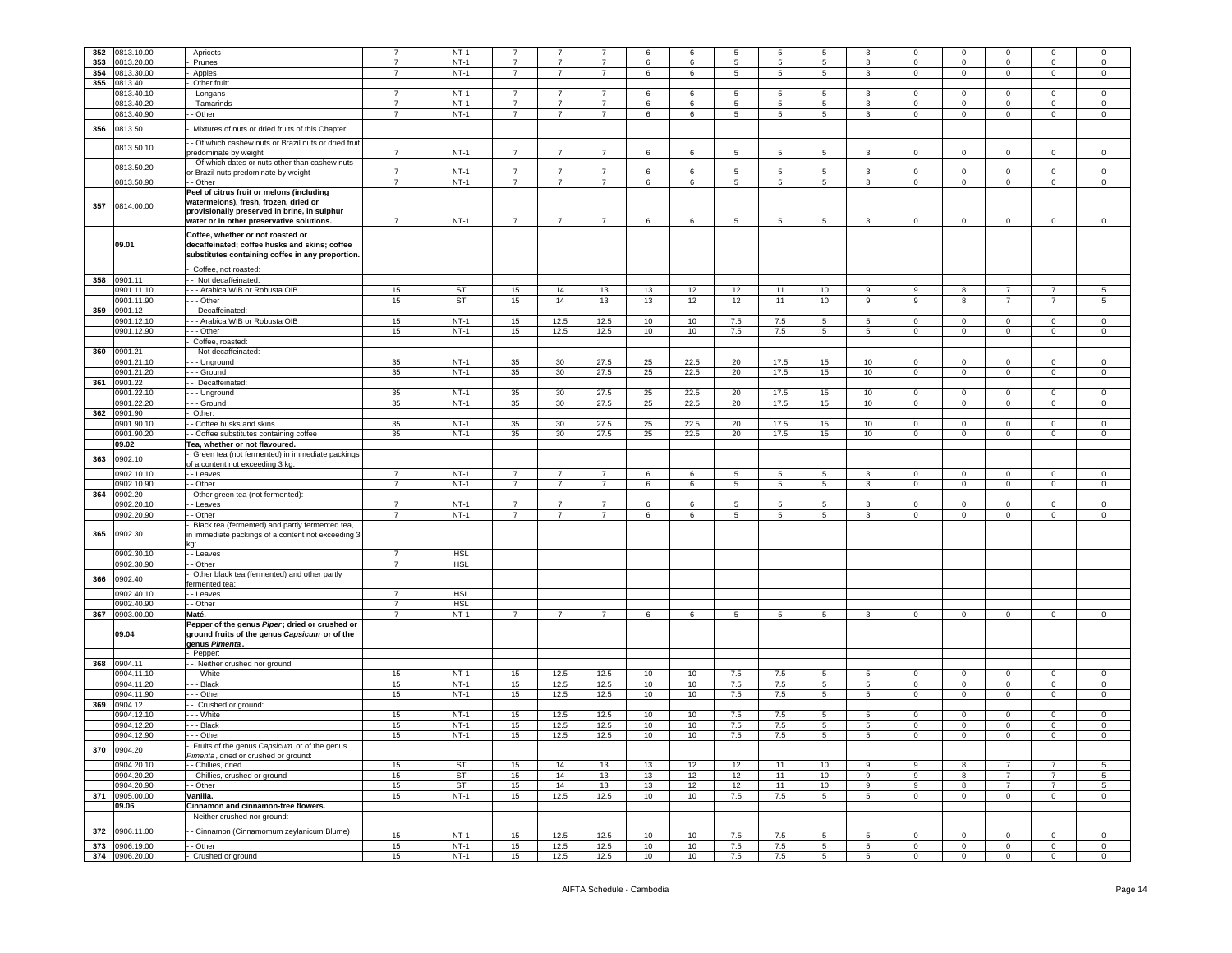| 352 | 0813.10.00 | - Apricots | 7 | NT-1 | 7 | 7 | 7 | 6 | 6 | 5 | 5 | 5 | 3 | 0 | 0 | 0 | 0 | 0 |
|---|---|---|---|---|---|---|---|---|---|---|---|---|---|---|---|---|---|---|
| 353 | 0813.20.00 | - Prunes | 7 | NT-1 | 7 | 7 | 7 | 6 | 6 | 5 | 5 | 5 | 3 | 0 | 0 | 0 | 0 | 0 |
| 354 | 0813.30.00 | - Apples | 7 | NT-1 | 7 | 7 | 7 | 6 | 6 | 5 | 5 | 5 | 3 | 0 | 0 | 0 | 0 | 0 |
| 355 | 0813.40 | - Other fruit: | | | | | | | | | | | | | | | | |
| | 0813.40.10 | - - Longans | 7 | NT-1 | 7 | 7 | 7 | 6 | 6 | 5 | 5 | 5 | 3 | 0 | 0 | 0 | 0 | 0 |
| | 0813.40.20 | - - Tamarinds | 7 | NT-1 | 7 | 7 | 7 | 6 | 6 | 5 | 5 | 5 | 3 | 0 | 0 | 0 | 0 | 0 |
| | 0813.40.90 | - - Other | 7 | NT-1 | 7 | 7 | 7 | 6 | 6 | 5 | 5 | 5 | 3 | 0 | 0 | 0 | 0 | 0 |
| 356 | 0813.50 | - Mixtures of nuts or dried fruits of this Chapter: | | | | | | | | | | | | | | | | |
| | 0813.50.10 | - - Of which cashew nuts or Brazil nuts or dried fruit predominate by weight | 7 | NT-1 | 7 | 7 | 7 | 6 | 6 | 5 | 5 | 5 | 3 | 0 | 0 | 0 | 0 | 0 |
| | 0813.50.20 | - - Of which dates or nuts other than cashew nuts or Brazil nuts predominate by weight | 7 | NT-1 | 7 | 7 | 7 | 6 | 6 | 5 | 5 | 5 | 3 | 0 | 0 | 0 | 0 | 0 |
| | 0813.50.90 | - - Other | 7 | NT-1 | 7 | 7 | 7 | 6 | 6 | 5 | 5 | 5 | 3 | 0 | 0 | 0 | 0 | 0 |
| 357 | 0814.00.00 | **Peel of citrus fruit or melons (including watermelons), fresh, frozen, dried or provisionally preserved in brine, in sulphur water or in other preservative solutions.** | 7 | NT-1 | 7 | 7 | 7 | 6 | 6 | 5 | 5 | 5 | 3 | 0 | 0 | 0 | 0 | 0 |
| | 09.01 | **Coffee, whether or not roasted or decaffeinated; coffee husks and skins; coffee substitutes containing coffee in any proportion.** | | | | | | | | | | | | | | | | |
| | | - Coffee, not roasted: | | | | | | | | | | | | | | | | |
| 358 | 0901.11 | - - Not decaffeinated: | | | | | | | | | | | | | | | | |
| | 0901.11.10 | - - - Arabica WIB or Robusta OIB | 15 | ST | 15 | 14 | 13 | 13 | 12 | 12 | 11 | 10 | 9 | 9 | 8 | 7 | 7 | 5 |
| | 0901.11.90 | - - - Other | 15 | ST | 15 | 14 | 13 | 13 | 12 | 12 | 11 | 10 | 9 | 9 | 8 | 7 | 7 | 5 |
| 359 | 0901.12 | - - Decaffeinated: | | | | | | | | | | | | | | | | |
| | 0901.12.10 | - - - Arabica WIB or Robusta OIB | 15 | NT-1 | 15 | 12.5 | 12.5 | 10 | 10 | 7.5 | 7.5 | 5 | 5 | 0 | 0 | 0 | 0 | 0 |
| | 0901.12.90 | - - - Other | 15 | NT-1 | 15 | 12.5 | 12.5 | 10 | 10 | 7.5 | 7.5 | 5 | 5 | 0 | 0 | 0 | 0 | 0 |
| | | - Coffee, roasted: | | | | | | | | | | | | | | | | |
| 360 | 0901.21 | - - Not decaffeinated: | | | | | | | | | | | | | | | | |
| | 0901.21.10 | - - - Unground | 35 | NT-1 | 35 | 30 | 27.5 | 25 | 22.5 | 20 | 17.5 | 15 | 10 | 0 | 0 | 0 | 0 | 0 |
| | 0901.21.20 | - - - Ground | 35 | NT-1 | 35 | 30 | 27.5 | 25 | 22.5 | 20 | 17.5 | 15 | 10 | 0 | 0 | 0 | 0 | 0 |
| 361 | 0901.22 | - - Decaffeinated: | | | | | | | | | | | | | | | | |
| | 0901.22.10 | - - - Unground | 35 | NT-1 | 35 | 30 | 27.5 | 25 | 22.5 | 20 | 17.5 | 15 | 10 | 0 | 0 | 0 | 0 | 0 |
| | 0901.22.20 | - - - Ground | 35 | NT-1 | 35 | 30 | 27.5 | 25 | 22.5 | 20 | 17.5 | 15 | 10 | 0 | 0 | 0 | 0 | 0 |
| 362 | 0901.90 | - Other: | | | | | | | | | | | | | | | | |
| | 0901.90.10 | - - Coffee husks and skins | 35 | NT-1 | 35 | 30 | 27.5 | 25 | 22.5 | 20 | 17.5 | 15 | 10 | 0 | 0 | 0 | 0 | 0 |
| | 0901.90.20 | - - Coffee substitutes containing coffee | 35 | NT-1 | 35 | 30 | 27.5 | 25 | 22.5 | 20 | 17.5 | 15 | 10 | 0 | 0 | 0 | 0 | 0 |
| | 09.02 | **Tea, whether or not flavoured.** | | | | | | | | | | | | | | | | |
| 363 | 0902.10 | - Green tea (not fermented) in immediate packings of a content not exceeding 3 kg: | | | | | | | | | | | | | | | | |
| | 0902.10.10 | - - Leaves | 7 | NT-1 | 7 | 7 | 7 | 6 | 6 | 5 | 5 | 5 | 3 | 0 | 0 | 0 | 0 | 0 |
| | 0902.10.90 | - - Other | 7 | NT-1 | 7 | 7 | 7 | 6 | 6 | 5 | 5 | 5 | 3 | 0 | 0 | 0 | 0 | 0 |
| 364 | 0902.20 | - Other green tea (not fermented): | | | | | | | | | | | | | | | | |
| | 0902.20.10 | - - Leaves | 7 | NT-1 | 7 | 7 | 7 | 6 | 6 | 5 | 5 | 5 | 3 | 0 | 0 | 0 | 0 | 0 |
| | 0902.20.90 | - - Other | 7 | NT-1 | 7 | 7 | 7 | 6 | 6 | 5 | 5 | 5 | 3 | 0 | 0 | 0 | 0 | 0 |
| 365 | 0902.30 | - Black tea (fermented) and partly fermented tea, in immediate packings of a content not exceeding 3 kg: | | | | | | | | | | | | | | | | |
| | 0902.30.10 | - - Leaves | 7 | HSL | | | | | | | | | | | | | | |
| | 0902.30.90 | - - Other | 7 | HSL | | | | | | | | | | | | | | |
| 366 | 0902.40 | - Other black tea (fermented) and other partly fermented tea: | | | | | | | | | | | | | | | | |
| | 0902.40.10 | - - Leaves | 7 | HSL | | | | | | | | | | | | | | |
| | 0902.40.90 | - - Other | 7 | HSL | | | | | | | | | | | | | | |
| 367 | 0903.00.00 | **Maté.** | 7 | NT-1 | 7 | 7 | 7 | 6 | 6 | 5 | 5 | 5 | 3 | 0 | 0 | 0 | 0 | 0 |
| | 09.04 | **Pepper of the genus *Piper*; dried or crushed or ground fruits of the genus *Capsicum* or of the genus *Pimenta*.** | | | | | | | | | | | | | | | | |
| | | - Pepper: | | | | | | | | | | | | | | | | |
| 368 | 0904.11 | - - Neither crushed nor ground: | | | | | | | | | | | | | | | | |
| | 0904.11.10 | - - - White | 15 | NT-1 | 15 | 12.5 | 12.5 | 10 | 10 | 7.5 | 7.5 | 5 | 5 | 0 | 0 | 0 | 0 | 0 |
| | 0904.11.20 | - - - Black | 15 | NT-1 | 15 | 12.5 | 12.5 | 10 | 10 | 7.5 | 7.5 | 5 | 5 | 0 | 0 | 0 | 0 | 0 |
| | 0904.11.90 | - - - Other | 15 | NT-1 | 15 | 12.5 | 12.5 | 10 | 10 | 7.5 | 7.5 | 5 | 5 | 0 | 0 | 0 | 0 | 0 |
| 369 | 0904.12 | - - Crushed or ground: | | | | | | | | | | | | | | | | |
| | 0904.12.10 | - - - White | 15 | NT-1 | 15 | 12.5 | 12.5 | 10 | 10 | 7.5 | 7.5 | 5 | 5 | 0 | 0 | 0 | 0 | 0 |
| | 0904.12.20 | - - - Black | 15 | NT-1 | 15 | 12.5 | 12.5 | 10 | 10 | 7.5 | 7.5 | 5 | 5 | 0 | 0 | 0 | 0 | 0 |
| | 0904.12.90 | - - - Other | 15 | NT-1 | 15 | 12.5 | 12.5 | 10 | 10 | 7.5 | 7.5 | 5 | 5 | 0 | 0 | 0 | 0 | 0 |
| 370 | 0904.20 | - Fruits of the genus *Capsicum* or of the genus *Pimenta*, dried or crushed or ground: | | | | | | | | | | | | | | | | |
| | 0904.20.10 | - - Chillies, dried | 15 | ST | 15 | 14 | 13 | 13 | 12 | 12 | 11 | 10 | 9 | 9 | 8 | 7 | 7 | 5 |
| | 0904.20.20 | - - Chillies, crushed or ground | 15 | ST | 15 | 14 | 13 | 13 | 12 | 12 | 11 | 10 | 9 | 9 | 8 | 7 | 7 | 5 |
| | 0904.20.90 | - - Other | 15 | ST | 15 | 14 | 13 | 13 | 12 | 12 | 11 | 10 | 9 | 9 | 8 | 7 | 7 | 5 |
| 371 | 0905.00.00 | **Vanilla.** | 15 | NT-1 | 15 | 12.5 | 12.5 | 10 | 10 | 7.5 | 7.5 | 5 | 5 | 0 | 0 | 0 | 0 | 0 |
| | 09.06 | **Cinnamon and cinnamon-tree flowers.** | | | | | | | | | | | | | | | | |
| | | - Neither crushed nor ground: | | | | | | | | | | | | | | | | |
| 372 | 0906.11.00 | - - Cinnamon (Cinnamomum zeylanicum Blume) | 15 | NT-1 | 15 | 12.5 | 12.5 | 10 | 10 | 7.5 | 7.5 | 5 | 5 | 0 | 0 | 0 | 0 | 0 |
| 373 | 0906.19.00 | - - Other | 15 | NT-1 | 15 | 12.5 | 12.5 | 10 | 10 | 7.5 | 7.5 | 5 | 5 | 0 | 0 | 0 | 0 | 0 |
| 374 | 0906.20.00 | - Crushed or ground | 15 | NT-1 | 15 | 12.5 | 12.5 | 10 | 10 | 7.5 | 7.5 | 5 | 5 | 0 | 0 | 0 | 0 | 0 |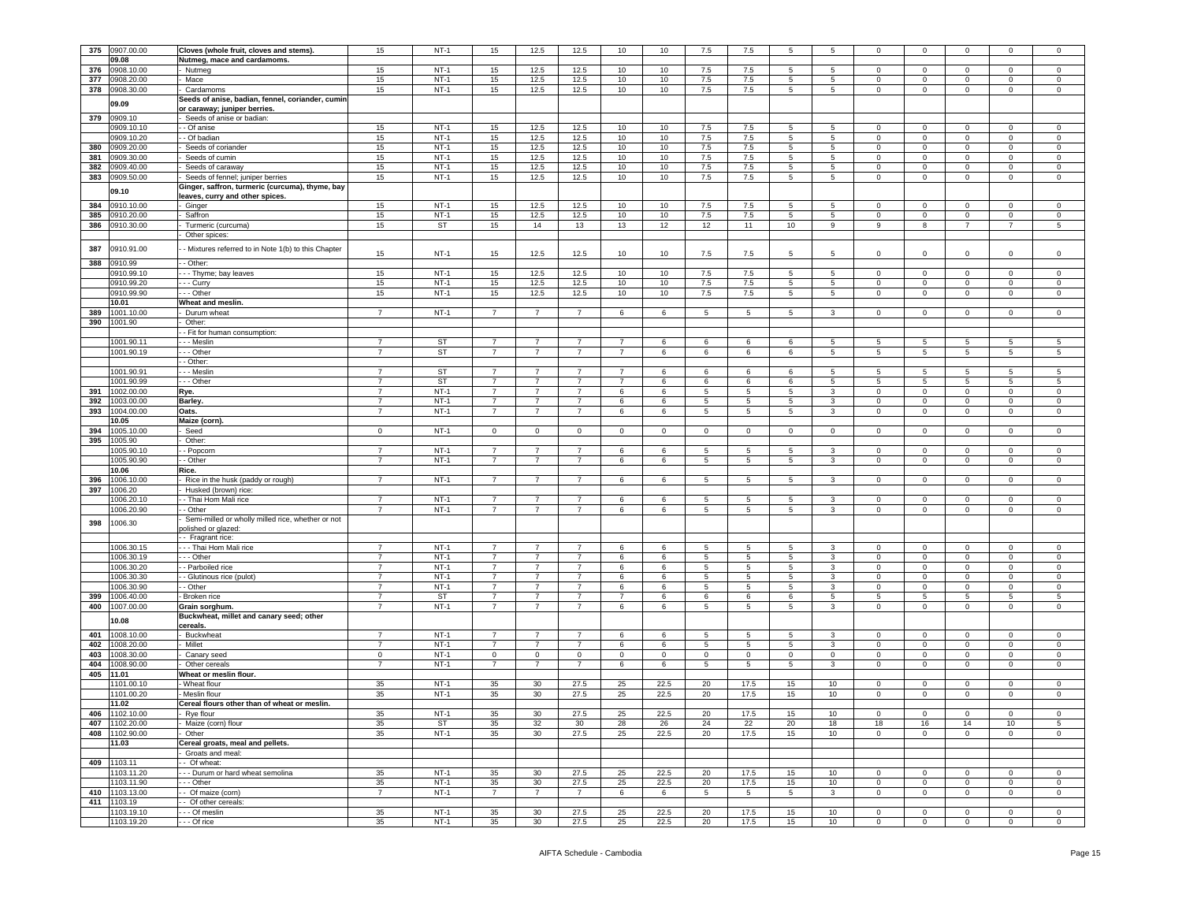| 375 | 0907.00.00 | **Cloves (whole fruit, cloves and stems).** | 15 | NT-1 | 15 | 12.5 | 12.5 | 10 | 10 | 7.5 | 7.5 | 5 | 5 | 0 | 0 | 0 | 0 | 0 |
|---|---|---|---|---|---|---|---|---|---|---|---|---|---|---|---|---|---|---|
| | **09.08** | **Nutmeg, mace and cardamoms.** | | | | | | | | | | | | | | | | |
| 376 | 0908.10.00 | - Nutmeg | 15 | NT-1 | 15 | 12.5 | 12.5 | 10 | 10 | 7.5 | 7.5 | 5 | 5 | 0 | 0 | 0 | 0 | 0 |
| 377 | 0908.20.00 | - Mace | 15 | NT-1 | 15 | 12.5 | 12.5 | 10 | 10 | 7.5 | 7.5 | 5 | 5 | 0 | 0 | 0 | 0 | 0 |
| 378 | 0908.30.00 | - Cardamoms | 15 | NT-1 | 15 | 12.5 | 12.5 | 10 | 10 | 7.5 | 7.5 | 5 | 5 | 0 | 0 | 0 | 0 | 0 |
| | **09.09** | **Seeds of anise, badian, fennel, coriander, cumin or caraway; juniper berries.** | | | | | | | | | | | | | | | | |
| 379 | 0909.10 | - Seeds of anise or badian: | | | | | | | | | | | | | | | | |
| | 0909.10.10 | - - Of anise | 15 | NT-1 | 15 | 12.5 | 12.5 | 10 | 10 | 7.5 | 7.5 | 5 | 5 | 0 | 0 | 0 | 0 | 0 |
| | 0909.10.20 | - - Of badian | 15 | NT-1 | 15 | 12.5 | 12.5 | 10 | 10 | 7.5 | 7.5 | 5 | 5 | 0 | 0 | 0 | 0 | 0 |
| 380 | 0909.20.00 | - Seeds of coriander | 15 | NT-1 | 15 | 12.5 | 12.5 | 10 | 10 | 7.5 | 7.5 | 5 | 5 | 0 | 0 | 0 | 0 | 0 |
| 381 | 0909.30.00 | - Seeds of cumin | 15 | NT-1 | 15 | 12.5 | 12.5 | 10 | 10 | 7.5 | 7.5 | 5 | 5 | 0 | 0 | 0 | 0 | 0 |
| 382 | 0909.40.00 | - Seeds of caraway | 15 | NT-1 | 15 | 12.5 | 12.5 | 10 | 10 | 7.5 | 7.5 | 5 | 5 | 0 | 0 | 0 | 0 | 0 |
| 383 | 0909.50.00 | - Seeds of fennel; juniper berries | 15 | NT-1 | 15 | 12.5 | 12.5 | 10 | 10 | 7.5 | 7.5 | 5 | 5 | 0 | 0 | 0 | 0 | 0 |
| | **09.10** | **Ginger, saffron, turmeric (curcuma), thyme, bay leaves, curry and other spices.** | | | | | | | | | | | | | | | | |
| 384 | 0910.10.00 | - Ginger | 15 | NT-1 | 15 | 12.5 | 12.5 | 10 | 10 | 7.5 | 7.5 | 5 | 5 | 0 | 0 | 0 | 0 | 0 |
| 385 | 0910.20.00 | - Saffron | 15 | NT-1 | 15 | 12.5 | 12.5 | 10 | 10 | 7.5 | 7.5 | 5 | 5 | 0 | 0 | 0 | 0 | 0 |
| 386 | 0910.30.00 | - Turmeric (curcuma) | 15 | ST | 15 | 14 | 13 | 13 | 12 | 12 | 11 | 10 | 9 | 9 | 8 | 7 | 7 | 5 |
| | | - Other spices: | | | | | | | | | | | | | | | | |
| 387 | 0910.91.00 | - - Mixtures referred to in Note 1(b) to this Chapter | 15 | NT-1 | 15 | 12.5 | 12.5 | 10 | 10 | 7.5 | 7.5 | 5 | 5 | 0 | 0 | 0 | 0 | 0 |
| 388 | 0910.99 | - - Other: | | | | | | | | | | | | | | | | |
| | 0910.99.10 | - - - Thyme; bay leaves | 15 | NT-1 | 15 | 12.5 | 12.5 | 10 | 10 | 7.5 | 7.5 | 5 | 5 | 0 | 0 | 0 | 0 | 0 |
| | 0910.99.20 | - - - Curry | 15 | NT-1 | 15 | 12.5 | 12.5 | 10 | 10 | 7.5 | 7.5 | 5 | 5 | 0 | 0 | 0 | 0 | 0 |
| | 0910.99.90 | - - - Other | 15 | NT-1 | 15 | 12.5 | 12.5 | 10 | 10 | 7.5 | 7.5 | 5 | 5 | 0 | 0 | 0 | 0 | 0 |
| | **10.01** | **Wheat and meslin.** | | | | | | | | | | | | | | | | |
| 389 | 1001.10.00 | - Durum wheat | 7 | NT-1 | 7 | 7 | 7 | 6 | 6 | 5 | 5 | 5 | 3 | 0 | 0 | 0 | 0 | 0 |
| 390 | 1001.90 | - Other: | | | | | | | | | | | | | | | | |
| | | - - Fit for human consumption: | | | | | | | | | | | | | | | | |
| | 1001.90.11 | - - - Meslin | 7 | ST | 7 | 7 | 7 | 7 | 6 | 6 | 6 | 6 | 5 | 5 | 5 | 5 | 5 | 5 |
| | 1001.90.19 | - - - Other | 7 | ST | 7 | 7 | 7 | 7 | 6 | 6 | 6 | 6 | 5 | 5 | 5 | 5 | 5 | 5 |
| | | - - Other: | | | | | | | | | | | | | | | | |
| | 1001.90.91 | - - - Meslin | 7 | ST | 7 | 7 | 7 | 7 | 6 | 6 | 6 | 6 | 5 | 5 | 5 | 5 | 5 | 5 |
| | 1001.90.99 | - - - Other | 7 | ST | 7 | 7 | 7 | 7 | 6 | 6 | 6 | 6 | 5 | 5 | 5 | 5 | 5 | 5 |
| 391 | 1002.00.00 | **Rye.** | 7 | NT-1 | 7 | 7 | 7 | 6 | 6 | 5 | 5 | 5 | 3 | 0 | 0 | 0 | 0 | 0 |
| 392 | 1003.00.00 | **Barley.** | 7 | NT-1 | 7 | 7 | 7 | 6 | 6 | 5 | 5 | 5 | 3 | 0 | 0 | 0 | 0 | 0 |
| 393 | 1004.00.00 | **Oats.** | 7 | NT-1 | 7 | 7 | 7 | 6 | 6 | 5 | 5 | 5 | 3 | 0 | 0 | 0 | 0 | 0 |
| | **10.05** | **Maize (corn).** | | | | | | | | | | | | | | | | |
| 394 | 1005.10.00 | - Seed | 0 | NT-1 | 0 | 0 | 0 | 0 | 0 | 0 | 0 | 0 | 0 | 0 | 0 | 0 | 0 | 0 |
| 395 | 1005.90 | - Other: | | | | | | | | | | | | | | | | |
| | 1005.90.10 | - - Popcorn | 7 | NT-1 | 7 | 7 | 7 | 6 | 6 | 5 | 5 | 5 | 3 | 0 | 0 | 0 | 0 | 0 |
| | 1005.90.90 | - - Other | 7 | NT-1 | 7 | 7 | 7 | 6 | 6 | 5 | 5 | 5 | 3 | 0 | 0 | 0 | 0 | 0 |
| | **10.06** | **Rice.** | | | | | | | | | | | | | | | | |
| 396 | 1006.10.00 | - Rice in the husk (paddy or rough) | 7 | NT-1 | 7 | 7 | 7 | 6 | 6 | 5 | 5 | 5 | 3 | 0 | 0 | 0 | 0 | 0 |
| 397 | 1006.20 | - Husked (brown) rice: | | | | | | | | | | | | | | | | |
| | 1006.20.10 | - - Thai Hom Mali rice | 7 | NT-1 | 7 | 7 | 7 | 6 | 6 | 5 | 5 | 5 | 3 | 0 | 0 | 0 | 0 | 0 |
| | 1006.20.90 | - - Other | 7 | NT-1 | 7 | 7 | 7 | 6 | 6 | 5 | 5 | 5 | 3 | 0 | 0 | 0 | 0 | 0 |
| 398 | 1006.30 | - Semi-milled or wholly milled rice, whether or not polished or glazed: | | | | | | | | | | | | | | | | |
| | | - - Fragrant rice: | | | | | | | | | | | | | | | | |
| | 1006.30.15 | - - - Thai Hom Mali rice | 7 | NT-1 | 7 | 7 | 7 | 6 | 6 | 5 | 5 | 5 | 3 | 0 | 0 | 0 | 0 | 0 |
| | 1006.30.19 | - - - Other | 7 | NT-1 | 7 | 7 | 7 | 6 | 6 | 5 | 5 | 5 | 3 | 0 | 0 | 0 | 0 | 0 |
| | 1006.30.20 | - - Parboiled rice | 7 | NT-1 | 7 | 7 | 7 | 6 | 6 | 5 | 5 | 5 | 3 | 0 | 0 | 0 | 0 | 0 |
| | 1006.30.30 | - - Glutinous rice (pulot) | 7 | NT-1 | 7 | 7 | 7 | 6 | 6 | 5 | 5 | 5 | 3 | 0 | 0 | 0 | 0 | 0 |
| | 1006.30.90 | - - Other | 7 | NT-1 | 7 | 7 | 7 | 6 | 6 | 5 | 5 | 5 | 3 | 0 | 0 | 0 | 0 | 0 |
| 399 | 1006.40.00 | - Broken rice | 7 | ST | 7 | 7 | 7 | 7 | 6 | 6 | 6 | 6 | 5 | 5 | 5 | 5 | 5 | 5 |
| 400 | 1007.00.00 | **Grain sorghum.** | 7 | NT-1 | 7 | 7 | 7 | 6 | 6 | 5 | 5 | 5 | 3 | 0 | 0 | 0 | 0 | 0 |
| | **10.08** | **Buckwheat, millet and canary seed; other cereals.** | | | | | | | | | | | | | | | | |
| 401 | 1008.10.00 | - Buckwheat | 7 | NT-1 | 7 | 7 | 7 | 6 | 6 | 5 | 5 | 5 | 3 | 0 | 0 | 0 | 0 | 0 |
| 402 | 1008.20.00 | - Millet | 7 | NT-1 | 7 | 7 | 7 | 6 | 6 | 5 | 5 | 5 | 3 | 0 | 0 | 0 | 0 | 0 |
| 403 | 1008.30.00 | - Canary seed | 0 | NT-1 | 0 | 0 | 0 | 0 | 0 | 0 | 0 | 0 | 0 | 0 | 0 | 0 | 0 | 0 |
| 404 | 1008.90.00 | - Other cereals | 7 | NT-1 | 7 | 7 | 7 | 6 | 6 | 5 | 5 | 5 | 3 | 0 | 0 | 0 | 0 | 0 |
| 405 | **11.01** | **Wheat or meslin flour.** | | | | | | | | | | | | | | | | |
| | 1101.00.10 | - Wheat flour | 35 | NT-1 | 35 | 30 | 27.5 | 25 | 22.5 | 20 | 17.5 | 15 | 10 | 0 | 0 | 0 | 0 | 0 |
| | 1101.00.20 | - Meslin flour | 35 | NT-1 | 35 | 30 | 27.5 | 25 | 22.5 | 20 | 17.5 | 15 | 10 | 0 | 0 | 0 | 0 | 0 |
| | **11.02** | **Cereal flours other than of wheat or meslin.** | | | | | | | | | | | | | | | | |
| 406 | 1102.10.00 | - Rye flour | 35 | NT-1 | 35 | 30 | 27.5 | 25 | 22.5 | 20 | 17.5 | 15 | 10 | 0 | 0 | 0 | 0 | 0 |
| 407 | 1102.20.00 | - Maize (corn) flour | 35 | ST | 35 | 32 | 30 | 28 | 26 | 24 | 22 | 20 | 18 | 18 | 16 | 14 | 10 | 5 |
| 408 | 1102.90.00 | - Other | 35 | NT-1 | 35 | 30 | 27.5 | 25 | 22.5 | 20 | 17.5 | 15 | 10 | 0 | 0 | 0 | 0 | 0 |
| | **11.03** | **Cereal groats, meal and pellets.** | | | | | | | | | | | | | | | | |
| | | - Groats and meal: | | | | | | | | | | | | | | | | |
| 409 | 1103.11 | - - Of wheat: | | | | | | | | | | | | | | | | |
| | 1103.11.20 | - - - Durum or hard wheat semolina | 35 | NT-1 | 35 | 30 | 27.5 | 25 | 22.5 | 20 | 17.5 | 15 | 10 | 0 | 0 | 0 | 0 | 0 |
| | 1103.11.90 | - - - Other | 35 | NT-1 | 35 | 30 | 27.5 | 25 | 22.5 | 20 | 17.5 | 15 | 10 | 0 | 0 | 0 | 0 | 0 |
| 410 | 1103.13.00 | - - Of maize (corn) | 7 | NT-1 | 7 | 7 | 7 | 6 | 6 | 5 | 5 | 5 | 3 | 0 | 0 | 0 | 0 | 0 |
| 411 | 1103.19 | - - Of other cereals: | | | | | | | | | | | | | | | | |
| | 1103.19.10 | - - - Of meslin | 35 | NT-1 | 35 | 30 | 27.5 | 25 | 22.5 | 20 | 17.5 | 15 | 10 | 0 | 0 | 0 | 0 | 0 |
| | 1103.19.20 | - - - Of rice | 35 | NT-1 | 35 | 30 | 27.5 | 25 | 22.5 | 20 | 17.5 | 15 | 10 | 0 | 0 | 0 | 0 | 0 |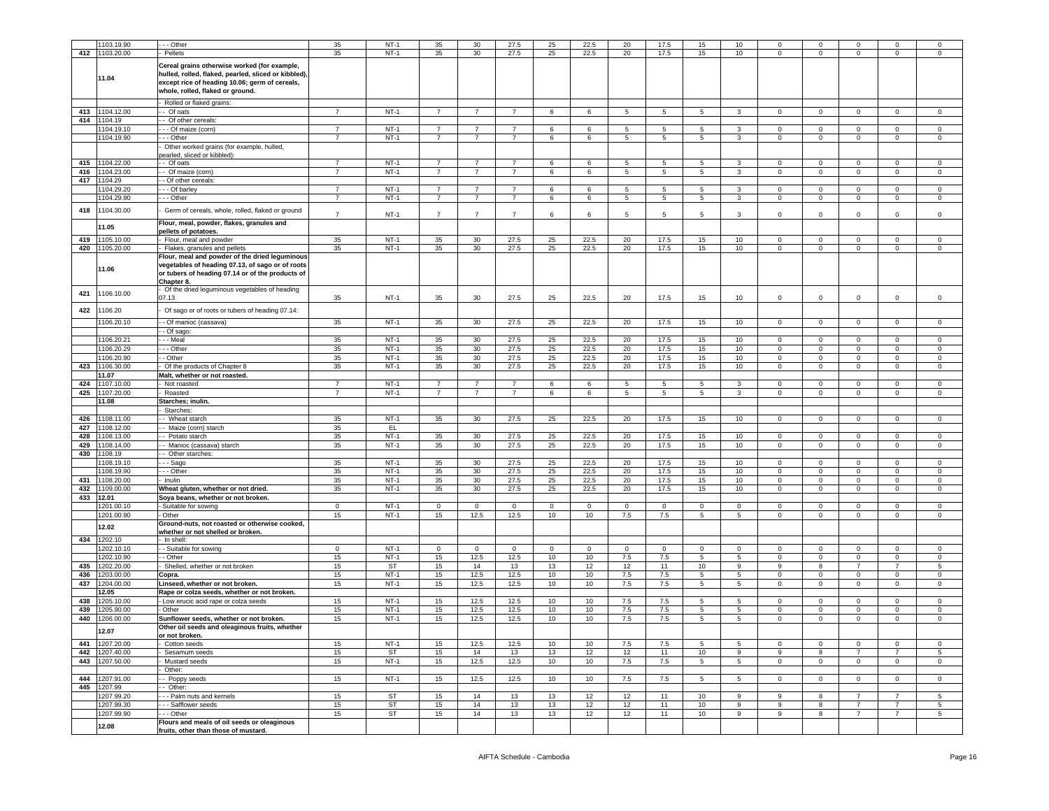|  | 1103.19.90 | - - - Other | 35 | NT-1 | 35 | 30 | 27.5 | 25 | 22.5 | 20 | 17.5 | 15 | 10 | 0 | 0 | 0 | 0 | 0 |
|---|---|---|---|---|---|---|---|---|---|---|---|---|---|---|---|---|---|---|
| 412 | 1103.20.00 | - Pellets | 35 | NT-1 | 35 | 30 | 27.5 | 25 | 22.5 | 20 | 17.5 | 15 | 10 | 0 | 0 | 0 | 0 | 0 |
|  | 11.04 | **Cereal grains otherwise worked (for example, hulled, rolled, flaked, pearled, sliced or kibbled), except rice of heading 10.06; germ of cereals, whole, rolled, flaked or ground.** |  |  |  |  |  |  |  |  |  |  |  |  |  |  |  |  |
|  |  | - Rolled or flaked grains: |  |  |  |  |  |  |  |  |  |  |  |  |  |  |  |  |
| 413 | 1104.12.00 | - - Of oats | 7 | NT-1 | 7 | 7 | 7 | 6 | 6 | 5 | 5 | 5 | 3 | 0 | 0 | 0 | 0 | 0 |
| 414 | 1104.19 | - - Of other cereals: |  |  |  |  |  |  |  |  |  |  |  |  |  |  |  |  |
|  | 1104.19.10 | - - - Of maize (corn) | 7 | NT-1 | 7 | 7 | 7 | 6 | 6 | 5 | 5 | 5 | 3 | 0 | 0 | 0 | 0 | 0 |
|  | 1104.19.90 | - - - Other | 7 | NT-1 | 7 | 7 | 7 | 6 | 6 | 5 | 5 | 5 | 3 | 0 | 0 | 0 | 0 | 0 |
|  |  | - Other worked grains (for example, hulled, pearled, sliced or kibbled): |  |  |  |  |  |  |  |  |  |  |  |  |  |  |  |  |
| 415 | 1104.22.00 | - - Of oats | 7 | NT-1 | 7 | 7 | 7 | 6 | 6 | 5 | 5 | 5 | 3 | 0 | 0 | 0 | 0 | 0 |
| 416 | 1104.23.00 | - - Of maize (corn) | 7 | NT-1 | 7 | 7 | 7 | 6 | 6 | 5 | 5 | 5 | 3 | 0 | 0 | 0 | 0 | 0 |
| 417 | 1104.29 | - - Of other cereals: |  |  |  |  |  |  |  |  |  |  |  |  |  |  |  |  |
|  | 1104.29.20 | - - - Of barley | 7 | NT-1 | 7 | 7 | 7 | 6 | 6 | 5 | 5 | 5 | 3 | 0 | 0 | 0 | 0 | 0 |
|  | 1104.29.90 | - - - Other | 7 | NT-1 | 7 | 7 | 7 | 6 | 6 | 5 | 5 | 5 | 3 | 0 | 0 | 0 | 0 | 0 |
| 418 | 1104.30.00 | - Germ of cereals, whole, rolled, flaked or ground | 7 | NT-1 | 7 | 7 | 7 | 6 | 6 | 5 | 5 | 5 | 3 | 0 | 0 | 0 | 0 | 0 |
|  | 11.05 | **Flour, meal, powder, flakes, granules and pellets of potatoes.** |  |  |  |  |  |  |  |  |  |  |  |  |  |  |  |  |
| 419 | 1105.10.00 | - Flour, meal and powder | 35 | NT-1 | 35 | 30 | 27.5 | 25 | 22.5 | 20 | 17.5 | 15 | 10 | 0 | 0 | 0 | 0 | 0 |
| 420 | 1105.20.00 | - Flakes, granules and pellets | 35 | NT-1 | 35 | 30 | 27.5 | 25 | 22.5 | 20 | 17.5 | 15 | 10 | 0 | 0 | 0 | 0 | 0 |
|  | 11.06 | **Flour, meal and powder of the dried leguminous vegetables of heading 07.13, of sago or of roots or tubers of heading 07.14 or of the products of Chapter 8.** |  |  |  |  |  |  |  |  |  |  |  |  |  |  |  |  |
| 421 | 1106.10.00 | - Of the dried leguminous vegetables of heading 07.13 | 35 | NT-1 | 35 | 30 | 27.5 | 25 | 22.5 | 20 | 17.5 | 15 | 10 | 0 | 0 | 0 | 0 | 0 |
| 422 | 1106.20 | - Of sago or of roots or tubers of heading 07.14: |  |  |  |  |  |  |  |  |  |  |  |  |  |  |  |  |
|  | 1106.20.10 | - - Of manioc (cassava) | 35 | NT-1 | 35 | 30 | 27.5 | 25 | 22.5 | 20 | 17.5 | 15 | 10 | 0 | 0 | 0 | 0 | 0 |
|  |  | - - Of sago: |  |  |  |  |  |  |  |  |  |  |  |  |  |  |  |  |
|  | 1106.20.21 | - - - Meal | 35 | NT-1 | 35 | 30 | 27.5 | 25 | 22.5 | 20 | 17.5 | 15 | 10 | 0 | 0 | 0 | 0 | 0 |
|  | 1106.20.29 | - - - Other | 35 | NT-1 | 35 | 30 | 27.5 | 25 | 22.5 | 20 | 17.5 | 15 | 10 | 0 | 0 | 0 | 0 | 0 |
|  | 1106.20.90 | - - Other | 35 | NT-1 | 35 | 30 | 27.5 | 25 | 22.5 | 20 | 17.5 | 15 | 10 | 0 | 0 | 0 | 0 | 0 |
| 423 | 1106.30.00 | - Of the products of Chapter 8 | 35 | NT-1 | 35 | 30 | 27.5 | 25 | 22.5 | 20 | 17.5 | 15 | 10 | 0 | 0 | 0 | 0 | 0 |
|  | 11.07 | **Malt, whether or not roasted.** |  |  |  |  |  |  |  |  |  |  |  |  |  |  |  |  |
| 424 | 1107.10.00 | - Not roasted | 7 | NT-1 | 7 | 7 | 7 | 6 | 6 | 5 | 5 | 5 | 3 | 0 | 0 | 0 | 0 | 0 |
| 425 | 1107.20.00 | - Roasted | 7 | NT-1 | 7 | 7 | 7 | 6 | 6 | 5 | 5 | 5 | 3 | 0 | 0 | 0 | 0 | 0 |
|  | 11.08 | **Starches; inulin.** |  |  |  |  |  |  |  |  |  |  |  |  |  |  |  |  |
|  |  | - Starches: |  |  |  |  |  |  |  |  |  |  |  |  |  |  |  |  |
| 426 | 1108.11.00 | - - Wheat starch | 35 | NT-1 | 35 | 30 | 27.5 | 25 | 22.5 | 20 | 17.5 | 15 | 10 | 0 | 0 | 0 | 0 | 0 |
| 427 | 1108.12.00 | - - Maize (corn) starch | 35 | EL |  |  |  |  |  |  |  |  |  |  |  |  |  |  |
| 428 | 1108.13.00 | - - Potato starch | 35 | NT-1 | 35 | 30 | 27.5 | 25 | 22.5 | 20 | 17.5 | 15 | 10 | 0 | 0 | 0 | 0 | 0 |
| 429 | 1108.14.00 | - - Manioc (cassava) starch | 35 | NT-1 | 35 | 30 | 27.5 | 25 | 22.5 | 20 | 17.5 | 15 | 10 | 0 | 0 | 0 | 0 | 0 |
| 430 | 1108.19 | - - Other starches: |  |  |  |  |  |  |  |  |  |  |  |  |  |  |  |  |
|  | 1108.19.10 | - - - Sago | 35 | NT-1 | 35 | 30 | 27.5 | 25 | 22.5 | 20 | 17.5 | 15 | 10 | 0 | 0 | 0 | 0 | 0 |
|  | 1108.19.90 | - - - Other | 35 | NT-1 | 35 | 30 | 27.5 | 25 | 22.5 | 20 | 17.5 | 15 | 10 | 0 | 0 | 0 | 0 | 0 |
| 431 | 1108.20.00 | - Inulin | 35 | NT-1 | 35 | 30 | 27.5 | 25 | 22.5 | 20 | 17.5 | 15 | 10 | 0 | 0 | 0 | 0 | 0 |
| 432 | 1109.00.00 | **Wheat gluten, whether or not dried.** | 35 | NT-1 | 35 | 30 | 27.5 | 25 | 22.5 | 20 | 17.5 | 15 | 10 | 0 | 0 | 0 | 0 | 0 |
| 433 | 12.01 | **Soya beans, whether or not broken.** |  |  |  |  |  |  |  |  |  |  |  |  |  |  |  |  |
|  | 1201.00.10 | - Suitable for sowing | 0 | NT-1 | 0 | 0 | 0 | 0 | 0 | 0 | 0 | 0 | 0 | 0 | 0 | 0 | 0 | 0 |
|  | 1201.00.90 | - Other | 15 | NT-1 | 15 | 12.5 | 12.5 | 10 | 10 | 7.5 | 7.5 | 5 | 5 | 0 | 0 | 0 | 0 | 0 |
|  | 12.02 | **Ground-nuts, not roasted or otherwise cooked, whether or not shelled or broken.** |  |  |  |  |  |  |  |  |  |  |  |  |  |  |  |  |
| 434 | 1202.10 | - In shell: |  |  |  |  |  |  |  |  |  |  |  |  |  |  |  |  |
|  | 1202.10.10 | - - Suitable for sowing | 0 | NT-1 | 0 | 0 | 0 | 0 | 0 | 0 | 0 | 0 | 0 | 0 | 0 | 0 | 0 | 0 |
|  | 1202.10.90 | - - Other | 15 | NT-1 | 15 | 12.5 | 12.5 | 10 | 10 | 7.5 | 7.5 | 5 | 5 | 0 | 0 | 0 | 0 | 0 |
| 435 | 1202.20.00 | - Shelled, whether or not broken | 15 | ST | 15 | 14 | 13 | 13 | 12 | 12 | 11 | 10 | 9 | 9 | 8 | 7 | 7 | 5 |
| 436 | 1203.00.00 | **Copra.** | 15 | NT-1 | 15 | 12.5 | 12.5 | 10 | 10 | 7.5 | 7.5 | 5 | 5 | 0 | 0 | 0 | 0 | 0 |
| 437 | 1204.00.00 | **Linseed, whether or not broken.** | 15 | NT-1 | 15 | 12.5 | 12.5 | 10 | 10 | 7.5 | 7.5 | 5 | 5 | 0 | 0 | 0 | 0 | 0 |
|  | 12.05 | **Rape or colza seeds, whether or not broken.** |  |  |  |  |  |  |  |  |  |  |  |  |  |  |  |  |
| 438 | 1205.10.00 | - Low erucic acid rape or colza seeds | 15 | NT-1 | 15 | 12.5 | 12.5 | 10 | 10 | 7.5 | 7.5 | 5 | 5 | 0 | 0 | 0 | 0 | 0 |
| 439 | 1205.90.00 | - Other | 15 | NT-1 | 15 | 12.5 | 12.5 | 10 | 10 | 7.5 | 7.5 | 5 | 5 | 0 | 0 | 0 | 0 | 0 |
| 440 | 1206.00.00 | **Sunflower seeds, whether or not broken.** | 15 | NT-1 | 15 | 12.5 | 12.5 | 10 | 10 | 7.5 | 7.5 | 5 | 5 | 0 | 0 | 0 | 0 | 0 |
|  | 12.07 | **Other oil seeds and oleaginous fruits, whether or not broken.** |  |  |  |  |  |  |  |  |  |  |  |  |  |  |  |  |
| 441 | 1207.20.00 | - Cotton seeds | 15 | NT-1 | 15 | 12.5 | 12.5 | 10 | 10 | 7.5 | 7.5 | 5 | 5 | 0 | 0 | 0 | 0 | 0 |
| 442 | 1207.40.00 | - Sesamum seeds | 15 | ST | 15 | 14 | 13 | 13 | 12 | 12 | 11 | 10 | 9 | 9 | 8 | 7 | 7 | 5 |
| 443 | 1207.50.00 | - Mustard seeds | 15 | NT-1 | 15 | 12.5 | 12.5 | 10 | 10 | 7.5 | 7.5 | 5 | 5 | 0 | 0 | 0 | 0 | 0 |
|  |  | - Other: |  |  |  |  |  |  |  |  |  |  |  |  |  |  |  |  |
| 444 | 1207.91.00 | - - Poppy seeds | 15 | NT-1 | 15 | 12.5 | 12.5 | 10 | 10 | 7.5 | 7.5 | 5 | 5 | 0 | 0 | 0 | 0 | 0 |
| 445 | 1207.99 | - - Other: |  |  |  |  |  |  |  |  |  |  |  |  |  |  |  |  |
|  | 1207.99.20 | - - - Palm nuts and kernels | 15 | ST | 15 | 14 | 13 | 13 | 12 | 12 | 11 | 10 | 9 | 9 | 8 | 7 | 7 | 5 |
|  | 1207.99.30 | - - - Safflower seeds | 15 | ST | 15 | 14 | 13 | 13 | 12 | 12 | 11 | 10 | 9 | 9 | 8 | 7 | 7 | 5 |
|  | 1207.99.90 | - - - Other | 15 | ST | 15 | 14 | 13 | 13 | 12 | 12 | 11 | 10 | 9 | 9 | 8 | 7 | 7 | 5 |
|  | 12.08 | **Flours and meals of oil seeds or oleaginous fruits, other than those of mustard.** |  |  |  |  |  |  |  |  |  |  |  |  |  |  |  |  |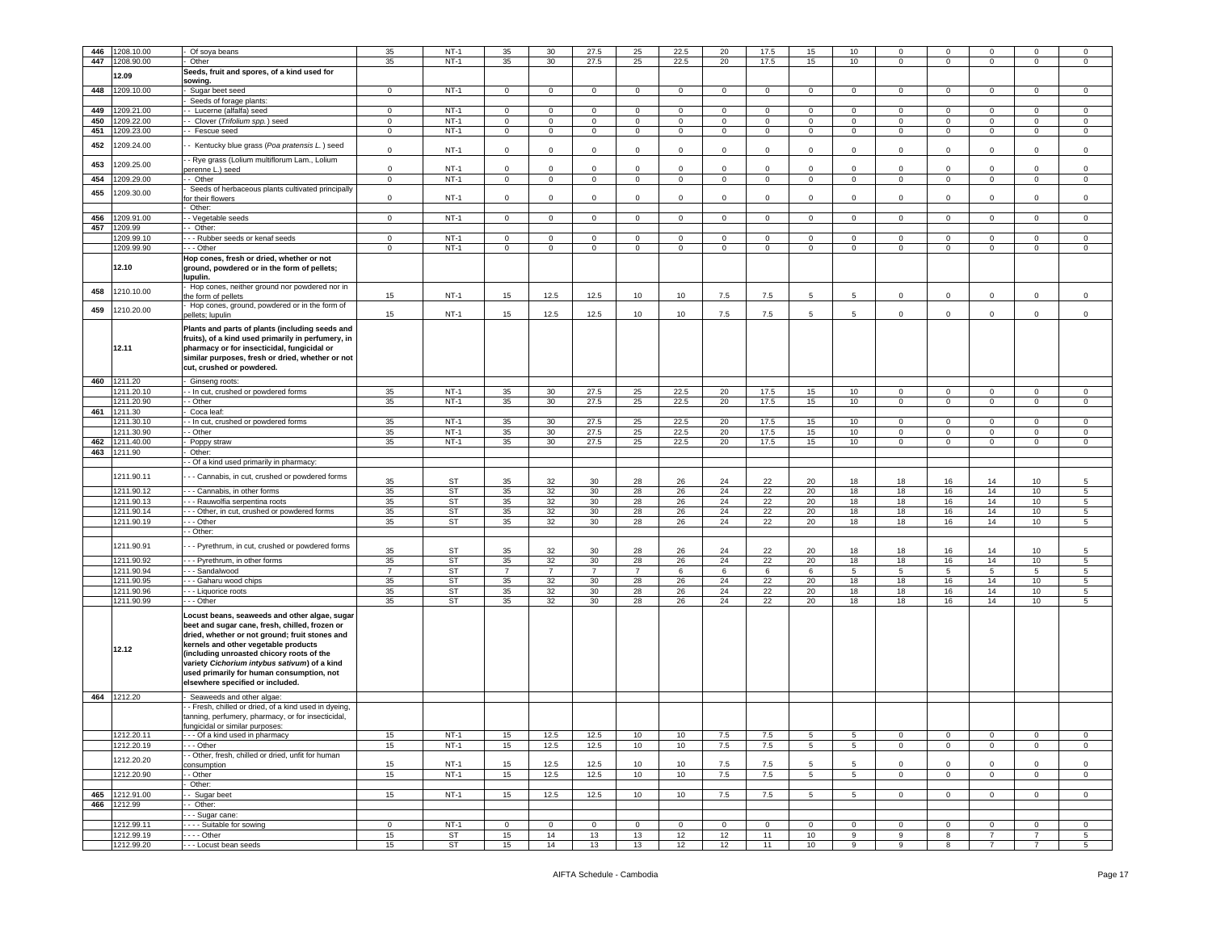| 446 | 1208.10.00 | - Of soya beans | 35 | NT-1 | 35 | 30 | 27.5 | 25 | 22.5 | 20 | 17.5 | 15 | 10 | 0 | 0 | 0 | 0 | 0 |
|---|---|---|---|---|---|---|---|---|---|---|---|---|---|---|---|---|---|---|
| 447 | 1208.90.00 | - Other | 35 | NT-1 | 35 | 30 | 27.5 | 25 | 22.5 | 20 | 17.5 | 15 | 10 | 0 | 0 | 0 | 0 | 0 |
| | **12.09** | **Seeds, fruit and spores, of a kind used for sowing.** | | | | | | | | | | | | | | | | |
| 448 | 1209.10.00 | - Sugar beet seed | 0 | NT-1 | 0 | 0 | 0 | 0 | 0 | 0 | 0 | 0 | 0 | 0 | 0 | 0 | 0 | 0 |
| | | - Seeds of forage plants: | | | | | | | | | | | | | | | | |
| 449 | 1209.21.00 | - - Lucerne (alfalfa) seed | 0 | NT-1 | 0 | 0 | 0 | 0 | 0 | 0 | 0 | 0 | 0 | 0 | 0 | 0 | 0 | 0 |
| 450 | 1209.22.00 | - - Clover (*Trifolium spp.*) seed | 0 | NT-1 | 0 | 0 | 0 | 0 | 0 | 0 | 0 | 0 | 0 | 0 | 0 | 0 | 0 | 0 |
| 451 | 1209.23.00 | - - Fescue seed | 0 | NT-1 | 0 | 0 | 0 | 0 | 0 | 0 | 0 | 0 | 0 | 0 | 0 | 0 | 0 | 0 |
| 452 | 1209.24.00 | - - Kentucky blue grass (*Poa pratensis L.*) seed | 0 | NT-1 | 0 | 0 | 0 | 0 | 0 | 0 | 0 | 0 | 0 | 0 | 0 | 0 | 0 | 0 |
| 453 | 1209.25.00 | - - Rye grass (Lolium multiflorum Lam., Lolium perenne L.) seed | 0 | NT-1 | 0 | 0 | 0 | 0 | 0 | 0 | 0 | 0 | 0 | 0 | 0 | 0 | 0 | 0 |
| 454 | 1209.29.00 | - - Other | 0 | NT-1 | 0 | 0 | 0 | 0 | 0 | 0 | 0 | 0 | 0 | 0 | 0 | 0 | 0 | 0 |
| 455 | 1209.30.00 | - Seeds of herbaceous plants cultivated principally for their flowers | 0 | NT-1 | 0 | 0 | 0 | 0 | 0 | 0 | 0 | 0 | 0 | 0 | 0 | 0 | 0 | 0 |
| | | - Other: | | | | | | | | | | | | | | | | |
| 456 | 1209.91.00 | - - Vegetable seeds | 0 | NT-1 | 0 | 0 | 0 | 0 | 0 | 0 | 0 | 0 | 0 | 0 | 0 | 0 | 0 | 0 |
| 457 | 1209.99 | - - Other: | | | | | | | | | | | | | | | | |
| | 1209.99.10 | - - - Rubber seeds or kenaf seeds | 0 | NT-1 | 0 | 0 | 0 | 0 | 0 | 0 | 0 | 0 | 0 | 0 | 0 | 0 | 0 | 0 |
| | 1209.99.90 | - - - Other | 0 | NT-1 | 0 | 0 | 0 | 0 | 0 | 0 | 0 | 0 | 0 | 0 | 0 | 0 | 0 | 0 |
| | **12.10** | **Hop cones, fresh or dried, whether or not ground, powdered or in the form of pellets; lupulin.** | | | | | | | | | | | | | | | | |
| 458 | 1210.10.00 | - Hop cones, neither ground nor powdered nor in the form of pellets | 15 | NT-1 | 15 | 12.5 | 12.5 | 10 | 10 | 7.5 | 7.5 | 5 | 5 | 0 | 0 | 0 | 0 | 0 |
| 459 | 1210.20.00 | - Hop cones, ground, powdered or in the form of pellets; lupulin | 15 | NT-1 | 15 | 12.5 | 12.5 | 10 | 10 | 7.5 | 7.5 | 5 | 5 | 0 | 0 | 0 | 0 | 0 |
| | **12.11** | **Plants and parts of plants (including seeds and fruits), of a kind used primarily in perfumery, in pharmacy or for insecticidal, fungicidal or similar purposes, fresh or dried, whether or not cut, crushed or powdered.** | | | | | | | | | | | | | | | | |
| 460 | 1211.20 | - Ginseng roots: | | | | | | | | | | | | | | | | |
| | 1211.20.10 | - - In cut, crushed or powdered forms | 35 | NT-1 | 35 | 30 | 27.5 | 25 | 22.5 | 20 | 17.5 | 15 | 10 | 0 | 0 | 0 | 0 | 0 |
| | 1211.20.90 | - - Other | 35 | NT-1 | 35 | 30 | 27.5 | 25 | 22.5 | 20 | 17.5 | 15 | 10 | 0 | 0 | 0 | 0 | 0 |
| 461 | 1211.30 | - Coca leaf: | | | | | | | | | | | | | | | | |
| | 1211.30.10 | - - In cut, crushed or powdered forms | 35 | NT-1 | 35 | 30 | 27.5 | 25 | 22.5 | 20 | 17.5 | 15 | 10 | 0 | 0 | 0 | 0 | 0 |
| | 1211.30.90 | - - Other | 35 | NT-1 | 35 | 30 | 27.5 | 25 | 22.5 | 20 | 17.5 | 15 | 10 | 0 | 0 | 0 | 0 | 0 |
| 462 | 1211.40.00 | - Poppy straw | 35 | NT-1 | 35 | 30 | 27.5 | 25 | 22.5 | 20 | 17.5 | 15 | 10 | 0 | 0 | 0 | 0 | 0 |
| 463 | 1211.90 | - Other: | | | | | | | | | | | | | | | | |
| | | - - Of a kind used primarily in pharmacy: | | | | | | | | | | | | | | | | |
| | 1211.90.11 | - - - Cannabis, in cut, crushed or powdered forms | 35 | ST | 35 | 32 | 30 | 28 | 26 | 24 | 22 | 20 | 18 | 18 | 16 | 14 | 10 | 5 |
| | 1211.90.12 | - - - Cannabis, in other forms | 35 | ST | 35 | 32 | 30 | 28 | 26 | 24 | 22 | 20 | 18 | 18 | 16 | 14 | 10 | 5 |
| | 1211.90.13 | - - - Rauwolfia serpentina roots | 35 | ST | 35 | 32 | 30 | 28 | 26 | 24 | 22 | 20 | 18 | 18 | 16 | 14 | 10 | 5 |
| | 1211.90.14 | - - - Other, in cut, crushed or powdered forms | 35 | ST | 35 | 32 | 30 | 28 | 26 | 24 | 22 | 20 | 18 | 18 | 16 | 14 | 10 | 5 |
| | 1211.90.19 | - - - Other | 35 | ST | 35 | 32 | 30 | 28 | 26 | 24 | 22 | 20 | 18 | 18 | 16 | 14 | 10 | 5 |
| | | - - Other: | | | | | | | | | | | | | | | | |
| | 1211.90.91 | - - - Pyrethrum, in cut, crushed or powdered forms | 35 | ST | 35 | 32 | 30 | 28 | 26 | 24 | 22 | 20 | 18 | 18 | 16 | 14 | 10 | 5 |
| | 1211.90.92 | - - - Pyrethrum, in other forms | 35 | ST | 35 | 32 | 30 | 28 | 26 | 24 | 22 | 20 | 18 | 18 | 16 | 14 | 10 | 5 |
| | 1211.90.94 | - - - Sandalwood | 7 | ST | 7 | 7 | 7 | 7 | 6 | 6 | 6 | 6 | 5 | 5 | 5 | 5 | 5 | 5 |
| | 1211.90.95 | - - - Gaharu wood chips | 35 | ST | 35 | 32 | 30 | 28 | 26 | 24 | 22 | 20 | 18 | 18 | 16 | 14 | 10 | 5 |
| | 1211.90.96 | - - - Liquorice roots | 35 | ST | 35 | 32 | 30 | 28 | 26 | 24 | 22 | 20 | 18 | 18 | 16 | 14 | 10 | 5 |
| | 1211.90.99 | - - - Other | 35 | ST | 35 | 32 | 30 | 28 | 26 | 24 | 22 | 20 | 18 | 18 | 16 | 14 | 10 | 5 |
| | **12.12** | **Locust beans, seaweeds and other algae, sugar beet and sugar cane, fresh, chilled, frozen or dried, whether or not ground; fruit stones and kernels and other vegetable products (including unroasted chicory roots of the variety *Cichorium intybus sativum*) of a kind used primarily for human consumption, not elsewhere specified or included.** | | | | | | | | | | | | | | | | |
| 464 | 1212.20 | - Seaweeds and other algae: | | | | | | | | | | | | | | | | |
| | | - - Fresh, chilled or dried, of a kind used in dyeing, tanning, perfumery, pharmacy, or for insecticidal, fungicidal or similar purposes: | | | | | | | | | | | | | | | | |
| | 1212.20.11 | - - - Of a kind used in pharmacy | 15 | NT-1 | 15 | 12.5 | 12.5 | 10 | 10 | 7.5 | 7.5 | 5 | 5 | 0 | 0 | 0 | 0 | 0 |
| | 1212.20.19 | - - - Other | 15 | NT-1 | 15 | 12.5 | 12.5 | 10 | 10 | 7.5 | 7.5 | 5 | 5 | 0 | 0 | 0 | 0 | 0 |
| | 1212.20.20 | - - Other, fresh, chilled or dried, unfit for human consumption | 15 | NT-1 | 15 | 12.5 | 12.5 | 10 | 10 | 7.5 | 7.5 | 5 | 5 | 0 | 0 | 0 | 0 | 0 |
| | 1212.20.90 | - - Other | 15 | NT-1 | 15 | 12.5 | 12.5 | 10 | 10 | 7.5 | 7.5 | 5 | 5 | 0 | 0 | 0 | 0 | 0 |
| | | - Other: | | | | | | | | | | | | | | | | |
| 465 | 1212.91.00 | - - Sugar beet | 15 | NT-1 | 15 | 12.5 | 12.5 | 10 | 10 | 7.5 | 7.5 | 5 | 5 | 0 | 0 | 0 | 0 | 0 |
| 466 | 1212.99 | - - Other: | | | | | | | | | | | | | | | | |
| | | - - - Sugar cane: | | | | | | | | | | | | | | | | |
| | 1212.99.11 | - - - - Suitable for sowing | 0 | NT-1 | 0 | 0 | 0 | 0 | 0 | 0 | 0 | 0 | 0 | 0 | 0 | 0 | 0 | 0 |
| | 1212.99.19 | - - - - Other | 15 | ST | 15 | 14 | 13 | 13 | 12 | 12 | 11 | 10 | 9 | 9 | 8 | 7 | 7 | 5 |
| | 1212.99.20 | - - - Locust bean seeds | 15 | ST | 15 | 14 | 13 | 13 | 12 | 12 | 11 | 10 | 9 | 9 | 8 | 7 | 7 | 5 |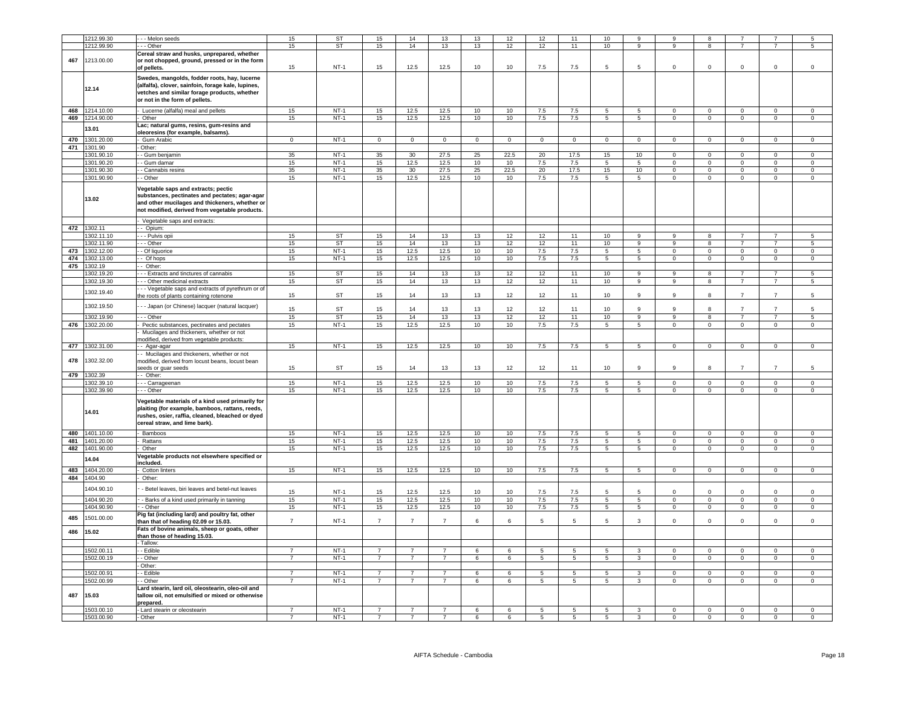| | 1212.99.30 | - - - Melon seeds | 15 | ST | 15 | 14 | 13 | 13 | 12 | 12 | 11 | 10 | 9 | 9 | 8 | 7 | 7 | 5 |
|---|---|---|---|---|---|---|---|---|---|---|---|---|---|---|---|---|---|---|
| | 1212.99.90 | - - - Other | 15 | ST | 15 | 14 | 13 | 13 | 12 | 12 | 11 | 10 | 9 | 9 | 8 | 7 | 7 | 5 |
| 467 | 1213.00.00 | **Cereal straw and husks, unprepared, whether or not chopped, ground, pressed or in the form of pellets.** | 15 | NT-1 | 15 | 12.5 | 12.5 | 10 | 10 | 7.5 | 7.5 | 5 | 5 | 0 | 0 | 0 | 0 | 0 |
| | 12.14 | **Swedes, mangolds, fodder roots, hay, lucerne (alfalfa), clover, sainfoin, forage kale, lupines, vetches and similar forage products, whether or not in the form of pellets.** | | | | | | | | | | | | | | | | |
| 468 | 1214.10.00 | - Lucerne (alfalfa) meal and pellets | 15 | NT-1 | 15 | 12.5 | 12.5 | 10 | 10 | 7.5 | 7.5 | 5 | 5 | 0 | 0 | 0 | 0 | 0 |
| 469 | 1214.90.00 | - Other | 15 | NT-1 | 15 | 12.5 | 12.5 | 10 | 10 | 7.5 | 7.5 | 5 | 5 | 0 | 0 | 0 | 0 | 0 |
| | 13.01 | **Lac; natural gums, resins, gum-resins and oleoresins (for example, balsams).** | | | | | | | | | | | | | | | | |
| 470 | 1301.20.00 | - Gum Arabic | 0 | NT-1 | 0 | 0 | 0 | 0 | 0 | 0 | 0 | 0 | 0 | 0 | 0 | 0 | 0 | 0 |
| 471 | 1301.90 | - Other: | | | | | | | | | | | | | | | | |
| | 1301.90.10 | - - Gum benjamin | 35 | NT-1 | 35 | 30 | 27.5 | 25 | 22.5 | 20 | 17.5 | 15 | 10 | 0 | 0 | 0 | 0 | 0 |
| | 1301.90.20 | - - Gum damar | 15 | NT-1 | 15 | 12.5 | 12.5 | 10 | 10 | 7.5 | 7.5 | 5 | 5 | 0 | 0 | 0 | 0 | 0 |
| | 1301.90.30 | - - Cannabis resins | 35 | NT-1 | 35 | 30 | 27.5 | 25 | 22.5 | 20 | 17.5 | 15 | 10 | 0 | 0 | 0 | 0 | 0 |
| | 1301.90.90 | - - Other | 15 | NT-1 | 15 | 12.5 | 12.5 | 10 | 10 | 7.5 | 7.5 | 5 | 5 | 0 | 0 | 0 | 0 | 0 |
| | 13.02 | **Vegetable saps and extracts; pectic substances, pectinates and pectates; agar-agar and other mucilages and thickeners, whether or not modified, derived from vegetable products.** | | | | | | | | | | | | | | | | |
| | | - Vegetable saps and extracts: | | | | | | | | | | | | | | | | |
| 472 | 1302.11 | - - Opium: | | | | | | | | | | | | | | | | |
| | 1302.11.10 | - - - Pulvis opii | 15 | ST | 15 | 14 | 13 | 13 | 12 | 12 | 11 | 10 | 9 | 9 | 8 | 7 | 7 | 5 |
| | 1302.11.90 | - - - Other | 15 | ST | 15 | 14 | 13 | 13 | 12 | 12 | 11 | 10 | 9 | 9 | 8 | 7 | 7 | 5 |
| 473 | 1302.12.00 | - - Of liquorice | 15 | NT-1 | 15 | 12.5 | 12.5 | 10 | 10 | 7.5 | 7.5 | 5 | 5 | 0 | 0 | 0 | 0 | 0 |
| 474 | 1302.13.00 | - - Of hops | 15 | NT-1 | 15 | 12.5 | 12.5 | 10 | 10 | 7.5 | 7.5 | 5 | 5 | 0 | 0 | 0 | 0 | 0 |
| 475 | 1302.19 | - - Other: | | | | | | | | | | | | | | | | |
| | 1302.19.20 | - - - Extracts and tinctures of cannabis | 15 | ST | 15 | 14 | 13 | 13 | 12 | 12 | 11 | 10 | 9 | 9 | 8 | 7 | 7 | 5 |
| | 1302.19.30 | - - - Other medicinal extracts | 15 | ST | 15 | 14 | 13 | 13 | 12 | 12 | 11 | 10 | 9 | 9 | 8 | 7 | 7 | 5 |
| | 1302.19.40 | - - - Vegetable saps and extracts of pyrethrum or of the roots of plants containing rotenone | 15 | ST | 15 | 14 | 13 | 13 | 12 | 12 | 11 | 10 | 9 | 9 | 8 | 7 | 7 | 5 |
| | 1302.19.50 | - - - Japan (or Chinese) lacquer (natural lacquer) | 15 | ST | 15 | 14 | 13 | 13 | 12 | 12 | 11 | 10 | 9 | 9 | 8 | 7 | 7 | 5 |
| | 1302.19.90 | - - - Other | 15 | ST | 15 | 14 | 13 | 13 | 12 | 12 | 11 | 10 | 9 | 9 | 8 | 7 | 7 | 5 |
| 476 | 1302.20.00 | - Pectic substances, pectinates and pectates | 15 | NT-1 | 15 | 12.5 | 12.5 | 10 | 10 | 7.5 | 7.5 | 5 | 5 | 0 | 0 | 0 | 0 | 0 |
| | | - Mucilages and thickeners, whether or not modified, derived from vegetable products: | | | | | | | | | | | | | | | | |
| 477 | 1302.31.00 | - - Agar-agar | 15 | NT-1 | 15 | 12.5 | 12.5 | 10 | 10 | 7.5 | 7.5 | 5 | 5 | 0 | 0 | 0 | 0 | 0 |
| 478 | 1302.32.00 | - - Mucilages and thickeners, whether or not modified, derived from locust beans, locust bean seeds or guar seeds | 15 | ST | 15 | 14 | 13 | 13 | 12 | 12 | 11 | 10 | 9 | 9 | 8 | 7 | 7 | 5 |
| 479 | 1302.39 | - - Other: | | | | | | | | | | | | | | | | |
| | 1302.39.10 | - - - Carrageenan | 15 | NT-1 | 15 | 12.5 | 12.5 | 10 | 10 | 7.5 | 7.5 | 5 | 5 | 0 | 0 | 0 | 0 | 0 |
| | 1302.39.90 | - - - Other | 15 | NT-1 | 15 | 12.5 | 12.5 | 10 | 10 | 7.5 | 7.5 | 5 | 5 | 0 | 0 | 0 | 0 | 0 |
| | 14.01 | **Vegetable materials of a kind used primarily for plaiting (for example, bamboos, rattans, reeds, rushes, osier, raffia, cleaned, bleached or dyed cereal straw, and lime bark).** | | | | | | | | | | | | | | | | |
| 480 | 1401.10.00 | - Bamboos | 15 | NT-1 | 15 | 12.5 | 12.5 | 10 | 10 | 7.5 | 7.5 | 5 | 5 | 0 | 0 | 0 | 0 | 0 |
| 481 | 1401.20.00 | - Rattans | 15 | NT-1 | 15 | 12.5 | 12.5 | 10 | 10 | 7.5 | 7.5 | 5 | 5 | 0 | 0 | 0 | 0 | 0 |
| 482 | 1401.90.00 | - Other | 15 | NT-1 | 15 | 12.5 | 12.5 | 10 | 10 | 7.5 | 7.5 | 5 | 5 | 0 | 0 | 0 | 0 | 0 |
| | 14.04 | **Vegetable products not elsewhere specified or included.** | | | | | | | | | | | | | | | | |
| 483 | 1404.20.00 | - Cotton linters | 15 | NT-1 | 15 | 12.5 | 12.5 | 10 | 10 | 7.5 | 7.5 | 5 | 5 | 0 | 0 | 0 | 0 | 0 |
| 484 | 1404.90 | - Other: | | | | | | | | | | | | | | | | |
| | 1404.90.10 | - - Betel leaves, biri leaves and betel-nut leaves | 15 | NT-1 | 15 | 12.5 | 12.5 | 10 | 10 | 7.5 | 7.5 | 5 | 5 | 0 | 0 | 0 | 0 | 0 |
| | 1404.90.20 | - - Barks of a kind used primarily in tanning | 15 | NT-1 | 15 | 12.5 | 12.5 | 10 | 10 | 7.5 | 7.5 | 5 | 5 | 0 | 0 | 0 | 0 | 0 |
| | 1404.90.90 | - - Other | 15 | NT-1 | 15 | 12.5 | 12.5 | 10 | 10 | 7.5 | 7.5 | 5 | 5 | 0 | 0 | 0 | 0 | 0 |
| 485 | 1501.00.00 | **Pig fat (including lard) and poultry fat, other than that of heading 02.09 or 15.03.** | 7 | NT-1 | 7 | 7 | 7 | 6 | 6 | 5 | 5 | 5 | 3 | 0 | 0 | 0 | 0 | 0 |
| 486 | 15.02 | **Fats of bovine animals, sheep or goats, other than those of heading 15.03.** | | | | | | | | | | | | | | | | |
| | | - Tallow: | | | | | | | | | | | | | | | | |
| | 1502.00.11 | - - Edible | 7 | NT-1 | 7 | 7 | 7 | 6 | 6 | 5 | 5 | 5 | 3 | 0 | 0 | 0 | 0 | 0 |
| | 1502.00.19 | - - Other | 7 | NT-1 | 7 | 7 | 7 | 6 | 6 | 5 | 5 | 5 | 3 | 0 | 0 | 0 | 0 | 0 |
| | | - Other: | | | | | | | | | | | | | | | | |
| | 1502.00.91 | - - Edible | 7 | NT-1 | 7 | 7 | 7 | 6 | 6 | 5 | 5 | 5 | 3 | 0 | 0 | 0 | 0 | 0 |
| | 1502.00.99 | - - Other | 7 | NT-1 | 7 | 7 | 7 | 6 | 6 | 5 | 5 | 5 | 3 | 0 | 0 | 0 | 0 | 0 |
| 487 | 15.03 | **Lard stearin, lard oil, oleostearin, oleo-oil and tallow oil, not emulsified or mixed or otherwise prepared.** | | | | | | | | | | | | | | | | |
| | 1503.00.10 | - Lard stearin or oleostearin | 7 | NT-1 | 7 | 7 | 7 | 6 | 6 | 5 | 5 | 5 | 3 | 0 | 0 | 0 | 0 | 0 |
| | 1503.00.90 | - Other | 7 | NT-1 | 7 | 7 | 7 | 6 | 6 | 5 | 5 | 5 | 3 | 0 | 0 | 0 | 0 | 0 |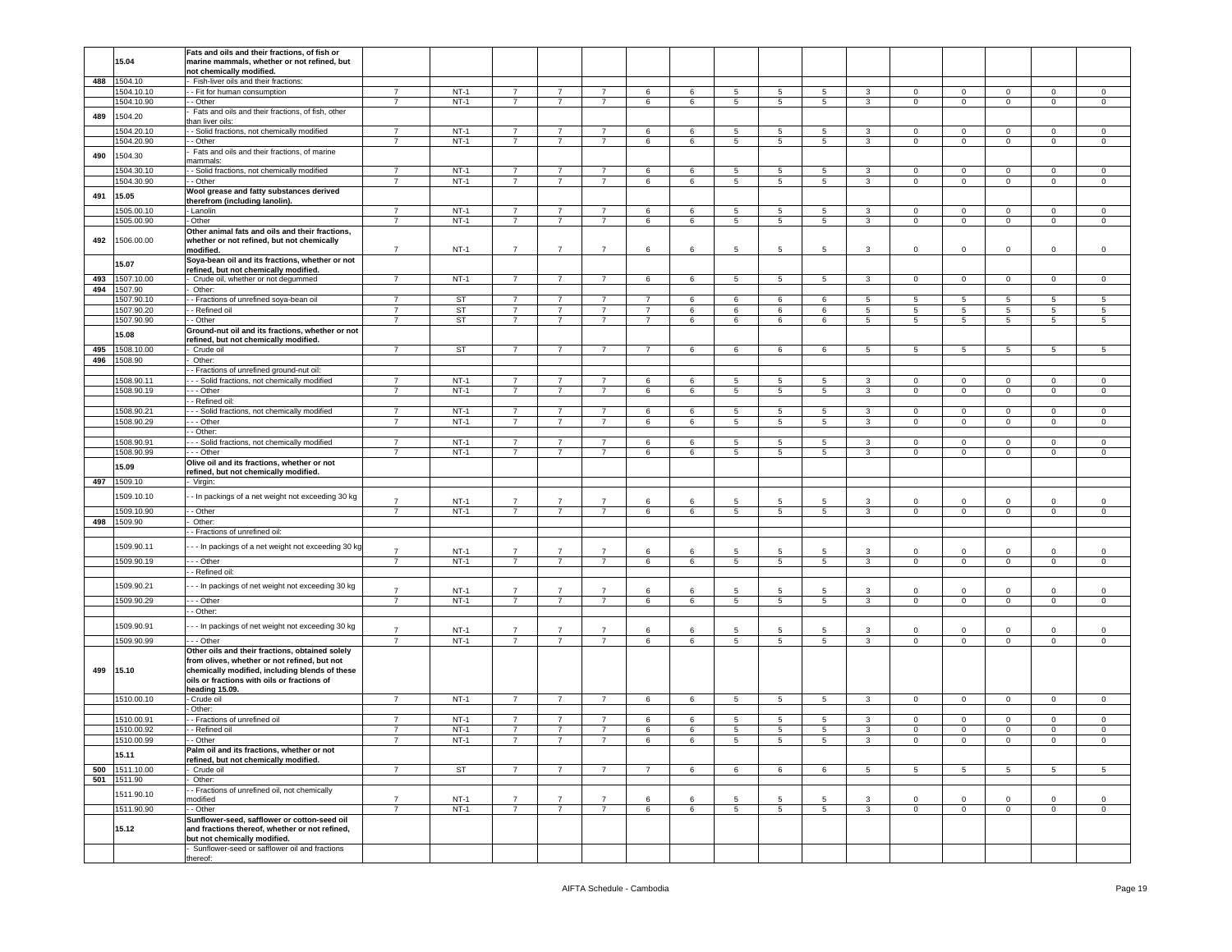| | 15.04 | Fats and oils and their fractions, of fish or marine mammals, whether or not refined, but not chemically modified. | | | | | | | | | | | | | | | |
|---|---|---|---|---|---|---|---|---|---|---|---|---|---|---|---|---|---|
| 488 | 1504.10 | - Fish-liver oils and their fractions: | | | | | | | | | | | | | | | |
| | 1504.10.10 | - - Fit for human consumption | 7 | NT-1 | 7 | 7 | 7 | 6 | 6 | 5 | 5 | 5 | 3 | 0 | 0 | 0 | 0 | 0 |
| | 1504.10.90 | - - Other | 7 | NT-1 | 7 | 7 | 7 | 6 | 6 | 5 | 5 | 5 | 3 | 0 | 0 | 0 | 0 | 0 |
| 489 | 1504.20 | - Fats and oils and their fractions, of fish, other than liver oils: | | | | | | | | | | | | | | | |
| | 1504.20.10 | - - Solid fractions, not chemically modified | 7 | NT-1 | 7 | 7 | 7 | 6 | 6 | 5 | 5 | 5 | 3 | 0 | 0 | 0 | 0 | 0 |
| | 1504.20.90 | - - Other | 7 | NT-1 | 7 | 7 | 7 | 6 | 6 | 5 | 5 | 5 | 3 | 0 | 0 | 0 | 0 | 0 |
| 490 | 1504.30 | - Fats and oils and their fractions, of marine mammals: | | | | | | | | | | | | | | | |
| | 1504.30.10 | - - Solid fractions, not chemically modified | 7 | NT-1 | 7 | 7 | 7 | 6 | 6 | 5 | 5 | 5 | 3 | 0 | 0 | 0 | 0 | 0 |
| | 1504.30.90 | - - Other | 7 | NT-1 | 7 | 7 | 7 | 6 | 6 | 5 | 5 | 5 | 3 | 0 | 0 | 0 | 0 | 0 |
| 491 | 15.05 | Wool grease and fatty substances derived therefrom (including lanolin). | | | | | | | | | | | | | | | |
| | 1505.00.10 | - Lanolin | 7 | NT-1 | 7 | 7 | 7 | 6 | 6 | 5 | 5 | 5 | 3 | 0 | 0 | 0 | 0 | 0 |
| | 1505.00.90 | - Other | 7 | NT-1 | 7 | 7 | 7 | 6 | 6 | 5 | 5 | 5 | 3 | 0 | 0 | 0 | 0 | 0 |
| 492 | 1506.00.00 | Other animal fats and oils and their fractions, whether or not refined, but not chemically modified. | 7 | NT-1 | 7 | 7 | 7 | 6 | 6 | 5 | 5 | 5 | 3 | 0 | 0 | 0 | 0 | 0 |
| | 15.07 | Soya-bean oil and its fractions, whether or not refined, but not chemically modified. | | | | | | | | | | | | | | | |
| 493 | 1507.10.00 | - Crude oil, whether or not degummed | 7 | NT-1 | 7 | 7 | 7 | 6 | 6 | 5 | 5 | 5 | 3 | 0 | 0 | 0 | 0 | 0 |
| 494 | 1507.90 | - Other: | | | | | | | | | | | | | | | |
| | 1507.90.10 | - - Fractions of unrefined soya-bean oil | 7 | ST | 7 | 7 | 7 | 7 | 6 | 6 | 6 | 6 | 5 | 5 | 5 | 5 | 5 | 5 |
| | 1507.90.20 | - - Refined oil | 7 | ST | 7 | 7 | 7 | 7 | 6 | 6 | 6 | 6 | 5 | 5 | 5 | 5 | 5 | 5 |
| | 1507.90.90 | - - Other | 7 | ST | 7 | 7 | 7 | 7 | 6 | 6 | 6 | 6 | 5 | 5 | 5 | 5 | 5 | 5 |
| | 15.08 | Ground-nut oil and its fractions, whether or not refined, but not chemically modified. | | | | | | | | | | | | | | | |
| 495 | 1508.10.00 | - Crude oil | 7 | ST | 7 | 7 | 7 | 7 | 6 | 6 | 6 | 6 | 5 | 5 | 5 | 5 | 5 | 5 |
| 496 | 1508.90 | - Other: | | | | | | | | | | | | | | | |
| | | - - Fractions of unrefined ground-nut oil: | | | | | | | | | | | | | | | |
| | 1508.90.11 | - - - Solid fractions, not chemically modified | 7 | NT-1 | 7 | 7 | 7 | 6 | 6 | 5 | 5 | 5 | 3 | 0 | 0 | 0 | 0 | 0 |
| | 1508.90.19 | - - - Other | 7 | NT-1 | 7 | 7 | 7 | 6 | 6 | 5 | 5 | 5 | 3 | 0 | 0 | 0 | 0 | 0 |
| | | - - Refined oil: | | | | | | | | | | | | | | | |
| | 1508.90.21 | - - - Solid fractions, not chemically modified | 7 | NT-1 | 7 | 7 | 7 | 6 | 6 | 5 | 5 | 5 | 3 | 0 | 0 | 0 | 0 | 0 |
| | 1508.90.29 | - - - Other | 7 | NT-1 | 7 | 7 | 7 | 6 | 6 | 5 | 5 | 5 | 3 | 0 | 0 | 0 | 0 | 0 |
| | | - - Other: | | | | | | | | | | | | | | | |
| | 1508.90.91 | - - - Solid fractions, not chemically modified | 7 | NT-1 | 7 | 7 | 7 | 6 | 6 | 5 | 5 | 5 | 3 | 0 | 0 | 0 | 0 | 0 |
| | 1508.90.99 | - - - Other | 7 | NT-1 | 7 | 7 | 7 | 6 | 6 | 5 | 5 | 5 | 3 | 0 | 0 | 0 | 0 | 0 |
| | 15.09 | Olive oil and its fractions, whether or not refined, but not chemically modified. | | | | | | | | | | | | | | | |
| 497 | 1509.10 | - Virgin: | | | | | | | | | | | | | | | |
| | 1509.10.10 | - - In packings of a net weight not exceeding 30 kg | 7 | NT-1 | 7 | 7 | 7 | 6 | 6 | 5 | 5 | 5 | 3 | 0 | 0 | 0 | 0 | 0 |
| | 1509.10.90 | - - Other | 7 | NT-1 | 7 | 7 | 7 | 6 | 6 | 5 | 5 | 5 | 3 | 0 | 0 | 0 | 0 | 0 |
| 498 | 1509.90 | - Other: | | | | | | | | | | | | | | | |
| | | - - Fractions of unrefined oil: | | | | | | | | | | | | | | | |
| | 1509.90.11 | - - - In packings of a net weight not exceeding 30 kg | 7 | NT-1 | 7 | 7 | 7 | 6 | 6 | 5 | 5 | 5 | 3 | 0 | 0 | 0 | 0 | 0 |
| | 1509.90.19 | - - - Other | 7 | NT-1 | 7 | 7 | 7 | 6 | 6 | 5 | 5 | 5 | 3 | 0 | 0 | 0 | 0 | 0 |
| | | - - Refined oil: | | | | | | | | | | | | | | | |
| | 1509.90.21 | - - - In packings of net weight not exceeding 30 kg | 7 | NT-1 | 7 | 7 | 7 | 6 | 6 | 5 | 5 | 5 | 3 | 0 | 0 | 0 | 0 | 0 |
| | 1509.90.29 | - - - Other | 7 | NT-1 | 7 | 7 | 7 | 6 | 6 | 5 | 5 | 5 | 3 | 0 | 0 | 0 | 0 | 0 |
| | | - - Other: | | | | | | | | | | | | | | | |
| | 1509.90.91 | - - - In packings of net weight not exceeding 30 kg | 7 | NT-1 | 7 | 7 | 7 | 6 | 6 | 5 | 5 | 5 | 3 | 0 | 0 | 0 | 0 | 0 |
| | 1509.90.99 | - - - Other | 7 | NT-1 | 7 | 7 | 7 | 6 | 6 | 5 | 5 | 5 | 3 | 0 | 0 | 0 | 0 | 0 |
| 499 | 15.10 | Other oils and their fractions, obtained solely from olives, whether or not refined, but not chemically modified, including blends of these oils or fractions with oils or fractions of heading 15.09. | | | | | | | | | | | | | | | |
| | 1510.00.10 | - Crude oil | 7 | NT-1 | 7 | 7 | 7 | 6 | 6 | 5 | 5 | 5 | 3 | 0 | 0 | 0 | 0 | 0 |
| | | - Other: | | | | | | | | | | | | | | | |
| | 1510.00.91 | - - Fractions of unrefined oil | 7 | NT-1 | 7 | 7 | 7 | 6 | 6 | 5 | 5 | 5 | 3 | 0 | 0 | 0 | 0 | 0 |
| | 1510.00.92 | - - Refined oil | 7 | NT-1 | 7 | 7 | 7 | 6 | 6 | 5 | 5 | 5 | 3 | 0 | 0 | 0 | 0 | 0 |
| | 1510.00.99 | - - Other | 7 | NT-1 | 7 | 7 | 7 | 6 | 6 | 5 | 5 | 5 | 3 | 0 | 0 | 0 | 0 | 0 |
| | 15.11 | Palm oil and its fractions, whether or not refined, but not chemically modified. | | | | | | | | | | | | | | | |
| 500 | 1511.10.00 | - Crude oil | 7 | ST | 7 | 7 | 7 | 7 | 6 | 6 | 6 | 6 | 5 | 5 | 5 | 5 | 5 | 5 |
| 501 | 1511.90 | - Other: | | | | | | | | | | | | | | | |
| | 1511.90.10 | - - Fractions of unrefined oil, not chemically modified | 7 | NT-1 | 7 | 7 | 7 | 6 | 6 | 5 | 5 | 5 | 3 | 0 | 0 | 0 | 0 | 0 |
| | 1511.90.90 | - - Other | 7 | NT-1 | 7 | 7 | 7 | 6 | 6 | 5 | 5 | 5 | 3 | 0 | 0 | 0 | 0 | 0 |
| | 15.12 | Sunflower-seed, safflower or cotton-seed oil and fractions thereof, whether or not refined, but not chemically modified. | | | | | | | | | | | | | | | |
| | | - Sunflower-seed or safflower oil and fractions thereof: | | | | | | | | | | | | | | | |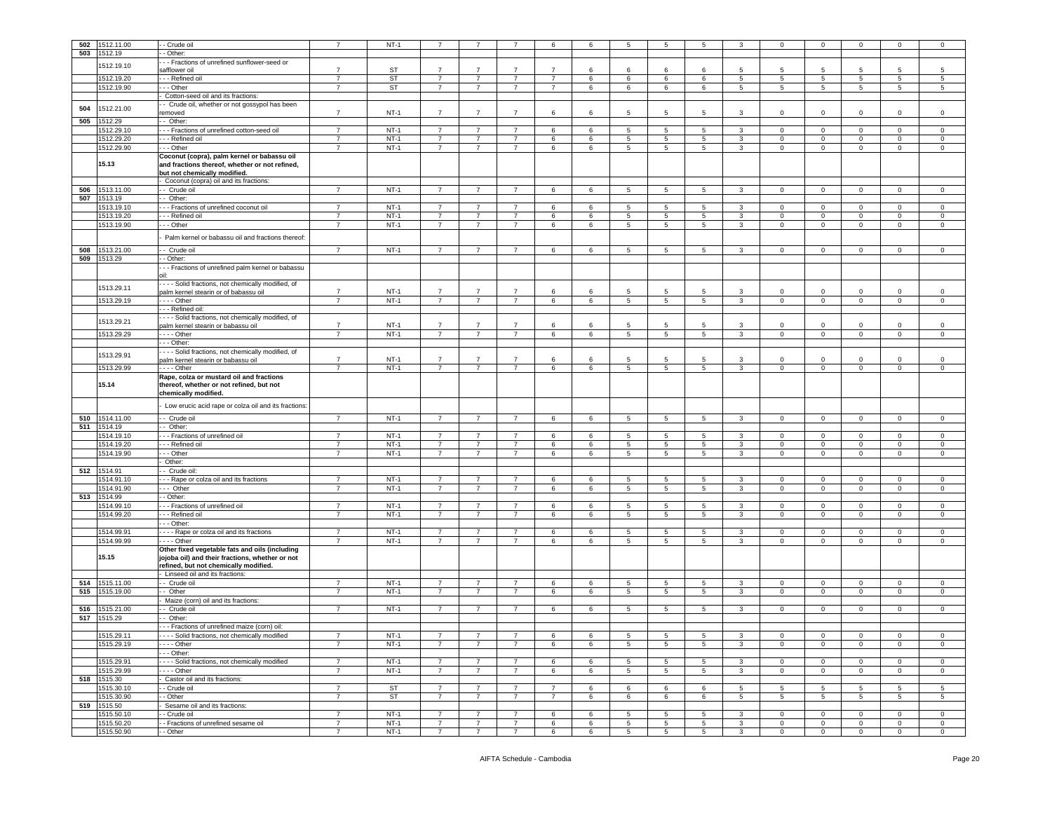| 502 | 1512.11.00 | - - Crude oil | 7 | NT-1 | 7 | 7 | 7 | 6 | 6 | 5 | 5 | 5 | 3 | 0 | 0 | 0 | 0 | 0 |
|---|---|---|---|---|---|---|---|---|---|---|---|---|---|---|---|---|---|---|
| 503 | 1512.19 | - - Other: | | | | | | | | | | | | | | | | |
| | 1512.19.10 | - - - Fractions of unrefined sunflower-seed or safflower oil | 7 | ST | 7 | 7 | 7 | 7 | 6 | 6 | 6 | 6 | 5 | 5 | 5 | 5 | 5 | 5 |
| | 1512.19.20 | - - - Refined oil | 7 | ST | 7 | 7 | 7 | 7 | 6 | 6 | 6 | 6 | 5 | 5 | 5 | 5 | 5 | 5 |
| | 1512.19.90 | - - - Other | 7 | ST | 7 | 7 | 7 | 7 | 6 | 6 | 6 | 6 | 5 | 5 | 5 | 5 | 5 | 5 |
| | | - Cotton-seed oil and its fractions: | | | | | | | | | | | | | | | | |
| 504 | 1512.21.00 | - - Crude oil, whether or not gossypol has been removed | 7 | NT-1 | 7 | 7 | 7 | 6 | 6 | 5 | 5 | 5 | 3 | 0 | 0 | 0 | 0 | 0 |
| 505 | 1512.29 | - - Other: | | | | | | | | | | | | | | | | |
| | 1512.29.10 | - - - Fractions of unrefined cotton-seed oil | 7 | NT-1 | 7 | 7 | 7 | 6 | 6 | 5 | 5 | 5 | 3 | 0 | 0 | 0 | 0 | 0 |
| | 1512.29.20 | - - - Refined oil | 7 | NT-1 | 7 | 7 | 7 | 6 | 6 | 5 | 5 | 5 | 3 | 0 | 0 | 0 | 0 | 0 |
| | 1512.29.90 | - - - Other | 7 | NT-1 | 7 | 7 | 7 | 6 | 6 | 5 | 5 | 5 | 3 | 0 | 0 | 0 | 0 | 0 |
| | **15.13** | **Coconut (copra), palm kernel or babassu oil and fractions thereof, whether or not refined, but not chemically modified.** | | | | | | | | | | | | | | | | |
| | | - Coconut (copra) oil and its fractions: | | | | | | | | | | | | | | | | |
| 506 | 1513.11.00 | - - Crude oil | 7 | NT-1 | 7 | 7 | 7 | 6 | 6 | 5 | 5 | 5 | 3 | 0 | 0 | 0 | 0 | 0 |
| 507 | 1513.19 | - - Other: | | | | | | | | | | | | | | | | |
| | 1513.19.10 | - - - Fractions of unrefined coconut oil | 7 | NT-1 | 7 | 7 | 7 | 6 | 6 | 5 | 5 | 5 | 3 | 0 | 0 | 0 | 0 | 0 |
| | 1513.19.20 | - - - Refined oil | 7 | NT-1 | 7 | 7 | 7 | 6 | 6 | 5 | 5 | 5 | 3 | 0 | 0 | 0 | 0 | 0 |
| | 1513.19.90 | - - - Other | 7 | NT-1 | 7 | 7 | 7 | 6 | 6 | 5 | 5 | 5 | 3 | 0 | 0 | 0 | 0 | 0 |
| | | - Palm kernel or babassu oil and fractions thereof: | | | | | | | | | | | | | | | | |
| 508 | 1513.21.00 | - - Crude oil | 7 | NT-1 | 7 | 7 | 7 | 6 | 6 | 5 | 5 | 5 | 3 | 0 | 0 | 0 | 0 | 0 |
| 509 | 1513.29 | - - Other: | | | | | | | | | | | | | | | | |
| | | - - - Fractions of unrefined palm kernel or babassu oil: | | | | | | | | | | | | | | | | |
| | 1513.29.11 | - - - - Solid fractions, not chemically modified, of palm kernel stearin or of babassu oil | 7 | NT-1 | 7 | 7 | 7 | 6 | 6 | 5 | 5 | 5 | 3 | 0 | 0 | 0 | 0 | 0 |
| | 1513.29.19 | - - - - Other | 7 | NT-1 | 7 | 7 | 7 | 6 | 6 | 5 | 5 | 5 | 3 | 0 | 0 | 0 | 0 | 0 |
| | | - - - Refined oil: | | | | | | | | | | | | | | | | |
| | 1513.29.21 | - - - - Solid fractions, not chemically modified, of palm kernel stearin or babassu oil | 7 | NT-1 | 7 | 7 | 7 | 6 | 6 | 5 | 5 | 5 | 3 | 0 | 0 | 0 | 0 | 0 |
| | 1513.29.29 | - - - - Other | 7 | NT-1 | 7 | 7 | 7 | 6 | 6 | 5 | 5 | 5 | 3 | 0 | 0 | 0 | 0 | 0 |
| | | - - - Other: | | | | | | | | | | | | | | | | |
| | 1513.29.91 | - - - - Solid fractions, not chemically modified, of palm kernel stearin or babassu oil | 7 | NT-1 | 7 | 7 | 7 | 6 | 6 | 5 | 5 | 5 | 3 | 0 | 0 | 0 | 0 | 0 |
| | 1513.29.99 | - - - - Other | 7 | NT-1 | 7 | 7 | 7 | 6 | 6 | 5 | 5 | 5 | 3 | 0 | 0 | 0 | 0 | 0 |
| | **15.14** | **Rape, colza or mustard oil and fractions thereof, whether or not refined, but not chemically modified.** | | | | | | | | | | | | | | | | |
| | | - Low erucic acid rape or colza oil and its fractions: | | | | | | | | | | | | | | | | |
| 510 | 1514.11.00 | - - Crude oil | 7 | NT-1 | 7 | 7 | 7 | 6 | 6 | 5 | 5 | 5 | 3 | 0 | 0 | 0 | 0 | 0 |
| 511 | 1514.19 | - - Other: | | | | | | | | | | | | | | | | |
| | 1514.19.10 | - - - Fractions of unrefined oil | 7 | NT-1 | 7 | 7 | 7 | 6 | 6 | 5 | 5 | 5 | 3 | 0 | 0 | 0 | 0 | 0 |
| | 1514.19.20 | - - - Refined oil | 7 | NT-1 | 7 | 7 | 7 | 6 | 6 | 5 | 5 | 5 | 3 | 0 | 0 | 0 | 0 | 0 |
| | 1514.19.90 | - - - Other | 7 | NT-1 | 7 | 7 | 7 | 6 | 6 | 5 | 5 | 5 | 3 | 0 | 0 | 0 | 0 | 0 |
| | | - Other: | | | | | | | | | | | | | | | | |
| 512 | 1514.91 | - - Crude oil: | | | | | | | | | | | | | | | | |
| | 1514.91.10 | - - - Rape or colza oil and its fractions | 7 | NT-1 | 7 | 7 | 7 | 6 | 6 | 5 | 5 | 5 | 3 | 0 | 0 | 0 | 0 | 0 |
| | 1514.91.90 | - - - Other | 7 | NT-1 | 7 | 7 | 7 | 6 | 6 | 5 | 5 | 5 | 3 | 0 | 0 | 0 | 0 | 0 |
| 513 | 1514.99 | - - Other: | | | | | | | | | | | | | | | | |
| | 1514.99.10 | - - - Fractions of unrefined oil | 7 | NT-1 | 7 | 7 | 7 | 6 | 6 | 5 | 5 | 5 | 3 | 0 | 0 | 0 | 0 | 0 |
| | 1514.99.20 | - - - Refined oil | 7 | NT-1 | 7 | 7 | 7 | 6 | 6 | 5 | 5 | 5 | 3 | 0 | 0 | 0 | 0 | 0 |
| | | - - - Other: | | | | | | | | | | | | | | | | |
| | 1514.99.91 | - - - - Rape or colza oil and its fractions | 7 | NT-1 | 7 | 7 | 7 | 6 | 6 | 5 | 5 | 5 | 3 | 0 | 0 | 0 | 0 | 0 |
| | 1514.99.99 | - - - - Other | 7 | NT-1 | 7 | 7 | 7 | 6 | 6 | 5 | 5 | 5 | 3 | 0 | 0 | 0 | 0 | 0 |
| | **15.15** | **Other fixed vegetable fats and oils (including jojoba oil) and their fractions, whether or not refined, but not chemically modified.** | | | | | | | | | | | | | | | | |
| | | - Linseed oil and its fractions: | | | | | | | | | | | | | | | | |
| 514 | 1515.11.00 | - - Crude oil | 7 | NT-1 | 7 | 7 | 7 | 6 | 6 | 5 | 5 | 5 | 3 | 0 | 0 | 0 | 0 | 0 |
| 515 | 1515.19.00 | - - Other | 7 | NT-1 | 7 | 7 | 7 | 6 | 6 | 5 | 5 | 5 | 3 | 0 | 0 | 0 | 0 | 0 |
| | | - Maize (corn) oil and its fractions: | | | | | | | | | | | | | | | | |
| 516 | 1515.21.00 | - - Crude oil | 7 | NT-1 | 7 | 7 | 7 | 6 | 6 | 5 | 5 | 5 | 3 | 0 | 0 | 0 | 0 | 0 |
| 517 | 1515.29 | - - Other: | | | | | | | | | | | | | | | | |
| | | - - - Fractions of unrefined maize (corn) oil: | | | | | | | | | | | | | | | | |
| | 1515.29.11 | - - - - Solid fractions, not chemically modified | 7 | NT-1 | 7 | 7 | 7 | 6 | 6 | 5 | 5 | 5 | 3 | 0 | 0 | 0 | 0 | 0 |
| | 1515.29.19 | - - - - Other | 7 | NT-1 | 7 | 7 | 7 | 6 | 6 | 5 | 5 | 5 | 3 | 0 | 0 | 0 | 0 | 0 |
| | | - - - Other: | | | | | | | | | | | | | | | | |
| | 1515.29.91 | - - - - Solid fractions, not chemically modified | 7 | NT-1 | 7 | 7 | 7 | 6 | 6 | 5 | 5 | 5 | 3 | 0 | 0 | 0 | 0 | 0 |
| | 1515.29.99 | - - - - Other | 7 | NT-1 | 7 | 7 | 7 | 6 | 6 | 5 | 5 | 5 | 3 | 0 | 0 | 0 | 0 | 0 |
| 518 | 1515.30 | - Castor oil and its fractions: | | | | | | | | | | | | | | | | |
| | 1515.30.10 | - - Crude oil | 7 | ST | 7 | 7 | 7 | 7 | 6 | 6 | 6 | 6 | 5 | 5 | 5 | 5 | 5 | 5 |
| | 1515.30.90 | - - Other | 7 | ST | 7 | 7 | 7 | 7 | 6 | 6 | 6 | 6 | 5 | 5 | 5 | 5 | 5 | 5 |
| 519 | 1515.50 | - Sesame oil and its fractions: | | | | | | | | | | | | | | | | |
| | 1515.50.10 | - - Crude oil | 7 | NT-1 | 7 | 7 | 7 | 6 | 6 | 5 | 5 | 5 | 3 | 0 | 0 | 0 | 0 | 0 |
| | 1515.50.20 | - - Fractions of unrefined sesame oil | 7 | NT-1 | 7 | 7 | 7 | 6 | 6 | 5 | 5 | 5 | 3 | 0 | 0 | 0 | 0 | 0 |
| | 1515.50.90 | - - Other | 7 | NT-1 | 7 | 7 | 7 | 6 | 6 | 5 | 5 | 5 | 3 | 0 | 0 | 0 | 0 | 0 |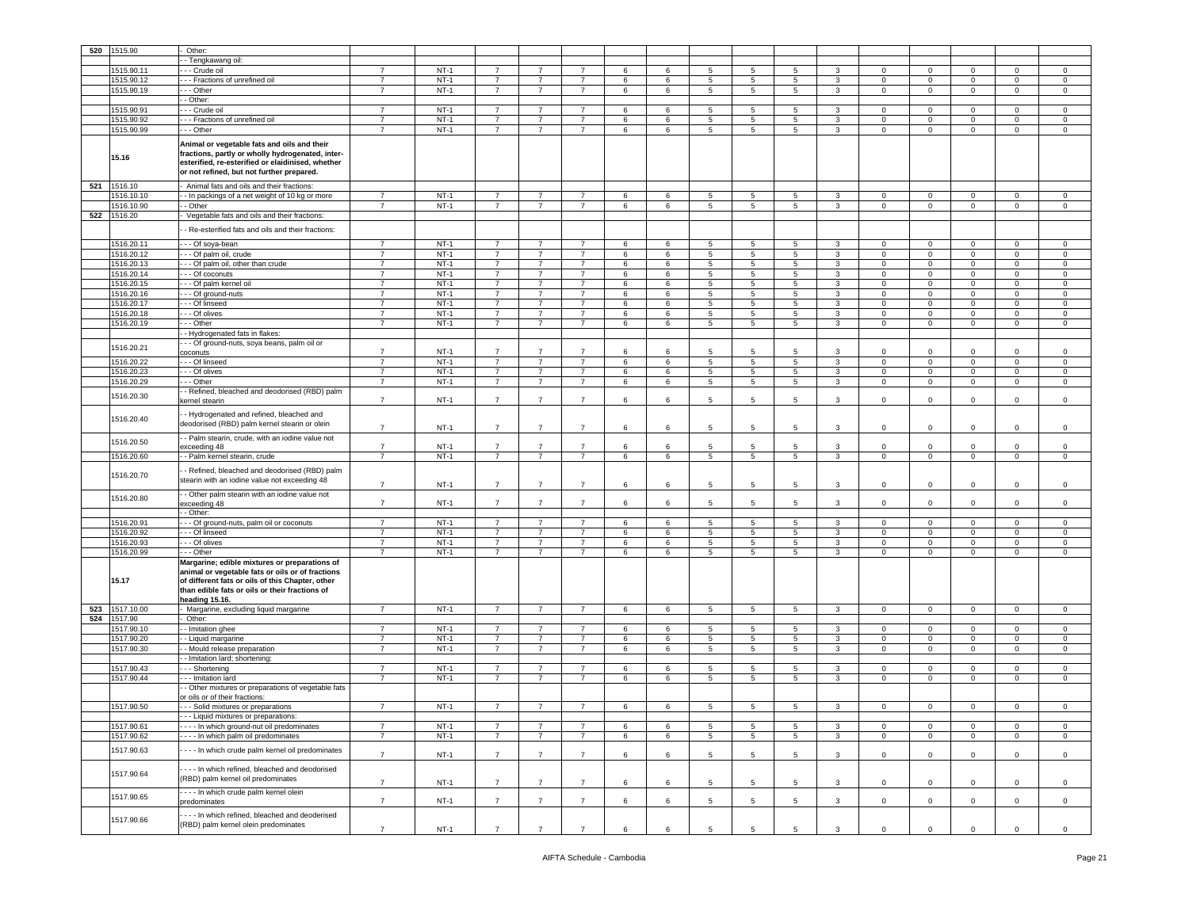| 520 | 1515.90 | - Other: | | | | | | | | | | | | | | | | |
|---|---|---|---|---|---|---|---|---|---|---|---|---|---|---|---|---|---|---|
| | | - - Tengkawang oil: | | | | | | | | | | | | | | | | |
| | 1515.90.11 | - - - Crude oil | 7 | NT-1 | 7 | 7 | 7 | 6 | 6 | 5 | 5 | 5 | 3 | 0 | 0 | 0 | 0 | 0 |
| | 1515.90.12 | - - - Fractions of unrefined oil | 7 | NT-1 | 7 | 7 | 7 | 6 | 6 | 5 | 5 | 5 | 3 | 0 | 0 | 0 | 0 | 0 |
| | 1515.90.19 | - - - Other | 7 | NT-1 | 7 | 7 | 7 | 6 | 6 | 5 | 5 | 5 | 3 | 0 | 0 | 0 | 0 | 0 |
| | | - - Other: | | | | | | | | | | | | | | | | |
| | 1515.90.91 | - - - Crude oil | 7 | NT-1 | 7 | 7 | 7 | 6 | 6 | 5 | 5 | 5 | 3 | 0 | 0 | 0 | 0 | 0 |
| | 1515.90.92 | - - - Fractions of unrefined oil | 7 | NT-1 | 7 | 7 | 7 | 6 | 6 | 5 | 5 | 5 | 3 | 0 | 0 | 0 | 0 | 0 |
| | 1515.90.99 | - - - Other | 7 | NT-1 | 7 | 7 | 7 | 6 | 6 | 5 | 5 | 5 | 3 | 0 | 0 | 0 | 0 | 0 |
| | **15.16** | **Animal or vegetable fats and oils and their fractions, partly or wholly hydrogenated, inter-esterified, re-esterified or elaidinised, whether or not refined, but not further prepared.** | | | | | | | | | | | | | | | | |
| 521 | 1516.10 | - Animal fats and oils and their fractions: | | | | | | | | | | | | | | | | |
| | 1516.10.10 | - - In packings of a net weight of 10 kg or more | 7 | NT-1 | 7 | 7 | 7 | 6 | 6 | 5 | 5 | 5 | 3 | 0 | 0 | 0 | 0 | 0 |
| | 1516.10.90 | - - Other | 7 | NT-1 | 7 | 7 | 7 | 6 | 6 | 5 | 5 | 5 | 3 | 0 | 0 | 0 | 0 | 0 |
| 522 | 1516.20 | - Vegetable fats and oils and their fractions: | | | | | | | | | | | | | | | | |
| | | - - Re-esterified fats and oils and their fractions: | | | | | | | | | | | | | | | | |
| | 1516.20.11 | - - - Of soya-bean | 7 | NT-1 | 7 | 7 | 7 | 6 | 6 | 5 | 5 | 5 | 3 | 0 | 0 | 0 | 0 | 0 |
| | 1516.20.12 | - - - Of palm oil, crude | 7 | NT-1 | 7 | 7 | 7 | 6 | 6 | 5 | 5 | 5 | 3 | 0 | 0 | 0 | 0 | 0 |
| | 1516.20.13 | - - - Of palm oil, other than crude | 7 | NT-1 | 7 | 7 | 7 | 6 | 6 | 5 | 5 | 5 | 3 | 0 | 0 | 0 | 0 | 0 |
| | 1516.20.14 | - - - Of coconuts | 7 | NT-1 | 7 | 7 | 7 | 6 | 6 | 5 | 5 | 5 | 3 | 0 | 0 | 0 | 0 | 0 |
| | 1516.20.15 | - - - Of palm kernel oil | 7 | NT-1 | 7 | 7 | 7 | 6 | 6 | 5 | 5 | 5 | 3 | 0 | 0 | 0 | 0 | 0 |
| | 1516.20.16 | - - - Of ground-nuts | 7 | NT-1 | 7 | 7 | 7 | 6 | 6 | 5 | 5 | 5 | 3 | 0 | 0 | 0 | 0 | 0 |
| | 1516.20.17 | - - - Of linseed | 7 | NT-1 | 7 | 7 | 7 | 6 | 6 | 5 | 5 | 5 | 3 | 0 | 0 | 0 | 0 | 0 |
| | 1516.20.18 | - - - Of olives | 7 | NT-1 | 7 | 7 | 7 | 6 | 6 | 5 | 5 | 5 | 3 | 0 | 0 | 0 | 0 | 0 |
| | 1516.20.19 | - - - Other | 7 | NT-1 | 7 | 7 | 7 | 6 | 6 | 5 | 5 | 5 | 3 | 0 | 0 | 0 | 0 | 0 |
| | | - - Hydrogenated fats in flakes: | | | | | | | | | | | | | | | | |
| | 1516.20.21 | - - - Of ground-nuts, soya beans, palm oil or coconuts | 7 | NT-1 | 7 | 7 | 7 | 6 | 6 | 5 | 5 | 5 | 3 | 0 | 0 | 0 | 0 | 0 |
| | 1516.20.22 | - - - Of linseed | 7 | NT-1 | 7 | 7 | 7 | 6 | 6 | 5 | 5 | 5 | 3 | 0 | 0 | 0 | 0 | 0 |
| | 1516.20.23 | - - - Of olives | 7 | NT-1 | 7 | 7 | 7 | 6 | 6 | 5 | 5 | 5 | 3 | 0 | 0 | 0 | 0 | 0 |
| | 1516.20.29 | - - - Other | 7 | NT-1 | 7 | 7 | 7 | 6 | 6 | 5 | 5 | 5 | 3 | 0 | 0 | 0 | 0 | 0 |
| | 1516.20.30 | - - Refined, bleached and deodorised (RBD) palm kernel stearin | 7 | NT-1 | 7 | 7 | 7 | 6 | 6 | 5 | 5 | 5 | 3 | 0 | 0 | 0 | 0 | 0 |
| | 1516.20.40 | - - Hydrogenated and refined, bleached and deodorised (RBD) palm kernel stearin or olein | 7 | NT-1 | 7 | 7 | 7 | 6 | 6 | 5 | 5 | 5 | 3 | 0 | 0 | 0 | 0 | 0 |
| | 1516.20.50 | - - Palm stearin, crude, with an iodine value not exceeding 48 | 7 | NT-1 | 7 | 7 | 7 | 6 | 6 | 5 | 5 | 5 | 3 | 0 | 0 | 0 | 0 | 0 |
| | 1516.20.60 | - - Palm kernel stearin, crude | 7 | NT-1 | 7 | 7 | 7 | 6 | 6 | 5 | 5 | 5 | 3 | 0 | 0 | 0 | 0 | 0 |
| | 1516.20.70 | - - Refined, bleached and deodorised (RBD) palm stearin with an iodine value not exceeding 48 | 7 | NT-1 | 7 | 7 | 7 | 6 | 6 | 5 | 5 | 5 | 3 | 0 | 0 | 0 | 0 | 0 |
| | 1516.20.80 | - - Other palm stearin with an iodine value not exceeding 48 | 7 | NT-1 | 7 | 7 | 7 | 6 | 6 | 5 | 5 | 5 | 3 | 0 | 0 | 0 | 0 | 0 |
| | | - - Other: | | | | | | | | | | | | | | | | |
| | 1516.20.91 | - - - Of ground-nuts, palm oil or coconuts | 7 | NT-1 | 7 | 7 | 7 | 6 | 6 | 5 | 5 | 5 | 3 | 0 | 0 | 0 | 0 | 0 |
| | 1516.20.92 | - - - Of linseed | 7 | NT-1 | 7 | 7 | 7 | 6 | 6 | 5 | 5 | 5 | 3 | 0 | 0 | 0 | 0 | 0 |
| | 1516.20.93 | - - - Of olives | 7 | NT-1 | 7 | 7 | 7 | 6 | 6 | 5 | 5 | 5 | 3 | 0 | 0 | 0 | 0 | 0 |
| | 1516.20.99 | - - - Other | 7 | NT-1 | 7 | 7 | 7 | 6 | 6 | 5 | 5 | 5 | 3 | 0 | 0 | 0 | 0 | 0 |
| | **15.17** | **Margarine; edible mixtures or preparations of animal or vegetable fats or oils or of fractions of different fats or oils of this Chapter, other than edible fats or oils or their fractions of heading 15.16.** | | | | | | | | | | | | | | | | |
| 523 | 1517.10.00 | - Margarine, excluding liquid margarine | 7 | NT-1 | 7 | 7 | 7 | 6 | 6 | 5 | 5 | 5 | 3 | 0 | 0 | 0 | 0 | 0 |
| 524 | 1517.90 | - Other: | | | | | | | | | | | | | | | | |
| | 1517.90.10 | - - Imitation ghee | 7 | NT-1 | 7 | 7 | 7 | 6 | 6 | 5 | 5 | 5 | 3 | 0 | 0 | 0 | 0 | 0 |
| | 1517.90.20 | - - Liquid margarine | 7 | NT-1 | 7 | 7 | 7 | 6 | 6 | 5 | 5 | 5 | 3 | 0 | 0 | 0 | 0 | 0 |
| | 1517.90.30 | - - Mould release preparation | 7 | NT-1 | 7 | 7 | 7 | 6 | 6 | 5 | 5 | 5 | 3 | 0 | 0 | 0 | 0 | 0 |
| | | - - Imitation lard; shortening: | | | | | | | | | | | | | | | | |
| | 1517.90.43 | - - - Shortening | 7 | NT-1 | 7 | 7 | 7 | 6 | 6 | 5 | 5 | 5 | 3 | 0 | 0 | 0 | 0 | 0 |
| | 1517.90.44 | - - - Imitation lard | 7 | NT-1 | 7 | 7 | 7 | 6 | 6 | 5 | 5 | 5 | 3 | 0 | 0 | 0 | 0 | 0 |
| | | - - Other mixtures or preparations of vegetable fats or oils or of their fractions: | | | | | | | | | | | | | | | | |
| | 1517.90.50 | - - - Solid mixtures or preparations | 7 | NT-1 | 7 | 7 | 7 | 6 | 6 | 5 | 5 | 5 | 3 | 0 | 0 | 0 | 0 | 0 |
| | | - - - Liquid mixtures or preparations: | | | | | | | | | | | | | | | | |
| | 1517.90.61 | - - - - In which ground-nut oil predominates | 7 | NT-1 | 7 | 7 | 7 | 6 | 6 | 5 | 5 | 5 | 3 | 0 | 0 | 0 | 0 | 0 |
| | 1517.90.62 | - - - - In which palm oil predominates | 7 | NT-1 | 7 | 7 | 7 | 6 | 6 | 5 | 5 | 5 | 3 | 0 | 0 | 0 | 0 | 0 |
| | 1517.90.63 | - - - - In which crude palm kernel oil predominates | 7 | NT-1 | 7 | 7 | 7 | 6 | 6 | 5 | 5 | 5 | 3 | 0 | 0 | 0 | 0 | 0 |
| | 1517.90.64 | - - - - In which refined, bleached and deodorised (RBD) palm kernel oil predominates | 7 | NT-1 | 7 | 7 | 7 | 6 | 6 | 5 | 5 | 5 | 3 | 0 | 0 | 0 | 0 | 0 |
| | 1517.90.65 | - - - - In which crude palm kernel olein predominates | 7 | NT-1 | 7 | 7 | 7 | 6 | 6 | 5 | 5 | 5 | 3 | 0 | 0 | 0 | 0 | 0 |
| | 1517.90.66 | - - - - In which refined, bleached and deoderised (RBD) palm kernel olein predominates | 7 | NT-1 | 7 | 7 | 7 | 6 | 6 | 5 | 5 | 5 | 3 | 0 | 0 | 0 | 0 | 0 |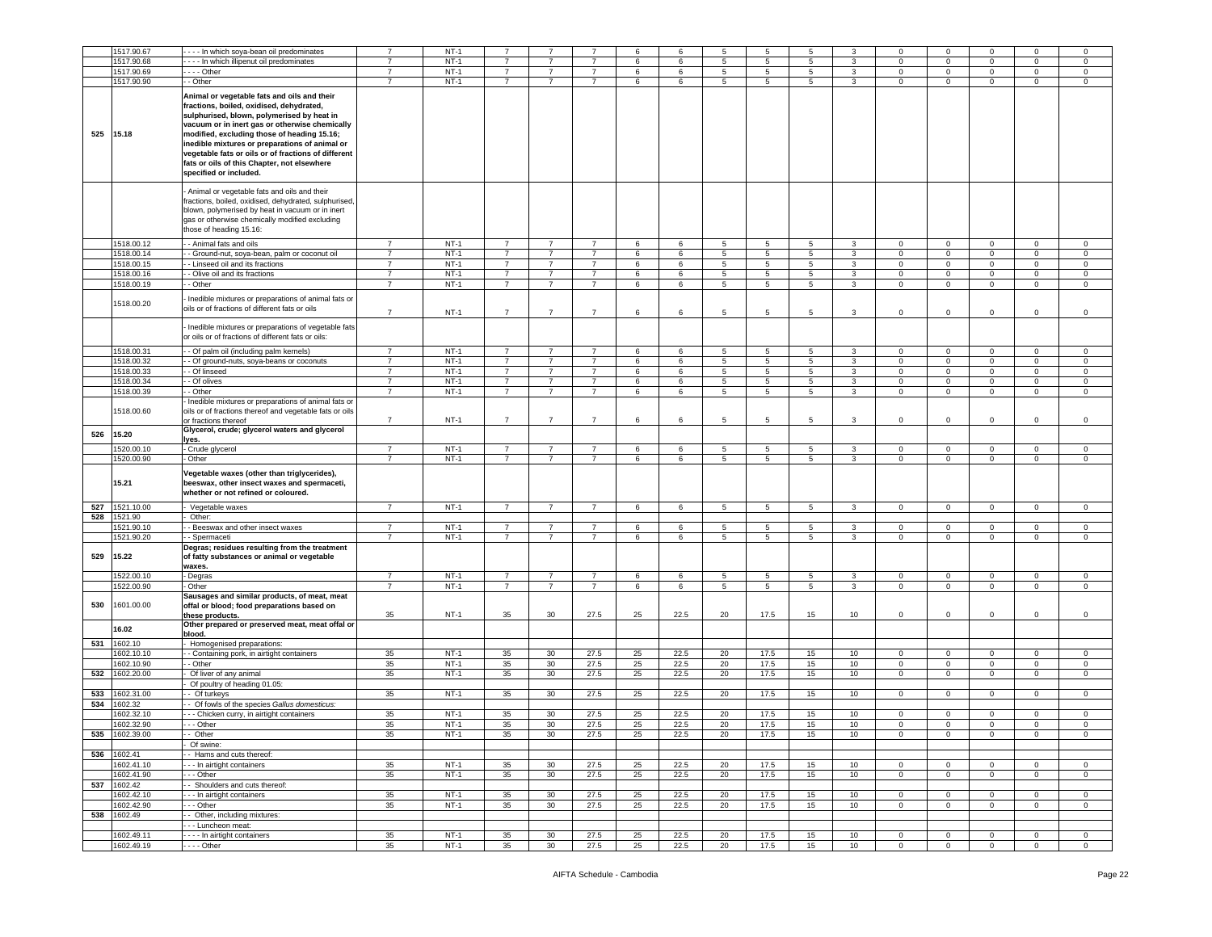| | | | | | | | | | | | | | | | | | | |
|---|---|---|---|---|---|---|---|---|---|---|---|---|---|---|---|---|---|---|
| | 1517.90.67 | - - - - In which soya-bean oil predominates | 7 | NT-1 | 7 | 7 | 7 | 6 | 6 | 5 | 5 | 5 | 3 | 0 | 0 | 0 | 0 | 0 |
| | 1517.90.68 | - - - - In which illipenut oil predominates | 7 | NT-1 | 7 | 7 | 7 | 6 | 6 | 5 | 5 | 5 | 3 | 0 | 0 | 0 | 0 | 0 |
| | 1517.90.69 | - - - - Other | 7 | NT-1 | 7 | 7 | 7 | 6 | 6 | 5 | 5 | 5 | 3 | 0 | 0 | 0 | 0 | 0 |
| | 1517.90.90 | - - Other | 7 | NT-1 | 7 | 7 | 7 | 6 | 6 | 5 | 5 | 5 | 3 | 0 | 0 | 0 | 0 | 0 |
| 525 | 15.18 | **Animal or vegetable fats and oils and their fractions, boiled, oxidised, dehydrated, sulphurised, blown, polymerised by heat in vacuum or in inert gas or otherwise chemically modified, excluding those of heading 15.16; inedible mixtures or preparations of animal or vegetable fats or oils or of fractions of different fats or oils of this Chapter, not elsewhere specified or included.** | | | | | | | | | | | | | | | | |
| | | - Animal or vegetable fats and oils and their fractions, boiled, oxidised, dehydrated, sulphurised, blown, polymerised by heat in vacuum or in inert gas or otherwise chemically modified excluding those of heading 15.16: | | | | | | | | | | | | | | | | |
| | 1518.00.12 | - - Animal fats and oils | 7 | NT-1 | 7 | 7 | 7 | 6 | 6 | 5 | 5 | 5 | 3 | 0 | 0 | 0 | 0 | 0 |
| | 1518.00.14 | - - Ground-nut, soya-bean, palm or coconut oil | 7 | NT-1 | 7 | 7 | 7 | 6 | 6 | 5 | 5 | 5 | 3 | 0 | 0 | 0 | 0 | 0 |
| | 1518.00.15 | - - Linseed oil and its fractions | 7 | NT-1 | 7 | 7 | 7 | 6 | 6 | 5 | 5 | 5 | 3 | 0 | 0 | 0 | 0 | 0 |
| | 1518.00.16 | - - Olive oil and its fractions | 7 | NT-1 | 7 | 7 | 7 | 6 | 6 | 5 | 5 | 5 | 3 | 0 | 0 | 0 | 0 | 0 |
| | 1518.00.19 | - - Other | 7 | NT-1 | 7 | 7 | 7 | 6 | 6 | 5 | 5 | 5 | 3 | 0 | 0 | 0 | 0 | 0 |
| | 1518.00.20 | - Inedible mixtures or preparations of animal fats or oils or of fractions of different fats or oils | 7 | NT-1 | 7 | 7 | 7 | 6 | 6 | 5 | 5 | 5 | 3 | 0 | 0 | 0 | 0 | 0 |
| | | - Inedible mixtures or preparations of vegetable fats or oils or of fractions of different fats or oils: | | | | | | | | | | | | | | | | |
| | 1518.00.31 | - - Of palm oil (including palm kernels) | 7 | NT-1 | 7 | 7 | 7 | 6 | 6 | 5 | 5 | 5 | 3 | 0 | 0 | 0 | 0 | 0 |
| | 1518.00.32 | - - Of ground-nuts, soya-beans or coconuts | 7 | NT-1 | 7 | 7 | 7 | 6 | 6 | 5 | 5 | 5 | 3 | 0 | 0 | 0 | 0 | 0 |
| | 1518.00.33 | - - Of linseed | 7 | NT-1 | 7 | 7 | 7 | 6 | 6 | 5 | 5 | 5 | 3 | 0 | 0 | 0 | 0 | 0 |
| | 1518.00.34 | - - Of olives | 7 | NT-1 | 7 | 7 | 7 | 6 | 6 | 5 | 5 | 5 | 3 | 0 | 0 | 0 | 0 | 0 |
| | 1518.00.39 | - - Other | 7 | NT-1 | 7 | 7 | 7 | 6 | 6 | 5 | 5 | 5 | 3 | 0 | 0 | 0 | 0 | 0 |
| | 1518.00.60 | - Inedible mixtures or preparations of animal fats or oils or of fractions thereof and vegetable fats or oils or fractions thereof | 7 | NT-1 | 7 | 7 | 7 | 6 | 6 | 5 | 5 | 5 | 3 | 0 | 0 | 0 | 0 | 0 |
| 526 | 15.20 | **Glycerol, crude; glycerol waters and glycerol lyes.** | | | | | | | | | | | | | | | | |
| | 1520.00.10 | - Crude glycerol | 7 | NT-1 | 7 | 7 | 7 | 6 | 6 | 5 | 5 | 5 | 3 | 0 | 0 | 0 | 0 | 0 |
| | 1520.00.90 | - Other | 7 | NT-1 | 7 | 7 | 7 | 6 | 6 | 5 | 5 | 5 | 3 | 0 | 0 | 0 | 0 | 0 |
| | 15.21 | **Vegetable waxes (other than triglycerides), beeswax, other insect waxes and spermaceti, whether or not refined or coloured.** | | | | | | | | | | | | | | | | |
| 527 | 1521.10.00 | - Vegetable waxes | 7 | NT-1 | 7 | 7 | 7 | 6 | 6 | 5 | 5 | 5 | 3 | 0 | 0 | 0 | 0 | 0 |
| 528 | 1521.90 | - Other: | | | | | | | | | | | | | | | | |
| | 1521.90.10 | - - Beeswax and other insect waxes | 7 | NT-1 | 7 | 7 | 7 | 6 | 6 | 5 | 5 | 5 | 3 | 0 | 0 | 0 | 0 | 0 |
| | 1521.90.20 | - - Spermaceti | 7 | NT-1 | 7 | 7 | 7 | 6 | 6 | 5 | 5 | 5 | 3 | 0 | 0 | 0 | 0 | 0 |
| 529 | 15.22 | **Degras; residues resulting from the treatment of fatty substances or animal or vegetable waxes.** | | | | | | | | | | | | | | | | |
| | 1522.00.10 | - Degras | 7 | NT-1 | 7 | 7 | 7 | 6 | 6 | 5 | 5 | 5 | 3 | 0 | 0 | 0 | 0 | 0 |
| | 1522.00.90 | - Other | 7 | NT-1 | 7 | 7 | 7 | 6 | 6 | 5 | 5 | 5 | 3 | 0 | 0 | 0 | 0 | 0 |
| 530 | 1601.00.00 | **Sausages and similar products, of meat, meat offal or blood; food preparations based on these products.** | 35 | NT-1 | 35 | 30 | 27.5 | 25 | 22.5 | 20 | 17.5 | 15 | 10 | 0 | 0 | 0 | 0 | 0 |
| | 16.02 | **Other prepared or preserved meat, meat offal or blood.** | | | | | | | | | | | | | | | | |
| 531 | 1602.10 | - Homogenised preparations: | | | | | | | | | | | | | | | | |
| | 1602.10.10 | - - Containing pork, in airtight containers | 35 | NT-1 | 35 | 30 | 27.5 | 25 | 22.5 | 20 | 17.5 | 15 | 10 | 0 | 0 | 0 | 0 | 0 |
| | 1602.10.90 | - - Other | 35 | NT-1 | 35 | 30 | 27.5 | 25 | 22.5 | 20 | 17.5 | 15 | 10 | 0 | 0 | 0 | 0 | 0 |
| 532 | 1602.20.00 | - Of liver of any animal | 35 | NT-1 | 35 | 30 | 27.5 | 25 | 22.5 | 20 | 17.5 | 15 | 10 | 0 | 0 | 0 | 0 | 0 |
| | | - Of poultry of heading 01.05: | | | | | | | | | | | | | | | | |
| 533 | 1602.31.00 | - - Of turkeys | 35 | NT-1 | 35 | 30 | 27.5 | 25 | 22.5 | 20 | 17.5 | 15 | 10 | 0 | 0 | 0 | 0 | 0 |
| 534 | 1602.32 | - - Of fowls of the species *Gallus domesticus:* | | | | | | | | | | | | | | | | |
| | 1602.32.10 | - - - Chicken curry, in airtight containers | 35 | NT-1 | 35 | 30 | 27.5 | 25 | 22.5 | 20 | 17.5 | 15 | 10 | 0 | 0 | 0 | 0 | 0 |
| | 1602.32.90 | - - - Other | 35 | NT-1 | 35 | 30 | 27.5 | 25 | 22.5 | 20 | 17.5 | 15 | 10 | 0 | 0 | 0 | 0 | 0 |
| 535 | 1602.39.00 | - - Other | 35 | NT-1 | 35 | 30 | 27.5 | 25 | 22.5 | 20 | 17.5 | 15 | 10 | 0 | 0 | 0 | 0 | 0 |
| | | - Of swine: | | | | | | | | | | | | | | | | |
| 536 | 1602.41 | - - Hams and cuts thereof: | | | | | | | | | | | | | | | | |
| | 1602.41.10 | - - - In airtight containers | 35 | NT-1 | 35 | 30 | 27.5 | 25 | 22.5 | 20 | 17.5 | 15 | 10 | 0 | 0 | 0 | 0 | 0 |
| | 1602.41.90 | - - - Other | 35 | NT-1 | 35 | 30 | 27.5 | 25 | 22.5 | 20 | 17.5 | 15 | 10 | 0 | 0 | 0 | 0 | 0 |
| 537 | 1602.42 | - - Shoulders and cuts thereof: | | | | | | | | | | | | | | | | |
| | 1602.42.10 | - - - In airtight containers | 35 | NT-1 | 35 | 30 | 27.5 | 25 | 22.5 | 20 | 17.5 | 15 | 10 | 0 | 0 | 0 | 0 | 0 |
| | 1602.42.90 | - - - Other | 35 | NT-1 | 35 | 30 | 27.5 | 25 | 22.5 | 20 | 17.5 | 15 | 10 | 0 | 0 | 0 | 0 | 0 |
| 538 | 1602.49 | - - Other, including mixtures: | | | | | | | | | | | | | | | | |
| | | - - - Luncheon meat: | | | | | | | | | | | | | | | | |
| | 1602.49.11 | - - - - In airtight containers | 35 | NT-1 | 35 | 30 | 27.5 | 25 | 22.5 | 20 | 17.5 | 15 | 10 | 0 | 0 | 0 | 0 | 0 |
| | 1602.49.19 | - - - - Other | 35 | NT-1 | 35 | 30 | 27.5 | 25 | 22.5 | 20 | 17.5 | 15 | 10 | 0 | 0 | 0 | 0 | 0 |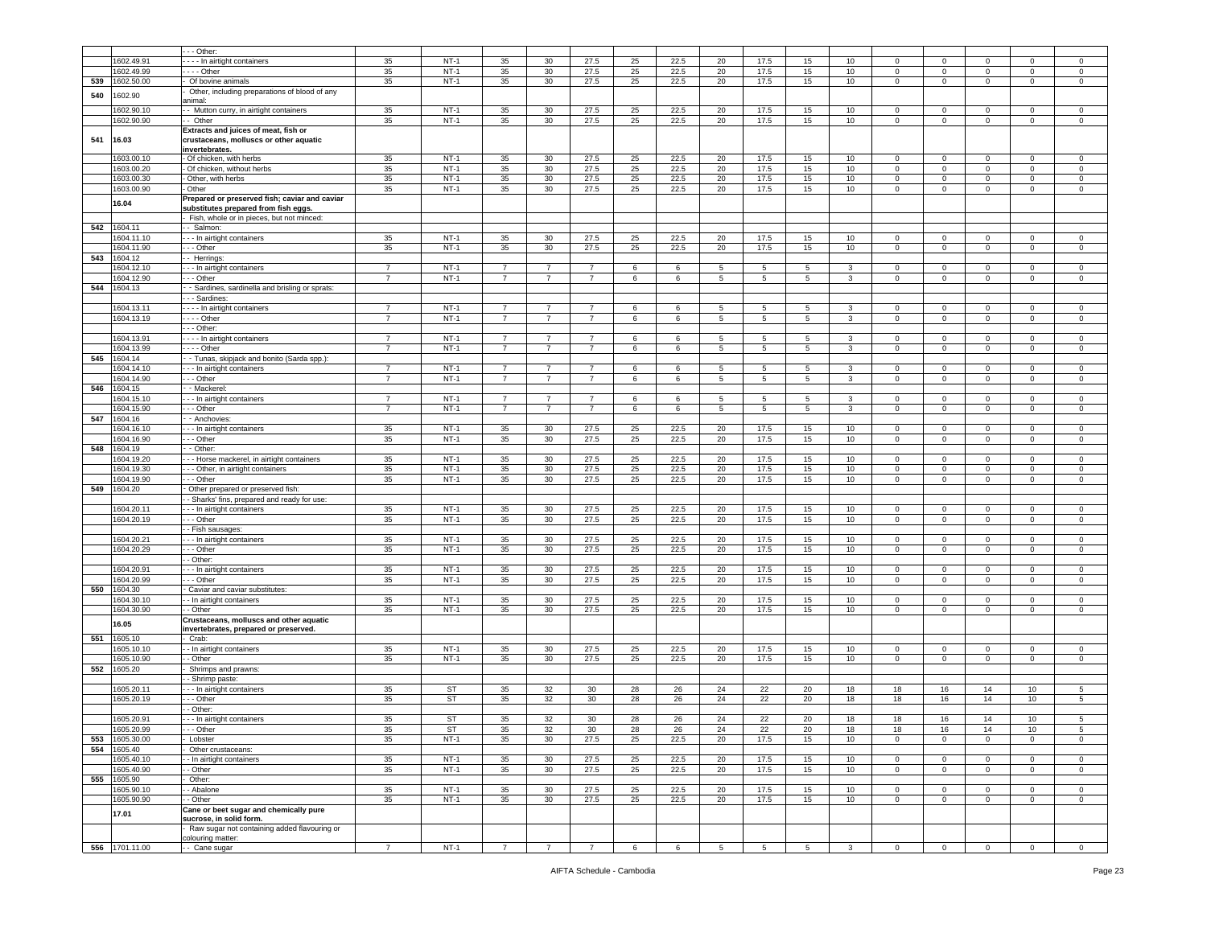| | | | | | | | | | | | | | | | | | | |
|---|---|---|---|---|---|---|---|---|---|---|---|---|---|---|---|---|---|---|
| | | - - - Other: | | | | | | | | | | | | | | | | |
| | 1602.49.91 | - - - - In airtight containers | 35 | NT-1 | 35 | 30 | 27.5 | 25 | 22.5 | 20 | 17.5 | 15 | 10 | 0 | 0 | 0 | 0 | 0 |
| | 1602.49.99 | - - - - Other | 35 | NT-1 | 35 | 30 | 27.5 | 25 | 22.5 | 20 | 17.5 | 15 | 10 | 0 | 0 | 0 | 0 | 0 |
| 539 | 1602.50.00 | - Of bovine animals | 35 | NT-1 | 35 | 30 | 27.5 | 25 | 22.5 | 20 | 17.5 | 15 | 10 | 0 | 0 | 0 | 0 | 0 |
| 540 | 1602.90 | - Other, including preparations of blood of any animal: | | | | | | | | | | | | | | | | |
| | 1602.90.10 | - - Mutton curry, in airtight containers | 35 | NT-1 | 35 | 30 | 27.5 | 25 | 22.5 | 20 | 17.5 | 15 | 10 | 0 | 0 | 0 | 0 | 0 |
| | 1602.90.90 | - - Other | 35 | NT-1 | 35 | 30 | 27.5 | 25 | 22.5 | 20 | 17.5 | 15 | 10 | 0 | 0 | 0 | 0 | 0 |
| 541 | **16.03** | **Extracts and juices of meat, fish or crustaceans, molluscs or other aquatic invertebrates.** | | | | | | | | | | | | | | | | |
| | 1603.00.10 | - Of chicken, with herbs | 35 | NT-1 | 35 | 30 | 27.5 | 25 | 22.5 | 20 | 17.5 | 15 | 10 | 0 | 0 | 0 | 0 | 0 |
| | 1603.00.20 | - Of chicken, without herbs | 35 | NT-1 | 35 | 30 | 27.5 | 25 | 22.5 | 20 | 17.5 | 15 | 10 | 0 | 0 | 0 | 0 | 0 |
| | 1603.00.30 | - Other, with herbs | 35 | NT-1 | 35 | 30 | 27.5 | 25 | 22.5 | 20 | 17.5 | 15 | 10 | 0 | 0 | 0 | 0 | 0 |
| | 1603.00.90 | - Other | 35 | NT-1 | 35 | 30 | 27.5 | 25 | 22.5 | 20 | 17.5 | 15 | 10 | 0 | 0 | 0 | 0 | 0 |
| | **16.04** | **Prepared or preserved fish; caviar and caviar substitutes prepared from fish eggs.** | | | | | | | | | | | | | | | | |
| | | - Fish, whole or in pieces, but not minced: | | | | | | | | | | | | | | | | |
| 542 | 1604.11 | - - Salmon: | | | | | | | | | | | | | | | | |
| | 1604.11.10 | - - - In airtight containers | 35 | NT-1 | 35 | 30 | 27.5 | 25 | 22.5 | 20 | 17.5 | 15 | 10 | 0 | 0 | 0 | 0 | 0 |
| | 1604.11.90 | - - - Other | 35 | NT-1 | 35 | 30 | 27.5 | 25 | 22.5 | 20 | 17.5 | 15 | 10 | 0 | 0 | 0 | 0 | 0 |
| 543 | 1604.12 | - - Herrings: | | | | | | | | | | | | | | | | |
| | 1604.12.10 | - - - In airtight containers | 7 | NT-1 | 7 | 7 | 7 | 6 | 6 | 5 | 5 | 5 | 3 | 0 | 0 | 0 | 0 | 0 |
| | 1604.12.90 | - - - Other | 7 | NT-1 | 7 | 7 | 7 | 6 | 6 | 5 | 5 | 5 | 3 | 0 | 0 | 0 | 0 | 0 |
| 544 | 1604.13 | - - Sardines, sardinella and brisling or sprats: | | | | | | | | | | | | | | | | |
| | | - - - Sardines: | | | | | | | | | | | | | | | | |
| | 1604.13.11 | - - - - In airtight containers | 7 | NT-1 | 7 | 7 | 7 | 6 | 6 | 5 | 5 | 5 | 3 | 0 | 0 | 0 | 0 | 0 |
| | 1604.13.19 | - - - - Other | 7 | NT-1 | 7 | 7 | 7 | 6 | 6 | 5 | 5 | 5 | 3 | 0 | 0 | 0 | 0 | 0 |
| | | - - - Other: | | | | | | | | | | | | | | | | |
| | 1604.13.91 | - - - - In airtight containers | 7 | NT-1 | 7 | 7 | 7 | 6 | 6 | 5 | 5 | 5 | 3 | 0 | 0 | 0 | 0 | 0 |
| | 1604.13.99 | - - - - Other | 7 | NT-1 | 7 | 7 | 7 | 6 | 6 | 5 | 5 | 5 | 3 | 0 | 0 | 0 | 0 | 0 |
| 545 | 1604.14 | - - Tunas, skipjack and bonito (Sarda spp.): | | | | | | | | | | | | | | | | |
| | 1604.14.10 | - - - In airtight containers | 7 | NT-1 | 7 | 7 | 7 | 6 | 6 | 5 | 5 | 5 | 3 | 0 | 0 | 0 | 0 | 0 |
| | 1604.14.90 | - - - Other | 7 | NT-1 | 7 | 7 | 7 | 6 | 6 | 5 | 5 | 5 | 3 | 0 | 0 | 0 | 0 | 0 |
| 546 | 1604.15 | - - Mackerel: | | | | | | | | | | | | | | | | |
| | 1604.15.10 | - - - In airtight containers | 7 | NT-1 | 7 | 7 | 7 | 6 | 6 | 5 | 5 | 5 | 3 | 0 | 0 | 0 | 0 | 0 |
| | 1604.15.90 | - - - Other | 7 | NT-1 | 7 | 7 | 7 | 6 | 6 | 5 | 5 | 5 | 3 | 0 | 0 | 0 | 0 | 0 |
| 547 | 1604.16 | - - Anchovies: | | | | | | | | | | | | | | | | |
| | 1604.16.10 | - - - In airtight containers | 35 | NT-1 | 35 | 30 | 27.5 | 25 | 22.5 | 20 | 17.5 | 15 | 10 | 0 | 0 | 0 | 0 | 0 |
| | 1604.16.90 | - - - Other | 35 | NT-1 | 35 | 30 | 27.5 | 25 | 22.5 | 20 | 17.5 | 15 | 10 | 0 | 0 | 0 | 0 | 0 |
| 548 | 1604.19 | - - Other: | | | | | | | | | | | | | | | | |
| | 1604.19.20 | - - - Horse mackerel, in airtight containers | 35 | NT-1 | 35 | 30 | 27.5 | 25 | 22.5 | 20 | 17.5 | 15 | 10 | 0 | 0 | 0 | 0 | 0 |
| | 1604.19.30 | - - - Other, in airtight containers | 35 | NT-1 | 35 | 30 | 27.5 | 25 | 22.5 | 20 | 17.5 | 15 | 10 | 0 | 0 | 0 | 0 | 0 |
| | 1604.19.90 | - - - Other | 35 | NT-1 | 35 | 30 | 27.5 | 25 | 22.5 | 20 | 17.5 | 15 | 10 | 0 | 0 | 0 | 0 | 0 |
| 549 | 1604.20 | - Other prepared or preserved fish: | | | | | | | | | | | | | | | | |
| | | - - Sharks' fins, prepared and ready for use: | | | | | | | | | | | | | | | | |
| | 1604.20.11 | - - - In airtight containers | 35 | NT-1 | 35 | 30 | 27.5 | 25 | 22.5 | 20 | 17.5 | 15 | 10 | 0 | 0 | 0 | 0 | 0 |
| | 1604.20.19 | - - - Other | 35 | NT-1 | 35 | 30 | 27.5 | 25 | 22.5 | 20 | 17.5 | 15 | 10 | 0 | 0 | 0 | 0 | 0 |
| | | - - Fish sausages: | | | | | | | | | | | | | | | | |
| | 1604.20.21 | - - - In airtight containers | 35 | NT-1 | 35 | 30 | 27.5 | 25 | 22.5 | 20 | 17.5 | 15 | 10 | 0 | 0 | 0 | 0 | 0 |
| | 1604.20.29 | - - - Other | 35 | NT-1 | 35 | 30 | 27.5 | 25 | 22.5 | 20 | 17.5 | 15 | 10 | 0 | 0 | 0 | 0 | 0 |
| | | - - Other: | | | | | | | | | | | | | | | | |
| | 1604.20.91 | - - - In airtight containers | 35 | NT-1 | 35 | 30 | 27.5 | 25 | 22.5 | 20 | 17.5 | 15 | 10 | 0 | 0 | 0 | 0 | 0 |
| | 1604.20.99 | - - - Other | 35 | NT-1 | 35 | 30 | 27.5 | 25 | 22.5 | 20 | 17.5 | 15 | 10 | 0 | 0 | 0 | 0 | 0 |
| 550 | 1604.30 | - Caviar and caviar substitutes: | | | | | | | | | | | | | | | | |
| | 1604.30.10 | - - In airtight containers | 35 | NT-1 | 35 | 30 | 27.5 | 25 | 22.5 | 20 | 17.5 | 15 | 10 | 0 | 0 | 0 | 0 | 0 |
| | 1604.30.90 | - - Other | 35 | NT-1 | 35 | 30 | 27.5 | 25 | 22.5 | 20 | 17.5 | 15 | 10 | 0 | 0 | 0 | 0 | 0 |
| | **16.05** | **Crustaceans, molluscs and other aquatic invertebrates, prepared or preserved.** | | | | | | | | | | | | | | | | |
| 551 | 1605.10 | - Crab: | | | | | | | | | | | | | | | | |
| | 1605.10.10 | - - In airtight containers | 35 | NT-1 | 35 | 30 | 27.5 | 25 | 22.5 | 20 | 17.5 | 15 | 10 | 0 | 0 | 0 | 0 | 0 |
| | 1605.10.90 | - - Other | 35 | NT-1 | 35 | 30 | 27.5 | 25 | 22.5 | 20 | 17.5 | 15 | 10 | 0 | 0 | 0 | 0 | 0 |
| 552 | 1605.20 | - Shrimps and prawns: | | | | | | | | | | | | | | | | |
| | | - - Shrimp paste: | | | | | | | | | | | | | | | | |
| | 1605.20.11 | - - - In airtight containers | 35 | ST | 35 | 32 | 30 | 28 | 26 | 24 | 22 | 20 | 18 | 18 | 16 | 14 | 10 | 5 |
| | 1605.20.19 | - - - Other | 35 | ST | 35 | 32 | 30 | 28 | 26 | 24 | 22 | 20 | 18 | 18 | 16 | 14 | 10 | 5 |
| | | - - Other: | | | | | | | | | | | | | | | | |
| | 1605.20.91 | - - - In airtight containers | 35 | ST | 35 | 32 | 30 | 28 | 26 | 24 | 22 | 20 | 18 | 18 | 16 | 14 | 10 | 5 |
| | 1605.20.99 | - - - Other | 35 | ST | 35 | 32 | 30 | 28 | 26 | 24 | 22 | 20 | 18 | 18 | 16 | 14 | 10 | 5 |
| 553 | 1605.30.00 | - Lobster | 35 | NT-1 | 35 | 30 | 27.5 | 25 | 22.5 | 20 | 17.5 | 15 | 10 | 0 | 0 | 0 | 0 | 0 |
| 554 | 1605.40 | - Other crustaceans: | | | | | | | | | | | | | | | | |
| | 1605.40.10 | - - In airtight containers | 35 | NT-1 | 35 | 30 | 27.5 | 25 | 22.5 | 20 | 17.5 | 15 | 10 | 0 | 0 | 0 | 0 | 0 |
| | 1605.40.90 | - - Other | 35 | NT-1 | 35 | 30 | 27.5 | 25 | 22.5 | 20 | 17.5 | 15 | 10 | 0 | 0 | 0 | 0 | 0 |
| 555 | 1605.90 | - Other: | | | | | | | | | | | | | | | | |
| | 1605.90.10 | - - Abalone | 35 | NT-1 | 35 | 30 | 27.5 | 25 | 22.5 | 20 | 17.5 | 15 | 10 | 0 | 0 | 0 | 0 | 0 |
| | 1605.90.90 | - - Other | 35 | NT-1 | 35 | 30 | 27.5 | 25 | 22.5 | 20 | 17.5 | 15 | 10 | 0 | 0 | 0 | 0 | 0 |
| | **17.01** | **Cane or beet sugar and chemically pure sucrose, in solid form.** | | | | | | | | | | | | | | | | |
| | | - Raw sugar not containing added flavouring or colouring matter: | | | | | | | | | | | | | | | | |
| 556 | 1701.11.00 | - - Cane sugar | 7 | NT-1 | 7 | 7 | 7 | 6 | 6 | 5 | 5 | 5 | 3 | 0 | 0 | 0 | 0 | 0 |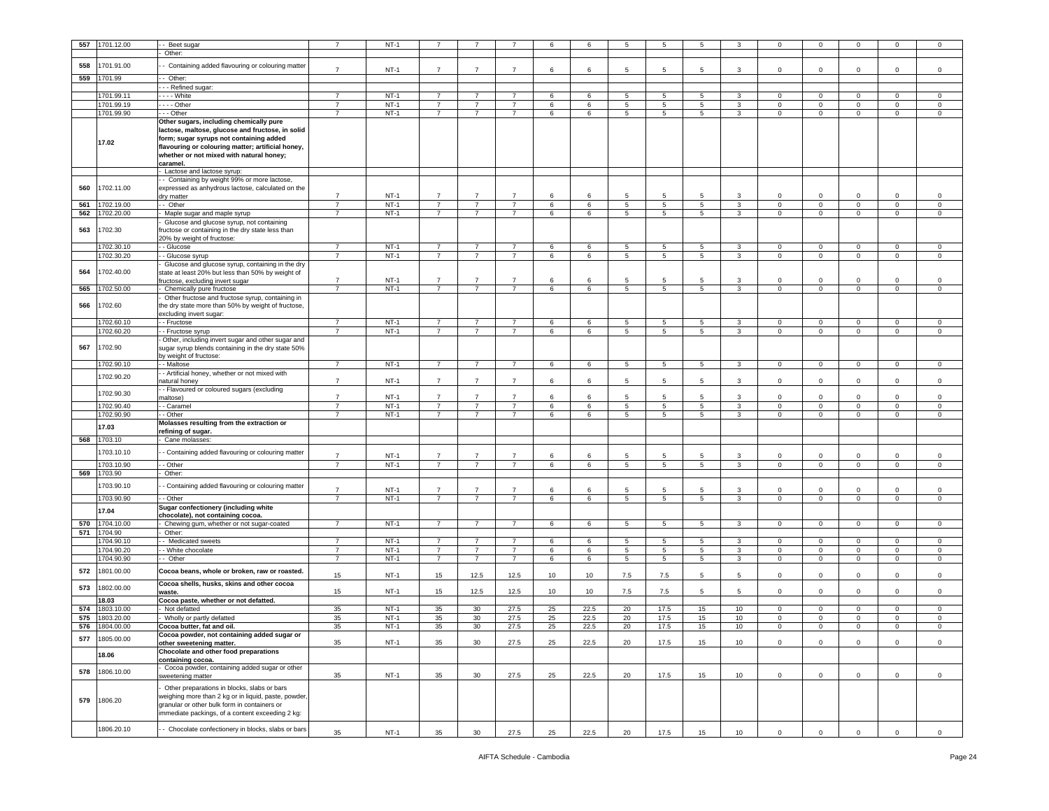| | | | | | | | | | | | | | | | | | | |
|---|---|---|---|---|---|---|---|---|---|---|---|---|---|---|---|---|---|---|
| 557 | 1701.12.00 | - - Beet sugar | 7 | NT-1 | 7 | 7 | 7 | 6 | 6 | 5 | 5 | 5 | 3 | 0 | 0 | 0 | 0 | 0 |
| | | - Other: | | | | | | | | | | | | | | | | |
| 558 | 1701.91.00 | - - Containing added flavouring or colouring matter | 7 | NT-1 | 7 | 7 | 7 | 6 | 6 | 5 | 5 | 5 | 3 | 0 | 0 | 0 | 0 | 0 |
| 559 | 1701.99 | - - Other: | | | | | | | | | | | | | | | | |
| | | - - - Refined sugar: | | | | | | | | | | | | | | | | |
| | 1701.99.11 | - - - - White | 7 | NT-1 | 7 | 7 | 7 | 6 | 6 | 5 | 5 | 5 | 3 | 0 | 0 | 0 | 0 | 0 |
| | 1701.99.19 | - - - - Other | 7 | NT-1 | 7 | 7 | 7 | 6 | 6 | 5 | 5 | 5 | 3 | 0 | 0 | 0 | 0 | 0 |
| | 1701.99.90 | - - - Other | 7 | NT-1 | 7 | 7 | 7 | 6 | 6 | 5 | 5 | 5 | 3 | 0 | 0 | 0 | 0 | 0 |
| | **17.02** | **Other sugars, including chemically pure lactose, maltose, glucose and fructose, in solid form; sugar syrups not containing added flavouring or colouring matter; artificial honey, whether or not mixed with natural honey; caramel.** | | | | | | | | | | | | | | | | |
| | | - Lactose and lactose syrup: | | | | | | | | | | | | | | | | |
| 560 | 1702.11.00 | - - Containing by weight 99% or more lactose, expressed as anhydrous lactose, calculated on the dry matter | 7 | NT-1 | 7 | 7 | 7 | 6 | 6 | 5 | 5 | 5 | 3 | 0 | 0 | 0 | 0 | 0 |
| 561 | 1702.19.00 | - - Other | 7 | NT-1 | 7 | 7 | 7 | 6 | 6 | 5 | 5 | 5 | 3 | 0 | 0 | 0 | 0 | 0 |
| 562 | 1702.20.00 | - Maple sugar and maple syrup | 7 | NT-1 | 7 | 7 | 7 | 6 | 6 | 5 | 5 | 5 | 3 | 0 | 0 | 0 | 0 | 0 |
| 563 | 1702.30 | - Glucose and glucose syrup, not containing fructose or containing in the dry state less than 20% by weight of fructose: | | | | | | | | | | | | | | | | |
| | 1702.30.10 | - - Glucose | 7 | NT-1 | 7 | 7 | 7 | 6 | 6 | 5 | 5 | 5 | 3 | 0 | 0 | 0 | 0 | 0 |
| | 1702.30.20 | - - Glucose syrup | 7 | NT-1 | 7 | 7 | 7 | 6 | 6 | 5 | 5 | 5 | 3 | 0 | 0 | 0 | 0 | 0 |
| 564 | 1702.40.00 | - Glucose and glucose syrup, containing in the dry state at least 20% but less than 50% by weight of fructose, excluding invert sugar | 7 | NT-1 | 7 | 7 | 7 | 6 | 6 | 5 | 5 | 5 | 3 | 0 | 0 | 0 | 0 | 0 |
| 565 | 1702.50.00 | - Chemically pure fructose | 7 | NT-1 | 7 | 7 | 7 | 6 | 6 | 5 | 5 | 5 | 3 | 0 | 0 | 0 | 0 | 0 |
| 566 | 1702.60 | - Other fructose and fructose syrup, containing in the dry state more than 50% by weight of fructose, excluding invert sugar: | | | | | | | | | | | | | | | | |
| | 1702.60.10 | - - Fructose | 7 | NT-1 | 7 | 7 | 7 | 6 | 6 | 5 | 5 | 5 | 3 | 0 | 0 | 0 | 0 | 0 |
| | 1702.60.20 | - - Fructose syrup | 7 | NT-1 | 7 | 7 | 7 | 6 | 6 | 5 | 5 | 5 | 3 | 0 | 0 | 0 | 0 | 0 |
| 567 | 1702.90 | - Other, including invert sugar and other sugar and sugar syrup blends containing in the dry state 50% by weight of fructose: | | | | | | | | | | | | | | | | |
| | 1702.90.10 | - - Maltose | 7 | NT-1 | 7 | 7 | 7 | 6 | 6 | 5 | 5 | 5 | 3 | 0 | 0 | 0 | 0 | 0 |
| | 1702.90.20 | - - Artificial honey, whether or not mixed with natural honey | 7 | NT-1 | 7 | 7 | 7 | 6 | 6 | 5 | 5 | 5 | 3 | 0 | 0 | 0 | 0 | 0 |
| | 1702.90.30 | - - Flavoured or coloured sugars (excluding maltose) | 7 | NT-1 | 7 | 7 | 7 | 6 | 6 | 5 | 5 | 5 | 3 | 0 | 0 | 0 | 0 | 0 |
| | 1702.90.40 | - - Caramel | 7 | NT-1 | 7 | 7 | 7 | 6 | 6 | 5 | 5 | 5 | 3 | 0 | 0 | 0 | 0 | 0 |
| | 1702.90.90 | - - Other | 7 | NT-1 | 7 | 7 | 7 | 6 | 6 | 5 | 5 | 5 | 3 | 0 | 0 | 0 | 0 | 0 |
| | **17.03** | **Molasses resulting from the extraction or refining of sugar.** | | | | | | | | | | | | | | | | |
| 568 | 1703.10 | - Cane molasses: | | | | | | | | | | | | | | | | |
| | 1703.10.10 | - - Containing added flavouring or colouring matter | 7 | NT-1 | 7 | 7 | 7 | 6 | 6 | 5 | 5 | 5 | 3 | 0 | 0 | 0 | 0 | 0 |
| | 1703.10.90 | - - Other | 7 | NT-1 | 7 | 7 | 7 | 6 | 6 | 5 | 5 | 5 | 3 | 0 | 0 | 0 | 0 | 0 |
| 569 | 1703.90 | - Other: | | | | | | | | | | | | | | | | |
| | 1703.90.10 | - - Containing added flavouring or colouring matter | 7 | NT-1 | 7 | 7 | 7 | 6 | 6 | 5 | 5 | 5 | 3 | 0 | 0 | 0 | 0 | 0 |
| | 1703.90.90 | - - Other | 7 | NT-1 | 7 | 7 | 7 | 6 | 6 | 5 | 5 | 5 | 3 | 0 | 0 | 0 | 0 | 0 |
| | **17.04** | **Sugar confectionery (including white chocolate), not containing cocoa.** | | | | | | | | | | | | | | | | |
| 570 | 1704.10.00 | - Chewing gum, whether or not sugar-coated | 7 | NT-1 | 7 | 7 | 7 | 6 | 6 | 5 | 5 | 5 | 3 | 0 | 0 | 0 | 0 | 0 |
| 571 | 1704.90 | - Other: | | | | | | | | | | | | | | | | |
| | 1704.90.10 | - - Medicated sweets | 7 | NT-1 | 7 | 7 | 7 | 6 | 6 | 5 | 5 | 5 | 3 | 0 | 0 | 0 | 0 | 0 |
| | 1704.90.20 | - - White chocolate | 7 | NT-1 | 7 | 7 | 7 | 6 | 6 | 5 | 5 | 5 | 3 | 0 | 0 | 0 | 0 | 0 |
| | 1704.90.90 | - - Other | 7 | NT-1 | 7 | 7 | 7 | 6 | 6 | 5 | 5 | 5 | 3 | 0 | 0 | 0 | 0 | 0 |
| 572 | 1801.00.00 | **Cocoa beans, whole or broken, raw or roasted.** | 15 | NT-1 | 15 | 12.5 | 12.5 | 10 | 10 | 7.5 | 7.5 | 5 | 5 | 0 | 0 | 0 | 0 | 0 |
| 573 | 1802.00.00 | **Cocoa shells, husks, skins and other cocoa waste.** | 15 | NT-1 | 15 | 12.5 | 12.5 | 10 | 10 | 7.5 | 7.5 | 5 | 5 | 0 | 0 | 0 | 0 | 0 |
| | **18.03** | **Cocoa paste, whether or not defatted.** | | | | | | | | | | | | | | | | |
| 574 | 1803.10.00 | - Not defatted | 35 | NT-1 | 35 | 30 | 27.5 | 25 | 22.5 | 20 | 17.5 | 15 | 10 | 0 | 0 | 0 | 0 | 0 |
| 575 | 1803.20.00 | - Wholly or partly defatted | 35 | NT-1 | 35 | 30 | 27.5 | 25 | 22.5 | 20 | 17.5 | 15 | 10 | 0 | 0 | 0 | 0 | 0 |
| 576 | 1804.00.00 | **Cocoa butter, fat and oil.** | 35 | NT-1 | 35 | 30 | 27.5 | 25 | 22.5 | 20 | 17.5 | 15 | 10 | 0 | 0 | 0 | 0 | 0 |
| 577 | 1805.00.00 | **Cocoa powder, not containing added sugar or other sweetening matter.** | 35 | NT-1 | 35 | 30 | 27.5 | 25 | 22.5 | 20 | 17.5 | 15 | 10 | 0 | 0 | 0 | 0 | 0 |
| | **18.06** | **Chocolate and other food preparations containing cocoa.** | | | | | | | | | | | | | | | | |
| 578 | 1806.10.00 | - Cocoa powder, containing added sugar or other sweetening matter | 35 | NT-1 | 35 | 30 | 27.5 | 25 | 22.5 | 20 | 17.5 | 15 | 10 | 0 | 0 | 0 | 0 | 0 |
| 579 | 1806.20 | - Other preparations in blocks, slabs or bars weighing more than 2 kg or in liquid, paste, powder, granular or other bulk form in containers or immediate packings, of a content exceeding 2 kg: | | | | | | | | | | | | | | | | |
| | 1806.20.10 | - - Chocolate confectionery in blocks, slabs or bars | 35 | NT-1 | 35 | 30 | 27.5 | 25 | 22.5 | 20 | 17.5 | 15 | 10 | 0 | 0 | 0 | 0 | 0 |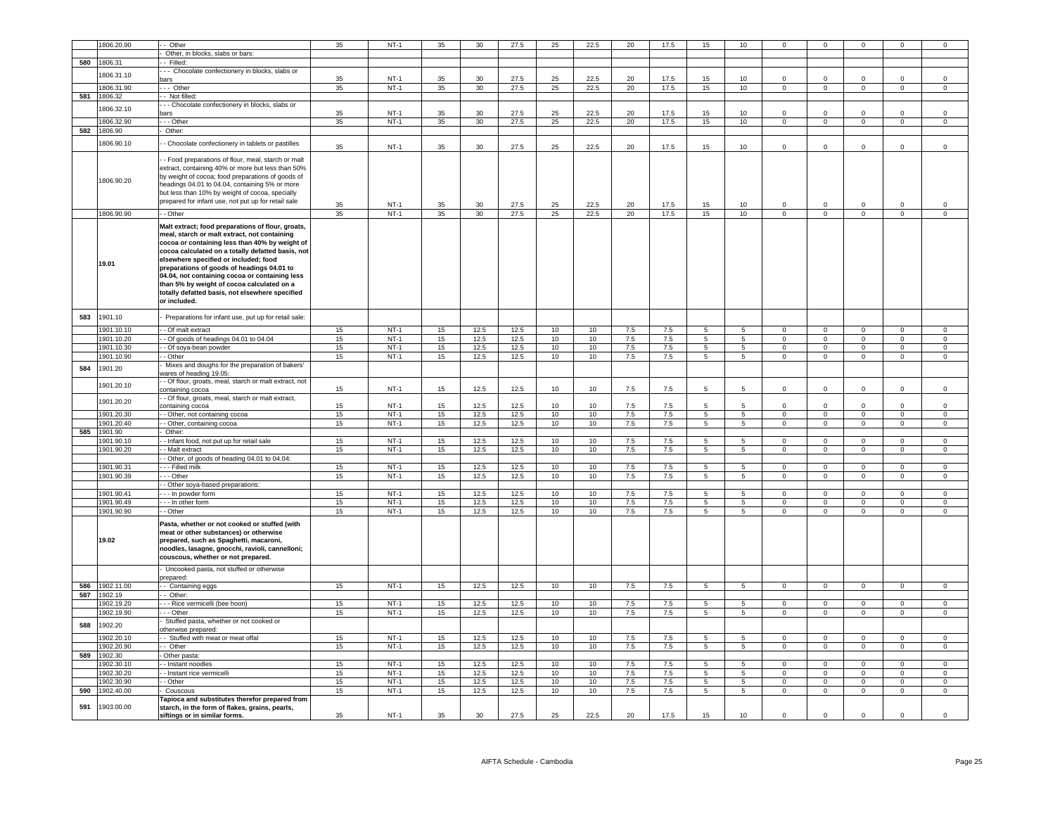| | 1806.20.90 | - - Other | 35 | NT-1 | 35 | 30 | 27.5 | 25 | 22.5 | 20 | 17.5 | 15 | 10 | 0 | 0 | 0 | 0 | 0 |
|---|---|---|---|---|---|---|---|---|---|---|---|---|---|---|---|---|---|---|
| | | - Other, in blocks, slabs or bars: | | | | | | | | | | | | | | | | |
| 580 | 1806.31 | - - Filled: | | | | | | | | | | | | | | | | |
| | 1806.31.10 | - - - Chocolate confectionery in blocks, slabs or bars | 35 | NT-1 | 35 | 30 | 27.5 | 25 | 22.5 | 20 | 17.5 | 15 | 10 | 0 | 0 | 0 | 0 | 0 |
| | 1806.31.90 | - - - Other | 35 | NT-1 | 35 | 30 | 27.5 | 25 | 22.5 | 20 | 17.5 | 15 | 10 | 0 | 0 | 0 | 0 | 0 |
| 581 | 1806.32 | - - Not filled: | | | | | | | | | | | | | | | | |
| | 1806.32.10 | - - - Chocolate confectionery in blocks, slabs or bars | 35 | NT-1 | 35 | 30 | 27.5 | 25 | 22.5 | 20 | 17.5 | 15 | 10 | 0 | 0 | 0 | 0 | 0 |
| | 1806.32.90 | - - - Other | 35 | NT-1 | 35 | 30 | 27.5 | 25 | 22.5 | 20 | 17.5 | 15 | 10 | 0 | 0 | 0 | 0 | 0 |
| 582 | 1806.90 | - Other: | | | | | | | | | | | | | | | | |
| | 1806.90.10 | - - Chocolate confectionery in tablets or pastilles | 35 | NT-1 | 35 | 30 | 27.5 | 25 | 22.5 | 20 | 17.5 | 15 | 10 | 0 | 0 | 0 | 0 | 0 |
| | 1806.90.20 | - - Food preparations of flour, meal, starch or malt extract, containing 40% or more but less than 50% by weight of cocoa; food preparations of goods of headings 04.01 to 04.04, containing 5% or more but less than 10% by weight of cocoa, specially prepared for infant use, not put up for retail sale | 35 | NT-1 | 35 | 30 | 27.5 | 25 | 22.5 | 20 | 17.5 | 15 | 10 | 0 | 0 | 0 | 0 | 0 |
| | 1806.90.90 | - - Other | 35 | NT-1 | 35 | 30 | 27.5 | 25 | 22.5 | 20 | 17.5 | 15 | 10 | 0 | 0 | 0 | 0 | 0 |
| | **19.01** | **Malt extract; food preparations of flour, groats, meal, starch or malt extract, not containing cocoa or containing less than 40% by weight of cocoa calculated on a totally defatted basis, not elsewhere specified or included; food preparations of goods of headings 04.01 to 04.04, not containing cocoa or containing less than 5% by weight of cocoa calculated on a totally defatted basis, not elsewhere specified or included.** | | | | | | | | | | | | | | | | |
| 583 | 1901.10 | - Preparations for infant use, put up for retail sale: | | | | | | | | | | | | | | | | |
| | 1901.10.10 | - - Of malt extract | 15 | NT-1 | 15 | 12.5 | 12.5 | 10 | 10 | 7.5 | 7.5 | 5 | 5 | 0 | 0 | 0 | 0 | 0 |
| | 1901.10.20 | - - Of goods of headings 04.01 to 04.04 | 15 | NT-1 | 15 | 12.5 | 12.5 | 10 | 10 | 7.5 | 7.5 | 5 | 5 | 0 | 0 | 0 | 0 | 0 |
| | 1901.10.30 | - - Of soya-bean powder | 15 | NT-1 | 15 | 12.5 | 12.5 | 10 | 10 | 7.5 | 7.5 | 5 | 5 | 0 | 0 | 0 | 0 | 0 |
| | 1901.10.90 | - - Other | 15 | NT-1 | 15 | 12.5 | 12.5 | 10 | 10 | 7.5 | 7.5 | 5 | 5 | 0 | 0 | 0 | 0 | 0 |
| 584 | 1901.20 | - Mixes and doughs for the preparation of bakers' wares of heading 19.05: | | | | | | | | | | | | | | | | |
| | 1901.20.10 | - - Of flour, groats, meal, starch or malt extract, not containing cocoa | 15 | NT-1 | 15 | 12.5 | 12.5 | 10 | 10 | 7.5 | 7.5 | 5 | 5 | 0 | 0 | 0 | 0 | 0 |
| | 1901.20.20 | - - Of flour, groats, meal, starch or malt extract, containing cocoa | 15 | NT-1 | 15 | 12.5 | 12.5 | 10 | 10 | 7.5 | 7.5 | 5 | 5 | 0 | 0 | 0 | 0 | 0 |
| | 1901.20.30 | - - Other, not containing cocoa | 15 | NT-1 | 15 | 12.5 | 12.5 | 10 | 10 | 7.5 | 7.5 | 5 | 5 | 0 | 0 | 0 | 0 | 0 |
| | 1901.20.40 | - - Other, containing cocoa | 15 | NT-1 | 15 | 12.5 | 12.5 | 10 | 10 | 7.5 | 7.5 | 5 | 5 | 0 | 0 | 0 | 0 | 0 |
| 585 | 1901.90 | - Other: | | | | | | | | | | | | | | | | |
| | 1901.90.10 | - - Infant food, not put up for retail sale | 15 | NT-1 | 15 | 12.5 | 12.5 | 10 | 10 | 7.5 | 7.5 | 5 | 5 | 0 | 0 | 0 | 0 | 0 |
| | 1901.90.20 | - - Malt extract | 15 | NT-1 | 15 | 12.5 | 12.5 | 10 | 10 | 7.5 | 7.5 | 5 | 5 | 0 | 0 | 0 | 0 | 0 |
| | | - - Other, of goods of heading 04.01 to 04.04: | | | | | | | | | | | | | | | | |
| | 1901.90.31 | - - - Filled milk | 15 | NT-1 | 15 | 12.5 | 12.5 | 10 | 10 | 7.5 | 7.5 | 5 | 5 | 0 | 0 | 0 | 0 | 0 |
| | 1901.90.39 | - - - Other | 15 | NT-1 | 15 | 12.5 | 12.5 | 10 | 10 | 7.5 | 7.5 | 5 | 5 | 0 | 0 | 0 | 0 | 0 |
| | | - - Other soya-based preparations: | | | | | | | | | | | | | | | | |
| | 1901.90.41 | - - - In powder form | 15 | NT-1 | 15 | 12.5 | 12.5 | 10 | 10 | 7.5 | 7.5 | 5 | 5 | 0 | 0 | 0 | 0 | 0 |
| | 1901.90.49 | - - - In other form | 15 | NT-1 | 15 | 12.5 | 12.5 | 10 | 10 | 7.5 | 7.5 | 5 | 5 | 0 | 0 | 0 | 0 | 0 |
| | 1901.90.90 | - - Other | 15 | NT-1 | 15 | 12.5 | 12.5 | 10 | 10 | 7.5 | 7.5 | 5 | 5 | 0 | 0 | 0 | 0 | 0 |
| | **19.02** | **Pasta, whether or not cooked or stuffed (with meat or other substances) or otherwise prepared, such as Spaghetti, macaroni, noodles, lasagne, gnocchi, ravioli, cannelloni; couscous, whether or not prepared.** | | | | | | | | | | | | | | | | |
| | | - Uncooked pasta, not stuffed or otherwise prepared: | | | | | | | | | | | | | | | | |
| 586 | 1902.11.00 | - - Containing eggs | 15 | NT-1 | 15 | 12.5 | 12.5 | 10 | 10 | 7.5 | 7.5 | 5 | 5 | 0 | 0 | 0 | 0 | 0 |
| 587 | 1902.19 | - - Other: | | | | | | | | | | | | | | | | |
| | 1902.19.20 | - - - Rice vermicelli (bee hoon) | 15 | NT-1 | 15 | 12.5 | 12.5 | 10 | 10 | 7.5 | 7.5 | 5 | 5 | 0 | 0 | 0 | 0 | 0 |
| | 1902.19.90 | - - - Other | 15 | NT-1 | 15 | 12.5 | 12.5 | 10 | 10 | 7.5 | 7.5 | 5 | 5 | 0 | 0 | 0 | 0 | 0 |
| 588 | 1902.20 | - Stuffed pasta, whether or not cooked or otherwise prepared: | | | | | | | | | | | | | | | | |
| | 1902.20.10 | - - Stuffed with meat or meat offal | 15 | NT-1 | 15 | 12.5 | 12.5 | 10 | 10 | 7.5 | 7.5 | 5 | 5 | 0 | 0 | 0 | 0 | 0 |
| | 1902.20.90 | - - Other | 15 | NT-1 | 15 | 12.5 | 12.5 | 10 | 10 | 7.5 | 7.5 | 5 | 5 | 0 | 0 | 0 | 0 | 0 |
| 589 | 1902.30 | - Other pasta: | | | | | | | | | | | | | | | | |
| | 1902.30.10 | - - Instant noodles | 15 | NT-1 | 15 | 12.5 | 12.5 | 10 | 10 | 7.5 | 7.5 | 5 | 5 | 0 | 0 | 0 | 0 | 0 |
| | 1902.30.20 | - - Instant rice vermicelli | 15 | NT-1 | 15 | 12.5 | 12.5 | 10 | 10 | 7.5 | 7.5 | 5 | 5 | 0 | 0 | 0 | 0 | 0 |
| | 1902.30.90 | - - Other | 15 | NT-1 | 15 | 12.5 | 12.5 | 10 | 10 | 7.5 | 7.5 | 5 | 5 | 0 | 0 | 0 | 0 | 0 |
| 590 | 1902.40.00 | - Couscous | 15 | NT-1 | 15 | 12.5 | 12.5 | 10 | 10 | 7.5 | 7.5 | 5 | 5 | 0 | 0 | 0 | 0 | 0 |
| 591 | 1903.00.00 | **Tapioca and substitutes therefor prepared from starch, in the form of flakes, grains, pearls, siftings or in similar forms.** | 35 | NT-1 | 35 | 30 | 27.5 | 25 | 22.5 | 20 | 17.5 | 15 | 10 | 0 | 0 | 0 | 0 | 0 |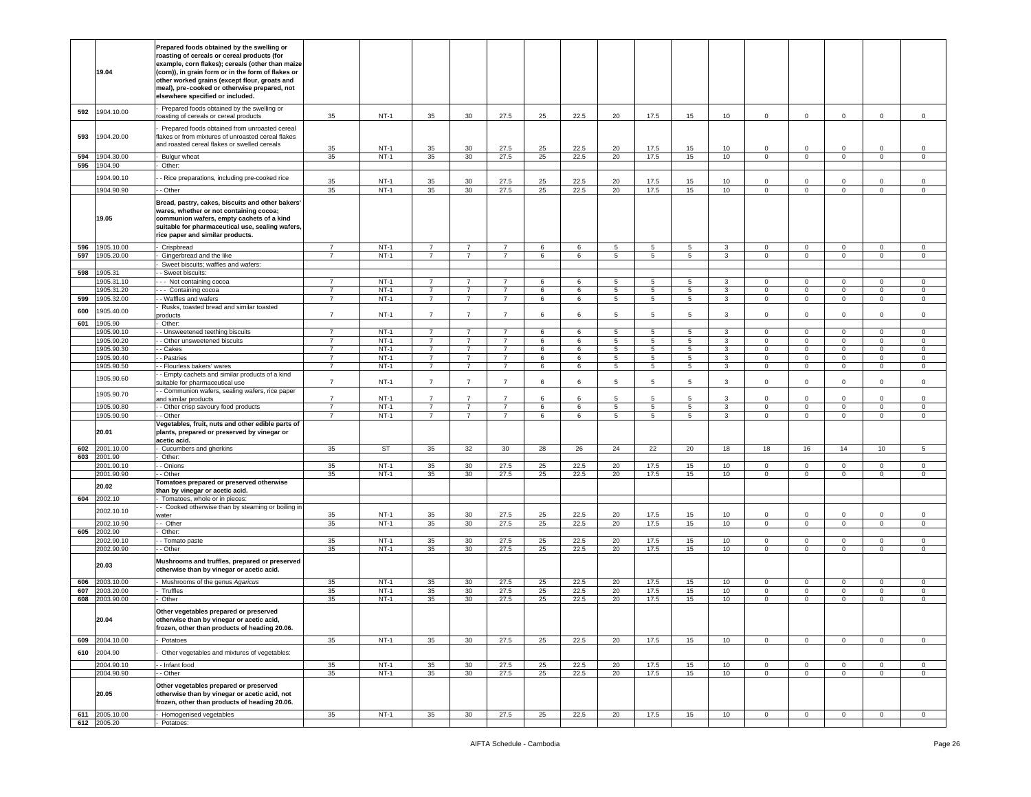| | | | | | | | | | | | | | | | | | |
|---|---|---|---|---|---|---|---|---|---|---|---|---|---|---|---|---|---|
| | **19.04** | **Prepared foods obtained by the swelling or roasting of cereals or cereal products (for example, corn flakes); cereals (other than maize (corn)), in grain form or in the form of flakes or other worked grains (except flour, groats and meal), pre-cooked or otherwise prepared, not elsewhere specified or included.** | | | | | | | | | | | | | | | |
| 592 | 1904.10.00 | - Prepared foods obtained by the swelling or roasting of cereals or cereal products | 35 | NT-1 | 35 | 30 | 27.5 | 25 | 22.5 | 20 | 17.5 | 15 | 10 | 0 | 0 | 0 | 0 | 0 |
| 593 | 1904.20.00 | - Prepared foods obtained from unroasted cereal flakes or from mixtures of unroasted cereal flakes and roasted cereal flakes or swelled cereals | 35 | NT-1 | 35 | 30 | 27.5 | 25 | 22.5 | 20 | 17.5 | 15 | 10 | 0 | 0 | 0 | 0 | 0 |
| 594 | 1904.30.00 | - Bulgur wheat | 35 | NT-1 | 35 | 30 | 27.5 | 25 | 22.5 | 20 | 17.5 | 15 | 10 | 0 | 0 | 0 | 0 | 0 |
| 595 | 1904.90 | - Other: | | | | | | | | | | | | | | | | |
| | 1904.90.10 | - - Rice preparations, including pre-cooked rice | 35 | NT-1 | 35 | 30 | 27.5 | 25 | 22.5 | 20 | 17.5 | 15 | 10 | 0 | 0 | 0 | 0 | 0 |
| | 1904.90.90 | - - Other | 35 | NT-1 | 35 | 30 | 27.5 | 25 | 22.5 | 20 | 17.5 | 15 | 10 | 0 | 0 | 0 | 0 | 0 |
| | **19.05** | **Bread, pastry, cakes, biscuits and other bakers' wares, whether or not containing cocoa; communion wafers, empty cachets of a kind suitable for pharmaceutical use, sealing wafers, rice paper and similar products.** | | | | | | | | | | | | | | | |
| 596 | 1905.10.00 | - Crispbread | 7 | NT-1 | 7 | 7 | 7 | 6 | 6 | 5 | 5 | 5 | 3 | 0 | 0 | 0 | 0 | 0 |
| 597 | 1905.20.00 | - Gingerbread and the like | 7 | NT-1 | 7 | 7 | 7 | 6 | 6 | 5 | 5 | 5 | 3 | 0 | 0 | 0 | 0 | 0 |
| | | - Sweet biscuits; waffles and wafers: | | | | | | | | | | | | | | | | |
| 598 | 1905.31 | - - Sweet biscuits: | | | | | | | | | | | | | | | | |
| | 1905.31.10 | - - - Not containing cocoa | 7 | NT-1 | 7 | 7 | 7 | 6 | 6 | 5 | 5 | 5 | 3 | 0 | 0 | 0 | 0 | 0 |
| | 1905.31.20 | - - - Containing cocoa | 7 | NT-1 | 7 | 7 | 7 | 6 | 6 | 5 | 5 | 5 | 3 | 0 | 0 | 0 | 0 | 0 |
| 599 | 1905.32.00 | - - Waffles and wafers | 7 | NT-1 | 7 | 7 | 7 | 6 | 6 | 5 | 5 | 5 | 3 | 0 | 0 | 0 | 0 | 0 |
| 600 | 1905.40.00 | - Rusks, toasted bread and similar toasted products | 7 | NT-1 | 7 | 7 | 7 | 6 | 6 | 5 | 5 | 5 | 3 | 0 | 0 | 0 | 0 | 0 |
| 601 | 1905.90 | - Other: | | | | | | | | | | | | | | | | |
| | 1905.90.10 | - - Unsweetened teething biscuits | 7 | NT-1 | 7 | 7 | 7 | 6 | 6 | 5 | 5 | 5 | 3 | 0 | 0 | 0 | 0 | 0 |
| | 1905.90.20 | - - Other unsweetened biscuits | 7 | NT-1 | 7 | 7 | 7 | 6 | 6 | 5 | 5 | 5 | 3 | 0 | 0 | 0 | 0 | 0 |
| | 1905.90.30 | - - Cakes | 7 | NT-1 | 7 | 7 | 7 | 6 | 6 | 5 | 5 | 5 | 3 | 0 | 0 | 0 | 0 | 0 |
| | 1905.90.40 | - - Pastries | 7 | NT-1 | 7 | 7 | 7 | 6 | 6 | 5 | 5 | 5 | 3 | 0 | 0 | 0 | 0 | 0 |
| | 1905.90.50 | - - Flourless bakers' wares | 7 | NT-1 | 7 | 7 | 7 | 6 | 6 | 5 | 5 | 5 | 3 | 0 | 0 | 0 | 0 | 0 |
| | 1905.90.60 | - - Empty cachets and similar products of a kind suitable for pharmaceutical use | 7 | NT-1 | 7 | 7 | 7 | 6 | 6 | 5 | 5 | 5 | 3 | 0 | 0 | 0 | 0 | 0 |
| | 1905.90.70 | - - Communion wafers, sealing wafers, rice paper and similar products | 7 | NT-1 | 7 | 7 | 7 | 6 | 6 | 5 | 5 | 5 | 3 | 0 | 0 | 0 | 0 | 0 |
| | 1905.90.80 | - - Other crisp savoury food products | 7 | NT-1 | 7 | 7 | 7 | 6 | 6 | 5 | 5 | 5 | 3 | 0 | 0 | 0 | 0 | 0 |
| | 1905.90.90 | - - Other | 7 | NT-1 | 7 | 7 | 7 | 6 | 6 | 5 | 5 | 5 | 3 | 0 | 0 | 0 | 0 | 0 |
| | **20.01** | **Vegetables, fruit, nuts and other edible parts of plants, prepared or preserved by vinegar or acetic acid.** | | | | | | | | | | | | | | | |
| 602 | 2001.10.00 | - Cucumbers and gherkins | 35 | ST | 35 | 32 | 30 | 28 | 26 | 24 | 22 | 20 | 18 | 18 | 16 | 14 | 10 | 5 |
| 603 | 2001.90 | - Other: | | | | | | | | | | | | | | | | |
| | 2001.90.10 | - - Onions | 35 | NT-1 | 35 | 30 | 27.5 | 25 | 22.5 | 20 | 17.5 | 15 | 10 | 0 | 0 | 0 | 0 | 0 |
| | 2001.90.90 | - - Other | 35 | NT-1 | 35 | 30 | 27.5 | 25 | 22.5 | 20 | 17.5 | 15 | 10 | 0 | 0 | 0 | 0 | 0 |
| | **20.02** | **Tomatoes prepared or preserved otherwise than by vinegar or acetic acid.** | | | | | | | | | | | | | | | |
| 604 | 2002.10 | - Tomatoes, whole or in pieces: | | | | | | | | | | | | | | | | |
| | 2002.10.10 | - - Cooked otherwise than by steaming or boiling in water | 35 | NT-1 | 35 | 30 | 27.5 | 25 | 22.5 | 20 | 17.5 | 15 | 10 | 0 | 0 | 0 | 0 | 0 |
| | 2002.10.90 | - - Other | 35 | NT-1 | 35 | 30 | 27.5 | 25 | 22.5 | 20 | 17.5 | 15 | 10 | 0 | 0 | 0 | 0 | 0 |
| 605 | 2002.90 | - Other: | | | | | | | | | | | | | | | | |
| | 2002.90.10 | - - Tomato paste | 35 | NT-1 | 35 | 30 | 27.5 | 25 | 22.5 | 20 | 17.5 | 15 | 10 | 0 | 0 | 0 | 0 | 0 |
| | 2002.90.90 | - - Other | 35 | NT-1 | 35 | 30 | 27.5 | 25 | 22.5 | 20 | 17.5 | 15 | 10 | 0 | 0 | 0 | 0 | 0 |
| | **20.03** | **Mushrooms and truffles, prepared or preserved otherwise than by vinegar or acetic acid.** | | | | | | | | | | | | | | | |
| 606 | 2003.10.00 | - Mushrooms of the genus *Agaricus* | 35 | NT-1 | 35 | 30 | 27.5 | 25 | 22.5 | 20 | 17.5 | 15 | 10 | 0 | 0 | 0 | 0 | 0 |
| 607 | 2003.20.00 | - Truffles | 35 | NT-1 | 35 | 30 | 27.5 | 25 | 22.5 | 20 | 17.5 | 15 | 10 | 0 | 0 | 0 | 0 | 0 |
| 608 | 2003.90.00 | - Other | 35 | NT-1 | 35 | 30 | 27.5 | 25 | 22.5 | 20 | 17.5 | 15 | 10 | 0 | 0 | 0 | 0 | 0 |
| | **20.04** | **Other vegetables prepared or preserved otherwise than by vinegar or acetic acid, frozen, other than products of heading 20.06.** | | | | | | | | | | | | | | | |
| 609 | 2004.10.00 | - Potatoes | 35 | NT-1 | 35 | 30 | 27.5 | 25 | 22.5 | 20 | 17.5 | 15 | 10 | 0 | 0 | 0 | 0 | 0 |
| 610 | 2004.90 | - Other vegetables and mixtures of vegetables: | | | | | | | | | | | | | | | | |
| | 2004.90.10 | - - Infant food | 35 | NT-1 | 35 | 30 | 27.5 | 25 | 22.5 | 20 | 17.5 | 15 | 10 | 0 | 0 | 0 | 0 | 0 |
| | 2004.90.90 | - - Other | 35 | NT-1 | 35 | 30 | 27.5 | 25 | 22.5 | 20 | 17.5 | 15 | 10 | 0 | 0 | 0 | 0 | 0 |
| | **20.05** | **Other vegetables prepared or preserved otherwise than by vinegar or acetic acid, not frozen, other than products of heading 20.06.** | | | | | | | | | | | | | | | |
| 611 | 2005.10.00 | - Homogenised vegetables | 35 | NT-1 | 35 | 30 | 27.5 | 25 | 22.5 | 20 | 17.5 | 15 | 10 | 0 | 0 | 0 | 0 | 0 |
| 612 | 2005.20 | - Potatoes: | | | | | | | | | | | | | | | | |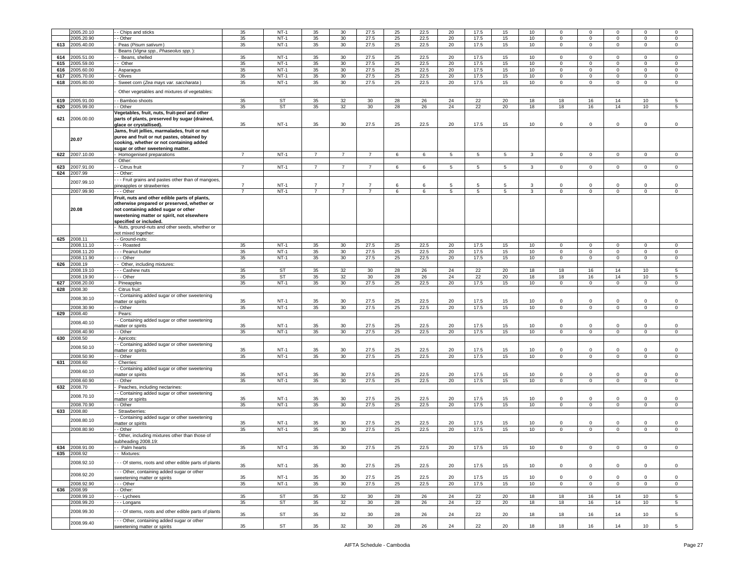| | 2005.20.10 | - - Chips and sticks | 35 | NT-1 | 35 | 30 | 27.5 | 25 | 22.5 | 20 | 17.5 | 15 | 10 | 0 | 0 | 0 | 0 | 0 |
|---|---|---|---|---|---|---|---|---|---|---|---|---|---|---|---|---|---|---|
| | 2005.20.90 | - - Other | 35 | NT-1 | 35 | 30 | 27.5 | 25 | 22.5 | 20 | 17.5 | 15 | 10 | 0 | 0 | 0 | 0 | 0 |
| 613 | 2005.40.00 | - Peas (*Pisum sativum*) | 35 | NT-1 | 35 | 30 | 27.5 | 25 | 22.5 | 20 | 17.5 | 15 | 10 | 0 | 0 | 0 | 0 | 0 |
| | | - Beans (*Vigna spp., Phaseolus spp.*): | | | | | | | | | | | | | | | | |
| 614 | 2005.51.00 | - - Beans, shelled | 35 | NT-1 | 35 | 30 | 27.5 | 25 | 22.5 | 20 | 17.5 | 15 | 10 | 0 | 0 | 0 | 0 | 0 |
| 615 | 2005.59.00 | - - Other | 35 | NT-1 | 35 | 30 | 27.5 | 25 | 22.5 | 20 | 17.5 | 15 | 10 | 0 | 0 | 0 | 0 | 0 |
| 616 | 2005.60.00 | - Asparagus | 35 | NT-1 | 35 | 30 | 27.5 | 25 | 22.5 | 20 | 17.5 | 15 | 10 | 0 | 0 | 0 | 0 | 0 |
| 617 | 2005.70.00 | - Olives | 35 | NT-1 | 35 | 30 | 27.5 | 25 | 22.5 | 20 | 17.5 | 15 | 10 | 0 | 0 | 0 | 0 | 0 |
| 618 | 2005.80.00 | - Sweet corn (*Zea mays var. saccharata*) | 35 | NT-1 | 35 | 30 | 27.5 | 25 | 22.5 | 20 | 17.5 | 15 | 10 | 0 | 0 | 0 | 0 | 0 |
| | | - Other vegetables and mixtures of vegetables: | | | | | | | | | | | | | | | | |
| 619 | 2005.91.00 | - - Bamboo shoots | 35 | ST | 35 | 32 | 30 | 28 | 26 | 24 | 22 | 20 | 18 | 18 | 16 | 14 | 10 | 5 |
| 620 | 2005.99.00 | - - Other | 35 | ST | 35 | 32 | 30 | 28 | 26 | 24 | 22 | 20 | 18 | 18 | 16 | 14 | 10 | 5 |
| 621 | 2006.00.00 | **Vegetables, fruit, nuts, fruit-peel and other parts of plants, preserved by sugar (drained, glace or crystallised).** | 35 | NT-1 | 35 | 30 | 27.5 | 25 | 22.5 | 20 | 17.5 | 15 | 10 | 0 | 0 | 0 | 0 | 0 |
| | **20.07** | **Jams, fruit jellies, marmalades, fruit or nut puree and fruit or nut pastes, obtained by cooking, whether or not containing added sugar or other sweetening matter.** | | | | | | | | | | | | | | | | |
| 622 | 2007.10.00 | - Homogenised preparations | 7 | NT-1 | 7 | 7 | 7 | 6 | 6 | 5 | 5 | 5 | 3 | 0 | 0 | 0 | 0 | 0 |
| | | - Other: | | | | | | | | | | | | | | | | |
| 623 | 2007.91.00 | - - Citrus fruit | 7 | NT-1 | 7 | 7 | 7 | 6 | 6 | 5 | 5 | 5 | 3 | 0 | 0 | 0 | 0 | 0 |
| 624 | 2007.99 | - - Other: | | | | | | | | | | | | | | | | |
| | 2007.99.10 | - - - Fruit grains and pastes other than of mangoes, pineapples or strawberries | 7 | NT-1 | 7 | 7 | 7 | 6 | 6 | 5 | 5 | 5 | 3 | 0 | 0 | 0 | 0 | 0 |
| | 2007.99.90 | - - - Other | 7 | NT-1 | 7 | 7 | 7 | 6 | 6 | 5 | 5 | 5 | 3 | 0 | 0 | 0 | 0 | 0 |
| | **20.08** | **Fruit, nuts and other edible parts of plants, otherwise prepared or preserved, whether or not containing added sugar or other sweetening matter or spirit, not elsewhere specified or included.** | | | | | | | | | | | | | | | | |
| | | - Nuts, ground-nuts and other seeds, whether or not mixed together: | | | | | | | | | | | | | | | | |
| 625 | 2008.11 | - - Ground-nuts: | | | | | | | | | | | | | | | | |
| | 2008.11.10 | - - - Roasted | 35 | NT-1 | 35 | 30 | 27.5 | 25 | 22.5 | 20 | 17.5 | 15 | 10 | 0 | 0 | 0 | 0 | 0 |
| | 2008.11.20 | - - - Peanut butter | 35 | NT-1 | 35 | 30 | 27.5 | 25 | 22.5 | 20 | 17.5 | 15 | 10 | 0 | 0 | 0 | 0 | 0 |
| | 2008.11.90 | - - - Other | 35 | NT-1 | 35 | 30 | 27.5 | 25 | 22.5 | 20 | 17.5 | 15 | 10 | 0 | 0 | 0 | 0 | 0 |
| 626 | 2008.19 | - - Other, including mixtures: | | | | | | | | | | | | | | | | |
| | 2008.19.10 | - - - Cashew nuts | 35 | ST | 35 | 32 | 30 | 28 | 26 | 24 | 22 | 20 | 18 | 18 | 16 | 14 | 10 | 5 |
| | 2008.19.90 | - - - Other | 35 | ST | 35 | 32 | 30 | 28 | 26 | 24 | 22 | 20 | 18 | 18 | 16 | 14 | 10 | 5 |
| 627 | 2008.20.00 | - Pineapples | 35 | NT-1 | 35 | 30 | 27.5 | 25 | 22.5 | 20 | 17.5 | 15 | 10 | 0 | 0 | 0 | 0 | 0 |
| 628 | 2008.30 | - Citrus fruit: | | | | | | | | | | | | | | | | |
| | 2008.30.10 | - - Containing added sugar or other sweetening matter or spirits | 35 | NT-1 | 35 | 30 | 27.5 | 25 | 22.5 | 20 | 17.5 | 15 | 10 | 0 | 0 | 0 | 0 | 0 |
| | 2008.30.90 | - - Other | 35 | NT-1 | 35 | 30 | 27.5 | 25 | 22.5 | 20 | 17.5 | 15 | 10 | 0 | 0 | 0 | 0 | 0 |
| 629 | 2008.40 | - Pears: | | | | | | | | | | | | | | | | |
| | 2008.40.10 | - - Containing added sugar or other sweetening matter or spirits | 35 | NT-1 | 35 | 30 | 27.5 | 25 | 22.5 | 20 | 17.5 | 15 | 10 | 0 | 0 | 0 | 0 | 0 |
| | 2008.40.90 | - - Other | 35 | NT-1 | 35 | 30 | 27.5 | 25 | 22.5 | 20 | 17.5 | 15 | 10 | 0 | 0 | 0 | 0 | 0 |
| 630 | 2008.50 | - Apricots: | | | | | | | | | | | | | | | | |
| | 2008.50.10 | - - Containing added sugar or other sweetening matter or spirits | 35 | NT-1 | 35 | 30 | 27.5 | 25 | 22.5 | 20 | 17.5 | 15 | 10 | 0 | 0 | 0 | 0 | 0 |
| | 2008.50.90 | - - Other | 35 | NT-1 | 35 | 30 | 27.5 | 25 | 22.5 | 20 | 17.5 | 15 | 10 | 0 | 0 | 0 | 0 | 0 |
| 631 | 2008.60 | - Cherries: | | | | | | | | | | | | | | | | |
| | 2008.60.10 | - - Containing added sugar or other sweetening matter or spirits | 35 | NT-1 | 35 | 30 | 27.5 | 25 | 22.5 | 20 | 17.5 | 15 | 10 | 0 | 0 | 0 | 0 | 0 |
| | 2008.60.90 | - - Other | 35 | NT-1 | 35 | 30 | 27.5 | 25 | 22.5 | 20 | 17.5 | 15 | 10 | 0 | 0 | 0 | 0 | 0 |
| 632 | 2008.70 | - Peaches, including nectarines: | | | | | | | | | | | | | | | | |
| | 2008.70.10 | - - Containing added sugar or other sweetening matter or spirits | 35 | NT-1 | 35 | 30 | 27.5 | 25 | 22.5 | 20 | 17.5 | 15 | 10 | 0 | 0 | 0 | 0 | 0 |
| | 2008.70.90 | - - Other | 35 | NT-1 | 35 | 30 | 27.5 | 25 | 22.5 | 20 | 17.5 | 15 | 10 | 0 | 0 | 0 | 0 | 0 |
| 633 | 2008.80 | - Strawberries: | | | | | | | | | | | | | | | | |
| | 2008.80.10 | - - Containing added sugar or other sweetening matter or spirits | 35 | NT-1 | 35 | 30 | 27.5 | 25 | 22.5 | 20 | 17.5 | 15 | 10 | 0 | 0 | 0 | 0 | 0 |
| | 2008.80.90 | - - Other | 35 | NT-1 | 35 | 30 | 27.5 | 25 | 22.5 | 20 | 17.5 | 15 | 10 | 0 | 0 | 0 | 0 | 0 |
| | | - Other, including mixtures other than those of subheading 2008.19: | | | | | | | | | | | | | | | | |
| 634 | 2008.91.00 | - - Palm hearts | 35 | NT-1 | 35 | 30 | 27.5 | 25 | 22.5 | 20 | 17.5 | 15 | 10 | 0 | 0 | 0 | 0 | 0 |
| 635 | 2008.92 | - - Mixtures: | | | | | | | | | | | | | | | | |
| | 2008.92.10 | - - - Of stems, roots and other edible parts of plants | 35 | NT-1 | 35 | 30 | 27.5 | 25 | 22.5 | 20 | 17.5 | 15 | 10 | 0 | 0 | 0 | 0 | 0 |
| | 2008.92.20 | - - - Other, containing added sugar or other sweetening matter or spirits | 35 | NT-1 | 35 | 30 | 27.5 | 25 | 22.5 | 20 | 17.5 | 15 | 10 | 0 | 0 | 0 | 0 | 0 |
| | 2008.92.90 | - - - Other | 35 | NT-1 | 35 | 30 | 27.5 | 25 | 22.5 | 20 | 17.5 | 15 | 10 | 0 | 0 | 0 | 0 | 0 |
| 636 | 2008.99 | - - Other: | | | | | | | | | | | | | | | | |
| | 2008.99.10 | - - - Lychees | 35 | ST | 35 | 32 | 30 | 28 | 26 | 24 | 22 | 20 | 18 | 18 | 16 | 14 | 10 | 5 |
| | 2008.99.20 | - - - Longans | 35 | ST | 35 | 32 | 30 | 28 | 26 | 24 | 22 | 20 | 18 | 18 | 16 | 14 | 10 | 5 |
| | 2008.99.30 | - - - Of stems, roots and other edible parts of plants | 35 | ST | 35 | 32 | 30 | 28 | 26 | 24 | 22 | 20 | 18 | 18 | 16 | 14 | 10 | 5 |
| | 2008.99.40 | - - - Other, containing added sugar or other sweetening matter or spirits | 35 | ST | 35 | 32 | 30 | 28 | 26 | 24 | 22 | 20 | 18 | 18 | 16 | 14 | 10 | 5 |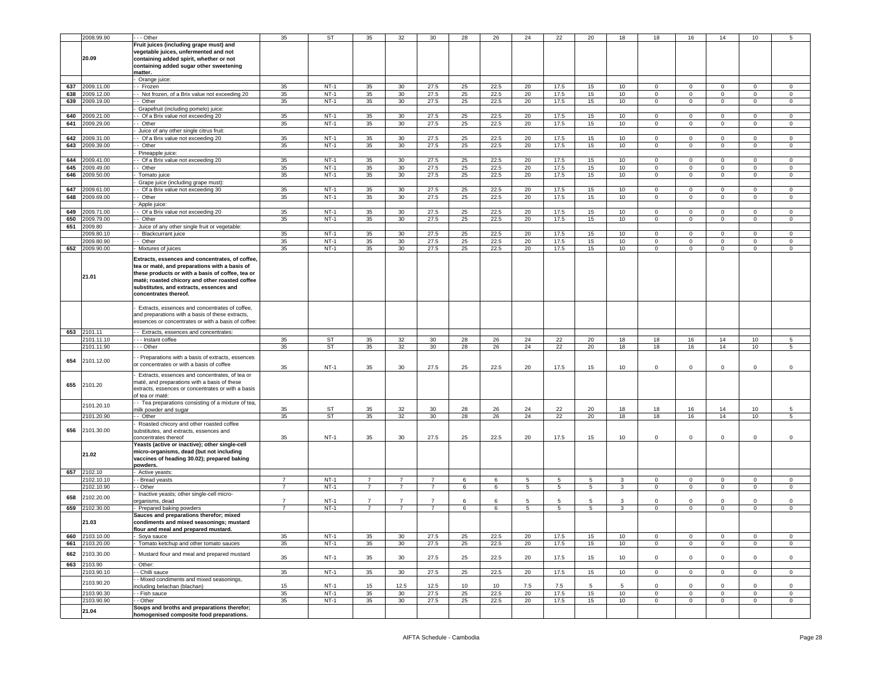|  | 2008.99.90 | - - - Other | 35 | ST | 35 | 32 | 30 | 28 | 26 | 24 | 22 | 20 | 18 | 18 | 16 | 14 | 10 | 5 |
|---|---|---|---|---|---|---|---|---|---|---|---|---|---|---|---|---|---|---|
|  | **20.09** | **Fruit juices (including grape must) and vegetable juices, unfermented and not containing added spirit, whether or not containing added sugar other sweetening matter.** |  |  |  |  |  |  |  |  |  |  |  |  |  |  |  |  |
|  |  | - Orange juice: |  |  |  |  |  |  |  |  |  |  |  |  |  |  |  |  |
| 637 | 2009.11.00 | - - Frozen | 35 | NT-1 | 35 | 30 | 27.5 | 25 | 22.5 | 20 | 17.5 | 15 | 10 | 0 | 0 | 0 | 0 | 0 |
| 638 | 2009.12.00 | - - Not frozen, of a Brix value not exceeding 20 | 35 | NT-1 | 35 | 30 | 27.5 | 25 | 22.5 | 20 | 17.5 | 15 | 10 | 0 | 0 | 0 | 0 | 0 |
| 639 | 2009.19.00 | - - Other | 35 | NT-1 | 35 | 30 | 27.5 | 25 | 22.5 | 20 | 17.5 | 15 | 10 | 0 | 0 | 0 | 0 | 0 |
|  |  | - Grapefruit (including pomelo) juice: |  |  |  |  |  |  |  |  |  |  |  |  |  |  |  |  |
| 640 | 2009.21.00 | - - Of a Brix value not exceeding 20 | 35 | NT-1 | 35 | 30 | 27.5 | 25 | 22.5 | 20 | 17.5 | 15 | 10 | 0 | 0 | 0 | 0 | 0 |
| 641 | 2009.29.00 | - - Other | 35 | NT-1 | 35 | 30 | 27.5 | 25 | 22.5 | 20 | 17.5 | 15 | 10 | 0 | 0 | 0 | 0 | 0 |
|  |  | - Juice of any other single citrus fruit: |  |  |  |  |  |  |  |  |  |  |  |  |  |  |  |  |
| 642 | 2009.31.00 | - - Of a Brix value not exceeding 20 | 35 | NT-1 | 35 | 30 | 27.5 | 25 | 22.5 | 20 | 17.5 | 15 | 10 | 0 | 0 | 0 | 0 | 0 |
| 643 | 2009.39.00 | - - Other | 35 | NT-1 | 35 | 30 | 27.5 | 25 | 22.5 | 20 | 17.5 | 15 | 10 | 0 | 0 | 0 | 0 | 0 |
|  |  | - Pineapple juice: |  |  |  |  |  |  |  |  |  |  |  |  |  |  |  |  |
| 644 | 2009.41.00 | - - Of a Brix value not exceeding 20 | 35 | NT-1 | 35 | 30 | 27.5 | 25 | 22.5 | 20 | 17.5 | 15 | 10 | 0 | 0 | 0 | 0 | 0 |
| 645 | 2009.49.00 | - - Other | 35 | NT-1 | 35 | 30 | 27.5 | 25 | 22.5 | 20 | 17.5 | 15 | 10 | 0 | 0 | 0 | 0 | 0 |
| 646 | 2009.50.00 | - Tomato juice | 35 | NT-1 | 35 | 30 | 27.5 | 25 | 22.5 | 20 | 17.5 | 15 | 10 | 0 | 0 | 0 | 0 | 0 |
|  |  | - Grape juice (including grape must): |  |  |  |  |  |  |  |  |  |  |  |  |  |  |  |  |
| 647 | 2009.61.00 | - - Of a Brix value not exceeding 30 | 35 | NT-1 | 35 | 30 | 27.5 | 25 | 22.5 | 20 | 17.5 | 15 | 10 | 0 | 0 | 0 | 0 | 0 |
| 648 | 2009.69.00 | - - Other | 35 | NT-1 | 35 | 30 | 27.5 | 25 | 22.5 | 20 | 17.5 | 15 | 10 | 0 | 0 | 0 | 0 | 0 |
|  |  | - Apple juice: |  |  |  |  |  |  |  |  |  |  |  |  |  |  |  |  |
| 649 | 2009.71.00 | - - Of a Brix value not exceeding 20 | 35 | NT-1 | 35 | 30 | 27.5 | 25 | 22.5 | 20 | 17.5 | 15 | 10 | 0 | 0 | 0 | 0 | 0 |
| 650 | 2009.79.00 | - - Other | 35 | NT-1 | 35 | 30 | 27.5 | 25 | 22.5 | 20 | 17.5 | 15 | 10 | 0 | 0 | 0 | 0 | 0 |
| 651 | 2009.80 | - Juice of any other single fruit or vegetable: |  |  |  |  |  |  |  |  |  |  |  |  |  |  |  |  |
|  | 2009.80.10 | - - Blackcurrant juice | 35 | NT-1 | 35 | 30 | 27.5 | 25 | 22.5 | 20 | 17.5 | 15 | 10 | 0 | 0 | 0 | 0 | 0 |
|  | 2009.80.90 | - - Other | 35 | NT-1 | 35 | 30 | 27.5 | 25 | 22.5 | 20 | 17.5 | 15 | 10 | 0 | 0 | 0 | 0 | 0 |
| 652 | 2009.90.00 | - Mixtures of juices | 35 | NT-1 | 35 | 30 | 27.5 | 25 | 22.5 | 20 | 17.5 | 15 | 10 | 0 | 0 | 0 | 0 | 0 |
|  | **21.01** | **Extracts, essences and concentrates, of coffee, tea or maté, and preparations with a basis of these products or with a basis of coffee, tea or maté; roasted chicory and other roasted coffee substitutes, and extracts, essences and concentrates thereof.** |  |  |  |  |  |  |  |  |  |  |  |  |  |  |  |  |
|  |  | - Extracts, essences and concentrates of coffee, and preparations with a basis of these extracts, essences or concentrates or with a basis of coffee: |  |  |  |  |  |  |  |  |  |  |  |  |  |  |  |  |
| 653 | 2101.11 | - - Extracts, essences and concentrates: |  |  |  |  |  |  |  |  |  |  |  |  |  |  |  |  |
|  | 2101.11.10 | - - - Instant coffee | 35 | ST | 35 | 32 | 30 | 28 | 26 | 24 | 22 | 20 | 18 | 18 | 16 | 14 | 10 | 5 |
|  | 2101.11.90 | - - - Other | 35 | ST | 35 | 32 | 30 | 28 | 26 | 24 | 22 | 20 | 18 | 18 | 16 | 14 | 10 | 5 |
| 654 | 2101.12.00 | - - Preparations with a basis of extracts, essences or concentrates or with a basis of coffee | 35 | NT-1 | 35 | 30 | 27.5 | 25 | 22.5 | 20 | 17.5 | 15 | 10 | 0 | 0 | 0 | 0 | 0 |
| 655 | 2101.20 | - Extracts, essences and concentrates, of tea or maté, and preparations with a basis of these extracts, essences or concentrates or with a basis of tea or maté: |  |  |  |  |  |  |  |  |  |  |  |  |  |  |  |  |
|  | 2101.20.10 | - - Tea preparations consisting of a mixture of tea, milk powder and sugar | 35 | ST | 35 | 32 | 30 | 28 | 26 | 24 | 22 | 20 | 18 | 18 | 16 | 14 | 10 | 5 |
|  | 2101.20.90 | - - Other | 35 | ST | 35 | 32 | 30 | 28 | 26 | 24 | 22 | 20 | 18 | 18 | 16 | 14 | 10 | 5 |
| 656 | 2101.30.00 | - Roasted chicory and other roasted coffee substitutes, and extracts, essences and concentrates thereof | 35 | NT-1 | 35 | 30 | 27.5 | 25 | 22.5 | 20 | 17.5 | 15 | 10 | 0 | 0 | 0 | 0 | 0 |
|  | **21.02** | **Yeasts (active or inactive); other single-cell micro-organisms, dead (but not including vaccines of heading 30.02); prepared baking powders.** |  |  |  |  |  |  |  |  |  |  |  |  |  |  |  |  |
| 657 | 2102.10 | - Active yeasts: |  |  |  |  |  |  |  |  |  |  |  |  |  |  |  |  |
|  | 2102.10.10 | - - Bread yeasts | 7 | NT-1 | 7 | 7 | 7 | 6 | 6 | 5 | 5 | 5 | 3 | 0 | 0 | 0 | 0 | 0 |
|  | 2102.10.90 | - - Other | 7 | NT-1 | 7 | 7 | 7 | 6 | 6 | 5 | 5 | 5 | 3 | 0 | 0 | 0 | 0 | 0 |
| 658 | 2102.20.00 | - Inactive yeasts; other single-cell micro-organisms, dead | 7 | NT-1 | 7 | 7 | 7 | 6 | 6 | 5 | 5 | 5 | 3 | 0 | 0 | 0 | 0 | 0 |
| 659 | 2102.30.00 | - Prepared baking powders | 7 | NT-1 | 7 | 7 | 7 | 6 | 6 | 5 | 5 | 5 | 3 | 0 | 0 | 0 | 0 | 0 |
|  | **21.03** | **Sauces and preparations therefor; mixed condiments and mixed seasonings; mustard flour and meal and prepared mustard.** |  |  |  |  |  |  |  |  |  |  |  |  |  |  |  |  |
| 660 | 2103.10.00 | - Soya sauce | 35 | NT-1 | 35 | 30 | 27.5 | 25 | 22.5 | 20 | 17.5 | 15 | 10 | 0 | 0 | 0 | 0 | 0 |
| 661 | 2103.20.00 | - Tomato ketchup and other tomato sauces | 35 | NT-1 | 35 | 30 | 27.5 | 25 | 22.5 | 20 | 17.5 | 15 | 10 | 0 | 0 | 0 | 0 | 0 |
| 662 | 2103.30.00 | - Mustard flour and meal and prepared mustard | 35 | NT-1 | 35 | 30 | 27.5 | 25 | 22.5 | 20 | 17.5 | 15 | 10 | 0 | 0 | 0 | 0 | 0 |
| 663 | 2103.90 | - Other: |  |  |  |  |  |  |  |  |  |  |  |  |  |  |  |  |
|  | 2103.90.10 | - - Chilli sauce | 35 | NT-1 | 35 | 30 | 27.5 | 25 | 22.5 | 20 | 17.5 | 15 | 10 | 0 | 0 | 0 | 0 | 0 |
|  | 2103.90.20 | - - Mixed condiments and mixed seasonings, including belachan (blachan) | 15 | NT-1 | 15 | 12.5 | 12.5 | 10 | 10 | 7.5 | 7.5 | 5 | 5 | 0 | 0 | 0 | 0 | 0 |
|  | 2103.90.30 | - - Fish sauce | 35 | NT-1 | 35 | 30 | 27.5 | 25 | 22.5 | 20 | 17.5 | 15 | 10 | 0 | 0 | 0 | 0 | 0 |
|  | 2103.90.90 | - - Other | 35 | NT-1 | 35 | 30 | 27.5 | 25 | 22.5 | 20 | 17.5 | 15 | 10 | 0 | 0 | 0 | 0 | 0 |
|  | **21.04** | **Soups and broths and preparations therefor; homogenised composite food preparations.** |  |  |  |  |  |  |  |  |  |  |  |  |  |  |  |  |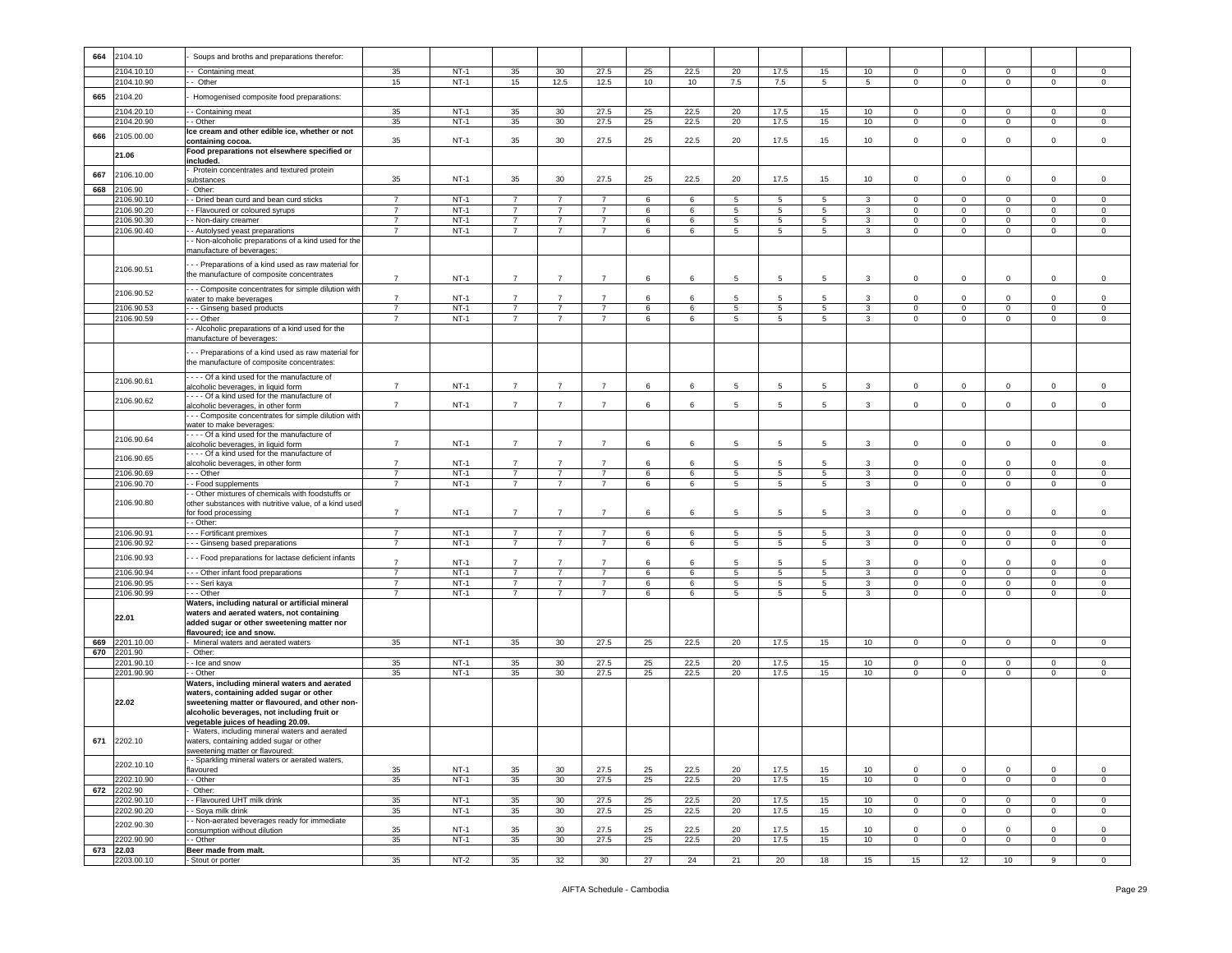| 664 | 2104.10 | - Soups and broths and preparations therefor: | | | | | | | | | | | | | | | | | |
|---|---|---|---|---|---|---|---|---|---|---|---|---|---|---|---|---|---|---|---|
| | 2104.10.10 | - - Containing meat | 35 | NT-1 | 35 | 30 | 27.5 | 25 | 22.5 | 20 | 17.5 | 15 | 10 | 0 | 0 | 0 | 0 | 0 |
| | 2104.10.90 | - - Other | 15 | NT-1 | 15 | 12.5 | 12.5 | 10 | 10 | 7.5 | 7.5 | 5 | 5 | 0 | 0 | 0 | 0 | 0 |
| 665 | 2104.20 | - Homogenised composite food preparations: | | | | | | | | | | | | | | | | |
| | 2104.20.10 | - - Containing meat | 35 | NT-1 | 35 | 30 | 27.5 | 25 | 22.5 | 20 | 17.5 | 15 | 10 | 0 | 0 | 0 | 0 | 0 |
| | 2104.20.90 | - - Other | 35 | NT-1 | 35 | 30 | 27.5 | 25 | 22.5 | 20 | 17.5 | 15 | 10 | 0 | 0 | 0 | 0 | 0 |
| 666 | 2105.00.00 | **Ice cream and other edible ice, whether or not containing cocoa.** | 35 | NT-1 | 35 | 30 | 27.5 | 25 | 22.5 | 20 | 17.5 | 15 | 10 | 0 | 0 | 0 | 0 | 0 |
| | **21.06** | **Food preparations not elsewhere specified or included.** | | | | | | | | | | | | | | | | |
| 667 | 2106.10.00 | - Protein concentrates and textured protein substances | 35 | NT-1 | 35 | 30 | 27.5 | 25 | 22.5 | 20 | 17.5 | 15 | 10 | 0 | 0 | 0 | 0 | 0 |
| 668 | 2106.90 | - Other: | | | | | | | | | | | | | | | | |
| | 2106.90.10 | - - Dried bean curd and bean curd sticks | 7 | NT-1 | 7 | 7 | 7 | 6 | 6 | 5 | 5 | 5 | 3 | 0 | 0 | 0 | 0 | 0 |
| | 2106.90.20 | - - Flavoured or coloured syrups | 7 | NT-1 | 7 | 7 | 7 | 6 | 6 | 5 | 5 | 5 | 3 | 0 | 0 | 0 | 0 | 0 |
| | 2106.90.30 | - - Non-dairy creamer | 7 | NT-1 | 7 | 7 | 7 | 6 | 6 | 5 | 5 | 5 | 3 | 0 | 0 | 0 | 0 | 0 |
| | 2106.90.40 | - - Autolysed yeast preparations | 7 | NT-1 | 7 | 7 | 7 | 6 | 6 | 5 | 5 | 5 | 3 | 0 | 0 | 0 | 0 | 0 |
| | | - - Non-alcoholic preparations of a kind used for the manufacture of beverages: | | | | | | | | | | | | | | | | |
| | 2106.90.51 | - - - Preparations of a kind used as raw material for the manufacture of composite concentrates | 7 | NT-1 | 7 | 7 | 7 | 6 | 6 | 5 | 5 | 5 | 3 | 0 | 0 | 0 | 0 | 0 |
| | 2106.90.52 | - - - Composite concentrates for simple dilution with water to make beverages | 7 | NT-1 | 7 | 7 | 7 | 6 | 6 | 5 | 5 | 5 | 3 | 0 | 0 | 0 | 0 | 0 |
| | 2106.90.53 | - - - Ginseng based products | 7 | NT-1 | 7 | 7 | 7 | 6 | 6 | 5 | 5 | 5 | 3 | 0 | 0 | 0 | 0 | 0 |
| | 2106.90.59 | - - - Other | 7 | NT-1 | 7 | 7 | 7 | 6 | 6 | 5 | 5 | 5 | 3 | 0 | 0 | 0 | 0 | 0 |
| | | - - Alcoholic preparations of a kind used for the manufacture of beverages: | | | | | | | | | | | | | | | | |
| | | - - - Preparations of a kind used as raw material for the manufacture of composite concentrates: | | | | | | | | | | | | | | | | |
| | 2106.90.61 | - - - - Of a kind used for the manufacture of alcoholic beverages, in liquid form | 7 | NT-1 | 7 | 7 | 7 | 6 | 6 | 5 | 5 | 5 | 3 | 0 | 0 | 0 | 0 | 0 |
| | 2106.90.62 | - - - - Of a kind used for the manufacture of alcoholic beverages, in other form | 7 | NT-1 | 7 | 7 | 7 | 6 | 6 | 5 | 5 | 5 | 3 | 0 | 0 | 0 | 0 | 0 |
| | | - - - Composite concentrates for simple dilution with water to make beverages: | | | | | | | | | | | | | | | | |
| | 2106.90.64 | - - - - Of a kind used for the manufacture of alcoholic beverages, in liquid form | 7 | NT-1 | 7 | 7 | 7 | 6 | 6 | 5 | 5 | 5 | 3 | 0 | 0 | 0 | 0 | 0 |
| | 2106.90.65 | - - - - Of a kind used for the manufacture of alcoholic beverages, in other form | 7 | NT-1 | 7 | 7 | 7 | 6 | 6 | 5 | 5 | 5 | 3 | 0 | 0 | 0 | 0 | 0 |
| | 2106.90.69 | - - - Other | 7 | NT-1 | 7 | 7 | 7 | 6 | 6 | 5 | 5 | 5 | 3 | 0 | 0 | 0 | 0 | 0 |
| | 2106.90.70 | - - Food supplements | 7 | NT-1 | 7 | 7 | 7 | 6 | 6 | 5 | 5 | 5 | 3 | 0 | 0 | 0 | 0 | 0 |
| | 2106.90.80 | - - Other mixtures of chemicals with foodstuffs or other substances with nutritive value, of a kind used for food processing | 7 | NT-1 | 7 | 7 | 7 | 6 | 6 | 5 | 5 | 5 | 3 | 0 | 0 | 0 | 0 | 0 |
| | | - - Other: | | | | | | | | | | | | | | | | |
| | 2106.90.91 | - - - Fortificant premixes | 7 | NT-1 | 7 | 7 | 7 | 6 | 6 | 5 | 5 | 5 | 3 | 0 | 0 | 0 | 0 | 0 |
| | 2106.90.92 | - - - Ginseng based preparations | 7 | NT-1 | 7 | 7 | 7 | 6 | 6 | 5 | 5 | 5 | 3 | 0 | 0 | 0 | 0 | 0 |
| | 2106.90.93 | - - - Food preparations for lactase deficient infants | 7 | NT-1 | 7 | 7 | 7 | 6 | 6 | 5 | 5 | 5 | 3 | 0 | 0 | 0 | 0 | 0 |
| | 2106.90.94 | - - - Other infant food preparations | 7 | NT-1 | 7 | 7 | 7 | 6 | 6 | 5 | 5 | 5 | 3 | 0 | 0 | 0 | 0 | 0 |
| | 2106.90.95 | - - - Seri kaya | 7 | NT-1 | 7 | 7 | 7 | 6 | 6 | 5 | 5 | 5 | 3 | 0 | 0 | 0 | 0 | 0 |
| | 2106.90.99 | - - - Other | 7 | NT-1 | 7 | 7 | 7 | 6 | 6 | 5 | 5 | 5 | 3 | 0 | 0 | 0 | 0 | 0 |
| | **22.01** | **Waters, including natural or artificial mineral waters and aerated waters, not containing added sugar or other sweetening matter nor flavoured; ice and snow.** | | | | | | | | | | | | | | | | |
| 669 | 2201.10.00 | - Mineral waters and aerated waters | 35 | NT-1 | 35 | 30 | 27.5 | 25 | 22.5 | 20 | 17.5 | 15 | 10 | 0 | 0 | 0 | 0 | 0 |
| 670 | 2201.90 | - Other: | | | | | | | | | | | | | | | | |
| | 2201.90.10 | - - Ice and snow | 35 | NT-1 | 35 | 30 | 27.5 | 25 | 22.5 | 20 | 17.5 | 15 | 10 | 0 | 0 | 0 | 0 | 0 |
| | 2201.90.90 | - - Other | 35 | NT-1 | 35 | 30 | 27.5 | 25 | 22.5 | 20 | 17.5 | 15 | 10 | 0 | 0 | 0 | 0 | 0 |
| | **22.02** | **Waters, including mineral waters and aerated waters, containing added sugar or other sweetening matter or flavoured, and other non-alcoholic beverages, not including fruit or vegetable juices of heading 20.09.** | | | | | | | | | | | | | | | | |
| 671 | 2202.10 | - Waters, including mineral waters and aerated waters, containing added sugar or other sweetening matter or flavoured: | | | | | | | | | | | | | | | | |
| | 2202.10.10 | - - Sparkling mineral waters or aerated waters, flavoured | 35 | NT-1 | 35 | 30 | 27.5 | 25 | 22.5 | 20 | 17.5 | 15 | 10 | 0 | 0 | 0 | 0 | 0 |
| | 2202.10.90 | - - Other | 35 | NT-1 | 35 | 30 | 27.5 | 25 | 22.5 | 20 | 17.5 | 15 | 10 | 0 | 0 | 0 | 0 | 0 |
| 672 | 2202.90 | - Other: | | | | | | | | | | | | | | | | |
| | 2202.90.10 | - - Flavoured UHT milk drink | 35 | NT-1 | 35 | 30 | 27.5 | 25 | 22.5 | 20 | 17.5 | 15 | 10 | 0 | 0 | 0 | 0 | 0 |
| | 2202.90.20 | - - Soya milk drink | 35 | NT-1 | 35 | 30 | 27.5 | 25 | 22.5 | 20 | 17.5 | 15 | 10 | 0 | 0 | 0 | 0 | 0 |
| | 2202.90.30 | - - Non-aerated beverages ready for immediate consumption without dilution | 35 | NT-1 | 35 | 30 | 27.5 | 25 | 22.5 | 20 | 17.5 | 15 | 10 | 0 | 0 | 0 | 0 | 0 |
| | 2202.90.90 | - - Other | 35 | NT-1 | 35 | 30 | 27.5 | 25 | 22.5 | 20 | 17.5 | 15 | 10 | 0 | 0 | 0 | 0 | 0 |
| 673 | **22.03** | **Beer made from malt.** | | | | | | | | | | | | | | | | |
| | 2203.00.10 | - Stout or porter | 35 | NT-2 | 35 | 32 | 30 | 27 | 24 | 21 | 20 | 18 | 15 | 15 | 12 | 10 | 9 | 0 |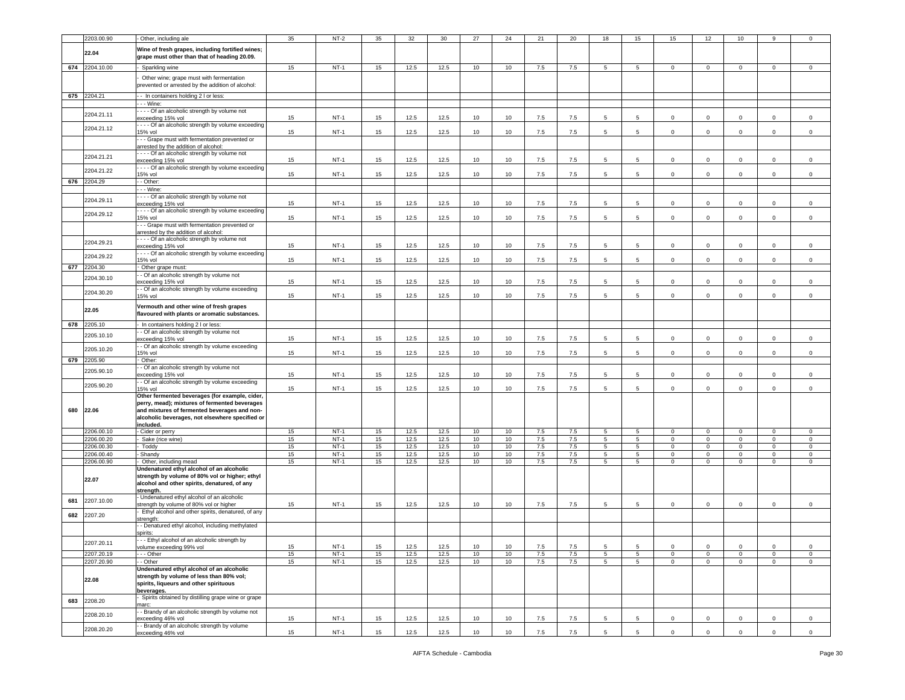|  | 2203.00.90 | - Other, including ale | 35 | NT-2 | 35 | 32 | 30 | 27 | 24 | 21 | 20 | 18 | 15 | 15 | 12 | 10 | 9 | 0 |
|---|---|---|---|---|---|---|---|---|---|---|---|---|---|---|---|---|---|---|
|  | **22.04** | **Wine of fresh grapes, including fortified wines; grape must other than that of heading 20.09.** |  |  |  |  |  |  |  |  |  |  |  |  |  |  |  |  |
| 674 | 2204.10.00 | - Sparkling wine | 15 | NT-1 | 15 | 12.5 | 12.5 | 10 | 10 | 7.5 | 7.5 | 5 | 5 | 0 | 0 | 0 | 0 | 0 |
|  |  | - Other wine; grape must with fermentation prevented or arrested by the addition of alcohol: |  |  |  |  |  |  |  |  |  |  |  |  |  |  |  |  |
| 675 | 2204.21 | - - In containers holding 2 l or less: |  |  |  |  |  |  |  |  |  |  |  |  |  |  |  |  |
|  |  | - - - Wine: |  |  |  |  |  |  |  |  |  |  |  |  |  |  |  |  |
|  | 2204.21.11 | - - - - Of an alcoholic strength by volume not exceeding 15% vol | 15 | NT-1 | 15 | 12.5 | 12.5 | 10 | 10 | 7.5 | 7.5 | 5 | 5 | 0 | 0 | 0 | 0 | 0 |
|  | 2204.21.12 | - - - - Of an alcoholic strength by volume exceeding 15% vol | 15 | NT-1 | 15 | 12.5 | 12.5 | 10 | 10 | 7.5 | 7.5 | 5 | 5 | 0 | 0 | 0 | 0 | 0 |
|  |  | - - - Grape must with fermentation prevented or arrested by the addition of alcohol: |  |  |  |  |  |  |  |  |  |  |  |  |  |  |  |  |
|  | 2204.21.21 | - - - - Of an alcoholic strength by volume not exceeding 15% vol | 15 | NT-1 | 15 | 12.5 | 12.5 | 10 | 10 | 7.5 | 7.5 | 5 | 5 | 0 | 0 | 0 | 0 | 0 |
|  | 2204.21.22 | - - - - Of an alcoholic strength by volume exceeding 15% vol | 15 | NT-1 | 15 | 12.5 | 12.5 | 10 | 10 | 7.5 | 7.5 | 5 | 5 | 0 | 0 | 0 | 0 | 0 |
| 676 | 2204.29 | - - Other: |  |  |  |  |  |  |  |  |  |  |  |  |  |  |  |  |
|  |  | - - - Wine: |  |  |  |  |  |  |  |  |  |  |  |  |  |  |  |  |
|  | 2204.29.11 | - - - - Of an alcoholic strength by volume not exceeding 15% vol | 15 | NT-1 | 15 | 12.5 | 12.5 | 10 | 10 | 7.5 | 7.5 | 5 | 5 | 0 | 0 | 0 | 0 | 0 |
|  | 2204.29.12 | - - - - Of an alcoholic strength by volume exceeding 15% vol | 15 | NT-1 | 15 | 12.5 | 12.5 | 10 | 10 | 7.5 | 7.5 | 5 | 5 | 0 | 0 | 0 | 0 | 0 |
|  |  | - - - Grape must with fermentation prevented or arrested by the addition of alcohol: |  |  |  |  |  |  |  |  |  |  |  |  |  |  |  |  |
|  | 2204.29.21 | - - - - Of an alcoholic strength by volume not exceeding 15% vol | 15 | NT-1 | 15 | 12.5 | 12.5 | 10 | 10 | 7.5 | 7.5 | 5 | 5 | 0 | 0 | 0 | 0 | 0 |
|  | 2204.29.22 | - - - - Of an alcoholic strength by volume exceeding 15% vol | 15 | NT-1 | 15 | 12.5 | 12.5 | 10 | 10 | 7.5 | 7.5 | 5 | 5 | 0 | 0 | 0 | 0 | 0 |
| 677 | 2204.30 | - Other grape must: |  |  |  |  |  |  |  |  |  |  |  |  |  |  |  |  |
|  | 2204.30.10 | - - Of an alcoholic strength by volume not exceeding 15% vol | 15 | NT-1 | 15 | 12.5 | 12.5 | 10 | 10 | 7.5 | 7.5 | 5 | 5 | 0 | 0 | 0 | 0 | 0 |
|  | 2204.30.20 | - - Of an alcoholic strength by volume exceeding 15% vol | 15 | NT-1 | 15 | 12.5 | 12.5 | 10 | 10 | 7.5 | 7.5 | 5 | 5 | 0 | 0 | 0 | 0 | 0 |
|  | **22.05** | **Vermouth and other wine of fresh grapes flavoured with plants or aromatic substances.** |  |  |  |  |  |  |  |  |  |  |  |  |  |  |  |  |
| 678 | 2205.10 | - In containers holding 2 l or less: |  |  |  |  |  |  |  |  |  |  |  |  |  |  |  |  |
|  | 2205.10.10 | - - Of an alcoholic strength by volume not exceeding 15% vol | 15 | NT-1 | 15 | 12.5 | 12.5 | 10 | 10 | 7.5 | 7.5 | 5 | 5 | 0 | 0 | 0 | 0 | 0 |
|  | 2205.10.20 | - - Of an alcoholic strength by volume exceeding 15% vol | 15 | NT-1 | 15 | 12.5 | 12.5 | 10 | 10 | 7.5 | 7.5 | 5 | 5 | 0 | 0 | 0 | 0 | 0 |
| 679 | 2205.90 | - Other: |  |  |  |  |  |  |  |  |  |  |  |  |  |  |  |  |
|  | 2205.90.10 | - - Of an alcoholic strength by volume not exceeding 15% vol | 15 | NT-1 | 15 | 12.5 | 12.5 | 10 | 10 | 7.5 | 7.5 | 5 | 5 | 0 | 0 | 0 | 0 | 0 |
|  | 2205.90.20 | - - Of an alcoholic strength by volume exceeding 15% vol | 15 | NT-1 | 15 | 12.5 | 12.5 | 10 | 10 | 7.5 | 7.5 | 5 | 5 | 0 | 0 | 0 | 0 | 0 |
| 680 | **22.06** | **Other fermented beverages (for example, cider, perry, mead); mixtures of fermented beverages and mixtures of fermented beverages and non-alcoholic beverages, not elsewhere specified or included.** |  |  |  |  |  |  |  |  |  |  |  |  |  |  |  |  |
|  | 2206.00.10 | - Cider or perry | 15 | NT-1 | 15 | 12.5 | 12.5 | 10 | 10 | 7.5 | 7.5 | 5 | 5 | 0 | 0 | 0 | 0 | 0 |
|  | 2206.00.20 | - Sake (rice wine) | 15 | NT-1 | 15 | 12.5 | 12.5 | 10 | 10 | 7.5 | 7.5 | 5 | 5 | 0 | 0 | 0 | 0 | 0 |
|  | 2206.00.30 | - Toddy | 15 | NT-1 | 15 | 12.5 | 12.5 | 10 | 10 | 7.5 | 7.5 | 5 | 5 | 0 | 0 | 0 | 0 | 0 |
|  | 2206.00.40 | - Shandy | 15 | NT-1 | 15 | 12.5 | 12.5 | 10 | 10 | 7.5 | 7.5 | 5 | 5 | 0 | 0 | 0 | 0 | 0 |
|  | 2206.00.90 | - Other, including mead | 15 | NT-1 | 15 | 12.5 | 12.5 | 10 | 10 | 7.5 | 7.5 | 5 | 5 | 0 | 0 | 0 | 0 | 0 |
|  | **22.07** | **Undenatured ethyl alcohol of an alcoholic strength by volume of 80% vol or higher; ethyl alcohol and other spirits, denatured, of any strength.** |  |  |  |  |  |  |  |  |  |  |  |  |  |  |  |  |
| 681 | 2207.10.00 | - Undenatured ethyl alcohol of an alcoholic strength by volume of 80% vol or higher | 15 | NT-1 | 15 | 12.5 | 12.5 | 10 | 10 | 7.5 | 7.5 | 5 | 5 | 0 | 0 | 0 | 0 | 0 |
| 682 | 2207.20 | - Ethyl alcohol and other spirits, denatured, of any strength: |  |  |  |  |  |  |  |  |  |  |  |  |  |  |  |  |
|  |  | - - Denatured ethyl alcohol, including methylated spirits: |  |  |  |  |  |  |  |  |  |  |  |  |  |  |  |  |
|  | 2207.20.11 | - - - Ethyl alcohol of an alcoholic strength by volume exceeding 99% vol | 15 | NT-1 | 15 | 12.5 | 12.5 | 10 | 10 | 7.5 | 7.5 | 5 | 5 | 0 | 0 | 0 | 0 | 0 |
|  | 2207.20.19 | - - - Other | 15 | NT-1 | 15 | 12.5 | 12.5 | 10 | 10 | 7.5 | 7.5 | 5 | 5 | 0 | 0 | 0 | 0 | 0 |
|  | 2207.20.90 | - - Other | 15 | NT-1 | 15 | 12.5 | 12.5 | 10 | 10 | 7.5 | 7.5 | 5 | 5 | 0 | 0 | 0 | 0 | 0 |
|  | **22.08** | **Undenatured ethyl alcohol of an alcoholic strength by volume of less than 80% vol; spirits, liqueurs and other spirituous beverages.** |  |  |  |  |  |  |  |  |  |  |  |  |  |  |  |  |
| 683 | 2208.20 | - Spirits obtained by distilling grape wine or grape marc: |  |  |  |  |  |  |  |  |  |  |  |  |  |  |  |  |
|  | 2208.20.10 | - - Brandy of an alcoholic strength by volume not exceeding 46% vol | 15 | NT-1 | 15 | 12.5 | 12.5 | 10 | 10 | 7.5 | 7.5 | 5 | 5 | 0 | 0 | 0 | 0 | 0 |
|  | 2208.20.20 | - - Brandy of an alcoholic strength by volume exceeding 46% vol | 15 | NT-1 | 15 | 12.5 | 12.5 | 10 | 10 | 7.5 | 7.5 | 5 | 5 | 0 | 0 | 0 | 0 | 0 |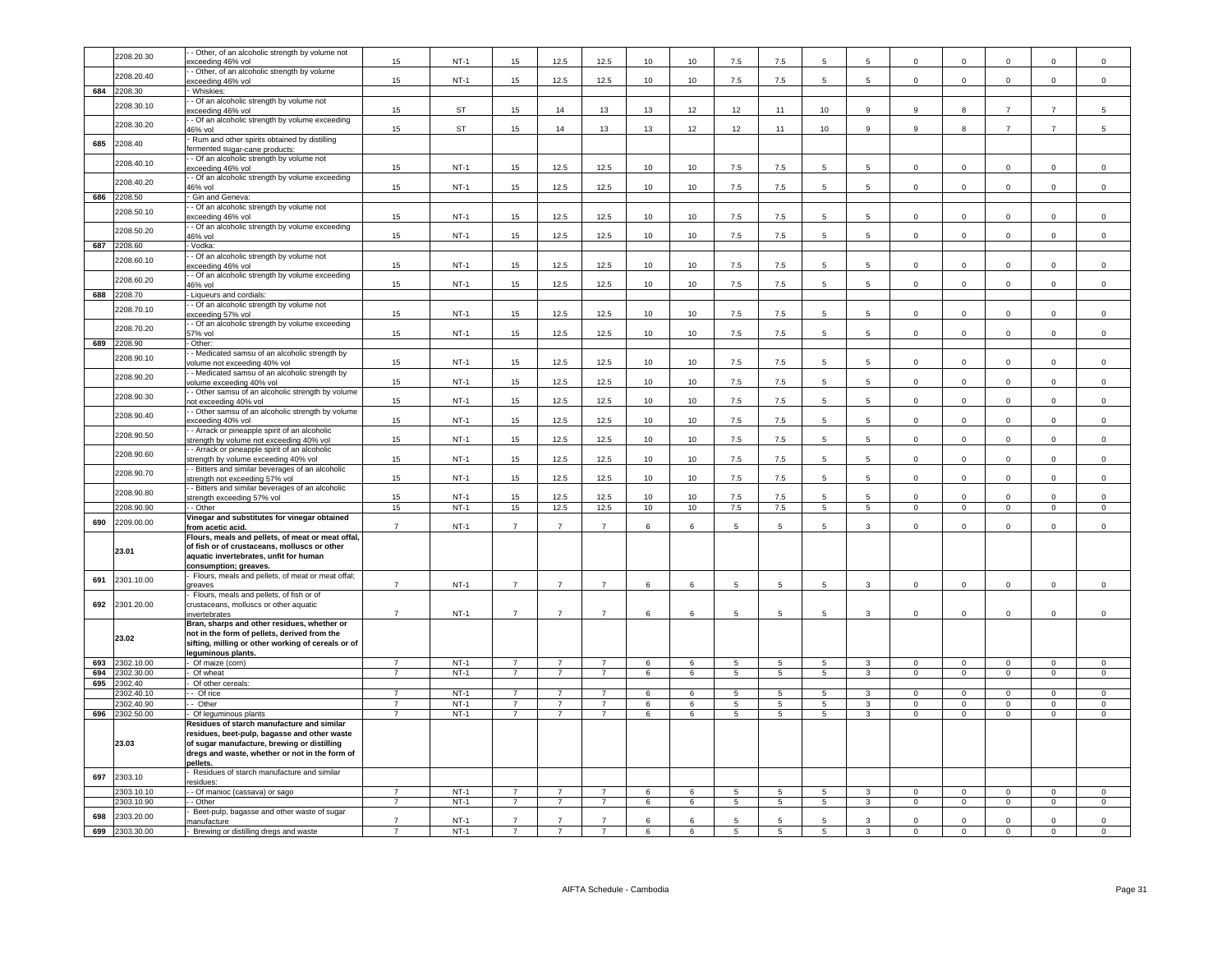| | 2208.20.30 | - - Other, of an alcoholic strength by volume not exceeding 46% vol | 15 | NT-1 | 15 | 12.5 | 12.5 | 10 | 10 | 7.5 | 7.5 | 5 | 5 | 0 | 0 | 0 | 0 | 0 |
|---|---|---|---|---|---|---|---|---|---|---|---|---|---|---|---|---|---|---|
| | 2208.20.40 | - - Other, of an alcoholic strength by volume exceeding 46% vol | 15 | NT-1 | 15 | 12.5 | 12.5 | 10 | 10 | 7.5 | 7.5 | 5 | 5 | 0 | 0 | 0 | 0 | 0 |
| 684 | 2208.30 | - Whiskies: | | | | | | | | | | | | | | | | |
| | 2208.30.10 | - - Of an alcoholic strength by volume not exceeding 46% vol | 15 | ST | 15 | 14 | 13 | 13 | 12 | 12 | 11 | 10 | 9 | 9 | 8 | 7 | 7 | 5 |
| | 2208.30.20 | - - Of an alcoholic strength by volume exceeding 46% vol | 15 | ST | 15 | 14 | 13 | 13 | 12 | 12 | 11 | 10 | 9 | 9 | 8 | 7 | 7 | 5 |
| 685 | 2208.40 | - Rum and other spirits obtained by distilling fermented sugar-cane products: | | | | | | | | | | | | | | | | |
| | 2208.40.10 | - - Of an alcoholic strength by volume not exceeding 46% vol | 15 | NT-1 | 15 | 12.5 | 12.5 | 10 | 10 | 7.5 | 7.5 | 5 | 5 | 0 | 0 | 0 | 0 | 0 |
| | 2208.40.20 | - - Of an alcoholic strength by volume exceeding 46% vol | 15 | NT-1 | 15 | 12.5 | 12.5 | 10 | 10 | 7.5 | 7.5 | 5 | 5 | 0 | 0 | 0 | 0 | 0 |
| 686 | 2208.50 | - Gin and Geneva: | | | | | | | | | | | | | | | | |
| | 2208.50.10 | - - Of an alcoholic strength by volume not exceeding 46% vol | 15 | NT-1 | 15 | 12.5 | 12.5 | 10 | 10 | 7.5 | 7.5 | 5 | 5 | 0 | 0 | 0 | 0 | 0 |
| | 2208.50.20 | - - Of an alcoholic strength by volume exceeding 46% vol | 15 | NT-1 | 15 | 12.5 | 12.5 | 10 | 10 | 7.5 | 7.5 | 5 | 5 | 0 | 0 | 0 | 0 | 0 |
| 687 | 2208.60 | - Vodka: | | | | | | | | | | | | | | | | |
| | 2208.60.10 | - - Of an alcoholic strength by volume not exceeding 46% vol | 15 | NT-1 | 15 | 12.5 | 12.5 | 10 | 10 | 7.5 | 7.5 | 5 | 5 | 0 | 0 | 0 | 0 | 0 |
| | 2208.60.20 | - - Of an alcoholic strength by volume exceeding 46% vol | 15 | NT-1 | 15 | 12.5 | 12.5 | 10 | 10 | 7.5 | 7.5 | 5 | 5 | 0 | 0 | 0 | 0 | 0 |
| 688 | 2208.70 | - Liqueurs and cordials: | | | | | | | | | | | | | | | | |
| | 2208.70.10 | - - Of an alcoholic strength by volume not exceeding 57% vol | 15 | NT-1 | 15 | 12.5 | 12.5 | 10 | 10 | 7.5 | 7.5 | 5 | 5 | 0 | 0 | 0 | 0 | 0 |
| | 2208.70.20 | - - Of an alcoholic strength by volume exceeding 57% vol | 15 | NT-1 | 15 | 12.5 | 12.5 | 10 | 10 | 7.5 | 7.5 | 5 | 5 | 0 | 0 | 0 | 0 | 0 |
| 689 | 2208.90 | - Other: | | | | | | | | | | | | | | | | |
| | 2208.90.10 | - - Medicated samsu of an alcoholic strength by volume not exceeding 40% vol | 15 | NT-1 | 15 | 12.5 | 12.5 | 10 | 10 | 7.5 | 7.5 | 5 | 5 | 0 | 0 | 0 | 0 | 0 |
| | 2208.90.20 | - - Medicated samsu of an alcoholic strength by volume exceeding 40% vol | 15 | NT-1 | 15 | 12.5 | 12.5 | 10 | 10 | 7.5 | 7.5 | 5 | 5 | 0 | 0 | 0 | 0 | 0 |
| | 2208.90.30 | - - Other samsu of an alcoholic strength by volume not exceeding 40% vol | 15 | NT-1 | 15 | 12.5 | 12.5 | 10 | 10 | 7.5 | 7.5 | 5 | 5 | 0 | 0 | 0 | 0 | 0 |
| | 2208.90.40 | - - Other samsu of an alcoholic strength by volume exceeding 40% vol | 15 | NT-1 | 15 | 12.5 | 12.5 | 10 | 10 | 7.5 | 7.5 | 5 | 5 | 0 | 0 | 0 | 0 | 0 |
| | 2208.90.50 | - - Arrack or pineapple spirit of an alcoholic strength by volume not exceeding 40% vol | 15 | NT-1 | 15 | 12.5 | 12.5 | 10 | 10 | 7.5 | 7.5 | 5 | 5 | 0 | 0 | 0 | 0 | 0 |
| | 2208.90.60 | - - Arrack or pineapple spirit of an alcoholic strength by volume exceeding 40% vol | 15 | NT-1 | 15 | 12.5 | 12.5 | 10 | 10 | 7.5 | 7.5 | 5 | 5 | 0 | 0 | 0 | 0 | 0 |
| | 2208.90.70 | - - Bitters and similar beverages of an alcoholic strength not exceeding 57% vol | 15 | NT-1 | 15 | 12.5 | 12.5 | 10 | 10 | 7.5 | 7.5 | 5 | 5 | 0 | 0 | 0 | 0 | 0 |
| | 2208.90.80 | - - Bitters and similar beverages of an alcoholic strength exceeding 57% vol | 15 | NT-1 | 15 | 12.5 | 12.5 | 10 | 10 | 7.5 | 7.5 | 5 | 5 | 0 | 0 | 0 | 0 | 0 |
| | 2208.90.90 | - - Other | 15 | NT-1 | 15 | 12.5 | 12.5 | 10 | 10 | 7.5 | 7.5 | 5 | 5 | 0 | 0 | 0 | 0 | 0 |
| 690 | 2209.00.00 | **Vinegar and substitutes for vinegar obtained from acetic acid.** | 7 | NT-1 | 7 | 7 | 7 | 6 | 6 | 5 | 5 | 5 | 3 | 0 | 0 | 0 | 0 | 0 |
| | **23.01** | **Flours, meals and pellets, of meat or meat offal, of fish or of crustaceans, molluscs or other aquatic invertebrates, unfit for human consumption; greaves.** | | | | | | | | | | | | | | | | |
| 691 | 2301.10.00 | - Flours, meals and pellets, of meat or meat offal; greaves | 7 | NT-1 | 7 | 7 | 7 | 6 | 6 | 5 | 5 | 5 | 3 | 0 | 0 | 0 | 0 | 0 |
| 692 | 2301.20.00 | - Flours, meals and pellets, of fish or of crustaceans, molluscs or other aquatic invertebrates | 7 | NT-1 | 7 | 7 | 7 | 6 | 6 | 5 | 5 | 5 | 3 | 0 | 0 | 0 | 0 | 0 |
| | **23.02** | **Bran, sharps and other residues, whether or not in the form of pellets, derived from the sifting, milling or other working of cereals or of leguminous plants.** | | | | | | | | | | | | | | | | |
| 693 | 2302.10.00 | - Of maize (corn) | 7 | NT-1 | 7 | 7 | 7 | 6 | 6 | 5 | 5 | 5 | 3 | 0 | 0 | 0 | 0 | 0 |
| 694 | 2302.30.00 | - Of wheat | 7 | NT-1 | 7 | 7 | 7 | 6 | 6 | 5 | 5 | 5 | 3 | 0 | 0 | 0 | 0 | 0 |
| 695 | 2302.40 | - Of other cereals: | | | | | | | | | | | | | | | | |
| | 2302.40.10 | - - Of rice | 7 | NT-1 | 7 | 7 | 7 | 6 | 6 | 5 | 5 | 5 | 3 | 0 | 0 | 0 | 0 | 0 |
| | 2302.40.90 | - - Other | 7 | NT-1 | 7 | 7 | 7 | 6 | 6 | 5 | 5 | 5 | 3 | 0 | 0 | 0 | 0 | 0 |
| 696 | 2302.50.00 | - Of leguminous plants | 7 | NT-1 | 7 | 7 | 7 | 6 | 6 | 5 | 5 | 5 | 3 | 0 | 0 | 0 | 0 | 0 |
| | **23.03** | **Residues of starch manufacture and similar residues, beet-pulp, bagasse and other waste of sugar manufacture, brewing or distilling dregs and waste, whether or not in the form of pellets.** | | | | | | | | | | | | | | | | |
| 697 | 2303.10 | - Residues of starch manufacture and similar residues: | | | | | | | | | | | | | | | | |
| | 2303.10.10 | - - Of manioc (cassava) or sago | 7 | NT-1 | 7 | 7 | 7 | 6 | 6 | 5 | 5 | 5 | 3 | 0 | 0 | 0 | 0 | 0 |
| | 2303.10.90 | - - Other | 7 | NT-1 | 7 | 7 | 7 | 6 | 6 | 5 | 5 | 5 | 3 | 0 | 0 | 0 | 0 | 0 |
| 698 | 2303.20.00 | - Beet-pulp, bagasse and other waste of sugar manufacture | 7 | NT-1 | 7 | 7 | 7 | 6 | 6 | 5 | 5 | 5 | 3 | 0 | 0 | 0 | 0 | 0 |
| 699 | 2303.30.00 | - Brewing or distilling dregs and waste | 7 | NT-1 | 7 | 7 | 7 | 6 | 6 | 5 | 5 | 5 | 3 | 0 | 0 | 0 | 0 | 0 |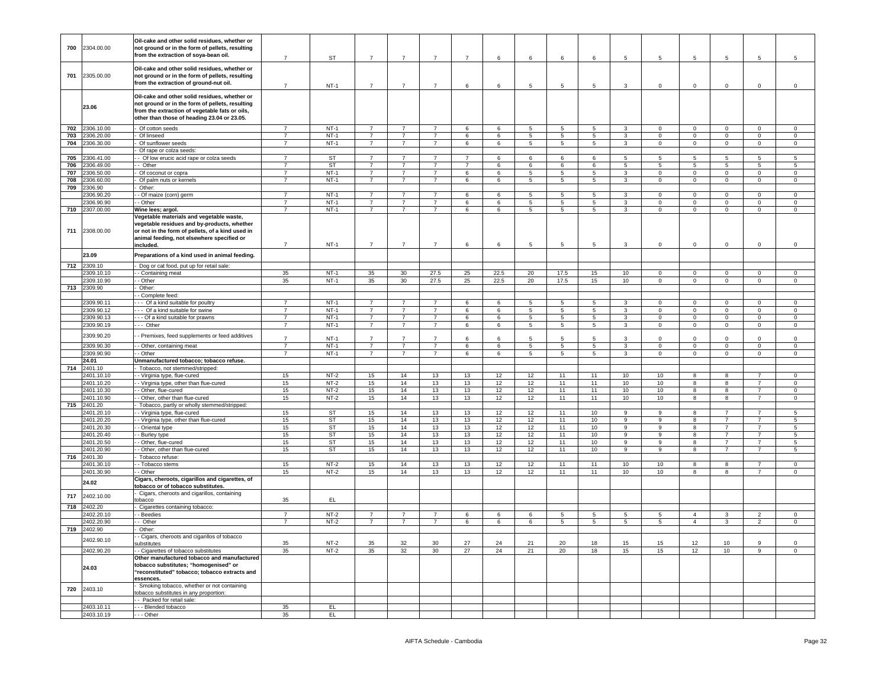| 700 | 2304.00.00 | Oil-cake and other solid residues, whether or not ground or in the form of pellets, resulting from the extraction of soya-bean oil. | 7 | ST | 7 | 7 | 7 | 7 | 6 | 6 | 6 | 6 | 5 | 5 | 5 | 5 | 5 | 5 |
|---|---|---|---|---|---|---|---|---|---|---|---|---|---|---|---|---|---|---|
| 701 | 2305.00.00 | Oil-cake and other solid residues, whether or not ground or in the form of pellets, resulting from the extraction of ground-nut oil. | 7 | NT-1 | 7 | 7 | 7 | 6 | 6 | 5 | 5 | 5 | 3 | 0 | 0 | 0 | 0 | 0 |
| | 23.06 | Oil-cake and other solid residues, whether or not ground or in the form of pellets, resulting from the extraction of vegetable fats or oils, other than those of heading 23.04 or 23.05. | | | | | | | | | | | | | | | | |
| 702 | 2306.10.00 | - Of cotton seeds | 7 | NT-1 | 7 | 7 | 7 | 6 | 6 | 5 | 5 | 5 | 3 | 0 | 0 | 0 | 0 | 0 |
| 703 | 2306.20.00 | - Of linseed | 7 | NT-1 | 7 | 7 | 7 | 6 | 6 | 5 | 5 | 5 | 3 | 0 | 0 | 0 | 0 | 0 |
| 704 | 2306.30.00 | - Of sunflower seeds | 7 | NT-1 | 7 | 7 | 7 | 6 | 6 | 5 | 5 | 5 | 3 | 0 | 0 | 0 | 0 | 0 |
| | | - Of rape or colza seeds: | | | | | | | | | | | | | | | | |
| 705 | 2306.41.00 | - - Of low erucic acid rape or colza seeds | 7 | ST | 7 | 7 | 7 | 7 | 6 | 6 | 6 | 6 | 5 | 5 | 5 | 5 | 5 | 5 |
| 706 | 2306.49.00 | - - Other | 7 | ST | 7 | 7 | 7 | 7 | 6 | 6 | 6 | 6 | 5 | 5 | 5 | 5 | 5 | 5 |
| 707 | 2306.50.00 | - Of coconut or copra | 7 | NT-1 | 7 | 7 | 7 | 6 | 6 | 5 | 5 | 5 | 3 | 0 | 0 | 0 | 0 | 0 |
| 708 | 2306.60.00 | - Of palm nuts or kernels | 7 | NT-1 | 7 | 7 | 7 | 6 | 6 | 5 | 5 | 5 | 3 | 0 | 0 | 0 | 0 | 0 |
| 709 | 2306.90 | - Other: | | | | | | | | | | | | | | | | |
| | 2306.90.20 | - - Of maize (corn) germ | 7 | NT-1 | 7 | 7 | 7 | 6 | 6 | 5 | 5 | 5 | 3 | 0 | 0 | 0 | 0 | 0 |
| | 2306.90.90 | - - Other | 7 | NT-1 | 7 | 7 | 7 | 6 | 6 | 5 | 5 | 5 | 3 | 0 | 0 | 0 | 0 | 0 |
| 710 | 2307.00.00 | Wine lees; argol. | 7 | NT-1 | 7 | 7 | 7 | 6 | 6 | 5 | 5 | 5 | 3 | 0 | 0 | 0 | 0 | 0 |
| 711 | 2308.00.00 | Vegetable materials and vegetable waste, vegetable residues and by-products, whether or not in the form of pellets, of a kind used in animal feeding, not elsewhere specified or included. | 7 | NT-1 | 7 | 7 | 7 | 6 | 6 | 5 | 5 | 5 | 3 | 0 | 0 | 0 | 0 | 0 |
| | 23.09 | Preparations of a kind used in animal feeding. | | | | | | | | | | | | | | | | |
| 712 | 2309.10 | - Dog or cat food, put up for retail sale: | | | | | | | | | | | | | | | | |
| | 2309.10.10 | - - Containing meat | 35 | NT-1 | 35 | 30 | 27.5 | 25 | 22.5 | 20 | 17.5 | 15 | 10 | 0 | 0 | 0 | 0 | 0 |
| | 2309.10.90 | - - Other | 35 | NT-1 | 35 | 30 | 27.5 | 25 | 22.5 | 20 | 17.5 | 15 | 10 | 0 | 0 | 0 | 0 | 0 |
| 713 | 2309.90 | - Other: | | | | | | | | | | | | | | | | |
| | | - - Complete feed: | | | | | | | | | | | | | | | | |
| | 2309.90.11 | - - - Of a kind suitable for poultry | 7 | NT-1 | 7 | 7 | 7 | 6 | 6 | 5 | 5 | 5 | 3 | 0 | 0 | 0 | 0 | 0 |
| | 2309.90.12 | - - - Of a kind suitable for swine | 7 | NT-1 | 7 | 7 | 7 | 6 | 6 | 5 | 5 | 5 | 3 | 0 | 0 | 0 | 0 | 0 |
| | 2309.90.13 | - - - Of a kind suitable for prawns | 7 | NT-1 | 7 | 7 | 7 | 6 | 6 | 5 | 5 | 5 | 3 | 0 | 0 | 0 | 0 | 0 |
| | 2309.90.19 | - - - Other | 7 | NT-1 | 7 | 7 | 7 | 6 | 6 | 5 | 5 | 5 | 3 | 0 | 0 | 0 | 0 | 0 |
| | 2309.90.20 | - - Premixes, feed supplements or feed additives | 7 | NT-1 | 7 | 7 | 7 | 6 | 6 | 5 | 5 | 5 | 3 | 0 | 0 | 0 | 0 | 0 |
| | 2309.90.30 | - - Other, containing meat | 7 | NT-1 | 7 | 7 | 7 | 6 | 6 | 5 | 5 | 5 | 3 | 0 | 0 | 0 | 0 | 0 |
| | 2309.90.90 | - - Other | 7 | NT-1 | 7 | 7 | 7 | 6 | 6 | 5 | 5 | 5 | 3 | 0 | 0 | 0 | 0 | 0 |
| | 24.01 | Unmanufactured tobacco; tobacco refuse. | | | | | | | | | | | | | | | | |
| 714 | 2401.10 | - Tobacco, not stemmed/stripped: | | | | | | | | | | | | | | | | |
| | 2401.10.10 | - - Virginia type, flue-cured | 15 | NT-2 | 15 | 14 | 13 | 13 | 12 | 12 | 11 | 11 | 10 | 10 | 8 | 8 | 7 | 0 |
| | 2401.10.20 | - - Virginia type, other than flue-cured | 15 | NT-2 | 15 | 14 | 13 | 13 | 12 | 12 | 11 | 11 | 10 | 10 | 8 | 8 | 7 | 0 |
| | 2401.10.30 | - - Other, flue-cured | 15 | NT-2 | 15 | 14 | 13 | 13 | 12 | 12 | 11 | 11 | 10 | 10 | 8 | 8 | 7 | 0 |
| | 2401.10.90 | - - Other, other than flue-cured | 15 | NT-2 | 15 | 14 | 13 | 13 | 12 | 12 | 11 | 11 | 10 | 10 | 8 | 8 | 7 | 0 |
| 715 | 2401.20 | - Tobacco, partly or wholly stemmed/stripped: | | | | | | | | | | | | | | | | |
| | 2401.20.10 | - - Virginia type, flue-cured | 15 | ST | 15 | 14 | 13 | 13 | 12 | 12 | 11 | 10 | 9 | 9 | 8 | 7 | 7 | 5 |
| | 2401.20.20 | - - Virginia type, other than flue-cured | 15 | ST | 15 | 14 | 13 | 13 | 12 | 12 | 11 | 10 | 9 | 9 | 8 | 7 | 7 | 5 |
| | 2401.20.30 | - - Oriental type | 15 | ST | 15 | 14 | 13 | 13 | 12 | 12 | 11 | 10 | 9 | 9 | 8 | 7 | 7 | 5 |
| | 2401.20.40 | - - Burley type | 15 | ST | 15 | 14 | 13 | 13 | 12 | 12 | 11 | 10 | 9 | 9 | 8 | 7 | 7 | 5 |
| | 2401.20.50 | - - Other, flue-cured | 15 | ST | 15 | 14 | 13 | 13 | 12 | 12 | 11 | 10 | 9 | 9 | 8 | 7 | 7 | 5 |
| | 2401.20.90 | - - Other, other than flue-cured | 15 | ST | 15 | 14 | 13 | 13 | 12 | 12 | 11 | 10 | 9 | 9 | 8 | 7 | 7 | 5 |
| 716 | 2401.30 | - Tobacco refuse: | | | | | | | | | | | | | | | | |
| | 2401.30.10 | - - Tobacco stems | 15 | NT-2 | 15 | 14 | 13 | 13 | 12 | 12 | 11 | 11 | 10 | 10 | 8 | 8 | 7 | 0 |
| | 2401.30.90 | - - Other | 15 | NT-2 | 15 | 14 | 13 | 13 | 12 | 12 | 11 | 11 | 10 | 10 | 8 | 8 | 7 | 0 |
| | 24.02 | Cigars, cheroots, cigarillos and cigarettes, of tobacco or of tobacco substitutes. | | | | | | | | | | | | | | | | |
| 717 | 2402.10.00 | - Cigars, cheroots and cigarillos, containing tobacco | 35 | EL | | | | | | | | | | | | | | |
| 718 | 2402.20 | - Cigarettes containing tobacco: | | | | | | | | | | | | | | | | |
| | 2402.20.10 | - - Beedies | 7 | NT-2 | 7 | 7 | 7 | 6 | 6 | 6 | 5 | 5 | 5 | 5 | 4 | 3 | 2 | 0 |
| | 2402.20.90 | - - Other | 7 | NT-2 | 7 | 7 | 7 | 6 | 6 | 6 | 5 | 5 | 5 | 5 | 4 | 3 | 2 | 0 |
| 719 | 2402.90 | - Other: | | | | | | | | | | | | | | | | |
| | 2402.90.10 | - - Cigars, cheroots and cigarillos of tobacco substitutes | 35 | NT-2 | 35 | 32 | 30 | 27 | 24 | 21 | 20 | 18 | 15 | 15 | 12 | 10 | 9 | 0 |
| | 2402.90.20 | - - Cigarettes of tobacco substitutes | 35 | NT-2 | 35 | 32 | 30 | 27 | 24 | 21 | 20 | 18 | 15 | 15 | 12 | 10 | 9 | 0 |
| | 24.03 | Other manufactured tobacco and manufactured tobacco substitutes; "homogenised" or "reconstituted" tobacco; tobacco extracts and essences. | | | | | | | | | | | | | | | | |
| 720 | 2403.10 | - Smoking tobacco, whether or not containing tobacco substitutes in any proportion: | | | | | | | | | | | | | | | | |
| | | - - Packed for retail sale: | | | | | | | | | | | | | | | | |
| | 2403.10.11 | - - - Blended tobacco | 35 | EL | | | | | | | | | | | | | | |
| | 2403.10.19 | - - - Other | 35 | EL | | | | | | | | | | | | | | |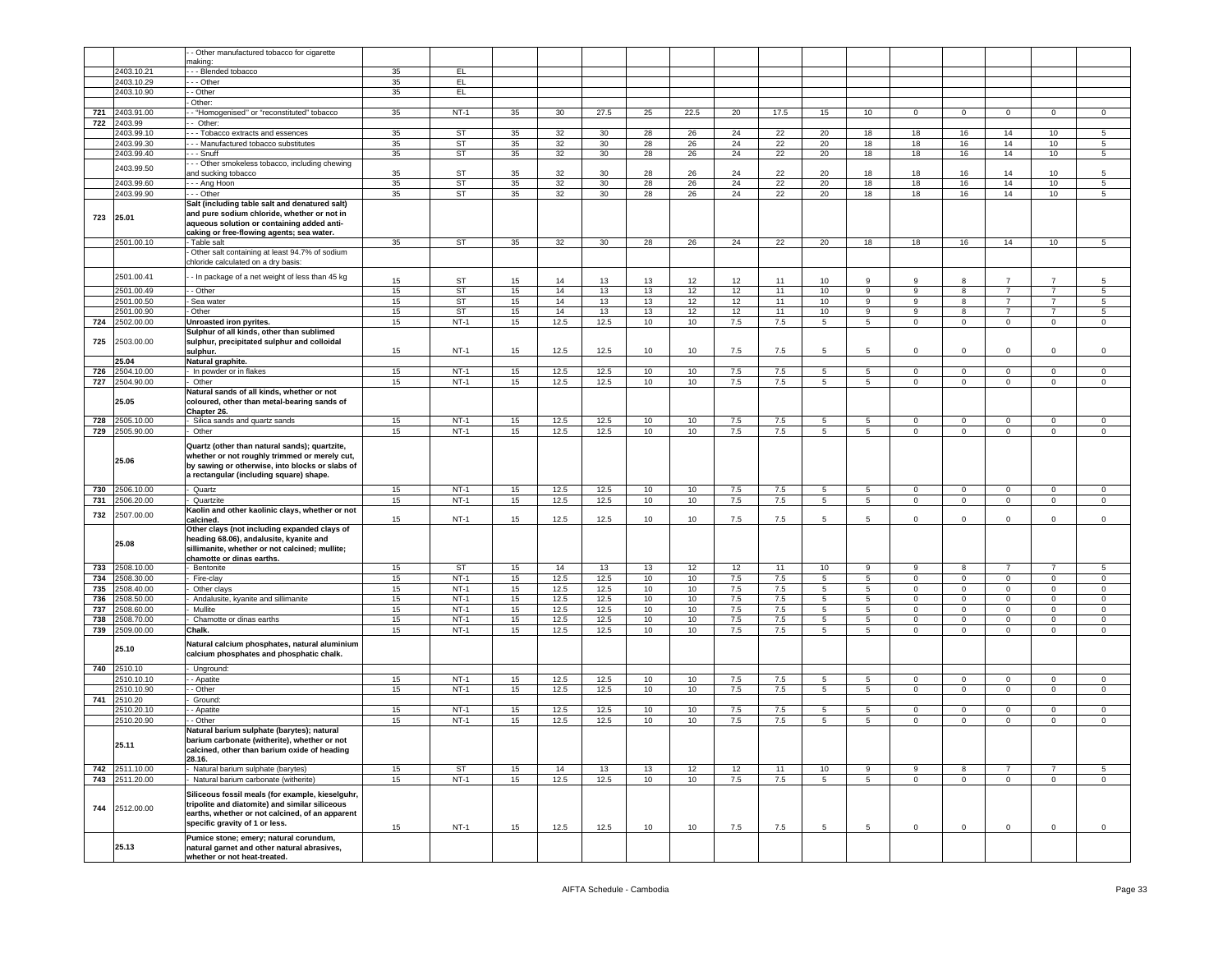| | | - - Other manufactured tobacco for cigarette making: | | | | | | | | | | | | | | | | |
|---|---|---|---|---|---|---|---|---|---|---|---|---|---|---|---|---|---|---|
| | 2403.10.21 | - - - Blended tobacco | 35 | EL | | | | | | | | | | | | | | |
| | 2403.10.29 | - - - Other | 35 | EL | | | | | | | | | | | | | | |
| | 2403.10.90 | - - Other | 35 | EL | | | | | | | | | | | | | | |
| | | - Other: | | | | | | | | | | | | | | | | |
| 721 | 2403.91.00 | - - "Homogenised" or "reconstituted" tobacco | 35 | NT-1 | 35 | 30 | 27.5 | 25 | 22.5 | 20 | 17.5 | 15 | 10 | 0 | 0 | 0 | 0 | 0 |
| 722 | 2403.99 | - - Other: | | | | | | | | | | | | | | | | |
| | 2403.99.10 | - - - Tobacco extracts and essences | 35 | ST | 35 | 32 | 30 | 28 | 26 | 24 | 22 | 20 | 18 | 18 | 16 | 14 | 10 | 5 |
| | 2403.99.30 | - - - Manufactured tobacco substitutes | 35 | ST | 35 | 32 | 30 | 28 | 26 | 24 | 22 | 20 | 18 | 18 | 16 | 14 | 10 | 5 |
| | 2403.99.40 | - - - Snuff | 35 | ST | 35 | 32 | 30 | 28 | 26 | 24 | 22 | 20 | 18 | 18 | 16 | 14 | 10 | 5 |
| | 2403.99.50 | - - - Other smokeless tobacco, including chewing and sucking tobacco | 35 | ST | 35 | 32 | 30 | 28 | 26 | 24 | 22 | 20 | 18 | 18 | 16 | 14 | 10 | 5 |
| | 2403.99.60 | - - - Ang Hoon | 35 | ST | 35 | 32 | 30 | 28 | 26 | 24 | 22 | 20 | 18 | 18 | 16 | 14 | 10 | 5 |
| | 2403.99.90 | - - - Other | 35 | ST | 35 | 32 | 30 | 28 | 26 | 24 | 22 | 20 | 18 | 18 | 16 | 14 | 10 | 5 |
| 723 | 25.01 | **Salt (including table salt and denatured salt) and pure sodium chloride, whether or not in aqueous solution or containing added anti-caking or free-flowing agents; sea water.** | | | | | | | | | | | | | | | | |
| | 2501.00.10 | - Table salt | 35 | ST | 35 | 32 | 30 | 28 | 26 | 24 | 22 | 20 | 18 | 18 | 16 | 14 | 10 | 5 |
| | | - Other salt containing at least 94.7% of sodium chloride calculated on a dry basis: | | | | | | | | | | | | | | | | |
| | 2501.00.41 | - - In package of a net weight of less than 45 kg | 15 | ST | 15 | 14 | 13 | 13 | 12 | 12 | 11 | 10 | 9 | 9 | 8 | 7 | 7 | 5 |
| | 2501.00.49 | - - Other | 15 | ST | 15 | 14 | 13 | 13 | 12 | 12 | 11 | 10 | 9 | 9 | 8 | 7 | 7 | 5 |
| | 2501.00.50 | - Sea water | 15 | ST | 15 | 14 | 13 | 13 | 12 | 12 | 11 | 10 | 9 | 9 | 8 | 7 | 7 | 5 |
| | 2501.00.90 | - Other | 15 | ST | 15 | 14 | 13 | 13 | 12 | 12 | 11 | 10 | 9 | 9 | 8 | 7 | 7 | 5 |
| 724 | 2502.00.00 | **Unroasted iron pyrites.** | 15 | NT-1 | 15 | 12.5 | 12.5 | 10 | 10 | 7.5 | 7.5 | 5 | 5 | 0 | 0 | 0 | 0 | 0 |
| 725 | 2503.00.00 | **Sulphur of all kinds, other than sublimed sulphur, precipitated sulphur and colloidal sulphur.** | 15 | NT-1 | 15 | 12.5 | 12.5 | 10 | 10 | 7.5 | 7.5 | 5 | 5 | 0 | 0 | 0 | 0 | 0 |
| | 25.04 | **Natural graphite.** | | | | | | | | | | | | | | | | |
| 726 | 2504.10.00 | - In powder or in flakes | 15 | NT-1 | 15 | 12.5 | 12.5 | 10 | 10 | 7.5 | 7.5 | 5 | 5 | 0 | 0 | 0 | 0 | 0 |
| 727 | 2504.90.00 | - Other | 15 | NT-1 | 15 | 12.5 | 12.5 | 10 | 10 | 7.5 | 7.5 | 5 | 5 | 0 | 0 | 0 | 0 | 0 |
| | 25.05 | **Natural sands of all kinds, whether or not coloured, other than metal-bearing sands of Chapter 26.** | | | | | | | | | | | | | | | | |
| 728 | 2505.10.00 | - Silica sands and quartz sands | 15 | NT-1 | 15 | 12.5 | 12.5 | 10 | 10 | 7.5 | 7.5 | 5 | 5 | 0 | 0 | 0 | 0 | 0 |
| 729 | 2505.90.00 | - Other | 15 | NT-1 | 15 | 12.5 | 12.5 | 10 | 10 | 7.5 | 7.5 | 5 | 5 | 0 | 0 | 0 | 0 | 0 |
| | 25.06 | **Quartz (other than natural sands); quartzite, whether or not roughly trimmed or merely cut, by sawing or otherwise, into blocks or slabs of a rectangular (including square) shape.** | | | | | | | | | | | | | | | | |
| 730 | 2506.10.00 | - Quartz | 15 | NT-1 | 15 | 12.5 | 12.5 | 10 | 10 | 7.5 | 7.5 | 5 | 5 | 0 | 0 | 0 | 0 | 0 |
| 731 | 2506.20.00 | - Quartzite | 15 | NT-1 | 15 | 12.5 | 12.5 | 10 | 10 | 7.5 | 7.5 | 5 | 5 | 0 | 0 | 0 | 0 | 0 |
| 732 | 2507.00.00 | **Kaolin and other kaolinic clays, whether or not calcined.** | 15 | NT-1 | 15 | 12.5 | 12.5 | 10 | 10 | 7.5 | 7.5 | 5 | 5 | 0 | 0 | 0 | 0 | 0 |
| | 25.08 | **Other clays (not including expanded clays of heading 68.06), andalusite, kyanite and sillimanite, whether or not calcined; mullite; chamotte or dinas earths.** | | | | | | | | | | | | | | | | |
| 733 | 2508.10.00 | - Bentonite | 15 | ST | 15 | 14 | 13 | 13 | 12 | 12 | 11 | 10 | 9 | 9 | 8 | 7 | 7 | 5 |
| 734 | 2508.30.00 | - Fire-clay | 15 | NT-1 | 15 | 12.5 | 12.5 | 10 | 10 | 7.5 | 7.5 | 5 | 5 | 0 | 0 | 0 | 0 | 0 |
| 735 | 2508.40.00 | - Other clays | 15 | NT-1 | 15 | 12.5 | 12.5 | 10 | 10 | 7.5 | 7.5 | 5 | 5 | 0 | 0 | 0 | 0 | 0 |
| 736 | 2508.50.00 | - Andalusite, kyanite and sillimanite | 15 | NT-1 | 15 | 12.5 | 12.5 | 10 | 10 | 7.5 | 7.5 | 5 | 5 | 0 | 0 | 0 | 0 | 0 |
| 737 | 2508.60.00 | - Mullite | 15 | NT-1 | 15 | 12.5 | 12.5 | 10 | 10 | 7.5 | 7.5 | 5 | 5 | 0 | 0 | 0 | 0 | 0 |
| 738 | 2508.70.00 | - Chamotte or dinas earths | 15 | NT-1 | 15 | 12.5 | 12.5 | 10 | 10 | 7.5 | 7.5 | 5 | 5 | 0 | 0 | 0 | 0 | 0 |
| 739 | 2509.00.00 | **Chalk.** | 15 | NT-1 | 15 | 12.5 | 12.5 | 10 | 10 | 7.5 | 7.5 | 5 | 5 | 0 | 0 | 0 | 0 | 0 |
| | 25.10 | **Natural calcium phosphates, natural aluminium calcium phosphates and phosphatic chalk.** | | | | | | | | | | | | | | | | |
| 740 | 2510.10 | - Unground: | | | | | | | | | | | | | | | | |
| | 2510.10.10 | - - Apatite | 15 | NT-1 | 15 | 12.5 | 12.5 | 10 | 10 | 7.5 | 7.5 | 5 | 5 | 0 | 0 | 0 | 0 | 0 |
| | 2510.10.90 | - - Other | 15 | NT-1 | 15 | 12.5 | 12.5 | 10 | 10 | 7.5 | 7.5 | 5 | 5 | 0 | 0 | 0 | 0 | 0 |
| 741 | 2510.20 | - Ground: | | | | | | | | | | | | | | | | |
| | 2510.20.10 | - - Apatite | 15 | NT-1 | 15 | 12.5 | 12.5 | 10 | 10 | 7.5 | 7.5 | 5 | 5 | 0 | 0 | 0 | 0 | 0 |
| | 2510.20.90 | - - Other | 15 | NT-1 | 15 | 12.5 | 12.5 | 10 | 10 | 7.5 | 7.5 | 5 | 5 | 0 | 0 | 0 | 0 | 0 |
| | 25.11 | **Natural barium sulphate (barytes); natural barium carbonate (witherite), whether or not calcined, other than barium oxide of heading 28.16.** | | | | | | | | | | | | | | | | |
| 742 | 2511.10.00 | - Natural barium sulphate (barytes) | 15 | ST | 15 | 14 | 13 | 13 | 12 | 12 | 11 | 10 | 9 | 9 | 8 | 7 | 7 | 5 |
| 743 | 2511.20.00 | - Natural barium carbonate (witherite) | 15 | NT-1 | 15 | 12.5 | 12.5 | 10 | 10 | 7.5 | 7.5 | 5 | 5 | 0 | 0 | 0 | 0 | 0 |
| 744 | 2512.00.00 | **Siliceous fossil meals (for example, kieselguhr, tripolite and diatomite) and similar siliceous earths, whether or not calcined, of an apparent specific gravity of 1 or less.** | 15 | NT-1 | 15 | 12.5 | 12.5 | 10 | 10 | 7.5 | 7.5 | 5 | 5 | 0 | 0 | 0 | 0 | 0 |
| | 25.13 | **Pumice stone; emery; natural corundum, natural garnet and other natural abrasives, whether or not heat-treated.** | | | | | | | | | | | | | | | | |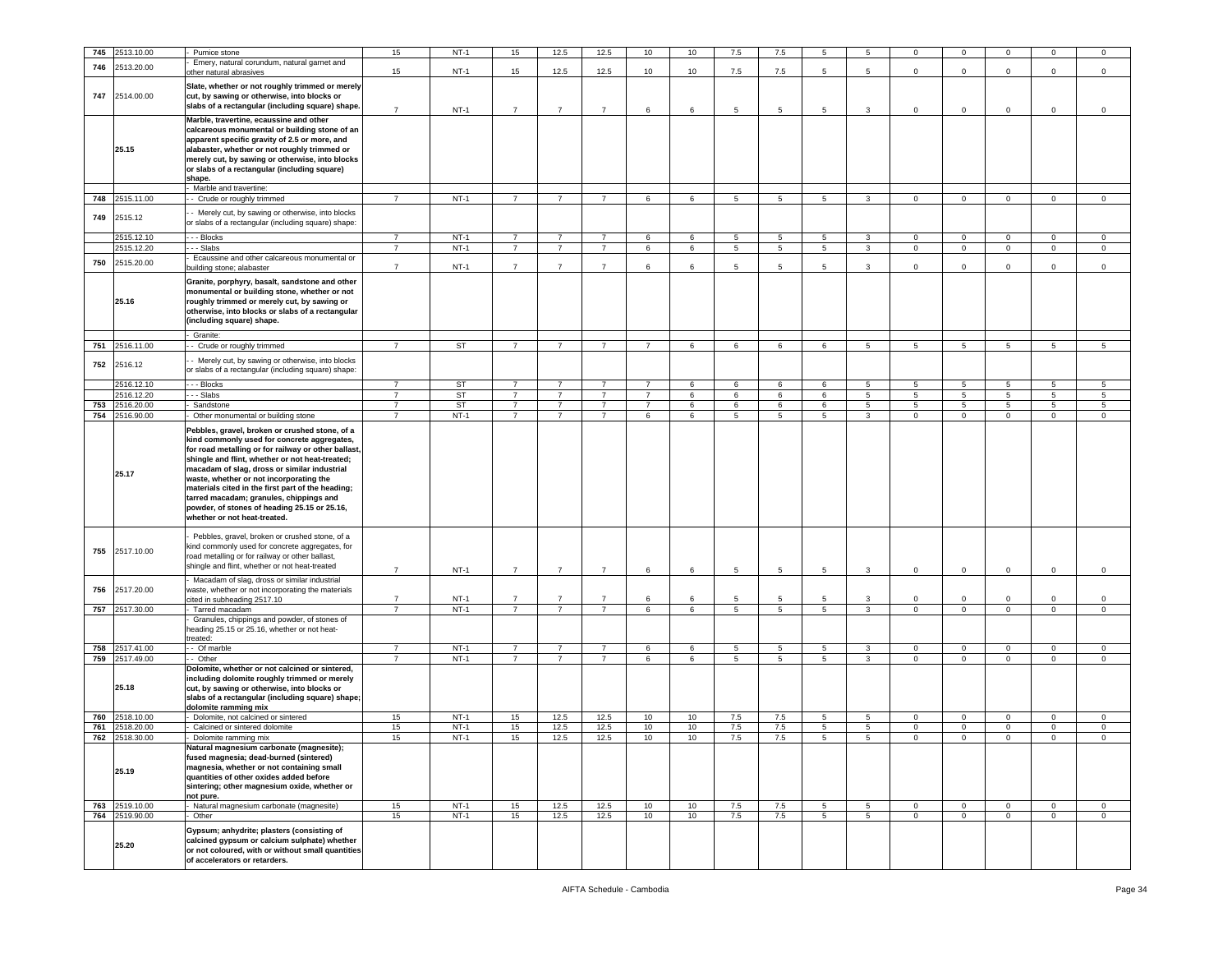| 745 | 2513.10.00 | - Pumice stone | 15 | NT-1 | 15 | 12.5 | 12.5 | 10 | 10 | 7.5 | 7.5 | 5 | 5 | 0 | 0 | 0 | 0 | 0 |
|---|---|---|---|---|---|---|---|---|---|---|---|---|---|---|---|---|---|---|
| 746 | 2513.20.00 | - Emery, natural corundum, natural garnet and other natural abrasives | 15 | NT-1 | 15 | 12.5 | 12.5 | 10 | 10 | 7.5 | 7.5 | 5 | 5 | 0 | 0 | 0 | 0 | 0 |
| 747 | 2514.00.00 | **Slate, whether or not roughly trimmed or merely cut, by sawing or otherwise, into blocks or slabs of a rectangular (including square) shape.** | 7 | NT-1 | 7 | 7 | 7 | 6 | 6 | 5 | 5 | 5 | 3 | 0 | 0 | 0 | 0 | 0 |
| | 25.15 | **Marble, travertine, ecaussine and other calcareous monumental or building stone of an apparent specific gravity of 2.5 or more, and alabaster, whether or not roughly trimmed or merely cut, by sawing or otherwise, into blocks or slabs of a rectangular (including square) shape.** | | | | | | | | | | | | | | | | |
| | | - Marble and travertine: | | | | | | | | | | | | | | | | |
| 748 | 2515.11.00 | - - Crude or roughly trimmed | 7 | NT-1 | 7 | 7 | 7 | 6 | 6 | 5 | 5 | 5 | 3 | 0 | 0 | 0 | 0 | 0 |
| 749 | 2515.12 | - - Merely cut, by sawing or otherwise, into blocks or slabs of a rectangular (including square) shape: | | | | | | | | | | | | | | | | |
| | 2515.12.10 | - - - Blocks | 7 | NT-1 | 7 | 7 | 7 | 6 | 6 | 5 | 5 | 5 | 3 | 0 | 0 | 0 | 0 | 0 |
| | 2515.12.20 | - - - Slabs | 7 | NT-1 | 7 | 7 | 7 | 6 | 6 | 5 | 5 | 5 | 3 | 0 | 0 | 0 | 0 | 0 |
| 750 | 2515.20.00 | - Ecaussine and other calcareous monumental or building stone; alabaster | 7 | NT-1 | 7 | 7 | 7 | 6 | 6 | 5 | 5 | 5 | 3 | 0 | 0 | 0 | 0 | 0 |
| | 25.16 | **Granite, porphyry, basalt, sandstone and other monumental or building stone, whether or not roughly trimmed or merely cut, by sawing or otherwise, into blocks or slabs of a rectangular (including square) shape.** | | | | | | | | | | | | | | | | |
| | | - Granite: | | | | | | | | | | | | | | | | |
| 751 | 2516.11.00 | - - Crude or roughly trimmed | 7 | ST | 7 | 7 | 7 | 7 | 6 | 6 | 6 | 6 | 5 | 5 | 5 | 5 | 5 | 5 |
| 752 | 2516.12 | - - Merely cut, by sawing or otherwise, into blocks or slabs of a rectangular (including square) shape: | | | | | | | | | | | | | | | | |
| | 2516.12.10 | - - - Blocks | 7 | ST | 7 | 7 | 7 | 7 | 6 | 6 | 6 | 6 | 5 | 5 | 5 | 5 | 5 | 5 |
| | 2516.12.20 | - - - Slabs | 7 | ST | 7 | 7 | 7 | 7 | 6 | 6 | 6 | 6 | 5 | 5 | 5 | 5 | 5 | 5 |
| 753 | 2516.20.00 | - Sandstone | 7 | ST | 7 | 7 | 7 | 7 | 6 | 6 | 6 | 6 | 5 | 5 | 5 | 5 | 5 | 5 |
| 754 | 2516.90.00 | - Other monumental or building stone | 7 | NT-1 | 7 | 7 | 7 | 6 | 6 | 5 | 5 | 5 | 3 | 0 | 0 | 0 | 0 | 0 |
| | 25.17 | **Pebbles, gravel, broken or crushed stone, of a kind commonly used for concrete aggregates, for road metalling or for railway or other ballast, shingle and flint, whether or not heat-treated; macadam of slag, dross or similar industrial waste, whether or not incorporating the materials cited in the first part of the heading; tarred macadam; granules, chippings and powder, of stones of heading 25.15 or 25.16, whether or not heat-treated.** | | | | | | | | | | | | | | | | |
| 755 | 2517.10.00 | - Pebbles, gravel, broken or crushed stone, of a kind commonly used for concrete aggregates, for road metalling or for railway or other ballast, shingle and flint, whether or not heat-treated | 7 | NT-1 | 7 | 7 | 7 | 6 | 6 | 5 | 5 | 5 | 3 | 0 | 0 | 0 | 0 | 0 |
| 756 | 2517.20.00 | - Macadam of slag, dross or similar industrial waste, whether or not incorporating the materials cited in subheading 2517.10 | 7 | NT-1 | 7 | 7 | 7 | 6 | 6 | 5 | 5 | 5 | 3 | 0 | 0 | 0 | 0 | 0 |
| 757 | 2517.30.00 | - Tarred macadam | 7 | NT-1 | 7 | 7 | 7 | 6 | 6 | 5 | 5 | 5 | 3 | 0 | 0 | 0 | 0 | 0 |
| | | - Granules, chippings and powder, of stones of heading 25.15 or 25.16, whether or not heat-treated: | | | | | | | | | | | | | | | | |
| 758 | 2517.41.00 | - - Of marble | 7 | NT-1 | 7 | 7 | 7 | 6 | 6 | 5 | 5 | 5 | 3 | 0 | 0 | 0 | 0 | 0 |
| 759 | 2517.49.00 | - - Other | 7 | NT-1 | 7 | 7 | 7 | 6 | 6 | 5 | 5 | 5 | 3 | 0 | 0 | 0 | 0 | 0 |
| | 25.18 | **Dolomite, whether or not calcined or sintered, including dolomite roughly trimmed or merely cut, by sawing or otherwise, into blocks or slabs of a rectangular (including square) shape; dolomite ramming mix** | | | | | | | | | | | | | | | | |
| 760 | 2518.10.00 | - Dolomite, not calcined or sintered | 15 | NT-1 | 15 | 12.5 | 12.5 | 10 | 10 | 7.5 | 7.5 | 5 | 5 | 0 | 0 | 0 | 0 | 0 |
| 761 | 2518.20.00 | - Calcined or sintered dolomite | 15 | NT-1 | 15 | 12.5 | 12.5 | 10 | 10 | 7.5 | 7.5 | 5 | 5 | 0 | 0 | 0 | 0 | 0 |
| 762 | 2518.30.00 | - Dolomite ramming mix | 15 | NT-1 | 15 | 12.5 | 12.5 | 10 | 10 | 7.5 | 7.5 | 5 | 5 | 0 | 0 | 0 | 0 | 0 |
| | 25.19 | **Natural magnesium carbonate (magnesite); fused magnesia; dead-burned (sintered) magnesia, whether or not containing small quantities of other oxides added before sintering; other magnesium oxide, whether or not pure.** | | | | | | | | | | | | | | | | |
| 763 | 2519.10.00 | - Natural magnesium carbonate (magnesite) | 15 | NT-1 | 15 | 12.5 | 12.5 | 10 | 10 | 7.5 | 7.5 | 5 | 5 | 0 | 0 | 0 | 0 | 0 |
| 764 | 2519.90.00 | - Other | 15 | NT-1 | 15 | 12.5 | 12.5 | 10 | 10 | 7.5 | 7.5 | 5 | 5 | 0 | 0 | 0 | 0 | 0 |
| | 25.20 | **Gypsum; anhydrite; plasters (consisting of calcined gypsum or calcium sulphate) whether or not coloured, with or without small quantities of accelerators or retarders.** | | | | | | | | | | | | | | | | |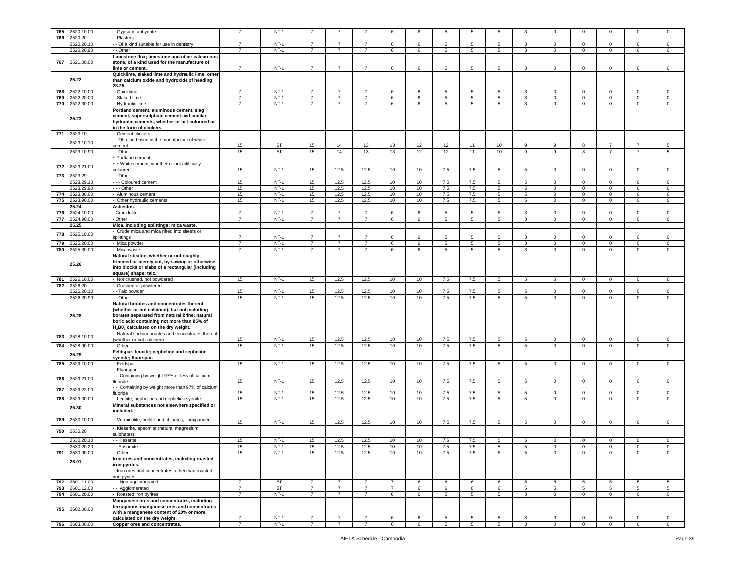| 765 | 2520.10.00 | - Gypsum; anhydrite | 7 | NT-1 | 7 | 7 | 7 | 6 | 6 | 5 | 5 | 5 | 3 | 0 | 0 | 0 | 0 | 0 |
|---|---|---|---|---|---|---|---|---|---|---|---|---|---|---|---|---|---|---|
| 766 | 2520.20 | - Plasters: | | | | | | | | | | | | | | | | |
| | 2520.20.10 | - - Of a kind suitable for use in dentistry | 7 | NT-1 | 7 | 7 | 7 | 6 | 6 | 5 | 5 | 5 | 3 | 0 | 0 | 0 | 0 | 0 |
| | 2520.20.90 | - - Other | 7 | NT-1 | 7 | 7 | 7 | 6 | 6 | 5 | 5 | 5 | 3 | 0 | 0 | 0 | 0 | 0 |
| 767 | 2521.00.00 | **Limestone flux; limestone and other calcareous stone, of a kind used for the manufacture of lime or cement.** | 7 | NT-1 | 7 | 7 | 7 | 6 | 6 | 5 | 5 | 5 | 3 | 0 | 0 | 0 | 0 | 0 |
| | **25.22** | **Quicklime, slaked lime and hydraulic lime, other than calcium oxide and hydroxide of heading 28.25.** | | | | | | | | | | | | | | | | |
| 768 | 2522.10.00 | - Quicklime | 7 | NT-1 | 7 | 7 | 7 | 6 | 6 | 5 | 5 | 5 | 3 | 0 | 0 | 0 | 0 | 0 |
| 769 | 2522.20.00 | - Slaked lime | 7 | NT-1 | 7 | 7 | 7 | 6 | 6 | 5 | 5 | 5 | 3 | 0 | 0 | 0 | 0 | 0 |
| 770 | 2522.30.00 | - Hydraulic lime | 7 | NT-1 | 7 | 7 | 7 | 6 | 6 | 5 | 5 | 5 | 3 | 0 | 0 | 0 | 0 | 0 |
| | **25.23** | **Portland cement, aluminous cement, slag cement, supersulphate cement and similar hydraulic cements, whether or not coloured or in the form of clinkers.** | | | | | | | | | | | | | | | | |
| 771 | 2523.10 | - Cement clinkers: | | | | | | | | | | | | | | | | |
| | 2523.10.10 | - - Of a kind used in the manufacture of white cement | 15 | ST | 15 | 14 | 13 | 13 | 12 | 12 | 11 | 10 | 9 | 9 | 8 | 7 | 7 | 5 |
| | 2523.10.90 | - - Other | 15 | ST | 15 | 14 | 13 | 13 | 12 | 12 | 11 | 10 | 9 | 9 | 8 | 7 | 7 | 5 |
| | | - Portland cement: | | | | | | | | | | | | | | | | |
| 772 | 2523.21.00 | - - White cement, whether or not artificially coloured | 15 | NT-1 | 15 | 12.5 | 12.5 | 10 | 10 | 7.5 | 7.5 | 5 | 5 | 0 | 0 | 0 | 0 | 0 |
| 773 | 2523.29 | - - Other: | | | | | | | | | | | | | | | | |
| | 2523.29.10 | - - - Coloured cement | 15 | NT-1 | 15 | 12.5 | 12.5 | 10 | 10 | 7.5 | 7.5 | 5 | 5 | 0 | 0 | 0 | 0 | 0 |
| | 2523.29.90 | - - - Other | 15 | NT-1 | 15 | 12.5 | 12.5 | 10 | 10 | 7.5 | 7.5 | 5 | 5 | 0 | 0 | 0 | 0 | 0 |
| 774 | 2523.30.00 | - Aluminous cement | 15 | NT-1 | 15 | 12.5 | 12.5 | 10 | 10 | 7.5 | 7.5 | 5 | 5 | 0 | 0 | 0 | 0 | 0 |
| 775 | 2523.90.00 | - Other hydraulic cements | 15 | NT-1 | 15 | 12.5 | 12.5 | 10 | 10 | 7.5 | 7.5 | 5 | 5 | 0 | 0 | 0 | 0 | 0 |
| | **25.24** | **Asbestos.** | | | | | | | | | | | | | | | | |
| 776 | 2524.10.00 | - Crocidolite | 7 | NT-1 | 7 | 7 | 7 | 6 | 6 | 5 | 5 | 5 | 3 | 0 | 0 | 0 | 0 | 0 |
| 777 | 2524.90.00 | - Other | 7 | NT-1 | 7 | 7 | 7 | 6 | 6 | 5 | 5 | 5 | 3 | 0 | 0 | 0 | 0 | 0 |
| | **25.25** | **Mica, including splittings; mica waste.** | | | | | | | | | | | | | | | | |
| 778 | 2525.10.00 | - Crude mica and mica rifted into sheets or splittings | 7 | NT-1 | 7 | 7 | 7 | 6 | 6 | 5 | 5 | 5 | 3 | 0 | 0 | 0 | 0 | 0 |
| 779 | 2525.20.00 | - Mica powder | 7 | NT-1 | 7 | 7 | 7 | 6 | 6 | 5 | 5 | 5 | 3 | 0 | 0 | 0 | 0 | 0 |
| 780 | 2525.30.00 | - Mica waste | 7 | NT-1 | 7 | 7 | 7 | 6 | 6 | 5 | 5 | 5 | 3 | 0 | 0 | 0 | 0 | 0 |
| | **25.26** | **Natural steatite, whether or not roughly trimmed or merely cut, by sawing or otherwise, into blocks or slabs of a rectangular (including square) shape; talc.** | | | | | | | | | | | | | | | | |
| 781 | 2526.10.00 | - Not crushed, not powdered | 15 | NT-1 | 15 | 12.5 | 12.5 | 10 | 10 | 7.5 | 7.5 | 5 | 5 | 0 | 0 | 0 | 0 | 0 |
| 782 | 2526.20 | - Crushed or powdered: | | | | | | | | | | | | | | | | |
| | 2526.20.10 | - - Talc powder | 15 | NT-1 | 15 | 12.5 | 12.5 | 10 | 10 | 7.5 | 7.5 | 5 | 5 | 0 | 0 | 0 | 0 | 0 |
| | 2526.20.90 | - - Other | 15 | NT-1 | 15 | 12.5 | 12.5 | 10 | 10 | 7.5 | 7.5 | 5 | 5 | 0 | 0 | 0 | 0 | 0 |
| | **25.28** | **Natural borates and concentrates thereof (whether or not calcined), but not including borates separated from natural brine; natural boric acid containing not more than 85% of $H_3BO_3$ calculated on the dry weight.** | | | | | | | | | | | | | | | | |
| 783 | 2528.10.00 | - Natural sodium borates and concentrates thereof (whether or not calcined) | 15 | NT-1 | 15 | 12.5 | 12.5 | 10 | 10 | 7.5 | 7.5 | 5 | 5 | 0 | 0 | 0 | 0 | 0 |
| 784 | 2528.90.00 | - Other | 15 | NT-1 | 15 | 12.5 | 12.5 | 10 | 10 | 7.5 | 7.5 | 5 | 5 | 0 | 0 | 0 | 0 | 0 |
| | **25.29** | **Feldspar; leucite; nepheline and nepheline syenite; fluorspar.** | | | | | | | | | | | | | | | | |
| 785 | 2529.10.00 | - Feldspar | 15 | NT-1 | 15 | 12.5 | 12.5 | 10 | 10 | 7.5 | 7.5 | 5 | 5 | 0 | 0 | 0 | 0 | 0 |
| | | - Fluorspar: | | | | | | | | | | | | | | | | |
| 786 | 2529.21.00 | - - Containing by weight 97% or less of calcium fluoride | 15 | NT-1 | 15 | 12.5 | 12.5 | 10 | 10 | 7.5 | 7.5 | 5 | 5 | 0 | 0 | 0 | 0 | 0 |
| 787 | 2529.22.00 | - - Containing by weight more than 97% of calcium fluoride | 15 | NT-1 | 15 | 12.5 | 12.5 | 10 | 10 | 7.5 | 7.5 | 5 | 5 | 0 | 0 | 0 | 0 | 0 |
| 788 | 2529.30.00 | - Leucite; nepheline and nepheline syenite | 15 | NT-1 | 15 | 12.5 | 12.5 | 10 | 10 | 7.5 | 7.5 | 5 | 5 | 0 | 0 | 0 | 0 | 0 |
| | **25.30** | **Mineral substances not elsewhere specified or included.** | | | | | | | | | | | | | | | | |
| 789 | 2530.10.00 | - Vermiculite, perlite and chlorites, unexpanded | 15 | NT-1 | 15 | 12.5 | 12.5 | 10 | 10 | 7.5 | 7.5 | 5 | 5 | 0 | 0 | 0 | 0 | 0 |
| 790 | 2530.20 | - Kieserite, epsomite (natural magnesium sulphates): | | | | | | | | | | | | | | | | |
| | 2530.20.10 | - - Kieserite | 15 | NT-1 | 15 | 12.5 | 12.5 | 10 | 10 | 7.5 | 7.5 | 5 | 5 | 0 | 0 | 0 | 0 | 0 |
| | 2530.20.20 | - - Epsomite | 15 | NT-1 | 15 | 12.5 | 12.5 | 10 | 10 | 7.5 | 7.5 | 5 | 5 | 0 | 0 | 0 | 0 | 0 |
| 791 | 2530.90.00 | - Other | 15 | NT-1 | 15 | 12.5 | 12.5 | 10 | 10 | 7.5 | 7.5 | 5 | 5 | 0 | 0 | 0 | 0 | 0 |
| | **26.01** | **Iron ores and concentrates, including roasted iron pyrites.** | | | | | | | | | | | | | | | | |
| | | - Iron ores and concentrates, other than roasted iron pyrites: | | | | | | | | | | | | | | | | |
| 792 | 2601.11.00 | - - Non-agglomerated | 7 | ST | 7 | 7 | 7 | 7 | 6 | 6 | 6 | 6 | 5 | 5 | 5 | 5 | 5 | 5 |
| 793 | 2601.12.00 | - - Agglomerated | 7 | ST | 7 | 7 | 7 | 7 | 6 | 6 | 6 | 6 | 5 | 5 | 5 | 5 | 5 | 5 |
| 794 | 2601.20.00 | - Roasted iron pyrites | 7 | NT-1 | 7 | 7 | 7 | 6 | 6 | 5 | 5 | 5 | 3 | 0 | 0 | 0 | 0 | 0 |
| 795 | 2602.00.00 | **Manganese ores and concentrates, including ferruginous manganese ores and concentrates with a manganese content of 20% or more, calculated on the dry weight.** | 7 | NT-1 | 7 | 7 | 7 | 6 | 6 | 5 | 5 | 5 | 3 | 0 | 0 | 0 | 0 | 0 |
| 796 | 2603.00.00 | **Copper ores and concentrates.** | 7 | NT-1 | 7 | 7 | 7 | 6 | 6 | 5 | 5 | 5 | 3 | 0 | 0 | 0 | 0 | 0 |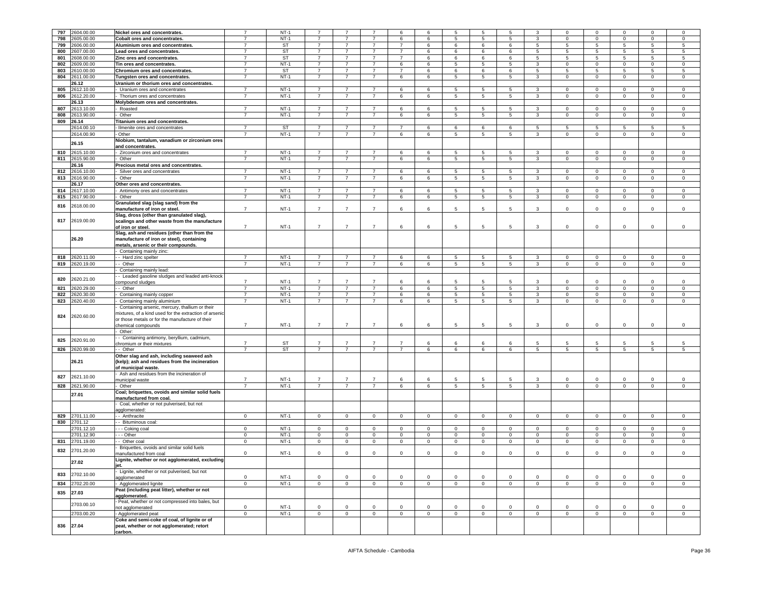| 797 | 2604.00.00 | Nickel ores and concentrates. | 7 | NT-1 | 7 | 7 | 7 | 6 | 6 | 5 | 5 | 5 | 3 | 0 | 0 | 0 | 0 | 0 |
|---|---|---|---|---|---|---|---|---|---|---|---|---|---|---|---|---|---|---|
| 798 | 2605.00.00 | Cobalt ores and concentrates. | 7 | NT-1 | 7 | 7 | 7 | 6 | 6 | 5 | 5 | 5 | 3 | 0 | 0 | 0 | 0 | 0 |
| 799 | 2606.00.00 | Aluminium ores and concentrates. | 7 | ST | 7 | 7 | 7 | 7 | 6 | 6 | 6 | 6 | 5 | 5 | 5 | 5 | 5 | 5 |
| 800 | 2607.00.00 | Lead ores and concentrates. | 7 | ST | 7 | 7 | 7 | 7 | 6 | 6 | 6 | 6 | 5 | 5 | 5 | 5 | 5 | 5 |
| 801 | 2608.00.00 | Zinc ores and concentrates. | 7 | ST | 7 | 7 | 7 | 7 | 6 | 6 | 6 | 6 | 5 | 5 | 5 | 5 | 5 | 5 |
| 802 | 2609.00.00 | Tin ores and concentrates. | 7 | NT-1 | 7 | 7 | 7 | 6 | 6 | 5 | 5 | 5 | 3 | 0 | 0 | 0 | 0 | 0 |
| 803 | 2610.00.00 | Chromium ores and concentrates. | 7 | ST | 7 | 7 | 7 | 7 | 6 | 6 | 6 | 6 | 5 | 5 | 5 | 5 | 5 | 5 |
| 804 | 2611.00.00 | Tungsten ores and concentrates. | 7 | NT-1 | 7 | 7 | 7 | 6 | 6 | 5 | 5 | 5 | 3 | 0 | 0 | 0 | 0 | 0 |
| | 26.12 | Uranium or thorium ores and concentrates. | | | | | | | | | | | | | | | | |
| 805 | 2612.10.00 | - Uranium ores and concentrates | 7 | NT-1 | 7 | 7 | 7 | 6 | 6 | 5 | 5 | 5 | 3 | 0 | 0 | 0 | 0 | 0 |
| 806 | 2612.20.00 | - Thorium ores and concentrates | 7 | NT-1 | 7 | 7 | 7 | 6 | 6 | 5 | 5 | 5 | 3 | 0 | 0 | 0 | 0 | 0 |
| | 26.13 | Molybdenum ores and concentrates. | | | | | | | | | | | | | | | | |
| 807 | 2613.10.00 | - Roasted | 7 | NT-1 | 7 | 7 | 7 | 6 | 6 | 5 | 5 | 5 | 3 | 0 | 0 | 0 | 0 | 0 |
| 808 | 2613.90.00 | - Other | 7 | NT-1 | 7 | 7 | 7 | 6 | 6 | 5 | 5 | 5 | 3 | 0 | 0 | 0 | 0 | 0 |
| 809 | 26.14 | Titanium ores and concentrates. | | | | | | | | | | | | | | | | |
| | 2614.00.10 | - Ilmenite ores and concentrates | 7 | ST | 7 | 7 | 7 | 7 | 6 | 6 | 6 | 6 | 5 | 5 | 5 | 5 | 5 | 5 |
| | 2614.00.90 | - Other | 7 | NT-1 | 7 | 7 | 7 | 6 | 6 | 5 | 5 | 5 | 3 | 0 | 0 | 0 | 0 | 0 |
| | 26.15 | Niobium, tantalum, vanadium or zirconium ores and concentrates. | | | | | | | | | | | | | | | | |
| 810 | 2615.10.00 | - Zirconium ores and concentrates | 7 | NT-1 | 7 | 7 | 7 | 6 | 6 | 5 | 5 | 5 | 3 | 0 | 0 | 0 | 0 | 0 |
| 811 | 2615.90.00 | - Other | 7 | NT-1 | 7 | 7 | 7 | 6 | 6 | 5 | 5 | 5 | 3 | 0 | 0 | 0 | 0 | 0 |
| | 26.16 | Precious metal ores and concentrates. | | | | | | | | | | | | | | | | |
| 812 | 2616.10.00 | - Silver ores and concentrates | 7 | NT-1 | 7 | 7 | 7 | 6 | 6 | 5 | 5 | 5 | 3 | 0 | 0 | 0 | 0 | 0 |
| 813 | 2616.90.00 | - Other | 7 | NT-1 | 7 | 7 | 7 | 6 | 6 | 5 | 5 | 5 | 3 | 0 | 0 | 0 | 0 | 0 |
| | 26.17 | Other ores and concentrates. | | | | | | | | | | | | | | | | |
| 814 | 2617.10.00 | - Antimony ores and concentrates | 7 | NT-1 | 7 | 7 | 7 | 6 | 6 | 5 | 5 | 5 | 3 | 0 | 0 | 0 | 0 | 0 |
| 815 | 2617.90.00 | - Other | 7 | NT-1 | 7 | 7 | 7 | 6 | 6 | 5 | 5 | 5 | 3 | 0 | 0 | 0 | 0 | 0 |
| 816 | 2618.00.00 | Granulated slag (slag sand) from the manufacture of iron or steel. | 7 | NT-1 | 7 | 7 | 7 | 6 | 6 | 5 | 5 | 5 | 3 | 0 | 0 | 0 | 0 | 0 |
| 817 | 2619.00.00 | Slag, dross (other than granulated slag), scalings and other waste from the manufacture of iron or steel. | 7 | NT-1 | 7 | 7 | 7 | 6 | 6 | 5 | 5 | 5 | 3 | 0 | 0 | 0 | 0 | 0 |
| | 26.20 | Slag, ash and residues (other than from the manufacture of iron or steel), containing metals, arsenic or their compounds. | | | | | | | | | | | | | | | | |
| | | - Containing mainly zinc: | | | | | | | | | | | | | | | | |
| 818 | 2620.11.00 | - - Hard zinc spelter | 7 | NT-1 | 7 | 7 | 7 | 6 | 6 | 5 | 5 | 5 | 3 | 0 | 0 | 0 | 0 | 0 |
| 819 | 2620.19.00 | - - Other | 7 | NT-1 | 7 | 7 | 7 | 6 | 6 | 5 | 5 | 5 | 3 | 0 | 0 | 0 | 0 | 0 |
| | | - Containing mainly lead: | | | | | | | | | | | | | | | | |
| 820 | 2620.21.00 | - - Leaded gasoline sludges and leaded anti-knock compound sludges | 7 | NT-1 | 7 | 7 | 7 | 6 | 6 | 5 | 5 | 5 | 3 | 0 | 0 | 0 | 0 | 0 |
| 821 | 2620.29.00 | - - Other | 7 | NT-1 | 7 | 7 | 7 | 6 | 6 | 5 | 5 | 5 | 3 | 0 | 0 | 0 | 0 | 0 |
| 822 | 2620.30.00 | - Containing mainly copper | 7 | NT-1 | 7 | 7 | 7 | 6 | 6 | 5 | 5 | 5 | 3 | 0 | 0 | 0 | 0 | 0 |
| 823 | 2620.40.00 | - Containing mainly aluminium | 7 | NT-1 | 7 | 7 | 7 | 6 | 6 | 5 | 5 | 5 | 3 | 0 | 0 | 0 | 0 | 0 |
| 824 | 2620.60.00 | - Containing arsenic, mercury, thallium or their mixtures, of a kind used for the extraction of arsenic or those metals or for the manufacture of their chemical compounds | 7 | NT-1 | 7 | 7 | 7 | 6 | 6 | 5 | 5 | 5 | 3 | 0 | 0 | 0 | 0 | 0 |
| | | - Other: | | | | | | | | | | | | | | | | |
| 825 | 2620.91.00 | - - Containing antimony, beryllium, cadmium, chromium or their mixtures | 7 | ST | 7 | 7 | 7 | 7 | 6 | 6 | 6 | 6 | 5 | 5 | 5 | 5 | 5 | 5 |
| 826 | 2620.99.00 | - - Other | 7 | ST | 7 | 7 | 7 | 7 | 6 | 6 | 6 | 6 | 5 | 5 | 5 | 5 | 5 | 5 |
| | 26.21 | Other slag and ash, including seaweed ash (kelp); ash and residues from the incineration of municipal waste. | | | | | | | | | | | | | | | | |
| 827 | 2621.10.00 | - Ash and residues from the incineration of municipal waste | 7 | NT-1 | 7 | 7 | 7 | 6 | 6 | 5 | 5 | 5 | 3 | 0 | 0 | 0 | 0 | 0 |
| 828 | 2621.90.00 | - Other | 7 | NT-1 | 7 | 7 | 7 | 6 | 6 | 5 | 5 | 5 | 3 | 0 | 0 | 0 | 0 | 0 |
| | 27.01 | Coal; briquettes, ovoids and similar solid fuels manufactured from coal. | | | | | | | | | | | | | | | | |
| | | - Coal, whether or not pulverised, but not agglomerated: | | | | | | | | | | | | | | | | |
| 829 | 2701.11.00 | - - Anthracite | 0 | NT-1 | 0 | 0 | 0 | 0 | 0 | 0 | 0 | 0 | 0 | 0 | 0 | 0 | 0 | 0 |
| 830 | 2701.12 | - - Bituminous coal: | | | | | | | | | | | | | | | | |
| | 2701.12.10 | - - - Coking coal | 0 | NT-1 | 0 | 0 | 0 | 0 | 0 | 0 | 0 | 0 | 0 | 0 | 0 | 0 | 0 | 0 |
| | 2701.12.90 | - - - Other | 0 | NT-1 | 0 | 0 | 0 | 0 | 0 | 0 | 0 | 0 | 0 | 0 | 0 | 0 | 0 | 0 |
| 831 | 2701.19.00 | - - Other coal | 0 | NT-1 | 0 | 0 | 0 | 0 | 0 | 0 | 0 | 0 | 0 | 0 | 0 | 0 | 0 | 0 |
| 832 | 2701.20.00 | - Briquettes, ovoids and similar solid fuels manufactured from coal | 0 | NT-1 | 0 | 0 | 0 | 0 | 0 | 0 | 0 | 0 | 0 | 0 | 0 | 0 | 0 | 0 |
| | 27.02 | Lignite, whether or not agglomerated, excluding jet. | | | | | | | | | | | | | | | | |
| 833 | 2702.10.00 | - Lignite, whether or not pulverised, but not agglomerated | 0 | NT-1 | 0 | 0 | 0 | 0 | 0 | 0 | 0 | 0 | 0 | 0 | 0 | 0 | 0 | 0 |
| 834 | 2702.20.00 | - Agglomerated lignite | 0 | NT-1 | 0 | 0 | 0 | 0 | 0 | 0 | 0 | 0 | 0 | 0 | 0 | 0 | 0 | 0 |
| 835 | 27.03 | Peat (including peat litter), whether or not agglomerated. | | | | | | | | | | | | | | | | |
| | 2703.00.10 | - Peat, whether or not compressed into bales, but not agglomerated | 0 | NT-1 | 0 | 0 | 0 | 0 | 0 | 0 | 0 | 0 | 0 | 0 | 0 | 0 | 0 | 0 |
| | 2703.00.20 | - Agglomerated peat | 0 | NT-1 | 0 | 0 | 0 | 0 | 0 | 0 | 0 | 0 | 0 | 0 | 0 | 0 | 0 | 0 |
| 836 | 27.04 | Coke and semi-coke of coal, of lignite or of peat, whether or not agglomerated; retort carbon. | | | | | | | | | | | | | | | | |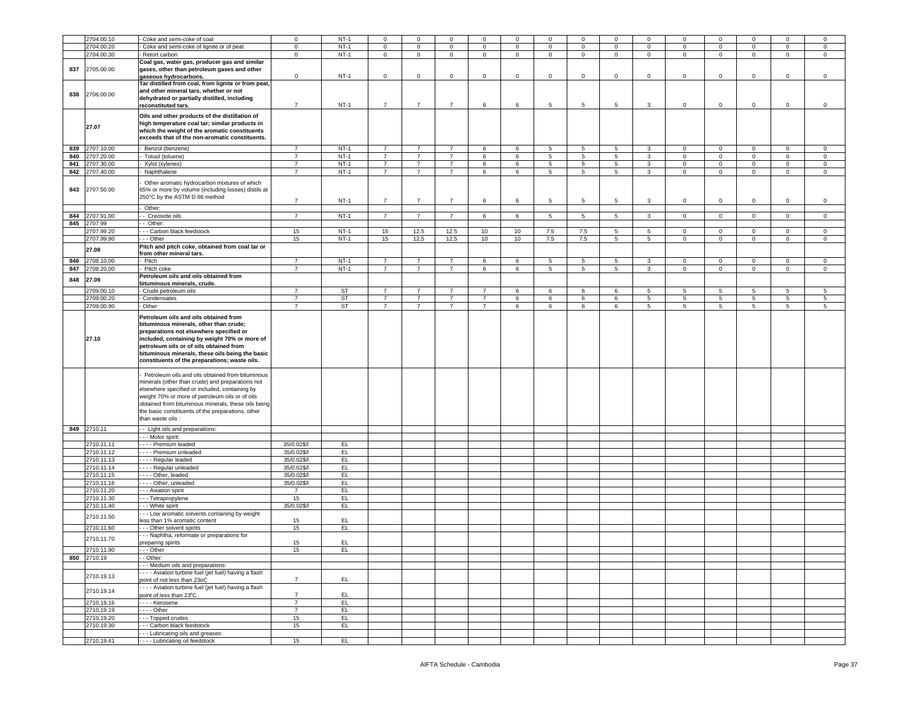| | 2704.00.10 | - Coke and semi-coke of coal | 0 | NT-1 | 0 | 0 | 0 | 0 | 0 | 0 | 0 | 0 | 0 | 0 | 0 | 0 | 0 | 0 |
|---|---|---|---|---|---|---|---|---|---|---|---|---|---|---|---|---|---|---|
| | 2704.00.20 | - Coke and semi-coke of lignite or of peat | 0 | NT-1 | 0 | 0 | 0 | 0 | 0 | 0 | 0 | 0 | 0 | 0 | 0 | 0 | 0 | 0 |
| | 2704.00.30 | - Retort carbon | 0 | NT-1 | 0 | 0 | 0 | 0 | 0 | 0 | 0 | 0 | 0 | 0 | 0 | 0 | 0 | 0 |
| 837 | 2705.00.00 | **Coal gas, water gas, producer gas and similar gases, other than petroleum gases and other gaseous hydrocarbons.** | 0 | NT-1 | 0 | 0 | 0 | 0 | 0 | 0 | 0 | 0 | 0 | 0 | 0 | 0 | 0 | 0 |
| 838 | 2706.00.00 | **Tar distilled from coal, from lignite or from peat, and other mineral tars, whether or not dehydrated or partially distilled, including reconstituted tars.** | 7 | NT-1 | 7 | 7 | 7 | 6 | 6 | 5 | 5 | 5 | 3 | 0 | 0 | 0 | 0 | 0 |
| | **27.07** | **Oils and other products of the distillation of high temperature coal tar; similar products in which the weight of the aromatic constituents exceeds that of the non-aromatic constituents.** | | | | | | | | | | | | | | | | |
| 839 | 2707.10.00 | - Benzol (benzene) | 7 | NT-1 | 7 | 7 | 7 | 6 | 6 | 5 | 5 | 5 | 3 | 0 | 0 | 0 | 0 | 0 |
| 840 | 2707.20.00 | - Toluol (toluene) | 7 | NT-1 | 7 | 7 | 7 | 6 | 6 | 5 | 5 | 5 | 3 | 0 | 0 | 0 | 0 | 0 |
| 841 | 2707.30.00 | - Xylol (xylenes) | 7 | NT-1 | 7 | 7 | 7 | 6 | 6 | 5 | 5 | 5 | 3 | 0 | 0 | 0 | 0 | 0 |
| 842 | 2707.40.00 | - Naphthalene | 7 | NT-1 | 7 | 7 | 7 | 6 | 6 | 5 | 5 | 5 | 3 | 0 | 0 | 0 | 0 | 0 |
| 843 | 2707.50.00 | - Other aromatic hydrocarbon mixtures of which 65% or more by volume (including losses) distils at 250°C by the ASTM D 86 method | 7 | NT-1 | 7 | 7 | 7 | 6 | 6 | 5 | 5 | 5 | 3 | 0 | 0 | 0 | 0 | 0 |
| | | - Other: | | | | | | | | | | | | | | | | |
| 844 | 2707.91.00 | - - Creosote oils | 7 | NT-1 | 7 | 7 | 7 | 6 | 6 | 5 | 5 | 5 | 3 | 0 | 0 | 0 | 0 | 0 |
| 845 | 2707.99 | - - Other: | | | | | | | | | | | | | | | | |
| | 2707.99.20 | - - - Carbon black feedstock | 15 | NT-1 | 15 | 12.5 | 12.5 | 10 | 10 | 7.5 | 7.5 | 5 | 5 | 0 | 0 | 0 | 0 | 0 |
| | 2707.99.90 | - - - Other | 15 | NT-1 | 15 | 12.5 | 12.5 | 10 | 10 | 7.5 | 7.5 | 5 | 5 | 0 | 0 | 0 | 0 | 0 |
| | **27.08** | **Pitch and pitch coke, obtained from coal tar or from other mineral tars.** | | | | | | | | | | | | | | | | |
| 846 | 2708.10.00 | - Pitch | 7 | NT-1 | 7 | 7 | 7 | 6 | 6 | 5 | 5 | 5 | 3 | 0 | 0 | 0 | 0 | 0 |
| 847 | 2708.20.00 | - Pitch coke | 7 | NT-1 | 7 | 7 | 7 | 6 | 6 | 5 | 5 | 5 | 3 | 0 | 0 | 0 | 0 | 0 |
| 848 | **27.09** | **Petroleum oils and oils obtained from bituminous minerals, crude.** | | | | | | | | | | | | | | | | |
| | 2709.00.10 | - Crude petroleum oils | 7 | ST | 7 | 7 | 7 | 7 | 6 | 6 | 6 | 6 | 5 | 5 | 5 | 5 | 5 | 5 |
| | 2709.00.20 | - Condensates | 7 | ST | 7 | 7 | 7 | 7 | 6 | 6 | 6 | 6 | 5 | 5 | 5 | 5 | 5 | 5 |
| | 2709.00.90 | - Other | 7 | ST | 7 | 7 | 7 | 7 | 6 | 6 | 6 | 6 | 5 | 5 | 5 | 5 | 5 | 5 |
| | **27.10** | **Petroleum oils and oils obtained from bituminous minerals, other than crude; preparations not elsewhere specified or included, containing by weight 70% or more of petroleum oils or of oils obtained from bituminous minerals, these oils being the basic constituents of the preparations; waste oils.** | | | | | | | | | | | | | | | | |
| | | - Petroleum oils and oils obtained from bituminous minerals (other than crude) and preparations not elsewhere specified or included, containing by weight 70% or more of petroleum oils or of oils obtained from bituminous minerals, these oils being the basic constituents of the preparations, other than waste oils : | | | | | | | | | | | | | | | | |
| 849 | 2710.11 | - - Light oils and preparations: | | | | | | | | | | | | | | | | |
| | | - - - Motor spirit: | | | | | | | | | | | | | | | | |
| | 2710.11.11 | - - - - Premium leaded | 35/0.02$/l | EL | | | | | | | | | | | | | | |
| | 2710.11.12 | - - - - Premium unleaded | 35/0.02$/l | EL | | | | | | | | | | | | | | |
| | 2710.11.13 | - - - - Regular leaded | 35/0.02$/l | EL | | | | | | | | | | | | | | |
| | 2710.11.14 | - - - - Regular unleaded | 35/0.02$/l | EL | | | | | | | | | | | | | | |
| | 2710.11.15 | - - - - Other, leaded | 35/0.02$/l | EL | | | | | | | | | | | | | | |
| | 2710.11.16 | - - - - Other, unleaded | 35/0.02$/l | EL | | | | | | | | | | | | | | |
| | 2710.11.20 | - - - Aviation spirit | 7 | EL | | | | | | | | | | | | | | |
| | 2710.11.30 | - - - Tetrapropylene | 15 | EL | | | | | | | | | | | | | | |
| | 2710.11.40 | - - - White spirit | 35/0.02$/l | EL | | | | | | | | | | | | | | |
| | 2710.11.50 | - - - Low aromatic solvents containing by weight less than 1% aromatic content | 15 | EL | | | | | | | | | | | | | | |
| | 2710.11.60 | - - - Other solvent spirits | 15 | EL | | | | | | | | | | | | | | |
| | 2710.11.70 | - - - Naphtha, reformate or preparations for preparing spirits | 15 | EL | | | | | | | | | | | | | | |
| | 2710.11.90 | - - - Other | 15 | EL | | | | | | | | | | | | | | |
| 850 | 2710.19 | - - Other: | | | | | | | | | | | | | | | | |
| | | - - - Medium oils and preparations: | | | | | | | | | | | | | | | | |
| | 2710.19.13 | - - - - Aviation turbine fuel (jet fuel) having a flash point of not less than 23oC | 7 | EL | | | | | | | | | | | | | | |
| | 2710.19.14 | - - - - Aviation turbine fuel (jet fuel) having a flash point of less than 23°C | 7 | EL | | | | | | | | | | | | | | |
| | 2710.19.16 | - - - - Kerosene | 7 | EL | | | | | | | | | | | | | | |
| | 2710.19.19 | - - - - Other | 7 | EL | | | | | | | | | | | | | | |
| | 2710.19.20 | - - - Topped crudes | 15 | EL | | | | | | | | | | | | | | |
| | 2710.19.30 | - - - Carbon black feedstock | 15 | EL | | | | | | | | | | | | | | |
| | | - - - Lubricating oils and greases: | | | | | | | | | | | | | | | | |
| | 2710.19.41 | - - - - Lubricating oil feedstock | 15 | EL | | | | | | | | | | | | | | |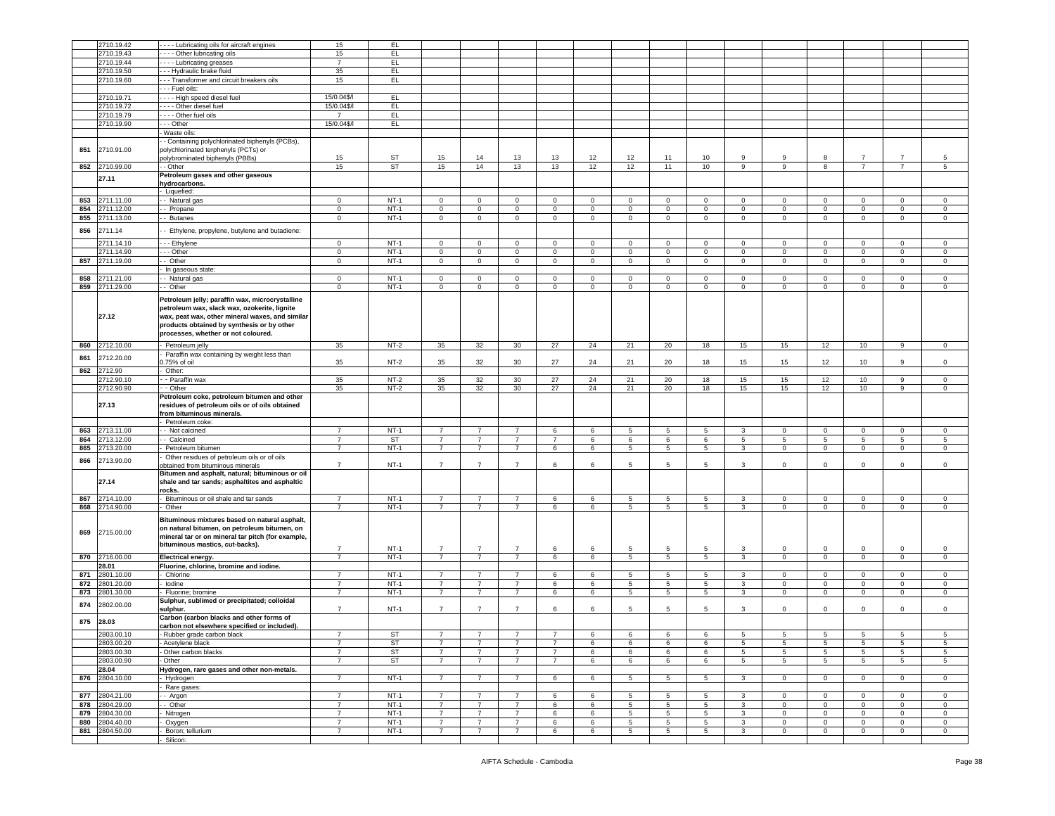| | | | | | | | | | | | | | | | | | |
|---|---|---|---|---|---|---|---|---|---|---|---|---|---|---|---|---|---|
| | 2710.19.42 | - - - - Lubricating oils for aircraft engines | 15 | EL | | | | | | | | | | | | | |
| | 2710.19.43 | - - - - Other lubricating oils | 15 | EL | | | | | | | | | | | | | |
| | 2710.19.44 | - - - - Lubricating greases | 7 | EL | | | | | | | | | | | | | |
| | 2710.19.50 | - - - Hydraulic brake fluid | 35 | EL | | | | | | | | | | | | | |
| | 2710.19.60 | - - - Transformer and circuit breakers oils | 15 | EL | | | | | | | | | | | | | |
| | | - - - Fuel oils: | | | | | | | | | | | | | | | |
| | 2710.19.71 | - - - - High speed diesel fuel | 15/0.04$/l | EL | | | | | | | | | | | | | |
| | 2710.19.72 | - - - - Other diesel fuel | 15/0.04$/l | EL | | | | | | | | | | | | | |
| | 2710.19.79 | - - - - Other fuel oils | 7 | EL | | | | | | | | | | | | | |
| | 2710.19.90 | - - - Other | 15/0.04$/l | EL | | | | | | | | | | | | | |
| | | - Waste oils: | | | | | | | | | | | | | | | |
| 851 | 2710.91.00 | - - Containing polychlorinated biphenyls (PCBs), polychlorinated terphenyls (PCTs) or polybrominated biphenyls (PBBs) | 15 | ST | 15 | 14 | 13 | 13 | 12 | 12 | 11 | 10 | 9 | 9 | 8 | 7 | 7 | 5 |
| 852 | 2710.99.00 | - - Other | 15 | ST | 15 | 14 | 13 | 13 | 12 | 12 | 11 | 10 | 9 | 9 | 8 | 7 | 7 | 5 |
| | 27.11 | **Petroleum gases and other gaseous hydrocarbons.** | | | | | | | | | | | | | | | | |
| | | - Liquefied: | | | | | | | | | | | | | | | | |
| 853 | 2711.11.00 | - - Natural gas | 0 | NT-1 | 0 | 0 | 0 | 0 | 0 | 0 | 0 | 0 | 0 | 0 | 0 | 0 | 0 | 0 |
| 854 | 2711.12.00 | - - Propane | 0 | NT-1 | 0 | 0 | 0 | 0 | 0 | 0 | 0 | 0 | 0 | 0 | 0 | 0 | 0 | 0 |
| 855 | 2711.13.00 | - - Butanes | 0 | NT-1 | 0 | 0 | 0 | 0 | 0 | 0 | 0 | 0 | 0 | 0 | 0 | 0 | 0 | 0 |
| 856 | 2711.14 | - - Ethylene, propylene, butylene and butadiene: | | | | | | | | | | | | | | | | |
| | 2711.14.10 | - - - Ethylene | 0 | NT-1 | 0 | 0 | 0 | 0 | 0 | 0 | 0 | 0 | 0 | 0 | 0 | 0 | 0 | 0 |
| | 2711.14.90 | - - - Other | 0 | NT-1 | 0 | 0 | 0 | 0 | 0 | 0 | 0 | 0 | 0 | 0 | 0 | 0 | 0 | 0 |
| 857 | 2711.19.00 | - - Other | 0 | NT-1 | 0 | 0 | 0 | 0 | 0 | 0 | 0 | 0 | 0 | 0 | 0 | 0 | 0 | 0 |
| | | - In gaseous state: | | | | | | | | | | | | | | | | |
| 858 | 2711.21.00 | - - Natural gas | 0 | NT-1 | 0 | 0 | 0 | 0 | 0 | 0 | 0 | 0 | 0 | 0 | 0 | 0 | 0 | 0 |
| 859 | 2711.29.00 | - - Other | 0 | NT-1 | 0 | 0 | 0 | 0 | 0 | 0 | 0 | 0 | 0 | 0 | 0 | 0 | 0 | 0 |
| | 27.12 | **Petroleum jelly; paraffin wax, microcrystalline petroleum wax, slack wax, ozokerite, lignite wax, peat wax, other mineral waxes, and similar products obtained by synthesis or by other processes, whether or not coloured.** | | | | | | | | | | | | | | | | |
| 860 | 2712.10.00 | - Petroleum jelly | 35 | NT-2 | 35 | 32 | 30 | 27 | 24 | 21 | 20 | 18 | 15 | 15 | 12 | 10 | 9 | 0 |
| 861 | 2712.20.00 | - Paraffin wax containing by weight less than 0.75% of oil | 35 | NT-2 | 35 | 32 | 30 | 27 | 24 | 21 | 20 | 18 | 15 | 15 | 12 | 10 | 9 | 0 |
| 862 | 2712.90 | - Other: | | | | | | | | | | | | | | | | |
| | 2712.90.10 | - - Paraffin wax | 35 | NT-2 | 35 | 32 | 30 | 27 | 24 | 21 | 20 | 18 | 15 | 15 | 12 | 10 | 9 | 0 |
| | 2712.90.90 | - - Other | 35 | NT-2 | 35 | 32 | 30 | 27 | 24 | 21 | 20 | 18 | 15 | 15 | 12 | 10 | 9 | 0 |
| | 27.13 | **Petroleum coke, petroleum bitumen and other residues of petroleum oils or of oils obtained from bituminous minerals.** | | | | | | | | | | | | | | | | |
| | | - Petroleum coke: | | | | | | | | | | | | | | | | |
| 863 | 2713.11.00 | - - Not calcined | 7 | NT-1 | 7 | 7 | 7 | 6 | 6 | 5 | 5 | 5 | 3 | 0 | 0 | 0 | 0 | 0 |
| 864 | 2713.12.00 | - - Calcined | 7 | ST | 7 | 7 | 7 | 7 | 6 | 6 | 6 | 6 | 5 | 5 | 5 | 5 | 5 | 5 |
| 865 | 2713.20.00 | - Petroleum bitumen | 7 | NT-1 | 7 | 7 | 7 | 6 | 6 | 5 | 5 | 5 | 3 | 0 | 0 | 0 | 0 | 0 |
| 866 | 2713.90.00 | - Other residues of petroleum oils or of oils obtained from bituminous minerals | 7 | NT-1 | 7 | 7 | 7 | 6 | 6 | 5 | 5 | 5 | 3 | 0 | 0 | 0 | 0 | 0 |
| | 27.14 | **Bitumen and asphalt, natural; bituminous or oil shale and tar sands; asphaltites and asphaltic rocks.** | | | | | | | | | | | | | | | | |
| 867 | 2714.10.00 | - Bituminous or oil shale and tar sands | 7 | NT-1 | 7 | 7 | 7 | 6 | 6 | 5 | 5 | 5 | 3 | 0 | 0 | 0 | 0 | 0 |
| 868 | 2714.90.00 | - Other | 7 | NT-1 | 7 | 7 | 7 | 6 | 6 | 5 | 5 | 5 | 3 | 0 | 0 | 0 | 0 | 0 |
| 869 | 2715.00.00 | **Bituminous mixtures based on natural asphalt, on natural bitumen, on petroleum bitumen, on mineral tar or on mineral tar pitch (for example, bituminous mastics, cut-backs).** | 7 | NT-1 | 7 | 7 | 7 | 6 | 6 | 5 | 5 | 5 | 3 | 0 | 0 | 0 | 0 | 0 |
| 870 | 2716.00.00 | **Electrical energy.** | 7 | NT-1 | 7 | 7 | 7 | 6 | 6 | 5 | 5 | 5 | 3 | 0 | 0 | 0 | 0 | 0 |
| | 28.01 | **Fluorine, chlorine, bromine and iodine.** | | | | | | | | | | | | | | | | |
| 871 | 2801.10.00 | - Chlorine | 7 | NT-1 | 7 | 7 | 7 | 6 | 6 | 5 | 5 | 5 | 3 | 0 | 0 | 0 | 0 | 0 |
| 872 | 2801.20.00 | - Iodine | 7 | NT-1 | 7 | 7 | 7 | 6 | 6 | 5 | 5 | 5 | 3 | 0 | 0 | 0 | 0 | 0 |
| 873 | 2801.30.00 | - Fluorine; bromine | 7 | NT-1 | 7 | 7 | 7 | 6 | 6 | 5 | 5 | 5 | 3 | 0 | 0 | 0 | 0 | 0 |
| 874 | 2802.00.00 | **Sulphur, sublimed or precipitated; colloidal sulphur.** | 7 | NT-1 | 7 | 7 | 7 | 6 | 6 | 5 | 5 | 5 | 3 | 0 | 0 | 0 | 0 | 0 |
| 875 | 28.03 | **Carbon (carbon blacks and other forms of carbon not elsewhere specified or included).** | | | | | | | | | | | | | | | | |
| | 2803.00.10 | - Rubber grade carbon black | 7 | ST | 7 | 7 | 7 | 7 | 6 | 6 | 6 | 6 | 5 | 5 | 5 | 5 | 5 | 5 |
| | 2803.00.20 | - Acetylene black | 7 | ST | 7 | 7 | 7 | 7 | 6 | 6 | 6 | 6 | 5 | 5 | 5 | 5 | 5 | 5 |
| | 2803.00.30 | - Other carbon blacks | 7 | ST | 7 | 7 | 7 | 7 | 6 | 6 | 6 | 6 | 5 | 5 | 5 | 5 | 5 | 5 |
| | 2803.00.90 | - Other | 7 | ST | 7 | 7 | 7 | 7 | 6 | 6 | 6 | 6 | 5 | 5 | 5 | 5 | 5 | 5 |
| | 28.04 | **Hydrogen, rare gases and other non-metals.** | | | | | | | | | | | | | | | | |
| 876 | 2804.10.00 | - Hydrogen | 7 | NT-1 | 7 | 7 | 7 | 6 | 6 | 5 | 5 | 5 | 3 | 0 | 0 | 0 | 0 | 0 |
| | | - Rare gases: | | | | | | | | | | | | | | | | |
| 877 | 2804.21.00 | - - Argon | 7 | NT-1 | 7 | 7 | 7 | 6 | 6 | 5 | 5 | 5 | 3 | 0 | 0 | 0 | 0 | 0 |
| 878 | 2804.29.00 | - - Other | 7 | NT-1 | 7 | 7 | 7 | 6 | 6 | 5 | 5 | 5 | 3 | 0 | 0 | 0 | 0 | 0 |
| 879 | 2804.30.00 | - Nitrogen | 7 | NT-1 | 7 | 7 | 7 | 6 | 6 | 5 | 5 | 5 | 3 | 0 | 0 | 0 | 0 | 0 |
| 880 | 2804.40.00 | - Oxygen | 7 | NT-1 | 7 | 7 | 7 | 6 | 6 | 5 | 5 | 5 | 3 | 0 | 0 | 0 | 0 | 0 |
| 881 | 2804.50.00 | - Boron; tellurium | 7 | NT-1 | 7 | 7 | 7 | 6 | 6 | 5 | 5 | 5 | 3 | 0 | 0 | 0 | 0 | 0 |
| | | - Silicon: | | | | | | | | | | | | | | | | |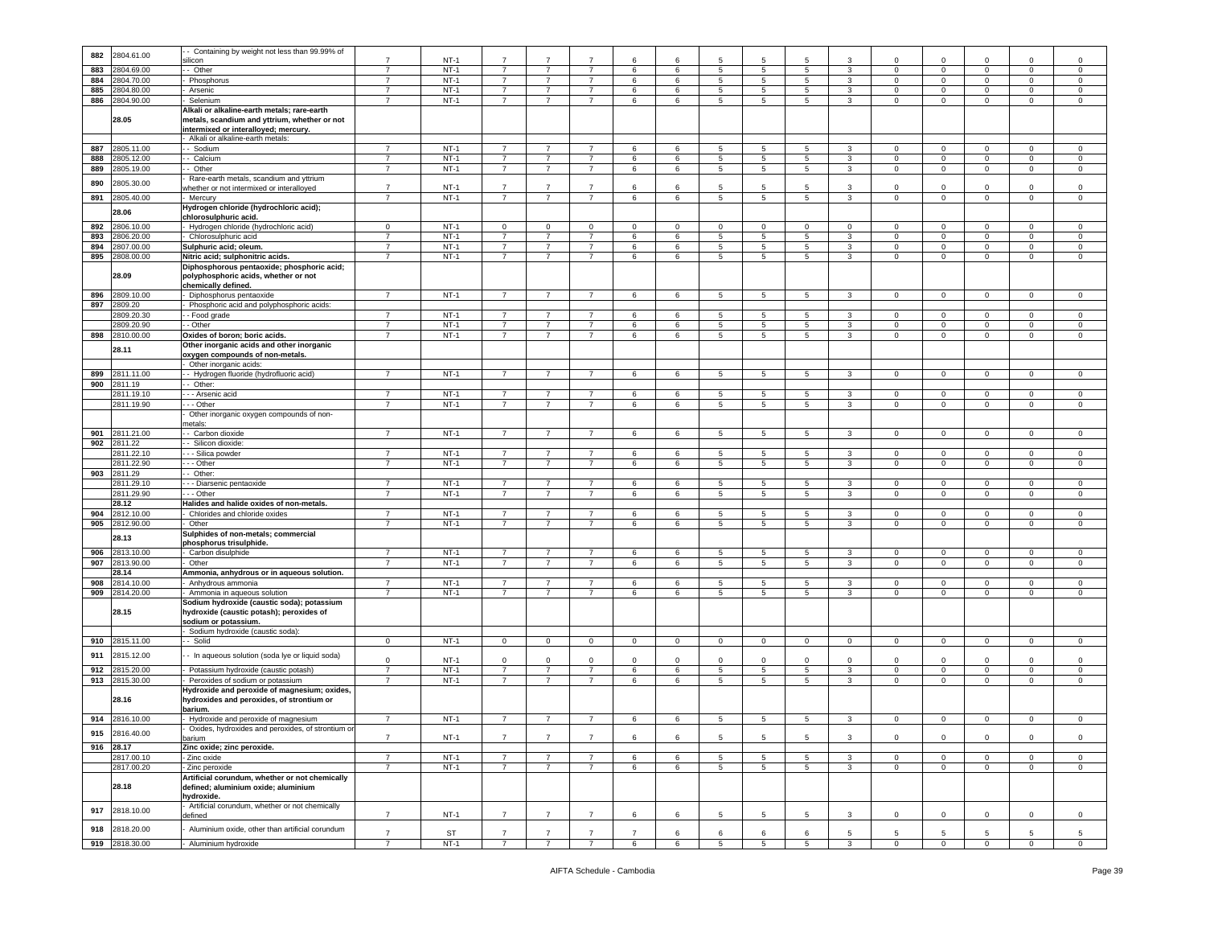| | | | | | | | | | | | | | | | | | | |
|---|---|---|---|---|---|---|---|---|---|---|---|---|---|---|---|---|---|---|
| 882 | 2804.61.00 | - - Containing by weight not less than 99.99% of silicon | 7 | NT-1 | 7 | 7 | 7 | 6 | 6 | 5 | 5 | 5 | 3 | 0 | 0 | 0 | 0 | 0 |
| 883 | 2804.69.00 | - - Other | 7 | NT-1 | 7 | 7 | 7 | 6 | 6 | 5 | 5 | 5 | 3 | 0 | 0 | 0 | 0 | 0 |
| 884 | 2804.70.00 | - Phosphorus | 7 | NT-1 | 7 | 7 | 7 | 6 | 6 | 5 | 5 | 5 | 3 | 0 | 0 | 0 | 0 | 0 |
| 885 | 2804.80.00 | - Arsenic | 7 | NT-1 | 7 | 7 | 7 | 6 | 6 | 5 | 5 | 5 | 3 | 0 | 0 | 0 | 0 | 0 |
| 886 | 2804.90.00 | - Selenium | 7 | NT-1 | 7 | 7 | 7 | 6 | 6 | 5 | 5 | 5 | 3 | 0 | 0 | 0 | 0 | 0 |
| | 28.05 | **Alkali or alkaline-earth metals; rare-earth metals, scandium and yttrium, whether or not intermixed or interalloyed; mercury.** | | | | | | | | | | | | | | | | |
| | | - Alkali or alkaline-earth metals: | | | | | | | | | | | | | | | | |
| 887 | 2805.11.00 | - - Sodium | 7 | NT-1 | 7 | 7 | 7 | 6 | 6 | 5 | 5 | 5 | 3 | 0 | 0 | 0 | 0 | 0 |
| 888 | 2805.12.00 | - - Calcium | 7 | NT-1 | 7 | 7 | 7 | 6 | 6 | 5 | 5 | 5 | 3 | 0 | 0 | 0 | 0 | 0 |
| 889 | 2805.19.00 | - - Other | 7 | NT-1 | 7 | 7 | 7 | 6 | 6 | 5 | 5 | 5 | 3 | 0 | 0 | 0 | 0 | 0 |
| 890 | 2805.30.00 | - Rare-earth metals, scandium and yttrium whether or not intermixed or interalloyed | 7 | NT-1 | 7 | 7 | 7 | 6 | 6 | 5 | 5 | 5 | 3 | 0 | 0 | 0 | 0 | 0 |
| 891 | 2805.40.00 | - Mercury | 7 | NT-1 | 7 | 7 | 7 | 6 | 6 | 5 | 5 | 5 | 3 | 0 | 0 | 0 | 0 | 0 |
| | 28.06 | **Hydrogen chloride (hydrochloric acid); chlorosulphuric acid.** | | | | | | | | | | | | | | | | |
| 892 | 2806.10.00 | - Hydrogen chloride (hydrochloric acid) | 0 | NT-1 | 0 | 0 | 0 | 0 | 0 | 0 | 0 | 0 | 0 | 0 | 0 | 0 | 0 | 0 |
| 893 | 2806.20.00 | - Chlorosulphuric acid | 7 | NT-1 | 7 | 7 | 7 | 6 | 6 | 5 | 5 | 5 | 3 | 0 | 0 | 0 | 0 | 0 |
| 894 | 2807.00.00 | **Sulphuric acid; oleum.** | 7 | NT-1 | 7 | 7 | 7 | 6 | 6 | 5 | 5 | 5 | 3 | 0 | 0 | 0 | 0 | 0 |
| 895 | 2808.00.00 | **Nitric acid; sulphonitric acids.** | 7 | NT-1 | 7 | 7 | 7 | 6 | 6 | 5 | 5 | 5 | 3 | 0 | 0 | 0 | 0 | 0 |
| | 28.09 | **Diphosphorous pentaoxide; phosphoric acid; polyphosphoric acids, whether or not chemically defined.** | | | | | | | | | | | | | | | | |
| 896 | 2809.10.00 | - Diphosphorus pentaoxide | 7 | NT-1 | 7 | 7 | 7 | 6 | 6 | 5 | 5 | 5 | 3 | 0 | 0 | 0 | 0 | 0 |
| 897 | 2809.20 | - Phosphoric acid and polyphosphoric acids: | | | | | | | | | | | | | | | | |
| | 2809.20.30 | - - Food grade | 7 | NT-1 | 7 | 7 | 7 | 6 | 6 | 5 | 5 | 5 | 3 | 0 | 0 | 0 | 0 | 0 |
| | 2809.20.90 | - - Other | 7 | NT-1 | 7 | 7 | 7 | 6 | 6 | 5 | 5 | 5 | 3 | 0 | 0 | 0 | 0 | 0 |
| 898 | 2810.00.00 | **Oxides of boron; boric acids.** | 7 | NT-1 | 7 | 7 | 7 | 6 | 6 | 5 | 5 | 5 | 3 | 0 | 0 | 0 | 0 | 0 |
| | 28.11 | **Other inorganic acids and other inorganic oxygen compounds of non-metals.** | | | | | | | | | | | | | | | | |
| | | - Other inorganic acids: | | | | | | | | | | | | | | | | |
| 899 | 2811.11.00 | - - Hydrogen fluoride (hydrofluoric acid) | 7 | NT-1 | 7 | 7 | 7 | 6 | 6 | 5 | 5 | 5 | 3 | 0 | 0 | 0 | 0 | 0 |
| 900 | 2811.19 | - - Other: | | | | | | | | | | | | | | | | |
| | 2811.19.10 | - - - Arsenic acid | 7 | NT-1 | 7 | 7 | 7 | 6 | 6 | 5 | 5 | 5 | 3 | 0 | 0 | 0 | 0 | 0 |
| | 2811.19.90 | - - - Other | 7 | NT-1 | 7 | 7 | 7 | 6 | 6 | 5 | 5 | 5 | 3 | 0 | 0 | 0 | 0 | 0 |
| | | - Other inorganic oxygen compounds of non-metals: | | | | | | | | | | | | | | | | |
| 901 | 2811.21.00 | - - Carbon dioxide | 7 | NT-1 | 7 | 7 | 7 | 6 | 6 | 5 | 5 | 5 | 3 | 0 | 0 | 0 | 0 | 0 |
| 902 | 2811.22 | - - Silicon dioxide: | | | | | | | | | | | | | | | | |
| | 2811.22.10 | - - - Silica powder | 7 | NT-1 | 7 | 7 | 7 | 6 | 6 | 5 | 5 | 5 | 3 | 0 | 0 | 0 | 0 | 0 |
| | 2811.22.90 | - - - Other | 7 | NT-1 | 7 | 7 | 7 | 6 | 6 | 5 | 5 | 5 | 3 | 0 | 0 | 0 | 0 | 0 |
| 903 | 2811.29 | - - Other: | | | | | | | | | | | | | | | | |
| | 2811.29.10 | - - - Diarsenic pentaoxide | 7 | NT-1 | 7 | 7 | 7 | 6 | 6 | 5 | 5 | 5 | 3 | 0 | 0 | 0 | 0 | 0 |
| | 2811.29.90 | - - - Other | 7 | NT-1 | 7 | 7 | 7 | 6 | 6 | 5 | 5 | 5 | 3 | 0 | 0 | 0 | 0 | 0 |
| | 28.12 | **Halides and halide oxides of non-metals.** | | | | | | | | | | | | | | | | |
| 904 | 2812.10.00 | - Chlorides and chloride oxides | 7 | NT-1 | 7 | 7 | 7 | 6 | 6 | 5 | 5 | 5 | 3 | 0 | 0 | 0 | 0 | 0 |
| 905 | 2812.90.00 | - Other | 7 | NT-1 | 7 | 7 | 7 | 6 | 6 | 5 | 5 | 5 | 3 | 0 | 0 | 0 | 0 | 0 |
| | 28.13 | **Sulphides of non-metals; commercial phosphorus trisulphide.** | | | | | | | | | | | | | | | | |
| 906 | 2813.10.00 | - Carbon disulphide | 7 | NT-1 | 7 | 7 | 7 | 6 | 6 | 5 | 5 | 5 | 3 | 0 | 0 | 0 | 0 | 0 |
| 907 | 2813.90.00 | - Other | 7 | NT-1 | 7 | 7 | 7 | 6 | 6 | 5 | 5 | 5 | 3 | 0 | 0 | 0 | 0 | 0 |
| | 28.14 | **Ammonia, anhydrous or in aqueous solution.** | | | | | | | | | | | | | | | | |
| 908 | 2814.10.00 | - Anhydrous ammonia | 7 | NT-1 | 7 | 7 | 7 | 6 | 6 | 5 | 5 | 5 | 3 | 0 | 0 | 0 | 0 | 0 |
| 909 | 2814.20.00 | - Ammonia in aqueous solution | 7 | NT-1 | 7 | 7 | 7 | 6 | 6 | 5 | 5 | 5 | 3 | 0 | 0 | 0 | 0 | 0 |
| | 28.15 | **Sodium hydroxide (caustic soda); potassium hydroxide (caustic potash); peroxides of sodium or potassium.** | | | | | | | | | | | | | | | | |
| | | - Sodium hydroxide (caustic soda): | | | | | | | | | | | | | | | | |
| 910 | 2815.11.00 | - - Solid | 0 | NT-1 | 0 | 0 | 0 | 0 | 0 | 0 | 0 | 0 | 0 | 0 | 0 | 0 | 0 | 0 |
| 911 | 2815.12.00 | - - In aqueous solution (soda lye or liquid soda) | 0 | NT-1 | 0 | 0 | 0 | 0 | 0 | 0 | 0 | 0 | 0 | 0 | 0 | 0 | 0 | 0 |
| 912 | 2815.20.00 | - Potassium hydroxide (caustic potash) | 7 | NT-1 | 7 | 7 | 7 | 6 | 6 | 5 | 5 | 5 | 3 | 0 | 0 | 0 | 0 | 0 |
| 913 | 2815.30.00 | - Peroxides of sodium or potassium | 7 | NT-1 | 7 | 7 | 7 | 6 | 6 | 5 | 5 | 5 | 3 | 0 | 0 | 0 | 0 | 0 |
| | 28.16 | **Hydroxide and peroxide of magnesium; oxides, hydroxides and peroxides, of strontium or barium.** | | | | | | | | | | | | | | | | |
| 914 | 2816.10.00 | - Hydroxide and peroxide of magnesium | 7 | NT-1 | 7 | 7 | 7 | 6 | 6 | 5 | 5 | 5 | 3 | 0 | 0 | 0 | 0 | 0 |
| 915 | 2816.40.00 | - Oxides, hydroxides and peroxides, of strontium or barium | 7 | NT-1 | 7 | 7 | 7 | 6 | 6 | 5 | 5 | 5 | 3 | 0 | 0 | 0 | 0 | 0 |
| 916 | 28.17 | **Zinc oxide; zinc peroxide.** | | | | | | | | | | | | | | | | |
| | 2817.00.10 | - Zinc oxide | 7 | NT-1 | 7 | 7 | 7 | 6 | 6 | 5 | 5 | 5 | 3 | 0 | 0 | 0 | 0 | 0 |
| | 2817.00.20 | - Zinc peroxide | 7 | NT-1 | 7 | 7 | 7 | 6 | 6 | 5 | 5 | 5 | 3 | 0 | 0 | 0 | 0 | 0 |
| | 28.18 | **Artificial corundum, whether or not chemically defined; aluminium oxide; aluminium hydroxide.** | | | | | | | | | | | | | | | | |
| 917 | 2818.10.00 | - Artificial corundum, whether or not chemically defined | 7 | NT-1 | 7 | 7 | 7 | 6 | 6 | 5 | 5 | 5 | 3 | 0 | 0 | 0 | 0 | 0 |
| 918 | 2818.20.00 | - Aluminium oxide, other than artificial corundum | 7 | ST | 7 | 7 | 7 | 7 | 6 | 6 | 6 | 6 | 5 | 5 | 5 | 5 | 5 | 5 |
| 919 | 2818.30.00 | - Aluminium hydroxide | 7 | NT-1 | 7 | 7 | 7 | 6 | 6 | 5 | 5 | 5 | 3 | 0 | 0 | 0 | 0 | 0 |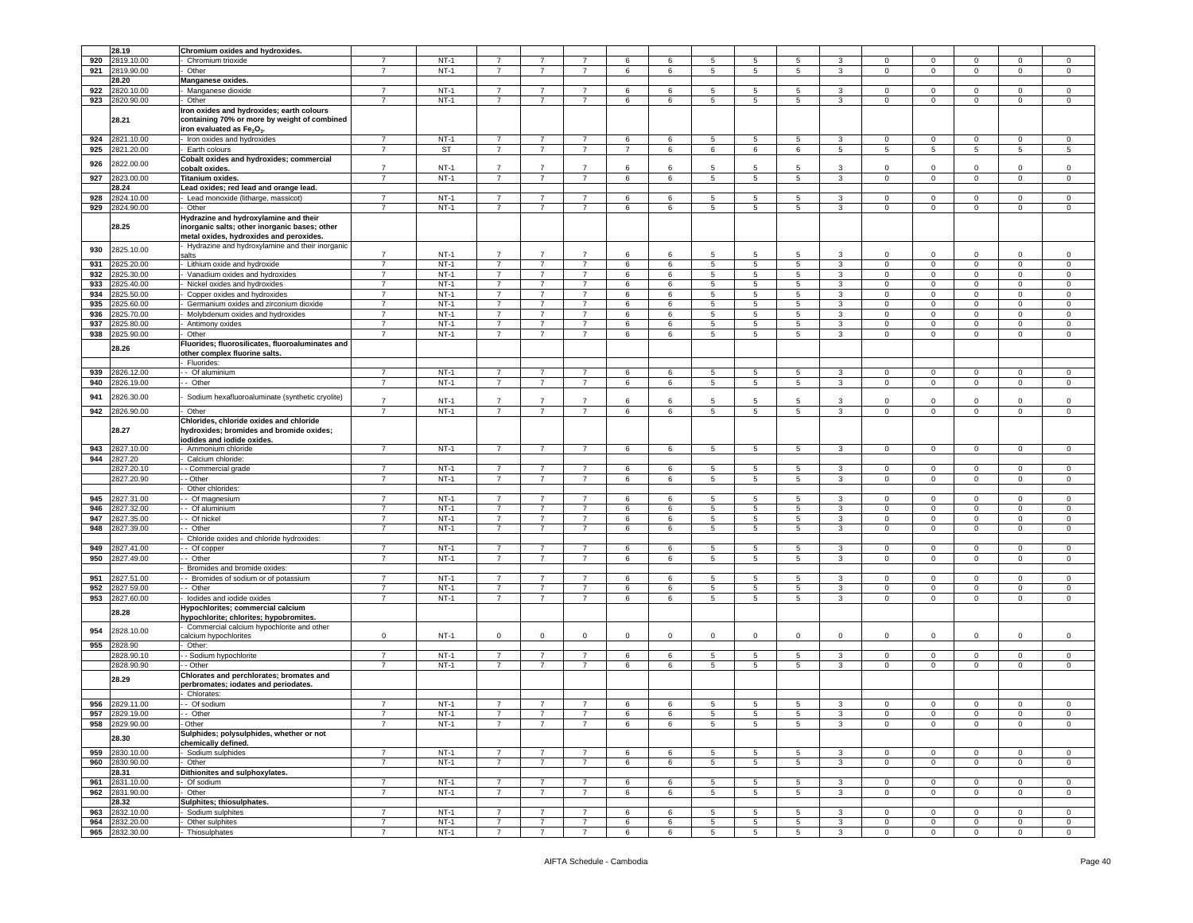| | 28.19 | Chromium oxides and hydroxides. | | | | | | | | | | | | | | | | | |
|---|---|---|---|---|---|---|---|---|---|---|---|---|---|---|---|---|---|---|---|
| 920 | 2819.10.00 | - Chromium trioxide | 7 | NT-1 | 7 | 7 | 7 | 6 | 6 | 5 | 5 | 5 | 3 | 0 | 0 | 0 | 0 | 0 |
| 921 | 2819.90.00 | - Other | 7 | NT-1 | 7 | 7 | 7 | 6 | 6 | 5 | 5 | 5 | 3 | 0 | 0 | 0 | 0 | 0 |
| | 28.20 | Manganese oxides. | | | | | | | | | | | | | | | | |
| 922 | 2820.10.00 | - Manganese dioxide | 7 | NT-1 | 7 | 7 | 7 | 6 | 6 | 5 | 5 | 5 | 3 | 0 | 0 | 0 | 0 | 0 |
| 923 | 2820.90.00 | - Other | 7 | NT-1 | 7 | 7 | 7 | 6 | 6 | 5 | 5 | 5 | 3 | 0 | 0 | 0 | 0 | 0 |
| | 28.21 | Iron oxides and hydroxides; earth colours containing 70% or more by weight of combined iron evaluated as $Fe_2O_3$. | | | | | | | | | | | | | | | | |
| 924 | 2821.10.00 | - Iron oxides and hydroxides | 7 | NT-1 | 7 | 7 | 7 | 6 | 6 | 5 | 5 | 5 | 3 | 0 | 0 | 0 | 0 | 0 |
| 925 | 2821.20.00 | - Earth colours | 7 | ST | 7 | 7 | 7 | 7 | 6 | 6 | 6 | 6 | 5 | 5 | 5 | 5 | 5 | 5 |
| 926 | 2822.00.00 | Cobalt oxides and hydroxides; commercial cobalt oxides. | 7 | NT-1 | 7 | 7 | 7 | 6 | 6 | 5 | 5 | 5 | 3 | 0 | 0 | 0 | 0 | 0 |
| 927 | 2823.00.00 | Titanium oxides. | 7 | NT-1 | 7 | 7 | 7 | 6 | 6 | 5 | 5 | 5 | 3 | 0 | 0 | 0 | 0 | 0 |
| | 28.24 | Lead oxides; red lead and orange lead. | | | | | | | | | | | | | | | | |
| 928 | 2824.10.00 | - Lead monoxide (litharge, massicot) | 7 | NT-1 | 7 | 7 | 7 | 6 | 6 | 5 | 5 | 5 | 3 | 0 | 0 | 0 | 0 | 0 |
| 929 | 2824.90.00 | - Other | 7 | NT-1 | 7 | 7 | 7 | 6 | 6 | 5 | 5 | 5 | 3 | 0 | 0 | 0 | 0 | 0 |
| | 28.25 | Hydrazine and hydroxylamine and their inorganic salts; other inorganic bases; other metal oxides, hydroxides and peroxides. | | | | | | | | | | | | | | | | |
| 930 | 2825.10.00 | - Hydrazine and hydroxylamine and their inorganic salts | 7 | NT-1 | 7 | 7 | 7 | 6 | 6 | 5 | 5 | 5 | 3 | 0 | 0 | 0 | 0 | 0 |
| 931 | 2825.20.00 | - Lithium oxide and hydroxide | 7 | NT-1 | 7 | 7 | 7 | 6 | 6 | 5 | 5 | 5 | 3 | 0 | 0 | 0 | 0 | 0 |
| 932 | 2825.30.00 | - Vanadium oxides and hydroxides | 7 | NT-1 | 7 | 7 | 7 | 6 | 6 | 5 | 5 | 5 | 3 | 0 | 0 | 0 | 0 | 0 |
| 933 | 2825.40.00 | - Nickel oxides and hydroxides | 7 | NT-1 | 7 | 7 | 7 | 6 | 6 | 5 | 5 | 5 | 3 | 0 | 0 | 0 | 0 | 0 |
| 934 | 2825.50.00 | - Copper oxides and hydroxides | 7 | NT-1 | 7 | 7 | 7 | 6 | 6 | 5 | 5 | 5 | 3 | 0 | 0 | 0 | 0 | 0 |
| 935 | 2825.60.00 | - Germanium oxides and zirconium dioxide | 7 | NT-1 | 7 | 7 | 7 | 6 | 6 | 5 | 5 | 5 | 3 | 0 | 0 | 0 | 0 | 0 |
| 936 | 2825.70.00 | - Molybdenum oxides and hydroxides | 7 | NT-1 | 7 | 7 | 7 | 6 | 6 | 5 | 5 | 5 | 3 | 0 | 0 | 0 | 0 | 0 |
| 937 | 2825.80.00 | - Antimony oxides | 7 | NT-1 | 7 | 7 | 7 | 6 | 6 | 5 | 5 | 5 | 3 | 0 | 0 | 0 | 0 | 0 |
| 938 | 2825.90.00 | - Other | 7 | NT-1 | 7 | 7 | 7 | 6 | 6 | 5 | 5 | 5 | 3 | 0 | 0 | 0 | 0 | 0 |
| | 28.26 | Fluorides; fluorosilicates, fluoroaluminates and other complex fluorine salts. | | | | | | | | | | | | | | | | |
| | | - Fluorides: | | | | | | | | | | | | | | | | |
| 939 | 2826.12.00 | - - Of aluminium | 7 | NT-1 | 7 | 7 | 7 | 6 | 6 | 5 | 5 | 5 | 3 | 0 | 0 | 0 | 0 | 0 |
| 940 | 2826.19.00 | - - Other | 7 | NT-1 | 7 | 7 | 7 | 6 | 6 | 5 | 5 | 5 | 3 | 0 | 0 | 0 | 0 | 0 |
| 941 | 2826.30.00 | - Sodium hexafluoroaluminate (synthetic cryolite) | 7 | NT-1 | 7 | 7 | 7 | 6 | 6 | 5 | 5 | 5 | 3 | 0 | 0 | 0 | 0 | 0 |
| 942 | 2826.90.00 | - Other | 7 | NT-1 | 7 | 7 | 7 | 6 | 6 | 5 | 5 | 5 | 3 | 0 | 0 | 0 | 0 | 0 |
| | 28.27 | Chlorides, chloride oxides and chloride hydroxides; bromides and bromide oxides; iodides and iodide oxides. | | | | | | | | | | | | | | | | |
| 943 | 2827.10.00 | - Ammonium chloride | 7 | NT-1 | 7 | 7 | 7 | 6 | 6 | 5 | 5 | 5 | 3 | 0 | 0 | 0 | 0 | 0 |
| 944 | 2827.20 | - Calcium chloride: | | | | | | | | | | | | | | | | |
| | 2827.20.10 | - - Commercial grade | 7 | NT-1 | 7 | 7 | 7 | 6 | 6 | 5 | 5 | 5 | 3 | 0 | 0 | 0 | 0 | 0 |
| | 2827.20.90 | - - Other | 7 | NT-1 | 7 | 7 | 7 | 6 | 6 | 5 | 5 | 5 | 3 | 0 | 0 | 0 | 0 | 0 |
| | | - Other chlorides: | | | | | | | | | | | | | | | | |
| 945 | 2827.31.00 | - - Of magnesium | 7 | NT-1 | 7 | 7 | 7 | 6 | 6 | 5 | 5 | 5 | 3 | 0 | 0 | 0 | 0 | 0 |
| 946 | 2827.32.00 | - - Of aluminium | 7 | NT-1 | 7 | 7 | 7 | 6 | 6 | 5 | 5 | 5 | 3 | 0 | 0 | 0 | 0 | 0 |
| 947 | 2827.35.00 | - - Of nickel | 7 | NT-1 | 7 | 7 | 7 | 6 | 6 | 5 | 5 | 5 | 3 | 0 | 0 | 0 | 0 | 0 |
| 948 | 2827.39.00 | - - Other | 7 | NT-1 | 7 | 7 | 7 | 6 | 6 | 5 | 5 | 5 | 3 | 0 | 0 | 0 | 0 | 0 |
| | | - Chloride oxides and chloride hydroxides: | | | | | | | | | | | | | | | | |
| 949 | 2827.41.00 | - - Of copper | 7 | NT-1 | 7 | 7 | 7 | 6 | 6 | 5 | 5 | 5 | 3 | 0 | 0 | 0 | 0 | 0 |
| 950 | 2827.49.00 | - - Other | 7 | NT-1 | 7 | 7 | 7 | 6 | 6 | 5 | 5 | 5 | 3 | 0 | 0 | 0 | 0 | 0 |
| | | - Bromides and bromide oxides: | | | | | | | | | | | | | | | | |
| 951 | 2827.51.00 | - - Bromides of sodium or of potassium | 7 | NT-1 | 7 | 7 | 7 | 6 | 6 | 5 | 5 | 5 | 3 | 0 | 0 | 0 | 0 | 0 |
| 952 | 2827.59.00 | - - Other | 7 | NT-1 | 7 | 7 | 7 | 6 | 6 | 5 | 5 | 5 | 3 | 0 | 0 | 0 | 0 | 0 |
| 953 | 2827.60.00 | - Iodides and iodide oxides | 7 | NT-1 | 7 | 7 | 7 | 6 | 6 | 5 | 5 | 5 | 3 | 0 | 0 | 0 | 0 | 0 |
| | 28.28 | Hypochlorites; commercial calcium hypochlorite; chlorites; hypobromites. | | | | | | | | | | | | | | | | |
| 954 | 2828.10.00 | - Commercial calcium hypochlorite and other calcium hypochlorites | 0 | NT-1 | 0 | 0 | 0 | 0 | 0 | 0 | 0 | 0 | 0 | 0 | 0 | 0 | 0 | 0 |
| 955 | 2828.90 | - Other: | | | | | | | | | | | | | | | | |
| | 2828.90.10 | - - Sodium hypochlorite | 7 | NT-1 | 7 | 7 | 7 | 6 | 6 | 5 | 5 | 5 | 3 | 0 | 0 | 0 | 0 | 0 |
| | 2828.90.90 | - - Other | 7 | NT-1 | 7 | 7 | 7 | 6 | 6 | 5 | 5 | 5 | 3 | 0 | 0 | 0 | 0 | 0 |
| | 28.29 | Chlorates and perchlorates; bromates and perbromates; iodates and periodates. | | | | | | | | | | | | | | | | |
| | | - Chlorates: | | | | | | | | | | | | | | | | |
| 956 | 2829.11.00 | - - Of sodium | 7 | NT-1 | 7 | 7 | 7 | 6 | 6 | 5 | 5 | 5 | 3 | 0 | 0 | 0 | 0 | 0 |
| 957 | 2829.19.00 | - - Other | 7 | NT-1 | 7 | 7 | 7 | 6 | 6 | 5 | 5 | 5 | 3 | 0 | 0 | 0 | 0 | 0 |
| 958 | 2829.90.00 | - Other | 7 | NT-1 | 7 | 7 | 7 | 6 | 6 | 5 | 5 | 5 | 3 | 0 | 0 | 0 | 0 | 0 |
| | 28.30 | Sulphides; polysulphides, whether or not chemically defined. | | | | | | | | | | | | | | | | |
| 959 | 2830.10.00 | - Sodium sulphides | 7 | NT-1 | 7 | 7 | 7 | 6 | 6 | 5 | 5 | 5 | 3 | 0 | 0 | 0 | 0 | 0 |
| 960 | 2830.90.00 | - Other | 7 | NT-1 | 7 | 7 | 7 | 6 | 6 | 5 | 5 | 5 | 3 | 0 | 0 | 0 | 0 | 0 |
| | 28.31 | Dithionites and sulphoxylates. | | | | | | | | | | | | | | | | |
| 961 | 2831.10.00 | - Of sodium | 7 | NT-1 | 7 | 7 | 7 | 6 | 6 | 5 | 5 | 5 | 3 | 0 | 0 | 0 | 0 | 0 |
| 962 | 2831.90.00 | - Other | 7 | NT-1 | 7 | 7 | 7 | 6 | 6 | 5 | 5 | 5 | 3 | 0 | 0 | 0 | 0 | 0 |
| | 28.32 | Sulphites; thiosulphates. | | | | | | | | | | | | | | | | |
| 963 | 2832.10.00 | - Sodium sulphites | 7 | NT-1 | 7 | 7 | 7 | 6 | 6 | 5 | 5 | 5 | 3 | 0 | 0 | 0 | 0 | 0 |
| 964 | 2832.20.00 | - Other sulphites | 7 | NT-1 | 7 | 7 | 7 | 6 | 6 | 5 | 5 | 5 | 3 | 0 | 0 | 0 | 0 | 0 |
| 965 | 2832.30.00 | - Thiosulphates | 7 | NT-1 | 7 | 7 | 7 | 6 | 6 | 5 | 5 | 5 | 3 | 0 | 0 | 0 | 0 | 0 |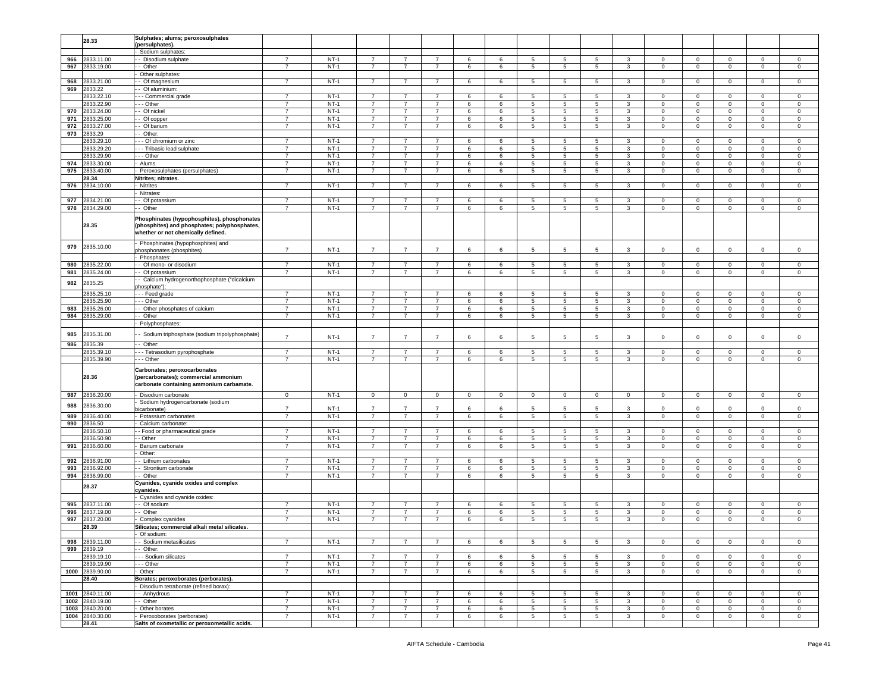| | 28.33 | Sulphates; alums; peroxosulphates (persulphates). | | | | | | | | | | | | | | | | |
|---|---|---|---|---|---|---|---|---|---|---|---|---|---|---|---|---|---|---|
| | | - Sodium sulphates: | | | | | | | | | | | | | | | | |
| 966 | 2833.11.00 | - - Disodium sulphate | 7 | NT-1 | 7 | 7 | 7 | 6 | 6 | 5 | 5 | 5 | 3 | 0 | 0 | 0 | 0 | 0 |
| 967 | 2833.19.00 | - - Other | 7 | NT-1 | 7 | 7 | 7 | 6 | 6 | 5 | 5 | 5 | 3 | 0 | 0 | 0 | 0 | 0 |
| | | - Other sulphates: | | | | | | | | | | | | | | | | |
| 968 | 2833.21.00 | - - Of magnesium | 7 | NT-1 | 7 | 7 | 7 | 6 | 6 | 5 | 5 | 5 | 3 | 0 | 0 | 0 | 0 | 0 |
| 969 | 2833.22 | - - Of aluminium: | | | | | | | | | | | | | | | | |
| | 2833.22.10 | - - - Commercial grade | 7 | NT-1 | 7 | 7 | 7 | 6 | 6 | 5 | 5 | 5 | 3 | 0 | 0 | 0 | 0 | 0 |
| | 2833.22.90 | - - - Other | 7 | NT-1 | 7 | 7 | 7 | 6 | 6 | 5 | 5 | 5 | 3 | 0 | 0 | 0 | 0 | 0 |
| 970 | 2833.24.00 | - - Of nickel | 7 | NT-1 | 7 | 7 | 7 | 6 | 6 | 5 | 5 | 5 | 3 | 0 | 0 | 0 | 0 | 0 |
| 971 | 2833.25.00 | - - Of copper | 7 | NT-1 | 7 | 7 | 7 | 6 | 6 | 5 | 5 | 5 | 3 | 0 | 0 | 0 | 0 | 0 |
| 972 | 2833.27.00 | - - Of barium | 7 | NT-1 | 7 | 7 | 7 | 6 | 6 | 5 | 5 | 5 | 3 | 0 | 0 | 0 | 0 | 0 |
| 973 | 2833.29 | - - Other: | | | | | | | | | | | | | | | | |
| | 2833.29.10 | - - - Of chromium or zinc | 7 | NT-1 | 7 | 7 | 7 | 6 | 6 | 5 | 5 | 5 | 3 | 0 | 0 | 0 | 0 | 0 |
| | 2833.29.20 | - - - Tribasic lead sulphate | 7 | NT-1 | 7 | 7 | 7 | 6 | 6 | 5 | 5 | 5 | 3 | 0 | 0 | 0 | 0 | 0 |
| | 2833.29.90 | - - - Other | 7 | NT-1 | 7 | 7 | 7 | 6 | 6 | 5 | 5 | 5 | 3 | 0 | 0 | 0 | 0 | 0 |
| 974 | 2833.30.00 | - Alums | 7 | NT-1 | 7 | 7 | 7 | 6 | 6 | 5 | 5 | 5 | 3 | 0 | 0 | 0 | 0 | 0 |
| 975 | 2833.40.00 | - Peroxosulphates (persulphates) | 7 | NT-1 | 7 | 7 | 7 | 6 | 6 | 5 | 5 | 5 | 3 | 0 | 0 | 0 | 0 | 0 |
| | 28.34 | Nitrites; nitrates. | | | | | | | | | | | | | | | | |
| 976 | 2834.10.00 | - Nitrites | 7 | NT-1 | 7 | 7 | 7 | 6 | 6 | 5 | 5 | 5 | 3 | 0 | 0 | 0 | 0 | 0 |
| | | - Nitrates: | | | | | | | | | | | | | | | | |
| 977 | 2834.21.00 | - - Of potassium | 7 | NT-1 | 7 | 7 | 7 | 6 | 6 | 5 | 5 | 5 | 3 | 0 | 0 | 0 | 0 | 0 |
| 978 | 2834.29.00 | - - Other | 7 | NT-1 | 7 | 7 | 7 | 6 | 6 | 5 | 5 | 5 | 3 | 0 | 0 | 0 | 0 | 0 |
| | 28.35 | Phosphinates (hypophosphites), phosphonates (phosphites) and phosphates; polyphosphates, whether or not chemically defined. | | | | | | | | | | | | | | | | |
| 979 | 2835.10.00 | - Phosphinates (hypophosphites) and phosphonates (phosphites) | 7 | NT-1 | 7 | 7 | 7 | 6 | 6 | 5 | 5 | 5 | 3 | 0 | 0 | 0 | 0 | 0 |
| | | - Phosphates: | | | | | | | | | | | | | | | | |
| 980 | 2835.22.00 | - - Of mono- or disodium | 7 | NT-1 | 7 | 7 | 7 | 6 | 6 | 5 | 5 | 5 | 3 | 0 | 0 | 0 | 0 | 0 |
| 981 | 2835.24.00 | - - Of potassium | 7 | NT-1 | 7 | 7 | 7 | 6 | 6 | 5 | 5 | 5 | 3 | 0 | 0 | 0 | 0 | 0 |
| 982 | 2835.25 | - - Calcium hydrogenorthophosphate ("dicalcium phosphate"): | | | | | | | | | | | | | | | | |
| | 2835.25.10 | - - - Feed grade | 7 | NT-1 | 7 | 7 | 7 | 6 | 6 | 5 | 5 | 5 | 3 | 0 | 0 | 0 | 0 | 0 |
| | 2835.25.90 | - - - Other | 7 | NT-1 | 7 | 7 | 7 | 6 | 6 | 5 | 5 | 5 | 3 | 0 | 0 | 0 | 0 | 0 |
| 983 | 2835.26.00 | - - Other phosphates of calcium | 7 | NT-1 | 7 | 7 | 7 | 6 | 6 | 5 | 5 | 5 | 3 | 0 | 0 | 0 | 0 | 0 |
| 984 | 2835.29.00 | - - Other | 7 | NT-1 | 7 | 7 | 7 | 6 | 6 | 5 | 5 | 5 | 3 | 0 | 0 | 0 | 0 | 0 |
| | | - Polyphosphates: | | | | | | | | | | | | | | | | |
| 985 | 2835.31.00 | - - Sodium triphosphate (sodium tripolyphosphate) | 7 | NT-1 | 7 | 7 | 7 | 6 | 6 | 5 | 5 | 5 | 3 | 0 | 0 | 0 | 0 | 0 |
| 986 | 2835.39 | - - Other: | | | | | | | | | | | | | | | | |
| | 2835.39.10 | - - - Tetrasodium pyrophosphate | 7 | NT-1 | 7 | 7 | 7 | 6 | 6 | 5 | 5 | 5 | 3 | 0 | 0 | 0 | 0 | 0 |
| | 2835.39.90 | - - - Other | 7 | NT-1 | 7 | 7 | 7 | 6 | 6 | 5 | 5 | 5 | 3 | 0 | 0 | 0 | 0 | 0 |
| | 28.36 | Carbonates; peroxocarbonates (percarbonates); commercial ammonium carbonate containing ammonium carbamate. | | | | | | | | | | | | | | | | |
| 987 | 2836.20.00 | - Disodium carbonate | 0 | NT-1 | 0 | 0 | 0 | 0 | 0 | 0 | 0 | 0 | 0 | 0 | 0 | 0 | 0 | 0 |
| 988 | 2836.30.00 | - Sodium hydrogencarbonate (sodium bicarbonate) | 7 | NT-1 | 7 | 7 | 7 | 6 | 6 | 5 | 5 | 5 | 3 | 0 | 0 | 0 | 0 | 0 |
| 989 | 2836.40.00 | - Potassium carbonates | 7 | NT-1 | 7 | 7 | 7 | 6 | 6 | 5 | 5 | 5 | 3 | 0 | 0 | 0 | 0 | 0 |
| 990 | 2836.50 | - Calcium carbonate: | | | | | | | | | | | | | | | | |
| | 2836.50.10 | - - Food or pharmaceutical grade | 7 | NT-1 | 7 | 7 | 7 | 6 | 6 | 5 | 5 | 5 | 3 | 0 | 0 | 0 | 0 | 0 |
| | 2836.50.90 | - - Other | 7 | NT-1 | 7 | 7 | 7 | 6 | 6 | 5 | 5 | 5 | 3 | 0 | 0 | 0 | 0 | 0 |
| 991 | 2836.60.00 | - Barium carbonate | 7 | NT-1 | 7 | 7 | 7 | 6 | 6 | 5 | 5 | 5 | 3 | 0 | 0 | 0 | 0 | 0 |
| | | - Other: | | | | | | | | | | | | | | | | |
| 992 | 2836.91.00 | - - Lithium carbonates | 7 | NT-1 | 7 | 7 | 7 | 6 | 6 | 5 | 5 | 5 | 3 | 0 | 0 | 0 | 0 | 0 |
| 993 | 2836.92.00 | - - Strontium carbonate | 7 | NT-1 | 7 | 7 | 7 | 6 | 6 | 5 | 5 | 5 | 3 | 0 | 0 | 0 | 0 | 0 |
| 994 | 2836.99.00 | - - Other | 7 | NT-1 | 7 | 7 | 7 | 6 | 6 | 5 | 5 | 5 | 3 | 0 | 0 | 0 | 0 | 0 |
| | 28.37 | Cyanides, cyanide oxides and complex cyanides. | | | | | | | | | | | | | | | | |
| | | - Cyanides and cyanide oxides: | | | | | | | | | | | | | | | | |
| 995 | 2837.11.00 | - - Of sodium | 7 | NT-1 | 7 | 7 | 7 | 6 | 6 | 5 | 5 | 5 | 3 | 0 | 0 | 0 | 0 | 0 |
| 996 | 2837.19.00 | - - Other | 7 | NT-1 | 7 | 7 | 7 | 6 | 6 | 5 | 5 | 5 | 3 | 0 | 0 | 0 | 0 | 0 |
| 997 | 2837.20.00 | - Complex cyanides | 7 | NT-1 | 7 | 7 | 7 | 6 | 6 | 5 | 5 | 5 | 3 | 0 | 0 | 0 | 0 | 0 |
| | 28.39 | Silicates; commercial alkali metal silicates. | | | | | | | | | | | | | | | | |
| | | - Of sodium: | | | | | | | | | | | | | | | | |
| 998 | 2839.11.00 | - - Sodium metasilicates | 7 | NT-1 | 7 | 7 | 7 | 6 | 6 | 5 | 5 | 5 | 3 | 0 | 0 | 0 | 0 | 0 |
| 999 | 2839.19 | - - Other: | | | | | | | | | | | | | | | | |
| | 2839.19.10 | - - - Sodium silicates | 7 | NT-1 | 7 | 7 | 7 | 6 | 6 | 5 | 5 | 5 | 3 | 0 | 0 | 0 | 0 | 0 |
| | 2839.19.90 | - - - Other | 7 | NT-1 | 7 | 7 | 7 | 6 | 6 | 5 | 5 | 5 | 3 | 0 | 0 | 0 | 0 | 0 |
| 1000 | 2839.90.00 | - Other | 7 | NT-1 | 7 | 7 | 7 | 6 | 6 | 5 | 5 | 5 | 3 | 0 | 0 | 0 | 0 | 0 |
| | 28.40 | Borates; peroxoborates (perborates). | | | | | | | | | | | | | | | | |
| | | - Disodium tetraborate (refined borax): | | | | | | | | | | | | | | | | |
| 1001 | 2840.11.00 | - - Anhydrous | 7 | NT-1 | 7 | 7 | 7 | 6 | 6 | 5 | 5 | 5 | 3 | 0 | 0 | 0 | 0 | 0 |
| 1002 | 2840.19.00 | - - Other | 7 | NT-1 | 7 | 7 | 7 | 6 | 6 | 5 | 5 | 5 | 3 | 0 | 0 | 0 | 0 | 0 |
| 1003 | 2840.20.00 | - Other borates | 7 | NT-1 | 7 | 7 | 7 | 6 | 6 | 5 | 5 | 5 | 3 | 0 | 0 | 0 | 0 | 0 |
| 1004 | 2840.30.00 | - Peroxoborates (perborates) | 7 | NT-1 | 7 | 7 | 7 | 6 | 6 | 5 | 5 | 5 | 3 | 0 | 0 | 0 | 0 | 0 |
| | 28.41 | Salts of oxometallic or peroxometallic acids. | | | | | | | | | | | | | | | | |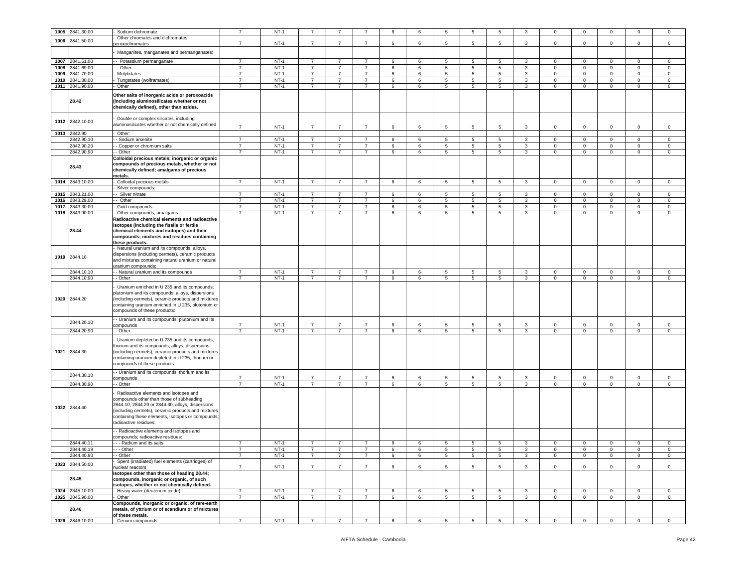| 1005 | 2841.30.00 | - Sodium dichromate | 7 | NT-1 | 7 | 7 | 7 | 6 | 6 | 5 | 5 | 5 | 3 | 0 | 0 | 0 | 0 | 0 |
|---|---|---|---|---|---|---|---|---|---|---|---|---|---|---|---|---|---|---|
| 1006 | 2841.50.00 | - Other chromates and dichromates; peroxochromates | 7 | NT-1 | 7 | 7 | 7 | 6 | 6 | 5 | 5 | 5 | 3 | 0 | 0 | 0 | 0 | 0 |
| | | - Manganites, manganates and permanganates: | | | | | | | | | | | | | | | | |
| 1007 | 2841.61.00 | - - Potassium permanganate | 7 | NT-1 | 7 | 7 | 7 | 6 | 6 | 5 | 5 | 5 | 3 | 0 | 0 | 0 | 0 | 0 |
| 1008 | 2841.69.00 | - - Other | 7 | NT-1 | 7 | 7 | 7 | 6 | 6 | 5 | 5 | 5 | 3 | 0 | 0 | 0 | 0 | 0 |
| 1009 | 2841.70.00 | - Molybdates | 7 | NT-1 | 7 | 7 | 7 | 6 | 6 | 5 | 5 | 5 | 3 | 0 | 0 | 0 | 0 | 0 |
| 1010 | 2841.80.00 | - Tungstates (wolframates) | 7 | NT-1 | 7 | 7 | 7 | 6 | 6 | 5 | 5 | 5 | 3 | 0 | 0 | 0 | 0 | 0 |
| 1011 | 2841.90.00 | - Other | 7 | NT-1 | 7 | 7 | 7 | 6 | 6 | 5 | 5 | 5 | 3 | 0 | 0 | 0 | 0 | 0 |
| | 28.42 | **Other salts of inorganic acids or peroxoacids (including aluminosilicates whether or not chemically defined), other than azides.** | | | | | | | | | | | | | | | | |
| 1012 | 2842.10.00 | - Double or complex silicates, including aluminosilicates whether or not chemically defined | 7 | NT-1 | 7 | 7 | 7 | 6 | 6 | 5 | 5 | 5 | 3 | 0 | 0 | 0 | 0 | 0 |
| 1013 | 2842.90 | - Other: | | | | | | | | | | | | | | | | |
| | 2842.90.10 | - - Sodium arsenite | 7 | NT-1 | 7 | 7 | 7 | 6 | 6 | 5 | 5 | 5 | 3 | 0 | 0 | 0 | 0 | 0 |
| | 2842.90.20 | - - Copper or chromium salts | 7 | NT-1 | 7 | 7 | 7 | 6 | 6 | 5 | 5 | 5 | 3 | 0 | 0 | 0 | 0 | 0 |
| | 2842.90.90 | - - Other | 7 | NT-1 | 7 | 7 | 7 | 6 | 6 | 5 | 5 | 5 | 3 | 0 | 0 | 0 | 0 | 0 |
| | 28.43 | **Colloidal precious metals; inorganic or organic compounds of precious metals, whether or not chemically defined; amalgams of precious metals.** | | | | | | | | | | | | | | | | |
| 1014 | 2843.10.00 | - Colloidal precious metals | 7 | NT-1 | 7 | 7 | 7 | 6 | 6 | 5 | 5 | 5 | 3 | 0 | 0 | 0 | 0 | 0 |
| | | - Silver compounds: | | | | | | | | | | | | | | | | |
| 1015 | 2843.21.00 | - - Silver nitrate | 7 | NT-1 | 7 | 7 | 7 | 6 | 6 | 5 | 5 | 5 | 3 | 0 | 0 | 0 | 0 | 0 |
| 1016 | 2843.29.00 | - - Other | 7 | NT-1 | 7 | 7 | 7 | 6 | 6 | 5 | 5 | 5 | 3 | 0 | 0 | 0 | 0 | 0 |
| 1017 | 2843.30.00 | - Gold compounds | 7 | NT-1 | 7 | 7 | 7 | 6 | 6 | 5 | 5 | 5 | 3 | 0 | 0 | 0 | 0 | 0 |
| 1018 | 2843.90.00 | - Other compounds; amalgams | 7 | NT-1 | 7 | 7 | 7 | 6 | 6 | 5 | 5 | 5 | 3 | 0 | 0 | 0 | 0 | 0 |
| | 28.44 | **Radioactive chemical elements and radioactive isotopes (including the fissile or fertile chemical elements and isotopes) and their compounds; mixtures and residues containing these products.** | | | | | | | | | | | | | | | | |
| 1019 | 2844.10 | - Natural uranium and its compounds; alloys, dispersions (including cermets), ceramic products and mixtures containing natural uranium or natural uranium compounds: | | | | | | | | | | | | | | | | |
| | 2844.10.10 | - - Natural uranium and its compounds | 7 | NT-1 | 7 | 7 | 7 | 6 | 6 | 5 | 5 | 5 | 3 | 0 | 0 | 0 | 0 | 0 |
| | 2844.10.90 | - - Other | 7 | NT-1 | 7 | 7 | 7 | 6 | 6 | 5 | 5 | 5 | 3 | 0 | 0 | 0 | 0 | 0 |
| 1020 | 2844.20 | - Uranium enriched in U 235 and its compounds; plutonium and its compounds; alloys, dispersions (including cermets), ceramic products and mixtures containing uranium enriched in U 235, plutonium or compounds of these products: | | | | | | | | | | | | | | | | |
| | 2844.20.10 | - - Uranium and its compounds; plutonium and its compounds | 7 | NT-1 | 7 | 7 | 7 | 6 | 6 | 5 | 5 | 5 | 3 | 0 | 0 | 0 | 0 | 0 |
| | 2844.20.90 | - - Other | 7 | NT-1 | 7 | 7 | 7 | 6 | 6 | 5 | 5 | 5 | 3 | 0 | 0 | 0 | 0 | 0 |
| 1021 | 2844.30 | - Uranium depleted in U 235 and its compounds; thorium and its compounds; alloys, dispersions (including cermets), ceramic products and mixtures containing uranium depleted in U 235, thorium or compounds of these products: | | | | | | | | | | | | | | | | |
| | 2844.30.10 | - - Uranium and its compounds; thorium and its compounds | 7 | NT-1 | 7 | 7 | 7 | 6 | 6 | 5 | 5 | 5 | 3 | 0 | 0 | 0 | 0 | 0 |
| | 2844.30.90 | - - Other | 7 | NT-1 | 7 | 7 | 7 | 6 | 6 | 5 | 5 | 5 | 3 | 0 | 0 | 0 | 0 | 0 |
| 1022 | 2844.40 | - Radioactive elements and isotopes and compounds other than those of subheading 2844.10, 2844.20 or 2844.30; alloys, dispersions (including cermets), ceramic products and mixtures containing these elements, isotopes or compounds; radioactive residues: | | | | | | | | | | | | | | | | |
| | | - - Radioactive elements and isotopes and compounds; radioactive residues: | | | | | | | | | | | | | | | | |
| | 2844.40.11 | - - - Radium and its salts | 7 | NT-1 | 7 | 7 | 7 | 6 | 6 | 5 | 5 | 5 | 3 | 0 | 0 | 0 | 0 | 0 |
| | 2844.40.19 | - - - Other | 7 | NT-1 | 7 | 7 | 7 | 6 | 6 | 5 | 5 | 5 | 3 | 0 | 0 | 0 | 0 | 0 |
| | 2844.40.90 | - - Other | 7 | NT-1 | 7 | 7 | 7 | 6 | 6 | 5 | 5 | 5 | 3 | 0 | 0 | 0 | 0 | 0 |
| 1023 | 2844.50.00 | - Spent (irradiated) fuel elements (cartridges) of nuclear reactors | 7 | NT-1 | 7 | 7 | 7 | 6 | 6 | 5 | 5 | 5 | 3 | 0 | 0 | 0 | 0 | 0 |
| | 28.45 | **Isotopes other than those of heading 28.44; compounds, inorganic or organic, of such isotopes, whether or not chemically defined.** | | | | | | | | | | | | | | | | |
| 1024 | 2845.10.00 | - Heavy water (deuterium oxide) | 7 | NT-1 | 7 | 7 | 7 | 6 | 6 | 5 | 5 | 5 | 3 | 0 | 0 | 0 | 0 | 0 |
| 1025 | 2845.90.00 | - Other | 7 | NT-1 | 7 | 7 | 7 | 6 | 6 | 5 | 5 | 5 | 3 | 0 | 0 | 0 | 0 | 0 |
| | 28.46 | **Compounds, inorganic or organic, of rare-earth metals, of yttrium or of scandium or of mixtures of these metals.** | | | | | | | | | | | | | | | | |
| 1026 | 2846.10.00 | - Cerium compounds | 7 | NT-1 | 7 | 7 | 7 | 6 | 6 | 5 | 5 | 5 | 3 | 0 | 0 | 0 | 0 | 0 |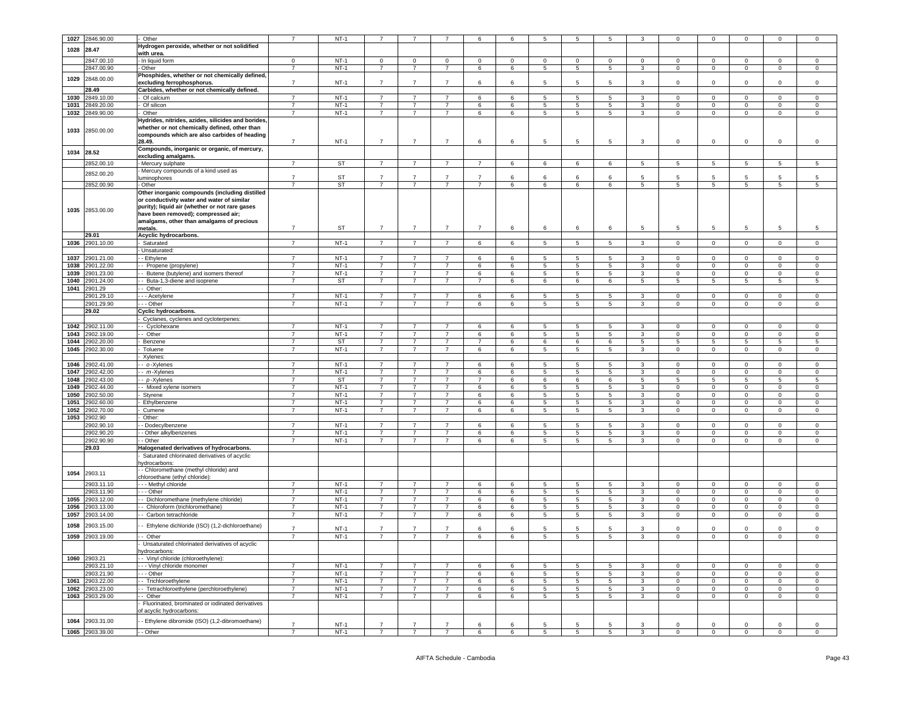| 1027 | 2846.90.00 | - Other | 7 | NT-1 | 7 | 7 | 7 | 6 | 6 | 5 | 5 | 5 | 3 | 0 | 0 | 0 | 0 | 0 |
|---|---|---|---|---|---|---|---|---|---|---|---|---|---|---|---|---|---|---|
| 1028 | 28.47 | **Hydrogen peroxide, whether or not solidified with urea.** | | | | | | | | | | | | | | | | |
| | 2847.00.10 | - In liquid form | 0 | NT-1 | 0 | 0 | 0 | 0 | 0 | 0 | 0 | 0 | 0 | 0 | 0 | 0 | 0 | 0 |
| | 2847.00.90 | - Other | 7 | NT-1 | 7 | 7 | 7 | 6 | 6 | 5 | 5 | 5 | 3 | 0 | 0 | 0 | 0 | 0 |
| 1029 | 2848.00.00 | **Phosphides, whether or not chemically defined, excluding ferrophosphorus.** | 7 | NT-1 | 7 | 7 | 7 | 6 | 6 | 5 | 5 | 5 | 3 | 0 | 0 | 0 | 0 | 0 |
| | 28.49 | **Carbides, whether or not chemically defined.** | | | | | | | | | | | | | | | | |
| 1030 | 2849.10.00 | - Of calcium | 7 | NT-1 | 7 | 7 | 7 | 6 | 6 | 5 | 5 | 5 | 3 | 0 | 0 | 0 | 0 | 0 |
| 1031 | 2849.20.00 | - Of silicon | 7 | NT-1 | 7 | 7 | 7 | 6 | 6 | 5 | 5 | 5 | 3 | 0 | 0 | 0 | 0 | 0 |
| 1032 | 2849.90.00 | - Other | 7 | NT-1 | 7 | 7 | 7 | 6 | 6 | 5 | 5 | 5 | 3 | 0 | 0 | 0 | 0 | 0 |
| 1033 | 2850.00.00 | **Hydrides, nitrides, azides, silicides and borides, whether or not chemically defined, other than compounds which are also carbides of heading 28.49.** | 7 | NT-1 | 7 | 7 | 7 | 6 | 6 | 5 | 5 | 5 | 3 | 0 | 0 | 0 | 0 | 0 |
| 1034 | 28.52 | **Compounds, inorganic or organic, of mercury, excluding amalgams.** | | | | | | | | | | | | | | | | |
| | 2852.00.10 | - Mercury sulphate | 7 | ST | 7 | 7 | 7 | 7 | 6 | 6 | 6 | 6 | 5 | 5 | 5 | 5 | 5 | 5 |
| | 2852.00.20 | - Mercury compounds of a kind used as luminophores | 7 | ST | 7 | 7 | 7 | 7 | 6 | 6 | 6 | 6 | 5 | 5 | 5 | 5 | 5 | 5 |
| | 2852.00.90 | - Other | 7 | ST | 7 | 7 | 7 | 7 | 6 | 6 | 6 | 6 | 5 | 5 | 5 | 5 | 5 | 5 |
| 1035 | 2853.00.00 | **Other inorganic compounds (including distilled or conductivity water and water of similar purity); liquid air (whether or not rare gases have been removed); compressed air; amalgams, other than amalgams of precious metals.** | 7 | ST | 7 | 7 | 7 | 7 | 6 | 6 | 6 | 6 | 5 | 5 | 5 | 5 | 5 | 5 |
| | 29.01 | **Acyclic hydrocarbons.** | | | | | | | | | | | | | | | | |
| 1036 | 2901.10.00 | - Saturated | 7 | NT-1 | 7 | 7 | 7 | 6 | 6 | 5 | 5 | 5 | 3 | 0 | 0 | 0 | 0 | 0 |
| | | - Unsaturated: | | | | | | | | | | | | | | | | |
| 1037 | 2901.21.00 | - - Ethylene | 7 | NT-1 | 7 | 7 | 7 | 6 | 6 | 5 | 5 | 5 | 3 | 0 | 0 | 0 | 0 | 0 |
| 1038 | 2901.22.00 | - - Propene (propylene) | 7 | NT-1 | 7 | 7 | 7 | 6 | 6 | 5 | 5 | 5 | 3 | 0 | 0 | 0 | 0 | 0 |
| 1039 | 2901.23.00 | - - Butene (butylene) and isomers thereof | 7 | NT-1 | 7 | 7 | 7 | 6 | 6 | 5 | 5 | 5 | 3 | 0 | 0 | 0 | 0 | 0 |
| 1040 | 2901.24.00 | - - Buta-1,3-diene and isoprene | 7 | ST | 7 | 7 | 7 | 7 | 6 | 6 | 6 | 6 | 5 | 5 | 5 | 5 | 5 | 5 |
| 1041 | 2901.29 | - - Other: | | | | | | | | | | | | | | | | |
| | 2901.29.10 | - - - Acetylene | 7 | NT-1 | 7 | 7 | 7 | 6 | 6 | 5 | 5 | 5 | 3 | 0 | 0 | 0 | 0 | 0 |
| | 2901.29.90 | - - - Other | 7 | NT-1 | 7 | 7 | 7 | 6 | 6 | 5 | 5 | 5 | 3 | 0 | 0 | 0 | 0 | 0 |
| | 29.02 | **Cyclic hydrocarbons.** | | | | | | | | | | | | | | | | |
| | | - Cyclanes, cyclenes and cycloterpenes: | | | | | | | | | | | | | | | | |
| 1042 | 2902.11.00 | - - Cyclohexane | 7 | NT-1 | 7 | 7 | 7 | 6 | 6 | 5 | 5 | 5 | 3 | 0 | 0 | 0 | 0 | 0 |
| 1043 | 2902.19.00 | - - Other | 7 | NT-1 | 7 | 7 | 7 | 6 | 6 | 5 | 5 | 5 | 3 | 0 | 0 | 0 | 0 | 0 |
| 1044 | 2902.20.00 | - Benzene | 7 | ST | 7 | 7 | 7 | 7 | 6 | 6 | 6 | 6 | 5 | 5 | 5 | 5 | 5 | 5 |
| 1045 | 2902.30.00 | - Toluene | 7 | NT-1 | 7 | 7 | 7 | 6 | 6 | 5 | 5 | 5 | 3 | 0 | 0 | 0 | 0 | 0 |
| | | - Xylenes: | | | | | | | | | | | | | | | | |
| 1046 | 2902.41.00 | - - *o*-Xylenes | 7 | NT-1 | 7 | 7 | 7 | 6 | 6 | 5 | 5 | 5 | 3 | 0 | 0 | 0 | 0 | 0 |
| 1047 | 2902.42.00 | - - *m*-Xylenes | 7 | NT-1 | 7 | 7 | 7 | 6 | 6 | 5 | 5 | 5 | 3 | 0 | 0 | 0 | 0 | 0 |
| 1048 | 2902.43.00 | - - *p*-Xylenes | 7 | ST | 7 | 7 | 7 | 7 | 6 | 6 | 6 | 6 | 5 | 5 | 5 | 5 | 5 | 5 |
| 1049 | 2902.44.00 | - - Mixed xylene isomers | 7 | NT-1 | 7 | 7 | 7 | 6 | 6 | 5 | 5 | 5 | 3 | 0 | 0 | 0 | 0 | 0 |
| 1050 | 2902.50.00 | - Styrene | 7 | NT-1 | 7 | 7 | 7 | 6 | 6 | 5 | 5 | 5 | 3 | 0 | 0 | 0 | 0 | 0 |
| 1051 | 2902.60.00 | - Ethylbenzene | 7 | NT-1 | 7 | 7 | 7 | 6 | 6 | 5 | 5 | 5 | 3 | 0 | 0 | 0 | 0 | 0 |
| 1052 | 2902.70.00 | - Cumene | 7 | NT-1 | 7 | 7 | 7 | 6 | 6 | 5 | 5 | 5 | 3 | 0 | 0 | 0 | 0 | 0 |
| 1053 | 2902.90 | - Other: | | | | | | | | | | | | | | | | |
| | 2902.90.10 | - - Dodecylbenzene | 7 | NT-1 | 7 | 7 | 7 | 6 | 6 | 5 | 5 | 5 | 3 | 0 | 0 | 0 | 0 | 0 |
| | 2902.90.20 | - - Other alkylbenzenes | 7 | NT-1 | 7 | 7 | 7 | 6 | 6 | 5 | 5 | 5 | 3 | 0 | 0 | 0 | 0 | 0 |
| | 2902.90.90 | - - Other | 7 | NT-1 | 7 | 7 | 7 | 6 | 6 | 5 | 5 | 5 | 3 | 0 | 0 | 0 | 0 | 0 |
| | 29.03 | **Halogenated derivatives of hydrocarbons.** | | | | | | | | | | | | | | | | |
| | | - Saturated chlorinated derivatives of acyclic hydrocarbons: | | | | | | | | | | | | | | | | |
| 1054 | 2903.11 | - - Chloromethane (methyl chloride) and chloroethane (ethyl chloride): | | | | | | | | | | | | | | | | |
| | 2903.11.10 | - - - Methyl chloride | 7 | NT-1 | 7 | 7 | 7 | 6 | 6 | 5 | 5 | 5 | 3 | 0 | 0 | 0 | 0 | 0 |
| | 2903.11.90 | - - - Other | 7 | NT-1 | 7 | 7 | 7 | 6 | 6 | 5 | 5 | 5 | 3 | 0 | 0 | 0 | 0 | 0 |
| 1055 | 2903.12.00 | - - Dichloromethane (methylene chloride) | 7 | NT-1 | 7 | 7 | 7 | 6 | 6 | 5 | 5 | 5 | 3 | 0 | 0 | 0 | 0 | 0 |
| 1056 | 2903.13.00 | - - Chloroform (trichloromethane) | 7 | NT-1 | 7 | 7 | 7 | 6 | 6 | 5 | 5 | 5 | 3 | 0 | 0 | 0 | 0 | 0 |
| 1057 | 2903.14.00 | - - Carbon tetrachloride | 7 | NT-1 | 7 | 7 | 7 | 6 | 6 | 5 | 5 | 5 | 3 | 0 | 0 | 0 | 0 | 0 |
| 1058 | 2903.15.00 | - - Ethylene dichloride (ISO) (1,2-dichloroethane) | 7 | NT-1 | 7 | 7 | 7 | 6 | 6 | 5 | 5 | 5 | 3 | 0 | 0 | 0 | 0 | 0 |
| 1059 | 2903.19.00 | - - Other | 7 | NT-1 | 7 | 7 | 7 | 6 | 6 | 5 | 5 | 5 | 3 | 0 | 0 | 0 | 0 | 0 |
| | | - Unsaturated chlorinated derivatives of acyclic hydrocarbons: | | | | | | | | | | | | | | | | |
| 1060 | 2903.21 | - - Vinyl chloride (chloroethylene): | | | | | | | | | | | | | | | | |
| | 2903.21.10 | - - - Vinyl chloride monomer | 7 | NT-1 | 7 | 7 | 7 | 6 | 6 | 5 | 5 | 5 | 3 | 0 | 0 | 0 | 0 | 0 |
| | 2903.21.90 | - - - Other | 7 | NT-1 | 7 | 7 | 7 | 6 | 6 | 5 | 5 | 5 | 3 | 0 | 0 | 0 | 0 | 0 |
| 1061 | 2903.22.00 | - - Trichloroethylene | 7 | NT-1 | 7 | 7 | 7 | 6 | 6 | 5 | 5 | 5 | 3 | 0 | 0 | 0 | 0 | 0 |
| 1062 | 2903.23.00 | - - Tetrachloroethylene (perchloroethylene) | 7 | NT-1 | 7 | 7 | 7 | 6 | 6 | 5 | 5 | 5 | 3 | 0 | 0 | 0 | 0 | 0 |
| 1063 | 2903.29.00 | - - Other | 7 | NT-1 | 7 | 7 | 7 | 6 | 6 | 5 | 5 | 5 | 3 | 0 | 0 | 0 | 0 | 0 |
| | | - Fluorinated, brominated or iodinated derivatives of acyclic hydrocarbons: | | | | | | | | | | | | | | | | |
| 1064 | 2903.31.00 | - - Ethylene dibromide (ISO) (1,2-dibromoethane) | 7 | NT-1 | 7 | 7 | 7 | 6 | 6 | 5 | 5 | 5 | 3 | 0 | 0 | 0 | 0 | 0 |
| 1065 | 2903.39.00 | - - Other | 7 | NT-1 | 7 | 7 | 7 | 6 | 6 | 5 | 5 | 5 | 3 | 0 | 0 | 0 | 0 | 0 |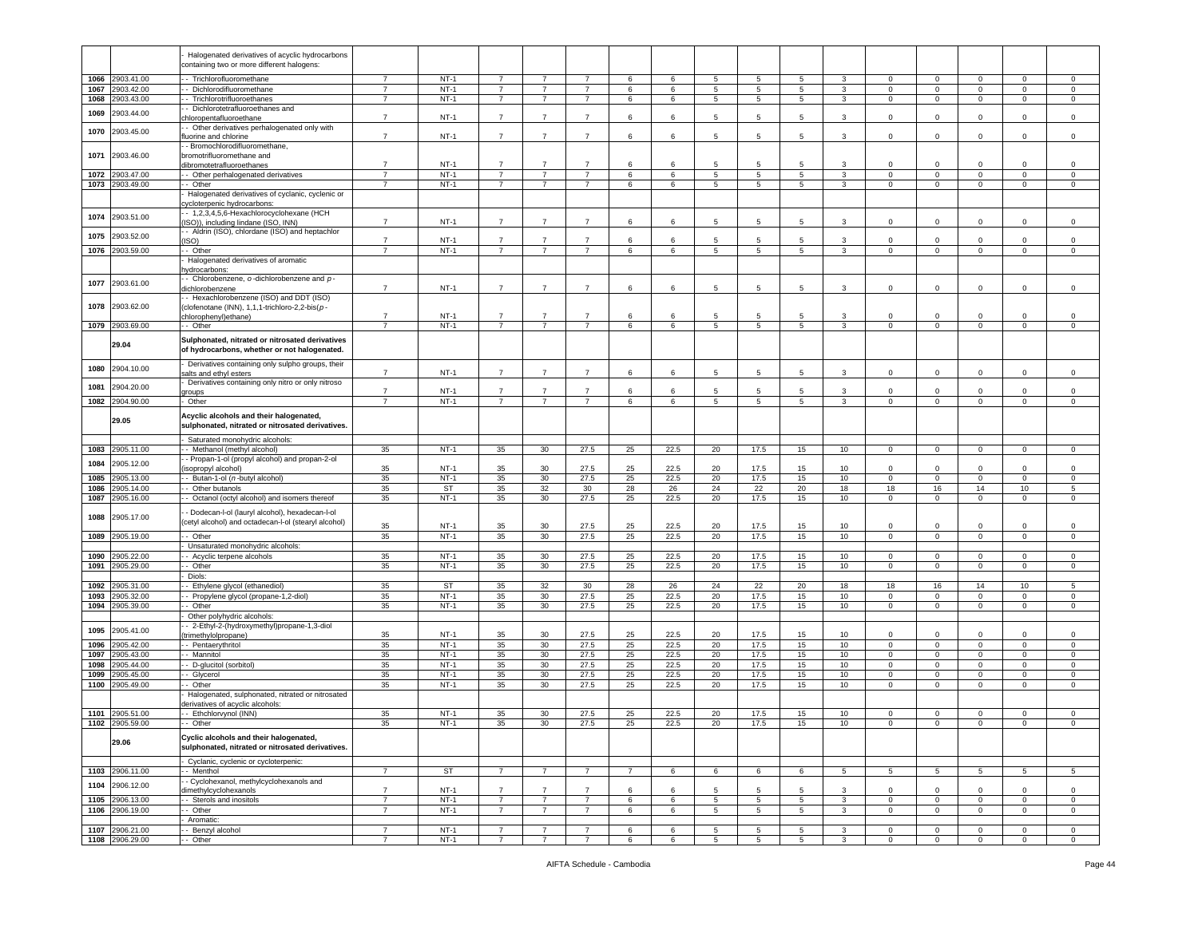| | | - Halogenated derivatives of acyclic hydrocarbons containing two or more different halogens: | | | | | | | | | | | | | | | | |
|---|---|---|---|---|---|---|---|---|---|---|---|---|---|---|---|---|---|---|
| 1066 | 2903.41.00 | - - Trichlorofluoromethane | 7 | NT-1 | 7 | 7 | 7 | 6 | 6 | 5 | 5 | 5 | 3 | 0 | 0 | 0 | 0 | 0 |
| 1067 | 2903.42.00 | - - Dichlorodifluoromethane | 7 | NT-1 | 7 | 7 | 7 | 6 | 6 | 5 | 5 | 5 | 3 | 0 | 0 | 0 | 0 | 0 |
| 1068 | 2903.43.00 | - - Trichlorotrifluoroethanes | 7 | NT-1 | 7 | 7 | 7 | 6 | 6 | 5 | 5 | 5 | 3 | 0 | 0 | 0 | 0 | 0 |
| 1069 | 2903.44.00 | - - Dichlorotetrafluoroethanes and chloropentafluoroethane | 7 | NT-1 | 7 | 7 | 7 | 6 | 6 | 5 | 5 | 5 | 3 | 0 | 0 | 0 | 0 | 0 |
| 1070 | 2903.45.00 | - - Other derivatives perhalogenated only with fluorine and chlorine | 7 | NT-1 | 7 | 7 | 7 | 6 | 6 | 5 | 5 | 5 | 3 | 0 | 0 | 0 | 0 | 0 |
| 1071 | 2903.46.00 | - - Bromochlorodifluoromethane, bromotrifluoromethane and dibromotetrafluoroethanes | 7 | NT-1 | 7 | 7 | 7 | 6 | 6 | 5 | 5 | 5 | 3 | 0 | 0 | 0 | 0 | 0 |
| 1072 | 2903.47.00 | - - Other perhalogenated derivatives | 7 | NT-1 | 7 | 7 | 7 | 6 | 6 | 5 | 5 | 5 | 3 | 0 | 0 | 0 | 0 | 0 |
| 1073 | 2903.49.00 | - - Other | 7 | NT-1 | 7 | 7 | 7 | 6 | 6 | 5 | 5 | 5 | 3 | 0 | 0 | 0 | 0 | 0 |
| | | - Halogenated derivatives of cyclanic, cyclenic or cycloterpenic hydrocarbons: | | | | | | | | | | | | | | | | |
| 1074 | 2903.51.00 | - - 1,2,3,4,5,6-Hexachlorocyclohexane (HCH (ISO)), including lindane (ISO, INN) | 7 | NT-1 | 7 | 7 | 7 | 6 | 6 | 5 | 5 | 5 | 3 | 0 | 0 | 0 | 0 | 0 |
| 1075 | 2903.52.00 | - - Aldrin (ISO), chlordane (ISO) and heptachlor (ISO) | 7 | NT-1 | 7 | 7 | 7 | 6 | 6 | 5 | 5 | 5 | 3 | 0 | 0 | 0 | 0 | 0 |
| 1076 | 2903.59.00 | - - Other | 7 | NT-1 | 7 | 7 | 7 | 6 | 6 | 5 | 5 | 5 | 3 | 0 | 0 | 0 | 0 | 0 |
| | | - Halogenated derivatives of aromatic hydrocarbons: | | | | | | | | | | | | | | | | |
| 1077 | 2903.61.00 | - - Chlorobenzene, *o*-dichlorobenzene and *p*-dichlorobenzene | 7 | NT-1 | 7 | 7 | 7 | 6 | 6 | 5 | 5 | 5 | 3 | 0 | 0 | 0 | 0 | 0 |
| 1078 | 2903.62.00 | - - Hexachlorobenzene (ISO) and DDT (ISO) (clofenotane (INN), 1,1,1-trichloro-2,2-bis(*p*-chlorophenyl)ethane) | 7 | NT-1 | 7 | 7 | 7 | 6 | 6 | 5 | 5 | 5 | 3 | 0 | 0 | 0 | 0 | 0 |
| 1079 | 2903.69.00 | - - Other | 7 | NT-1 | 7 | 7 | 7 | 6 | 6 | 5 | 5 | 5 | 3 | 0 | 0 | 0 | 0 | 0 |
| | **29.04** | **Sulphonated, nitrated or nitrosated derivatives of hydrocarbons, whether or not halogenated.** | | | | | | | | | | | | | | | | |
| 1080 | 2904.10.00 | - Derivatives containing only sulpho groups, their salts and ethyl esters | 7 | NT-1 | 7 | 7 | 7 | 6 | 6 | 5 | 5 | 5 | 3 | 0 | 0 | 0 | 0 | 0 |
| 1081 | 2904.20.00 | - Derivatives containing only nitro or only nitroso groups | 7 | NT-1 | 7 | 7 | 7 | 6 | 6 | 5 | 5 | 5 | 3 | 0 | 0 | 0 | 0 | 0 |
| 1082 | 2904.90.00 | - Other | 7 | NT-1 | 7 | 7 | 7 | 6 | 6 | 5 | 5 | 5 | 3 | 0 | 0 | 0 | 0 | 0 |
| | **29.05** | **Acyclic alcohols and their halogenated, sulphonated, nitrated or nitrosated derivatives.** | | | | | | | | | | | | | | | | |
| | | - Saturated monohydric alcohols: | | | | | | | | | | | | | | | | |
| 1083 | 2905.11.00 | - - Methanol (methyl alcohol) | 35 | NT-1 | 35 | 30 | 27.5 | 25 | 22.5 | 20 | 17.5 | 15 | 10 | 0 | 0 | 0 | 0 | 0 |
| 1084 | 2905.12.00 | - - Propan-1-ol (propyl alcohol) and propan-2-ol (isopropyl alcohol) | 35 | NT-1 | 35 | 30 | 27.5 | 25 | 22.5 | 20 | 17.5 | 15 | 10 | 0 | 0 | 0 | 0 | 0 |
| 1085 | 2905.13.00 | - - Butan-1-ol (*n*-butyl alcohol) | 35 | NT-1 | 35 | 30 | 27.5 | 25 | 22.5 | 20 | 17.5 | 15 | 10 | 0 | 0 | 0 | 0 | 0 |
| 1086 | 2905.14.00 | - - Other butanols | 35 | ST | 35 | 32 | 30 | 28 | 26 | 24 | 22 | 20 | 18 | 18 | 16 | 14 | 10 | 5 |
| 1087 | 2905.16.00 | - - Octanol (octyl alcohol) and isomers thereof | 35 | NT-1 | 35 | 30 | 27.5 | 25 | 22.5 | 20 | 17.5 | 15 | 10 | 0 | 0 | 0 | 0 | 0 |
| 1088 | 2905.17.00 | - - Dodecan-l-ol (lauryl alcohol), hexadecan-l-ol (cetyl alcohol) and octadecan-l-ol (stearyl alcohol) | 35 | NT-1 | 35 | 30 | 27.5 | 25 | 22.5 | 20 | 17.5 | 15 | 10 | 0 | 0 | 0 | 0 | 0 |
| 1089 | 2905.19.00 | - - Other | 35 | NT-1 | 35 | 30 | 27.5 | 25 | 22.5 | 20 | 17.5 | 15 | 10 | 0 | 0 | 0 | 0 | 0 |
| | | - Unsaturated monohydric alcohols: | | | | | | | | | | | | | | | | |
| 1090 | 2905.22.00 | - - Acyclic terpene alcohols | 35 | NT-1 | 35 | 30 | 27.5 | 25 | 22.5 | 20 | 17.5 | 15 | 10 | 0 | 0 | 0 | 0 | 0 |
| 1091 | 2905.29.00 | - - Other | 35 | NT-1 | 35 | 30 | 27.5 | 25 | 22.5 | 20 | 17.5 | 15 | 10 | 0 | 0 | 0 | 0 | 0 |
| | | - Diols: | | | | | | | | | | | | | | | | |
| 1092 | 2905.31.00 | - - Ethylene glycol (ethanediol) | 35 | ST | 35 | 32 | 30 | 28 | 26 | 24 | 22 | 20 | 18 | 18 | 16 | 14 | 10 | 5 |
| 1093 | 2905.32.00 | - - Propylene glycol (propane-1,2-diol) | 35 | NT-1 | 35 | 30 | 27.5 | 25 | 22.5 | 20 | 17.5 | 15 | 10 | 0 | 0 | 0 | 0 | 0 |
| 1094 | 2905.39.00 | - - Other | 35 | NT-1 | 35 | 30 | 27.5 | 25 | 22.5 | 20 | 17.5 | 15 | 10 | 0 | 0 | 0 | 0 | 0 |
| | | - Other polyhydric alcohols: | | | | | | | | | | | | | | | | |
| 1095 | 2905.41.00 | - - 2-Ethyl-2-(hydroxymethyl)propane-1,3-diol (trimethylolpropane) | 35 | NT-1 | 35 | 30 | 27.5 | 25 | 22.5 | 20 | 17.5 | 15 | 10 | 0 | 0 | 0 | 0 | 0 |
| 1096 | 2905.42.00 | - - Pentaerythritol | 35 | NT-1 | 35 | 30 | 27.5 | 25 | 22.5 | 20 | 17.5 | 15 | 10 | 0 | 0 | 0 | 0 | 0 |
| 1097 | 2905.43.00 | - - Mannitol | 35 | NT-1 | 35 | 30 | 27.5 | 25 | 22.5 | 20 | 17.5 | 15 | 10 | 0 | 0 | 0 | 0 | 0 |
| 1098 | 2905.44.00 | - - D-glucitol (sorbitol) | 35 | NT-1 | 35 | 30 | 27.5 | 25 | 22.5 | 20 | 17.5 | 15 | 10 | 0 | 0 | 0 | 0 | 0 |
| 1099 | 2905.45.00 | - - Glycerol | 35 | NT-1 | 35 | 30 | 27.5 | 25 | 22.5 | 20 | 17.5 | 15 | 10 | 0 | 0 | 0 | 0 | 0 |
| 1100 | 2905.49.00 | - - Other | 35 | NT-1 | 35 | 30 | 27.5 | 25 | 22.5 | 20 | 17.5 | 15 | 10 | 0 | 0 | 0 | 0 | 0 |
| | | - Halogenated, sulphonated, nitrated or nitrosated derivatives of acyclic alcohols: | | | | | | | | | | | | | | | | |
| 1101 | 2905.51.00 | - - Ethchlorvynol (INN) | 35 | NT-1 | 35 | 30 | 27.5 | 25 | 22.5 | 20 | 17.5 | 15 | 10 | 0 | 0 | 0 | 0 | 0 |
| 1102 | 2905.59.00 | - - Other | 35 | NT-1 | 35 | 30 | 27.5 | 25 | 22.5 | 20 | 17.5 | 15 | 10 | 0 | 0 | 0 | 0 | 0 |
| | **29.06** | **Cyclic alcohols and their halogenated, sulphonated, nitrated or nitrosated derivatives.** | | | | | | | | | | | | | | | | |
| | | - Cyclanic, cyclenic or cycloterpenic: | | | | | | | | | | | | | | | | |
| 1103 | 2906.11.00 | - - Menthol | 7 | ST | 7 | 7 | 7 | 7 | 6 | 6 | 6 | 6 | 5 | 5 | 5 | 5 | 5 | 5 |
| 1104 | 2906.12.00 | - - Cyclohexanol, methylcyclohexanols and dimethylcyclohexanols | 7 | NT-1 | 7 | 7 | 7 | 6 | 6 | 5 | 5 | 5 | 3 | 0 | 0 | 0 | 0 | 0 |
| 1105 | 2906.13.00 | - - Sterols and inositols | 7 | NT-1 | 7 | 7 | 7 | 6 | 6 | 5 | 5 | 5 | 3 | 0 | 0 | 0 | 0 | 0 |
| 1106 | 2906.19.00 | - - Other | 7 | NT-1 | 7 | 7 | 7 | 6 | 6 | 5 | 5 | 5 | 3 | 0 | 0 | 0 | 0 | 0 |
| | | - Aromatic: | | | | | | | | | | | | | | | | |
| 1107 | 2906.21.00 | - - Benzyl alcohol | 7 | NT-1 | 7 | 7 | 7 | 6 | 6 | 5 | 5 | 5 | 3 | 0 | 0 | 0 | 0 | 0 |
| 1108 | 2906.29.00 | - - Other | 7 | NT-1 | 7 | 7 | 7 | 6 | 6 | 5 | 5 | 5 | 3 | 0 | 0 | 0 | 0 | 0 |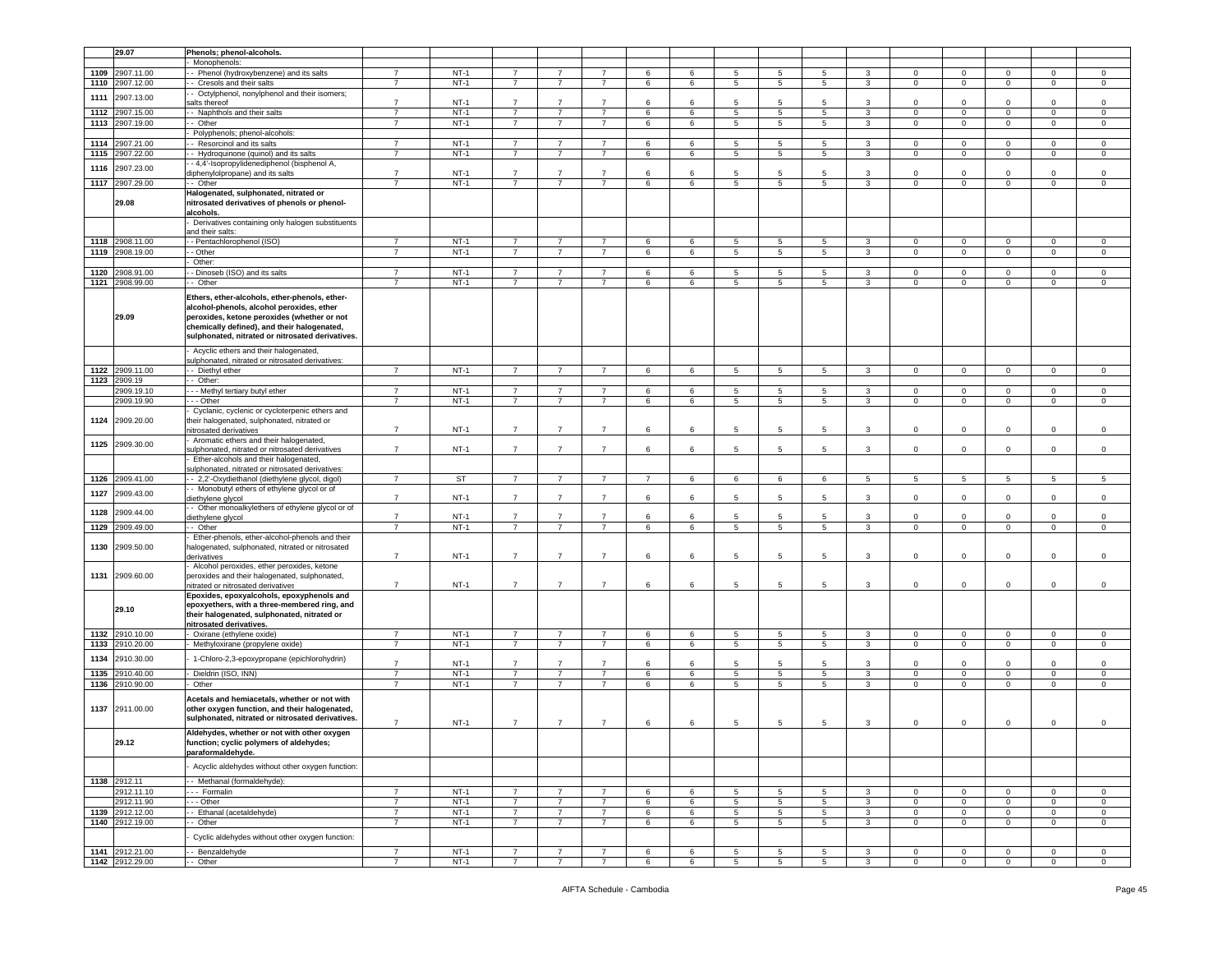| | 29.07 | Phenols; phenol-alcohols. | | | | | | | | | | | | | | | | |
|---|---|---|---|---|---|---|---|---|---|---|---|---|---|---|---|---|---|---|
| | | - Monophenols: | | | | | | | | | | | | | | | | |
| 1109 | 2907.11.00 | - - Phenol (hydroxybenzene) and its salts | 7 | NT-1 | 7 | 7 | 7 | 6 | 6 | 5 | 5 | 5 | 3 | 0 | 0 | 0 | 0 | 0 |
| 1110 | 2907.12.00 | - - Cresols and their salts | 7 | NT-1 | 7 | 7 | 7 | 6 | 6 | 5 | 5 | 5 | 3 | 0 | 0 | 0 | 0 | 0 |
| 1111 | 2907.13.00 | - - Octylphenol, nonylphenol and their isomers; salts thereof | 7 | NT-1 | 7 | 7 | 7 | 6 | 6 | 5 | 5 | 5 | 3 | 0 | 0 | 0 | 0 | 0 |
| 1112 | 2907.15.00 | - - Naphthols and their salts | 7 | NT-1 | 7 | 7 | 7 | 6 | 6 | 5 | 5 | 5 | 3 | 0 | 0 | 0 | 0 | 0 |
| 1113 | 2907.19.00 | - - Other | 7 | NT-1 | 7 | 7 | 7 | 6 | 6 | 5 | 5 | 5 | 3 | 0 | 0 | 0 | 0 | 0 |
| | | - Polyphenols; phenol-alcohols: | | | | | | | | | | | | | | | | |
| 1114 | 2907.21.00 | - - Resorcinol and its salts | 7 | NT-1 | 7 | 7 | 7 | 6 | 6 | 5 | 5 | 5 | 3 | 0 | 0 | 0 | 0 | 0 |
| 1115 | 2907.22.00 | - - Hydroquinone (quinol) and its salts | 7 | NT-1 | 7 | 7 | 7 | 6 | 6 | 5 | 5 | 5 | 3 | 0 | 0 | 0 | 0 | 0 |
| 1116 | 2907.23.00 | - - 4,4'-Isopropylidenediphenol (bisphenol A, diphenylolpropane) and its salts | 7 | NT-1 | 7 | 7 | 7 | 6 | 6 | 5 | 5 | 5 | 3 | 0 | 0 | 0 | 0 | 0 |
| 1117 | 2907.29.00 | - - Other | 7 | NT-1 | 7 | 7 | 7 | 6 | 6 | 5 | 5 | 5 | 3 | 0 | 0 | 0 | 0 | 0 |
| | 29.08 | **Halogenated, sulphonated, nitrated or nitrosated derivatives of phenols or phenol-alcohols.** | | | | | | | | | | | | | | | | |
| | | - Derivatives containing only halogen substituents and their salts: | | | | | | | | | | | | | | | | |
| 1118 | 2908.11.00 | - - Pentachlorophenol (ISO) | 7 | NT-1 | 7 | 7 | 7 | 6 | 6 | 5 | 5 | 5 | 3 | 0 | 0 | 0 | 0 | 0 |
| 1119 | 2908.19.00 | - - Other | 7 | NT-1 | 7 | 7 | 7 | 6 | 6 | 5 | 5 | 5 | 3 | 0 | 0 | 0 | 0 | 0 |
| | | - Other: | | | | | | | | | | | | | | | | |
| 1120 | 2908.91.00 | - - Dinoseb (ISO) and its salts | 7 | NT-1 | 7 | 7 | 7 | 6 | 6 | 5 | 5 | 5 | 3 | 0 | 0 | 0 | 0 | 0 |
| 1121 | 2908.99.00 | - - Other | 7 | NT-1 | 7 | 7 | 7 | 6 | 6 | 5 | 5 | 5 | 3 | 0 | 0 | 0 | 0 | 0 |
| | 29.09 | **Ethers, ether-alcohols, ether-phenols, ether-alcohol-phenols, alcohol peroxides, ether peroxides, ketone peroxides (whether or not chemically defined), and their halogenated, sulphonated, nitrated or nitrosated derivatives.** | | | | | | | | | | | | | | | | |
| | | - Acyclic ethers and their halogenated, sulphonated, nitrated or nitrosated derivatives: | | | | | | | | | | | | | | | | |
| 1122 | 2909.11.00 | - - Diethyl ether | 7 | NT-1 | 7 | 7 | 7 | 6 | 6 | 5 | 5 | 5 | 3 | 0 | 0 | 0 | 0 | 0 |
| 1123 | 2909.19 | - - Other: | | | | | | | | | | | | | | | | |
| | 2909.19.10 | - - - Methyl tertiary butyl ether | 7 | NT-1 | 7 | 7 | 7 | 6 | 6 | 5 | 5 | 5 | 3 | 0 | 0 | 0 | 0 | 0 |
| | 2909.19.90 | - - - Other | 7 | NT-1 | 7 | 7 | 7 | 6 | 6 | 5 | 5 | 5 | 3 | 0 | 0 | 0 | 0 | 0 |
| 1124 | 2909.20.00 | - Cyclanic, cyclenic or cycloterpenic ethers and their halogenated, sulphonated, nitrated or nitrosated derivatives | 7 | NT-1 | 7 | 7 | 7 | 6 | 6 | 5 | 5 | 5 | 3 | 0 | 0 | 0 | 0 | 0 |
| 1125 | 2909.30.00 | - Aromatic ethers and their halogenated, sulphonated, nitrated or nitrosated derivatives | 7 | NT-1 | 7 | 7 | 7 | 6 | 6 | 5 | 5 | 5 | 3 | 0 | 0 | 0 | 0 | 0 |
| | | - Ether-alcohols and their halogenated, sulphonated, nitrated or nitrosated derivatives: | | | | | | | | | | | | | | | | |
| 1126 | 2909.41.00 | - - 2,2'-Oxydiethanol (diethylene glycol, digol) | 7 | ST | 7 | 7 | 7 | 7 | 6 | 6 | 6 | 6 | 5 | 5 | 5 | 5 | 5 | 5 |
| 1127 | 2909.43.00 | - - Monobutyl ethers of ethylene glycol or of diethylene glycol | 7 | NT-1 | 7 | 7 | 7 | 6 | 6 | 5 | 5 | 5 | 3 | 0 | 0 | 0 | 0 | 0 |
| 1128 | 2909.44.00 | - - Other monoalkylethers of ethylene glycol or of diethylene glycol | 7 | NT-1 | 7 | 7 | 7 | 6 | 6 | 5 | 5 | 5 | 3 | 0 | 0 | 0 | 0 | 0 |
| 1129 | 2909.49.00 | - - Other | 7 | NT-1 | 7 | 7 | 7 | 6 | 6 | 5 | 5 | 5 | 3 | 0 | 0 | 0 | 0 | 0 |
| 1130 | 2909.50.00 | - Ether-phenols, ether-alcohol-phenols and their halogenated, sulphonated, nitrated or nitrosated derivatives | 7 | NT-1 | 7 | 7 | 7 | 6 | 6 | 5 | 5 | 5 | 3 | 0 | 0 | 0 | 0 | 0 |
| 1131 | 2909.60.00 | - Alcohol peroxides, ether peroxides, ketone peroxides and their halogenated, sulphonated, nitrated or nitrosated derivatives | 7 | NT-1 | 7 | 7 | 7 | 6 | 6 | 5 | 5 | 5 | 3 | 0 | 0 | 0 | 0 | 0 |
| | 29.10 | **Epoxides, epoxyalcohols, epoxyphenols and epoxyethers, with a three-membered ring, and their halogenated, sulphonated, nitrated or nitrosated derivatives.** | | | | | | | | | | | | | | | | |
| 1132 | 2910.10.00 | - Oxirane (ethylene oxide) | 7 | NT-1 | 7 | 7 | 7 | 6 | 6 | 5 | 5 | 5 | 3 | 0 | 0 | 0 | 0 | 0 |
| 1133 | 2910.20.00 | - Methyloxirane (propylene oxide) | 7 | NT-1 | 7 | 7 | 7 | 6 | 6 | 5 | 5 | 5 | 3 | 0 | 0 | 0 | 0 | 0 |
| 1134 | 2910.30.00 | - 1-Chloro-2,3-epoxypropane (epichlorohydrin) | 7 | NT-1 | 7 | 7 | 7 | 6 | 6 | 5 | 5 | 5 | 3 | 0 | 0 | 0 | 0 | 0 |
| 1135 | 2910.40.00 | - Dieldrin (ISO, INN) | 7 | NT-1 | 7 | 7 | 7 | 6 | 6 | 5 | 5 | 5 | 3 | 0 | 0 | 0 | 0 | 0 |
| 1136 | 2910.90.00 | - Other | 7 | NT-1 | 7 | 7 | 7 | 6 | 6 | 5 | 5 | 5 | 3 | 0 | 0 | 0 | 0 | 0 |
| 1137 | 2911.00.00 | **Acetals and hemiacetals, whether or not with other oxygen function, and their halogenated, sulphonated, nitrated or nitrosated derivatives.** | 7 | NT-1 | 7 | 7 | 7 | 6 | 6 | 5 | 5 | 5 | 3 | 0 | 0 | 0 | 0 | 0 |
| | 29.12 | **Aldehydes, whether or not with other oxygen function; cyclic polymers of aldehydes; paraformaldehyde.** | | | | | | | | | | | | | | | | |
| | | - Acyclic aldehydes without other oxygen function: | | | | | | | | | | | | | | | | |
| 1138 | 2912.11 | - - Methanal (formaldehyde): | | | | | | | | | | | | | | | | |
| | 2912.11.10 | - - - Formalin | 7 | NT-1 | 7 | 7 | 7 | 6 | 6 | 5 | 5 | 5 | 3 | 0 | 0 | 0 | 0 | 0 |
| | 2912.11.90 | - - - Other | 7 | NT-1 | 7 | 7 | 7 | 6 | 6 | 5 | 5 | 5 | 3 | 0 | 0 | 0 | 0 | 0 |
| 1139 | 2912.12.00 | - - Ethanal (acetaldehyde) | 7 | NT-1 | 7 | 7 | 7 | 6 | 6 | 5 | 5 | 5 | 3 | 0 | 0 | 0 | 0 | 0 |
| 1140 | 2912.19.00 | - - Other | 7 | NT-1 | 7 | 7 | 7 | 6 | 6 | 5 | 5 | 5 | 3 | 0 | 0 | 0 | 0 | 0 |
| | | - Cyclic aldehydes without other oxygen function: | | | | | | | | | | | | | | | | |
| 1141 | 2912.21.00 | - - Benzaldehyde | 7 | NT-1 | 7 | 7 | 7 | 6 | 6 | 5 | 5 | 5 | 3 | 0 | 0 | 0 | 0 | 0 |
| 1142 | 2912.29.00 | - - Other | 7 | NT-1 | 7 | 7 | 7 | 6 | 6 | 5 | 5 | 5 | 3 | 0 | 0 | 0 | 0 | 0 |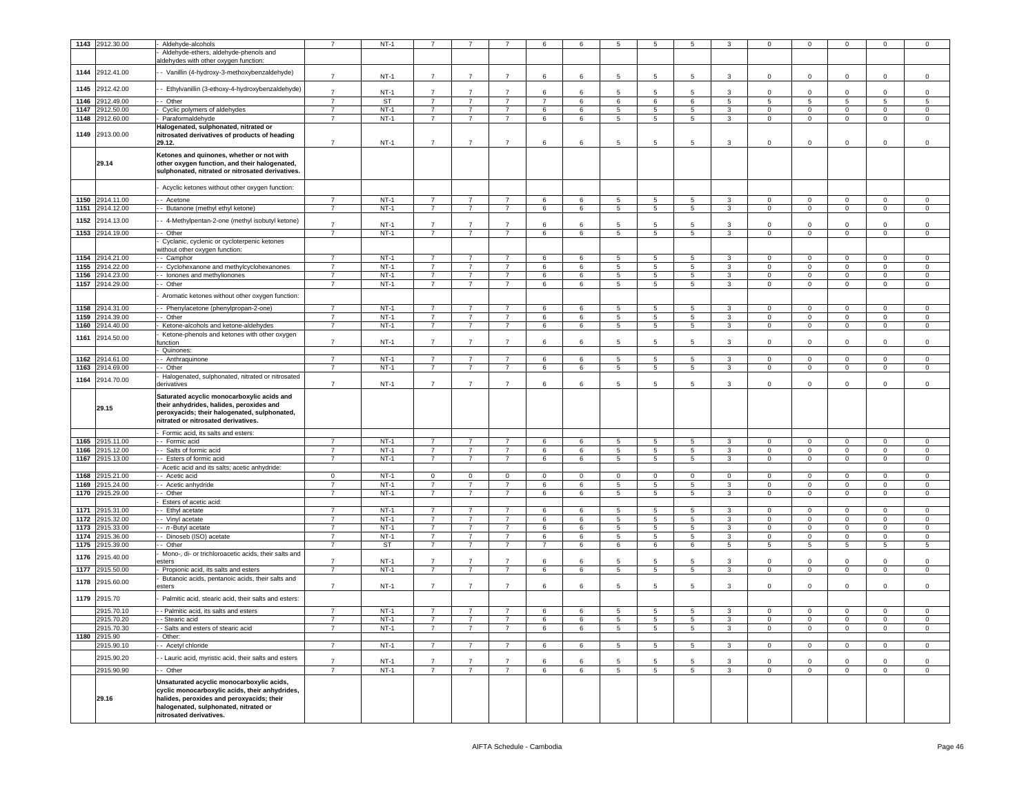| | | | | | | | | | | | | | | | | | |
|---|---|---|---|---|---|---|---|---|---|---|---|---|---|---|---|---|---|
| 1143 | 2912.30.00 | - Aldehyde-alcohols | 7 | NT-1 | 7 | 7 | 7 | 6 | 6 | 5 | 5 | 5 | 3 | 0 | 0 | 0 | 0 | 0 |
| | | - Aldehyde-ethers, aldehyde-phenols and aldehydes with other oxygen function: | | | | | | | | | | | | | | | | |
| 1144 | 2912.41.00 | - - Vanillin (4-hydroxy-3-methoxybenzaldehyde) | 7 | NT-1 | 7 | 7 | 7 | 6 | 6 | 5 | 5 | 5 | 3 | 0 | 0 | 0 | 0 | 0 |
| 1145 | 2912.42.00 | - - Ethylvanillin (3-ethoxy-4-hydroxybenzaldehyde) | 7 | NT-1 | 7 | 7 | 7 | 6 | 6 | 5 | 5 | 5 | 3 | 0 | 0 | 0 | 0 | 0 |
| 1146 | 2912.49.00 | - - Other | 7 | ST | 7 | 7 | 7 | 7 | 6 | 6 | 6 | 6 | 5 | 5 | 5 | 5 | 5 | 5 |
| 1147 | 2912.50.00 | - Cyclic polymers of aldehydes | 7 | NT-1 | 7 | 7 | 7 | 6 | 6 | 5 | 5 | 5 | 3 | 0 | 0 | 0 | 0 | 0 |
| 1148 | 2912.60.00 | - Paraformaldehyde | 7 | NT-1 | 7 | 7 | 7 | 6 | 6 | 5 | 5 | 5 | 3 | 0 | 0 | 0 | 0 | 0 |
| 1149 | 2913.00.00 | **Halogenated, sulphonated, nitrated or nitrosated derivatives of products of heading 29.12.** | 7 | NT-1 | 7 | 7 | 7 | 6 | 6 | 5 | 5 | 5 | 3 | 0 | 0 | 0 | 0 | 0 |
| | **29.14** | **Ketones and quinones, whether or not with other oxygen function, and their halogenated, sulphonated, nitrated or nitrosated derivatives.** | | | | | | | | | | | | | | | | |
| | | - Acyclic ketones without other oxygen function: | | | | | | | | | | | | | | | | |
| 1150 | 2914.11.00 | - - Acetone | 7 | NT-1 | 7 | 7 | 7 | 6 | 6 | 5 | 5 | 5 | 3 | 0 | 0 | 0 | 0 | 0 |
| 1151 | 2914.12.00 | - - Butanone (methyl ethyl ketone) | 7 | NT-1 | 7 | 7 | 7 | 6 | 6 | 5 | 5 | 5 | 3 | 0 | 0 | 0 | 0 | 0 |
| 1152 | 2914.13.00 | - - 4-Methylpentan-2-one (methyl isobutyl ketone) | 7 | NT-1 | 7 | 7 | 7 | 6 | 6 | 5 | 5 | 5 | 3 | 0 | 0 | 0 | 0 | 0 |
| 1153 | 2914.19.00 | - - Other | 7 | NT-1 | 7 | 7 | 7 | 6 | 6 | 5 | 5 | 5 | 3 | 0 | 0 | 0 | 0 | 0 |
| | | - Cyclanic, cyclenic or cycloterpenic ketones without other oxygen function: | | | | | | | | | | | | | | | | |
| 1154 | 2914.21.00 | - - Camphor | 7 | NT-1 | 7 | 7 | 7 | 6 | 6 | 5 | 5 | 5 | 3 | 0 | 0 | 0 | 0 | 0 |
| 1155 | 2914.22.00 | - - Cyclohexanone and methylcyclohexanones | 7 | NT-1 | 7 | 7 | 7 | 6 | 6 | 5 | 5 | 5 | 3 | 0 | 0 | 0 | 0 | 0 |
| 1156 | 2914.23.00 | - - Ionones and methylionones | 7 | NT-1 | 7 | 7 | 7 | 6 | 6 | 5 | 5 | 5 | 3 | 0 | 0 | 0 | 0 | 0 |
| 1157 | 2914.29.00 | - - Other | 7 | NT-1 | 7 | 7 | 7 | 6 | 6 | 5 | 5 | 5 | 3 | 0 | 0 | 0 | 0 | 0 |
| | | - Aromatic ketones without other oxygen function: | | | | | | | | | | | | | | | | |
| 1158 | 2914.31.00 | - - Phenylacetone (phenylpropan-2-one) | 7 | NT-1 | 7 | 7 | 7 | 6 | 6 | 5 | 5 | 5 | 3 | 0 | 0 | 0 | 0 | 0 |
| 1159 | 2914.39.00 | - - Other | 7 | NT-1 | 7 | 7 | 7 | 6 | 6 | 5 | 5 | 5 | 3 | 0 | 0 | 0 | 0 | 0 |
| 1160 | 2914.40.00 | - Ketone-alcohols and ketone-aldehydes | 7 | NT-1 | 7 | 7 | 7 | 6 | 6 | 5 | 5 | 5 | 3 | 0 | 0 | 0 | 0 | 0 |
| 1161 | 2914.50.00 | - Ketone-phenols and ketones with other oxygen function | 7 | NT-1 | 7 | 7 | 7 | 6 | 6 | 5 | 5 | 5 | 3 | 0 | 0 | 0 | 0 | 0 |
| | | - Quinones: | | | | | | | | | | | | | | | | |
| 1162 | 2914.61.00 | - - Anthraquinone | 7 | NT-1 | 7 | 7 | 7 | 6 | 6 | 5 | 5 | 5 | 3 | 0 | 0 | 0 | 0 | 0 |
| 1163 | 2914.69.00 | - - Other | 7 | NT-1 | 7 | 7 | 7 | 6 | 6 | 5 | 5 | 5 | 3 | 0 | 0 | 0 | 0 | 0 |
| 1164 | 2914.70.00 | - Halogenated, sulphonated, nitrated or nitrosated derivatives | 7 | NT-1 | 7 | 7 | 7 | 6 | 6 | 5 | 5 | 5 | 3 | 0 | 0 | 0 | 0 | 0 |
| | **29.15** | **Saturated acyclic monocarboxylic acids and their anhydrides, halides, peroxides and peroxyacids; their halogenated, sulphonated, nitrated or nitrosated derivatives.** | | | | | | | | | | | | | | | | |
| | | - Formic acid, its salts and esters: | | | | | | | | | | | | | | | | |
| 1165 | 2915.11.00 | - - Formic acid | 7 | NT-1 | 7 | 7 | 7 | 6 | 6 | 5 | 5 | 5 | 3 | 0 | 0 | 0 | 0 | 0 |
| 1166 | 2915.12.00 | - - Salts of formic acid | 7 | NT-1 | 7 | 7 | 7 | 6 | 6 | 5 | 5 | 5 | 3 | 0 | 0 | 0 | 0 | 0 |
| 1167 | 2915.13.00 | - - Esters of formic acid | 7 | NT-1 | 7 | 7 | 7 | 6 | 6 | 5 | 5 | 5 | 3 | 0 | 0 | 0 | 0 | 0 |
| | | - Acetic acid and its salts; acetic anhydride: | | | | | | | | | | | | | | | | |
| 1168 | 2915.21.00 | - - Acetic acid | 0 | NT-1 | 0 | 0 | 0 | 0 | 0 | 0 | 0 | 0 | 0 | 0 | 0 | 0 | 0 | 0 |
| 1169 | 2915.24.00 | - - Acetic anhydride | 7 | NT-1 | 7 | 7 | 7 | 6 | 6 | 5 | 5 | 5 | 3 | 0 | 0 | 0 | 0 | 0 |
| 1170 | 2915.29.00 | - - Other | 7 | NT-1 | 7 | 7 | 7 | 6 | 6 | 5 | 5 | 5 | 3 | 0 | 0 | 0 | 0 | 0 |
| | | - Esters of acetic acid: | | | | | | | | | | | | | | | | |
| 1171 | 2915.31.00 | - - Ethyl acetate | 7 | NT-1 | 7 | 7 | 7 | 6 | 6 | 5 | 5 | 5 | 3 | 0 | 0 | 0 | 0 | 0 |
| 1172 | 2915.32.00 | - - Vinyl acetate | 7 | NT-1 | 7 | 7 | 7 | 6 | 6 | 5 | 5 | 5 | 3 | 0 | 0 | 0 | 0 | 0 |
| 1173 | 2915.33.00 | - - *n*-Butyl acetate | 7 | NT-1 | 7 | 7 | 7 | 6 | 6 | 5 | 5 | 5 | 3 | 0 | 0 | 0 | 0 | 0 |
| 1174 | 2915.36.00 | - - Dinoseb (ISO) acetate | 7 | NT-1 | 7 | 7 | 7 | 6 | 6 | 5 | 5 | 5 | 3 | 0 | 0 | 0 | 0 | 0 |
| 1175 | 2915.39.00 | - - Other | 7 | ST | 7 | 7 | 7 | 7 | 6 | 6 | 6 | 6 | 5 | 5 | 5 | 5 | 5 | 5 |
| 1176 | 2915.40.00 | - Mono-, di- or trichloroacetic acids, their salts and esters | 7 | NT-1 | 7 | 7 | 7 | 6 | 6 | 5 | 5 | 5 | 3 | 0 | 0 | 0 | 0 | 0 |
| 1177 | 2915.50.00 | - Propionic acid, its salts and esters | 7 | NT-1 | 7 | 7 | 7 | 6 | 6 | 5 | 5 | 5 | 3 | 0 | 0 | 0 | 0 | 0 |
| 1178 | 2915.60.00 | - Butanoic acids, pentanoic acids, their salts and esters | 7 | NT-1 | 7 | 7 | 7 | 6 | 6 | 5 | 5 | 5 | 3 | 0 | 0 | 0 | 0 | 0 |
| 1179 | 2915.70 | - Palmitic acid, stearic acid, their salts and esters: | | | | | | | | | | | | | | | | |
| | 2915.70.10 | - - Palmitic acid, its salts and esters | 7 | NT-1 | 7 | 7 | 7 | 6 | 6 | 5 | 5 | 5 | 3 | 0 | 0 | 0 | 0 | 0 |
| | 2915.70.20 | - - Stearic acid | 7 | NT-1 | 7 | 7 | 7 | 6 | 6 | 5 | 5 | 5 | 3 | 0 | 0 | 0 | 0 | 0 |
| | 2915.70.30 | - - Salts and esters of stearic acid | 7 | NT-1 | 7 | 7 | 7 | 6 | 6 | 5 | 5 | 5 | 3 | 0 | 0 | 0 | 0 | 0 |
| 1180 | 2915.90 | - Other: | | | | | | | | | | | | | | | | |
| | 2915.90.10 | - - Acetyl chloride | 7 | NT-1 | 7 | 7 | 7 | 6 | 6 | 5 | 5 | 5 | 3 | 0 | 0 | 0 | 0 | 0 |
| | 2915.90.20 | - - Lauric acid, myristic acid, their salts and esters | 7 | NT-1 | 7 | 7 | 7 | 6 | 6 | 5 | 5 | 5 | 3 | 0 | 0 | 0 | 0 | 0 |
| | 2915.90.90 | - - Other | 7 | NT-1 | 7 | 7 | 7 | 6 | 6 | 5 | 5 | 5 | 3 | 0 | 0 | 0 | 0 | 0 |
| | **29.16** | **Unsaturated acyclic monocarboxylic acids, cyclic monocarboxylic acids, their anhydrides, halides, peroxides and peroxyacids; their halogenated, sulphonated, nitrated or nitrosated derivatives.** | | | | | | | | | | | | | | | | |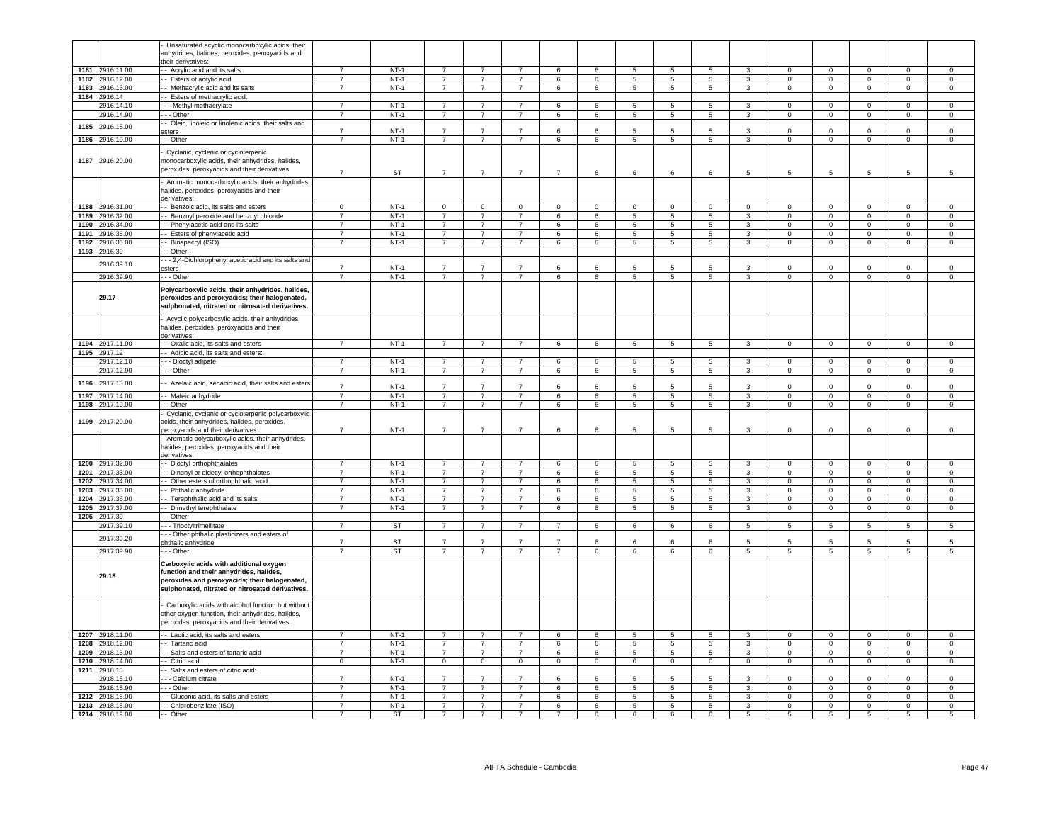| | | Unsaturated acyclic monocarboxylic acids, their anhydrides, halides, peroxides, peroxyacids and their derivatives: | | | | | | | | | | | | | | | |
|---|---|---|---|---|---|---|---|---|---|---|---|---|---|---|---|---|---|
| 1181 | 2916.11.00 | - - Acrylic acid and its salts | 7 | NT-1 | 7 | 7 | 7 | 6 | 6 | 5 | 5 | 5 | 3 | 0 | 0 | 0 | 0 | 0 |
| 1182 | 2916.12.00 | - - Esters of acrylic acid | 7 | NT-1 | 7 | 7 | 7 | 6 | 6 | 5 | 5 | 5 | 3 | 0 | 0 | 0 | 0 | 0 |
| 1183 | 2916.13.00 | - - Methacrylic acid and its salts | 7 | NT-1 | 7 | 7 | 7 | 6 | 6 | 5 | 5 | 5 | 3 | 0 | 0 | 0 | 0 | 0 |
| 1184 | 2916.14 | - - Esters of methacrylic acid: | | | | | | | | | | | | | | | | |
| | 2916.14.10 | - - - Methyl methacrylate | 7 | NT-1 | 7 | 7 | 7 | 6 | 6 | 5 | 5 | 5 | 3 | 0 | 0 | 0 | 0 | 0 |
| | 2916.14.90 | - - - Other | 7 | NT-1 | 7 | 7 | 7 | 6 | 6 | 5 | 5 | 5 | 3 | 0 | 0 | 0 | 0 | 0 |
| 1185 | 2916.15.00 | - - Oleic, linoleic or linolenic acids, their salts and esters | 7 | NT-1 | 7 | 7 | 7 | 6 | 6 | 5 | 5 | 5 | 3 | 0 | 0 | 0 | 0 | 0 |
| 1186 | 2916.19.00 | - - Other | 7 | NT-1 | 7 | 7 | 7 | 6 | 6 | 5 | 5 | 5 | 3 | 0 | 0 | 0 | 0 | 0 |
| 1187 | 2916.20.00 | - Cyclanic, cyclenic or cycloterpenic monocarboxylic acids, their anhydrides, halides, peroxides, peroxyacids and their derivatives | 7 | ST | 7 | 7 | 7 | 7 | 6 | 6 | 6 | 6 | 5 | 5 | 5 | 5 | 5 | 5 |
| | | - Aromatic monocarboxylic acids, their anhydrides, halides, peroxides, peroxyacids and their derivatives: | | | | | | | | | | | | | | | | |
| 1188 | 2916.31.00 | - - Benzoic acid, its salts and esters | 0 | NT-1 | 0 | 0 | 0 | 0 | 0 | 0 | 0 | 0 | 0 | 0 | 0 | 0 | 0 | 0 |
| 1189 | 2916.32.00 | - - Benzoyl peroxide and benzoyl chloride | 7 | NT-1 | 7 | 7 | 7 | 6 | 6 | 5 | 5 | 5 | 3 | 0 | 0 | 0 | 0 | 0 |
| 1190 | 2916.34.00 | - - Phenylacetic acid and its salts | 7 | NT-1 | 7 | 7 | 7 | 6 | 6 | 5 | 5 | 5 | 3 | 0 | 0 | 0 | 0 | 0 |
| 1191 | 2916.35.00 | - - Esters of phenylacetic acid | 7 | NT-1 | 7 | 7 | 7 | 6 | 6 | 5 | 5 | 5 | 3 | 0 | 0 | 0 | 0 | 0 |
| 1192 | 2916.36.00 | - - Binapacryl (ISO) | 7 | NT-1 | 7 | 7 | 7 | 6 | 6 | 5 | 5 | 5 | 3 | 0 | 0 | 0 | 0 | 0 |
| 1193 | 2916.39 | - - Other: | | | | | | | | | | | | | | | | |
| | 2916.39.10 | - - - 2,4-Dichlorophenyl acetic acid and its salts and esters | 7 | NT-1 | 7 | 7 | 7 | 6 | 6 | 5 | 5 | 5 | 3 | 0 | 0 | 0 | 0 | 0 |
| | 2916.39.90 | - - - Other | 7 | NT-1 | 7 | 7 | 7 | 6 | 6 | 5 | 5 | 5 | 3 | 0 | 0 | 0 | 0 | 0 |
| | **29.17** | **Polycarboxylic acids, their anhydrides, halides, peroxides and peroxyacids; their halogenated, sulphonated, nitrated or nitrosated derivatives.** | | | | | | | | | | | | | | | | |
| | | - Acyclic polycarboxylic acids, their anhydrides, halides, peroxides, peroxyacids and their derivatives: | | | | | | | | | | | | | | | | |
| 1194 | 2917.11.00 | - - Oxalic acid, its salts and esters | 7 | NT-1 | 7 | 7 | 7 | 6 | 6 | 5 | 5 | 5 | 3 | 0 | 0 | 0 | 0 | 0 |
| 1195 | 2917.12 | - - Adipic acid, its salts and esters: | | | | | | | | | | | | | | | | |
| | 2917.12.10 | - - - Dioctyl adipate | 7 | NT-1 | 7 | 7 | 7 | 6 | 6 | 5 | 5 | 5 | 3 | 0 | 0 | 0 | 0 | 0 |
| | 2917.12.90 | - - - Other | 7 | NT-1 | 7 | 7 | 7 | 6 | 6 | 5 | 5 | 5 | 3 | 0 | 0 | 0 | 0 | 0 |
| 1196 | 2917.13.00 | - - Azelaic acid, sebacic acid, their salts and esters | 7 | NT-1 | 7 | 7 | 7 | 6 | 6 | 5 | 5 | 5 | 3 | 0 | 0 | 0 | 0 | 0 |
| 1197 | 2917.14.00 | - - Maleic anhydride | 7 | NT-1 | 7 | 7 | 7 | 6 | 6 | 5 | 5 | 5 | 3 | 0 | 0 | 0 | 0 | 0 |
| 1198 | 2917.19.00 | - - Other | 7 | NT-1 | 7 | 7 | 7 | 6 | 6 | 5 | 5 | 5 | 3 | 0 | 0 | 0 | 0 | 0 |
| 1199 | 2917.20.00 | - Cyclanic, cyclenic or cycloterpenic polycarboxylic acids, their anhydrides, halides, peroxides, peroxyacids and their derivatives | 7 | NT-1 | 7 | 7 | 7 | 6 | 6 | 5 | 5 | 5 | 3 | 0 | 0 | 0 | 0 | 0 |
| | | - Aromatic polycarboxylic acids, their anhydrides, halides, peroxides, peroxyacids and their derivatives: | | | | | | | | | | | | | | | | |
| 1200 | 2917.32.00 | - - Dioctyl orthophthalates | 7 | NT-1 | 7 | 7 | 7 | 6 | 6 | 5 | 5 | 5 | 3 | 0 | 0 | 0 | 0 | 0 |
| 1201 | 2917.33.00 | - - Dinonyl or didecyl orthophthalates | 7 | NT-1 | 7 | 7 | 7 | 6 | 6 | 5 | 5 | 5 | 3 | 0 | 0 | 0 | 0 | 0 |
| 1202 | 2917.34.00 | - - Other esters of orthophthalic acid | 7 | NT-1 | 7 | 7 | 7 | 6 | 6 | 5 | 5 | 5 | 3 | 0 | 0 | 0 | 0 | 0 |
| 1203 | 2917.35.00 | - - Phthalic anhydride | 7 | NT-1 | 7 | 7 | 7 | 6 | 6 | 5 | 5 | 5 | 3 | 0 | 0 | 0 | 0 | 0 |
| 1204 | 2917.36.00 | - - Terephthalic acid and its salts | 7 | NT-1 | 7 | 7 | 7 | 6 | 6 | 5 | 5 | 5 | 3 | 0 | 0 | 0 | 0 | 0 |
| 1205 | 2917.37.00 | - - Dimethyl terephthalate | 7 | NT-1 | 7 | 7 | 7 | 6 | 6 | 5 | 5 | 5 | 3 | 0 | 0 | 0 | 0 | 0 |
| 1206 | 2917.39 | - - Other: | | | | | | | | | | | | | | | | |
| | 2917.39.10 | - - - Trioctyltrimellitate | 7 | ST | 7 | 7 | 7 | 7 | 6 | 6 | 6 | 6 | 5 | 5 | 5 | 5 | 5 | 5 |
| | 2917.39.20 | - - - Other phthalic plasticizers and esters of phthalic anhydride | 7 | ST | 7 | 7 | 7 | 7 | 6 | 6 | 6 | 6 | 5 | 5 | 5 | 5 | 5 | 5 |
| | 2917.39.90 | - - - Other | 7 | ST | 7 | 7 | 7 | 7 | 6 | 6 | 6 | 6 | 5 | 5 | 5 | 5 | 5 | 5 |
| | **29.18** | **Carboxylic acids with additional oxygen function and their anhydrides, halides, peroxides and peroxyacids; their halogenated, sulphonated, nitrated or nitrosated derivatives.** | | | | | | | | | | | | | | | | |
| | | - Carboxylic acids with alcohol function but without other oxygen function, their anhydrides, halides, peroxides, peroxyacids and their derivatives: | | | | | | | | | | | | | | | | |
| 1207 | 2918.11.00 | - - Lactic acid, its salts and esters | 7 | NT-1 | 7 | 7 | 7 | 6 | 6 | 5 | 5 | 5 | 3 | 0 | 0 | 0 | 0 | 0 |
| 1208 | 2918.12.00 | - - Tartaric acid | 7 | NT-1 | 7 | 7 | 7 | 6 | 6 | 5 | 5 | 5 | 3 | 0 | 0 | 0 | 0 | 0 |
| 1209 | 2918.13.00 | - - Salts and esters of tartaric acid | 7 | NT-1 | 7 | 7 | 7 | 6 | 6 | 5 | 5 | 5 | 3 | 0 | 0 | 0 | 0 | 0 |
| 1210 | 2918.14.00 | - - Citric acid | 0 | NT-1 | 0 | 0 | 0 | 0 | 0 | 0 | 0 | 0 | 0 | 0 | 0 | 0 | 0 | 0 |
| 1211 | 2918.15 | - - Salts and esters of citric acid: | | | | | | | | | | | | | | | | |
| | 2918.15.10 | - - - Calcium citrate | 7 | NT-1 | 7 | 7 | 7 | 6 | 6 | 5 | 5 | 5 | 3 | 0 | 0 | 0 | 0 | 0 |
| | 2918.15.90 | - - - Other | 7 | NT-1 | 7 | 7 | 7 | 6 | 6 | 5 | 5 | 5 | 3 | 0 | 0 | 0 | 0 | 0 |
| 1212 | 2918.16.00 | - - Gluconic acid, its salts and esters | 7 | NT-1 | 7 | 7 | 7 | 6 | 6 | 5 | 5 | 5 | 3 | 0 | 0 | 0 | 0 | 0 |
| 1213 | 2918.18.00 | - - Chlorobenzilate (ISO) | 7 | NT-1 | 7 | 7 | 7 | 6 | 6 | 5 | 5 | 5 | 3 | 0 | 0 | 0 | 0 | 0 |
| 1214 | 2918.19.00 | - - Other | 7 | ST | 7 | 7 | 7 | 7 | 6 | 6 | 6 | 6 | 5 | 5 | 5 | 5 | 5 | 5 |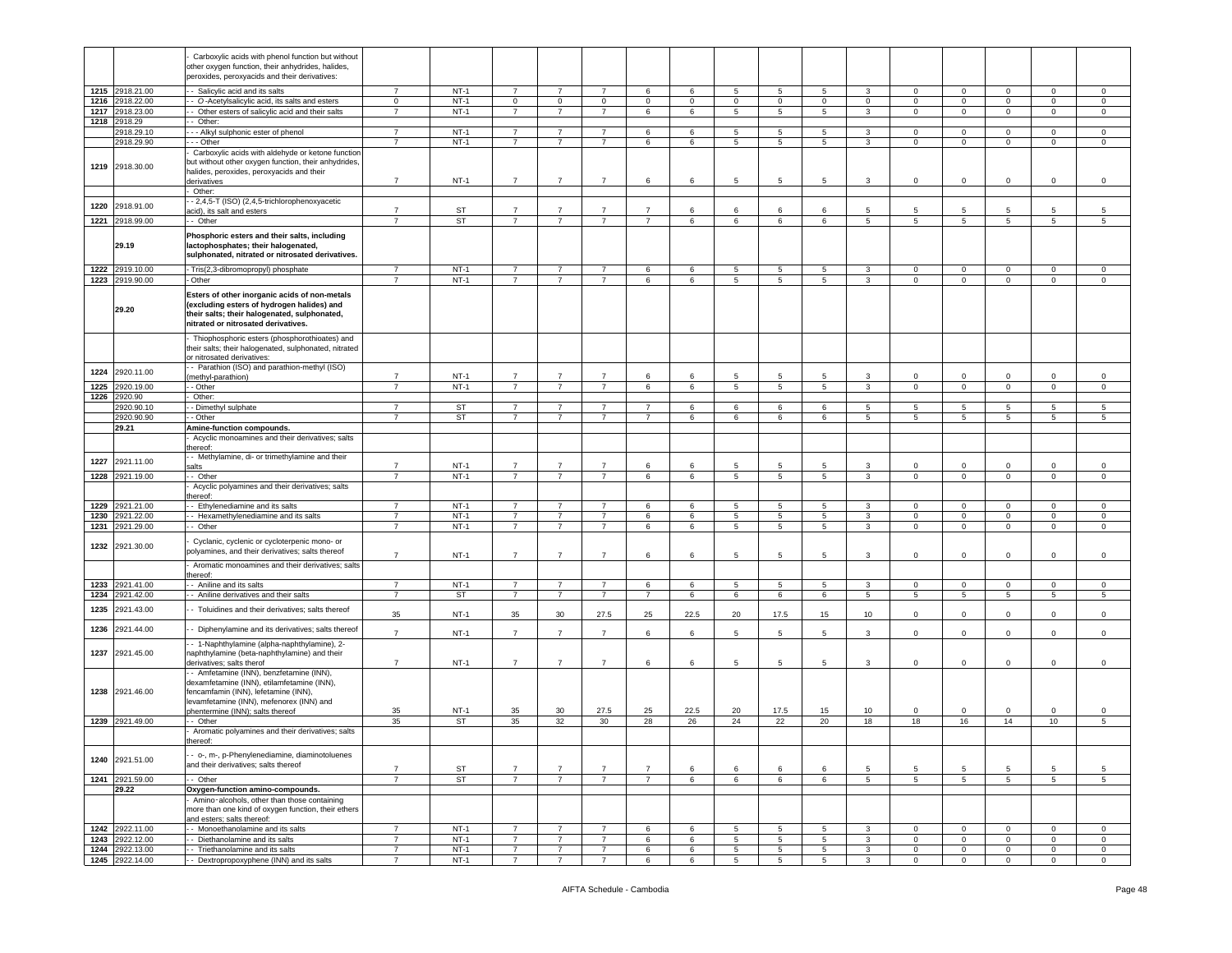| | | - Carboxylic acids with phenol function but without other oxygen function, their anhydrides, halides, peroxides, peroxyacids and their derivatives: | | | | | | | | | | | | | | | | |
|---|---|---|---|---|---|---|---|---|---|---|---|---|---|---|---|---|---|---|
| 1215 | 2918.21.00 | - - Salicylic acid and its salts | 7 | NT-1 | 7 | 7 | 7 | 6 | 6 | 5 | 5 | 5 | 3 | 0 | 0 | 0 | 0 | 0 |
| 1216 | 2918.22.00 | - - *O*-Acetylsalicylic acid, its salts and esters | 0 | NT-1 | 0 | 0 | 0 | 0 | 0 | 0 | 0 | 0 | 0 | 0 | 0 | 0 | 0 | 0 |
| 1217 | 2918.23.00 | - - Other esters of salicylic acid and their salts | 7 | NT-1 | 7 | 7 | 7 | 6 | 6 | 5 | 5 | 5 | 3 | 0 | 0 | 0 | 0 | 0 |
| 1218 | 2918.29 | - - Other: | | | | | | | | | | | | | | | | |
| | 2918.29.10 | - - - Alkyl sulphonic ester of phenol | 7 | NT-1 | 7 | 7 | 7 | 6 | 6 | 5 | 5 | 5 | 3 | 0 | 0 | 0 | 0 | 0 |
| | 2918.29.90 | - - - Other | 7 | NT-1 | 7 | 7 | 7 | 6 | 6 | 5 | 5 | 5 | 3 | 0 | 0 | 0 | 0 | 0 |
| 1219 | 2918.30.00 | - Carboxylic acids with aldehyde or ketone function but without other oxygen function, their anhydrides, halides, peroxides, peroxyacids and their derivatives | 7 | NT-1 | 7 | 7 | 7 | 6 | 6 | 5 | 5 | 5 | 3 | 0 | 0 | 0 | 0 | 0 |
| | | - Other: | | | | | | | | | | | | | | | | |
| 1220 | 2918.91.00 | - - 2,4,5-T (ISO) (2,4,5-trichlorophenoxyacetic acid), its salt and esters | 7 | ST | 7 | 7 | 7 | 7 | 6 | 6 | 6 | 6 | 5 | 5 | 5 | 5 | 5 | 5 |
| 1221 | 2918.99.00 | - - Other | 7 | ST | 7 | 7 | 7 | 7 | 6 | 6 | 6 | 6 | 5 | 5 | 5 | 5 | 5 | 5 |
| | 29.19 | **Phosphoric esters and their salts, including lactophosphates; their halogenated, sulphonated, nitrated or nitrosated derivatives.** | | | | | | | | | | | | | | | | |
| 1222 | 2919.10.00 | - Tris(2,3-dibromopropyl) phosphate | 7 | NT-1 | 7 | 7 | 7 | 6 | 6 | 5 | 5 | 5 | 3 | 0 | 0 | 0 | 0 | 0 |
| 1223 | 2919.90.00 | - Other | 7 | NT-1 | 7 | 7 | 7 | 6 | 6 | 5 | 5 | 5 | 3 | 0 | 0 | 0 | 0 | 0 |
| | 29.20 | **Esters of other inorganic acids of non-metals (excluding esters of hydrogen halides) and their salts; their halogenated, sulphonated, nitrated or nitrosated derivatives.** | | | | | | | | | | | | | | | | |
| | | - Thiophosphoric esters (phosphorothioates) and their salts; their halogenated, sulphonated, nitrated or nitrosated derivatives: | | | | | | | | | | | | | | | | |
| 1224 | 2920.11.00 | - - Parathion (ISO) and parathion-methyl (ISO) (methyl-parathion) | 7 | NT-1 | 7 | 7 | 7 | 6 | 6 | 5 | 5 | 5 | 3 | 0 | 0 | 0 | 0 | 0 |
| 1225 | 2920.19.00 | - - Other | 7 | NT-1 | 7 | 7 | 7 | 6 | 6 | 5 | 5 | 5 | 3 | 0 | 0 | 0 | 0 | 0 |
| 1226 | 2920.90 | - Other: | | | | | | | | | | | | | | | | |
| | 2920.90.10 | - - Dimethyl sulphate | 7 | ST | 7 | 7 | 7 | 7 | 6 | 6 | 6 | 6 | 5 | 5 | 5 | 5 | 5 | 5 |
| | 2920.90.90 | - - Other | 7 | ST | 7 | 7 | 7 | 7 | 6 | 6 | 6 | 6 | 5 | 5 | 5 | 5 | 5 | 5 |
| | 29.21 | **Amine-function compounds.** | | | | | | | | | | | | | | | | |
| | | - Acyclic monoamines and their derivatives; salts thereof: | | | | | | | | | | | | | | | | |
| 1227 | 2921.11.00 | - - Methylamine, di- or trimethylamine and their salts | 7 | NT-1 | 7 | 7 | 7 | 6 | 6 | 5 | 5 | 5 | 3 | 0 | 0 | 0 | 0 | 0 |
| 1228 | 2921.19.00 | - - Other | 7 | NT-1 | 7 | 7 | 7 | 6 | 6 | 5 | 5 | 5 | 3 | 0 | 0 | 0 | 0 | 0 |
| | | - Acyclic polyamines and their derivatives; salts thereof: | | | | | | | | | | | | | | | | |
| 1229 | 2921.21.00 | - - Ethylenediamine and its salts | 7 | NT-1 | 7 | 7 | 7 | 6 | 6 | 5 | 5 | 5 | 3 | 0 | 0 | 0 | 0 | 0 |
| 1230 | 2921.22.00 | - - Hexamethylenediamine and its salts | 7 | NT-1 | 7 | 7 | 7 | 6 | 6 | 5 | 5 | 5 | 3 | 0 | 0 | 0 | 0 | 0 |
| 1231 | 2921.29.00 | - - Other | 7 | NT-1 | 7 | 7 | 7 | 6 | 6 | 5 | 5 | 5 | 3 | 0 | 0 | 0 | 0 | 0 |
| 1232 | 2921.30.00 | - Cyclanic, cyclenic or cycloterpenic mono- or polyamines, and their derivatives; salts thereof | 7 | NT-1 | 7 | 7 | 7 | 6 | 6 | 5 | 5 | 5 | 3 | 0 | 0 | 0 | 0 | 0 |
| | | - Aromatic monoamines and their derivatives; salts thereof: | | | | | | | | | | | | | | | | |
| 1233 | 2921.41.00 | - - Aniline and its salts | 7 | NT-1 | 7 | 7 | 7 | 6 | 6 | 5 | 5 | 5 | 3 | 0 | 0 | 0 | 0 | 0 |
| 1234 | 2921.42.00 | - - Aniline derivatives and their salts | 7 | ST | 7 | 7 | 7 | 7 | 6 | 6 | 6 | 6 | 5 | 5 | 5 | 5 | 5 | 5 |
| 1235 | 2921.43.00 | - - Toluidines and their derivatives; salts thereof | 35 | NT-1 | 35 | 30 | 27.5 | 25 | 22.5 | 20 | 17.5 | 15 | 10 | 0 | 0 | 0 | 0 | 0 |
| 1236 | 2921.44.00 | - - Diphenylamine and its derivatives; salts thereof | 7 | NT-1 | 7 | 7 | 7 | 6 | 6 | 5 | 5 | 5 | 3 | 0 | 0 | 0 | 0 | 0 |
| 1237 | 2921.45.00 | - - 1-Naphthylamine (alpha-naphthylamine), 2-naphthylamine (beta-naphthylamine) and their derivatives; salts therof | 7 | NT-1 | 7 | 7 | 7 | 6 | 6 | 5 | 5 | 5 | 3 | 0 | 0 | 0 | 0 | 0 |
| 1238 | 2921.46.00 | - - Amfetamine (INN), benzfetamine (INN), dexamfetamine (INN), etilamfetamine (INN), fencamfamin (INN), lefetamine (INN), levamfetamine (INN), mefenorex (INN) and phentermine (INN); salts thereof | 35 | NT-1 | 35 | 30 | 27.5 | 25 | 22.5 | 20 | 17.5 | 15 | 10 | 0 | 0 | 0 | 0 | 0 |
| 1239 | 2921.49.00 | - - Other | 35 | ST | 35 | 32 | 30 | 28 | 26 | 24 | 22 | 20 | 18 | 18 | 16 | 14 | 10 | 5 |
| | | - Aromatic polyamines and their derivatives; salts thereof: | | | | | | | | | | | | | | | | |
| 1240 | 2921.51.00 | - - o-, m-, p-Phenylenediamine, diaminotoluenes and their derivatives; salts thereof | 7 | ST | 7 | 7 | 7 | 7 | 6 | 6 | 6 | 6 | 5 | 5 | 5 | 5 | 5 | 5 |
| 1241 | 2921.59.00 | - - Other | 7 | ST | 7 | 7 | 7 | 7 | 6 | 6 | 6 | 6 | 5 | 5 | 5 | 5 | 5 | 5 |
| | 29.22 | **Oxygen-function amino-compounds.** | | | | | | | | | | | | | | | | |
| | | - Amino-alcohols, other than those containing more than one kind of oxygen function, their ethers and esters; salts thereof: | | | | | | | | | | | | | | | | |
| 1242 | 2922.11.00 | - - Monoethanolamine and its salts | 7 | NT-1 | 7 | 7 | 7 | 6 | 6 | 5 | 5 | 5 | 3 | 0 | 0 | 0 | 0 | 0 |
| 1243 | 2922.12.00 | - - Diethanolamine and its salts | 7 | NT-1 | 7 | 7 | 7 | 6 | 6 | 5 | 5 | 5 | 3 | 0 | 0 | 0 | 0 | 0 |
| 1244 | 2922.13.00 | - - Triethanolamine and its salts | 7 | NT-1 | 7 | 7 | 7 | 6 | 6 | 5 | 5 | 5 | 3 | 0 | 0 | 0 | 0 | 0 |
| 1245 | 2922.14.00 | - - Dextropropoxyphene (INN) and its salts | 7 | NT-1 | 7 | 7 | 7 | 6 | 6 | 5 | 5 | 5 | 3 | 0 | 0 | 0 | 0 | 0 |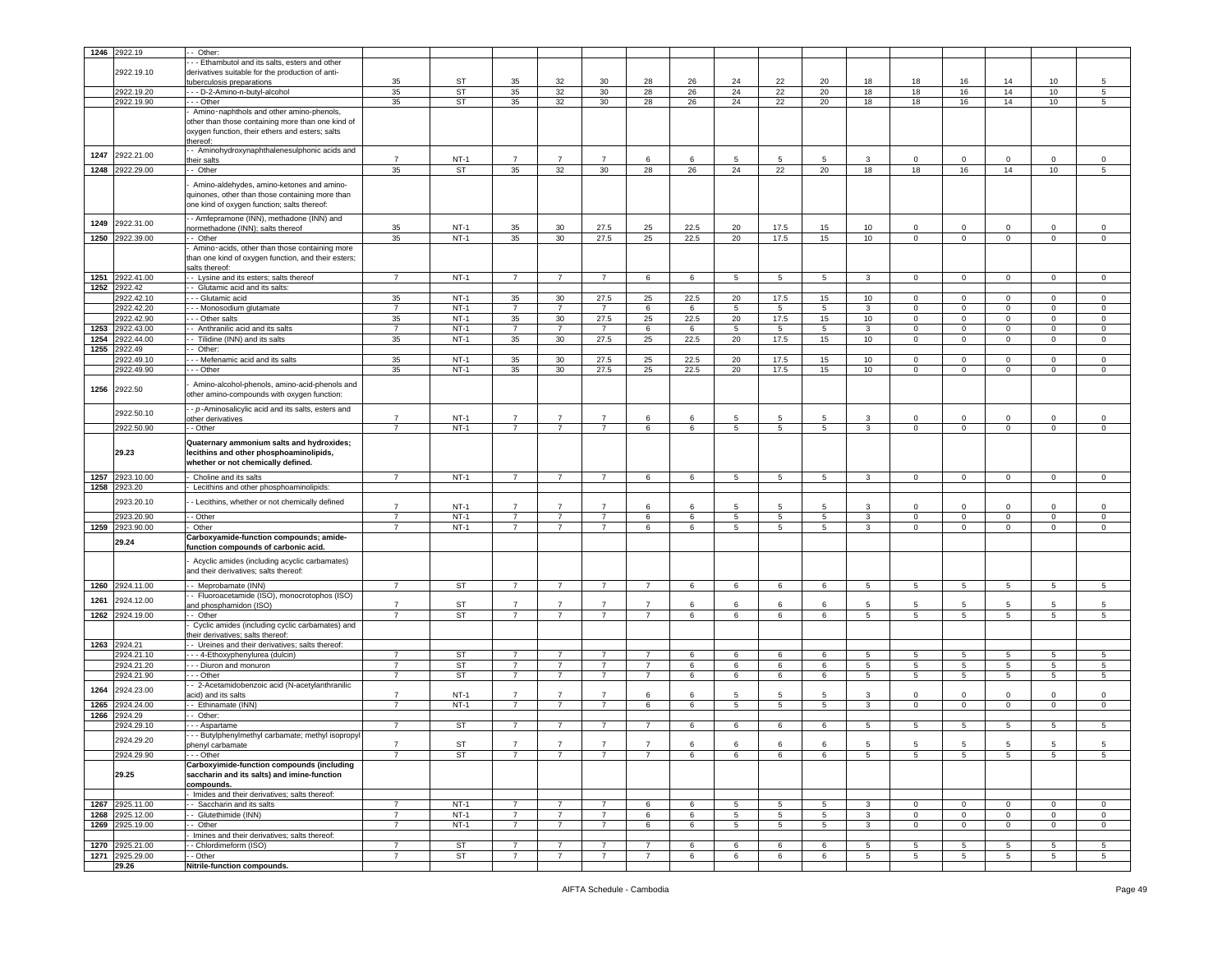| 1246 | 2922.19 | - - Other: | | | | | | | | | | | | | | | |
|---|---|---|---|---|---|---|---|---|---|---|---|---|---|---|---|---|---|
| | 2922.19.10 | - - - Ethambutol and its salts, esters and other derivatives suitable for the production of anti-tuberculosis preparations | 35 | ST | 35 | 32 | 30 | 28 | 26 | 24 | 22 | 20 | 18 | 18 | 16 | 14 | 10 | 5 |
| | 2922.19.20 | - - - D-2-Amino-n-butyl-alcohol | 35 | ST | 35 | 32 | 30 | 28 | 26 | 24 | 22 | 20 | 18 | 18 | 16 | 14 | 10 | 5 |
| | 2922.19.90 | - - - Other | 35 | ST | 35 | 32 | 30 | 28 | 26 | 24 | 22 | 20 | 18 | 18 | 16 | 14 | 10 | 5 |
| | | - Amino-naphthols and other amino-phenols, other than those containing more than one kind of oxygen function, their ethers and esters; salts thereof: | | | | | | | | | | | | | | | | |
| 1247 | 2922.21.00 | - - Aminohydroxynaphthalenesulphonic acids and their salts | 7 | NT-1 | 7 | 7 | 7 | 6 | 6 | 5 | 5 | 5 | 3 | 0 | 0 | 0 | 0 | 0 |
| 1248 | 2922.29.00 | - - Other | 35 | ST | 35 | 32 | 30 | 28 | 26 | 24 | 22 | 20 | 18 | 18 | 16 | 14 | 10 | 5 |
| | | - Amino-aldehydes, amino-ketones and amino-quinones, other than those containing more than one kind of oxygen function; salts thereof: | | | | | | | | | | | | | | | | |
| 1249 | 2922.31.00 | - - Amfepramone (INN), methadone (INN) and normethadone (INN); salts thereof | 35 | NT-1 | 35 | 30 | 27.5 | 25 | 22.5 | 20 | 17.5 | 15 | 10 | 0 | 0 | 0 | 0 | 0 |
| 1250 | 2922.39.00 | - - Other | 35 | NT-1 | 35 | 30 | 27.5 | 25 | 22.5 | 20 | 17.5 | 15 | 10 | 0 | 0 | 0 | 0 | 0 |
| | | - Amino-acids, other than those containing more than one kind of oxygen function, and their esters; salts thereof: | | | | | | | | | | | | | | | | |
| 1251 | 2922.41.00 | - - Lysine and its esters; salts thereof | 7 | NT-1 | 7 | 7 | 7 | 6 | 6 | 5 | 5 | 5 | 3 | 0 | 0 | 0 | 0 | 0 |
| 1252 | 2922.42 | - - Glutamic acid and its salts: | | | | | | | | | | | | | | | | |
| | 2922.42.10 | - - - Glutamic acid | 35 | NT-1 | 35 | 30 | 27.5 | 25 | 22.5 | 20 | 17.5 | 15 | 10 | 0 | 0 | 0 | 0 | 0 |
| | 2922.42.20 | - - - Monosodium glutamate | 7 | NT-1 | 7 | 7 | 7 | 6 | 6 | 5 | 5 | 5 | 3 | 0 | 0 | 0 | 0 | 0 |
| | 2922.42.90 | - - - Other salts | 35 | NT-1 | 35 | 30 | 27.5 | 25 | 22.5 | 20 | 17.5 | 15 | 10 | 0 | 0 | 0 | 0 | 0 |
| 1253 | 2922.43.00 | - - Anthranilic acid and its salts | 7 | NT-1 | 7 | 7 | 7 | 6 | 6 | 5 | 5 | 5 | 3 | 0 | 0 | 0 | 0 | 0 |
| 1254 | 2922.44.00 | - - Tilidine (INN) and its salts | 35 | NT-1 | 35 | 30 | 27.5 | 25 | 22.5 | 20 | 17.5 | 15 | 10 | 0 | 0 | 0 | 0 | 0 |
| 1255 | 2922.49 | - - Other: | | | | | | | | | | | | | | | | |
| | 2922.49.10 | - - - Mefenamic acid and its salts | 35 | NT-1 | 35 | 30 | 27.5 | 25 | 22.5 | 20 | 17.5 | 15 | 10 | 0 | 0 | 0 | 0 | 0 |
| | 2922.49.90 | - - - Other | 35 | NT-1 | 35 | 30 | 27.5 | 25 | 22.5 | 20 | 17.5 | 15 | 10 | 0 | 0 | 0 | 0 | 0 |
| 1256 | 2922.50 | - Amino-alcohol-phenols, amino-acid-phenols and other amino-compounds with oxygen function: | | | | | | | | | | | | | | | | |
| | 2922.50.10 | - - *p*-Aminosalicylic acid and its salts, esters and other derivatives | 7 | NT-1 | 7 | 7 | 7 | 6 | 6 | 5 | 5 | 5 | 3 | 0 | 0 | 0 | 0 | 0 |
| | 2922.50.90 | - - Other | 7 | NT-1 | 7 | 7 | 7 | 6 | 6 | 5 | 5 | 5 | 3 | 0 | 0 | 0 | 0 | 0 |
| | **29.23** | **Quaternary ammonium salts and hydroxides; lecithins and other phosphoaminolipids, whether or not chemically defined.** | | | | | | | | | | | | | | | | |
| 1257 | 2923.10.00 | - Choline and its salts | 7 | NT-1 | 7 | 7 | 7 | 6 | 6 | 5 | 5 | 5 | 3 | 0 | 0 | 0 | 0 | 0 |
| 1258 | 2923.20 | - Lecithins and other phosphoaminolipids: | | | | | | | | | | | | | | | | |
| | 2923.20.10 | - - Lecithins, whether or not chemically defined | 7 | NT-1 | 7 | 7 | 7 | 6 | 6 | 5 | 5 | 5 | 3 | 0 | 0 | 0 | 0 | 0 |
| | 2923.20.90 | - - Other | 7 | NT-1 | 7 | 7 | 7 | 6 | 6 | 5 | 5 | 5 | 3 | 0 | 0 | 0 | 0 | 0 |
| 1259 | 2923.90.00 | - Other | 7 | NT-1 | 7 | 7 | 7 | 6 | 6 | 5 | 5 | 5 | 3 | 0 | 0 | 0 | 0 | 0 |
| | **29.24** | **Carboxyamide-function compounds; amide-function compounds of carbonic acid.** | | | | | | | | | | | | | | | | |
| | | - Acyclic amides (including acyclic carbamates) and their derivatives; salts thereof: | | | | | | | | | | | | | | | | |
| 1260 | 2924.11.00 | - - Meprobamate (INN) | 7 | ST | 7 | 7 | 7 | 7 | 6 | 6 | 6 | 6 | 5 | 5 | 5 | 5 | 5 | 5 |
| 1261 | 2924.12.00 | - - Fluoroacetamide (ISO), monocrotophos (ISO) and phosphamidon (ISO) | 7 | ST | 7 | 7 | 7 | 7 | 6 | 6 | 6 | 6 | 5 | 5 | 5 | 5 | 5 | 5 |
| 1262 | 2924.19.00 | - - Other | 7 | ST | 7 | 7 | 7 | 7 | 6 | 6 | 6 | 6 | 5 | 5 | 5 | 5 | 5 | 5 |
| | | - Cyclic amides (including cyclic carbamates) and their derivatives; salts thereof: | | | | | | | | | | | | | | | | |
| 1263 | 2924.21 | - - Ureines and their derivatives; salts thereof: | | | | | | | | | | | | | | | | |
| | 2924.21.10 | - - - 4-Ethoxyphenylurea (dulcin) | 7 | ST | 7 | 7 | 7 | 7 | 6 | 6 | 6 | 6 | 5 | 5 | 5 | 5 | 5 | 5 |
| | 2924.21.20 | - - - Diuron and monuron | 7 | ST | 7 | 7 | 7 | 7 | 6 | 6 | 6 | 6 | 5 | 5 | 5 | 5 | 5 | 5 |
| | 2924.21.90 | - - - Other | 7 | ST | 7 | 7 | 7 | 7 | 6 | 6 | 6 | 6 | 5 | 5 | 5 | 5 | 5 | 5 |
| 1264 | 2924.23.00 | - - 2-Acetamidobenzoic acid (N-acetylanthranilic acid) and its salts | 7 | NT-1 | 7 | 7 | 7 | 6 | 6 | 5 | 5 | 5 | 3 | 0 | 0 | 0 | 0 | 0 |
| 1265 | 2924.24.00 | - - Ethinamate (INN) | 7 | NT-1 | 7 | 7 | 7 | 6 | 6 | 5 | 5 | 5 | 3 | 0 | 0 | 0 | 0 | 0 |
| 1266 | 2924.29 | - - Other: | | | | | | | | | | | | | | | | |
| | 2924.29.10 | - - - Aspartame | 7 | ST | 7 | 7 | 7 | 7 | 6 | 6 | 6 | 6 | 5 | 5 | 5 | 5 | 5 | 5 |
| | 2924.29.20 | - - - Butylphenylmethyl carbamate; methyl isopropyl phenyl carbamate | 7 | ST | 7 | 7 | 7 | 7 | 6 | 6 | 6 | 6 | 5 | 5 | 5 | 5 | 5 | 5 |
| | 2924.29.90 | - - - Other | 7 | ST | 7 | 7 | 7 | 7 | 6 | 6 | 6 | 6 | 5 | 5 | 5 | 5 | 5 | 5 |
| | **29.25** | **Carboxyimide-function compounds (including saccharin and its salts) and imine-function compounds.** | | | | | | | | | | | | | | | | |
| | | - Imides and their derivatives; salts thereof: | | | | | | | | | | | | | | | | |
| 1267 | 2925.11.00 | - - Saccharin and its salts | 7 | NT-1 | 7 | 7 | 7 | 6 | 6 | 5 | 5 | 5 | 3 | 0 | 0 | 0 | 0 | 0 |
| 1268 | 2925.12.00 | - - Glutethimide (INN) | 7 | NT-1 | 7 | 7 | 7 | 6 | 6 | 5 | 5 | 5 | 3 | 0 | 0 | 0 | 0 | 0 |
| 1269 | 2925.19.00 | - - Other | 7 | NT-1 | 7 | 7 | 7 | 6 | 6 | 5 | 5 | 5 | 3 | 0 | 0 | 0 | 0 | 0 |
| | | - Imines and their derivatives; salts thereof: | | | | | | | | | | | | | | | | |
| 1270 | 2925.21.00 | - - Chlordimeform (ISO) | 7 | ST | 7 | 7 | 7 | 7 | 6 | 6 | 6 | 6 | 5 | 5 | 5 | 5 | 5 | 5 |
| 1271 | 2925.29.00 | - - Other | 7 | ST | 7 | 7 | 7 | 7 | 6 | 6 | 6 | 6 | 5 | 5 | 5 | 5 | 5 | 5 |
| | **29.26** | **Nitrile-function compounds.** | | | | | | | | | | | | | | | | |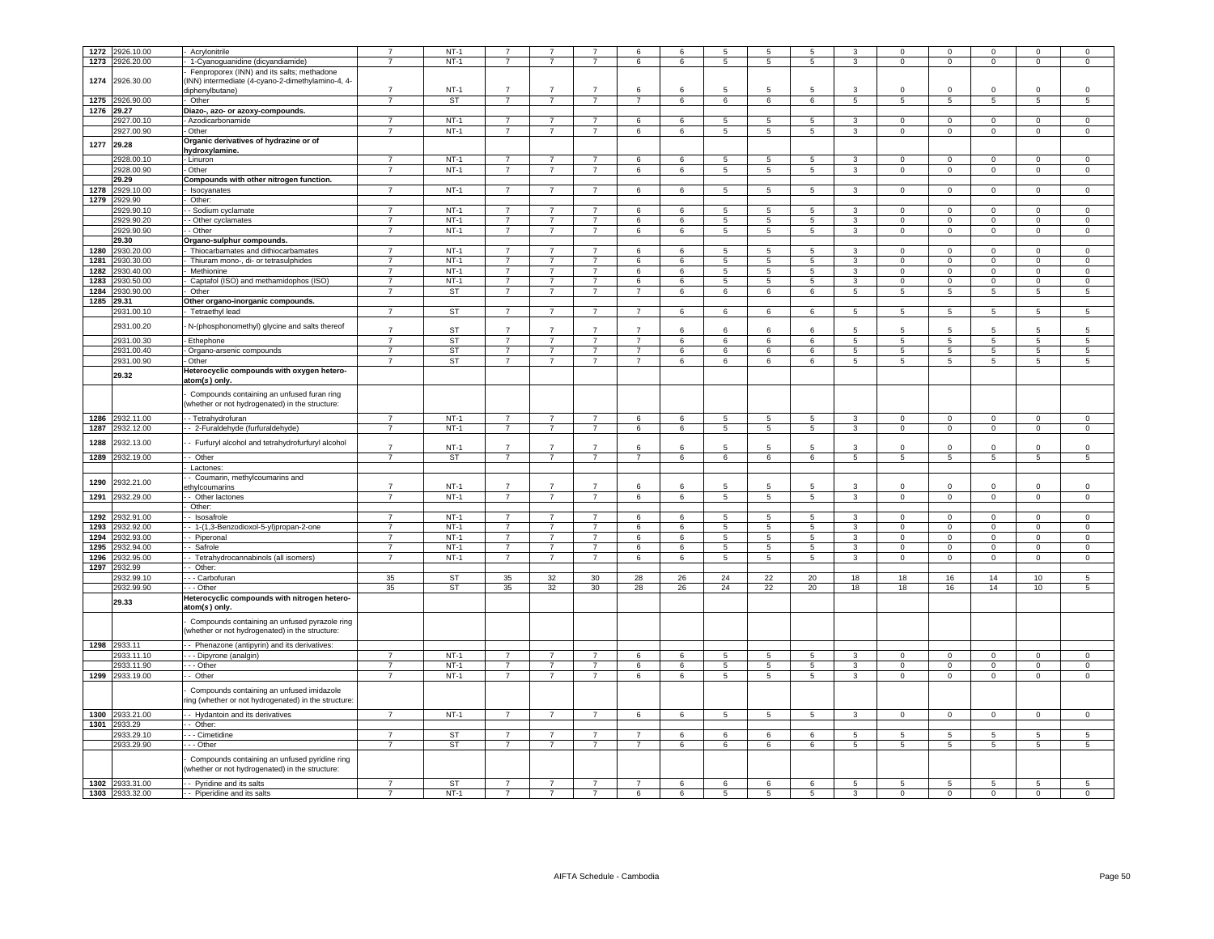| | | | | | | | | | | | | | | | | | |
|---|---|---|---|---|---|---|---|---|---|---|---|---|---|---|---|---|---|
| 1272 | 2926.10.00 | - Acrylonitrile | 7 | NT-1 | 7 | 7 | 7 | 6 | 6 | 5 | 5 | 5 | 3 | 0 | 0 | 0 | 0 | 0 |
| 1273 | 2926.20.00 | - 1-Cyanoguanidine (dicyandiamide) | 7 | NT-1 | 7 | 7 | 7 | 6 | 6 | 5 | 5 | 5 | 3 | 0 | 0 | 0 | 0 | 0 |
| 1274 | 2926.30.00 | - Fenproporex (INN) and its salts; methadone (INN) intermediate (4-cyano-2-dimethylamino-4, 4-diphenylbutane) | 7 | NT-1 | 7 | 7 | 7 | 6 | 6 | 5 | 5 | 5 | 3 | 0 | 0 | 0 | 0 | 0 |
| 1275 | 2926.90.00 | - Other | 7 | ST | 7 | 7 | 7 | 7 | 6 | 6 | 6 | 6 | 5 | 5 | 5 | 5 | 5 | 5 |
| 1276 | 29.27 | Diazo-, azo- or azoxy-compounds. | | | | | | | | | | | | | | | | |
| | 2927.00.10 | - Azodicarbonamide | 7 | NT-1 | 7 | 7 | 7 | 6 | 6 | 5 | 5 | 5 | 3 | 0 | 0 | 0 | 0 | 0 |
| | 2927.00.90 | - Other | 7 | NT-1 | 7 | 7 | 7 | 6 | 6 | 5 | 5 | 5 | 3 | 0 | 0 | 0 | 0 | 0 |
| 1277 | 29.28 | Organic derivatives of hydrazine or of hydroxylamine. | | | | | | | | | | | | | | | | |
| | 2928.00.10 | - Linuron | 7 | NT-1 | 7 | 7 | 7 | 6 | 6 | 5 | 5 | 5 | 3 | 0 | 0 | 0 | 0 | 0 |
| | 2928.00.90 | - Other | 7 | NT-1 | 7 | 7 | 7 | 6 | 6 | 5 | 5 | 5 | 3 | 0 | 0 | 0 | 0 | 0 |
| | 29.29 | Compounds with other nitrogen function. | | | | | | | | | | | | | | | | |
| 1278 | 2929.10.00 | - Isocyanates | 7 | NT-1 | 7 | 7 | 7 | 6 | 6 | 5 | 5 | 5 | 3 | 0 | 0 | 0 | 0 | 0 |
| 1279 | 2929.90 | - Other: | | | | | | | | | | | | | | | | |
| | 2929.90.10 | - - Sodium cyclamate | 7 | NT-1 | 7 | 7 | 7 | 6 | 6 | 5 | 5 | 5 | 3 | 0 | 0 | 0 | 0 | 0 |
| | 2929.90.20 | - - Other cyclamates | 7 | NT-1 | 7 | 7 | 7 | 6 | 6 | 5 | 5 | 5 | 3 | 0 | 0 | 0 | 0 | 0 |
| | 2929.90.90 | - - Other | 7 | NT-1 | 7 | 7 | 7 | 6 | 6 | 5 | 5 | 5 | 3 | 0 | 0 | 0 | 0 | 0 |
| | 29.30 | Organo-sulphur compounds. | | | | | | | | | | | | | | | | |
| 1280 | 2930.20.00 | - Thiocarbamates and dithiocarbamates | 7 | NT-1 | 7 | 7 | 7 | 6 | 6 | 5 | 5 | 5 | 3 | 0 | 0 | 0 | 0 | 0 |
| 1281 | 2930.30.00 | - Thiuram mono-, di- or tetrasulphides | 7 | NT-1 | 7 | 7 | 7 | 6 | 6 | 5 | 5 | 5 | 3 | 0 | 0 | 0 | 0 | 0 |
| 1282 | 2930.40.00 | - Methionine | 7 | NT-1 | 7 | 7 | 7 | 6 | 6 | 5 | 5 | 5 | 3 | 0 | 0 | 0 | 0 | 0 |
| 1283 | 2930.50.00 | - Captafol (ISO) and methamidophos (ISO) | 7 | NT-1 | 7 | 7 | 7 | 6 | 6 | 5 | 5 | 5 | 3 | 0 | 0 | 0 | 0 | 0 |
| 1284 | 2930.90.00 | - Other | 7 | ST | 7 | 7 | 7 | 7 | 6 | 6 | 6 | 6 | 5 | 5 | 5 | 5 | 5 | 5 |
| 1285 | 29.31 | Other organo-inorganic compounds. | | | | | | | | | | | | | | | | |
| | 2931.00.10 | - Tetraethyl lead | 7 | ST | 7 | 7 | 7 | 7 | 6 | 6 | 6 | 6 | 5 | 5 | 5 | 5 | 5 | 5 |
| | 2931.00.20 | - N-(phosphonomethyl) glycine and salts thereof | 7 | ST | 7 | 7 | 7 | 7 | 6 | 6 | 6 | 6 | 5 | 5 | 5 | 5 | 5 | 5 |
| | 2931.00.30 | - Ethephone | 7 | ST | 7 | 7 | 7 | 7 | 6 | 6 | 6 | 6 | 5 | 5 | 5 | 5 | 5 | 5 |
| | 2931.00.40 | - Organo-arsenic compounds | 7 | ST | 7 | 7 | 7 | 7 | 6 | 6 | 6 | 6 | 5 | 5 | 5 | 5 | 5 | 5 |
| | 2931.00.90 | - Other | 7 | ST | 7 | 7 | 7 | 7 | 6 | 6 | 6 | 6 | 5 | 5 | 5 | 5 | 5 | 5 |
| | 29.32 | Heterocyclic compounds with oxygen hetero-atom(s) only. | | | | | | | | | | | | | | | | |
| | | - Compounds containing an unfused furan ring (whether or not hydrogenated) in the structure: | | | | | | | | | | | | | | | | |
| 1286 | 2932.11.00 | - - Tetrahydrofuran | 7 | NT-1 | 7 | 7 | 7 | 6 | 6 | 5 | 5 | 5 | 3 | 0 | 0 | 0 | 0 | 0 |
| 1287 | 2932.12.00 | - - 2-Furaldehyde (furfuraldehyde) | 7 | NT-1 | 7 | 7 | 7 | 6 | 6 | 5 | 5 | 5 | 3 | 0 | 0 | 0 | 0 | 0 |
| 1288 | 2932.13.00 | - - Furfuryl alcohol and tetrahydrofurfuryl alcohol | 7 | NT-1 | 7 | 7 | 7 | 6 | 6 | 5 | 5 | 5 | 3 | 0 | 0 | 0 | 0 | 0 |
| 1289 | 2932.19.00 | - - Other | 7 | ST | 7 | 7 | 7 | 7 | 6 | 6 | 6 | 6 | 5 | 5 | 5 | 5 | 5 | 5 |
| | | - Lactones: | | | | | | | | | | | | | | | | |
| 1290 | 2932.21.00 | - - Coumarin, methylcoumarins and ethylcoumarins | 7 | NT-1 | 7 | 7 | 7 | 6 | 6 | 5 | 5 | 5 | 3 | 0 | 0 | 0 | 0 | 0 |
| 1291 | 2932.29.00 | - - Other lactones | 7 | NT-1 | 7 | 7 | 7 | 6 | 6 | 5 | 5 | 5 | 3 | 0 | 0 | 0 | 0 | 0 |
| | | - Other: | | | | | | | | | | | | | | | | |
| 1292 | 2932.91.00 | - - Isosafrole | 7 | NT-1 | 7 | 7 | 7 | 6 | 6 | 5 | 5 | 5 | 3 | 0 | 0 | 0 | 0 | 0 |
| 1293 | 2932.92.00 | - - 1-(1,3-Benzodioxol-5-yl)propan-2-one | 7 | NT-1 | 7 | 7 | 7 | 6 | 6 | 5 | 5 | 5 | 3 | 0 | 0 | 0 | 0 | 0 |
| 1294 | 2932.93.00 | - - Piperonal | 7 | NT-1 | 7 | 7 | 7 | 6 | 6 | 5 | 5 | 5 | 3 | 0 | 0 | 0 | 0 | 0 |
| 1295 | 2932.94.00 | - - Safrole | 7 | NT-1 | 7 | 7 | 7 | 6 | 6 | 5 | 5 | 5 | 3 | 0 | 0 | 0 | 0 | 0 |
| 1296 | 2932.95.00 | - - Tetrahydrocannabinols (all isomers) | 7 | NT-1 | 7 | 7 | 7 | 6 | 6 | 5 | 5 | 5 | 3 | 0 | 0 | 0 | 0 | 0 |
| 1297 | 2932.99 | - - Other: | | | | | | | | | | | | | | | | |
| | 2932.99.10 | - - - Carbofuran | 35 | ST | 35 | 32 | 30 | 28 | 26 | 24 | 22 | 20 | 18 | 18 | 16 | 14 | 10 | 5 |
| | 2932.99.90 | - - - Other | 35 | ST | 35 | 32 | 30 | 28 | 26 | 24 | 22 | 20 | 18 | 18 | 16 | 14 | 10 | 5 |
| | 29.33 | Heterocyclic compounds with nitrogen hetero-atom(s) only. | | | | | | | | | | | | | | | | |
| | | - Compounds containing an unfused pyrazole ring (whether or not hydrogenated) in the structure: | | | | | | | | | | | | | | | | |
| 1298 | 2933.11 | - - Phenazone (antipyrin) and its derivatives: | | | | | | | | | | | | | | | | |
| | 2933.11.10 | - - - Dipyrone (analgin) | 7 | NT-1 | 7 | 7 | 7 | 6 | 6 | 5 | 5 | 5 | 3 | 0 | 0 | 0 | 0 | 0 |
| | 2933.11.90 | - - - Other | 7 | NT-1 | 7 | 7 | 7 | 6 | 6 | 5 | 5 | 5 | 3 | 0 | 0 | 0 | 0 | 0 |
| 1299 | 2933.19.00 | - - Other | 7 | NT-1 | 7 | 7 | 7 | 6 | 6 | 5 | 5 | 5 | 3 | 0 | 0 | 0 | 0 | 0 |
| | | - Compounds containing an unfused imidazole ring (whether or not hydrogenated) in the structure: | | | | | | | | | | | | | | | | |
| 1300 | 2933.21.00 | - - Hydantoin and its derivatives | 7 | NT-1 | 7 | 7 | 7 | 6 | 6 | 5 | 5 | 5 | 3 | 0 | 0 | 0 | 0 | 0 |
| 1301 | 2933.29 | - - Other: | | | | | | | | | | | | | | | | |
| | 2933.29.10 | - - - Cimetidine | 7 | ST | 7 | 7 | 7 | 7 | 6 | 6 | 6 | 6 | 5 | 5 | 5 | 5 | 5 | 5 |
| | 2933.29.90 | - - - Other | 7 | ST | 7 | 7 | 7 | 7 | 6 | 6 | 6 | 6 | 5 | 5 | 5 | 5 | 5 | 5 |
| | | - Compounds containing an unfused pyridine ring (whether or not hydrogenated) in the structure: | | | | | | | | | | | | | | | | |
| 1302 | 2933.31.00 | - - Pyridine and its salts | 7 | ST | 7 | 7 | 7 | 7 | 6 | 6 | 6 | 6 | 5 | 5 | 5 | 5 | 5 | 5 |
| 1303 | 2933.32.00 | - - Piperidine and its salts | 7 | NT-1 | 7 | 7 | 7 | 6 | 6 | 5 | 5 | 5 | 3 | 0 | 0 | 0 | 0 | 0 |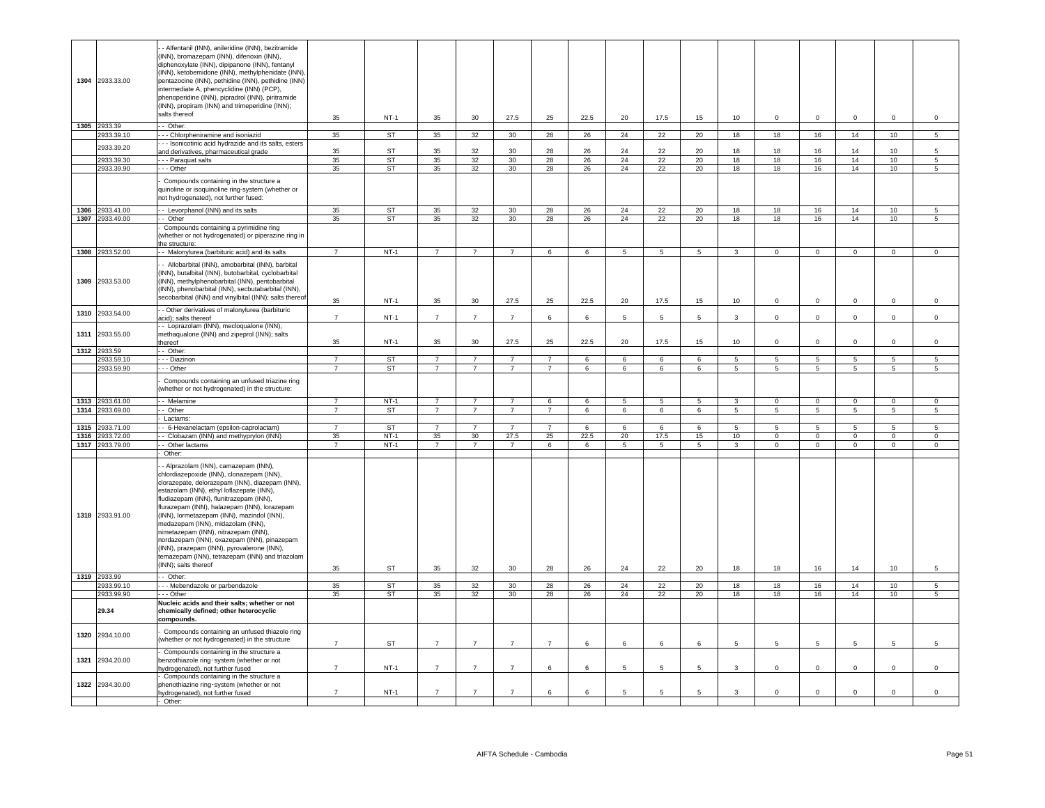| | | | | | | | | | | | | | | | | | |
|---|---|---|---|---|---|---|---|---|---|---|---|---|---|---|---|---|---|
| 1304 | 2933.33.00 | - - Alfentanil (INN), anileridine (INN), bezitramide (INN), bromazepam (INN), difenoxin (INN), diphenoxylate (INN), dipipanone (INN), fentanyl (INN), ketobemidone (INN), methylphenidate (INN), pentazocine (INN), pethidine (INN), pethidine (INN) intermediate A, phencyclidine (INN) (PCP), phenoperidine (INN), pipradrol (INN), piritramide (INN), propiram (INN) and trimeperidine (INN); salts thereof | 35 | NT-1 | 35 | 30 | 27.5 | 25 | 22.5 | 20 | 17.5 | 15 | 10 | 0 | 0 | 0 | 0 | 0 |
| 1305 | 2933.39 | - - Other: | | | | | | | | | | | | | | | | |
| | 2933.39.10 | - - - Chlorpheniramine and isoniazid | 35 | ST | 35 | 32 | 30 | 28 | 26 | 24 | 22 | 20 | 18 | 18 | 16 | 14 | 10 | 5 |
| | 2933.39.20 | - - - Isonicotinic acid hydrazide and its salts, esters and derivatives, pharmaceutical grade | 35 | ST | 35 | 32 | 30 | 28 | 26 | 24 | 22 | 20 | 18 | 18 | 16 | 14 | 10 | 5 |
| | 2933.39.30 | - - - Paraquat salts | 35 | ST | 35 | 32 | 30 | 28 | 26 | 24 | 22 | 20 | 18 | 18 | 16 | 14 | 10 | 5 |
| | 2933.39.90 | - - - Other | 35 | ST | 35 | 32 | 30 | 28 | 26 | 24 | 22 | 20 | 18 | 18 | 16 | 14 | 10 | 5 |
| | | - Compounds containing in the structure a quinoline or isoquinoline ring-system (whether or not hydrogenated), not further fused: | | | | | | | | | | | | | | | | |
| 1306 | 2933.41.00 | - - Levorphanol (INN) and its salts | 35 | ST | 35 | 32 | 30 | 28 | 26 | 24 | 22 | 20 | 18 | 18 | 16 | 14 | 10 | 5 |
| 1307 | 2933.49.00 | - - Other | 35 | ST | 35 | 32 | 30 | 28 | 26 | 24 | 22 | 20 | 18 | 18 | 16 | 14 | 10 | 5 |
| | | - Compounds containing a pyrimidine ring (whether or not hydrogenated) or piperazine ring in the structure: | | | | | | | | | | | | | | | | |
| 1308 | 2933.52.00 | - - Malonylurea (barbituric acid) and its salts | 7 | NT-1 | 7 | 7 | 7 | 6 | 6 | 5 | 5 | 5 | 3 | 0 | 0 | 0 | 0 | 0 |
| 1309 | 2933.53.00 | - - Allobarbital (INN), amobarbital (INN), barbital (INN), butalbital (INN), butobarbital, cyclobarbital (INN), methylphenobarbital (INN), pentobarbital (INN), phenobarbital (INN), secbutabarbital (INN), secobarbital (INN) and vinylbital (INN); salts thereof | 35 | NT-1 | 35 | 30 | 27.5 | 25 | 22.5 | 20 | 17.5 | 15 | 10 | 0 | 0 | 0 | 0 | 0 |
| 1310 | 2933.54.00 | - - Other derivatives of malonylurea (barbituric acid); salts thereof | 7 | NT-1 | 7 | 7 | 7 | 6 | 6 | 5 | 5 | 5 | 3 | 0 | 0 | 0 | 0 | 0 |
| 1311 | 2933.55.00 | - - Loprazolam (INN), mecloqualone (INN), methaqualone (INN) and zipeprol (INN); salts thereof | 35 | NT-1 | 35 | 30 | 27.5 | 25 | 22.5 | 20 | 17.5 | 15 | 10 | 0 | 0 | 0 | 0 | 0 |
| 1312 | 2933.59 | - - Other: | | | | | | | | | | | | | | | | |
| | 2933.59.10 | - - - Diazinon | 7 | ST | 7 | 7 | 7 | 7 | 6 | 6 | 6 | 6 | 5 | 5 | 5 | 5 | 5 | 5 |
| | 2933.59.90 | - - - Other | 7 | ST | 7 | 7 | 7 | 7 | 6 | 6 | 6 | 6 | 5 | 5 | 5 | 5 | 5 | 5 |
| | | - Compounds containing an unfused triazine ring (whether or not hydrogenated) in the structure: | | | | | | | | | | | | | | | | |
| 1313 | 2933.61.00 | - - Melamine | 7 | NT-1 | 7 | 7 | 7 | 6 | 6 | 5 | 5 | 5 | 3 | 0 | 0 | 0 | 0 | 0 |
| 1314 | 2933.69.00 | - - Other | 7 | ST | 7 | 7 | 7 | 7 | 6 | 6 | 6 | 6 | 5 | 5 | 5 | 5 | 5 | 5 |
| | | - Lactams: | | | | | | | | | | | | | | | | |
| 1315 | 2933.71.00 | - - 6-Hexanelactam (epsilon-caprolactam) | 7 | ST | 7 | 7 | 7 | 7 | 6 | 6 | 6 | 6 | 5 | 5 | 5 | 5 | 5 | 5 |
| 1316 | 2933.72.00 | - - Clobazam (INN) and methyprylon (INN) | 35 | NT-1 | 35 | 30 | 27.5 | 25 | 22.5 | 20 | 17.5 | 15 | 10 | 0 | 0 | 0 | 0 | 0 |
| 1317 | 2933.79.00 | - - Other lactams | 7 | NT-1 | 7 | 7 | 7 | 6 | 6 | 5 | 5 | 5 | 3 | 0 | 0 | 0 | 0 | 0 |
| | | - Other: | | | | | | | | | | | | | | | | |
| 1318 | 2933.91.00 | - - Alprazolam (INN), camazepam (INN), chlordiazepoxide (INN), clonazepam (INN), clorazepate, delorazepam (INN), diazepam (INN), estazolam (INN), ethyl loflazepate (INN), fludiazepam (INN), flunitrazepam (INN), flurazepam (INN), halazepam (INN), lorazepam (INN), lormetazepam (INN), mazindol (INN), medazepam (INN), midazolam (INN), nimetazepam (INN), nitrazepam (INN), nordazepam (INN), oxazepam (INN), pinazepam (INN), prazepam (INN), pyrovalerone (INN), temazepam (INN), tetrazepam (INN) and triazolam (INN); salts thereof | 35 | ST | 35 | 32 | 30 | 28 | 26 | 24 | 22 | 20 | 18 | 18 | 16 | 14 | 10 | 5 |
| 1319 | 2933.99 | - - Other: | | | | | | | | | | | | | | | | |
| | 2933.99.10 | - - - Mebendazole or parbendazole | 35 | ST | 35 | 32 | 30 | 28 | 26 | 24 | 22 | 20 | 18 | 18 | 16 | 14 | 10 | 5 |
| | 2933.99.90 | - - - Other | 35 | ST | 35 | 32 | 30 | 28 | 26 | 24 | 22 | 20 | 18 | 18 | 16 | 14 | 10 | 5 |
| | **29.34** | **Nucleic acids and their salts; whether or not chemically defined; other heterocyclic compounds.** | | | | | | | | | | | | | | | | |
| 1320 | 2934.10.00 | - Compounds containing an unfused thiazole ring (whether or not hydrogenated) in the structure | 7 | ST | 7 | 7 | 7 | 7 | 6 | 6 | 6 | 6 | 5 | 5 | 5 | 5 | 5 | 5 |
| 1321 | 2934.20.00 | - Compounds containing in the structure a benzothiazole ring-system (whether or not hydrogenated), not further fused | 7 | NT-1 | 7 | 7 | 7 | 6 | 6 | 5 | 5 | 5 | 3 | 0 | 0 | 0 | 0 | 0 |
| 1322 | 2934.30.00 | - Compounds containing in the structure a phenothiazine ring-system (whether or not hydrogenated), not further fused | 7 | NT-1 | 7 | 7 | 7 | 6 | 6 | 5 | 5 | 5 | 3 | 0 | 0 | 0 | 0 | 0 |
| | | - Other: | | | | | | | | | | | | | | | | |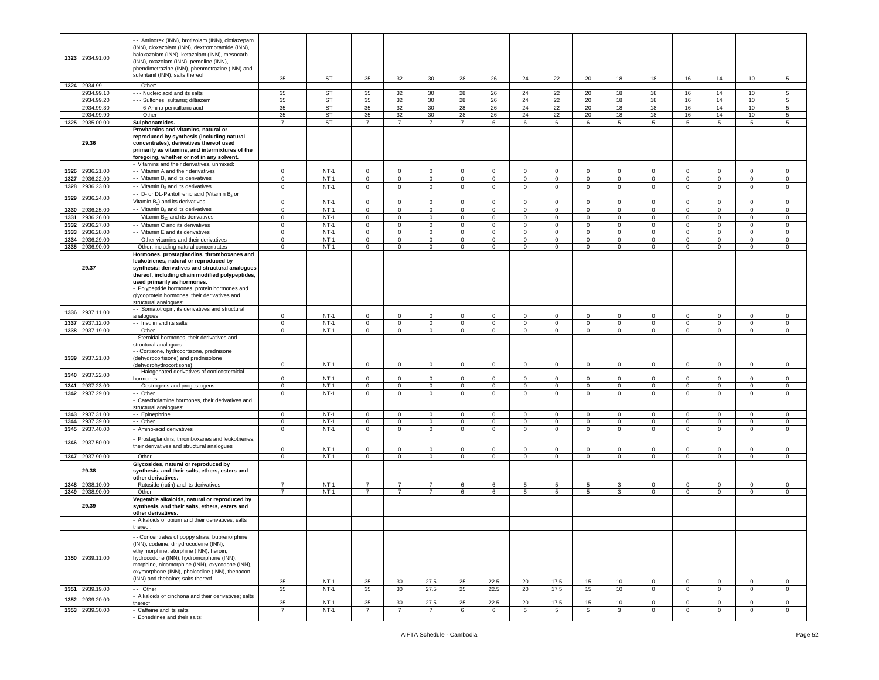| 1323 | 2934.91.00 | - - Aminorex (INN), brotizolam (INN), clotiazepam (INN), cloxazolam (INN), dextromoramide (INN), haloxazolam (INN), ketazolam (INN), mesocarb (INN), oxazolam (INN), pemoline (INN), phendimetrazine (INN), phenmetrazine (INN) and sufentanil (INN); salts thereof | 35 | ST | 35 | 32 | 30 | 28 | 26 | 24 | 22 | 20 | 18 | 18 | 16 | 14 | 10 | 5 |
|---|---|---|---|---|---|---|---|---|---|---|---|---|---|---|---|---|---|---|
| 1324 | 2934.99 | - - Other: | | | | | | | | | | | | | | | | |
| | 2934.99.10 | - - - Nucleic acid and its salts | 35 | ST | 35 | 32 | 30 | 28 | 26 | 24 | 22 | 20 | 18 | 18 | 16 | 14 | 10 | 5 |
| | 2934.99.20 | - - - Sultones; sultams; diltiazem | 35 | ST | 35 | 32 | 30 | 28 | 26 | 24 | 22 | 20 | 18 | 18 | 16 | 14 | 10 | 5 |
| | 2934.99.30 | - - - 6-Amino penicillanic acid | 35 | ST | 35 | 32 | 30 | 28 | 26 | 24 | 22 | 20 | 18 | 18 | 16 | 14 | 10 | 5 |
| | 2934.99.90 | - - - Other | 35 | ST | 35 | 32 | 30 | 28 | 26 | 24 | 22 | 20 | 18 | 18 | 16 | 14 | 10 | 5 |
| 1325 | 2935.00.00 | **Sulphonamides.** | 7 | ST | 7 | 7 | 7 | 7 | 6 | 6 | 6 | 6 | 5 | 5 | 5 | 5 | 5 | 5 |
| | **29.36** | **Provitamins and vitamins, natural or reproduced by synthesis (including natural concentrates), derivatives thereof used primarily as vitamins, and intermixtures of the foregoing, whether or not in any solvent.** | | | | | | | | | | | | | | | | |
| | | - Vitamins and their derivatives, unmixed: | | | | | | | | | | | | | | | | |
| 1326 | 2936.21.00 | - - Vitamin A and their derivatives | 0 | NT-1 | 0 | 0 | 0 | 0 | 0 | 0 | 0 | 0 | 0 | 0 | 0 | 0 | 0 | 0 |
| 1327 | 2936.22.00 | - - Vitamin $B_1$ and its derivatives | 0 | NT-1 | 0 | 0 | 0 | 0 | 0 | 0 | 0 | 0 | 0 | 0 | 0 | 0 | 0 | 0 |
| 1328 | 2936.23.00 | - - Vitamin $B_2$ and its derivatives | 0 | NT-1 | 0 | 0 | 0 | 0 | 0 | 0 | 0 | 0 | 0 | 0 | 0 | 0 | 0 | 0 |
| 1329 | 2936.24.00 | - - D- or DL-Pantothenic acid (Vitamin $B_3$ or Vitamin $B_5$) and its derivatives | 0 | NT-1 | 0 | 0 | 0 | 0 | 0 | 0 | 0 | 0 | 0 | 0 | 0 | 0 | 0 | 0 |
| 1330 | 2936.25.00 | - - Vitamin $B_6$ and its derivatives | 0 | NT-1 | 0 | 0 | 0 | 0 | 0 | 0 | 0 | 0 | 0 | 0 | 0 | 0 | 0 | 0 |
| 1331 | 2936.26.00 | - - Vitamin $B_{12}$ and its derivatives | 0 | NT-1 | 0 | 0 | 0 | 0 | 0 | 0 | 0 | 0 | 0 | 0 | 0 | 0 | 0 | 0 |
| 1332 | 2936.27.00 | - - Vitamin C and its derivatives | 0 | NT-1 | 0 | 0 | 0 | 0 | 0 | 0 | 0 | 0 | 0 | 0 | 0 | 0 | 0 | 0 |
| 1333 | 2936.28.00 | - - Vitamin E and its derivatives | 0 | NT-1 | 0 | 0 | 0 | 0 | 0 | 0 | 0 | 0 | 0 | 0 | 0 | 0 | 0 | 0 |
| 1334 | 2936.29.00 | - - Other vitamins and their derivatives | 0 | NT-1 | 0 | 0 | 0 | 0 | 0 | 0 | 0 | 0 | 0 | 0 | 0 | 0 | 0 | 0 |
| 1335 | 2936.90.00 | - Other, including natural concentrates | 0 | NT-1 | 0 | 0 | 0 | 0 | 0 | 0 | 0 | 0 | 0 | 0 | 0 | 0 | 0 | 0 |
| | **29.37** | **Hormones, prostaglandins, thromboxanes and leukotrienes, natural or reproduced by synthesis; derivatives and structural analogues thereof, including chain modified polypeptides, used primarily as hormones.** | | | | | | | | | | | | | | | | |
| | | - Polypeptide hormones, protein hormones and glycoprotein hormones, their derivatives and structural analogues: | | | | | | | | | | | | | | | | |
| 1336 | 2937.11.00 | - - Somatotropin, its derivatives and structural analogues | 0 | NT-1 | 0 | 0 | 0 | 0 | 0 | 0 | 0 | 0 | 0 | 0 | 0 | 0 | 0 | 0 |
| 1337 | 2937.12.00 | - - Insulin and its salts | 0 | NT-1 | 0 | 0 | 0 | 0 | 0 | 0 | 0 | 0 | 0 | 0 | 0 | 0 | 0 | 0 |
| 1338 | 2937.19.00 | - - Other | 0 | NT-1 | 0 | 0 | 0 | 0 | 0 | 0 | 0 | 0 | 0 | 0 | 0 | 0 | 0 | 0 |
| | | - Steroidal hormones, their derivatives and structural analogues: | | | | | | | | | | | | | | | | |
| 1339 | 2937.21.00 | - - Cortisone, hydrocortisone, prednisone (dehydrocortisone) and prednisolone (dehydrohydrocortisone) | 0 | NT-1 | 0 | 0 | 0 | 0 | 0 | 0 | 0 | 0 | 0 | 0 | 0 | 0 | 0 | 0 |
| 1340 | 2937.22.00 | - - Halogenated derivatives of corticosteroidal hormones | 0 | NT-1 | 0 | 0 | 0 | 0 | 0 | 0 | 0 | 0 | 0 | 0 | 0 | 0 | 0 | 0 |
| 1341 | 2937.23.00 | - - Oestrogens and progestogens | 0 | NT-1 | 0 | 0 | 0 | 0 | 0 | 0 | 0 | 0 | 0 | 0 | 0 | 0 | 0 | 0 |
| 1342 | 2937.29.00 | - - Other | 0 | NT-1 | 0 | 0 | 0 | 0 | 0 | 0 | 0 | 0 | 0 | 0 | 0 | 0 | 0 | 0 |
| | | - Catecholamine hormones, their derivatives and structural analogues: | | | | | | | | | | | | | | | | |
| 1343 | 2937.31.00 | - - Epinephrine | 0 | NT-1 | 0 | 0 | 0 | 0 | 0 | 0 | 0 | 0 | 0 | 0 | 0 | 0 | 0 | 0 |
| 1344 | 2937.39.00 | - - Other | 0 | NT-1 | 0 | 0 | 0 | 0 | 0 | 0 | 0 | 0 | 0 | 0 | 0 | 0 | 0 | 0 |
| 1345 | 2937.40.00 | - Amino-acid derivatives | 0 | NT-1 | 0 | 0 | 0 | 0 | 0 | 0 | 0 | 0 | 0 | 0 | 0 | 0 | 0 | 0 |
| 1346 | 2937.50.00 | - Prostaglandins, thromboxanes and leukotrienes, their derivatives and structural analogues | 0 | NT-1 | 0 | 0 | 0 | 0 | 0 | 0 | 0 | 0 | 0 | 0 | 0 | 0 | 0 | 0 |
| 1347 | 2937.90.00 | - Other | 0 | NT-1 | 0 | 0 | 0 | 0 | 0 | 0 | 0 | 0 | 0 | 0 | 0 | 0 | 0 | 0 |
| | **29.38** | **Glycosides, natural or reproduced by synthesis, and their salts, ethers, esters and other derivatives.** | | | | | | | | | | | | | | | | |
| 1348 | 2938.10.00 | - Rutoside (rutin) and its derivatives | 7 | NT-1 | 7 | 7 | 7 | 6 | 6 | 5 | 5 | 5 | 3 | 0 | 0 | 0 | 0 | 0 |
| 1349 | 2938.90.00 | - Other | 7 | NT-1 | 7 | 7 | 7 | 6 | 6 | 5 | 5 | 5 | 3 | 0 | 0 | 0 | 0 | 0 |
| | **29.39** | **Vegetable alkaloids, natural or reproduced by synthesis, and their salts, ethers, esters and other derivatives.** | | | | | | | | | | | | | | | | |
| | | - Alkaloids of opium and their derivatives; salts thereof: | | | | | | | | | | | | | | | | |
| 1350 | 2939.11.00 | - - Concentrates of poppy straw; buprenorphine (INN), codeine, dihydrocodeine (INN), ethylmorphine, etorphine (INN), heroin, hydrocodone (INN), hydromorphone (INN), morphine, nicomorphine (INN), oxycodone (INN), oxymorphone (INN), pholcodine (INN), thebacon (INN) and thebaine; salts thereof | 35 | NT-1 | 35 | 30 | 27.5 | 25 | 22.5 | 20 | 17.5 | 15 | 10 | 0 | 0 | 0 | 0 | 0 |
| 1351 | 2939.19.00 | - - Other | 35 | NT-1 | 35 | 30 | 27.5 | 25 | 22.5 | 20 | 17.5 | 15 | 10 | 0 | 0 | 0 | 0 | 0 |
| 1352 | 2939.20.00 | - Alkaloids of cinchona and their derivatives; salts thereof | 35 | NT-1 | 35 | 30 | 27.5 | 25 | 22.5 | 20 | 17.5 | 15 | 10 | 0 | 0 | 0 | 0 | 0 |
| 1353 | 2939.30.00 | - Caffeine and its salts | 7 | NT-1 | 7 | 7 | 7 | 6 | 6 | 5 | 5 | 5 | 3 | 0 | 0 | 0 | 0 | 0 |
| | | - Ephedrines and their salts: | | | | | | | | | | | | | | | | |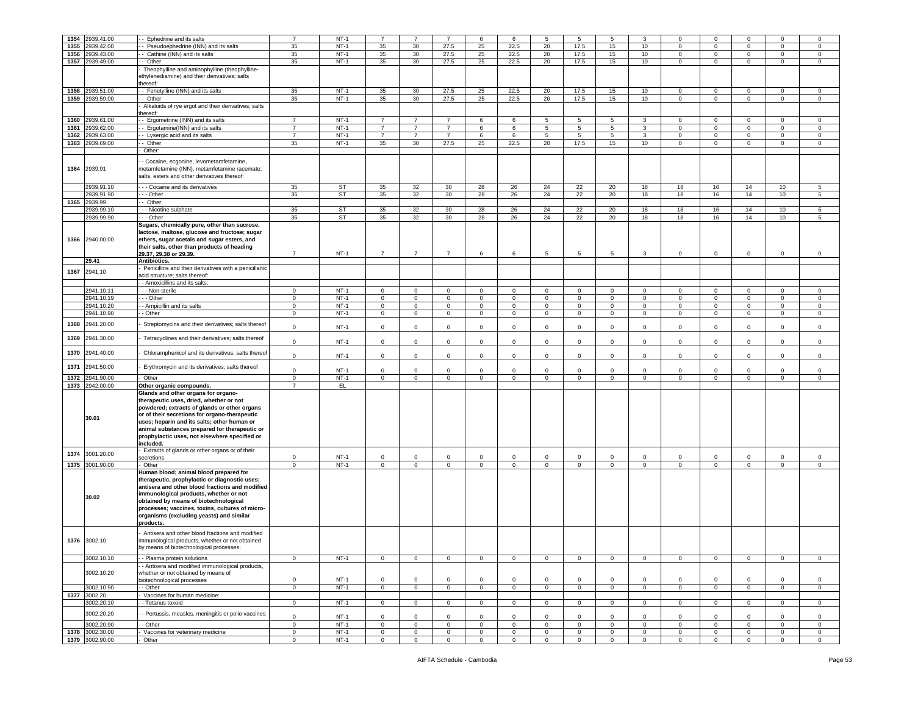| 1354 | 2939.41.00 | - - Ephedrine and its salts | 7 | NT-1 | 7 | 7 | 7 | 6 | 6 | 5 | 5 | 5 | 3 | 0 | 0 | 0 | 0 | 0 |
|---|---|---|---|---|---|---|---|---|---|---|---|---|---|---|---|---|---|---|
| 1355 | 2939.42.00 | - - Pseudoephedrine (INN) and its salts | 35 | NT-1 | 35 | 30 | 27.5 | 25 | 22.5 | 20 | 17.5 | 15 | 10 | 0 | 0 | 0 | 0 | 0 |
| 1356 | 2939.43.00 | - - Cathine (INN) and its salts | 35 | NT-1 | 35 | 30 | 27.5 | 25 | 22.5 | 20 | 17.5 | 15 | 10 | 0 | 0 | 0 | 0 | 0 |
| 1357 | 2939.49.00 | - - Other | 35 | NT-1 | 35 | 30 | 27.5 | 25 | 22.5 | 20 | 17.5 | 15 | 10 | 0 | 0 | 0 | 0 | 0 |
| | | - Theophylline and aminophylline (theophylline-ethylenediamine) and their derivatives; salts thereof: | | | | | | | | | | | | | | | | |
| 1358 | 2939.51.00 | - - Fenetylline (INN) and its salts | 35 | NT-1 | 35 | 30 | 27.5 | 25 | 22.5 | 20 | 17.5 | 15 | 10 | 0 | 0 | 0 | 0 | 0 |
| 1359 | 2939.59.00 | - - Other | 35 | NT-1 | 35 | 30 | 27.5 | 25 | 22.5 | 20 | 17.5 | 15 | 10 | 0 | 0 | 0 | 0 | 0 |
| | | - Alkaloids of rye ergot and their derivatives; salts thereof: | | | | | | | | | | | | | | | | |
| 1360 | 2939.61.00 | - - Ergometrine (INN) and its salts | 7 | NT-1 | 7 | 7 | 7 | 6 | 6 | 5 | 5 | 5 | 3 | 0 | 0 | 0 | 0 | 0 |
| 1361 | 2939.62.00 | - - Ergotamine(INN) and its salts | 7 | NT-1 | 7 | 7 | 7 | 6 | 6 | 5 | 5 | 5 | 3 | 0 | 0 | 0 | 0 | 0 |
| 1362 | 2939.63.00 | - - Lysergic acid and its salts | 7 | NT-1 | 7 | 7 | 7 | 6 | 6 | 5 | 5 | 5 | 3 | 0 | 0 | 0 | 0 | 0 |
| 1363 | 2939.69.00 | - - Other | 35 | NT-1 | 35 | 30 | 27.5 | 25 | 22.5 | 20 | 17.5 | 15 | 10 | 0 | 0 | 0 | 0 | 0 |
| | | - Other: | | | | | | | | | | | | | | | | |
| 1364 | 2939.91 | - - Cocaine, ecgonine, levometamfetamine, metamfetamine (INN), metamfetamine racemate; salts, esters and other derivatives thereof: | | | | | | | | | | | | | | | | |
| | 2939.91.10 | - - - Cocaine and its derivatives | 35 | ST | 35 | 32 | 30 | 28 | 26 | 24 | 22 | 20 | 18 | 18 | 16 | 14 | 10 | 5 |
| | 2939.91.90 | - - - Other | 35 | ST | 35 | 32 | 30 | 28 | 26 | 24 | 22 | 20 | 18 | 18 | 16 | 14 | 10 | 5 |
| 1365 | 2939.99 | - - Other: | | | | | | | | | | | | | | | | |
| | 2939.99.10 | - - - Nicotine sulphate | 35 | ST | 35 | 32 | 30 | 28 | 26 | 24 | 22 | 20 | 18 | 18 | 16 | 14 | 10 | 5 |
| | 2939.99.90 | - - - Other | 35 | ST | 35 | 32 | 30 | 28 | 26 | 24 | 22 | 20 | 18 | 18 | 16 | 14 | 10 | 5 |
| 1366 | 2940.00.00 | **Sugars, chemically pure, other than sucrose, lactose, maltose, glucose and fructose; sugar ethers, sugar acetals and sugar esters, and their salts, other than products of heading 29.37, 29.38 or 29.39.** | 7 | NT-1 | 7 | 7 | 7 | 6 | 6 | 5 | 5 | 5 | 3 | 0 | 0 | 0 | 0 | 0 |
| | **29.41** | **Antibiotics.** | | | | | | | | | | | | | | | | |
| 1367 | 2941.10 | - Penicillins and their derivatives with a penicillanic acid structure; salts thereof: | | | | | | | | | | | | | | | | |
| | | - - Amoxicillins and its salts: | | | | | | | | | | | | | | | | |
| | 2941.10.11 | - - - Non-sterile | 0 | NT-1 | 0 | 0 | 0 | 0 | 0 | 0 | 0 | 0 | 0 | 0 | 0 | 0 | 0 | 0 |
| | 2941.10.19 | - - - Other | 0 | NT-1 | 0 | 0 | 0 | 0 | 0 | 0 | 0 | 0 | 0 | 0 | 0 | 0 | 0 | 0 |
| | 2941.10.20 | - - Ampicillin and its salts | 0 | NT-1 | 0 | 0 | 0 | 0 | 0 | 0 | 0 | 0 | 0 | 0 | 0 | 0 | 0 | 0 |
| | 2941.10.90 | - - Other | 0 | NT-1 | 0 | 0 | 0 | 0 | 0 | 0 | 0 | 0 | 0 | 0 | 0 | 0 | 0 | 0 |
| 1368 | 2941.20.00 | - Streptomycins and their derivatives; salts thereof | 0 | NT-1 | 0 | 0 | 0 | 0 | 0 | 0 | 0 | 0 | 0 | 0 | 0 | 0 | 0 | 0 |
| 1369 | 2941.30.00 | - Tetracyclines and their derivatives; salts thereof | 0 | NT-1 | 0 | 0 | 0 | 0 | 0 | 0 | 0 | 0 | 0 | 0 | 0 | 0 | 0 | 0 |
| 1370 | 2941.40.00 | - Chloramphenicol and its derivatives; salts thereof | 0 | NT-1 | 0 | 0 | 0 | 0 | 0 | 0 | 0 | 0 | 0 | 0 | 0 | 0 | 0 | 0 |
| 1371 | 2941.50.00 | - Erythromycin and its derivatives; salts thereof | 0 | NT-1 | 0 | 0 | 0 | 0 | 0 | 0 | 0 | 0 | 0 | 0 | 0 | 0 | 0 | 0 |
| 1372 | 2941.90.00 | - Other | 0 | NT-1 | 0 | 0 | 0 | 0 | 0 | 0 | 0 | 0 | 0 | 0 | 0 | 0 | 0 | 0 |
| 1373 | 2942.00.00 | **Other organic compounds.** | 7 | EL | | | | | | | | | | | | | | |
| | **30.01** | **Glands and other organs for organo-therapeutic uses, dried, whether or not powdered; extracts of glands or other organs or of their secretions for organo-therapeutic uses; heparin and its salts; other human or animal substances prepared for therapeutic or prophylactic uses, not elsewhere specified or included.** | | | | | | | | | | | | | | | | |
| 1374 | 3001.20.00 | - Extracts of glands or other organs or of their secretions | 0 | NT-1 | 0 | 0 | 0 | 0 | 0 | 0 | 0 | 0 | 0 | 0 | 0 | 0 | 0 | 0 |
| 1375 | 3001.90.00 | - Other | 0 | NT-1 | 0 | 0 | 0 | 0 | 0 | 0 | 0 | 0 | 0 | 0 | 0 | 0 | 0 | 0 |
| | **30.02** | **Human blood; animal blood prepared for therapeutic, prophylactic or diagnostic uses; antisera and other blood fractions and modified immunological products, whether or not obtained by means of biotechnological processes; vaccines, toxins, cultures of micro-organisms (excluding yeasts) and similar products.** | | | | | | | | | | | | | | | | |
| 1376 | 3002.10 | - Antisera and other blood fractions and modified immunological products, whether or not obtained by means of biotechnological processes: | | | | | | | | | | | | | | | | |
| | 3002.10.10 | - - Plasma protein solutions | 0 | NT-1 | 0 | 0 | 0 | 0 | 0 | 0 | 0 | 0 | 0 | 0 | 0 | 0 | 0 | 0 |
| | 3002.10.20 | - - Antisera and modified immunological products, whether or not obtained by means of biotechnological processes | 0 | NT-1 | 0 | 0 | 0 | 0 | 0 | 0 | 0 | 0 | 0 | 0 | 0 | 0 | 0 | 0 |
| | 3002.10.90 | - - Other | 0 | NT-1 | 0 | 0 | 0 | 0 | 0 | 0 | 0 | 0 | 0 | 0 | 0 | 0 | 0 | 0 |
| 1377 | 3002.20 | - Vaccines for human medicine: | | | | | | | | | | | | | | | | |
| | 3002.20.10 | - - Tetanus toxoid | 0 | NT-1 | 0 | 0 | 0 | 0 | 0 | 0 | 0 | 0 | 0 | 0 | 0 | 0 | 0 | 0 |
| | 3002.20.20 | - - Pertussis, measles, meningitis or polio vaccines | 0 | NT-1 | 0 | 0 | 0 | 0 | 0 | 0 | 0 | 0 | 0 | 0 | 0 | 0 | 0 | 0 |
| | 3002.20.90 | - - Other | 0 | NT-1 | 0 | 0 | 0 | 0 | 0 | 0 | 0 | 0 | 0 | 0 | 0 | 0 | 0 | 0 |
| 1378 | 3002.30.00 | - Vaccines for veterinary medicine | 0 | NT-1 | 0 | 0 | 0 | 0 | 0 | 0 | 0 | 0 | 0 | 0 | 0 | 0 | 0 | 0 |
| 1379 | 3002.90.00 | - Other | 0 | NT-1 | 0 | 0 | 0 | 0 | 0 | 0 | 0 | 0 | 0 | 0 | 0 | 0 | 0 | 0 |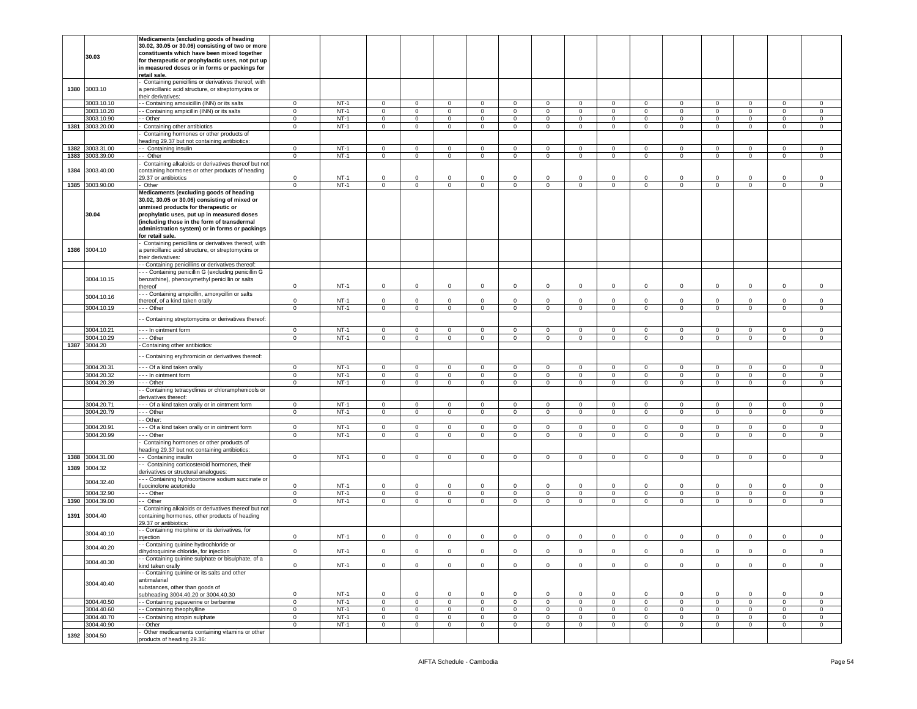| | | | | | | | | | | | | | | | | | |
|---|---|---|---|---|---|---|---|---|---|---|---|---|---|---|---|---|---|
| | 30.03 | **Medicaments (excluding goods of heading 30.02, 30.05 or 30.06) consisting of two or more constituents which have been mixed together for therapeutic or prophylactic uses, not put up in measured doses or in forms or packings for retail sale.** | | | | | | | | | | | | | | | |
| 1380 | 3003.10 | - Containing penicillins or derivatives thereof, with a penicillanic acid structure, or streptomycins or their derivatives: | | | | | | | | | | | | | | | |
| | 3003.10.10 | - - Containing amoxicillin (INN) or its salts | 0 | NT-1 | 0 | 0 | 0 | 0 | 0 | 0 | 0 | 0 | 0 | 0 | 0 | 0 | 0 | 0 |
| | 3003.10.20 | - - Containing ampicillin (INN) or its salts | 0 | NT-1 | 0 | 0 | 0 | 0 | 0 | 0 | 0 | 0 | 0 | 0 | 0 | 0 | 0 | 0 |
| | 3003.10.90 | - - Other | 0 | NT-1 | 0 | 0 | 0 | 0 | 0 | 0 | 0 | 0 | 0 | 0 | 0 | 0 | 0 | 0 |
| 1381 | 3003.20.00 | - Containing other antibiotics | 0 | NT-1 | 0 | 0 | 0 | 0 | 0 | 0 | 0 | 0 | 0 | 0 | 0 | 0 | 0 | 0 |
| | | - Containing hormones or other products of heading 29.37 but not containing antibiotics: | | | | | | | | | | | | | | | |
| 1382 | 3003.31.00 | - - Containing insulin | 0 | NT-1 | 0 | 0 | 0 | 0 | 0 | 0 | 0 | 0 | 0 | 0 | 0 | 0 | 0 | 0 |
| 1383 | 3003.39.00 | - - Other | 0 | NT-1 | 0 | 0 | 0 | 0 | 0 | 0 | 0 | 0 | 0 | 0 | 0 | 0 | 0 | 0 |
| 1384 | 3003.40.00 | - Containing alkaloids or derivatives thereof but not containing hormones or other products of heading 29.37 or antibiotics | 0 | NT-1 | 0 | 0 | 0 | 0 | 0 | 0 | 0 | 0 | 0 | 0 | 0 | 0 | 0 | 0 |
| 1385 | 3003.90.00 | - Other | 0 | NT-1 | 0 | 0 | 0 | 0 | 0 | 0 | 0 | 0 | 0 | 0 | 0 | 0 | 0 | 0 |
| | 30.04 | **Medicaments (excluding goods of heading 30.02, 30.05 or 30.06) consisting of mixed or unmixed products for therapeutic or prophylactic uses, put up in measured doses (including those in the form of transdermal administration system) or in forms or packings for retail sale.** | | | | | | | | | | | | | | | |
| 1386 | 3004.10 | - Containing penicillins or derivatives thereof, with a penicillanic acid structure, or streptomycins or their derivatives: | | | | | | | | | | | | | | | |
| | | - - Containing penicillins or derivatives thereof: | | | | | | | | | | | | | | | |
| | 3004.10.15 | - - - Containing penicillin G (excluding penicillin G benzathine), phenoxymethyl penicillin or salts thereof | 0 | NT-1 | 0 | 0 | 0 | 0 | 0 | 0 | 0 | 0 | 0 | 0 | 0 | 0 | 0 | 0 |
| | 3004.10.16 | - - - Containing ampicillin, amoxycillin or salts thereof, of a kind taken orally | 0 | NT-1 | 0 | 0 | 0 | 0 | 0 | 0 | 0 | 0 | 0 | 0 | 0 | 0 | 0 | 0 |
| | 3004.10.19 | - - - Other | 0 | NT-1 | 0 | 0 | 0 | 0 | 0 | 0 | 0 | 0 | 0 | 0 | 0 | 0 | 0 | 0 |
| | | - - Containing streptomycins or derivatives thereof: | | | | | | | | | | | | | | | |
| | 3004.10.21 | - - - In ointment form | 0 | NT-1 | 0 | 0 | 0 | 0 | 0 | 0 | 0 | 0 | 0 | 0 | 0 | 0 | 0 | 0 |
| | 3004.10.29 | - - - Other | 0 | NT-1 | 0 | 0 | 0 | 0 | 0 | 0 | 0 | 0 | 0 | 0 | 0 | 0 | 0 | 0 |
| 1387 | 3004.20 | - Containing other antibiotics: | | | | | | | | | | | | | | | |
| | | - - Containing erythromicin or derivatives thereof: | | | | | | | | | | | | | | | |
| | 3004.20.31 | - - - Of a kind taken orally | 0 | NT-1 | 0 | 0 | 0 | 0 | 0 | 0 | 0 | 0 | 0 | 0 | 0 | 0 | 0 | 0 |
| | 3004.20.32 | - - - In ointment form | 0 | NT-1 | 0 | 0 | 0 | 0 | 0 | 0 | 0 | 0 | 0 | 0 | 0 | 0 | 0 | 0 |
| | 3004.20.39 | - - - Other | 0 | NT-1 | 0 | 0 | 0 | 0 | 0 | 0 | 0 | 0 | 0 | 0 | 0 | 0 | 0 | 0 |
| | | - - Containing tetracyclines or chloramphenicols or derivatives thereof: | | | | | | | | | | | | | | | |
| | 3004.20.71 | - - - Of a kind taken orally or in ointment form | 0 | NT-1 | 0 | 0 | 0 | 0 | 0 | 0 | 0 | 0 | 0 | 0 | 0 | 0 | 0 | 0 |
| | 3004.20.79 | - - - Other | 0 | NT-1 | 0 | 0 | 0 | 0 | 0 | 0 | 0 | 0 | 0 | 0 | 0 | 0 | 0 | 0 |
| | | - - Other: | | | | | | | | | | | | | | | |
| | 3004.20.91 | - - - Of a kind taken orally or in ointment form | 0 | NT-1 | 0 | 0 | 0 | 0 | 0 | 0 | 0 | 0 | 0 | 0 | 0 | 0 | 0 | 0 |
| | 3004.20.99 | - - - Other | 0 | NT-1 | 0 | 0 | 0 | 0 | 0 | 0 | 0 | 0 | 0 | 0 | 0 | 0 | 0 | 0 |
| | | - Containing hormones or other products of heading 29.37 but not containing antibiotics: | | | | | | | | | | | | | | | |
| 1388 | 3004.31.00 | - - Containing insulin | 0 | NT-1 | 0 | 0 | 0 | 0 | 0 | 0 | 0 | 0 | 0 | 0 | 0 | 0 | 0 | 0 |
| 1389 | 3004.32 | - - Containing corticosteroid hormones, their derivatives or structural analogues: | | | | | | | | | | | | | | | |
| | 3004.32.40 | - - - Containing hydrocortisone sodium succinate or fluocinolone acetonide | 0 | NT-1 | 0 | 0 | 0 | 0 | 0 | 0 | 0 | 0 | 0 | 0 | 0 | 0 | 0 | 0 |
| | 3004.32.90 | - - - Other | 0 | NT-1 | 0 | 0 | 0 | 0 | 0 | 0 | 0 | 0 | 0 | 0 | 0 | 0 | 0 | 0 |
| 1390 | 3004.39.00 | - - Other | 0 | NT-1 | 0 | 0 | 0 | 0 | 0 | 0 | 0 | 0 | 0 | 0 | 0 | 0 | 0 | 0 |
| 1391 | 3004.40 | - Containing alkaloids or derivatives thereof but not containing hormones, other products of heading 29.37 or antibiotics: | | | | | | | | | | | | | | | |
| | 3004.40.10 | - - Containing morphine or its derivatives, for injection | 0 | NT-1 | 0 | 0 | 0 | 0 | 0 | 0 | 0 | 0 | 0 | 0 | 0 | 0 | 0 | 0 |
| | 3004.40.20 | - - Containing quinine hydrochloride or dihydroquinine chloride, for injection | 0 | NT-1 | 0 | 0 | 0 | 0 | 0 | 0 | 0 | 0 | 0 | 0 | 0 | 0 | 0 | 0 |
| | 3004.40.30 | - - Containing quinine sulphate or bisulphate, of a kind taken orally | 0 | NT-1 | 0 | 0 | 0 | 0 | 0 | 0 | 0 | 0 | 0 | 0 | 0 | 0 | 0 | 0 |
| | 3004.40.40 | - - Containing quinine or its salts and other antimalarial substances, other than goods of subheading 3004.40.20 or 3004.40.30 | 0 | NT-1 | 0 | 0 | 0 | 0 | 0 | 0 | 0 | 0 | 0 | 0 | 0 | 0 | 0 | 0 |
| | 3004.40.50 | - - Containing papaverine or berberine | 0 | NT-1 | 0 | 0 | 0 | 0 | 0 | 0 | 0 | 0 | 0 | 0 | 0 | 0 | 0 | 0 |
| | 3004.40.60 | - - Containing theophylline | 0 | NT-1 | 0 | 0 | 0 | 0 | 0 | 0 | 0 | 0 | 0 | 0 | 0 | 0 | 0 | 0 |
| | 3004.40.70 | - - Containing atropin sulphate | 0 | NT-1 | 0 | 0 | 0 | 0 | 0 | 0 | 0 | 0 | 0 | 0 | 0 | 0 | 0 | 0 |
| | 3004.40.90 | - - Other | 0 | NT-1 | 0 | 0 | 0 | 0 | 0 | 0 | 0 | 0 | 0 | 0 | 0 | 0 | 0 | 0 |
| 1392 | 3004.50 | - Other medicaments containing vitamins or other products of heading 29.36: | | | | | | | | | | | | | | | |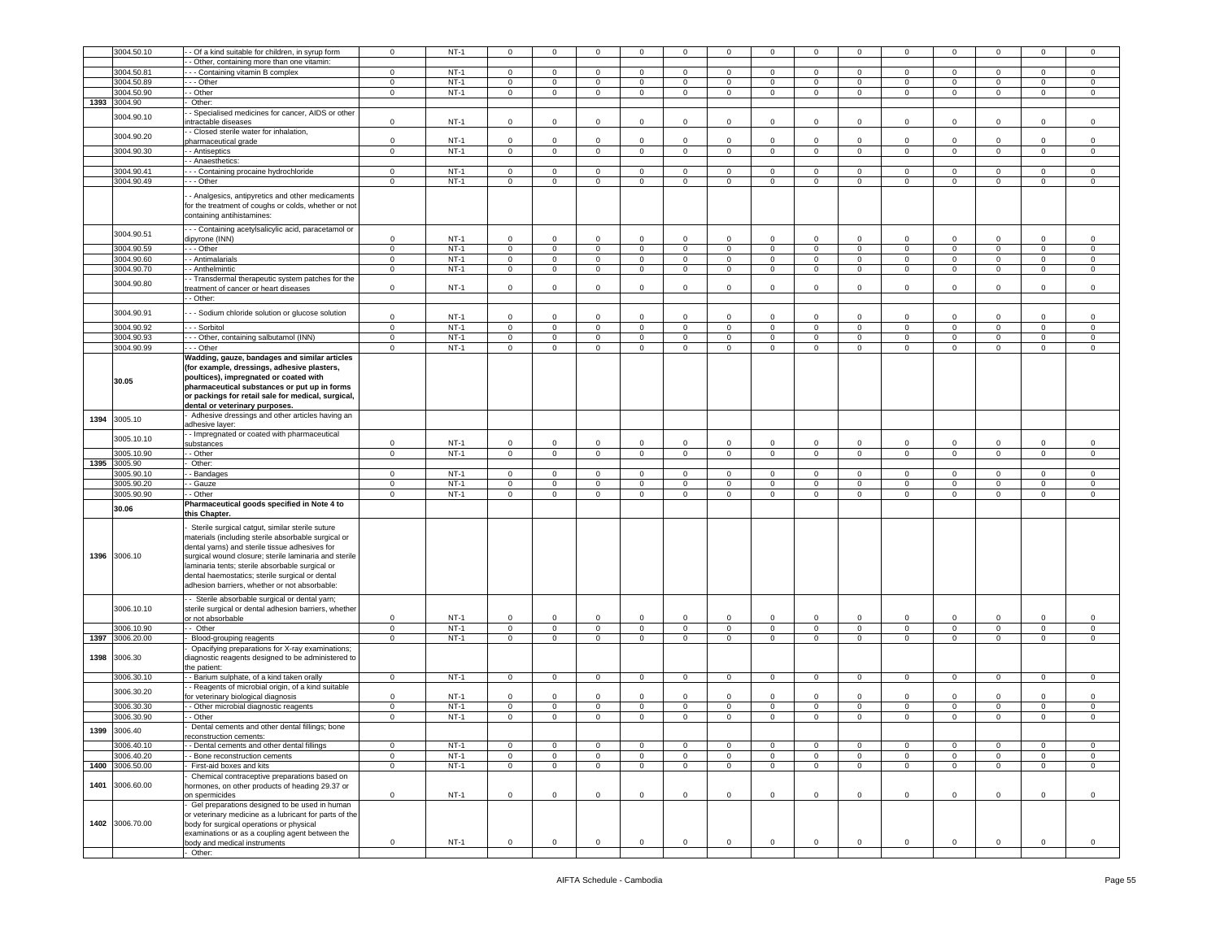| | 3004.50.10 | - - Of a kind suitable for children, in syrup form | 0 | NT-1 | 0 | 0 | 0 | 0 | 0 | 0 | 0 | 0 | 0 | 0 | 0 | 0 | 0 | 0 |
|---|---|---|---|---|---|---|---|---|---|---|---|---|---|---|---|---|---|---|
| | | - - Other, containing more than one vitamin: | | | | | | | | | | | | | | | | |
| | 3004.50.81 | - - - Containing vitamin B complex | 0 | NT-1 | 0 | 0 | 0 | 0 | 0 | 0 | 0 | 0 | 0 | 0 | 0 | 0 | 0 | 0 |
| | 3004.50.89 | - - - Other | 0 | NT-1 | 0 | 0 | 0 | 0 | 0 | 0 | 0 | 0 | 0 | 0 | 0 | 0 | 0 | 0 |
| | 3004.50.90 | - - Other | 0 | NT-1 | 0 | 0 | 0 | 0 | 0 | 0 | 0 | 0 | 0 | 0 | 0 | 0 | 0 | 0 |
| 1393 | 3004.90 | - Other: | | | | | | | | | | | | | | | | |
| | 3004.90.10 | - - Specialised medicines for cancer, AIDS or other intractable diseases | 0 | NT-1 | 0 | 0 | 0 | 0 | 0 | 0 | 0 | 0 | 0 | 0 | 0 | 0 | 0 | 0 |
| | 3004.90.20 | - - Closed sterile water for inhalation, pharmaceutical grade | 0 | NT-1 | 0 | 0 | 0 | 0 | 0 | 0 | 0 | 0 | 0 | 0 | 0 | 0 | 0 | 0 |
| | 3004.90.30 | - - Antiseptics | 0 | NT-1 | 0 | 0 | 0 | 0 | 0 | 0 | 0 | 0 | 0 | 0 | 0 | 0 | 0 | 0 |
| | | - - Anaesthetics: | | | | | | | | | | | | | | | | |
| | 3004.90.41 | - - - Containing procaine hydrochloride | 0 | NT-1 | 0 | 0 | 0 | 0 | 0 | 0 | 0 | 0 | 0 | 0 | 0 | 0 | 0 | 0 |
| | 3004.90.49 | - - - Other | 0 | NT-1 | 0 | 0 | 0 | 0 | 0 | 0 | 0 | 0 | 0 | 0 | 0 | 0 | 0 | 0 |
| | | - - Analgesics, antipyretics and other medicaments for the treatment of coughs or colds, whether or not containing antihistamines: | | | | | | | | | | | | | | | | |
| | 3004.90.51 | - - - Containing acetylsalicylic acid, paracetamol or dipyrone (INN) | 0 | NT-1 | 0 | 0 | 0 | 0 | 0 | 0 | 0 | 0 | 0 | 0 | 0 | 0 | 0 | 0 |
| | 3004.90.59 | - - - Other | 0 | NT-1 | 0 | 0 | 0 | 0 | 0 | 0 | 0 | 0 | 0 | 0 | 0 | 0 | 0 | 0 |
| | 3004.90.60 | - - Antimalarials | 0 | NT-1 | 0 | 0 | 0 | 0 | 0 | 0 | 0 | 0 | 0 | 0 | 0 | 0 | 0 | 0 |
| | 3004.90.70 | - - Anthelmintic | 0 | NT-1 | 0 | 0 | 0 | 0 | 0 | 0 | 0 | 0 | 0 | 0 | 0 | 0 | 0 | 0 |
| | 3004.90.80 | - - Transdermal therapeutic system patches for the treatment of cancer or heart diseases | 0 | NT-1 | 0 | 0 | 0 | 0 | 0 | 0 | 0 | 0 | 0 | 0 | 0 | 0 | 0 | 0 |
| | | - - Other: | | | | | | | | | | | | | | | | |
| | 3004.90.91 | - - - Sodium chloride solution or glucose solution | 0 | NT-1 | 0 | 0 | 0 | 0 | 0 | 0 | 0 | 0 | 0 | 0 | 0 | 0 | 0 | 0 |
| | 3004.90.92 | - - - Sorbitol | 0 | NT-1 | 0 | 0 | 0 | 0 | 0 | 0 | 0 | 0 | 0 | 0 | 0 | 0 | 0 | 0 |
| | 3004.90.93 | - - - Other, containing salbutamol (INN) | 0 | NT-1 | 0 | 0 | 0 | 0 | 0 | 0 | 0 | 0 | 0 | 0 | 0 | 0 | 0 | 0 |
| | 3004.90.99 | - - - Other | 0 | NT-1 | 0 | 0 | 0 | 0 | 0 | 0 | 0 | 0 | 0 | 0 | 0 | 0 | 0 | 0 |
| | **30.05** | **Wadding, gauze, bandages and similar articles (for example, dressings, adhesive plasters, poultices), impregnated or coated with pharmaceutical substances or put up in forms or packings for retail sale for medical, surgical, dental or veterinary purposes.** | | | | | | | | | | | | | | | | |
| 1394 | 3005.10 | - Adhesive dressings and other articles having an adhesive layer: | | | | | | | | | | | | | | | | |
| | 3005.10.10 | - - Impregnated or coated with pharmaceutical substances | 0 | NT-1 | 0 | 0 | 0 | 0 | 0 | 0 | 0 | 0 | 0 | 0 | 0 | 0 | 0 | 0 |
| | 3005.10.90 | - - Other | 0 | NT-1 | 0 | 0 | 0 | 0 | 0 | 0 | 0 | 0 | 0 | 0 | 0 | 0 | 0 | 0 |
| 1395 | 3005.90 | - Other: | | | | | | | | | | | | | | | | |
| | 3005.90.10 | - - Bandages | 0 | NT-1 | 0 | 0 | 0 | 0 | 0 | 0 | 0 | 0 | 0 | 0 | 0 | 0 | 0 | 0 |
| | 3005.90.20 | - - Gauze | 0 | NT-1 | 0 | 0 | 0 | 0 | 0 | 0 | 0 | 0 | 0 | 0 | 0 | 0 | 0 | 0 |
| | 3005.90.90 | - - Other | 0 | NT-1 | 0 | 0 | 0 | 0 | 0 | 0 | 0 | 0 | 0 | 0 | 0 | 0 | 0 | 0 |
| | **30.06** | **Pharmaceutical goods specified in Note 4 to this Chapter.** | | | | | | | | | | | | | | | | |
| 1396 | 3006.10 | - Sterile surgical catgut, similar sterile suture materials (including sterile absorbable surgical or dental yarns) and sterile tissue adhesives for surgical wound closure; sterile laminaria and sterile laminaria tents; sterile absorbable surgical or dental haemostatics; sterile surgical or dental adhesion barriers, whether or not absorbable: | | | | | | | | | | | | | | | | |
| | 3006.10.10 | - - Sterile absorbable surgical or dental yarn; sterile surgical or dental adhesion barriers, whether or not absorbable | 0 | NT-1 | 0 | 0 | 0 | 0 | 0 | 0 | 0 | 0 | 0 | 0 | 0 | 0 | 0 | 0 |
| | 3006.10.90 | - - Other | 0 | NT-1 | 0 | 0 | 0 | 0 | 0 | 0 | 0 | 0 | 0 | 0 | 0 | 0 | 0 | 0 |
| 1397 | 3006.20.00 | - Blood-grouping reagents | 0 | NT-1 | 0 | 0 | 0 | 0 | 0 | 0 | 0 | 0 | 0 | 0 | 0 | 0 | 0 | 0 |
| 1398 | 3006.30 | - Opacifying preparations for X-ray examinations; diagnostic reagents designed to be administered to the patient: | | | | | | | | | | | | | | | | |
| | 3006.30.10 | - - Barium sulphate, of a kind taken orally | 0 | NT-1 | 0 | 0 | 0 | 0 | 0 | 0 | 0 | 0 | 0 | 0 | 0 | 0 | 0 | 0 |
| | 3006.30.20 | - - Reagents of microbial origin, of a kind suitable for veterinary biological diagnosis | 0 | NT-1 | 0 | 0 | 0 | 0 | 0 | 0 | 0 | 0 | 0 | 0 | 0 | 0 | 0 | 0 |
| | 3006.30.30 | - - Other microbial diagnostic reagents | 0 | NT-1 | 0 | 0 | 0 | 0 | 0 | 0 | 0 | 0 | 0 | 0 | 0 | 0 | 0 | 0 |
| | 3006.30.90 | - - Other | 0 | NT-1 | 0 | 0 | 0 | 0 | 0 | 0 | 0 | 0 | 0 | 0 | 0 | 0 | 0 | 0 |
| 1399 | 3006.40 | - Dental cements and other dental fillings; bone reconstruction cements: | | | | | | | | | | | | | | | | |
| | 3006.40.10 | - - Dental cements and other dental fillings | 0 | NT-1 | 0 | 0 | 0 | 0 | 0 | 0 | 0 | 0 | 0 | 0 | 0 | 0 | 0 | 0 |
| | 3006.40.20 | - - Bone reconstruction cements | 0 | NT-1 | 0 | 0 | 0 | 0 | 0 | 0 | 0 | 0 | 0 | 0 | 0 | 0 | 0 | 0 |
| 1400 | 3006.50.00 | - First-aid boxes and kits | 0 | NT-1 | 0 | 0 | 0 | 0 | 0 | 0 | 0 | 0 | 0 | 0 | 0 | 0 | 0 | 0 |
| 1401 | 3006.60.00 | - Chemical contraceptive preparations based on hormones, on other products of heading 29.37 or on spermicides | 0 | NT-1 | 0 | 0 | 0 | 0 | 0 | 0 | 0 | 0 | 0 | 0 | 0 | 0 | 0 | 0 |
| 1402 | 3006.70.00 | - Gel preparations designed to be used in human or veterinary medicine as a lubricant for parts of the body for surgical operations or physical examinations or as a coupling agent between the body and medical instruments | 0 | NT-1 | 0 | 0 | 0 | 0 | 0 | 0 | 0 | 0 | 0 | 0 | 0 | 0 | 0 | 0 |
| | | - Other: | | | | | | | | | | | | | | | | |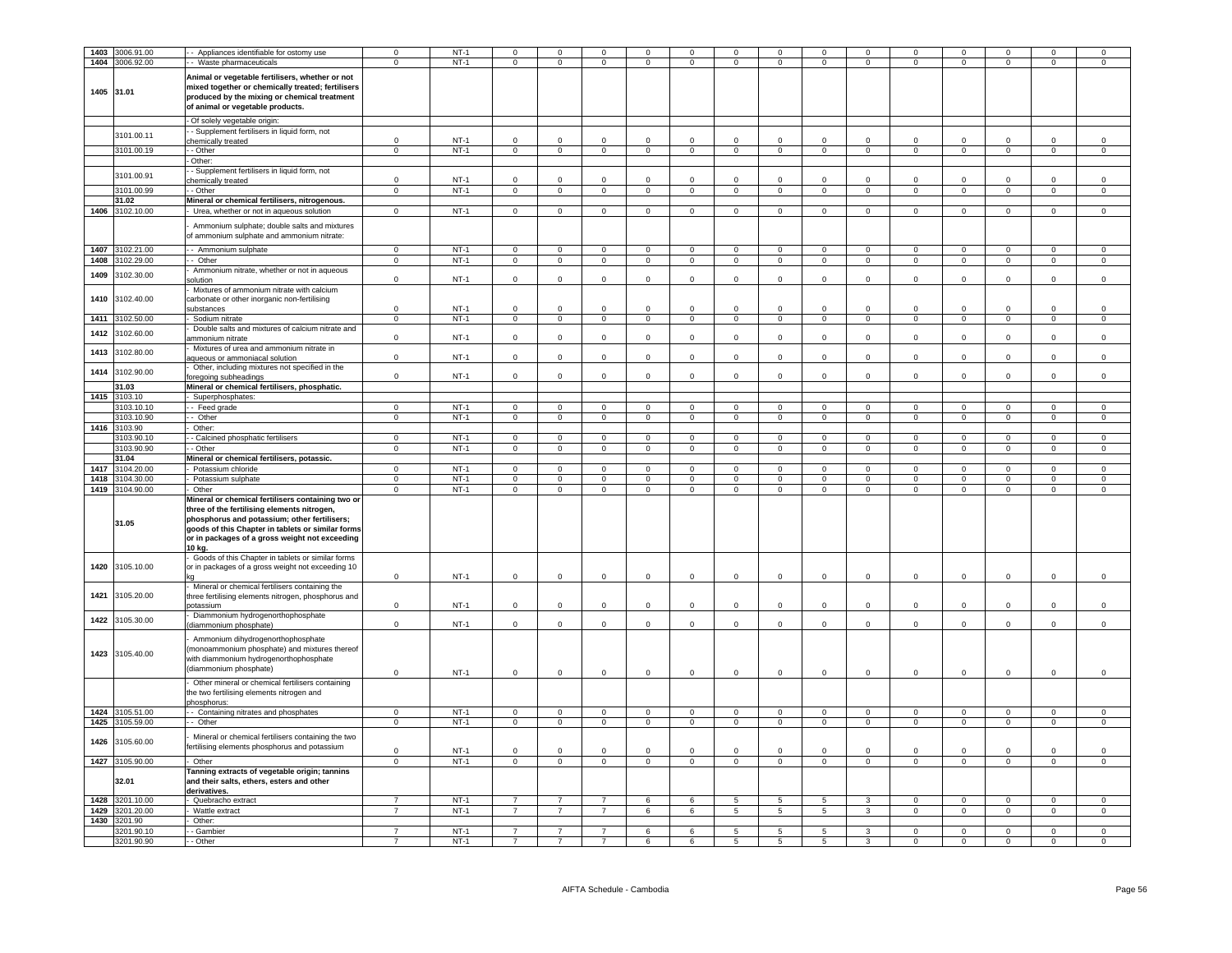| 1403 | 3006.91.00 | - - Appliances identifiable for ostomy use | 0 | NT-1 | 0 | 0 | 0 | 0 | 0 | 0 | 0 | 0 | 0 | 0 | 0 | 0 | 0 | 0 |
|---|---|---|---|---|---|---|---|---|---|---|---|---|---|---|---|---|---|---|
| 1404 | 3006.92.00 | - - Waste pharmaceuticals | 0 | NT-1 | 0 | 0 | 0 | 0 | 0 | 0 | 0 | 0 | 0 | 0 | 0 | 0 | 0 | 0 |
| 1405 | 31.01 | **Animal or vegetable fertilisers, whether or not mixed together or chemically treated; fertilisers produced by the mixing or chemical treatment of animal or vegetable products.** | | | | | | | | | | | | | | | | |
| | | - Of solely vegetable origin: | | | | | | | | | | | | | | | | |
| | 3101.00.11 | - - Supplement fertilisers in liquid form, not chemically treated | 0 | NT-1 | 0 | 0 | 0 | 0 | 0 | 0 | 0 | 0 | 0 | 0 | 0 | 0 | 0 | 0 |
| | 3101.00.19 | - - Other | 0 | NT-1 | 0 | 0 | 0 | 0 | 0 | 0 | 0 | 0 | 0 | 0 | 0 | 0 | 0 | 0 |
| | | - Other: | | | | | | | | | | | | | | | | |
| | 3101.00.91 | - - Supplement fertilisers in liquid form, not chemically treated | 0 | NT-1 | 0 | 0 | 0 | 0 | 0 | 0 | 0 | 0 | 0 | 0 | 0 | 0 | 0 | 0 |
| | 3101.00.99 | - - Other | 0 | NT-1 | 0 | 0 | 0 | 0 | 0 | 0 | 0 | 0 | 0 | 0 | 0 | 0 | 0 | 0 |
| | 31.02 | **Mineral or chemical fertilisers, nitrogenous.** | | | | | | | | | | | | | | | | |
| 1406 | 3102.10.00 | - Urea, whether or not in aqueous solution | 0 | NT-1 | 0 | 0 | 0 | 0 | 0 | 0 | 0 | 0 | 0 | 0 | 0 | 0 | 0 | 0 |
| | | - Ammonium sulphate; double salts and mixtures of ammonium sulphate and ammonium nitrate: | | | | | | | | | | | | | | | | |
| 1407 | 3102.21.00 | - - Ammonium sulphate | 0 | NT-1 | 0 | 0 | 0 | 0 | 0 | 0 | 0 | 0 | 0 | 0 | 0 | 0 | 0 | 0 |
| 1408 | 3102.29.00 | - - Other | 0 | NT-1 | 0 | 0 | 0 | 0 | 0 | 0 | 0 | 0 | 0 | 0 | 0 | 0 | 0 | 0 |
| 1409 | 3102.30.00 | - Ammonium nitrate, whether or not in aqueous solution | 0 | NT-1 | 0 | 0 | 0 | 0 | 0 | 0 | 0 | 0 | 0 | 0 | 0 | 0 | 0 | 0 |
| 1410 | 3102.40.00 | - Mixtures of ammonium nitrate with calcium carbonate or other inorganic non-fertilising substances | 0 | NT-1 | 0 | 0 | 0 | 0 | 0 | 0 | 0 | 0 | 0 | 0 | 0 | 0 | 0 | 0 |
| 1411 | 3102.50.00 | - Sodium nitrate | 0 | NT-1 | 0 | 0 | 0 | 0 | 0 | 0 | 0 | 0 | 0 | 0 | 0 | 0 | 0 | 0 |
| 1412 | 3102.60.00 | - Double salts and mixtures of calcium nitrate and ammonium nitrate | 0 | NT-1 | 0 | 0 | 0 | 0 | 0 | 0 | 0 | 0 | 0 | 0 | 0 | 0 | 0 | 0 |
| 1413 | 3102.80.00 | - Mixtures of urea and ammonium nitrate in aqueous or ammoniacal solution | 0 | NT-1 | 0 | 0 | 0 | 0 | 0 | 0 | 0 | 0 | 0 | 0 | 0 | 0 | 0 | 0 |
| 1414 | 3102.90.00 | - Other, including mixtures not specified in the foregoing subheadings | 0 | NT-1 | 0 | 0 | 0 | 0 | 0 | 0 | 0 | 0 | 0 | 0 | 0 | 0 | 0 | 0 |
| | 31.03 | **Mineral or chemical fertilisers, phosphatic.** | | | | | | | | | | | | | | | | |
| 1415 | 3103.10 | - Superphosphates: | | | | | | | | | | | | | | | | |
| | 3103.10.10 | - - Feed grade | 0 | NT-1 | 0 | 0 | 0 | 0 | 0 | 0 | 0 | 0 | 0 | 0 | 0 | 0 | 0 | 0 |
| | 3103.10.90 | - - Other | 0 | NT-1 | 0 | 0 | 0 | 0 | 0 | 0 | 0 | 0 | 0 | 0 | 0 | 0 | 0 | 0 |
| 1416 | 3103.90 | - Other: | | | | | | | | | | | | | | | | |
| | 3103.90.10 | - - Calcined phosphatic fertilisers | 0 | NT-1 | 0 | 0 | 0 | 0 | 0 | 0 | 0 | 0 | 0 | 0 | 0 | 0 | 0 | 0 |
| | 3103.90.90 | - - Other | 0 | NT-1 | 0 | 0 | 0 | 0 | 0 | 0 | 0 | 0 | 0 | 0 | 0 | 0 | 0 | 0 |
| | 31.04 | **Mineral or chemical fertilisers, potassic.** | | | | | | | | | | | | | | | | |
| 1417 | 3104.20.00 | - Potassium chloride | 0 | NT-1 | 0 | 0 | 0 | 0 | 0 | 0 | 0 | 0 | 0 | 0 | 0 | 0 | 0 | 0 |
| 1418 | 3104.30.00 | - Potassium sulphate | 0 | NT-1 | 0 | 0 | 0 | 0 | 0 | 0 | 0 | 0 | 0 | 0 | 0 | 0 | 0 | 0 |
| 1419 | 3104.90.00 | - Other | 0 | NT-1 | 0 | 0 | 0 | 0 | 0 | 0 | 0 | 0 | 0 | 0 | 0 | 0 | 0 | 0 |
| | 31.05 | **Mineral or chemical fertilisers containing two or three of the fertilising elements nitrogen, phosphorus and potassium; other fertilisers; goods of this Chapter in tablets or similar forms or in packages of a gross weight not exceeding 10 kg.** | | | | | | | | | | | | | | | | |
| 1420 | 3105.10.00 | - Goods of this Chapter in tablets or similar forms or in packages of a gross weight not exceeding 10 kg | 0 | NT-1 | 0 | 0 | 0 | 0 | 0 | 0 | 0 | 0 | 0 | 0 | 0 | 0 | 0 | 0 |
| 1421 | 3105.20.00 | - Mineral or chemical fertilisers containing the three fertilising elements nitrogen, phosphorus and potassium | 0 | NT-1 | 0 | 0 | 0 | 0 | 0 | 0 | 0 | 0 | 0 | 0 | 0 | 0 | 0 | 0 |
| 1422 | 3105.30.00 | - Diammonium hydrogenorthophosphate (diammonium phosphate) | 0 | NT-1 | 0 | 0 | 0 | 0 | 0 | 0 | 0 | 0 | 0 | 0 | 0 | 0 | 0 | 0 |
| 1423 | 3105.40.00 | - Ammonium dihydrogenorthophosphate (monoammonium phosphate) and mixtures thereof with diammonium hydrogenorthophosphate (diammonium phosphate) | 0 | NT-1 | 0 | 0 | 0 | 0 | 0 | 0 | 0 | 0 | 0 | 0 | 0 | 0 | 0 | 0 |
| | | - Other mineral or chemical fertilisers containing the two fertilising elements nitrogen and phosphorus: | | | | | | | | | | | | | | | | |
| 1424 | 3105.51.00 | - - Containing nitrates and phosphates | 0 | NT-1 | 0 | 0 | 0 | 0 | 0 | 0 | 0 | 0 | 0 | 0 | 0 | 0 | 0 | 0 |
| 1425 | 3105.59.00 | - - Other | 0 | NT-1 | 0 | 0 | 0 | 0 | 0 | 0 | 0 | 0 | 0 | 0 | 0 | 0 | 0 | 0 |
| 1426 | 3105.60.00 | - Mineral or chemical fertilisers containing the two fertilising elements phosphorus and potassium | 0 | NT-1 | 0 | 0 | 0 | 0 | 0 | 0 | 0 | 0 | 0 | 0 | 0 | 0 | 0 | 0 |
| 1427 | 3105.90.00 | - Other | 0 | NT-1 | 0 | 0 | 0 | 0 | 0 | 0 | 0 | 0 | 0 | 0 | 0 | 0 | 0 | 0 |
| | 32.01 | **Tanning extracts of vegetable origin; tannins and their salts, ethers, esters and other derivatives.** | | | | | | | | | | | | | | | | |
| 1428 | 3201.10.00 | - Quebracho extract | 7 | NT-1 | 7 | 7 | 7 | 6 | 6 | 5 | 5 | 5 | 3 | 0 | 0 | 0 | 0 | 0 |
| 1429 | 3201.20.00 | - Wattle extract | 7 | NT-1 | 7 | 7 | 7 | 6 | 6 | 5 | 5 | 5 | 3 | 0 | 0 | 0 | 0 | 0 |
| 1430 | 3201.90 | - Other: | | | | | | | | | | | | | | | | |
| | 3201.90.10 | - - Gambier | 7 | NT-1 | 7 | 7 | 7 | 6 | 6 | 5 | 5 | 5 | 3 | 0 | 0 | 0 | 0 | 0 |
| | 3201.90.90 | - - Other | 7 | NT-1 | 7 | 7 | 7 | 6 | 6 | 5 | 5 | 5 | 3 | 0 | 0 | 0 | 0 | 0 |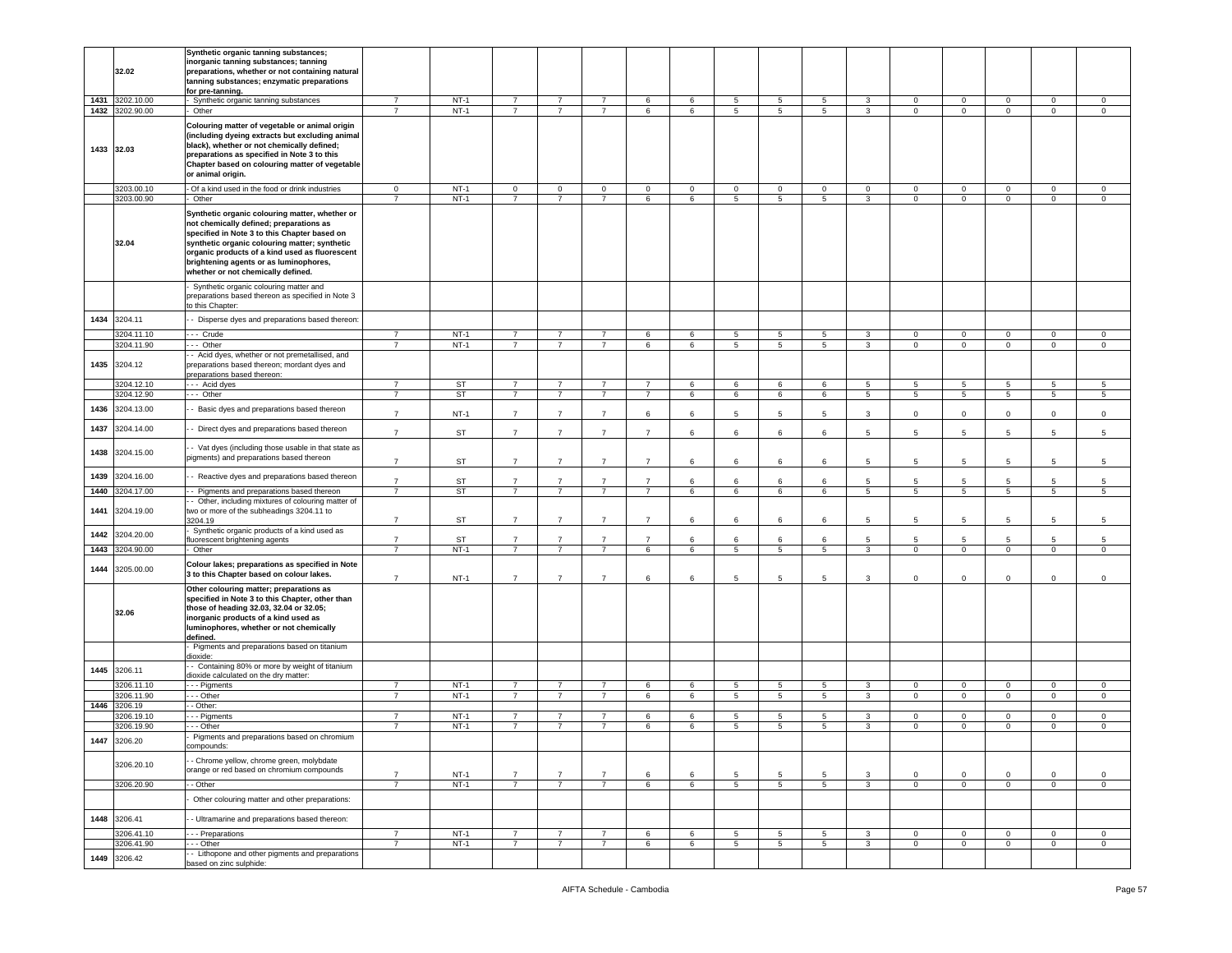| | 32.02 | Synthetic organic tanning substances; inorganic tanning substances; tanning preparations, whether or not containing natural tanning substances; enzymatic preparations for pre-tanning. | | | | | | | | | | | | | | | | |
|---|---|---|---|---|---|---|---|---|---|---|---|---|---|---|---|---|---|---|
| 1431 | 3202.10.00 | - Synthetic organic tanning substances | 7 | NT-1 | 7 | 7 | 7 | 6 | 6 | 5 | 5 | 5 | 3 | 0 | 0 | 0 | 0 | 0 |
| 1432 | 3202.90.00 | - Other | 7 | NT-1 | 7 | 7 | 7 | 6 | 6 | 5 | 5 | 5 | 3 | 0 | 0 | 0 | 0 | 0 |
| 1433 | 32.03 | **Colouring matter of vegetable or animal origin (including dyeing extracts but excluding animal black), whether or not chemically defined; preparations as specified in Note 3 to this Chapter based on colouring matter of vegetable or animal origin.** | | | | | | | | | | | | | | | | |
| | 3203.00.10 | - Of a kind used in the food or drink industries | 0 | NT-1 | 0 | 0 | 0 | 0 | 0 | 0 | 0 | 0 | 0 | 0 | 0 | 0 | 0 | 0 |
| | 3203.00.90 | - Other | 7 | NT-1 | 7 | 7 | 7 | 6 | 6 | 5 | 5 | 5 | 3 | 0 | 0 | 0 | 0 | 0 |
| | 32.04 | **Synthetic organic colouring matter, whether or not chemically defined; preparations as specified in Note 3 to this Chapter based on synthetic organic colouring matter; synthetic organic products of a kind used as fluorescent brightening agents or as luminophores, whether or not chemically defined.** | | | | | | | | | | | | | | | | |
| | | - Synthetic organic colouring matter and preparations based thereon as specified in Note 3 to this Chapter: | | | | | | | | | | | | | | | | |
| 1434 | 3204.11 | - - Disperse dyes and preparations based thereon: | | | | | | | | | | | | | | | | |
| | 3204.11.10 | - - - Crude | 7 | NT-1 | 7 | 7 | 7 | 6 | 6 | 5 | 5 | 5 | 3 | 0 | 0 | 0 | 0 | 0 |
| | 3204.11.90 | - - - Other | 7 | NT-1 | 7 | 7 | 7 | 6 | 6 | 5 | 5 | 5 | 3 | 0 | 0 | 0 | 0 | 0 |
| 1435 | 3204.12 | - - Acid dyes, whether or not premetallised, and preparations based thereon; mordant dyes and preparations based thereon: | | | | | | | | | | | | | | | | |
| | 3204.12.10 | - - - Acid dyes | 7 | ST | 7 | 7 | 7 | 7 | 6 | 6 | 6 | 6 | 5 | 5 | 5 | 5 | 5 | 5 |
| | 3204.12.90 | - - - Other | 7 | ST | 7 | 7 | 7 | 7 | 6 | 6 | 6 | 6 | 5 | 5 | 5 | 5 | 5 | 5 |
| 1436 | 3204.13.00 | - - Basic dyes and preparations based thereon | 7 | NT-1 | 7 | 7 | 7 | 6 | 6 | 5 | 5 | 5 | 3 | 0 | 0 | 0 | 0 | 0 |
| 1437 | 3204.14.00 | - - Direct dyes and preparations based thereon | 7 | ST | 7 | 7 | 7 | 7 | 6 | 6 | 6 | 6 | 5 | 5 | 5 | 5 | 5 | 5 |
| 1438 | 3204.15.00 | - - Vat dyes (including those usable in that state as pigments) and preparations based thereon | 7 | ST | 7 | 7 | 7 | 7 | 6 | 6 | 6 | 6 | 5 | 5 | 5 | 5 | 5 | 5 |
| 1439 | 3204.16.00 | - - Reactive dyes and preparations based thereon | 7 | ST | 7 | 7 | 7 | 7 | 6 | 6 | 6 | 6 | 5 | 5 | 5 | 5 | 5 | 5 |
| 1440 | 3204.17.00 | - - Pigments and preparations based thereon | 7 | ST | 7 | 7 | 7 | 7 | 6 | 6 | 6 | 6 | 5 | 5 | 5 | 5 | 5 | 5 |
| 1441 | 3204.19.00 | - - Other, including mixtures of colouring matter of two or more of the subheadings 3204.11 to 3204.19 | 7 | ST | 7 | 7 | 7 | 7 | 6 | 6 | 6 | 6 | 5 | 5 | 5 | 5 | 5 | 5 |
| 1442 | 3204.20.00 | - Synthetic organic products of a kind used as fluorescent brightening agents | 7 | ST | 7 | 7 | 7 | 7 | 6 | 6 | 6 | 6 | 5 | 5 | 5 | 5 | 5 | 5 |
| 1443 | 3204.90.00 | - Other | 7 | NT-1 | 7 | 7 | 7 | 6 | 6 | 5 | 5 | 5 | 3 | 0 | 0 | 0 | 0 | 0 |
| 1444 | 3205.00.00 | **Colour lakes; preparations as specified in Note 3 to this Chapter based on colour lakes.** | 7 | NT-1 | 7 | 7 | 7 | 6 | 6 | 5 | 5 | 5 | 3 | 0 | 0 | 0 | 0 | 0 |
| | 32.06 | **Other colouring matter; preparations as specified in Note 3 to this Chapter, other than those of heading 32.03, 32.04 or 32.05; inorganic products of a kind used as luminophores, whether or not chemically defined.** | | | | | | | | | | | | | | | | |
| | | - Pigments and preparations based on titanium dioxide: | | | | | | | | | | | | | | | | |
| 1445 | 3206.11 | - - Containing 80% or more by weight of titanium dioxide calculated on the dry matter: | | | | | | | | | | | | | | | | |
| | 3206.11.10 | - - - Pigments | 7 | NT-1 | 7 | 7 | 7 | 6 | 6 | 5 | 5 | 5 | 3 | 0 | 0 | 0 | 0 | 0 |
| | 3206.11.90 | - - - Other | 7 | NT-1 | 7 | 7 | 7 | 6 | 6 | 5 | 5 | 5 | 3 | 0 | 0 | 0 | 0 | 0 |
| 1446 | 3206.19 | - - Other: | | | | | | | | | | | | | | | | |
| | 3206.19.10 | - - - Pigments | 7 | NT-1 | 7 | 7 | 7 | 6 | 6 | 5 | 5 | 5 | 3 | 0 | 0 | 0 | 0 | 0 |
| | 3206.19.90 | - - - Other | 7 | NT-1 | 7 | 7 | 7 | 6 | 6 | 5 | 5 | 5 | 3 | 0 | 0 | 0 | 0 | 0 |
| 1447 | 3206.20 | - Pigments and preparations based on chromium compounds: | | | | | | | | | | | | | | | | |
| | 3206.20.10 | - - Chrome yellow, chrome green, molybdate orange or red based on chromium compounds | 7 | NT-1 | 7 | 7 | 7 | 6 | 6 | 5 | 5 | 5 | 3 | 0 | 0 | 0 | 0 | 0 |
| | 3206.20.90 | - - Other | 7 | NT-1 | 7 | 7 | 7 | 6 | 6 | 5 | 5 | 5 | 3 | 0 | 0 | 0 | 0 | 0 |
| | | - Other colouring matter and other preparations: | | | | | | | | | | | | | | | | |
| 1448 | 3206.41 | - - Ultramarine and preparations based thereon: | | | | | | | | | | | | | | | | |
| | 3206.41.10 | - - - Preparations | 7 | NT-1 | 7 | 7 | 7 | 6 | 6 | 5 | 5 | 5 | 3 | 0 | 0 | 0 | 0 | 0 |
| | 3206.41.90 | - - - Other | 7 | NT-1 | 7 | 7 | 7 | 6 | 6 | 5 | 5 | 5 | 3 | 0 | 0 | 0 | 0 | 0 |
| 1449 | 3206.42 | - - Lithopone and other pigments and preparations based on zinc sulphide: | | | | | | | | | | | | | | | | |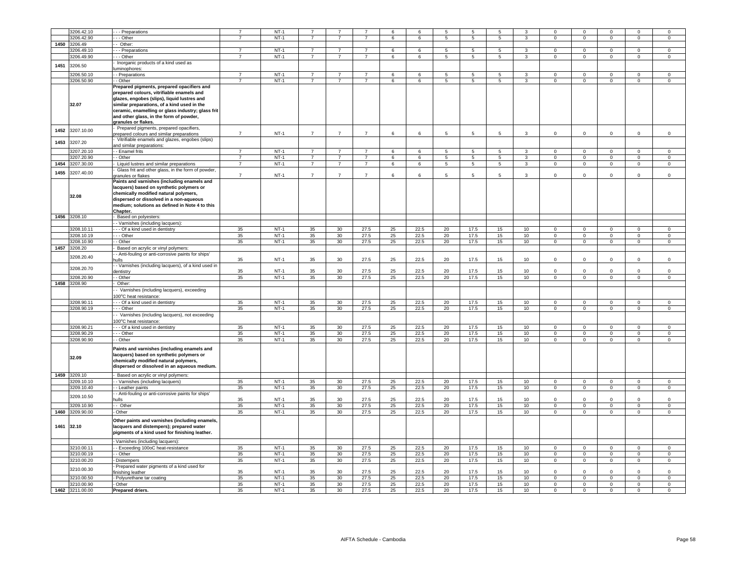| | | | | | | | | | | | | | | | | | |
|---|---|---|---|---|---|---|---|---|---|---|---|---|---|---|---|---|---|
| | 3206.42.10 | - - - Preparations | 7 | NT-1 | 7 | 7 | 7 | 6 | 6 | 5 | 5 | 5 | 3 | 0 | 0 | 0 | 0 | 0 |
| | 3206.42.90 | - - - Other | 7 | NT-1 | 7 | 7 | 7 | 6 | 6 | 5 | 5 | 5 | 3 | 0 | 0 | 0 | 0 | 0 |
| 1450 | 3206.49 | - - Other: | | | | | | | | | | | | | | | | |
| | 3206.49.10 | - - - Preparations | 7 | NT-1 | 7 | 7 | 7 | 6 | 6 | 5 | 5 | 5 | 3 | 0 | 0 | 0 | 0 | 0 |
| | 3206.49.90 | - - - Other | 7 | NT-1 | 7 | 7 | 7 | 6 | 6 | 5 | 5 | 5 | 3 | 0 | 0 | 0 | 0 | 0 |
| 1451 | 3206.50 | - Inorganic products of a kind used as luminophores: | | | | | | | | | | | | | | | | |
| | 3206.50.10 | - - Preparations | 7 | NT-1 | 7 | 7 | 7 | 6 | 6 | 5 | 5 | 5 | 3 | 0 | 0 | 0 | 0 | 0 |
| | 3206.50.90 | - - Other | 7 | NT-1 | 7 | 7 | 7 | 6 | 6 | 5 | 5 | 5 | 3 | 0 | 0 | 0 | 0 | 0 |
| | **32.07** | **Prepared pigments, prepared opacifiers and prepared colours, vitrifiable enamels and glazes, engobes (slips), liquid lustres and similar preparations, of a kind used in the ceramic, enamelling or glass industry; glass frit and other glass, in the form of powder, granules or flakes.** | | | | | | | | | | | | | | | | |
| 1452 | 3207.10.00 | - Prepared pigments, prepared opacifiers, prepared colours and similar preparations | 7 | NT-1 | 7 | 7 | 7 | 6 | 6 | 5 | 5 | 5 | 3 | 0 | 0 | 0 | 0 | 0 |
| 1453 | 3207.20 | - Vitrifiable enamels and glazes, engobes (slips) and similar preparations: | | | | | | | | | | | | | | | | |
| | 3207.20.10 | - - Enamel frits | 7 | NT-1 | 7 | 7 | 7 | 6 | 6 | 5 | 5 | 5 | 3 | 0 | 0 | 0 | 0 | 0 |
| | 3207.20.90 | - - Other | 7 | NT-1 | 7 | 7 | 7 | 6 | 6 | 5 | 5 | 5 | 3 | 0 | 0 | 0 | 0 | 0 |
| 1454 | 3207.30.00 | - Liquid lustres and similar preparations | 7 | NT-1 | 7 | 7 | 7 | 6 | 6 | 5 | 5 | 5 | 3 | 0 | 0 | 0 | 0 | 0 |
| 1455 | 3207.40.00 | - Glass frit and other glass, in the form of powder, granules or flakes | 7 | NT-1 | 7 | 7 | 7 | 6 | 6 | 5 | 5 | 5 | 3 | 0 | 0 | 0 | 0 | 0 |
| | **32.08** | **Paints and varnishes (including enamels and lacquers) based on synthetic polymers or chemically modified natural polymers, dispersed or dissolved in a non-aqueous medium; solutions as defined in Note 4 to this Chapter.** | | | | | | | | | | | | | | | | |
| 1456 | 3208.10 | - Based on polyesters: | | | | | | | | | | | | | | | | |
| | | - - Varnishes (including lacquers): | | | | | | | | | | | | | | | | |
| | 3208.10.11 | - - - Of a kind used in dentistry | 35 | NT-1 | 35 | 30 | 27.5 | 25 | 22.5 | 20 | 17.5 | 15 | 10 | 0 | 0 | 0 | 0 | 0 |
| | 3208.10.19 | - - - Other | 35 | NT-1 | 35 | 30 | 27.5 | 25 | 22.5 | 20 | 17.5 | 15 | 10 | 0 | 0 | 0 | 0 | 0 |
| | 3208.10.90 | - - Other | 35 | NT-1 | 35 | 30 | 27.5 | 25 | 22.5 | 20 | 17.5 | 15 | 10 | 0 | 0 | 0 | 0 | 0 |
| 1457 | 3208.20 | - Based on acrylic or vinyl polymers: | | | | | | | | | | | | | | | | |
| | 3208.20.40 | - - Anti-fouling or anti-corrosive paints for ships' hulls | 35 | NT-1 | 35 | 30 | 27.5 | 25 | 22.5 | 20 | 17.5 | 15 | 10 | 0 | 0 | 0 | 0 | 0 |
| | 3208.20.70 | - - Varnishes (including lacquers), of a kind used in dentistry | 35 | NT-1 | 35 | 30 | 27.5 | 25 | 22.5 | 20 | 17.5 | 15 | 10 | 0 | 0 | 0 | 0 | 0 |
| | 3208.20.90 | - - Other | 35 | NT-1 | 35 | 30 | 27.5 | 25 | 22.5 | 20 | 17.5 | 15 | 10 | 0 | 0 | 0 | 0 | 0 |
| 1458 | 3208.90 | - Other: | | | | | | | | | | | | | | | | |
| | | - - Varnishes (including lacquers), exceeding 100°C heat resistance: | | | | | | | | | | | | | | | | |
| | 3208.90.11 | - - - Of a kind used in dentistry | 35 | NT-1 | 35 | 30 | 27.5 | 25 | 22.5 | 20 | 17.5 | 15 | 10 | 0 | 0 | 0 | 0 | 0 |
| | 3208.90.19 | - - - Other | 35 | NT-1 | 35 | 30 | 27.5 | 25 | 22.5 | 20 | 17.5 | 15 | 10 | 0 | 0 | 0 | 0 | 0 |
| | | - - Varnishes (including lacquers), not exceeding 100°C heat resistance: | | | | | | | | | | | | | | | | |
| | 3208.90.21 | - - - Of a kind used in dentistry | 35 | NT-1 | 35 | 30 | 27.5 | 25 | 22.5 | 20 | 17.5 | 15 | 10 | 0 | 0 | 0 | 0 | 0 |
| | 3208.90.29 | - - - Other | 35 | NT-1 | 35 | 30 | 27.5 | 25 | 22.5 | 20 | 17.5 | 15 | 10 | 0 | 0 | 0 | 0 | 0 |
| | 3208.90.90 | - - Other | 35 | NT-1 | 35 | 30 | 27.5 | 25 | 22.5 | 20 | 17.5 | 15 | 10 | 0 | 0 | 0 | 0 | 0 |
| | **32.09** | **Paints and varnishes (including enamels and lacquers) based on synthetic polymers or chemically modified natural polymers, dispersed or dissolved in an aqueous medium.** | | | | | | | | | | | | | | | | |
| 1459 | 3209.10 | - Based on acrylic or vinyl polymers: | | | | | | | | | | | | | | | | |
| | 3209.10.10 | - - Varnishes (including lacquers) | 35 | NT-1 | 35 | 30 | 27.5 | 25 | 22.5 | 20 | 17.5 | 15 | 10 | 0 | 0 | 0 | 0 | 0 |
| | 3209.10.40 | - - Leather paints | 35 | NT-1 | 35 | 30 | 27.5 | 25 | 22.5 | 20 | 17.5 | 15 | 10 | 0 | 0 | 0 | 0 | 0 |
| | 3209.10.50 | - - Anti-fouling or anti-corrosive paints for ships' hulls | 35 | NT-1 | 35 | 30 | 27.5 | 25 | 22.5 | 20 | 17.5 | 15 | 10 | 0 | 0 | 0 | 0 | 0 |
| | 3209.10.90 | - - Other | 35 | NT-1 | 35 | 30 | 27.5 | 25 | 22.5 | 20 | 17.5 | 15 | 10 | 0 | 0 | 0 | 0 | 0 |
| 1460 | 3209.90.00 | - Other | 35 | NT-1 | 35 | 30 | 27.5 | 25 | 22.5 | 20 | 17.5 | 15 | 10 | 0 | 0 | 0 | 0 | 0 |
| 1461 | **32.10** | **Other paints and varnishes (including enamels, lacquers and distempers); prepared water pigments of a kind used for finishing leather.** | | | | | | | | | | | | | | | | |
| | | - Varnishes (including lacquers): | | | | | | | | | | | | | | | | |
| | 3210.00.11 | - - Exceeding 100oC heat-resistance | 35 | NT-1 | 35 | 30 | 27.5 | 25 | 22.5 | 20 | 17.5 | 15 | 10 | 0 | 0 | 0 | 0 | 0 |
| | 3210.00.19 | - - Other | 35 | NT-1 | 35 | 30 | 27.5 | 25 | 22.5 | 20 | 17.5 | 15 | 10 | 0 | 0 | 0 | 0 | 0 |
| | 3210.00.20 | - Distempers | 35 | NT-1 | 35 | 30 | 27.5 | 25 | 22.5 | 20 | 17.5 | 15 | 10 | 0 | 0 | 0 | 0 | 0 |
| | 3210.00.30 | - Prepared water pigments of a kind used for finishing leather | 35 | NT-1 | 35 | 30 | 27.5 | 25 | 22.5 | 20 | 17.5 | 15 | 10 | 0 | 0 | 0 | 0 | 0 |
| | 3210.00.50 | - Polyurethane tar coating | 35 | NT-1 | 35 | 30 | 27.5 | 25 | 22.5 | 20 | 17.5 | 15 | 10 | 0 | 0 | 0 | 0 | 0 |
| | 3210.00.90 | - Other | 35 | NT-1 | 35 | 30 | 27.5 | 25 | 22.5 | 20 | 17.5 | 15 | 10 | 0 | 0 | 0 | 0 | 0 |
| 1462 | 3211.00.00 | **Prepared driers.** | 35 | NT-1 | 35 | 30 | 27.5 | 25 | 22.5 | 20 | 17.5 | 15 | 10 | 0 | 0 | 0 | 0 | 0 |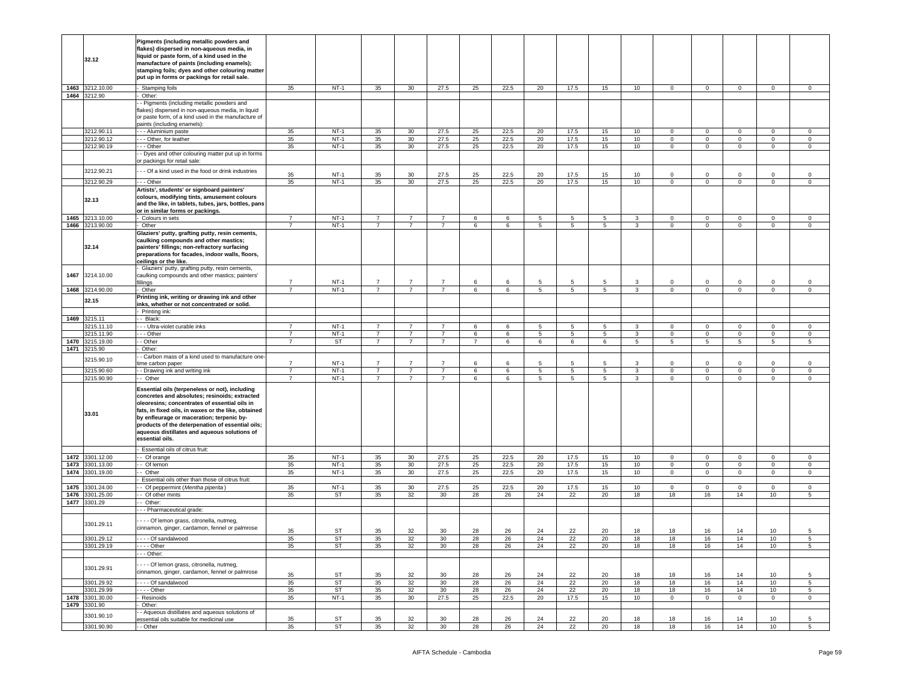| | | | | | | | | | | | | | | | | | |
|---|---|---|---|---|---|---|---|---|---|---|---|---|---|---|---|---|---|
| | **32.12** | **Pigments (including metallic powders and flakes) dispersed in non-aqueous media, in liquid or paste form, of a kind used in the manufacture of paints (including enamels); stamping foils; dyes and other colouring matter put up in forms or packings for retail sale.** | | | | | | | | | | | | | | | |
| 1463 | 3212.10.00 | - Stamping foils | 35 | NT-1 | 35 | 30 | 27.5 | 25 | 22.5 | 20 | 17.5 | 15 | 10 | 0 | 0 | 0 | 0 | 0 |
| 1464 | 3212.90 | - Other: | | | | | | | | | | | | | | | | |
| | | - - Pigments (including metallic powders and flakes) dispersed in non-aqueous media, in liquid or paste form, of a kind used in the manufacture of paints (including enamels): | | | | | | | | | | | | | | | | |
| | 3212.90.11 | - - - Aluminium paste | 35 | NT-1 | 35 | 30 | 27.5 | 25 | 22.5 | 20 | 17.5 | 15 | 10 | 0 | 0 | 0 | 0 | 0 |
| | 3212.90.12 | - - - Other, for leather | 35 | NT-1 | 35 | 30 | 27.5 | 25 | 22.5 | 20 | 17.5 | 15 | 10 | 0 | 0 | 0 | 0 | 0 |
| | 3212.90.19 | - - - Other | 35 | NT-1 | 35 | 30 | 27.5 | 25 | 22.5 | 20 | 17.5 | 15 | 10 | 0 | 0 | 0 | 0 | 0 |
| | | - - Dyes and other colouring matter put up in forms or packings for retail sale: | | | | | | | | | | | | | | | | |
| | 3212.90.21 | - - - Of a kind used in the food or drink industries | 35 | NT-1 | 35 | 30 | 27.5 | 25 | 22.5 | 20 | 17.5 | 15 | 10 | 0 | 0 | 0 | 0 | 0 |
| | 3212.90.29 | - - - Other | 35 | NT-1 | 35 | 30 | 27.5 | 25 | 22.5 | 20 | 17.5 | 15 | 10 | 0 | 0 | 0 | 0 | 0 |
| | **32.13** | **Artists', students' or signboard painters' colours, modifying tints, amusement colours and the like, in tablets, tubes, jars, bottles, pans or in similar forms or packings.** | | | | | | | | | | | | | | | | |
| 1465 | 3213.10.00 | - Colours in sets | 7 | NT-1 | 7 | 7 | 7 | 6 | 6 | 5 | 5 | 5 | 3 | 0 | 0 | 0 | 0 | 0 |
| 1466 | 3213.90.00 | - Other | 7 | NT-1 | 7 | 7 | 7 | 6 | 6 | 5 | 5 | 5 | 3 | 0 | 0 | 0 | 0 | 0 |
| | **32.14** | **Glaziers' putty, grafting putty, resin cements, caulking compounds and other mastics; painters' fillings; non-refractory surfacing preparations for facades, indoor walls, floors, ceilings or the like.** | | | | | | | | | | | | | | | | |
| 1467 | 3214.10.00 | - Glaziers' putty, grafting putty, resin cements, caulking compounds and other mastics; painters' fillings | 7 | NT-1 | 7 | 7 | 7 | 6 | 6 | 5 | 5 | 5 | 3 | 0 | 0 | 0 | 0 | 0 |
| 1468 | 3214.90.00 | - Other | 7 | NT-1 | 7 | 7 | 7 | 6 | 6 | 5 | 5 | 5 | 3 | 0 | 0 | 0 | 0 | 0 |
| | **32.15** | **Printing ink, writing or drawing ink and other inks, whether or not concentrated or solid.** | | | | | | | | | | | | | | | | |
| | | - Printing ink: | | | | | | | | | | | | | | | | |
| 1469 | 3215.11 | - - Black: | | | | | | | | | | | | | | | | |
| | 3215.11.10 | - - - Ultra-violet curable inks | 7 | NT-1 | 7 | 7 | 7 | 6 | 6 | 5 | 5 | 5 | 3 | 0 | 0 | 0 | 0 | 0 |
| | 3215.11.90 | - - - Other | 7 | NT-1 | 7 | 7 | 7 | 6 | 6 | 5 | 5 | 5 | 3 | 0 | 0 | 0 | 0 | 0 |
| 1470 | 3215.19.00 | - - Other | 7 | ST | 7 | 7 | 7 | 7 | 6 | 6 | 6 | 6 | 5 | 5 | 5 | 5 | 5 | 5 |
| 1471 | 3215.90 | - Other: | | | | | | | | | | | | | | | | |
| | 3215.90.10 | - - Carbon mass of a kind used to manufacture one-time carbon paper | 7 | NT-1 | 7 | 7 | 7 | 6 | 6 | 5 | 5 | 5 | 3 | 0 | 0 | 0 | 0 | 0 |
| | 3215.90.60 | - - Drawing ink and writing ink | 7 | NT-1 | 7 | 7 | 7 | 6 | 6 | 5 | 5 | 5 | 3 | 0 | 0 | 0 | 0 | 0 |
| | 3215.90.90 | - - Other | 7 | NT-1 | 7 | 7 | 7 | 6 | 6 | 5 | 5 | 5 | 3 | 0 | 0 | 0 | 0 | 0 |
| | **33.01** | **Essential oils (terpeneless or not), including concretes and absolutes; resinoids; extracted oleoresins; concentrates of essential oils in fats, in fixed oils, in waxes or the like, obtained by enfleurage or maceration; terpenic by-products of the deterpenation of essential oils; aqueous distillates and aqueous solutions of essential oils.** | | | | | | | | | | | | | | | | |
| | | - Essential oils of citrus fruit: | | | | | | | | | | | | | | | | |
| 1472 | 3301.12.00 | - - Of orange | 35 | NT-1 | 35 | 30 | 27.5 | 25 | 22.5 | 20 | 17.5 | 15 | 10 | 0 | 0 | 0 | 0 | 0 |
| 1473 | 3301.13.00 | - - Of lemon | 35 | NT-1 | 35 | 30 | 27.5 | 25 | 22.5 | 20 | 17.5 | 15 | 10 | 0 | 0 | 0 | 0 | 0 |
| 1474 | 3301.19.00 | - - Other | 35 | NT-1 | 35 | 30 | 27.5 | 25 | 22.5 | 20 | 17.5 | 15 | 10 | 0 | 0 | 0 | 0 | 0 |
| | | - Essential oils other than those of citrus fruit: | | | | | | | | | | | | | | | | |
| 1475 | 3301.24.00 | - - Of peppermint (*Mentha piperita*) | 35 | NT-1 | 35 | 30 | 27.5 | 25 | 22.5 | 20 | 17.5 | 15 | 10 | 0 | 0 | 0 | 0 | 0 |
| 1476 | 3301.25.00 | - - Of other mints | 35 | ST | 35 | 32 | 30 | 28 | 26 | 24 | 22 | 20 | 18 | 18 | 16 | 14 | 10 | 5 |
| 1477 | 3301.29 | - - Other: | | | | | | | | | | | | | | | | |
| | | - - - Pharmaceutical grade: | | | | | | | | | | | | | | | | |
| | 3301.29.11 | - - - - Of lemon grass, citronella, nutmeg, cinnamon, ginger, cardamon, fennel or palmrose | 35 | ST | 35 | 32 | 30 | 28 | 26 | 24 | 22 | 20 | 18 | 18 | 16 | 14 | 10 | 5 |
| | 3301.29.12 | - - - - Of sandalwood | 35 | ST | 35 | 32 | 30 | 28 | 26 | 24 | 22 | 20 | 18 | 18 | 16 | 14 | 10 | 5 |
| | 3301.29.19 | - - - - Other | 35 | ST | 35 | 32 | 30 | 28 | 26 | 24 | 22 | 20 | 18 | 18 | 16 | 14 | 10 | 5 |
| | | - - - Other: | | | | | | | | | | | | | | | | |
| | 3301.29.91 | - - - - Of lemon grass, citronella, nutmeg, cinnamon, ginger, cardamon, fennel or palmrose | 35 | ST | 35 | 32 | 30 | 28 | 26 | 24 | 22 | 20 | 18 | 18 | 16 | 14 | 10 | 5 |
| | 3301.29.92 | - - - - Of sandalwood | 35 | ST | 35 | 32 | 30 | 28 | 26 | 24 | 22 | 20 | 18 | 18 | 16 | 14 | 10 | 5 |
| | 3301.29.99 | - - - - Other | 35 | ST | 35 | 32 | 30 | 28 | 26 | 24 | 22 | 20 | 18 | 18 | 16 | 14 | 10 | 5 |
| 1478 | 3301.30.00 | - Resinoids | 35 | NT-1 | 35 | 30 | 27.5 | 25 | 22.5 | 20 | 17.5 | 15 | 10 | 0 | 0 | 0 | 0 | 0 |
| 1479 | 3301.90 | - Other: | | | | | | | | | | | | | | | | |
| | 3301.90.10 | - - Aqueous distillates and aqueous solutions of essential oils suitable for medicinal use | 35 | ST | 35 | 32 | 30 | 28 | 26 | 24 | 22 | 20 | 18 | 18 | 16 | 14 | 10 | 5 |
| | 3301.90.90 | - - Other | 35 | ST | 35 | 32 | 30 | 28 | 26 | 24 | 22 | 20 | 18 | 18 | 16 | 14 | 10 | 5 |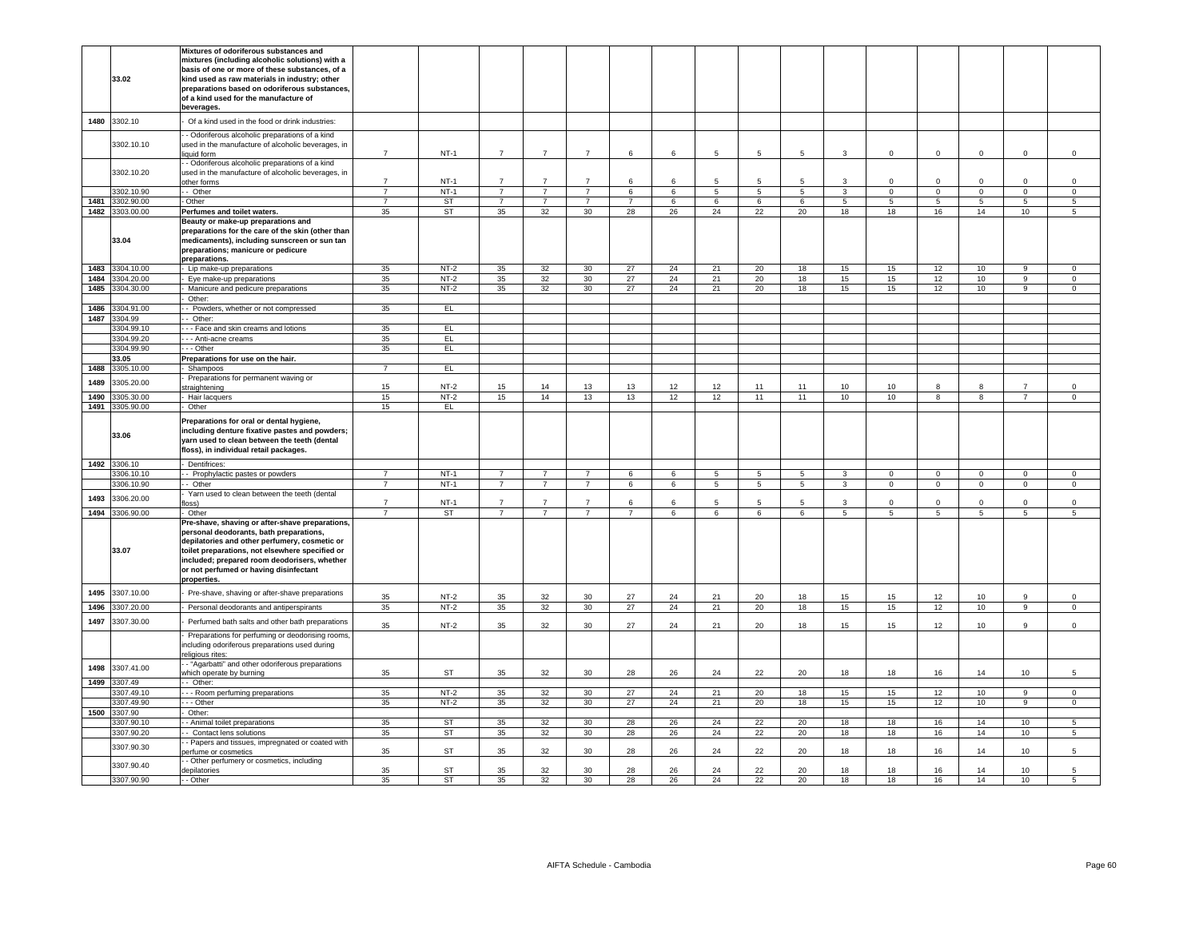|  |  |  |  |  |  |  |  |  |  |  |  |  |  |  |  |  |  |  |
|---|---|---|---|---|---|---|---|---|---|---|---|---|---|---|---|---|---|---|
|  | **33.02** | **Mixtures of odoriferous substances and mixtures (including alcoholic solutions) with a basis of one or more of these substances, of a kind used as raw materials in industry; other preparations based on odoriferous substances, of a kind used for the manufacture of beverages.** |  |  |  |  |  |  |  |  |  |  |  |  |  |  |  |  |
| 1480 | 3302.10 | - Of a kind used in the food or drink industries: |  |  |  |  |  |  |  |  |  |  |  |  |  |  |  |  |
|  | 3302.10.10 | - - Odoriferous alcoholic preparations of a kind used in the manufacture of alcoholic beverages, in liquid form | 7 | NT-1 | 7 | 7 | 7 | 6 | 6 | 5 | 5 | 5 | 3 | 0 | 0 | 0 | 0 | 0 |
|  | 3302.10.20 | - - Odoriferous alcoholic preparations of a kind used in the manufacture of alcoholic beverages, in other forms | 7 | NT-1 | 7 | 7 | 7 | 6 | 6 | 5 | 5 | 5 | 3 | 0 | 0 | 0 | 0 | 0 |
|  | 3302.10.90 | - - Other | 7 | NT-1 | 7 | 7 | 7 | 6 | 6 | 5 | 5 | 5 | 3 | 0 | 0 | 0 | 0 | 0 |
| 1481 | 3302.90.00 | - Other | 7 | ST | 7 | 7 | 7 | 7 | 6 | 6 | 6 | 6 | 5 | 5 | 5 | 5 | 5 | 5 |
| 1482 | 3303.00.00 | **Perfumes and toilet waters.** | 35 | ST | 35 | 32 | 30 | 28 | 26 | 24 | 22 | 20 | 18 | 18 | 16 | 14 | 10 | 5 |
|  | **33.04** | **Beauty or make-up preparations and preparations for the care of the skin (other than medicaments), including sunscreen or sun tan preparations; manicure or pedicure preparations.** |  |  |  |  |  |  |  |  |  |  |  |  |  |  |  |  |
| 1483 | 3304.10.00 | - Lip make-up preparations | 35 | NT-2 | 35 | 32 | 30 | 27 | 24 | 21 | 20 | 18 | 15 | 15 | 12 | 10 | 9 | 0 |
| 1484 | 3304.20.00 | - Eye make-up preparations | 35 | NT-2 | 35 | 32 | 30 | 27 | 24 | 21 | 20 | 18 | 15 | 15 | 12 | 10 | 9 | 0 |
| 1485 | 3304.30.00 | - Manicure and pedicure preparations | 35 | NT-2 | 35 | 32 | 30 | 27 | 24 | 21 | 20 | 18 | 15 | 15 | 12 | 10 | 9 | 0 |
|  |  | - Other: |  |  |  |  |  |  |  |  |  |  |  |  |  |  |  |  |
| 1486 | 3304.91.00 | - - Powders, whether or not compressed | 35 | EL |  |  |  |  |  |  |  |  |  |  |  |  |  |  |
| 1487 | 3304.99 | - - Other: |  |  |  |  |  |  |  |  |  |  |  |  |  |  |  |  |
|  | 3304.99.10 | - - - Face and skin creams and lotions | 35 | EL |  |  |  |  |  |  |  |  |  |  |  |  |  |  |
|  | 3304.99.20 | - - - Anti-acne creams | 35 | EL |  |  |  |  |  |  |  |  |  |  |  |  |  |  |
|  | 3304.99.90 | - - - Other | 35 | EL |  |  |  |  |  |  |  |  |  |  |  |  |  |  |
|  | **33.05** | **Preparations for use on the hair.** |  |  |  |  |  |  |  |  |  |  |  |  |  |  |  |  |
| 1488 | 3305.10.00 | - Shampoos | 7 | EL |  |  |  |  |  |  |  |  |  |  |  |  |  |  |
| 1489 | 3305.20.00 | - Preparations for permanent waving or straightening | 15 | NT-2 | 15 | 14 | 13 | 13 | 12 | 12 | 11 | 11 | 10 | 10 | 8 | 8 | 7 | 0 |
| 1490 | 3305.30.00 | - Hair lacquers | 15 | NT-2 | 15 | 14 | 13 | 13 | 12 | 12 | 11 | 11 | 10 | 10 | 8 | 8 | 7 | 0 |
| 1491 | 3305.90.00 | - Other | 15 | EL |  |  |  |  |  |  |  |  |  |  |  |  |  |  |
|  | **33.06** | **Preparations for oral or dental hygiene, including denture fixative pastes and powders; yarn used to clean between the teeth (dental floss), in individual retail packages.** |  |  |  |  |  |  |  |  |  |  |  |  |  |  |  |  |
| 1492 | 3306.10 | - Dentifrices: |  |  |  |  |  |  |  |  |  |  |  |  |  |  |  |  |
|  | 3306.10.10 | - - Prophylactic pastes or powders | 7 | NT-1 | 7 | 7 | 7 | 6 | 6 | 5 | 5 | 5 | 3 | 0 | 0 | 0 | 0 | 0 |
|  | 3306.10.90 | - - Other | 7 | NT-1 | 7 | 7 | 7 | 6 | 6 | 5 | 5 | 5 | 3 | 0 | 0 | 0 | 0 | 0 |
| 1493 | 3306.20.00 | - Yarn used to clean between the teeth (dental floss) | 7 | NT-1 | 7 | 7 | 7 | 6 | 6 | 5 | 5 | 5 | 3 | 0 | 0 | 0 | 0 | 0 |
| 1494 | 3306.90.00 | - Other | 7 | ST | 7 | 7 | 7 | 7 | 6 | 6 | 6 | 6 | 5 | 5 | 5 | 5 | 5 | 5 |
|  | **33.07** | **Pre-shave, shaving or after-shave preparations, personal deodorants, bath preparations, depilatories and other perfumery, cosmetic or toilet preparations, not elsewhere specified or included; prepared room deodorisers, whether or not perfumed or having disinfectant properties.** |  |  |  |  |  |  |  |  |  |  |  |  |  |  |  |  |
| 1495 | 3307.10.00 | - Pre-shave, shaving or after-shave preparations | 35 | NT-2 | 35 | 32 | 30 | 27 | 24 | 21 | 20 | 18 | 15 | 15 | 12 | 10 | 9 | 0 |
| 1496 | 3307.20.00 | - Personal deodorants and antiperspirants | 35 | NT-2 | 35 | 32 | 30 | 27 | 24 | 21 | 20 | 18 | 15 | 15 | 12 | 10 | 9 | 0 |
| 1497 | 3307.30.00 | - Perfumed bath salts and other bath preparations | 35 | NT-2 | 35 | 32 | 30 | 27 | 24 | 21 | 20 | 18 | 15 | 15 | 12 | 10 | 9 | 0 |
|  |  | - Preparations for perfuming or deodorising rooms, including odoriferous preparations used during religious rites: |  |  |  |  |  |  |  |  |  |  |  |  |  |  |  |  |
| 1498 | 3307.41.00 | - - "Agarbatti" and other odoriferous preparations which operate by burning | 35 | ST | 35 | 32 | 30 | 28 | 26 | 24 | 22 | 20 | 18 | 18 | 16 | 14 | 10 | 5 |
| 1499 | 3307.49 | - - Other: |  |  |  |  |  |  |  |  |  |  |  |  |  |  |  |  |
|  | 3307.49.10 | - - - Room perfuming preparations | 35 | NT-2 | 35 | 32 | 30 | 27 | 24 | 21 | 20 | 18 | 15 | 15 | 12 | 10 | 9 | 0 |
|  | 3307.49.90 | - - - Other | 35 | NT-2 | 35 | 32 | 30 | 27 | 24 | 21 | 20 | 18 | 15 | 15 | 12 | 10 | 9 | 0 |
| 1500 | 3307.90 | - Other: |  |  |  |  |  |  |  |  |  |  |  |  |  |  |  |  |
|  | 3307.90.10 | - - Animal toilet preparations | 35 | ST | 35 | 32 | 30 | 28 | 26 | 24 | 22 | 20 | 18 | 18 | 16 | 14 | 10 | 5 |
|  | 3307.90.20 | - - Contact lens solutions | 35 | ST | 35 | 32 | 30 | 28 | 26 | 24 | 22 | 20 | 18 | 18 | 16 | 14 | 10 | 5 |
|  | 3307.90.30 | - - Papers and tissues, impregnated or coated with perfume or cosmetics | 35 | ST | 35 | 32 | 30 | 28 | 26 | 24 | 22 | 20 | 18 | 18 | 16 | 14 | 10 | 5 |
|  | 3307.90.40 | - - Other perfumery or cosmetics, including depilatories | 35 | ST | 35 | 32 | 30 | 28 | 26 | 24 | 22 | 20 | 18 | 18 | 16 | 14 | 10 | 5 |
|  | 3307.90.90 | - - Other | 35 | ST | 35 | 32 | 30 | 28 | 26 | 24 | 22 | 20 | 18 | 18 | 16 | 14 | 10 | 5 |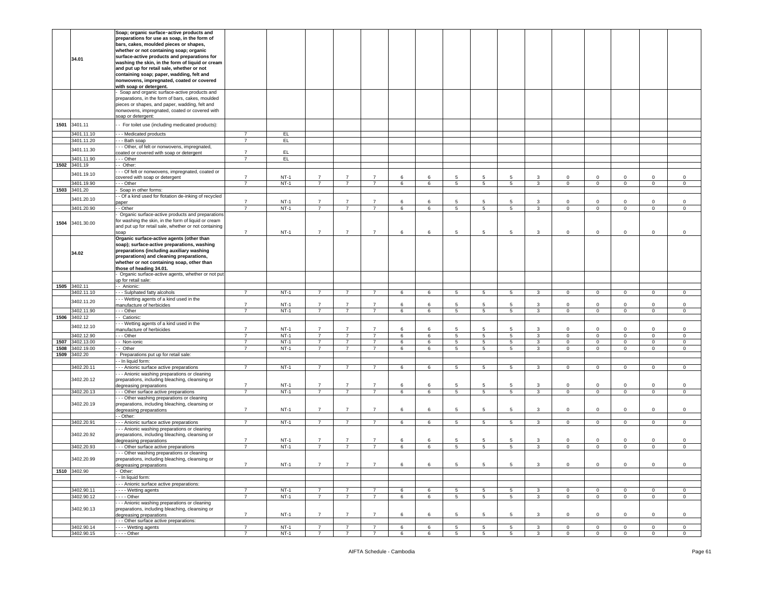|  |  |  |  |  |  |  |  |  |  |  |  |  |  |  |  |  |  |
|---|---|---|---|---|---|---|---|---|---|---|---|---|---|---|---|---|---|
|  | 34.01 | **Soap; organic surface-active products and preparations for use as soap, in the form of bars, cakes, moulded pieces or shapes, whether or not containing soap; organic surface-active products and preparations for washing the skin, in the form of liquid or cream and put up for retail sale, whether or not containing soap; paper, wadding, felt and nonwovens, impregnated, coated or covered with soap or detergent.** |  |  |  |  |  |  |  |  |  |  |  |  |  |  |  |  |
|  |  | - Soap and organic surface-active products and preparations, in the form of bars, cakes, moulded pieces or shapes, and paper, wadding, felt and nonwovens, impregnated, coated or covered with soap or detergent: |  |  |  |  |  |  |  |  |  |  |  |  |  |  |  |  |
| 1501 | 3401.11 | - - For toilet use (including medicated products): |  |  |  |  |  |  |  |  |  |  |  |  |  |  |  |  |
|  | 3401.11.10 | - - - Medicated products | 7 | EL |  |  |  |  |  |  |  |  |  |  |  |  |  |  |
|  | 3401.11.20 | - - - Bath soap | 7 | EL |  |  |  |  |  |  |  |  |  |  |  |  |  |  |
|  | 3401.11.30 | - - - Other, of felt or nonwovens, impregnated, coated or covered with soap or detergent | 7 | EL |  |  |  |  |  |  |  |  |  |  |  |  |  |  |
|  | 3401.11.90 | - - - Other | 7 | EL |  |  |  |  |  |  |  |  |  |  |  |  |  |  |
| 1502 | 3401.19 | - - Other: |  |  |  |  |  |  |  |  |  |  |  |  |  |  |  |  |
|  | 3401.19.10 | - - - Of felt or nonwovens, impregnated, coated or covered with soap or detergent | 7 | NT-1 | 7 | 7 | 7 | 6 | 6 | 5 | 5 | 5 | 3 | 0 | 0 | 0 | 0 | 0 |
|  | 3401.19.90 | - - - Other | 7 | NT-1 | 7 | 7 | 7 | 6 | 6 | 5 | 5 | 5 | 3 | 0 | 0 | 0 | 0 | 0 |
| 1503 | 3401.20 | - Soap in other forms: |  |  |  |  |  |  |  |  |  |  |  |  |  |  |  |  |
|  | 3401.20.10 | - - Of a kind used for flotation de-inking of recycled paper | 7 | NT-1 | 7 | 7 | 7 | 6 | 6 | 5 | 5 | 5 | 3 | 0 | 0 | 0 | 0 | 0 |
|  | 3401.20.90 | - - Other | 7 | NT-1 | 7 | 7 | 7 | 6 | 6 | 5 | 5 | 5 | 3 | 0 | 0 | 0 | 0 | 0 |
| 1504 | 3401.30.00 | - Organic surface-active products and preparations for washing the skin, in the form of liquid or cream and put up for retail sale, whether or not containing soap | 7 | NT-1 | 7 | 7 | 7 | 6 | 6 | 5 | 5 | 5 | 3 | 0 | 0 | 0 | 0 | 0 |
|  | 34.02 | **Organic surface-active agents (other than soap); surface-active preparations, washing preparations (including auxiliary washing preparations) and cleaning preparations, whether or not containing soap, other than those of heading 34.01.** |  |  |  |  |  |  |  |  |  |  |  |  |  |  |  |  |
|  |  | - Organic surface-active agents, whether or not put up for retail sale: |  |  |  |  |  |  |  |  |  |  |  |  |  |  |  |  |
| 1505 | 3402.11 | - - Anionic: |  |  |  |  |  |  |  |  |  |  |  |  |  |  |  |  |
|  | 3402.11.10 | - - - Sulphated fatty alcohols | 7 | NT-1 | 7 | 7 | 7 | 6 | 6 | 5 | 5 | 5 | 3 | 0 | 0 | 0 | 0 | 0 |
|  | 3402.11.20 | - - - Wetting agents of a kind used in the manufacture of herbicides | 7 | NT-1 | 7 | 7 | 7 | 6 | 6 | 5 | 5 | 5 | 3 | 0 | 0 | 0 | 0 | 0 |
|  | 3402.11.90 | - - - Other | 7 | NT-1 | 7 | 7 | 7 | 6 | 6 | 5 | 5 | 5 | 3 | 0 | 0 | 0 | 0 | 0 |
| 1506 | 3402.12 | - - Cationic: |  |  |  |  |  |  |  |  |  |  |  |  |  |  |  |  |
|  | 3402.12.10 | - - - Wetting agents of a kind used in the manufacture of herbicides | 7 | NT-1 | 7 | 7 | 7 | 6 | 6 | 5 | 5 | 5 | 3 | 0 | 0 | 0 | 0 | 0 |
|  | 3402.12.90 | - - - Other | 7 | NT-1 | 7 | 7 | 7 | 6 | 6 | 5 | 5 | 5 | 3 | 0 | 0 | 0 | 0 | 0 |
| 1507 | 3402.13.00 | - - Non-ionic | 7 | NT-1 | 7 | 7 | 7 | 6 | 6 | 5 | 5 | 5 | 3 | 0 | 0 | 0 | 0 | 0 |
| 1508 | 3402.19.00 | - - Other | 7 | NT-1 | 7 | 7 | 7 | 6 | 6 | 5 | 5 | 5 | 3 | 0 | 0 | 0 | 0 | 0 |
| 1509 | 3402.20 | - Preparations put up for retail sale: |  |  |  |  |  |  |  |  |  |  |  |  |  |  |  |  |
|  |  | - - In liquid form: |  |  |  |  |  |  |  |  |  |  |  |  |  |  |  |  |
|  | 3402.20.11 | - - - Anionic surface active preparations | 7 | NT-1 | 7 | 7 | 7 | 6 | 6 | 5 | 5 | 5 | 3 | 0 | 0 | 0 | 0 | 0 |
|  | 3402.20.12 | - - - Anionic washing preparations or cleaning preparations, including bleaching, cleansing or degreasing preparations | 7 | NT-1 | 7 | 7 | 7 | 6 | 6 | 5 | 5 | 5 | 3 | 0 | 0 | 0 | 0 | 0 |
|  | 3402.20.13 | - - - Other surface active preparations | 7 | NT-1 | 7 | 7 | 7 | 6 | 6 | 5 | 5 | 5 | 3 | 0 | 0 | 0 | 0 | 0 |
|  | 3402.20.19 | - - - Other washing preparations or cleaning preparations, including bleaching, cleansing or degreasing preparations | 7 | NT-1 | 7 | 7 | 7 | 6 | 6 | 5 | 5 | 5 | 3 | 0 | 0 | 0 | 0 | 0 |
|  |  | - - Other: |  |  |  |  |  |  |  |  |  |  |  |  |  |  |  |  |
|  | 3402.20.91 | - - - Anionic surface active preparations | 7 | NT-1 | 7 | 7 | 7 | 6 | 6 | 5 | 5 | 5 | 3 | 0 | 0 | 0 | 0 | 0 |
|  | 3402.20.92 | - - - Anionic washing preparations or cleaning preparations, including bleaching, cleansing or degreasing preparations | 7 | NT-1 | 7 | 7 | 7 | 6 | 6 | 5 | 5 | 5 | 3 | 0 | 0 | 0 | 0 | 0 |
|  | 3402.20.93 | - - - Other surface active preparations | 7 | NT-1 | 7 | 7 | 7 | 6 | 6 | 5 | 5 | 5 | 3 | 0 | 0 | 0 | 0 | 0 |
|  | 3402.20.99 | - - - Other washing preparations or cleaning preparations, including bleaching, cleansing or degreasing preparations | 7 | NT-1 | 7 | 7 | 7 | 6 | 6 | 5 | 5 | 5 | 3 | 0 | 0 | 0 | 0 | 0 |
| 1510 | 3402.90 | - Other: |  |  |  |  |  |  |  |  |  |  |  |  |  |  |  |  |
|  |  | - - In liquid form: |  |  |  |  |  |  |  |  |  |  |  |  |  |  |  |  |
|  |  | - - - Anionic surface active preparations: |  |  |  |  |  |  |  |  |  |  |  |  |  |  |  |  |
|  | 3402.90.11 | - - - - Wetting agents | 7 | NT-1 | 7 | 7 | 7 | 6 | 6 | 5 | 5 | 5 | 3 | 0 | 0 | 0 | 0 | 0 |
|  | 3402.90.12 | - - - - Other | 7 | NT-1 | 7 | 7 | 7 | 6 | 6 | 5 | 5 | 5 | 3 | 0 | 0 | 0 | 0 | 0 |
|  | 3402.90.13 | - - - Anionic washing preparations or cleaning preparations, including bleaching, cleansing or degreasing preparations | 7 | NT-1 | 7 | 7 | 7 | 6 | 6 | 5 | 5 | 5 | 3 | 0 | 0 | 0 | 0 | 0 |
|  |  | - - - Other surface active preparations: |  |  |  |  |  |  |  |  |  |  |  |  |  |  |  |  |
|  | 3402.90.14 | - - - - Wetting agents | 7 | NT-1 | 7 | 7 | 7 | 6 | 6 | 5 | 5 | 5 | 3 | 0 | 0 | 0 | 0 | 0 |
|  | 3402.90.15 | - - - - Other | 7 | NT-1 | 7 | 7 | 7 | 6 | 6 | 5 | 5 | 5 | 3 | 0 | 0 | 0 | 0 | 0 |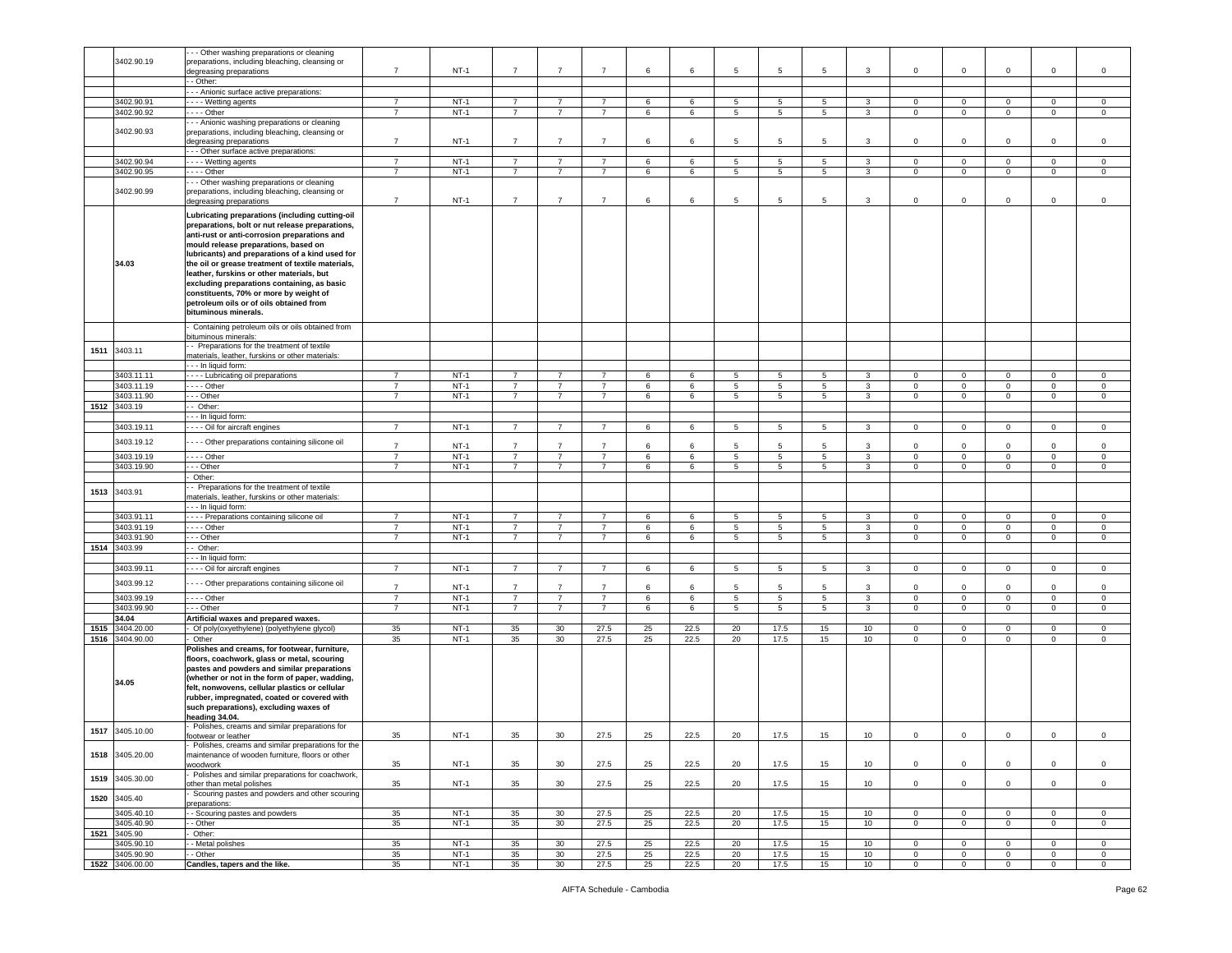| | 3402.90.19 | - - - Other washing preparations or cleaning preparations, including bleaching, cleansing or degreasing preparations | 7 | NT-1 | 7 | 7 | 7 | 6 | 6 | 5 | 5 | 5 | 3 | 0 | 0 | 0 | 0 | 0 |
|---|---|---|---|---|---|---|---|---|---|---|---|---|---|---|---|---|---|---|
| | | - - Other: | | | | | | | | | | | | | | | | |
| | | - - - Anionic surface active preparations: | | | | | | | | | | | | | | | | |
| | 3402.90.91 | - - - - Wetting agents | 7 | NT-1 | 7 | 7 | 7 | 6 | 6 | 5 | 5 | 5 | 3 | 0 | 0 | 0 | 0 | 0 |
| | 3402.90.92 | - - - - Other | 7 | NT-1 | 7 | 7 | 7 | 6 | 6 | 5 | 5 | 5 | 3 | 0 | 0 | 0 | 0 | 0 |
| | 3402.90.93 | - - - Anionic washing preparations or cleaning preparations, including bleaching, cleansing or degreasing preparations | 7 | NT-1 | 7 | 7 | 7 | 6 | 6 | 5 | 5 | 5 | 3 | 0 | 0 | 0 | 0 | 0 |
| | | - - - Other surface active preparations: | | | | | | | | | | | | | | | | |
| | 3402.90.94 | - - - - Wetting agents | 7 | NT-1 | 7 | 7 | 7 | 6 | 6 | 5 | 5 | 5 | 3 | 0 | 0 | 0 | 0 | 0 |
| | 3402.90.95 | - - - - Other | 7 | NT-1 | 7 | 7 | 7 | 6 | 6 | 5 | 5 | 5 | 3 | 0 | 0 | 0 | 0 | 0 |
| | 3402.90.99 | - - - Other washing preparations or cleaning preparations, including bleaching, cleansing or degreasing preparations | 7 | NT-1 | 7 | 7 | 7 | 6 | 6 | 5 | 5 | 5 | 3 | 0 | 0 | 0 | 0 | 0 |
| | **34.03** | **Lubricating preparations (including cutting-oil preparations, bolt or nut release preparations, anti-rust or anti-corrosion preparations and mould release preparations, based on lubricants) and preparations of a kind used for the oil or grease treatment of textile materials, leather, furskins or other materials, but excluding preparations containing, as basic constituents, 70% or more by weight of petroleum oils or of oils obtained from bituminous minerals.** | | | | | | | | | | | | | | | | |
| | | - Containing petroleum oils or oils obtained from bituminous minerals: | | | | | | | | | | | | | | | | |
| 1511 | 3403.11 | - - Preparations for the treatment of textile materials, leather, furskins or other materials: | | | | | | | | | | | | | | | | |
| | | - - - In liquid form: | | | | | | | | | | | | | | | | |
| | 3403.11.11 | - - - - Lubricating oil preparations | 7 | NT-1 | 7 | 7 | 7 | 6 | 6 | 5 | 5 | 5 | 3 | 0 | 0 | 0 | 0 | 0 |
| | 3403.11.19 | - - - - Other | 7 | NT-1 | 7 | 7 | 7 | 6 | 6 | 5 | 5 | 5 | 3 | 0 | 0 | 0 | 0 | 0 |
| | 3403.11.90 | - - - Other | 7 | NT-1 | 7 | 7 | 7 | 6 | 6 | 5 | 5 | 5 | 3 | 0 | 0 | 0 | 0 | 0 |
| 1512 | 3403.19 | - - Other: | | | | | | | | | | | | | | | | |
| | | - - - In liquid form: | | | | | | | | | | | | | | | | |
| | 3403.19.11 | - - - - Oil for aircraft engines | 7 | NT-1 | 7 | 7 | 7 | 6 | 6 | 5 | 5 | 5 | 3 | 0 | 0 | 0 | 0 | 0 |
| | 3403.19.12 | - - - - Other preparations containing silicone oil | 7 | NT-1 | 7 | 7 | 7 | 6 | 6 | 5 | 5 | 5 | 3 | 0 | 0 | 0 | 0 | 0 |
| | 3403.19.19 | - - - - Other | 7 | NT-1 | 7 | 7 | 7 | 6 | 6 | 5 | 5 | 5 | 3 | 0 | 0 | 0 | 0 | 0 |
| | 3403.19.90 | - - - Other | 7 | NT-1 | 7 | 7 | 7 | 6 | 6 | 5 | 5 | 5 | 3 | 0 | 0 | 0 | 0 | 0 |
| | | - Other: | | | | | | | | | | | | | | | | |
| 1513 | 3403.91 | - - Preparations for the treatment of textile materials, leather, furskins or other materials: | | | | | | | | | | | | | | | | |
| | | - - - In liquid form: | | | | | | | | | | | | | | | | |
| | 3403.91.11 | - - - - Preparations containing silicone oil | 7 | NT-1 | 7 | 7 | 7 | 6 | 6 | 5 | 5 | 5 | 3 | 0 | 0 | 0 | 0 | 0 |
| | 3403.91.19 | - - - - Other | 7 | NT-1 | 7 | 7 | 7 | 6 | 6 | 5 | 5 | 5 | 3 | 0 | 0 | 0 | 0 | 0 |
| | 3403.91.90 | - - - Other | 7 | NT-1 | 7 | 7 | 7 | 6 | 6 | 5 | 5 | 5 | 3 | 0 | 0 | 0 | 0 | 0 |
| 1514 | 3403.99 | - - Other: | | | | | | | | | | | | | | | | |
| | | - - - In liquid form: | | | | | | | | | | | | | | | | |
| | 3403.99.11 | - - - - Oil for aircraft engines | 7 | NT-1 | 7 | 7 | 7 | 6 | 6 | 5 | 5 | 5 | 3 | 0 | 0 | 0 | 0 | 0 |
| | 3403.99.12 | - - - - Other preparations containing silicone oil | 7 | NT-1 | 7 | 7 | 7 | 6 | 6 | 5 | 5 | 5 | 3 | 0 | 0 | 0 | 0 | 0 |
| | 3403.99.19 | - - - - Other | 7 | NT-1 | 7 | 7 | 7 | 6 | 6 | 5 | 5 | 5 | 3 | 0 | 0 | 0 | 0 | 0 |
| | 3403.99.90 | - - - Other | 7 | NT-1 | 7 | 7 | 7 | 6 | 6 | 5 | 5 | 5 | 3 | 0 | 0 | 0 | 0 | 0 |
| | **34.04** | **Artificial waxes and prepared waxes.** | | | | | | | | | | | | | | | | |
| 1515 | 3404.20.00 | - Of poly(oxyethylene) (polyethylene glycol) | 35 | NT-1 | 35 | 30 | 27.5 | 25 | 22.5 | 20 | 17.5 | 15 | 10 | 0 | 0 | 0 | 0 | 0 |
| 1516 | 3404.90.00 | - Other | 35 | NT-1 | 35 | 30 | 27.5 | 25 | 22.5 | 20 | 17.5 | 15 | 10 | 0 | 0 | 0 | 0 | 0 |
| | **34.05** | **Polishes and creams, for footwear, furniture, floors, coachwork, glass or metal, scouring pastes and powders and similar preparations (whether or not in the form of paper, wadding, felt, nonwovens, cellular plastics or cellular rubber, impregnated, coated or covered with such preparations), excluding waxes of heading 34.04.** | | | | | | | | | | | | | | | | |
| 1517 | 3405.10.00 | - Polishes, creams and similar preparations for footwear or leather | 35 | NT-1 | 35 | 30 | 27.5 | 25 | 22.5 | 20 | 17.5 | 15 | 10 | 0 | 0 | 0 | 0 | 0 |
| 1518 | 3405.20.00 | - Polishes, creams and similar preparations for the maintenance of wooden furniture, floors or other woodwork | 35 | NT-1 | 35 | 30 | 27.5 | 25 | 22.5 | 20 | 17.5 | 15 | 10 | 0 | 0 | 0 | 0 | 0 |
| 1519 | 3405.30.00 | - Polishes and similar preparations for coachwork, other than metal polishes | 35 | NT-1 | 35 | 30 | 27.5 | 25 | 22.5 | 20 | 17.5 | 15 | 10 | 0 | 0 | 0 | 0 | 0 |
| 1520 | 3405.40 | - Scouring pastes and powders and other scouring preparations: | | | | | | | | | | | | | | | | |
| | 3405.40.10 | - - Scouring pastes and powders | 35 | NT-1 | 35 | 30 | 27.5 | 25 | 22.5 | 20 | 17.5 | 15 | 10 | 0 | 0 | 0 | 0 | 0 |
| | 3405.40.90 | - - Other | 35 | NT-1 | 35 | 30 | 27.5 | 25 | 22.5 | 20 | 17.5 | 15 | 10 | 0 | 0 | 0 | 0 | 0 |
| 1521 | 3405.90 | - Other: | | | | | | | | | | | | | | | | |
| | 3405.90.10 | - - Metal polishes | 35 | NT-1 | 35 | 30 | 27.5 | 25 | 22.5 | 20 | 17.5 | 15 | 10 | 0 | 0 | 0 | 0 | 0 |
| | 3405.90.90 | - - Other | 35 | NT-1 | 35 | 30 | 27.5 | 25 | 22.5 | 20 | 17.5 | 15 | 10 | 0 | 0 | 0 | 0 | 0 |
| 1522 | 3406.00.00 | **Candles, tapers and the like.** | 35 | NT-1 | 35 | 30 | 27.5 | 25 | 22.5 | 20 | 17.5 | 15 | 10 | 0 | 0 | 0 | 0 | 0 |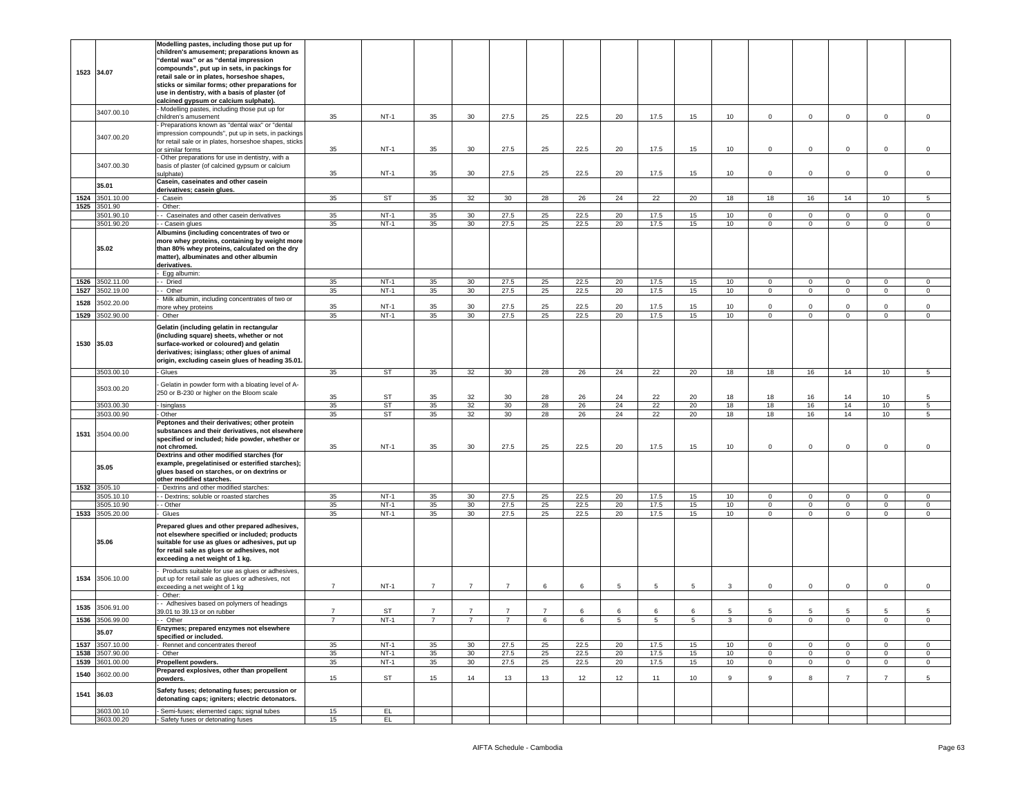| 1523 | 34.07 | **Modelling pastes, including those put up for children's amusement; preparations known as "dental wax" or as "dental impression compounds", put up in sets, in packings for retail sale or in plates, horseshoe shapes, sticks or similar forms; other preparations for use in dentistry, with a basis of plaster (of calcined gypsum or calcium sulphate).** | | | | | | | | | | | | | | | | |
|---|---|---|---|---|---|---|---|---|---|---|---|---|---|---|---|---|---|---|
| | 3407.00.10 | - Modelling pastes, including those put up for children's amusement | 35 | NT-1 | 35 | 30 | 27.5 | 25 | 22.5 | 20 | 17.5 | 15 | 10 | 0 | 0 | 0 | 0 | 0 |
| | 3407.00.20 | - Preparations known as "dental wax" or "dental impression compounds", put up in sets, in packings for retail sale or in plates, horseshoe shapes, sticks or similar forms | 35 | NT-1 | 35 | 30 | 27.5 | 25 | 22.5 | 20 | 17.5 | 15 | 10 | 0 | 0 | 0 | 0 | 0 |
| | 3407.00.30 | - Other preparations for use in dentistry, with a basis of plaster (of calcined gypsum or calcium sulphate) | 35 | NT-1 | 35 | 30 | 27.5 | 25 | 22.5 | 20 | 17.5 | 15 | 10 | 0 | 0 | 0 | 0 | 0 |
| | 35.01 | **Casein, caseinates and other casein derivatives; casein glues.** | | | | | | | | | | | | | | | | |
| 1524 | 3501.10.00 | - Casein | 35 | ST | 35 | 32 | 30 | 28 | 26 | 24 | 22 | 20 | 18 | 18 | 16 | 14 | 10 | 5 |
| 1525 | 3501.90 | - Other: | | | | | | | | | | | | | | | | |
| | 3501.90.10 | - - Caseinates and other casein derivatives | 35 | NT-1 | 35 | 30 | 27.5 | 25 | 22.5 | 20 | 17.5 | 15 | 10 | 0 | 0 | 0 | 0 | 0 |
| | 3501.90.20 | - - Casein glues | 35 | NT-1 | 35 | 30 | 27.5 | 25 | 22.5 | 20 | 17.5 | 15 | 10 | 0 | 0 | 0 | 0 | 0 |
| | 35.02 | **Albumins (including concentrates of two or more whey proteins, containing by weight more than 80% whey proteins, calculated on the dry matter), albuminates and other albumin derivatives.** | | | | | | | | | | | | | | | | |
| | | - Egg albumin: | | | | | | | | | | | | | | | | |
| 1526 | 3502.11.00 | - - Dried | 35 | NT-1 | 35 | 30 | 27.5 | 25 | 22.5 | 20 | 17.5 | 15 | 10 | 0 | 0 | 0 | 0 | 0 |
| 1527 | 3502.19.00 | - - Other | 35 | NT-1 | 35 | 30 | 27.5 | 25 | 22.5 | 20 | 17.5 | 15 | 10 | 0 | 0 | 0 | 0 | 0 |
| 1528 | 3502.20.00 | - Milk albumin, including concentrates of two or more whey proteins | 35 | NT-1 | 35 | 30 | 27.5 | 25 | 22.5 | 20 | 17.5 | 15 | 10 | 0 | 0 | 0 | 0 | 0 |
| 1529 | 3502.90.00 | - Other | 35 | NT-1 | 35 | 30 | 27.5 | 25 | 22.5 | 20 | 17.5 | 15 | 10 | 0 | 0 | 0 | 0 | 0 |
| 1530 | 35.03 | **Gelatin (including gelatin in rectangular (including square) sheets, whether or not surface-worked or coloured) and gelatin derivatives; isinglass; other glues of animal origin, excluding casein glues of heading 35.01.** | | | | | | | | | | | | | | | | |
| | 3503.00.10 | - Glues | 35 | ST | 35 | 32 | 30 | 28 | 26 | 24 | 22 | 20 | 18 | 18 | 16 | 14 | 10 | 5 |
| | 3503.00.20 | - Gelatin in powder form with a bloating level of A-250 or B-230 or higher on the Bloom scale | 35 | ST | 35 | 32 | 30 | 28 | 26 | 24 | 22 | 20 | 18 | 18 | 16 | 14 | 10 | 5 |
| | 3503.00.30 | - Isinglass | 35 | ST | 35 | 32 | 30 | 28 | 26 | 24 | 22 | 20 | 18 | 18 | 16 | 14 | 10 | 5 |
| | 3503.00.90 | - Other | 35 | ST | 35 | 32 | 30 | 28 | 26 | 24 | 22 | 20 | 18 | 18 | 16 | 14 | 10 | 5 |
| 1531 | 3504.00.00 | **Peptones and their derivatives; other protein substances and their derivatives, not elsewhere specified or included; hide powder, whether or not chromed.** | 35 | NT-1 | 35 | 30 | 27.5 | 25 | 22.5 | 20 | 17.5 | 15 | 10 | 0 | 0 | 0 | 0 | 0 |
| | 35.05 | **Dextrins and other modified starches (for example, pregelatinised or esterified starches); glues based on starches, or on dextrins or other modified starches.** | | | | | | | | | | | | | | | | |
| 1532 | 3505.10 | - Dextrins and other modified starches: | | | | | | | | | | | | | | | | |
| | 3505.10.10 | - - Dextrins; soluble or roasted starches | 35 | NT-1 | 35 | 30 | 27.5 | 25 | 22.5 | 20 | 17.5 | 15 | 10 | 0 | 0 | 0 | 0 | 0 |
| | 3505.10.90 | - - Other | 35 | NT-1 | 35 | 30 | 27.5 | 25 | 22.5 | 20 | 17.5 | 15 | 10 | 0 | 0 | 0 | 0 | 0 |
| 1533 | 3505.20.00 | - Glues | 35 | NT-1 | 35 | 30 | 27.5 | 25 | 22.5 | 20 | 17.5 | 15 | 10 | 0 | 0 | 0 | 0 | 0 |
| | 35.06 | **Prepared glues and other prepared adhesives, not elsewhere specified or included; products suitable for use as glues or adhesives, put up for retail sale as glues or adhesives, not exceeding a net weight of 1 kg.** | | | | | | | | | | | | | | | | |
| 1534 | 3506.10.00 | - Products suitable for use as glues or adhesives, put up for retail sale as glues or adhesives, not exceeding a net weight of 1 kg | 7 | NT-1 | 7 | 7 | 7 | 6 | 6 | 5 | 5 | 5 | 3 | 0 | 0 | 0 | 0 | 0 |
| | | - Other: | | | | | | | | | | | | | | | | |
| 1535 | 3506.91.00 | - - Adhesives based on polymers of headings 39.01 to 39.13 or on rubber | 7 | ST | 7 | 7 | 7 | 7 | 6 | 6 | 6 | 6 | 5 | 5 | 5 | 5 | 5 | 5 |
| 1536 | 3506.99.00 | - - Other | 7 | NT-1 | 7 | 7 | 7 | 6 | 6 | 5 | 5 | 5 | 3 | 0 | 0 | 0 | 0 | 0 |
| | 35.07 | **Enzymes; prepared enzymes not elsewhere specified or included.** | | | | | | | | | | | | | | | | |
| 1537 | 3507.10.00 | - Rennet and concentrates thereof | 35 | NT-1 | 35 | 30 | 27.5 | 25 | 22.5 | 20 | 17.5 | 15 | 10 | 0 | 0 | 0 | 0 | 0 |
| 1538 | 3507.90.00 | - Other | 35 | NT-1 | 35 | 30 | 27.5 | 25 | 22.5 | 20 | 17.5 | 15 | 10 | 0 | 0 | 0 | 0 | 0 |
| 1539 | 3601.00.00 | **Propellent powders.** | 35 | NT-1 | 35 | 30 | 27.5 | 25 | 22.5 | 20 | 17.5 | 15 | 10 | 0 | 0 | 0 | 0 | 0 |
| 1540 | 3602.00.00 | **Prepared explosives, other than propellent powders.** | 15 | ST | 15 | 14 | 13 | 13 | 12 | 12 | 11 | 10 | 9 | 9 | 8 | 7 | 7 | 5 |
| 1541 | 36.03 | **Safety fuses; detonating fuses; percussion or detonating caps; igniters; electric detonators.** | | | | | | | | | | | | | | | | |
| | 3603.00.10 | - Semi-fuses; elemented caps; signal tubes | 15 | EL | | | | | | | | | | | | | | |
| | 3603.00.20 | - Safety fuses or detonating fuses | 15 | EL | | | | | | | | | | | | | | |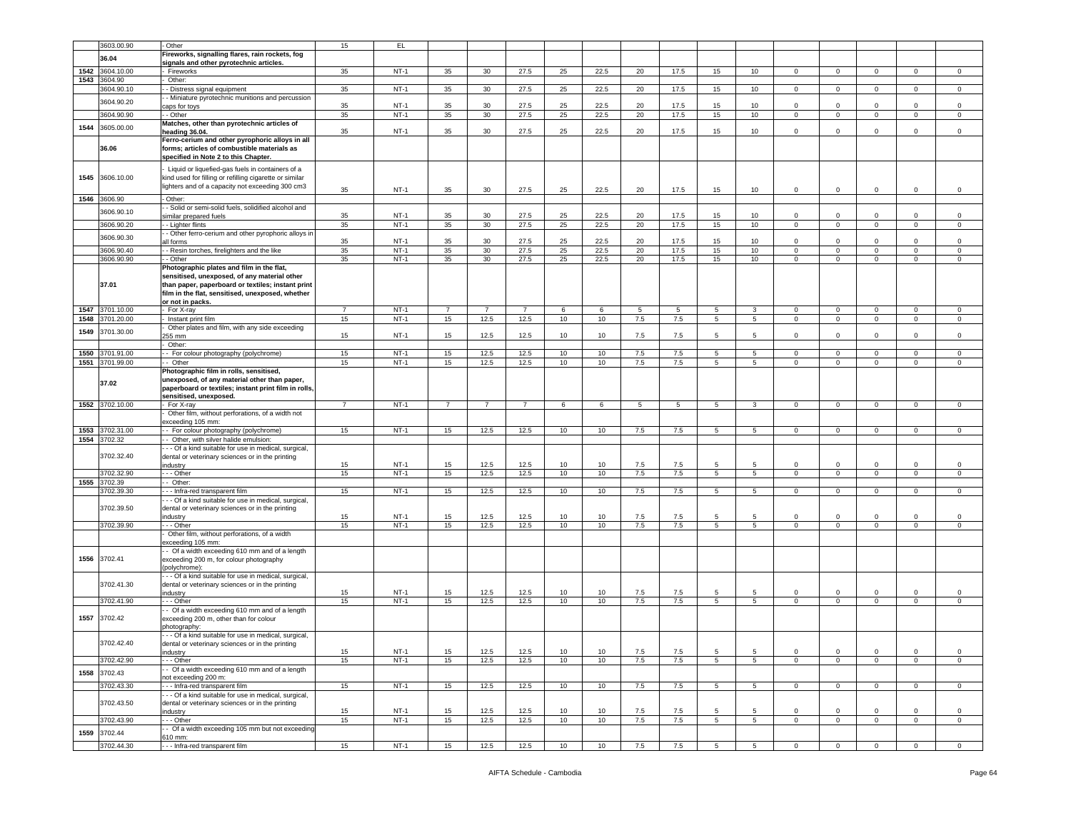| | 3603.00.90 | - Other | 15 | EL | | | | | | | | | | | | | | |
|---|---|---|---|---|---|---|---|---|---|---|---|---|---|---|---|---|---|---|
| | **36.04** | **Fireworks, signalling flares, rain rockets, fog signals and other pyrotechnic articles.** | | | | | | | | | | | | | | | | |
| 1542 | 3604.10.00 | - Fireworks | 35 | NT-1 | 35 | 30 | 27.5 | 25 | 22.5 | 20 | 17.5 | 15 | 10 | 0 | 0 | 0 | 0 | 0 |
| 1543 | 3604.90 | - Other: | | | | | | | | | | | | | | | | |
| | 3604.90.10 | - - Distress signal equipment | 35 | NT-1 | 35 | 30 | 27.5 | 25 | 22.5 | 20 | 17.5 | 15 | 10 | 0 | 0 | 0 | 0 | 0 |
| | 3604.90.20 | - - Miniature pyrotechnic munitions and percussion caps for toys | 35 | NT-1 | 35 | 30 | 27.5 | 25 | 22.5 | 20 | 17.5 | 15 | 10 | 0 | 0 | 0 | 0 | 0 |
| | 3604.90.90 | - - Other | 35 | NT-1 | 35 | 30 | 27.5 | 25 | 22.5 | 20 | 17.5 | 15 | 10 | 0 | 0 | 0 | 0 | 0 |
| 1544 | 3605.00.00 | **Matches, other than pyrotechnic articles of heading 36.04.** | 35 | NT-1 | 35 | 30 | 27.5 | 25 | 22.5 | 20 | 17.5 | 15 | 10 | 0 | 0 | 0 | 0 | 0 |
| | **36.06** | **Ferro-cerium and other pyrophoric alloys in all forms; articles of combustible materials as specified in Note 2 to this Chapter.** | | | | | | | | | | | | | | | | |
| 1545 | 3606.10.00 | - Liquid or liquefied-gas fuels in containers of a kind used for filling or refilling cigarette or similar lighters and of a capacity not exceeding 300 cm3 | 35 | NT-1 | 35 | 30 | 27.5 | 25 | 22.5 | 20 | 17.5 | 15 | 10 | 0 | 0 | 0 | 0 | 0 |
| 1546 | 3606.90 | - Other: | | | | | | | | | | | | | | | | |
| | 3606.90.10 | - - Solid or semi-solid fuels, solidified alcohol and similar prepared fuels | 35 | NT-1 | 35 | 30 | 27.5 | 25 | 22.5 | 20 | 17.5 | 15 | 10 | 0 | 0 | 0 | 0 | 0 |
| | 3606.90.20 | - - Lighter flints | 35 | NT-1 | 35 | 30 | 27.5 | 25 | 22.5 | 20 | 17.5 | 15 | 10 | 0 | 0 | 0 | 0 | 0 |
| | 3606.90.30 | - - Other ferro-cerium and other pyrophoric alloys in all forms | 35 | NT-1 | 35 | 30 | 27.5 | 25 | 22.5 | 20 | 17.5 | 15 | 10 | 0 | 0 | 0 | 0 | 0 |
| | 3606.90.40 | - - Resin torches, firelighters and the like | 35 | NT-1 | 35 | 30 | 27.5 | 25 | 22.5 | 20 | 17.5 | 15 | 10 | 0 | 0 | 0 | 0 | 0 |
| | 3606.90.90 | - - Other | 35 | NT-1 | 35 | 30 | 27.5 | 25 | 22.5 | 20 | 17.5 | 15 | 10 | 0 | 0 | 0 | 0 | 0 |
| | **37.01** | **Photographic plates and film in the flat, sensitised, unexposed, of any material other than paper, paperboard or textiles; instant print film in the flat, sensitised, unexposed, whether or not in packs.** | | | | | | | | | | | | | | | | |
| 1547 | 3701.10.00 | - For X-ray | 7 | NT-1 | 7 | 7 | 7 | 6 | 6 | 5 | 5 | 5 | 3 | 0 | 0 | 0 | 0 | 0 |
| 1548 | 3701.20.00 | - Instant print film | 15 | NT-1 | 15 | 12.5 | 12.5 | 10 | 10 | 7.5 | 7.5 | 5 | 5 | 0 | 0 | 0 | 0 | 0 |
| 1549 | 3701.30.00 | - Other plates and film, with any side exceeding 255 mm | 15 | NT-1 | 15 | 12.5 | 12.5 | 10 | 10 | 7.5 | 7.5 | 5 | 5 | 0 | 0 | 0 | 0 | 0 |
| | | - Other: | | | | | | | | | | | | | | | | |
| 1550 | 3701.91.00 | - - For colour photography (polychrome) | 15 | NT-1 | 15 | 12.5 | 12.5 | 10 | 10 | 7.5 | 7.5 | 5 | 5 | 0 | 0 | 0 | 0 | 0 |
| 1551 | 3701.99.00 | - - Other | 15 | NT-1 | 15 | 12.5 | 12.5 | 10 | 10 | 7.5 | 7.5 | 5 | 5 | 0 | 0 | 0 | 0 | 0 |
| | **37.02** | **Photographic film in rolls, sensitised, unexposed, of any material other than paper, paperboard or textiles; instant print film in rolls, sensitised, unexposed.** | | | | | | | | | | | | | | | | |
| 1552 | 3702.10.00 | - For X-ray | 7 | NT-1 | 7 | 7 | 7 | 6 | 6 | 5 | 5 | 5 | 3 | 0 | 0 | 0 | 0 | 0 |
| | | - Other film, without perforations, of a width not exceeding 105 mm: | | | | | | | | | | | | | | | | |
| 1553 | 3702.31.00 | - - For colour photography (polychrome) | 15 | NT-1 | 15 | 12.5 | 12.5 | 10 | 10 | 7.5 | 7.5 | 5 | 5 | 0 | 0 | 0 | 0 | 0 |
| 1554 | 3702.32 | - - Other, with silver halide emulsion: | | | | | | | | | | | | | | | | |
| | 3702.32.40 | - - - Of a kind suitable for use in medical, surgical, dental or veterinary sciences or in the printing industry | 15 | NT-1 | 15 | 12.5 | 12.5 | 10 | 10 | 7.5 | 7.5 | 5 | 5 | 0 | 0 | 0 | 0 | 0 |
| | 3702.32.90 | - - - Other | 15 | NT-1 | 15 | 12.5 | 12.5 | 10 | 10 | 7.5 | 7.5 | 5 | 5 | 0 | 0 | 0 | 0 | 0 |
| 1555 | 3702.39 | - - Other: | | | | | | | | | | | | | | | | |
| | 3702.39.30 | - - - Infra-red transparent film | 15 | NT-1 | 15 | 12.5 | 12.5 | 10 | 10 | 7.5 | 7.5 | 5 | 5 | 0 | 0 | 0 | 0 | 0 |
| | 3702.39.50 | - - - Of a kind suitable for use in medical, surgical, dental or veterinary sciences or in the printing industry | 15 | NT-1 | 15 | 12.5 | 12.5 | 10 | 10 | 7.5 | 7.5 | 5 | 5 | 0 | 0 | 0 | 0 | 0 |
| | 3702.39.90 | - - - Other | 15 | NT-1 | 15 | 12.5 | 12.5 | 10 | 10 | 7.5 | 7.5 | 5 | 5 | 0 | 0 | 0 | 0 | 0 |
| | | - Other film, without perforations, of a width exceeding 105 mm: | | | | | | | | | | | | | | | | |
| 1556 | 3702.41 | - - Of a width exceeding 610 mm and of a length exceeding 200 m, for colour photography (polychrome): | | | | | | | | | | | | | | | | |
| | 3702.41.30 | - - - Of a kind suitable for use in medical, surgical, dental or veterinary sciences or in the printing industry | 15 | NT-1 | 15 | 12.5 | 12.5 | 10 | 10 | 7.5 | 7.5 | 5 | 5 | 0 | 0 | 0 | 0 | 0 |
| | 3702.41.90 | - - - Other | 15 | NT-1 | 15 | 12.5 | 12.5 | 10 | 10 | 7.5 | 7.5 | 5 | 5 | 0 | 0 | 0 | 0 | 0 |
| 1557 | 3702.42 | - - Of a width exceeding 610 mm and of a length exceeding 200 m, other than for colour photography: | | | | | | | | | | | | | | | | |
| | 3702.42.40 | - - - Of a kind suitable for use in medical, surgical, dental or veterinary sciences or in the printing industry | 15 | NT-1 | 15 | 12.5 | 12.5 | 10 | 10 | 7.5 | 7.5 | 5 | 5 | 0 | 0 | 0 | 0 | 0 |
| | 3702.42.90 | - - - Other | 15 | NT-1 | 15 | 12.5 | 12.5 | 10 | 10 | 7.5 | 7.5 | 5 | 5 | 0 | 0 | 0 | 0 | 0 |
| 1558 | 3702.43 | - - Of a width exceeding 610 mm and of a length not exceeding 200 m: | | | | | | | | | | | | | | | | |
| | 3702.43.30 | - - - Infra-red transparent film | 15 | NT-1 | 15 | 12.5 | 12.5 | 10 | 10 | 7.5 | 7.5 | 5 | 5 | 0 | 0 | 0 | 0 | 0 |
| | 3702.43.50 | - - - Of a kind suitable for use in medical, surgical, dental or veterinary sciences or in the printing industry | 15 | NT-1 | 15 | 12.5 | 12.5 | 10 | 10 | 7.5 | 7.5 | 5 | 5 | 0 | 0 | 0 | 0 | 0 |
| | 3702.43.90 | - - - Other | 15 | NT-1 | 15 | 12.5 | 12.5 | 10 | 10 | 7.5 | 7.5 | 5 | 5 | 0 | 0 | 0 | 0 | 0 |
| 1559 | 3702.44 | - - Of a width exceeding 105 mm but not exceeding 610 mm: | | | | | | | | | | | | | | | | |
| | 3702.44.30 | - - - Infra-red transparent film | 15 | NT-1 | 15 | 12.5 | 12.5 | 10 | 10 | 7.5 | 7.5 | 5 | 5 | 0 | 0 | 0 | 0 | 0 |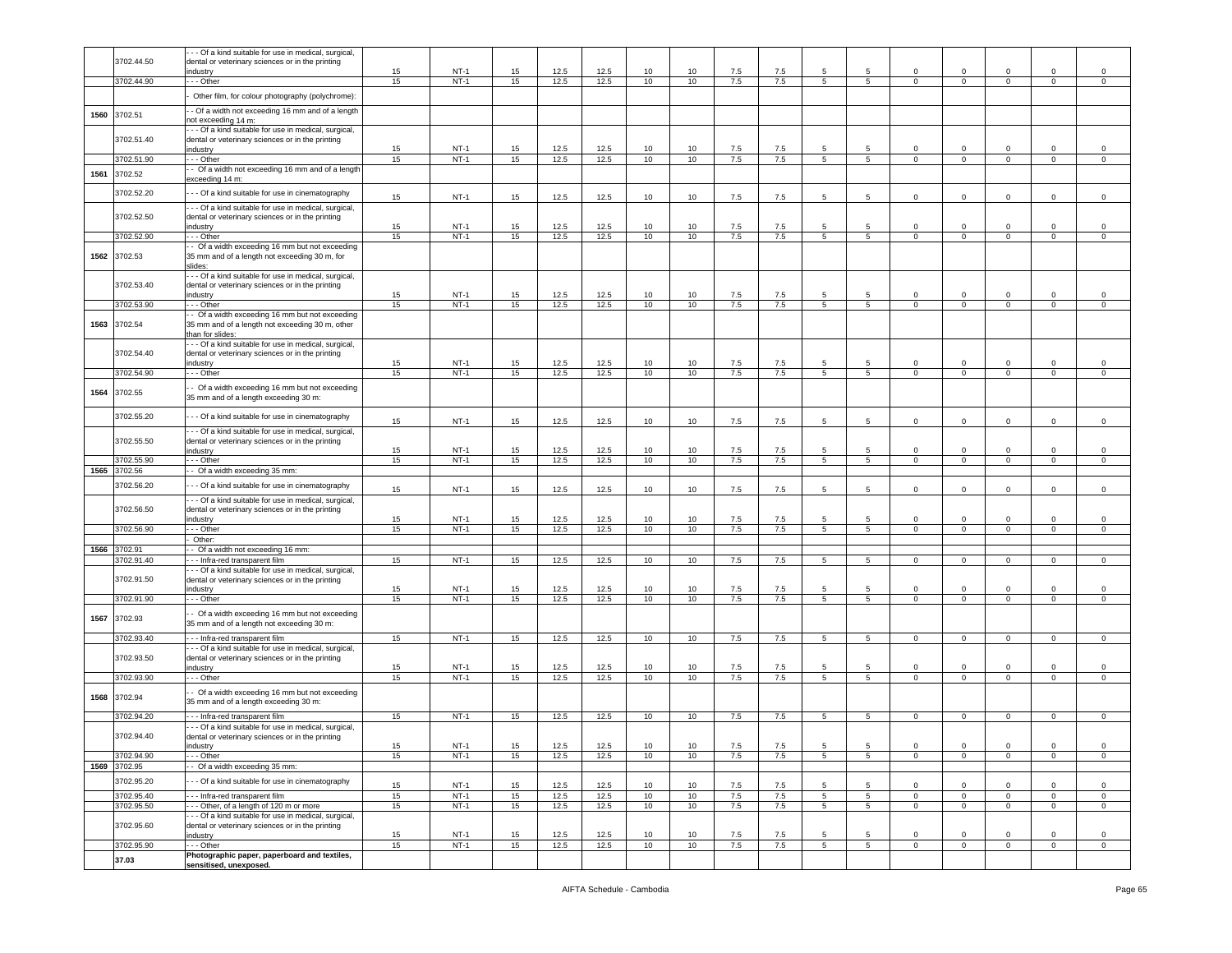| | 3702.44.50 | - - - Of a kind suitable for use in medical, surgical, dental or veterinary sciences or in the printing industry | 15 | NT-1 | 15 | 12.5 | 12.5 | 10 | 10 | 7.5 | 7.5 | 5 | 5 | 0 | 0 | 0 | 0 | 0 |
|---|---|---|---|---|---|---|---|---|---|---|---|---|---|---|---|---|---|---|
| | 3702.44.90 | - - - Other | 15 | NT-1 | 15 | 12.5 | 12.5 | 10 | 10 | 7.5 | 7.5 | 5 | 5 | 0 | 0 | 0 | 0 | 0 |
| | | - Other film, for colour photography (polychrome): | | | | | | | | | | | | | | | | |
| 1560 | 3702.51 | - - Of a width not exceeding 16 mm and of a length not exceeding 14 m: | | | | | | | | | | | | | | | | |
| | 3702.51.40 | - - - Of a kind suitable for use in medical, surgical, dental or veterinary sciences or in the printing industry | 15 | NT-1 | 15 | 12.5 | 12.5 | 10 | 10 | 7.5 | 7.5 | 5 | 5 | 0 | 0 | 0 | 0 | 0 |
| | 3702.51.90 | - - - Other | 15 | NT-1 | 15 | 12.5 | 12.5 | 10 | 10 | 7.5 | 7.5 | 5 | 5 | 0 | 0 | 0 | 0 | 0 |
| 1561 | 3702.52 | - - Of a width not exceeding 16 mm and of a length exceeding 14 m: | | | | | | | | | | | | | | | | |
| | 3702.52.20 | - - - Of a kind suitable for use in cinematography | 15 | NT-1 | 15 | 12.5 | 12.5 | 10 | 10 | 7.5 | 7.5 | 5 | 5 | 0 | 0 | 0 | 0 | 0 |
| | 3702.52.50 | - - - Of a kind suitable for use in medical, surgical, dental or veterinary sciences or in the printing industry | 15 | NT-1 | 15 | 12.5 | 12.5 | 10 | 10 | 7.5 | 7.5 | 5 | 5 | 0 | 0 | 0 | 0 | 0 |
| | 3702.52.90 | - - - Other | 15 | NT-1 | 15 | 12.5 | 12.5 | 10 | 10 | 7.5 | 7.5 | 5 | 5 | 0 | 0 | 0 | 0 | 0 |
| 1562 | 3702.53 | - - Of a width exceeding 16 mm but not exceeding 35 mm and of a length not exceeding 30 m, for slides: | | | | | | | | | | | | | | | | |
| | 3702.53.40 | - - - Of a kind suitable for use in medical, surgical, dental or veterinary sciences or in the printing industry | 15 | NT-1 | 15 | 12.5 | 12.5 | 10 | 10 | 7.5 | 7.5 | 5 | 5 | 0 | 0 | 0 | 0 | 0 |
| | 3702.53.90 | - - - Other | 15 | NT-1 | 15 | 12.5 | 12.5 | 10 | 10 | 7.5 | 7.5 | 5 | 5 | 0 | 0 | 0 | 0 | 0 |
| 1563 | 3702.54 | - - Of a width exceeding 16 mm but not exceeding 35 mm and of a length not exceeding 30 m, other than for slides: | | | | | | | | | | | | | | | | |
| | 3702.54.40 | - - - Of a kind suitable for use in medical, surgical, dental or veterinary sciences or in the printing industry | 15 | NT-1 | 15 | 12.5 | 12.5 | 10 | 10 | 7.5 | 7.5 | 5 | 5 | 0 | 0 | 0 | 0 | 0 |
| | 3702.54.90 | - - - Other | 15 | NT-1 | 15 | 12.5 | 12.5 | 10 | 10 | 7.5 | 7.5 | 5 | 5 | 0 | 0 | 0 | 0 | 0 |
| 1564 | 3702.55 | - - Of a width exceeding 16 mm but not exceeding 35 mm and of a length exceeding 30 m: | | | | | | | | | | | | | | | | |
| | 3702.55.20 | - - - Of a kind suitable for use in cinematography | 15 | NT-1 | 15 | 12.5 | 12.5 | 10 | 10 | 7.5 | 7.5 | 5 | 5 | 0 | 0 | 0 | 0 | 0 |
| | 3702.55.50 | - - - Of a kind suitable for use in medical, surgical, dental or veterinary sciences or in the printing industry | 15 | NT-1 | 15 | 12.5 | 12.5 | 10 | 10 | 7.5 | 7.5 | 5 | 5 | 0 | 0 | 0 | 0 | 0 |
| | 3702.55.90 | - - - Other | 15 | NT-1 | 15 | 12.5 | 12.5 | 10 | 10 | 7.5 | 7.5 | 5 | 5 | 0 | 0 | 0 | 0 | 0 |
| 1565 | 3702.56 | - - Of a width exceeding 35 mm: | | | | | | | | | | | | | | | | |
| | 3702.56.20 | - - - Of a kind suitable for use in cinematography | 15 | NT-1 | 15 | 12.5 | 12.5 | 10 | 10 | 7.5 | 7.5 | 5 | 5 | 0 | 0 | 0 | 0 | 0 |
| | 3702.56.50 | - - - Of a kind suitable for use in medical, surgical, dental or veterinary sciences or in the printing industry | 15 | NT-1 | 15 | 12.5 | 12.5 | 10 | 10 | 7.5 | 7.5 | 5 | 5 | 0 | 0 | 0 | 0 | 0 |
| | 3702.56.90 | - - - Other | 15 | NT-1 | 15 | 12.5 | 12.5 | 10 | 10 | 7.5 | 7.5 | 5 | 5 | 0 | 0 | 0 | 0 | 0 |
| | | - Other: | | | | | | | | | | | | | | | | |
| 1566 | 3702.91 | - - Of a width not exceeding 16 mm: | | | | | | | | | | | | | | | | |
| | 3702.91.40 | - - - Infra-red transparent film | 15 | NT-1 | 15 | 12.5 | 12.5 | 10 | 10 | 7.5 | 7.5 | 5 | 5 | 0 | 0 | 0 | 0 | 0 |
| | 3702.91.50 | - - - Of a kind suitable for use in medical, surgical, dental or veterinary sciences or in the printing industry | 15 | NT-1 | 15 | 12.5 | 12.5 | 10 | 10 | 7.5 | 7.5 | 5 | 5 | 0 | 0 | 0 | 0 | 0 |
| | 3702.91.90 | - - - Other | 15 | NT-1 | 15 | 12.5 | 12.5 | 10 | 10 | 7.5 | 7.5 | 5 | 5 | 0 | 0 | 0 | 0 | 0 |
| 1567 | 3702.93 | - - Of a width exceeding 16 mm but not exceeding 35 mm and of a length not exceeding 30 m: | | | | | | | | | | | | | | | | |
| | 3702.93.40 | - - - Infra-red transparent film | 15 | NT-1 | 15 | 12.5 | 12.5 | 10 | 10 | 7.5 | 7.5 | 5 | 5 | 0 | 0 | 0 | 0 | 0 |
| | 3702.93.50 | - - - Of a kind suitable for use in medical, surgical, dental or veterinary sciences or in the printing industry | 15 | NT-1 | 15 | 12.5 | 12.5 | 10 | 10 | 7.5 | 7.5 | 5 | 5 | 0 | 0 | 0 | 0 | 0 |
| | 3702.93.90 | - - - Other | 15 | NT-1 | 15 | 12.5 | 12.5 | 10 | 10 | 7.5 | 7.5 | 5 | 5 | 0 | 0 | 0 | 0 | 0 |
| 1568 | 3702.94 | - - Of a width exceeding 16 mm but not exceeding 35 mm and of a length exceeding 30 m: | | | | | | | | | | | | | | | | |
| | 3702.94.20 | - - - Infra-red transparent film | 15 | NT-1 | 15 | 12.5 | 12.5 | 10 | 10 | 7.5 | 7.5 | 5 | 5 | 0 | 0 | 0 | 0 | 0 |
| | 3702.94.40 | - - - Of a kind suitable for use in medical, surgical, dental or veterinary sciences or in the printing industry | 15 | NT-1 | 15 | 12.5 | 12.5 | 10 | 10 | 7.5 | 7.5 | 5 | 5 | 0 | 0 | 0 | 0 | 0 |
| | 3702.94.90 | - - - Other | 15 | NT-1 | 15 | 12.5 | 12.5 | 10 | 10 | 7.5 | 7.5 | 5 | 5 | 0 | 0 | 0 | 0 | 0 |
| 1569 | 3702.95 | - - Of a width exceeding 35 mm: | | | | | | | | | | | | | | | | |
| | 3702.95.20 | - - - Of a kind suitable for use in cinematography | 15 | NT-1 | 15 | 12.5 | 12.5 | 10 | 10 | 7.5 | 7.5 | 5 | 5 | 0 | 0 | 0 | 0 | 0 |
| | 3702.95.40 | - - - Infra-red transparent film | 15 | NT-1 | 15 | 12.5 | 12.5 | 10 | 10 | 7.5 | 7.5 | 5 | 5 | 0 | 0 | 0 | 0 | 0 |
| | 3702.95.50 | - - - Other, of a length of 120 m or more | 15 | NT-1 | 15 | 12.5 | 12.5 | 10 | 10 | 7.5 | 7.5 | 5 | 5 | 0 | 0 | 0 | 0 | 0 |
| | 3702.95.60 | - - - Of a kind suitable for use in medical, surgical, dental or veterinary sciences or in the printing industry | 15 | NT-1 | 15 | 12.5 | 12.5 | 10 | 10 | 7.5 | 7.5 | 5 | 5 | 0 | 0 | 0 | 0 | 0 |
| | 3702.95.90 | - - - Other | 15 | NT-1 | 15 | 12.5 | 12.5 | 10 | 10 | 7.5 | 7.5 | 5 | 5 | 0 | 0 | 0 | 0 | 0 |
| | **37.03** | **Photographic paper, paperboard and textiles, sensitised, unexposed.** | | | | | | | | | | | | | | | | |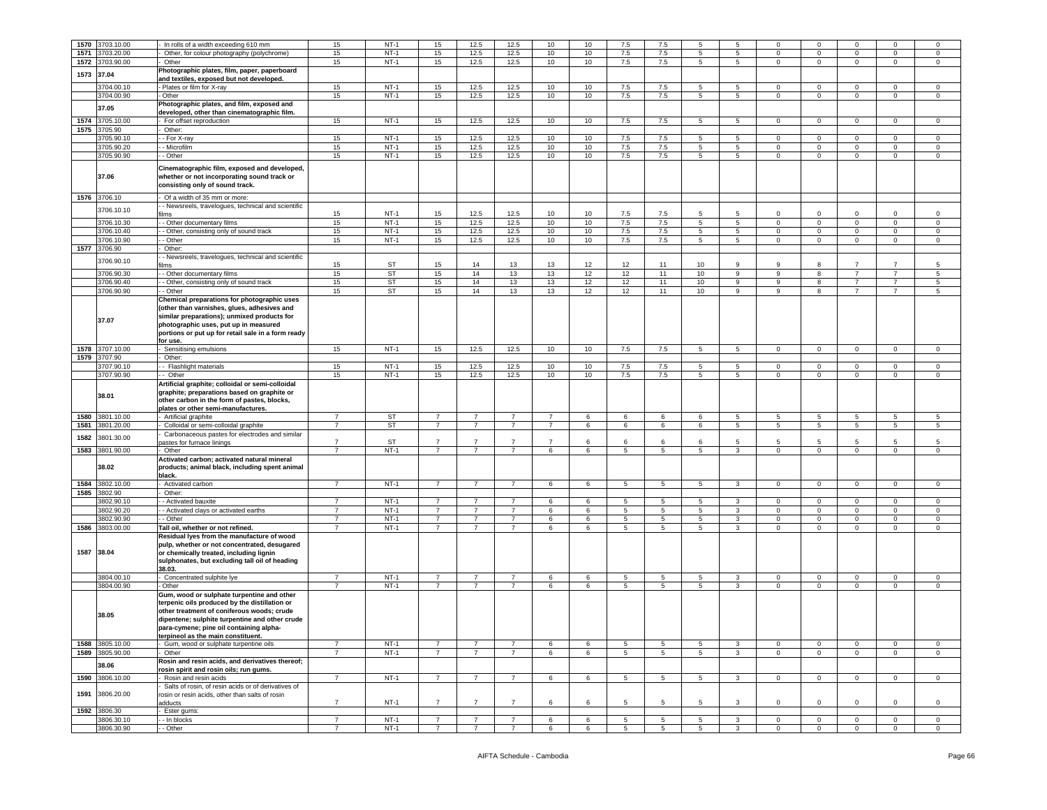| | | | | | | | | | | | | | | | | | | |
|---|---|---|---|---|---|---|---|---|---|---|---|---|---|---|---|---|---|---|
| 1570 | 3703.10.00 | - In rolls of a width exceeding 610 mm | 15 | NT-1 | 15 | 12.5 | 12.5 | 10 | 10 | 7.5 | 7.5 | 5 | 5 | 0 | 0 | 0 | 0 | 0 |
| 1571 | 3703.20.00 | - Other, for colour photography (polychrome) | 15 | NT-1 | 15 | 12.5 | 12.5 | 10 | 10 | 7.5 | 7.5 | 5 | 5 | 0 | 0 | 0 | 0 | 0 |
| 1572 | 3703.90.00 | - Other | 15 | NT-1 | 15 | 12.5 | 12.5 | 10 | 10 | 7.5 | 7.5 | 5 | 5 | 0 | 0 | 0 | 0 | 0 |
| 1573 | 37.04 | **Photographic plates, film, paper, paperboard and textiles, exposed but not developed.** | | | | | | | | | | | | | | | | |
| | 3704.00.10 | - Plates or film for X-ray | 15 | NT-1 | 15 | 12.5 | 12.5 | 10 | 10 | 7.5 | 7.5 | 5 | 5 | 0 | 0 | 0 | 0 | 0 |
| | 3704.00.90 | - Other | 15 | NT-1 | 15 | 12.5 | 12.5 | 10 | 10 | 7.5 | 7.5 | 5 | 5 | 0 | 0 | 0 | 0 | 0 |
| | 37.05 | **Photographic plates, and film, exposed and developed, other than cinematographic film.** | | | | | | | | | | | | | | | | |
| 1574 | 3705.10.00 | - For offset reproduction | 15 | NT-1 | 15 | 12.5 | 12.5 | 10 | 10 | 7.5 | 7.5 | 5 | 5 | 0 | 0 | 0 | 0 | 0 |
| 1575 | 3705.90 | - Other: | | | | | | | | | | | | | | | | |
| | 3705.90.10 | - - For X-ray | 15 | NT-1 | 15 | 12.5 | 12.5 | 10 | 10 | 7.5 | 7.5 | 5 | 5 | 0 | 0 | 0 | 0 | 0 |
| | 3705.90.20 | - - Microfilm | 15 | NT-1 | 15 | 12.5 | 12.5 | 10 | 10 | 7.5 | 7.5 | 5 | 5 | 0 | 0 | 0 | 0 | 0 |
| | 3705.90.90 | - - Other | 15 | NT-1 | 15 | 12.5 | 12.5 | 10 | 10 | 7.5 | 7.5 | 5 | 5 | 0 | 0 | 0 | 0 | 0 |
| | 37.06 | **Cinematographic film, exposed and developed, whether or not incorporating sound track or consisting only of sound track.** | | | | | | | | | | | | | | | | |
| 1576 | 3706.10 | - Of a width of 35 mm or more: | | | | | | | | | | | | | | | | |
| | 3706.10.10 | - - Newsreels, travelogues, technical and scientific films | 15 | NT-1 | 15 | 12.5 | 12.5 | 10 | 10 | 7.5 | 7.5 | 5 | 5 | 0 | 0 | 0 | 0 | 0 |
| | 3706.10.30 | - - Other documentary films | 15 | NT-1 | 15 | 12.5 | 12.5 | 10 | 10 | 7.5 | 7.5 | 5 | 5 | 0 | 0 | 0 | 0 | 0 |
| | 3706.10.40 | - - Other, consisting only of sound track | 15 | NT-1 | 15 | 12.5 | 12.5 | 10 | 10 | 7.5 | 7.5 | 5 | 5 | 0 | 0 | 0 | 0 | 0 |
| | 3706.10.90 | - - Other | 15 | NT-1 | 15 | 12.5 | 12.5 | 10 | 10 | 7.5 | 7.5 | 5 | 5 | 0 | 0 | 0 | 0 | 0 |
| 1577 | 3706.90 | - Other: | | | | | | | | | | | | | | | | |
| | 3706.90.10 | - - Newsreels, travelogues, technical and scientific films | 15 | ST | 15 | 14 | 13 | 13 | 12 | 12 | 11 | 10 | 9 | 9 | 8 | 7 | 7 | 5 |
| | 3706.90.30 | - - Other documentary films | 15 | ST | 15 | 14 | 13 | 13 | 12 | 12 | 11 | 10 | 9 | 9 | 8 | 7 | 7 | 5 |
| | 3706.90.40 | - - Other, consisting only of sound track | 15 | ST | 15 | 14 | 13 | 13 | 12 | 12 | 11 | 10 | 9 | 9 | 8 | 7 | 7 | 5 |
| | 3706.90.90 | - - Other | 15 | ST | 15 | 14 | 13 | 13 | 12 | 12 | 11 | 10 | 9 | 9 | 8 | 7 | 7 | 5 |
| | 37.07 | **Chemical preparations for photographic uses (other than varnishes, glues, adhesives and similar preparations); unmixed products for photographic uses, put up in measured portions or put up for retail sale in a form ready for use.** | | | | | | | | | | | | | | | | |
| 1578 | 3707.10.00 | - Sensitising emulsions | 15 | NT-1 | 15 | 12.5 | 12.5 | 10 | 10 | 7.5 | 7.5 | 5 | 5 | 0 | 0 | 0 | 0 | 0 |
| 1579 | 3707.90 | - Other: | | | | | | | | | | | | | | | | |
| | 3707.90.10 | - - Flashlight materials | 15 | NT-1 | 15 | 12.5 | 12.5 | 10 | 10 | 7.5 | 7.5 | 5 | 5 | 0 | 0 | 0 | 0 | 0 |
| | 3707.90.90 | - - Other | 15 | NT-1 | 15 | 12.5 | 12.5 | 10 | 10 | 7.5 | 7.5 | 5 | 5 | 0 | 0 | 0 | 0 | 0 |
| | 38.01 | **Artificial graphite; colloidal or semi-colloidal graphite; preparations based on graphite or other carbon in the form of pastes, blocks, plates or other semi-manufactures.** | | | | | | | | | | | | | | | | |
| 1580 | 3801.10.00 | - Artificial graphite | 7 | ST | 7 | 7 | 7 | 7 | 6 | 6 | 6 | 6 | 5 | 5 | 5 | 5 | 5 | 5 |
| 1581 | 3801.20.00 | - Colloidal or semi-colloidal graphite | 7 | ST | 7 | 7 | 7 | 7 | 6 | 6 | 6 | 6 | 5 | 5 | 5 | 5 | 5 | 5 |
| 1582 | 3801.30.00 | - Carbonaceous pastes for electrodes and similar pastes for furnace linings | 7 | ST | 7 | 7 | 7 | 7 | 6 | 6 | 6 | 6 | 5 | 5 | 5 | 5 | 5 | 5 |
| 1583 | 3801.90.00 | - Other | 7 | NT-1 | 7 | 7 | 7 | 6 | 6 | 5 | 5 | 5 | 3 | 0 | 0 | 0 | 0 | 0 |
| | 38.02 | **Activated carbon; activated natural mineral products; animal black, including spent animal black.** | | | | | | | | | | | | | | | | |
| 1584 | 3802.10.00 | - Activated carbon | 7 | NT-1 | 7 | 7 | 7 | 6 | 6 | 5 | 5 | 5 | 3 | 0 | 0 | 0 | 0 | 0 |
| 1585 | 3802.90 | - Other: | | | | | | | | | | | | | | | | |
| | 3802.90.10 | - - Activated bauxite | 7 | NT-1 | 7 | 7 | 7 | 6 | 6 | 5 | 5 | 5 | 3 | 0 | 0 | 0 | 0 | 0 |
| | 3802.90.20 | - - Activated clays or activated earths | 7 | NT-1 | 7 | 7 | 7 | 6 | 6 | 5 | 5 | 5 | 3 | 0 | 0 | 0 | 0 | 0 |
| | 3802.90.90 | - - Other | 7 | NT-1 | 7 | 7 | 7 | 6 | 6 | 5 | 5 | 5 | 3 | 0 | 0 | 0 | 0 | 0 |
| 1586 | 3803.00.00 | **Tall oil, whether or not refined.** | 7 | NT-1 | 7 | 7 | 7 | 6 | 6 | 5 | 5 | 5 | 3 | 0 | 0 | 0 | 0 | 0 |
| 1587 | 38.04 | **Residual lyes from the manufacture of wood pulp, whether or not concentrated, desugared or chemically treated, including lignin sulphonates, but excluding tall oil of heading 38.03.** | | | | | | | | | | | | | | | | |
| | 3804.00.10 | - Concentrated sulphite lye | 7 | NT-1 | 7 | 7 | 7 | 6 | 6 | 5 | 5 | 5 | 3 | 0 | 0 | 0 | 0 | 0 |
| | 3804.00.90 | - Other | 7 | NT-1 | 7 | 7 | 7 | 6 | 6 | 5 | 5 | 5 | 3 | 0 | 0 | 0 | 0 | 0 |
| | 38.05 | **Gum, wood or sulphate turpentine and other terpenic oils produced by the distillation or other treatment of coniferous woods; crude dipentene; sulphite turpentine and other crude para-cymene; pine oil containing alpha-terpineol as the main constituent.** | | | | | | | | | | | | | | | | |
| 1588 | 3805.10.00 | - Gum, wood or sulphate turpentine oils | 7 | NT-1 | 7 | 7 | 7 | 6 | 6 | 5 | 5 | 5 | 3 | 0 | 0 | 0 | 0 | 0 |
| 1589 | 3805.90.00 | - Other | 7 | NT-1 | 7 | 7 | 7 | 6 | 6 | 5 | 5 | 5 | 3 | 0 | 0 | 0 | 0 | 0 |
| | 38.06 | **Rosin and resin acids, and derivatives thereof; rosin spirit and rosin oils; run gums.** | | | | | | | | | | | | | | | | |
| 1590 | 3806.10.00 | - Rosin and resin acids | 7 | NT-1 | 7 | 7 | 7 | 6 | 6 | 5 | 5 | 5 | 3 | 0 | 0 | 0 | 0 | 0 |
| 1591 | 3806.20.00 | - Salts of rosin, of resin acids or of derivatives of rosin or resin acids, other than salts of rosin adducts | 7 | NT-1 | 7 | 7 | 7 | 6 | 6 | 5 | 5 | 5 | 3 | 0 | 0 | 0 | 0 | 0 |
| 1592 | 3806.30 | - Ester gums: | | | | | | | | | | | | | | | | |
| | 3806.30.10 | - - In blocks | 7 | NT-1 | 7 | 7 | 7 | 6 | 6 | 5 | 5 | 5 | 3 | 0 | 0 | 0 | 0 | 0 |
| | 3806.30.90 | - - Other | 7 | NT-1 | 7 | 7 | 7 | 6 | 6 | 5 | 5 | 5 | 3 | 0 | 0 | 0 | 0 | 0 |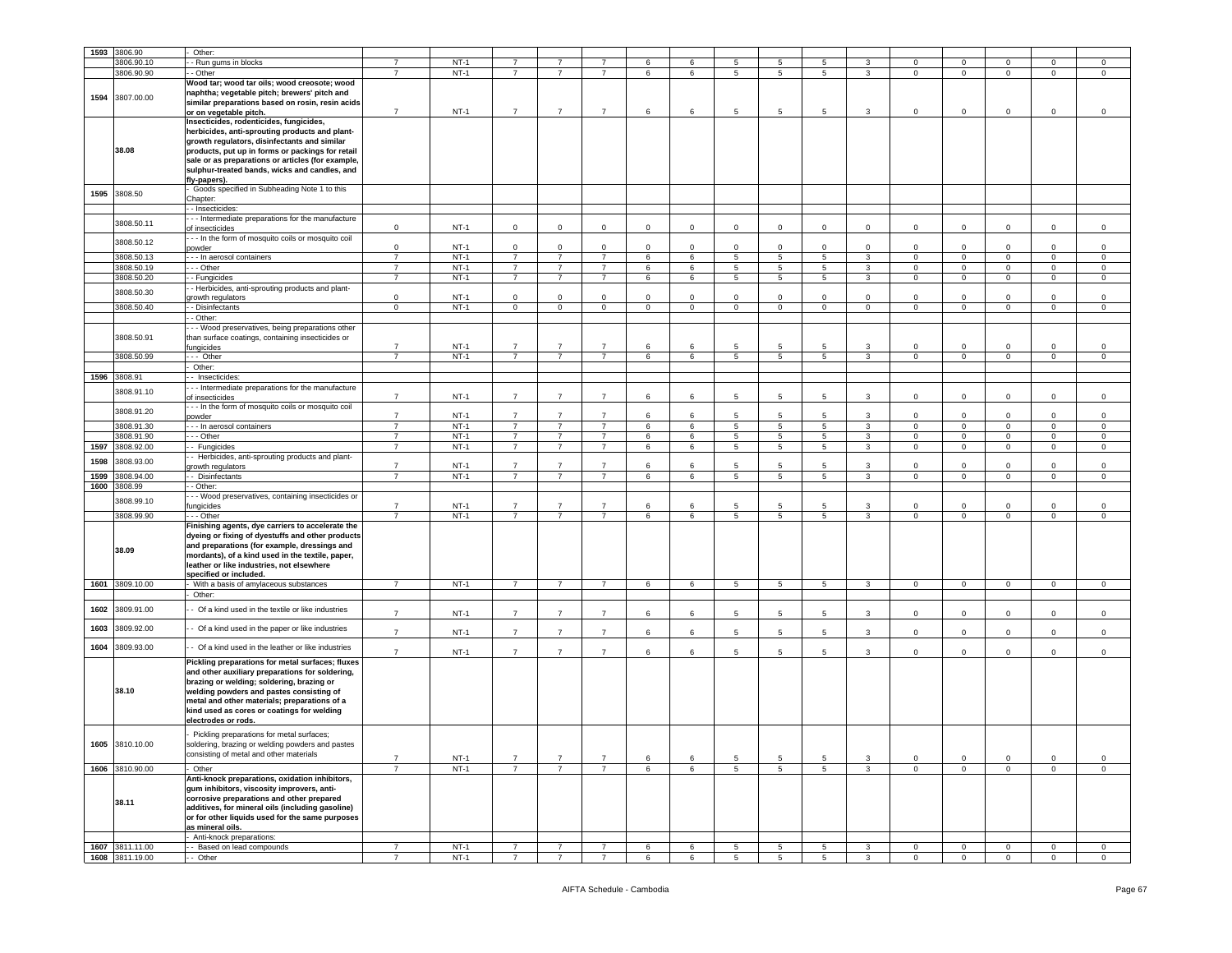| | | | | | | | | | | | | | | | | | |
|---|---|---|---|---|---|---|---|---|---|---|---|---|---|---|---|---|---|
| 1593 | 3806.90 | - Other: | | | | | | | | | | | | | | | |
| | 3806.90.10 | - - Run gums in blocks | 7 | NT-1 | 7 | 7 | 7 | 6 | 6 | 5 | 5 | 5 | 3 | 0 | 0 | 0 | 0 | 0 |
| | 3806.90.90 | - - Other | 7 | NT-1 | 7 | 7 | 7 | 6 | 6 | 5 | 5 | 5 | 3 | 0 | 0 | 0 | 0 | 0 |
| 1594 | 3807.00.00 | **Wood tar; wood tar oils; wood creosote; wood naphtha; vegetable pitch; brewers' pitch and similar preparations based on rosin, resin acids or on vegetable pitch.** | 7 | NT-1 | 7 | 7 | 7 | 6 | 6 | 5 | 5 | 5 | 3 | 0 | 0 | 0 | 0 | 0 |
| | 38.08 | **Insecticides, rodenticides, fungicides, herbicides, anti-sprouting products and plant-growth regulators, disinfectants and similar products, put up in forms or packings for retail sale or as preparations or articles (for example, sulphur-treated bands, wicks and candles, and fly-papers).** | | | | | | | | | | | | | | | | |
| 1595 | 3808.50 | - Goods specified in Subheading Note 1 to this Chapter: | | | | | | | | | | | | | | | | |
| | | - - Insecticides: | | | | | | | | | | | | | | | | |
| | 3808.50.11 | - - - Intermediate preparations for the manufacture of insecticides | 0 | NT-1 | 0 | 0 | 0 | 0 | 0 | 0 | 0 | 0 | 0 | 0 | 0 | 0 | 0 | 0 |
| | 3808.50.12 | - - - In the form of mosquito coils or mosquito coil powder | 0 | NT-1 | 0 | 0 | 0 | 0 | 0 | 0 | 0 | 0 | 0 | 0 | 0 | 0 | 0 | 0 |
| | 3808.50.13 | - - - In aerosol containers | 7 | NT-1 | 7 | 7 | 7 | 6 | 6 | 5 | 5 | 5 | 3 | 0 | 0 | 0 | 0 | 0 |
| | 3808.50.19 | - - - Other | 7 | NT-1 | 7 | 7 | 7 | 6 | 6 | 5 | 5 | 5 | 3 | 0 | 0 | 0 | 0 | 0 |
| | 3808.50.20 | - - Fungicides | 7 | NT-1 | 7 | 7 | 7 | 6 | 6 | 5 | 5 | 5 | 3 | 0 | 0 | 0 | 0 | 0 |
| | 3808.50.30 | - - Herbicides, anti-sprouting products and plant-growth regulators | 0 | NT-1 | 0 | 0 | 0 | 0 | 0 | 0 | 0 | 0 | 0 | 0 | 0 | 0 | 0 | 0 |
| | 3808.50.40 | - - Disinfectants | 0 | NT-1 | 0 | 0 | 0 | 0 | 0 | 0 | 0 | 0 | 0 | 0 | 0 | 0 | 0 | 0 |
| | | - - Other: | | | | | | | | | | | | | | | | |
| | 3808.50.91 | - - - Wood preservatives, being preparations other than surface coatings, containing insecticides or fungicides | 7 | NT-1 | 7 | 7 | 7 | 6 | 6 | 5 | 5 | 5 | 3 | 0 | 0 | 0 | 0 | 0 |
| | 3808.50.99 | - - - Other | 7 | NT-1 | 7 | 7 | 7 | 6 | 6 | 5 | 5 | 5 | 3 | 0 | 0 | 0 | 0 | 0 |
| | | - Other: | | | | | | | | | | | | | | | | |
| 1596 | 3808.91 | - - Insecticides: | | | | | | | | | | | | | | | | |
| | 3808.91.10 | - - - Intermediate preparations for the manufacture of insecticides | 7 | NT-1 | 7 | 7 | 7 | 6 | 6 | 5 | 5 | 5 | 3 | 0 | 0 | 0 | 0 | 0 |
| | 3808.91.20 | - - - In the form of mosquito coils or mosquito coil powder | 7 | NT-1 | 7 | 7 | 7 | 6 | 6 | 5 | 5 | 5 | 3 | 0 | 0 | 0 | 0 | 0 |
| | 3808.91.30 | - - - In aerosol containers | 7 | NT-1 | 7 | 7 | 7 | 6 | 6 | 5 | 5 | 5 | 3 | 0 | 0 | 0 | 0 | 0 |
| | 3808.91.90 | - - - Other | 7 | NT-1 | 7 | 7 | 7 | 6 | 6 | 5 | 5 | 5 | 3 | 0 | 0 | 0 | 0 | 0 |
| 1597 | 3808.92.00 | - - Fungicides | 7 | NT-1 | 7 | 7 | 7 | 6 | 6 | 5 | 5 | 5 | 3 | 0 | 0 | 0 | 0 | 0 |
| 1598 | 3808.93.00 | - - Herbicides, anti-sprouting products and plant-growth regulators | 7 | NT-1 | 7 | 7 | 7 | 6 | 6 | 5 | 5 | 5 | 3 | 0 | 0 | 0 | 0 | 0 |
| 1599 | 3808.94.00 | - - Disinfectants | 7 | NT-1 | 7 | 7 | 7 | 6 | 6 | 5 | 5 | 5 | 3 | 0 | 0 | 0 | 0 | 0 |
| 1600 | 3808.99 | - - Other: | | | | | | | | | | | | | | | | |
| | 3808.99.10 | - - - Wood preservatives, containing insecticides or fungicides | 7 | NT-1 | 7 | 7 | 7 | 6 | 6 | 5 | 5 | 5 | 3 | 0 | 0 | 0 | 0 | 0 |
| | 3808.99.90 | - - - Other | 7 | NT-1 | 7 | 7 | 7 | 6 | 6 | 5 | 5 | 5 | 3 | 0 | 0 | 0 | 0 | 0 |
| | 38.09 | **Finishing agents, dye carriers to accelerate the dyeing or fixing of dyestuffs and other products and preparations (for example, dressings and mordants), of a kind used in the textile, paper, leather or like industries, not elsewhere specified or included.** | | | | | | | | | | | | | | | | |
| 1601 | 3809.10.00 | - With a basis of amylaceous substances | 7 | NT-1 | 7 | 7 | 7 | 6 | 6 | 5 | 5 | 5 | 3 | 0 | 0 | 0 | 0 | 0 |
| | | - Other: | | | | | | | | | | | | | | | | |
| 1602 | 3809.91.00 | - - Of a kind used in the textile or like industries | 7 | NT-1 | 7 | 7 | 7 | 6 | 6 | 5 | 5 | 5 | 3 | 0 | 0 | 0 | 0 | 0 |
| 1603 | 3809.92.00 | - - Of a kind used in the paper or like industries | 7 | NT-1 | 7 | 7 | 7 | 6 | 6 | 5 | 5 | 5 | 3 | 0 | 0 | 0 | 0 | 0 |
| 1604 | 3809.93.00 | - - Of a kind used in the leather or like industries | 7 | NT-1 | 7 | 7 | 7 | 6 | 6 | 5 | 5 | 5 | 3 | 0 | 0 | 0 | 0 | 0 |
| | 38.10 | **Pickling preparations for metal surfaces; fluxes and other auxiliary preparations for soldering, brazing or welding; soldering, brazing or welding powders and pastes consisting of metal and other materials; preparations of a kind used as cores or coatings for welding electrodes or rods.** | | | | | | | | | | | | | | | | |
| 1605 | 3810.10.00 | - Pickling preparations for metal surfaces; soldering, brazing or welding powders and pastes consisting of metal and other materials | 7 | NT-1 | 7 | 7 | 7 | 6 | 6 | 5 | 5 | 5 | 3 | 0 | 0 | 0 | 0 | 0 |
| 1606 | 3810.90.00 | - Other | 7 | NT-1 | 7 | 7 | 7 | 6 | 6 | 5 | 5 | 5 | 3 | 0 | 0 | 0 | 0 | 0 |
| | 38.11 | **Anti-knock preparations, oxidation inhibitors, gum inhibitors, viscosity improvers, anti-corrosive preparations and other prepared additives, for mineral oils (including gasoline) or for other liquids used for the same purposes as mineral oils.** | | | | | | | | | | | | | | | | |
| | | - Anti-knock preparations: | | | | | | | | | | | | | | | | |
| 1607 | 3811.11.00 | - - Based on lead compounds | 7 | NT-1 | 7 | 7 | 7 | 6 | 6 | 5 | 5 | 5 | 3 | 0 | 0 | 0 | 0 | 0 |
| 1608 | 3811.19.00 | - - Other | 7 | NT-1 | 7 | 7 | 7 | 6 | 6 | 5 | 5 | 5 | 3 | 0 | 0 | 0 | 0 | 0 |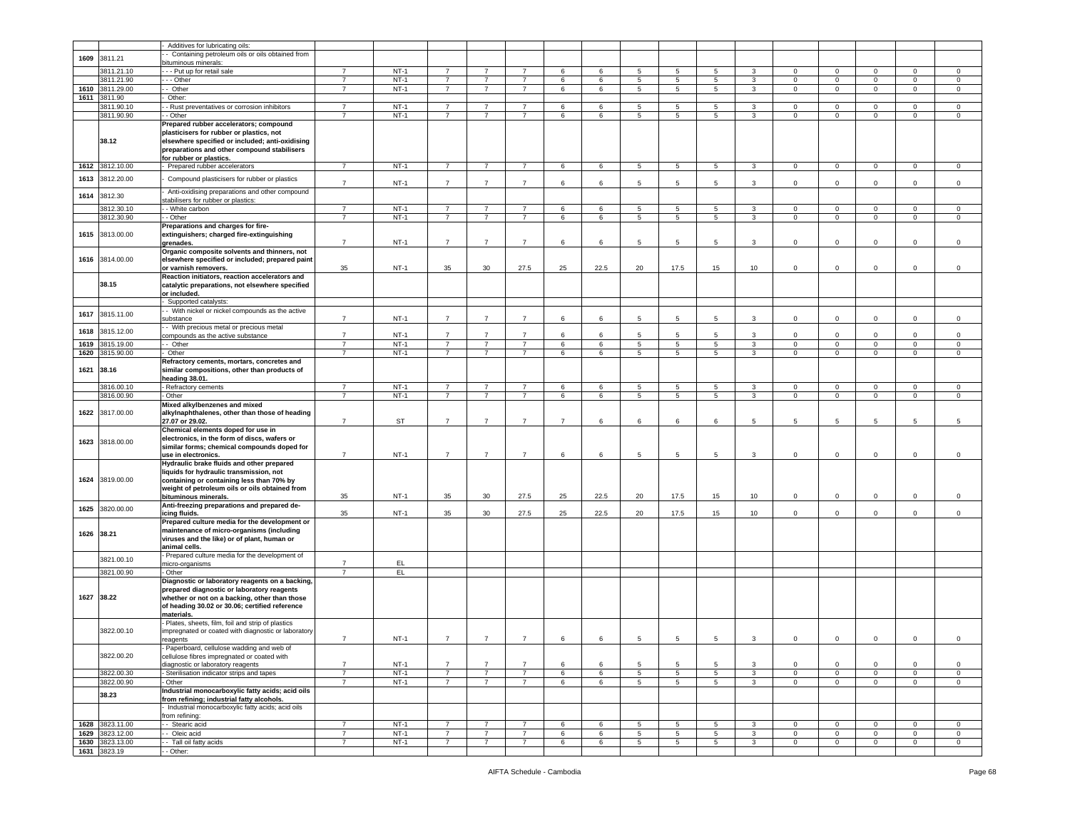| | | | | | | | | | | | | | | | | | |
|---|---|---|---|---|---|---|---|---|---|---|---|---|---|---|---|---|---|
| | | - Additives for lubricating oils: | | | | | | | | | | | | | | | |
| 1609 | 3811.21 | - - Containing petroleum oils or oils obtained from bituminous minerals: | | | | | | | | | | | | | | | |
| | 3811.21.10 | - - - Put up for retail sale | 7 | NT-1 | 7 | 7 | 7 | 6 | 6 | 5 | 5 | 5 | 3 | 0 | 0 | 0 | 0 | 0 |
| | 3811.21.90 | - - - Other | 7 | NT-1 | 7 | 7 | 7 | 6 | 6 | 5 | 5 | 5 | 3 | 0 | 0 | 0 | 0 | 0 |
| 1610 | 3811.29.00 | - - Other | 7 | NT-1 | 7 | 7 | 7 | 6 | 6 | 5 | 5 | 5 | 3 | 0 | 0 | 0 | 0 | 0 |
| 1611 | 3811.90 | - Other: | | | | | | | | | | | | | | | | |
| | 3811.90.10 | - - Rust preventatives or corrosion inhibitors | 7 | NT-1 | 7 | 7 | 7 | 6 | 6 | 5 | 5 | 5 | 3 | 0 | 0 | 0 | 0 | 0 |
| | 3811.90.90 | - - Other | 7 | NT-1 | 7 | 7 | 7 | 6 | 6 | 5 | 5 | 5 | 3 | 0 | 0 | 0 | 0 | 0 |
| | 38.12 | **Prepared rubber accelerators; compound plasticisers for rubber or plastics, not elsewhere specified or included; anti-oxidising preparations and other compound stabilisers for rubber or plastics.** | | | | | | | | | | | | | | | | |
| 1612 | 3812.10.00 | - Prepared rubber accelerators | 7 | NT-1 | 7 | 7 | 7 | 6 | 6 | 5 | 5 | 5 | 3 | 0 | 0 | 0 | 0 | 0 |
| 1613 | 3812.20.00 | - Compound plasticisers for rubber or plastics | 7 | NT-1 | 7 | 7 | 7 | 6 | 6 | 5 | 5 | 5 | 3 | 0 | 0 | 0 | 0 | 0 |
| 1614 | 3812.30 | - Anti-oxidising preparations and other compound stabilisers for rubber or plastics: | | | | | | | | | | | | | | | | |
| | 3812.30.10 | - - White carbon | 7 | NT-1 | 7 | 7 | 7 | 6 | 6 | 5 | 5 | 5 | 3 | 0 | 0 | 0 | 0 | 0 |
| | 3812.30.90 | - - Other | 7 | NT-1 | 7 | 7 | 7 | 6 | 6 | 5 | 5 | 5 | 3 | 0 | 0 | 0 | 0 | 0 |
| 1615 | 3813.00.00 | **Preparations and charges for fire-extinguishers; charged fire-extinguishing grenades.** | 7 | NT-1 | 7 | 7 | 7 | 6 | 6 | 5 | 5 | 5 | 3 | 0 | 0 | 0 | 0 | 0 |
| 1616 | 3814.00.00 | **Organic composite solvents and thinners, not elsewhere specified or included; prepared paint or varnish removers.** | 35 | NT-1 | 35 | 30 | 27.5 | 25 | 22.5 | 20 | 17.5 | 15 | 10 | 0 | 0 | 0 | 0 | 0 |
| | 38.15 | **Reaction initiators, reaction accelerators and catalytic preparations, not elsewhere specified or included.** | | | | | | | | | | | | | | | | |
| | | - Supported catalysts: | | | | | | | | | | | | | | | | |
| 1617 | 3815.11.00 | - - With nickel or nickel compounds as the active substance | 7 | NT-1 | 7 | 7 | 7 | 6 | 6 | 5 | 5 | 5 | 3 | 0 | 0 | 0 | 0 | 0 |
| 1618 | 3815.12.00 | - - With precious metal or precious metal compounds as the active substance | 7 | NT-1 | 7 | 7 | 7 | 6 | 6 | 5 | 5 | 5 | 3 | 0 | 0 | 0 | 0 | 0 |
| 1619 | 3815.19.00 | - - Other | 7 | NT-1 | 7 | 7 | 7 | 6 | 6 | 5 | 5 | 5 | 3 | 0 | 0 | 0 | 0 | 0 |
| 1620 | 3815.90.00 | - Other | 7 | NT-1 | 7 | 7 | 7 | 6 | 6 | 5 | 5 | 5 | 3 | 0 | 0 | 0 | 0 | 0 |
| 1621 | 38.16 | **Refractory cements, mortars, concretes and similar compositions, other than products of heading 38.01.** | | | | | | | | | | | | | | | | |
| | 3816.00.10 | - Refractory cements | 7 | NT-1 | 7 | 7 | 7 | 6 | 6 | 5 | 5 | 5 | 3 | 0 | 0 | 0 | 0 | 0 |
| | 3816.00.90 | - Other | 7 | NT-1 | 7 | 7 | 7 | 6 | 6 | 5 | 5 | 5 | 3 | 0 | 0 | 0 | 0 | 0 |
| 1622 | 3817.00.00 | **Mixed alkylbenzenes and mixed alkylnaphthalenes, other than those of heading 27.07 or 29.02.** | 7 | ST | 7 | 7 | 7 | 7 | 6 | 6 | 6 | 6 | 5 | 5 | 5 | 5 | 5 | 5 |
| 1623 | 3818.00.00 | **Chemical elements doped for use in electronics, in the form of discs, wafers or similar forms; chemical compounds doped for use in electronics.** | 7 | NT-1 | 7 | 7 | 7 | 6 | 6 | 5 | 5 | 5 | 3 | 0 | 0 | 0 | 0 | 0 |
| 1624 | 3819.00.00 | **Hydraulic brake fluids and other prepared liquids for hydraulic transmission, not containing or containing less than 70% by weight of petroleum oils or oils obtained from bituminous minerals.** | 35 | NT-1 | 35 | 30 | 27.5 | 25 | 22.5 | 20 | 17.5 | 15 | 10 | 0 | 0 | 0 | 0 | 0 |
| 1625 | 3820.00.00 | **Anti-freezing preparations and prepared de-icing fluids.** | 35 | NT-1 | 35 | 30 | 27.5 | 25 | 22.5 | 20 | 17.5 | 15 | 10 | 0 | 0 | 0 | 0 | 0 |
| 1626 | 38.21 | **Prepared culture media for the development or maintenance of micro-organisms (including viruses and the like) or of plant, human or animal cells.** | | | | | | | | | | | | | | | | |
| | 3821.00.10 | - Prepared culture media for the development of micro-organisms | 7 | EL | | | | | | | | | | | | | | |
| | 3821.00.90 | - Other | 7 | EL | | | | | | | | | | | | | | |
| 1627 | 38.22 | **Diagnostic or laboratory reagents on a backing, prepared diagnostic or laboratory reagents whether or not on a backing, other than those of heading 30.02 or 30.06; certified reference materials.** | | | | | | | | | | | | | | | | |
| | 3822.00.10 | - Plates, sheets, film, foil and strip of plastics impregnated or coated with diagnostic or laboratory reagents | 7 | NT-1 | 7 | 7 | 7 | 6 | 6 | 5 | 5 | 5 | 3 | 0 | 0 | 0 | 0 | 0 |
| | 3822.00.20 | - Paperboard, cellulose wadding and web of cellulose fibres impregnated or coated with diagnostic or laboratory reagents | 7 | NT-1 | 7 | 7 | 7 | 6 | 6 | 5 | 5 | 5 | 3 | 0 | 0 | 0 | 0 | 0 |
| | 3822.00.30 | - Sterilisation indicator strips and tapes | 7 | NT-1 | 7 | 7 | 7 | 6 | 6 | 5 | 5 | 5 | 3 | 0 | 0 | 0 | 0 | 0 |
| | 3822.00.90 | - Other | 7 | NT-1 | 7 | 7 | 7 | 6 | 6 | 5 | 5 | 5 | 3 | 0 | 0 | 0 | 0 | 0 |
| | 38.23 | **Industrial monocarboxylic fatty acids; acid oils from refining; industrial fatty alcohols.** | | | | | | | | | | | | | | | | |
| | | - Industrial monocarboxylic fatty acids; acid oils from refining: | | | | | | | | | | | | | | | | |
| 1628 | 3823.11.00 | - - Stearic acid | 7 | NT-1 | 7 | 7 | 7 | 6 | 6 | 5 | 5 | 5 | 3 | 0 | 0 | 0 | 0 | 0 |
| 1629 | 3823.12.00 | - - Oleic acid | 7 | NT-1 | 7 | 7 | 7 | 6 | 6 | 5 | 5 | 5 | 3 | 0 | 0 | 0 | 0 | 0 |
| 1630 | 3823.13.00 | - - Tall oil fatty acids | 7 | NT-1 | 7 | 7 | 7 | 6 | 6 | 5 | 5 | 5 | 3 | 0 | 0 | 0 | 0 | 0 |
| 1631 | 3823.19 | - - Other: | | | | | | | | | | | | | | | | |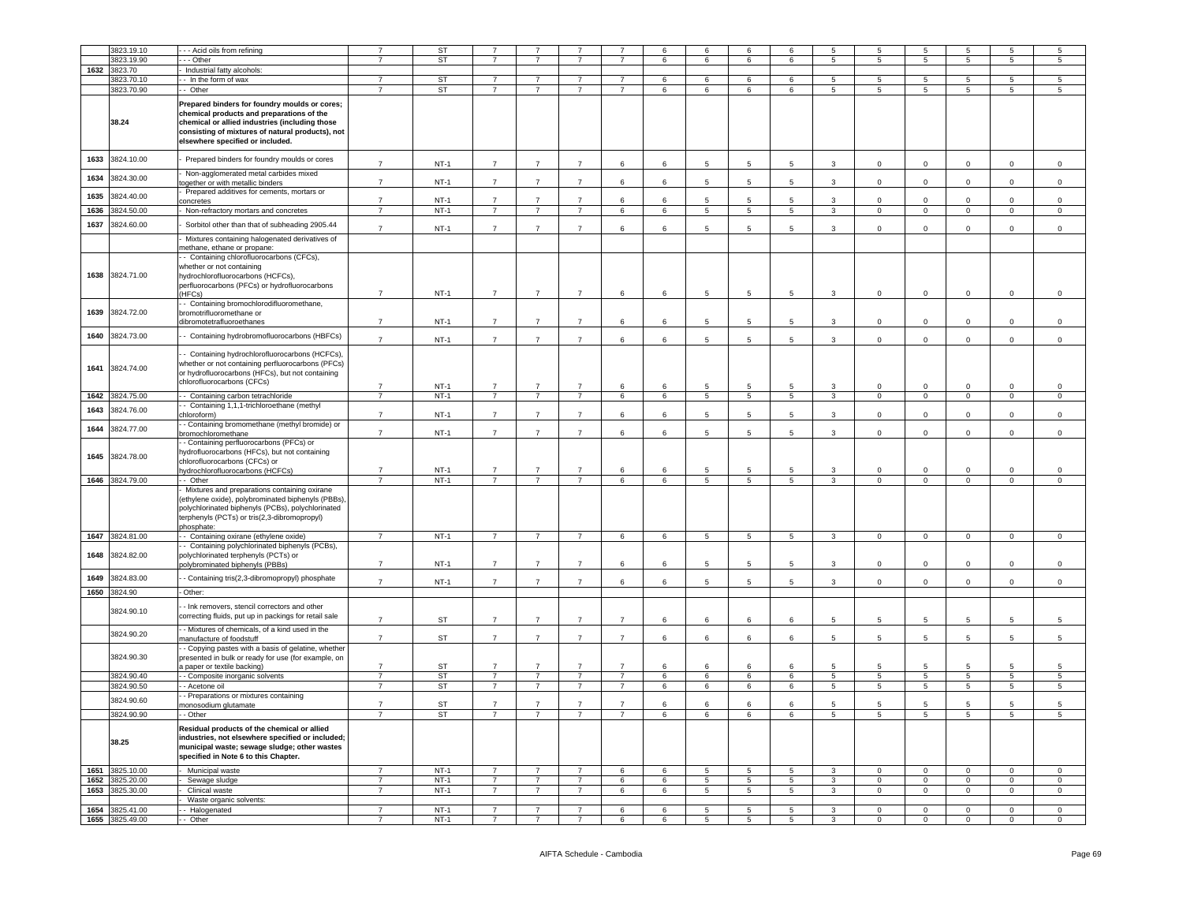|  | 3823.19.10 | - - - Acid oils from refining | 7 | ST | 7 | 7 | 7 | 7 | 6 | 6 | 6 | 6 | 5 | 5 | 5 | 5 | 5 | 5 |
|---|---|---|---|---|---|---|---|---|---|---|---|---|---|---|---|---|---|---|
|  | 3823.19.90 | - - - Other | 7 | ST | 7 | 7 | 7 | 7 | 6 | 6 | 6 | 6 | 5 | 5 | 5 | 5 | 5 | 5 |
| 1632 | 3823.70 | - Industrial fatty alcohols: |  |  |  |  |  |  |  |  |  |  |  |  |  |  |  |  |
|  | 3823.70.10 | - - In the form of wax | 7 | ST | 7 | 7 | 7 | 7 | 6 | 6 | 6 | 6 | 5 | 5 | 5 | 5 | 5 | 5 |
|  | 3823.70.90 | - - Other | 7 | ST | 7 | 7 | 7 | 7 | 6 | 6 | 6 | 6 | 5 | 5 | 5 | 5 | 5 | 5 |
|  | **38.24** | **Prepared binders for foundry moulds or cores; chemical products and preparations of the chemical or allied industries (including those consisting of mixtures of natural products), not elsewhere specified or included.** |  |  |  |  |  |  |  |  |  |  |  |  |  |  |  |  |
| 1633 | 3824.10.00 | - Prepared binders for foundry moulds or cores | 7 | NT-1 | 7 | 7 | 7 | 6 | 6 | 5 | 5 | 5 | 3 | 0 | 0 | 0 | 0 | 0 |
| 1634 | 3824.30.00 | - Non-agglomerated metal carbides mixed together or with metallic binders | 7 | NT-1 | 7 | 7 | 7 | 6 | 6 | 5 | 5 | 5 | 3 | 0 | 0 | 0 | 0 | 0 |
| 1635 | 3824.40.00 | - Prepared additives for cements, mortars or concretes | 7 | NT-1 | 7 | 7 | 7 | 6 | 6 | 5 | 5 | 5 | 3 | 0 | 0 | 0 | 0 | 0 |
| 1636 | 3824.50.00 | - Non-refractory mortars and concretes | 7 | NT-1 | 7 | 7 | 7 | 6 | 6 | 5 | 5 | 5 | 3 | 0 | 0 | 0 | 0 | 0 |
| 1637 | 3824.60.00 | - Sorbitol other than that of subheading 2905.44 | 7 | NT-1 | 7 | 7 | 7 | 6 | 6 | 5 | 5 | 5 | 3 | 0 | 0 | 0 | 0 | 0 |
|  |  | - Mixtures containing halogenated derivatives of methane, ethane or propane: |  |  |  |  |  |  |  |  |  |  |  |  |  |  |  |  |
| 1638 | 3824.71.00 | - - Containing chlorofluorocarbons (CFCs), whether or not containing hydrochlorofluorocarbons (HCFCs), perfluorocarbons (PFCs) or hydrofluorocarbons (HFCs) | 7 | NT-1 | 7 | 7 | 7 | 6 | 6 | 5 | 5 | 5 | 3 | 0 | 0 | 0 | 0 | 0 |
| 1639 | 3824.72.00 | - - Containing bromochlorodifluoromethane, bromotrifluoromethane or dibromotetrafluoroethanes | 7 | NT-1 | 7 | 7 | 7 | 6 | 6 | 5 | 5 | 5 | 3 | 0 | 0 | 0 | 0 | 0 |
| 1640 | 3824.73.00 | - - Containing hydrobromofluorocarbons (HBFCs) | 7 | NT-1 | 7 | 7 | 7 | 6 | 6 | 5 | 5 | 5 | 3 | 0 | 0 | 0 | 0 | 0 |
| 1641 | 3824.74.00 | - - Containing hydrochlorofluorocarbons (HCFCs), whether or not containing perfluorocarbons (PFCs) or hydrofluorocarbons (HFCs), but not containing chlorofluorocarbons (CFCs) | 7 | NT-1 | 7 | 7 | 7 | 6 | 6 | 5 | 5 | 5 | 3 | 0 | 0 | 0 | 0 | 0 |
| 1642 | 3824.75.00 | - - Containing carbon tetrachloride | 7 | NT-1 | 7 | 7 | 7 | 6 | 6 | 5 | 5 | 5 | 3 | 0 | 0 | 0 | 0 | 0 |
| 1643 | 3824.76.00 | - - Containing 1,1,1-trichloroethane (methyl chloroform) | 7 | NT-1 | 7 | 7 | 7 | 6 | 6 | 5 | 5 | 5 | 3 | 0 | 0 | 0 | 0 | 0 |
| 1644 | 3824.77.00 | - - Containing bromomethane (methyl bromide) or bromochloromethane | 7 | NT-1 | 7 | 7 | 7 | 6 | 6 | 5 | 5 | 5 | 3 | 0 | 0 | 0 | 0 | 0 |
| 1645 | 3824.78.00 | - - Containing perfluorocarbons (PFCs) or hydrofluorocarbons (HFCs), but not containing chlorofluorocarbons (CFCs) or hydrochlorofluorocarbons (HCFCs) | 7 | NT-1 | 7 | 7 | 7 | 6 | 6 | 5 | 5 | 5 | 3 | 0 | 0 | 0 | 0 | 0 |
| 1646 | 3824.79.00 | - - Other | 7 | NT-1 | 7 | 7 | 7 | 6 | 6 | 5 | 5 | 5 | 3 | 0 | 0 | 0 | 0 | 0 |
|  |  | - Mixtures and preparations containing oxirane (ethylene oxide), polybrominated biphenyls (PBBs), polychlorinated biphenyls (PCBs), polychlorinated terphenyls (PCTs) or tris(2,3-dibromopropyl) phosphate: |  |  |  |  |  |  |  |  |  |  |  |  |  |  |  |  |
| 1647 | 3824.81.00 | - - Containing oxirane (ethylene oxide) | 7 | NT-1 | 7 | 7 | 7 | 6 | 6 | 5 | 5 | 5 | 3 | 0 | 0 | 0 | 0 | 0 |
| 1648 | 3824.82.00 | - - Containing polychlorinated biphenyls (PCBs), polychlorinated terphenyls (PCTs) or polybrominated biphenyls (PBBs) | 7 | NT-1 | 7 | 7 | 7 | 6 | 6 | 5 | 5 | 5 | 3 | 0 | 0 | 0 | 0 | 0 |
| 1649 | 3824.83.00 | - - Containing tris(2,3-dibromopropyl) phosphate | 7 | NT-1 | 7 | 7 | 7 | 6 | 6 | 5 | 5 | 5 | 3 | 0 | 0 | 0 | 0 | 0 |
| 1650 | 3824.90 | - Other: |  |  |  |  |  |  |  |  |  |  |  |  |  |  |  |  |
|  | 3824.90.10 | - - Ink removers, stencil correctors and other correcting fluids, put up in packings for retail sale | 7 | ST | 7 | 7 | 7 | 7 | 6 | 6 | 6 | 6 | 5 | 5 | 5 | 5 | 5 | 5 |
|  | 3824.90.20 | - - Mixtures of chemicals, of a kind used in the manufacture of foodstuff | 7 | ST | 7 | 7 | 7 | 7 | 6 | 6 | 6 | 6 | 5 | 5 | 5 | 5 | 5 | 5 |
|  | 3824.90.30 | - - Copying pastes with a basis of gelatine, whether presented in bulk or ready for use (for example, on a paper or textile backing) | 7 | ST | 7 | 7 | 7 | 7 | 6 | 6 | 6 | 6 | 5 | 5 | 5 | 5 | 5 | 5 |
|  | 3824.90.40 | - - Composite inorganic solvents | 7 | ST | 7 | 7 | 7 | 7 | 6 | 6 | 6 | 6 | 5 | 5 | 5 | 5 | 5 | 5 |
|  | 3824.90.50 | - - Acetone oil | 7 | ST | 7 | 7 | 7 | 7 | 6 | 6 | 6 | 6 | 5 | 5 | 5 | 5 | 5 | 5 |
|  | 3824.90.60 | - - Preparations or mixtures containing monosodium glutamate | 7 | ST | 7 | 7 | 7 | 7 | 6 | 6 | 6 | 6 | 5 | 5 | 5 | 5 | 5 | 5 |
|  | 3824.90.90 | - - Other | 7 | ST | 7 | 7 | 7 | 7 | 6 | 6 | 6 | 6 | 5 | 5 | 5 | 5 | 5 | 5 |
|  | **38.25** | **Residual products of the chemical or allied industries, not elsewhere specified or included; municipal waste; sewage sludge; other wastes specified in Note 6 to this Chapter.** |  |  |  |  |  |  |  |  |  |  |  |  |  |  |  |  |
| 1651 | 3825.10.00 | - Municipal waste | 7 | NT-1 | 7 | 7 | 7 | 6 | 6 | 5 | 5 | 5 | 3 | 0 | 0 | 0 | 0 | 0 |
| 1652 | 3825.20.00 | - Sewage sludge | 7 | NT-1 | 7 | 7 | 7 | 6 | 6 | 5 | 5 | 5 | 3 | 0 | 0 | 0 | 0 | 0 |
| 1653 | 3825.30.00 | - Clinical waste | 7 | NT-1 | 7 | 7 | 7 | 6 | 6 | 5 | 5 | 5 | 3 | 0 | 0 | 0 | 0 | 0 |
|  |  | - Waste organic solvents: |  |  |  |  |  |  |  |  |  |  |  |  |  |  |  |  |
| 1654 | 3825.41.00 | - - Halogenated | 7 | NT-1 | 7 | 7 | 7 | 6 | 6 | 5 | 5 | 5 | 3 | 0 | 0 | 0 | 0 | 0 |
| 1655 | 3825.49.00 | - - Other | 7 | NT-1 | 7 | 7 | 7 | 6 | 6 | 5 | 5 | 5 | 3 | 0 | 0 | 0 | 0 | 0 |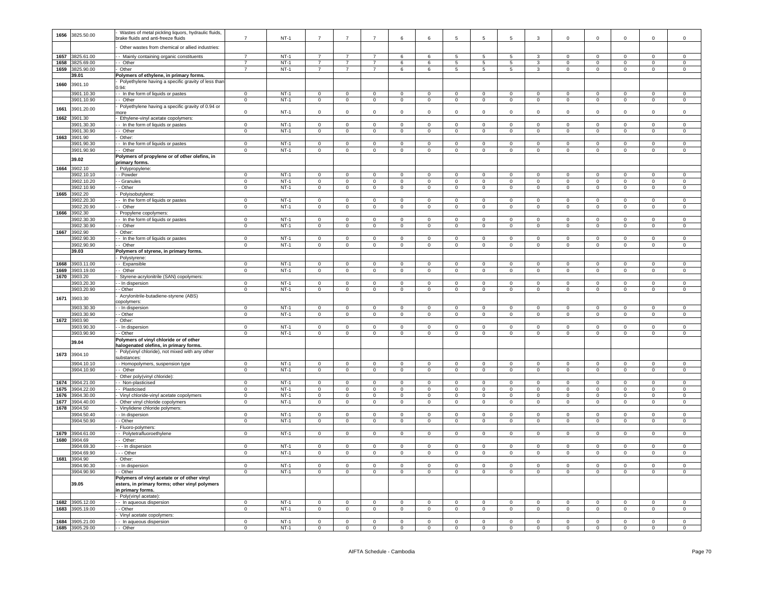| | | | | | | | | | | | | | | | | | |
|---|---|---|---|---|---|---|---|---|---|---|---|---|---|---|---|---|---|
| 1656 | 3825.50.00 | - Wastes of metal pickling liquors, hydraulic fluids, brake fluids and anti-freeze fluids | 7 | NT-1 | 7 | 7 | 7 | 6 | 6 | 5 | 5 | 5 | 3 | 0 | 0 | 0 | 0 | 0 |
| | | - Other wastes from chemical or allied industries: | | | | | | | | | | | | | | | | |
| 1657 | 3825.61.00 | - - Mainly containing organic constituents | 7 | NT-1 | 7 | 7 | 7 | 6 | 6 | 5 | 5 | 5 | 3 | 0 | 0 | 0 | 0 | 0 |
| 1658 | 3825.69.00 | - - Other | 7 | NT-1 | 7 | 7 | 7 | 6 | 6 | 5 | 5 | 5 | 3 | 0 | 0 | 0 | 0 | 0 |
| 1659 | 3825.90.00 | - Other | 7 | NT-1 | 7 | 7 | 7 | 6 | 6 | 5 | 5 | 5 | 3 | 0 | 0 | 0 | 0 | 0 |
| | **39.01** | **Polymers of ethylene, in primary forms.** | | | | | | | | | | | | | | | | |
| 1660 | 3901.10 | - Polyethylene having a specific gravity of less than 0.94: | | | | | | | | | | | | | | | | |
| | 3901.10.30 | - - In the form of liquids or pastes | 0 | NT-1 | 0 | 0 | 0 | 0 | 0 | 0 | 0 | 0 | 0 | 0 | 0 | 0 | 0 | 0 |
| | 3901.10.90 | - - Other | 0 | NT-1 | 0 | 0 | 0 | 0 | 0 | 0 | 0 | 0 | 0 | 0 | 0 | 0 | 0 | 0 |
| 1661 | 3901.20.00 | - Polyethylene having a specific gravity of 0.94 or more | 0 | NT-1 | 0 | 0 | 0 | 0 | 0 | 0 | 0 | 0 | 0 | 0 | 0 | 0 | 0 | 0 |
| 1662 | 3901.30 | - Ethylene-vinyl acetate copolymers: | | | | | | | | | | | | | | | | |
| | 3901.30.30 | - - In the form of liquids or pastes | 0 | NT-1 | 0 | 0 | 0 | 0 | 0 | 0 | 0 | 0 | 0 | 0 | 0 | 0 | 0 | 0 |
| | 3901.30.90 | - - Other | 0 | NT-1 | 0 | 0 | 0 | 0 | 0 | 0 | 0 | 0 | 0 | 0 | 0 | 0 | 0 | 0 |
| 1663 | 3901.90 | - Other: | | | | | | | | | | | | | | | | |
| | 3901.90.30 | - - In the form of liquids or pastes | 0 | NT-1 | 0 | 0 | 0 | 0 | 0 | 0 | 0 | 0 | 0 | 0 | 0 | 0 | 0 | 0 |
| | 3901.90.90 | - - Other | 0 | NT-1 | 0 | 0 | 0 | 0 | 0 | 0 | 0 | 0 | 0 | 0 | 0 | 0 | 0 | 0 |
| | **39.02** | **Polymers of propylene or of other olefins, in primary forms.** | | | | | | | | | | | | | | | | |
| 1664 | 3902.10 | - Polypropylene: | | | | | | | | | | | | | | | | |
| | 3902.10.10 | - - Powder | 0 | NT-1 | 0 | 0 | 0 | 0 | 0 | 0 | 0 | 0 | 0 | 0 | 0 | 0 | 0 | 0 |
| | 3902.10.20 | - - Granules | 0 | NT-1 | 0 | 0 | 0 | 0 | 0 | 0 | 0 | 0 | 0 | 0 | 0 | 0 | 0 | 0 |
| | 3902.10.90 | - - Other | 0 | NT-1 | 0 | 0 | 0 | 0 | 0 | 0 | 0 | 0 | 0 | 0 | 0 | 0 | 0 | 0 |
| 1665 | 3902.20 | - Polyisobutylene: | | | | | | | | | | | | | | | | |
| | 3902.20.30 | - - In the form of liquids or pastes | 0 | NT-1 | 0 | 0 | 0 | 0 | 0 | 0 | 0 | 0 | 0 | 0 | 0 | 0 | 0 | 0 |
| | 3902.20.90 | - - Other | 0 | NT-1 | 0 | 0 | 0 | 0 | 0 | 0 | 0 | 0 | 0 | 0 | 0 | 0 | 0 | 0 |
| 1666 | 3902.30 | - Propylene copolymers: | | | | | | | | | | | | | | | | |
| | 3902.30.30 | - - In the form of liquids or pastes | 0 | NT-1 | 0 | 0 | 0 | 0 | 0 | 0 | 0 | 0 | 0 | 0 | 0 | 0 | 0 | 0 |
| | 3902.30.90 | - - Other | 0 | NT-1 | 0 | 0 | 0 | 0 | 0 | 0 | 0 | 0 | 0 | 0 | 0 | 0 | 0 | 0 |
| 1667 | 3902.90 | - Other: | | | | | | | | | | | | | | | | |
| | 3902.90.30 | - - In the form of liquids or pastes | 0 | NT-1 | 0 | 0 | 0 | 0 | 0 | 0 | 0 | 0 | 0 | 0 | 0 | 0 | 0 | 0 |
| | 3902.90.90 | - - Other | 0 | NT-1 | 0 | 0 | 0 | 0 | 0 | 0 | 0 | 0 | 0 | 0 | 0 | 0 | 0 | 0 |
| | **39.03** | **Polymers of styrene, in primary forms.** | | | | | | | | | | | | | | | | |
| | | - Polystyrene: | | | | | | | | | | | | | | | | |
| 1668 | 3903.11.00 | - - Expansible | 0 | NT-1 | 0 | 0 | 0 | 0 | 0 | 0 | 0 | 0 | 0 | 0 | 0 | 0 | 0 | 0 |
| 1669 | 3903.19.00 | - - Other | 0 | NT-1 | 0 | 0 | 0 | 0 | 0 | 0 | 0 | 0 | 0 | 0 | 0 | 0 | 0 | 0 |
| 1670 | 3903.20 | - Styrene-acrylonitrile (SAN) copolymers: | | | | | | | | | | | | | | | | |
| | 3903.20.30 | - - In dispersion | 0 | NT-1 | 0 | 0 | 0 | 0 | 0 | 0 | 0 | 0 | 0 | 0 | 0 | 0 | 0 | 0 |
| | 3903.20.90 | - - Other | 0 | NT-1 | 0 | 0 | 0 | 0 | 0 | 0 | 0 | 0 | 0 | 0 | 0 | 0 | 0 | 0 |
| 1671 | 3903.30 | - Acrylonitrile-butadiene-styrene (ABS) copolymers: | | | | | | | | | | | | | | | | |
| | 3903.30.30 | - - In dispersion | 0 | NT-1 | 0 | 0 | 0 | 0 | 0 | 0 | 0 | 0 | 0 | 0 | 0 | 0 | 0 | 0 |
| | 3903.30.90 | - - Other | 0 | NT-1 | 0 | 0 | 0 | 0 | 0 | 0 | 0 | 0 | 0 | 0 | 0 | 0 | 0 | 0 |
| 1672 | 3903.90 | - Other: | | | | | | | | | | | | | | | | |
| | 3903.90.30 | - - In dispersion | 0 | NT-1 | 0 | 0 | 0 | 0 | 0 | 0 | 0 | 0 | 0 | 0 | 0 | 0 | 0 | 0 |
| | 3903.90.90 | - - Other | 0 | NT-1 | 0 | 0 | 0 | 0 | 0 | 0 | 0 | 0 | 0 | 0 | 0 | 0 | 0 | 0 |
| | **39.04** | **Polymers of vinyl chloride or of other halogenated olefins, in primary forms.** | | | | | | | | | | | | | | | | |
| 1673 | 3904.10 | - Poly(vinyl chloride), not mixed with any other substances: | | | | | | | | | | | | | | | | |
| | 3904.10.10 | - - Homopolymers, suspension type | 0 | NT-1 | 0 | 0 | 0 | 0 | 0 | 0 | 0 | 0 | 0 | 0 | 0 | 0 | 0 | 0 |
| | 3904.10.90 | - - Other | 0 | NT-1 | 0 | 0 | 0 | 0 | 0 | 0 | 0 | 0 | 0 | 0 | 0 | 0 | 0 | 0 |
| | | - Other poly(vinyl chloride): | | | | | | | | | | | | | | | | |
| 1674 | 3904.21.00 | - - Non-plasticised | 0 | NT-1 | 0 | 0 | 0 | 0 | 0 | 0 | 0 | 0 | 0 | 0 | 0 | 0 | 0 | 0 |
| 1675 | 3904.22.00 | - - Plasticised | 0 | NT-1 | 0 | 0 | 0 | 0 | 0 | 0 | 0 | 0 | 0 | 0 | 0 | 0 | 0 | 0 |
| 1676 | 3904.30.00 | - Vinyl chloride-vinyl acetate copolymers | 0 | NT-1 | 0 | 0 | 0 | 0 | 0 | 0 | 0 | 0 | 0 | 0 | 0 | 0 | 0 | 0 |
| 1677 | 3904.40.00 | - Other vinyl chloride copolymers | 0 | NT-1 | 0 | 0 | 0 | 0 | 0 | 0 | 0 | 0 | 0 | 0 | 0 | 0 | 0 | 0 |
| 1678 | 3904.50 | - Vinylidene chloride polymers: | | | | | | | | | | | | | | | | |
| | 3904.50.40 | - - In dispersion | 0 | NT-1 | 0 | 0 | 0 | 0 | 0 | 0 | 0 | 0 | 0 | 0 | 0 | 0 | 0 | 0 |
| | 3904.50.90 | - - Other | 0 | NT-1 | 0 | 0 | 0 | 0 | 0 | 0 | 0 | 0 | 0 | 0 | 0 | 0 | 0 | 0 |
| | | - Fluoro-polymers: | | | | | | | | | | | | | | | | |
| 1679 | 3904.61.00 | - - Polytetrafluoroethylene | 0 | NT-1 | 0 | 0 | 0 | 0 | 0 | 0 | 0 | 0 | 0 | 0 | 0 | 0 | 0 | 0 |
| 1680 | 3904.69 | - - Other: | | | | | | | | | | | | | | | | |
| | 3904.69.30 | - - - In dispersion | 0 | NT-1 | 0 | 0 | 0 | 0 | 0 | 0 | 0 | 0 | 0 | 0 | 0 | 0 | 0 | 0 |
| | 3904.69.90 | - - - Other | 0 | NT-1 | 0 | 0 | 0 | 0 | 0 | 0 | 0 | 0 | 0 | 0 | 0 | 0 | 0 | 0 |
| 1681 | 3904.90 | - Other: | | | | | | | | | | | | | | | | |
| | 3904.90.30 | - - In dispersion | 0 | NT-1 | 0 | 0 | 0 | 0 | 0 | 0 | 0 | 0 | 0 | 0 | 0 | 0 | 0 | 0 |
| | 3904.90.90 | - - Other | 0 | NT-1 | 0 | 0 | 0 | 0 | 0 | 0 | 0 | 0 | 0 | 0 | 0 | 0 | 0 | 0 |
| | **39.05** | **Polymers of vinyl acetate or of other vinyl esters, in primary forms; other vinyl polymers in primary forms.** | | | | | | | | | | | | | | | | |
| | | - Poly(vinyl acetate): | | | | | | | | | | | | | | | | |
| 1682 | 3905.12.00 | - - In aqueous dispersion | 0 | NT-1 | 0 | 0 | 0 | 0 | 0 | 0 | 0 | 0 | 0 | 0 | 0 | 0 | 0 | 0 |
| 1683 | 3905.19.00 | - - Other | 0 | NT-1 | 0 | 0 | 0 | 0 | 0 | 0 | 0 | 0 | 0 | 0 | 0 | 0 | 0 | 0 |
| | | - Vinyl acetate copolymers: | | | | | | | | | | | | | | | | |
| 1684 | 3905.21.00 | - - In aqueous dispersion | 0 | NT-1 | 0 | 0 | 0 | 0 | 0 | 0 | 0 | 0 | 0 | 0 | 0 | 0 | 0 | 0 |
| 1685 | 3905.29.00 | - - Other | 0 | NT-1 | 0 | 0 | 0 | 0 | 0 | 0 | 0 | 0 | 0 | 0 | 0 | 0 | 0 | 0 |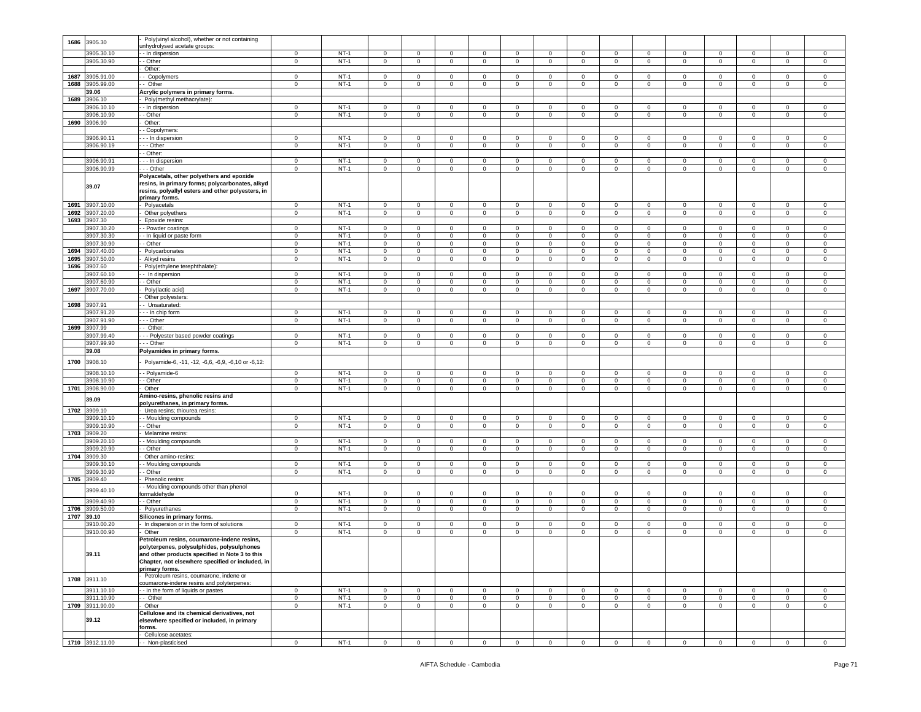| | | | | | | | | | | | | | | | | | | |
|---|---|---|---|---|---|---|---|---|---|---|---|---|---|---|---|---|---|---|
| 1686 | 3905.30 | - Poly(vinyl alcohol), whether or not containing unhydrolysed acetate groups: | | | | | | | | | | | | | | | | |
| | 3905.30.10 | - - In dispersion | 0 | NT-1 | 0 | 0 | 0 | 0 | 0 | 0 | 0 | 0 | 0 | 0 | 0 | 0 | 0 | 0 |
| | 3905.30.90 | - - Other | 0 | NT-1 | 0 | 0 | 0 | 0 | 0 | 0 | 0 | 0 | 0 | 0 | 0 | 0 | 0 | 0 |
| | | - Other: | | | | | | | | | | | | | | | | |
| 1687 | 3905.91.00 | - - Copolymers | 0 | NT-1 | 0 | 0 | 0 | 0 | 0 | 0 | 0 | 0 | 0 | 0 | 0 | 0 | 0 | 0 |
| 1688 | 3905.99.00 | - - Other | 0 | NT-1 | 0 | 0 | 0 | 0 | 0 | 0 | 0 | 0 | 0 | 0 | 0 | 0 | 0 | 0 |
| | **39.06** | **Acrylic polymers in primary forms.** | | | | | | | | | | | | | | | | |
| 1689 | 3906.10 | - Poly(methyl methacrylate): | | | | | | | | | | | | | | | | |
| | 3906.10.10 | - - In dispersion | 0 | NT-1 | 0 | 0 | 0 | 0 | 0 | 0 | 0 | 0 | 0 | 0 | 0 | 0 | 0 | 0 |
| | 3906.10.90 | - - Other | 0 | NT-1 | 0 | 0 | 0 | 0 | 0 | 0 | 0 | 0 | 0 | 0 | 0 | 0 | 0 | 0 |
| 1690 | 3906.90 | - Other: | | | | | | | | | | | | | | | | |
| | | - - Copolymers: | | | | | | | | | | | | | | | | |
| | 3906.90.11 | - - - In dispersion | 0 | NT-1 | 0 | 0 | 0 | 0 | 0 | 0 | 0 | 0 | 0 | 0 | 0 | 0 | 0 | 0 |
| | 3906.90.19 | - - - Other | 0 | NT-1 | 0 | 0 | 0 | 0 | 0 | 0 | 0 | 0 | 0 | 0 | 0 | 0 | 0 | 0 |
| | | - - Other: | | | | | | | | | | | | | | | | |
| | 3906.90.91 | - - - In dispersion | 0 | NT-1 | 0 | 0 | 0 | 0 | 0 | 0 | 0 | 0 | 0 | 0 | 0 | 0 | 0 | 0 |
| | 3906.90.99 | - - - Other | 0 | NT-1 | 0 | 0 | 0 | 0 | 0 | 0 | 0 | 0 | 0 | 0 | 0 | 0 | 0 | 0 |
| | **39.07** | **Polyacetals, other polyethers and epoxide resins, in primary forms; polycarbonates, alkyd resins, polyallyl esters and other polyesters, in primary forms.** | | | | | | | | | | | | | | | | |
| 1691 | 3907.10.00 | - Polyacetals | 0 | NT-1 | 0 | 0 | 0 | 0 | 0 | 0 | 0 | 0 | 0 | 0 | 0 | 0 | 0 | 0 |
| 1692 | 3907.20.00 | - Other polyethers | 0 | NT-1 | 0 | 0 | 0 | 0 | 0 | 0 | 0 | 0 | 0 | 0 | 0 | 0 | 0 | 0 |
| 1693 | 3907.30 | - Epoxide resins: | | | | | | | | | | | | | | | | |
| | 3907.30.20 | - - Powder coatings | 0 | NT-1 | 0 | 0 | 0 | 0 | 0 | 0 | 0 | 0 | 0 | 0 | 0 | 0 | 0 | 0 |
| | 3907.30.30 | - - In liquid or paste form | 0 | NT-1 | 0 | 0 | 0 | 0 | 0 | 0 | 0 | 0 | 0 | 0 | 0 | 0 | 0 | 0 |
| | 3907.30.90 | - - Other | 0 | NT-1 | 0 | 0 | 0 | 0 | 0 | 0 | 0 | 0 | 0 | 0 | 0 | 0 | 0 | 0 |
| 1694 | 3907.40.00 | - Polycarbonates | 0 | NT-1 | 0 | 0 | 0 | 0 | 0 | 0 | 0 | 0 | 0 | 0 | 0 | 0 | 0 | 0 |
| 1695 | 3907.50.00 | - Alkyd resins | 0 | NT-1 | 0 | 0 | 0 | 0 | 0 | 0 | 0 | 0 | 0 | 0 | 0 | 0 | 0 | 0 |
| 1696 | 3907.60 | - Poly(ethylene terephthalate): | | | | | | | | | | | | | | | | |
| | 3907.60.10 | - - In dispersion | 0 | NT-1 | 0 | 0 | 0 | 0 | 0 | 0 | 0 | 0 | 0 | 0 | 0 | 0 | 0 | 0 |
| | 3907.60.90 | - - Other | 0 | NT-1 | 0 | 0 | 0 | 0 | 0 | 0 | 0 | 0 | 0 | 0 | 0 | 0 | 0 | 0 |
| 1697 | 3907.70.00 | - Poly(lactic acid) | 0 | NT-1 | 0 | 0 | 0 | 0 | 0 | 0 | 0 | 0 | 0 | 0 | 0 | 0 | 0 | 0 |
| | | - Other polyesters: | | | | | | | | | | | | | | | | |
| 1698 | 3907.91 | - - Unsaturated: | | | | | | | | | | | | | | | | |
| | 3907.91.20 | - - - In chip form | 0 | NT-1 | 0 | 0 | 0 | 0 | 0 | 0 | 0 | 0 | 0 | 0 | 0 | 0 | 0 | 0 |
| | 3907.91.90 | - - - Other | 0 | NT-1 | 0 | 0 | 0 | 0 | 0 | 0 | 0 | 0 | 0 | 0 | 0 | 0 | 0 | 0 |
| 1699 | 3907.99 | - - Other: | | | | | | | | | | | | | | | | |
| | 3907.99.40 | - - - Polyester based powder coatings | 0 | NT-1 | 0 | 0 | 0 | 0 | 0 | 0 | 0 | 0 | 0 | 0 | 0 | 0 | 0 | 0 |
| | 3907.99.90 | - - - Other | 0 | NT-1 | 0 | 0 | 0 | 0 | 0 | 0 | 0 | 0 | 0 | 0 | 0 | 0 | 0 | 0 |
| | **39.08** | **Polyamides in primary forms.** | | | | | | | | | | | | | | | | |
| 1700 | 3908.10 | - Polyamide-6, -11, -12, -6,6, -6,9, -6,10 or -6,12: | | | | | | | | | | | | | | | | |
| | 3908.10.10 | - - Polyamide-6 | 0 | NT-1 | 0 | 0 | 0 | 0 | 0 | 0 | 0 | 0 | 0 | 0 | 0 | 0 | 0 | 0 |
| | 3908.10.90 | - - Other | 0 | NT-1 | 0 | 0 | 0 | 0 | 0 | 0 | 0 | 0 | 0 | 0 | 0 | 0 | 0 | 0 |
| 1701 | 3908.90.00 | - Other | 0 | NT-1 | 0 | 0 | 0 | 0 | 0 | 0 | 0 | 0 | 0 | 0 | 0 | 0 | 0 | 0 |
| | **39.09** | **Amino-resins, phenolic resins and polyurethanes, in primary forms.** | | | | | | | | | | | | | | | | |
| 1702 | 3909.10 | - Urea resins; thiourea resins: | | | | | | | | | | | | | | | | |
| | 3909.10.10 | - - Moulding compounds | 0 | NT-1 | 0 | 0 | 0 | 0 | 0 | 0 | 0 | 0 | 0 | 0 | 0 | 0 | 0 | 0 |
| | 3909.10.90 | - - Other | 0 | NT-1 | 0 | 0 | 0 | 0 | 0 | 0 | 0 | 0 | 0 | 0 | 0 | 0 | 0 | 0 |
| 1703 | 3909.20 | - Melamine resins: | | | | | | | | | | | | | | | | |
| | 3909.20.10 | - - Moulding compounds | 0 | NT-1 | 0 | 0 | 0 | 0 | 0 | 0 | 0 | 0 | 0 | 0 | 0 | 0 | 0 | 0 |
| | 3909.20.90 | - - Other | 0 | NT-1 | 0 | 0 | 0 | 0 | 0 | 0 | 0 | 0 | 0 | 0 | 0 | 0 | 0 | 0 |
| 1704 | 3909.30 | - Other amino-resins: | | | | | | | | | | | | | | | | |
| | 3909.30.10 | - - Moulding compounds | 0 | NT-1 | 0 | 0 | 0 | 0 | 0 | 0 | 0 | 0 | 0 | 0 | 0 | 0 | 0 | 0 |
| | 3909.30.90 | - - Other | 0 | NT-1 | 0 | 0 | 0 | 0 | 0 | 0 | 0 | 0 | 0 | 0 | 0 | 0 | 0 | 0 |
| 1705 | 3909.40 | - Phenolic resins: | | | | | | | | | | | | | | | | |
| | 3909.40.10 | - - Moulding compounds other than phenol formaldehyde | 0 | NT-1 | 0 | 0 | 0 | 0 | 0 | 0 | 0 | 0 | 0 | 0 | 0 | 0 | 0 | 0 |
| | 3909.40.90 | - - Other | 0 | NT-1 | 0 | 0 | 0 | 0 | 0 | 0 | 0 | 0 | 0 | 0 | 0 | 0 | 0 | 0 |
| 1706 | 3909.50.00 | - Polyurethanes | 0 | NT-1 | 0 | 0 | 0 | 0 | 0 | 0 | 0 | 0 | 0 | 0 | 0 | 0 | 0 | 0 |
| 1707 | **39.10** | **Silicones in primary forms.** | | | | | | | | | | | | | | | | |
| | 3910.00.20 | - In dispersion or in the form of solutions | 0 | NT-1 | 0 | 0 | 0 | 0 | 0 | 0 | 0 | 0 | 0 | 0 | 0 | 0 | 0 | 0 |
| | 3910.00.90 | - Other | 0 | NT-1 | 0 | 0 | 0 | 0 | 0 | 0 | 0 | 0 | 0 | 0 | 0 | 0 | 0 | 0 |
| | **39.11** | **Petroleum resins, coumarone-indene resins, polyterpenes, polysulphides, polysulphones and other products specified in Note 3 to this Chapter, not elsewhere specified or included, in primary forms.** | | | | | | | | | | | | | | | | |
| 1708 | 3911.10 | - Petroleum resins, coumarone, indene or coumarone-indene resins and polyterpenes: | | | | | | | | | | | | | | | | |
| | 3911.10.10 | - - In the form of liquids or pastes | 0 | NT-1 | 0 | 0 | 0 | 0 | 0 | 0 | 0 | 0 | 0 | 0 | 0 | 0 | 0 | 0 |
| | 3911.10.90 | - - Other | 0 | NT-1 | 0 | 0 | 0 | 0 | 0 | 0 | 0 | 0 | 0 | 0 | 0 | 0 | 0 | 0 |
| 1709 | 3911.90.00 | - Other | 0 | NT-1 | 0 | 0 | 0 | 0 | 0 | 0 | 0 | 0 | 0 | 0 | 0 | 0 | 0 | 0 |
| | **39.12** | **Cellulose and its chemical derivatives, not elsewhere specified or included, in primary forms.** | | | | | | | | | | | | | | | | |
| | | - Cellulose acetates: | | | | | | | | | | | | | | | | |
| 1710 | 3912.11.00 | - - Non-plasticised | 0 | NT-1 | 0 | 0 | 0 | 0 | 0 | 0 | 0 | 0 | 0 | 0 | 0 | 0 | 0 | 0 |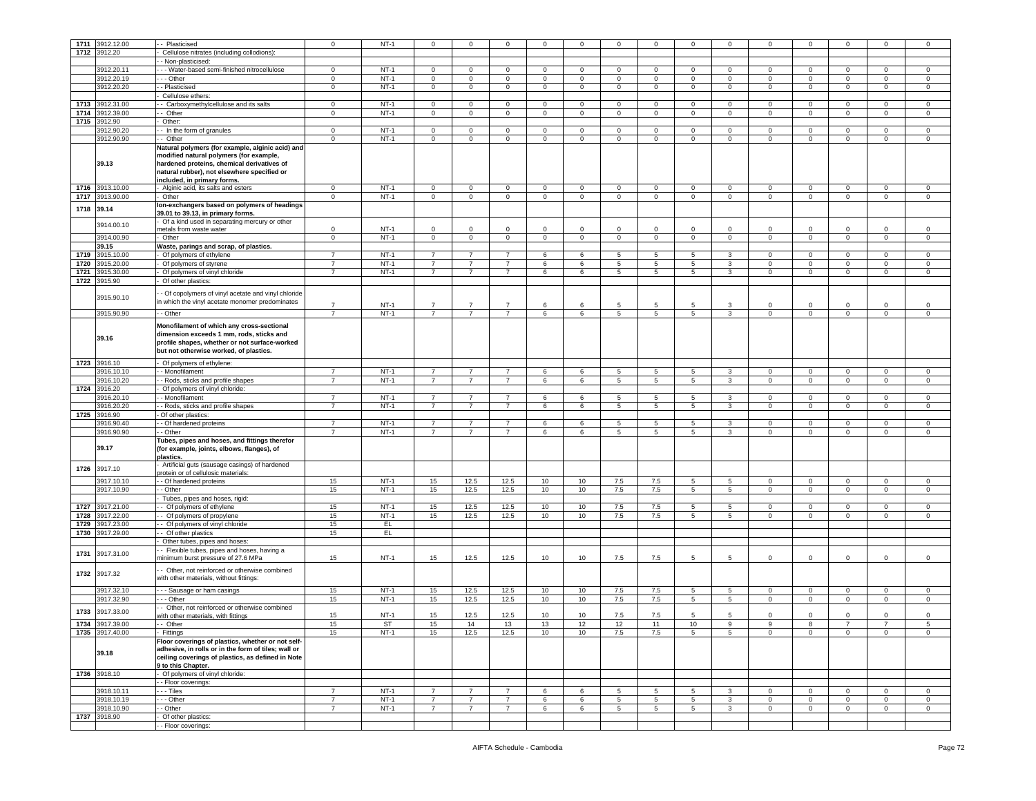| 1711 | 3912.12.00 | - - Plasticised | 0 | NT-1 | 0 | 0 | 0 | 0 | 0 | 0 | 0 | 0 | 0 | 0 | 0 | 0 | 0 | 0 |
|---|---|---|---|---|---|---|---|---|---|---|---|---|---|---|---|---|---|---|
| 1712 | 3912.20 | - Cellulose nitrates (including collodions): | | | | | | | | | | | | | | | | |
| | | - - Non-plasticised: | | | | | | | | | | | | | | | | |
| | 3912.20.11 | - - - Water-based semi-finished nitrocellulose | 0 | NT-1 | 0 | 0 | 0 | 0 | 0 | 0 | 0 | 0 | 0 | 0 | 0 | 0 | 0 | 0 |
| | 3912.20.19 | - - - Other | 0 | NT-1 | 0 | 0 | 0 | 0 | 0 | 0 | 0 | 0 | 0 | 0 | 0 | 0 | 0 | 0 |
| | 3912.20.20 | - - Plasticised | 0 | NT-1 | 0 | 0 | 0 | 0 | 0 | 0 | 0 | 0 | 0 | 0 | 0 | 0 | 0 | 0 |
| | | - Cellulose ethers: | | | | | | | | | | | | | | | | |
| 1713 | 3912.31.00 | - - Carboxymethylcellulose and its salts | 0 | NT-1 | 0 | 0 | 0 | 0 | 0 | 0 | 0 | 0 | 0 | 0 | 0 | 0 | 0 | 0 |
| 1714 | 3912.39.00 | - - Other | 0 | NT-1 | 0 | 0 | 0 | 0 | 0 | 0 | 0 | 0 | 0 | 0 | 0 | 0 | 0 | 0 |
| 1715 | 3912.90 | - Other: | | | | | | | | | | | | | | | | |
| | 3912.90.20 | - - In the form of granules | 0 | NT-1 | 0 | 0 | 0 | 0 | 0 | 0 | 0 | 0 | 0 | 0 | 0 | 0 | 0 | 0 |
| | 3912.90.90 | - - Other | 0 | NT-1 | 0 | 0 | 0 | 0 | 0 | 0 | 0 | 0 | 0 | 0 | 0 | 0 | 0 | 0 |
| | **39.13** | **Natural polymers (for example, alginic acid) and modified natural polymers (for example, hardened proteins, chemical derivatives of natural rubber), not elsewhere specified or included, in primary forms.** | | | | | | | | | | | | | | | | |
| 1716 | 3913.10.00 | - Alginic acid, its salts and esters | 0 | NT-1 | 0 | 0 | 0 | 0 | 0 | 0 | 0 | 0 | 0 | 0 | 0 | 0 | 0 | 0 |
| 1717 | 3913.90.00 | - Other | 0 | NT-1 | 0 | 0 | 0 | 0 | 0 | 0 | 0 | 0 | 0 | 0 | 0 | 0 | 0 | 0 |
| 1718 | **39.14** | **Ion-exchangers based on polymers of headings 39.01 to 39.13, in primary forms.** | | | | | | | | | | | | | | | | |
| | 3914.00.10 | - Of a kind used in separating mercury or other metals from waste water | 0 | NT-1 | 0 | 0 | 0 | 0 | 0 | 0 | 0 | 0 | 0 | 0 | 0 | 0 | 0 | 0 |
| | 3914.00.90 | - Other | 0 | NT-1 | 0 | 0 | 0 | 0 | 0 | 0 | 0 | 0 | 0 | 0 | 0 | 0 | 0 | 0 |
| | **39.15** | **Waste, parings and scrap, of plastics.** | | | | | | | | | | | | | | | | |
| 1719 | 3915.10.00 | - Of polymers of ethylene | 7 | NT-1 | 7 | 7 | 7 | 6 | 6 | 5 | 5 | 5 | 3 | 0 | 0 | 0 | 0 | 0 |
| 1720 | 3915.20.00 | - Of polymers of styrene | 7 | NT-1 | 7 | 7 | 7 | 6 | 6 | 5 | 5 | 5 | 3 | 0 | 0 | 0 | 0 | 0 |
| 1721 | 3915.30.00 | - Of polymers of vinyl chloride | 7 | NT-1 | 7 | 7 | 7 | 6 | 6 | 5 | 5 | 5 | 3 | 0 | 0 | 0 | 0 | 0 |
| 1722 | 3915.90 | - Of other plastics: | | | | | | | | | | | | | | | | |
| | 3915.90.10 | - - Of copolymers of vinyl acetate and vinyl chloride in which the vinyl acetate monomer predominates | 7 | NT-1 | 7 | 7 | 7 | 6 | 6 | 5 | 5 | 5 | 3 | 0 | 0 | 0 | 0 | 0 |
| | 3915.90.90 | - - Other | 7 | NT-1 | 7 | 7 | 7 | 6 | 6 | 5 | 5 | 5 | 3 | 0 | 0 | 0 | 0 | 0 |
| | **39.16** | **Monofilament of which any cross-sectional dimension exceeds 1 mm, rods, sticks and profile shapes, whether or not surface-worked but not otherwise worked, of plastics.** | | | | | | | | | | | | | | | | |
| 1723 | 3916.10 | - Of polymers of ethylene: | | | | | | | | | | | | | | | | |
| | 3916.10.10 | - - Monofilament | 7 | NT-1 | 7 | 7 | 7 | 6 | 6 | 5 | 5 | 5 | 3 | 0 | 0 | 0 | 0 | 0 |
| | 3916.10.20 | - - Rods, sticks and profile shapes | 7 | NT-1 | 7 | 7 | 7 | 6 | 6 | 5 | 5 | 5 | 3 | 0 | 0 | 0 | 0 | 0 |
| 1724 | 3916.20 | - Of polymers of vinyl chloride: | | | | | | | | | | | | | | | | |
| | 3916.20.10 | - - Monofilament | 7 | NT-1 | 7 | 7 | 7 | 6 | 6 | 5 | 5 | 5 | 3 | 0 | 0 | 0 | 0 | 0 |
| | 3916.20.20 | - - Rods, sticks and profile shapes | 7 | NT-1 | 7 | 7 | 7 | 6 | 6 | 5 | 5 | 5 | 3 | 0 | 0 | 0 | 0 | 0 |
| 1725 | 3916.90 | - Of other plastics: | | | | | | | | | | | | | | | | |
| | 3916.90.40 | - - Of hardened proteins | 7 | NT-1 | 7 | 7 | 7 | 6 | 6 | 5 | 5 | 5 | 3 | 0 | 0 | 0 | 0 | 0 |
| | 3916.90.90 | - - Other | 7 | NT-1 | 7 | 7 | 7 | 6 | 6 | 5 | 5 | 5 | 3 | 0 | 0 | 0 | 0 | 0 |
| | **39.17** | **Tubes, pipes and hoses, and fittings therefor (for example, joints, elbows, flanges), of plastics.** | | | | | | | | | | | | | | | | |
| 1726 | 3917.10 | - Artificial guts (sausage casings) of hardened protein or of cellulosic materials: | | | | | | | | | | | | | | | | |
| | 3917.10.10 | - - Of hardened proteins | 15 | NT-1 | 15 | 12.5 | 12.5 | 10 | 10 | 7.5 | 7.5 | 5 | 5 | 0 | 0 | 0 | 0 | 0 |
| | 3917.10.90 | - - Other | 15 | NT-1 | 15 | 12.5 | 12.5 | 10 | 10 | 7.5 | 7.5 | 5 | 5 | 0 | 0 | 0 | 0 | 0 |
| | | - Tubes, pipes and hoses, rigid: | | | | | | | | | | | | | | | | |
| 1727 | 3917.21.00 | - - Of polymers of ethylene | 15 | NT-1 | 15 | 12.5 | 12.5 | 10 | 10 | 7.5 | 7.5 | 5 | 5 | 0 | 0 | 0 | 0 | 0 |
| 1728 | 3917.22.00 | - - Of polymers of propylene | 15 | NT-1 | 15 | 12.5 | 12.5 | 10 | 10 | 7.5 | 7.5 | 5 | 5 | 0 | 0 | 0 | 0 | 0 |
| 1729 | 3917.23.00 | - - Of polymers of vinyl chloride | 15 | EL | | | | | | | | | | | | | | |
| 1730 | 3917.29.00 | - - Of other plastics | 15 | EL | | | | | | | | | | | | | | |
| | | - Other tubes, pipes and hoses: | | | | | | | | | | | | | | | | |
| 1731 | 3917.31.00 | - - Flexible tubes, pipes and hoses, having a minimum burst pressure of 27.6 MPa | 15 | NT-1 | 15 | 12.5 | 12.5 | 10 | 10 | 7.5 | 7.5 | 5 | 5 | 0 | 0 | 0 | 0 | 0 |
| 1732 | 3917.32 | - - Other, not reinforced or otherwise combined with other materials, without fittings: | | | | | | | | | | | | | | | | |
| | 3917.32.10 | - - - Sausage or ham casings | 15 | NT-1 | 15 | 12.5 | 12.5 | 10 | 10 | 7.5 | 7.5 | 5 | 5 | 0 | 0 | 0 | 0 | 0 |
| | 3917.32.90 | - - - Other | 15 | NT-1 | 15 | 12.5 | 12.5 | 10 | 10 | 7.5 | 7.5 | 5 | 5 | 0 | 0 | 0 | 0 | 0 |
| 1733 | 3917.33.00 | - - Other, not reinforced or otherwise combined with other materials, with fittings | 15 | NT-1 | 15 | 12.5 | 12.5 | 10 | 10 | 7.5 | 7.5 | 5 | 5 | 0 | 0 | 0 | 0 | 0 |
| 1734 | 3917.39.00 | - - Other | 15 | ST | 15 | 14 | 13 | 13 | 12 | 12 | 11 | 10 | 9 | 9 | 8 | 7 | 7 | 5 |
| 1735 | 3917.40.00 | - Fittings | 15 | NT-1 | 15 | 12.5 | 12.5 | 10 | 10 | 7.5 | 7.5 | 5 | 5 | 0 | 0 | 0 | 0 | 0 |
| | **39.18** | **Floor coverings of plastics, whether or not self-adhesive, in rolls or in the form of tiles; wall or ceiling coverings of plastics, as defined in Note 9 to this Chapter.** | | | | | | | | | | | | | | | | |
| 1736 | 3918.10 | - Of polymers of vinyl chloride: | | | | | | | | | | | | | | | | |
| | | - - Floor coverings: | | | | | | | | | | | | | | | | |
| | 3918.10.11 | - - - Tiles | 7 | NT-1 | 7 | 7 | 7 | 6 | 6 | 5 | 5 | 5 | 3 | 0 | 0 | 0 | 0 | 0 |
| | 3918.10.19 | - - - Other | 7 | NT-1 | 7 | 7 | 7 | 6 | 6 | 5 | 5 | 5 | 3 | 0 | 0 | 0 | 0 | 0 |
| | 3918.10.90 | - - Other | 7 | NT-1 | 7 | 7 | 7 | 6 | 6 | 5 | 5 | 5 | 3 | 0 | 0 | 0 | 0 | 0 |
| 1737 | 3918.90 | - Of other plastics: | | | | | | | | | | | | | | | | |
| | | - - Floor coverings: | | | | | | | | | | | | | | | | |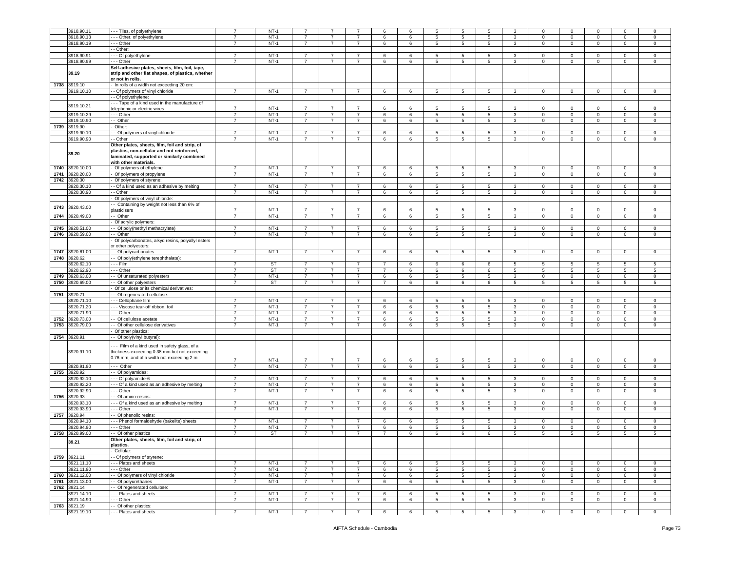| | 3918.90.11 | - - - Tiles, of polyethylene | 7 | NT-1 | 7 | 7 | 7 | 6 | 6 | 5 | 5 | 5 | 3 | 0 | 0 | 0 | 0 | 0 |
|---|---|---|---|---|---|---|---|---|---|---|---|---|---|---|---|---|---|---|
| | 3918.90.13 | - - - Other, of polyethylene | 7 | NT-1 | 7 | 7 | 7 | 6 | 6 | 5 | 5 | 5 | 3 | 0 | 0 | 0 | 0 | 0 |
| | 3918.90.19 | - - - Other | 7 | NT-1 | 7 | 7 | 7 | 6 | 6 | 5 | 5 | 5 | 3 | 0 | 0 | 0 | 0 | 0 |
| | | - - Other: | | | | | | | | | | | | | | | | |
| | 3918.90.91 | - - - Of polyethylene | 7 | NT-1 | 7 | 7 | 7 | 6 | 6 | 5 | 5 | 5 | 3 | 0 | 0 | 0 | 0 | 0 |
| | 3918.90.99 | - - - Other | 7 | NT-1 | 7 | 7 | 7 | 6 | 6 | 5 | 5 | 5 | 3 | 0 | 0 | 0 | 0 | 0 |
| | 39.19 | **Self-adhesive plates, sheets, film, foil, tape, strip and other flat shapes, of plastics, whether or not in rolls.** | | | | | | | | | | | | | | | | |
| 1738 | 3919.10 | - In rolls of a width not exceeding 20 cm: | | | | | | | | | | | | | | | | |
| | 3919.10.10 | - - Of polymers of vinyl chloride | 7 | NT-1 | 7 | 7 | 7 | 6 | 6 | 5 | 5 | 5 | 3 | 0 | 0 | 0 | 0 | 0 |
| | | - - Of polyethylene: | | | | | | | | | | | | | | | | |
| | 3919.10.21 | - - - Tape of a kind used in the manufacture of telephonic or electric wires | 7 | NT-1 | 7 | 7 | 7 | 6 | 6 | 5 | 5 | 5 | 3 | 0 | 0 | 0 | 0 | 0 |
| | 3919.10.29 | - - - Other | 7 | NT-1 | 7 | 7 | 7 | 6 | 6 | 5 | 5 | 5 | 3 | 0 | 0 | 0 | 0 | 0 |
| | 3919.10.90 | - - Other | 7 | NT-1 | 7 | 7 | 7 | 6 | 6 | 5 | 5 | 5 | 3 | 0 | 0 | 0 | 0 | 0 |
| 1739 | 3919.90 | - Other: | | | | | | | | | | | | | | | | |
| | 3919.90.10 | - - Of polymers of vinyl chloride | 7 | NT-1 | 7 | 7 | 7 | 6 | 6 | 5 | 5 | 5 | 3 | 0 | 0 | 0 | 0 | 0 |
| | 3919.90.90 | - - Other | 7 | NT-1 | 7 | 7 | 7 | 6 | 6 | 5 | 5 | 5 | 3 | 0 | 0 | 0 | 0 | 0 |
| | 39.20 | **Other plates, sheets, film, foil and strip, of plastics, non-cellular and not reinforced, laminated, supported or similarly combined with other materials.** | | | | | | | | | | | | | | | | |
| 1740 | 3920.10.00 | - Of polymers of ethylene | 7 | NT-1 | 7 | 7 | 7 | 6 | 6 | 5 | 5 | 5 | 3 | 0 | 0 | 0 | 0 | 0 |
| 1741 | 3920.20.00 | - Of polymers of propylene | 7 | NT-1 | 7 | 7 | 7 | 6 | 6 | 5 | 5 | 5 | 3 | 0 | 0 | 0 | 0 | 0 |
| 1742 | 3920.30 | - Of polymers of styrene: | | | | | | | | | | | | | | | | |
| | 3920.30.10 | - - Of a kind used as an adhesive by melting | 7 | NT-1 | 7 | 7 | 7 | 6 | 6 | 5 | 5 | 5 | 3 | 0 | 0 | 0 | 0 | 0 |
| | 3920.30.90 | - - Other | 7 | NT-1 | 7 | 7 | 7 | 6 | 6 | 5 | 5 | 5 | 3 | 0 | 0 | 0 | 0 | 0 |
| | | - Of polymers of vinyl chloride: | | | | | | | | | | | | | | | | |
| 1743 | 3920.43.00 | - - Containing by weight not less than 6% of plasticisers | 7 | NT-1 | 7 | 7 | 7 | 6 | 6 | 5 | 5 | 5 | 3 | 0 | 0 | 0 | 0 | 0 |
| 1744 | 3920.49.00 | - - Other | 7 | NT-1 | 7 | 7 | 7 | 6 | 6 | 5 | 5 | 5 | 3 | 0 | 0 | 0 | 0 | 0 |
| | | - Of acrylic polymers: | | | | | | | | | | | | | | | | |
| 1745 | 3920.51.00 | - - Of poly(methyl methacrylate) | 7 | NT-1 | 7 | 7 | 7 | 6 | 6 | 5 | 5 | 5 | 3 | 0 | 0 | 0 | 0 | 0 |
| 1746 | 3920.59.00 | - - Other | 7 | NT-1 | 7 | 7 | 7 | 6 | 6 | 5 | 5 | 5 | 3 | 0 | 0 | 0 | 0 | 0 |
| | | - Of polycarbonates, alkyd resins, polyallyl esters or other polyesters: | | | | | | | | | | | | | | | | |
| 1747 | 3920.61.00 | - - Of polycarbonates | 7 | NT-1 | 7 | 7 | 7 | 6 | 6 | 5 | 5 | 5 | 3 | 0 | 0 | 0 | 0 | 0 |
| 1748 | 3920.62 | - - Of poly(ethylene terephthalate): | | | | | | | | | | | | | | | | |
| | 3920.62.10 | - - - Film | 7 | ST | 7 | 7 | 7 | 7 | 6 | 6 | 6 | 6 | 5 | 5 | 5 | 5 | 5 | 5 |
| | 3920.62.90 | - - - Other | 7 | ST | 7 | 7 | 7 | 7 | 6 | 6 | 6 | 6 | 5 | 5 | 5 | 5 | 5 | 5 |
| 1749 | 3920.63.00 | - - Of unsaturated polyesters | 7 | NT-1 | 7 | 7 | 7 | 6 | 6 | 5 | 5 | 5 | 3 | 0 | 0 | 0 | 0 | 0 |
| 1750 | 3920.69.00 | - - Of other polyesters | 7 | ST | 7 | 7 | 7 | 7 | 6 | 6 | 6 | 6 | 5 | 5 | 5 | 5 | 5 | 5 |
| | | - Of cellulose or its chemical derivatives: | | | | | | | | | | | | | | | | |
| 1751 | 3920.71 | - - Of regenerated cellulose: | | | | | | | | | | | | | | | | |
| | 3920.71.10 | - - - Cellophane film | 7 | NT-1 | 7 | 7 | 7 | 6 | 6 | 5 | 5 | 5 | 3 | 0 | 0 | 0 | 0 | 0 |
| | 3920.71.20 | - - - Viscose tear-off ribbon; foil | 7 | NT-1 | 7 | 7 | 7 | 6 | 6 | 5 | 5 | 5 | 3 | 0 | 0 | 0 | 0 | 0 |
| | 3920.71.90 | - - - Other | 7 | NT-1 | 7 | 7 | 7 | 6 | 6 | 5 | 5 | 5 | 3 | 0 | 0 | 0 | 0 | 0 |
| 1752 | 3920.73.00 | - - Of cellulose acetate | 7 | NT-1 | 7 | 7 | 7 | 6 | 6 | 5 | 5 | 5 | 3 | 0 | 0 | 0 | 0 | 0 |
| 1753 | 3920.79.00 | - - Of other cellulose derivatives | 7 | NT-1 | 7 | 7 | 7 | 6 | 6 | 5 | 5 | 5 | 3 | 0 | 0 | 0 | 0 | 0 |
| | | - Of other plastics: | | | | | | | | | | | | | | | | |
| 1754 | 3920.91 | - - Of poly(vinyl butyral): | | | | | | | | | | | | | | | | |
| | 3920.91.10 | - - - Film of a kind used in safety glass, of a thickness exceeding 0.38 mm but not exceeding 0.76 mm, and of a width not exceeding 2 m | 7 | NT-1 | 7 | 7 | 7 | 6 | 6 | 5 | 5 | 5 | 3 | 0 | 0 | 0 | 0 | 0 |
| | 3920.91.90 | - - - Other | 7 | NT-1 | 7 | 7 | 7 | 6 | 6 | 5 | 5 | 5 | 3 | 0 | 0 | 0 | 0 | 0 |
| 1755 | 3920.92 | - - Of polyamides: | | | | | | | | | | | | | | | | |
| | 3920.92.10 | - - - Of polyamide-6 | 7 | NT-1 | 7 | 7 | 7 | 6 | 6 | 5 | 5 | 5 | 3 | 0 | 0 | 0 | 0 | 0 |
| | 3920.92.20 | - - - Of a kind used as an adhesive by melting | 7 | NT-1 | 7 | 7 | 7 | 6 | 6 | 5 | 5 | 5 | 3 | 0 | 0 | 0 | 0 | 0 |
| | 3920.92.90 | - - - Other | 7 | NT-1 | 7 | 7 | 7 | 6 | 6 | 5 | 5 | 5 | 3 | 0 | 0 | 0 | 0 | 0 |
| 1756 | 3920.93 | - - Of amino-resins: | | | | | | | | | | | | | | | | |
| | 3920.93.10 | - - - Of a kind used as an adhesive by melting | 7 | NT-1 | 7 | 7 | 7 | 6 | 6 | 5 | 5 | 5 | 3 | 0 | 0 | 0 | 0 | 0 |
| | 3920.93.90 | - - - Other | 7 | NT-1 | 7 | 7 | 7 | 6 | 6 | 5 | 5 | 5 | 3 | 0 | 0 | 0 | 0 | 0 |
| 1757 | 3920.94 | - - Of phenolic resins: | | | | | | | | | | | | | | | | |
| | 3920.94.10 | - - - Phenol formaldehyde (bakelite) sheets | 7 | NT-1 | 7 | 7 | 7 | 6 | 6 | 5 | 5 | 5 | 3 | 0 | 0 | 0 | 0 | 0 |
| | 3920.94.90 | - - - Other | 7 | NT-1 | 7 | 7 | 7 | 6 | 6 | 5 | 5 | 5 | 3 | 0 | 0 | 0 | 0 | 0 |
| 1758 | 3920.99.00 | - - Of other plastics | 7 | ST | 7 | 7 | 7 | 7 | 6 | 6 | 6 | 6 | 5 | 5 | 5 | 5 | 5 | 5 |
| | 39.21 | **Other plates, sheets, film, foil and strip, of plastics.** | | | | | | | | | | | | | | | | |
| | | - Cellular: | | | | | | | | | | | | | | | | |
| 1759 | 3921.11 | - - Of polymers of styrene: | | | | | | | | | | | | | | | | |
| | 3921.11.10 | - - - Plates and sheets | 7 | NT-1 | 7 | 7 | 7 | 6 | 6 | 5 | 5 | 5 | 3 | 0 | 0 | 0 | 0 | 0 |
| | 3921.11.90 | - - - Other | 7 | NT-1 | 7 | 7 | 7 | 6 | 6 | 5 | 5 | 5 | 3 | 0 | 0 | 0 | 0 | 0 |
| 1760 | 3921.12.00 | - - Of polymers of vinyl chloride | 7 | NT-1 | 7 | 7 | 7 | 6 | 6 | 5 | 5 | 5 | 3 | 0 | 0 | 0 | 0 | 0 |
| 1761 | 3921.13.00 | - - Of polyurethanes | 7 | NT-1 | 7 | 7 | 7 | 6 | 6 | 5 | 5 | 5 | 3 | 0 | 0 | 0 | 0 | 0 |
| 1762 | 3921.14 | - - Of regenerated cellulose: | | | | | | | | | | | | | | | | |
| | 3921.14.10 | - - - Plates and sheets | 7 | NT-1 | 7 | 7 | 7 | 6 | 6 | 5 | 5 | 5 | 3 | 0 | 0 | 0 | 0 | 0 |
| | 3921.14.90 | - - - Other | 7 | NT-1 | 7 | 7 | 7 | 6 | 6 | 5 | 5 | 5 | 3 | 0 | 0 | 0 | 0 | 0 |
| 1763 | 3921.19 | - - Of other plastics: | | | | | | | | | | | | | | | | |
| | 3921.19.10 | - - - Plates and sheets | 7 | NT-1 | 7 | 7 | 7 | 6 | 6 | 5 | 5 | 5 | 3 | 0 | 0 | 0 | 0 | 0 |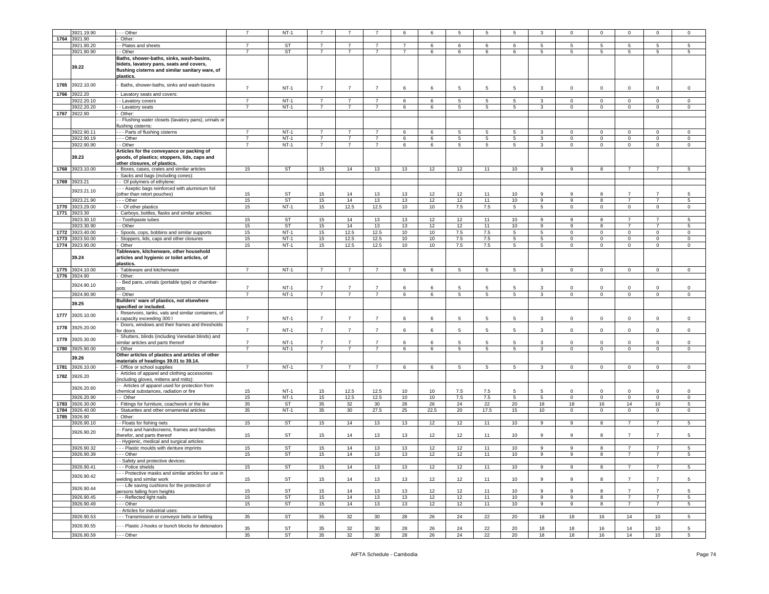| | 3921.19.90 | - - - Other | 7 | NT-1 | 7 | 7 | 7 | 6 | 6 | 5 | 5 | 5 | 3 | 0 | 0 | 0 | 0 | 0 |
|---|---|---|---|---|---|---|---|---|---|---|---|---|---|---|---|---|---|---|
| 1764 | 3921.90 | - Other: | | | | | | | | | | | | | | | | |
| | 3921.90.20 | - - Plates and sheets | 7 | ST | 7 | 7 | 7 | 7 | 6 | 6 | 6 | 6 | 5 | 5 | 5 | 5 | 5 | 5 |
| | 3921.90.90 | - - Other | 7 | ST | 7 | 7 | 7 | 7 | 6 | 6 | 6 | 6 | 5 | 5 | 5 | 5 | 5 | 5 |
| | **39.22** | **Baths, shower-baths, sinks, wash-basins, bidets, lavatory pans, seats and covers, flushing cisterns and similar sanitary ware, of plastics.** | | | | | | | | | | | | | | | | |
| 1765 | 3922.10.00 | - Baths, shower-baths, sinks and wash-basins | 7 | NT-1 | 7 | 7 | 7 | 6 | 6 | 5 | 5 | 5 | 3 | 0 | 0 | 0 | 0 | 0 |
| 1766 | 3922.20 | - Lavatory seats and covers: | | | | | | | | | | | | | | | | |
| | 3922.20.10 | - - Lavatory covers | 7 | NT-1 | 7 | 7 | 7 | 6 | 6 | 5 | 5 | 5 | 3 | 0 | 0 | 0 | 0 | 0 |
| | 3922.20.20 | - - Lavatory seats | 7 | NT-1 | 7 | 7 | 7 | 6 | 6 | 5 | 5 | 5 | 3 | 0 | 0 | 0 | 0 | 0 |
| 1767 | 3922.90 | - Other: | | | | | | | | | | | | | | | | |
| | | - - Flushing water closets (lavatory pans), urinals or flushing cisterns: | | | | | | | | | | | | | | | | |
| | 3922.90.11 | - - - Parts of flushing cisterns | 7 | NT-1 | 7 | 7 | 7 | 6 | 6 | 5 | 5 | 5 | 3 | 0 | 0 | 0 | 0 | 0 |
| | 3922.90.19 | - - - Other | 7 | NT-1 | 7 | 7 | 7 | 6 | 6 | 5 | 5 | 5 | 3 | 0 | 0 | 0 | 0 | 0 |
| | 3922.90.90 | - - Other | 7 | NT-1 | 7 | 7 | 7 | 6 | 6 | 5 | 5 | 5 | 3 | 0 | 0 | 0 | 0 | 0 |
| | **39.23** | **Articles for the conveyance or packing of goods, of plastics; stoppers, lids, caps and other closures, of plastics.** | | | | | | | | | | | | | | | | |
| 1768 | 3923.10.00 | - Boxes, cases, crates and similar articles | 15 | ST | 15 | 14 | 13 | 13 | 12 | 12 | 11 | 10 | 9 | 9 | 8 | 7 | 7 | 5 |
| | | - Sacks and bags (including cones): | | | | | | | | | | | | | | | | |
| 1769 | 3923.21 | - - Of polymers of ethylene: | | | | | | | | | | | | | | | | |
| | 3923.21.10 | - - - Aseptic bags reinforced with aluminium foil (other than retort pouches) | 15 | ST | 15 | 14 | 13 | 13 | 12 | 12 | 11 | 10 | 9 | 9 | 8 | 7 | 7 | 5 |
| | 3923.21.90 | - - - Other | 15 | ST | 15 | 14 | 13 | 13 | 12 | 12 | 11 | 10 | 9 | 9 | 8 | 7 | 7 | 5 |
| 1770 | 3923.29.00 | - - Of other plastics | 15 | NT-1 | 15 | 12.5 | 12.5 | 10 | 10 | 7.5 | 7.5 | 5 | 5 | 0 | 0 | 0 | 0 | 0 |
| 1771 | 3923.30 | - Carboys, bottles, flasks and similar articles: | | | | | | | | | | | | | | | | |
| | 3923.30.10 | - - Toothpaste tubes | 15 | ST | 15 | 14 | 13 | 13 | 12 | 12 | 11 | 10 | 9 | 9 | 8 | 7 | 7 | 5 |
| | 3923.30.90 | - - Other | 15 | ST | 15 | 14 | 13 | 13 | 12 | 12 | 11 | 10 | 9 | 9 | 8 | 7 | 7 | 5 |
| 1772 | 3923.40.00 | - Spools, cops, bobbins and similar supports | 15 | NT-1 | 15 | 12.5 | 12.5 | 10 | 10 | 7.5 | 7.5 | 5 | 5 | 0 | 0 | 0 | 0 | 0 |
| 1773 | 3923.50.00 | - Stoppers, lids, caps and other closures | 15 | NT-1 | 15 | 12.5 | 12.5 | 10 | 10 | 7.5 | 7.5 | 5 | 5 | 0 | 0 | 0 | 0 | 0 |
| 1774 | 3923.90.00 | - Other | 15 | NT-1 | 15 | 12.5 | 12.5 | 10 | 10 | 7.5 | 7.5 | 5 | 5 | 0 | 0 | 0 | 0 | 0 |
| | **39.24** | **Tableware, kitchenware, other household articles and hygienic or toilet articles, of plastics.** | | | | | | | | | | | | | | | | |
| 1775 | 3924.10.00 | - Tableware and kitchenware | 7 | NT-1 | 7 | 7 | 7 | 6 | 6 | 5 | 5 | 5 | 3 | 0 | 0 | 0 | 0 | 0 |
| 1776 | 3924.90 | - Other: | | | | | | | | | | | | | | | | |
| | 3924.90.10 | - - Bed pans, urinals (portable type) or chamber-pots | 7 | NT-1 | 7 | 7 | 7 | 6 | 6 | 5 | 5 | 5 | 3 | 0 | 0 | 0 | 0 | 0 |
| | 3924.90.90 | - - Other | 7 | NT-1 | 7 | 7 | 7 | 6 | 6 | 5 | 5 | 5 | 3 | 0 | 0 | 0 | 0 | 0 |
| | **39.25** | **Builders' ware of plastics, not elsewhere specified or included.** | | | | | | | | | | | | | | | | |
| 1777 | 3925.10.00 | - Reservoirs, tanks, vats and similar containers, of a capacity exceeding 300 l | 7 | NT-1 | 7 | 7 | 7 | 6 | 6 | 5 | 5 | 5 | 3 | 0 | 0 | 0 | 0 | 0 |
| 1778 | 3925.20.00 | - Doors, windows and their frames and thresholds for doors | 7 | NT-1 | 7 | 7 | 7 | 6 | 6 | 5 | 5 | 5 | 3 | 0 | 0 | 0 | 0 | 0 |
| 1779 | 3925.30.00 | - Shutters, blinds (including Venetian blinds) and similar articles and parts thereof | 7 | NT-1 | 7 | 7 | 7 | 6 | 6 | 5 | 5 | 5 | 3 | 0 | 0 | 0 | 0 | 0 |
| 1780 | 3925.90.00 | - Other | 7 | NT-1 | 7 | 7 | 7 | 6 | 6 | 5 | 5 | 5 | 3 | 0 | 0 | 0 | 0 | 0 |
| | **39.26** | **Other articles of plastics and articles of other materials of headings 39.01 to 39.14.** | | | | | | | | | | | | | | | | |
| 1781 | 3926.10.00 | - Office or school supplies | 7 | NT-1 | 7 | 7 | 7 | 6 | 6 | 5 | 5 | 5 | 3 | 0 | 0 | 0 | 0 | 0 |
| 1782 | 3926.20 | - Articles of apparel and clothing accessories (including gloves, mittens and mitts): | | | | | | | | | | | | | | | | |
| | 3926.20.60 | - - Articles of apparel used for protection from chemical substances, radiation or fire | 15 | NT-1 | 15 | 12.5 | 12.5 | 10 | 10 | 7.5 | 7.5 | 5 | 5 | 0 | 0 | 0 | 0 | 0 |
| | 3926.20.90 | - - Other | 15 | NT-1 | 15 | 12.5 | 12.5 | 10 | 10 | 7.5 | 7.5 | 5 | 5 | 0 | 0 | 0 | 0 | 0 |
| 1783 | 3926.30.00 | - Fittings for furniture, coachwork or the like | 35 | ST | 35 | 32 | 30 | 28 | 26 | 24 | 22 | 20 | 18 | 18 | 16 | 14 | 10 | 5 |
| 1784 | 3926.40.00 | - Statuettes and other ornamental articles | 35 | NT-1 | 35 | 30 | 27.5 | 25 | 22.5 | 20 | 17.5 | 15 | 10 | 0 | 0 | 0 | 0 | 0 |
| 1785 | 3926.90 | - Other: | | | | | | | | | | | | | | | | |
| | 3926.90.10 | - - Floats for fishing nets | 15 | ST | 15 | 14 | 13 | 13 | 12 | 12 | 11 | 10 | 9 | 9 | 8 | 7 | 7 | 5 |
| | 3926.90.20 | - - Fans and handscreens, frames and handles therefor, and parts thereof | 15 | ST | 15 | 14 | 13 | 13 | 12 | 12 | 11 | 10 | 9 | 9 | 8 | 7 | 7 | 5 |
| | | - - Hygienic, medical and surgical articles: | | | | | | | | | | | | | | | | |
| | 3926.90.32 | - - - Plastic moulds with denture imprints | 15 | ST | 15 | 14 | 13 | 13 | 12 | 12 | 11 | 10 | 9 | 9 | 8 | 7 | 7 | 5 |
| | 3926.90.39 | - - - Other | 15 | ST | 15 | 14 | 13 | 13 | 12 | 12 | 11 | 10 | 9 | 9 | 8 | 7 | 7 | 5 |
| | | - - Safety and protective devices: | | | | | | | | | | | | | | | | |
| | 3926.90.41 | - - - Police shields | 15 | ST | 15 | 14 | 13 | 13 | 12 | 12 | 11 | 10 | 9 | 9 | 8 | 7 | 7 | 5 |
| | 3926.90.42 | - - - Protective masks and similar articles for use in welding and similar work | 15 | ST | 15 | 14 | 13 | 13 | 12 | 12 | 11 | 10 | 9 | 9 | 8 | 7 | 7 | 5 |
| | 3926.90.44 | - - - Life saving cushions for the protection of persons falling from heights | 15 | ST | 15 | 14 | 13 | 13 | 12 | 12 | 11 | 10 | 9 | 9 | 8 | 7 | 7 | 5 |
| | 3926.90.45 | - - - Reflected light nails | 15 | ST | 15 | 14 | 13 | 13 | 12 | 12 | 11 | 10 | 9 | 9 | 8 | 7 | 7 | 5 |
| | 3926.90.49 | - - - Other | 15 | ST | 15 | 14 | 13 | 13 | 12 | 12 | 11 | 10 | 9 | 9 | 8 | 7 | 7 | 5 |
| | | - - Articles for industrial uses: | | | | | | | | | | | | | | | | |
| | 3926.90.53 | - - - Transmission or conveyor belts or belting | 35 | ST | 35 | 32 | 30 | 28 | 26 | 24 | 22 | 20 | 18 | 18 | 16 | 14 | 10 | 5 |
| | 3926.90.55 | - - - Plastic J-hooks or bunch blocks for detonators | 35 | ST | 35 | 32 | 30 | 28 | 26 | 24 | 22 | 20 | 18 | 18 | 16 | 14 | 10 | 5 |
| | 3926.90.59 | - - - Other | 35 | ST | 35 | 32 | 30 | 28 | 26 | 24 | 22 | 20 | 18 | 18 | 16 | 14 | 10 | 5 |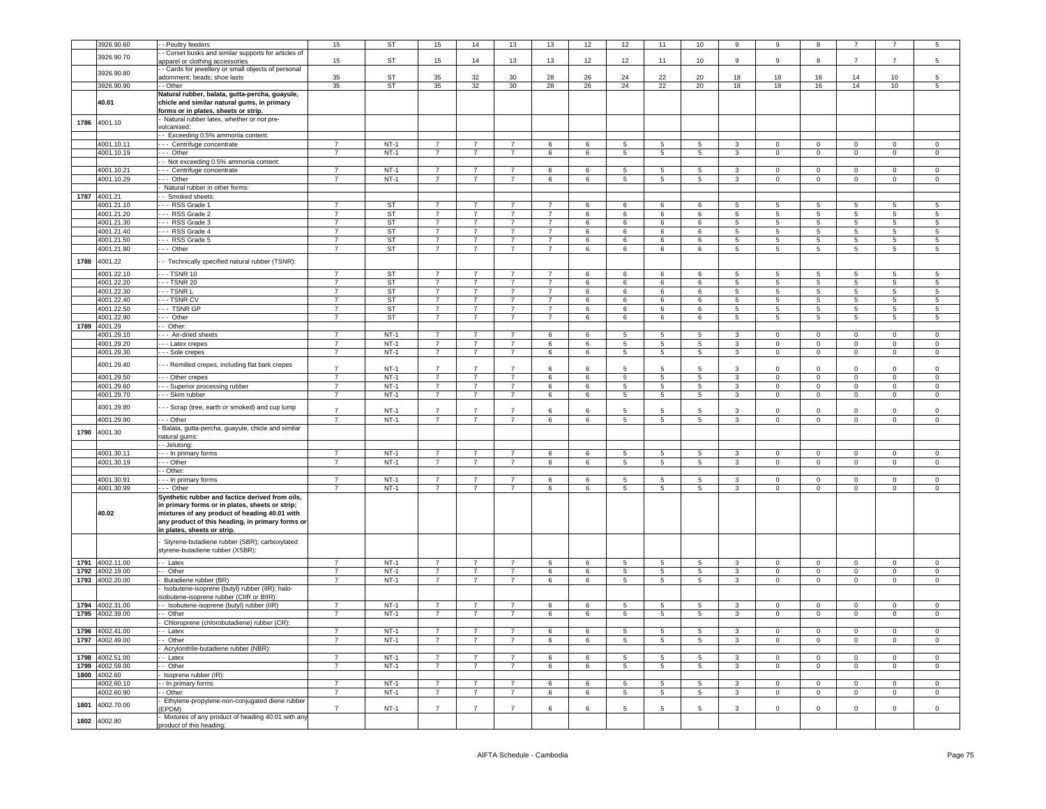| | | | | | | | | | | | | | | | | | | |
|---|---|---|---|---|---|---|---|---|---|---|---|---|---|---|---|---|---|---|
| | 3926.90.60 | - - Poultry feeders | 15 | ST | 15 | 14 | 13 | 13 | 12 | 12 | 11 | 10 | 9 | 9 | 8 | 7 | 7 | 5 |
| | 3926.90.70 | - - Corset busks and similar supports for articles of apparel or clothing accessories | 15 | ST | 15 | 14 | 13 | 13 | 12 | 12 | 11 | 10 | 9 | 9 | 8 | 7 | 7 | 5 |
| | 3926.90.80 | - - Cards for jewellery or small objects of personal adornment; beads; shoe lasts | 35 | ST | 35 | 32 | 30 | 28 | 26 | 24 | 22 | 20 | 18 | 18 | 16 | 14 | 10 | 5 |
| | 3926.90.90 | - - Other | 35 | ST | 35 | 32 | 30 | 28 | 26 | 24 | 22 | 20 | 18 | 18 | 16 | 14 | 10 | 5 |
| | **40.01** | **Natural rubber, balata, gutta-percha, guayule, chicle and similar natural gums, in primary forms or in plates, sheets or strip.** | | | | | | | | | | | | | | | | |
| 1786 | 4001.10 | - Natural rubber latex, whether or not pre-vulcanised: | | | | | | | | | | | | | | | | |
| | | - - Exceeding 0.5% ammonia content: | | | | | | | | | | | | | | | | |
| | 4001.10.11 | - - - Centrifuge concentrate | 7 | NT-1 | 7 | 7 | 7 | 6 | 6 | 5 | 5 | 5 | 3 | 0 | 0 | 0 | 0 | 0 |
| | 4001.10.19 | - - - Other | 7 | NT-1 | 7 | 7 | 7 | 6 | 6 | 5 | 5 | 5 | 3 | 0 | 0 | 0 | 0 | 0 |
| | | - - Not exceeding 0.5% ammonia content: | | | | | | | | | | | | | | | | |
| | 4001.10.21 | - - - Centrifuge concentrate | 7 | NT-1 | 7 | 7 | 7 | 6 | 6 | 5 | 5 | 5 | 3 | 0 | 0 | 0 | 0 | 0 |
| | 4001.10.29 | - - - Other | 7 | NT-1 | 7 | 7 | 7 | 6 | 6 | 5 | 5 | 5 | 3 | 0 | 0 | 0 | 0 | 0 |
| | | - Natural rubber in other forms: | | | | | | | | | | | | | | | | |
| 1787 | 4001.21 | - - Smoked sheets: | | | | | | | | | | | | | | | | |
| | 4001.21.10 | - - - RSS Grade 1 | 7 | ST | 7 | 7 | 7 | 7 | 6 | 6 | 6 | 6 | 5 | 5 | 5 | 5 | 5 | 5 |
| | 4001.21.20 | - - - RSS Grade 2 | 7 | ST | 7 | 7 | 7 | 7 | 6 | 6 | 6 | 6 | 5 | 5 | 5 | 5 | 5 | 5 |
| | 4001.21.30 | - - - RSS Grade 3 | 7 | ST | 7 | 7 | 7 | 7 | 6 | 6 | 6 | 6 | 5 | 5 | 5 | 5 | 5 | 5 |
| | 4001.21.40 | - - - RSS Grade 4 | 7 | ST | 7 | 7 | 7 | 7 | 6 | 6 | 6 | 6 | 5 | 5 | 5 | 5 | 5 | 5 |
| | 4001.21.50 | - - - RSS Grade 5 | 7 | ST | 7 | 7 | 7 | 7 | 6 | 6 | 6 | 6 | 5 | 5 | 5 | 5 | 5 | 5 |
| | 4001.21.90 | - - - Other | 7 | ST | 7 | 7 | 7 | 7 | 6 | 6 | 6 | 6 | 5 | 5 | 5 | 5 | 5 | 5 |
| 1788 | 4001.22 | - - Technically specified natural rubber (TSNR): | | | | | | | | | | | | | | | | |
| | 4001.22.10 | - - - TSNR 10 | 7 | ST | 7 | 7 | 7 | 7 | 6 | 6 | 6 | 6 | 5 | 5 | 5 | 5 | 5 | 5 |
| | 4001.22.20 | - - - TSNR 20 | 7 | ST | 7 | 7 | 7 | 7 | 6 | 6 | 6 | 6 | 5 | 5 | 5 | 5 | 5 | 5 |
| | 4001.22.30 | - - - TSNR L | 7 | ST | 7 | 7 | 7 | 7 | 6 | 6 | 6 | 6 | 5 | 5 | 5 | 5 | 5 | 5 |
| | 4001.22.40 | - - - TSNR CV | 7 | ST | 7 | 7 | 7 | 7 | 6 | 6 | 6 | 6 | 5 | 5 | 5 | 5 | 5 | 5 |
| | 4001.22.50 | - - - TSNR GP | 7 | ST | 7 | 7 | 7 | 7 | 6 | 6 | 6 | 6 | 5 | 5 | 5 | 5 | 5 | 5 |
| | 4001.22.90 | - - - Other | 7 | ST | 7 | 7 | 7 | 7 | 6 | 6 | 6 | 6 | 5 | 5 | 5 | 5 | 5 | 5 |
| 1789 | 4001.29 | - - Other: | | | | | | | | | | | | | | | | |
| | 4001.29.10 | - - - Air-dried sheets | 7 | NT-1 | 7 | 7 | 7 | 6 | 6 | 5 | 5 | 5 | 3 | 0 | 0 | 0 | 0 | 0 |
| | 4001.29.20 | - - - Latex crepes | 7 | NT-1 | 7 | 7 | 7 | 6 | 6 | 5 | 5 | 5 | 3 | 0 | 0 | 0 | 0 | 0 |
| | 4001.29.30 | - - - Sole crepes | 7 | NT-1 | 7 | 7 | 7 | 6 | 6 | 5 | 5 | 5 | 3 | 0 | 0 | 0 | 0 | 0 |
| | 4001.29.40 | - - - Remilled crepes, including flat bark crepes | 7 | NT-1 | 7 | 7 | 7 | 6 | 6 | 5 | 5 | 5 | 3 | 0 | 0 | 0 | 0 | 0 |
| | 4001.29.50 | - - - Other crepes | 7 | NT-1 | 7 | 7 | 7 | 6 | 6 | 5 | 5 | 5 | 3 | 0 | 0 | 0 | 0 | 0 |
| | 4001.29.60 | - - - Superior processing rubber | 7 | NT-1 | 7 | 7 | 7 | 6 | 6 | 5 | 5 | 5 | 3 | 0 | 0 | 0 | 0 | 0 |
| | 4001.29.70 | - - - Skim rubber | 7 | NT-1 | 7 | 7 | 7 | 6 | 6 | 5 | 5 | 5 | 3 | 0 | 0 | 0 | 0 | 0 |
| | 4001.29.80 | - - - Scrap (tree, earth or smoked) and cup lump | 7 | NT-1 | 7 | 7 | 7 | 6 | 6 | 5 | 5 | 5 | 3 | 0 | 0 | 0 | 0 | 0 |
| | 4001.29.90 | - - - Other | 7 | NT-1 | 7 | 7 | 7 | 6 | 6 | 5 | 5 | 5 | 3 | 0 | 0 | 0 | 0 | 0 |
| 1790 | 4001.30 | - Balata, gutta-percha, guayule, chicle and similar natural gums: | | | | | | | | | | | | | | | | |
| | | - - Jelutong: | | | | | | | | | | | | | | | | |
| | 4001.30.11 | - - - In primary forms | 7 | NT-1 | 7 | 7 | 7 | 6 | 6 | 5 | 5 | 5 | 3 | 0 | 0 | 0 | 0 | 0 |
| | 4001.30.19 | - - - Other | 7 | NT-1 | 7 | 7 | 7 | 6 | 6 | 5 | 5 | 5 | 3 | 0 | 0 | 0 | 0 | 0 |
| | | - - Other: | | | | | | | | | | | | | | | | |
| | 4001.30.91 | - - - In primary forms | 7 | NT-1 | 7 | 7 | 7 | 6 | 6 | 5 | 5 | 5 | 3 | 0 | 0 | 0 | 0 | 0 |
| | 4001.30.99 | - - - Other | 7 | NT-1 | 7 | 7 | 7 | 6 | 6 | 5 | 5 | 5 | 3 | 0 | 0 | 0 | 0 | 0 |
| | **40.02** | **Synthetic rubber and factice derived from oils, in primary forms or in plates, sheets or strip; mixtures of any product of heading 40.01 with any product of this heading, in primary forms or in plates, sheets or strip.** | | | | | | | | | | | | | | | | |
| | | - Styrene-butadiene rubber (SBR); carboxylated styrene-butadiene rubber (XSBR): | | | | | | | | | | | | | | | | |
| 1791 | 4002.11.00 | - - Latex | 7 | NT-1 | 7 | 7 | 7 | 6 | 6 | 5 | 5 | 5 | 3 | 0 | 0 | 0 | 0 | 0 |
| 1792 | 4002.19.00 | - - Other | 7 | NT-1 | 7 | 7 | 7 | 6 | 6 | 5 | 5 | 5 | 3 | 0 | 0 | 0 | 0 | 0 |
| 1793 | 4002.20.00 | - Butadiene rubber (BR) | 7 | NT-1 | 7 | 7 | 7 | 6 | 6 | 5 | 5 | 5 | 3 | 0 | 0 | 0 | 0 | 0 |
| | | - Isobutene-isoprene (butyl) rubber (IIR); halo-isobutene-isoprene rubber (CIIR or BIIR): | | | | | | | | | | | | | | | | |
| 1794 | 4002.31.00 | - - Isobutene-isoprene (butyl) rubber (IIR) | 7 | NT-1 | 7 | 7 | 7 | 6 | 6 | 5 | 5 | 5 | 3 | 0 | 0 | 0 | 0 | 0 |
| 1795 | 4002.39.00 | - - Other | 7 | NT-1 | 7 | 7 | 7 | 6 | 6 | 5 | 5 | 5 | 3 | 0 | 0 | 0 | 0 | 0 |
| | | - Chloroprene (chlorobutadiene) rubber (CR): | | | | | | | | | | | | | | | | |
| 1796 | 4002.41.00 | - - Latex | 7 | NT-1 | 7 | 7 | 7 | 6 | 6 | 5 | 5 | 5 | 3 | 0 | 0 | 0 | 0 | 0 |
| 1797 | 4002.49.00 | - - Other | 7 | NT-1 | 7 | 7 | 7 | 6 | 6 | 5 | 5 | 5 | 3 | 0 | 0 | 0 | 0 | 0 |
| | | - Acrylonitrile-butadiene rubber (NBR): | | | | | | | | | | | | | | | | |
| 1798 | 4002.51.00 | - - Latex | 7 | NT-1 | 7 | 7 | 7 | 6 | 6 | 5 | 5 | 5 | 3 | 0 | 0 | 0 | 0 | 0 |
| 1799 | 4002.59.00 | - - Other | 7 | NT-1 | 7 | 7 | 7 | 6 | 6 | 5 | 5 | 5 | 3 | 0 | 0 | 0 | 0 | 0 |
| 1800 | 4002.60 | - Isoprene rubber (IR): | | | | | | | | | | | | | | | | |
| | 4002.60.10 | - - In primary forms | 7 | NT-1 | 7 | 7 | 7 | 6 | 6 | 5 | 5 | 5 | 3 | 0 | 0 | 0 | 0 | 0 |
| | 4002.60.90 | - - Other | 7 | NT-1 | 7 | 7 | 7 | 6 | 6 | 5 | 5 | 5 | 3 | 0 | 0 | 0 | 0 | 0 |
| 1801 | 4002.70.00 | - Ethylene-propylene-non-conjugated diene rubber (EPDM) | 7 | NT-1 | 7 | 7 | 7 | 6 | 6 | 5 | 5 | 5 | 3 | 0 | 0 | 0 | 0 | 0 |
| 1802 | 4002.80 | - Mixtures of any product of heading 40.01 with any product of this heading: | | | | | | | | | | | | | | | | |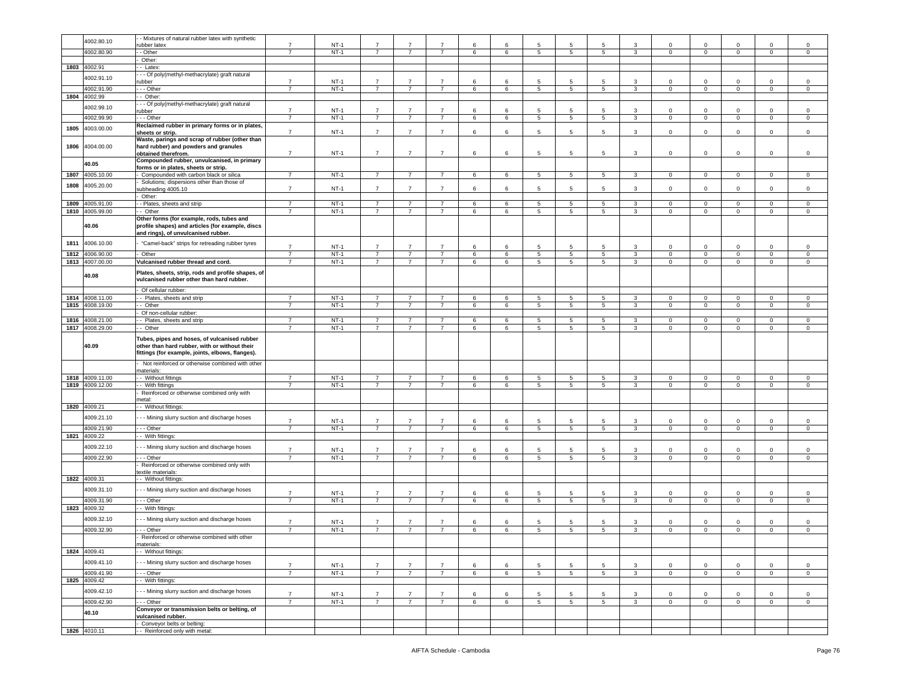| | 4002.80.10 | - - Mixtures of natural rubber latex with synthetic rubber latex | 7 | NT-1 | 7 | 7 | 7 | 6 | 6 | 5 | 5 | 5 | 3 | 0 | 0 | 0 | 0 | 0 |
|---|---|---|---|---|---|---|---|---|---|---|---|---|---|---|---|---|---|---|
| | 4002.80.90 | - - Other | 7 | NT-1 | 7 | 7 | 7 | 6 | 6 | 5 | 5 | 5 | 3 | 0 | 0 | 0 | 0 | 0 |
| | | - Other: | | | | | | | | | | | | | | | | |
| 1803 | 4002.91 | - - Latex: | | | | | | | | | | | | | | | | |
| | 4002.91.10 | - - - Of poly(methyl-methacrylate) graft natural rubber | 7 | NT-1 | 7 | 7 | 7 | 6 | 6 | 5 | 5 | 5 | 3 | 0 | 0 | 0 | 0 | 0 |
| | 4002.91.90 | - - - Other | 7 | NT-1 | 7 | 7 | 7 | 6 | 6 | 5 | 5 | 5 | 3 | 0 | 0 | 0 | 0 | 0 |
| 1804 | 4002.99 | - - Other: | | | | | | | | | | | | | | | | |
| | 4002.99.10 | - - - Of poly(methyl-methacrylate) graft natural rubber | 7 | NT-1 | 7 | 7 | 7 | 6 | 6 | 5 | 5 | 5 | 3 | 0 | 0 | 0 | 0 | 0 |
| | 4002.99.90 | - - - Other | 7 | NT-1 | 7 | 7 | 7 | 6 | 6 | 5 | 5 | 5 | 3 | 0 | 0 | 0 | 0 | 0 |
| 1805 | 4003.00.00 | **Reclaimed rubber in primary forms or in plates, sheets or strip.** | 7 | NT-1 | 7 | 7 | 7 | 6 | 6 | 5 | 5 | 5 | 3 | 0 | 0 | 0 | 0 | 0 |
| 1806 | 4004.00.00 | **Waste, parings and scrap of rubber (other than hard rubber) and powders and granules obtained therefrom.** | 7 | NT-1 | 7 | 7 | 7 | 6 | 6 | 5 | 5 | 5 | 3 | 0 | 0 | 0 | 0 | 0 |
| | **40.05** | **Compounded rubber, unvulcanised, in primary forms or in plates, sheets or strip.** | | | | | | | | | | | | | | | | |
| 1807 | 4005.10.00 | - Compounded with carbon black or silica | 7 | NT-1 | 7 | 7 | 7 | 6 | 6 | 5 | 5 | 5 | 3 | 0 | 0 | 0 | 0 | 0 |
| 1808 | 4005.20.00 | - Solutions; dispersions other than those of subheading 4005.10 | 7 | NT-1 | 7 | 7 | 7 | 6 | 6 | 5 | 5 | 5 | 3 | 0 | 0 | 0 | 0 | 0 |
| | | - Other: | | | | | | | | | | | | | | | | |
| 1809 | 4005.91.00 | - - Plates, sheets and strip | 7 | NT-1 | 7 | 7 | 7 | 6 | 6 | 5 | 5 | 5 | 3 | 0 | 0 | 0 | 0 | 0 |
| 1810 | 4005.99.00 | - - Other | 7 | NT-1 | 7 | 7 | 7 | 6 | 6 | 5 | 5 | 5 | 3 | 0 | 0 | 0 | 0 | 0 |
| | **40.06** | **Other forms (for example, rods, tubes and profile shapes) and articles (for example, discs and rings), of unvulcanised rubber.** | | | | | | | | | | | | | | | | |
| 1811 | 4006.10.00 | - "Camel-back" strips for retreading rubber tyres | 7 | NT-1 | 7 | 7 | 7 | 6 | 6 | 5 | 5 | 5 | 3 | 0 | 0 | 0 | 0 | 0 |
| 1812 | 4006.90.00 | - Other | 7 | NT-1 | 7 | 7 | 7 | 6 | 6 | 5 | 5 | 5 | 3 | 0 | 0 | 0 | 0 | 0 |
| 1813 | 4007.00.00 | **Vulcanised rubber thread and cord.** | 7 | NT-1 | 7 | 7 | 7 | 6 | 6 | 5 | 5 | 5 | 3 | 0 | 0 | 0 | 0 | 0 |
| | **40.08** | **Plates, sheets, strip, rods and profile shapes, of vulcanised rubber other than hard rubber.** | | | | | | | | | | | | | | | | |
| | | - Of cellular rubber: | | | | | | | | | | | | | | | | |
| 1814 | 4008.11.00 | - - Plates, sheets and strip | 7 | NT-1 | 7 | 7 | 7 | 6 | 6 | 5 | 5 | 5 | 3 | 0 | 0 | 0 | 0 | 0 |
| 1815 | 4008.19.00 | - - Other | 7 | NT-1 | 7 | 7 | 7 | 6 | 6 | 5 | 5 | 5 | 3 | 0 | 0 | 0 | 0 | 0 |
| | | - Of non-cellular rubber: | | | | | | | | | | | | | | | | |
| 1816 | 4008.21.00 | - - Plates, sheets and strip | 7 | NT-1 | 7 | 7 | 7 | 6 | 6 | 5 | 5 | 5 | 3 | 0 | 0 | 0 | 0 | 0 |
| 1817 | 4008.29.00 | - - Other | 7 | NT-1 | 7 | 7 | 7 | 6 | 6 | 5 | 5 | 5 | 3 | 0 | 0 | 0 | 0 | 0 |
| | **40.09** | **Tubes, pipes and hoses, of vulcanised rubber other than hard rubber, with or without their fittings (for example, joints, elbows, flanges).** | | | | | | | | | | | | | | | | |
| | | - Not reinforced or otherwise combined with other materials: | | | | | | | | | | | | | | | | |
| 1818 | 4009.11.00 | - - Without fittings | 7 | NT-1 | 7 | 7 | 7 | 6 | 6 | 5 | 5 | 5 | 3 | 0 | 0 | 0 | 0 | 0 |
| 1819 | 4009.12.00 | - - With fittings | 7 | NT-1 | 7 | 7 | 7 | 6 | 6 | 5 | 5 | 5 | 3 | 0 | 0 | 0 | 0 | 0 |
| | | - Reinforced or otherwise combined only with metal: | | | | | | | | | | | | | | | | |
| 1820 | 4009.21 | - - Without fittings: | | | | | | | | | | | | | | | | |
| | 4009.21.10 | - - - Mining slurry suction and discharge hoses | 7 | NT-1 | 7 | 7 | 7 | 6 | 6 | 5 | 5 | 5 | 3 | 0 | 0 | 0 | 0 | 0 |
| | 4009.21.90 | - - - Other | 7 | NT-1 | 7 | 7 | 7 | 6 | 6 | 5 | 5 | 5 | 3 | 0 | 0 | 0 | 0 | 0 |
| 1821 | 4009.22 | - - With fittings: | | | | | | | | | | | | | | | | |
| | 4009.22.10 | - - - Mining slurry suction and discharge hoses | 7 | NT-1 | 7 | 7 | 7 | 6 | 6 | 5 | 5 | 5 | 3 | 0 | 0 | 0 | 0 | 0 |
| | 4009.22.90 | - - - Other | 7 | NT-1 | 7 | 7 | 7 | 6 | 6 | 5 | 5 | 5 | 3 | 0 | 0 | 0 | 0 | 0 |
| | | - Reinforced or otherwise combined only with textile materials: | | | | | | | | | | | | | | | | |
| 1822 | 4009.31 | - - Without fittings: | | | | | | | | | | | | | | | | |
| | 4009.31.10 | - - - Mining slurry suction and discharge hoses | 7 | NT-1 | 7 | 7 | 7 | 6 | 6 | 5 | 5 | 5 | 3 | 0 | 0 | 0 | 0 | 0 |
| | 4009.31.90 | - - - Other | 7 | NT-1 | 7 | 7 | 7 | 6 | 6 | 5 | 5 | 5 | 3 | 0 | 0 | 0 | 0 | 0 |
| 1823 | 4009.32 | - - With fittings: | | | | | | | | | | | | | | | | |
| | 4009.32.10 | - - - Mining slurry suction and discharge hoses | 7 | NT-1 | 7 | 7 | 7 | 6 | 6 | 5 | 5 | 5 | 3 | 0 | 0 | 0 | 0 | 0 |
| | 4009.32.90 | - - - Other | 7 | NT-1 | 7 | 7 | 7 | 6 | 6 | 5 | 5 | 5 | 3 | 0 | 0 | 0 | 0 | 0 |
| | | - Reinforced or otherwise combined with other materials: | | | | | | | | | | | | | | | | |
| 1824 | 4009.41 | - - Without fittings: | | | | | | | | | | | | | | | | |
| | 4009.41.10 | - - - Mining slurry suction and discharge hoses | 7 | NT-1 | 7 | 7 | 7 | 6 | 6 | 5 | 5 | 5 | 3 | 0 | 0 | 0 | 0 | 0 |
| | 4009.41.90 | - - - Other | 7 | NT-1 | 7 | 7 | 7 | 6 | 6 | 5 | 5 | 5 | 3 | 0 | 0 | 0 | 0 | 0 |
| 1825 | 4009.42 | - - With fittings: | | | | | | | | | | | | | | | | |
| | 4009.42.10 | - - - Mining slurry suction and discharge hoses | 7 | NT-1 | 7 | 7 | 7 | 6 | 6 | 5 | 5 | 5 | 3 | 0 | 0 | 0 | 0 | 0 |
| | 4009.42.90 | - - - Other | 7 | NT-1 | 7 | 7 | 7 | 6 | 6 | 5 | 5 | 5 | 3 | 0 | 0 | 0 | 0 | 0 |
| | **40.10** | **Conveyor or transmission belts or belting, of vulcanised rubber.** | | | | | | | | | | | | | | | | |
| | | - Conveyor belts or belting: | | | | | | | | | | | | | | | | |
| 1826 | 4010.11 | - - Reinforced only with metal: | | | | | | | | | | | | | | | | |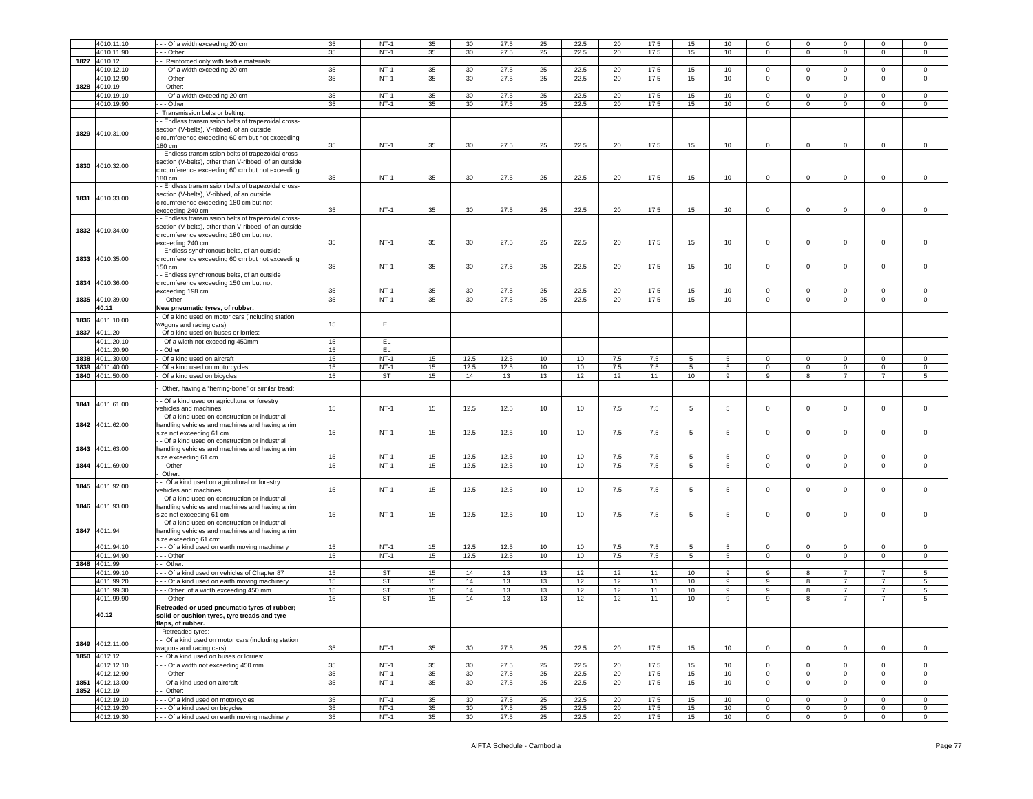|  |  |  |  |  |  |  |  |  |  |  |  |  |  |  |  |  |  |  |
|---|---|---|---|---|---|---|---|---|---|---|---|---|---|---|---|---|---|---|
|  | 4010.11.10 | - - - Of a width exceeding 20 cm | 35 | NT-1 | 35 | 30 | 27.5 | 25 | 22.5 | 20 | 17.5 | 15 | 10 | 0 | 0 | 0 | 0 | 0 |
|  | 4010.11.90 | - - - Other | 35 | NT-1 | 35 | 30 | 27.5 | 25 | 22.5 | 20 | 17.5 | 15 | 10 | 0 | 0 | 0 | 0 | 0 |
| 1827 | 4010.12 | - - Reinforced only with textile materials: |  |  |  |  |  |  |  |  |  |  |  |  |  |  |  |  |
|  | 4010.12.10 | - - - Of a width exceeding 20 cm | 35 | NT-1 | 35 | 30 | 27.5 | 25 | 22.5 | 20 | 17.5 | 15 | 10 | 0 | 0 | 0 | 0 | 0 |
|  | 4010.12.90 | - - - Other | 35 | NT-1 | 35 | 30 | 27.5 | 25 | 22.5 | 20 | 17.5 | 15 | 10 | 0 | 0 | 0 | 0 | 0 |
| 1828 | 4010.19 | - - Other: |  |  |  |  |  |  |  |  |  |  |  |  |  |  |  |  |
|  | 4010.19.10 | - - - Of a width exceeding 20 cm | 35 | NT-1 | 35 | 30 | 27.5 | 25 | 22.5 | 20 | 17.5 | 15 | 10 | 0 | 0 | 0 | 0 | 0 |
|  | 4010.19.90 | - - - Other | 35 | NT-1 | 35 | 30 | 27.5 | 25 | 22.5 | 20 | 17.5 | 15 | 10 | 0 | 0 | 0 | 0 | 0 |
|  |  | - Transmission belts or belting: |  |  |  |  |  |  |  |  |  |  |  |  |  |  |  |  |
| 1829 | 4010.31.00 | - - Endless transmission belts of trapezoidal cross-section (V-belts), V-ribbed, of an outside circumference exceeding 60 cm but not exceeding 180 cm | 35 | NT-1 | 35 | 30 | 27.5 | 25 | 22.5 | 20 | 17.5 | 15 | 10 | 0 | 0 | 0 | 0 | 0 |
| 1830 | 4010.32.00 | - - Endless transmission belts of trapezoidal cross-section (V-belts), other than V-ribbed, of an outside circumference exceeding 60 cm but not exceeding 180 cm | 35 | NT-1 | 35 | 30 | 27.5 | 25 | 22.5 | 20 | 17.5 | 15 | 10 | 0 | 0 | 0 | 0 | 0 |
| 1831 | 4010.33.00 | - - Endless transmission belts of trapezoidal cross-section (V-belts), V-ribbed, of an outside circumference exceeding 180 cm but not exceeding 240 cm | 35 | NT-1 | 35 | 30 | 27.5 | 25 | 22.5 | 20 | 17.5 | 15 | 10 | 0 | 0 | 0 | 0 | 0 |
| 1832 | 4010.34.00 | - - Endless transmission belts of trapezoidal cross-section (V-belts), other than V-ribbed, of an outside circumference exceeding 180 cm but not exceeding 240 cm | 35 | NT-1 | 35 | 30 | 27.5 | 25 | 22.5 | 20 | 17.5 | 15 | 10 | 0 | 0 | 0 | 0 | 0 |
| 1833 | 4010.35.00 | - - Endless synchronous belts, of an outside circumference exceeding 60 cm but not exceeding 150 cm | 35 | NT-1 | 35 | 30 | 27.5 | 25 | 22.5 | 20 | 17.5 | 15 | 10 | 0 | 0 | 0 | 0 | 0 |
| 1834 | 4010.36.00 | - - Endless synchronous belts, of an outside circumference exceeding 150 cm but not exceeding 198 cm | 35 | NT-1 | 35 | 30 | 27.5 | 25 | 22.5 | 20 | 17.5 | 15 | 10 | 0 | 0 | 0 | 0 | 0 |
| 1835 | 4010.39.00 | - - Other | 35 | NT-1 | 35 | 30 | 27.5 | 25 | 22.5 | 20 | 17.5 | 15 | 10 | 0 | 0 | 0 | 0 | 0 |
|  | **40.11** | **New pneumatic tyres, of rubber.** |  |  |  |  |  |  |  |  |  |  |  |  |  |  |  |  |
| 1836 | 4011.10.00 | - Of a kind used on motor cars (including station wagons and racing cars) | 15 | EL |  |  |  |  |  |  |  |  |  |  |  |  |  |  |
| 1837 | 4011.20 | - Of a kind used on buses or lorries: |  |  |  |  |  |  |  |  |  |  |  |  |  |  |  |  |
|  | 4011.20.10 | - - Of a width not exceeding 450mm | 15 | EL |  |  |  |  |  |  |  |  |  |  |  |  |  |  |
|  | 4011.20.90 | - - Other | 15 | EL |  |  |  |  |  |  |  |  |  |  |  |  |  |  |
| 1838 | 4011.30.00 | - Of a kind used on aircraft | 15 | NT-1 | 15 | 12.5 | 12.5 | 10 | 10 | 7.5 | 7.5 | 5 | 5 | 0 | 0 | 0 | 0 | 0 |
| 1839 | 4011.40.00 | - Of a kind used on motorcycles | 15 | NT-1 | 15 | 12.5 | 12.5 | 10 | 10 | 7.5 | 7.5 | 5 | 5 | 0 | 0 | 0 | 0 | 0 |
| 1840 | 4011.50.00 | - Of a kind used on bicycles | 15 | ST | 15 | 14 | 13 | 13 | 12 | 12 | 11 | 10 | 9 | 9 | 8 | 7 | 7 | 5 |
|  |  | - Other, having a "herring-bone" or similar tread: |  |  |  |  |  |  |  |  |  |  |  |  |  |  |  |  |
| 1841 | 4011.61.00 | - - Of a kind used on agricultural or forestry vehicles and machines | 15 | NT-1 | 15 | 12.5 | 12.5 | 10 | 10 | 7.5 | 7.5 | 5 | 5 | 0 | 0 | 0 | 0 | 0 |
| 1842 | 4011.62.00 | - - Of a kind used on construction or industrial handling vehicles and machines and having a rim size not exceeding 61 cm | 15 | NT-1 | 15 | 12.5 | 12.5 | 10 | 10 | 7.5 | 7.5 | 5 | 5 | 0 | 0 | 0 | 0 | 0 |
| 1843 | 4011.63.00 | - - Of a kind used on construction or industrial handling vehicles and machines and having a rim size exceeding 61 cm | 15 | NT-1 | 15 | 12.5 | 12.5 | 10 | 10 | 7.5 | 7.5 | 5 | 5 | 0 | 0 | 0 | 0 | 0 |
| 1844 | 4011.69.00 | - - Other | 15 | NT-1 | 15 | 12.5 | 12.5 | 10 | 10 | 7.5 | 7.5 | 5 | 5 | 0 | 0 | 0 | 0 | 0 |
|  |  | - Other: |  |  |  |  |  |  |  |  |  |  |  |  |  |  |  |  |
| 1845 | 4011.92.00 | - - Of a kind used on agricultural or forestry vehicles and machines | 15 | NT-1 | 15 | 12.5 | 12.5 | 10 | 10 | 7.5 | 7.5 | 5 | 5 | 0 | 0 | 0 | 0 | 0 |
| 1846 | 4011.93.00 | - - Of a kind used on construction or industrial handling vehicles and machines and having a rim size not exceeding 61 cm | 15 | NT-1 | 15 | 12.5 | 12.5 | 10 | 10 | 7.5 | 7.5 | 5 | 5 | 0 | 0 | 0 | 0 | 0 |
| 1847 | 4011.94 | - - Of a kind used on construction or industrial handling vehicles and machines and having a rim size exceeding 61 cm: |  |  |  |  |  |  |  |  |  |  |  |  |  |  |  |  |
|  | 4011.94.10 | - - - Of a kind used on earth moving machinery | 15 | NT-1 | 15 | 12.5 | 12.5 | 10 | 10 | 7.5 | 7.5 | 5 | 5 | 0 | 0 | 0 | 0 | 0 |
|  | 4011.94.90 | - - - Other | 15 | NT-1 | 15 | 12.5 | 12.5 | 10 | 10 | 7.5 | 7.5 | 5 | 5 | 0 | 0 | 0 | 0 | 0 |
| 1848 | 4011.99 | - - Other: |  |  |  |  |  |  |  |  |  |  |  |  |  |  |  |  |
|  | 4011.99.10 | - - - Of a kind used on vehicles of Chapter 87 | 15 | ST | 15 | 14 | 13 | 13 | 12 | 12 | 11 | 10 | 9 | 9 | 8 | 7 | 7 | 5 |
|  | 4011.99.20 | - - - Of a kind used on earth moving machinery | 15 | ST | 15 | 14 | 13 | 13 | 12 | 12 | 11 | 10 | 9 | 9 | 8 | 7 | 7 | 5 |
|  | 4011.99.30 | - - - Other, of a width exceeding 450 mm | 15 | ST | 15 | 14 | 13 | 13 | 12 | 12 | 11 | 10 | 9 | 9 | 8 | 7 | 7 | 5 |
|  | 4011.99.90 | - - - Other | 15 | ST | 15 | 14 | 13 | 13 | 12 | 12 | 11 | 10 | 9 | 9 | 8 | 7 | 7 | 5 |
|  | **40.12** | **Retreaded or used pneumatic tyres of rubber; solid or cushion tyres, tyre treads and tyre flaps, of rubber.** |  |  |  |  |  |  |  |  |  |  |  |  |  |  |  |  |
|  |  | - Retreaded tyres: |  |  |  |  |  |  |  |  |  |  |  |  |  |  |  |  |
| 1849 | 4012.11.00 | - - Of a kind used on motor cars (including station wagons and racing cars) | 35 | NT-1 | 35 | 30 | 27.5 | 25 | 22.5 | 20 | 17.5 | 15 | 10 | 0 | 0 | 0 | 0 | 0 |
| 1850 | 4012.12 | - - Of a kind used on buses or lorries: |  |  |  |  |  |  |  |  |  |  |  |  |  |  |  |  |
|  | 4012.12.10 | - - - Of a width not exceeding 450 mm | 35 | NT-1 | 35 | 30 | 27.5 | 25 | 22.5 | 20 | 17.5 | 15 | 10 | 0 | 0 | 0 | 0 | 0 |
|  | 4012.12.90 | - - - Other | 35 | NT-1 | 35 | 30 | 27.5 | 25 | 22.5 | 20 | 17.5 | 15 | 10 | 0 | 0 | 0 | 0 | 0 |
| 1851 | 4012.13.00 | - - Of a kind used on aircraft | 35 | NT-1 | 35 | 30 | 27.5 | 25 | 22.5 | 20 | 17.5 | 15 | 10 | 0 | 0 | 0 | 0 | 0 |
| 1852 | 4012.19 | - - Other: |  |  |  |  |  |  |  |  |  |  |  |  |  |  |  |  |
|  | 4012.19.10 | - - - Of a kind used on motorcycles | 35 | NT-1 | 35 | 30 | 27.5 | 25 | 22.5 | 20 | 17.5 | 15 | 10 | 0 | 0 | 0 | 0 | 0 |
|  | 4012.19.20 | - - - Of a kind used on bicycles | 35 | NT-1 | 35 | 30 | 27.5 | 25 | 22.5 | 20 | 17.5 | 15 | 10 | 0 | 0 | 0 | 0 | 0 |
|  | 4012.19.30 | - - - Of a kind used on earth moving machinery | 35 | NT-1 | 35 | 30 | 27.5 | 25 | 22.5 | 20 | 17.5 | 15 | 10 | 0 | 0 | 0 | 0 | 0 |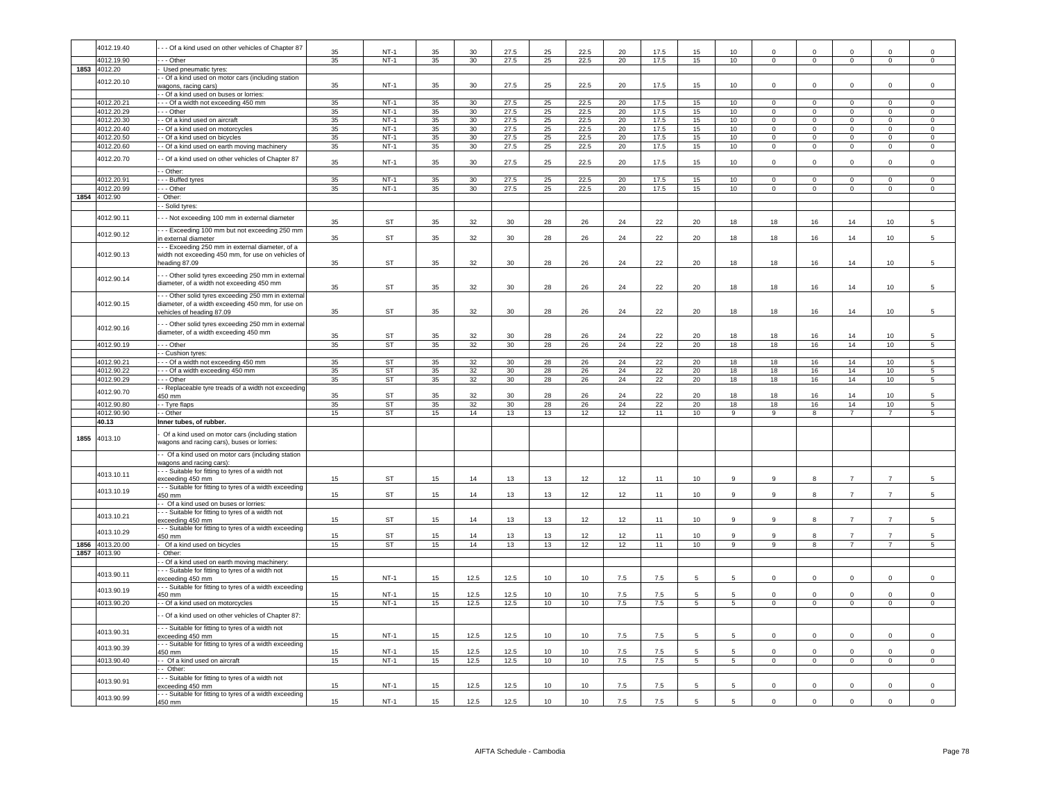| | 4012.19.40 | - - - Of a kind used on other vehicles of Chapter 87 | 35 | NT-1 | 35 | 30 | 27.5 | 25 | 22.5 | 20 | 17.5 | 15 | 10 | 0 | 0 | 0 | 0 | 0 |
|---|---|---|---|---|---|---|---|---|---|---|---|---|---|---|---|---|---|---|
| | 4012.19.90 | - - - Other | 35 | NT-1 | 35 | 30 | 27.5 | 25 | 22.5 | 20 | 17.5 | 15 | 10 | 0 | 0 | 0 | 0 | 0 |
| 1853 | 4012.20 | - Used pneumatic tyres: | | | | | | | | | | | | | | | | |
| | 4012.20.10 | - - Of a kind used on motor cars (including station wagons, racing cars) | 35 | NT-1 | 35 | 30 | 27.5 | 25 | 22.5 | 20 | 17.5 | 15 | 10 | 0 | 0 | 0 | 0 | 0 |
| | | - - Of a kind used on buses or lorries: | | | | | | | | | | | | | | | | |
| | 4012.20.21 | - - - Of a width not exceeding 450 mm | 35 | NT-1 | 35 | 30 | 27.5 | 25 | 22.5 | 20 | 17.5 | 15 | 10 | 0 | 0 | 0 | 0 | 0 |
| | 4012.20.29 | - - - Other | 35 | NT-1 | 35 | 30 | 27.5 | 25 | 22.5 | 20 | 17.5 | 15 | 10 | 0 | 0 | 0 | 0 | 0 |
| | 4012.20.30 | - - Of a kind used on aircraft | 35 | NT-1 | 35 | 30 | 27.5 | 25 | 22.5 | 20 | 17.5 | 15 | 10 | 0 | 0 | 0 | 0 | 0 |
| | 4012.20.40 | - - Of a kind used on motorcycles | 35 | NT-1 | 35 | 30 | 27.5 | 25 | 22.5 | 20 | 17.5 | 15 | 10 | 0 | 0 | 0 | 0 | 0 |
| | 4012.20.50 | - - Of a kind used on bicycles | 35 | NT-1 | 35 | 30 | 27.5 | 25 | 22.5 | 20 | 17.5 | 15 | 10 | 0 | 0 | 0 | 0 | 0 |
| | 4012.20.60 | - - Of a kind used on earth moving machinery | 35 | NT-1 | 35 | 30 | 27.5 | 25 | 22.5 | 20 | 17.5 | 15 | 10 | 0 | 0 | 0 | 0 | 0 |
| | 4012.20.70 | - - Of a kind used on other vehicles of Chapter 87 | 35 | NT-1 | 35 | 30 | 27.5 | 25 | 22.5 | 20 | 17.5 | 15 | 10 | 0 | 0 | 0 | 0 | 0 |
| | | - - Other: | | | | | | | | | | | | | | | | |
| | 4012.20.91 | - - - Buffed tyres | 35 | NT-1 | 35 | 30 | 27.5 | 25 | 22.5 | 20 | 17.5 | 15 | 10 | 0 | 0 | 0 | 0 | 0 |
| | 4012.20.99 | - - - Other | 35 | NT-1 | 35 | 30 | 27.5 | 25 | 22.5 | 20 | 17.5 | 15 | 10 | 0 | 0 | 0 | 0 | 0 |
| 1854 | 4012.90 | - Other: | | | | | | | | | | | | | | | | |
| | | - - Solid tyres: | | | | | | | | | | | | | | | | |
| | 4012.90.11 | - - - Not exceeding 100 mm in external diameter | 35 | ST | 35 | 32 | 30 | 28 | 26 | 24 | 22 | 20 | 18 | 18 | 16 | 14 | 10 | 5 |
| | 4012.90.12 | - - - Exceeding 100 mm but not exceeding 250 mm in external diameter | 35 | ST | 35 | 32 | 30 | 28 | 26 | 24 | 22 | 20 | 18 | 18 | 16 | 14 | 10 | 5 |
| | 4012.90.13 | - - - Exceeding 250 mm in external diameter, of a width not exceeding 450 mm, for use on vehicles of heading 87.09 | 35 | ST | 35 | 32 | 30 | 28 | 26 | 24 | 22 | 20 | 18 | 18 | 16 | 14 | 10 | 5 |
| | 4012.90.14 | - - - Other solid tyres exceeding 250 mm in external diameter, of a width not exceeding 450 mm | 35 | ST | 35 | 32 | 30 | 28 | 26 | 24 | 22 | 20 | 18 | 18 | 16 | 14 | 10 | 5 |
| | 4012.90.15 | - - - Other solid tyres exceeding 250 mm in external diameter, of a width exceeding 450 mm, for use on vehicles of heading 87.09 | 35 | ST | 35 | 32 | 30 | 28 | 26 | 24 | 22 | 20 | 18 | 18 | 16 | 14 | 10 | 5 |
| | 4012.90.16 | - - - Other solid tyres exceeding 250 mm in external diameter, of a width exceeding 450 mm | 35 | ST | 35 | 32 | 30 | 28 | 26 | 24 | 22 | 20 | 18 | 18 | 16 | 14 | 10 | 5 |
| | 4012.90.19 | - - - Other | 35 | ST | 35 | 32 | 30 | 28 | 26 | 24 | 22 | 20 | 18 | 18 | 16 | 14 | 10 | 5 |
| | | - - Cushion tyres: | | | | | | | | | | | | | | | | |
| | 4012.90.21 | - - - Of a width not exceeding 450 mm | 35 | ST | 35 | 32 | 30 | 28 | 26 | 24 | 22 | 20 | 18 | 18 | 16 | 14 | 10 | 5 |
| | 4012.90.22 | - - - Of a width exceeding 450 mm | 35 | ST | 35 | 32 | 30 | 28 | 26 | 24 | 22 | 20 | 18 | 18 | 16 | 14 | 10 | 5 |
| | 4012.90.29 | - - - Other | 35 | ST | 35 | 32 | 30 | 28 | 26 | 24 | 22 | 20 | 18 | 18 | 16 | 14 | 10 | 5 |
| | 4012.90.70 | - - Replaceable tyre treads of a width not exceeding 450 mm | 35 | ST | 35 | 32 | 30 | 28 | 26 | 24 | 22 | 20 | 18 | 18 | 16 | 14 | 10 | 5 |
| | 4012.90.80 | - - Tyre flaps | 35 | ST | 35 | 32 | 30 | 28 | 26 | 24 | 22 | 20 | 18 | 18 | 16 | 14 | 10 | 5 |
| | 4012.90.90 | - - Other | 15 | ST | 15 | 14 | 13 | 13 | 12 | 12 | 11 | 10 | 9 | 9 | 8 | 7 | 7 | 5 |
| | **40.13** | **Inner tubes, of rubber.** | | | | | | | | | | | | | | | | |
| 1855 | 4013.10 | - Of a kind used on motor cars (including station wagons and racing cars), buses or lorries: | | | | | | | | | | | | | | | | |
| | | - - Of a kind used on motor cars (including station wagons and racing cars): | | | | | | | | | | | | | | | | |
| | 4013.10.11 | - - - Suitable for fitting to tyres of a width not exceeding 450 mm | 15 | ST | 15 | 14 | 13 | 13 | 12 | 12 | 11 | 10 | 9 | 9 | 8 | 7 | 7 | 5 |
| | 4013.10.19 | - - - Suitable for fitting to tyres of a width exceeding 450 mm | 15 | ST | 15 | 14 | 13 | 13 | 12 | 12 | 11 | 10 | 9 | 9 | 8 | 7 | 7 | 5 |
| | | - - Of a kind used on buses or lorries: | | | | | | | | | | | | | | | | |
| | 4013.10.21 | - - - Suitable for fitting to tyres of a width not exceeding 450 mm | 15 | ST | 15 | 14 | 13 | 13 | 12 | 12 | 11 | 10 | 9 | 9 | 8 | 7 | 7 | 5 |
| | 4013.10.29 | - - - Suitable for fitting to tyres of a width exceeding 450 mm | 15 | ST | 15 | 14 | 13 | 13 | 12 | 12 | 11 | 10 | 9 | 9 | 8 | 7 | 7 | 5 |
| 1856 | 4013.20.00 | - Of a kind used on bicycles | 15 | ST | 15 | 14 | 13 | 13 | 12 | 12 | 11 | 10 | 9 | 9 | 8 | 7 | 7 | 5 |
| 1857 | 4013.90 | - Other: | | | | | | | | | | | | | | | | |
| | | - - Of a kind used on earth moving machinery: | | | | | | | | | | | | | | | | |
| | 4013.90.11 | - - - Suitable for fitting to tyres of a width not exceeding 450 mm | 15 | NT-1 | 15 | 12.5 | 12.5 | 10 | 10 | 7.5 | 7.5 | 5 | 5 | 0 | 0 | 0 | 0 | 0 |
| | 4013.90.19 | - - - Suitable for fitting to tyres of a width exceeding 450 mm | 15 | NT-1 | 15 | 12.5 | 12.5 | 10 | 10 | 7.5 | 7.5 | 5 | 5 | 0 | 0 | 0 | 0 | 0 |
| | 4013.90.20 | - - Of a kind used on motorcycles | 15 | NT-1 | 15 | 12.5 | 12.5 | 10 | 10 | 7.5 | 7.5 | 5 | 5 | 0 | 0 | 0 | 0 | 0 |
| | | - - Of a kind used on other vehicles of Chapter 87: | | | | | | | | | | | | | | | | |
| | 4013.90.31 | - - - Suitable for fitting to tyres of a width not exceeding 450 mm | 15 | NT-1 | 15 | 12.5 | 12.5 | 10 | 10 | 7.5 | 7.5 | 5 | 5 | 0 | 0 | 0 | 0 | 0 |
| | 4013.90.39 | - - - Suitable for fitting to tyres of a width exceeding 450 mm | 15 | NT-1 | 15 | 12.5 | 12.5 | 10 | 10 | 7.5 | 7.5 | 5 | 5 | 0 | 0 | 0 | 0 | 0 |
| | 4013.90.40 | - - Of a kind used on aircraft | 15 | NT-1 | 15 | 12.5 | 12.5 | 10 | 10 | 7.5 | 7.5 | 5 | 5 | 0 | 0 | 0 | 0 | 0 |
| | | - - Other: | | | | | | | | | | | | | | | | |
| | 4013.90.91 | - - - Suitable for fitting to tyres of a width not exceeding 450 mm | 15 | NT-1 | 15 | 12.5 | 12.5 | 10 | 10 | 7.5 | 7.5 | 5 | 5 | 0 | 0 | 0 | 0 | 0 |
| | 4013.90.99 | - - - Suitable for fitting to tyres of a width exceeding 450 mm | 15 | NT-1 | 15 | 12.5 | 12.5 | 10 | 10 | 7.5 | 7.5 | 5 | 5 | 0 | 0 | 0 | 0 | 0 |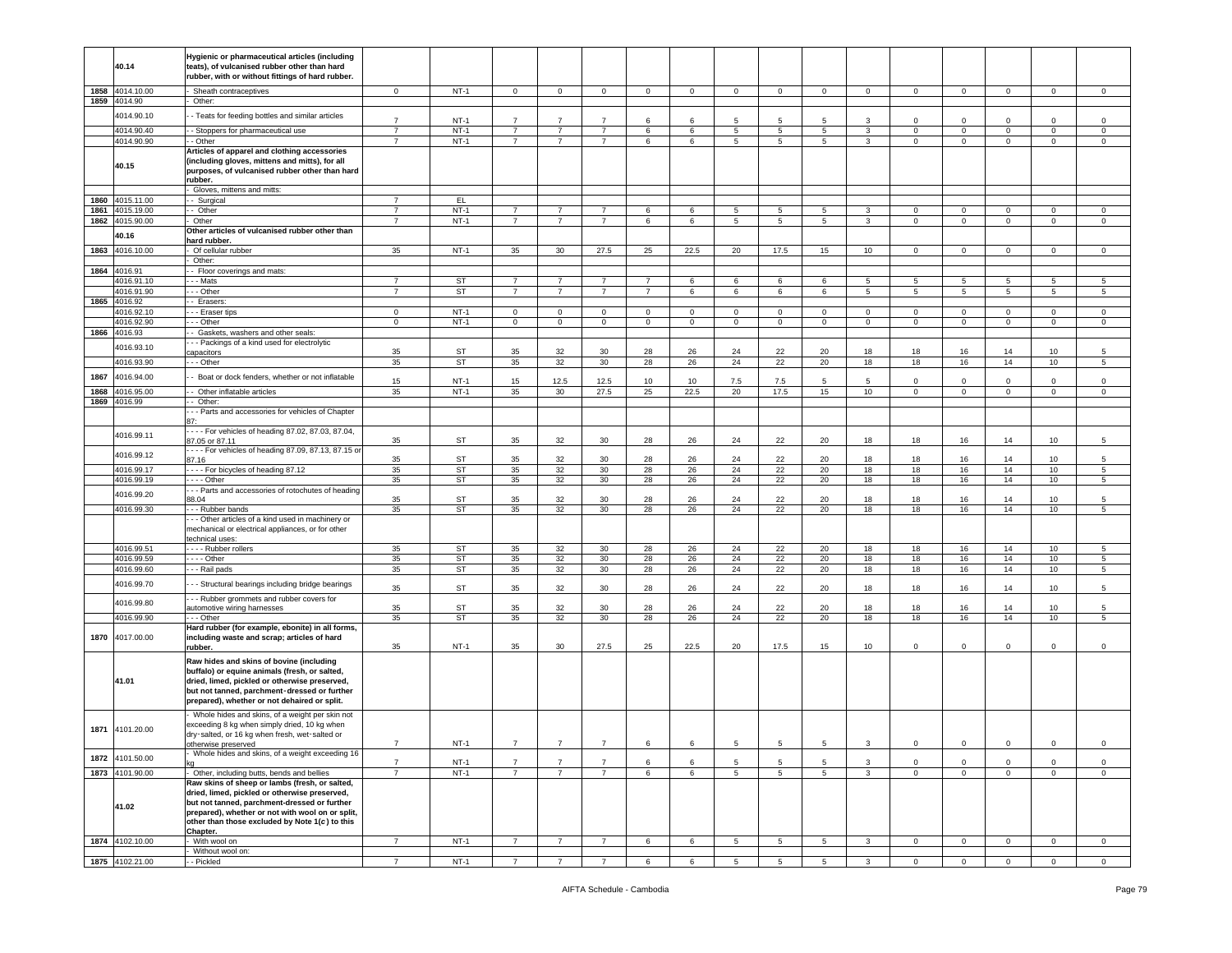| | 40.14 | Hygienic or pharmaceutical articles (including teats), of vulcanised rubber other than hard rubber, with or without fittings of hard rubber. | | | | | | | | | | | | | | | | |
|---|---|---|---|---|---|---|---|---|---|---|---|---|---|---|---|---|---|---|
| 1858 | 4014.10.00 | - Sheath contraceptives | 0 | NT-1 | 0 | 0 | 0 | 0 | 0 | 0 | 0 | 0 | 0 | 0 | 0 | 0 | 0 | 0 |
| 1859 | 4014.90 | - Other: | | | | | | | | | | | | | | | | |
| | 4014.90.10 | - - Teats for feeding bottles and similar articles | 7 | NT-1 | 7 | 7 | 7 | 6 | 6 | 5 | 5 | 5 | 3 | 0 | 0 | 0 | 0 | 0 |
| | 4014.90.40 | - - Stoppers for pharmaceutical use | 7 | NT-1 | 7 | 7 | 7 | 6 | 6 | 5 | 5 | 5 | 3 | 0 | 0 | 0 | 0 | 0 |
| | 4014.90.90 | - - Other | 7 | NT-1 | 7 | 7 | 7 | 6 | 6 | 5 | 5 | 5 | 3 | 0 | 0 | 0 | 0 | 0 |
| | 40.15 | Articles of apparel and clothing accessories (including gloves, mittens and mitts), for all purposes, of vulcanised rubber other than hard rubber. | | | | | | | | | | | | | | | | |
| | | - Gloves, mittens and mitts: | | | | | | | | | | | | | | | | |
| 1860 | 4015.11.00 | - - Surgical | 7 | EL | | | | | | | | | | | | | | |
| 1861 | 4015.19.00 | - - Other | 7 | NT-1 | 7 | 7 | 7 | 6 | 6 | 5 | 5 | 5 | 3 | 0 | 0 | 0 | 0 | 0 |
| 1862 | 4015.90.00 | - Other | 7 | NT-1 | 7 | 7 | 7 | 6 | 6 | 5 | 5 | 5 | 3 | 0 | 0 | 0 | 0 | 0 |
| | 40.16 | Other articles of vulcanised rubber other than hard rubber. | | | | | | | | | | | | | | | | |
| 1863 | 4016.10.00 | - Of cellular rubber | 35 | NT-1 | 35 | 30 | 27.5 | 25 | 22.5 | 20 | 17.5 | 15 | 10 | 0 | 0 | 0 | 0 | 0 |
| | | - Other: | | | | | | | | | | | | | | | | |
| 1864 | 4016.91 | - - Floor coverings and mats: | | | | | | | | | | | | | | | | |
| | 4016.91.10 | - - - Mats | 7 | ST | 7 | 7 | 7 | 7 | 6 | 6 | 6 | 6 | 5 | 5 | 5 | 5 | 5 | 5 |
| | 4016.91.90 | - - - Other | 7 | ST | 7 | 7 | 7 | 7 | 6 | 6 | 6 | 6 | 5 | 5 | 5 | 5 | 5 | 5 |
| 1865 | 4016.92 | - - Erasers: | | | | | | | | | | | | | | | | |
| | 4016.92.10 | - - - Eraser tips | 0 | NT-1 | 0 | 0 | 0 | 0 | 0 | 0 | 0 | 0 | 0 | 0 | 0 | 0 | 0 | 0 |
| | 4016.92.90 | - - - Other | 0 | NT-1 | 0 | 0 | 0 | 0 | 0 | 0 | 0 | 0 | 0 | 0 | 0 | 0 | 0 | 0 |
| 1866 | 4016.93 | - - Gaskets, washers and other seals: | | | | | | | | | | | | | | | | |
| | 4016.93.10 | - - - Packings of a kind used for electrolytic capacitors | 35 | ST | 35 | 32 | 30 | 28 | 26 | 24 | 22 | 20 | 18 | 18 | 16 | 14 | 10 | 5 |
| | 4016.93.90 | - - - Other | 35 | ST | 35 | 32 | 30 | 28 | 26 | 24 | 22 | 20 | 18 | 18 | 16 | 14 | 10 | 5 |
| 1867 | 4016.94.00 | - - Boat or dock fenders, whether or not inflatable | 15 | NT-1 | 15 | 12.5 | 12.5 | 10 | 10 | 7.5 | 7.5 | 5 | 5 | 0 | 0 | 0 | 0 | 0 |
| 1868 | 4016.95.00 | - - Other inflatable articles | 35 | NT-1 | 35 | 30 | 27.5 | 25 | 22.5 | 20 | 17.5 | 15 | 10 | 0 | 0 | 0 | 0 | 0 |
| 1869 | 4016.99 | - - Other: | | | | | | | | | | | | | | | | |
| | | - - - Parts and accessories for vehicles of Chapter 87: | | | | | | | | | | | | | | | | |
| | 4016.99.11 | - - - - For vehicles of heading 87.02, 87.03, 87.04, 87.05 or 87.11 | 35 | ST | 35 | 32 | 30 | 28 | 26 | 24 | 22 | 20 | 18 | 18 | 16 | 14 | 10 | 5 |
| | 4016.99.12 | - - - - For vehicles of heading 87.09, 87.13, 87.15 or 87.16 | 35 | ST | 35 | 32 | 30 | 28 | 26 | 24 | 22 | 20 | 18 | 18 | 16 | 14 | 10 | 5 |
| | 4016.99.17 | - - - - For bicycles of heading 87.12 | 35 | ST | 35 | 32 | 30 | 28 | 26 | 24 | 22 | 20 | 18 | 18 | 16 | 14 | 10 | 5 |
| | 4016.99.19 | - - - - Other | 35 | ST | 35 | 32 | 30 | 28 | 26 | 24 | 22 | 20 | 18 | 18 | 16 | 14 | 10 | 5 |
| | 4016.99.20 | - - - Parts and accessories of rotochutes of heading 88.04 | 35 | ST | 35 | 32 | 30 | 28 | 26 | 24 | 22 | 20 | 18 | 18 | 16 | 14 | 10 | 5 |
| | 4016.99.30 | - - - Rubber bands | 35 | ST | 35 | 32 | 30 | 28 | 26 | 24 | 22 | 20 | 18 | 18 | 16 | 14 | 10 | 5 |
| | | - - - Other articles of a kind used in machinery or mechanical or electrical appliances, or for other technical uses: | | | | | | | | | | | | | | | | |
| | 4016.99.51 | - - - - Rubber rollers | 35 | ST | 35 | 32 | 30 | 28 | 26 | 24 | 22 | 20 | 18 | 18 | 16 | 14 | 10 | 5 |
| | 4016.99.59 | - - - - Other | 35 | ST | 35 | 32 | 30 | 28 | 26 | 24 | 22 | 20 | 18 | 18 | 16 | 14 | 10 | 5 |
| | 4016.99.60 | - - - Rail pads | 35 | ST | 35 | 32 | 30 | 28 | 26 | 24 | 22 | 20 | 18 | 18 | 16 | 14 | 10 | 5 |
| | 4016.99.70 | - - - Structural bearings including bridge bearings | 35 | ST | 35 | 32 | 30 | 28 | 26 | 24 | 22 | 20 | 18 | 18 | 16 | 14 | 10 | 5 |
| | 4016.99.80 | - - - Rubber grommets and rubber covers for automotive wiring harnesses | 35 | ST | 35 | 32 | 30 | 28 | 26 | 24 | 22 | 20 | 18 | 18 | 16 | 14 | 10 | 5 |
| | 4016.99.90 | - - - Other | 35 | ST | 35 | 32 | 30 | 28 | 26 | 24 | 22 | 20 | 18 | 18 | 16 | 14 | 10 | 5 |
| 1870 | 4017.00.00 | Hard rubber (for example, ebonite) in all forms, including waste and scrap; articles of hard rubber. | 35 | NT-1 | 35 | 30 | 27.5 | 25 | 22.5 | 20 | 17.5 | 15 | 10 | 0 | 0 | 0 | 0 | 0 |
| | 41.01 | Raw hides and skins of bovine (including buffalo) or equine animals (fresh, or salted, dried, limed, pickled or otherwise preserved, but not tanned, parchment-dressed or further prepared), whether or not dehaired or split. | | | | | | | | | | | | | | | | |
| 1871 | 4101.20.00 | - Whole hides and skins, of a weight per skin not exceeding 8 kg when simply dried, 10 kg when dry-salted, or 16 kg when fresh, wet-salted or otherwise preserved | 7 | NT-1 | 7 | 7 | 7 | 6 | 6 | 5 | 5 | 5 | 3 | 0 | 0 | 0 | 0 | 0 |
| 1872 | 4101.50.00 | - Whole hides and skins, of a weight exceeding 16 kg | 7 | NT-1 | 7 | 7 | 7 | 6 | 6 | 5 | 5 | 5 | 3 | 0 | 0 | 0 | 0 | 0 |
| 1873 | 4101.90.00 | - Other, including butts, bends and bellies | 7 | NT-1 | 7 | 7 | 7 | 6 | 6 | 5 | 5 | 5 | 3 | 0 | 0 | 0 | 0 | 0 |
| | 41.02 | Raw skins of sheep or lambs (fresh, or salted, dried, limed, pickled or otherwise preserved, but not tanned, parchment-dressed or further prepared), whether or not with wool on or split, other than those excluded by Note 1(c) to this Chapter. | | | | | | | | | | | | | | | | |
| 1874 | 4102.10.00 | - With wool on | 7 | NT-1 | 7 | 7 | 7 | 6 | 6 | 5 | 5 | 5 | 3 | 0 | 0 | 0 | 0 | 0 |
| | | - Without wool on: | | | | | | | | | | | | | | | | |
| 1875 | 4102.21.00 | - - Pickled | 7 | NT-1 | 7 | 7 | 7 | 6 | 6 | 5 | 5 | 5 | 3 | 0 | 0 | 0 | 0 | 0 |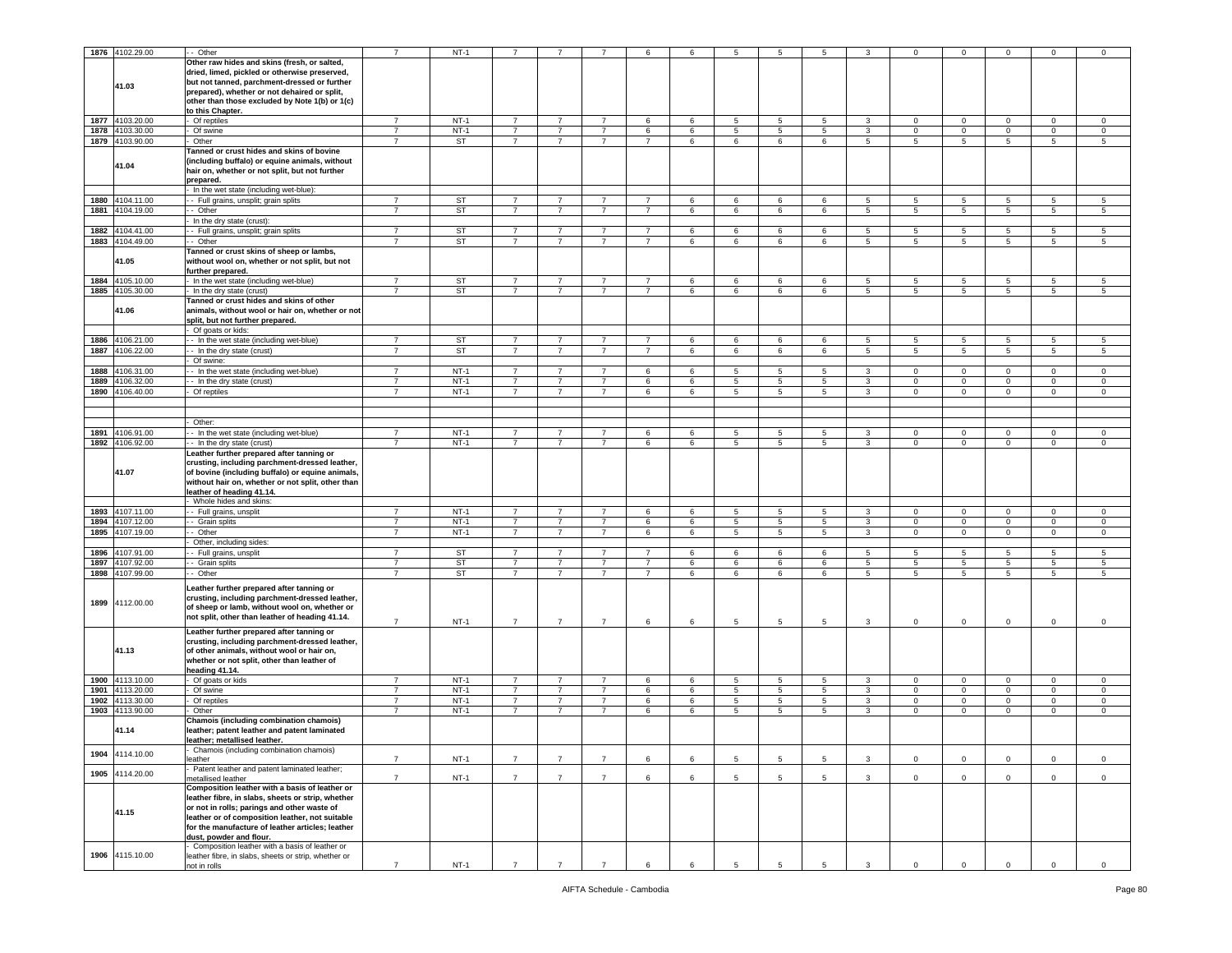| 1876 | 4102.29.00 | - - Other | 7 | NT-1 | 7 | 7 | 7 | 6 | 6 | 5 | 5 | 5 | 3 | 0 | 0 | 0 | 0 | 0 |
|---|---|---|---|---|---|---|---|---|---|---|---|---|---|---|---|---|---|---|
| | **41.03** | **Other raw hides and skins (fresh, or salted, dried, limed, pickled or otherwise preserved, but not tanned, parchment-dressed or further prepared), whether or not dehaired or split, other than those excluded by Note 1(b) or 1(c) to this Chapter.** | | | | | | | | | | | | | | | | |
| 1877 | 4103.20.00 | - Of reptiles | 7 | NT-1 | 7 | 7 | 7 | 6 | 6 | 5 | 5 | 5 | 3 | 0 | 0 | 0 | 0 | 0 |
| 1878 | 4103.30.00 | - Of swine | 7 | NT-1 | 7 | 7 | 7 | 6 | 6 | 5 | 5 | 5 | 3 | 0 | 0 | 0 | 0 | 0 |
| 1879 | 4103.90.00 | - Other | 7 | ST | 7 | 7 | 7 | 7 | 6 | 6 | 6 | 6 | 5 | 5 | 5 | 5 | 5 | 5 |
| | **41.04** | **Tanned or crust hides and skins of bovine (including buffalo) or equine animals, without hair on, whether or not split, but not further prepared.** | | | | | | | | | | | | | | | | |
| | | - In the wet state (including wet-blue): | | | | | | | | | | | | | | | | |
| 1880 | 4104.11.00 | - - Full grains, unsplit; grain splits | 7 | ST | 7 | 7 | 7 | 7 | 6 | 6 | 6 | 6 | 5 | 5 | 5 | 5 | 5 | 5 |
| 1881 | 4104.19.00 | - - Other | 7 | ST | 7 | 7 | 7 | 7 | 6 | 6 | 6 | 6 | 5 | 5 | 5 | 5 | 5 | 5 |
| | | - In the dry state (crust): | | | | | | | | | | | | | | | | |
| 1882 | 4104.41.00 | - - Full grains, unsplit; grain splits | 7 | ST | 7 | 7 | 7 | 7 | 6 | 6 | 6 | 6 | 5 | 5 | 5 | 5 | 5 | 5 |
| 1883 | 4104.49.00 | - - Other | 7 | ST | 7 | 7 | 7 | 7 | 6 | 6 | 6 | 6 | 5 | 5 | 5 | 5 | 5 | 5 |
| | **41.05** | **Tanned or crust skins of sheep or lambs, without wool on, whether or not split, but not further prepared.** | | | | | | | | | | | | | | | | |
| 1884 | 4105.10.00 | - In the wet state (including wet-blue) | 7 | ST | 7 | 7 | 7 | 7 | 6 | 6 | 6 | 6 | 5 | 5 | 5 | 5 | 5 | 5 |
| 1885 | 4105.30.00 | - In the dry state (crust) | 7 | ST | 7 | 7 | 7 | 7 | 6 | 6 | 6 | 6 | 5 | 5 | 5 | 5 | 5 | 5 |
| | **41.06** | **Tanned or crust hides and skins of other animals, without wool or hair on, whether or not split, but not further prepared.** | | | | | | | | | | | | | | | | |
| | | - Of goats or kids: | | | | | | | | | | | | | | | | |
| 1886 | 4106.21.00 | - - In the wet state (including wet-blue) | 7 | ST | 7 | 7 | 7 | 7 | 6 | 6 | 6 | 6 | 5 | 5 | 5 | 5 | 5 | 5 |
| 1887 | 4106.22.00 | - - In the dry state (crust) | 7 | ST | 7 | 7 | 7 | 7 | 6 | 6 | 6 | 6 | 5 | 5 | 5 | 5 | 5 | 5 |
| | | - Of swine: | | | | | | | | | | | | | | | | |
| 1888 | 4106.31.00 | - - In the wet state (including wet-blue) | 7 | NT-1 | 7 | 7 | 7 | 6 | 6 | 5 | 5 | 5 | 3 | 0 | 0 | 0 | 0 | 0 |
| 1889 | 4106.32.00 | - - In the dry state (crust) | 7 | NT-1 | 7 | 7 | 7 | 6 | 6 | 5 | 5 | 5 | 3 | 0 | 0 | 0 | 0 | 0 |
| 1890 | 4106.40.00 | - Of reptiles | 7 | NT-1 | 7 | 7 | 7 | 6 | 6 | 5 | 5 | 5 | 3 | 0 | 0 | 0 | 0 | 0 |
| | | | | | | | | | | | | | | | | | | |
| | | | | | | | | | | | | | | | | | | |
| | | - Other: | | | | | | | | | | | | | | | | |
| 1891 | 4106.91.00 | - - In the wet state (including wet-blue) | 7 | NT-1 | 7 | 7 | 7 | 6 | 6 | 5 | 5 | 5 | 3 | 0 | 0 | 0 | 0 | 0 |
| 1892 | 4106.92.00 | - - In the dry state (crust) | 7 | NT-1 | 7 | 7 | 7 | 6 | 6 | 5 | 5 | 5 | 3 | 0 | 0 | 0 | 0 | 0 |
| | **41.07** | **Leather further prepared after tanning or crusting, including parchment-dressed leather, of bovine (including buffalo) or equine animals, without hair on, whether or not split, other than leather of heading 41.14.** | | | | | | | | | | | | | | | | |
| | | - Whole hides and skins: | | | | | | | | | | | | | | | | |
| 1893 | 4107.11.00 | - - Full grains, unsplit | 7 | NT-1 | 7 | 7 | 7 | 6 | 6 | 5 | 5 | 5 | 3 | 0 | 0 | 0 | 0 | 0 |
| 1894 | 4107.12.00 | - - Grain splits | 7 | NT-1 | 7 | 7 | 7 | 6 | 6 | 5 | 5 | 5 | 3 | 0 | 0 | 0 | 0 | 0 |
| 1895 | 4107.19.00 | - - Other | 7 | NT-1 | 7 | 7 | 7 | 6 | 6 | 5 | 5 | 5 | 3 | 0 | 0 | 0 | 0 | 0 |
| | | - Other, including sides: | | | | | | | | | | | | | | | | |
| 1896 | 4107.91.00 | - - Full grains, unsplit | 7 | ST | 7 | 7 | 7 | 7 | 6 | 6 | 6 | 6 | 5 | 5 | 5 | 5 | 5 | 5 |
| 1897 | 4107.92.00 | - - Grain splits | 7 | ST | 7 | 7 | 7 | 7 | 6 | 6 | 6 | 6 | 5 | 5 | 5 | 5 | 5 | 5 |
| 1898 | 4107.99.00 | - - Other | 7 | ST | 7 | 7 | 7 | 7 | 6 | 6 | 6 | 6 | 5 | 5 | 5 | 5 | 5 | 5 |
| 1899 | 4112.00.00 | **Leather further prepared after tanning or crusting, including parchment-dressed leather, of sheep or lamb, without wool on, whether or not split, other than leather of heading 41.14.** | 7 | NT-1 | 7 | 7 | 7 | 6 | 6 | 5 | 5 | 5 | 3 | 0 | 0 | 0 | 0 | 0 |
| | **41.13** | **Leather further prepared after tanning or crusting, including parchment-dressed leather, of other animals, without wool or hair on, whether or not split, other than leather of heading 41.14.** | | | | | | | | | | | | | | | | |
| 1900 | 4113.10.00 | - Of goats or kids | 7 | NT-1 | 7 | 7 | 7 | 6 | 6 | 5 | 5 | 5 | 3 | 0 | 0 | 0 | 0 | 0 |
| 1901 | 4113.20.00 | - Of swine | 7 | NT-1 | 7 | 7 | 7 | 6 | 6 | 5 | 5 | 5 | 3 | 0 | 0 | 0 | 0 | 0 |
| 1902 | 4113.30.00 | - Of reptiles | 7 | NT-1 | 7 | 7 | 7 | 6 | 6 | 5 | 5 | 5 | 3 | 0 | 0 | 0 | 0 | 0 |
| 1903 | 4113.90.00 | - Other | 7 | NT-1 | 7 | 7 | 7 | 6 | 6 | 5 | 5 | 5 | 3 | 0 | 0 | 0 | 0 | 0 |
| | **41.14** | **Chamois (including combination chamois) leather; patent leather and patent laminated leather; metallised leather.** | | | | | | | | | | | | | | | | |
| 1904 | 4114.10.00 | - Chamois (including combination chamois) leather | 7 | NT-1 | 7 | 7 | 7 | 6 | 6 | 5 | 5 | 5 | 3 | 0 | 0 | 0 | 0 | 0 |
| 1905 | 4114.20.00 | - Patent leather and patent laminated leather; metallised leather | 7 | NT-1 | 7 | 7 | 7 | 6 | 6 | 5 | 5 | 5 | 3 | 0 | 0 | 0 | 0 | 0 |
| | **41.15** | **Composition leather with a basis of leather or leather fibre, in slabs, sheets or strip, whether or not in rolls; parings and other waste of leather or of composition leather, not suitable for the manufacture of leather articles; leather dust, powder and flour.** | | | | | | | | | | | | | | | | |
| 1906 | 4115.10.00 | - Composition leather with a basis of leather or leather fibre, in slabs, sheets or strip, whether or not in rolls | 7 | NT-1 | 7 | 7 | 7 | 6 | 6 | 5 | 5 | 5 | 3 | 0 | 0 | 0 | 0 | 0 |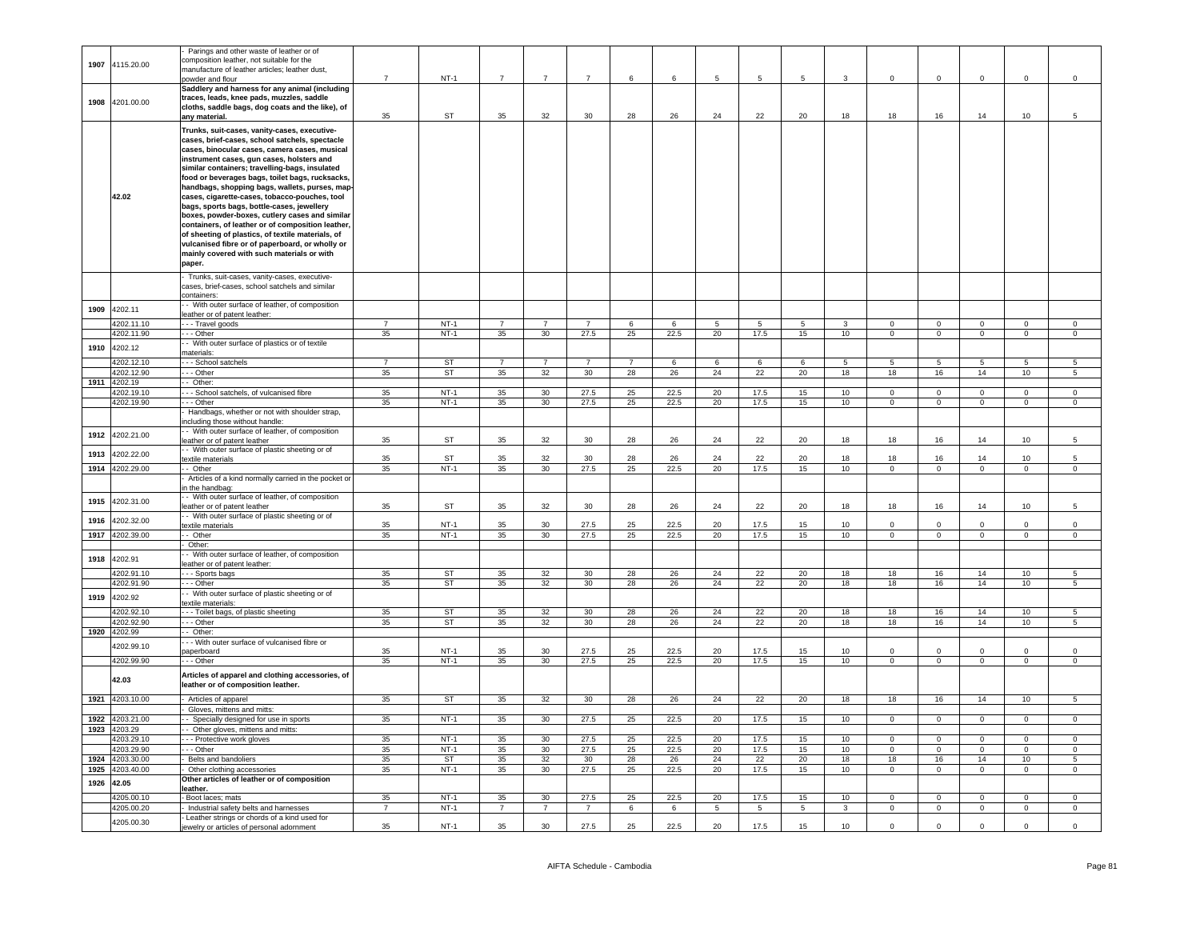| | | | | | | | | | | | | | | | | | |
|---|---|---|---|---|---|---|---|---|---|---|---|---|---|---|---|---|---|
| 1907 | 4115.20.00 | - Parings and other waste of leather or of composition leather, not suitable for the manufacture of leather articles; leather dust, powder and flour | 7 | NT-1 | 7 | 7 | 7 | 6 | 6 | 5 | 5 | 5 | 3 | 0 | 0 | 0 | 0 | 0 |
| 1908 | 4201.00.00 | **Saddlery and harness for any animal (including traces, leads, knee pads, muzzles, saddle cloths, saddle bags, dog coats and the like), of any material.** | 35 | ST | 35 | 32 | 30 | 28 | 26 | 24 | 22 | 20 | 18 | 18 | 16 | 14 | 10 | 5 |
| | 42.02 | **Trunks, suit-cases, vanity-cases, executive-cases, brief-cases, school satchels, spectacle cases, binocular cases, camera cases, musical instrument cases, gun cases, holsters and similar containers; travelling-bags, insulated food or beverages bags, toilet bags, rucksacks, handbags, shopping bags, wallets, purses, map-cases, cigarette-cases, tobacco-pouches, tool bags, sports bags, bottle-cases, jewellery boxes, powder-boxes, cutlery cases and similar containers, of leather or of composition leather, of sheeting of plastics, of textile materials, of vulcanised fibre or of paperboard, or wholly or mainly covered with such materials or with paper.** | | | | | | | | | | | | | | | | |
| | | - Trunks, suit-cases, vanity-cases, executive-cases, brief-cases, school satchels and similar containers: | | | | | | | | | | | | | | | | |
| 1909 | 4202.11 | - - With outer surface of leather, of composition leather or of patent leather: | | | | | | | | | | | | | | | | |
| | 4202.11.10 | - - - Travel goods | 7 | NT-1 | 7 | 7 | 7 | 6 | 6 | 5 | 5 | 5 | 3 | 0 | 0 | 0 | 0 | 0 |
| | 4202.11.90 | - - - Other | 35 | NT-1 | 35 | 30 | 27.5 | 25 | 22.5 | 20 | 17.5 | 15 | 10 | 0 | 0 | 0 | 0 | 0 |
| 1910 | 4202.12 | - - With outer surface of plastics or of textile materials: | | | | | | | | | | | | | | | | |
| | 4202.12.10 | - - - School satchels | 7 | ST | 7 | 7 | 7 | 7 | 6 | 6 | 6 | 6 | 5 | 5 | 5 | 5 | 5 | 5 |
| | 4202.12.90 | - - - Other | 35 | ST | 35 | 32 | 30 | 28 | 26 | 24 | 22 | 20 | 18 | 18 | 16 | 14 | 10 | 5 |
| 1911 | 4202.19 | - - Other: | | | | | | | | | | | | | | | | |
| | 4202.19.10 | - - - School satchels, of vulcanised fibre | 35 | NT-1 | 35 | 30 | 27.5 | 25 | 22.5 | 20 | 17.5 | 15 | 10 | 0 | 0 | 0 | 0 | 0 |
| | 4202.19.90 | - - - Other | 35 | NT-1 | 35 | 30 | 27.5 | 25 | 22.5 | 20 | 17.5 | 15 | 10 | 0 | 0 | 0 | 0 | 0 |
| | | - Handbags, whether or not with shoulder strap, including those without handle: | | | | | | | | | | | | | | | | |
| 1912 | 4202.21.00 | - - With outer surface of leather, of composition leather or of patent leather | 35 | ST | 35 | 32 | 30 | 28 | 26 | 24 | 22 | 20 | 18 | 18 | 16 | 14 | 10 | 5 |
| 1913 | 4202.22.00 | - - With outer surface of plastic sheeting or of textile materials | 35 | ST | 35 | 32 | 30 | 28 | 26 | 24 | 22 | 20 | 18 | 18 | 16 | 14 | 10 | 5 |
| 1914 | 4202.29.00 | - - Other | 35 | NT-1 | 35 | 30 | 27.5 | 25 | 22.5 | 20 | 17.5 | 15 | 10 | 0 | 0 | 0 | 0 | 0 |
| | | - Articles of a kind normally carried in the pocket or in the handbag: | | | | | | | | | | | | | | | | |
| 1915 | 4202.31.00 | - - With outer surface of leather, of composition leather or of patent leather | 35 | ST | 35 | 32 | 30 | 28 | 26 | 24 | 22 | 20 | 18 | 18 | 16 | 14 | 10 | 5 |
| 1916 | 4202.32.00 | - - With outer surface of plastic sheeting or of textile materials | 35 | NT-1 | 35 | 30 | 27.5 | 25 | 22.5 | 20 | 17.5 | 15 | 10 | 0 | 0 | 0 | 0 | 0 |
| 1917 | 4202.39.00 | - - Other | 35 | NT-1 | 35 | 30 | 27.5 | 25 | 22.5 | 20 | 17.5 | 15 | 10 | 0 | 0 | 0 | 0 | 0 |
| | | - Other: | | | | | | | | | | | | | | | | |
| 1918 | 4202.91 | - - With outer surface of leather, of composition leather or of patent leather: | | | | | | | | | | | | | | | | |
| | 4202.91.10 | - - - Sports bags | 35 | ST | 35 | 32 | 30 | 28 | 26 | 24 | 22 | 20 | 18 | 18 | 16 | 14 | 10 | 5 |
| | 4202.91.90 | - - - Other | 35 | ST | 35 | 32 | 30 | 28 | 26 | 24 | 22 | 20 | 18 | 18 | 16 | 14 | 10 | 5 |
| 1919 | 4202.92 | - - With outer surface of plastic sheeting or of textile materials: | | | | | | | | | | | | | | | | |
| | 4202.92.10 | - - - Toilet bags, of plastic sheeting | 35 | ST | 35 | 32 | 30 | 28 | 26 | 24 | 22 | 20 | 18 | 18 | 16 | 14 | 10 | 5 |
| | 4202.92.90 | - - - Other | 35 | ST | 35 | 32 | 30 | 28 | 26 | 24 | 22 | 20 | 18 | 18 | 16 | 14 | 10 | 5 |
| 1920 | 4202.99 | - - Other: | | | | | | | | | | | | | | | | |
| | 4202.99.10 | - - - With outer surface of vulcanised fibre or paperboard | 35 | NT-1 | 35 | 30 | 27.5 | 25 | 22.5 | 20 | 17.5 | 15 | 10 | 0 | 0 | 0 | 0 | 0 |
| | 4202.99.90 | - - - Other | 35 | NT-1 | 35 | 30 | 27.5 | 25 | 22.5 | 20 | 17.5 | 15 | 10 | 0 | 0 | 0 | 0 | 0 |
| | 42.03 | **Articles of apparel and clothing accessories, of leather or of composition leather.** | | | | | | | | | | | | | | | | |
| 1921 | 4203.10.00 | - Articles of apparel | 35 | ST | 35 | 32 | 30 | 28 | 26 | 24 | 22 | 20 | 18 | 18 | 16 | 14 | 10 | 5 |
| | | - Gloves, mittens and mitts: | | | | | | | | | | | | | | | | |
| 1922 | 4203.21.00 | - - Specially designed for use in sports | 35 | NT-1 | 35 | 30 | 27.5 | 25 | 22.5 | 20 | 17.5 | 15 | 10 | 0 | 0 | 0 | 0 | 0 |
| 1923 | 4203.29 | - - Other gloves, mittens and mitts: | | | | | | | | | | | | | | | | |
| | 4203.29.10 | - - - Protective work gloves | 35 | NT-1 | 35 | 30 | 27.5 | 25 | 22.5 | 20 | 17.5 | 15 | 10 | 0 | 0 | 0 | 0 | 0 |
| | 4203.29.90 | - - - Other | 35 | NT-1 | 35 | 30 | 27.5 | 25 | 22.5 | 20 | 17.5 | 15 | 10 | 0 | 0 | 0 | 0 | 0 |
| 1924 | 4203.30.00 | - Belts and bandoliers | 35 | ST | 35 | 32 | 30 | 28 | 26 | 24 | 22 | 20 | 18 | 18 | 16 | 14 | 10 | 5 |
| 1925 | 4203.40.00 | - Other clothing accessories | 35 | NT-1 | 35 | 30 | 27.5 | 25 | 22.5 | 20 | 17.5 | 15 | 10 | 0 | 0 | 0 | 0 | 0 |
| 1926 | 42.05 | **Other articles of leather or of composition leather.** | | | | | | | | | | | | | | | | |
| | 4205.00.10 | - Boot laces; mats | 35 | NT-1 | 35 | 30 | 27.5 | 25 | 22.5 | 20 | 17.5 | 15 | 10 | 0 | 0 | 0 | 0 | 0 |
| | 4205.00.20 | - Industrial safety belts and harnesses | 7 | NT-1 | 7 | 7 | 7 | 6 | 6 | 5 | 5 | 5 | 3 | 0 | 0 | 0 | 0 | 0 |
| | 4205.00.30 | - Leather strings or chords of a kind used for jewelry or articles of personal adornment | 35 | NT-1 | 35 | 30 | 27.5 | 25 | 22.5 | 20 | 17.5 | 15 | 10 | 0 | 0 | 0 | 0 | 0 |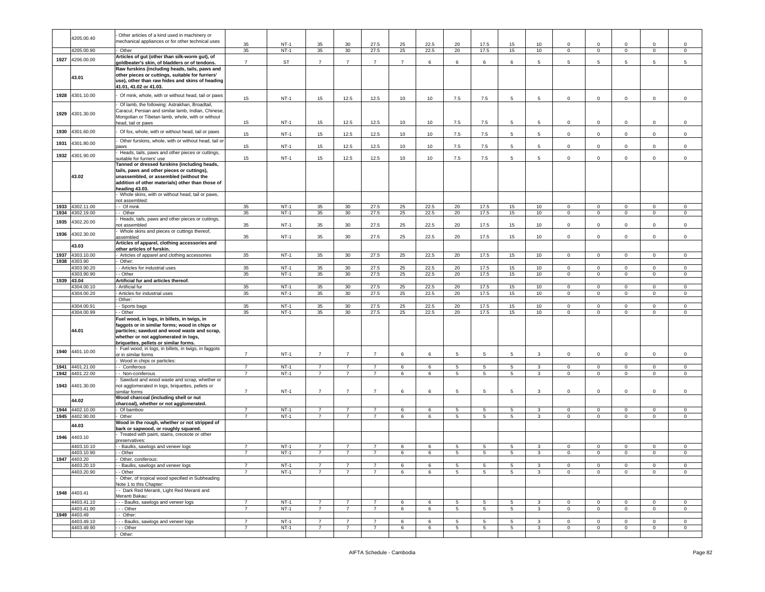| | 4205.00.40 | - Other articles of a kind used in machinery or mechanical appliances or for other technical uses | 35 | NT-1 | 35 | 30 | 27.5 | 25 | 22.5 | 20 | 17.5 | 15 | 10 | 0 | 0 | 0 | 0 | 0 |
|---|---|---|---|---|---|---|---|---|---|---|---|---|---|---|---|---|---|---|
| | 4205.00.90 | - Other | 35 | NT-1 | 35 | 30 | 27.5 | 25 | 22.5 | 20 | 17.5 | 15 | 10 | 0 | 0 | 0 | 0 | 0 |
| 1927 | 4206.00.00 | **Articles of gut (other than silk-worm gut), of goldbeater's skin, of bladders or of tendons.** | 7 | ST | 7 | 7 | 7 | 7 | 6 | 6 | 6 | 6 | 5 | 5 | 5 | 5 | 5 | 5 |
| | **43.01** | **Raw furskins (including heads, tails, paws and other pieces or cuttings, suitable for furriers' use), other than raw hides and skins of heading 41.01, 41.02 or 41.03.** | | | | | | | | | | | | | | | | |
| 1928 | 4301.10.00 | - Of mink, whole, with or without head, tail or paws | 15 | NT-1 | 15 | 12.5 | 12.5 | 10 | 10 | 7.5 | 7.5 | 5 | 5 | 0 | 0 | 0 | 0 | 0 |
| 1929 | 4301.30.00 | - Of lamb, the following: Astrakhan, Broadtail, Caracul, Persian and similar lamb, Indian, Chinese, Mongolian or Tibetan lamb, whole, with or without head, tail or paws | 15 | NT-1 | 15 | 12.5 | 12.5 | 10 | 10 | 7.5 | 7.5 | 5 | 5 | 0 | 0 | 0 | 0 | 0 |
| 1930 | 4301.60.00 | - Of fox, whole, with or without head, tail or paws | 15 | NT-1 | 15 | 12.5 | 12.5 | 10 | 10 | 7.5 | 7.5 | 5 | 5 | 0 | 0 | 0 | 0 | 0 |
| 1931 | 4301.80.00 | - Other furskins, whole, with or without head, tail or paws | 15 | NT-1 | 15 | 12.5 | 12.5 | 10 | 10 | 7.5 | 7.5 | 5 | 5 | 0 | 0 | 0 | 0 | 0 |
| 1932 | 4301.90.00 | - Heads, tails, paws and other pieces or cuttings, suitable for furriers' use | 15 | NT-1 | 15 | 12.5 | 12.5 | 10 | 10 | 7.5 | 7.5 | 5 | 5 | 0 | 0 | 0 | 0 | 0 |
| | **43.02** | **Tanned or dressed furskins (including heads, tails, paws and other pieces or cuttings), unassembled, or assembled (without the addition of other materials) other than those of heading 43.03.** | | | | | | | | | | | | | | | | |
| | | - Whole skins, with or without head, tail or paws, not assembled: | | | | | | | | | | | | | | | | |
| 1933 | 4302.11.00 | - - Of mink | 35 | NT-1 | 35 | 30 | 27.5 | 25 | 22.5 | 20 | 17.5 | 15 | 10 | 0 | 0 | 0 | 0 | 0 |
| 1934 | 4302.19.00 | - - Other | 35 | NT-1 | 35 | 30 | 27.5 | 25 | 22.5 | 20 | 17.5 | 15 | 10 | 0 | 0 | 0 | 0 | 0 |
| 1935 | 4302.20.00 | - Heads, tails, paws and other pieces or cuttings, not assembled | 35 | NT-1 | 35 | 30 | 27.5 | 25 | 22.5 | 20 | 17.5 | 15 | 10 | 0 | 0 | 0 | 0 | 0 |
| 1936 | 4302.30.00 | - Whole skins and pieces or cuttings thereof, assembled | 35 | NT-1 | 35 | 30 | 27.5 | 25 | 22.5 | 20 | 17.5 | 15 | 10 | 0 | 0 | 0 | 0 | 0 |
| | **43.03** | **Articles of apparel, clothing accessories and other articles of furskin.** | | | | | | | | | | | | | | | | |
| 1937 | 4303.10.00 | - Articles of apparel and clothing accessories | 35 | NT-1 | 35 | 30 | 27.5 | 25 | 22.5 | 20 | 17.5 | 15 | 10 | 0 | 0 | 0 | 0 | 0 |
| 1938 | 4303.90 | - Other: | | | | | | | | | | | | | | | | |
| | 4303.90.20 | - - Articles for industrial uses | 35 | NT-1 | 35 | 30 | 27.5 | 25 | 22.5 | 20 | 17.5 | 15 | 10 | 0 | 0 | 0 | 0 | 0 |
| | 4303.90.90 | - - Other | 35 | NT-1 | 35 | 30 | 27.5 | 25 | 22.5 | 20 | 17.5 | 15 | 10 | 0 | 0 | 0 | 0 | 0 |
| 1939 | **43.04** | **Artificial fur and articles thereof.** | | | | | | | | | | | | | | | | |
| | 4304.00.10 | - Artificial fur | 35 | NT-1 | 35 | 30 | 27.5 | 25 | 22.5 | 20 | 17.5 | 15 | 10 | 0 | 0 | 0 | 0 | 0 |
| | 4304.00.20 | - Articles for industrial uses | 35 | NT-1 | 35 | 30 | 27.5 | 25 | 22.5 | 20 | 17.5 | 15 | 10 | 0 | 0 | 0 | 0 | 0 |
| | | - Other: | | | | | | | | | | | | | | | | |
| | 4304.00.91 | - - Sports bags | 35 | NT-1 | 35 | 30 | 27.5 | 25 | 22.5 | 20 | 17.5 | 15 | 10 | 0 | 0 | 0 | 0 | 0 |
| | 4304.00.99 | - - Other | 35 | NT-1 | 35 | 30 | 27.5 | 25 | 22.5 | 20 | 17.5 | 15 | 10 | 0 | 0 | 0 | 0 | 0 |
| | **44.01** | **Fuel wood, in logs, in billets, in twigs, in faggots or in similar forms; wood in chips or particles; sawdust and wood waste and scrap, whether or not agglomerated in logs, briquettes, pellets or similar forms.** | | | | | | | | | | | | | | | | |
| 1940 | 4401.10.00 | - Fuel wood, in logs, in billets, in twigs, in faggots or in similar forms | 7 | NT-1 | 7 | 7 | 7 | 6 | 6 | 5 | 5 | 5 | 3 | 0 | 0 | 0 | 0 | 0 |
| | | - Wood in chips or particles: | | | | | | | | | | | | | | | | |
| 1941 | 4401.21.00 | - - Coniferous | 7 | NT-1 | 7 | 7 | 7 | 6 | 6 | 5 | 5 | 5 | 3 | 0 | 0 | 0 | 0 | 0 |
| 1942 | 4401.22.00 | - - Non-coniferous | 7 | NT-1 | 7 | 7 | 7 | 6 | 6 | 5 | 5 | 5 | 3 | 0 | 0 | 0 | 0 | 0 |
| 1943 | 4401.30.00 | - Sawdust and wood waste and scrap, whether or not agglomerated in logs, briquettes, pellets or similar forms | 7 | NT-1 | 7 | 7 | 7 | 6 | 6 | 5 | 5 | 5 | 3 | 0 | 0 | 0 | 0 | 0 |
| | **44.02** | **Wood charcoal (including shell or nut charcoal), whether or not agglomerated.** | | | | | | | | | | | | | | | | |
| 1944 | 4402.10.00 | - Of bamboo | 7 | NT-1 | 7 | 7 | 7 | 6 | 6 | 5 | 5 | 5 | 3 | 0 | 0 | 0 | 0 | 0 |
| 1945 | 4402.90.00 | - Other | 7 | NT-1 | 7 | 7 | 7 | 6 | 6 | 5 | 5 | 5 | 3 | 0 | 0 | 0 | 0 | 0 |
| | **44.03** | **Wood in the rough, whether or not stripped of bark or sapwood, or roughly squared.** | | | | | | | | | | | | | | | | |
| 1946 | 4403.10 | - Treated with paint, stains, creosote or other preservatives: | | | | | | | | | | | | | | | | |
| | 4403.10.10 | - - Baulks, sawlogs and veneer logs | 7 | NT-1 | 7 | 7 | 7 | 6 | 6 | 5 | 5 | 5 | 3 | 0 | 0 | 0 | 0 | 0 |
| | 4403.10.90 | - - Other | 7 | NT-1 | 7 | 7 | 7 | 6 | 6 | 5 | 5 | 5 | 3 | 0 | 0 | 0 | 0 | 0 |
| 1947 | 4403.20 | - Other, coniferous: | | | | | | | | | | | | | | | | |
| | 4403.20.10 | - - Baulks, sawlogs and veneer logs | 7 | NT-1 | 7 | 7 | 7 | 6 | 6 | 5 | 5 | 5 | 3 | 0 | 0 | 0 | 0 | 0 |
| | 4403.20.90 | - - Other | 7 | NT-1 | 7 | 7 | 7 | 6 | 6 | 5 | 5 | 5 | 3 | 0 | 0 | 0 | 0 | 0 |
| | | - Other, of tropical wood specified in Subheading Note 1 to this Chapter: | | | | | | | | | | | | | | | | |
| 1948 | 4403.41 | - - Dark Red Meranti, Light Red Meranti and Meranti Bakau: | | | | | | | | | | | | | | | | |
| | 4403.41.10 | - - - Baulks, sawlogs and veneer logs | 7 | NT-1 | 7 | 7 | 7 | 6 | 6 | 5 | 5 | 5 | 3 | 0 | 0 | 0 | 0 | 0 |
| | 4403.41.90 | - - - Other | 7 | NT-1 | 7 | 7 | 7 | 6 | 6 | 5 | 5 | 5 | 3 | 0 | 0 | 0 | 0 | 0 |
| 1949 | 4403.49 | - - Other: | | | | | | | | | | | | | | | | |
| | 4403.49.10 | - - - Baulks, sawlogs and veneer logs | 7 | NT-1 | 7 | 7 | 7 | 6 | 6 | 5 | 5 | 5 | 3 | 0 | 0 | 0 | 0 | 0 |
| | 4403.49.90 | - - - Other | 7 | NT-1 | 7 | 7 | 7 | 6 | 6 | 5 | 5 | 5 | 3 | 0 | 0 | 0 | 0 | 0 |
| | | - Other: | | | | | | | | | | | | | | | | |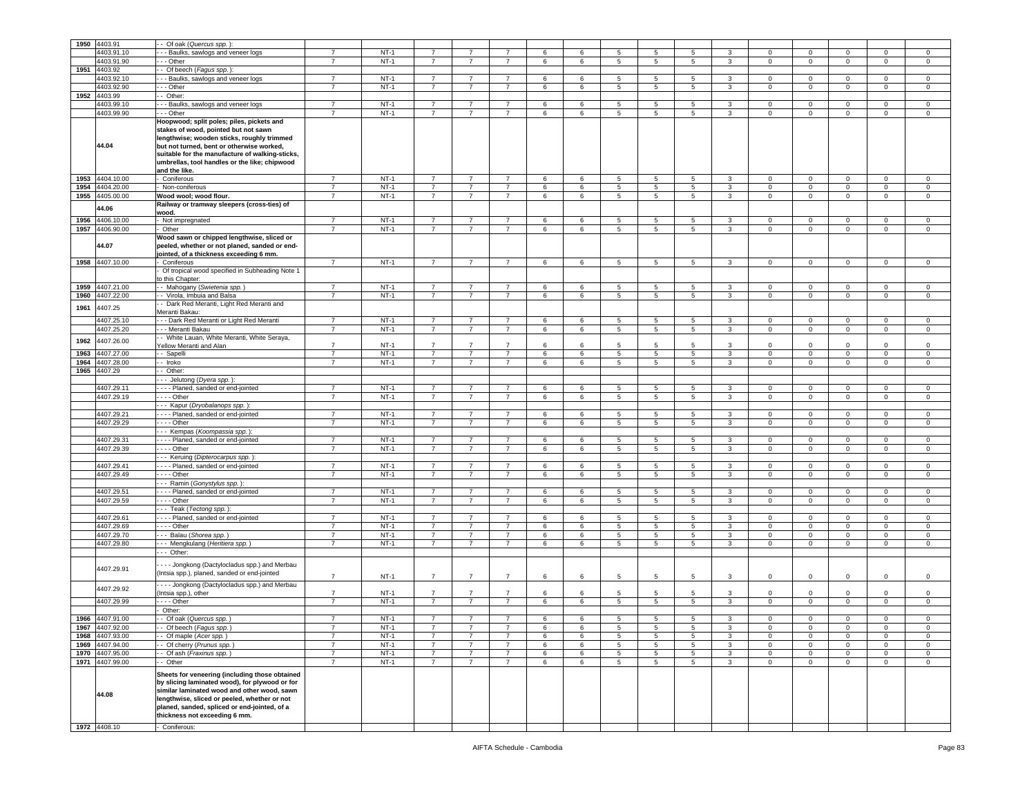| | | | | | | | | | | | | | | | | | | |
|---|---|---|---|---|---|---|---|---|---|---|---|---|---|---|---|---|---|---|
| 1950 | 4403.91 | - - Of oak (*Quercus spp.* ): | | | | | | | | | | | | | | | | |
| | 4403.91.10 | - - - Baulks, sawlogs and veneer logs | 7 | NT-1 | 7 | 7 | 7 | 6 | 6 | 5 | 5 | 5 | 3 | 0 | 0 | 0 | 0 | 0 |
| | 4403.91.90 | - - - Other | 7 | NT-1 | 7 | 7 | 7 | 6 | 6 | 5 | 5 | 5 | 3 | 0 | 0 | 0 | 0 | 0 |
| 1951 | 4403.92 | - - Of beech (*Fagus spp.* ): | | | | | | | | | | | | | | | | |
| | 4403.92.10 | - - - Baulks, sawlogs and veneer logs | 7 | NT-1 | 7 | 7 | 7 | 6 | 6 | 5 | 5 | 5 | 3 | 0 | 0 | 0 | 0 | 0 |
| | 4403.92.90 | - - - Other | 7 | NT-1 | 7 | 7 | 7 | 6 | 6 | 5 | 5 | 5 | 3 | 0 | 0 | 0 | 0 | 0 |
| 1952 | 4403.99 | - - Other: | | | | | | | | | | | | | | | | |
| | 4403.99.10 | - - - Baulks, sawlogs and veneer logs | 7 | NT-1 | 7 | 7 | 7 | 6 | 6 | 5 | 5 | 5 | 3 | 0 | 0 | 0 | 0 | 0 |
| | 4403.99.90 | - - - Other | 7 | NT-1 | 7 | 7 | 7 | 6 | 6 | 5 | 5 | 5 | 3 | 0 | 0 | 0 | 0 | 0 |
| | **44.04** | **Hoopwood; split poles; piles, pickets and stakes of wood, pointed but not sawn lengthwise; wooden sticks, roughly trimmed but not turned, bent or otherwise worked, suitable for the manufacture of walking-sticks, umbrellas, tool handles or the like; chipwood and the like.** | | | | | | | | | | | | | | | | |
| 1953 | 4404.10.00 | - Coniferous | 7 | NT-1 | 7 | 7 | 7 | 6 | 6 | 5 | 5 | 5 | 3 | 0 | 0 | 0 | 0 | 0 |
| 1954 | 4404.20.00 | - Non-coniferous | 7 | NT-1 | 7 | 7 | 7 | 6 | 6 | 5 | 5 | 5 | 3 | 0 | 0 | 0 | 0 | 0 |
| 1955 | 4405.00.00 | **Wood wool; wood flour.** | 7 | NT-1 | 7 | 7 | 7 | 6 | 6 | 5 | 5 | 5 | 3 | 0 | 0 | 0 | 0 | 0 |
| | **44.06** | **Railway or tramway sleepers (cross-ties) of wood.** | | | | | | | | | | | | | | | | |
| 1956 | 4406.10.00 | - Not impregnated | 7 | NT-1 | 7 | 7 | 7 | 6 | 6 | 5 | 5 | 5 | 3 | 0 | 0 | 0 | 0 | 0 |
| 1957 | 4406.90.00 | - Other | 7 | NT-1 | 7 | 7 | 7 | 6 | 6 | 5 | 5 | 5 | 3 | 0 | 0 | 0 | 0 | 0 |
| | **44.07** | **Wood sawn or chipped lengthwise, sliced or peeled, whether or not planed, sanded or end-jointed, of a thickness exceeding 6 mm.** | | | | | | | | | | | | | | | | |
| 1958 | 4407.10.00 | - Coniferous | 7 | NT-1 | 7 | 7 | 7 | 6 | 6 | 5 | 5 | 5 | 3 | 0 | 0 | 0 | 0 | 0 |
| | | - Of tropical wood specified in Subheading Note 1 to this Chapter: | | | | | | | | | | | | | | | | |
| 1959 | 4407.21.00 | - - Mahogany (*Swietenia spp.*) | 7 | NT-1 | 7 | 7 | 7 | 6 | 6 | 5 | 5 | 5 | 3 | 0 | 0 | 0 | 0 | 0 |
| 1960 | 4407.22.00 | - - Virola, Imbuia and Balsa | 7 | NT-1 | 7 | 7 | 7 | 6 | 6 | 5 | 5 | 5 | 3 | 0 | 0 | 0 | 0 | 0 |
| 1961 | 4407.25 | - - Dark Red Meranti, Light Red Meranti and Meranti Bakau: | | | | | | | | | | | | | | | | |
| | 4407.25.10 | - - - Dark Red Meranti or Light Red Meranti | 7 | NT-1 | 7 | 7 | 7 | 6 | 6 | 5 | 5 | 5 | 3 | 0 | 0 | 0 | 0 | 0 |
| | 4407.25.20 | - - - Meranti Bakau | 7 | NT-1 | 7 | 7 | 7 | 6 | 6 | 5 | 5 | 5 | 3 | 0 | 0 | 0 | 0 | 0 |
| 1962 | 4407.26.00 | - - White Lauan, White Meranti, White Seraya, Yellow Meranti and Alan | 7 | NT-1 | 7 | 7 | 7 | 6 | 6 | 5 | 5 | 5 | 3 | 0 | 0 | 0 | 0 | 0 |
| 1963 | 4407.27.00 | - - Sapelli | 7 | NT-1 | 7 | 7 | 7 | 6 | 6 | 5 | 5 | 5 | 3 | 0 | 0 | 0 | 0 | 0 |
| 1964 | 4407.28.00 | - - Iroko | 7 | NT-1 | 7 | 7 | 7 | 6 | 6 | 5 | 5 | 5 | 3 | 0 | 0 | 0 | 0 | 0 |
| 1965 | 4407.29 | - - Other: | | | | | | | | | | | | | | | | |
| | | - - - Jelutong (*Dyera spp.* ): | | | | | | | | | | | | | | | | |
| | 4407.29.11 | - - - - Planed, sanded or end-jointed | 7 | NT-1 | 7 | 7 | 7 | 6 | 6 | 5 | 5 | 5 | 3 | 0 | 0 | 0 | 0 | 0 |
| | 4407.29.19 | - - - - Other | 7 | NT-1 | 7 | 7 | 7 | 6 | 6 | 5 | 5 | 5 | 3 | 0 | 0 | 0 | 0 | 0 |
| | | - - - Kapur (*Dryobalanops spp.* ): | | | | | | | | | | | | | | | | |
| | 4407.29.21 | - - - - Planed, sanded or end-jointed | 7 | NT-1 | 7 | 7 | 7 | 6 | 6 | 5 | 5 | 5 | 3 | 0 | 0 | 0 | 0 | 0 |
| | 4407.29.29 | - - - - Other | 7 | NT-1 | 7 | 7 | 7 | 6 | 6 | 5 | 5 | 5 | 3 | 0 | 0 | 0 | 0 | 0 |
| | | - - - Kempas (*Koompassia spp.* ): | | | | | | | | | | | | | | | | |
| | 4407.29.31 | - - - - Planed, sanded or end-jointed | 7 | NT-1 | 7 | 7 | 7 | 6 | 6 | 5 | 5 | 5 | 3 | 0 | 0 | 0 | 0 | 0 |
| | 4407.29.39 | - - - - Other | 7 | NT-1 | 7 | 7 | 7 | 6 | 6 | 5 | 5 | 5 | 3 | 0 | 0 | 0 | 0 | 0 |
| | | - - - Keruing (*Dipterocarpus spp.* ): | | | | | | | | | | | | | | | | |
| | 4407.29.41 | - - - - Planed, sanded or end-jointed | 7 | NT-1 | 7 | 7 | 7 | 6 | 6 | 5 | 5 | 5 | 3 | 0 | 0 | 0 | 0 | 0 |
| | 4407.29.49 | - - - - Other | 7 | NT-1 | 7 | 7 | 7 | 6 | 6 | 5 | 5 | 5 | 3 | 0 | 0 | 0 | 0 | 0 |
| | | - - - Ramin (*Gonystylus spp.* ): | | | | | | | | | | | | | | | | |
| | 4407.29.51 | - - - - Planed, sanded or end-jointed | 7 | NT-1 | 7 | 7 | 7 | 6 | 6 | 5 | 5 | 5 | 3 | 0 | 0 | 0 | 0 | 0 |
| | 4407.29.59 | - - - - Other | 7 | NT-1 | 7 | 7 | 7 | 6 | 6 | 5 | 5 | 5 | 3 | 0 | 0 | 0 | 0 | 0 |
| | | - - - Teak (*Tectong spp.* ): | | | | | | | | | | | | | | | | |
| | 4407.29.61 | - - - - Planed, sanded or end-jointed | 7 | NT-1 | 7 | 7 | 7 | 6 | 6 | 5 | 5 | 5 | 3 | 0 | 0 | 0 | 0 | 0 |
| | 4407.29.69 | - - - - Other | 7 | NT-1 | 7 | 7 | 7 | 6 | 6 | 5 | 5 | 5 | 3 | 0 | 0 | 0 | 0 | 0 |
| | 4407.29.70 | - - - Balau (*Shorea spp.*) | 7 | NT-1 | 7 | 7 | 7 | 6 | 6 | 5 | 5 | 5 | 3 | 0 | 0 | 0 | 0 | 0 |
| | 4407.29.80 | - - - Mengkulang (*Heritiera spp.*) | 7 | NT-1 | 7 | 7 | 7 | 6 | 6 | 5 | 5 | 5 | 3 | 0 | 0 | 0 | 0 | 0 |
| | | - - - Other: | | | | | | | | | | | | | | | | |
| | 4407.29.91 | - - - - Jongkong (Dactylocladus spp.) and Merbau (Intsia spp.), planed, sanded or end-jointed | 7 | NT-1 | 7 | 7 | 7 | 6 | 6 | 5 | 5 | 5 | 3 | 0 | 0 | 0 | 0 | 0 |
| | 4407.29.92 | - - - - Jongkong (Dactylocladus spp.) and Merbau (Intsia spp.), other | 7 | NT-1 | 7 | 7 | 7 | 6 | 6 | 5 | 5 | 5 | 3 | 0 | 0 | 0 | 0 | 0 |
| | 4407.29.99 | - - - - Other | 7 | NT-1 | 7 | 7 | 7 | 6 | 6 | 5 | 5 | 5 | 3 | 0 | 0 | 0 | 0 | 0 |
| | | - Other: | | | | | | | | | | | | | | | | |
| 1966 | 4407.91.00 | - - Of oak (*Quercus spp.*) | 7 | NT-1 | 7 | 7 | 7 | 6 | 6 | 5 | 5 | 5 | 3 | 0 | 0 | 0 | 0 | 0 |
| 1967 | 4407.92.00 | - - Of beech (*Fagus spp.*) | 7 | NT-1 | 7 | 7 | 7 | 6 | 6 | 5 | 5 | 5 | 3 | 0 | 0 | 0 | 0 | 0 |
| 1968 | 4407.93.00 | - - Of maple (*Acer spp.*) | 7 | NT-1 | 7 | 7 | 7 | 6 | 6 | 5 | 5 | 5 | 3 | 0 | 0 | 0 | 0 | 0 |
| 1969 | 4407.94.00 | - - Of cherry (*Prunus spp.*) | 7 | NT-1 | 7 | 7 | 7 | 6 | 6 | 5 | 5 | 5 | 3 | 0 | 0 | 0 | 0 | 0 |
| 1970 | 4407.95.00 | - - Of ash (*Fraxinus spp.*) | 7 | NT-1 | 7 | 7 | 7 | 6 | 6 | 5 | 5 | 5 | 3 | 0 | 0 | 0 | 0 | 0 |
| 1971 | 4407.99.00 | - - Other | 7 | NT-1 | 7 | 7 | 7 | 6 | 6 | 5 | 5 | 5 | 3 | 0 | 0 | 0 | 0 | 0 |
| | **44.08** | **Sheets for veneering (including those obtained by slicing laminated wood), for plywood or for similar laminated wood and other wood, sawn lengthwise, sliced or peeled, whether or not planed, sanded, spliced or end-jointed, of a thickness not exceeding 6 mm.** | | | | | | | | | | | | | | | | |
| 1972 | 4408.10 | - Coniferous: | | | | | | | | | | | | | | | | |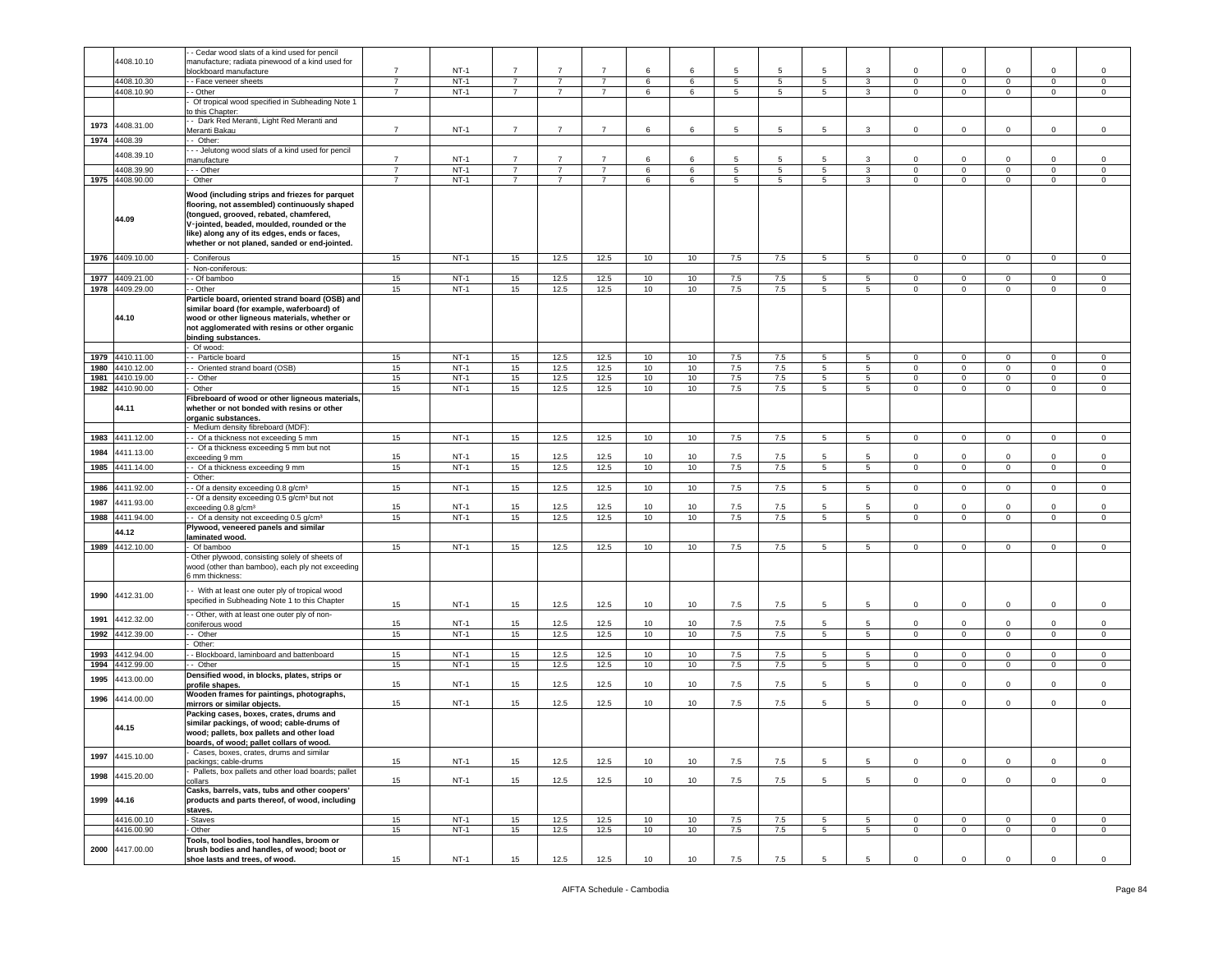| | 4408.10.10 | - - Cedar wood slats of a kind used for pencil manufacture; radiata pinewood of a kind used for blockboard manufacture | 7 | NT-1 | 7 | 7 | 7 | 6 | 6 | 5 | 5 | 5 | 3 | 0 | 0 | 0 | 0 | 0 |
|---|---|---|---|---|---|---|---|---|---|---|---|---|---|---|---|---|---|---|
| | 4408.10.30 | - - Face veneer sheets | 7 | NT-1 | 7 | 7 | 7 | 6 | 6 | 5 | 5 | 5 | 3 | 0 | 0 | 0 | 0 | 0 |
| | 4408.10.90 | - - Other | 7 | NT-1 | 7 | 7 | 7 | 6 | 6 | 5 | 5 | 5 | 3 | 0 | 0 | 0 | 0 | 0 |
| | | - Of tropical wood specified in Subheading Note 1 to this Chapter: | | | | | | | | | | | | | | | | |
| 1973 | 4408.31.00 | - - Dark Red Meranti, Light Red Meranti and Meranti Bakau | 7 | NT-1 | 7 | 7 | 7 | 6 | 6 | 5 | 5 | 5 | 3 | 0 | 0 | 0 | 0 | 0 |
| 1974 | 4408.39 | - - Other: | | | | | | | | | | | | | | | | |
| | 4408.39.10 | - - - Jelutong wood slats of a kind used for pencil manufacture | 7 | NT-1 | 7 | 7 | 7 | 6 | 6 | 5 | 5 | 5 | 3 | 0 | 0 | 0 | 0 | 0 |
| | 4408.39.90 | - - - Other | 7 | NT-1 | 7 | 7 | 7 | 6 | 6 | 5 | 5 | 5 | 3 | 0 | 0 | 0 | 0 | 0 |
| 1975 | 4408.90.00 | - Other | 7 | NT-1 | 7 | 7 | 7 | 6 | 6 | 5 | 5 | 5 | 3 | 0 | 0 | 0 | 0 | 0 |
| | **44.09** | **Wood (including strips and friezes for parquet flooring, not assembled) continuously shaped (tongued, grooved, rebated, chamfered, V-jointed, beaded, moulded, rounded or the like) along any of its edges, ends or faces, whether or not planed, sanded or end-jointed.** | | | | | | | | | | | | | | | | |
| 1976 | 4409.10.00 | - Coniferous | 15 | NT-1 | 15 | 12.5 | 12.5 | 10 | 10 | 7.5 | 7.5 | 5 | 5 | 0 | 0 | 0 | 0 | 0 |
| | | - Non-coniferous: | | | | | | | | | | | | | | | | |
| 1977 | 4409.21.00 | - - Of bamboo | 15 | NT-1 | 15 | 12.5 | 12.5 | 10 | 10 | 7.5 | 7.5 | 5 | 5 | 0 | 0 | 0 | 0 | 0 |
| 1978 | 4409.29.00 | - - Other | 15 | NT-1 | 15 | 12.5 | 12.5 | 10 | 10 | 7.5 | 7.5 | 5 | 5 | 0 | 0 | 0 | 0 | 0 |
| | **44.10** | **Particle board, oriented strand board (OSB) and similar board (for example, waferboard) of wood or other ligneous materials, whether or not agglomerated with resins or other organic binding substances.** | | | | | | | | | | | | | | | | |
| | | - Of wood: | | | | | | | | | | | | | | | | |
| 1979 | 4410.11.00 | - - Particle board | 15 | NT-1 | 15 | 12.5 | 12.5 | 10 | 10 | 7.5 | 7.5 | 5 | 5 | 0 | 0 | 0 | 0 | 0 |
| 1980 | 4410.12.00 | - - Oriented strand board (OSB) | 15 | NT-1 | 15 | 12.5 | 12.5 | 10 | 10 | 7.5 | 7.5 | 5 | 5 | 0 | 0 | 0 | 0 | 0 |
| 1981 | 4410.19.00 | - - Other | 15 | NT-1 | 15 | 12.5 | 12.5 | 10 | 10 | 7.5 | 7.5 | 5 | 5 | 0 | 0 | 0 | 0 | 0 |
| 1982 | 4410.90.00 | - Other | 15 | NT-1 | 15 | 12.5 | 12.5 | 10 | 10 | 7.5 | 7.5 | 5 | 5 | 0 | 0 | 0 | 0 | 0 |
| | **44.11** | **Fibreboard of wood or other ligneous materials, whether or not bonded with resins or other organic substances.** | | | | | | | | | | | | | | | | |
| | | - Medium density fibreboard (MDF): | | | | | | | | | | | | | | | | |
| 1983 | 4411.12.00 | - - Of a thickness not exceeding 5 mm | 15 | NT-1 | 15 | 12.5 | 12.5 | 10 | 10 | 7.5 | 7.5 | 5 | 5 | 0 | 0 | 0 | 0 | 0 |
| 1984 | 4411.13.00 | - - Of a thickness exceeding 5 mm but not exceeding 9 mm | 15 | NT-1 | 15 | 12.5 | 12.5 | 10 | 10 | 7.5 | 7.5 | 5 | 5 | 0 | 0 | 0 | 0 | 0 |
| 1985 | 4411.14.00 | - - Of a thickness exceeding 9 mm | 15 | NT-1 | 15 | 12.5 | 12.5 | 10 | 10 | 7.5 | 7.5 | 5 | 5 | 0 | 0 | 0 | 0 | 0 |
| | | - Other: | | | | | | | | | | | | | | | | |
| 1986 | 4411.92.00 | - - Of a density exceeding 0.8 g/cm³ | 15 | NT-1 | 15 | 12.5 | 12.5 | 10 | 10 | 7.5 | 7.5 | 5 | 5 | 0 | 0 | 0 | 0 | 0 |
| 1987 | 4411.93.00 | - - Of a density exceeding 0.5 g/cm³ but not exceeding 0.8 g/cm³ | 15 | NT-1 | 15 | 12.5 | 12.5 | 10 | 10 | 7.5 | 7.5 | 5 | 5 | 0 | 0 | 0 | 0 | 0 |
| 1988 | 4411.94.00 | - - Of a density not exceeding 0.5 g/cm³ | 15 | NT-1 | 15 | 12.5 | 12.5 | 10 | 10 | 7.5 | 7.5 | 5 | 5 | 0 | 0 | 0 | 0 | 0 |
| | **44.12** | **Plywood, veneered panels and similar laminated wood.** | | | | | | | | | | | | | | | | |
| 1989 | 4412.10.00 | - Of bamboo | 15 | NT-1 | 15 | 12.5 | 12.5 | 10 | 10 | 7.5 | 7.5 | 5 | 5 | 0 | 0 | 0 | 0 | 0 |
| | | - Other plywood, consisting solely of sheets of wood (other than bamboo), each ply not exceeding 6 mm thickness: | | | | | | | | | | | | | | | | |
| 1990 | 4412.31.00 | - - With at least one outer ply of tropical wood specified in Subheading Note 1 to this Chapter | 15 | NT-1 | 15 | 12.5 | 12.5 | 10 | 10 | 7.5 | 7.5 | 5 | 5 | 0 | 0 | 0 | 0 | 0 |
| 1991 | 4412.32.00 | - - Other, with at least one outer ply of non-coniferous wood | 15 | NT-1 | 15 | 12.5 | 12.5 | 10 | 10 | 7.5 | 7.5 | 5 | 5 | 0 | 0 | 0 | 0 | 0 |
| 1992 | 4412.39.00 | - - Other | 15 | NT-1 | 15 | 12.5 | 12.5 | 10 | 10 | 7.5 | 7.5 | 5 | 5 | 0 | 0 | 0 | 0 | 0 |
| | | - Other: | | | | | | | | | | | | | | | | |
| 1993 | 4412.94.00 | - - Blockboard, laminboard and battenboard | 15 | NT-1 | 15 | 12.5 | 12.5 | 10 | 10 | 7.5 | 7.5 | 5 | 5 | 0 | 0 | 0 | 0 | 0 |
| 1994 | 4412.99.00 | - - Other | 15 | NT-1 | 15 | 12.5 | 12.5 | 10 | 10 | 7.5 | 7.5 | 5 | 5 | 0 | 0 | 0 | 0 | 0 |
| 1995 | 4413.00.00 | **Densified wood, in blocks, plates, strips or profile shapes.** | 15 | NT-1 | 15 | 12.5 | 12.5 | 10 | 10 | 7.5 | 7.5 | 5 | 5 | 0 | 0 | 0 | 0 | 0 |
| 1996 | 4414.00.00 | **Wooden frames for paintings, photographs, mirrors or similar objects.** | 15 | NT-1 | 15 | 12.5 | 12.5 | 10 | 10 | 7.5 | 7.5 | 5 | 5 | 0 | 0 | 0 | 0 | 0 |
| | **44.15** | **Packing cases, boxes, crates, drums and similar packings, of wood; cable-drums of wood; pallets, box pallets and other load boards, of wood; pallet collars of wood.** | | | | | | | | | | | | | | | | |
| 1997 | 4415.10.00 | - Cases, boxes, crates, drums and similar packings; cable-drums | 15 | NT-1 | 15 | 12.5 | 12.5 | 10 | 10 | 7.5 | 7.5 | 5 | 5 | 0 | 0 | 0 | 0 | 0 |
| 1998 | 4415.20.00 | - Pallets, box pallets and other load boards; pallet collars | 15 | NT-1 | 15 | 12.5 | 12.5 | 10 | 10 | 7.5 | 7.5 | 5 | 5 | 0 | 0 | 0 | 0 | 0 |
| 1999 | 44.16 | **Casks, barrels, vats, tubs and other coopers' products and parts thereof, of wood, including staves.** | | | | | | | | | | | | | | | | |
| | 4416.00.10 | - Staves | 15 | NT-1 | 15 | 12.5 | 12.5 | 10 | 10 | 7.5 | 7.5 | 5 | 5 | 0 | 0 | 0 | 0 | 0 |
| | 4416.00.90 | - Other | 15 | NT-1 | 15 | 12.5 | 12.5 | 10 | 10 | 7.5 | 7.5 | 5 | 5 | 0 | 0 | 0 | 0 | 0 |
| 2000 | 4417.00.00 | **Tools, tool bodies, tool handles, broom or brush bodies and handles, of wood; boot or shoe lasts and trees, of wood.** | 15 | NT-1 | 15 | 12.5 | 12.5 | 10 | 10 | 7.5 | 7.5 | 5 | 5 | 0 | 0 | 0 | 0 | 0 |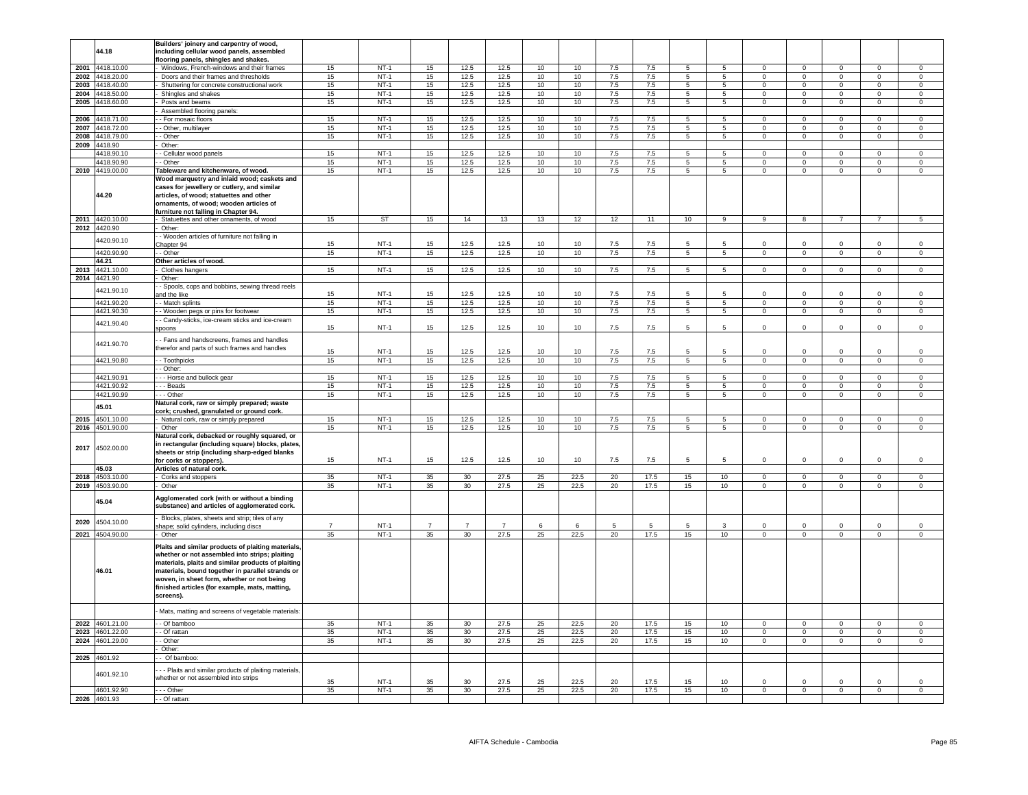| | 44.18 | Builders' joinery and carpentry of wood, including cellular wood panels, assembled flooring panels, shingles and shakes. | | | | | | | | | | | | | | | | |
|---|---|---|---|---|---|---|---|---|---|---|---|---|---|---|---|---|---|---|
| 2001 | 4418.10.00 | - Windows, French-windows and their frames | 15 | NT-1 | 15 | 12.5 | 12.5 | 10 | 10 | 7.5 | 7.5 | 5 | 5 | 0 | 0 | 0 | 0 | 0 |
| 2002 | 4418.20.00 | - Doors and their frames and thresholds | 15 | NT-1 | 15 | 12.5 | 12.5 | 10 | 10 | 7.5 | 7.5 | 5 | 5 | 0 | 0 | 0 | 0 | 0 |
| 2003 | 4418.40.00 | - Shuttering for concrete constructional work | 15 | NT-1 | 15 | 12.5 | 12.5 | 10 | 10 | 7.5 | 7.5 | 5 | 5 | 0 | 0 | 0 | 0 | 0 |
| 2004 | 4418.50.00 | - Shingles and shakes | 15 | NT-1 | 15 | 12.5 | 12.5 | 10 | 10 | 7.5 | 7.5 | 5 | 5 | 0 | 0 | 0 | 0 | 0 |
| 2005 | 4418.60.00 | - Posts and beams | 15 | NT-1 | 15 | 12.5 | 12.5 | 10 | 10 | 7.5 | 7.5 | 5 | 5 | 0 | 0 | 0 | 0 | 0 |
| | | - Assembled flooring panels: | | | | | | | | | | | | | | | | |
| 2006 | 4418.71.00 | - - For mosaic floors | 15 | NT-1 | 15 | 12.5 | 12.5 | 10 | 10 | 7.5 | 7.5 | 5 | 5 | 0 | 0 | 0 | 0 | 0 |
| 2007 | 4418.72.00 | - - Other, multilayer | 15 | NT-1 | 15 | 12.5 | 12.5 | 10 | 10 | 7.5 | 7.5 | 5 | 5 | 0 | 0 | 0 | 0 | 0 |
| 2008 | 4418.79.00 | - - Other | 15 | NT-1 | 15 | 12.5 | 12.5 | 10 | 10 | 7.5 | 7.5 | 5 | 5 | 0 | 0 | 0 | 0 | 0 |
| 2009 | 4418.90 | - Other: | | | | | | | | | | | | | | | | |
| | 4418.90.10 | - - Cellular wood panels | 15 | NT-1 | 15 | 12.5 | 12.5 | 10 | 10 | 7.5 | 7.5 | 5 | 5 | 0 | 0 | 0 | 0 | 0 |
| | 4418.90.90 | - - Other | 15 | NT-1 | 15 | 12.5 | 12.5 | 10 | 10 | 7.5 | 7.5 | 5 | 5 | 0 | 0 | 0 | 0 | 0 |
| 2010 | 4419.00.00 | Tableware and kitchenware, of wood. | 15 | NT-1 | 15 | 12.5 | 12.5 | 10 | 10 | 7.5 | 7.5 | 5 | 5 | 0 | 0 | 0 | 0 | 0 |
| | 44.20 | Wood marquetry and inlaid wood; caskets and cases for jewellery or cutlery, and similar articles, of wood; statuettes and other ornaments, of wood; wooden articles of furniture not falling in Chapter 94. | | | | | | | | | | | | | | | | |
| 2011 | 4420.10.00 | - Statuettes and other ornaments, of wood | 15 | ST | 15 | 14 | 13 | 13 | 12 | 12 | 11 | 10 | 9 | 9 | 8 | 7 | 7 | 5 |
| 2012 | 4420.90 | - Other: | | | | | | | | | | | | | | | | |
| | 4420.90.10 | - - Wooden articles of furniture not falling in Chapter 94 | 15 | NT-1 | 15 | 12.5 | 12.5 | 10 | 10 | 7.5 | 7.5 | 5 | 5 | 0 | 0 | 0 | 0 | 0 |
| | 4420.90.90 | - - Other | 15 | NT-1 | 15 | 12.5 | 12.5 | 10 | 10 | 7.5 | 7.5 | 5 | 5 | 0 | 0 | 0 | 0 | 0 |
| | 44.21 | Other articles of wood. | | | | | | | | | | | | | | | | |
| 2013 | 4421.10.00 | - Clothes hangers | 15 | NT-1 | 15 | 12.5 | 12.5 | 10 | 10 | 7.5 | 7.5 | 5 | 5 | 0 | 0 | 0 | 0 | 0 |
| 2014 | 4421.90 | - Other: | | | | | | | | | | | | | | | | |
| | 4421.90.10 | - - Spools, cops and bobbins, sewing thread reels and the like | 15 | NT-1 | 15 | 12.5 | 12.5 | 10 | 10 | 7.5 | 7.5 | 5 | 5 | 0 | 0 | 0 | 0 | 0 |
| | 4421.90.20 | - - Match splints | 15 | NT-1 | 15 | 12.5 | 12.5 | 10 | 10 | 7.5 | 7.5 | 5 | 5 | 0 | 0 | 0 | 0 | 0 |
| | 4421.90.30 | - - Wooden pegs or pins for footwear | 15 | NT-1 | 15 | 12.5 | 12.5 | 10 | 10 | 7.5 | 7.5 | 5 | 5 | 0 | 0 | 0 | 0 | 0 |
| | 4421.90.40 | - - Candy-sticks, ice-cream sticks and ice-cream spoons | 15 | NT-1 | 15 | 12.5 | 12.5 | 10 | 10 | 7.5 | 7.5 | 5 | 5 | 0 | 0 | 0 | 0 | 0 |
| | 4421.90.70 | - - Fans and handscreens, frames and handles therefor and parts of such frames and handles | 15 | NT-1 | 15 | 12.5 | 12.5 | 10 | 10 | 7.5 | 7.5 | 5 | 5 | 0 | 0 | 0 | 0 | 0 |
| | 4421.90.80 | - - Toothpicks | 15 | NT-1 | 15 | 12.5 | 12.5 | 10 | 10 | 7.5 | 7.5 | 5 | 5 | 0 | 0 | 0 | 0 | 0 |
| | | - - Other: | | | | | | | | | | | | | | | | |
| | 4421.90.91 | - - - Horse and bullock gear | 15 | NT-1 | 15 | 12.5 | 12.5 | 10 | 10 | 7.5 | 7.5 | 5 | 5 | 0 | 0 | 0 | 0 | 0 |
| | 4421.90.92 | - - - Beads | 15 | NT-1 | 15 | 12.5 | 12.5 | 10 | 10 | 7.5 | 7.5 | 5 | 5 | 0 | 0 | 0 | 0 | 0 |
| | 4421.90.99 | - - - Other | 15 | NT-1 | 15 | 12.5 | 12.5 | 10 | 10 | 7.5 | 7.5 | 5 | 5 | 0 | 0 | 0 | 0 | 0 |
| | 45.01 | Natural cork, raw or simply prepared; waste cork; crushed, granulated or ground cork. | | | | | | | | | | | | | | | | |
| 2015 | 4501.10.00 | - Natural cork, raw or simply prepared | 15 | NT-1 | 15 | 12.5 | 12.5 | 10 | 10 | 7.5 | 7.5 | 5 | 5 | 0 | 0 | 0 | 0 | 0 |
| 2016 | 4501.90.00 | - Other | 15 | NT-1 | 15 | 12.5 | 12.5 | 10 | 10 | 7.5 | 7.5 | 5 | 5 | 0 | 0 | 0 | 0 | 0 |
| 2017 | 4502.00.00 | Natural cork, debacked or roughly squared, or in rectangular (including square) blocks, plates, sheets or strip (including sharp-edged blanks for corks or stoppers). | 15 | NT-1 | 15 | 12.5 | 12.5 | 10 | 10 | 7.5 | 7.5 | 5 | 5 | 0 | 0 | 0 | 0 | 0 |
| | 45.03 | Articles of natural cork. | | | | | | | | | | | | | | | | |
| 2018 | 4503.10.00 | - Corks and stoppers | 35 | NT-1 | 35 | 30 | 27.5 | 25 | 22.5 | 20 | 17.5 | 15 | 10 | 0 | 0 | 0 | 0 | 0 |
| 2019 | 4503.90.00 | - Other | 35 | NT-1 | 35 | 30 | 27.5 | 25 | 22.5 | 20 | 17.5 | 15 | 10 | 0 | 0 | 0 | 0 | 0 |
| | 45.04 | Agglomerated cork (with or without a binding substance) and articles of agglomerated cork. | | | | | | | | | | | | | | | | |
| 2020 | 4504.10.00 | - Blocks, plates, sheets and strip; tiles of any shape; solid cylinders, including discs | 7 | NT-1 | 7 | 7 | 7 | 6 | 6 | 5 | 5 | 5 | 3 | 0 | 0 | 0 | 0 | 0 |
| 2021 | 4504.90.00 | - Other | 35 | NT-1 | 35 | 30 | 27.5 | 25 | 22.5 | 20 | 17.5 | 15 | 10 | 0 | 0 | 0 | 0 | 0 |
| | 46.01 | Plaits and similar products of plaiting materials, whether or not assembled into strips; plaiting materials, plaits and similar products of plaiting materials, bound together in parallel strands or woven, in sheet form, whether or not being finished articles (for example, mats, matting, screens). | | | | | | | | | | | | | | | | |
| | | - Mats, matting and screens of vegetable materials: | | | | | | | | | | | | | | | | |
| 2022 | 4601.21.00 | - - Of bamboo | 35 | NT-1 | 35 | 30 | 27.5 | 25 | 22.5 | 20 | 17.5 | 15 | 10 | 0 | 0 | 0 | 0 | 0 |
| 2023 | 4601.22.00 | - - Of rattan | 35 | NT-1 | 35 | 30 | 27.5 | 25 | 22.5 | 20 | 17.5 | 15 | 10 | 0 | 0 | 0 | 0 | 0 |
| 2024 | 4601.29.00 | - - Other | 35 | NT-1 | 35 | 30 | 27.5 | 25 | 22.5 | 20 | 17.5 | 15 | 10 | 0 | 0 | 0 | 0 | 0 |
| | | - Other: | | | | | | | | | | | | | | | | |
| 2025 | 4601.92 | - - Of bamboo: | | | | | | | | | | | | | | | | |
| | 4601.92.10 | - - - Plaits and similar products of plaiting materials, whether or not assembled into strips | 35 | NT-1 | 35 | 30 | 27.5 | 25 | 22.5 | 20 | 17.5 | 15 | 10 | 0 | 0 | 0 | 0 | 0 |
| | 4601.92.90 | - - - Other | 35 | NT-1 | 35 | 30 | 27.5 | 25 | 22.5 | 20 | 17.5 | 15 | 10 | 0 | 0 | 0 | 0 | 0 |
| 2026 | 4601.93 | - - Of rattan: | | | | | | | | | | | | | | | | |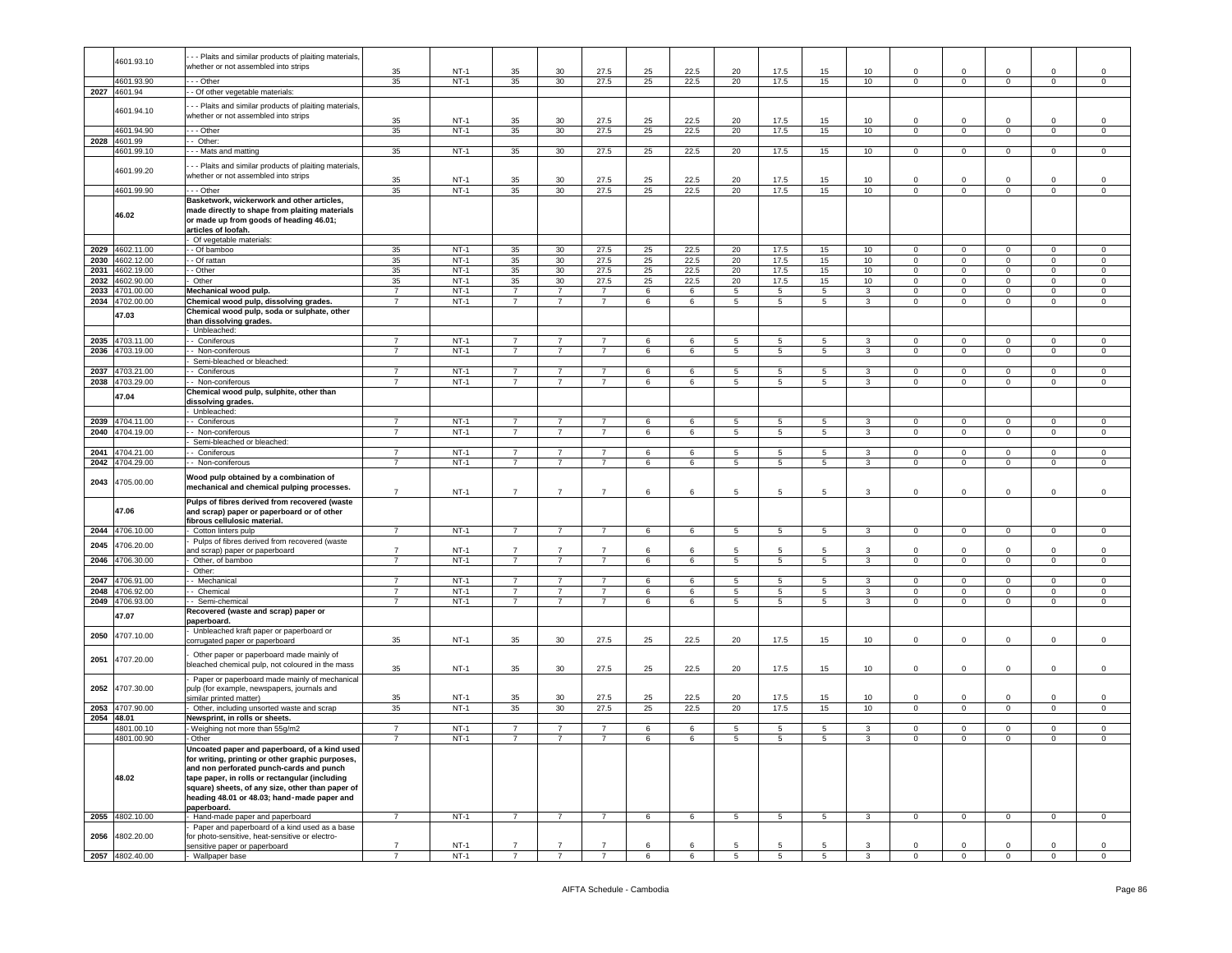| | 4601.93.10 | - - - Plaits and similar products of plaiting materials, whether or not assembled into strips | 35 | NT-1 | 35 | 30 | 27.5 | 25 | 22.5 | 20 | 17.5 | 15 | 10 | 0 | 0 | 0 | 0 | 0 |
|---|---|---|---|---|---|---|---|---|---|---|---|---|---|---|---|---|---|---|
| | 4601.93.90 | - - - Other | 35 | NT-1 | 35 | 30 | 27.5 | 25 | 22.5 | 20 | 17.5 | 15 | 10 | 0 | 0 | 0 | 0 | 0 |
| 2027 | 4601.94 | - - Of other vegetable materials: | | | | | | | | | | | | | | | | |
| | 4601.94.10 | - - - Plaits and similar products of plaiting materials, whether or not assembled into strips | 35 | NT-1 | 35 | 30 | 27.5 | 25 | 22.5 | 20 | 17.5 | 15 | 10 | 0 | 0 | 0 | 0 | 0 |
| | 4601.94.90 | - - - Other | 35 | NT-1 | 35 | 30 | 27.5 | 25 | 22.5 | 20 | 17.5 | 15 | 10 | 0 | 0 | 0 | 0 | 0 |
| 2028 | 4601.99 | - - Other: | | | | | | | | | | | | | | | | |
| | 4601.99.10 | - - - Mats and matting | 35 | NT-1 | 35 | 30 | 27.5 | 25 | 22.5 | 20 | 17.5 | 15 | 10 | 0 | 0 | 0 | 0 | 0 |
| | 4601.99.20 | - - - Plaits and similar products of plaiting materials, whether or not assembled into strips | 35 | NT-1 | 35 | 30 | 27.5 | 25 | 22.5 | 20 | 17.5 | 15 | 10 | 0 | 0 | 0 | 0 | 0 |
| | 4601.99.90 | - - - Other | 35 | NT-1 | 35 | 30 | 27.5 | 25 | 22.5 | 20 | 17.5 | 15 | 10 | 0 | 0 | 0 | 0 | 0 |
| | **46.02** | **Basketwork, wickerwork and other articles, made directly to shape from plaiting materials or made up from goods of heading 46.01; articles of loofah.** | | | | | | | | | | | | | | | | |
| | | - Of vegetable materials: | | | | | | | | | | | | | | | | |
| 2029 | 4602.11.00 | - - Of bamboo | 35 | NT-1 | 35 | 30 | 27.5 | 25 | 22.5 | 20 | 17.5 | 15 | 10 | 0 | 0 | 0 | 0 | 0 |
| 2030 | 4602.12.00 | - - Of rattan | 35 | NT-1 | 35 | 30 | 27.5 | 25 | 22.5 | 20 | 17.5 | 15 | 10 | 0 | 0 | 0 | 0 | 0 |
| 2031 | 4602.19.00 | - - Other | 35 | NT-1 | 35 | 30 | 27.5 | 25 | 22.5 | 20 | 17.5 | 15 | 10 | 0 | 0 | 0 | 0 | 0 |
| 2032 | 4602.90.00 | - Other | 35 | NT-1 | 35 | 30 | 27.5 | 25 | 22.5 | 20 | 17.5 | 15 | 10 | 0 | 0 | 0 | 0 | 0 |
| 2033 | 4701.00.00 | **Mechanical wood pulp.** | 7 | NT-1 | 7 | 7 | 7 | 6 | 6 | 5 | 5 | 5 | 3 | 0 | 0 | 0 | 0 | 0 |
| 2034 | 4702.00.00 | **Chemical wood pulp, dissolving grades.** | 7 | NT-1 | 7 | 7 | 7 | 6 | 6 | 5 | 5 | 5 | 3 | 0 | 0 | 0 | 0 | 0 |
| | **47.03** | **Chemical wood pulp, soda or sulphate, other than dissolving grades.** | | | | | | | | | | | | | | | | |
| | | - Unbleached: | | | | | | | | | | | | | | | | |
| 2035 | 4703.11.00 | - - Coniferous | 7 | NT-1 | 7 | 7 | 7 | 6 | 6 | 5 | 5 | 5 | 3 | 0 | 0 | 0 | 0 | 0 |
| 2036 | 4703.19.00 | - - Non-coniferous | 7 | NT-1 | 7 | 7 | 7 | 6 | 6 | 5 | 5 | 5 | 3 | 0 | 0 | 0 | 0 | 0 |
| | | - Semi-bleached or bleached: | | | | | | | | | | | | | | | | |
| 2037 | 4703.21.00 | - - Coniferous | 7 | NT-1 | 7 | 7 | 7 | 6 | 6 | 5 | 5 | 5 | 3 | 0 | 0 | 0 | 0 | 0 |
| 2038 | 4703.29.00 | - - Non-coniferous | 7 | NT-1 | 7 | 7 | 7 | 6 | 6 | 5 | 5 | 5 | 3 | 0 | 0 | 0 | 0 | 0 |
| | **47.04** | **Chemical wood pulp, sulphite, other than dissolving grades.** | | | | | | | | | | | | | | | | |
| | | - Unbleached: | | | | | | | | | | | | | | | | |
| 2039 | 4704.11.00 | - - Coniferous | 7 | NT-1 | 7 | 7 | 7 | 6 | 6 | 5 | 5 | 5 | 3 | 0 | 0 | 0 | 0 | 0 |
| 2040 | 4704.19.00 | - - Non-coniferous | 7 | NT-1 | 7 | 7 | 7 | 6 | 6 | 5 | 5 | 5 | 3 | 0 | 0 | 0 | 0 | 0 |
| | | - Semi-bleached or bleached: | | | | | | | | | | | | | | | | |
| 2041 | 4704.21.00 | - - Coniferous | 7 | NT-1 | 7 | 7 | 7 | 6 | 6 | 5 | 5 | 5 | 3 | 0 | 0 | 0 | 0 | 0 |
| 2042 | 4704.29.00 | - - Non-coniferous | 7 | NT-1 | 7 | 7 | 7 | 6 | 6 | 5 | 5 | 5 | 3 | 0 | 0 | 0 | 0 | 0 |
| 2043 | 4705.00.00 | **Wood pulp obtained by a combination of mechanical and chemical pulping processes.** | 7 | NT-1 | 7 | 7 | 7 | 6 | 6 | 5 | 5 | 5 | 3 | 0 | 0 | 0 | 0 | 0 |
| | **47.06** | **Pulps of fibres derived from recovered (waste and scrap) paper or paperboard or of other fibrous cellulosic material.** | | | | | | | | | | | | | | | | |
| 2044 | 4706.10.00 | - Cotton linters pulp | 7 | NT-1 | 7 | 7 | 7 | 6 | 6 | 5 | 5 | 5 | 3 | 0 | 0 | 0 | 0 | 0 |
| 2045 | 4706.20.00 | - Pulps of fibres derived from recovered (waste and scrap) paper or paperboard | 7 | NT-1 | 7 | 7 | 7 | 6 | 6 | 5 | 5 | 5 | 3 | 0 | 0 | 0 | 0 | 0 |
| 2046 | 4706.30.00 | - Other, of bamboo | 7 | NT-1 | 7 | 7 | 7 | 6 | 6 | 5 | 5 | 5 | 3 | 0 | 0 | 0 | 0 | 0 |
| | | - Other: | | | | | | | | | | | | | | | | |
| 2047 | 4706.91.00 | - - Mechanical | 7 | NT-1 | 7 | 7 | 7 | 6 | 6 | 5 | 5 | 5 | 3 | 0 | 0 | 0 | 0 | 0 |
| 2048 | 4706.92.00 | - - Chemical | 7 | NT-1 | 7 | 7 | 7 | 6 | 6 | 5 | 5 | 5 | 3 | 0 | 0 | 0 | 0 | 0 |
| 2049 | 4706.93.00 | - - Semi-chemical | 7 | NT-1 | 7 | 7 | 7 | 6 | 6 | 5 | 5 | 5 | 3 | 0 | 0 | 0 | 0 | 0 |
| | **47.07** | **Recovered (waste and scrap) paper or paperboard.** | | | | | | | | | | | | | | | | |
| 2050 | 4707.10.00 | - Unbleached kraft paper or paperboard or corrugated paper or paperboard | 35 | NT-1 | 35 | 30 | 27.5 | 25 | 22.5 | 20 | 17.5 | 15 | 10 | 0 | 0 | 0 | 0 | 0 |
| 2051 | 4707.20.00 | - Other paper or paperboard made mainly of bleached chemical pulp, not coloured in the mass | 35 | NT-1 | 35 | 30 | 27.5 | 25 | 22.5 | 20 | 17.5 | 15 | 10 | 0 | 0 | 0 | 0 | 0 |
| 2052 | 4707.30.00 | - Paper or paperboard made mainly of mechanical pulp (for example, newspapers, journals and similar printed matter) | 35 | NT-1 | 35 | 30 | 27.5 | 25 | 22.5 | 20 | 17.5 | 15 | 10 | 0 | 0 | 0 | 0 | 0 |
| 2053 | 4707.90.00 | - Other, including unsorted waste and scrap | 35 | NT-1 | 35 | 30 | 27.5 | 25 | 22.5 | 20 | 17.5 | 15 | 10 | 0 | 0 | 0 | 0 | 0 |
| 2054 | **48.01** | **Newsprint, in rolls or sheets.** | | | | | | | | | | | | | | | | |
| | 4801.00.10 | - Weighing not more than 55g/m2 | 7 | NT-1 | 7 | 7 | 7 | 6 | 6 | 5 | 5 | 5 | 3 | 0 | 0 | 0 | 0 | 0 |
| | 4801.00.90 | - Other | 7 | NT-1 | 7 | 7 | 7 | 6 | 6 | 5 | 5 | 5 | 3 | 0 | 0 | 0 | 0 | 0 |
| | **48.02** | **Uncoated paper and paperboard, of a kind used for writing, printing or other graphic purposes, and non perforated punch-cards and punch tape paper, in rolls or rectangular (including square) sheets, of any size, other than paper of heading 48.01 or 48.03; hand-made paper and paperboard.** | | | | | | | | | | | | | | | | |
| 2055 | 4802.10.00 | - Hand-made paper and paperboard | 7 | NT-1 | 7 | 7 | 7 | 6 | 6 | 5 | 5 | 5 | 3 | 0 | 0 | 0 | 0 | 0 |
| 2056 | 4802.20.00 | - Paper and paperboard of a kind used as a base for photo-sensitive, heat-sensitive or electro-sensitive paper or paperboard | 7 | NT-1 | 7 | 7 | 7 | 6 | 6 | 5 | 5 | 5 | 3 | 0 | 0 | 0 | 0 | 0 |
| 2057 | 4802.40.00 | - Wallpaper base | 7 | NT-1 | 7 | 7 | 7 | 6 | 6 | 5 | 5 | 5 | 3 | 0 | 0 | 0 | 0 | 0 |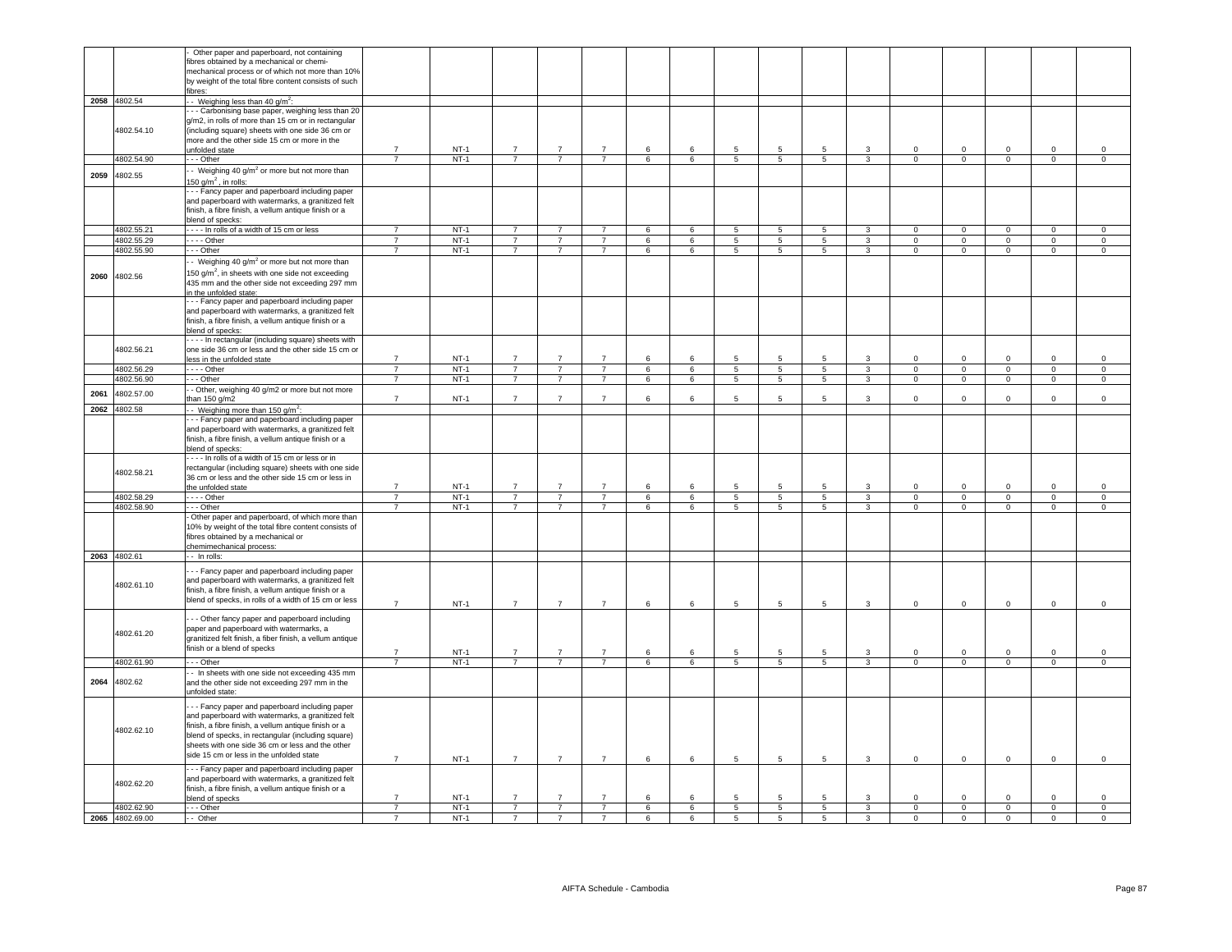| | | | | | | | | | | | | | | | | | |
|---|---|---|---|---|---|---|---|---|---|---|---|---|---|---|---|---|---|
| | | - Other paper and paperboard, not containing fibres obtained by a mechanical or chemi-mechanical process or of which not more than 10% by weight of the total fibre content consists of such fibres: | | | | | | | | | | | | | | | |
| 2058 | 4802.54 | - - Weighing less than 40 g/m$^2$: | | | | | | | | | | | | | | | |
| | 4802.54.10 | - - - Carbonising base paper, weighing less than 20 g/m2, in rolls of more than 15 cm or in rectangular (including square) sheets with one side 36 cm or more and the other side 15 cm or more in the unfolded state | 7 | NT-1 | 7 | 7 | 7 | 6 | 6 | 5 | 5 | 5 | 3 | 0 | 0 | 0 | 0 | 0 |
| | 4802.54.90 | - - - Other | 7 | NT-1 | 7 | 7 | 7 | 6 | 6 | 5 | 5 | 5 | 3 | 0 | 0 | 0 | 0 | 0 |
| 2059 | 4802.55 | - - Weighing 40 g/m$^2$ or more but not more than 150 g/m$^2$, in rolls: | | | | | | | | | | | | | | | |
| | | - - - Fancy paper and paperboard including paper and paperboard with watermarks, a granitized felt finish, a fibre finish, a vellum antique finish or a blend of specks: | | | | | | | | | | | | | | | |
| | 4802.55.21 | - - - - In rolls of a width of 15 cm or less | 7 | NT-1 | 7 | 7 | 7 | 6 | 6 | 5 | 5 | 5 | 3 | 0 | 0 | 0 | 0 | 0 |
| | 4802.55.29 | - - - - Other | 7 | NT-1 | 7 | 7 | 7 | 6 | 6 | 5 | 5 | 5 | 3 | 0 | 0 | 0 | 0 | 0 |
| | 4802.55.90 | - - - Other | 7 | NT-1 | 7 | 7 | 7 | 6 | 6 | 5 | 5 | 5 | 3 | 0 | 0 | 0 | 0 | 0 |
| 2060 | 4802.56 | - - Weighing 40 g/m$^2$ or more but not more than 150 g/m$^2$, in sheets with one side not exceeding 435 mm and the other side not exceeding 297 mm in the unfolded state: | | | | | | | | | | | | | | | |
| | | - - - Fancy paper and paperboard including paper and paperboard with watermarks, a granitized felt finish, a fibre finish, a vellum antique finish or a blend of specks: | | | | | | | | | | | | | | | |
| | 4802.56.21 | - - - - In rectangular (including square) sheets with one side 36 cm or less and the other side 15 cm or less in the unfolded state | 7 | NT-1 | 7 | 7 | 7 | 6 | 6 | 5 | 5 | 5 | 3 | 0 | 0 | 0 | 0 | 0 |
| | 4802.56.29 | - - - - Other | 7 | NT-1 | 7 | 7 | 7 | 6 | 6 | 5 | 5 | 5 | 3 | 0 | 0 | 0 | 0 | 0 |
| | 4802.56.90 | - - - Other | 7 | NT-1 | 7 | 7 | 7 | 6 | 6 | 5 | 5 | 5 | 3 | 0 | 0 | 0 | 0 | 0 |
| 2061 | 4802.57.00 | - - Other, weighing 40 g/m2 or more but not more than 150 g/m2 | 7 | NT-1 | 7 | 7 | 7 | 6 | 6 | 5 | 5 | 5 | 3 | 0 | 0 | 0 | 0 | 0 |
| 2062 | 4802.58 | - - Weighing more than 150 g/m$^2$: | | | | | | | | | | | | | | | |
| | | - - - Fancy paper and paperboard including paper and paperboard with watermarks, a granitized felt finish, a fibre finish, a vellum antique finish or a blend of specks: | | | | | | | | | | | | | | | |
| | 4802.58.21 | - - - - In rolls of a width of 15 cm or less or in rectangular (including square) sheets with one side 36 cm or less and the other side 15 cm or less in the unfolded state | 7 | NT-1 | 7 | 7 | 7 | 6 | 6 | 5 | 5 | 5 | 3 | 0 | 0 | 0 | 0 | 0 |
| | 4802.58.29 | - - - - Other | 7 | NT-1 | 7 | 7 | 7 | 6 | 6 | 5 | 5 | 5 | 3 | 0 | 0 | 0 | 0 | 0 |
| | 4802.58.90 | - - - Other | 7 | NT-1 | 7 | 7 | 7 | 6 | 6 | 5 | 5 | 5 | 3 | 0 | 0 | 0 | 0 | 0 |
| | | - Other paper and paperboard, of which more than 10% by weight of the total fibre content consists of fibres obtained by a mechanical or chemimechanical process: | | | | | | | | | | | | | | | |
| 2063 | 4802.61 | - - In rolls: | | | | | | | | | | | | | | | |
| | 4802.61.10 | - - - Fancy paper and paperboard including paper and paperboard with watermarks, a granitized felt finish, a fibre finish, a vellum antique finish or a blend of specks, in rolls of a width of 15 cm or less | 7 | NT-1 | 7 | 7 | 7 | 6 | 6 | 5 | 5 | 5 | 3 | 0 | 0 | 0 | 0 | 0 |
| | 4802.61.20 | - - - Other fancy paper and paperboard including paper and paperboard with watermarks, a granitized felt finish, a fiber finish, a vellum antique finish or a blend of specks | 7 | NT-1 | 7 | 7 | 7 | 6 | 6 | 5 | 5 | 5 | 3 | 0 | 0 | 0 | 0 | 0 |
| | 4802.61.90 | - - - Other | 7 | NT-1 | 7 | 7 | 7 | 6 | 6 | 5 | 5 | 5 | 3 | 0 | 0 | 0 | 0 | 0 |
| 2064 | 4802.62 | - - In sheets with one side not exceeding 435 mm and the other side not exceeding 297 mm in the unfolded state: | | | | | | | | | | | | | | | |
| | 4802.62.10 | - - - Fancy paper and paperboard including paper and paperboard with watermarks, a granitized felt finish, a fibre finish, a vellum antique finish or a blend of specks, in rectangular (including square) sheets with one side 36 cm or less and the other side 15 cm or less in the unfolded state | 7 | NT-1 | 7 | 7 | 7 | 6 | 6 | 5 | 5 | 5 | 3 | 0 | 0 | 0 | 0 | 0 |
| | 4802.62.20 | - - - Fancy paper and paperboard including paper and paperboard with watermarks, a granitized felt finish, a fibre finish, a vellum antique finish or a blend of specks | 7 | NT-1 | 7 | 7 | 7 | 6 | 6 | 5 | 5 | 5 | 3 | 0 | 0 | 0 | 0 | 0 |
| | 4802.62.90 | - - - Other | 7 | NT-1 | 7 | 7 | 7 | 6 | 6 | 5 | 5 | 5 | 3 | 0 | 0 | 0 | 0 | 0 |
| 2065 | 4802.69.00 | - - Other | 7 | NT-1 | 7 | 7 | 7 | 6 | 6 | 5 | 5 | 5 | 3 | 0 | 0 | 0 | 0 | 0 |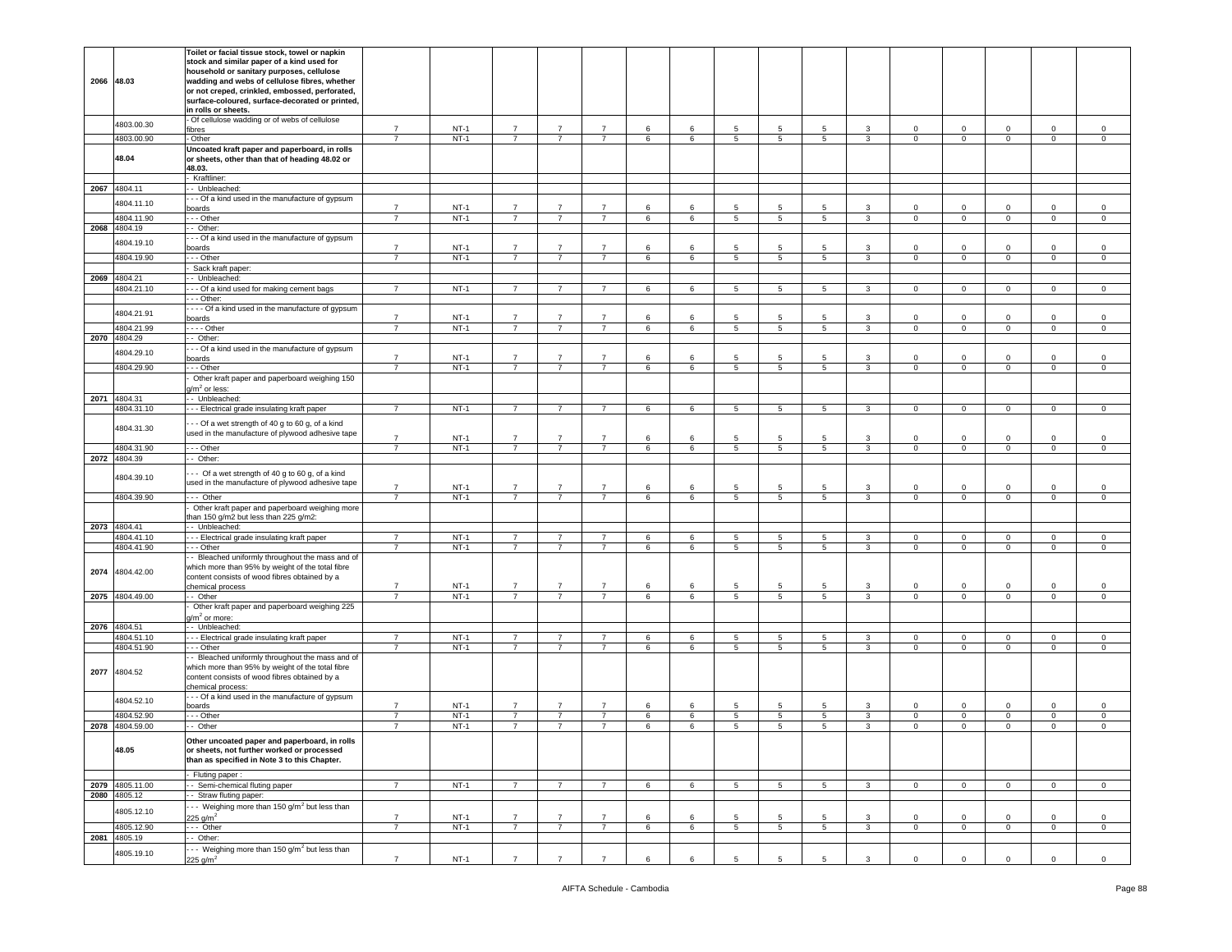| | | | | | | | | | | | | | | | | |
|---|---|---|---|---|---|---|---|---|---|---|---|---|---|---|---|---|
| 2066 | 48.03 | **Toilet or facial tissue stock, towel or napkin stock and similar paper of a kind used for household or sanitary purposes, cellulose wadding and webs of cellulose fibres, whether or not creped, crinkled, embossed, perforated, surface-coloured, surface-decorated or printed, in rolls or sheets.** | | | | | | | | | | | | | | | |
| | 4803.00.30 | - Of cellulose wadding or of webs of cellulose fibres | 7 | NT-1 | 7 | 7 | 7 | 6 | 6 | 5 | 5 | 5 | 3 | 0 | 0 | 0 | 0 | 0 |
| | 4803.00.90 | - Other | 7 | NT-1 | 7 | 7 | 7 | 6 | 6 | 5 | 5 | 5 | 3 | 0 | 0 | 0 | 0 | 0 |
| | 48.04 | **Uncoated kraft paper and paperboard, in rolls or sheets, other than that of heading 48.02 or 48.03.** | | | | | | | | | | | | | | | |
| | | - Kraftliner: | | | | | | | | | | | | | | | |
| 2067 | 4804.11 | - - Unbleached: | | | | | | | | | | | | | | | |
| | 4804.11.10 | - - - Of a kind used in the manufacture of gypsum boards | 7 | NT-1 | 7 | 7 | 7 | 6 | 6 | 5 | 5 | 5 | 3 | 0 | 0 | 0 | 0 | 0 |
| | 4804.11.90 | - - - Other | 7 | NT-1 | 7 | 7 | 7 | 6 | 6 | 5 | 5 | 5 | 3 | 0 | 0 | 0 | 0 | 0 |
| 2068 | 4804.19 | - - Other: | | | | | | | | | | | | | | | |
| | 4804.19.10 | - - - Of a kind used in the manufacture of gypsum boards | 7 | NT-1 | 7 | 7 | 7 | 6 | 6 | 5 | 5 | 5 | 3 | 0 | 0 | 0 | 0 | 0 |
| | 4804.19.90 | - - - Other | 7 | NT-1 | 7 | 7 | 7 | 6 | 6 | 5 | 5 | 5 | 3 | 0 | 0 | 0 | 0 | 0 |
| | | - Sack kraft paper: | | | | | | | | | | | | | | | |
| 2069 | 4804.21 | - - Unbleached: | | | | | | | | | | | | | | | |
| | 4804.21.10 | - - - Of a kind used for making cement bags | 7 | NT-1 | 7 | 7 | 7 | 6 | 6 | 5 | 5 | 5 | 3 | 0 | 0 | 0 | 0 | 0 |
| | | - - - Other: | | | | | | | | | | | | | | | |
| | 4804.21.91 | - - - - Of a kind used in the manufacture of gypsum boards | 7 | NT-1 | 7 | 7 | 7 | 6 | 6 | 5 | 5 | 5 | 3 | 0 | 0 | 0 | 0 | 0 |
| | 4804.21.99 | - - - - Other | 7 | NT-1 | 7 | 7 | 7 | 6 | 6 | 5 | 5 | 5 | 3 | 0 | 0 | 0 | 0 | 0 |
| 2070 | 4804.29 | - - Other: | | | | | | | | | | | | | | | |
| | 4804.29.10 | - - - Of a kind used in the manufacture of gypsum boards | 7 | NT-1 | 7 | 7 | 7 | 6 | 6 | 5 | 5 | 5 | 3 | 0 | 0 | 0 | 0 | 0 |
| | 4804.29.90 | - - - Other | 7 | NT-1 | 7 | 7 | 7 | 6 | 6 | 5 | 5 | 5 | 3 | 0 | 0 | 0 | 0 | 0 |
| | | - Other kraft paper and paperboard weighing 150 g/m$^2$ or less: | | | | | | | | | | | | | | | |
| 2071 | 4804.31 | - - Unbleached: | | | | | | | | | | | | | | | |
| | 4804.31.10 | - - - Electrical grade insulating kraft paper | 7 | NT-1 | 7 | 7 | 7 | 6 | 6 | 5 | 5 | 5 | 3 | 0 | 0 | 0 | 0 | 0 |
| | 4804.31.30 | - - - Of a wet strength of 40 g to 60 g, of a kind used in the manufacture of plywood adhesive tape | 7 | NT-1 | 7 | 7 | 7 | 6 | 6 | 5 | 5 | 5 | 3 | 0 | 0 | 0 | 0 | 0 |
| | 4804.31.90 | - - - Other | 7 | NT-1 | 7 | 7 | 7 | 6 | 6 | 5 | 5 | 5 | 3 | 0 | 0 | 0 | 0 | 0 |
| 2072 | 4804.39 | - - Other: | | | | | | | | | | | | | | | |
| | 4804.39.10 | - - - Of a wet strength of 40 g to 60 g, of a kind used in the manufacture of plywood adhesive tape | 7 | NT-1 | 7 | 7 | 7 | 6 | 6 | 5 | 5 | 5 | 3 | 0 | 0 | 0 | 0 | 0 |
| | 4804.39.90 | - - - Other | 7 | NT-1 | 7 | 7 | 7 | 6 | 6 | 5 | 5 | 5 | 3 | 0 | 0 | 0 | 0 | 0 |
| | | - Other kraft paper and paperboard weighing more than 150 g/m2 but less than 225 g/m2: | | | | | | | | | | | | | | | |
| 2073 | 4804.41 | - - Unbleached: | | | | | | | | | | | | | | | |
| | 4804.41.10 | - - - Electrical grade insulating kraft paper | 7 | NT-1 | 7 | 7 | 7 | 6 | 6 | 5 | 5 | 5 | 3 | 0 | 0 | 0 | 0 | 0 |
| | 4804.41.90 | - - - Other | 7 | NT-1 | 7 | 7 | 7 | 6 | 6 | 5 | 5 | 5 | 3 | 0 | 0 | 0 | 0 | 0 |
| 2074 | 4804.42.00 | - - Bleached uniformly throughout the mass and of which more than 95% by weight of the total fibre content consists of wood fibres obtained by a chemical process | 7 | NT-1 | 7 | 7 | 7 | 6 | 6 | 5 | 5 | 5 | 3 | 0 | 0 | 0 | 0 | 0 |
| 2075 | 4804.49.00 | - - Other | 7 | NT-1 | 7 | 7 | 7 | 6 | 6 | 5 | 5 | 5 | 3 | 0 | 0 | 0 | 0 | 0 |
| | | - Other kraft paper and paperboard weighing 225 g/m$^2$ or more: | | | | | | | | | | | | | | | |
| 2076 | 4804.51 | - - Unbleached: | | | | | | | | | | | | | | | |
| | 4804.51.10 | - - - Electrical grade insulating kraft paper | 7 | NT-1 | 7 | 7 | 7 | 6 | 6 | 5 | 5 | 5 | 3 | 0 | 0 | 0 | 0 | 0 |
| | 4804.51.90 | - - - Other | 7 | NT-1 | 7 | 7 | 7 | 6 | 6 | 5 | 5 | 5 | 3 | 0 | 0 | 0 | 0 | 0 |
| 2077 | 4804.52 | - - Bleached uniformly throughout the mass and of which more than 95% by weight of the total fibre content consists of wood fibres obtained by a chemical process: | | | | | | | | | | | | | | | |
| | 4804.52.10 | - - - Of a kind used in the manufacture of gypsum boards | 7 | NT-1 | 7 | 7 | 7 | 6 | 6 | 5 | 5 | 5 | 3 | 0 | 0 | 0 | 0 | 0 |
| | 4804.52.90 | - - - Other | 7 | NT-1 | 7 | 7 | 7 | 6 | 6 | 5 | 5 | 5 | 3 | 0 | 0 | 0 | 0 | 0 |
| 2078 | 4804.59.00 | - - Other | 7 | NT-1 | 7 | 7 | 7 | 6 | 6 | 5 | 5 | 5 | 3 | 0 | 0 | 0 | 0 | 0 |
| | 48.05 | **Other uncoated paper and paperboard, in rolls or sheets, not further worked or processed than as specified in Note 3 to this Chapter.** | | | | | | | | | | | | | | | |
| | | - Fluting paper : | | | | | | | | | | | | | | | |
| 2079 | 4805.11.00 | - - Semi-chemical fluting paper | 7 | NT-1 | 7 | 7 | 7 | 6 | 6 | 5 | 5 | 5 | 3 | 0 | 0 | 0 | 0 | 0 |
| 2080 | 4805.12 | - - Straw fluting paper: | | | | | | | | | | | | | | | |
| | 4805.12.10 | - - - Weighing more than 150 g/m$^2$ but less than 225 g/m$^2$ | 7 | NT-1 | 7 | 7 | 7 | 6 | 6 | 5 | 5 | 5 | 3 | 0 | 0 | 0 | 0 | 0 |
| | 4805.12.90 | - - - Other | 7 | NT-1 | 7 | 7 | 7 | 6 | 6 | 5 | 5 | 5 | 3 | 0 | 0 | 0 | 0 | 0 |
| 2081 | 4805.19 | - - Other: | | | | | | | | | | | | | | | |
| | 4805.19.10 | - - - Weighing more than 150 g/m$^2$ but less than 225 g/m$^2$ | 7 | NT-1 | 7 | 7 | 7 | 6 | 6 | 5 | 5 | 5 | 3 | 0 | 0 | 0 | 0 | 0 |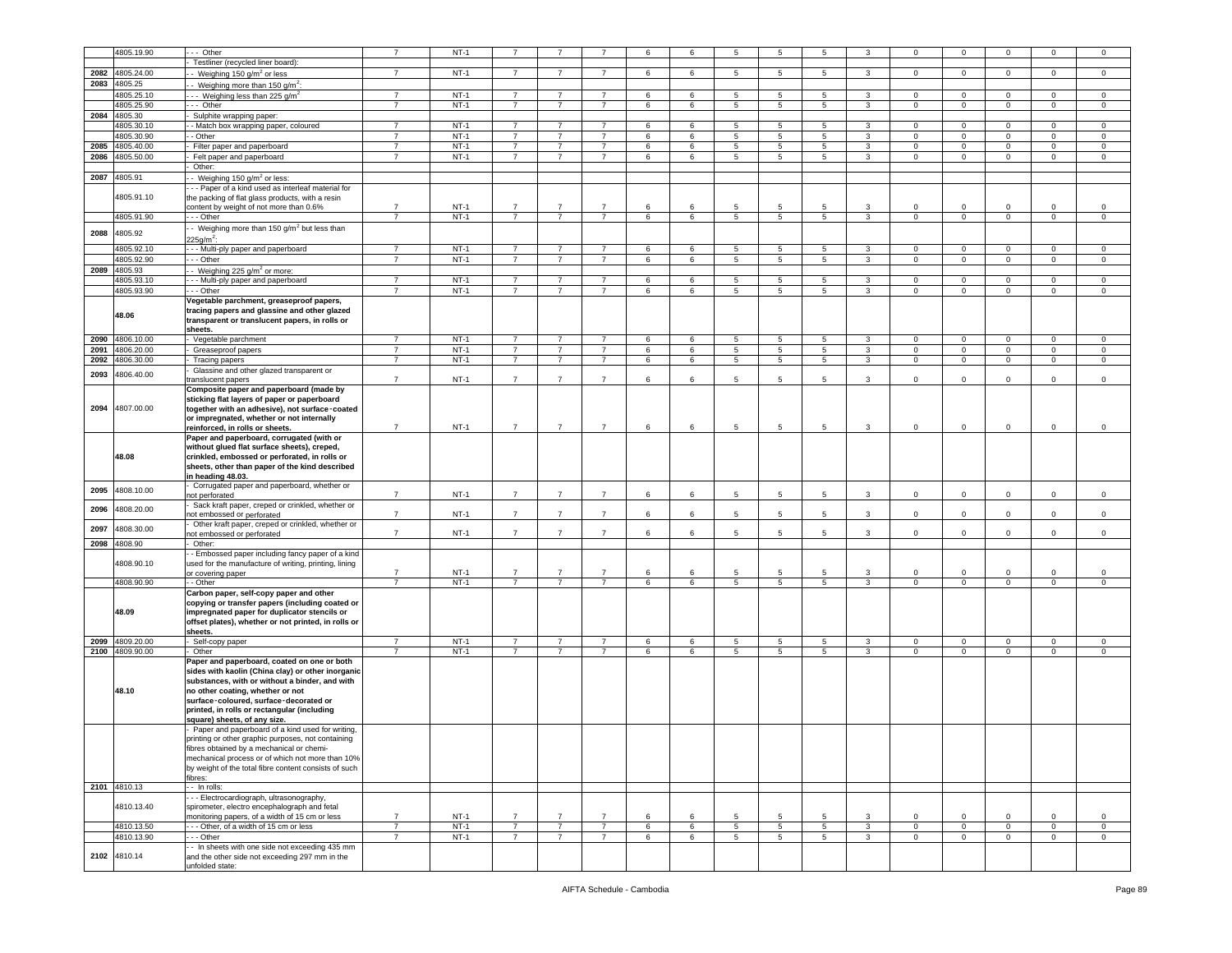| | 4805.19.90 | - - - Other | 7 | NT-1 | 7 | 7 | 7 | 6 | 6 | 5 | 5 | 5 | 3 | 0 | 0 | 0 | 0 | 0 |
|---|---|---|---|---|---|---|---|---|---|---|---|---|---|---|---|---|---|---|
| | | - Testliner (recycled liner board): | | | | | | | | | | | | | | | | |
| 2082 | 4805.24.00 | - - Weighing 150 g/m$^2$ or less | 7 | NT-1 | 7 | 7 | 7 | 6 | 6 | 5 | 5 | 5 | 3 | 0 | 0 | 0 | 0 | 0 |
| 2083 | 4805.25 | - - Weighing more than 150 g/m$^2$: | | | | | | | | | | | | | | | | |
| | 4805.25.10 | - - - Weighing less than 225 g/m$^2$ | 7 | NT-1 | 7 | 7 | 7 | 6 | 6 | 5 | 5 | 5 | 3 | 0 | 0 | 0 | 0 | 0 |
| | 4805.25.90 | - - - Other | 7 | NT-1 | 7 | 7 | 7 | 6 | 6 | 5 | 5 | 5 | 3 | 0 | 0 | 0 | 0 | 0 |
| 2084 | 4805.30 | - Sulphite wrapping paper: | | | | | | | | | | | | | | | | |
| | 4805.30.10 | - - Match box wrapping paper, coloured | 7 | NT-1 | 7 | 7 | 7 | 6 | 6 | 5 | 5 | 5 | 3 | 0 | 0 | 0 | 0 | 0 |
| | 4805.30.90 | - - Other | 7 | NT-1 | 7 | 7 | 7 | 6 | 6 | 5 | 5 | 5 | 3 | 0 | 0 | 0 | 0 | 0 |
| 2085 | 4805.40.00 | - Filter paper and paperboard | 7 | NT-1 | 7 | 7 | 7 | 6 | 6 | 5 | 5 | 5 | 3 | 0 | 0 | 0 | 0 | 0 |
| 2086 | 4805.50.00 | - Felt paper and paperboard | 7 | NT-1 | 7 | 7 | 7 | 6 | 6 | 5 | 5 | 5 | 3 | 0 | 0 | 0 | 0 | 0 |
| | | - Other: | | | | | | | | | | | | | | | | |
| 2087 | 4805.91 | - - Weighing 150 g/m$^2$ or less: | | | | | | | | | | | | | | | | |
| | 4805.91.10 | - - - Paper of a kind used as interleaf material for the packing of flat glass products, with a resin content by weight of not more than 0.6% | 7 | NT-1 | 7 | 7 | 7 | 6 | 6 | 5 | 5 | 5 | 3 | 0 | 0 | 0 | 0 | 0 |
| | 4805.91.90 | - - - Other | 7 | NT-1 | 7 | 7 | 7 | 6 | 6 | 5 | 5 | 5 | 3 | 0 | 0 | 0 | 0 | 0 |
| 2088 | 4805.92 | - - Weighing more than 150 g/m$^2$ but less than 225g/m$^2$: | | | | | | | | | | | | | | | | |
| | 4805.92.10 | - - - Multi-ply paper and paperboard | 7 | NT-1 | 7 | 7 | 7 | 6 | 6 | 5 | 5 | 5 | 3 | 0 | 0 | 0 | 0 | 0 |
| | 4805.92.90 | - - - Other | 7 | NT-1 | 7 | 7 | 7 | 6 | 6 | 5 | 5 | 5 | 3 | 0 | 0 | 0 | 0 | 0 |
| 2089 | 4805.93 | - - Weighing 225 g/m$^2$ or more: | | | | | | | | | | | | | | | | |
| | 4805.93.10 | - - - Multi-ply paper and paperboard | 7 | NT-1 | 7 | 7 | 7 | 6 | 6 | 5 | 5 | 5 | 3 | 0 | 0 | 0 | 0 | 0 |
| | 4805.93.90 | - - - Other | 7 | NT-1 | 7 | 7 | 7 | 6 | 6 | 5 | 5 | 5 | 3 | 0 | 0 | 0 | 0 | 0 |
| | **48.06** | **Vegetable parchment, greaseproof papers, tracing papers and glassine and other glazed transparent or translucent papers, in rolls or sheets.** | | | | | | | | | | | | | | | | |
| 2090 | 4806.10.00 | - Vegetable parchment | 7 | NT-1 | 7 | 7 | 7 | 6 | 6 | 5 | 5 | 5 | 3 | 0 | 0 | 0 | 0 | 0 |
| 2091 | 4806.20.00 | - Greaseproof papers | 7 | NT-1 | 7 | 7 | 7 | 6 | 6 | 5 | 5 | 5 | 3 | 0 | 0 | 0 | 0 | 0 |
| 2092 | 4806.30.00 | - Tracing papers | 7 | NT-1 | 7 | 7 | 7 | 6 | 6 | 5 | 5 | 5 | 3 | 0 | 0 | 0 | 0 | 0 |
| 2093 | 4806.40.00 | - Glassine and other glazed transparent or translucent papers | 7 | NT-1 | 7 | 7 | 7 | 6 | 6 | 5 | 5 | 5 | 3 | 0 | 0 | 0 | 0 | 0 |
| 2094 | 4807.00.00 | **Composite paper and paperboard (made by sticking flat layers of paper or paperboard together with an adhesive), not surface-coated or impregnated, whether or not internally reinforced, in rolls or sheets.** | 7 | NT-1 | 7 | 7 | 7 | 6 | 6 | 5 | 5 | 5 | 3 | 0 | 0 | 0 | 0 | 0 |
| | **48.08** | **Paper and paperboard, corrugated (with or without glued flat surface sheets), creped, crinkled, embossed or perforated, in rolls or sheets, other than paper of the kind described in heading 48.03.** | | | | | | | | | | | | | | | | |
| 2095 | 4808.10.00 | - Corrugated paper and paperboard, whether or not perforated | 7 | NT-1 | 7 | 7 | 7 | 6 | 6 | 5 | 5 | 5 | 3 | 0 | 0 | 0 | 0 | 0 |
| 2096 | 4808.20.00 | - Sack kraft paper, creped or crinkled, whether or not embossed or perforated | 7 | NT-1 | 7 | 7 | 7 | 6 | 6 | 5 | 5 | 5 | 3 | 0 | 0 | 0 | 0 | 0 |
| 2097 | 4808.30.00 | - Other kraft paper, creped or crinkled, whether or not embossed or perforated | 7 | NT-1 | 7 | 7 | 7 | 6 | 6 | 5 | 5 | 5 | 3 | 0 | 0 | 0 | 0 | 0 |
| 2098 | 4808.90 | - Other: | | | | | | | | | | | | | | | | |
| | 4808.90.10 | - - Embossed paper including fancy paper of a kind used for the manufacture of writing, printing, lining or covering paper | 7 | NT-1 | 7 | 7 | 7 | 6 | 6 | 5 | 5 | 5 | 3 | 0 | 0 | 0 | 0 | 0 |
| | 4808.90.90 | - - Other | 7 | NT-1 | 7 | 7 | 7 | 6 | 6 | 5 | 5 | 5 | 3 | 0 | 0 | 0 | 0 | 0 |
| | **48.09** | **Carbon paper, self-copy paper and other copying or transfer papers (including coated or impregnated paper for duplicator stencils or offset plates), whether or not printed, in rolls or sheets.** | | | | | | | | | | | | | | | | |
| 2099 | 4809.20.00 | - Self-copy paper | 7 | NT-1 | 7 | 7 | 7 | 6 | 6 | 5 | 5 | 5 | 3 | 0 | 0 | 0 | 0 | 0 |
| 2100 | 4809.90.00 | - Other | 7 | NT-1 | 7 | 7 | 7 | 6 | 6 | 5 | 5 | 5 | 3 | 0 | 0 | 0 | 0 | 0 |
| | **48.10** | **Paper and paperboard, coated on one or both sides with kaolin (China clay) or other inorganic substances, with or without a binder, and with no other coating, whether or not surface-coloured, surface-decorated or printed, in rolls or rectangular (including square) sheets, of any size.** | | | | | | | | | | | | | | | | |
| | | - Paper and paperboard of a kind used for writing, printing or other graphic purposes, not containing fibres obtained by a mechanical or chemi-mechanical process or of which not more than 10% by weight of the total fibre content consists of such fibres: | | | | | | | | | | | | | | | | |
| 2101 | 4810.13 | - - In rolls: | | | | | | | | | | | | | | | | |
| | 4810.13.40 | - - - Electrocardiograph, ultrasonography, spirometer, electro encephalograph and fetal monitoring papers, of a width of 15 cm or less | 7 | NT-1 | 7 | 7 | 7 | 6 | 6 | 5 | 5 | 5 | 3 | 0 | 0 | 0 | 0 | 0 |
| | 4810.13.50 | - - - Other, of a width of 15 cm or less | 7 | NT-1 | 7 | 7 | 7 | 6 | 6 | 5 | 5 | 5 | 3 | 0 | 0 | 0 | 0 | 0 |
| | 4810.13.90 | - - - Other | 7 | NT-1 | 7 | 7 | 7 | 6 | 6 | 5 | 5 | 5 | 3 | 0 | 0 | 0 | 0 | 0 |
| 2102 | 4810.14 | - - In sheets with one side not exceeding 435 mm and the other side not exceeding 297 mm in the unfolded state: | | | | | | | | | | | | | | | | |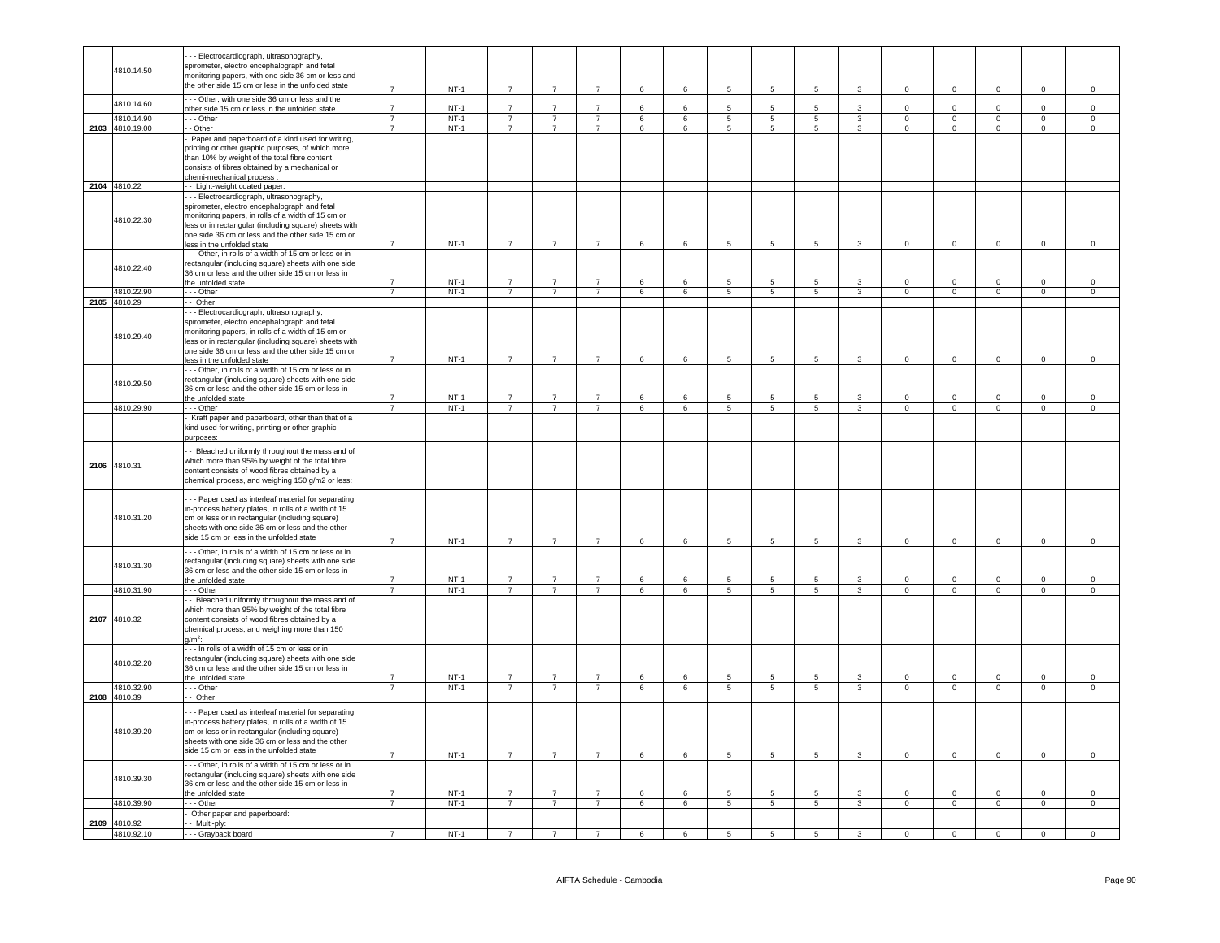| | | | | | | | | | | | | | | | | | | |
|---|---|---|---|---|---|---|---|---|---|---|---|---|---|---|---|---|---|---|
| | 4810.14.50 | - - - Electrocardiograph, ultrasonography, spirometer, electro encephalograph and fetal monitoring papers, with one side 36 cm or less and the other side 15 cm or less in the unfolded state | 7 | NT-1 | 7 | 7 | 7 | 6 | 6 | 5 | 5 | 5 | 3 | 0 | 0 | 0 | 0 | 0 |
| | 4810.14.60 | - - - Other, with one side 36 cm or less and the other side 15 cm or less in the unfolded state | 7 | NT-1 | 7 | 7 | 7 | 6 | 6 | 5 | 5 | 5 | 3 | 0 | 0 | 0 | 0 | 0 |
| | 4810.14.90 | - - - Other | 7 | NT-1 | 7 | 7 | 7 | 6 | 6 | 5 | 5 | 5 | 3 | 0 | 0 | 0 | 0 | 0 |
| 2103 | 4810.19.00 | - - Other | 7 | NT-1 | 7 | 7 | 7 | 6 | 6 | 5 | 5 | 5 | 3 | 0 | 0 | 0 | 0 | 0 |
| | | - Paper and paperboard of a kind used for writing, printing or other graphic purposes, of which more than 10% by weight of the total fibre content consists of fibres obtained by a mechanical or chemi-mechanical process : | | | | | | | | | | | | | | | | |
| 2104 | 4810.22 | - - Light-weight coated paper: | | | | | | | | | | | | | | | | |
| | 4810.22.30 | - - - Electrocardiograph, ultrasonography, spirometer, electro encephalograph and fetal monitoring papers, in rolls of a width of 15 cm or less or in rectangular (including square) sheets with one side 36 cm or less and the other side 15 cm or less in the unfolded state | 7 | NT-1 | 7 | 7 | 7 | 6 | 6 | 5 | 5 | 5 | 3 | 0 | 0 | 0 | 0 | 0 |
| | 4810.22.40 | - - - Other, in rolls of a width of 15 cm or less or in rectangular (including square) sheets with one side 36 cm or less and the other side 15 cm or less in the unfolded state | 7 | NT-1 | 7 | 7 | 7 | 6 | 6 | 5 | 5 | 5 | 3 | 0 | 0 | 0 | 0 | 0 |
| | 4810.22.90 | - - - Other | 7 | NT-1 | 7 | 7 | 7 | 6 | 6 | 5 | 5 | 5 | 3 | 0 | 0 | 0 | 0 | 0 |
| 2105 | 4810.29 | - - Other: | | | | | | | | | | | | | | | | |
| | 4810.29.40 | - - - Electrocardiograph, ultrasonography, spirometer, electro encephalograph and fetal monitoring papers, in rolls of a width of 15 cm or less or in rectangular (including square) sheets with one side 36 cm or less and the other side 15 cm or less in the unfolded state | 7 | NT-1 | 7 | 7 | 7 | 6 | 6 | 5 | 5 | 5 | 3 | 0 | 0 | 0 | 0 | 0 |
| | 4810.29.50 | - - - Other, in rolls of a width of 15 cm or less or in rectangular (including square) sheets with one side 36 cm or less and the other side 15 cm or less in the unfolded state | 7 | NT-1 | 7 | 7 | 7 | 6 | 6 | 5 | 5 | 5 | 3 | 0 | 0 | 0 | 0 | 0 |
| | 4810.29.90 | - - - Other | 7 | NT-1 | 7 | 7 | 7 | 6 | 6 | 5 | 5 | 5 | 3 | 0 | 0 | 0 | 0 | 0 |
| | | - Kraft paper and paperboard, other than that of a kind used for writing, printing or other graphic purposes: | | | | | | | | | | | | | | | | |
| 2106 | 4810.31 | - - Bleached uniformly throughout the mass and of which more than 95% by weight of the total fibre content consists of wood fibres obtained by a chemical process, and weighing 150 g/m2 or less: | | | | | | | | | | | | | | | | |
| | 4810.31.20 | - - - Paper used as interleaf material for separating in-process battery plates, in rolls of a width of 15 cm or less or in rectangular (including square) sheets with one side 36 cm or less and the other side 15 cm or less in the unfolded state | 7 | NT-1 | 7 | 7 | 7 | 6 | 6 | 5 | 5 | 5 | 3 | 0 | 0 | 0 | 0 | 0 |
| | 4810.31.30 | - - - Other, in rolls of a width of 15 cm or less or in rectangular (including square) sheets with one side 36 cm or less and the other side 15 cm or less in the unfolded state | 7 | NT-1 | 7 | 7 | 7 | 6 | 6 | 5 | 5 | 5 | 3 | 0 | 0 | 0 | 0 | 0 |
| | 4810.31.90 | - - - Other | 7 | NT-1 | 7 | 7 | 7 | 6 | 6 | 5 | 5 | 5 | 3 | 0 | 0 | 0 | 0 | 0 |
| 2107 | 4810.32 | - - Bleached uniformly throughout the mass and of which more than 95% by weight of the total fibre content consists of wood fibres obtained by a chemical process, and weighing more than 150 $g/m^2$: | | | | | | | | | | | | | | | | |
| | 4810.32.20 | - - - In rolls of a width of 15 cm or less or in rectangular (including square) sheets with one side 36 cm or less and the other side 15 cm or less in the unfolded state | 7 | NT-1 | 7 | 7 | 7 | 6 | 6 | 5 | 5 | 5 | 3 | 0 | 0 | 0 | 0 | 0 |
| | 4810.32.90 | - - - Other | 7 | NT-1 | 7 | 7 | 7 | 6 | 6 | 5 | 5 | 5 | 3 | 0 | 0 | 0 | 0 | 0 |
| 2108 | 4810.39 | - - Other: | | | | | | | | | | | | | | | | |
| | 4810.39.20 | - - - Paper used as interleaf material for separating in-process battery plates, in rolls of a width of 15 cm or less or in rectangular (including square) sheets with one side 36 cm or less and the other side 15 cm or less in the unfolded state | 7 | NT-1 | 7 | 7 | 7 | 6 | 6 | 5 | 5 | 5 | 3 | 0 | 0 | 0 | 0 | 0 |
| | 4810.39.30 | - - - Other, in rolls of a width of 15 cm or less or in rectangular (including square) sheets with one side 36 cm or less and the other side 15 cm or less in the unfolded state | 7 | NT-1 | 7 | 7 | 7 | 6 | 6 | 5 | 5 | 5 | 3 | 0 | 0 | 0 | 0 | 0 |
| | 4810.39.90 | - - - Other | 7 | NT-1 | 7 | 7 | 7 | 6 | 6 | 5 | 5 | 5 | 3 | 0 | 0 | 0 | 0 | 0 |
| | | - Other paper and paperboard: | | | | | | | | | | | | | | | | |
| 2109 | 4810.92 | - - Multi-ply: | | | | | | | | | | | | | | | | |
| | 4810.92.10 | - - - Grayback board | 7 | NT-1 | 7 | 7 | 7 | 6 | 6 | 5 | 5 | 5 | 3 | 0 | 0 | 0 | 0 | 0 |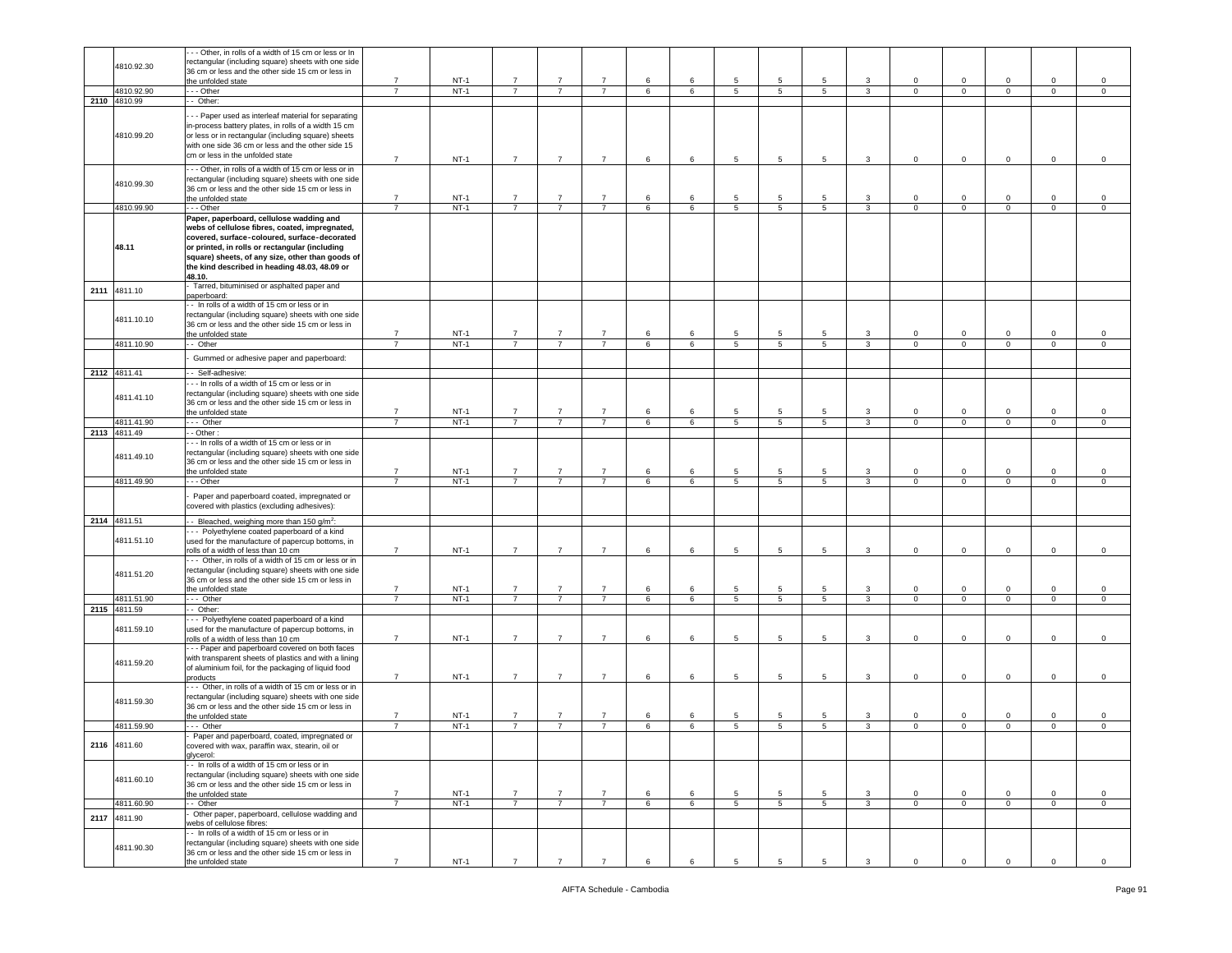| | | | | | | | | | | | | | | | | | |
|---|---|---|---|---|---|---|---|---|---|---|---|---|---|---|---|---|---|
| | 4810.92.30 | - - - Other, in rolls of a width of 15 cm or less or In rectangular (including square) sheets with one side 36 cm or less and the other side 15 cm or less in the unfolded state | 7 | NT-1 | 7 | 7 | 7 | 6 | 6 | 5 | 5 | 5 | 3 | 0 | 0 | 0 | 0 | 0 |
| | 4810.92.90 | - - - Other | 7 | NT-1 | 7 | 7 | 7 | 6 | 6 | 5 | 5 | 5 | 3 | 0 | 0 | 0 | 0 | 0 |
| 2110 | 4810.99 | - - Other: | | | | | | | | | | | | | | | | |
| | 4810.99.20 | - - - Paper used as interleaf material for separating in-process battery plates, in rolls of a width 15 cm or less or in rectangular (including square) sheets with one side 36 cm or less and the other side 15 cm or less in the unfolded state | 7 | NT-1 | 7 | 7 | 7 | 6 | 6 | 5 | 5 | 5 | 3 | 0 | 0 | 0 | 0 | 0 |
| | 4810.99.30 | - - - Other, in rolls of a width of 15 cm or less or in rectangular (including square) sheets with one side 36 cm or less and the other side 15 cm or less in the unfolded state | 7 | NT-1 | 7 | 7 | 7 | 6 | 6 | 5 | 5 | 5 | 3 | 0 | 0 | 0 | 0 | 0 |
| | 4810.99.90 | - - - Other | 7 | NT-1 | 7 | 7 | 7 | 6 | 6 | 5 | 5 | 5 | 3 | 0 | 0 | 0 | 0 | 0 |
| | **48.11** | **Paper, paperboard, cellulose wadding and webs of cellulose fibres, coated, impregnated, covered, surface-coloured, surface-decorated or printed, in rolls or rectangular (including square) sheets, of any size, other than goods of the kind described in heading 48.03, 48.09 or 48.10.** | | | | | | | | | | | | | | | | |
| 2111 | 4811.10 | - Tarred, bituminised or asphalted paper and paperboard: | | | | | | | | | | | | | | | | |
| | 4811.10.10 | - - In rolls of a width of 15 cm or less or in rectangular (including square) sheets with one side 36 cm or less and the other side 15 cm or less in the unfolded state | 7 | NT-1 | 7 | 7 | 7 | 6 | 6 | 5 | 5 | 5 | 3 | 0 | 0 | 0 | 0 | 0 |
| | 4811.10.90 | - - Other | 7 | NT-1 | 7 | 7 | 7 | 6 | 6 | 5 | 5 | 5 | 3 | 0 | 0 | 0 | 0 | 0 |
| | | - Gummed or adhesive paper and paperboard: | | | | | | | | | | | | | | | | |
| 2112 | 4811.41 | - - Self-adhesive: | | | | | | | | | | | | | | | | |
| | 4811.41.10 | - - - In rolls of a width of 15 cm or less or in rectangular (including square) sheets with one side 36 cm or less and the other side 15 cm or less in the unfolded state | 7 | NT-1 | 7 | 7 | 7 | 6 | 6 | 5 | 5 | 5 | 3 | 0 | 0 | 0 | 0 | 0 |
| | 4811.41.90 | - - - Other | 7 | NT-1 | 7 | 7 | 7 | 6 | 6 | 5 | 5 | 5 | 3 | 0 | 0 | 0 | 0 | 0 |
| 2113 | 4811.49 | - - Other : | | | | | | | | | | | | | | | | |
| | 4811.49.10 | - - - In rolls of a width of 15 cm or less or in rectangular (including square) sheets with one side 36 cm or less and the other side 15 cm or less in the unfolded state | 7 | NT-1 | 7 | 7 | 7 | 6 | 6 | 5 | 5 | 5 | 3 | 0 | 0 | 0 | 0 | 0 |
| | 4811.49.90 | - - - Other | 7 | NT-1 | 7 | 7 | 7 | 6 | 6 | 5 | 5 | 5 | 3 | 0 | 0 | 0 | 0 | 0 |
| | | - Paper and paperboard coated, impregnated or covered with plastics (excluding adhesives): | | | | | | | | | | | | | | | | |
| 2114 | 4811.51 | - - Bleached, weighing more than 150 g/m$^2$: | | | | | | | | | | | | | | | | |
| | 4811.51.10 | - - - Polyethylene coated paperboard of a kind used for the manufacture of papercup bottoms, in rolls of a width of less than 10 cm | 7 | NT-1 | 7 | 7 | 7 | 6 | 6 | 5 | 5 | 5 | 3 | 0 | 0 | 0 | 0 | 0 |
| | 4811.51.20 | - - - Other, in rolls of a width of 15 cm or less or in rectangular (including square) sheets with one side 36 cm or less and the other side 15 cm or less in the unfolded state | 7 | NT-1 | 7 | 7 | 7 | 6 | 6 | 5 | 5 | 5 | 3 | 0 | 0 | 0 | 0 | 0 |
| | 4811.51.90 | - - - Other | 7 | NT-1 | 7 | 7 | 7 | 6 | 6 | 5 | 5 | 5 | 3 | 0 | 0 | 0 | 0 | 0 |
| 2115 | 4811.59 | - - Other: | | | | | | | | | | | | | | | | |
| | 4811.59.10 | - - - Polyethylene coated paperboard of a kind used for the manufacture of papercup bottoms, in rolls of a width of less than 10 cm | 7 | NT-1 | 7 | 7 | 7 | 6 | 6 | 5 | 5 | 5 | 3 | 0 | 0 | 0 | 0 | 0 |
| | 4811.59.20 | - - - Paper and paperboard covered on both faces with transparent sheets of plastics and with a lining of aluminium foil, for the packaging of liquid food products | 7 | NT-1 | 7 | 7 | 7 | 6 | 6 | 5 | 5 | 5 | 3 | 0 | 0 | 0 | 0 | 0 |
| | 4811.59.30 | - - - Other, in rolls of a width of 15 cm or less or in rectangular (including square) sheets with one side 36 cm or less and the other side 15 cm or less in the unfolded state | 7 | NT-1 | 7 | 7 | 7 | 6 | 6 | 5 | 5 | 5 | 3 | 0 | 0 | 0 | 0 | 0 |
| | 4811.59.90 | - - - Other | 7 | NT-1 | 7 | 7 | 7 | 6 | 6 | 5 | 5 | 5 | 3 | 0 | 0 | 0 | 0 | 0 |
| 2116 | 4811.60 | - Paper and paperboard, coated, impregnated or covered with wax, paraffin wax, stearin, oil or glycerol: | | | | | | | | | | | | | | | | |
| | 4811.60.10 | - - In rolls of a width of 15 cm or less or in rectangular (including square) sheets with one side 36 cm or less and the other side 15 cm or less in the unfolded state | 7 | NT-1 | 7 | 7 | 7 | 6 | 6 | 5 | 5 | 5 | 3 | 0 | 0 | 0 | 0 | 0 |
| | 4811.60.90 | - - Other | 7 | NT-1 | 7 | 7 | 7 | 6 | 6 | 5 | 5 | 5 | 3 | 0 | 0 | 0 | 0 | 0 |
| 2117 | 4811.90 | - Other paper, paperboard, cellulose wadding and webs of cellulose fibres: | | | | | | | | | | | | | | | | |
| | 4811.90.30 | - - In rolls of a width of 15 cm or less or in rectangular (including square) sheets with one side 36 cm or less and the other side 15 cm or less in the unfolded state | 7 | NT-1 | 7 | 7 | 7 | 6 | 6 | 5 | 5 | 5 | 3 | 0 | 0 | 0 | 0 | 0 |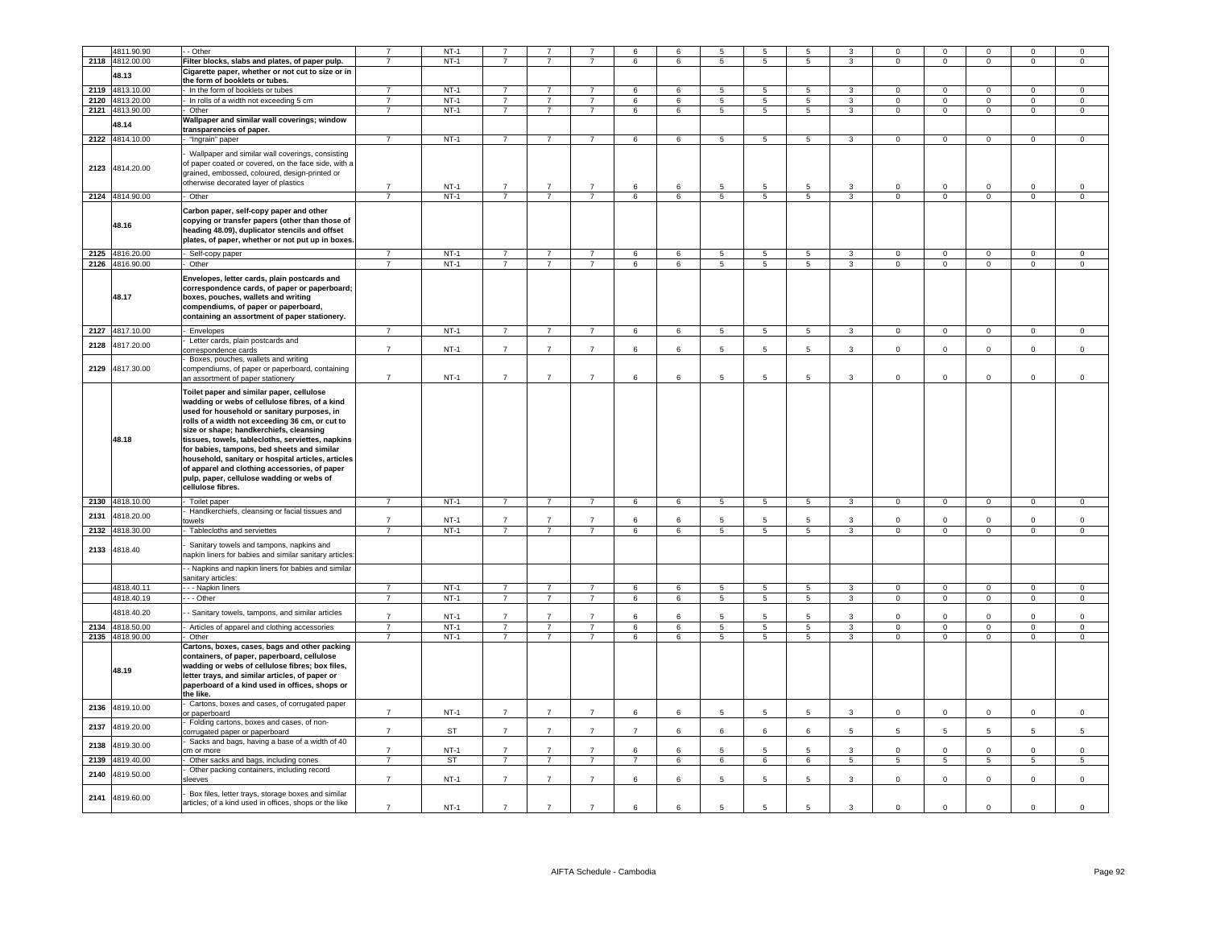| | 4811.90.90 | - - Other | 7 | NT-1 | 7 | 7 | 7 | 6 | 6 | 5 | 5 | 5 | 3 | 0 | 0 | 0 | 0 | 0 |
|---|---|---|---|---|---|---|---|---|---|---|---|---|---|---|---|---|---|---|
| 2118 | 4812.00.00 | **Filter blocks, slabs and plates, of paper pulp.** | 7 | NT-1 | 7 | 7 | 7 | 6 | 6 | 5 | 5 | 5 | 3 | 0 | 0 | 0 | 0 | 0 |
| | **48.13** | **Cigarette paper, whether or not cut to size or in the form of booklets or tubes.** | | | | | | | | | | | | | | | | |
| 2119 | 4813.10.00 | - In the form of booklets or tubes | 7 | NT-1 | 7 | 7 | 7 | 6 | 6 | 5 | 5 | 5 | 3 | 0 | 0 | 0 | 0 | 0 |
| 2120 | 4813.20.00 | - In rolls of a width not exceeding 5 cm | 7 | NT-1 | 7 | 7 | 7 | 6 | 6 | 5 | 5 | 5 | 3 | 0 | 0 | 0 | 0 | 0 |
| 2121 | 4813.90.00 | - Other | 7 | NT-1 | 7 | 7 | 7 | 6 | 6 | 5 | 5 | 5 | 3 | 0 | 0 | 0 | 0 | 0 |
| | **48.14** | **Wallpaper and similar wall coverings; window transparencies of paper.** | | | | | | | | | | | | | | | | |
| 2122 | 4814.10.00 | - "Ingrain" paper | 7 | NT-1 | 7 | 7 | 7 | 6 | 6 | 5 | 5 | 5 | 3 | 0 | 0 | 0 | 0 | 0 |
| 2123 | 4814.20.00 | - Wallpaper and similar wall coverings, consisting of paper coated or covered, on the face side, with a grained, embossed, coloured, design-printed or otherwise decorated layer of plastics | 7 | NT-1 | 7 | 7 | 7 | 6 | 6 | 5 | 5 | 5 | 3 | 0 | 0 | 0 | 0 | 0 |
| 2124 | 4814.90.00 | - Other | 7 | NT-1 | 7 | 7 | 7 | 6 | 6 | 5 | 5 | 5 | 3 | 0 | 0 | 0 | 0 | 0 |
| | **48.16** | **Carbon paper, self-copy paper and other copying or transfer papers (other than those of heading 48.09), duplicator stencils and offset plates, of paper, whether or not put up in boxes.** | | | | | | | | | | | | | | | | |
| 2125 | 4816.20.00 | - Self-copy paper | 7 | NT-1 | 7 | 7 | 7 | 6 | 6 | 5 | 5 | 5 | 3 | 0 | 0 | 0 | 0 | 0 |
| 2126 | 4816.90.00 | - Other | 7 | NT-1 | 7 | 7 | 7 | 6 | 6 | 5 | 5 | 5 | 3 | 0 | 0 | 0 | 0 | 0 |
| | **48.17** | **Envelopes, letter cards, plain postcards and correspondence cards, of paper or paperboard; boxes, pouches, wallets and writing compendiums, of paper or paperboard, containing an assortment of paper stationery.** | | | | | | | | | | | | | | | | |
| 2127 | 4817.10.00 | - Envelopes | 7 | NT-1 | 7 | 7 | 7 | 6 | 6 | 5 | 5 | 5 | 3 | 0 | 0 | 0 | 0 | 0 |
| 2128 | 4817.20.00 | - Letter cards, plain postcards and correspondence cards | 7 | NT-1 | 7 | 7 | 7 | 6 | 6 | 5 | 5 | 5 | 3 | 0 | 0 | 0 | 0 | 0 |
| 2129 | 4817.30.00 | - Boxes, pouches, wallets and writing compendiums, of paper or paperboard, containing an assortment of paper stationery | 7 | NT-1 | 7 | 7 | 7 | 6 | 6 | 5 | 5 | 5 | 3 | 0 | 0 | 0 | 0 | 0 |
| | **48.18** | **Toilet paper and similar paper, cellulose wadding or webs of cellulose fibres, of a kind used for household or sanitary purposes, in rolls of a width not exceeding 36 cm, or cut to size or shape; handkerchiefs, cleansing tissues, towels, tablecloths, serviettes, napkins for babies, tampons, bed sheets and similar household, sanitary or hospital articles, articles of apparel and clothing accessories, of paper pulp, paper, cellulose wadding or webs of cellulose fibres.** | | | | | | | | | | | | | | | | |
| 2130 | 4818.10.00 | - Toilet paper | 7 | NT-1 | 7 | 7 | 7 | 6 | 6 | 5 | 5 | 5 | 3 | 0 | 0 | 0 | 0 | 0 |
| 2131 | 4818.20.00 | - Handkerchiefs, cleansing or facial tissues and towels | 7 | NT-1 | 7 | 7 | 7 | 6 | 6 | 5 | 5 | 5 | 3 | 0 | 0 | 0 | 0 | 0 |
| 2132 | 4818.30.00 | - Tablecloths and serviettes | 7 | NT-1 | 7 | 7 | 7 | 6 | 6 | 5 | 5 | 5 | 3 | 0 | 0 | 0 | 0 | 0 |
| 2133 | 4818.40 | - Sanitary towels and tampons, napkins and napkin liners for babies and similar sanitary articles: | | | | | | | | | | | | | | | | |
| | | - - Napkins and napkin liners for babies and similar sanitary articles: | | | | | | | | | | | | | | | | |
| | 4818.40.11 | - - - Napkin liners | 7 | NT-1 | 7 | 7 | 7 | 6 | 6 | 5 | 5 | 5 | 3 | 0 | 0 | 0 | 0 | 0 |
| | 4818.40.19 | - - - Other | 7 | NT-1 | 7 | 7 | 7 | 6 | 6 | 5 | 5 | 5 | 3 | 0 | 0 | 0 | 0 | 0 |
| | 4818.40.20 | - - Sanitary towels, tampons, and similar articles | 7 | NT-1 | 7 | 7 | 7 | 6 | 6 | 5 | 5 | 5 | 3 | 0 | 0 | 0 | 0 | 0 |
| 2134 | 4818.50.00 | - Articles of apparel and clothing accessories | 7 | NT-1 | 7 | 7 | 7 | 6 | 6 | 5 | 5 | 5 | 3 | 0 | 0 | 0 | 0 | 0 |
| 2135 | 4818.90.00 | - Other | 7 | NT-1 | 7 | 7 | 7 | 6 | 6 | 5 | 5 | 5 | 3 | 0 | 0 | 0 | 0 | 0 |
| | **48.19** | **Cartons, boxes, cases, bags and other packing containers, of paper, paperboard, cellulose wadding or webs of cellulose fibres; box files, letter trays, and similar articles, of paper or paperboard of a kind used in offices, shops or the like.** | | | | | | | | | | | | | | | | |
| 2136 | 4819.10.00 | - Cartons, boxes and cases, of corrugated paper or paperboard | 7 | NT-1 | 7 | 7 | 7 | 6 | 6 | 5 | 5 | 5 | 3 | 0 | 0 | 0 | 0 | 0 |
| 2137 | 4819.20.00 | - Folding cartons, boxes and cases, of non-corrugated paper or paperboard | 7 | ST | 7 | 7 | 7 | 7 | 6 | 6 | 6 | 6 | 5 | 5 | 5 | 5 | 5 | 5 |
| 2138 | 4819.30.00 | - Sacks and bags, having a base of a width of 40 cm or more | 7 | NT-1 | 7 | 7 | 7 | 6 | 6 | 5 | 5 | 5 | 3 | 0 | 0 | 0 | 0 | 0 |
| 2139 | 4819.40.00 | - Other sacks and bags, including cones | 7 | ST | 7 | 7 | 7 | 7 | 6 | 6 | 6 | 6 | 5 | 5 | 5 | 5 | 5 | 5 |
| 2140 | 4819.50.00 | - Other packing containers, including record sleeves | 7 | NT-1 | 7 | 7 | 7 | 6 | 6 | 5 | 5 | 5 | 3 | 0 | 0 | 0 | 0 | 0 |
| 2141 | 4819.60.00 | - Box files, letter trays, storage boxes and similar articles, of a kind used in offices, shops or the like | 7 | NT-1 | 7 | 7 | 7 | 6 | 6 | 5 | 5 | 5 | 3 | 0 | 0 | 0 | 0 | 0 |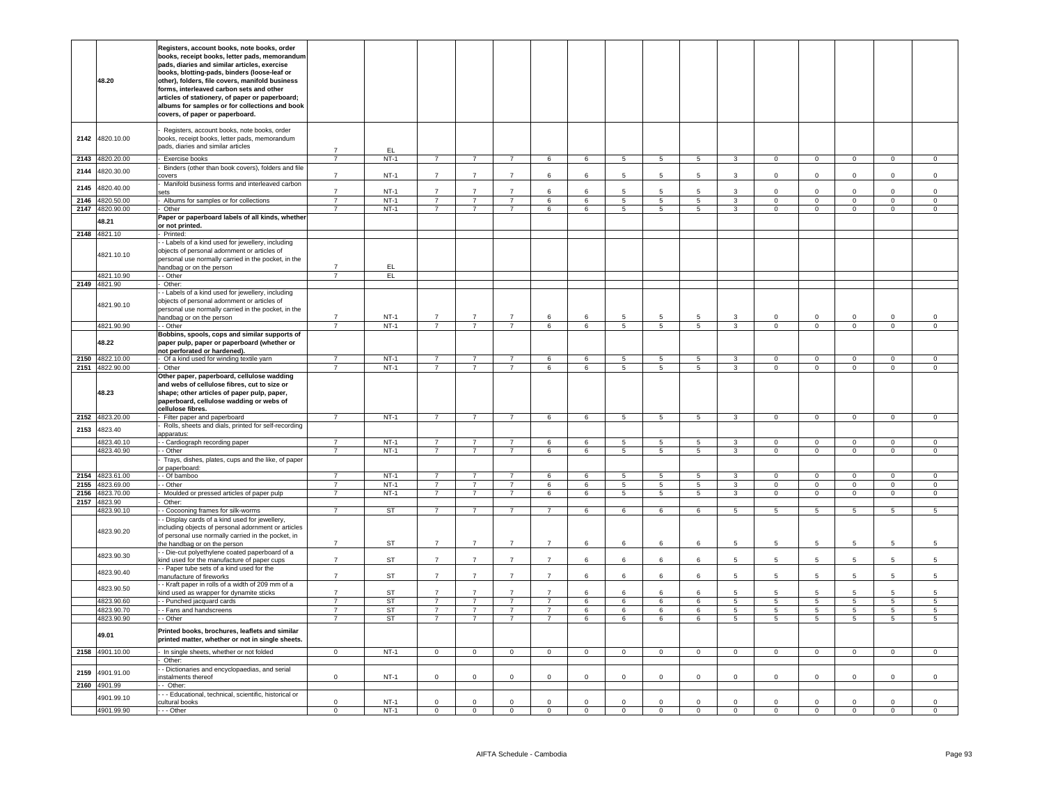| | 48.20 | Registers, account books, note books, order books, receipt books, letter pads, memorandum pads, diaries and similar articles, exercise books, blotting-pads, binders (loose-leaf or other), folders, file covers, manifold business forms, interleaved carbon sets and other articles of stationery, of paper or paperboard; albums for samples or for collections and book covers, of paper or paperboard. | | | | | | | | | | | | | | | | |
|---|---|---|---|---|---|---|---|---|---|---|---|---|---|---|---|---|---|---|
| 2142 | 4820.10.00 | - Registers, account books, note books, order books, receipt books, letter pads, memorandum pads, diaries and similar articles | 7 | EL | | | | | | | | | | | | | | |
| 2143 | 4820.20.00 | - Exercise books | 7 | NT-1 | 7 | 7 | 7 | 6 | 6 | 5 | 5 | 5 | 3 | 0 | 0 | 0 | 0 | 0 |
| 2144 | 4820.30.00 | - Binders (other than book covers), folders and file covers | 7 | NT-1 | 7 | 7 | 7 | 6 | 6 | 5 | 5 | 5 | 3 | 0 | 0 | 0 | 0 | 0 |
| 2145 | 4820.40.00 | - Manifold business forms and interleaved carbon sets | 7 | NT-1 | 7 | 7 | 7 | 6 | 6 | 5 | 5 | 5 | 3 | 0 | 0 | 0 | 0 | 0 |
| 2146 | 4820.50.00 | - Albums for samples or for collections | 7 | NT-1 | 7 | 7 | 7 | 6 | 6 | 5 | 5 | 5 | 3 | 0 | 0 | 0 | 0 | 0 |
| 2147 | 4820.90.00 | - Other | 7 | NT-1 | 7 | 7 | 7 | 6 | 6 | 5 | 5 | 5 | 3 | 0 | 0 | 0 | 0 | 0 |
| | 48.21 | Paper or paperboard labels of all kinds, whether or not printed. | | | | | | | | | | | | | | | | |
| 2148 | 4821.10 | - Printed: | | | | | | | | | | | | | | | | |
| | 4821.10.10 | - - Labels of a kind used for jewellery, including objects of personal adornment or articles of personal use normally carried in the pocket, in the handbag or on the person | 7 | EL | | | | | | | | | | | | | | |
| | 4821.10.90 | - - Other | 7 | EL | | | | | | | | | | | | | | |
| 2149 | 4821.90 | - Other: | | | | | | | | | | | | | | | | |
| | 4821.90.10 | - - Labels of a kind used for jewellery, including objects of personal adornment or articles of personal use normally carried in the pocket, in the handbag or on the person | 7 | NT-1 | 7 | 7 | 7 | 6 | 6 | 5 | 5 | 5 | 3 | 0 | 0 | 0 | 0 | 0 |
| | 4821.90.90 | - - Other | 7 | NT-1 | 7 | 7 | 7 | 6 | 6 | 5 | 5 | 5 | 3 | 0 | 0 | 0 | 0 | 0 |
| | 48.22 | Bobbins, spools, cops and similar supports of paper pulp, paper or paperboard (whether or not perforated or hardened). | | | | | | | | | | | | | | | | |
| 2150 | 4822.10.00 | - Of a kind used for winding textile yarn | 7 | NT-1 | 7 | 7 | 7 | 6 | 6 | 5 | 5 | 5 | 3 | 0 | 0 | 0 | 0 | 0 |
| 2151 | 4822.90.00 | - Other | 7 | NT-1 | 7 | 7 | 7 | 6 | 6 | 5 | 5 | 5 | 3 | 0 | 0 | 0 | 0 | 0 |
| | 48.23 | Other paper, paperboard, cellulose wadding and webs of cellulose fibres, cut to size or shape; other articles of paper pulp, paper, paperboard, cellulose wadding or webs of cellulose fibres. | | | | | | | | | | | | | | | | |
| 2152 | 4823.20.00 | - Filter paper and paperboard | 7 | NT-1 | 7 | 7 | 7 | 6 | 6 | 5 | 5 | 5 | 3 | 0 | 0 | 0 | 0 | 0 |
| 2153 | 4823.40 | - Rolls, sheets and dials, printed for self-recording apparatus: | | | | | | | | | | | | | | | | |
| | 4823.40.10 | - - Cardiograph recording paper | 7 | NT-1 | 7 | 7 | 7 | 6 | 6 | 5 | 5 | 5 | 3 | 0 | 0 | 0 | 0 | 0 |
| | 4823.40.90 | - - Other | 7 | NT-1 | 7 | 7 | 7 | 6 | 6 | 5 | 5 | 5 | 3 | 0 | 0 | 0 | 0 | 0 |
| | | - Trays, dishes, plates, cups and the like, of paper or paperboard: | | | | | | | | | | | | | | | | |
| 2154 | 4823.61.00 | - - Of bamboo | 7 | NT-1 | 7 | 7 | 7 | 6 | 6 | 5 | 5 | 5 | 3 | 0 | 0 | 0 | 0 | 0 |
| 2155 | 4823.69.00 | - - Other | 7 | NT-1 | 7 | 7 | 7 | 6 | 6 | 5 | 5 | 5 | 3 | 0 | 0 | 0 | 0 | 0 |
| 2156 | 4823.70.00 | - Moulded or pressed articles of paper pulp | 7 | NT-1 | 7 | 7 | 7 | 6 | 6 | 5 | 5 | 5 | 3 | 0 | 0 | 0 | 0 | 0 |
| 2157 | 4823.90 | - Other: | | | | | | | | | | | | | | | | |
| | 4823.90.10 | - - Cocooning frames for silk-worms | 7 | ST | 7 | 7 | 7 | 7 | 6 | 6 | 6 | 6 | 5 | 5 | 5 | 5 | 5 | 5 |
| | 4823.90.20 | - - Display cards of a kind used for jewellery, including objects of personal adornment or articles of personal use normally carried in the pocket, in the handbag or on the person | 7 | ST | 7 | 7 | 7 | 7 | 6 | 6 | 6 | 6 | 5 | 5 | 5 | 5 | 5 | 5 |
| | 4823.90.30 | - - Die-cut polyethylene coated paperboard of a kind used for the manufacture of paper cups | 7 | ST | 7 | 7 | 7 | 7 | 6 | 6 | 6 | 6 | 5 | 5 | 5 | 5 | 5 | 5 |
| | 4823.90.40 | - - Paper tube sets of a kind used for the manufacture of fireworks | 7 | ST | 7 | 7 | 7 | 7 | 6 | 6 | 6 | 6 | 5 | 5 | 5 | 5 | 5 | 5 |
| | 4823.90.50 | - - Kraft paper in rolls of a width of 209 mm of a kind used as wrapper for dynamite sticks | 7 | ST | 7 | 7 | 7 | 7 | 6 | 6 | 6 | 6 | 5 | 5 | 5 | 5 | 5 | 5 |
| | 4823.90.60 | - - Punched jacquard cards | 7 | ST | 7 | 7 | 7 | 7 | 6 | 6 | 6 | 6 | 5 | 5 | 5 | 5 | 5 | 5 |
| | 4823.90.70 | - - Fans and handscreens | 7 | ST | 7 | 7 | 7 | 7 | 6 | 6 | 6 | 6 | 5 | 5 | 5 | 5 | 5 | 5 |
| | 4823.90.90 | - - Other | 7 | ST | 7 | 7 | 7 | 7 | 6 | 6 | 6 | 6 | 5 | 5 | 5 | 5 | 5 | 5 |
| | 49.01 | Printed books, brochures, leaflets and similar printed matter, whether or not in single sheets. | | | | | | | | | | | | | | | | |
| 2158 | 4901.10.00 | - In single sheets, whether or not folded | 0 | NT-1 | 0 | 0 | 0 | 0 | 0 | 0 | 0 | 0 | 0 | 0 | 0 | 0 | 0 | 0 |
| | | - Other: | | | | | | | | | | | | | | | | |
| 2159 | 4901.91.00 | - - Dictionaries and encyclopaedias, and serial instalments thereof | 0 | NT-1 | 0 | 0 | 0 | 0 | 0 | 0 | 0 | 0 | 0 | 0 | 0 | 0 | 0 | 0 |
| 2160 | 4901.99 | - - Other: | | | | | | | | | | | | | | | | |
| | 4901.99.10 | - - - Educational, technical, scientific, historical or cultural books | 0 | NT-1 | 0 | 0 | 0 | 0 | 0 | 0 | 0 | 0 | 0 | 0 | 0 | 0 | 0 | 0 |
| | 4901.99.90 | - - - Other | 0 | NT-1 | 0 | 0 | 0 | 0 | 0 | 0 | 0 | 0 | 0 | 0 | 0 | 0 | 0 | 0 |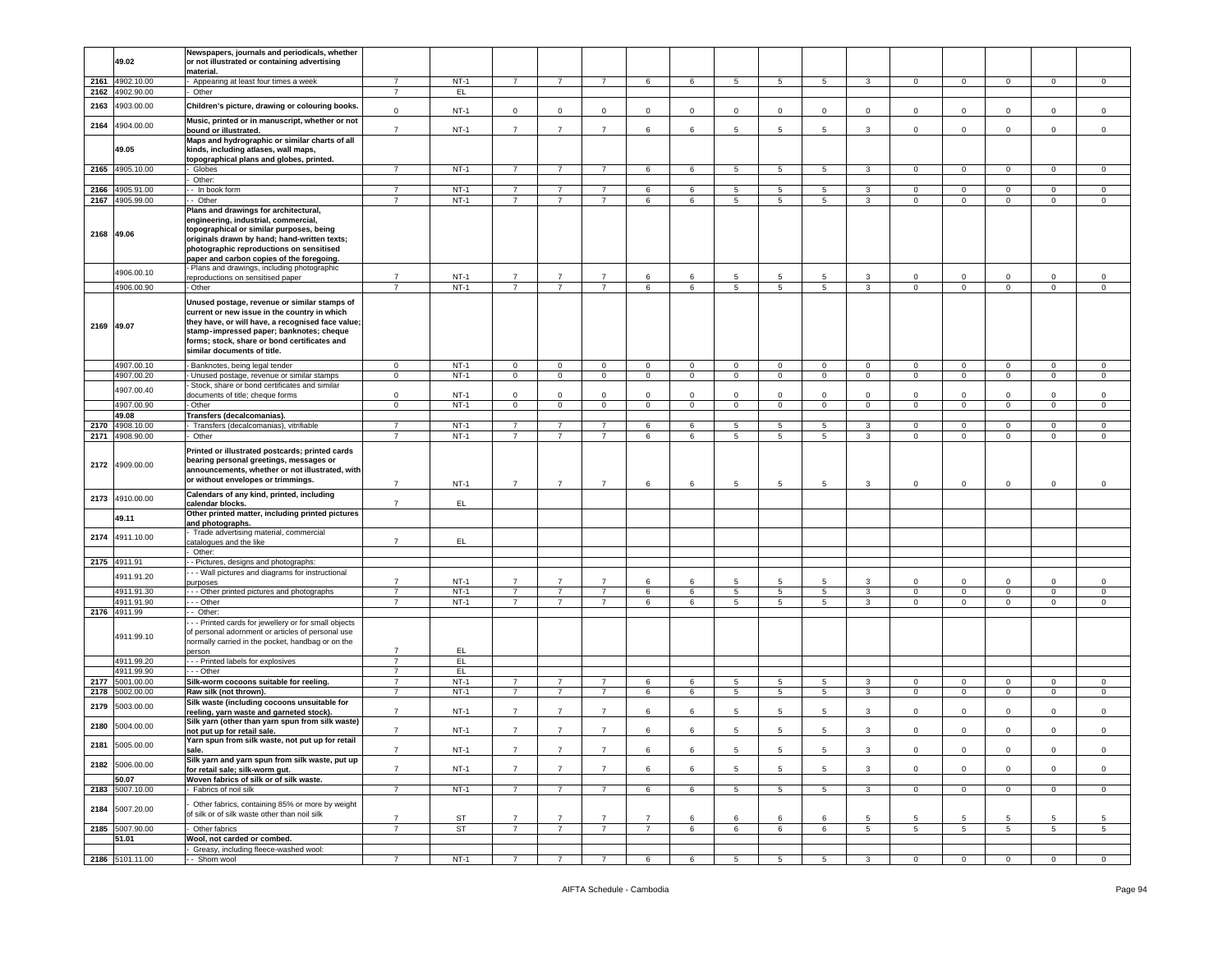| | 49.02 | Newspapers, journals and periodicals, whether or not illustrated or containing advertising material. | | | | | | | | | | | | | | | | |
|---|---|---|---|---|---|---|---|---|---|---|---|---|---|---|---|---|---|---|
| 2161 | 4902.10.00 | - Appearing at least four times a week | 7 | NT-1 | 7 | 7 | 7 | 6 | 6 | 5 | 5 | 5 | 3 | 0 | 0 | 0 | 0 | 0 |
| 2162 | 4902.90.00 | - Other | 7 | EL | | | | | | | | | | | | | | |
| 2163 | 4903.00.00 | Children's picture, drawing or colouring books. | 0 | NT-1 | 0 | 0 | 0 | 0 | 0 | 0 | 0 | 0 | 0 | 0 | 0 | 0 | 0 | 0 |
| 2164 | 4904.00.00 | Music, printed or in manuscript, whether or not bound or illustrated. | 7 | NT-1 | 7 | 7 | 7 | 6 | 6 | 5 | 5 | 5 | 3 | 0 | 0 | 0 | 0 | 0 |
| | 49.05 | Maps and hydrographic or similar charts of all kinds, including atlases, wall maps, topographical plans and globes, printed. | | | | | | | | | | | | | | | | |
| 2165 | 4905.10.00 | - Globes | 7 | NT-1 | 7 | 7 | 7 | 6 | 6 | 5 | 5 | 5 | 3 | 0 | 0 | 0 | 0 | 0 |
| | | - Other: | | | | | | | | | | | | | | | | |
| 2166 | 4905.91.00 | - - In book form | 7 | NT-1 | 7 | 7 | 7 | 6 | 6 | 5 | 5 | 5 | 3 | 0 | 0 | 0 | 0 | 0 |
| 2167 | 4905.99.00 | - - Other | 7 | NT-1 | 7 | 7 | 7 | 6 | 6 | 5 | 5 | 5 | 3 | 0 | 0 | 0 | 0 | 0 |
| 2168 | 49.06 | Plans and drawings for architectural, engineering, industrial, commercial, topographical or similar purposes, being originals drawn by hand; hand-written texts; photographic reproductions on sensitised paper and carbon copies of the foregoing. | | | | | | | | | | | | | | | | |
| | 4906.00.10 | - Plans and drawings, including photographic reproductions on sensitised paper | 7 | NT-1 | 7 | 7 | 7 | 6 | 6 | 5 | 5 | 5 | 3 | 0 | 0 | 0 | 0 | 0 |
| | 4906.00.90 | - Other | 7 | NT-1 | 7 | 7 | 7 | 6 | 6 | 5 | 5 | 5 | 3 | 0 | 0 | 0 | 0 | 0 |
| 2169 | 49.07 | Unused postage, revenue or similar stamps of current or new issue in the country in which they have, or will have, a recognised face value; stamp-impressed paper; banknotes; cheque forms; stock, share or bond certificates and similar documents of title. | | | | | | | | | | | | | | | | |
| | 4907.00.10 | - Banknotes, being legal tender | 0 | NT-1 | 0 | 0 | 0 | 0 | 0 | 0 | 0 | 0 | 0 | 0 | 0 | 0 | 0 | 0 |
| | 4907.00.20 | - Unused postage, revenue or similar stamps | 0 | NT-1 | 0 | 0 | 0 | 0 | 0 | 0 | 0 | 0 | 0 | 0 | 0 | 0 | 0 | 0 |
| | 4907.00.40 | - Stock, share or bond certificates and similar documents of title; cheque forms | 0 | NT-1 | 0 | 0 | 0 | 0 | 0 | 0 | 0 | 0 | 0 | 0 | 0 | 0 | 0 | 0 |
| | 4907.00.90 | - Other | 0 | NT-1 | 0 | 0 | 0 | 0 | 0 | 0 | 0 | 0 | 0 | 0 | 0 | 0 | 0 | 0 |
| | 49.08 | Transfers (decalcomanias). | | | | | | | | | | | | | | | | |
| 2170 | 4908.10.00 | - Transfers (decalcomanias), vitrifiable | 7 | NT-1 | 7 | 7 | 7 | 6 | 6 | 5 | 5 | 5 | 3 | 0 | 0 | 0 | 0 | 0 |
| 2171 | 4908.90.00 | - Other | 7 | NT-1 | 7 | 7 | 7 | 6 | 6 | 5 | 5 | 5 | 3 | 0 | 0 | 0 | 0 | 0 |
| 2172 | 4909.00.00 | Printed or illustrated postcards; printed cards bearing personal greetings, messages or announcements, whether or not illustrated, with or without envelopes or trimmings. | 7 | NT-1 | 7 | 7 | 7 | 6 | 6 | 5 | 5 | 5 | 3 | 0 | 0 | 0 | 0 | 0 |
| 2173 | 4910.00.00 | Calendars of any kind, printed, including calendar blocks. | 7 | EL | | | | | | | | | | | | | | |
| | 49.11 | Other printed matter, including printed pictures and photographs. | | | | | | | | | | | | | | | | |
| 2174 | 4911.10.00 | - Trade advertising material, commercial catalogues and the like | 7 | EL | | | | | | | | | | | | | | |
| | | - Other: | | | | | | | | | | | | | | | | |
| 2175 | 4911.91 | - - Pictures, designs and photographs: | | | | | | | | | | | | | | | | |
| | 4911.91.20 | - - - Wall pictures and diagrams for instructional purposes | 7 | NT-1 | 7 | 7 | 7 | 6 | 6 | 5 | 5 | 5 | 3 | 0 | 0 | 0 | 0 | 0 |
| | 4911.91.30 | - - - Other printed pictures and photographs | 7 | NT-1 | 7 | 7 | 7 | 6 | 6 | 5 | 5 | 5 | 3 | 0 | 0 | 0 | 0 | 0 |
| | 4911.91.90 | - - - Other | 7 | NT-1 | 7 | 7 | 7 | 6 | 6 | 5 | 5 | 5 | 3 | 0 | 0 | 0 | 0 | 0 |
| 2176 | 4911.99 | - - Other: | | | | | | | | | | | | | | | | |
| | 4911.99.10 | - - - Printed cards for jewellery or for small objects of personal adornment or articles of personal use normally carried in the pocket, handbag or on the person | 7 | EL | | | | | | | | | | | | | | |
| | 4911.99.20 | - - - Printed labels for explosives | 7 | EL | | | | | | | | | | | | | | |
| | 4911.99.90 | - - - Other | 7 | EL | | | | | | | | | | | | | | |
| 2177 | 5001.00.00 | Silk-worm cocoons suitable for reeling. | 7 | NT-1 | 7 | 7 | 7 | 6 | 6 | 5 | 5 | 5 | 3 | 0 | 0 | 0 | 0 | 0 |
| 2178 | 5002.00.00 | Raw silk (not thrown). | 7 | NT-1 | 7 | 7 | 7 | 6 | 6 | 5 | 5 | 5 | 3 | 0 | 0 | 0 | 0 | 0 |
| 2179 | 5003.00.00 | Silk waste (including cocoons unsuitable for reeling, yarn waste and garneted stock). | 7 | NT-1 | 7 | 7 | 7 | 6 | 6 | 5 | 5 | 5 | 3 | 0 | 0 | 0 | 0 | 0 |
| 2180 | 5004.00.00 | Silk yarn (other than yarn spun from silk waste) not put up for retail sale. | 7 | NT-1 | 7 | 7 | 7 | 6 | 6 | 5 | 5 | 5 | 3 | 0 | 0 | 0 | 0 | 0 |
| 2181 | 5005.00.00 | Yarn spun from silk waste, not put up for retail sale. | 7 | NT-1 | 7 | 7 | 7 | 6 | 6 | 5 | 5 | 5 | 3 | 0 | 0 | 0 | 0 | 0 |
| 2182 | 5006.00.00 | Silk yarn and yarn spun from silk waste, put up for retail sale; silk-worm gut. | 7 | NT-1 | 7 | 7 | 7 | 6 | 6 | 5 | 5 | 5 | 3 | 0 | 0 | 0 | 0 | 0 |
| | 50.07 | Woven fabrics of silk or of silk waste. | | | | | | | | | | | | | | | | |
| 2183 | 5007.10.00 | - Fabrics of noil silk | 7 | NT-1 | 7 | 7 | 7 | 6 | 6 | 5 | 5 | 5 | 3 | 0 | 0 | 0 | 0 | 0 |
| 2184 | 5007.20.00 | - Other fabrics, containing 85% or more by weight of silk or of silk waste other than noil silk | 7 | ST | 7 | 7 | 7 | 7 | 6 | 6 | 6 | 6 | 5 | 5 | 5 | 5 | 5 | 5 |
| 2185 | 5007.90.00 | - Other fabrics | 7 | ST | 7 | 7 | 7 | 7 | 6 | 6 | 6 | 6 | 5 | 5 | 5 | 5 | 5 | 5 |
| | 51.01 | Wool, not carded or combed. | | | | | | | | | | | | | | | | |
| | | - Greasy, including fleece-washed wool: | | | | | | | | | | | | | | | | |
| 2186 | 5101.11.00 | - - Shorn wool | 7 | NT-1 | 7 | 7 | 7 | 6 | 6 | 5 | 5 | 5 | 3 | 0 | 0 | 0 | 0 | 0 |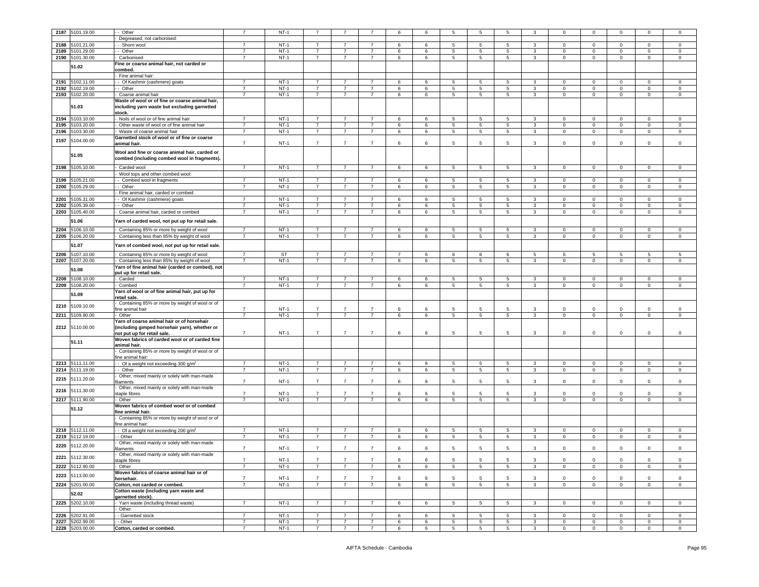| | | | | | | | | | | | | | | | | | |
|---|---|---|---|---|---|---|---|---|---|---|---|---|---|---|---|---|---|
| 2187 | 5101.19.00 | - - Other | 7 | NT-1 | 7 | 7 | 7 | 6 | 6 | 5 | 5 | 5 | 3 | 0 | 0 | 0 | 0 | 0 |
| | | - Degreased, not carbonised: | | | | | | | | | | | | | | | | |
| 2188 | 5101.21.00 | - - Shorn wool | 7 | NT-1 | 7 | 7 | 7 | 6 | 6 | 5 | 5 | 5 | 3 | 0 | 0 | 0 | 0 | 0 |
| 2189 | 5101.29.00 | - - Other | 7 | NT-1 | 7 | 7 | 7 | 6 | 6 | 5 | 5 | 5 | 3 | 0 | 0 | 0 | 0 | 0 |
| 2190 | 5101.30.00 | - Carbonised | 7 | NT-1 | 7 | 7 | 7 | 6 | 6 | 5 | 5 | 5 | 3 | 0 | 0 | 0 | 0 | 0 |
| | 51.02 | **Fine or coarse animal hair, not carded or combed.** | | | | | | | | | | | | | | | | |
| | | - Fine animal hair: | | | | | | | | | | | | | | | | |
| 2191 | 5102.11.00 | - - Of Kashmir (cashmere) goats | 7 | NT-1 | 7 | 7 | 7 | 6 | 6 | 5 | 5 | 5 | 3 | 0 | 0 | 0 | 0 | 0 |
| 2192 | 5102.19.00 | - - Other | 7 | NT-1 | 7 | 7 | 7 | 6 | 6 | 5 | 5 | 5 | 3 | 0 | 0 | 0 | 0 | 0 |
| 2193 | 5102.20.00 | - Coarse animal hair | 7 | NT-1 | 7 | 7 | 7 | 6 | 6 | 5 | 5 | 5 | 3 | 0 | 0 | 0 | 0 | 0 |
| | 51.03 | **Waste of wool or of fine or coarse animal hair, including yarn waste but excluding garnetted stock.** | | | | | | | | | | | | | | | | |
| 2194 | 5103.10.00 | - Noils of wool or of fine animal hair | 7 | NT-1 | 7 | 7 | 7 | 6 | 6 | 5 | 5 | 5 | 3 | 0 | 0 | 0 | 0 | 0 |
| 2195 | 5103.20.00 | - Other waste of wool or of fine animal hair | 7 | NT-1 | 7 | 7 | 7 | 6 | 6 | 5 | 5 | 5 | 3 | 0 | 0 | 0 | 0 | 0 |
| 2196 | 5103.30.00 | - Waste of coarse animal hair | 7 | NT-1 | 7 | 7 | 7 | 6 | 6 | 5 | 5 | 5 | 3 | 0 | 0 | 0 | 0 | 0 |
| 2197 | 5104.00.00 | **Garnetted stock of wool or of fine or coarse animal hair.** | 7 | NT-1 | 7 | 7 | 7 | 6 | 6 | 5 | 5 | 5 | 3 | 0 | 0 | 0 | 0 | 0 |
| | 51.05 | **Wool and fine or coarse animal hair, carded or combed (including combed wool in fragments).** | | | | | | | | | | | | | | | | |
| 2198 | 5105.10.00 | - Carded wool | 7 | NT-1 | 7 | 7 | 7 | 6 | 6 | 5 | 5 | 5 | 3 | 0 | 0 | 0 | 0 | 0 |
| | | - Wool tops and other combed wool: | | | | | | | | | | | | | | | | |
| 2199 | 5105.21.00 | - - Combed wool in fragments | 7 | NT-1 | 7 | 7 | 7 | 6 | 6 | 5 | 5 | 5 | 3 | 0 | 0 | 0 | 0 | 0 |
| 2200 | 5105.29.00 | - - Other | 7 | NT-1 | 7 | 7 | 7 | 6 | 6 | 5 | 5 | 5 | 3 | 0 | 0 | 0 | 0 | 0 |
| | | - Fine animal hair, carded or combed: | | | | | | | | | | | | | | | | |
| 2201 | 5105.31.00 | - - Of Kashmir (cashmere) goats | 7 | NT-1 | 7 | 7 | 7 | 6 | 6 | 5 | 5 | 5 | 3 | 0 | 0 | 0 | 0 | 0 |
| 2202 | 5105.39.00 | - - Other | 7 | NT-1 | 7 | 7 | 7 | 6 | 6 | 5 | 5 | 5 | 3 | 0 | 0 | 0 | 0 | 0 |
| 2203 | 5105.40.00 | - Coarse animal hair, carded or combed | 7 | NT-1 | 7 | 7 | 7 | 6 | 6 | 5 | 5 | 5 | 3 | 0 | 0 | 0 | 0 | 0 |
| | 51.06 | **Yarn of carded wool, not put up for retail sale.** | | | | | | | | | | | | | | | | |
| 2204 | 5106.10.00 | - Containing 85% or more by weight of wool | 7 | NT-1 | 7 | 7 | 7 | 6 | 6 | 5 | 5 | 5 | 3 | 0 | 0 | 0 | 0 | 0 |
| 2205 | 5106.20.00 | - Containing less than 85% by weight of wool | 7 | NT-1 | 7 | 7 | 7 | 6 | 6 | 5 | 5 | 5 | 3 | 0 | 0 | 0 | 0 | 0 |
| | 51.07 | **Yarn of combed wool, not put up for retail sale.** | | | | | | | | | | | | | | | | |
| 2206 | 5107.10.00 | - Containing 85% or more by weight of wool | 7 | ST | 7 | 7 | 7 | 7 | 6 | 6 | 6 | 6 | 5 | 5 | 5 | 5 | 5 | 5 |
| 2207 | 5107.20.00 | - Containing less than 85% by weight of wool | 7 | NT-1 | 7 | 7 | 7 | 6 | 6 | 5 | 5 | 5 | 3 | 0 | 0 | 0 | 0 | 0 |
| | 51.08 | **Yarn of fine animal hair (carded or combed), not put up for retail sale.** | | | | | | | | | | | | | | | | |
| 2208 | 5108.10.00 | - Carded | 7 | NT-1 | 7 | 7 | 7 | 6 | 6 | 5 | 5 | 5 | 3 | 0 | 0 | 0 | 0 | 0 |
| 2209 | 5108.20.00 | - Combed | 7 | NT-1 | 7 | 7 | 7 | 6 | 6 | 5 | 5 | 5 | 3 | 0 | 0 | 0 | 0 | 0 |
| | 51.09 | **Yarn of wool or of fine animal hair, put up for retail sale.** | | | | | | | | | | | | | | | | |
| 2210 | 5109.10.00 | - Containing 85% or more by weight of wool or of fine animal hair | 7 | NT-1 | 7 | 7 | 7 | 6 | 6 | 5 | 5 | 5 | 3 | 0 | 0 | 0 | 0 | 0 |
| 2211 | 5109.90.00 | - Other | 7 | NT-1 | 7 | 7 | 7 | 6 | 6 | 5 | 5 | 5 | 3 | 0 | 0 | 0 | 0 | 0 |
| 2212 | 5110.00.00 | **Yarn of coarse animal hair or of horsehair (including gimped horsehair yarn), whether or not put up for retail sale.** | 7 | NT-1 | 7 | 7 | 7 | 6 | 6 | 5 | 5 | 5 | 3 | 0 | 0 | 0 | 0 | 0 |
| | 51.11 | **Woven fabrics of carded wool or of carded fine animal hair.** | | | | | | | | | | | | | | | | |
| | | - Containing 85% or more by weight of wool or of fine animal hair: | | | | | | | | | | | | | | | | |
| 2213 | 5111.11.00 | - - Of a weight not exceeding 300 g/m$^2$ | 7 | NT-1 | 7 | 7 | 7 | 6 | 6 | 5 | 5 | 5 | 3 | 0 | 0 | 0 | 0 | 0 |
| 2214 | 5111.19.00 | - - Other | 7 | NT-1 | 7 | 7 | 7 | 6 | 6 | 5 | 5 | 5 | 3 | 0 | 0 | 0 | 0 | 0 |
| 2215 | 5111.20.00 | - Other, mixed mainly or solely with man-made filaments | 7 | NT-1 | 7 | 7 | 7 | 6 | 6 | 5 | 5 | 5 | 3 | 0 | 0 | 0 | 0 | 0 |
| 2216 | 5111.30.00 | - Other, mixed mainly or solely with man-made staple fibres | 7 | NT-1 | 7 | 7 | 7 | 6 | 6 | 5 | 5 | 5 | 3 | 0 | 0 | 0 | 0 | 0 |
| 2217 | 5111.90.00 | - Other | 7 | NT-1 | 7 | 7 | 7 | 6 | 6 | 5 | 5 | 5 | 3 | 0 | 0 | 0 | 0 | 0 |
| | 51.12 | **Woven fabrics of combed wool or of combed fine animal hair.** | | | | | | | | | | | | | | | | |
| | | - Containing 85% or more by weight of wool or of fine animal hair: | | | | | | | | | | | | | | | | |
| 2218 | 5112.11.00 | - - Of a weight not exceeding 200 g/m$^2$ | 7 | NT-1 | 7 | 7 | 7 | 6 | 6 | 5 | 5 | 5 | 3 | 0 | 0 | 0 | 0 | 0 |
| 2219 | 5112.19.00 | - - Other | 7 | NT-1 | 7 | 7 | 7 | 6 | 6 | 5 | 5 | 5 | 3 | 0 | 0 | 0 | 0 | 0 |
| 2220 | 5112.20.00 | - Other, mixed mainly or solely with man-made filaments | 7 | NT-1 | 7 | 7 | 7 | 6 | 6 | 5 | 5 | 5 | 3 | 0 | 0 | 0 | 0 | 0 |
| 2221 | 5112.30.00 | - Other, mixed mainly or solely with man-made staple fibres | 7 | NT-1 | 7 | 7 | 7 | 6 | 6 | 5 | 5 | 5 | 3 | 0 | 0 | 0 | 0 | 0 |
| 2222 | 5112.90.00 | - Other | 7 | NT-1 | 7 | 7 | 7 | 6 | 6 | 5 | 5 | 5 | 3 | 0 | 0 | 0 | 0 | 0 |
| 2223 | 5113.00.00 | **Woven fabrics of coarse animal hair or of horsehair.** | 7 | NT-1 | 7 | 7 | 7 | 6 | 6 | 5 | 5 | 5 | 3 | 0 | 0 | 0 | 0 | 0 |
| 2224 | 5201.00.00 | **Cotton, not carded or combed.** | 7 | NT-1 | 7 | 7 | 7 | 6 | 6 | 5 | 5 | 5 | 3 | 0 | 0 | 0 | 0 | 0 |
| | 52.02 | **Cotton waste (including yarn waste and garnetted stock).** | | | | | | | | | | | | | | | | |
| 2225 | 5202.10.00 | - Yarn waste (including thread waste) | 7 | NT-1 | 7 | 7 | 7 | 6 | 6 | 5 | 5 | 5 | 3 | 0 | 0 | 0 | 0 | 0 |
| | | - Other: | | | | | | | | | | | | | | | | |
| 2226 | 5202.91.00 | - - Garnetted stock | 7 | NT-1 | 7 | 7 | 7 | 6 | 6 | 5 | 5 | 5 | 3 | 0 | 0 | 0 | 0 | 0 |
| 2227 | 5202.99.00 | - - Other | 7 | NT-1 | 7 | 7 | 7 | 6 | 6 | 5 | 5 | 5 | 3 | 0 | 0 | 0 | 0 | 0 |
| 2228 | 5203.00.00 | **Cotton, carded or combed.** | 7 | NT-1 | 7 | 7 | 7 | 6 | 6 | 5 | 5 | 5 | 3 | 0 | 0 | 0 | 0 | 0 |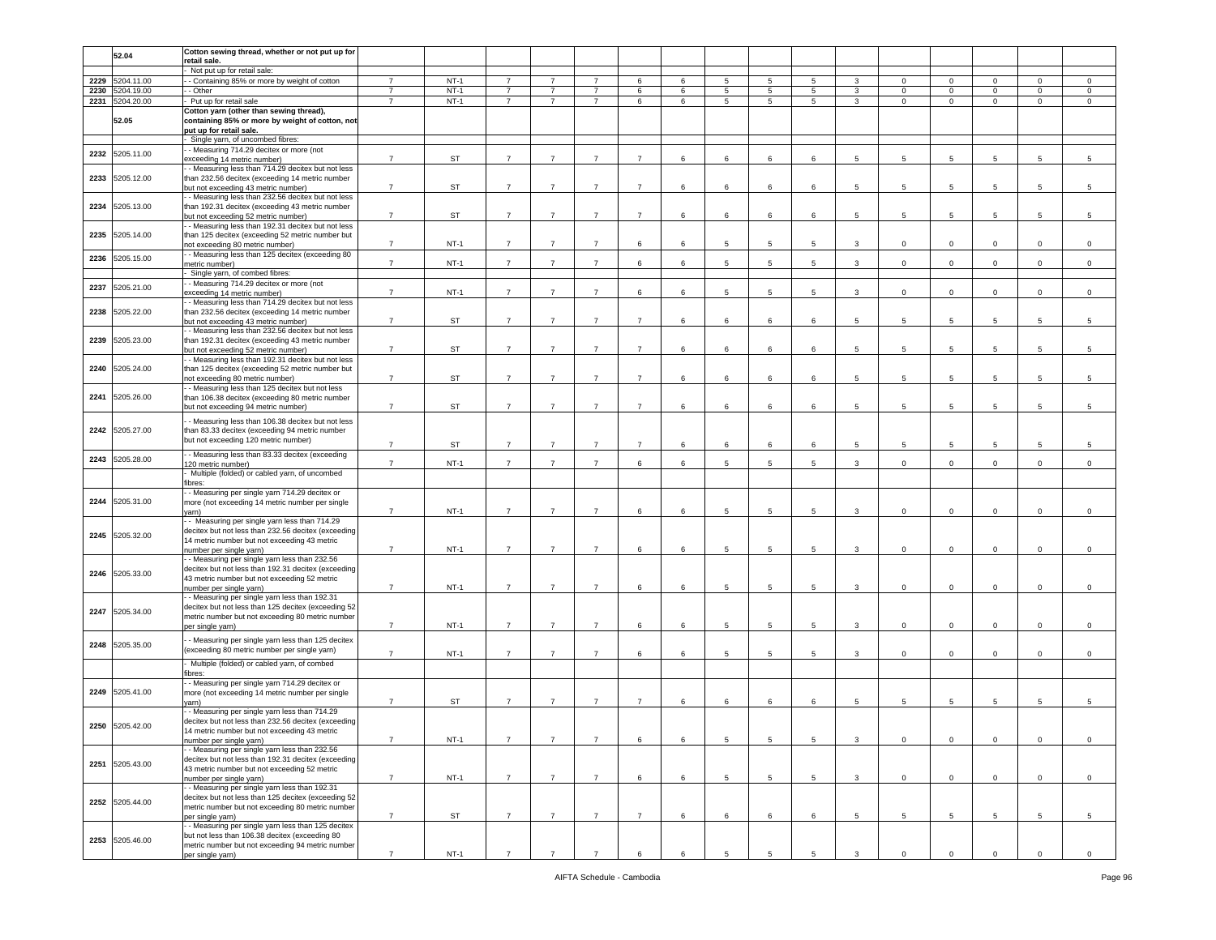| | 52.04 | Cotton sewing thread, whether or not put up for retail sale. | | | | | | | | | | | | | | | | | |
|---|---|---|---|---|---|---|---|---|---|---|---|---|---|---|---|---|---|---|---|
| | | - Not put up for retail sale: | | | | | | | | | | | | | | | | | |
| 2229 | 5204.11.00 | - - Containing 85% or more by weight of cotton | 7 | NT-1 | 7 | 7 | 7 | 6 | 6 | 5 | 5 | 5 | 3 | 0 | 0 | 0 | 0 | 0 |
| 2230 | 5204.19.00 | - - Other | 7 | NT-1 | 7 | 7 | 7 | 6 | 6 | 5 | 5 | 5 | 3 | 0 | 0 | 0 | 0 | 0 |
| 2231 | 5204.20.00 | - Put up for retail sale | 7 | NT-1 | 7 | 7 | 7 | 6 | 6 | 5 | 5 | 5 | 3 | 0 | 0 | 0 | 0 | 0 |
| | 52.05 | Cotton yarn (other than sewing thread), containing 85% or more by weight of cotton, not put up for retail sale. | | | | | | | | | | | | | | | | | |
| | | - Single yarn, of uncombed fibres: | | | | | | | | | | | | | | | | | |
| 2232 | 5205.11.00 | - - Measuring 714.29 decitex or more (not exceeding 14 metric number) | 7 | ST | 7 | 7 | 7 | 7 | 6 | 6 | 6 | 6 | 5 | 5 | 5 | 5 | 5 | 5 |
| 2233 | 5205.12.00 | - - Measuring less than 714.29 decitex but not less than 232.56 decitex (exceeding 14 metric number but not exceeding 43 metric number) | 7 | ST | 7 | 7 | 7 | 7 | 6 | 6 | 6 | 6 | 5 | 5 | 5 | 5 | 5 | 5 |
| 2234 | 5205.13.00 | - - Measuring less than 232.56 decitex but not less than 192.31 decitex (exceeding 43 metric number but not exceeding 52 metric number) | 7 | ST | 7 | 7 | 7 | 7 | 6 | 6 | 6 | 6 | 5 | 5 | 5 | 5 | 5 | 5 |
| 2235 | 5205.14.00 | - - Measuring less than 192.31 decitex but not less than 125 decitex (exceeding 52 metric number but not exceeding 80 metric number) | 7 | NT-1 | 7 | 7 | 7 | 6 | 6 | 5 | 5 | 5 | 3 | 0 | 0 | 0 | 0 | 0 |
| 2236 | 5205.15.00 | - - Measuring less than 125 decitex (exceeding 80 metric number) | 7 | NT-1 | 7 | 7 | 7 | 6 | 6 | 5 | 5 | 5 | 3 | 0 | 0 | 0 | 0 | 0 |
| | | - Single yarn, of combed fibres: | | | | | | | | | | | | | | | | | |
| 2237 | 5205.21.00 | - - Measuring 714.29 decitex or more (not exceeding 14 metric number) | 7 | NT-1 | 7 | 7 | 7 | 6 | 6 | 5 | 5 | 5 | 3 | 0 | 0 | 0 | 0 | 0 |
| 2238 | 5205.22.00 | - - Measuring less than 714.29 decitex but not less than 232.56 decitex (exceeding 14 metric number but not exceeding 43 metric number) | 7 | ST | 7 | 7 | 7 | 7 | 6 | 6 | 6 | 6 | 5 | 5 | 5 | 5 | 5 | 5 |
| 2239 | 5205.23.00 | - - Measuring less than 232.56 decitex but not less than 192.31 decitex (exceeding 43 metric number but not exceeding 52 metric number) | 7 | ST | 7 | 7 | 7 | 7 | 6 | 6 | 6 | 6 | 5 | 5 | 5 | 5 | 5 | 5 |
| 2240 | 5205.24.00 | - - Measuring less than 192.31 decitex but not less than 125 decitex (exceeding 52 metric number but not exceeding 80 metric number) | 7 | ST | 7 | 7 | 7 | 7 | 6 | 6 | 6 | 6 | 5 | 5 | 5 | 5 | 5 | 5 |
| 2241 | 5205.26.00 | - - Measuring less than 125 decitex but not less than 106.38 decitex (exceeding 80 metric number but not exceeding 94 metric number) | 7 | ST | 7 | 7 | 7 | 7 | 6 | 6 | 6 | 6 | 5 | 5 | 5 | 5 | 5 | 5 |
| 2242 | 5205.27.00 | - - Measuring less than 106.38 decitex but not less than 83.33 decitex (exceeding 94 metric number but not exceeding 120 metric number) | 7 | ST | 7 | 7 | 7 | 7 | 6 | 6 | 6 | 6 | 5 | 5 | 5 | 5 | 5 | 5 |
| 2243 | 5205.28.00 | - - Measuring less than 83.33 decitex (exceeding 120 metric number) | 7 | NT-1 | 7 | 7 | 7 | 6 | 6 | 5 | 5 | 5 | 3 | 0 | 0 | 0 | 0 | 0 |
| | | - Multiple (folded) or cabled yarn, of uncombed fibres: | | | | | | | | | | | | | | | | | |
| 2244 | 5205.31.00 | - - Measuring per single yarn 714.29 decitex or more (not exceeding 14 metric number per single yarn) | 7 | NT-1 | 7 | 7 | 7 | 6 | 6 | 5 | 5 | 5 | 3 | 0 | 0 | 0 | 0 | 0 |
| 2245 | 5205.32.00 | - - Measuring per single yarn less than 714.29 decitex but not less than 232.56 decitex (exceeding 14 metric number but not exceeding 43 metric number per single yarn) | 7 | NT-1 | 7 | 7 | 7 | 6 | 6 | 5 | 5 | 5 | 3 | 0 | 0 | 0 | 0 | 0 |
| 2246 | 5205.33.00 | - - Measuring per single yarn less than 232.56 decitex but not less than 192.31 decitex (exceeding 43 metric number but not exceeding 52 metric number per single yarn) | 7 | NT-1 | 7 | 7 | 7 | 6 | 6 | 5 | 5 | 5 | 3 | 0 | 0 | 0 | 0 | 0 |
| 2247 | 5205.34.00 | - - Measuring per single yarn less than 192.31 decitex but not less than 125 decitex (exceeding 52 metric number but not exceeding 80 metric number per single yarn) | 7 | NT-1 | 7 | 7 | 7 | 6 | 6 | 5 | 5 | 5 | 3 | 0 | 0 | 0 | 0 | 0 |
| 2248 | 5205.35.00 | - - Measuring per single yarn less than 125 decitex (exceeding 80 metric number per single yarn) | 7 | NT-1 | 7 | 7 | 7 | 6 | 6 | 5 | 5 | 5 | 3 | 0 | 0 | 0 | 0 | 0 |
| | | - Multiple (folded) or cabled yarn, of combed fibres: | | | | | | | | | | | | | | | | | |
| 2249 | 5205.41.00 | - - Measuring per single yarn 714.29 decitex or more (not exceeding 14 metric number per single yarn) | 7 | ST | 7 | 7 | 7 | 7 | 6 | 6 | 6 | 6 | 5 | 5 | 5 | 5 | 5 | 5 |
| 2250 | 5205.42.00 | - - Measuring per single yarn less than 714.29 decitex but not less than 232.56 decitex (exceeding 14 metric number but not exceeding 43 metric number per single yarn) | 7 | NT-1 | 7 | 7 | 7 | 6 | 6 | 5 | 5 | 5 | 3 | 0 | 0 | 0 | 0 | 0 |
| 2251 | 5205.43.00 | - - Measuring per single yarn less than 232.56 decitex but not less than 192.31 decitex (exceeding 43 metric number but not exceeding 52 metric number per single yarn) | 7 | NT-1 | 7 | 7 | 7 | 6 | 6 | 5 | 5 | 5 | 3 | 0 | 0 | 0 | 0 | 0 |
| 2252 | 5205.44.00 | - - Measuring per single yarn less than 192.31 decitex but not less than 125 decitex (exceeding 52 metric number but not exceeding 80 metric number per single yarn) | 7 | ST | 7 | 7 | 7 | 7 | 6 | 6 | 6 | 6 | 5 | 5 | 5 | 5 | 5 | 5 |
| 2253 | 5205.46.00 | - - Measuring per single yarn less than 125 decitex but not less than 106.38 decitex (exceeding 80 metric number but not exceeding 94 metric number per single yarn) | 7 | NT-1 | 7 | 7 | 7 | 6 | 6 | 5 | 5 | 5 | 3 | 0 | 0 | 0 | 0 | 0 |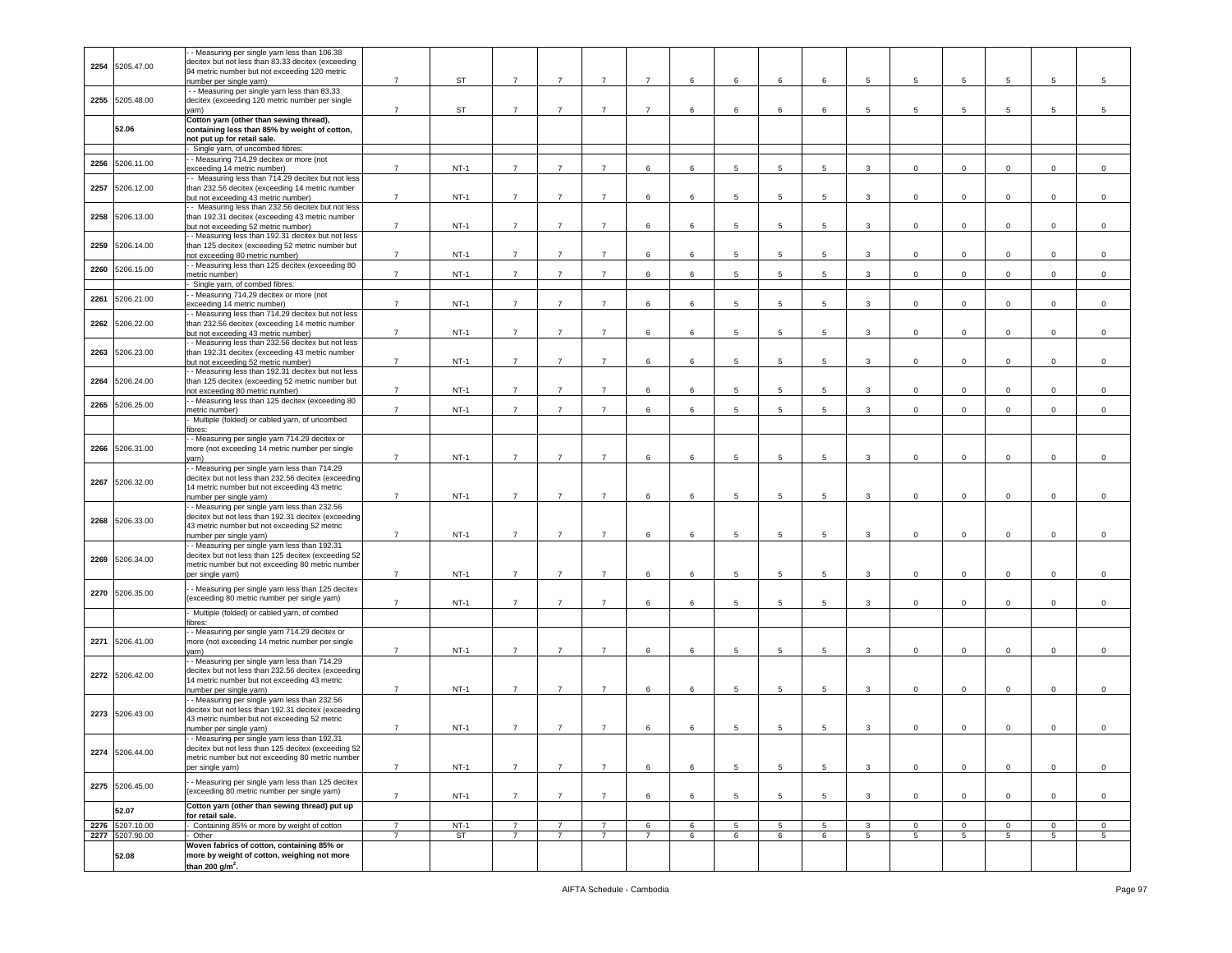| | | | | | | | | | | | | | | | | | | |
|---|---|---|---|---|---|---|---|---|---|---|---|---|---|---|---|---|---|---|
| 2254 | 5205.47.00 | - - Measuring per single yarn less than 106.38 decitex but not less than 83.33 decitex (exceeding 94 metric number but not exceeding 120 metric number per single yarn) | 7 | ST | 7 | 7 | 7 | 7 | 6 | 6 | 6 | 6 | 5 | 5 | 5 | 5 | 5 | 5 |
| 2255 | 5205.48.00 | - - Measuring per single yarn less than 83.33 decitex (exceeding 120 metric number per single yarn) | 7 | ST | 7 | 7 | 7 | 7 | 6 | 6 | 6 | 6 | 5 | 5 | 5 | 5 | 5 | 5 |
| | **52.06** | **Cotton yarn (other than sewing thread), containing less than 85% by weight of cotton, not put up for retail sale.** | | | | | | | | | | | | | | | | |
| | | - Single yarn, of uncombed fibres: | | | | | | | | | | | | | | | | |
| 2256 | 5206.11.00 | - - Measuring 714.29 decitex or more (not exceeding 14 metric number) | 7 | NT-1 | 7 | 7 | 7 | 6 | 6 | 5 | 5 | 5 | 3 | 0 | 0 | 0 | 0 | 0 |
| 2257 | 5206.12.00 | - - Measuring less than 714.29 decitex but not less than 232.56 decitex (exceeding 14 metric number but not exceeding 43 metric number) | 7 | NT-1 | 7 | 7 | 7 | 6 | 6 | 5 | 5 | 5 | 3 | 0 | 0 | 0 | 0 | 0 |
| 2258 | 5206.13.00 | - - Measuring less than 232.56 decitex but not less than 192.31 decitex (exceeding 43 metric number but not exceeding 52 metric number) | 7 | NT-1 | 7 | 7 | 7 | 6 | 6 | 5 | 5 | 5 | 3 | 0 | 0 | 0 | 0 | 0 |
| 2259 | 5206.14.00 | - - Measuring less than 192.31 decitex but not less than 125 decitex (exceeding 52 metric number but not exceeding 80 metric number) | 7 | NT-1 | 7 | 7 | 7 | 6 | 6 | 5 | 5 | 5 | 3 | 0 | 0 | 0 | 0 | 0 |
| 2260 | 5206.15.00 | - - Measuring less than 125 decitex (exceeding 80 metric number) | 7 | NT-1 | 7 | 7 | 7 | 6 | 6 | 5 | 5 | 5 | 3 | 0 | 0 | 0 | 0 | 0 |
| | | - Single yarn, of combed fibres: | | | | | | | | | | | | | | | | |
| 2261 | 5206.21.00 | - - Measuring 714.29 decitex or more (not exceeding 14 metric number) | 7 | NT-1 | 7 | 7 | 7 | 6 | 6 | 5 | 5 | 5 | 3 | 0 | 0 | 0 | 0 | 0 |
| 2262 | 5206.22.00 | - - Measuring less than 714.29 decitex but not less than 232.56 decitex (exceeding 14 metric number but not exceeding 43 metric number) | 7 | NT-1 | 7 | 7 | 7 | 6 | 6 | 5 | 5 | 5 | 3 | 0 | 0 | 0 | 0 | 0 |
| 2263 | 5206.23.00 | - - Measuring less than 232.56 decitex but not less than 192.31 decitex (exceeding 43 metric number but not exceeding 52 metric number) | 7 | NT-1 | 7 | 7 | 7 | 6 | 6 | 5 | 5 | 5 | 3 | 0 | 0 | 0 | 0 | 0 |
| 2264 | 5206.24.00 | - - Measuring less than 192.31 decitex but not less than 125 decitex (exceeding 52 metric number but not exceeding 80 metric number) | 7 | NT-1 | 7 | 7 | 7 | 6 | 6 | 5 | 5 | 5 | 3 | 0 | 0 | 0 | 0 | 0 |
| 2265 | 5206.25.00 | - - Measuring less than 125 decitex (exceeding 80 metric number) | 7 | NT-1 | 7 | 7 | 7 | 6 | 6 | 5 | 5 | 5 | 3 | 0 | 0 | 0 | 0 | 0 |
| | | - Multiple (folded) or cabled yarn, of uncombed fibres: | | | | | | | | | | | | | | | | |
| 2266 | 5206.31.00 | - - Measuring per single yarn 714.29 decitex or more (not exceeding 14 metric number per single yarn) | 7 | NT-1 | 7 | 7 | 7 | 6 | 6 | 5 | 5 | 5 | 3 | 0 | 0 | 0 | 0 | 0 |
| 2267 | 5206.32.00 | - - Measuring per single yarn less than 714.29 decitex but not less than 232.56 decitex (exceeding 14 metric number but not exceeding 43 metric number per single yarn) | 7 | NT-1 | 7 | 7 | 7 | 6 | 6 | 5 | 5 | 5 | 3 | 0 | 0 | 0 | 0 | 0 |
| 2268 | 5206.33.00 | - - Measuring per single yarn less than 232.56 decitex but not less than 192.31 decitex (exceeding 43 metric number but not exceeding 52 metric number per single yarn) | 7 | NT-1 | 7 | 7 | 7 | 6 | 6 | 5 | 5 | 5 | 3 | 0 | 0 | 0 | 0 | 0 |
| 2269 | 5206.34.00 | - - Measuring per single yarn less than 192.31 decitex but not less than 125 decitex (exceeding 52 metric number but not exceeding 80 metric number per single yarn) | 7 | NT-1 | 7 | 7 | 7 | 6 | 6 | 5 | 5 | 5 | 3 | 0 | 0 | 0 | 0 | 0 |
| 2270 | 5206.35.00 | - - Measuring per single yarn less than 125 decitex (exceeding 80 metric number per single yarn) | 7 | NT-1 | 7 | 7 | 7 | 6 | 6 | 5 | 5 | 5 | 3 | 0 | 0 | 0 | 0 | 0 |
| | | - Multiple (folded) or cabled yarn, of combed fibres: | | | | | | | | | | | | | | | | |
| 2271 | 5206.41.00 | - - Measuring per single yarn 714.29 decitex or more (not exceeding 14 metric number per single yarn) | 7 | NT-1 | 7 | 7 | 7 | 6 | 6 | 5 | 5 | 5 | 3 | 0 | 0 | 0 | 0 | 0 |
| 2272 | 5206.42.00 | - - Measuring per single yarn less than 714.29 decitex but not less than 232.56 decitex (exceeding 14 metric number but not exceeding 43 metric number per single yarn) | 7 | NT-1 | 7 | 7 | 7 | 6 | 6 | 5 | 5 | 5 | 3 | 0 | 0 | 0 | 0 | 0 |
| 2273 | 5206.43.00 | - - Measuring per single yarn less than 232.56 decitex but not less than 192.31 decitex (exceeding 43 metric number but not exceeding 52 metric number per single yarn) | 7 | NT-1 | 7 | 7 | 7 | 6 | 6 | 5 | 5 | 5 | 3 | 0 | 0 | 0 | 0 | 0 |
| 2274 | 5206.44.00 | - - Measuring per single yarn less than 192.31 decitex but not less than 125 decitex (exceeding 52 metric number but not exceeding 80 metric number per single yarn) | 7 | NT-1 | 7 | 7 | 7 | 6 | 6 | 5 | 5 | 5 | 3 | 0 | 0 | 0 | 0 | 0 |
| 2275 | 5206.45.00 | - - Measuring per single yarn less than 125 decitex (exceeding 80 metric number per single yarn) | 7 | NT-1 | 7 | 7 | 7 | 6 | 6 | 5 | 5 | 5 | 3 | 0 | 0 | 0 | 0 | 0 |
| | **52.07** | **Cotton yarn (other than sewing thread) put up for retail sale.** | | | | | | | | | | | | | | | | |
| 2276 | 5207.10.00 | - Containing 85% or more by weight of cotton | 7 | NT-1 | 7 | 7 | 7 | 6 | 6 | 5 | 5 | 5 | 3 | 0 | 0 | 0 | 0 | 0 |
| 2277 | 5207.90.00 | - Other | 7 | ST | 7 | 7 | 7 | 7 | 6 | 6 | 6 | 6 | 5 | 5 | 5 | 5 | 5 | 5 |
| | **52.08** | **Woven fabrics of cotton, containing 85% or more by weight of cotton, weighing not more than 200 g/m².** | | | | | | | | | | | | | | | | |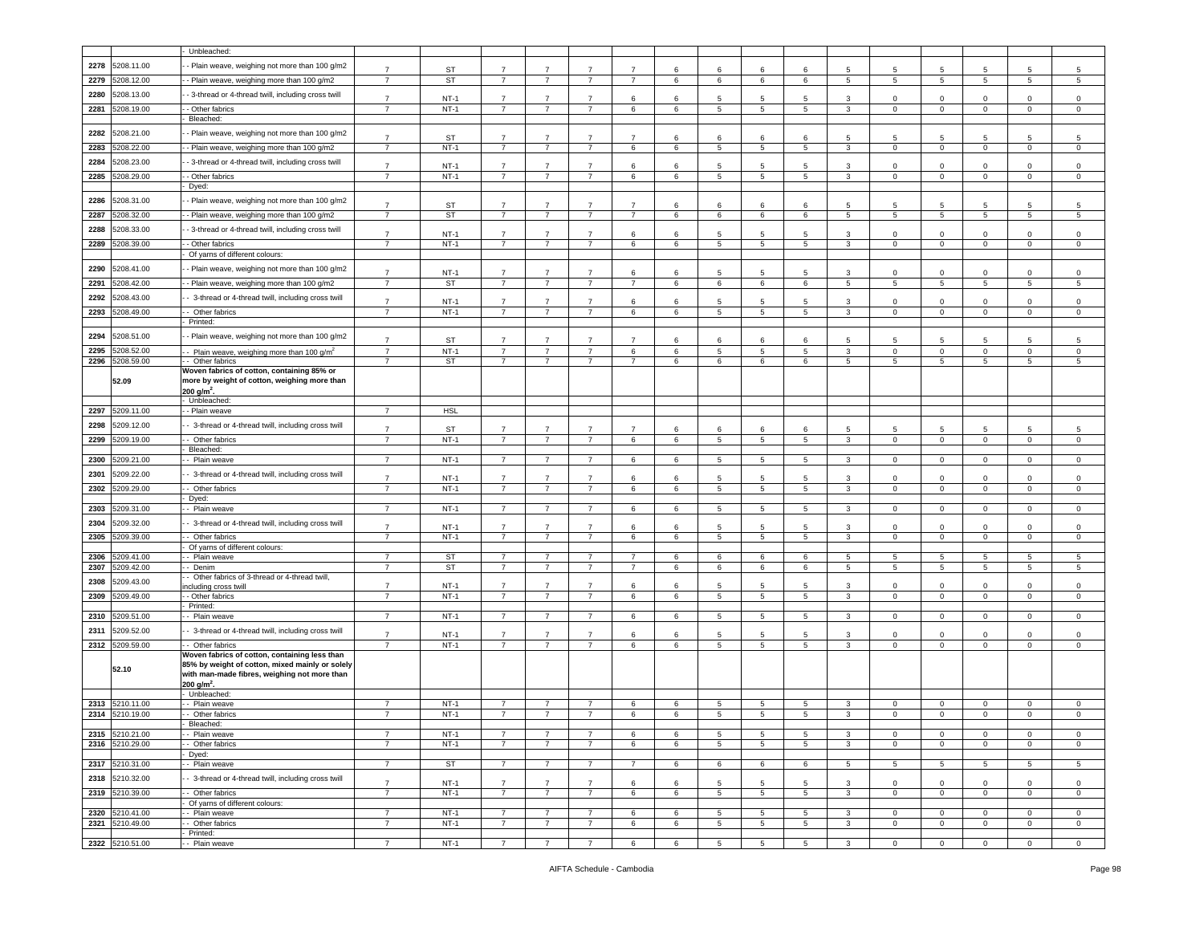|  |  | - Unbleached: |  |  |  |  |  |  |  |  |  |  |  |  |  |  |  |  |
|---|---|---|---|---|---|---|---|---|---|---|---|---|---|---|---|---|---|---|
| 2278 | 5208.11.00 | - - Plain weave, weighing not more than 100 g/m2 | 7 | ST | 7 | 7 | 7 | 7 | 6 | 6 | 6 | 6 | 5 | 5 | 5 | 5 | 5 | 5 |
| 2279 | 5208.12.00 | - - Plain weave, weighing more than 100 g/m2 | 7 | ST | 7 | 7 | 7 | 7 | 6 | 6 | 6 | 6 | 5 | 5 | 5 | 5 | 5 | 5 |
| 2280 | 5208.13.00 | - - 3-thread or 4-thread twill, including cross twill | 7 | NT-1 | 7 | 7 | 7 | 6 | 6 | 5 | 5 | 5 | 3 | 0 | 0 | 0 | 0 | 0 |
| 2281 | 5208.19.00 | - - Other fabrics | 7 | NT-1 | 7 | 7 | 7 | 6 | 6 | 5 | 5 | 5 | 3 | 0 | 0 | 0 | 0 | 0 |
|  |  | - Bleached: |  |  |  |  |  |  |  |  |  |  |  |  |  |  |  |  |
| 2282 | 5208.21.00 | - - Plain weave, weighing not more than 100 g/m2 | 7 | ST | 7 | 7 | 7 | 7 | 6 | 6 | 6 | 6 | 5 | 5 | 5 | 5 | 5 | 5 |
| 2283 | 5208.22.00 | - - Plain weave, weighing more than 100 g/m2 | 7 | NT-1 | 7 | 7 | 7 | 6 | 6 | 5 | 5 | 5 | 3 | 0 | 0 | 0 | 0 | 0 |
| 2284 | 5208.23.00 | - - 3-thread or 4-thread twill, including cross twill | 7 | NT-1 | 7 | 7 | 7 | 6 | 6 | 5 | 5 | 5 | 3 | 0 | 0 | 0 | 0 | 0 |
| 2285 | 5208.29.00 | - - Other fabrics | 7 | NT-1 | 7 | 7 | 7 | 6 | 6 | 5 | 5 | 5 | 3 | 0 | 0 | 0 | 0 | 0 |
|  |  | - Dyed: |  |  |  |  |  |  |  |  |  |  |  |  |  |  |  |  |
| 2286 | 5208.31.00 | - - Plain weave, weighing not more than 100 g/m2 | 7 | ST | 7 | 7 | 7 | 7 | 6 | 6 | 6 | 6 | 5 | 5 | 5 | 5 | 5 | 5 |
| 2287 | 5208.32.00 | - - Plain weave, weighing more than 100 g/m2 | 7 | ST | 7 | 7 | 7 | 7 | 6 | 6 | 6 | 6 | 5 | 5 | 5 | 5 | 5 | 5 |
| 2288 | 5208.33.00 | - - 3-thread or 4-thread twill, including cross twill | 7 | NT-1 | 7 | 7 | 7 | 6 | 6 | 5 | 5 | 5 | 3 | 0 | 0 | 0 | 0 | 0 |
| 2289 | 5208.39.00 | - - Other fabrics | 7 | NT-1 | 7 | 7 | 7 | 6 | 6 | 5 | 5 | 5 | 3 | 0 | 0 | 0 | 0 | 0 |
|  |  | - Of yarns of different colours: |  |  |  |  |  |  |  |  |  |  |  |  |  |  |  |  |
| 2290 | 5208.41.00 | - - Plain weave, weighing not more than 100 g/m2 | 7 | NT-1 | 7 | 7 | 7 | 6 | 6 | 5 | 5 | 5 | 3 | 0 | 0 | 0 | 0 | 0 |
| 2291 | 5208.42.00 | - - Plain weave, weighing more than 100 g/m2 | 7 | ST | 7 | 7 | 7 | 7 | 6 | 6 | 6 | 6 | 5 | 5 | 5 | 5 | 5 | 5 |
| 2292 | 5208.43.00 | - - 3-thread or 4-thread twill, including cross twill | 7 | NT-1 | 7 | 7 | 7 | 6 | 6 | 5 | 5 | 5 | 3 | 0 | 0 | 0 | 0 | 0 |
| 2293 | 5208.49.00 | - - Other fabrics | 7 | NT-1 | 7 | 7 | 7 | 6 | 6 | 5 | 5 | 5 | 3 | 0 | 0 | 0 | 0 | 0 |
|  |  | - Printed: |  |  |  |  |  |  |  |  |  |  |  |  |  |  |  |  |
| 2294 | 5208.51.00 | - - Plain weave, weighing not more than 100 g/m2 | 7 | ST | 7 | 7 | 7 | 7 | 6 | 6 | 6 | 6 | 5 | 5 | 5 | 5 | 5 | 5 |
| 2295 | 5208.52.00 | - - Plain weave, weighing more than 100 g/m$^2$ | 7 | NT-1 | 7 | 7 | 7 | 6 | 6 | 5 | 5 | 5 | 3 | 0 | 0 | 0 | 0 | 0 |
| 2296 | 5208.59.00 | - - Other fabrics | 7 | ST | 7 | 7 | 7 | 7 | 6 | 6 | 6 | 6 | 5 | 5 | 5 | 5 | 5 | 5 |
|  | **52.09** | **Woven fabrics of cotton, containing 85% or more by weight of cotton, weighing more than 200 g/m$^2$.** |  |  |  |  |  |  |  |  |  |  |  |  |  |  |  |  |
|  |  | - Unbleached: |  |  |  |  |  |  |  |  |  |  |  |  |  |  |  |  |
| 2297 | 5209.11.00 | - - Plain weave | 7 | HSL |  |  |  |  |  |  |  |  |  |  |  |  |  |  |
| 2298 | 5209.12.00 | - - 3-thread or 4-thread twill, including cross twill | 7 | ST | 7 | 7 | 7 | 7 | 6 | 6 | 6 | 6 | 5 | 5 | 5 | 5 | 5 | 5 |
| 2299 | 5209.19.00 | - - Other fabrics | 7 | NT-1 | 7 | 7 | 7 | 6 | 6 | 5 | 5 | 5 | 3 | 0 | 0 | 0 | 0 | 0 |
|  |  | - Bleached: |  |  |  |  |  |  |  |  |  |  |  |  |  |  |  |  |
| 2300 | 5209.21.00 | - - Plain weave | 7 | NT-1 | 7 | 7 | 7 | 6 | 6 | 5 | 5 | 5 | 3 | 0 | 0 | 0 | 0 | 0 |
| 2301 | 5209.22.00 | - - 3-thread or 4-thread twill, including cross twill | 7 | NT-1 | 7 | 7 | 7 | 6 | 6 | 5 | 5 | 5 | 3 | 0 | 0 | 0 | 0 | 0 |
| 2302 | 5209.29.00 | - - Other fabrics | 7 | NT-1 | 7 | 7 | 7 | 6 | 6 | 5 | 5 | 5 | 3 | 0 | 0 | 0 | 0 | 0 |
|  |  | - Dyed: |  |  |  |  |  |  |  |  |  |  |  |  |  |  |  |  |
| 2303 | 5209.31.00 | - - Plain weave | 7 | NT-1 | 7 | 7 | 7 | 6 | 6 | 5 | 5 | 5 | 3 | 0 | 0 | 0 | 0 | 0 |
| 2304 | 5209.32.00 | - - 3-thread or 4-thread twill, including cross twill | 7 | NT-1 | 7 | 7 | 7 | 6 | 6 | 5 | 5 | 5 | 3 | 0 | 0 | 0 | 0 | 0 |
| 2305 | 5209.39.00 | - - Other fabrics | 7 | NT-1 | 7 | 7 | 7 | 6 | 6 | 5 | 5 | 5 | 3 | 0 | 0 | 0 | 0 | 0 |
|  |  | - Of yarns of different colours: |  |  |  |  |  |  |  |  |  |  |  |  |  |  |  |  |
| 2306 | 5209.41.00 | - - Plain weave | 7 | ST | 7 | 7 | 7 | 7 | 6 | 6 | 6 | 6 | 5 | 5 | 5 | 5 | 5 | 5 |
| 2307 | 5209.42.00 | - - Denim | 7 | ST | 7 | 7 | 7 | 7 | 6 | 6 | 6 | 6 | 5 | 5 | 5 | 5 | 5 | 5 |
| 2308 | 5209.43.00 | - - Other fabrics of 3-thread or 4-thread twill, including cross twill | 7 | NT-1 | 7 | 7 | 7 | 6 | 6 | 5 | 5 | 5 | 3 | 0 | 0 | 0 | 0 | 0 |
| 2309 | 5209.49.00 | - - Other fabrics | 7 | NT-1 | 7 | 7 | 7 | 6 | 6 | 5 | 5 | 5 | 3 | 0 | 0 | 0 | 0 | 0 |
|  |  | - Printed: |  |  |  |  |  |  |  |  |  |  |  |  |  |  |  |  |
| 2310 | 5209.51.00 | - - Plain weave | 7 | NT-1 | 7 | 7 | 7 | 6 | 6 | 5 | 5 | 5 | 3 | 0 | 0 | 0 | 0 | 0 |
| 2311 | 5209.52.00 | - - 3-thread or 4-thread twill, including cross twill | 7 | NT-1 | 7 | 7 | 7 | 6 | 6 | 5 | 5 | 5 | 3 | 0 | 0 | 0 | 0 | 0 |
| 2312 | 5209.59.00 | - - Other fabrics | 7 | NT-1 | 7 | 7 | 7 | 6 | 6 | 5 | 5 | 5 | 3 | 0 | 0 | 0 | 0 | 0 |
|  | **52.10** | **Woven fabrics of cotton, containing less than 85% by weight of cotton, mixed mainly or solely with man-made fibres, weighing not more than 200 g/m$^2$.** |  |  |  |  |  |  |  |  |  |  |  |  |  |  |  |  |
|  |  | - Unbleached: |  |  |  |  |  |  |  |  |  |  |  |  |  |  |  |  |
| 2313 | 5210.11.00 | - - Plain weave | 7 | NT-1 | 7 | 7 | 7 | 6 | 6 | 5 | 5 | 5 | 3 | 0 | 0 | 0 | 0 | 0 |
| 2314 | 5210.19.00 | - - Other fabrics | 7 | NT-1 | 7 | 7 | 7 | 6 | 6 | 5 | 5 | 5 | 3 | 0 | 0 | 0 | 0 | 0 |
|  |  | - Bleached: |  |  |  |  |  |  |  |  |  |  |  |  |  |  |  |  |
| 2315 | 5210.21.00 | - - Plain weave | 7 | NT-1 | 7 | 7 | 7 | 6 | 6 | 5 | 5 | 5 | 3 | 0 | 0 | 0 | 0 | 0 |
| 2316 | 5210.29.00 | - - Other fabrics | 7 | NT-1 | 7 | 7 | 7 | 6 | 6 | 5 | 5 | 5 | 3 | 0 | 0 | 0 | 0 | 0 |
|  |  | - Dyed: |  |  |  |  |  |  |  |  |  |  |  |  |  |  |  |  |
| 2317 | 5210.31.00 | - - Plain weave | 7 | ST | 7 | 7 | 7 | 7 | 6 | 6 | 6 | 6 | 5 | 5 | 5 | 5 | 5 | 5 |
| 2318 | 5210.32.00 | - - 3-thread or 4-thread twill, including cross twill | 7 | NT-1 | 7 | 7 | 7 | 6 | 6 | 5 | 5 | 5 | 3 | 0 | 0 | 0 | 0 | 0 |
| 2319 | 5210.39.00 | - - Other fabrics | 7 | NT-1 | 7 | 7 | 7 | 6 | 6 | 5 | 5 | 5 | 3 | 0 | 0 | 0 | 0 | 0 |
|  |  | - Of yarns of different colours: |  |  |  |  |  |  |  |  |  |  |  |  |  |  |  |  |
| 2320 | 5210.41.00 | - - Plain weave | 7 | NT-1 | 7 | 7 | 7 | 6 | 6 | 5 | 5 | 5 | 3 | 0 | 0 | 0 | 0 | 0 |
| 2321 | 5210.49.00 | - - Other fabrics | 7 | NT-1 | 7 | 7 | 7 | 6 | 6 | 5 | 5 | 5 | 3 | 0 | 0 | 0 | 0 | 0 |
|  |  | - Printed: |  |  |  |  |  |  |  |  |  |  |  |  |  |  |  |  |
| 2322 | 5210.51.00 | - - Plain weave | 7 | NT-1 | 7 | 7 | 7 | 6 | 6 | 5 | 5 | 5 | 3 | 0 | 0 | 0 | 0 | 0 |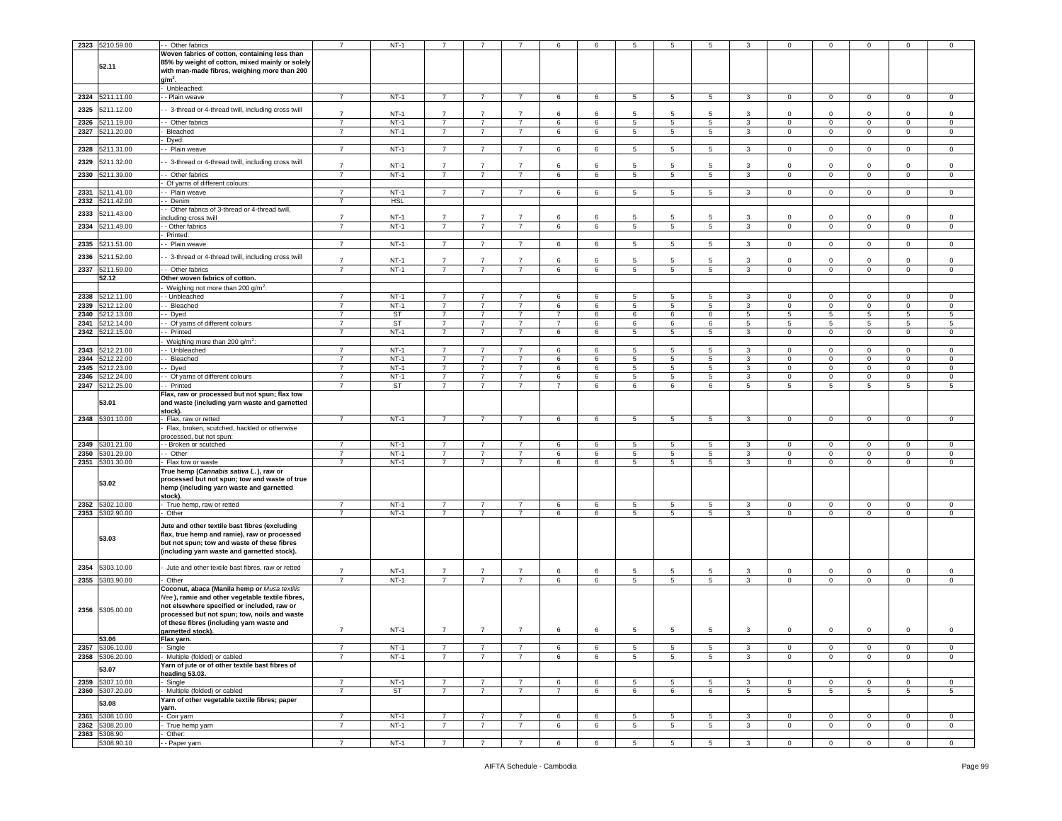| 2323 | 5210.59.00 | - - Other fabrics | 7 | NT-1 | 7 | 7 | 7 | 6 | 6 | 5 | 5 | 5 | 3 | 0 | 0 | 0 | 0 | 0 |
|---|---|---|---|---|---|---|---|---|---|---|---|---|---|---|---|---|---|---|
| | 52.11 | **Woven fabrics of cotton, containing less than 85% by weight of cotton, mixed mainly or solely with man-made fibres, weighing more than 200 g/m².** | | | | | | | | | | | | | | | | |
| | | - Unbleached: | | | | | | | | | | | | | | | | |
| 2324 | 5211.11.00 | - - Plain weave | 7 | NT-1 | 7 | 7 | 7 | 6 | 6 | 5 | 5 | 5 | 3 | 0 | 0 | 0 | 0 | 0 |
| 2325 | 5211.12.00 | - - 3-thread or 4-thread twill, including cross twill | 7 | NT-1 | 7 | 7 | 7 | 6 | 6 | 5 | 5 | 5 | 3 | 0 | 0 | 0 | 0 | 0 |
| 2326 | 5211.19.00 | - - Other fabrics | 7 | NT-1 | 7 | 7 | 7 | 6 | 6 | 5 | 5 | 5 | 3 | 0 | 0 | 0 | 0 | 0 |
| 2327 | 5211.20.00 | - Bleached | 7 | NT-1 | 7 | 7 | 7 | 6 | 6 | 5 | 5 | 5 | 3 | 0 | 0 | 0 | 0 | 0 |
| | | - Dyed: | | | | | | | | | | | | | | | | |
| 2328 | 5211.31.00 | - - Plain weave | 7 | NT-1 | 7 | 7 | 7 | 6 | 6 | 5 | 5 | 5 | 3 | 0 | 0 | 0 | 0 | 0 |
| 2329 | 5211.32.00 | - - 3-thread or 4-thread twill, including cross twill | 7 | NT-1 | 7 | 7 | 7 | 6 | 6 | 5 | 5 | 5 | 3 | 0 | 0 | 0 | 0 | 0 |
| 2330 | 5211.39.00 | - - Other fabrics | 7 | NT-1 | 7 | 7 | 7 | 6 | 6 | 5 | 5 | 5 | 3 | 0 | 0 | 0 | 0 | 0 |
| | | - Of yarns of different colours: | | | | | | | | | | | | | | | | |
| 2331 | 5211.41.00 | - - Plain weave | 7 | NT-1 | 7 | 7 | 7 | 6 | 6 | 5 | 5 | 5 | 3 | 0 | 0 | 0 | 0 | 0 |
| 2332 | 5211.42.00 | - - Denim | 7 | HSL | | | | | | | | | | | | | | |
| 2333 | 5211.43.00 | - - Other fabrics of 3-thread or 4-thread twill, including cross twill | 7 | NT-1 | 7 | 7 | 7 | 6 | 6 | 5 | 5 | 5 | 3 | 0 | 0 | 0 | 0 | 0 |
| 2334 | 5211.49.00 | - - Other fabrics | 7 | NT-1 | 7 | 7 | 7 | 6 | 6 | 5 | 5 | 5 | 3 | 0 | 0 | 0 | 0 | 0 |
| | | - Printed: | | | | | | | | | | | | | | | | |
| 2335 | 5211.51.00 | - - Plain weave | 7 | NT-1 | 7 | 7 | 7 | 6 | 6 | 5 | 5 | 5 | 3 | 0 | 0 | 0 | 0 | 0 |
| 2336 | 5211.52.00 | - - 3-thread or 4-thread twill, including cross twill | 7 | NT-1 | 7 | 7 | 7 | 6 | 6 | 5 | 5 | 5 | 3 | 0 | 0 | 0 | 0 | 0 |
| 2337 | 5211.59.00 | - - Other fabrics | 7 | NT-1 | 7 | 7 | 7 | 6 | 6 | 5 | 5 | 5 | 3 | 0 | 0 | 0 | 0 | 0 |
| | 52.12 | **Other woven fabrics of cotton.** | | | | | | | | | | | | | | | | |
| | | - Weighing not more than 200 g/m²: | | | | | | | | | | | | | | | | |
| 2338 | 5212.11.00 | - - Unbleached | 7 | NT-1 | 7 | 7 | 7 | 6 | 6 | 5 | 5 | 5 | 3 | 0 | 0 | 0 | 0 | 0 |
| 2339 | 5212.12.00 | - - Bleached | 7 | NT-1 | 7 | 7 | 7 | 6 | 6 | 5 | 5 | 5 | 3 | 0 | 0 | 0 | 0 | 0 |
| 2340 | 5212.13.00 | - - Dyed | 7 | ST | 7 | 7 | 7 | 7 | 6 | 6 | 6 | 6 | 5 | 5 | 5 | 5 | 5 | 5 |
| 2341 | 5212.14.00 | - - Of yarns of different colours | 7 | ST | 7 | 7 | 7 | 7 | 6 | 6 | 6 | 6 | 5 | 5 | 5 | 5 | 5 | 5 |
| 2342 | 5212.15.00 | - - Printed | 7 | NT-1 | 7 | 7 | 7 | 6 | 6 | 5 | 5 | 5 | 3 | 0 | 0 | 0 | 0 | 0 |
| | | - Weighing more than 200 g/m²: | | | | | | | | | | | | | | | | |
| 2343 | 5212.21.00 | - - Unbleached | 7 | NT-1 | 7 | 7 | 7 | 6 | 6 | 5 | 5 | 5 | 3 | 0 | 0 | 0 | 0 | 0 |
| 2344 | 5212.22.00 | - - Bleached | 7 | NT-1 | 7 | 7 | 7 | 6 | 6 | 5 | 5 | 5 | 3 | 0 | 0 | 0 | 0 | 0 |
| 2345 | 5212.23.00 | - - Dyed | 7 | NT-1 | 7 | 7 | 7 | 6 | 6 | 5 | 5 | 5 | 3 | 0 | 0 | 0 | 0 | 0 |
| 2346 | 5212.24.00 | - - Of yarns of different colours | 7 | NT-1 | 7 | 7 | 7 | 6 | 6 | 5 | 5 | 5 | 3 | 0 | 0 | 0 | 0 | 0 |
| 2347 | 5212.25.00 | - - Printed | 7 | ST | 7 | 7 | 7 | 7 | 6 | 6 | 6 | 6 | 5 | 5 | 5 | 5 | 5 | 5 |
| | 53.01 | **Flax, raw or processed but not spun; flax tow and waste (including yarn waste and garnetted stock).** | | | | | | | | | | | | | | | | |
| 2348 | 5301.10.00 | - Flax, raw or retted | 7 | NT-1 | 7 | 7 | 7 | 6 | 6 | 5 | 5 | 5 | 3 | 0 | 0 | 0 | 0 | 0 |
| | | - Flax, broken, scutched, hackled or otherwise processed, but not spun: | | | | | | | | | | | | | | | | |
| 2349 | 5301.21.00 | - - Broken or scutched | 7 | NT-1 | 7 | 7 | 7 | 6 | 6 | 5 | 5 | 5 | 3 | 0 | 0 | 0 | 0 | 0 |
| 2350 | 5301.29.00 | - - Other | 7 | NT-1 | 7 | 7 | 7 | 6 | 6 | 5 | 5 | 5 | 3 | 0 | 0 | 0 | 0 | 0 |
| 2351 | 5301.30.00 | - Flax tow or waste | 7 | NT-1 | 7 | 7 | 7 | 6 | 6 | 5 | 5 | 5 | 3 | 0 | 0 | 0 | 0 | 0 |
| | 53.02 | **True hemp (*Cannabis sativa L.*), raw or processed but not spun; tow and waste of true hemp (including yarn waste and garnetted stock).** | | | | | | | | | | | | | | | | |
| 2352 | 5302.10.00 | - True hemp, raw or retted | 7 | NT-1 | 7 | 7 | 7 | 6 | 6 | 5 | 5 | 5 | 3 | 0 | 0 | 0 | 0 | 0 |
| 2353 | 5302.90.00 | - Other | 7 | NT-1 | 7 | 7 | 7 | 6 | 6 | 5 | 5 | 5 | 3 | 0 | 0 | 0 | 0 | 0 |
| | 53.03 | **Jute and other textile bast fibres (excluding flax, true hemp and ramie), raw or processed but not spun; tow and waste of these fibres (including yarn waste and garnetted stock).** | | | | | | | | | | | | | | | | |
| 2354 | 5303.10.00 | - Jute and other textile bast fibres, raw or retted | 7 | NT-1 | 7 | 7 | 7 | 6 | 6 | 5 | 5 | 5 | 3 | 0 | 0 | 0 | 0 | 0 |
| 2355 | 5303.90.00 | - Other | 7 | NT-1 | 7 | 7 | 7 | 6 | 6 | 5 | 5 | 5 | 3 | 0 | 0 | 0 | 0 | 0 |
| 2356 | 5305.00.00 | **Coconut, abaca (Manila hemp or *Musa textilis Nee*), ramie and other vegetable textile fibres, not elsewhere specified or included, raw or processed but not spun; tow, noils and waste of these fibres (including yarn waste and garnetted stock).** | 7 | NT-1 | 7 | 7 | 7 | 6 | 6 | 5 | 5 | 5 | 3 | 0 | 0 | 0 | 0 | 0 |
| | 53.06 | **Flax yarn.** | | | | | | | | | | | | | | | | |
| 2357 | 5306.10.00 | - Single | 7 | NT-1 | 7 | 7 | 7 | 6 | 6 | 5 | 5 | 5 | 3 | 0 | 0 | 0 | 0 | 0 |
| 2358 | 5306.20.00 | - Multiple (folded) or cabled | 7 | NT-1 | 7 | 7 | 7 | 6 | 6 | 5 | 5 | 5 | 3 | 0 | 0 | 0 | 0 | 0 |
| | 53.07 | **Yarn of jute or of other textile bast fibres of heading 53.03.** | | | | | | | | | | | | | | | | |
| 2359 | 5307.10.00 | - Single | 7 | NT-1 | 7 | 7 | 7 | 6 | 6 | 5 | 5 | 5 | 3 | 0 | 0 | 0 | 0 | 0 |
| 2360 | 5307.20.00 | - Multiple (folded) or cabled | 7 | ST | 7 | 7 | 7 | 7 | 6 | 6 | 6 | 6 | 5 | 5 | 5 | 5 | 5 | 5 |
| | 53.08 | **Yarn of other vegetable textile fibres; paper yarn.** | | | | | | | | | | | | | | | | |
| 2361 | 5308.10.00 | - Coir yarn | 7 | NT-1 | 7 | 7 | 7 | 6 | 6 | 5 | 5 | 5 | 3 | 0 | 0 | 0 | 0 | 0 |
| 2362 | 5308.20.00 | - True hemp yarn | 7 | NT-1 | 7 | 7 | 7 | 6 | 6 | 5 | 5 | 5 | 3 | 0 | 0 | 0 | 0 | 0 |
| 2363 | 5308.90 | - Other: | | | | | | | | | | | | | | | | |
| | 5308.90.10 | - - Paper yarn | 7 | NT-1 | 7 | 7 | 7 | 6 | 6 | 5 | 5 | 5 | 3 | 0 | 0 | 0 | 0 | 0 |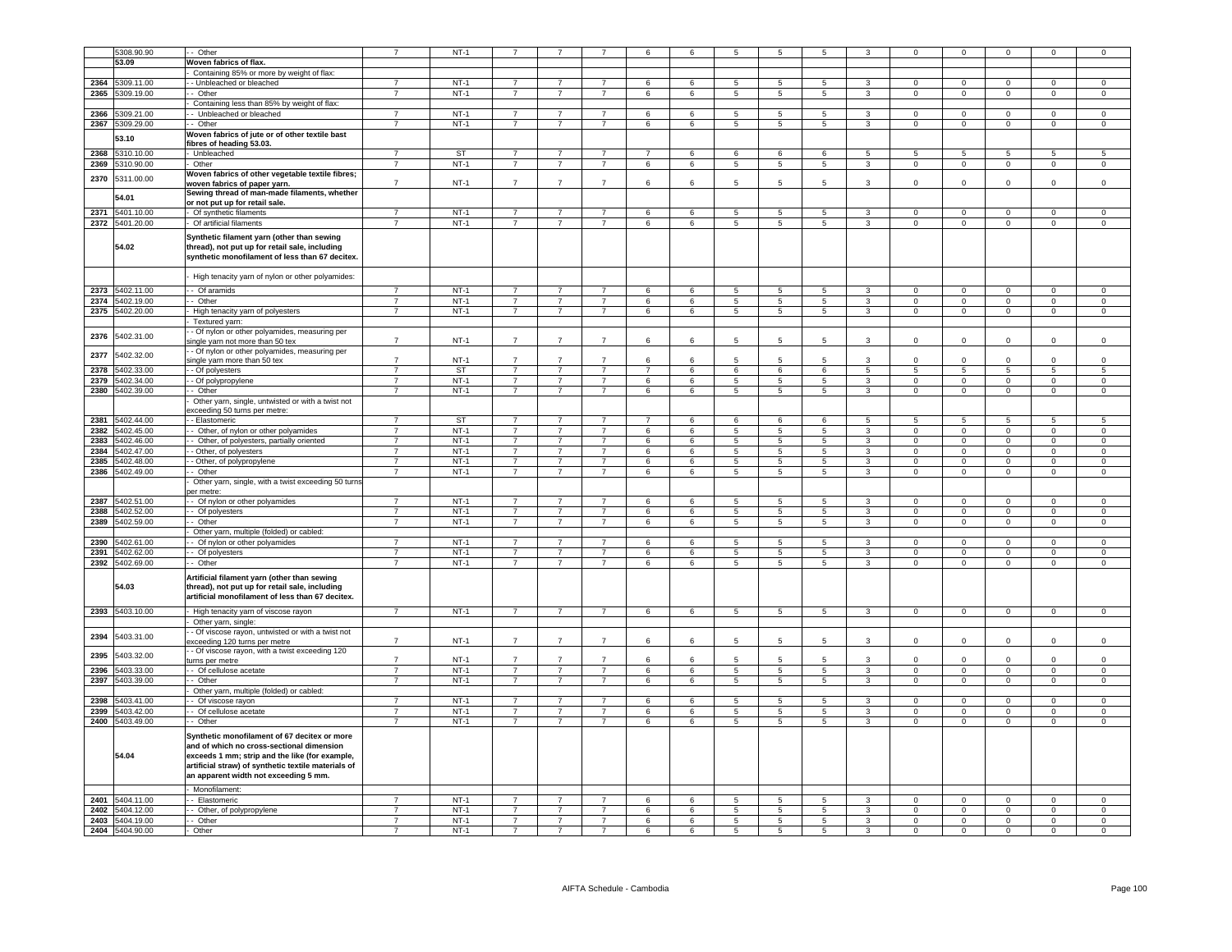| | 5308.90.90 | - - Other | 7 | NT-1 | 7 | 7 | 7 | 6 | 6 | 5 | 5 | 5 | 3 | 0 | 0 | 0 | 0 | 0 |
|---|---|---|---|---|---|---|---|---|---|---|---|---|---|---|---|---|---|---|
| | 53.09 | **Woven fabrics of flax.** | | | | | | | | | | | | | | | | |
| | | - Containing 85% or more by weight of flax: | | | | | | | | | | | | | | | | |
| 2364 | 5309.11.00 | - - Unbleached or bleached | 7 | NT-1 | 7 | 7 | 7 | 6 | 6 | 5 | 5 | 5 | 3 | 0 | 0 | 0 | 0 | 0 |
| 2365 | 5309.19.00 | - - Other | 7 | NT-1 | 7 | 7 | 7 | 6 | 6 | 5 | 5 | 5 | 3 | 0 | 0 | 0 | 0 | 0 |
| | | - Containing less than 85% by weight of flax: | | | | | | | | | | | | | | | | |
| 2366 | 5309.21.00 | - - Unbleached or bleached | 7 | NT-1 | 7 | 7 | 7 | 6 | 6 | 5 | 5 | 5 | 3 | 0 | 0 | 0 | 0 | 0 |
| 2367 | 5309.29.00 | - - Other | 7 | NT-1 | 7 | 7 | 7 | 6 | 6 | 5 | 5 | 5 | 3 | 0 | 0 | 0 | 0 | 0 |
| | 53.10 | **Woven fabrics of jute or of other textile bast fibres of heading 53.03.** | | | | | | | | | | | | | | | | |
| 2368 | 5310.10.00 | - Unbleached | 7 | ST | 7 | 7 | 7 | 7 | 6 | 6 | 6 | 6 | 5 | 5 | 5 | 5 | 5 | 5 |
| 2369 | 5310.90.00 | - Other | 7 | NT-1 | 7 | 7 | 7 | 6 | 6 | 5 | 5 | 5 | 3 | 0 | 0 | 0 | 0 | 0 |
| 2370 | 5311.00.00 | **Woven fabrics of other vegetable textile fibres; woven fabrics of paper yarn.** | 7 | NT-1 | 7 | 7 | 7 | 6 | 6 | 5 | 5 | 5 | 3 | 0 | 0 | 0 | 0 | 0 |
| | 54.01 | **Sewing thread of man-made filaments, whether or not put up for retail sale.** | | | | | | | | | | | | | | | | |
| 2371 | 5401.10.00 | - Of synthetic filaments | 7 | NT-1 | 7 | 7 | 7 | 6 | 6 | 5 | 5 | 5 | 3 | 0 | 0 | 0 | 0 | 0 |
| 2372 | 5401.20.00 | - Of artificial filaments | 7 | NT-1 | 7 | 7 | 7 | 6 | 6 | 5 | 5 | 5 | 3 | 0 | 0 | 0 | 0 | 0 |
| | 54.02 | **Synthetic filament yarn (other than sewing thread), not put up for retail sale, including synthetic monofilament of less than 67 decitex.** | | | | | | | | | | | | | | | | |
| | | - High tenacity yarn of nylon or other polyamides: | | | | | | | | | | | | | | | | |
| 2373 | 5402.11.00 | - - Of aramids | 7 | NT-1 | 7 | 7 | 7 | 6 | 6 | 5 | 5 | 5 | 3 | 0 | 0 | 0 | 0 | 0 |
| 2374 | 5402.19.00 | - - Other | 7 | NT-1 | 7 | 7 | 7 | 6 | 6 | 5 | 5 | 5 | 3 | 0 | 0 | 0 | 0 | 0 |
| 2375 | 5402.20.00 | - High tenacity yarn of polyesters | 7 | NT-1 | 7 | 7 | 7 | 6 | 6 | 5 | 5 | 5 | 3 | 0 | 0 | 0 | 0 | 0 |
| | | - Textured yarn: | | | | | | | | | | | | | | | | |
| 2376 | 5402.31.00 | - - Of nylon or other polyamides, measuring per single yarn not more than 50 tex | 7 | NT-1 | 7 | 7 | 7 | 6 | 6 | 5 | 5 | 5 | 3 | 0 | 0 | 0 | 0 | 0 |
| 2377 | 5402.32.00 | - - Of nylon or other polyamides, measuring per single yarn more than 50 tex | 7 | NT-1 | 7 | 7 | 7 | 6 | 6 | 5 | 5 | 5 | 3 | 0 | 0 | 0 | 0 | 0 |
| 2378 | 5402.33.00 | - - Of polyesters | 7 | ST | 7 | 7 | 7 | 7 | 6 | 6 | 6 | 6 | 5 | 5 | 5 | 5 | 5 | 5 |
| 2379 | 5402.34.00 | - - Of polypropylene | 7 | NT-1 | 7 | 7 | 7 | 6 | 6 | 5 | 5 | 5 | 3 | 0 | 0 | 0 | 0 | 0 |
| 2380 | 5402.39.00 | - - Other | 7 | NT-1 | 7 | 7 | 7 | 6 | 6 | 5 | 5 | 5 | 3 | 0 | 0 | 0 | 0 | 0 |
| | | - Other yarn, single, untwisted or with a twist not exceeding 50 turns per metre: | | | | | | | | | | | | | | | | |
| 2381 | 5402.44.00 | - - Elastomeric | 7 | ST | 7 | 7 | 7 | 7 | 6 | 6 | 6 | 6 | 5 | 5 | 5 | 5 | 5 | 5 |
| 2382 | 5402.45.00 | - - Other, of nylon or other polyamides | 7 | NT-1 | 7 | 7 | 7 | 6 | 6 | 5 | 5 | 5 | 3 | 0 | 0 | 0 | 0 | 0 |
| 2383 | 5402.46.00 | - - Other, of polyesters, partially oriented | 7 | NT-1 | 7 | 7 | 7 | 6 | 6 | 5 | 5 | 5 | 3 | 0 | 0 | 0 | 0 | 0 |
| 2384 | 5402.47.00 | - - Other, of polyesters | 7 | NT-1 | 7 | 7 | 7 | 6 | 6 | 5 | 5 | 5 | 3 | 0 | 0 | 0 | 0 | 0 |
| 2385 | 5402.48.00 | - - Other, of polypropylene | 7 | NT-1 | 7 | 7 | 7 | 6 | 6 | 5 | 5 | 5 | 3 | 0 | 0 | 0 | 0 | 0 |
| 2386 | 5402.49.00 | - - Other | 7 | NT-1 | 7 | 7 | 7 | 6 | 6 | 5 | 5 | 5 | 3 | 0 | 0 | 0 | 0 | 0 |
| | | - Other yarn, single, with a twist exceeding 50 turns per metre: | | | | | | | | | | | | | | | | |
| 2387 | 5402.51.00 | - - Of nylon or other polyamides | 7 | NT-1 | 7 | 7 | 7 | 6 | 6 | 5 | 5 | 5 | 3 | 0 | 0 | 0 | 0 | 0 |
| 2388 | 5402.52.00 | - - Of polyesters | 7 | NT-1 | 7 | 7 | 7 | 6 | 6 | 5 | 5 | 5 | 3 | 0 | 0 | 0 | 0 | 0 |
| 2389 | 5402.59.00 | - - Other | 7 | NT-1 | 7 | 7 | 7 | 6 | 6 | 5 | 5 | 5 | 3 | 0 | 0 | 0 | 0 | 0 |
| | | - Other yarn, multiple (folded) or cabled: | | | | | | | | | | | | | | | | |
| 2390 | 5402.61.00 | - - Of nylon or other polyamides | 7 | NT-1 | 7 | 7 | 7 | 6 | 6 | 5 | 5 | 5 | 3 | 0 | 0 | 0 | 0 | 0 |
| 2391 | 5402.62.00 | - - Of polyesters | 7 | NT-1 | 7 | 7 | 7 | 6 | 6 | 5 | 5 | 5 | 3 | 0 | 0 | 0 | 0 | 0 |
| 2392 | 5402.69.00 | - - Other | 7 | NT-1 | 7 | 7 | 7 | 6 | 6 | 5 | 5 | 5 | 3 | 0 | 0 | 0 | 0 | 0 |
| | 54.03 | **Artificial filament yarn (other than sewing thread), not put up for retail sale, including artificial monofilament of less than 67 decitex.** | | | | | | | | | | | | | | | | |
| 2393 | 5403.10.00 | - High tenacity yarn of viscose rayon | 7 | NT-1 | 7 | 7 | 7 | 6 | 6 | 5 | 5 | 5 | 3 | 0 | 0 | 0 | 0 | 0 |
| | | - Other yarn, single: | | | | | | | | | | | | | | | | |
| 2394 | 5403.31.00 | - - Of viscose rayon, untwisted or with a twist not exceeding 120 turns per metre | 7 | NT-1 | 7 | 7 | 7 | 6 | 6 | 5 | 5 | 5 | 3 | 0 | 0 | 0 | 0 | 0 |
| 2395 | 5403.32.00 | - - Of viscose rayon, with a twist exceeding 120 turns per metre | 7 | NT-1 | 7 | 7 | 7 | 6 | 6 | 5 | 5 | 5 | 3 | 0 | 0 | 0 | 0 | 0 |
| 2396 | 5403.33.00 | - - Of cellulose acetate | 7 | NT-1 | 7 | 7 | 7 | 6 | 6 | 5 | 5 | 5 | 3 | 0 | 0 | 0 | 0 | 0 |
| 2397 | 5403.39.00 | - - Other | 7 | NT-1 | 7 | 7 | 7 | 6 | 6 | 5 | 5 | 5 | 3 | 0 | 0 | 0 | 0 | 0 |
| | | - Other yarn, multiple (folded) or cabled: | | | | | | | | | | | | | | | | |
| 2398 | 5403.41.00 | - - Of viscose rayon | 7 | NT-1 | 7 | 7 | 7 | 6 | 6 | 5 | 5 | 5 | 3 | 0 | 0 | 0 | 0 | 0 |
| 2399 | 5403.42.00 | - - Of cellulose acetate | 7 | NT-1 | 7 | 7 | 7 | 6 | 6 | 5 | 5 | 5 | 3 | 0 | 0 | 0 | 0 | 0 |
| 2400 | 5403.49.00 | - - Other | 7 | NT-1 | 7 | 7 | 7 | 6 | 6 | 5 | 5 | 5 | 3 | 0 | 0 | 0 | 0 | 0 |
| | 54.04 | **Synthetic monofilament of 67 decitex or more and of which no cross-sectional dimension exceeds 1 mm; strip and the like (for example, artificial straw) of synthetic textile materials of an apparent width not exceeding 5 mm.** | | | | | | | | | | | | | | | | |
| | | - Monofilament: | | | | | | | | | | | | | | | | |
| 2401 | 5404.11.00 | - - Elastomeric | 7 | NT-1 | 7 | 7 | 7 | 6 | 6 | 5 | 5 | 5 | 3 | 0 | 0 | 0 | 0 | 0 |
| 2402 | 5404.12.00 | - - Other, of polypropylene | 7 | NT-1 | 7 | 7 | 7 | 6 | 6 | 5 | 5 | 5 | 3 | 0 | 0 | 0 | 0 | 0 |
| 2403 | 5404.19.00 | - - Other | 7 | NT-1 | 7 | 7 | 7 | 6 | 6 | 5 | 5 | 5 | 3 | 0 | 0 | 0 | 0 | 0 |
| 2404 | 5404.90.00 | - Other | 7 | NT-1 | 7 | 7 | 7 | 6 | 6 | 5 | 5 | 5 | 3 | 0 | 0 | 0 | 0 | 0 |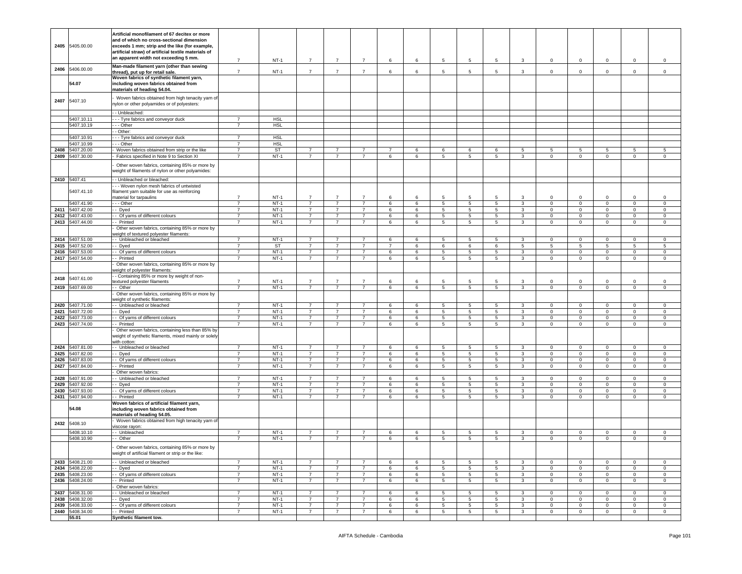| No. | HS Code | Description | Base Rate | Category | | | | | | | | | | | | | | |
|---|---|---|---|---|---|---|---|---|---|---|---|---|---|---|---|---|---|---|
| 2405 | 5405.00.00 | **Artificial monofilament of 67 decitex or more and of which no cross-sectional dimension exceeds 1 mm; strip and the like (for example, artificial straw) of artificial textile materials of an apparent width not exceeding 5 mm.** | 7 | NT-1 | 7 | 7 | 7 | 6 | 6 | 5 | 5 | 5 | 3 | 0 | 0 | 0 | 0 | 0 |
| 2406 | 5406.00.00 | **Man-made filament yarn (other than sewing thread), put up for retail sale.** | 7 | NT-1 | 7 | 7 | 7 | 6 | 6 | 5 | 5 | 5 | 3 | 0 | 0 | 0 | 0 | 0 |
| | 54.07 | **Woven fabrics of synthetic filament yarn, including woven fabrics obtained from materials of heading 54.04.** | | | | | | | | | | | | | | | | |
| 2407 | 5407.10 | - Woven fabrics obtained from high tenacity yarn of nylon or other polyamides or of polyesters: | | | | | | | | | | | | | | | | |
| | | - - Unbleached: | | | | | | | | | | | | | | | | |
| | 5407.10.11 | - - - Tyre fabrics and conveyor duck | 7 | HSL | | | | | | | | | | | | | | |
| | 5407.10.19 | - - - Other | 7 | HSL | | | | | | | | | | | | | | |
| | | - - Other: | | | | | | | | | | | | | | | | |
| | 5407.10.91 | - - - Tyre fabrics and conveyor duck | 7 | HSL | | | | | | | | | | | | | | |
| | 5407.10.99 | - - - Other | 7 | HSL | | | | | | | | | | | | | | |
| 2408 | 5407.20.00 | - Woven fabrics obtained from strip or the like | 7 | ST | 7 | 7 | 7 | 7 | 6 | 6 | 6 | 6 | 5 | 5 | 5 | 5 | 5 | 5 |
| 2409 | 5407.30.00 | - Fabrics specified in Note 9 to Section XI | 7 | NT-1 | 7 | 7 | 7 | 6 | 6 | 5 | 5 | 5 | 3 | 0 | 0 | 0 | 0 | 0 |
| | | - Other woven fabrics, containing 85% or more by weight of filaments of nylon or other polyamides: | | | | | | | | | | | | | | | | |
| 2410 | 5407.41 | - - Unbleached or bleached: | | | | | | | | | | | | | | | | |
| | 5407.41.10 | - - - Woven nylon mesh fabrics of untwisted filament yarn suitable for use as reinforcing material for tarpaulins | 7 | NT-1 | 7 | 7 | 7 | 6 | 6 | 5 | 5 | 5 | 3 | 0 | 0 | 0 | 0 | 0 |
| | 5407.41.90 | - - - Other | 7 | NT-1 | 7 | 7 | 7 | 6 | 6 | 5 | 5 | 5 | 3 | 0 | 0 | 0 | 0 | 0 |
| 2411 | 5407.42.00 | - - Dyed | 7 | NT-1 | 7 | 7 | 7 | 6 | 6 | 5 | 5 | 5 | 3 | 0 | 0 | 0 | 0 | 0 |
| 2412 | 5407.43.00 | - - Of yarns of different colours | 7 | NT-1 | 7 | 7 | 7 | 6 | 6 | 5 | 5 | 5 | 3 | 0 | 0 | 0 | 0 | 0 |
| 2413 | 5407.44.00 | - - Printed | 7 | NT-1 | 7 | 7 | 7 | 6 | 6 | 5 | 5 | 5 | 3 | 0 | 0 | 0 | 0 | 0 |
| | | - Other woven fabrics, containing 85% or more by weight of textured polyester filaments: | | | | | | | | | | | | | | | | |
| 2414 | 5407.51.00 | - - Unbleached or bleached | 7 | NT-1 | 7 | 7 | 7 | 6 | 6 | 5 | 5 | 5 | 3 | 0 | 0 | 0 | 0 | 0 |
| 2415 | 5407.52.00 | - - Dyed | 7 | ST | 7 | 7 | 7 | 7 | 6 | 6 | 6 | 6 | 5 | 5 | 5 | 5 | 5 | 5 |
| 2416 | 5407.53.00 | - - Of yarns of different colours | 7 | NT-1 | 7 | 7 | 7 | 6 | 6 | 5 | 5 | 5 | 3 | 0 | 0 | 0 | 0 | 0 |
| 2417 | 5407.54.00 | - - Printed | 7 | NT-1 | 7 | 7 | 7 | 6 | 6 | 5 | 5 | 5 | 3 | 0 | 0 | 0 | 0 | 0 |
| | | - Other woven fabrics, containing 85% or more by weight of polyester filaments: | | | | | | | | | | | | | | | | |
| 2418 | 5407.61.00 | - - Containing 85% or more by weight of non-textured polyester filaments | 7 | NT-1 | 7 | 7 | 7 | 6 | 6 | 5 | 5 | 5 | 3 | 0 | 0 | 0 | 0 | 0 |
| 2419 | 5407.69.00 | - - Other | 7 | NT-1 | 7 | 7 | 7 | 6 | 6 | 5 | 5 | 5 | 3 | 0 | 0 | 0 | 0 | 0 |
| | | - Other woven fabrics, containing 85% or more by weight of synthetic filaments: | | | | | | | | | | | | | | | | |
| 2420 | 5407.71.00 | - - Unbleached or bleached | 7 | NT-1 | 7 | 7 | 7 | 6 | 6 | 5 | 5 | 5 | 3 | 0 | 0 | 0 | 0 | 0 |
| 2421 | 5407.72.00 | - - Dyed | 7 | NT-1 | 7 | 7 | 7 | 6 | 6 | 5 | 5 | 5 | 3 | 0 | 0 | 0 | 0 | 0 |
| 2422 | 5407.73.00 | - - Of yarns of different colours | 7 | NT-1 | 7 | 7 | 7 | 6 | 6 | 5 | 5 | 5 | 3 | 0 | 0 | 0 | 0 | 0 |
| 2423 | 5407.74.00 | - - Printed | 7 | NT-1 | 7 | 7 | 7 | 6 | 6 | 5 | 5 | 5 | 3 | 0 | 0 | 0 | 0 | 0 |
| | | - Other woven fabrics, containing less than 85% by weight of synthetic filaments, mixed mainly or solely with cotton: | | | | | | | | | | | | | | | | |
| 2424 | 5407.81.00 | - - Unbleached or bleached | 7 | NT-1 | 7 | 7 | 7 | 6 | 6 | 5 | 5 | 5 | 3 | 0 | 0 | 0 | 0 | 0 |
| 2425 | 5407.82.00 | - - Dyed | 7 | NT-1 | 7 | 7 | 7 | 6 | 6 | 5 | 5 | 5 | 3 | 0 | 0 | 0 | 0 | 0 |
| 2426 | 5407.83.00 | - - Of yarns of different colours | 7 | NT-1 | 7 | 7 | 7 | 6 | 6 | 5 | 5 | 5 | 3 | 0 | 0 | 0 | 0 | 0 |
| 2427 | 5407.84.00 | - - Printed | 7 | NT-1 | 7 | 7 | 7 | 6 | 6 | 5 | 5 | 5 | 3 | 0 | 0 | 0 | 0 | 0 |
| | | - Other woven fabrics: | | | | | | | | | | | | | | | | |
| 2428 | 5407.91.00 | - - Unbleached or bleached | 7 | NT-1 | 7 | 7 | 7 | 6 | 6 | 5 | 5 | 5 | 3 | 0 | 0 | 0 | 0 | 0 |
| 2429 | 5407.92.00 | - - Dyed | 7 | NT-1 | 7 | 7 | 7 | 6 | 6 | 5 | 5 | 5 | 3 | 0 | 0 | 0 | 0 | 0 |
| 2430 | 5407.93.00 | - - Of yarns of different colours | 7 | NT-1 | 7 | 7 | 7 | 6 | 6 | 5 | 5 | 5 | 3 | 0 | 0 | 0 | 0 | 0 |
| 2431 | 5407.94.00 | - - Printed | 7 | NT-1 | 7 | 7 | 7 | 6 | 6 | 5 | 5 | 5 | 3 | 0 | 0 | 0 | 0 | 0 |
| | 54.08 | **Woven fabrics of artificial filament yarn, including woven fabrics obtained from materials of heading 54.05.** | | | | | | | | | | | | | | | | |
| 2432 | 5408.10 | - Woven fabrics obtained from high tenacity yarn of viscose rayon: | | | | | | | | | | | | | | | | |
| | 5408.10.10 | - - Unbleached | 7 | NT-1 | 7 | 7 | 7 | 6 | 6 | 5 | 5 | 5 | 3 | 0 | 0 | 0 | 0 | 0 |
| | 5408.10.90 | - - Other | 7 | NT-1 | 7 | 7 | 7 | 6 | 6 | 5 | 5 | 5 | 3 | 0 | 0 | 0 | 0 | 0 |
| | | - Other woven fabrics, containing 85% or more by weight of artificial filament or strip or the like: | | | | | | | | | | | | | | | | |
| 2433 | 5408.21.00 | - - Unbleached or bleached | 7 | NT-1 | 7 | 7 | 7 | 6 | 6 | 5 | 5 | 5 | 3 | 0 | 0 | 0 | 0 | 0 |
| 2434 | 5408.22.00 | - - Dyed | 7 | NT-1 | 7 | 7 | 7 | 6 | 6 | 5 | 5 | 5 | 3 | 0 | 0 | 0 | 0 | 0 |
| 2435 | 5408.23.00 | - - Of yarns of different colours | 7 | NT-1 | 7 | 7 | 7 | 6 | 6 | 5 | 5 | 5 | 3 | 0 | 0 | 0 | 0 | 0 |
| 2436 | 5408.24.00 | - - Printed | 7 | NT-1 | 7 | 7 | 7 | 6 | 6 | 5 | 5 | 5 | 3 | 0 | 0 | 0 | 0 | 0 |
| | | - Other woven fabrics: | | | | | | | | | | | | | | | | |
| 2437 | 5408.31.00 | - - Unbleached or bleached | 7 | NT-1 | 7 | 7 | 7 | 6 | 6 | 5 | 5 | 5 | 3 | 0 | 0 | 0 | 0 | 0 |
| 2438 | 5408.32.00 | - - Dyed | 7 | NT-1 | 7 | 7 | 7 | 6 | 6 | 5 | 5 | 5 | 3 | 0 | 0 | 0 | 0 | 0 |
| 2439 | 5408.33.00 | - - Of yarns of different colours | 7 | NT-1 | 7 | 7 | 7 | 6 | 6 | 5 | 5 | 5 | 3 | 0 | 0 | 0 | 0 | 0 |
| 2440 | 5408.34.00 | - - Printed | 7 | NT-1 | 7 | 7 | 7 | 6 | 6 | 5 | 5 | 5 | 3 | 0 | 0 | 0 | 0 | 0 |
| | 55.01 | **Synthetic filament tow.** | | | | | | | | | | | | | | | | |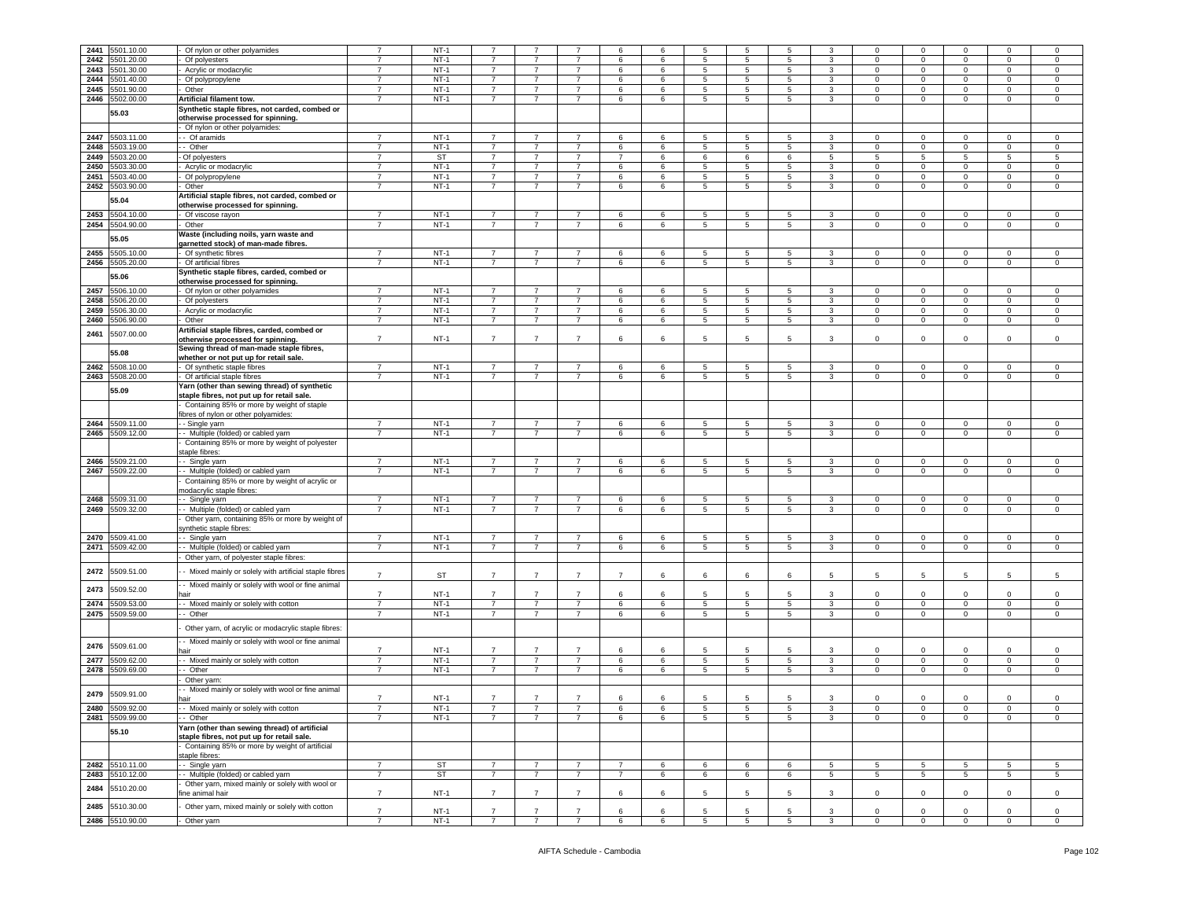| 2441 | 5501.10.00 | - Of nylon or other polyamides | 7 | NT-1 | 7 | 7 | 7 | 6 | 6 | 5 | 5 | 5 | 3 | 0 | 0 | 0 | 0 | 0 |
|---|---|---|---|---|---|---|---|---|---|---|---|---|---|---|---|---|---|---|
| 2442 | 5501.20.00 | - Of polyesters | 7 | NT-1 | 7 | 7 | 7 | 6 | 6 | 5 | 5 | 5 | 3 | 0 | 0 | 0 | 0 | 0 |
| 2443 | 5501.30.00 | - Acrylic or modacrylic | 7 | NT-1 | 7 | 7 | 7 | 6 | 6 | 5 | 5 | 5 | 3 | 0 | 0 | 0 | 0 | 0 |
| 2444 | 5501.40.00 | - Of polypropylene | 7 | NT-1 | 7 | 7 | 7 | 6 | 6 | 5 | 5 | 5 | 3 | 0 | 0 | 0 | 0 | 0 |
| 2445 | 5501.90.00 | - Other | 7 | NT-1 | 7 | 7 | 7 | 6 | 6 | 5 | 5 | 5 | 3 | 0 | 0 | 0 | 0 | 0 |
| 2446 | 5502.00.00 | Artificial filament tow. | 7 | NT-1 | 7 | 7 | 7 | 6 | 6 | 5 | 5 | 5 | 3 | 0 | 0 | 0 | 0 | 0 |
| | 55.03 | Synthetic staple fibres, not carded, combed or otherwise processed for spinning. | | | | | | | | | | | | | | | | |
| | | - Of nylon or other polyamides: | | | | | | | | | | | | | | | | |
| 2447 | 5503.11.00 | - - Of aramids | 7 | NT-1 | 7 | 7 | 7 | 6 | 6 | 5 | 5 | 5 | 3 | 0 | 0 | 0 | 0 | 0 |
| 2448 | 5503.19.00 | - - Other | 7 | NT-1 | 7 | 7 | 7 | 6 | 6 | 5 | 5 | 5 | 3 | 0 | 0 | 0 | 0 | 0 |
| 2449 | 5503.20.00 | - Of polyesters | 7 | ST | 7 | 7 | 7 | 7 | 6 | 6 | 6 | 6 | 5 | 5 | 5 | 5 | 5 | 5 |
| 2450 | 5503.30.00 | - Acrylic or modacrylic | 7 | NT-1 | 7 | 7 | 7 | 6 | 6 | 5 | 5 | 5 | 3 | 0 | 0 | 0 | 0 | 0 |
| 2451 | 5503.40.00 | - Of polypropylene | 7 | NT-1 | 7 | 7 | 7 | 6 | 6 | 5 | 5 | 5 | 3 | 0 | 0 | 0 | 0 | 0 |
| 2452 | 5503.90.00 | - Other | 7 | NT-1 | 7 | 7 | 7 | 6 | 6 | 5 | 5 | 5 | 3 | 0 | 0 | 0 | 0 | 0 |
| | 55.04 | Artificial staple fibres, not carded, combed or otherwise processed for spinning. | | | | | | | | | | | | | | | | |
| 2453 | 5504.10.00 | - Of viscose rayon | 7 | NT-1 | 7 | 7 | 7 | 6 | 6 | 5 | 5 | 5 | 3 | 0 | 0 | 0 | 0 | 0 |
| 2454 | 5504.90.00 | - Other | 7 | NT-1 | 7 | 7 | 7 | 6 | 6 | 5 | 5 | 5 | 3 | 0 | 0 | 0 | 0 | 0 |
| | 55.05 | Waste (including noils, yarn waste and garnetted stock) of man-made fibres. | | | | | | | | | | | | | | | | |
| 2455 | 5505.10.00 | - Of synthetic fibres | 7 | NT-1 | 7 | 7 | 7 | 6 | 6 | 5 | 5 | 5 | 3 | 0 | 0 | 0 | 0 | 0 |
| 2456 | 5505.20.00 | - Of artificial fibres | 7 | NT-1 | 7 | 7 | 7 | 6 | 6 | 5 | 5 | 5 | 3 | 0 | 0 | 0 | 0 | 0 |
| | 55.06 | Synthetic staple fibres, carded, combed or otherwise processed for spinning. | | | | | | | | | | | | | | | | |
| 2457 | 5506.10.00 | - Of nylon or other polyamides | 7 | NT-1 | 7 | 7 | 7 | 6 | 6 | 5 | 5 | 5 | 3 | 0 | 0 | 0 | 0 | 0 |
| 2458 | 5506.20.00 | - Of polyesters | 7 | NT-1 | 7 | 7 | 7 | 6 | 6 | 5 | 5 | 5 | 3 | 0 | 0 | 0 | 0 | 0 |
| 2459 | 5506.30.00 | - Acrylic or modacrylic | 7 | NT-1 | 7 | 7 | 7 | 6 | 6 | 5 | 5 | 5 | 3 | 0 | 0 | 0 | 0 | 0 |
| 2460 | 5506.90.00 | - Other | 7 | NT-1 | 7 | 7 | 7 | 6 | 6 | 5 | 5 | 5 | 3 | 0 | 0 | 0 | 0 | 0 |
| 2461 | 5507.00.00 | Artificial staple fibres, carded, combed or otherwise processed for spinning. | 7 | NT-1 | 7 | 7 | 7 | 6 | 6 | 5 | 5 | 5 | 3 | 0 | 0 | 0 | 0 | 0 |
| | 55.08 | Sewing thread of man-made staple fibres, whether or not put up for retail sale. | | | | | | | | | | | | | | | | |
| 2462 | 5508.10.00 | - Of synthetic staple fibres | 7 | NT-1 | 7 | 7 | 7 | 6 | 6 | 5 | 5 | 5 | 3 | 0 | 0 | 0 | 0 | 0 |
| 2463 | 5508.20.00 | - Of artificial staple fibres | 7 | NT-1 | 7 | 7 | 7 | 6 | 6 | 5 | 5 | 5 | 3 | 0 | 0 | 0 | 0 | 0 |
| | 55.09 | Yarn (other than sewing thread) of synthetic staple fibres, not put up for retail sale. | | | | | | | | | | | | | | | | |
| | | - Containing 85% or more by weight of staple fibres of nylon or other polyamides: | | | | | | | | | | | | | | | | |
| 2464 | 5509.11.00 | - - Single yarn | 7 | NT-1 | 7 | 7 | 7 | 6 | 6 | 5 | 5 | 5 | 3 | 0 | 0 | 0 | 0 | 0 |
| 2465 | 5509.12.00 | - - Multiple (folded) or cabled yarn | 7 | NT-1 | 7 | 7 | 7 | 6 | 6 | 5 | 5 | 5 | 3 | 0 | 0 | 0 | 0 | 0 |
| | | - Containing 85% or more by weight of polyester staple fibres: | | | | | | | | | | | | | | | | |
| 2466 | 5509.21.00 | - - Single yarn | 7 | NT-1 | 7 | 7 | 7 | 6 | 6 | 5 | 5 | 5 | 3 | 0 | 0 | 0 | 0 | 0 |
| 2467 | 5509.22.00 | - - Multiple (folded) or cabled yarn | 7 | NT-1 | 7 | 7 | 7 | 6 | 6 | 5 | 5 | 5 | 3 | 0 | 0 | 0 | 0 | 0 |
| | | - Containing 85% or more by weight of acrylic or modacrylic staple fibres: | | | | | | | | | | | | | | | | |
| 2468 | 5509.31.00 | - - Single yarn | 7 | NT-1 | 7 | 7 | 7 | 6 | 6 | 5 | 5 | 5 | 3 | 0 | 0 | 0 | 0 | 0 |
| 2469 | 5509.32.00 | - - Multiple (folded) or cabled yarn | 7 | NT-1 | 7 | 7 | 7 | 6 | 6 | 5 | 5 | 5 | 3 | 0 | 0 | 0 | 0 | 0 |
| | | - Other yarn, containing 85% or more by weight of synthetic staple fibres: | | | | | | | | | | | | | | | | |
| 2470 | 5509.41.00 | - - Single yarn | 7 | NT-1 | 7 | 7 | 7 | 6 | 6 | 5 | 5 | 5 | 3 | 0 | 0 | 0 | 0 | 0 |
| 2471 | 5509.42.00 | - - Multiple (folded) or cabled yarn | 7 | NT-1 | 7 | 7 | 7 | 6 | 6 | 5 | 5 | 5 | 3 | 0 | 0 | 0 | 0 | 0 |
| | | - Other yarn, of polyester staple fibres: | | | | | | | | | | | | | | | | |
| 2472 | 5509.51.00 | - - Mixed mainly or solely with artificial staple fibres | 7 | ST | 7 | 7 | 7 | 7 | 6 | 6 | 6 | 6 | 5 | 5 | 5 | 5 | 5 | 5 |
| 2473 | 5509.52.00 | - - Mixed mainly or solely with wool or fine animal hair | 7 | NT-1 | 7 | 7 | 7 | 6 | 6 | 5 | 5 | 5 | 3 | 0 | 0 | 0 | 0 | 0 |
| 2474 | 5509.53.00 | - - Mixed mainly or solely with cotton | 7 | NT-1 | 7 | 7 | 7 | 6 | 6 | 5 | 5 | 5 | 3 | 0 | 0 | 0 | 0 | 0 |
| 2475 | 5509.59.00 | - - Other | 7 | NT-1 | 7 | 7 | 7 | 6 | 6 | 5 | 5 | 5 | 3 | 0 | 0 | 0 | 0 | 0 |
| | | - Other yarn, of acrylic or modacrylic staple fibres: | | | | | | | | | | | | | | | | |
| 2476 | 5509.61.00 | - - Mixed mainly or solely with wool or fine animal hair | 7 | NT-1 | 7 | 7 | 7 | 6 | 6 | 5 | 5 | 5 | 3 | 0 | 0 | 0 | 0 | 0 |
| 2477 | 5509.62.00 | - - Mixed mainly or solely with cotton | 7 | NT-1 | 7 | 7 | 7 | 6 | 6 | 5 | 5 | 5 | 3 | 0 | 0 | 0 | 0 | 0 |
| 2478 | 5509.69.00 | - - Other | 7 | NT-1 | 7 | 7 | 7 | 6 | 6 | 5 | 5 | 5 | 3 | 0 | 0 | 0 | 0 | 0 |
| | | - Other yarn: | | | | | | | | | | | | | | | | |
| 2479 | 5509.91.00 | - - Mixed mainly or solely with wool or fine animal hair | 7 | NT-1 | 7 | 7 | 7 | 6 | 6 | 5 | 5 | 5 | 3 | 0 | 0 | 0 | 0 | 0 |
| 2480 | 5509.92.00 | - - Mixed mainly or solely with cotton | 7 | NT-1 | 7 | 7 | 7 | 6 | 6 | 5 | 5 | 5 | 3 | 0 | 0 | 0 | 0 | 0 |
| 2481 | 5509.99.00 | - - Other | 7 | NT-1 | 7 | 7 | 7 | 6 | 6 | 5 | 5 | 5 | 3 | 0 | 0 | 0 | 0 | 0 |
| | 55.10 | Yarn (other than sewing thread) of artificial staple fibres, not put up for retail sale. | | | | | | | | | | | | | | | | |
| | | - Containing 85% or more by weight of artificial staple fibres: | | | | | | | | | | | | | | | | |
| 2482 | 5510.11.00 | - - Single yarn | 7 | ST | 7 | 7 | 7 | 7 | 6 | 6 | 6 | 6 | 5 | 5 | 5 | 5 | 5 | 5 |
| 2483 | 5510.12.00 | - - Multiple (folded) or cabled yarn | 7 | ST | 7 | 7 | 7 | 7 | 6 | 6 | 6 | 6 | 5 | 5 | 5 | 5 | 5 | 5 |
| 2484 | 5510.20.00 | - Other yarn, mixed mainly or solely with wool or fine animal hair | 7 | NT-1 | 7 | 7 | 7 | 6 | 6 | 5 | 5 | 5 | 3 | 0 | 0 | 0 | 0 | 0 |
| 2485 | 5510.30.00 | - Other yarn, mixed mainly or solely with cotton | 7 | NT-1 | 7 | 7 | 7 | 6 | 6 | 5 | 5 | 5 | 3 | 0 | 0 | 0 | 0 | 0 |
| 2486 | 5510.90.00 | - Other yarn | 7 | NT-1 | 7 | 7 | 7 | 6 | 6 | 5 | 5 | 5 | 3 | 0 | 0 | 0 | 0 | 0 |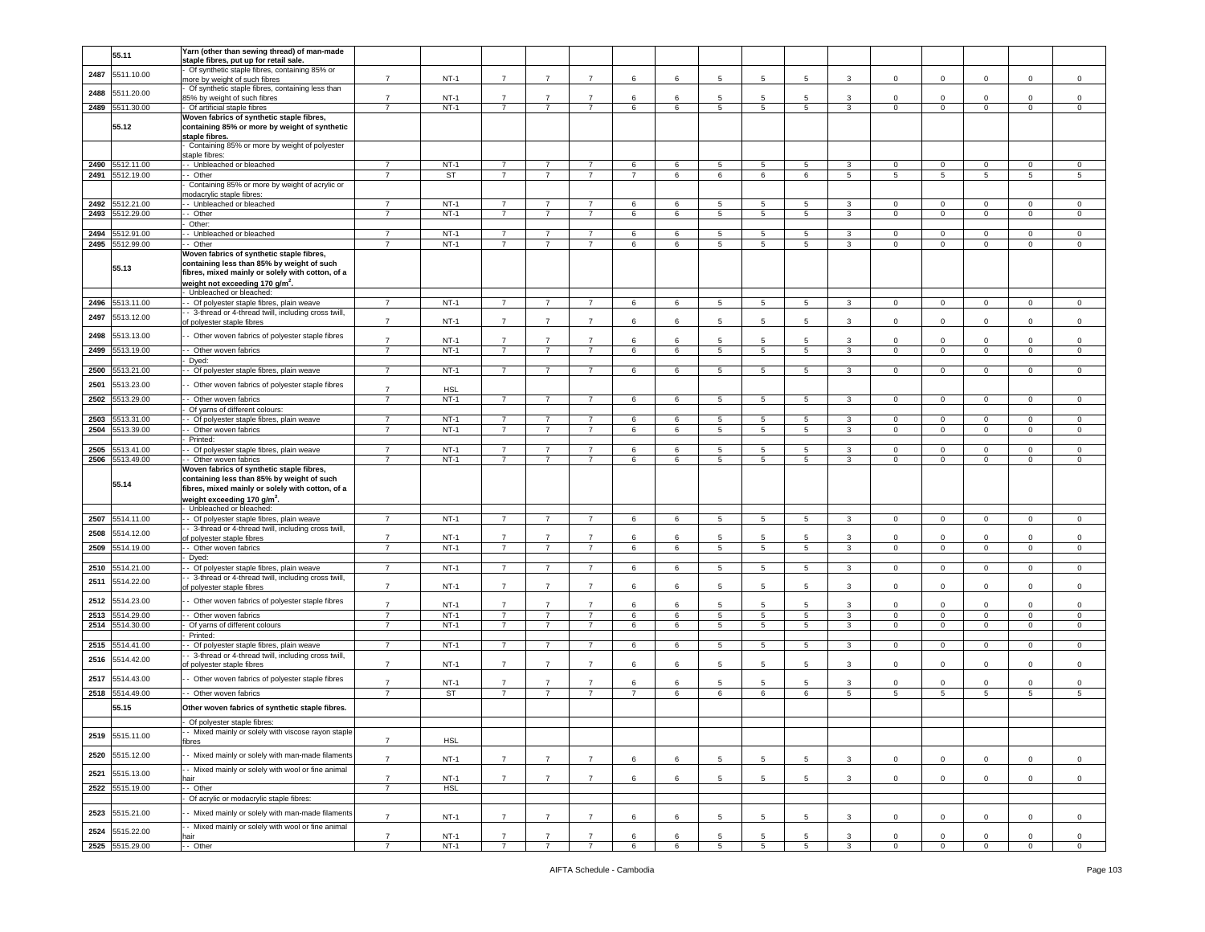| | | | | | | | | | | | | | | | | |
|---|---|---|---|---|---|---|---|---|---|---|---|---|---|---|---|---|
| | 55.11 | Yarn (other than sewing thread) of man-made staple fibres, put up for retail sale. | | | | | | | | | | | | | | | |
| 2487 | 5511.10.00 | - Of synthetic staple fibres, containing 85% or more by weight of such fibres | 7 | NT-1 | 7 | 7 | 7 | 6 | 6 | 5 | 5 | 5 | 3 | 0 | 0 | 0 | 0 | 0 |
| 2488 | 5511.20.00 | - Of synthetic staple fibres, containing less than 85% by weight of such fibres | 7 | NT-1 | 7 | 7 | 7 | 6 | 6 | 5 | 5 | 5 | 3 | 0 | 0 | 0 | 0 | 0 |
| 2489 | 5511.30.00 | - Of artificial staple fibres | 7 | NT-1 | 7 | 7 | 7 | 6 | 6 | 5 | 5 | 5 | 3 | 0 | 0 | 0 | 0 | 0 |
| | 55.12 | Woven fabrics of synthetic staple fibres, containing 85% or more by weight of synthetic staple fibres. | | | | | | | | | | | | | | | | |
| | | - Containing 85% or more by weight of polyester staple fibres: | | | | | | | | | | | | | | | | |
| 2490 | 5512.11.00 | - - Unbleached or bleached | 7 | NT-1 | 7 | 7 | 7 | 6 | 6 | 5 | 5 | 5 | 3 | 0 | 0 | 0 | 0 | 0 |
| 2491 | 5512.19.00 | - - Other | 7 | ST | 7 | 7 | 7 | 7 | 6 | 6 | 6 | 6 | 5 | 5 | 5 | 5 | 5 | 5 |
| | | - Containing 85% or more by weight of acrylic or modacrylic staple fibres: | | | | | | | | | | | | | | | | |
| 2492 | 5512.21.00 | - - Unbleached or bleached | 7 | NT-1 | 7 | 7 | 7 | 6 | 6 | 5 | 5 | 5 | 3 | 0 | 0 | 0 | 0 | 0 |
| 2493 | 5512.29.00 | - - Other | 7 | NT-1 | 7 | 7 | 7 | 6 | 6 | 5 | 5 | 5 | 3 | 0 | 0 | 0 | 0 | 0 |
| | | - Other: | | | | | | | | | | | | | | | | |
| 2494 | 5512.91.00 | - - Unbleached or bleached | 7 | NT-1 | 7 | 7 | 7 | 6 | 6 | 5 | 5 | 5 | 3 | 0 | 0 | 0 | 0 | 0 |
| 2495 | 5512.99.00 | - - Other | 7 | NT-1 | 7 | 7 | 7 | 6 | 6 | 5 | 5 | 5 | 3 | 0 | 0 | 0 | 0 | 0 |
| | 55.13 | Woven fabrics of synthetic staple fibres, containing less than 85% by weight of such fibres, mixed mainly or solely with cotton, of a weight not exceeding 170 g/m². | | | | | | | | | | | | | | | | |
| | | - Unbleached or bleached: | | | | | | | | | | | | | | | | |
| 2496 | 5513.11.00 | - - Of polyester staple fibres, plain weave | 7 | NT-1 | 7 | 7 | 7 | 6 | 6 | 5 | 5 | 5 | 3 | 0 | 0 | 0 | 0 | 0 |
| 2497 | 5513.12.00 | - - 3-thread or 4-thread twill, including cross twill, of polyester staple fibres | 7 | NT-1 | 7 | 7 | 7 | 6 | 6 | 5 | 5 | 5 | 3 | 0 | 0 | 0 | 0 | 0 |
| 2498 | 5513.13.00 | - - Other woven fabrics of polyester staple fibres | 7 | NT-1 | 7 | 7 | 7 | 6 | 6 | 5 | 5 | 5 | 3 | 0 | 0 | 0 | 0 | 0 |
| 2499 | 5513.19.00 | - - Other woven fabrics | 7 | NT-1 | 7 | 7 | 7 | 6 | 6 | 5 | 5 | 5 | 3 | 0 | 0 | 0 | 0 | 0 |
| | | - Dyed: | | | | | | | | | | | | | | | | |
| 2500 | 5513.21.00 | - - Of polyester staple fibres, plain weave | 7 | NT-1 | 7 | 7 | 7 | 6 | 6 | 5 | 5 | 5 | 3 | 0 | 0 | 0 | 0 | 0 |
| 2501 | 5513.23.00 | - - Other woven fabrics of polyester staple fibres | 7 | HSL | | | | | | | | | | | | | | |
| 2502 | 5513.29.00 | - - Other woven fabrics | 7 | NT-1 | 7 | 7 | 7 | 6 | 6 | 5 | 5 | 5 | 3 | 0 | 0 | 0 | 0 | 0 |
| | | - Of yarns of different colours: | | | | | | | | | | | | | | | | |
| 2503 | 5513.31.00 | - - Of polyester staple fibres, plain weave | 7 | NT-1 | 7 | 7 | 7 | 6 | 6 | 5 | 5 | 5 | 3 | 0 | 0 | 0 | 0 | 0 |
| 2504 | 5513.39.00 | - - Other woven fabrics | 7 | NT-1 | 7 | 7 | 7 | 6 | 6 | 5 | 5 | 5 | 3 | 0 | 0 | 0 | 0 | 0 |
| | | - Printed: | | | | | | | | | | | | | | | | |
| 2505 | 5513.41.00 | - - Of polyester staple fibres, plain weave | 7 | NT-1 | 7 | 7 | 7 | 6 | 6 | 5 | 5 | 5 | 3 | 0 | 0 | 0 | 0 | 0 |
| 2506 | 5513.49.00 | - - Other woven fabrics | 7 | NT-1 | 7 | 7 | 7 | 6 | 6 | 5 | 5 | 5 | 3 | 0 | 0 | 0 | 0 | 0 |
| | 55.14 | Woven fabrics of synthetic staple fibres, containing less than 85% by weight of such fibres, mixed mainly or solely with cotton, of a weight exceeding 170 g/m². | | | | | | | | | | | | | | | | |
| | | - Unbleached or bleached: | | | | | | | | | | | | | | | | |
| 2507 | 5514.11.00 | - - Of polyester staple fibres, plain weave | 7 | NT-1 | 7 | 7 | 7 | 6 | 6 | 5 | 5 | 5 | 3 | 0 | 0 | 0 | 0 | 0 |
| 2508 | 5514.12.00 | - - 3-thread or 4-thread twill, including cross twill, of polyester staple fibres | 7 | NT-1 | 7 | 7 | 7 | 6 | 6 | 5 | 5 | 5 | 3 | 0 | 0 | 0 | 0 | 0 |
| 2509 | 5514.19.00 | - - Other woven fabrics | 7 | NT-1 | 7 | 7 | 7 | 6 | 6 | 5 | 5 | 5 | 3 | 0 | 0 | 0 | 0 | 0 |
| | | - Dyed: | | | | | | | | | | | | | | | | |
| 2510 | 5514.21.00 | - - Of polyester staple fibres, plain weave | 7 | NT-1 | 7 | 7 | 7 | 6 | 6 | 5 | 5 | 5 | 3 | 0 | 0 | 0 | 0 | 0 |
| 2511 | 5514.22.00 | - - 3-thread or 4-thread twill, including cross twill, of polyester staple fibres | 7 | NT-1 | 7 | 7 | 7 | 6 | 6 | 5 | 5 | 5 | 3 | 0 | 0 | 0 | 0 | 0 |
| 2512 | 5514.23.00 | - - Other woven fabrics of polyester staple fibres | 7 | NT-1 | 7 | 7 | 7 | 6 | 6 | 5 | 5 | 5 | 3 | 0 | 0 | 0 | 0 | 0 |
| 2513 | 5514.29.00 | - - Other woven fabrics | 7 | NT-1 | 7 | 7 | 7 | 6 | 6 | 5 | 5 | 5 | 3 | 0 | 0 | 0 | 0 | 0 |
| 2514 | 5514.30.00 | - Of yarns of different colours | 7 | NT-1 | 7 | 7 | 7 | 6 | 6 | 5 | 5 | 5 | 3 | 0 | 0 | 0 | 0 | 0 |
| | | - Printed: | | | | | | | | | | | | | | | | |
| 2515 | 5514.41.00 | - - Of polyester staple fibres, plain weave | 7 | NT-1 | 7 | 7 | 7 | 6 | 6 | 5 | 5 | 5 | 3 | 0 | 0 | 0 | 0 | 0 |
| 2516 | 5514.42.00 | - - 3-thread or 4-thread twill, including cross twill, of polyester staple fibres | 7 | NT-1 | 7 | 7 | 7 | 6 | 6 | 5 | 5 | 5 | 3 | 0 | 0 | 0 | 0 | 0 |
| 2517 | 5514.43.00 | - - Other woven fabrics of polyester staple fibres | 7 | NT-1 | 7 | 7 | 7 | 6 | 6 | 5 | 5 | 5 | 3 | 0 | 0 | 0 | 0 | 0 |
| 2518 | 5514.49.00 | - - Other woven fabrics | 7 | ST | 7 | 7 | 7 | 7 | 6 | 6 | 6 | 6 | 5 | 5 | 5 | 5 | 5 | 5 |
| | 55.15 | Other woven fabrics of synthetic staple fibres. | | | | | | | | | | | | | | | | |
| | | - Of polyester staple fibres: | | | | | | | | | | | | | | | | |
| 2519 | 5515.11.00 | - - Mixed mainly or solely with viscose rayon staple fibres | 7 | HSL | | | | | | | | | | | | | | |
| 2520 | 5515.12.00 | - - Mixed mainly or solely with man-made filaments | 7 | NT-1 | 7 | 7 | 7 | 6 | 6 | 5 | 5 | 5 | 3 | 0 | 0 | 0 | 0 | 0 |
| 2521 | 5515.13.00 | - - Mixed mainly or solely with wool or fine animal hair | 7 | NT-1 | 7 | 7 | 7 | 6 | 6 | 5 | 5 | 5 | 3 | 0 | 0 | 0 | 0 | 0 |
| 2522 | 5515.19.00 | - - Other | 7 | HSL | | | | | | | | | | | | | | |
| | | - Of acrylic or modacrylic staple fibres: | | | | | | | | | | | | | | | | |
| 2523 | 5515.21.00 | - - Mixed mainly or solely with man-made filaments | 7 | NT-1 | 7 | 7 | 7 | 6 | 6 | 5 | 5 | 5 | 3 | 0 | 0 | 0 | 0 | 0 |
| 2524 | 5515.22.00 | - - Mixed mainly or solely with wool or fine animal hair | 7 | NT-1 | 7 | 7 | 7 | 6 | 6 | 5 | 5 | 5 | 3 | 0 | 0 | 0 | 0 | 0 |
| 2525 | 5515.29.00 | - - Other | 7 | NT-1 | 7 | 7 | 7 | 6 | 6 | 5 | 5 | 5 | 3 | 0 | 0 | 0 | 0 | 0 |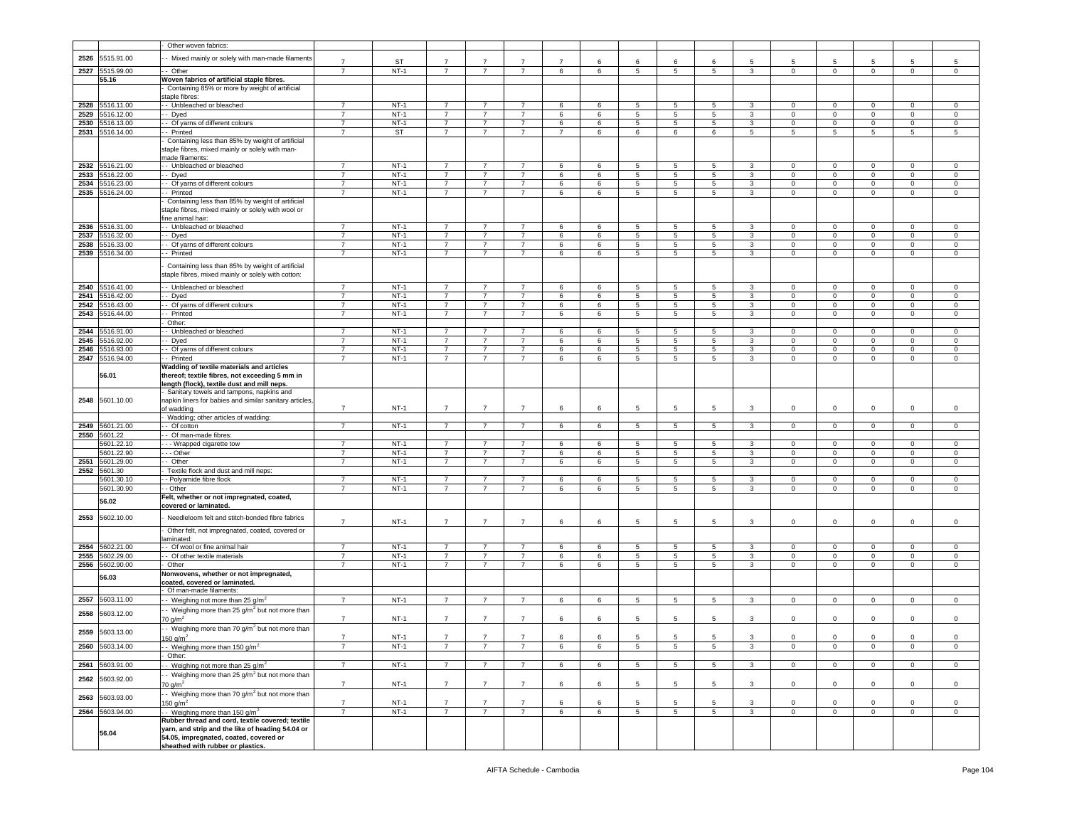| | | - Other woven fabrics: | | | | | | | | | | | | | | | | |
|---|---|---|---|---|---|---|---|---|---|---|---|---|---|---|---|---|---|---|
| 2526 | 5515.91.00 | - - Mixed mainly or solely with man-made filaments | 7 | ST | 7 | 7 | 7 | 7 | 6 | 6 | 6 | 6 | 5 | 5 | 5 | 5 | 5 | 5 |
| 2527 | 5515.99.00 | - - Other | 7 | NT-1 | 7 | 7 | 7 | 6 | 6 | 5 | 5 | 5 | 3 | 0 | 0 | 0 | 0 | 0 |
| | 55.16 | **Woven fabrics of artificial staple fibres.** | | | | | | | | | | | | | | | | |
| | | - Containing 85% or more by weight of artificial staple fibres: | | | | | | | | | | | | | | | | |
| 2528 | 5516.11.00 | - - Unbleached or bleached | 7 | NT-1 | 7 | 7 | 7 | 6 | 6 | 5 | 5 | 5 | 3 | 0 | 0 | 0 | 0 | 0 |
| 2529 | 5516.12.00 | - - Dyed | 7 | NT-1 | 7 | 7 | 7 | 6 | 6 | 5 | 5 | 5 | 3 | 0 | 0 | 0 | 0 | 0 |
| 2530 | 5516.13.00 | - - Of yarns of different colours | 7 | NT-1 | 7 | 7 | 7 | 6 | 6 | 5 | 5 | 5 | 3 | 0 | 0 | 0 | 0 | 0 |
| 2531 | 5516.14.00 | - - Printed | 7 | ST | 7 | 7 | 7 | 7 | 6 | 6 | 6 | 6 | 5 | 5 | 5 | 5 | 5 | 5 |
| | | - Containing less than 85% by weight of artificial staple fibres, mixed mainly or solely with man-made filaments: | | | | | | | | | | | | | | | | |
| 2532 | 5516.21.00 | - - Unbleached or bleached | 7 | NT-1 | 7 | 7 | 7 | 6 | 6 | 5 | 5 | 5 | 3 | 0 | 0 | 0 | 0 | 0 |
| 2533 | 5516.22.00 | - - Dyed | 7 | NT-1 | 7 | 7 | 7 | 6 | 6 | 5 | 5 | 5 | 3 | 0 | 0 | 0 | 0 | 0 |
| 2534 | 5516.23.00 | - - Of yarns of different colours | 7 | NT-1 | 7 | 7 | 7 | 6 | 6 | 5 | 5 | 5 | 3 | 0 | 0 | 0 | 0 | 0 |
| 2535 | 5516.24.00 | - - Printed | 7 | NT-1 | 7 | 7 | 7 | 6 | 6 | 5 | 5 | 5 | 3 | 0 | 0 | 0 | 0 | 0 |
| | | - Containing less than 85% by weight of artificial staple fibres, mixed mainly or solely with wool or fine animal hair: | | | | | | | | | | | | | | | | |
| 2536 | 5516.31.00 | - - Unbleached or bleached | 7 | NT-1 | 7 | 7 | 7 | 6 | 6 | 5 | 5 | 5 | 3 | 0 | 0 | 0 | 0 | 0 |
| 2537 | 5516.32.00 | - - Dyed | 7 | NT-1 | 7 | 7 | 7 | 6 | 6 | 5 | 5 | 5 | 3 | 0 | 0 | 0 | 0 | 0 |
| 2538 | 5516.33.00 | - - Of yarns of different colours | 7 | NT-1 | 7 | 7 | 7 | 6 | 6 | 5 | 5 | 5 | 3 | 0 | 0 | 0 | 0 | 0 |
| 2539 | 5516.34.00 | - - Printed | 7 | NT-1 | 7 | 7 | 7 | 6 | 6 | 5 | 5 | 5 | 3 | 0 | 0 | 0 | 0 | 0 |
| | | - Containing less than 85% by weight of artificial staple fibres, mixed mainly or solely with cotton: | | | | | | | | | | | | | | | | |
| 2540 | 5516.41.00 | - - Unbleached or bleached | 7 | NT-1 | 7 | 7 | 7 | 6 | 6 | 5 | 5 | 5 | 3 | 0 | 0 | 0 | 0 | 0 |
| 2541 | 5516.42.00 | - - Dyed | 7 | NT-1 | 7 | 7 | 7 | 6 | 6 | 5 | 5 | 5 | 3 | 0 | 0 | 0 | 0 | 0 |
| 2542 | 5516.43.00 | - - Of yarns of different colours | 7 | NT-1 | 7 | 7 | 7 | 6 | 6 | 5 | 5 | 5 | 3 | 0 | 0 | 0 | 0 | 0 |
| 2543 | 5516.44.00 | - - Printed | 7 | NT-1 | 7 | 7 | 7 | 6 | 6 | 5 | 5 | 5 | 3 | 0 | 0 | 0 | 0 | 0 |
| | | - Other: | | | | | | | | | | | | | | | | |
| 2544 | 5516.91.00 | - - Unbleached or bleached | 7 | NT-1 | 7 | 7 | 7 | 6 | 6 | 5 | 5 | 5 | 3 | 0 | 0 | 0 | 0 | 0 |
| 2545 | 5516.92.00 | - - Dyed | 7 | NT-1 | 7 | 7 | 7 | 6 | 6 | 5 | 5 | 5 | 3 | 0 | 0 | 0 | 0 | 0 |
| 2546 | 5516.93.00 | - - Of yarns of different colours | 7 | NT-1 | 7 | 7 | 7 | 6 | 6 | 5 | 5 | 5 | 3 | 0 | 0 | 0 | 0 | 0 |
| 2547 | 5516.94.00 | - - Printed | 7 | NT-1 | 7 | 7 | 7 | 6 | 6 | 5 | 5 | 5 | 3 | 0 | 0 | 0 | 0 | 0 |
| | 56.01 | **Wadding of textile materials and articles thereof; textile fibres, not exceeding 5 mm in length (flock), textile dust and mill neps.** | | | | | | | | | | | | | | | | |
| 2548 | 5601.10.00 | - Sanitary towels and tampons, napkins and napkin liners for babies and similar sanitary articles, of wadding | 7 | NT-1 | 7 | 7 | 7 | 6 | 6 | 5 | 5 | 5 | 3 | 0 | 0 | 0 | 0 | 0 |
| | | - Wadding; other articles of wadding: | | | | | | | | | | | | | | | | |
| 2549 | 5601.21.00 | - - Of cotton | 7 | NT-1 | 7 | 7 | 7 | 6 | 6 | 5 | 5 | 5 | 3 | 0 | 0 | 0 | 0 | 0 |
| 2550 | 5601.22 | - - Of man-made fibres: | | | | | | | | | | | | | | | | |
| | 5601.22.10 | - - - Wrapped cigarette tow | 7 | NT-1 | 7 | 7 | 7 | 6 | 6 | 5 | 5 | 5 | 3 | 0 | 0 | 0 | 0 | 0 |
| | 5601.22.90 | - - - Other | 7 | NT-1 | 7 | 7 | 7 | 6 | 6 | 5 | 5 | 5 | 3 | 0 | 0 | 0 | 0 | 0 |
| 2551 | 5601.29.00 | - - Other | 7 | NT-1 | 7 | 7 | 7 | 6 | 6 | 5 | 5 | 5 | 3 | 0 | 0 | 0 | 0 | 0 |
| 2552 | 5601.30 | - Textile flock and dust and mill neps: | | | | | | | | | | | | | | | | |
| | 5601.30.10 | - - Polyamide fibre flock | 7 | NT-1 | 7 | 7 | 7 | 6 | 6 | 5 | 5 | 5 | 3 | 0 | 0 | 0 | 0 | 0 |
| | 5601.30.90 | - - Other | 7 | NT-1 | 7 | 7 | 7 | 6 | 6 | 5 | 5 | 5 | 3 | 0 | 0 | 0 | 0 | 0 |
| | 56.02 | **Felt, whether or not impregnated, coated, covered or laminated.** | | | | | | | | | | | | | | | | |
| 2553 | 5602.10.00 | - Needleloom felt and stitch-bonded fibre fabrics | 7 | NT-1 | 7 | 7 | 7 | 6 | 6 | 5 | 5 | 5 | 3 | 0 | 0 | 0 | 0 | 0 |
| | | - Other felt, not impregnated, coated, covered or laminated: | | | | | | | | | | | | | | | | |
| 2554 | 5602.21.00 | - - Of wool or fine animal hair | 7 | NT-1 | 7 | 7 | 7 | 6 | 6 | 5 | 5 | 5 | 3 | 0 | 0 | 0 | 0 | 0 |
| 2555 | 5602.29.00 | - - Of other textile materials | 7 | NT-1 | 7 | 7 | 7 | 6 | 6 | 5 | 5 | 5 | 3 | 0 | 0 | 0 | 0 | 0 |
| 2556 | 5602.90.00 | - Other | 7 | NT-1 | 7 | 7 | 7 | 6 | 6 | 5 | 5 | 5 | 3 | 0 | 0 | 0 | 0 | 0 |
| | 56.03 | **Nonwovens, whether or not impregnated, coated, covered or laminated.** | | | | | | | | | | | | | | | | |
| | | - Of man-made filaments: | | | | | | | | | | | | | | | | |
| 2557 | 5603.11.00 | - - Weighing not more than 25 g/m$^2$ | 7 | NT-1 | 7 | 7 | 7 | 6 | 6 | 5 | 5 | 5 | 3 | 0 | 0 | 0 | 0 | 0 |
| 2558 | 5603.12.00 | - - Weighing more than 25 g/m$^2$ but not more than 70 g/m$^2$ | 7 | NT-1 | 7 | 7 | 7 | 6 | 6 | 5 | 5 | 5 | 3 | 0 | 0 | 0 | 0 | 0 |
| 2559 | 5603.13.00 | - - Weighing more than 70 g/m$^2$ but not more than 150 g/m$^2$ | 7 | NT-1 | 7 | 7 | 7 | 6 | 6 | 5 | 5 | 5 | 3 | 0 | 0 | 0 | 0 | 0 |
| 2560 | 5603.14.00 | - - Weighing more than 150 g/m$^2$ | 7 | NT-1 | 7 | 7 | 7 | 6 | 6 | 5 | 5 | 5 | 3 | 0 | 0 | 0 | 0 | 0 |
| | | - Other: | | | | | | | | | | | | | | | | |
| 2561 | 5603.91.00 | - - Weighing not more than 25 g/m$^2$ | 7 | NT-1 | 7 | 7 | 7 | 6 | 6 | 5 | 5 | 5 | 3 | 0 | 0 | 0 | 0 | 0 |
| 2562 | 5603.92.00 | - - Weighing more than 25 g/m$^2$ but not more than 70 g/m$^2$ | 7 | NT-1 | 7 | 7 | 7 | 6 | 6 | 5 | 5 | 5 | 3 | 0 | 0 | 0 | 0 | 0 |
| 2563 | 5603.93.00 | - - Weighing more than 70 g/m$^2$ but not more than 150 g/m$^2$ | 7 | NT-1 | 7 | 7 | 7 | 6 | 6 | 5 | 5 | 5 | 3 | 0 | 0 | 0 | 0 | 0 |
| 2564 | 5603.94.00 | - - Weighing more than 150 g/m$^2$ | 7 | NT-1 | 7 | 7 | 7 | 6 | 6 | 5 | 5 | 5 | 3 | 0 | 0 | 0 | 0 | 0 |
| | 56.04 | **Rubber thread and cord, textile covered; textile yarn, and strip and the like of heading 54.04 or 54.05, impregnated, coated, covered or sheathed with rubber or plastics.** | | | | | | | | | | | | | | | | |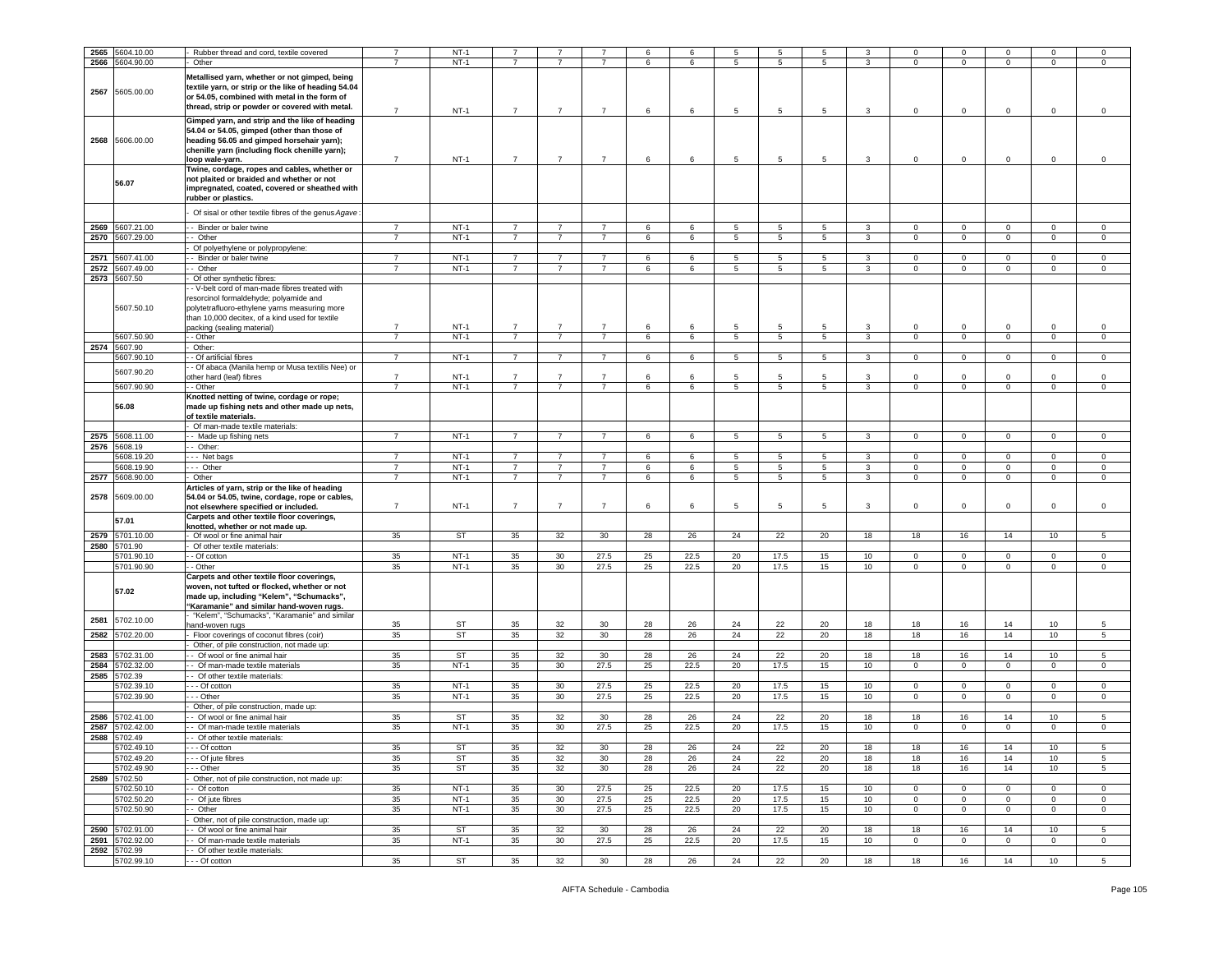| | | | | | | | | | | | | | | | | | |
|---|---|---|---|---|---|---|---|---|---|---|---|---|---|---|---|---|---|
| 2565 | 5604.10.00 | - Rubber thread and cord, textile covered | 7 | NT-1 | 7 | 7 | 7 | 6 | 6 | 5 | 5 | 5 | 3 | 0 | 0 | 0 | 0 | 0 |
| 2566 | 5604.90.00 | - Other | 7 | NT-1 | 7 | 7 | 7 | 6 | 6 | 5 | 5 | 5 | 3 | 0 | 0 | 0 | 0 | 0 |
| 2567 | 5605.00.00 | **Metallised yarn, whether or not gimped, being textile yarn, or strip or the like of heading 54.04 or 54.05, combined with metal in the form of thread, strip or powder or covered with metal.** | 7 | NT-1 | 7 | 7 | 7 | 6 | 6 | 5 | 5 | 5 | 3 | 0 | 0 | 0 | 0 | 0 |
| 2568 | 5606.00.00 | **Gimped yarn, and strip and the like of heading 54.04 or 54.05, gimped (other than those of heading 56.05 and gimped horsehair yarn); chenille yarn (including flock chenille yarn); loop wale-yarn.** | 7 | NT-1 | 7 | 7 | 7 | 6 | 6 | 5 | 5 | 5 | 3 | 0 | 0 | 0 | 0 | 0 |
| | 56.07 | **Twine, cordage, ropes and cables, whether or not plaited or braided and whether or not impregnated, coated, covered or sheathed with rubber or plastics.** | | | | | | | | | | | | | | | | |
| | | - Of sisal or other textile fibres of the genus *Agave* : | | | | | | | | | | | | | | | | |
| 2569 | 5607.21.00 | - - Binder or baler twine | 7 | NT-1 | 7 | 7 | 7 | 6 | 6 | 5 | 5 | 5 | 3 | 0 | 0 | 0 | 0 | 0 |
| 2570 | 5607.29.00 | - - Other | 7 | NT-1 | 7 | 7 | 7 | 6 | 6 | 5 | 5 | 5 | 3 | 0 | 0 | 0 | 0 | 0 |
| | | - Of polyethylene or polypropylene: | | | | | | | | | | | | | | | | |
| 2571 | 5607.41.00 | - - Binder or baler twine | 7 | NT-1 | 7 | 7 | 7 | 6 | 6 | 5 | 5 | 5 | 3 | 0 | 0 | 0 | 0 | 0 |
| 2572 | 5607.49.00 | - - Other | 7 | NT-1 | 7 | 7 | 7 | 6 | 6 | 5 | 5 | 5 | 3 | 0 | 0 | 0 | 0 | 0 |
| 2573 | 5607.50 | - Of other synthetic fibres: | | | | | | | | | | | | | | | | |
| | 5607.50.10 | - - V-belt cord of man-made fibres treated with resorcinol formaldehyde; polyamide and polytetrafluoro-ethylene yarns measuring more than 10,000 decitex, of a kind used for textile packing (sealing material) | 7 | NT-1 | 7 | 7 | 7 | 6 | 6 | 5 | 5 | 5 | 3 | 0 | 0 | 0 | 0 | 0 |
| | 5607.50.90 | - - Other | 7 | NT-1 | 7 | 7 | 7 | 6 | 6 | 5 | 5 | 5 | 3 | 0 | 0 | 0 | 0 | 0 |
| 2574 | 5607.90 | - Other: | | | | | | | | | | | | | | | | |
| | 5607.90.10 | - - Of artificial fibres | 7 | NT-1 | 7 | 7 | 7 | 6 | 6 | 5 | 5 | 5 | 3 | 0 | 0 | 0 | 0 | 0 |
| | 5607.90.20 | - - Of abaca (Manila hemp or Musa textilis Nee) or other hard (leaf) fibres | 7 | NT-1 | 7 | 7 | 7 | 6 | 6 | 5 | 5 | 5 | 3 | 0 | 0 | 0 | 0 | 0 |
| | 5607.90.90 | - - Other | 7 | NT-1 | 7 | 7 | 7 | 6 | 6 | 5 | 5 | 5 | 3 | 0 | 0 | 0 | 0 | 0 |
| | 56.08 | **Knotted netting of twine, cordage or rope; made up fishing nets and other made up nets, of textile materials.** | | | | | | | | | | | | | | | | |
| | | - Of man-made textile materials: | | | | | | | | | | | | | | | | |
| 2575 | 5608.11.00 | - - Made up fishing nets | 7 | NT-1 | 7 | 7 | 7 | 6 | 6 | 5 | 5 | 5 | 3 | 0 | 0 | 0 | 0 | 0 |
| 2576 | 5608.19 | - - Other: | | | | | | | | | | | | | | | | |
| | 5608.19.20 | - - - Net bags | 7 | NT-1 | 7 | 7 | 7 | 6 | 6 | 5 | 5 | 5 | 3 | 0 | 0 | 0 | 0 | 0 |
| | 5608.19.90 | - - - Other | 7 | NT-1 | 7 | 7 | 7 | 6 | 6 | 5 | 5 | 5 | 3 | 0 | 0 | 0 | 0 | 0 |
| 2577 | 5608.90.00 | - Other | 7 | NT-1 | 7 | 7 | 7 | 6 | 6 | 5 | 5 | 5 | 3 | 0 | 0 | 0 | 0 | 0 |
| 2578 | 5609.00.00 | **Articles of yarn, strip or the like of heading 54.04 or 54.05, twine, cordage, rope or cables, not elsewhere specified or included.** | 7 | NT-1 | 7 | 7 | 7 | 6 | 6 | 5 | 5 | 5 | 3 | 0 | 0 | 0 | 0 | 0 |
| | 57.01 | **Carpets and other textile floor coverings, knotted, whether or not made up.** | | | | | | | | | | | | | | | | |
| 2579 | 5701.10.00 | - Of wool or fine animal hair | 35 | ST | 35 | 32 | 30 | 28 | 26 | 24 | 22 | 20 | 18 | 18 | 16 | 14 | 10 | 5 |
| 2580 | 5701.90 | - Of other textile materials: | | | | | | | | | | | | | | | | |
| | 5701.90.10 | - - Of cotton | 35 | NT-1 | 35 | 30 | 27.5 | 25 | 22.5 | 20 | 17.5 | 15 | 10 | 0 | 0 | 0 | 0 | 0 |
| | 5701.90.90 | - - Other | 35 | NT-1 | 35 | 30 | 27.5 | 25 | 22.5 | 20 | 17.5 | 15 | 10 | 0 | 0 | 0 | 0 | 0 |
| | 57.02 | **Carpets and other textile floor coverings, woven, not tufted or flocked, whether or not made up, including "Kelem", "Schumacks", "Karamanie" and similar hand-woven rugs.** | | | | | | | | | | | | | | | | |
| 2581 | 5702.10.00 | - "Kelem", "Schumacks", "Karamanie" and similar hand-woven rugs | 35 | ST | 35 | 32 | 30 | 28 | 26 | 24 | 22 | 20 | 18 | 18 | 16 | 14 | 10 | 5 |
| 2582 | 5702.20.00 | - Floor coverings of coconut fibres (coir) | 35 | ST | 35 | 32 | 30 | 28 | 26 | 24 | 22 | 20 | 18 | 18 | 16 | 14 | 10 | 5 |
| | | - Other, of pile construction, not made up: | | | | | | | | | | | | | | | | |
| 2583 | 5702.31.00 | - - Of wool or fine animal hair | 35 | ST | 35 | 32 | 30 | 28 | 26 | 24 | 22 | 20 | 18 | 18 | 16 | 14 | 10 | 5 |
| 2584 | 5702.32.00 | - - Of man-made textile materials | 35 | NT-1 | 35 | 30 | 27.5 | 25 | 22.5 | 20 | 17.5 | 15 | 10 | 0 | 0 | 0 | 0 | 0 |
| 2585 | 5702.39 | - - Of other textile materials: | | | | | | | | | | | | | | | | |
| | 5702.39.10 | - - - Of cotton | 35 | NT-1 | 35 | 30 | 27.5 | 25 | 22.5 | 20 | 17.5 | 15 | 10 | 0 | 0 | 0 | 0 | 0 |
| | 5702.39.90 | - - - Other | 35 | NT-1 | 35 | 30 | 27.5 | 25 | 22.5 | 20 | 17.5 | 15 | 10 | 0 | 0 | 0 | 0 | 0 |
| | | - Other, of pile construction, made up: | | | | | | | | | | | | | | | | |
| 2586 | 5702.41.00 | - - Of wool or fine animal hair | 35 | ST | 35 | 32 | 30 | 28 | 26 | 24 | 22 | 20 | 18 | 18 | 16 | 14 | 10 | 5 |
| 2587 | 5702.42.00 | - - Of man-made textile materials | 35 | NT-1 | 35 | 30 | 27.5 | 25 | 22.5 | 20 | 17.5 | 15 | 10 | 0 | 0 | 0 | 0 | 0 |
| 2588 | 5702.49 | - - Of other textile materials: | | | | | | | | | | | | | | | | |
| | 5702.49.10 | - - - Of cotton | 35 | ST | 35 | 32 | 30 | 28 | 26 | 24 | 22 | 20 | 18 | 18 | 16 | 14 | 10 | 5 |
| | 5702.49.20 | - - - Of jute fibres | 35 | ST | 35 | 32 | 30 | 28 | 26 | 24 | 22 | 20 | 18 | 18 | 16 | 14 | 10 | 5 |
| | 5702.49.90 | - - - Other | 35 | ST | 35 | 32 | 30 | 28 | 26 | 24 | 22 | 20 | 18 | 18 | 16 | 14 | 10 | 5 |
| 2589 | 5702.50 | - Other, not of pile construction, not made up: | | | | | | | | | | | | | | | | |
| | 5702.50.10 | - - Of cotton | 35 | NT-1 | 35 | 30 | 27.5 | 25 | 22.5 | 20 | 17.5 | 15 | 10 | 0 | 0 | 0 | 0 | 0 |
| | 5702.50.20 | - - Of jute fibres | 35 | NT-1 | 35 | 30 | 27.5 | 25 | 22.5 | 20 | 17.5 | 15 | 10 | 0 | 0 | 0 | 0 | 0 |
| | 5702.50.90 | - - Other | 35 | NT-1 | 35 | 30 | 27.5 | 25 | 22.5 | 20 | 17.5 | 15 | 10 | 0 | 0 | 0 | 0 | 0 |
| | | - Other, not of pile construction, made up: | | | | | | | | | | | | | | | | |
| 2590 | 5702.91.00 | - - Of wool or fine animal hair | 35 | ST | 35 | 32 | 30 | 28 | 26 | 24 | 22 | 20 | 18 | 18 | 16 | 14 | 10 | 5 |
| 2591 | 5702.92.00 | - - Of man-made textile materials | 35 | NT-1 | 35 | 30 | 27.5 | 25 | 22.5 | 20 | 17.5 | 15 | 10 | 0 | 0 | 0 | 0 | 0 |
| 2592 | 5702.99 | - - Of other textile materials: | | | | | | | | | | | | | | | | |
| | 5702.99.10 | - - - Of cotton | 35 | ST | 35 | 32 | 30 | 28 | 26 | 24 | 22 | 20 | 18 | 18 | 16 | 14 | 10 | 5 |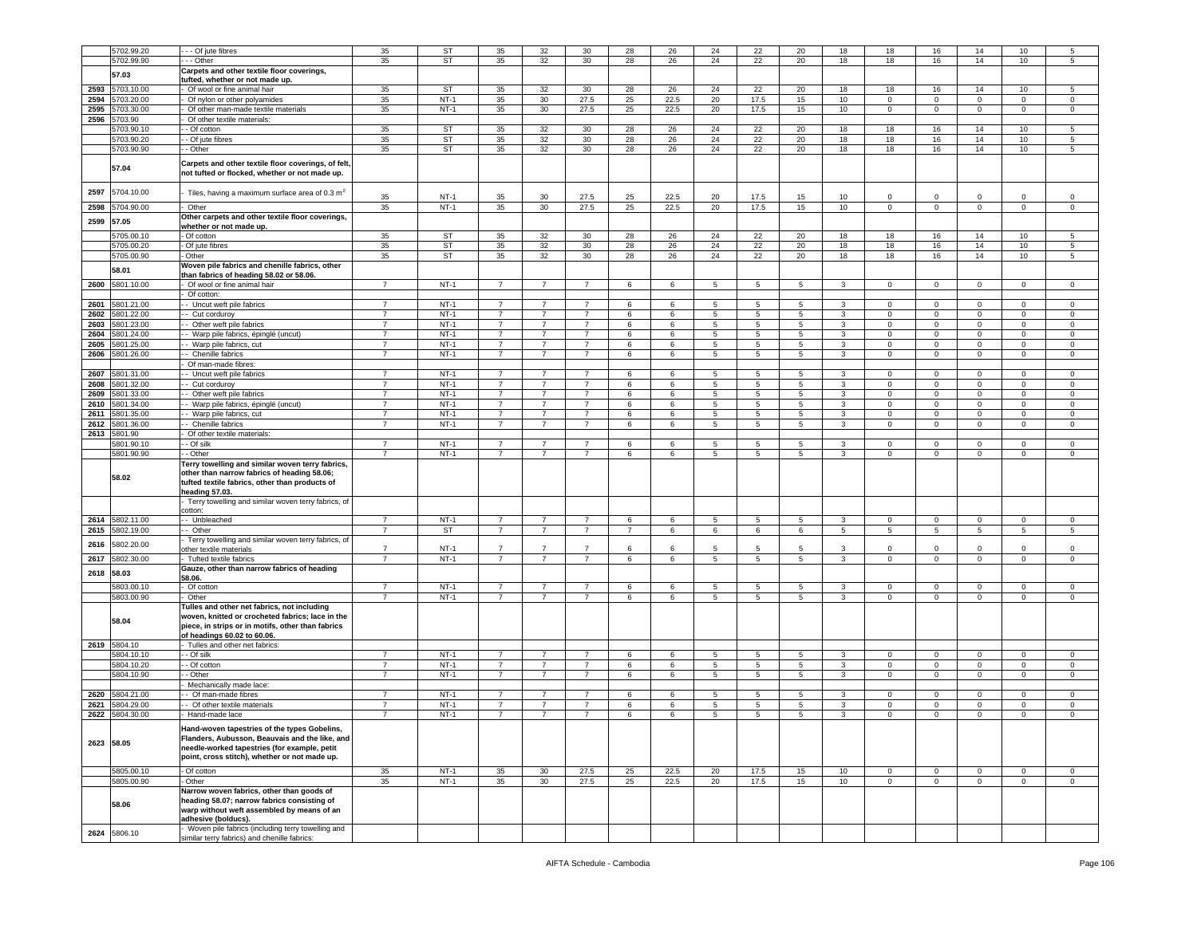| | 5702.99.20 | - - - Of jute fibres | 35 | ST | 35 | 32 | 30 | 28 | 26 | 24 | 22 | 20 | 18 | 18 | 16 | 14 | 10 | 5 |
|---|---|---|---|---|---|---|---|---|---|---|---|---|---|---|---|---|---|---|
| | 5702.99.90 | - - - Other | 35 | ST | 35 | 32 | 30 | 28 | 26 | 24 | 22 | 20 | 18 | 18 | 16 | 14 | 10 | 5 |
| | **57.03** | **Carpets and other textile floor coverings, tufted, whether or not made up.** | | | | | | | | | | | | | | | | |
| 2593 | 5703.10.00 | - Of wool or fine animal hair | 35 | ST | 35 | 32 | 30 | 28 | 26 | 24 | 22 | 20 | 18 | 18 | 16 | 14 | 10 | 5 |
| 2594 | 5703.20.00 | - Of nylon or other polyamides | 35 | NT-1 | 35 | 30 | 27.5 | 25 | 22.5 | 20 | 17.5 | 15 | 10 | 0 | 0 | 0 | 0 | 0 |
| 2595 | 5703.30.00 | - Of other man-made textile materials | 35 | NT-1 | 35 | 30 | 27.5 | 25 | 22.5 | 20 | 17.5 | 15 | 10 | 0 | 0 | 0 | 0 | 0 |
| 2596 | 5703.90 | - Of other textile materials: | | | | | | | | | | | | | | | | |
| | 5703.90.10 | - - Of cotton | 35 | ST | 35 | 32 | 30 | 28 | 26 | 24 | 22 | 20 | 18 | 18 | 16 | 14 | 10 | 5 |
| | 5703.90.20 | - - Of jute fibres | 35 | ST | 35 | 32 | 30 | 28 | 26 | 24 | 22 | 20 | 18 | 18 | 16 | 14 | 10 | 5 |
| | 5703.90.90 | - - Other | 35 | ST | 35 | 32 | 30 | 28 | 26 | 24 | 22 | 20 | 18 | 18 | 16 | 14 | 10 | 5 |
| | **57.04** | **Carpets and other textile floor coverings, of felt, not tufted or flocked, whether or not made up.** | | | | | | | | | | | | | | | | |
| 2597 | 5704.10.00 | - Tiles, having a maximum surface area of 0.3 $m^2$ | 35 | NT-1 | 35 | 30 | 27.5 | 25 | 22.5 | 20 | 17.5 | 15 | 10 | 0 | 0 | 0 | 0 | 0 |
| 2598 | 5704.90.00 | - Other | 35 | NT-1 | 35 | 30 | 27.5 | 25 | 22.5 | 20 | 17.5 | 15 | 10 | 0 | 0 | 0 | 0 | 0 |
| 2599 | **57.05** | **Other carpets and other textile floor coverings, whether or not made up.** | | | | | | | | | | | | | | | | |
| | 5705.00.10 | - Of cotton | 35 | ST | 35 | 32 | 30 | 28 | 26 | 24 | 22 | 20 | 18 | 18 | 16 | 14 | 10 | 5 |
| | 5705.00.20 | - Of jute fibres | 35 | ST | 35 | 32 | 30 | 28 | 26 | 24 | 22 | 20 | 18 | 18 | 16 | 14 | 10 | 5 |
| | 5705.00.90 | - Other | 35 | ST | 35 | 32 | 30 | 28 | 26 | 24 | 22 | 20 | 18 | 18 | 16 | 14 | 10 | 5 |
| | **58.01** | **Woven pile fabrics and chenille fabrics, other than fabrics of heading 58.02 or 58.06.** | | | | | | | | | | | | | | | | |
| 2600 | 5801.10.00 | - Of wool or fine animal hair | 7 | NT-1 | 7 | 7 | 7 | 6 | 6 | 5 | 5 | 5 | 3 | 0 | 0 | 0 | 0 | 0 |
| | | - Of cotton: | | | | | | | | | | | | | | | | |
| 2601 | 5801.21.00 | - - Uncut weft pile fabrics | 7 | NT-1 | 7 | 7 | 7 | 6 | 6 | 5 | 5 | 5 | 3 | 0 | 0 | 0 | 0 | 0 |
| 2602 | 5801.22.00 | - - Cut corduroy | 7 | NT-1 | 7 | 7 | 7 | 6 | 6 | 5 | 5 | 5 | 3 | 0 | 0 | 0 | 0 | 0 |
| 2603 | 5801.23.00 | - - Other weft pile fabrics | 7 | NT-1 | 7 | 7 | 7 | 6 | 6 | 5 | 5 | 5 | 3 | 0 | 0 | 0 | 0 | 0 |
| 2604 | 5801.24.00 | - - Warp pile fabrics, épinglé (uncut) | 7 | NT-1 | 7 | 7 | 7 | 6 | 6 | 5 | 5 | 5 | 3 | 0 | 0 | 0 | 0 | 0 |
| 2605 | 5801.25.00 | - - Warp pile fabrics, cut | 7 | NT-1 | 7 | 7 | 7 | 6 | 6 | 5 | 5 | 5 | 3 | 0 | 0 | 0 | 0 | 0 |
| 2606 | 5801.26.00 | - - Chenille fabrics | 7 | NT-1 | 7 | 7 | 7 | 6 | 6 | 5 | 5 | 5 | 3 | 0 | 0 | 0 | 0 | 0 |
| | | - Of man-made fibres: | | | | | | | | | | | | | | | | |
| 2607 | 5801.31.00 | - - Uncut weft pile fabrics | 7 | NT-1 | 7 | 7 | 7 | 6 | 6 | 5 | 5 | 5 | 3 | 0 | 0 | 0 | 0 | 0 |
| 2608 | 5801.32.00 | - - Cut corduroy | 7 | NT-1 | 7 | 7 | 7 | 6 | 6 | 5 | 5 | 5 | 3 | 0 | 0 | 0 | 0 | 0 |
| 2609 | 5801.33.00 | - - Other weft pile fabrics | 7 | NT-1 | 7 | 7 | 7 | 6 | 6 | 5 | 5 | 5 | 3 | 0 | 0 | 0 | 0 | 0 |
| 2610 | 5801.34.00 | - - Warp pile fabrics, épinglé (uncut) | 7 | NT-1 | 7 | 7 | 7 | 6 | 6 | 5 | 5 | 5 | 3 | 0 | 0 | 0 | 0 | 0 |
| 2611 | 5801.35.00 | - - Warp pile fabrics, cut | 7 | NT-1 | 7 | 7 | 7 | 6 | 6 | 5 | 5 | 5 | 3 | 0 | 0 | 0 | 0 | 0 |
| 2612 | 5801.36.00 | - - Chenille fabrics | 7 | NT-1 | 7 | 7 | 7 | 6 | 6 | 5 | 5 | 5 | 3 | 0 | 0 | 0 | 0 | 0 |
| 2613 | 5801.90 | - Of other textile materials: | | | | | | | | | | | | | | | | |
| | 5801.90.10 | - - Of silk | 7 | NT-1 | 7 | 7 | 7 | 6 | 6 | 5 | 5 | 5 | 3 | 0 | 0 | 0 | 0 | 0 |
| | 5801.90.90 | - - Other | 7 | NT-1 | 7 | 7 | 7 | 6 | 6 | 5 | 5 | 5 | 3 | 0 | 0 | 0 | 0 | 0 |
| | **58.02** | **Terry towelling and similar woven terry fabrics, other than narrow fabrics of heading 58.06; tufted textile fabrics, other than products of heading 57.03.** | | | | | | | | | | | | | | | | |
| | | - Terry towelling and similar woven terry fabrics, of cotton: | | | | | | | | | | | | | | | | |
| 2614 | 5802.11.00 | - - Unbleached | 7 | NT-1 | 7 | 7 | 7 | 6 | 6 | 5 | 5 | 5 | 3 | 0 | 0 | 0 | 0 | 0 |
| 2615 | 5802.19.00 | - - Other | 7 | ST | 7 | 7 | 7 | 7 | 6 | 6 | 6 | 6 | 5 | 5 | 5 | 5 | 5 | 5 |
| 2616 | 5802.20.00 | - Terry towelling and similar woven terry fabrics, of other textile materials | 7 | NT-1 | 7 | 7 | 7 | 6 | 6 | 5 | 5 | 5 | 3 | 0 | 0 | 0 | 0 | 0 |
| 2617 | 5802.30.00 | - Tufted textile fabrics | 7 | NT-1 | 7 | 7 | 7 | 6 | 6 | 5 | 5 | 5 | 3 | 0 | 0 | 0 | 0 | 0 |
| 2618 | **58.03** | **Gauze, other than narrow fabrics of heading 58.06.** | | | | | | | | | | | | | | | | |
| | 5803.00.10 | - Of cotton | 7 | NT-1 | 7 | 7 | 7 | 6 | 6 | 5 | 5 | 5 | 3 | 0 | 0 | 0 | 0 | 0 |
| | 5803.00.90 | - Other | 7 | NT-1 | 7 | 7 | 7 | 6 | 6 | 5 | 5 | 5 | 3 | 0 | 0 | 0 | 0 | 0 |
| | **58.04** | **Tulles and other net fabrics, not including woven, knitted or crocheted fabrics; lace in the piece, in strips or in motifs, other than fabrics of headings 60.02 to 60.06.** | | | | | | | | | | | | | | | | |
| 2619 | 5804.10 | - Tulles and other net fabrics: | | | | | | | | | | | | | | | | |
| | 5804.10.10 | - - Of silk | 7 | NT-1 | 7 | 7 | 7 | 6 | 6 | 5 | 5 | 5 | 3 | 0 | 0 | 0 | 0 | 0 |
| | 5804.10.20 | - - Of cotton | 7 | NT-1 | 7 | 7 | 7 | 6 | 6 | 5 | 5 | 5 | 3 | 0 | 0 | 0 | 0 | 0 |
| | 5804.10.90 | - - Other | 7 | NT-1 | 7 | 7 | 7 | 6 | 6 | 5 | 5 | 5 | 3 | 0 | 0 | 0 | 0 | 0 |
| | | - Mechanically made lace: | | | | | | | | | | | | | | | | |
| 2620 | 5804.21.00 | - - Of man-made fibres | 7 | NT-1 | 7 | 7 | 7 | 6 | 6 | 5 | 5 | 5 | 3 | 0 | 0 | 0 | 0 | 0 |
| 2621 | 5804.29.00 | - - Of other textile materials | 7 | NT-1 | 7 | 7 | 7 | 6 | 6 | 5 | 5 | 5 | 3 | 0 | 0 | 0 | 0 | 0 |
| 2622 | 5804.30.00 | - Hand-made lace | 7 | NT-1 | 7 | 7 | 7 | 6 | 6 | 5 | 5 | 5 | 3 | 0 | 0 | 0 | 0 | 0 |
| 2623 | **58.05** | **Hand-woven tapestries of the types Gobelins, Flanders, Aubusson, Beauvais and the like, and needle-worked tapestries (for example, petit point, cross stitch), whether or not made up.** | | | | | | | | | | | | | | | | |
| | 5805.00.10 | - Of cotton | 35 | NT-1 | 35 | 30 | 27.5 | 25 | 22.5 | 20 | 17.5 | 15 | 10 | 0 | 0 | 0 | 0 | 0 |
| | 5805.00.90 | - Other | 35 | NT-1 | 35 | 30 | 27.5 | 25 | 22.5 | 20 | 17.5 | 15 | 10 | 0 | 0 | 0 | 0 | 0 |
| | **58.06** | **Narrow woven fabrics, other than goods of heading 58.07; narrow fabrics consisting of warp without weft assembled by means of an adhesive (bolducs).** | | | | | | | | | | | | | | | | |
| 2624 | 5806.10 | - Woven pile fabrics (including terry towelling and similar terry fabrics) and chenille fabrics: | | | | | | | | | | | | | | | | |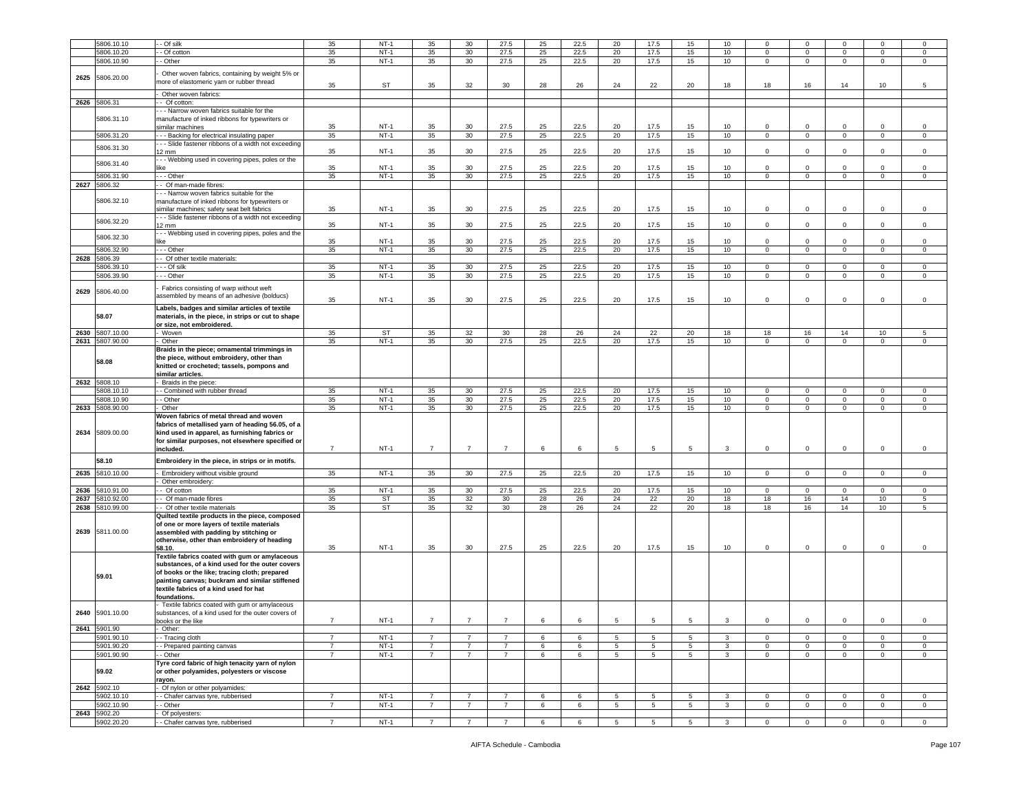| | 5806.10.10 | - - Of silk | 35 | NT-1 | 35 | 30 | 27.5 | 25 | 22.5 | 20 | 17.5 | 15 | 10 | 0 | 0 | 0 | 0 | 0 |
|---|---|---|---|---|---|---|---|---|---|---|---|---|---|---|---|---|---|---|
| | 5806.10.20 | - - Of cotton | 35 | NT-1 | 35 | 30 | 27.5 | 25 | 22.5 | 20 | 17.5 | 15 | 10 | 0 | 0 | 0 | 0 | 0 |
| | 5806.10.90 | - - Other | 35 | NT-1 | 35 | 30 | 27.5 | 25 | 22.5 | 20 | 17.5 | 15 | 10 | 0 | 0 | 0 | 0 | 0 |
| 2625 | 5806.20.00 | - Other woven fabrics, containing by weight 5% or more of elastomeric yarn or rubber thread | 35 | ST | 35 | 32 | 30 | 28 | 26 | 24 | 22 | 20 | 18 | 18 | 16 | 14 | 10 | 5 |
| | | - Other woven fabrics: | | | | | | | | | | | | | | | | |
| 2626 | 5806.31 | - - Of cotton: | | | | | | | | | | | | | | | | |
| | 5806.31.10 | - - - Narrow woven fabrics suitable for the manufacture of inked ribbons for typewriters or similar machines | 35 | NT-1 | 35 | 30 | 27.5 | 25 | 22.5 | 20 | 17.5 | 15 | 10 | 0 | 0 | 0 | 0 | 0 |
| | 5806.31.20 | - - - Backing for electrical insulating paper | 35 | NT-1 | 35 | 30 | 27.5 | 25 | 22.5 | 20 | 17.5 | 15 | 10 | 0 | 0 | 0 | 0 | 0 |
| | 5806.31.30 | - - - Slide fastener ribbons of a width not exceeding 12 mm | 35 | NT-1 | 35 | 30 | 27.5 | 25 | 22.5 | 20 | 17.5 | 15 | 10 | 0 | 0 | 0 | 0 | 0 |
| | 5806.31.40 | - - - Webbing used in covering pipes, poles or the like | 35 | NT-1 | 35 | 30 | 27.5 | 25 | 22.5 | 20 | 17.5 | 15 | 10 | 0 | 0 | 0 | 0 | 0 |
| | 5806.31.90 | - - - Other | 35 | NT-1 | 35 | 30 | 27.5 | 25 | 22.5 | 20 | 17.5 | 15 | 10 | 0 | 0 | 0 | 0 | 0 |
| 2627 | 5806.32 | - - Of man-made fibres: | | | | | | | | | | | | | | | | |
| | 5806.32.10 | - - - Narrow woven fabrics suitable for the manufacture of inked ribbons for typewriters or similar machines; safety seat belt fabrics | 35 | NT-1 | 35 | 30 | 27.5 | 25 | 22.5 | 20 | 17.5 | 15 | 10 | 0 | 0 | 0 | 0 | 0 |
| | 5806.32.20 | - - - Slide fastener ribbons of a width not exceeding 12 mm | 35 | NT-1 | 35 | 30 | 27.5 | 25 | 22.5 | 20 | 17.5 | 15 | 10 | 0 | 0 | 0 | 0 | 0 |
| | 5806.32.30 | - - - Webbing used in covering pipes, poles and the like | 35 | NT-1 | 35 | 30 | 27.5 | 25 | 22.5 | 20 | 17.5 | 15 | 10 | 0 | 0 | 0 | 0 | 0 |
| | 5806.32.90 | - - - Other | 35 | NT-1 | 35 | 30 | 27.5 | 25 | 22.5 | 20 | 17.5 | 15 | 10 | 0 | 0 | 0 | 0 | 0 |
| 2628 | 5806.39 | - - Of other textile materials: | | | | | | | | | | | | | | | | |
| | 5806.39.10 | - - - Of silk | 35 | NT-1 | 35 | 30 | 27.5 | 25 | 22.5 | 20 | 17.5 | 15 | 10 | 0 | 0 | 0 | 0 | 0 |
| | 5806.39.90 | - - - Other | 35 | NT-1 | 35 | 30 | 27.5 | 25 | 22.5 | 20 | 17.5 | 15 | 10 | 0 | 0 | 0 | 0 | 0 |
| 2629 | 5806.40.00 | - Fabrics consisting of warp without weft assembled by means of an adhesive (bolducs) | 35 | NT-1 | 35 | 30 | 27.5 | 25 | 22.5 | 20 | 17.5 | 15 | 10 | 0 | 0 | 0 | 0 | 0 |
| | **58.07** | **Labels, badges and similar articles of textile materials, in the piece, in strips or cut to shape or size, not embroidered.** | | | | | | | | | | | | | | | | |
| 2630 | 5807.10.00 | - Woven | 35 | ST | 35 | 32 | 30 | 28 | 26 | 24 | 22 | 20 | 18 | 18 | 16 | 14 | 10 | 5 |
| 2631 | 5807.90.00 | - Other | 35 | NT-1 | 35 | 30 | 27.5 | 25 | 22.5 | 20 | 17.5 | 15 | 10 | 0 | 0 | 0 | 0 | 0 |
| | **58.08** | **Braids in the piece; ornamental trimmings in the piece, without embroidery, other than knitted or crocheted; tassels, pompons and similar articles.** | | | | | | | | | | | | | | | | |
| 2632 | 5808.10 | - Braids in the piece: | | | | | | | | | | | | | | | | |
| | 5808.10.10 | - - Combined with rubber thread | 35 | NT-1 | 35 | 30 | 27.5 | 25 | 22.5 | 20 | 17.5 | 15 | 10 | 0 | 0 | 0 | 0 | 0 |
| | 5808.10.90 | - - Other | 35 | NT-1 | 35 | 30 | 27.5 | 25 | 22.5 | 20 | 17.5 | 15 | 10 | 0 | 0 | 0 | 0 | 0 |
| 2633 | 5808.90.00 | - Other | 35 | NT-1 | 35 | 30 | 27.5 | 25 | 22.5 | 20 | 17.5 | 15 | 10 | 0 | 0 | 0 | 0 | 0 |
| 2634 | 5809.00.00 | **Woven fabrics of metal thread and woven fabrics of metallised yarn of heading 56.05, of a kind used in apparel, as furnishing fabrics or for similar purposes, not elsewhere specified or included.** | 7 | NT-1 | 7 | 7 | 7 | 6 | 6 | 5 | 5 | 5 | 3 | 0 | 0 | 0 | 0 | 0 |
| | **58.10** | **Embroidery in the piece, in strips or in motifs.** | | | | | | | | | | | | | | | | |
| 2635 | 5810.10.00 | - Embroidery without visible ground | 35 | NT-1 | 35 | 30 | 27.5 | 25 | 22.5 | 20 | 17.5 | 15 | 10 | 0 | 0 | 0 | 0 | 0 |
| | | - Other embroidery: | | | | | | | | | | | | | | | | |
| 2636 | 5810.91.00 | - - Of cotton | 35 | NT-1 | 35 | 30 | 27.5 | 25 | 22.5 | 20 | 17.5 | 15 | 10 | 0 | 0 | 0 | 0 | 0 |
| 2637 | 5810.92.00 | - - Of man-made fibres | 35 | ST | 35 | 32 | 30 | 28 | 26 | 24 | 22 | 20 | 18 | 18 | 16 | 14 | 10 | 5 |
| 2638 | 5810.99.00 | - - Of other textile materials | 35 | ST | 35 | 32 | 30 | 28 | 26 | 24 | 22 | 20 | 18 | 18 | 16 | 14 | 10 | 5 |
| 2639 | 5811.00.00 | **Quilted textile products in the piece, composed of one or more layers of textile materials assembled with padding by stitching or otherwise, other than embroidery of heading 58.10.** | 35 | NT-1 | 35 | 30 | 27.5 | 25 | 22.5 | 20 | 17.5 | 15 | 10 | 0 | 0 | 0 | 0 | 0 |
| | **59.01** | **Textile fabrics coated with gum or amylaceous substances, of a kind used for the outer covers of books or the like; tracing cloth; prepared painting canvas; buckram and similar stiffened textile fabrics of a kind used for hat foundations.** | | | | | | | | | | | | | | | | |
| 2640 | 5901.10.00 | - Textile fabrics coated with gum or amylaceous substances, of a kind used for the outer covers of books or the like | 7 | NT-1 | 7 | 7 | 7 | 6 | 6 | 5 | 5 | 5 | 3 | 0 | 0 | 0 | 0 | 0 |
| 2641 | 5901.90 | - Other: | | | | | | | | | | | | | | | | |
| | 5901.90.10 | - - Tracing cloth | 7 | NT-1 | 7 | 7 | 7 | 6 | 6 | 5 | 5 | 5 | 3 | 0 | 0 | 0 | 0 | 0 |
| | 5901.90.20 | - - Prepared painting canvas | 7 | NT-1 | 7 | 7 | 7 | 6 | 6 | 5 | 5 | 5 | 3 | 0 | 0 | 0 | 0 | 0 |
| | 5901.90.90 | - - Other | 7 | NT-1 | 7 | 7 | 7 | 6 | 6 | 5 | 5 | 5 | 3 | 0 | 0 | 0 | 0 | 0 |
| | **59.02** | **Tyre cord fabric of high tenacity yarn of nylon or other polyamides, polyesters or viscose rayon.** | | | | | | | | | | | | | | | | |
| 2642 | 5902.10 | - Of nylon or other polyamides: | | | | | | | | | | | | | | | | |
| | 5902.10.10 | - - Chafer canvas tyre, rubberised | 7 | NT-1 | 7 | 7 | 7 | 6 | 6 | 5 | 5 | 5 | 3 | 0 | 0 | 0 | 0 | 0 |
| | 5902.10.90 | - - Other | 7 | NT-1 | 7 | 7 | 7 | 6 | 6 | 5 | 5 | 5 | 3 | 0 | 0 | 0 | 0 | 0 |
| 2643 | 5902.20 | - Of polyesters: | | | | | | | | | | | | | | | | |
| | 5902.20.20 | - - Chafer canvas tyre, rubberised | 7 | NT-1 | 7 | 7 | 7 | 6 | 6 | 5 | 5 | 5 | 3 | 0 | 0 | 0 | 0 | 0 |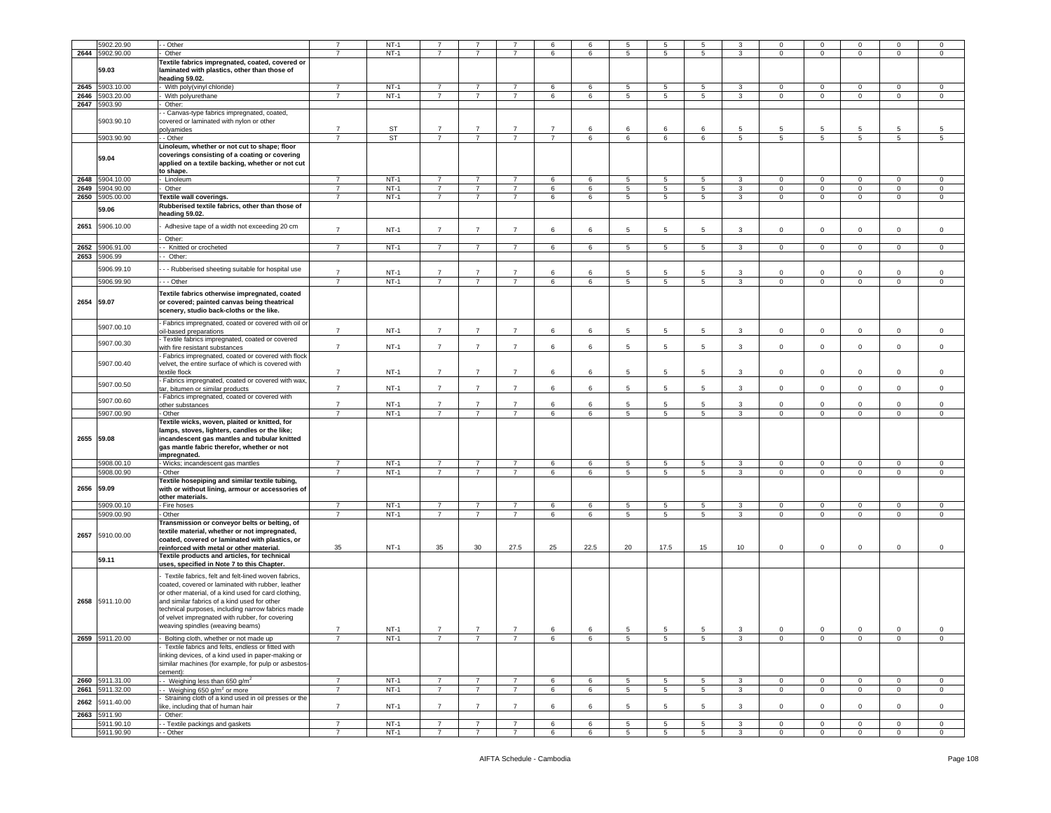| | 5902.20.90 | - - Other | 7 | NT-1 | 7 | 7 | 7 | 6 | 6 | 5 | 5 | 5 | 3 | 0 | 0 | 0 | 0 | 0 |
|---|---|---|---|---|---|---|---|---|---|---|---|---|---|---|---|---|---|---|
| 2644 | 5902.90.00 | - Other | 7 | NT-1 | 7 | 7 | 7 | 6 | 6 | 5 | 5 | 5 | 3 | 0 | 0 | 0 | 0 | 0 |
| | **59.03** | **Textile fabrics impregnated, coated, covered or laminated with plastics, other than those of heading 59.02.** | | | | | | | | | | | | | | | | |
| 2645 | 5903.10.00 | - With poly(vinyl chloride) | 7 | NT-1 | 7 | 7 | 7 | 6 | 6 | 5 | 5 | 5 | 3 | 0 | 0 | 0 | 0 | 0 |
| 2646 | 5903.20.00 | - With polyurethane | 7 | NT-1 | 7 | 7 | 7 | 6 | 6 | 5 | 5 | 5 | 3 | 0 | 0 | 0 | 0 | 0 |
| 2647 | 5903.90 | - Other: | | | | | | | | | | | | | | | | |
| | 5903.90.10 | - - Canvas-type fabrics impregnated, coated, covered or laminated with nylon or other polyamides | 7 | ST | 7 | 7 | 7 | 7 | 6 | 6 | 6 | 6 | 5 | 5 | 5 | 5 | 5 | 5 |
| | 5903.90.90 | - - Other | 7 | ST | 7 | 7 | 7 | 7 | 6 | 6 | 6 | 6 | 5 | 5 | 5 | 5 | 5 | 5 |
| | **59.04** | **Linoleum, whether or not cut to shape; floor coverings consisting of a coating or covering applied on a textile backing, whether or not cut to shape.** | | | | | | | | | | | | | | | | |
| 2648 | 5904.10.00 | - Linoleum | 7 | NT-1 | 7 | 7 | 7 | 6 | 6 | 5 | 5 | 5 | 3 | 0 | 0 | 0 | 0 | 0 |
| 2649 | 5904.90.00 | - Other | 7 | NT-1 | 7 | 7 | 7 | 6 | 6 | 5 | 5 | 5 | 3 | 0 | 0 | 0 | 0 | 0 |
| 2650 | 5905.00.00 | **Textile wall coverings.** | 7 | NT-1 | 7 | 7 | 7 | 6 | 6 | 5 | 5 | 5 | 3 | 0 | 0 | 0 | 0 | 0 |
| | **59.06** | **Rubberised textile fabrics, other than those of heading 59.02.** | | | | | | | | | | | | | | | | |
| 2651 | 5906.10.00 | - Adhesive tape of a width not exceeding 20 cm | 7 | NT-1 | 7 | 7 | 7 | 6 | 6 | 5 | 5 | 5 | 3 | 0 | 0 | 0 | 0 | 0 |
| | | - Other: | | | | | | | | | | | | | | | | |
| 2652 | 5906.91.00 | - - Knitted or crocheted | 7 | NT-1 | 7 | 7 | 7 | 6 | 6 | 5 | 5 | 5 | 3 | 0 | 0 | 0 | 0 | 0 |
| 2653 | 5906.99 | - - Other: | | | | | | | | | | | | | | | | |
| | 5906.99.10 | - - - Rubberised sheeting suitable for hospital use | 7 | NT-1 | 7 | 7 | 7 | 6 | 6 | 5 | 5 | 5 | 3 | 0 | 0 | 0 | 0 | 0 |
| | 5906.99.90 | - - - Other | 7 | NT-1 | 7 | 7 | 7 | 6 | 6 | 5 | 5 | 5 | 3 | 0 | 0 | 0 | 0 | 0 |
| 2654 | **59.07** | **Textile fabrics otherwise impregnated, coated or covered; painted canvas being theatrical scenery, studio back-cloths or the like.** | | | | | | | | | | | | | | | | |
| | 5907.00.10 | - Fabrics impregnated, coated or covered with oil or oil-based preparations | 7 | NT-1 | 7 | 7 | 7 | 6 | 6 | 5 | 5 | 5 | 3 | 0 | 0 | 0 | 0 | 0 |
| | 5907.00.30 | - Textile fabrics impregnated, coated or covered with fire resistant substances | 7 | NT-1 | 7 | 7 | 7 | 6 | 6 | 5 | 5 | 5 | 3 | 0 | 0 | 0 | 0 | 0 |
| | 5907.00.40 | - Fabrics impregnated, coated or covered with flock velvet, the entire surface of which is covered with textile flock | 7 | NT-1 | 7 | 7 | 7 | 6 | 6 | 5 | 5 | 5 | 3 | 0 | 0 | 0 | 0 | 0 |
| | 5907.00.50 | - Fabrics impregnated, coated or covered with wax, tar, bitumen or similar products | 7 | NT-1 | 7 | 7 | 7 | 6 | 6 | 5 | 5 | 5 | 3 | 0 | 0 | 0 | 0 | 0 |
| | 5907.00.60 | - Fabrics impregnated, coated or covered with other substances | 7 | NT-1 | 7 | 7 | 7 | 6 | 6 | 5 | 5 | 5 | 3 | 0 | 0 | 0 | 0 | 0 |
| | 5907.00.90 | - Other | 7 | NT-1 | 7 | 7 | 7 | 6 | 6 | 5 | 5 | 5 | 3 | 0 | 0 | 0 | 0 | 0 |
| 2655 | **59.08** | **Textile wicks, woven, plaited or knitted, for lamps, stoves, lighters, candles or the like; incandescent gas mantles and tubular knitted gas mantle fabric therefor, whether or not impregnated.** | | | | | | | | | | | | | | | | |
| | 5908.00.10 | - Wicks; incandescent gas mantles | 7 | NT-1 | 7 | 7 | 7 | 6 | 6 | 5 | 5 | 5 | 3 | 0 | 0 | 0 | 0 | 0 |
| | 5908.00.90 | - Other | 7 | NT-1 | 7 | 7 | 7 | 6 | 6 | 5 | 5 | 5 | 3 | 0 | 0 | 0 | 0 | 0 |
| 2656 | **59.09** | **Textile hosepiping and similar textile tubing, with or without lining, armour or accessories of other materials.** | | | | | | | | | | | | | | | | |
| | 5909.00.10 | - Fire hoses | 7 | NT-1 | 7 | 7 | 7 | 6 | 6 | 5 | 5 | 5 | 3 | 0 | 0 | 0 | 0 | 0 |
| | 5909.00.90 | - Other | 7 | NT-1 | 7 | 7 | 7 | 6 | 6 | 5 | 5 | 5 | 3 | 0 | 0 | 0 | 0 | 0 |
| 2657 | 5910.00.00 | **Transmission or conveyor belts or belting, of textile material, whether or not impregnated, coated, covered or laminated with plastics, or reinforced with metal or other material.** | 35 | NT-1 | 35 | 30 | 27.5 | 25 | 22.5 | 20 | 17.5 | 15 | 10 | 0 | 0 | 0 | 0 | 0 |
| | **59.11** | **Textile products and articles, for technical uses, specified in Note 7 to this Chapter.** | | | | | | | | | | | | | | | | |
| 2658 | 5911.10.00 | - Textile fabrics, felt and felt-lined woven fabrics, coated, covered or laminated with rubber, leather or other material, of a kind used for card clothing, and similar fabrics of a kind used for other technical purposes, including narrow fabrics made of velvet impregnated with rubber, for covering weaving spindles (weaving beams) | 7 | NT-1 | 7 | 7 | 7 | 6 | 6 | 5 | 5 | 5 | 3 | 0 | 0 | 0 | 0 | 0 |
| 2659 | 5911.20.00 | - Bolting cloth, whether or not made up | 7 | NT-1 | 7 | 7 | 7 | 6 | 6 | 5 | 5 | 5 | 3 | 0 | 0 | 0 | 0 | 0 |
| | | - Textile fabrics and felts, endless or fitted with linking devices, of a kind used in paper-making or similar machines (for example, for pulp or asbestos-cement): | | | | | | | | | | | | | | | | |
| 2660 | 5911.31.00 | - - Weighing less than 650 g/m$^2$ | 7 | NT-1 | 7 | 7 | 7 | 6 | 6 | 5 | 5 | 5 | 3 | 0 | 0 | 0 | 0 | 0 |
| 2661 | 5911.32.00 | - - Weighing 650 g/m$^2$ or more | 7 | NT-1 | 7 | 7 | 7 | 6 | 6 | 5 | 5 | 5 | 3 | 0 | 0 | 0 | 0 | 0 |
| 2662 | 5911.40.00 | - Straining cloth of a kind used in oil presses or the like, including that of human hair | 7 | NT-1 | 7 | 7 | 7 | 6 | 6 | 5 | 5 | 5 | 3 | 0 | 0 | 0 | 0 | 0 |
| 2663 | 5911.90 | - Other: | | | | | | | | | | | | | | | | |
| | 5911.90.10 | - - Textile packings and gaskets | 7 | NT-1 | 7 | 7 | 7 | 6 | 6 | 5 | 5 | 5 | 3 | 0 | 0 | 0 | 0 | 0 |
| | 5911.90.90 | - - Other | 7 | NT-1 | 7 | 7 | 7 | 6 | 6 | 5 | 5 | 5 | 3 | 0 | 0 | 0 | 0 | 0 |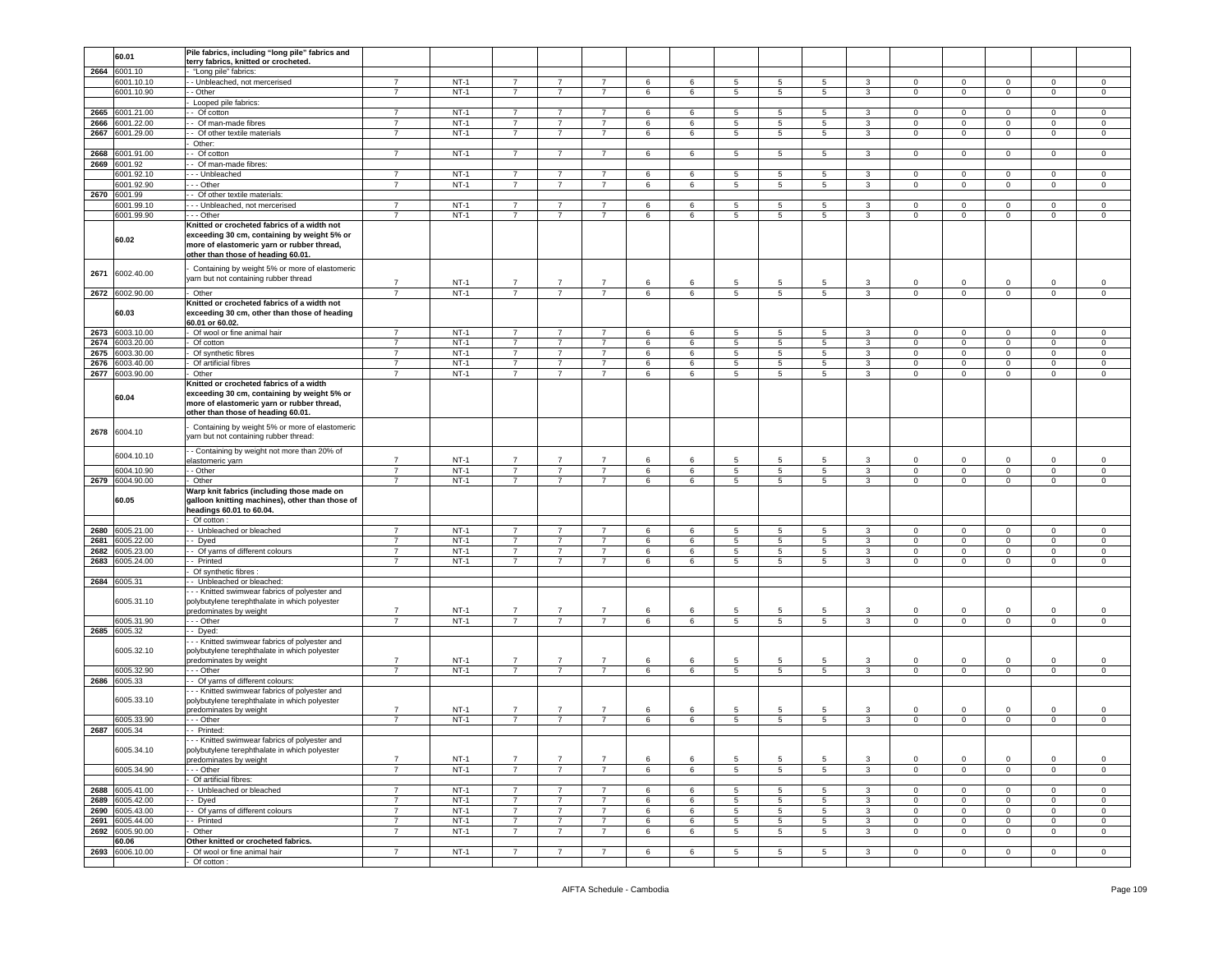| | 60.01 | Pile fabrics, including "long pile" fabrics and terry fabrics, knitted or crocheted. | | | | | | | | | | | | | | | |
|---|---|---|---|---|---|---|---|---|---|---|---|---|---|---|---|---|---|
| 2664 | 6001.10 | - "Long pile" fabrics: | | | | | | | | | | | | | | | |
| | 6001.10.10 | - - Unbleached, not mercerised | 7 | NT-1 | 7 | 7 | 7 | 6 | 6 | 5 | 5 | 5 | 3 | 0 | 0 | 0 | 0 | 0 |
| | 6001.10.90 | - - Other | 7 | NT-1 | 7 | 7 | 7 | 6 | 6 | 5 | 5 | 5 | 3 | 0 | 0 | 0 | 0 | 0 |
| | | - Looped pile fabrics: | | | | | | | | | | | | | | | |
| 2665 | 6001.21.00 | - - Of cotton | 7 | NT-1 | 7 | 7 | 7 | 6 | 6 | 5 | 5 | 5 | 3 | 0 | 0 | 0 | 0 | 0 |
| 2666 | 6001.22.00 | - - Of man-made fibres | 7 | NT-1 | 7 | 7 | 7 | 6 | 6 | 5 | 5 | 5 | 3 | 0 | 0 | 0 | 0 | 0 |
| 2667 | 6001.29.00 | - - Of other textile materials | 7 | NT-1 | 7 | 7 | 7 | 6 | 6 | 5 | 5 | 5 | 3 | 0 | 0 | 0 | 0 | 0 |
| | | - Other: | | | | | | | | | | | | | | | |
| 2668 | 6001.91.00 | - - Of cotton | 7 | NT-1 | 7 | 7 | 7 | 6 | 6 | 5 | 5 | 5 | 3 | 0 | 0 | 0 | 0 | 0 |
| 2669 | 6001.92 | - - Of man-made fibres: | | | | | | | | | | | | | | | |
| | 6001.92.10 | - - - Unbleached | 7 | NT-1 | 7 | 7 | 7 | 6 | 6 | 5 | 5 | 5 | 3 | 0 | 0 | 0 | 0 | 0 |
| | 6001.92.90 | - - - Other | 7 | NT-1 | 7 | 7 | 7 | 6 | 6 | 5 | 5 | 5 | 3 | 0 | 0 | 0 | 0 | 0 |
| 2670 | 6001.99 | - - Of other textile materials: | | | | | | | | | | | | | | | |
| | 6001.99.10 | - - - Unbleached, not mercerised | 7 | NT-1 | 7 | 7 | 7 | 6 | 6 | 5 | 5 | 5 | 3 | 0 | 0 | 0 | 0 | 0 |
| | 6001.99.90 | - - - Other | 7 | NT-1 | 7 | 7 | 7 | 6 | 6 | 5 | 5 | 5 | 3 | 0 | 0 | 0 | 0 | 0 |
| | 60.02 | Knitted or crocheted fabrics of a width not exceeding 30 cm, containing by weight 5% or more of elastomeric yarn or rubber thread, other than those of heading 60.01. | | | | | | | | | | | | | | | |
| 2671 | 6002.40.00 | - Containing by weight 5% or more of elastomeric yarn but not containing rubber thread | 7 | NT-1 | 7 | 7 | 7 | 6 | 6 | 5 | 5 | 5 | 3 | 0 | 0 | 0 | 0 | 0 |
| 2672 | 6002.90.00 | - Other | 7 | NT-1 | 7 | 7 | 7 | 6 | 6 | 5 | 5 | 5 | 3 | 0 | 0 | 0 | 0 | 0 |
| | 60.03 | Knitted or crocheted fabrics of a width not exceeding 30 cm, other than those of heading 60.01 or 60.02. | | | | | | | | | | | | | | | |
| 2673 | 6003.10.00 | - Of wool or fine animal hair | 7 | NT-1 | 7 | 7 | 7 | 6 | 6 | 5 | 5 | 5 | 3 | 0 | 0 | 0 | 0 | 0 |
| 2674 | 6003.20.00 | - Of cotton | 7 | NT-1 | 7 | 7 | 7 | 6 | 6 | 5 | 5 | 5 | 3 | 0 | 0 | 0 | 0 | 0 |
| 2675 | 6003.30.00 | - Of synthetic fibres | 7 | NT-1 | 7 | 7 | 7 | 6 | 6 | 5 | 5 | 5 | 3 | 0 | 0 | 0 | 0 | 0 |
| 2676 | 6003.40.00 | - Of artificial fibres | 7 | NT-1 | 7 | 7 | 7 | 6 | 6 | 5 | 5 | 5 | 3 | 0 | 0 | 0 | 0 | 0 |
| 2677 | 6003.90.00 | - Other | 7 | NT-1 | 7 | 7 | 7 | 6 | 6 | 5 | 5 | 5 | 3 | 0 | 0 | 0 | 0 | 0 |
| | 60.04 | Knitted or crocheted fabrics of a width exceeding 30 cm, containing by weight 5% or more of elastomeric yarn or rubber thread, other than those of heading 60.01. | | | | | | | | | | | | | | | |
| 2678 | 6004.10 | - Containing by weight 5% or more of elastomeric yarn but not containing rubber thread: | | | | | | | | | | | | | | | |
| | 6004.10.10 | - - Containing by weight not more than 20% of elastomeric yarn | 7 | NT-1 | 7 | 7 | 7 | 6 | 6 | 5 | 5 | 5 | 3 | 0 | 0 | 0 | 0 | 0 |
| | 6004.10.90 | - - Other | 7 | NT-1 | 7 | 7 | 7 | 6 | 6 | 5 | 5 | 5 | 3 | 0 | 0 | 0 | 0 | 0 |
| 2679 | 6004.90.00 | - Other | 7 | NT-1 | 7 | 7 | 7 | 6 | 6 | 5 | 5 | 5 | 3 | 0 | 0 | 0 | 0 | 0 |
| | 60.05 | Warp knit fabrics (including those made on galloon knitting machines), other than those of headings 60.01 to 60.04. | | | | | | | | | | | | | | | |
| | | - Of cotton : | | | | | | | | | | | | | | | |
| 2680 | 6005.21.00 | - - Unbleached or bleached | 7 | NT-1 | 7 | 7 | 7 | 6 | 6 | 5 | 5 | 5 | 3 | 0 | 0 | 0 | 0 | 0 |
| 2681 | 6005.22.00 | - - Dyed | 7 | NT-1 | 7 | 7 | 7 | 6 | 6 | 5 | 5 | 5 | 3 | 0 | 0 | 0 | 0 | 0 |
| 2682 | 6005.23.00 | - - Of yarns of different colours | 7 | NT-1 | 7 | 7 | 7 | 6 | 6 | 5 | 5 | 5 | 3 | 0 | 0 | 0 | 0 | 0 |
| 2683 | 6005.24.00 | - - Printed | 7 | NT-1 | 7 | 7 | 7 | 6 | 6 | 5 | 5 | 5 | 3 | 0 | 0 | 0 | 0 | 0 |
| | | - Of synthetic fibres : | | | | | | | | | | | | | | | |
| 2684 | 6005.31 | - - Unbleached or bleached: | | | | | | | | | | | | | | | |
| | 6005.31.10 | - - - Knitted swimwear fabrics of polyester and polybutylene terephthalate in which polyester predominates by weight | 7 | NT-1 | 7 | 7 | 7 | 6 | 6 | 5 | 5 | 5 | 3 | 0 | 0 | 0 | 0 | 0 |
| | 6005.31.90 | - - - Other | 7 | NT-1 | 7 | 7 | 7 | 6 | 6 | 5 | 5 | 5 | 3 | 0 | 0 | 0 | 0 | 0 |
| 2685 | 6005.32 | - - Dyed: | | | | | | | | | | | | | | | |
| | 6005.32.10 | - - - Knitted swimwear fabrics of polyester and polybutylene terephthalate in which polyester predominates by weight | 7 | NT-1 | 7 | 7 | 7 | 6 | 6 | 5 | 5 | 5 | 3 | 0 | 0 | 0 | 0 | 0 |
| | 6005.32.90 | - - - Other | 7 | NT-1 | 7 | 7 | 7 | 6 | 6 | 5 | 5 | 5 | 3 | 0 | 0 | 0 | 0 | 0 |
| 2686 | 6005.33 | - - Of yarns of different colours: | | | | | | | | | | | | | | | |
| | 6005.33.10 | - - - Knitted swimwear fabrics of polyester and polybutylene terephthalate in which polyester predominates by weight | 7 | NT-1 | 7 | 7 | 7 | 6 | 6 | 5 | 5 | 5 | 3 | 0 | 0 | 0 | 0 | 0 |
| | 6005.33.90 | - - - Other | 7 | NT-1 | 7 | 7 | 7 | 6 | 6 | 5 | 5 | 5 | 3 | 0 | 0 | 0 | 0 | 0 |
| 2687 | 6005.34 | - - Printed: | | | | | | | | | | | | | | | |
| | 6005.34.10 | - - - Knitted swimwear fabrics of polyester and polybutylene terephthalate in which polyester predominates by weight | 7 | NT-1 | 7 | 7 | 7 | 6 | 6 | 5 | 5 | 5 | 3 | 0 | 0 | 0 | 0 | 0 |
| | 6005.34.90 | - - - Other | 7 | NT-1 | 7 | 7 | 7 | 6 | 6 | 5 | 5 | 5 | 3 | 0 | 0 | 0 | 0 | 0 |
| | | - Of artificial fibres: | | | | | | | | | | | | | | | |
| 2688 | 6005.41.00 | - - Unbleached or bleached | 7 | NT-1 | 7 | 7 | 7 | 6 | 6 | 5 | 5 | 5 | 3 | 0 | 0 | 0 | 0 | 0 |
| 2689 | 6005.42.00 | - - Dyed | 7 | NT-1 | 7 | 7 | 7 | 6 | 6 | 5 | 5 | 5 | 3 | 0 | 0 | 0 | 0 | 0 |
| 2690 | 6005.43.00 | - - Of yarns of different colours | 7 | NT-1 | 7 | 7 | 7 | 6 | 6 | 5 | 5 | 5 | 3 | 0 | 0 | 0 | 0 | 0 |
| 2691 | 6005.44.00 | - - Printed | 7 | NT-1 | 7 | 7 | 7 | 6 | 6 | 5 | 5 | 5 | 3 | 0 | 0 | 0 | 0 | 0 |
| 2692 | 6005.90.00 | - Other | 7 | NT-1 | 7 | 7 | 7 | 6 | 6 | 5 | 5 | 5 | 3 | 0 | 0 | 0 | 0 | 0 |
| | 60.06 | Other knitted or crocheted fabrics. | | | | | | | | | | | | | | | |
| 2693 | 6006.10.00 | - Of wool or fine animal hair | 7 | NT-1 | 7 | 7 | 7 | 6 | 6 | 5 | 5 | 5 | 3 | 0 | 0 | 0 | 0 | 0 |
| | | - Of cotton : | | | | | | | | | | | | | | | |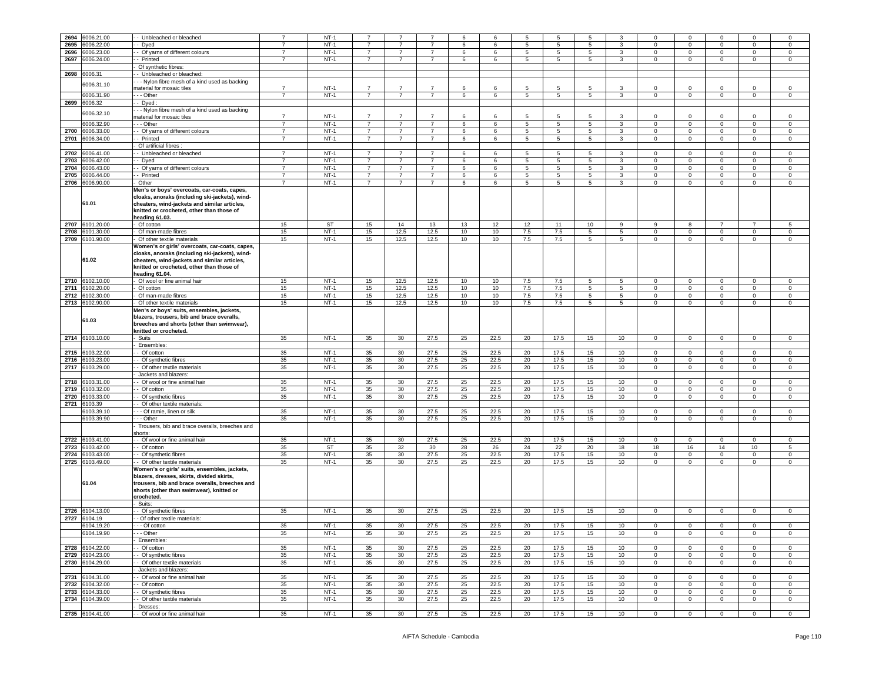| | | | | | | | | | | | | | | | | | |
|---|---|---|---|---|---|---|---|---|---|---|---|---|---|---|---|---|---|
| 2694 | 6006.21.00 | - - Unbleached or bleached | 7 | NT-1 | 7 | 7 | 7 | 6 | 6 | 5 | 5 | 5 | 3 | 0 | 0 | 0 | 0 | 0 |
| 2695 | 6006.22.00 | - - Dyed | 7 | NT-1 | 7 | 7 | 7 | 6 | 6 | 5 | 5 | 5 | 3 | 0 | 0 | 0 | 0 | 0 |
| 2696 | 6006.23.00 | - - Of yarns of different colours | 7 | NT-1 | 7 | 7 | 7 | 6 | 6 | 5 | 5 | 5 | 3 | 0 | 0 | 0 | 0 | 0 |
| 2697 | 6006.24.00 | - - Printed | 7 | NT-1 | 7 | 7 | 7 | 6 | 6 | 5 | 5 | 5 | 3 | 0 | 0 | 0 | 0 | 0 |
| | | - Of synthetic fibres: | | | | | | | | | | | | | | | | |
| 2698 | 6006.31 | - - Unbleached or bleached: | | | | | | | | | | | | | | | | |
| | 6006.31.10 | - - - Nylon fibre mesh of a kind used as backing material for mosaic tiles | 7 | NT-1 | 7 | 7 | 7 | 6 | 6 | 5 | 5 | 5 | 3 | 0 | 0 | 0 | 0 | 0 |
| | 6006.31.90 | - - - Other | 7 | NT-1 | 7 | 7 | 7 | 6 | 6 | 5 | 5 | 5 | 3 | 0 | 0 | 0 | 0 | 0 |
| 2699 | 6006.32 | - - Dyed : | | | | | | | | | | | | | | | | |
| | 6006.32.10 | - - - Nylon fibre mesh of a kind used as backing material for mosaic tiles | 7 | NT-1 | 7 | 7 | 7 | 6 | 6 | 5 | 5 | 5 | 3 | 0 | 0 | 0 | 0 | 0 |
| | 6006.32.90 | - - - Other | 7 | NT-1 | 7 | 7 | 7 | 6 | 6 | 5 | 5 | 5 | 3 | 0 | 0 | 0 | 0 | 0 |
| 2700 | 6006.33.00 | - - Of yarns of different colours | 7 | NT-1 | 7 | 7 | 7 | 6 | 6 | 5 | 5 | 5 | 3 | 0 | 0 | 0 | 0 | 0 |
| 2701 | 6006.34.00 | - - Printed | 7 | NT-1 | 7 | 7 | 7 | 6 | 6 | 5 | 5 | 5 | 3 | 0 | 0 | 0 | 0 | 0 |
| | | - Of artificial fibres : | | | | | | | | | | | | | | | | |
| 2702 | 6006.41.00 | - - Unbleached or bleached | 7 | NT-1 | 7 | 7 | 7 | 6 | 6 | 5 | 5 | 5 | 3 | 0 | 0 | 0 | 0 | 0 |
| 2703 | 6006.42.00 | - - Dyed | 7 | NT-1 | 7 | 7 | 7 | 6 | 6 | 5 | 5 | 5 | 3 | 0 | 0 | 0 | 0 | 0 |
| 2704 | 6006.43.00 | - - Of yarns of different colours | 7 | NT-1 | 7 | 7 | 7 | 6 | 6 | 5 | 5 | 5 | 3 | 0 | 0 | 0 | 0 | 0 |
| 2705 | 6006.44.00 | - - Printed | 7 | NT-1 | 7 | 7 | 7 | 6 | 6 | 5 | 5 | 5 | 3 | 0 | 0 | 0 | 0 | 0 |
| 2706 | 6006.90.00 | - Other | 7 | NT-1 | 7 | 7 | 7 | 6 | 6 | 5 | 5 | 5 | 3 | 0 | 0 | 0 | 0 | 0 |
| | **61.01** | **Men's or boys' overcoats, car-coats, capes, cloaks, anoraks (including ski-jackets), wind-cheaters, wind-jackets and similar articles, knitted or crocheted, other than those of heading 61.03.** | | | | | | | | | | | | | | | | |
| 2707 | 6101.20.00 | - Of cotton | 15 | ST | 15 | 14 | 13 | 13 | 12 | 12 | 11 | 10 | 9 | 9 | 8 | 7 | 7 | 5 |
| 2708 | 6101.30.00 | - Of man-made fibres | 15 | NT-1 | 15 | 12.5 | 12.5 | 10 | 10 | 7.5 | 7.5 | 5 | 5 | 0 | 0 | 0 | 0 | 0 |
| 2709 | 6101.90.00 | - Of other textile materials | 15 | NT-1 | 15 | 12.5 | 12.5 | 10 | 10 | 7.5 | 7.5 | 5 | 5 | 0 | 0 | 0 | 0 | 0 |
| | **61.02** | **Women's or girls' overcoats, car-coats, capes, cloaks, anoraks (including ski-jackets), wind-cheaters, wind-jackets and similar articles, knitted or crocheted, other than those of heading 61.04.** | | | | | | | | | | | | | | | | |
| 2710 | 6102.10.00 | - Of wool or fine animal hair | 15 | NT-1 | 15 | 12.5 | 12.5 | 10 | 10 | 7.5 | 7.5 | 5 | 5 | 0 | 0 | 0 | 0 | 0 |
| 2711 | 6102.20.00 | - Of cotton | 15 | NT-1 | 15 | 12.5 | 12.5 | 10 | 10 | 7.5 | 7.5 | 5 | 5 | 0 | 0 | 0 | 0 | 0 |
| 2712 | 6102.30.00 | - Of man-made fibres | 15 | NT-1 | 15 | 12.5 | 12.5 | 10 | 10 | 7.5 | 7.5 | 5 | 5 | 0 | 0 | 0 | 0 | 0 |
| 2713 | 6102.90.00 | - Of other textile materials | 15 | NT-1 | 15 | 12.5 | 12.5 | 10 | 10 | 7.5 | 7.5 | 5 | 5 | 0 | 0 | 0 | 0 | 0 |
| | **61.03** | **Men's or boys' suits, ensembles, jackets, blazers, trousers, bib and brace overalls, breeches and shorts (other than swimwear), knitted or crocheted.** | | | | | | | | | | | | | | | | |
| 2714 | 6103.10.00 | - Suits | 35 | NT-1 | 35 | 30 | 27.5 | 25 | 22.5 | 20 | 17.5 | 15 | 10 | 0 | 0 | 0 | 0 | 0 |
| | | - Ensembles: | | | | | | | | | | | | | | | | |
| 2715 | 6103.22.00 | - - Of cotton | 35 | NT-1 | 35 | 30 | 27.5 | 25 | 22.5 | 20 | 17.5 | 15 | 10 | 0 | 0 | 0 | 0 | 0 |
| 2716 | 6103.23.00 | - - Of synthetic fibres | 35 | NT-1 | 35 | 30 | 27.5 | 25 | 22.5 | 20 | 17.5 | 15 | 10 | 0 | 0 | 0 | 0 | 0 |
| 2717 | 6103.29.00 | - - Of other textile materials | 35 | NT-1 | 35 | 30 | 27.5 | 25 | 22.5 | 20 | 17.5 | 15 | 10 | 0 | 0 | 0 | 0 | 0 |
| | | - Jackets and blazers: | | | | | | | | | | | | | | | | |
| 2718 | 6103.31.00 | - - Of wool or fine animal hair | 35 | NT-1 | 35 | 30 | 27.5 | 25 | 22.5 | 20 | 17.5 | 15 | 10 | 0 | 0 | 0 | 0 | 0 |
| 2719 | 6103.32.00 | - - Of cotton | 35 | NT-1 | 35 | 30 | 27.5 | 25 | 22.5 | 20 | 17.5 | 15 | 10 | 0 | 0 | 0 | 0 | 0 |
| 2720 | 6103.33.00 | - - Of synthetic fibres | 35 | NT-1 | 35 | 30 | 27.5 | 25 | 22.5 | 20 | 17.5 | 15 | 10 | 0 | 0 | 0 | 0 | 0 |
| 2721 | 6103.39 | - - Of other textile materials: | | | | | | | | | | | | | | | | |
| | 6103.39.10 | - - - Of ramie, linen or silk | 35 | NT-1 | 35 | 30 | 27.5 | 25 | 22.5 | 20 | 17.5 | 15 | 10 | 0 | 0 | 0 | 0 | 0 |
| | 6103.39.90 | - - - Other | 35 | NT-1 | 35 | 30 | 27.5 | 25 | 22.5 | 20 | 17.5 | 15 | 10 | 0 | 0 | 0 | 0 | 0 |
| | | - Trousers, bib and brace overalls, breeches and shorts: | | | | | | | | | | | | | | | | |
| 2722 | 6103.41.00 | - - Of wool or fine animal hair | 35 | NT-1 | 35 | 30 | 27.5 | 25 | 22.5 | 20 | 17.5 | 15 | 10 | 0 | 0 | 0 | 0 | 0 |
| 2723 | 6103.42.00 | - - Of cotton | 35 | ST | 35 | 32 | 30 | 28 | 26 | 24 | 22 | 20 | 18 | 18 | 16 | 14 | 10 | 5 |
| 2724 | 6103.43.00 | - - Of synthetic fibres | 35 | NT-1 | 35 | 30 | 27.5 | 25 | 22.5 | 20 | 17.5 | 15 | 10 | 0 | 0 | 0 | 0 | 0 |
| 2725 | 6103.49.00 | - - Of other textile materials | 35 | NT-1 | 35 | 30 | 27.5 | 25 | 22.5 | 20 | 17.5 | 15 | 10 | 0 | 0 | 0 | 0 | 0 |
| | **61.04** | **Women's or girls' suits, ensembles, jackets, blazers, dresses, skirts, divided skirts, trousers, bib and brace overalls, breeches and shorts (other than swimwear), knitted or crocheted.** | | | | | | | | | | | | | | | | |
| | | - Suits: | | | | | | | | | | | | | | | | |
| 2726 | 6104.13.00 | - - Of synthetic fibres | 35 | NT-1 | 35 | 30 | 27.5 | 25 | 22.5 | 20 | 17.5 | 15 | 10 | 0 | 0 | 0 | 0 | 0 |
| 2727 | 6104.19 | - - Of other textile materials: | | | | | | | | | | | | | | | | |
| | 6104.19.20 | - - - Of cotton | 35 | NT-1 | 35 | 30 | 27.5 | 25 | 22.5 | 20 | 17.5 | 15 | 10 | 0 | 0 | 0 | 0 | 0 |
| | 6104.19.90 | - - - Other | 35 | NT-1 | 35 | 30 | 27.5 | 25 | 22.5 | 20 | 17.5 | 15 | 10 | 0 | 0 | 0 | 0 | 0 |
| | | - Ensembles: | | | | | | | | | | | | | | | | |
| 2728 | 6104.22.00 | - - Of cotton | 35 | NT-1 | 35 | 30 | 27.5 | 25 | 22.5 | 20 | 17.5 | 15 | 10 | 0 | 0 | 0 | 0 | 0 |
| 2729 | 6104.23.00 | - - Of synthetic fibres | 35 | NT-1 | 35 | 30 | 27.5 | 25 | 22.5 | 20 | 17.5 | 15 | 10 | 0 | 0 | 0 | 0 | 0 |
| 2730 | 6104.29.00 | - - Of other textile materials | 35 | NT-1 | 35 | 30 | 27.5 | 25 | 22.5 | 20 | 17.5 | 15 | 10 | 0 | 0 | 0 | 0 | 0 |
| | | - Jackets and blazers: | | | | | | | | | | | | | | | | |
| 2731 | 6104.31.00 | - - Of wool or fine animal hair | 35 | NT-1 | 35 | 30 | 27.5 | 25 | 22.5 | 20 | 17.5 | 15 | 10 | 0 | 0 | 0 | 0 | 0 |
| 2732 | 6104.32.00 | - - Of cotton | 35 | NT-1 | 35 | 30 | 27.5 | 25 | 22.5 | 20 | 17.5 | 15 | 10 | 0 | 0 | 0 | 0 | 0 |
| 2733 | 6104.33.00 | - - Of synthetic fibres | 35 | NT-1 | 35 | 30 | 27.5 | 25 | 22.5 | 20 | 17.5 | 15 | 10 | 0 | 0 | 0 | 0 | 0 |
| 2734 | 6104.39.00 | - - Of other textile materials | 35 | NT-1 | 35 | 30 | 27.5 | 25 | 22.5 | 20 | 17.5 | 15 | 10 | 0 | 0 | 0 | 0 | 0 |
| | | - Dresses: | | | | | | | | | | | | | | | | |
| 2735 | 6104.41.00 | - - Of wool or fine animal hair | 35 | NT-1 | 35 | 30 | 27.5 | 25 | 22.5 | 20 | 17.5 | 15 | 10 | 0 | 0 | 0 | 0 | 0 |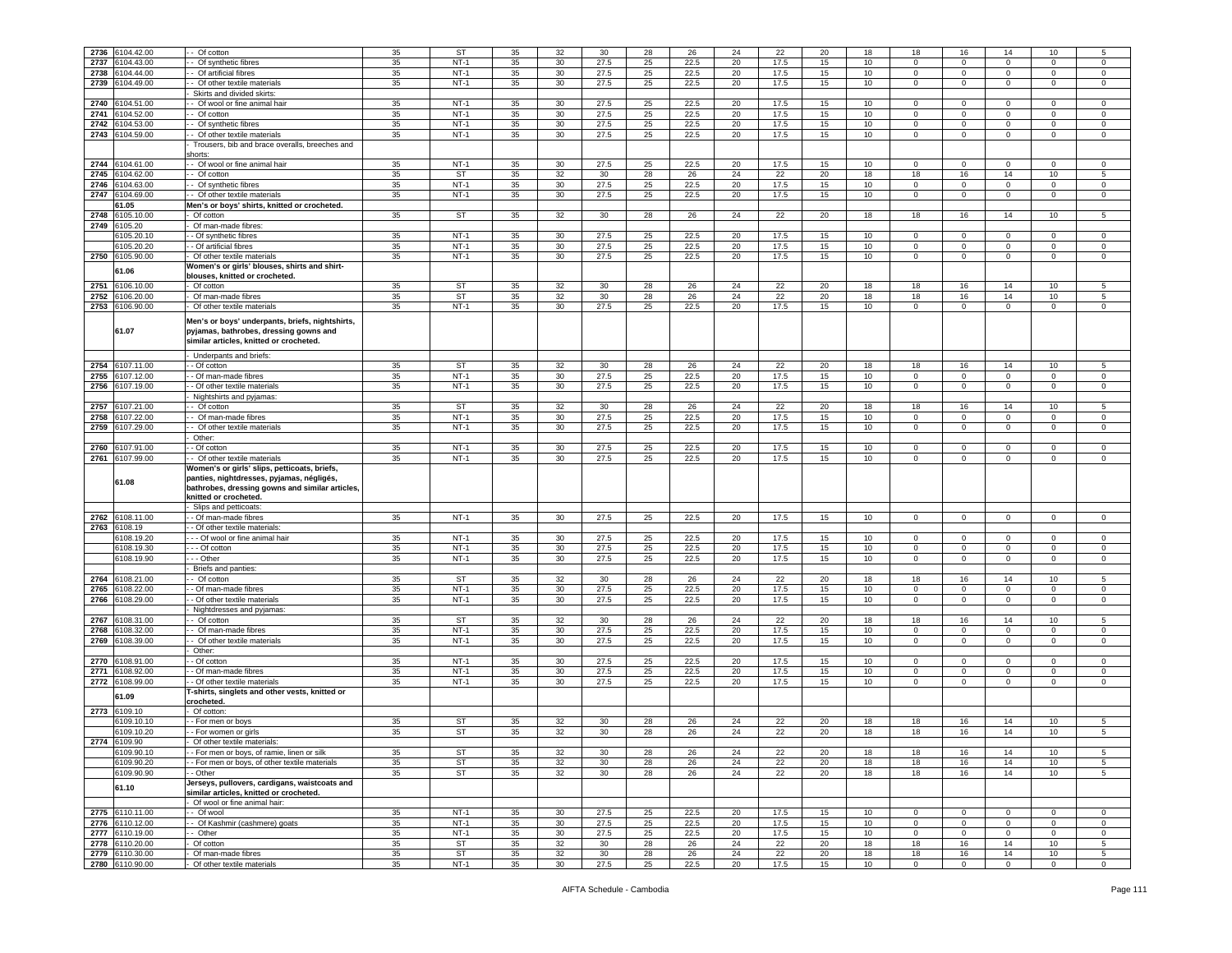| 2736 | 6104.42.00 | - - Of cotton | 35 | ST | 35 | 32 | 30 | 28 | 26 | 24 | 22 | 20 | 18 | 18 | 16 | 14 | 10 | 5 |
|---|---|---|---|---|---|---|---|---|---|---|---|---|---|---|---|---|---|---|
| 2737 | 6104.43.00 | - - Of synthetic fibres | 35 | NT-1 | 35 | 30 | 27.5 | 25 | 22.5 | 20 | 17.5 | 15 | 10 | 0 | 0 | 0 | 0 | 0 |
| 2738 | 6104.44.00 | - - Of artificial fibres | 35 | NT-1 | 35 | 30 | 27.5 | 25 | 22.5 | 20 | 17.5 | 15 | 10 | 0 | 0 | 0 | 0 | 0 |
| 2739 | 6104.49.00 | - - Of other textile materials | 35 | NT-1 | 35 | 30 | 27.5 | 25 | 22.5 | 20 | 17.5 | 15 | 10 | 0 | 0 | 0 | 0 | 0 |
| | | - Skirts and divided skirts: | | | | | | | | | | | | | | | | |
| 2740 | 6104.51.00 | - - Of wool or fine animal hair | 35 | NT-1 | 35 | 30 | 27.5 | 25 | 22.5 | 20 | 17.5 | 15 | 10 | 0 | 0 | 0 | 0 | 0 |
| 2741 | 6104.52.00 | - - Of cotton | 35 | NT-1 | 35 | 30 | 27.5 | 25 | 22.5 | 20 | 17.5 | 15 | 10 | 0 | 0 | 0 | 0 | 0 |
| 2742 | 6104.53.00 | - - Of synthetic fibres | 35 | NT-1 | 35 | 30 | 27.5 | 25 | 22.5 | 20 | 17.5 | 15 | 10 | 0 | 0 | 0 | 0 | 0 |
| 2743 | 6104.59.00 | - - Of other textile materials | 35 | NT-1 | 35 | 30 | 27.5 | 25 | 22.5 | 20 | 17.5 | 15 | 10 | 0 | 0 | 0 | 0 | 0 |
| | | - Trousers, bib and brace overalls, breeches and shorts: | | | | | | | | | | | | | | | | |
| 2744 | 6104.61.00 | - - Of wool or fine animal hair | 35 | NT-1 | 35 | 30 | 27.5 | 25 | 22.5 | 20 | 17.5 | 15 | 10 | 0 | 0 | 0 | 0 | 0 |
| 2745 | 6104.62.00 | - - Of cotton | 35 | ST | 35 | 32 | 30 | 28 | 26 | 24 | 22 | 20 | 18 | 18 | 16 | 14 | 10 | 5 |
| 2746 | 6104.63.00 | - - Of synthetic fibres | 35 | NT-1 | 35 | 30 | 27.5 | 25 | 22.5 | 20 | 17.5 | 15 | 10 | 0 | 0 | 0 | 0 | 0 |
| 2747 | 6104.69.00 | - - Of other textile materials | 35 | NT-1 | 35 | 30 | 27.5 | 25 | 22.5 | 20 | 17.5 | 15 | 10 | 0 | 0 | 0 | 0 | 0 |
| | **61.05** | **Men's or boys' shirts, knitted or crocheted.** | | | | | | | | | | | | | | | | |
| 2748 | 6105.10.00 | - Of cotton | 35 | ST | 35 | 32 | 30 | 28 | 26 | 24 | 22 | 20 | 18 | 18 | 16 | 14 | 10 | 5 |
| 2749 | 6105.20 | - Of man-made fibres: | | | | | | | | | | | | | | | | |
| | 6105.20.10 | - - Of synthetic fibres | 35 | NT-1 | 35 | 30 | 27.5 | 25 | 22.5 | 20 | 17.5 | 15 | 10 | 0 | 0 | 0 | 0 | 0 |
| | 6105.20.20 | - - Of artificial fibres | 35 | NT-1 | 35 | 30 | 27.5 | 25 | 22.5 | 20 | 17.5 | 15 | 10 | 0 | 0 | 0 | 0 | 0 |
| 2750 | 6105.90.00 | - Of other textile materials | 35 | NT-1 | 35 | 30 | 27.5 | 25 | 22.5 | 20 | 17.5 | 15 | 10 | 0 | 0 | 0 | 0 | 0 |
| | **61.06** | **Women's or girls' blouses, shirts and shirt-blouses, knitted or crocheted.** | | | | | | | | | | | | | | | | |
| 2751 | 6106.10.00 | - Of cotton | 35 | ST | 35 | 32 | 30 | 28 | 26 | 24 | 22 | 20 | 18 | 18 | 16 | 14 | 10 | 5 |
| 2752 | 6106.20.00 | - Of man-made fibres | 35 | ST | 35 | 32 | 30 | 28 | 26 | 24 | 22 | 20 | 18 | 18 | 16 | 14 | 10 | 5 |
| 2753 | 6106.90.00 | - Of other textile materials | 35 | NT-1 | 35 | 30 | 27.5 | 25 | 22.5 | 20 | 17.5 | 15 | 10 | 0 | 0 | 0 | 0 | 0 |
| | **61.07** | **Men's or boys' underpants, briefs, nightshirts, pyjamas, bathrobes, dressing gowns and similar articles, knitted or crocheted.** | | | | | | | | | | | | | | | | |
| | | - Underpants and briefs: | | | | | | | | | | | | | | | | |
| 2754 | 6107.11.00 | - - Of cotton | 35 | ST | 35 | 32 | 30 | 28 | 26 | 24 | 22 | 20 | 18 | 18 | 16 | 14 | 10 | 5 |
| 2755 | 6107.12.00 | - - Of man-made fibres | 35 | NT-1 | 35 | 30 | 27.5 | 25 | 22.5 | 20 | 17.5 | 15 | 10 | 0 | 0 | 0 | 0 | 0 |
| 2756 | 6107.19.00 | - - Of other textile materials | 35 | NT-1 | 35 | 30 | 27.5 | 25 | 22.5 | 20 | 17.5 | 15 | 10 | 0 | 0 | 0 | 0 | 0 |
| | | - Nightshirts and pyjamas: | | | | | | | | | | | | | | | | |
| 2757 | 6107.21.00 | - - Of cotton | 35 | ST | 35 | 32 | 30 | 28 | 26 | 24 | 22 | 20 | 18 | 18 | 16 | 14 | 10 | 5 |
| 2758 | 6107.22.00 | - - Of man-made fibres | 35 | NT-1 | 35 | 30 | 27.5 | 25 | 22.5 | 20 | 17.5 | 15 | 10 | 0 | 0 | 0 | 0 | 0 |
| 2759 | 6107.29.00 | - - Of other textile materials | 35 | NT-1 | 35 | 30 | 27.5 | 25 | 22.5 | 20 | 17.5 | 15 | 10 | 0 | 0 | 0 | 0 | 0 |
| | | - Other: | | | | | | | | | | | | | | | | |
| 2760 | 6107.91.00 | - - Of cotton | 35 | NT-1 | 35 | 30 | 27.5 | 25 | 22.5 | 20 | 17.5 | 15 | 10 | 0 | 0 | 0 | 0 | 0 |
| 2761 | 6107.99.00 | - - Of other textile materials | 35 | NT-1 | 35 | 30 | 27.5 | 25 | 22.5 | 20 | 17.5 | 15 | 10 | 0 | 0 | 0 | 0 | 0 |
| | **61.08** | **Women's or girls' slips, petticoats, briefs, panties, nightdresses, pyjamas, négligés, bathrobes, dressing gowns and similar articles, knitted or crocheted.** | | | | | | | | | | | | | | | | |
| | | - Slips and petticoats: | | | | | | | | | | | | | | | | |
| 2762 | 6108.11.00 | - - Of man-made fibres | 35 | NT-1 | 35 | 30 | 27.5 | 25 | 22.5 | 20 | 17.5 | 15 | 10 | 0 | 0 | 0 | 0 | 0 |
| 2763 | 6108.19 | - - Of other textile materials: | | | | | | | | | | | | | | | | |
| | 6108.19.20 | - - - Of wool or fine animal hair | 35 | NT-1 | 35 | 30 | 27.5 | 25 | 22.5 | 20 | 17.5 | 15 | 10 | 0 | 0 | 0 | 0 | 0 |
| | 6108.19.30 | - - - Of cotton | 35 | NT-1 | 35 | 30 | 27.5 | 25 | 22.5 | 20 | 17.5 | 15 | 10 | 0 | 0 | 0 | 0 | 0 |
| | 6108.19.90 | - - - Other | 35 | NT-1 | 35 | 30 | 27.5 | 25 | 22.5 | 20 | 17.5 | 15 | 10 | 0 | 0 | 0 | 0 | 0 |
| | | - Briefs and panties: | | | | | | | | | | | | | | | | |
| 2764 | 6108.21.00 | - - Of cotton | 35 | ST | 35 | 32 | 30 | 28 | 26 | 24 | 22 | 20 | 18 | 18 | 16 | 14 | 10 | 5 |
| 2765 | 6108.22.00 | - - Of man-made fibres | 35 | NT-1 | 35 | 30 | 27.5 | 25 | 22.5 | 20 | 17.5 | 15 | 10 | 0 | 0 | 0 | 0 | 0 |
| 2766 | 6108.29.00 | - - Of other textile materials | 35 | NT-1 | 35 | 30 | 27.5 | 25 | 22.5 | 20 | 17.5 | 15 | 10 | 0 | 0 | 0 | 0 | 0 |
| | | - Nightdresses and pyjamas: | | | | | | | | | | | | | | | | |
| 2767 | 6108.31.00 | - - Of cotton | 35 | ST | 35 | 32 | 30 | 28 | 26 | 24 | 22 | 20 | 18 | 18 | 16 | 14 | 10 | 5 |
| 2768 | 6108.32.00 | - - Of man-made fibres | 35 | NT-1 | 35 | 30 | 27.5 | 25 | 22.5 | 20 | 17.5 | 15 | 10 | 0 | 0 | 0 | 0 | 0 |
| 2769 | 6108.39.00 | - - Of other textile materials | 35 | NT-1 | 35 | 30 | 27.5 | 25 | 22.5 | 20 | 17.5 | 15 | 10 | 0 | 0 | 0 | 0 | 0 |
| | | - Other: | | | | | | | | | | | | | | | | |
| 2770 | 6108.91.00 | - - Of cotton | 35 | NT-1 | 35 | 30 | 27.5 | 25 | 22.5 | 20 | 17.5 | 15 | 10 | 0 | 0 | 0 | 0 | 0 |
| 2771 | 6108.92.00 | - - Of man-made fibres | 35 | NT-1 | 35 | 30 | 27.5 | 25 | 22.5 | 20 | 17.5 | 15 | 10 | 0 | 0 | 0 | 0 | 0 |
| 2772 | 6108.99.00 | - - Of other textile materials | 35 | NT-1 | 35 | 30 | 27.5 | 25 | 22.5 | 20 | 17.5 | 15 | 10 | 0 | 0 | 0 | 0 | 0 |
| | **61.09** | **T-shirts, singlets and other vests, knitted or crocheted.** | | | | | | | | | | | | | | | | |
| 2773 | 6109.10 | - Of cotton: | | | | | | | | | | | | | | | | |
| | 6109.10.10 | - - For men or boys | 35 | ST | 35 | 32 | 30 | 28 | 26 | 24 | 22 | 20 | 18 | 18 | 16 | 14 | 10 | 5 |
| | 6109.10.20 | - - For women or girls | 35 | ST | 35 | 32 | 30 | 28 | 26 | 24 | 22 | 20 | 18 | 18 | 16 | 14 | 10 | 5 |
| 2774 | 6109.90 | - Of other textile materials: | | | | | | | | | | | | | | | | |
| | 6109.90.10 | - - For men or boys, of ramie, linen or silk | 35 | ST | 35 | 32 | 30 | 28 | 26 | 24 | 22 | 20 | 18 | 18 | 16 | 14 | 10 | 5 |
| | 6109.90.20 | - - For men or boys, of other textile materials | 35 | ST | 35 | 32 | 30 | 28 | 26 | 24 | 22 | 20 | 18 | 18 | 16 | 14 | 10 | 5 |
| | 6109.90.90 | - - Other | 35 | ST | 35 | 32 | 30 | 28 | 26 | 24 | 22 | 20 | 18 | 18 | 16 | 14 | 10 | 5 |
| | **61.10** | **Jerseys, pullovers, cardigans, waistcoats and similar articles, knitted or crocheted.** | | | | | | | | | | | | | | | | |
| | | - Of wool or fine animal hair: | | | | | | | | | | | | | | | | |
| 2775 | 6110.11.00 | - - Of wool | 35 | NT-1 | 35 | 30 | 27.5 | 25 | 22.5 | 20 | 17.5 | 15 | 10 | 0 | 0 | 0 | 0 | 0 |
| 2776 | 6110.12.00 | - - Of Kashmir (cashmere) goats | 35 | NT-1 | 35 | 30 | 27.5 | 25 | 22.5 | 20 | 17.5 | 15 | 10 | 0 | 0 | 0 | 0 | 0 |
| 2777 | 6110.19.00 | - - Other | 35 | NT-1 | 35 | 30 | 27.5 | 25 | 22.5 | 20 | 17.5 | 15 | 10 | 0 | 0 | 0 | 0 | 0 |
| 2778 | 6110.20.00 | - Of cotton | 35 | ST | 35 | 32 | 30 | 28 | 26 | 24 | 22 | 20 | 18 | 18 | 16 | 14 | 10 | 5 |
| 2779 | 6110.30.00 | - Of man-made fibres | 35 | ST | 35 | 32 | 30 | 28 | 26 | 24 | 22 | 20 | 18 | 18 | 16 | 14 | 10 | 5 |
| 2780 | 6110.90.00 | - Of other textile materials | 35 | NT-1 | 35 | 30 | 27.5 | 25 | 22.5 | 20 | 17.5 | 15 | 10 | 0 | 0 | 0 | 0 | 0 |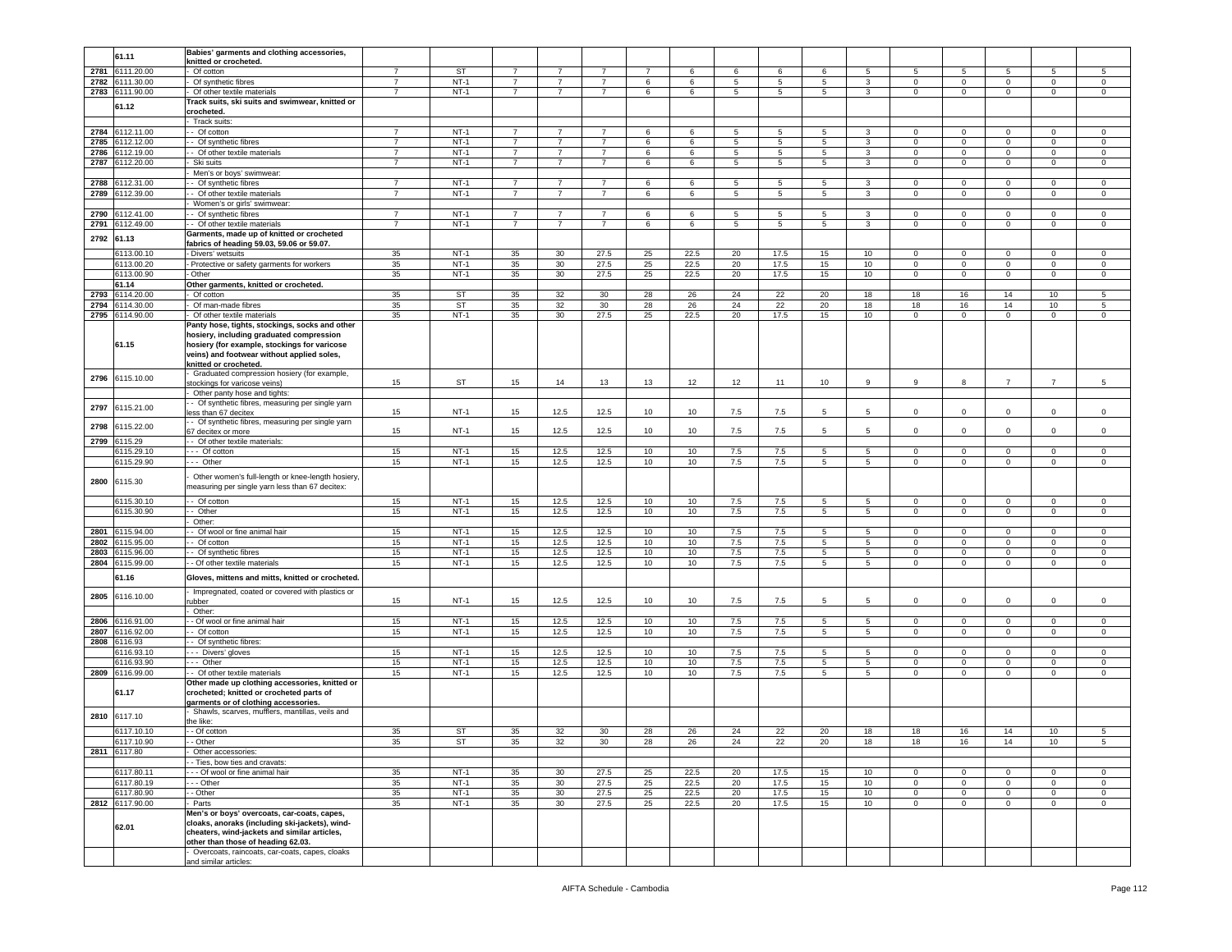| | | | | | | | | | | | | | | | | | |
|---|---|---|---|---|---|---|---|---|---|---|---|---|---|---|---|---|---|
| | 61.11 | Babies' garments and clothing accessories, knitted or crocheted. | | | | | | | | | | | | | | | |
| 2781 | 6111.20.00 | - Of cotton | 7 | ST | 7 | 7 | 7 | 7 | 6 | 6 | 6 | 6 | 5 | 5 | 5 | 5 | 5 | 5 |
| 2782 | 6111.30.00 | - Of synthetic fibres | 7 | NT-1 | 7 | 7 | 7 | 6 | 6 | 5 | 5 | 5 | 3 | 0 | 0 | 0 | 0 | 0 |
| 2783 | 6111.90.00 | - Of other textile materials | 7 | NT-1 | 7 | 7 | 7 | 6 | 6 | 5 | 5 | 5 | 3 | 0 | 0 | 0 | 0 | 0 |
| | 61.12 | Track suits, ski suits and swimwear, knitted or crocheted. | | | | | | | | | | | | | | | |
| | | - Track suits: | | | | | | | | | | | | | | | |
| 2784 | 6112.11.00 | - - Of cotton | 7 | NT-1 | 7 | 7 | 7 | 6 | 6 | 5 | 5 | 5 | 3 | 0 | 0 | 0 | 0 | 0 |
| 2785 | 6112.12.00 | - - Of synthetic fibres | 7 | NT-1 | 7 | 7 | 7 | 6 | 6 | 5 | 5 | 5 | 3 | 0 | 0 | 0 | 0 | 0 |
| 2786 | 6112.19.00 | - - Of other textile materials | 7 | NT-1 | 7 | 7 | 7 | 6 | 6 | 5 | 5 | 5 | 3 | 0 | 0 | 0 | 0 | 0 |
| 2787 | 6112.20.00 | - Ski suits | 7 | NT-1 | 7 | 7 | 7 | 6 | 6 | 5 | 5 | 5 | 3 | 0 | 0 | 0 | 0 | 0 |
| | | - Men's or boys' swimwear: | | | | | | | | | | | | | | | |
| 2788 | 6112.31.00 | - - Of synthetic fibres | 7 | NT-1 | 7 | 7 | 7 | 6 | 6 | 5 | 5 | 5 | 3 | 0 | 0 | 0 | 0 | 0 |
| 2789 | 6112.39.00 | - - Of other textile materials | 7 | NT-1 | 7 | 7 | 7 | 6 | 6 | 5 | 5 | 5 | 3 | 0 | 0 | 0 | 0 | 0 |
| | | - Women's or girls' swimwear: | | | | | | | | | | | | | | | |
| 2790 | 6112.41.00 | - - Of synthetic fibres | 7 | NT-1 | 7 | 7 | 7 | 6 | 6 | 5 | 5 | 5 | 3 | 0 | 0 | 0 | 0 | 0 |
| 2791 | 6112.49.00 | - - Of other textile materials | 7 | NT-1 | 7 | 7 | 7 | 6 | 6 | 5 | 5 | 5 | 3 | 0 | 0 | 0 | 0 | 0 |
| 2792 | 61.13 | Garments, made up of knitted or crocheted fabrics of heading 59.03, 59.06 or 59.07. | | | | | | | | | | | | | | | |
| | 6113.00.10 | - Divers' wetsuits | 35 | NT-1 | 35 | 30 | 27.5 | 25 | 22.5 | 20 | 17.5 | 15 | 10 | 0 | 0 | 0 | 0 | 0 |
| | 6113.00.20 | - Protective or safety garments for workers | 35 | NT-1 | 35 | 30 | 27.5 | 25 | 22.5 | 20 | 17.5 | 15 | 10 | 0 | 0 | 0 | 0 | 0 |
| | 6113.00.90 | - Other | 35 | NT-1 | 35 | 30 | 27.5 | 25 | 22.5 | 20 | 17.5 | 15 | 10 | 0 | 0 | 0 | 0 | 0 |
| | 61.14 | Other garments, knitted or crocheted. | | | | | | | | | | | | | | | |
| 2793 | 6114.20.00 | - Of cotton | 35 | ST | 35 | 32 | 30 | 28 | 26 | 24 | 22 | 20 | 18 | 18 | 16 | 14 | 10 | 5 |
| 2794 | 6114.30.00 | - Of man-made fibres | 35 | ST | 35 | 32 | 30 | 28 | 26 | 24 | 22 | 20 | 18 | 18 | 16 | 14 | 10 | 5 |
| 2795 | 6114.90.00 | - Of other textile materials | 35 | NT-1 | 35 | 30 | 27.5 | 25 | 22.5 | 20 | 17.5 | 15 | 10 | 0 | 0 | 0 | 0 | 0 |
| | 61.15 | Panty hose, tights, stockings, socks and other hosiery, including graduated compression hosiery (for example, stockings for varicose veins) and footwear without applied soles, knitted or crocheted. | | | | | | | | | | | | | | | |
| 2796 | 6115.10.00 | - Graduated compression hosiery (for example, stockings for varicose veins) | 15 | ST | 15 | 14 | 13 | 13 | 12 | 12 | 11 | 10 | 9 | 9 | 8 | 7 | 7 | 5 |
| | | - Other panty hose and tights: | | | | | | | | | | | | | | | |
| 2797 | 6115.21.00 | - - Of synthetic fibres, measuring per single yarn less than 67 decitex | 15 | NT-1 | 15 | 12.5 | 12.5 | 10 | 10 | 7.5 | 7.5 | 5 | 5 | 0 | 0 | 0 | 0 | 0 |
| 2798 | 6115.22.00 | - - Of synthetic fibres, measuring per single yarn 67 decitex or more | 15 | NT-1 | 15 | 12.5 | 12.5 | 10 | 10 | 7.5 | 7.5 | 5 | 5 | 0 | 0 | 0 | 0 | 0 |
| 2799 | 6115.29 | - - Of other textile materials: | | | | | | | | | | | | | | | |
| | 6115.29.10 | - - - Of cotton | 15 | NT-1 | 15 | 12.5 | 12.5 | 10 | 10 | 7.5 | 7.5 | 5 | 5 | 0 | 0 | 0 | 0 | 0 |
| | 6115.29.90 | - - - Other | 15 | NT-1 | 15 | 12.5 | 12.5 | 10 | 10 | 7.5 | 7.5 | 5 | 5 | 0 | 0 | 0 | 0 | 0 |
| 2800 | 6115.30 | - Other women's full-length or knee-length hosiery, measuring per single yarn less than 67 decitex: | | | | | | | | | | | | | | | |
| | 6115.30.10 | - - Of cotton | 15 | NT-1 | 15 | 12.5 | 12.5 | 10 | 10 | 7.5 | 7.5 | 5 | 5 | 0 | 0 | 0 | 0 | 0 |
| | 6115.30.90 | - - Other | 15 | NT-1 | 15 | 12.5 | 12.5 | 10 | 10 | 7.5 | 7.5 | 5 | 5 | 0 | 0 | 0 | 0 | 0 |
| | | - Other: | | | | | | | | | | | | | | | |
| 2801 | 6115.94.00 | - - Of wool or fine animal hair | 15 | NT-1 | 15 | 12.5 | 12.5 | 10 | 10 | 7.5 | 7.5 | 5 | 5 | 0 | 0 | 0 | 0 | 0 |
| 2802 | 6115.95.00 | - - Of cotton | 15 | NT-1 | 15 | 12.5 | 12.5 | 10 | 10 | 7.5 | 7.5 | 5 | 5 | 0 | 0 | 0 | 0 | 0 |
| 2803 | 6115.96.00 | - - Of synthetic fibres | 15 | NT-1 | 15 | 12.5 | 12.5 | 10 | 10 | 7.5 | 7.5 | 5 | 5 | 0 | 0 | 0 | 0 | 0 |
| 2804 | 6115.99.00 | - - Of other textile materials | 15 | NT-1 | 15 | 12.5 | 12.5 | 10 | 10 | 7.5 | 7.5 | 5 | 5 | 0 | 0 | 0 | 0 | 0 |
| | 61.16 | Gloves, mittens and mitts, knitted or crocheted. | | | | | | | | | | | | | | | |
| 2805 | 6116.10.00 | - Impregnated, coated or covered with plastics or rubber | 15 | NT-1 | 15 | 12.5 | 12.5 | 10 | 10 | 7.5 | 7.5 | 5 | 5 | 0 | 0 | 0 | 0 | 0 |
| | | - Other: | | | | | | | | | | | | | | | |
| 2806 | 6116.91.00 | - - Of wool or fine animal hair | 15 | NT-1 | 15 | 12.5 | 12.5 | 10 | 10 | 7.5 | 7.5 | 5 | 5 | 0 | 0 | 0 | 0 | 0 |
| 2807 | 6116.92.00 | - - Of cotton | 15 | NT-1 | 15 | 12.5 | 12.5 | 10 | 10 | 7.5 | 7.5 | 5 | 5 | 0 | 0 | 0 | 0 | 0 |
| 2808 | 6116.93 | - - Of synthetic fibres: | | | | | | | | | | | | | | | |
| | 6116.93.10 | - - - Divers' gloves | 15 | NT-1 | 15 | 12.5 | 12.5 | 10 | 10 | 7.5 | 7.5 | 5 | 5 | 0 | 0 | 0 | 0 | 0 |
| | 6116.93.90 | - - - Other | 15 | NT-1 | 15 | 12.5 | 12.5 | 10 | 10 | 7.5 | 7.5 | 5 | 5 | 0 | 0 | 0 | 0 | 0 |
| 2809 | 6116.99.00 | - - Of other textile materials | 15 | NT-1 | 15 | 12.5 | 12.5 | 10 | 10 | 7.5 | 7.5 | 5 | 5 | 0 | 0 | 0 | 0 | 0 |
| | 61.17 | Other made up clothing accessories, knitted or crocheted; knitted or crocheted parts of garments or of clothing accessories. | | | | | | | | | | | | | | | |
| 2810 | 6117.10 | - Shawls, scarves, mufflers, mantillas, veils and the like: | | | | | | | | | | | | | | | |
| | 6117.10.10 | - - Of cotton | 35 | ST | 35 | 32 | 30 | 28 | 26 | 24 | 22 | 20 | 18 | 18 | 16 | 14 | 10 | 5 |
| | 6117.10.90 | - - Other | 35 | ST | 35 | 32 | 30 | 28 | 26 | 24 | 22 | 20 | 18 | 18 | 16 | 14 | 10 | 5 |
| 2811 | 6117.80 | - Other accessories: | | | | | | | | | | | | | | | |
| | | - - Ties, bow ties and cravats: | | | | | | | | | | | | | | | |
| | 6117.80.11 | - - - Of wool or fine animal hair | 35 | NT-1 | 35 | 30 | 27.5 | 25 | 22.5 | 20 | 17.5 | 15 | 10 | 0 | 0 | 0 | 0 | 0 |
| | 6117.80.19 | - - - Other | 35 | NT-1 | 35 | 30 | 27.5 | 25 | 22.5 | 20 | 17.5 | 15 | 10 | 0 | 0 | 0 | 0 | 0 |
| | 6117.80.90 | - - Other | 35 | NT-1 | 35 | 30 | 27.5 | 25 | 22.5 | 20 | 17.5 | 15 | 10 | 0 | 0 | 0 | 0 | 0 |
| 2812 | 6117.90.00 | - Parts | 35 | NT-1 | 35 | 30 | 27.5 | 25 | 22.5 | 20 | 17.5 | 15 | 10 | 0 | 0 | 0 | 0 | 0 |
| | 62.01 | Men's or boys' overcoats, car-coats, capes, cloaks, anoraks (including ski-jackets), wind-cheaters, wind-jackets and similar articles, other than those of heading 62.03. | | | | | | | | | | | | | | | |
| | | - Overcoats, raincoats, car-coats, capes, cloaks and similar articles: | | | | | | | | | | | | | | | |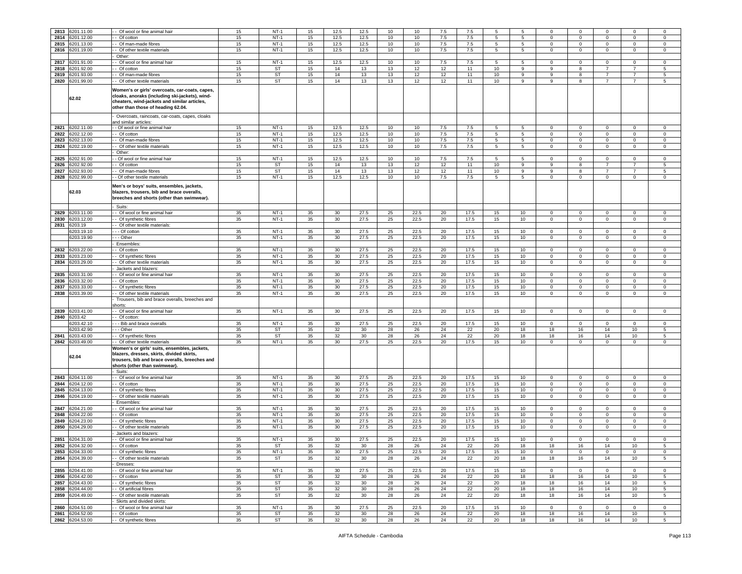| | | | | | | | | | | | | | | | | | | |
|---|---|---|---|---|---|---|---|---|---|---|---|---|---|---|---|---|---|---|
| 2813 | 6201.11.00 | - - Of wool or fine animal hair | 15 | NT-1 | 15 | 12.5 | 12.5 | 10 | 10 | 7.5 | 7.5 | 5 | 5 | 0 | 0 | 0 | 0 | 0 |
| 2814 | 6201.12.00 | - - Of cotton | 15 | NT-1 | 15 | 12.5 | 12.5 | 10 | 10 | 7.5 | 7.5 | 5 | 5 | 0 | 0 | 0 | 0 | 0 |
| 2815 | 6201.13.00 | - - Of man-made fibres | 15 | NT-1 | 15 | 12.5 | 12.5 | 10 | 10 | 7.5 | 7.5 | 5 | 5 | 0 | 0 | 0 | 0 | 0 |
| 2816 | 6201.19.00 | - - Of other textile materials | 15 | NT-1 | 15 | 12.5 | 12.5 | 10 | 10 | 7.5 | 7.5 | 5 | 5 | 0 | 0 | 0 | 0 | 0 |
| | | - Other: | | | | | | | | | | | | | | | | |
| 2817 | 6201.91.00 | - - Of wool or fine animal hair | 15 | NT-1 | 15 | 12.5 | 12.5 | 10 | 10 | 7.5 | 7.5 | 5 | 5 | 0 | 0 | 0 | 0 | 0 |
| 2818 | 6201.92.00 | - - Of cotton | 15 | ST | 15 | 14 | 13 | 13 | 12 | 12 | 11 | 10 | 9 | 9 | 8 | 7 | 7 | 5 |
| 2819 | 6201.93.00 | - - Of man-made fibres | 15 | ST | 15 | 14 | 13 | 13 | 12 | 12 | 11 | 10 | 9 | 9 | 8 | 7 | 7 | 5 |
| 2820 | 6201.99.00 | - - Of other textile materials | 15 | ST | 15 | 14 | 13 | 13 | 12 | 12 | 11 | 10 | 9 | 9 | 8 | 7 | 7 | 5 |
| | 62.02 | **Women's or girls' overcoats, car-coats, capes, cloaks, anoraks (including ski-jackets), wind-cheaters, wind-jackets and similar articles, other than those of heading 62.04.** | | | | | | | | | | | | | | | | |
| | | - Overcoats, raincoats, car-coats, capes, cloaks and similar articles: | | | | | | | | | | | | | | | | |
| 2821 | 6202.11.00 | - - Of wool or fine animal hair | 15 | NT-1 | 15 | 12.5 | 12.5 | 10 | 10 | 7.5 | 7.5 | 5 | 5 | 0 | 0 | 0 | 0 | 0 |
| 2822 | 6202.12.00 | - - Of cotton | 15 | NT-1 | 15 | 12.5 | 12.5 | 10 | 10 | 7.5 | 7.5 | 5 | 5 | 0 | 0 | 0 | 0 | 0 |
| 2823 | 6202.13.00 | - - Of man-made fibres | 15 | NT-1 | 15 | 12.5 | 12.5 | 10 | 10 | 7.5 | 7.5 | 5 | 5 | 0 | 0 | 0 | 0 | 0 |
| 2824 | 6202.19.00 | - - Of other textile materials | 15 | NT-1 | 15 | 12.5 | 12.5 | 10 | 10 | 7.5 | 7.5 | 5 | 5 | 0 | 0 | 0 | 0 | 0 |
| | | - Other: | | | | | | | | | | | | | | | | |
| 2825 | 6202.91.00 | - - Of wool or fine animal hair | 15 | NT-1 | 15 | 12.5 | 12.5 | 10 | 10 | 7.5 | 7.5 | 5 | 5 | 0 | 0 | 0 | 0 | 0 |
| 2826 | 6202.92.00 | - - Of cotton | 15 | ST | 15 | 14 | 13 | 13 | 12 | 12 | 11 | 10 | 9 | 9 | 8 | 7 | 7 | 5 |
| 2827 | 6202.93.00 | - - Of man-made fibres | 15 | ST | 15 | 14 | 13 | 13 | 12 | 12 | 11 | 10 | 9 | 9 | 8 | 7 | 7 | 5 |
| 2828 | 6202.99.00 | - - Of other textile materials | 15 | NT-1 | 15 | 12.5 | 12.5 | 10 | 10 | 7.5 | 7.5 | 5 | 5 | 0 | 0 | 0 | 0 | 0 |
| | 62.03 | **Men's or boys' suits, ensembles, jackets, blazers, trousers, bib and brace overalls, breeches and shorts (other than swimwear).** | | | | | | | | | | | | | | | | |
| | | - Suits: | | | | | | | | | | | | | | | | |
| 2829 | 6203.11.00 | - - Of wool or fine animal hair | 35 | NT-1 | 35 | 30 | 27.5 | 25 | 22.5 | 20 | 17.5 | 15 | 10 | 0 | 0 | 0 | 0 | 0 |
| 2830 | 6203.12.00 | - - Of synthetic fibres | 35 | NT-1 | 35 | 30 | 27.5 | 25 | 22.5 | 20 | 17.5 | 15 | 10 | 0 | 0 | 0 | 0 | 0 |
| 2831 | 6203.19 | - - Of other textile materials: | | | | | | | | | | | | | | | | |
| | 6203.19.10 | - - - Of cotton | 35 | NT-1 | 35 | 30 | 27.5 | 25 | 22.5 | 20 | 17.5 | 15 | 10 | 0 | 0 | 0 | 0 | 0 |
| | 6203.19.90 | - - - Other | 35 | NT-1 | 35 | 30 | 27.5 | 25 | 22.5 | 20 | 17.5 | 15 | 10 | 0 | 0 | 0 | 0 | 0 |
| | | - Ensembles: | | | | | | | | | | | | | | | | |
| 2832 | 6203.22.00 | - - Of cotton | 35 | NT-1 | 35 | 30 | 27.5 | 25 | 22.5 | 20 | 17.5 | 15 | 10 | 0 | 0 | 0 | 0 | 0 |
| 2833 | 6203.23.00 | - - Of synthetic fibres | 35 | NT-1 | 35 | 30 | 27.5 | 25 | 22.5 | 20 | 17.5 | 15 | 10 | 0 | 0 | 0 | 0 | 0 |
| 2834 | 6203.29.00 | - - Of other textile materials | 35 | NT-1 | 35 | 30 | 27.5 | 25 | 22.5 | 20 | 17.5 | 15 | 10 | 0 | 0 | 0 | 0 | 0 |
| | | - Jackets and blazers: | | | | | | | | | | | | | | | | |
| 2835 | 6203.31.00 | - - Of wool or fine animal hair | 35 | NT-1 | 35 | 30 | 27.5 | 25 | 22.5 | 20 | 17.5 | 15 | 10 | 0 | 0 | 0 | 0 | 0 |
| 2836 | 6203.32.00 | - - Of cotton | 35 | NT-1 | 35 | 30 | 27.5 | 25 | 22.5 | 20 | 17.5 | 15 | 10 | 0 | 0 | 0 | 0 | 0 |
| 2837 | 6203.33.00 | - - Of synthetic fibres | 35 | NT-1 | 35 | 30 | 27.5 | 25 | 22.5 | 20 | 17.5 | 15 | 10 | 0 | 0 | 0 | 0 | 0 |
| 2838 | 6203.39.00 | - - Of other textile materials | 35 | NT-1 | 35 | 30 | 27.5 | 25 | 22.5 | 20 | 17.5 | 15 | 10 | 0 | 0 | 0 | 0 | 0 |
| | | - Trousers, bib and brace overalls, breeches and shorts: | | | | | | | | | | | | | | | | |
| 2839 | 6203.41.00 | - - Of wool or fine animal hair | 35 | NT-1 | 35 | 30 | 27.5 | 25 | 22.5 | 20 | 17.5 | 15 | 10 | 0 | 0 | 0 | 0 | 0 |
| 2840 | 6203.42 | - - Of cotton: | | | | | | | | | | | | | | | | |
| | 6203.42.10 | - - - Bib and brace overalls | 35 | NT-1 | 35 | 30 | 27.5 | 25 | 22.5 | 20 | 17.5 | 15 | 10 | 0 | 0 | 0 | 0 | 0 |
| | 6203.42.90 | - - - Other | 35 | ST | 35 | 32 | 30 | 28 | 26 | 24 | 22 | 20 | 18 | 18 | 16 | 14 | 10 | 5 |
| 2841 | 6203.43.00 | - - Of synthetic fibres | 35 | ST | 35 | 32 | 30 | 28 | 26 | 24 | 22 | 20 | 18 | 18 | 16 | 14 | 10 | 5 |
| 2842 | 6203.49.00 | - - Of other textile materials | 35 | NT-1 | 35 | 30 | 27.5 | 25 | 22.5 | 20 | 17.5 | 15 | 10 | 0 | 0 | 0 | 0 | 0 |
| | 62.04 | **Women's or girls' suits, ensembles, jackets, blazers, dresses, skirts, divided skirts, trousers, bib and brace overalls, breeches and shorts (other than swimwear).** | | | | | | | | | | | | | | | | |
| | | - Suits: | | | | | | | | | | | | | | | | |
| 2843 | 6204.11.00 | - - Of wool or fine animal hair | 35 | NT-1 | 35 | 30 | 27.5 | 25 | 22.5 | 20 | 17.5 | 15 | 10 | 0 | 0 | 0 | 0 | 0 |
| 2844 | 6204.12.00 | - - Of cotton | 35 | NT-1 | 35 | 30 | 27.5 | 25 | 22.5 | 20 | 17.5 | 15 | 10 | 0 | 0 | 0 | 0 | 0 |
| 2845 | 6204.13.00 | - - Of synthetic fibres | 35 | NT-1 | 35 | 30 | 27.5 | 25 | 22.5 | 20 | 17.5 | 15 | 10 | 0 | 0 | 0 | 0 | 0 |
| 2846 | 6204.19.00 | - - Of other textile materials | 35 | NT-1 | 35 | 30 | 27.5 | 25 | 22.5 | 20 | 17.5 | 15 | 10 | 0 | 0 | 0 | 0 | 0 |
| | | - Ensembles: | | | | | | | | | | | | | | | | |
| 2847 | 6204.21.00 | - - Of wool or fine animal hair | 35 | NT-1 | 35 | 30 | 27.5 | 25 | 22.5 | 20 | 17.5 | 15 | 10 | 0 | 0 | 0 | 0 | 0 |
| 2848 | 6204.22.00 | - - Of cotton | 35 | NT-1 | 35 | 30 | 27.5 | 25 | 22.5 | 20 | 17.5 | 15 | 10 | 0 | 0 | 0 | 0 | 0 |
| 2849 | 6204.23.00 | - - Of synthetic fibres | 35 | NT-1 | 35 | 30 | 27.5 | 25 | 22.5 | 20 | 17.5 | 15 | 10 | 0 | 0 | 0 | 0 | 0 |
| 2850 | 6204.29.00 | - - Of other textile materials | 35 | NT-1 | 35 | 30 | 27.5 | 25 | 22.5 | 20 | 17.5 | 15 | 10 | 0 | 0 | 0 | 0 | 0 |
| | | - Jackets and blazers: | | | | | | | | | | | | | | | | |
| 2851 | 6204.31.00 | - - Of wool or fine animal hair | 35 | NT-1 | 35 | 30 | 27.5 | 25 | 22.5 | 20 | 17.5 | 15 | 10 | 0 | 0 | 0 | 0 | 0 |
| 2852 | 6204.32.00 | - - Of cotton | 35 | ST | 35 | 32 | 30 | 28 | 26 | 24 | 22 | 20 | 18 | 18 | 16 | 14 | 10 | 5 |
| 2853 | 6204.33.00 | - - Of synthetic fibres | 35 | NT-1 | 35 | 30 | 27.5 | 25 | 22.5 | 20 | 17.5 | 15 | 10 | 0 | 0 | 0 | 0 | 0 |
| 2854 | 6204.39.00 | - - Of other textile materials | 35 | ST | 35 | 32 | 30 | 28 | 26 | 24 | 22 | 20 | 18 | 18 | 16 | 14 | 10 | 5 |
| | | - Dresses: | | | | | | | | | | | | | | | | |
| 2855 | 6204.41.00 | - - Of wool or fine animal hair | 35 | NT-1 | 35 | 30 | 27.5 | 25 | 22.5 | 20 | 17.5 | 15 | 10 | 0 | 0 | 0 | 0 | 0 |
| 2856 | 6204.42.00 | - - Of cotton | 35 | ST | 35 | 32 | 30 | 28 | 26 | 24 | 22 | 20 | 18 | 18 | 16 | 14 | 10 | 5 |
| 2857 | 6204.43.00 | - - Of synthetic fibres | 35 | ST | 35 | 32 | 30 | 28 | 26 | 24 | 22 | 20 | 18 | 18 | 16 | 14 | 10 | 5 |
| 2858 | 6204.44.00 | - - Of artificial fibres | 35 | ST | 35 | 32 | 30 | 28 | 26 | 24 | 22 | 20 | 18 | 18 | 16 | 14 | 10 | 5 |
| 2859 | 6204.49.00 | - - Of other textile materials | 35 | ST | 35 | 32 | 30 | 28 | 26 | 24 | 22 | 20 | 18 | 18 | 16 | 14 | 10 | 5 |
| | | - Skirts and divided skirts: | | | | | | | | | | | | | | | | |
| 2860 | 6204.51.00 | - - Of wool or fine animal hair | 35 | NT-1 | 35 | 30 | 27.5 | 25 | 22.5 | 20 | 17.5 | 15 | 10 | 0 | 0 | 0 | 0 | 0 |
| 2861 | 6204.52.00 | - - Of cotton | 35 | ST | 35 | 32 | 30 | 28 | 26 | 24 | 22 | 20 | 18 | 18 | 16 | 14 | 10 | 5 |
| 2862 | 6204.53.00 | - - Of synthetic fibres | 35 | ST | 35 | 32 | 30 | 28 | 26 | 24 | 22 | 20 | 18 | 18 | 16 | 14 | 10 | 5 |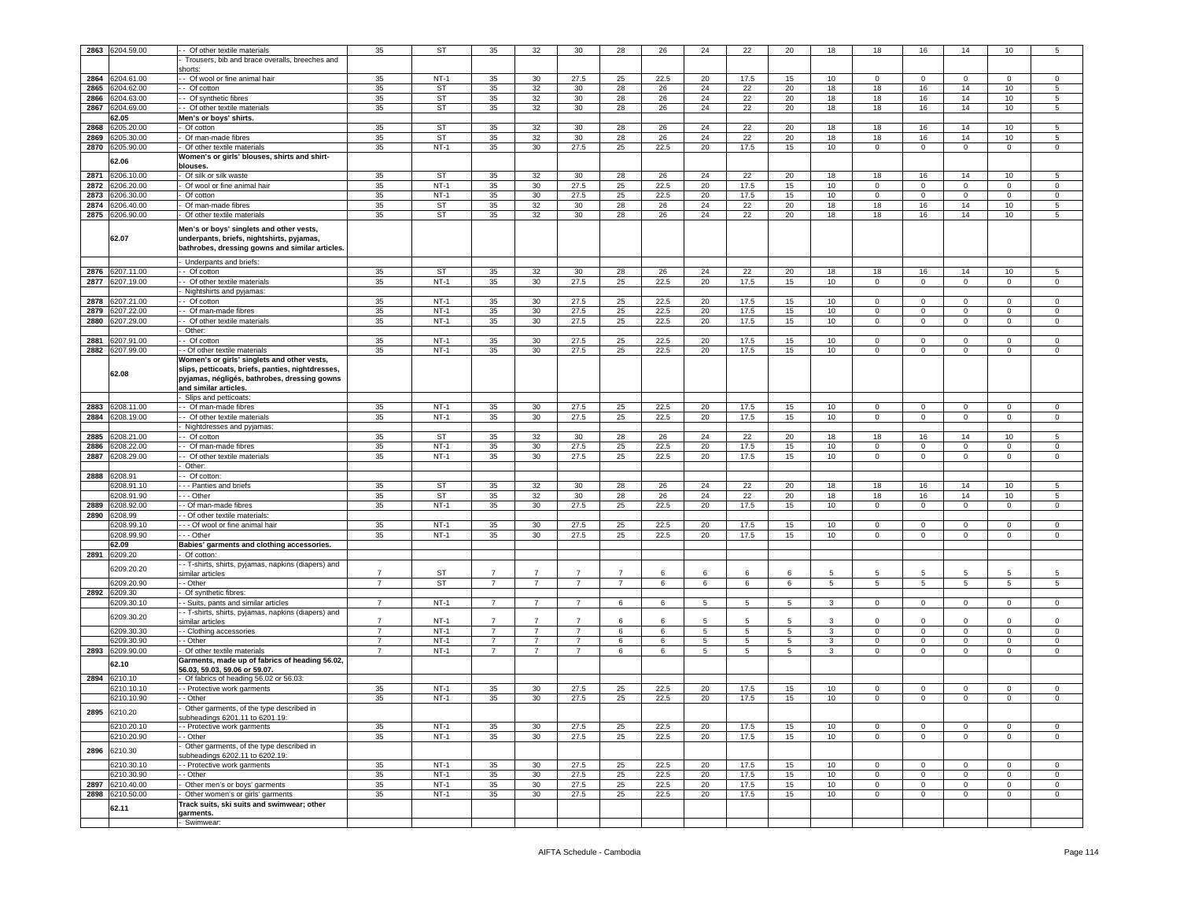| 2863 | 6204.59.00 | - - Of other textile materials | 35 | ST | 35 | 32 | 30 | 28 | 26 | 24 | 22 | 20 | 18 | 18 | 16 | 14 | 10 | 5 |
|---|---|---|---|---|---|---|---|---|---|---|---|---|---|---|---|---|---|---|
| | | - Trousers, bib and brace overalls, breeches and shorts: | | | | | | | | | | | | | | | | |
| 2864 | 6204.61.00 | - - Of wool or fine animal hair | 35 | NT-1 | 35 | 30 | 27.5 | 25 | 22.5 | 20 | 17.5 | 15 | 10 | 0 | 0 | 0 | 0 | 0 |
| 2865 | 6204.62.00 | - - Of cotton | 35 | ST | 35 | 32 | 30 | 28 | 26 | 24 | 22 | 20 | 18 | 18 | 16 | 14 | 10 | 5 |
| 2866 | 6204.63.00 | - - Of synthetic fibres | 35 | ST | 35 | 32 | 30 | 28 | 26 | 24 | 22 | 20 | 18 | 18 | 16 | 14 | 10 | 5 |
| 2867 | 6204.69.00 | - - Of other textile materials | 35 | ST | 35 | 32 | 30 | 28 | 26 | 24 | 22 | 20 | 18 | 18 | 16 | 14 | 10 | 5 |
| | 62.05 | **Men's or boys' shirts.** | | | | | | | | | | | | | | | | |
| 2868 | 6205.20.00 | - Of cotton | 35 | ST | 35 | 32 | 30 | 28 | 26 | 24 | 22 | 20 | 18 | 18 | 16 | 14 | 10 | 5 |
| 2869 | 6205.30.00 | - Of man-made fibres | 35 | ST | 35 | 32 | 30 | 28 | 26 | 24 | 22 | 20 | 18 | 18 | 16 | 14 | 10 | 5 |
| 2870 | 6205.90.00 | - Of other textile materials | 35 | NT-1 | 35 | 30 | 27.5 | 25 | 22.5 | 20 | 17.5 | 15 | 10 | 0 | 0 | 0 | 0 | 0 |
| | 62.06 | **Women's or girls' blouses, shirts and shirt-blouses.** | | | | | | | | | | | | | | | | |
| 2871 | 6206.10.00 | - Of silk or silk waste | 35 | ST | 35 | 32 | 30 | 28 | 26 | 24 | 22 | 20 | 18 | 18 | 16 | 14 | 10 | 5 |
| 2872 | 6206.20.00 | - Of wool or fine animal hair | 35 | NT-1 | 35 | 30 | 27.5 | 25 | 22.5 | 20 | 17.5 | 15 | 10 | 0 | 0 | 0 | 0 | 0 |
| 2873 | 6206.30.00 | - Of cotton | 35 | NT-1 | 35 | 30 | 27.5 | 25 | 22.5 | 20 | 17.5 | 15 | 10 | 0 | 0 | 0 | 0 | 0 |
| 2874 | 6206.40.00 | - Of man-made fibres | 35 | ST | 35 | 32 | 30 | 28 | 26 | 24 | 22 | 20 | 18 | 18 | 16 | 14 | 10 | 5 |
| 2875 | 6206.90.00 | - Of other textile materials | 35 | ST | 35 | 32 | 30 | 28 | 26 | 24 | 22 | 20 | 18 | 18 | 16 | 14 | 10 | 5 |
| | 62.07 | **Men's or boys' singlets and other vests, underpants, briefs, nightshirts, pyjamas, bathrobes, dressing gowns and similar articles.** | | | | | | | | | | | | | | | | |
| | | - Underpants and briefs: | | | | | | | | | | | | | | | | |
| 2876 | 6207.11.00 | - - Of cotton | 35 | ST | 35 | 32 | 30 | 28 | 26 | 24 | 22 | 20 | 18 | 18 | 16 | 14 | 10 | 5 |
| 2877 | 6207.19.00 | - - Of other textile materials | 35 | NT-1 | 35 | 30 | 27.5 | 25 | 22.5 | 20 | 17.5 | 15 | 10 | 0 | 0 | 0 | 0 | 0 |
| | | - Nightshirts and pyjamas: | | | | | | | | | | | | | | | | |
| 2878 | 6207.21.00 | - - Of cotton | 35 | NT-1 | 35 | 30 | 27.5 | 25 | 22.5 | 20 | 17.5 | 15 | 10 | 0 | 0 | 0 | 0 | 0 |
| 2879 | 6207.22.00 | - - Of man-made fibres | 35 | NT-1 | 35 | 30 | 27.5 | 25 | 22.5 | 20 | 17.5 | 15 | 10 | 0 | 0 | 0 | 0 | 0 |
| 2880 | 6207.29.00 | - - Of other textile materials | 35 | NT-1 | 35 | 30 | 27.5 | 25 | 22.5 | 20 | 17.5 | 15 | 10 | 0 | 0 | 0 | 0 | 0 |
| | | - Other: | | | | | | | | | | | | | | | | |
| 2881 | 6207.91.00 | - - Of cotton | 35 | NT-1 | 35 | 30 | 27.5 | 25 | 22.5 | 20 | 17.5 | 15 | 10 | 0 | 0 | 0 | 0 | 0 |
| 2882 | 6207.99.00 | - - Of other textile materials | 35 | NT-1 | 35 | 30 | 27.5 | 25 | 22.5 | 20 | 17.5 | 15 | 10 | 0 | 0 | 0 | 0 | 0 |
| | 62.08 | **Women's or girls' singlets and other vests, slips, petticoats, briefs, panties, nightdresses, pyjamas, négligés, bathrobes, dressing gowns and similar articles.** | | | | | | | | | | | | | | | | |
| | | - Slips and petticoats: | | | | | | | | | | | | | | | | |
| 2883 | 6208.11.00 | - - Of man-made fibres | 35 | NT-1 | 35 | 30 | 27.5 | 25 | 22.5 | 20 | 17.5 | 15 | 10 | 0 | 0 | 0 | 0 | 0 |
| 2884 | 6208.19.00 | - - Of other textile materials | 35 | NT-1 | 35 | 30 | 27.5 | 25 | 22.5 | 20 | 17.5 | 15 | 10 | 0 | 0 | 0 | 0 | 0 |
| | | - Nightdresses and pyjamas: | | | | | | | | | | | | | | | | |
| 2885 | 6208.21.00 | - - Of cotton | 35 | ST | 35 | 32 | 30 | 28 | 26 | 24 | 22 | 20 | 18 | 18 | 16 | 14 | 10 | 5 |
| 2886 | 6208.22.00 | - - Of man-made fibres | 35 | NT-1 | 35 | 30 | 27.5 | 25 | 22.5 | 20 | 17.5 | 15 | 10 | 0 | 0 | 0 | 0 | 0 |
| 2887 | 6208.29.00 | - - Of other textile materials | 35 | NT-1 | 35 | 30 | 27.5 | 25 | 22.5 | 20 | 17.5 | 15 | 10 | 0 | 0 | 0 | 0 | 0 |
| | | - Other: | | | | | | | | | | | | | | | | |
| 2888 | 6208.91 | - - Of cotton: | | | | | | | | | | | | | | | | |
| | 6208.91.10 | - - - Panties and briefs | 35 | ST | 35 | 32 | 30 | 28 | 26 | 24 | 22 | 20 | 18 | 18 | 16 | 14 | 10 | 5 |
| | 6208.91.90 | - - - Other | 35 | ST | 35 | 32 | 30 | 28 | 26 | 24 | 22 | 20 | 18 | 18 | 16 | 14 | 10 | 5 |
| 2889 | 6208.92.00 | - - Of man-made fibres | 35 | NT-1 | 35 | 30 | 27.5 | 25 | 22.5 | 20 | 17.5 | 15 | 10 | 0 | 0 | 0 | 0 | 0 |
| 2890 | 6208.99 | - - Of other textile materials: | | | | | | | | | | | | | | | | |
| | 6208.99.10 | - - - Of wool or fine animal hair | 35 | NT-1 | 35 | 30 | 27.5 | 25 | 22.5 | 20 | 17.5 | 15 | 10 | 0 | 0 | 0 | 0 | 0 |
| | 6208.99.90 | - - - Other | 35 | NT-1 | 35 | 30 | 27.5 | 25 | 22.5 | 20 | 17.5 | 15 | 10 | 0 | 0 | 0 | 0 | 0 |
| | 62.09 | **Babies' garments and clothing accessories.** | | | | | | | | | | | | | | | | |
| 2891 | 6209.20 | - Of cotton: | | | | | | | | | | | | | | | | |
| | 6209.20.20 | - - T-shirts, shirts, pyjamas, napkins (diapers) and similar articles | 7 | ST | 7 | 7 | 7 | 7 | 6 | 6 | 6 | 6 | 5 | 5 | 5 | 5 | 5 | 5 |
| | 6209.20.90 | - - Other | 7 | ST | 7 | 7 | 7 | 7 | 6 | 6 | 6 | 6 | 5 | 5 | 5 | 5 | 5 | 5 |
| 2892 | 6209.30 | - Of synthetic fibres: | | | | | | | | | | | | | | | | |
| | 6209.30.10 | - - Suits, pants and similar articles | 7 | NT-1 | 7 | 7 | 7 | 6 | 6 | 5 | 5 | 5 | 3 | 0 | 0 | 0 | 0 | 0 |
| | 6209.30.20 | - - T-shirts, shirts, pyjamas, napkins (diapers) and similar articles | 7 | NT-1 | 7 | 7 | 7 | 6 | 6 | 5 | 5 | 5 | 3 | 0 | 0 | 0 | 0 | 0 |
| | 6209.30.30 | - - Clothing accessories | 7 | NT-1 | 7 | 7 | 7 | 6 | 6 | 5 | 5 | 5 | 3 | 0 | 0 | 0 | 0 | 0 |
| | 6209.30.90 | - - Other | 7 | NT-1 | 7 | 7 | 7 | 6 | 6 | 5 | 5 | 5 | 3 | 0 | 0 | 0 | 0 | 0 |
| 2893 | 6209.90.00 | - Of other textile materials | 7 | NT-1 | 7 | 7 | 7 | 6 | 6 | 5 | 5 | 5 | 3 | 0 | 0 | 0 | 0 | 0 |
| | 62.10 | **Garments, made up of fabrics of heading 56.02, 56.03, 59.03, 59.06 or 59.07.** | | | | | | | | | | | | | | | | |
| 2894 | 6210.10 | - Of fabrics of heading 56.02 or 56.03: | | | | | | | | | | | | | | | | |
| | 6210.10.10 | - - Protective work garments | 35 | NT-1 | 35 | 30 | 27.5 | 25 | 22.5 | 20 | 17.5 | 15 | 10 | 0 | 0 | 0 | 0 | 0 |
| | 6210.10.90 | - - Other | 35 | NT-1 | 35 | 30 | 27.5 | 25 | 22.5 | 20 | 17.5 | 15 | 10 | 0 | 0 | 0 | 0 | 0 |
| 2895 | 6210.20 | - Other garments, of the type described in subheadings 6201.11 to 6201.19: | | | | | | | | | | | | | | | | |
| | 6210.20.10 | - - Protective work garments | 35 | NT-1 | 35 | 30 | 27.5 | 25 | 22.5 | 20 | 17.5 | 15 | 10 | 0 | 0 | 0 | 0 | 0 |
| | 6210.20.90 | - - Other | 35 | NT-1 | 35 | 30 | 27.5 | 25 | 22.5 | 20 | 17.5 | 15 | 10 | 0 | 0 | 0 | 0 | 0 |
| 2896 | 6210.30 | - Other garments, of the type described in subheadings 6202.11 to 6202.19: | | | | | | | | | | | | | | | | |
| | 6210.30.10 | - - Protective work garments | 35 | NT-1 | 35 | 30 | 27.5 | 25 | 22.5 | 20 | 17.5 | 15 | 10 | 0 | 0 | 0 | 0 | 0 |
| | 6210.30.90 | - - Other | 35 | NT-1 | 35 | 30 | 27.5 | 25 | 22.5 | 20 | 17.5 | 15 | 10 | 0 | 0 | 0 | 0 | 0 |
| 2897 | 6210.40.00 | - Other men's or boys' garments | 35 | NT-1 | 35 | 30 | 27.5 | 25 | 22.5 | 20 | 17.5 | 15 | 10 | 0 | 0 | 0 | 0 | 0 |
| 2898 | 6210.50.00 | - Other women's or girls' garments | 35 | NT-1 | 35 | 30 | 27.5 | 25 | 22.5 | 20 | 17.5 | 15 | 10 | 0 | 0 | 0 | 0 | 0 |
| | 62.11 | **Track suits, ski suits and swimwear; other garments.** | | | | | | | | | | | | | | | | |
| | | - Swimwear: | | | | | | | | | | | | | | | | |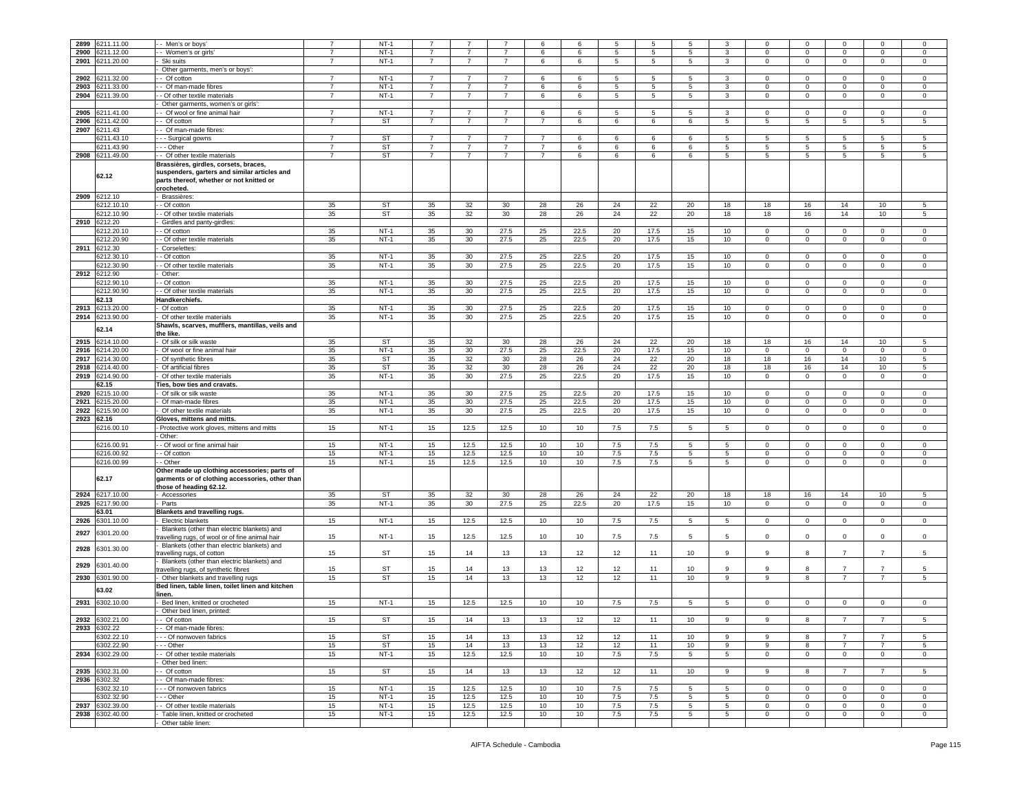| 2899 | 6211.11.00 | - - Men's or boys' | 7 | NT-1 | 7 | 7 | 7 | 6 | 6 | 5 | 5 | 5 | 3 | 0 | 0 | 0 | 0 | 0 |
|---|---|---|---|---|---|---|---|---|---|---|---|---|---|---|---|---|---|---|
| 2900 | 6211.12.00 | - - Women's or girls' | 7 | NT-1 | 7 | 7 | 7 | 6 | 6 | 5 | 5 | 5 | 3 | 0 | 0 | 0 | 0 | 0 |
| 2901 | 6211.20.00 | - Ski suits | 7 | NT-1 | 7 | 7 | 7 | 6 | 6 | 5 | 5 | 5 | 3 | 0 | 0 | 0 | 0 | 0 |
| | | - Other garments, men's or boys': | | | | | | | | | | | | | | | | |
| 2902 | 6211.32.00 | - - Of cotton | 7 | NT-1 | 7 | 7 | 7 | 6 | 6 | 5 | 5 | 5 | 3 | 0 | 0 | 0 | 0 | 0 |
| 2903 | 6211.33.00 | - - Of man-made fibres | 7 | NT-1 | 7 | 7 | 7 | 6 | 6 | 5 | 5 | 5 | 3 | 0 | 0 | 0 | 0 | 0 |
| 2904 | 6211.39.00 | - - Of other textile materials | 7 | NT-1 | 7 | 7 | 7 | 6 | 6 | 5 | 5 | 5 | 3 | 0 | 0 | 0 | 0 | 0 |
| | | - Other garments, women's or girls': | | | | | | | | | | | | | | | | |
| 2905 | 6211.41.00 | - - Of wool or fine animal hair | 7 | NT-1 | 7 | 7 | 7 | 6 | 6 | 5 | 5 | 5 | 3 | 0 | 0 | 0 | 0 | 0 |
| 2906 | 6211.42.00 | - - Of cotton | 7 | ST | 7 | 7 | 7 | 7 | 6 | 6 | 6 | 6 | 5 | 5 | 5 | 5 | 5 | 5 |
| 2907 | 6211.43 | - - Of man-made fibres: | | | | | | | | | | | | | | | | |
| | 6211.43.10 | - - - Surgical gowns | 7 | ST | 7 | 7 | 7 | 7 | 6 | 6 | 6 | 6 | 5 | 5 | 5 | 5 | 5 | 5 |
| | 6211.43.90 | - - - Other | 7 | ST | 7 | 7 | 7 | 7 | 6 | 6 | 6 | 6 | 5 | 5 | 5 | 5 | 5 | 5 |
| 2908 | 6211.49.00 | - - Of other textile materials | 7 | ST | 7 | 7 | 7 | 7 | 6 | 6 | 6 | 6 | 5 | 5 | 5 | 5 | 5 | 5 |
| | 62.12 | **Brassières, girdles, corsets, braces, suspenders, garters and similar articles and parts thereof, whether or not knitted or crocheted.** | | | | | | | | | | | | | | | | |
| 2909 | 6212.10 | - Brassières: | | | | | | | | | | | | | | | | |
| | 6212.10.10 | - - Of cotton | 35 | ST | 35 | 32 | 30 | 28 | 26 | 24 | 22 | 20 | 18 | 18 | 16 | 14 | 10 | 5 |
| | 6212.10.90 | - - Of other textile materials | 35 | ST | 35 | 32 | 30 | 28 | 26 | 24 | 22 | 20 | 18 | 18 | 16 | 14 | 10 | 5 |
| 2910 | 6212.20 | - Girdles and panty-girdles: | | | | | | | | | | | | | | | | |
| | 6212.20.10 | - - Of cotton | 35 | NT-1 | 35 | 30 | 27.5 | 25 | 22.5 | 20 | 17.5 | 15 | 10 | 0 | 0 | 0 | 0 | 0 |
| | 6212.20.90 | - - Of other textile materials | 35 | NT-1 | 35 | 30 | 27.5 | 25 | 22.5 | 20 | 17.5 | 15 | 10 | 0 | 0 | 0 | 0 | 0 |
| 2911 | 6212.30 | - Corselettes: | | | | | | | | | | | | | | | | |
| | 6212.30.10 | - - Of cotton | 35 | NT-1 | 35 | 30 | 27.5 | 25 | 22.5 | 20 | 17.5 | 15 | 10 | 0 | 0 | 0 | 0 | 0 |
| | 6212.30.90 | - - Of other textile materials | 35 | NT-1 | 35 | 30 | 27.5 | 25 | 22.5 | 20 | 17.5 | 15 | 10 | 0 | 0 | 0 | 0 | 0 |
| 2912 | 6212.90 | - Other: | | | | | | | | | | | | | | | | |
| | 6212.90.10 | - - Of cotton | 35 | NT-1 | 35 | 30 | 27.5 | 25 | 22.5 | 20 | 17.5 | 15 | 10 | 0 | 0 | 0 | 0 | 0 |
| | 6212.90.90 | - - Of other textile materials | 35 | NT-1 | 35 | 30 | 27.5 | 25 | 22.5 | 20 | 17.5 | 15 | 10 | 0 | 0 | 0 | 0 | 0 |
| | 62.13 | **Handkerchiefs.** | | | | | | | | | | | | | | | | |
| 2913 | 6213.20.00 | - Of cotton | 35 | NT-1 | 35 | 30 | 27.5 | 25 | 22.5 | 20 | 17.5 | 15 | 10 | 0 | 0 | 0 | 0 | 0 |
| 2914 | 6213.90.00 | - Of other textile materials | 35 | NT-1 | 35 | 30 | 27.5 | 25 | 22.5 | 20 | 17.5 | 15 | 10 | 0 | 0 | 0 | 0 | 0 |
| | 62.14 | **Shawls, scarves, mufflers, mantillas, veils and the like.** | | | | | | | | | | | | | | | | |
| 2915 | 6214.10.00 | - Of silk or silk waste | 35 | ST | 35 | 32 | 30 | 28 | 26 | 24 | 22 | 20 | 18 | 18 | 16 | 14 | 10 | 5 |
| 2916 | 6214.20.00 | - Of wool or fine animal hair | 35 | NT-1 | 35 | 30 | 27.5 | 25 | 22.5 | 20 | 17.5 | 15 | 10 | 0 | 0 | 0 | 0 | 0 |
| 2917 | 6214.30.00 | - Of synthetic fibres | 35 | ST | 35 | 32 | 30 | 28 | 26 | 24 | 22 | 20 | 18 | 18 | 16 | 14 | 10 | 5 |
| 2918 | 6214.40.00 | - Of artificial fibres | 35 | ST | 35 | 32 | 30 | 28 | 26 | 24 | 22 | 20 | 18 | 18 | 16 | 14 | 10 | 5 |
| 2919 | 6214.90.00 | - Of other textile materials | 35 | NT-1 | 35 | 30 | 27.5 | 25 | 22.5 | 20 | 17.5 | 15 | 10 | 0 | 0 | 0 | 0 | 0 |
| | 62.15 | **Ties, bow ties and cravats.** | | | | | | | | | | | | | | | | |
| 2920 | 6215.10.00 | - Of silk or silk waste | 35 | NT-1 | 35 | 30 | 27.5 | 25 | 22.5 | 20 | 17.5 | 15 | 10 | 0 | 0 | 0 | 0 | 0 |
| 2921 | 6215.20.00 | - Of man-made fibres | 35 | NT-1 | 35 | 30 | 27.5 | 25 | 22.5 | 20 | 17.5 | 15 | 10 | 0 | 0 | 0 | 0 | 0 |
| 2922 | 6215.90.00 | - Of other textile materials | 35 | NT-1 | 35 | 30 | 27.5 | 25 | 22.5 | 20 | 17.5 | 15 | 10 | 0 | 0 | 0 | 0 | 0 |
| 2923 | 62.16 | **Gloves, mittens and mitts.** | | | | | | | | | | | | | | | | |
| | 6216.00.10 | - Protective work gloves, mittens and mitts | 15 | NT-1 | 15 | 12.5 | 12.5 | 10 | 10 | 7.5 | 7.5 | 5 | 5 | 0 | 0 | 0 | 0 | 0 |
| | | - Other: | | | | | | | | | | | | | | | | |
| | 6216.00.91 | - - Of wool or fine animal hair | 15 | NT-1 | 15 | 12.5 | 12.5 | 10 | 10 | 7.5 | 7.5 | 5 | 5 | 0 | 0 | 0 | 0 | 0 |
| | 6216.00.92 | - - Of cotton | 15 | NT-1 | 15 | 12.5 | 12.5 | 10 | 10 | 7.5 | 7.5 | 5 | 5 | 0 | 0 | 0 | 0 | 0 |
| | 6216.00.99 | - - Other | 15 | NT-1 | 15 | 12.5 | 12.5 | 10 | 10 | 7.5 | 7.5 | 5 | 5 | 0 | 0 | 0 | 0 | 0 |
| | 62.17 | **Other made up clothing accessories; parts of garments or of clothing accessories, other than those of heading 62.12.** | | | | | | | | | | | | | | | | |
| 2924 | 6217.10.00 | - Accessories | 35 | ST | 35 | 32 | 30 | 28 | 26 | 24 | 22 | 20 | 18 | 18 | 16 | 14 | 10 | 5 |
| 2925 | 6217.90.00 | - Parts | 35 | NT-1 | 35 | 30 | 27.5 | 25 | 22.5 | 20 | 17.5 | 15 | 10 | 0 | 0 | 0 | 0 | 0 |
| | 63.01 | **Blankets and travelling rugs.** | | | | | | | | | | | | | | | | |
| 2926 | 6301.10.00 | - Electric blankets | 15 | NT-1 | 15 | 12.5 | 12.5 | 10 | 10 | 7.5 | 7.5 | 5 | 5 | 0 | 0 | 0 | 0 | 0 |
| 2927 | 6301.20.00 | - Blankets (other than electric blankets) and travelling rugs, of wool or of fine animal hair | 15 | NT-1 | 15 | 12.5 | 12.5 | 10 | 10 | 7.5 | 7.5 | 5 | 5 | 0 | 0 | 0 | 0 | 0 |
| 2928 | 6301.30.00 | - Blankets (other than electric blankets) and travelling rugs, of cotton | 15 | ST | 15 | 14 | 13 | 13 | 12 | 12 | 11 | 10 | 9 | 9 | 8 | 7 | 7 | 5 |
| 2929 | 6301.40.00 | - Blankets (other than electric blankets) and travelling rugs, of synthetic fibres | 15 | ST | 15 | 14 | 13 | 13 | 12 | 12 | 11 | 10 | 9 | 9 | 8 | 7 | 7 | 5 |
| 2930 | 6301.90.00 | - Other blankets and travelling rugs | 15 | ST | 15 | 14 | 13 | 13 | 12 | 12 | 11 | 10 | 9 | 9 | 8 | 7 | 7 | 5 |
| | 63.02 | **Bed linen, table linen, toilet linen and kitchen linen.** | | | | | | | | | | | | | | | | |
| 2931 | 6302.10.00 | - Bed linen, knitted or crocheted | 15 | NT-1 | 15 | 12.5 | 12.5 | 10 | 10 | 7.5 | 7.5 | 5 | 5 | 0 | 0 | 0 | 0 | 0 |
| | | - Other bed linen, printed: | | | | | | | | | | | | | | | | |
| 2932 | 6302.21.00 | - - Of cotton | 15 | ST | 15 | 14 | 13 | 13 | 12 | 12 | 11 | 10 | 9 | 9 | 8 | 7 | 7 | 5 |
| 2933 | 6302.22 | - - Of man-made fibres: | | | | | | | | | | | | | | | | |
| | 6302.22.10 | - - - Of nonwoven fabrics | 15 | ST | 15 | 14 | 13 | 13 | 12 | 12 | 11 | 10 | 9 | 9 | 8 | 7 | 7 | 5 |
| | 6302.22.90 | - - - Other | 15 | ST | 15 | 14 | 13 | 13 | 12 | 12 | 11 | 10 | 9 | 9 | 8 | 7 | 7 | 5 |
| 2934 | 6302.29.00 | - - Of other textile materials | 15 | NT-1 | 15 | 12.5 | 12.5 | 10 | 10 | 7.5 | 7.5 | 5 | 5 | 0 | 0 | 0 | 0 | 0 |
| | | - Other bed linen: | | | | | | | | | | | | | | | | |
| 2935 | 6302.31.00 | - - Of cotton | 15 | ST | 15 | 14 | 13 | 13 | 12 | 12 | 11 | 10 | 9 | 9 | 8 | 7 | 7 | 5 |
| 2936 | 6302.32 | - - Of man-made fibres: | | | | | | | | | | | | | | | | |
| | 6302.32.10 | - - - Of nonwoven fabrics | 15 | NT-1 | 15 | 12.5 | 12.5 | 10 | 10 | 7.5 | 7.5 | 5 | 5 | 0 | 0 | 0 | 0 | 0 |
| | 6302.32.90 | - - - Other | 15 | NT-1 | 15 | 12.5 | 12.5 | 10 | 10 | 7.5 | 7.5 | 5 | 5 | 0 | 0 | 0 | 0 | 0 |
| 2937 | 6302.39.00 | - - Of other textile materials | 15 | NT-1 | 15 | 12.5 | 12.5 | 10 | 10 | 7.5 | 7.5 | 5 | 5 | 0 | 0 | 0 | 0 | 0 |
| 2938 | 6302.40.00 | - Table linen, knitted or crocheted | 15 | NT-1 | 15 | 12.5 | 12.5 | 10 | 10 | 7.5 | 7.5 | 5 | 5 | 0 | 0 | 0 | 0 | 0 |
| | | - Other table linen: | | | | | | | | | | | | | | | | |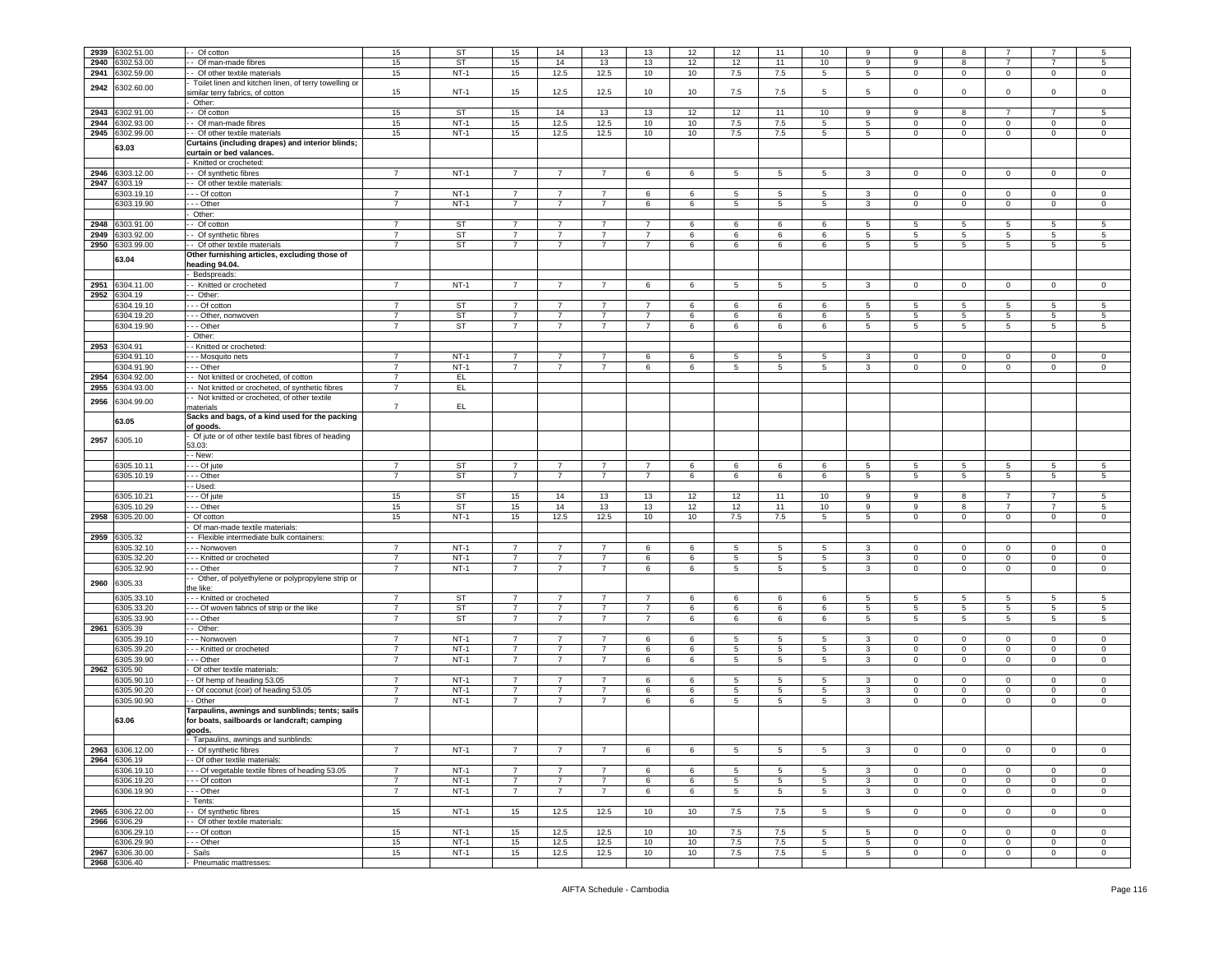| 2939 | 6302.51.00 | - - Of cotton | 15 | ST | 15 | 14 | 13 | 13 | 12 | 12 | 11 | 10 | 9 | 9 | 8 | 7 | 7 | 5 |
|---|---|---|---|---|---|---|---|---|---|---|---|---|---|---|---|---|---|---|
| 2940 | 6302.53.00 | - - Of man-made fibres | 15 | ST | 15 | 14 | 13 | 13 | 12 | 12 | 11 | 10 | 9 | 9 | 8 | 7 | 7 | 5 |
| 2941 | 6302.59.00 | - - Of other textile materials | 15 | NT-1 | 15 | 12.5 | 12.5 | 10 | 10 | 7.5 | 7.5 | 5 | 5 | 0 | 0 | 0 | 0 | 0 |
| 2942 | 6302.60.00 | - Toilet linen and kitchen linen, of terry towelling or similar terry fabrics, of cotton | 15 | NT-1 | 15 | 12.5 | 12.5 | 10 | 10 | 7.5 | 7.5 | 5 | 5 | 0 | 0 | 0 | 0 | 0 |
| | | - Other: | | | | | | | | | | | | | | | | |
| 2943 | 6302.91.00 | - - Of cotton | 15 | ST | 15 | 14 | 13 | 13 | 12 | 12 | 11 | 10 | 9 | 9 | 8 | 7 | 7 | 5 |
| 2944 | 6302.93.00 | - - Of man-made fibres | 15 | NT-1 | 15 | 12.5 | 12.5 | 10 | 10 | 7.5 | 7.5 | 5 | 5 | 0 | 0 | 0 | 0 | 0 |
| 2945 | 6302.99.00 | - - Of other textile materials | 15 | NT-1 | 15 | 12.5 | 12.5 | 10 | 10 | 7.5 | 7.5 | 5 | 5 | 0 | 0 | 0 | 0 | 0 |
| | **63.03** | **Curtains (including drapes) and interior blinds; curtain or bed valances.** | | | | | | | | | | | | | | | | |
| | | - Knitted or crocheted: | | | | | | | | | | | | | | | | |
| 2946 | 6303.12.00 | - - Of synthetic fibres | 7 | NT-1 | 7 | 7 | 7 | 6 | 6 | 5 | 5 | 5 | 3 | 0 | 0 | 0 | 0 | 0 |
| 2947 | 6303.19 | - - Of other textile materials: | | | | | | | | | | | | | | | | |
| | 6303.19.10 | - - - Of cotton | 7 | NT-1 | 7 | 7 | 7 | 6 | 6 | 5 | 5 | 5 | 3 | 0 | 0 | 0 | 0 | 0 |
| | 6303.19.90 | - - - Other | 7 | NT-1 | 7 | 7 | 7 | 6 | 6 | 5 | 5 | 5 | 3 | 0 | 0 | 0 | 0 | 0 |
| | | - Other: | | | | | | | | | | | | | | | | |
| 2948 | 6303.91.00 | - - Of cotton | 7 | ST | 7 | 7 | 7 | 7 | 6 | 6 | 6 | 6 | 5 | 5 | 5 | 5 | 5 | 5 |
| 2949 | 6303.92.00 | - - Of synthetic fibres | 7 | ST | 7 | 7 | 7 | 7 | 6 | 6 | 6 | 6 | 5 | 5 | 5 | 5 | 5 | 5 |
| 2950 | 6303.99.00 | - - Of other textile materials | 7 | ST | 7 | 7 | 7 | 7 | 6 | 6 | 6 | 6 | 5 | 5 | 5 | 5 | 5 | 5 |
| | **63.04** | **Other furnishing articles, excluding those of heading 94.04.** | | | | | | | | | | | | | | | | |
| | | - Bedspreads: | | | | | | | | | | | | | | | | |
| 2951 | 6304.11.00 | - - Knitted or crocheted | 7 | NT-1 | 7 | 7 | 7 | 6 | 6 | 5 | 5 | 5 | 3 | 0 | 0 | 0 | 0 | 0 |
| 2952 | 6304.19 | - - Other: | | | | | | | | | | | | | | | | |
| | 6304.19.10 | - - - Of cotton | 7 | ST | 7 | 7 | 7 | 7 | 6 | 6 | 6 | 6 | 5 | 5 | 5 | 5 | 5 | 5 |
| | 6304.19.20 | - - - Other, nonwoven | 7 | ST | 7 | 7 | 7 | 7 | 6 | 6 | 6 | 6 | 5 | 5 | 5 | 5 | 5 | 5 |
| | 6304.19.90 | - - - Other | 7 | ST | 7 | 7 | 7 | 7 | 6 | 6 | 6 | 6 | 5 | 5 | 5 | 5 | 5 | 5 |
| | | - Other: | | | | | | | | | | | | | | | | |
| 2953 | 6304.91 | - - Knitted or crocheted: | | | | | | | | | | | | | | | | |
| | 6304.91.10 | - - - Mosquito nets | 7 | NT-1 | 7 | 7 | 7 | 6 | 6 | 5 | 5 | 5 | 3 | 0 | 0 | 0 | 0 | 0 |
| | 6304.91.90 | - - - Other | 7 | NT-1 | 7 | 7 | 7 | 6 | 6 | 5 | 5 | 5 | 3 | 0 | 0 | 0 | 0 | 0 |
| 2954 | 6304.92.00 | - - Not knitted or crocheted, of cotton | 7 | EL | | | | | | | | | | | | | | |
| 2955 | 6304.93.00 | - - Not knitted or crocheted, of synthetic fibres | 7 | EL | | | | | | | | | | | | | | |
| 2956 | 6304.99.00 | - - Not knitted or crocheted, of other textile materials | 7 | EL | | | | | | | | | | | | | | |
| | **63.05** | **Sacks and bags, of a kind used for the packing of goods.** | | | | | | | | | | | | | | | | |
| 2957 | 6305.10 | - Of jute or of other textile bast fibres of heading 53.03: | | | | | | | | | | | | | | | | |
| | | - - New: | | | | | | | | | | | | | | | | |
| | 6305.10.11 | - - - Of jute | 7 | ST | 7 | 7 | 7 | 7 | 6 | 6 | 6 | 6 | 5 | 5 | 5 | 5 | 5 | 5 |
| | 6305.10.19 | - - - Other | 7 | ST | 7 | 7 | 7 | 7 | 6 | 6 | 6 | 6 | 5 | 5 | 5 | 5 | 5 | 5 |
| | | - - Used: | | | | | | | | | | | | | | | | |
| | 6305.10.21 | - - - Of jute | 15 | ST | 15 | 14 | 13 | 13 | 12 | 12 | 11 | 10 | 9 | 9 | 8 | 7 | 7 | 5 |
| | 6305.10.29 | - - - Other | 15 | ST | 15 | 14 | 13 | 13 | 12 | 12 | 11 | 10 | 9 | 9 | 8 | 7 | 7 | 5 |
| 2958 | 6305.20.00 | - Of cotton | 15 | NT-1 | 15 | 12.5 | 12.5 | 10 | 10 | 7.5 | 7.5 | 5 | 5 | 0 | 0 | 0 | 0 | 0 |
| | | - Of man-made textile materials: | | | | | | | | | | | | | | | | |
| 2959 | 6305.32 | - - Flexible intermediate bulk containers: | | | | | | | | | | | | | | | | |
| | 6305.32.10 | - - - Nonwoven | 7 | NT-1 | 7 | 7 | 7 | 6 | 6 | 5 | 5 | 5 | 3 | 0 | 0 | 0 | 0 | 0 |
| | 6305.32.20 | - - - Knitted or crocheted | 7 | NT-1 | 7 | 7 | 7 | 6 | 6 | 5 | 5 | 5 | 3 | 0 | 0 | 0 | 0 | 0 |
| | 6305.32.90 | - - - Other | 7 | NT-1 | 7 | 7 | 7 | 6 | 6 | 5 | 5 | 5 | 3 | 0 | 0 | 0 | 0 | 0 |
| 2960 | 6305.33 | - - Other, of polyethylene or polypropylene strip or the like: | | | | | | | | | | | | | | | | |
| | 6305.33.10 | - - - Knitted or crocheted | 7 | ST | 7 | 7 | 7 | 7 | 6 | 6 | 6 | 6 | 5 | 5 | 5 | 5 | 5 | 5 |
| | 6305.33.20 | - - - Of woven fabrics of strip or the like | 7 | ST | 7 | 7 | 7 | 7 | 6 | 6 | 6 | 6 | 5 | 5 | 5 | 5 | 5 | 5 |
| | 6305.33.90 | - - - Other | 7 | ST | 7 | 7 | 7 | 7 | 6 | 6 | 6 | 6 | 5 | 5 | 5 | 5 | 5 | 5 |
| 2961 | 6305.39 | - - Other: | | | | | | | | | | | | | | | | |
| | 6305.39.10 | - - - Nonwoven | 7 | NT-1 | 7 | 7 | 7 | 6 | 6 | 5 | 5 | 5 | 3 | 0 | 0 | 0 | 0 | 0 |
| | 6305.39.20 | - - - Knitted or crocheted | 7 | NT-1 | 7 | 7 | 7 | 6 | 6 | 5 | 5 | 5 | 3 | 0 | 0 | 0 | 0 | 0 |
| | 6305.39.90 | - - - Other | 7 | NT-1 | 7 | 7 | 7 | 6 | 6 | 5 | 5 | 5 | 3 | 0 | 0 | 0 | 0 | 0 |
| 2962 | 6305.90 | - Of other textile materials: | | | | | | | | | | | | | | | | |
| | 6305.90.10 | - - Of hemp of heading 53.05 | 7 | NT-1 | 7 | 7 | 7 | 6 | 6 | 5 | 5 | 5 | 3 | 0 | 0 | 0 | 0 | 0 |
| | 6305.90.20 | - - Of coconut (coir) of heading 53.05 | 7 | NT-1 | 7 | 7 | 7 | 6 | 6 | 5 | 5 | 5 | 3 | 0 | 0 | 0 | 0 | 0 |
| | 6305.90.90 | - - Other | 7 | NT-1 | 7 | 7 | 7 | 6 | 6 | 5 | 5 | 5 | 3 | 0 | 0 | 0 | 0 | 0 |
| | **63.06** | **Tarpaulins, awnings and sunblinds; tents; sails for boats, sailboards or landcraft; camping goods.** | | | | | | | | | | | | | | | | |
| | | - Tarpaulins, awnings and sunblinds: | | | | | | | | | | | | | | | | |
| 2963 | 6306.12.00 | - - Of synthetic fibres | 7 | NT-1 | 7 | 7 | 7 | 6 | 6 | 5 | 5 | 5 | 3 | 0 | 0 | 0 | 0 | 0 |
| 2964 | 6306.19 | - - Of other textile materials: | | | | | | | | | | | | | | | | |
| | 6306.19.10 | - - - Of vegetable textile fibres of heading 53.05 | 7 | NT-1 | 7 | 7 | 7 | 6 | 6 | 5 | 5 | 5 | 3 | 0 | 0 | 0 | 0 | 0 |
| | 6306.19.20 | - - - Of cotton | 7 | NT-1 | 7 | 7 | 7 | 6 | 6 | 5 | 5 | 5 | 3 | 0 | 0 | 0 | 0 | 0 |
| | 6306.19.90 | - - - Other | 7 | NT-1 | 7 | 7 | 7 | 6 | 6 | 5 | 5 | 5 | 3 | 0 | 0 | 0 | 0 | 0 |
| | | - Tents: | | | | | | | | | | | | | | | | |
| 2965 | 6306.22.00 | - - Of synthetic fibres | 15 | NT-1 | 15 | 12.5 | 12.5 | 10 | 10 | 7.5 | 7.5 | 5 | 5 | 0 | 0 | 0 | 0 | 0 |
| 2966 | 6306.29 | - - Of other textile materials: | | | | | | | | | | | | | | | | |
| | 6306.29.10 | - - - Of cotton | 15 | NT-1 | 15 | 12.5 | 12.5 | 10 | 10 | 7.5 | 7.5 | 5 | 5 | 0 | 0 | 0 | 0 | 0 |
| | 6306.29.90 | - - - Other | 15 | NT-1 | 15 | 12.5 | 12.5 | 10 | 10 | 7.5 | 7.5 | 5 | 5 | 0 | 0 | 0 | 0 | 0 |
| 2967 | 6306.30.00 | - Sails | 15 | NT-1 | 15 | 12.5 | 12.5 | 10 | 10 | 7.5 | 7.5 | 5 | 5 | 0 | 0 | 0 | 0 | 0 |
| 2968 | 6306.40 | - Pneumatic mattresses: | | | | | | | | | | | | | | | | |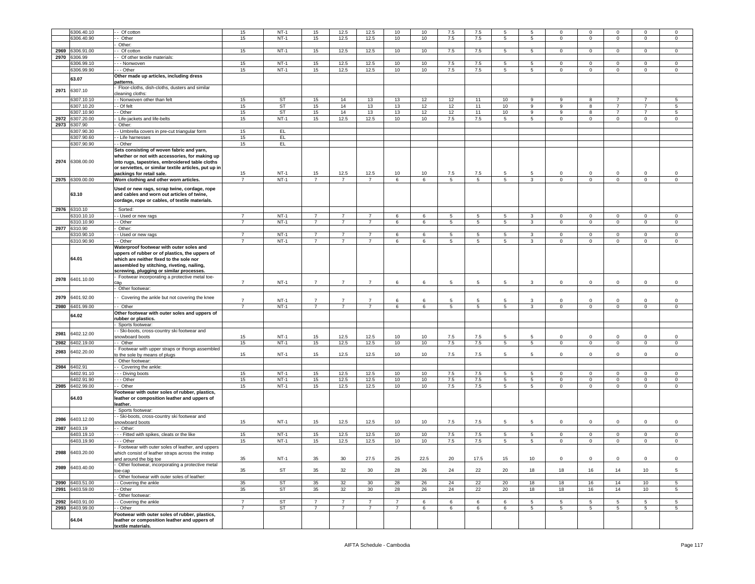| | 6306.40.10 | - - Of cotton | 15 | NT-1 | 15 | 12.5 | 12.5 | 10 | 10 | 7.5 | 7.5 | 5 | 5 | 0 | 0 | 0 | 0 | 0 |
|---|---|---|---|---|---|---|---|---|---|---|---|---|---|---|---|---|---|---|
| | 6306.40.90 | - - Other | 15 | NT-1 | 15 | 12.5 | 12.5 | 10 | 10 | 7.5 | 7.5 | 5 | 5 | 0 | 0 | 0 | 0 | 0 |
| | | - Other: | | | | | | | | | | | | | | | | |
| 2969 | 6306.91.00 | - - Of cotton | 15 | NT-1 | 15 | 12.5 | 12.5 | 10 | 10 | 7.5 | 7.5 | 5 | 5 | 0 | 0 | 0 | 0 | 0 |
| 2970 | 6306.99 | - - Of other textile materials: | | | | | | | | | | | | | | | | |
| | 6306.99.10 | - - - Nonwoven | 15 | NT-1 | 15 | 12.5 | 12.5 | 10 | 10 | 7.5 | 7.5 | 5 | 5 | 0 | 0 | 0 | 0 | 0 |
| | 6306.99.90 | - - - Other | 15 | NT-1 | 15 | 12.5 | 12.5 | 10 | 10 | 7.5 | 7.5 | 5 | 5 | 0 | 0 | 0 | 0 | 0 |
| | **63.07** | **Other made up articles, including dress patterns.** | | | | | | | | | | | | | | | | |
| 2971 | 6307.10 | - Floor-cloths, dish-cloths, dusters and similar cleaning cloths: | | | | | | | | | | | | | | | | |
| | 6307.10.10 | - - Nonwoven other than felt | 15 | ST | 15 | 14 | 13 | 13 | 12 | 12 | 11 | 10 | 9 | 9 | 8 | 7 | 7 | 5 |
| | 6307.10.20 | - - Of felt | 15 | ST | 15 | 14 | 13 | 13 | 12 | 12 | 11 | 10 | 9 | 9 | 8 | 7 | 7 | 5 |
| | 6307.10.90 | - - Other | 15 | ST | 15 | 14 | 13 | 13 | 12 | 12 | 11 | 10 | 9 | 9 | 8 | 7 | 7 | 5 |
| 2972 | 6307.20.00 | - Life-jackets and life-belts | 15 | NT-1 | 15 | 12.5 | 12.5 | 10 | 10 | 7.5 | 7.5 | 5 | 5 | 0 | 0 | 0 | 0 | 0 |
| 2973 | 6307.90 | - Other: | | | | | | | | | | | | | | | | |
| | 6307.90.30 | - - Umbrella covers in pre-cut triangular form | 15 | EL | | | | | | | | | | | | | | |
| | 6307.90.60 | - - Life harnesses | 15 | EL | | | | | | | | | | | | | | |
| | 6307.90.90 | - - Other | 15 | EL | | | | | | | | | | | | | | |
| 2974 | 6308.00.00 | **Sets consisting of woven fabric and yarn, whether or not with accessories, for making up into rugs, tapestries, embroidered table cloths or serviettes, or similar textile articles, put up in packings for retail sale.** | 15 | NT-1 | 15 | 12.5 | 12.5 | 10 | 10 | 7.5 | 7.5 | 5 | 5 | 0 | 0 | 0 | 0 | 0 |
| 2975 | 6309.00.00 | **Worn clothing and other worn articles.** | 7 | NT-1 | 7 | 7 | 7 | 6 | 6 | 5 | 5 | 5 | 3 | 0 | 0 | 0 | 0 | 0 |
| | **63.10** | **Used or new rags, scrap twine, cordage, rope and cables and worn out articles of twine, cordage, rope or cables, of textile materials.** | | | | | | | | | | | | | | | | |
| 2976 | 6310.10 | - Sorted: | | | | | | | | | | | | | | | | |
| | 6310.10.10 | - - Used or new rags | 7 | NT-1 | 7 | 7 | 7 | 6 | 6 | 5 | 5 | 5 | 3 | 0 | 0 | 0 | 0 | 0 |
| | 6310.10.90 | - - Other | 7 | NT-1 | 7 | 7 | 7 | 6 | 6 | 5 | 5 | 5 | 3 | 0 | 0 | 0 | 0 | 0 |
| 2977 | 6310.90 | - Other: | | | | | | | | | | | | | | | | |
| | 6310.90.10 | - - Used or new rags | 7 | NT-1 | 7 | 7 | 7 | 6 | 6 | 5 | 5 | 5 | 3 | 0 | 0 | 0 | 0 | 0 |
| | 6310.90.90 | - - Other | 7 | NT-1 | 7 | 7 | 7 | 6 | 6 | 5 | 5 | 5 | 3 | 0 | 0 | 0 | 0 | 0 |
| | **64.01** | **Waterproof footwear with outer soles and uppers of rubber or of plastics, the uppers of which are neither fixed to the sole nor assembled by stitching, riveting, nailing, screwing, plugging or similar processes.** | | | | | | | | | | | | | | | | |
| 2978 | 6401.10.00 | - Footwear incorporating a protective metal toe-cap | 7 | NT-1 | 7 | 7 | 7 | 6 | 6 | 5 | 5 | 5 | 3 | 0 | 0 | 0 | 0 | 0 |
| | | - Other footwear: | | | | | | | | | | | | | | | | |
| 2979 | 6401.92.00 | - - Covering the ankle but not covering the knee | 7 | NT-1 | 7 | 7 | 7 | 6 | 6 | 5 | 5 | 5 | 3 | 0 | 0 | 0 | 0 | 0 |
| 2980 | 6401.99.00 | - - Other | 7 | NT-1 | 7 | 7 | 7 | 6 | 6 | 5 | 5 | 5 | 3 | 0 | 0 | 0 | 0 | 0 |
| | **64.02** | **Other footwear with outer soles and uppers of rubber or plastics.** | | | | | | | | | | | | | | | | |
| | | - Sports footwear: | | | | | | | | | | | | | | | | |
| 2981 | 6402.12.00 | - - Ski-boots, cross-country ski footwear and snowboard boots | 15 | NT-1 | 15 | 12.5 | 12.5 | 10 | 10 | 7.5 | 7.5 | 5 | 5 | 0 | 0 | 0 | 0 | 0 |
| 2982 | 6402.19.00 | - - Other | 15 | NT-1 | 15 | 12.5 | 12.5 | 10 | 10 | 7.5 | 7.5 | 5 | 5 | 0 | 0 | 0 | 0 | 0 |
| 2983 | 6402.20.00 | - Footwear with upper straps or thongs assembled to the sole by means of plugs | 15 | NT-1 | 15 | 12.5 | 12.5 | 10 | 10 | 7.5 | 7.5 | 5 | 5 | 0 | 0 | 0 | 0 | 0 |
| | | - Other footwear: | | | | | | | | | | | | | | | | |
| 2984 | 6402.91 | - - Covering the ankle: | | | | | | | | | | | | | | | | |
| | 6402.91.10 | - - - Diving boots | 15 | NT-1 | 15 | 12.5 | 12.5 | 10 | 10 | 7.5 | 7.5 | 5 | 5 | 0 | 0 | 0 | 0 | 0 |
| | 6402.91.90 | - - - Other | 15 | NT-1 | 15 | 12.5 | 12.5 | 10 | 10 | 7.5 | 7.5 | 5 | 5 | 0 | 0 | 0 | 0 | 0 |
| 2985 | 6402.99.00 | - - Other | 15 | NT-1 | 15 | 12.5 | 12.5 | 10 | 10 | 7.5 | 7.5 | 5 | 5 | 0 | 0 | 0 | 0 | 0 |
| | **64.03** | **Footwear with outer soles of rubber, plastics, leather or composition leather and uppers of leather.** | | | | | | | | | | | | | | | | |
| | | - Sports footwear: | | | | | | | | | | | | | | | | |
| 2986 | 6403.12.00 | - - Ski-boots, cross-country ski footwear and snowboard boots | 15 | NT-1 | 15 | 12.5 | 12.5 | 10 | 10 | 7.5 | 7.5 | 5 | 5 | 0 | 0 | 0 | 0 | 0 |
| 2987 | 6403.19 | - - Other: | | | | | | | | | | | | | | | | |
| | 6403.19.10 | - - - Fitted with spikes, cleats or the like | 15 | NT-1 | 15 | 12.5 | 12.5 | 10 | 10 | 7.5 | 7.5 | 5 | 5 | 0 | 0 | 0 | 0 | 0 |
| | 6403.19.90 | - - - Other | 15 | NT-1 | 15 | 12.5 | 12.5 | 10 | 10 | 7.5 | 7.5 | 5 | 5 | 0 | 0 | 0 | 0 | 0 |
| 2988 | 6403.20.00 | - Footwear with outer soles of leather, and uppers which consist of leather straps across the instep and around the big toe | 35 | NT-1 | 35 | 30 | 27.5 | 25 | 22.5 | 20 | 17.5 | 15 | 10 | 0 | 0 | 0 | 0 | 0 |
| 2989 | 6403.40.00 | - Other footwear, incorporating a protective metal toe-cap | 35 | ST | 35 | 32 | 30 | 28 | 26 | 24 | 22 | 20 | 18 | 18 | 16 | 14 | 10 | 5 |
| | | - Other footwear with outer soles of leather: | | | | | | | | | | | | | | | | |
| 2990 | 6403.51.00 | - - Covering the ankle | 35 | ST | 35 | 32 | 30 | 28 | 26 | 24 | 22 | 20 | 18 | 18 | 16 | 14 | 10 | 5 |
| 2991 | 6403.59.00 | - - Other | 35 | ST | 35 | 32 | 30 | 28 | 26 | 24 | 22 | 20 | 18 | 18 | 16 | 14 | 10 | 5 |
| | | - Other footwear: | | | | | | | | | | | | | | | | |
| 2992 | 6403.91.00 | - - Covering the ankle | 7 | ST | 7 | 7 | 7 | 7 | 6 | 6 | 6 | 6 | 5 | 5 | 5 | 5 | 5 | 5 |
| 2993 | 6403.99.00 | - - Other | 7 | ST | 7 | 7 | 7 | 7 | 6 | 6 | 6 | 6 | 5 | 5 | 5 | 5 | 5 | 5 |
| | **64.04** | **Footwear with outer soles of rubber, plastics, leather or composition leather and uppers of textile materials.** | | | | | | | | | | | | | | | | |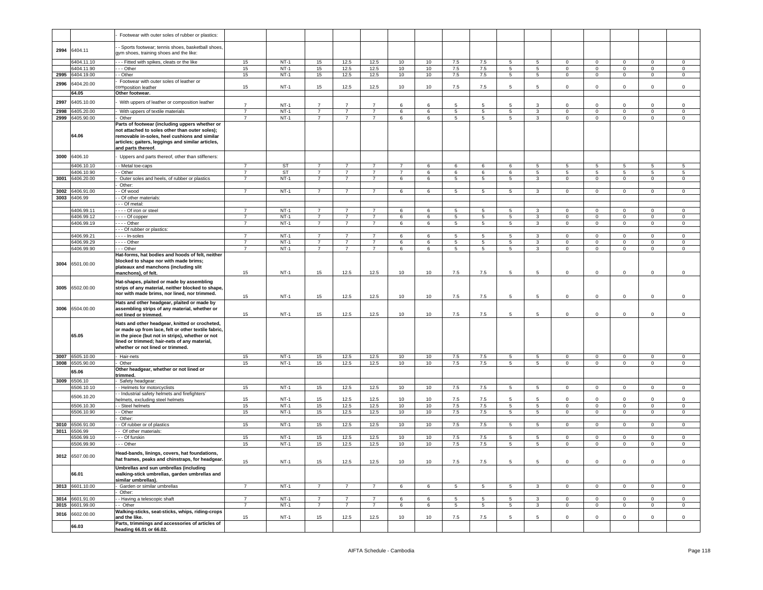| | | | | | | | | | | | | | | | | |
|---|---|---|---|---|---|---|---|---|---|---|---|---|---|---|---|---|
| | | - Footwear with outer soles of rubber or plastics: | | | | | | | | | | | | | | | |
| 2994 | 6404.11 | - - Sports footwear; tennis shoes, basketball shoes, gym shoes, training shoes and the like: | | | | | | | | | | | | | | | |
| | 6404.11.10 | - - - Fitted with spikes, cleats or the like | 15 | NT-1 | 15 | 12.5 | 12.5 | 10 | 10 | 7.5 | 7.5 | 5 | 5 | 0 | 0 | 0 | 0 | 0 |
| | 6404.11.90 | - - - Other | 15 | NT-1 | 15 | 12.5 | 12.5 | 10 | 10 | 7.5 | 7.5 | 5 | 5 | 0 | 0 | 0 | 0 | 0 |
| 2995 | 6404.19.00 | - - Other | 15 | NT-1 | 15 | 12.5 | 12.5 | 10 | 10 | 7.5 | 7.5 | 5 | 5 | 0 | 0 | 0 | 0 | 0 |
| 2996 | 6404.20.00 | - Footwear with outer soles of leather or composition leather | 15 | NT-1 | 15 | 12.5 | 12.5 | 10 | 10 | 7.5 | 7.5 | 5 | 5 | 0 | 0 | 0 | 0 | 0 |
| | **64.05** | **Other footwear.** | | | | | | | | | | | | | | | |
| 2997 | 6405.10.00 | - With uppers of leather or composition leather | 7 | NT-1 | 7 | 7 | 7 | 6 | 6 | 5 | 5 | 5 | 3 | 0 | 0 | 0 | 0 | 0 |
| 2998 | 6405.20.00 | - With uppers of textile materials | 7 | NT-1 | 7 | 7 | 7 | 6 | 6 | 5 | 5 | 5 | 3 | 0 | 0 | 0 | 0 | 0 |
| 2999 | 6405.90.00 | - Other | 7 | NT-1 | 7 | 7 | 7 | 6 | 6 | 5 | 5 | 5 | 3 | 0 | 0 | 0 | 0 | 0 |
| | **64.06** | **Parts of footwear (including uppers whether or not attached to soles other than outer soles); removable in-soles, heel cushions and similar articles; gaiters, leggings and similar articles, and parts thereof.** | | | | | | | | | | | | | | | |
| 3000 | 6406.10 | - Uppers and parts thereof, other than stiffeners: | | | | | | | | | | | | | | | |
| | 6406.10.10 | - - Metal toe-caps | 7 | ST | 7 | 7 | 7 | 7 | 6 | 6 | 6 | 6 | 5 | 5 | 5 | 5 | 5 | 5 |
| | 6406.10.90 | - - Other | 7 | ST | 7 | 7 | 7 | 7 | 6 | 6 | 6 | 6 | 5 | 5 | 5 | 5 | 5 | 5 |
| 3001 | 6406.20.00 | - Outer soles and heels, of rubber or plastics | 7 | NT-1 | 7 | 7 | 7 | 6 | 6 | 5 | 5 | 5 | 3 | 0 | 0 | 0 | 0 | 0 |
| | | - Other: | | | | | | | | | | | | | | | |
| 3002 | 6406.91.00 | - - Of wood | 7 | NT-1 | 7 | 7 | 7 | 6 | 6 | 5 | 5 | 5 | 3 | 0 | 0 | 0 | 0 | 0 |
| 3003 | 6406.99 | - - Of other materials: | | | | | | | | | | | | | | | |
| | | - - - Of metal: | | | | | | | | | | | | | | | |
| | 6406.99.11 | - - - - Of iron or steel | 7 | NT-1 | 7 | 7 | 7 | 6 | 6 | 5 | 5 | 5 | 3 | 0 | 0 | 0 | 0 | 0 |
| | 6406.99.12 | - - - - Of copper | 7 | NT-1 | 7 | 7 | 7 | 6 | 6 | 5 | 5 | 5 | 3 | 0 | 0 | 0 | 0 | 0 |
| | 6406.99.19 | - - - - Other | 7 | NT-1 | 7 | 7 | 7 | 6 | 6 | 5 | 5 | 5 | 3 | 0 | 0 | 0 | 0 | 0 |
| | | - - - Of rubber or plastics: | | | | | | | | | | | | | | | |
| | 6406.99.21 | - - - - In-soles | 7 | NT-1 | 7 | 7 | 7 | 6 | 6 | 5 | 5 | 5 | 3 | 0 | 0 | 0 | 0 | 0 |
| | 6406.99.29 | - - - - Other | 7 | NT-1 | 7 | 7 | 7 | 6 | 6 | 5 | 5 | 5 | 3 | 0 | 0 | 0 | 0 | 0 |
| | 6406.99.90 | - - - Other | 7 | NT-1 | 7 | 7 | 7 | 6 | 6 | 5 | 5 | 5 | 3 | 0 | 0 | 0 | 0 | 0 |
| 3004 | 6501.00.00 | **Hat-forms, hat bodies and hoods of felt, neither blocked to shape nor with made brims; plateaux and manchons (including slit manchons), of felt.** | 15 | NT-1 | 15 | 12.5 | 12.5 | 10 | 10 | 7.5 | 7.5 | 5 | 5 | 0 | 0 | 0 | 0 | 0 |
| 3005 | 6502.00.00 | **Hat-shapes, plaited or made by assembling strips of any material, neither blocked to shape, nor with made brims, nor lined, nor trimmed.** | 15 | NT-1 | 15 | 12.5 | 12.5 | 10 | 10 | 7.5 | 7.5 | 5 | 5 | 0 | 0 | 0 | 0 | 0 |
| 3006 | 6504.00.00 | **Hats and other headgear, plaited or made by assembling strips of any material, whether or not lined or trimmed.** | 15 | NT-1 | 15 | 12.5 | 12.5 | 10 | 10 | 7.5 | 7.5 | 5 | 5 | 0 | 0 | 0 | 0 | 0 |
| | **65.05** | **Hats and other headgear, knitted or crocheted, or made up from lace, felt or other textile fabric, in the piece (but not in strips), whether or not lined or trimmed; hair-nets of any material, whether or not lined or trimmed.** | | | | | | | | | | | | | | | |
| 3007 | 6505.10.00 | - Hair-nets | 15 | NT-1 | 15 | 12.5 | 12.5 | 10 | 10 | 7.5 | 7.5 | 5 | 5 | 0 | 0 | 0 | 0 | 0 |
| 3008 | 6505.90.00 | - Other | 15 | NT-1 | 15 | 12.5 | 12.5 | 10 | 10 | 7.5 | 7.5 | 5 | 5 | 0 | 0 | 0 | 0 | 0 |
| | **65.06** | **Other headgear, whether or not lined or trimmed.** | | | | | | | | | | | | | | | |
| 3009 | 6506.10 | - Safety headgear: | | | | | | | | | | | | | | | |
| | 6506.10.10 | - - Helmets for motorcyclists | 15 | NT-1 | 15 | 12.5 | 12.5 | 10 | 10 | 7.5 | 7.5 | 5 | 5 | 0 | 0 | 0 | 0 | 0 |
| | 6506.10.20 | - - Industrial safety helmets and firefighters' helmets, excluding steel helmets | 15 | NT-1 | 15 | 12.5 | 12.5 | 10 | 10 | 7.5 | 7.5 | 5 | 5 | 0 | 0 | 0 | 0 | 0 |
| | 6506.10.30 | - - Steel helmets | 15 | NT-1 | 15 | 12.5 | 12.5 | 10 | 10 | 7.5 | 7.5 | 5 | 5 | 0 | 0 | 0 | 0 | 0 |
| | 6506.10.90 | - - Other | 15 | NT-1 | 15 | 12.5 | 12.5 | 10 | 10 | 7.5 | 7.5 | 5 | 5 | 0 | 0 | 0 | 0 | 0 |
| | | - Other: | | | | | | | | | | | | | | | |
| 3010 | 6506.91.00 | - - Of rubber or of plastics | 15 | NT-1 | 15 | 12.5 | 12.5 | 10 | 10 | 7.5 | 7.5 | 5 | 5 | 0 | 0 | 0 | 0 | 0 |
| 3011 | 6506.99 | - - Of other materials: | | | | | | | | | | | | | | | |
| | 6506.99.10 | - - - Of furskin | 15 | NT-1 | 15 | 12.5 | 12.5 | 10 | 10 | 7.5 | 7.5 | 5 | 5 | 0 | 0 | 0 | 0 | 0 |
| | 6506.99.90 | - - - Other | 15 | NT-1 | 15 | 12.5 | 12.5 | 10 | 10 | 7.5 | 7.5 | 5 | 5 | 0 | 0 | 0 | 0 | 0 |
| 3012 | 6507.00.00 | **Head-bands, linings, covers, hat foundations, hat frames, peaks and chinstraps, for headgear.** | 15 | NT-1 | 15 | 12.5 | 12.5 | 10 | 10 | 7.5 | 7.5 | 5 | 5 | 0 | 0 | 0 | 0 | 0 |
| | **66.01** | **Umbrellas and sun umbrellas (including walking-stick umbrellas, garden umbrellas and similar umbrellas).** | | | | | | | | | | | | | | | |
| 3013 | 6601.10.00 | - Garden or similar umbrellas | 7 | NT-1 | 7 | 7 | 7 | 6 | 6 | 5 | 5 | 5 | 3 | 0 | 0 | 0 | 0 | 0 |
| | | - Other: | | | | | | | | | | | | | | | |
| 3014 | 6601.91.00 | - - Having a telescopic shaft | 7 | NT-1 | 7 | 7 | 7 | 6 | 6 | 5 | 5 | 5 | 3 | 0 | 0 | 0 | 0 | 0 |
| 3015 | 6601.99.00 | - - Other | 7 | NT-1 | 7 | 7 | 7 | 6 | 6 | 5 | 5 | 5 | 3 | 0 | 0 | 0 | 0 | 0 |
| 3016 | 6602.00.00 | **Walking-sticks, seat-sticks, whips, riding-crops and the like.** | 15 | NT-1 | 15 | 12.5 | 12.5 | 10 | 10 | 7.5 | 7.5 | 5 | 5 | 0 | 0 | 0 | 0 | 0 |
| | **66.03** | **Parts, trimmings and accessories of articles of heading 66.01 or 66.02.** | | | | | | | | | | | | | | | |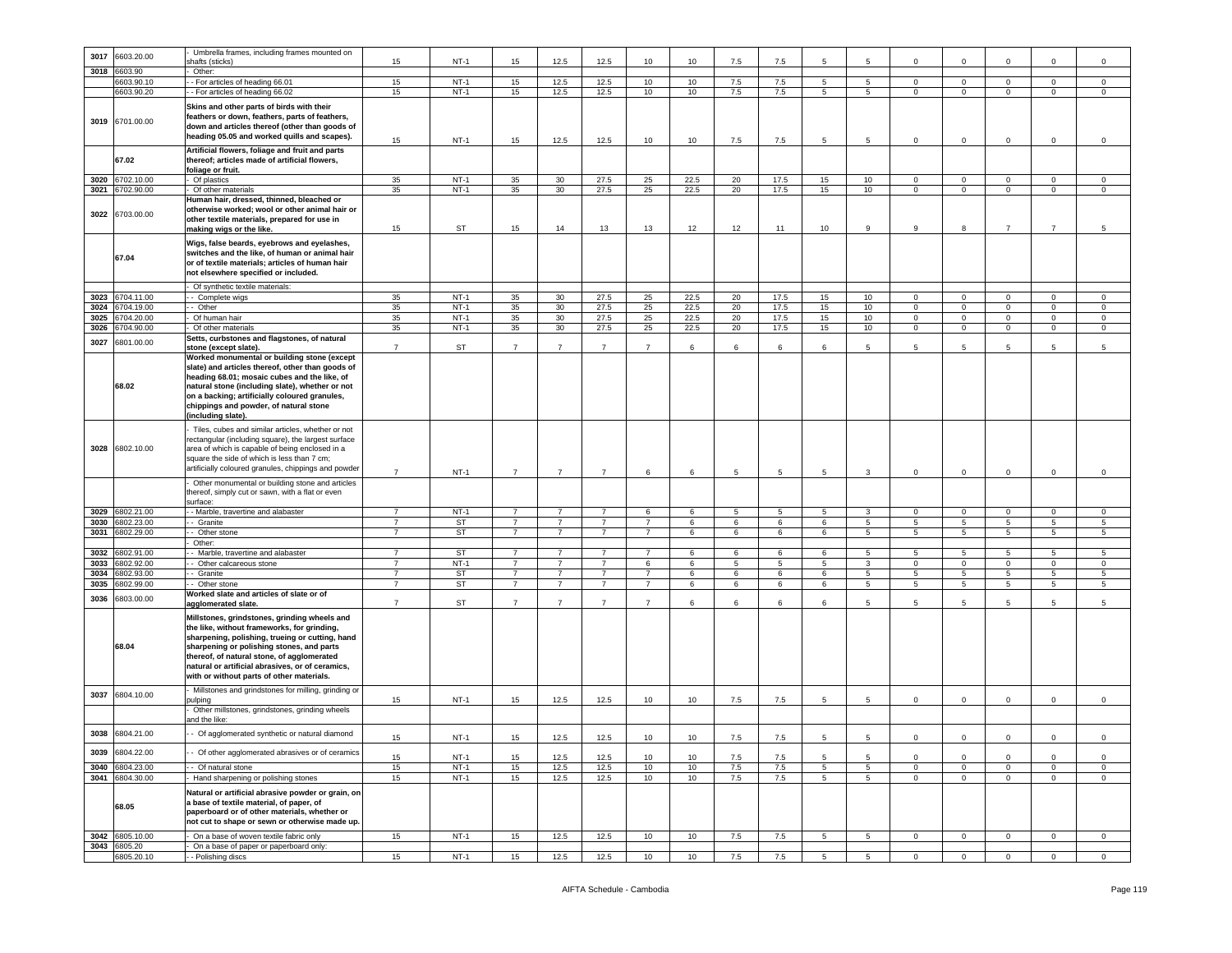| 3017 | 6603.20.00 | - Umbrella frames, including frames mounted on shafts (sticks) | 15 | NT-1 | 15 | 12.5 | 12.5 | 10 | 10 | 7.5 | 7.5 | 5 | 5 | 0 | 0 | 0 | 0 | 0 |
|---|---|---|---|---|---|---|---|---|---|---|---|---|---|---|---|---|---|---|
| 3018 | 6603.90 | - Other: | | | | | | | | | | | | | | | | |
| | 6603.90.10 | - - For articles of heading 66.01 | 15 | NT-1 | 15 | 12.5 | 12.5 | 10 | 10 | 7.5 | 7.5 | 5 | 5 | 0 | 0 | 0 | 0 | 0 |
| | 6603.90.20 | - - For articles of heading 66.02 | 15 | NT-1 | 15 | 12.5 | 12.5 | 10 | 10 | 7.5 | 7.5 | 5 | 5 | 0 | 0 | 0 | 0 | 0 |
| 3019 | 6701.00.00 | **Skins and other parts of birds with their feathers or down, feathers, parts of feathers, down and articles thereof (other than goods of heading 05.05 and worked quills and scapes).** | 15 | NT-1 | 15 | 12.5 | 12.5 | 10 | 10 | 7.5 | 7.5 | 5 | 5 | 0 | 0 | 0 | 0 | 0 |
| | **67.02** | **Artificial flowers, foliage and fruit and parts thereof; articles made of artificial flowers, foliage or fruit.** | | | | | | | | | | | | | | | | |
| 3020 | 6702.10.00 | - Of plastics | 35 | NT-1 | 35 | 30 | 27.5 | 25 | 22.5 | 20 | 17.5 | 15 | 10 | 0 | 0 | 0 | 0 | 0 |
| 3021 | 6702.90.00 | - Of other materials | 35 | NT-1 | 35 | 30 | 27.5 | 25 | 22.5 | 20 | 17.5 | 15 | 10 | 0 | 0 | 0 | 0 | 0 |
| 3022 | 6703.00.00 | **Human hair, dressed, thinned, bleached or otherwise worked; wool or other animal hair or other textile materials, prepared for use in making wigs or the like.** | 15 | ST | 15 | 14 | 13 | 13 | 12 | 12 | 11 | 10 | 9 | 9 | 8 | 7 | 7 | 5 |
| | **67.04** | **Wigs, false beards, eyebrows and eyelashes, switches and the like, of human or animal hair or of textile materials; articles of human hair not elsewhere specified or included.** | | | | | | | | | | | | | | | | |
| | | - Of synthetic textile materials: | | | | | | | | | | | | | | | | |
| 3023 | 6704.11.00 | - - Complete wigs | 35 | NT-1 | 35 | 30 | 27.5 | 25 | 22.5 | 20 | 17.5 | 15 | 10 | 0 | 0 | 0 | 0 | 0 |
| 3024 | 6704.19.00 | - - Other | 35 | NT-1 | 35 | 30 | 27.5 | 25 | 22.5 | 20 | 17.5 | 15 | 10 | 0 | 0 | 0 | 0 | 0 |
| 3025 | 6704.20.00 | - Of human hair | 35 | NT-1 | 35 | 30 | 27.5 | 25 | 22.5 | 20 | 17.5 | 15 | 10 | 0 | 0 | 0 | 0 | 0 |
| 3026 | 6704.90.00 | - Of other materials | 35 | NT-1 | 35 | 30 | 27.5 | 25 | 22.5 | 20 | 17.5 | 15 | 10 | 0 | 0 | 0 | 0 | 0 |
| 3027 | 6801.00.00 | **Setts, curbstones and flagstones, of natural stone (except slate).** | 7 | ST | 7 | 7 | 7 | 7 | 6 | 6 | 6 | 6 | 5 | 5 | 5 | 5 | 5 | 5 |
| | **68.02** | **Worked monumental or building stone (except slate) and articles thereof, other than goods of heading 68.01; mosaic cubes and the like, of natural stone (including slate), whether or not on a backing; artificially coloured granules, chippings and powder, of natural stone (including slate).** | | | | | | | | | | | | | | | | |
| 3028 | 6802.10.00 | - Tiles, cubes and similar articles, whether or not rectangular (including square), the largest surface area of which is capable of being enclosed in a square the side of which is less than 7 cm; artificially coloured granules, chippings and powder | 7 | NT-1 | 7 | 7 | 7 | 6 | 6 | 5 | 5 | 5 | 3 | 0 | 0 | 0 | 0 | 0 |
| | | - Other monumental or building stone and articles thereof, simply cut or sawn, with a flat or even surface: | | | | | | | | | | | | | | | | |
| 3029 | 6802.21.00 | - - Marble, travertine and alabaster | 7 | NT-1 | 7 | 7 | 7 | 6 | 6 | 5 | 5 | 5 | 3 | 0 | 0 | 0 | 0 | 0 |
| 3030 | 6802.23.00 | - - Granite | 7 | ST | 7 | 7 | 7 | 7 | 6 | 6 | 6 | 6 | 5 | 5 | 5 | 5 | 5 | 5 |
| 3031 | 6802.29.00 | - - Other stone | 7 | ST | 7 | 7 | 7 | 7 | 6 | 6 | 6 | 6 | 5 | 5 | 5 | 5 | 5 | 5 |
| | | - Other: | | | | | | | | | | | | | | | | |
| 3032 | 6802.91.00 | - - Marble, travertine and alabaster | 7 | ST | 7 | 7 | 7 | 7 | 6 | 6 | 6 | 6 | 5 | 5 | 5 | 5 | 5 | 5 |
| 3033 | 6802.92.00 | - - Other calcareous stone | 7 | NT-1 | 7 | 7 | 7 | 6 | 6 | 5 | 5 | 5 | 3 | 0 | 0 | 0 | 0 | 0 |
| 3034 | 6802.93.00 | - - Granite | 7 | ST | 7 | 7 | 7 | 7 | 6 | 6 | 6 | 6 | 5 | 5 | 5 | 5 | 5 | 5 |
| 3035 | 6802.99.00 | - - Other stone | 7 | ST | 7 | 7 | 7 | 7 | 6 | 6 | 6 | 6 | 5 | 5 | 5 | 5 | 5 | 5 |
| 3036 | 6803.00.00 | **Worked slate and articles of slate or of agglomerated slate.** | 7 | ST | 7 | 7 | 7 | 7 | 6 | 6 | 6 | 6 | 5 | 5 | 5 | 5 | 5 | 5 |
| | **68.04** | **Millstones, grindstones, grinding wheels and the like, without frameworks, for grinding, sharpening, polishing, trueing or cutting, hand sharpening or polishing stones, and parts thereof, of natural stone, of agglomerated natural or artificial abrasives, or of ceramics, with or without parts of other materials.** | | | | | | | | | | | | | | | | |
| 3037 | 6804.10.00 | - Millstones and grindstones for milling, grinding or pulping | 15 | NT-1 | 15 | 12.5 | 12.5 | 10 | 10 | 7.5 | 7.5 | 5 | 5 | 0 | 0 | 0 | 0 | 0 |
| | | - Other millstones, grindstones, grinding wheels and the like: | | | | | | | | | | | | | | | | |
| 3038 | 6804.21.00 | - - Of agglomerated synthetic or natural diamond | 15 | NT-1 | 15 | 12.5 | 12.5 | 10 | 10 | 7.5 | 7.5 | 5 | 5 | 0 | 0 | 0 | 0 | 0 |
| 3039 | 6804.22.00 | - - Of other agglomerated abrasives or of ceramics | 15 | NT-1 | 15 | 12.5 | 12.5 | 10 | 10 | 7.5 | 7.5 | 5 | 5 | 0 | 0 | 0 | 0 | 0 |
| 3040 | 6804.23.00 | - - Of natural stone | 15 | NT-1 | 15 | 12.5 | 12.5 | 10 | 10 | 7.5 | 7.5 | 5 | 5 | 0 | 0 | 0 | 0 | 0 |
| 3041 | 6804.30.00 | - Hand sharpening or polishing stones | 15 | NT-1 | 15 | 12.5 | 12.5 | 10 | 10 | 7.5 | 7.5 | 5 | 5 | 0 | 0 | 0 | 0 | 0 |
| | **68.05** | **Natural or artificial abrasive powder or grain, on a base of textile material, of paper, of paperboard or of other materials, whether or not cut to shape or sewn or otherwise made up.** | | | | | | | | | | | | | | | | |
| 3042 | 6805.10.00 | - On a base of woven textile fabric only | 15 | NT-1 | 15 | 12.5 | 12.5 | 10 | 10 | 7.5 | 7.5 | 5 | 5 | 0 | 0 | 0 | 0 | 0 |
| 3043 | 6805.20 | - On a base of paper or paperboard only: | | | | | | | | | | | | | | | | |
| | 6805.20.10 | - - Polishing discs | 15 | NT-1 | 15 | 12.5 | 12.5 | 10 | 10 | 7.5 | 7.5 | 5 | 5 | 0 | 0 | 0 | 0 | 0 |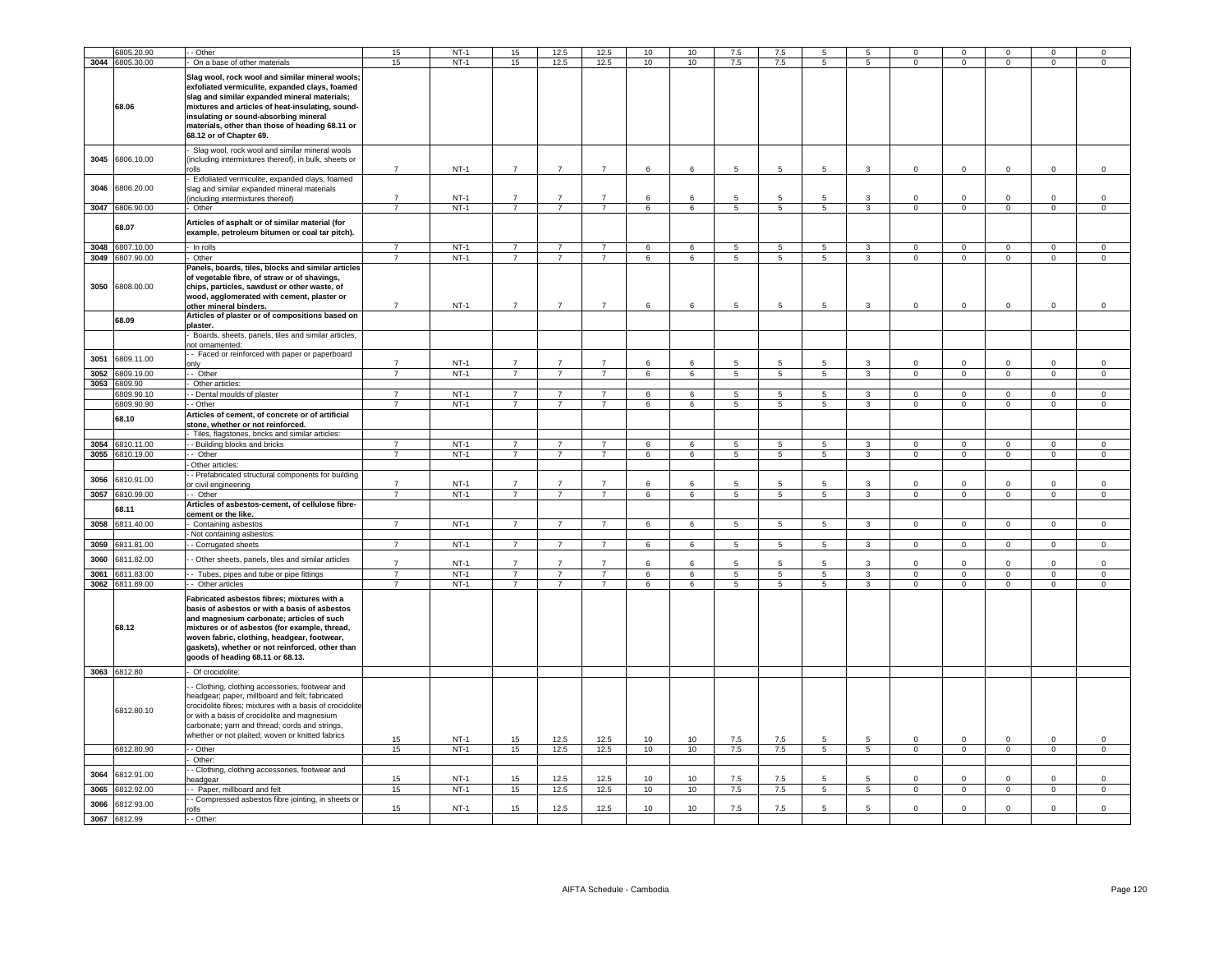|  |  |  |  |  |  |  |  |  |  |  |  |  |  |  |  |  |  |
|---|---|---|---|---|---|---|---|---|---|---|---|---|---|---|---|---|---|
|  | 6805.20.90 | - - Other | 15 | NT-1 | 15 | 12.5 | 12.5 | 10 | 10 | 7.5 | 7.5 | 5 | 5 | 0 | 0 | 0 | 0 | 0 |
| 3044 | 6805.30.00 | - On a base of other materials | 15 | NT-1 | 15 | 12.5 | 12.5 | 10 | 10 | 7.5 | 7.5 | 5 | 5 | 0 | 0 | 0 | 0 | 0 |
|  | **68.06** | **Slag wool, rock wool and similar mineral wools; exfoliated vermiculite, expanded clays, foamed slag and similar expanded mineral materials; mixtures and articles of heat-insulating, sound-insulating or sound-absorbing mineral materials, other than those of heading 68.11 or 68.12 or of Chapter 69.** |  |  |  |  |  |  |  |  |  |  |  |  |  |  |  |  |
| 3045 | 6806.10.00 | - Slag wool, rock wool and similar mineral wools (including intermixtures thereof), in bulk, sheets or rolls | 7 | NT-1 | 7 | 7 | 7 | 6 | 6 | 5 | 5 | 5 | 3 | 0 | 0 | 0 | 0 | 0 |
| 3046 | 6806.20.00 | - Exfoliated vermiculite, expanded clays, foamed slag and similar expanded mineral materials (including intermixtures thereof) | 7 | NT-1 | 7 | 7 | 7 | 6 | 6 | 5 | 5 | 5 | 3 | 0 | 0 | 0 | 0 | 0 |
| 3047 | 6806.90.00 | - Other | 7 | NT-1 | 7 | 7 | 7 | 6 | 6 | 5 | 5 | 5 | 3 | 0 | 0 | 0 | 0 | 0 |
|  | **68.07** | **Articles of asphalt or of similar material (for example, petroleum bitumen or coal tar pitch).** |  |  |  |  |  |  |  |  |  |  |  |  |  |  |  |  |
| 3048 | 6807.10.00 | - In rolls | 7 | NT-1 | 7 | 7 | 7 | 6 | 6 | 5 | 5 | 5 | 3 | 0 | 0 | 0 | 0 | 0 |
| 3049 | 6807.90.00 | - Other | 7 | NT-1 | 7 | 7 | 7 | 6 | 6 | 5 | 5 | 5 | 3 | 0 | 0 | 0 | 0 | 0 |
| 3050 | 6808.00.00 | **Panels, boards, tiles, blocks and similar articles of vegetable fibre, of straw or of shavings, chips, particles, sawdust or other waste, of wood, agglomerated with cement, plaster or other mineral binders.** | 7 | NT-1 | 7 | 7 | 7 | 6 | 6 | 5 | 5 | 5 | 3 | 0 | 0 | 0 | 0 | 0 |
|  | **68.09** | **Articles of plaster or of compositions based on plaster.** |  |  |  |  |  |  |  |  |  |  |  |  |  |  |  |  |
|  |  | - Boards, sheets, panels, tiles and similar articles, not ornamented: |  |  |  |  |  |  |  |  |  |  |  |  |  |  |  |  |
| 3051 | 6809.11.00 | - - Faced or reinforced with paper or paperboard only | 7 | NT-1 | 7 | 7 | 7 | 6 | 6 | 5 | 5 | 5 | 3 | 0 | 0 | 0 | 0 | 0 |
| 3052 | 6809.19.00 | - - Other | 7 | NT-1 | 7 | 7 | 7 | 6 | 6 | 5 | 5 | 5 | 3 | 0 | 0 | 0 | 0 | 0 |
| 3053 | 6809.90 | - Other articles: |  |  |  |  |  |  |  |  |  |  |  |  |  |  |  |  |
|  | 6809.90.10 | - - Dental moulds of plaster | 7 | NT-1 | 7 | 7 | 7 | 6 | 6 | 5 | 5 | 5 | 3 | 0 | 0 | 0 | 0 | 0 |
|  | 6809.90.90 | - - Other | 7 | NT-1 | 7 | 7 | 7 | 6 | 6 | 5 | 5 | 5 | 3 | 0 | 0 | 0 | 0 | 0 |
|  | **68.10** | **Articles of cement, of concrete or of artificial stone, whether or not reinforced.** |  |  |  |  |  |  |  |  |  |  |  |  |  |  |  |  |
|  |  | - Tiles, flagstones, bricks and similar articles: |  |  |  |  |  |  |  |  |  |  |  |  |  |  |  |  |
| 3054 | 6810.11.00 | - - Building blocks and bricks | 7 | NT-1 | 7 | 7 | 7 | 6 | 6 | 5 | 5 | 5 | 3 | 0 | 0 | 0 | 0 | 0 |
| 3055 | 6810.19.00 | - - Other | 7 | NT-1 | 7 | 7 | 7 | 6 | 6 | 5 | 5 | 5 | 3 | 0 | 0 | 0 | 0 | 0 |
|  |  | - Other articles: |  |  |  |  |  |  |  |  |  |  |  |  |  |  |  |  |
| 3056 | 6810.91.00 | - - Prefabricated structural components for building or civil engineering | 7 | NT-1 | 7 | 7 | 7 | 6 | 6 | 5 | 5 | 5 | 3 | 0 | 0 | 0 | 0 | 0 |
| 3057 | 6810.99.00 | - - Other | 7 | NT-1 | 7 | 7 | 7 | 6 | 6 | 5 | 5 | 5 | 3 | 0 | 0 | 0 | 0 | 0 |
|  | **68.11** | **Articles of asbestos-cement, of cellulose fibre-cement or the like.** |  |  |  |  |  |  |  |  |  |  |  |  |  |  |  |  |
| 3058 | 6811.40.00 | - Containing asbestos | 7 | NT-1 | 7 | 7 | 7 | 6 | 6 | 5 | 5 | 5 | 3 | 0 | 0 | 0 | 0 | 0 |
|  |  | - Not containing asbestos: |  |  |  |  |  |  |  |  |  |  |  |  |  |  |  |  |
| 3059 | 6811.81.00 | - - Corrugated sheets | 7 | NT-1 | 7 | 7 | 7 | 6 | 6 | 5 | 5 | 5 | 3 | 0 | 0 | 0 | 0 | 0 |
| 3060 | 6811.82.00 | - - Other sheets, panels, tiles and similar articles | 7 | NT-1 | 7 | 7 | 7 | 6 | 6 | 5 | 5 | 5 | 3 | 0 | 0 | 0 | 0 | 0 |
| 3061 | 6811.83.00 | - - Tubes, pipes and tube or pipe fittings | 7 | NT-1 | 7 | 7 | 7 | 6 | 6 | 5 | 5 | 5 | 3 | 0 | 0 | 0 | 0 | 0 |
| 3062 | 6811.89.00 | - - Other articles | 7 | NT-1 | 7 | 7 | 7 | 6 | 6 | 5 | 5 | 5 | 3 | 0 | 0 | 0 | 0 | 0 |
|  | **68.12** | **Fabricated asbestos fibres; mixtures with a basis of asbestos or with a basis of asbestos and magnesium carbonate; articles of such mixtures or of asbestos (for example, thread, woven fabric, clothing, headgear, footwear, gaskets), whether or not reinforced, other than goods of heading 68.11 or 68.13.** |  |  |  |  |  |  |  |  |  |  |  |  |  |  |  |  |
| 3063 | 6812.80 | - Of crocidolite: |  |  |  |  |  |  |  |  |  |  |  |  |  |  |  |  |
|  | 6812.80.10 | - - Clothing, clothing accessories, footwear and headgear; paper, millboard and felt; fabricated crocidolite fibres; mixtures with a basis of crocidolite or with a basis of crocidolite and magnesium carbonate; yarn and thread; cords and strings, whether or not plaited; woven or knitted fabrics | 15 | NT-1 | 15 | 12.5 | 12.5 | 10 | 10 | 7.5 | 7.5 | 5 | 5 | 0 | 0 | 0 | 0 | 0 |
|  | 6812.80.90 | - - Other | 15 | NT-1 | 15 | 12.5 | 12.5 | 10 | 10 | 7.5 | 7.5 | 5 | 5 | 0 | 0 | 0 | 0 | 0 |
|  |  | - Other: |  |  |  |  |  |  |  |  |  |  |  |  |  |  |  |  |
| 3064 | 6812.91.00 | - - Clothing, clothing accessories, footwear and headgear | 15 | NT-1 | 15 | 12.5 | 12.5 | 10 | 10 | 7.5 | 7.5 | 5 | 5 | 0 | 0 | 0 | 0 | 0 |
| 3065 | 6812.92.00 | - - Paper, millboard and felt | 15 | NT-1 | 15 | 12.5 | 12.5 | 10 | 10 | 7.5 | 7.5 | 5 | 5 | 0 | 0 | 0 | 0 | 0 |
| 3066 | 6812.93.00 | - - Compressed asbestos fibre jointing, in sheets or rolls | 15 | NT-1 | 15 | 12.5 | 12.5 | 10 | 10 | 7.5 | 7.5 | 5 | 5 | 0 | 0 | 0 | 0 | 0 |
| 3067 | 6812.99 | - - Other: |  |  |  |  |  |  |  |  |  |  |  |  |  |  |  |  |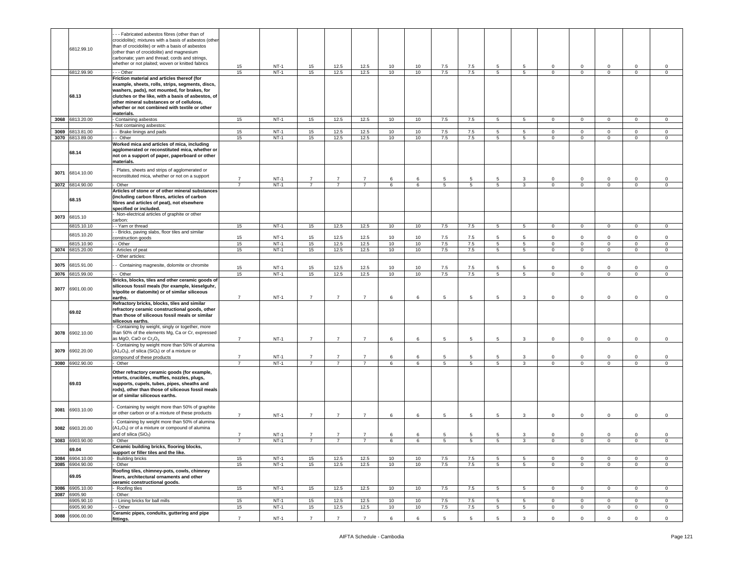| | | | | | | | | | | | | | | | | | |
|---|---|---|---|---|---|---|---|---|---|---|---|---|---|---|---|---|---|
| | 6812.99.10 | - - - Fabricated asbestos fibres (other than of crocidolite); mixtures with a basis of asbestos (other than of crocidolite) or with a basis of asbestos (other than of crocidolite) and magnesium carbonate; yarn and thread; cords and strings, whether or not plaited; woven or knitted fabrics | 15 | NT-1 | 15 | 12.5 | 12.5 | 10 | 10 | 7.5 | 7.5 | 5 | 5 | 0 | 0 | 0 | 0 | 0 |
| | 6812.99.90 | - - - Other | 15 | NT-1 | 15 | 12.5 | 12.5 | 10 | 10 | 7.5 | 7.5 | 5 | 5 | 0 | 0 | 0 | 0 | 0 |
| | 68.13 | **Friction material and articles thereof (for example, sheets, rolls, strips, segments, discs, washers, pads), not mounted, for brakes, for clutches or the like, with a basis of asbestos, of other mineral substances or of cellulose, whether or not combined with textile or other materials.** | | | | | | | | | | | | | | | | |
| 3068 | 6813.20.00 | - Containing asbestos | 15 | NT-1 | 15 | 12.5 | 12.5 | 10 | 10 | 7.5 | 7.5 | 5 | 5 | 0 | 0 | 0 | 0 | 0 |
| | | - Not containing asbestos: | | | | | | | | | | | | | | | | |
| 3069 | 6813.81.00 | - - Brake linings and pads | 15 | NT-1 | 15 | 12.5 | 12.5 | 10 | 10 | 7.5 | 7.5 | 5 | 5 | 0 | 0 | 0 | 0 | 0 |
| 3070 | 6813.89.00 | - - Other | 15 | NT-1 | 15 | 12.5 | 12.5 | 10 | 10 | 7.5 | 7.5 | 5 | 5 | 0 | 0 | 0 | 0 | 0 |
| | 68.14 | **Worked mica and articles of mica, including agglomerated or reconstituted mica, whether or not on a support of paper, paperboard or other materials.** | | | | | | | | | | | | | | | | |
| 3071 | 6814.10.00 | - Plates, sheets and strips of agglomerated or reconstituted mica, whether or not on a support | 7 | NT-1 | 7 | 7 | 7 | 6 | 6 | 5 | 5 | 5 | 3 | 0 | 0 | 0 | 0 | 0 |
| 3072 | 6814.90.00 | - Other | 7 | NT-1 | 7 | 7 | 7 | 6 | 6 | 5 | 5 | 5 | 3 | 0 | 0 | 0 | 0 | 0 |
| | 68.15 | **Articles of stone or of other mineral substances (including carbon fibres, articles of carbon fibres and articles of peat), not elsewhere specified or included.** | | | | | | | | | | | | | | | | |
| 3073 | 6815.10 | - Non-electrical articles of graphite or other carbon: | | | | | | | | | | | | | | | | |
| | 6815.10.10 | - - Yarn or thread | 15 | NT-1 | 15 | 12.5 | 12.5 | 10 | 10 | 7.5 | 7.5 | 5 | 5 | 0 | 0 | 0 | 0 | 0 |
| | 6815.10.20 | - - Bricks, paving slabs, floor tiles and similar construction goods | 15 | NT-1 | 15 | 12.5 | 12.5 | 10 | 10 | 7.5 | 7.5 | 5 | 5 | 0 | 0 | 0 | 0 | 0 |
| | 6815.10.90 | - - Other | 15 | NT-1 | 15 | 12.5 | 12.5 | 10 | 10 | 7.5 | 7.5 | 5 | 5 | 0 | 0 | 0 | 0 | 0 |
| 3074 | 6815.20.00 | - Articles of peat | 15 | NT-1 | 15 | 12.5 | 12.5 | 10 | 10 | 7.5 | 7.5 | 5 | 5 | 0 | 0 | 0 | 0 | 0 |
| | | - Other articles: | | | | | | | | | | | | | | | | |
| 3075 | 6815.91.00 | - - Containing magnesite, dolomite or chromite | 15 | NT-1 | 15 | 12.5 | 12.5 | 10 | 10 | 7.5 | 7.5 | 5 | 5 | 0 | 0 | 0 | 0 | 0 |
| 3076 | 6815.99.00 | - - Other | 15 | NT-1 | 15 | 12.5 | 12.5 | 10 | 10 | 7.5 | 7.5 | 5 | 5 | 0 | 0 | 0 | 0 | 0 |
| 3077 | 6901.00.00 | **Bricks, blocks, tiles and other ceramic goods of siliceous fossil meals (for example, kieselguhr, tripolite or diatomite) or of similar siliceous earths.** | 7 | NT-1 | 7 | 7 | 7 | 6 | 6 | 5 | 5 | 5 | 3 | 0 | 0 | 0 | 0 | 0 |
| | 69.02 | **Refractory bricks, blocks, tiles and similar refractory ceramic constructional goods, other than those of siliceous fossil meals or similar siliceous earths.** | | | | | | | | | | | | | | | | |
| 3078 | 6902.10.00 | - Containing by weight, singly or together, more than 50% of the elements Mg, Ca or Cr, expressed as MgO, CaO or $Cr_2O_3$ | 7 | NT-1 | 7 | 7 | 7 | 6 | 6 | 5 | 5 | 5 | 3 | 0 | 0 | 0 | 0 | 0 |
| 3079 | 6902.20.00 | - Containing by weight more than 50% of alumina ($Al_2O_3$), of silica ($SiO_2$) or of a mixture or compound of these products | 7 | NT-1 | 7 | 7 | 7 | 6 | 6 | 5 | 5 | 5 | 3 | 0 | 0 | 0 | 0 | 0 |
| 3080 | 6902.90.00 | - Other | 7 | NT-1 | 7 | 7 | 7 | 6 | 6 | 5 | 5 | 5 | 3 | 0 | 0 | 0 | 0 | 0 |
| | 69.03 | **Other refractory ceramic goods (for example, retorts, crucibles, muffles, nozzles, plugs, supports, cupels, tubes, pipes, sheaths and rods), other than those of siliceous fossil meals or of similar siliceous earths.** | | | | | | | | | | | | | | | | |
| 3081 | 6903.10.00 | - Containing by weight more than 50% of graphite or other carbon or of a mixture of these products | 7 | NT-1 | 7 | 7 | 7 | 6 | 6 | 5 | 5 | 5 | 3 | 0 | 0 | 0 | 0 | 0 |
| 3082 | 6903.20.00 | - Containing by weight more than 50% of alumina ($Al_2O_3$) or of a mixture or compound of alumina and of silica ($SiO_2$) | 7 | NT-1 | 7 | 7 | 7 | 6 | 6 | 5 | 5 | 5 | 3 | 0 | 0 | 0 | 0 | 0 |
| 3083 | 6903.90.00 | - Other | 7 | NT-1 | 7 | 7 | 7 | 6 | 6 | 5 | 5 | 5 | 3 | 0 | 0 | 0 | 0 | 0 |
| | 69.04 | **Ceramic building bricks, flooring blocks, support or filler tiles and the like.** | | | | | | | | | | | | | | | | |
| 3084 | 6904.10.00 | - Building bricks | 15 | NT-1 | 15 | 12.5 | 12.5 | 10 | 10 | 7.5 | 7.5 | 5 | 5 | 0 | 0 | 0 | 0 | 0 |
| 3085 | 6904.90.00 | - Other | 15 | NT-1 | 15 | 12.5 | 12.5 | 10 | 10 | 7.5 | 7.5 | 5 | 5 | 0 | 0 | 0 | 0 | 0 |
| | 69.05 | **Roofing tiles, chimney-pots, cowls, chimney liners, architectural ornaments and other ceramic constructional goods.** | | | | | | | | | | | | | | | | |
| 3086 | 6905.10.00 | - Roofing tiles | 15 | NT-1 | 15 | 12.5 | 12.5 | 10 | 10 | 7.5 | 7.5 | 5 | 5 | 0 | 0 | 0 | 0 | 0 |
| 3087 | 6905.90 | - Other: | | | | | | | | | | | | | | | | |
| | 6905.90.10 | - - Lining bricks for ball mills | 15 | NT-1 | 15 | 12.5 | 12.5 | 10 | 10 | 7.5 | 7.5 | 5 | 5 | 0 | 0 | 0 | 0 | 0 |
| | 6905.90.90 | - - Other | 15 | NT-1 | 15 | 12.5 | 12.5 | 10 | 10 | 7.5 | 7.5 | 5 | 5 | 0 | 0 | 0 | 0 | 0 |
| 3088 | 6906.00.00 | **Ceramic pipes, conduits, guttering and pipe fittings.** | 7 | NT-1 | 7 | 7 | 7 | 6 | 6 | 5 | 5 | 5 | 3 | 0 | 0 | 0 | 0 | 0 |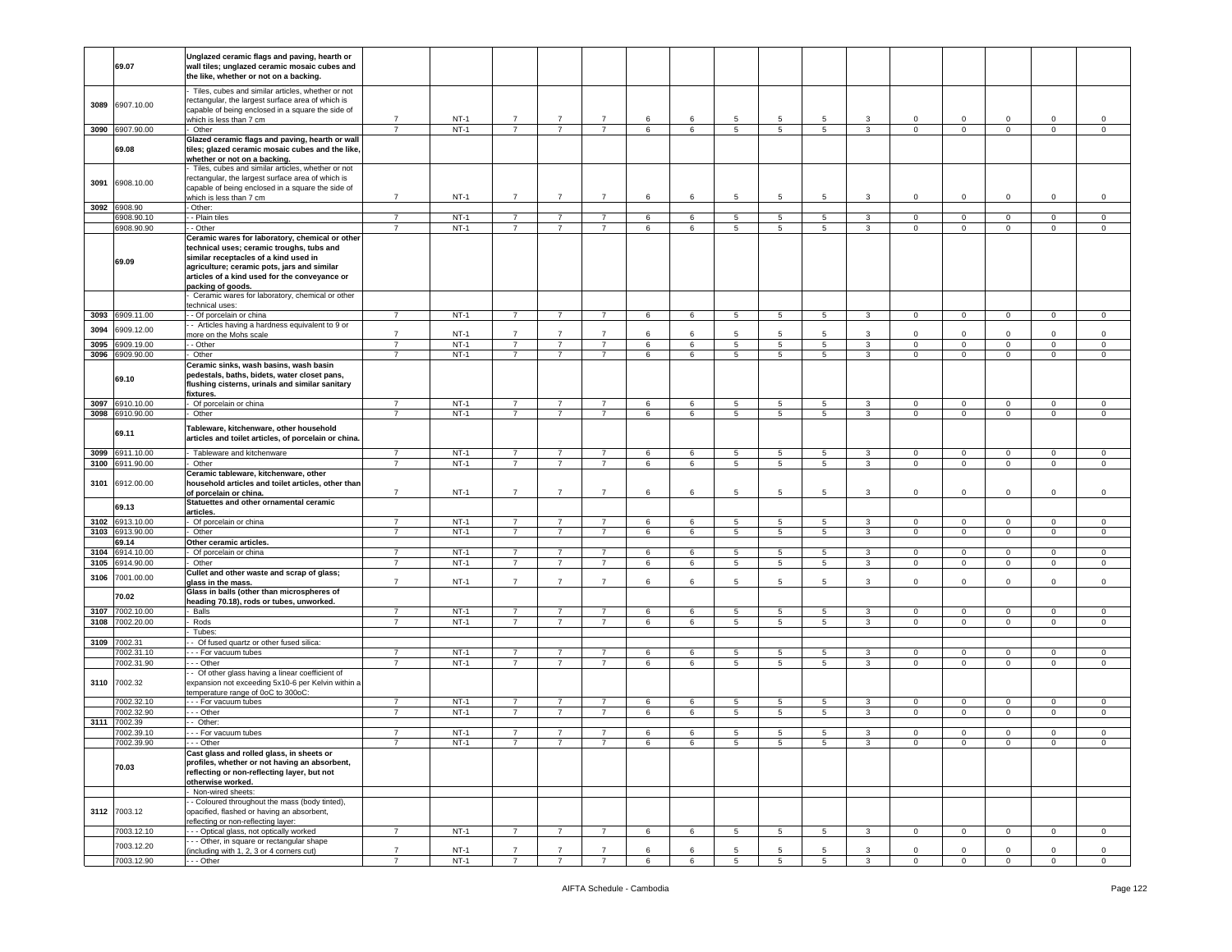| | 69.07 | Unglazed ceramic flags and paving, hearth or wall tiles; unglazed ceramic mosaic cubes and the like, whether or not on a backing. | | | | | | | | | | | | | | | | |
|---|---|---|---|---|---|---|---|---|---|---|---|---|---|---|---|---|---|---|
| 3089 | 6907.10.00 | - Tiles, cubes and similar articles, whether or not rectangular, the largest surface area of which is capable of being enclosed in a square the side of which is less than 7 cm | 7 | NT-1 | 7 | 7 | 7 | 6 | 6 | 5 | 5 | 5 | 3 | 0 | 0 | 0 | 0 | 0 |
| 3090 | 6907.90.00 | - Other | 7 | NT-1 | 7 | 7 | 7 | 6 | 6 | 5 | 5 | 5 | 3 | 0 | 0 | 0 | 0 | 0 |
| | 69.08 | Glazed ceramic flags and paving, hearth or wall tiles; glazed ceramic mosaic cubes and the like, whether or not on a backing. | | | | | | | | | | | | | | | | |
| 3091 | 6908.10.00 | - Tiles, cubes and similar articles, whether or not rectangular, the largest surface area of which is capable of being enclosed in a square the side of which is less than 7 cm | 7 | NT-1 | 7 | 7 | 7 | 6 | 6 | 5 | 5 | 5 | 3 | 0 | 0 | 0 | 0 | 0 |
| 3092 | 6908.90 | - Other: | | | | | | | | | | | | | | | | |
| | 6908.90.10 | - - Plain tiles | 7 | NT-1 | 7 | 7 | 7 | 6 | 6 | 5 | 5 | 5 | 3 | 0 | 0 | 0 | 0 | 0 |
| | 6908.90.90 | - - Other | 7 | NT-1 | 7 | 7 | 7 | 6 | 6 | 5 | 5 | 5 | 3 | 0 | 0 | 0 | 0 | 0 |
| | 69.09 | Ceramic wares for laboratory, chemical or other technical uses; ceramic troughs, tubs and similar receptacles of a kind used in agriculture; ceramic pots, jars and similar articles of a kind used for the conveyance or packing of goods. | | | | | | | | | | | | | | | | |
| | | - Ceramic wares for laboratory, chemical or other technical uses: | | | | | | | | | | | | | | | | |
| 3093 | 6909.11.00 | - - Of porcelain or china | 7 | NT-1 | 7 | 7 | 7 | 6 | 6 | 5 | 5 | 5 | 3 | 0 | 0 | 0 | 0 | 0 |
| 3094 | 6909.12.00 | - - Articles having a hardness equivalent to 9 or more on the Mohs scale | 7 | NT-1 | 7 | 7 | 7 | 6 | 6 | 5 | 5 | 5 | 3 | 0 | 0 | 0 | 0 | 0 |
| 3095 | 6909.19.00 | - - Other | 7 | NT-1 | 7 | 7 | 7 | 6 | 6 | 5 | 5 | 5 | 3 | 0 | 0 | 0 | 0 | 0 |
| 3096 | 6909.90.00 | - Other | 7 | NT-1 | 7 | 7 | 7 | 6 | 6 | 5 | 5 | 5 | 3 | 0 | 0 | 0 | 0 | 0 |
| | 69.10 | Ceramic sinks, wash basins, wash basin pedestals, baths, bidets, water closet pans, flushing cisterns, urinals and similar sanitary fixtures. | | | | | | | | | | | | | | | | |
| 3097 | 6910.10.00 | - Of porcelain or china | 7 | NT-1 | 7 | 7 | 7 | 6 | 6 | 5 | 5 | 5 | 3 | 0 | 0 | 0 | 0 | 0 |
| 3098 | 6910.90.00 | - Other | 7 | NT-1 | 7 | 7 | 7 | 6 | 6 | 5 | 5 | 5 | 3 | 0 | 0 | 0 | 0 | 0 |
| | 69.11 | Tableware, kitchenware, other household articles and toilet articles, of porcelain or china. | | | | | | | | | | | | | | | | |
| 3099 | 6911.10.00 | - Tableware and kitchenware | 7 | NT-1 | 7 | 7 | 7 | 6 | 6 | 5 | 5 | 5 | 3 | 0 | 0 | 0 | 0 | 0 |
| 3100 | 6911.90.00 | - Other | 7 | NT-1 | 7 | 7 | 7 | 6 | 6 | 5 | 5 | 5 | 3 | 0 | 0 | 0 | 0 | 0 |
| 3101 | 6912.00.00 | Ceramic tableware, kitchenware, other household articles and toilet articles, other than of porcelain or china. | 7 | NT-1 | 7 | 7 | 7 | 6 | 6 | 5 | 5 | 5 | 3 | 0 | 0 | 0 | 0 | 0 |
| | 69.13 | Statuettes and other ornamental ceramic articles. | | | | | | | | | | | | | | | | |
| 3102 | 6913.10.00 | - Of porcelain or china | 7 | NT-1 | 7 | 7 | 7 | 6 | 6 | 5 | 5 | 5 | 3 | 0 | 0 | 0 | 0 | 0 |
| 3103 | 6913.90.00 | - Other | 7 | NT-1 | 7 | 7 | 7 | 6 | 6 | 5 | 5 | 5 | 3 | 0 | 0 | 0 | 0 | 0 |
| | 69.14 | Other ceramic articles. | | | | | | | | | | | | | | | | |
| 3104 | 6914.10.00 | - Of porcelain or china | 7 | NT-1 | 7 | 7 | 7 | 6 | 6 | 5 | 5 | 5 | 3 | 0 | 0 | 0 | 0 | 0 |
| 3105 | 6914.90.00 | - Other | 7 | NT-1 | 7 | 7 | 7 | 6 | 6 | 5 | 5 | 5 | 3 | 0 | 0 | 0 | 0 | 0 |
| 3106 | 7001.00.00 | Cullet and other waste and scrap of glass; glass in the mass. | 7 | NT-1 | 7 | 7 | 7 | 6 | 6 | 5 | 5 | 5 | 3 | 0 | 0 | 0 | 0 | 0 |
| | 70.02 | Glass in balls (other than microspheres of heading 70.18), rods or tubes, unworked. | | | | | | | | | | | | | | | | |
| 3107 | 7002.10.00 | - Balls | 7 | NT-1 | 7 | 7 | 7 | 6 | 6 | 5 | 5 | 5 | 3 | 0 | 0 | 0 | 0 | 0 |
| 3108 | 7002.20.00 | - Rods | 7 | NT-1 | 7 | 7 | 7 | 6 | 6 | 5 | 5 | 5 | 3 | 0 | 0 | 0 | 0 | 0 |
| | | - Tubes: | | | | | | | | | | | | | | | | |
| 3109 | 7002.31 | - - Of fused quartz or other fused silica: | | | | | | | | | | | | | | | | |
| | 7002.31.10 | - - - For vacuum tubes | 7 | NT-1 | 7 | 7 | 7 | 6 | 6 | 5 | 5 | 5 | 3 | 0 | 0 | 0 | 0 | 0 |
| | 7002.31.90 | - - - Other | 7 | NT-1 | 7 | 7 | 7 | 6 | 6 | 5 | 5 | 5 | 3 | 0 | 0 | 0 | 0 | 0 |
| 3110 | 7002.32 | - - Of other glass having a linear coefficient of expansion not exceeding 5x10-6 per Kelvin within a temperature range of 0oC to 300oC: | | | | | | | | | | | | | | | | |
| | 7002.32.10 | - - - For vacuum tubes | 7 | NT-1 | 7 | 7 | 7 | 6 | 6 | 5 | 5 | 5 | 3 | 0 | 0 | 0 | 0 | 0 |
| | 7002.32.90 | - - - Other | 7 | NT-1 | 7 | 7 | 7 | 6 | 6 | 5 | 5 | 5 | 3 | 0 | 0 | 0 | 0 | 0 |
| 3111 | 7002.39 | - - Other: | | | | | | | | | | | | | | | | |
| | 7002.39.10 | - - - For vacuum tubes | 7 | NT-1 | 7 | 7 | 7 | 6 | 6 | 5 | 5 | 5 | 3 | 0 | 0 | 0 | 0 | 0 |
| | 7002.39.90 | - - - Other | 7 | NT-1 | 7 | 7 | 7 | 6 | 6 | 5 | 5 | 5 | 3 | 0 | 0 | 0 | 0 | 0 |
| | 70.03 | Cast glass and rolled glass, in sheets or profiles, whether or not having an absorbent, reflecting or non-reflecting layer, but not otherwise worked. | | | | | | | | | | | | | | | | |
| | | - Non-wired sheets: | | | | | | | | | | | | | | | | |
| 3112 | 7003.12 | - - Coloured throughout the mass (body tinted), opacified, flashed or having an absorbent, reflecting or non-reflecting layer: | | | | | | | | | | | | | | | | |
| | 7003.12.10 | - - - Optical glass, not optically worked | 7 | NT-1 | 7 | 7 | 7 | 6 | 6 | 5 | 5 | 5 | 3 | 0 | 0 | 0 | 0 | 0 |
| | 7003.12.20 | - - - Other, in square or rectangular shape (including with 1, 2, 3 or 4 corners cut) | 7 | NT-1 | 7 | 7 | 7 | 6 | 6 | 5 | 5 | 5 | 3 | 0 | 0 | 0 | 0 | 0 |
| | 7003.12.90 | - - - Other | 7 | NT-1 | 7 | 7 | 7 | 6 | 6 | 5 | 5 | 5 | 3 | 0 | 0 | 0 | 0 | 0 |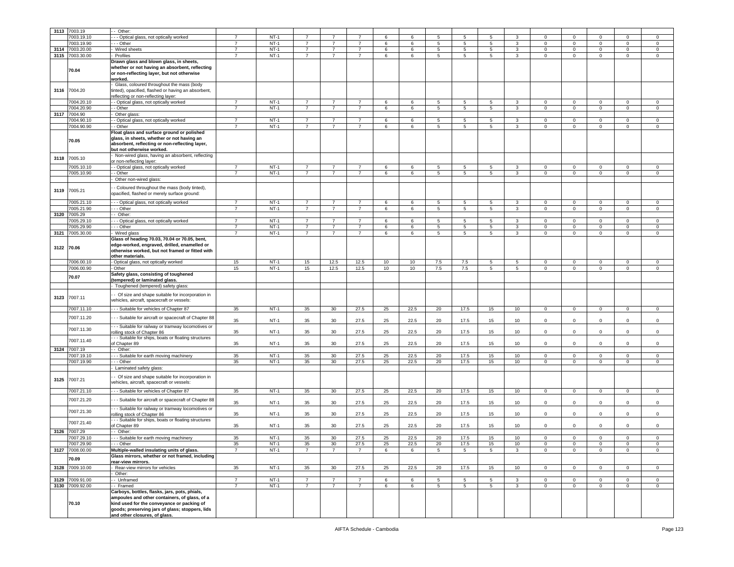| 3113 | 7003.19 | - - Other: | | | | | | | | | | | | | | | | |
|---|---|---|---|---|---|---|---|---|---|---|---|---|---|---|---|---|---|---|
| | 7003.19.10 | - - - Optical glass, not optically worked | 7 | NT-1 | 7 | 7 | 7 | 6 | 6 | 5 | 5 | 5 | 3 | 0 | 0 | 0 | 0 | 0 |
| | 7003.19.90 | - - - Other | 7 | NT-1 | 7 | 7 | 7 | 6 | 6 | 5 | 5 | 5 | 3 | 0 | 0 | 0 | 0 | 0 |
| 3114 | 7003.20.00 | - Wired sheets | 7 | NT-1 | 7 | 7 | 7 | 6 | 6 | 5 | 5 | 5 | 3 | 0 | 0 | 0 | 0 | 0 |
| 3115 | 7003.30.00 | - Profiles | 7 | NT-1 | 7 | 7 | 7 | 6 | 6 | 5 | 5 | 5 | 3 | 0 | 0 | 0 | 0 | 0 |
| | 70.04 | **Drawn glass and blown glass, in sheets, whether or not having an absorbent, reflecting or non-reflecting layer, but not otherwise worked.** | | | | | | | | | | | | | | | | |
| 3116 | 7004.20 | - Glass, coloured throughout the mass (body tinted), opacified, flashed or having an absorbent, reflecting or non-reflecting layer: | | | | | | | | | | | | | | | | |
| | 7004.20.10 | - - Optical glass, not optically worked | 7 | NT-1 | 7 | 7 | 7 | 6 | 6 | 5 | 5 | 5 | 3 | 0 | 0 | 0 | 0 | 0 |
| | 7004.20.90 | - - Other | 7 | NT-1 | 7 | 7 | 7 | 6 | 6 | 5 | 5 | 5 | 3 | 0 | 0 | 0 | 0 | 0 |
| 3117 | 7004.90 | - Other glass: | | | | | | | | | | | | | | | | |
| | 7004.90.10 | - - Optical glass, not optically worked | 7 | NT-1 | 7 | 7 | 7 | 6 | 6 | 5 | 5 | 5 | 3 | 0 | 0 | 0 | 0 | 0 |
| | 7004.90.90 | - - Other | 7 | NT-1 | 7 | 7 | 7 | 6 | 6 | 5 | 5 | 5 | 3 | 0 | 0 | 0 | 0 | 0 |
| | 70.05 | **Float glass and surface ground or polished glass, in sheets, whether or not having an absorbent, reflecting or non-reflecting layer, but not otherwise worked.** | | | | | | | | | | | | | | | | |
| 3118 | 7005.10 | - Non-wired glass, having an absorbent, reflecting or non-reflecting layer: | | | | | | | | | | | | | | | | |
| | 7005.10.10 | - - Optical glass, not optically worked | 7 | NT-1 | 7 | 7 | 7 | 6 | 6 | 5 | 5 | 5 | 3 | 0 | 0 | 0 | 0 | 0 |
| | 7005.10.90 | - - Other | 7 | NT-1 | 7 | 7 | 7 | 6 | 6 | 5 | 5 | 5 | 3 | 0 | 0 | 0 | 0 | 0 |
| | | - Other non-wired glass: | | | | | | | | | | | | | | | | |
| 3119 | 7005.21 | - - Coloured throughout the mass (body tinted), opacified, flashed or merely surface ground: | | | | | | | | | | | | | | | | |
| | 7005.21.10 | - - - Optical glass, not optically worked | 7 | NT-1 | 7 | 7 | 7 | 6 | 6 | 5 | 5 | 5 | 3 | 0 | 0 | 0 | 0 | 0 |
| | 7005.21.90 | - - - Other | 7 | NT-1 | 7 | 7 | 7 | 6 | 6 | 5 | 5 | 5 | 3 | 0 | 0 | 0 | 0 | 0 |
| 3120 | 7005.29 | - - Other: | | | | | | | | | | | | | | | | |
| | 7005.29.10 | - - - Optical glass, not optically worked | 7 | NT-1 | 7 | 7 | 7 | 6 | 6 | 5 | 5 | 5 | 3 | 0 | 0 | 0 | 0 | 0 |
| | 7005.29.90 | - - - Other | 7 | NT-1 | 7 | 7 | 7 | 6 | 6 | 5 | 5 | 5 | 3 | 0 | 0 | 0 | 0 | 0 |
| 3121 | 7005.30.00 | - Wired glass | 7 | NT-1 | 7 | 7 | 7 | 6 | 6 | 5 | 5 | 5 | 3 | 0 | 0 | 0 | 0 | 0 |
| 3122 | 70.06 | **Glass of heading 70.03, 70.04 or 70.05, bent, edge-worked, engraved, drilled, enamelled or otherwise worked, but not framed or fitted with other materials.** | | | | | | | | | | | | | | | | |
| | 7006.00.10 | - Optical glass, not optically worked | 15 | NT-1 | 15 | 12.5 | 12.5 | 10 | 10 | 7.5 | 7.5 | 5 | 5 | 0 | 0 | 0 | 0 | 0 |
| | 7006.00.90 | - Other | 15 | NT-1 | 15 | 12.5 | 12.5 | 10 | 10 | 7.5 | 7.5 | 5 | 5 | 0 | 0 | 0 | 0 | 0 |
| | 70.07 | **Safety glass, consisting of toughened (tempered) or laminated glass.** | | | | | | | | | | | | | | | | |
| | | - Toughened (tempered) safety glass: | | | | | | | | | | | | | | | | |
| 3123 | 7007.11 | - - Of size and shape suitable for incorporation in vehicles, aircraft, spacecraft or vessels: | | | | | | | | | | | | | | | | |
| | 7007.11.10 | - - - Suitable for vehicles of Chapter 87 | 35 | NT-1 | 35 | 30 | 27.5 | 25 | 22.5 | 20 | 17.5 | 15 | 10 | 0 | 0 | 0 | 0 | 0 |
| | 7007.11.20 | - - - Suitable for aircraft or spacecraft of Chapter 88 | 35 | NT-1 | 35 | 30 | 27.5 | 25 | 22.5 | 20 | 17.5 | 15 | 10 | 0 | 0 | 0 | 0 | 0 |
| | 7007.11.30 | - - - Suitable for railway or tramway locomotives or rolling stock of Chapter 86 | 35 | NT-1 | 35 | 30 | 27.5 | 25 | 22.5 | 20 | 17.5 | 15 | 10 | 0 | 0 | 0 | 0 | 0 |
| | 7007.11.40 | - - - Suitable for ships, boats or floating structures of Chapter 89 | 35 | NT-1 | 35 | 30 | 27.5 | 25 | 22.5 | 20 | 17.5 | 15 | 10 | 0 | 0 | 0 | 0 | 0 |
| 3124 | 7007.19 | - - Other: | | | | | | | | | | | | | | | | |
| | 7007.19.10 | - - - Suitable for earth moving machinery | 35 | NT-1 | 35 | 30 | 27.5 | 25 | 22.5 | 20 | 17.5 | 15 | 10 | 0 | 0 | 0 | 0 | 0 |
| | 7007.19.90 | - - - Other | 35 | NT-1 | 35 | 30 | 27.5 | 25 | 22.5 | 20 | 17.5 | 15 | 10 | 0 | 0 | 0 | 0 | 0 |
| | | - Laminated safety glass: | | | | | | | | | | | | | | | | |
| 3125 | 7007.21 | - - Of size and shape suitable for incorporation in vehicles, aircraft, spacecraft or vessels: | | | | | | | | | | | | | | | | |
| | 7007.21.10 | - - - Suitable for vehicles of Chapter 87 | 35 | NT-1 | 35 | 30 | 27.5 | 25 | 22.5 | 20 | 17.5 | 15 | 10 | 0 | 0 | 0 | 0 | 0 |
| | 7007.21.20 | - - - Suitable for aircraft or spacecraft of Chapter 88 | 35 | NT-1 | 35 | 30 | 27.5 | 25 | 22.5 | 20 | 17.5 | 15 | 10 | 0 | 0 | 0 | 0 | 0 |
| | 7007.21.30 | - - - Suitable for railway or tramway locomotives or rolling stock of Chapter 86 | 35 | NT-1 | 35 | 30 | 27.5 | 25 | 22.5 | 20 | 17.5 | 15 | 10 | 0 | 0 | 0 | 0 | 0 |
| | 7007.21.40 | - - - Suitable for ships, boats or floating structures of Chapter 89 | 35 | NT-1 | 35 | 30 | 27.5 | 25 | 22.5 | 20 | 17.5 | 15 | 10 | 0 | 0 | 0 | 0 | 0 |
| 3126 | 7007.29 | - - Other: | | | | | | | | | | | | | | | | |
| | 7007.29.10 | - - - Suitable for earth moving machinery | 35 | NT-1 | 35 | 30 | 27.5 | 25 | 22.5 | 20 | 17.5 | 15 | 10 | 0 | 0 | 0 | 0 | 0 |
| | 7007.29.90 | - - - Other | 35 | NT-1 | 35 | 30 | 27.5 | 25 | 22.5 | 20 | 17.5 | 15 | 10 | 0 | 0 | 0 | 0 | 0 |
| 3127 | 7008.00.00 | **Multiple-walled insulating units of glass.** | 7 | NT-1 | 7 | 7 | 7 | 6 | 6 | 5 | 5 | 5 | 3 | 0 | 0 | 0 | 0 | 0 |
| | 70.09 | **Glass mirrors, whether or not framed, including rear-view mirrors.** | | | | | | | | | | | | | | | | |
| 3128 | 7009.10.00 | - Rear-view mirrors for vehicles | 35 | NT-1 | 35 | 30 | 27.5 | 25 | 22.5 | 20 | 17.5 | 15 | 10 | 0 | 0 | 0 | 0 | 0 |
| | | - Other: | | | | | | | | | | | | | | | | |
| 3129 | 7009.91.00 | - - Unframed | 7 | NT-1 | 7 | 7 | 7 | 6 | 6 | 5 | 5 | 5 | 3 | 0 | 0 | 0 | 0 | 0 |
| 3130 | 7009.92.00 | - - Framed | 7 | NT-1 | 7 | 7 | 7 | 6 | 6 | 5 | 5 | 5 | 3 | 0 | 0 | 0 | 0 | 0 |
| | 70.10 | **Carboys, bottles, flasks, jars, pots, phials, ampoules and other containers, of glass, of a kind used for the conveyance or packing of goods; preserving jars of glass; stoppers, lids and other closures, of glass.** | | | | | | | | | | | | | | | | |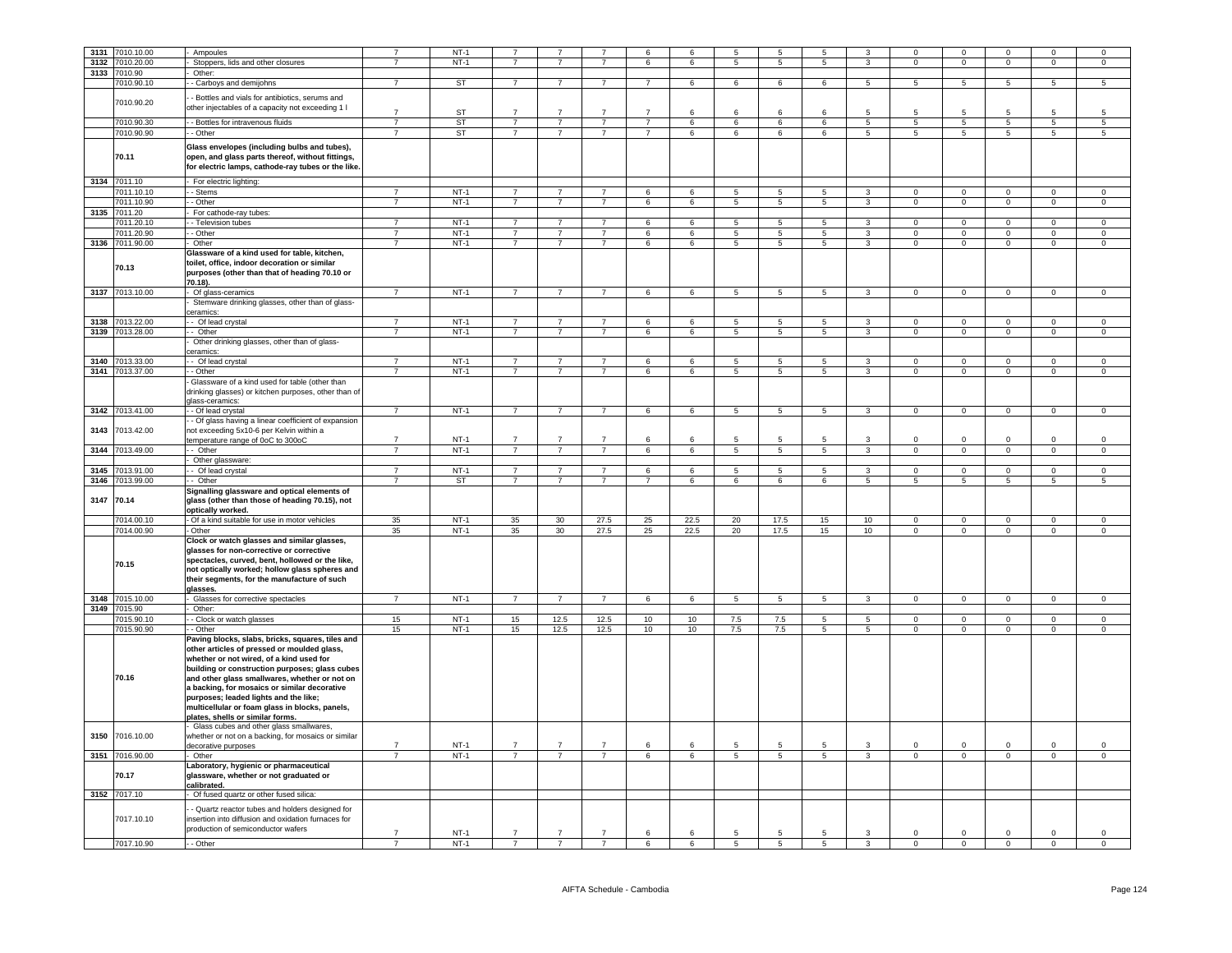| 3131 | 7010.10.00 | - Ampoules | 7 | NT-1 | 7 | 7 | 7 | 6 | 6 | 5 | 5 | 5 | 3 | 0 | 0 | 0 | 0 | 0 |
|---|---|---|---|---|---|---|---|---|---|---|---|---|---|---|---|---|---|---|
| 3132 | 7010.20.00 | - Stoppers, lids and other closures | 7 | NT-1 | 7 | 7 | 7 | 6 | 6 | 5 | 5 | 5 | 3 | 0 | 0 | 0 | 0 | 0 |
| 3133 | 7010.90 | - Other: | | | | | | | | | | | | | | | | |
| | 7010.90.10 | - - Carboys and demijohns | 7 | ST | 7 | 7 | 7 | 7 | 6 | 6 | 6 | 6 | 5 | 5 | 5 | 5 | 5 | 5 |
| | 7010.90.20 | - - Bottles and vials for antibiotics, serums and other injectables of a capacity not exceeding 1 l | 7 | ST | 7 | 7 | 7 | 7 | 6 | 6 | 6 | 6 | 5 | 5 | 5 | 5 | 5 | 5 |
| | 7010.90.30 | - - Bottles for intravenous fluids | 7 | ST | 7 | 7 | 7 | 7 | 6 | 6 | 6 | 6 | 5 | 5 | 5 | 5 | 5 | 5 |
| | 7010.90.90 | - - Other | 7 | ST | 7 | 7 | 7 | 7 | 6 | 6 | 6 | 6 | 5 | 5 | 5 | 5 | 5 | 5 |
| | **70.11** | **Glass envelopes (including bulbs and tubes), open, and glass parts thereof, without fittings, for electric lamps, cathode-ray tubes or the like.** | | | | | | | | | | | | | | | | |
| 3134 | 7011.10 | - For electric lighting: | | | | | | | | | | | | | | | | |
| | 7011.10.10 | - - Stems | 7 | NT-1 | 7 | 7 | 7 | 6 | 6 | 5 | 5 | 5 | 3 | 0 | 0 | 0 | 0 | 0 |
| | 7011.10.90 | - - Other | 7 | NT-1 | 7 | 7 | 7 | 6 | 6 | 5 | 5 | 5 | 3 | 0 | 0 | 0 | 0 | 0 |
| 3135 | 7011.20 | - For cathode-ray tubes: | | | | | | | | | | | | | | | | |
| | 7011.20.10 | - - Television tubes | 7 | NT-1 | 7 | 7 | 7 | 6 | 6 | 5 | 5 | 5 | 3 | 0 | 0 | 0 | 0 | 0 |
| | 7011.20.90 | - - Other | 7 | NT-1 | 7 | 7 | 7 | 6 | 6 | 5 | 5 | 5 | 3 | 0 | 0 | 0 | 0 | 0 |
| 3136 | 7011.90.00 | - Other | 7 | NT-1 | 7 | 7 | 7 | 6 | 6 | 5 | 5 | 5 | 3 | 0 | 0 | 0 | 0 | 0 |
| | **70.13** | **Glassware of a kind used for table, kitchen, toilet, office, indoor decoration or similar purposes (other than that of heading 70.10 or 70.18).** | | | | | | | | | | | | | | | | |
| 3137 | 7013.10.00 | - Of glass-ceramics | 7 | NT-1 | 7 | 7 | 7 | 6 | 6 | 5 | 5 | 5 | 3 | 0 | 0 | 0 | 0 | 0 |
| | | - Stemware drinking glasses, other than of glass-ceramics: | | | | | | | | | | | | | | | | |
| 3138 | 7013.22.00 | - - Of lead crystal | 7 | NT-1 | 7 | 7 | 7 | 6 | 6 | 5 | 5 | 5 | 3 | 0 | 0 | 0 | 0 | 0 |
| 3139 | 7013.28.00 | - - Other | 7 | NT-1 | 7 | 7 | 7 | 6 | 6 | 5 | 5 | 5 | 3 | 0 | 0 | 0 | 0 | 0 |
| | | - Other drinking glasses, other than of glass-ceramics: | | | | | | | | | | | | | | | | |
| 3140 | 7013.33.00 | - - Of lead crystal | 7 | NT-1 | 7 | 7 | 7 | 6 | 6 | 5 | 5 | 5 | 3 | 0 | 0 | 0 | 0 | 0 |
| 3141 | 7013.37.00 | - - Other | 7 | NT-1 | 7 | 7 | 7 | 6 | 6 | 5 | 5 | 5 | 3 | 0 | 0 | 0 | 0 | 0 |
| | | - Glassware of a kind used for table (other than drinking glasses) or kitchen purposes, other than of glass-ceramics: | | | | | | | | | | | | | | | | |
| 3142 | 7013.41.00 | - - Of lead crystal | 7 | NT-1 | 7 | 7 | 7 | 6 | 6 | 5 | 5 | 5 | 3 | 0 | 0 | 0 | 0 | 0 |
| 3143 | 7013.42.00 | - - Of glass having a linear coefficient of expansion not exceeding 5x10-6 per Kelvin within a temperature range of 0oC to 300oC | 7 | NT-1 | 7 | 7 | 7 | 6 | 6 | 5 | 5 | 5 | 3 | 0 | 0 | 0 | 0 | 0 |
| 3144 | 7013.49.00 | - - Other | 7 | NT-1 | 7 | 7 | 7 | 6 | 6 | 5 | 5 | 5 | 3 | 0 | 0 | 0 | 0 | 0 |
| | | - Other glassware: | | | | | | | | | | | | | | | | |
| 3145 | 7013.91.00 | - - Of lead crystal | 7 | NT-1 | 7 | 7 | 7 | 6 | 6 | 5 | 5 | 5 | 3 | 0 | 0 | 0 | 0 | 0 |
| 3146 | 7013.99.00 | - - Other | 7 | ST | 7 | 7 | 7 | 7 | 6 | 6 | 6 | 6 | 5 | 5 | 5 | 5 | 5 | 5 |
| 3147 | **70.14** | **Signalling glassware and optical elements of glass (other than those of heading 70.15), not optically worked.** | | | | | | | | | | | | | | | | |
| | 7014.00.10 | - Of a kind suitable for use in motor vehicles | 35 | NT-1 | 35 | 30 | 27.5 | 25 | 22.5 | 20 | 17.5 | 15 | 10 | 0 | 0 | 0 | 0 | 0 |
| | 7014.00.90 | - Other | 35 | NT-1 | 35 | 30 | 27.5 | 25 | 22.5 | 20 | 17.5 | 15 | 10 | 0 | 0 | 0 | 0 | 0 |
| | **70.15** | **Clock or watch glasses and similar glasses, glasses for non-corrective or corrective spectacles, curved, bent, hollowed or the like, not optically worked; hollow glass spheres and their segments, for the manufacture of such glasses.** | | | | | | | | | | | | | | | | |
| 3148 | 7015.10.00 | - Glasses for corrective spectacles | 7 | NT-1 | 7 | 7 | 7 | 6 | 6 | 5 | 5 | 5 | 3 | 0 | 0 | 0 | 0 | 0 |
| 3149 | 7015.90 | - Other: | | | | | | | | | | | | | | | | |
| | 7015.90.10 | - - Clock or watch glasses | 15 | NT-1 | 15 | 12.5 | 12.5 | 10 | 10 | 7.5 | 7.5 | 5 | 5 | 0 | 0 | 0 | 0 | 0 |
| | 7015.90.90 | - - Other | 15 | NT-1 | 15 | 12.5 | 12.5 | 10 | 10 | 7.5 | 7.5 | 5 | 5 | 0 | 0 | 0 | 0 | 0 |
| | **70.16** | **Paving blocks, slabs, bricks, squares, tiles and other articles of pressed or moulded glass, whether or not wired, of a kind used for building or construction purposes; glass cubes and other glass smallwares, whether or not on a backing, for mosaics or similar decorative purposes; leaded lights and the like; multicellular or foam glass in blocks, panels, plates, shells or similar forms.** | | | | | | | | | | | | | | | | |
| 3150 | 7016.10.00 | - Glass cubes and other glass smallwares, whether or not on a backing, for mosaics or similar decorative purposes | 7 | NT-1 | 7 | 7 | 7 | 6 | 6 | 5 | 5 | 5 | 3 | 0 | 0 | 0 | 0 | 0 |
| 3151 | 7016.90.00 | - Other | 7 | NT-1 | 7 | 7 | 7 | 6 | 6 | 5 | 5 | 5 | 3 | 0 | 0 | 0 | 0 | 0 |
| | **70.17** | **Laboratory, hygienic or pharmaceutical glassware, whether or not graduated or calibrated.** | | | | | | | | | | | | | | | | |
| 3152 | 7017.10 | - Of fused quartz or other fused silica: | | | | | | | | | | | | | | | | |
| | 7017.10.10 | - - Quartz reactor tubes and holders designed for insertion into diffusion and oxidation furnaces for production of semiconductor wafers | 7 | NT-1 | 7 | 7 | 7 | 6 | 6 | 5 | 5 | 5 | 3 | 0 | 0 | 0 | 0 | 0 |
| | 7017.10.90 | - - Other | 7 | NT-1 | 7 | 7 | 7 | 6 | 6 | 5 | 5 | 5 | 3 | 0 | 0 | 0 | 0 | 0 |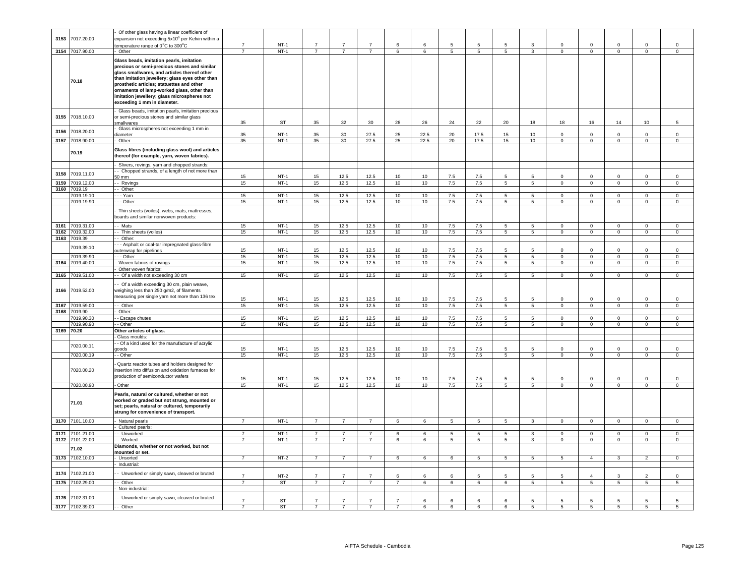| | | | | | | | | | | | | | | | | | | | |
|---|---|---|---|---|---|---|---|---|---|---|---|---|---|---|---|---|---|---|---|
| 3153 | 7017.20.00 | - Of other glass having a linear coefficient of expansion not exceeding 5x10$^{6}$ per Kelvin within a temperature range of 0$^{o}$C to 300$^{o}$C | 7 | NT-1 | 7 | 7 | 7 | 6 | 6 | 5 | 5 | 5 | 3 | 0 | 0 | 0 | 0 | 0 |
| 3154 | 7017.90.00 | - Other | 7 | NT-1 | 7 | 7 | 7 | 6 | 6 | 5 | 5 | 5 | 3 | 0 | 0 | 0 | 0 | 0 |
| | **70.18** | **Glass beads, imitation pearls, imitation precious or semi-precious stones and similar glass smallwares, and articles thereof other than imitation jewellery; glass eyes other than prosthetic articles; statuettes and other ornaments of lamp-worked glass, other than imitation jewellery; glass microspheres not exceeding 1 mm in diameter.** | | | | | | | | | | | | | | | | |
| 3155 | 7018.10.00 | - Glass beads, imitation pearls, imitation precious or semi-precious stones and similar glass smallwares | 35 | ST | 35 | 32 | 30 | 28 | 26 | 24 | 22 | 20 | 18 | 18 | 16 | 14 | 10 | 5 |
| 3156 | 7018.20.00 | - Glass microspheres not exceeding 1 mm in diameter | 35 | NT-1 | 35 | 30 | 27.5 | 25 | 22.5 | 20 | 17.5 | 15 | 10 | 0 | 0 | 0 | 0 | 0 |
| 3157 | 7018.90.00 | - Other | 35 | NT-1 | 35 | 30 | 27.5 | 25 | 22.5 | 20 | 17.5 | 15 | 10 | 0 | 0 | 0 | 0 | 0 |
| | **70.19** | **Glass fibres (including glass wool) and articles thereof (for example, yarn, woven fabrics).** | | | | | | | | | | | | | | | | |
| | | - Slivers, rovings, yarn and chopped strands: | | | | | | | | | | | | | | | | |
| 3158 | 7019.11.00 | - - Chopped strands, of a length of not more than 50 mm | 15 | NT-1 | 15 | 12.5 | 12.5 | 10 | 10 | 7.5 | 7.5 | 5 | 5 | 0 | 0 | 0 | 0 | 0 |
| 3159 | 7019.12.00 | - - Rovings | 15 | NT-1 | 15 | 12.5 | 12.5 | 10 | 10 | 7.5 | 7.5 | 5 | 5 | 0 | 0 | 0 | 0 | 0 |
| 3160 | 7019.19 | - - Other: | | | | | | | | | | | | | | | | |
| | 7019.19.10 | - - - Yarn | 15 | NT-1 | 15 | 12.5 | 12.5 | 10 | 10 | 7.5 | 7.5 | 5 | 5 | 0 | 0 | 0 | 0 | 0 |
| | 7019.19.90 | - - - Other | 15 | NT-1 | 15 | 12.5 | 12.5 | 10 | 10 | 7.5 | 7.5 | 5 | 5 | 0 | 0 | 0 | 0 | 0 |
| | | - Thin sheets (voiles), webs, mats, mattresses, boards and similar nonwoven products: | | | | | | | | | | | | | | | | |
| 3161 | 7019.31.00 | - - Mats | 15 | NT-1 | 15 | 12.5 | 12.5 | 10 | 10 | 7.5 | 7.5 | 5 | 5 | 0 | 0 | 0 | 0 | 0 |
| 3162 | 7019.32.00 | - - Thin sheets (voiles) | 15 | NT-1 | 15 | 12.5 | 12.5 | 10 | 10 | 7.5 | 7.5 | 5 | 5 | 0 | 0 | 0 | 0 | 0 |
| 3163 | 7019.39 | - - Other: | | | | | | | | | | | | | | | | |
| | 7019.39.10 | - - - Asphalt or coal-tar impregnated glass-fibre outerwrap for pipelines | 15 | NT-1 | 15 | 12.5 | 12.5 | 10 | 10 | 7.5 | 7.5 | 5 | 5 | 0 | 0 | 0 | 0 | 0 |
| | 7019.39.90 | - - - Other | 15 | NT-1 | 15 | 12.5 | 12.5 | 10 | 10 | 7.5 | 7.5 | 5 | 5 | 0 | 0 | 0 | 0 | 0 |
| 3164 | 7019.40.00 | - Woven fabrics of rovings | 15 | NT-1 | 15 | 12.5 | 12.5 | 10 | 10 | 7.5 | 7.5 | 5 | 5 | 0 | 0 | 0 | 0 | 0 |
| | | - Other woven fabrics: | | | | | | | | | | | | | | | | |
| 3165 | 7019.51.00 | - - Of a width not exceeding 30 cm | 15 | NT-1 | 15 | 12.5 | 12.5 | 10 | 10 | 7.5 | 7.5 | 5 | 5 | 0 | 0 | 0 | 0 | 0 |
| 3166 | 7019.52.00 | - - Of a width exceeding 30 cm, plain weave, weighing less than 250 g/m2, of filaments measuring per single yarn not more than 136 tex | 15 | NT-1 | 15 | 12.5 | 12.5 | 10 | 10 | 7.5 | 7.5 | 5 | 5 | 0 | 0 | 0 | 0 | 0 |
| 3167 | 7019.59.00 | - - Other | 15 | NT-1 | 15 | 12.5 | 12.5 | 10 | 10 | 7.5 | 7.5 | 5 | 5 | 0 | 0 | 0 | 0 | 0 |
| 3168 | 7019.90 | - Other: | | | | | | | | | | | | | | | | |
| | 7019.90.30 | - - Escape chutes | 15 | NT-1 | 15 | 12.5 | 12.5 | 10 | 10 | 7.5 | 7.5 | 5 | 5 | 0 | 0 | 0 | 0 | 0 |
| | 7019.90.90 | - - Other | 15 | NT-1 | 15 | 12.5 | 12.5 | 10 | 10 | 7.5 | 7.5 | 5 | 5 | 0 | 0 | 0 | 0 | 0 |
| 3169 | **70.20** | **Other articles of glass.** | | | | | | | | | | | | | | | | |
| | | - Glass moulds: | | | | | | | | | | | | | | | | |
| | 7020.00.11 | - - Of a kind used for the manufacture of acrylic goods | 15 | NT-1 | 15 | 12.5 | 12.5 | 10 | 10 | 7.5 | 7.5 | 5 | 5 | 0 | 0 | 0 | 0 | 0 |
| | 7020.00.19 | - - Other | 15 | NT-1 | 15 | 12.5 | 12.5 | 10 | 10 | 7.5 | 7.5 | 5 | 5 | 0 | 0 | 0 | 0 | 0 |
| | 7020.00.20 | - Quartz reactor tubes and holders designed for insertion into diffusion and oxidation furnaces for production of semiconductor wafers | 15 | NT-1 | 15 | 12.5 | 12.5 | 10 | 10 | 7.5 | 7.5 | 5 | 5 | 0 | 0 | 0 | 0 | 0 |
| | 7020.00.90 | - Other | 15 | NT-1 | 15 | 12.5 | 12.5 | 10 | 10 | 7.5 | 7.5 | 5 | 5 | 0 | 0 | 0 | 0 | 0 |
| | **71.01** | **Pearls, natural or cultured, whether or not worked or graded but not strung, mounted or set; pearls, natural or cultured, temporarily strung for convenience of transport.** | | | | | | | | | | | | | | | | |
| 3170 | 7101.10.00 | - Natural pearls | 7 | NT-1 | 7 | 7 | 7 | 6 | 6 | 5 | 5 | 5 | 3 | 0 | 0 | 0 | 0 | 0 |
| | | - Cultured pearls: | | | | | | | | | | | | | | | | |
| 3171 | 7101.21.00 | - - Unworked | 7 | NT-1 | 7 | 7 | 7 | 6 | 6 | 5 | 5 | 5 | 3 | 0 | 0 | 0 | 0 | 0 |
| 3172 | 7101.22.00 | - - Worked | 7 | NT-1 | 7 | 7 | 7 | 6 | 6 | 5 | 5 | 5 | 3 | 0 | 0 | 0 | 0 | 0 |
| | **71.02** | **Diamonds, whether or not worked, but not mounted or set.** | | | | | | | | | | | | | | | | |
| 3173 | 7102.10.00 | - Unsorted | 7 | NT-2 | 7 | 7 | 7 | 6 | 6 | 6 | 5 | 5 | 5 | 5 | 4 | 3 | 2 | 0 |
| | | - Industrial: | | | | | | | | | | | | | | | | |
| 3174 | 7102.21.00 | - - Unworked or simply sawn, cleaved or bruted | 7 | NT-2 | 7 | 7 | 7 | 6 | 6 | 6 | 5 | 5 | 5 | 5 | 4 | 3 | 2 | 0 |
| 3175 | 7102.29.00 | - - Other | 7 | ST | 7 | 7 | 7 | 7 | 6 | 6 | 6 | 6 | 5 | 5 | 5 | 5 | 5 | 5 |
| | | - Non-industrial: | | | | | | | | | | | | | | | | |
| 3176 | 7102.31.00 | - - Unworked or simply sawn, cleaved or bruted | 7 | ST | 7 | 7 | 7 | 7 | 6 | 6 | 6 | 6 | 5 | 5 | 5 | 5 | 5 | 5 |
| 3177 | 7102.39.00 | - - Other | 7 | ST | 7 | 7 | 7 | 7 | 6 | 6 | 6 | 6 | 5 | 5 | 5 | 5 | 5 | 5 |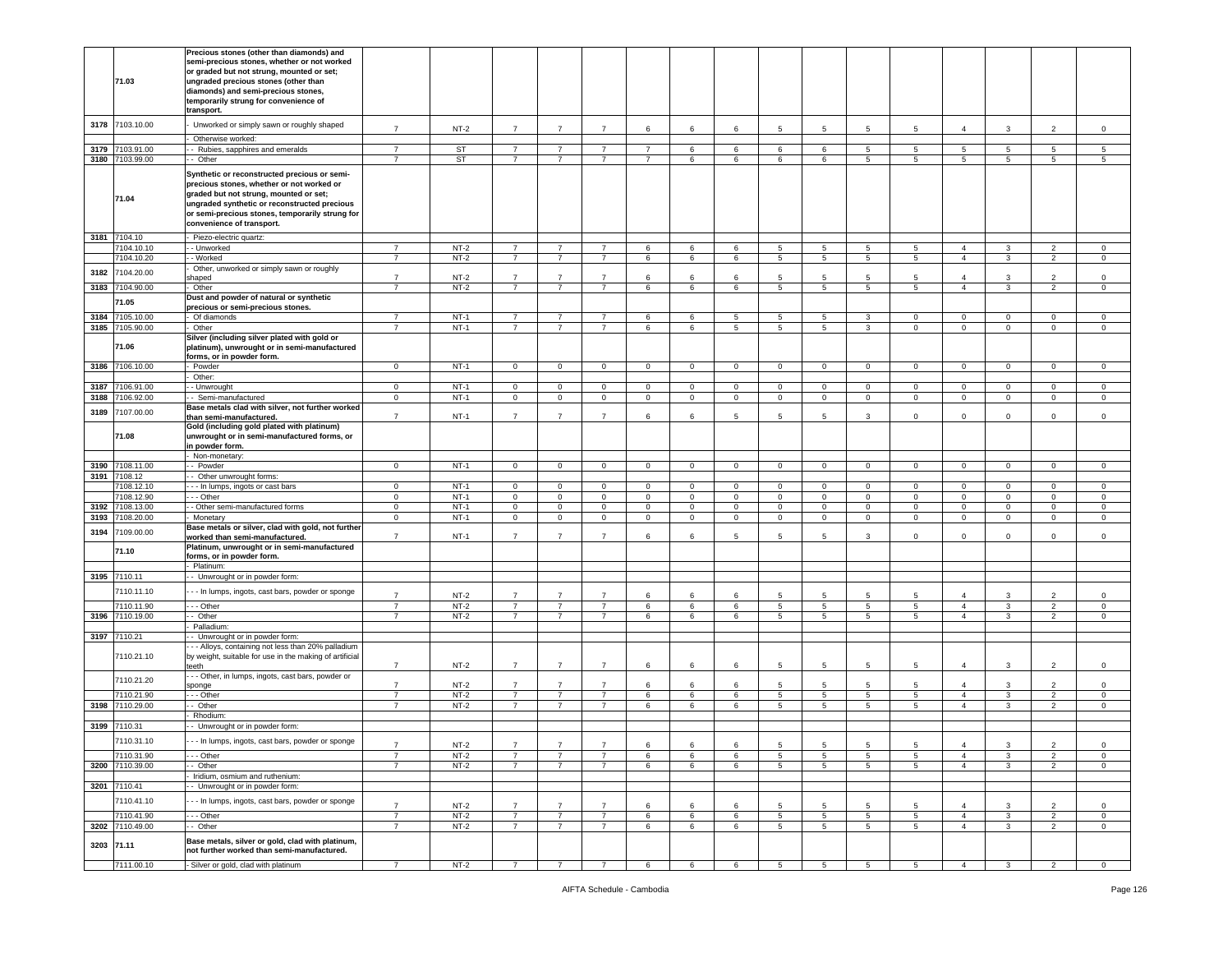| | 71.03 | **Precious stones (other than diamonds) and semi-precious stones, whether or not worked or graded but not strung, mounted or set; ungraded precious stones (other than diamonds) and semi-precious stones, temporarily strung for convenience of transport.** | | | | | | | | | | | | | | | | |
|---|---|---|---|---|---|---|---|---|---|---|---|---|---|---|---|---|---|---|
| 3178 | 7103.10.00 | - Unworked or simply sawn or roughly shaped | 7 | NT-2 | 7 | 7 | 7 | 6 | 6 | 6 | 5 | 5 | 5 | 5 | 4 | 3 | 2 | 0 |
| | | - Otherwise worked: | | | | | | | | | | | | | | | | |
| 3179 | 7103.91.00 | - - Rubies, sapphires and emeralds | 7 | ST | 7 | 7 | 7 | 7 | 6 | 6 | 6 | 6 | 5 | 5 | 5 | 5 | 5 | 5 |
| 3180 | 7103.99.00 | - - Other | 7 | ST | 7 | 7 | 7 | 7 | 6 | 6 | 6 | 6 | 5 | 5 | 5 | 5 | 5 | 5 |
| | 71.04 | **Synthetic or reconstructed precious or semi-precious stones, whether or not worked or graded but not strung, mounted or set; ungraded synthetic or reconstructed precious or semi-precious stones, temporarily strung for convenience of transport.** | | | | | | | | | | | | | | | | |
| 3181 | 7104.10 | - Piezo-electric quartz: | | | | | | | | | | | | | | | | |
| | 7104.10.10 | - - Unworked | 7 | NT-2 | 7 | 7 | 7 | 6 | 6 | 6 | 5 | 5 | 5 | 5 | 4 | 3 | 2 | 0 |
| | 7104.10.20 | - - Worked | 7 | NT-2 | 7 | 7 | 7 | 6 | 6 | 6 | 5 | 5 | 5 | 5 | 4 | 3 | 2 | 0 |
| 3182 | 7104.20.00 | - Other, unworked or simply sawn or roughly shaped | 7 | NT-2 | 7 | 7 | 7 | 6 | 6 | 6 | 5 | 5 | 5 | 5 | 4 | 3 | 2 | 0 |
| 3183 | 7104.90.00 | - Other | 7 | NT-2 | 7 | 7 | 7 | 6 | 6 | 6 | 5 | 5 | 5 | 5 | 4 | 3 | 2 | 0 |
| | 71.05 | **Dust and powder of natural or synthetic precious or semi-precious stones.** | | | | | | | | | | | | | | | | |
| 3184 | 7105.10.00 | - Of diamonds | 7 | NT-1 | 7 | 7 | 7 | 6 | 6 | 5 | 5 | 5 | 3 | 0 | 0 | 0 | 0 | 0 |
| 3185 | 7105.90.00 | - Other | 7 | NT-1 | 7 | 7 | 7 | 6 | 6 | 5 | 5 | 5 | 3 | 0 | 0 | 0 | 0 | 0 |
| | 71.06 | **Silver (including silver plated with gold or platinum), unwrought or in semi-manufactured forms, or in powder form.** | | | | | | | | | | | | | | | | |
| 3186 | 7106.10.00 | - Powder | 0 | NT-1 | 0 | 0 | 0 | 0 | 0 | 0 | 0 | 0 | 0 | 0 | 0 | 0 | 0 | 0 |
| | | - Other: | | | | | | | | | | | | | | | | |
| 3187 | 7106.91.00 | - - Unwrought | 0 | NT-1 | 0 | 0 | 0 | 0 | 0 | 0 | 0 | 0 | 0 | 0 | 0 | 0 | 0 | 0 |
| 3188 | 7106.92.00 | - - Semi-manufactured | 0 | NT-1 | 0 | 0 | 0 | 0 | 0 | 0 | 0 | 0 | 0 | 0 | 0 | 0 | 0 | 0 |
| 3189 | 7107.00.00 | **Base metals clad with silver, not further worked than semi-manufactured.** | 7 | NT-1 | 7 | 7 | 7 | 6 | 6 | 5 | 5 | 5 | 3 | 0 | 0 | 0 | 0 | 0 |
| | 71.08 | **Gold (including gold plated with platinum) unwrought or in semi-manufactured forms, or in powder form.** | | | | | | | | | | | | | | | | |
| | | - Non-monetary: | | | | | | | | | | | | | | | | |
| 3190 | 7108.11.00 | - - Powder | 0 | NT-1 | 0 | 0 | 0 | 0 | 0 | 0 | 0 | 0 | 0 | 0 | 0 | 0 | 0 | 0 |
| 3191 | 7108.12 | - - Other unwrought forms: | | | | | | | | | | | | | | | | |
| | 7108.12.10 | - - - In lumps, ingots or cast bars | 0 | NT-1 | 0 | 0 | 0 | 0 | 0 | 0 | 0 | 0 | 0 | 0 | 0 | 0 | 0 | 0 |
| | 7108.12.90 | - - - Other | 0 | NT-1 | 0 | 0 | 0 | 0 | 0 | 0 | 0 | 0 | 0 | 0 | 0 | 0 | 0 | 0 |
| 3192 | 7108.13.00 | - - Other semi-manufactured forms | 0 | NT-1 | 0 | 0 | 0 | 0 | 0 | 0 | 0 | 0 | 0 | 0 | 0 | 0 | 0 | 0 |
| 3193 | 7108.20.00 | - Monetary | 0 | NT-1 | 0 | 0 | 0 | 0 | 0 | 0 | 0 | 0 | 0 | 0 | 0 | 0 | 0 | 0 |
| 3194 | 7109.00.00 | **Base metals or silver, clad with gold, not further worked than semi-manufactured.** | 7 | NT-1 | 7 | 7 | 7 | 6 | 6 | 5 | 5 | 5 | 3 | 0 | 0 | 0 | 0 | 0 |
| | 71.10 | **Platinum, unwrought or in semi-manufactured forms, or in powder form.** | | | | | | | | | | | | | | | | |
| | | - Platinum: | | | | | | | | | | | | | | | | |
| 3195 | 7110.11 | - - Unwrought or in powder form: | | | | | | | | | | | | | | | | |
| | 7110.11.10 | - - - In lumps, ingots, cast bars, powder or sponge | 7 | NT-2 | 7 | 7 | 7 | 6 | 6 | 6 | 5 | 5 | 5 | 5 | 4 | 3 | 2 | 0 |
| | 7110.11.90 | - - - Other | 7 | NT-2 | 7 | 7 | 7 | 6 | 6 | 6 | 5 | 5 | 5 | 5 | 4 | 3 | 2 | 0 |
| 3196 | 7110.19.00 | - - Other | 7 | NT-2 | 7 | 7 | 7 | 6 | 6 | 6 | 5 | 5 | 5 | 5 | 4 | 3 | 2 | 0 |
| | | - Palladium: | | | | | | | | | | | | | | | | |
| 3197 | 7110.21 | - - Unwrought or in powder form: | | | | | | | | | | | | | | | | |
| | 7110.21.10 | - - - Alloys, containing not less than 20% palladium by weight, suitable for use in the making of artificial teeth | 7 | NT-2 | 7 | 7 | 7 | 6 | 6 | 6 | 5 | 5 | 5 | 5 | 4 | 3 | 2 | 0 |
| | 7110.21.20 | - - - Other, in lumps, ingots, cast bars, powder or sponge | 7 | NT-2 | 7 | 7 | 7 | 6 | 6 | 6 | 5 | 5 | 5 | 5 | 4 | 3 | 2 | 0 |
| | 7110.21.90 | - - - Other | 7 | NT-2 | 7 | 7 | 7 | 6 | 6 | 6 | 5 | 5 | 5 | 5 | 4 | 3 | 2 | 0 |
| 3198 | 7110.29.00 | - - Other | 7 | NT-2 | 7 | 7 | 7 | 6 | 6 | 6 | 5 | 5 | 5 | 5 | 4 | 3 | 2 | 0 |
| | | - Rhodium: | | | | | | | | | | | | | | | | |
| 3199 | 7110.31 | - - Unwrought or in powder form: | | | | | | | | | | | | | | | | |
| | 7110.31.10 | - - - In lumps, ingots, cast bars, powder or sponge | 7 | NT-2 | 7 | 7 | 7 | 6 | 6 | 6 | 5 | 5 | 5 | 5 | 4 | 3 | 2 | 0 |
| | 7110.31.90 | - - - Other | 7 | NT-2 | 7 | 7 | 7 | 6 | 6 | 6 | 5 | 5 | 5 | 5 | 4 | 3 | 2 | 0 |
| 3200 | 7110.39.00 | - - Other | 7 | NT-2 | 7 | 7 | 7 | 6 | 6 | 6 | 5 | 5 | 5 | 5 | 4 | 3 | 2 | 0 |
| | | - Iridium, osmium and ruthenium: | | | | | | | | | | | | | | | | |
| 3201 | 7110.41 | - - Unwrought or in powder form: | | | | | | | | | | | | | | | | |
| | 7110.41.10 | - - - In lumps, ingots, cast bars, powder or sponge | 7 | NT-2 | 7 | 7 | 7 | 6 | 6 | 6 | 5 | 5 | 5 | 5 | 4 | 3 | 2 | 0 |
| | 7110.41.90 | - - - Other | 7 | NT-2 | 7 | 7 | 7 | 6 | 6 | 6 | 5 | 5 | 5 | 5 | 4 | 3 | 2 | 0 |
| 3202 | 7110.49.00 | - - Other | 7 | NT-2 | 7 | 7 | 7 | 6 | 6 | 6 | 5 | 5 | 5 | 5 | 4 | 3 | 2 | 0 |
| 3203 | 71.11 | **Base metals, silver or gold, clad with platinum, not further worked than semi-manufactured.** | | | | | | | | | | | | | | | | |
| | 7111.00.10 | - Silver or gold, clad with platinum | 7 | NT-2 | 7 | 7 | 7 | 6 | 6 | 6 | 5 | 5 | 5 | 5 | 4 | 3 | 2 | 0 |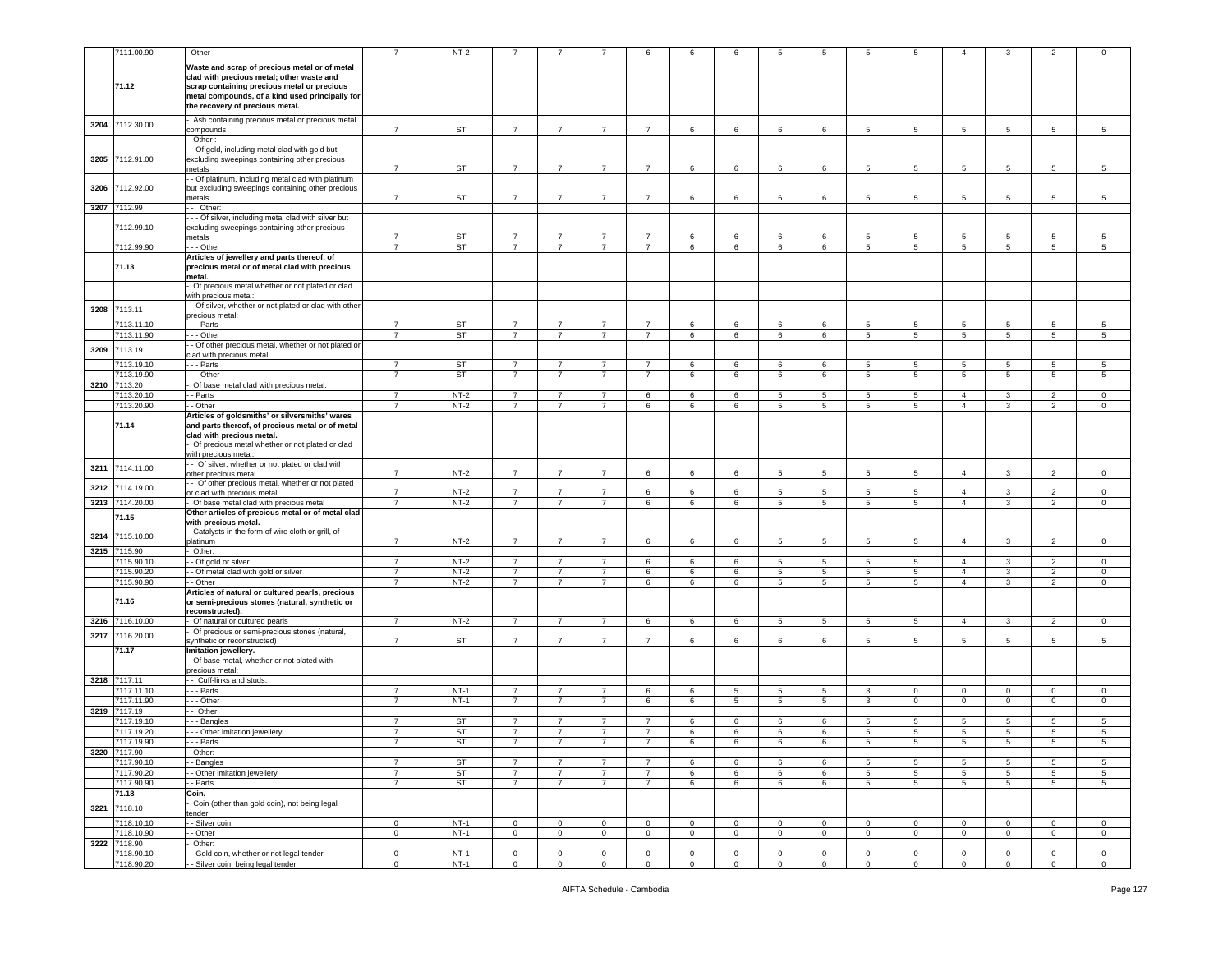| | 7111.00.90 | - Other | 7 | NT-2 | 7 | 7 | 7 | 6 | 6 | 6 | 5 | 5 | 5 | 5 | 4 | 3 | 2 | 0 |
|---|---|---|---|---|---|---|---|---|---|---|---|---|---|---|---|---|---|---|
| | 71.12 | **Waste and scrap of precious metal or of metal clad with precious metal; other waste and scrap containing precious metal or precious metal compounds, of a kind used principally for the recovery of precious metal.** | | | | | | | | | | | | | | | | |
| 3204 | 7112.30.00 | - Ash containing precious metal or precious metal compounds | 7 | ST | 7 | 7 | 7 | 7 | 6 | 6 | 6 | 6 | 5 | 5 | 5 | 5 | 5 | 5 |
| | | - Other : | | | | | | | | | | | | | | | | |
| 3205 | 7112.91.00 | - - Of gold, including metal clad with gold but excluding sweepings containing other precious metals | 7 | ST | 7 | 7 | 7 | 7 | 6 | 6 | 6 | 6 | 5 | 5 | 5 | 5 | 5 | 5 |
| 3206 | 7112.92.00 | - - Of platinum, including metal clad with platinum but excluding sweepings containing other precious metals | 7 | ST | 7 | 7 | 7 | 7 | 6 | 6 | 6 | 6 | 5 | 5 | 5 | 5 | 5 | 5 |
| 3207 | 7112.99 | - - Other: | | | | | | | | | | | | | | | | |
| | 7112.99.10 | - - - Of silver, including metal clad with silver but excluding sweepings containing other precious metals | 7 | ST | 7 | 7 | 7 | 7 | 6 | 6 | 6 | 6 | 5 | 5 | 5 | 5 | 5 | 5 |
| | 7112.99.90 | - - - Other | 7 | ST | 7 | 7 | 7 | 7 | 6 | 6 | 6 | 6 | 5 | 5 | 5 | 5 | 5 | 5 |
| | 71.13 | **Articles of jewellery and parts thereof, of precious metal or of metal clad with precious metal.** | | | | | | | | | | | | | | | | |
| | | - Of precious metal whether or not plated or clad with precious metal: | | | | | | | | | | | | | | | | |
| 3208 | 7113.11 | - - Of silver, whether or not plated or clad with other precious metal: | | | | | | | | | | | | | | | | |
| | 7113.11.10 | - - - Parts | 7 | ST | 7 | 7 | 7 | 7 | 6 | 6 | 6 | 6 | 5 | 5 | 5 | 5 | 5 | 5 |
| | 7113.11.90 | - - - Other | 7 | ST | 7 | 7 | 7 | 7 | 6 | 6 | 6 | 6 | 5 | 5 | 5 | 5 | 5 | 5 |
| 3209 | 7113.19 | - - Of other precious metal, whether or not plated or clad with precious metal: | | | | | | | | | | | | | | | | |
| | 7113.19.10 | - - - Parts | 7 | ST | 7 | 7 | 7 | 7 | 6 | 6 | 6 | 6 | 5 | 5 | 5 | 5 | 5 | 5 |
| | 7113.19.90 | - - - Other | 7 | ST | 7 | 7 | 7 | 7 | 6 | 6 | 6 | 6 | 5 | 5 | 5 | 5 | 5 | 5 |
| 3210 | 7113.20 | - Of base metal clad with precious metal: | | | | | | | | | | | | | | | | |
| | 7113.20.10 | - - Parts | 7 | NT-2 | 7 | 7 | 7 | 6 | 6 | 6 | 5 | 5 | 5 | 5 | 4 | 3 | 2 | 0 |
| | 7113.20.90 | - - Other | 7 | NT-2 | 7 | 7 | 7 | 6 | 6 | 6 | 5 | 5 | 5 | 5 | 4 | 3 | 2 | 0 |
| | 71.14 | **Articles of goldsmiths' or silversmiths' wares and parts thereof, of precious metal or of metal clad with precious metal.** | | | | | | | | | | | | | | | | |
| | | - Of precious metal whether or not plated or clad with precious metal: | | | | | | | | | | | | | | | | |
| 3211 | 7114.11.00 | - - Of silver, whether or not plated or clad with other precious metal | 7 | NT-2 | 7 | 7 | 7 | 6 | 6 | 6 | 5 | 5 | 5 | 5 | 4 | 3 | 2 | 0 |
| 3212 | 7114.19.00 | - - Of other precious metal, whether or not plated or clad with precious metal | 7 | NT-2 | 7 | 7 | 7 | 6 | 6 | 6 | 5 | 5 | 5 | 5 | 4 | 3 | 2 | 0 |
| 3213 | 7114.20.00 | - Of base metal clad with precious metal | 7 | NT-2 | 7 | 7 | 7 | 6 | 6 | 6 | 5 | 5 | 5 | 5 | 4 | 3 | 2 | 0 |
| | 71.15 | **Other articles of precious metal or of metal clad with precious metal.** | | | | | | | | | | | | | | | | |
| 3214 | 7115.10.00 | - Catalysts in the form of wire cloth or grill, of platinum | 7 | NT-2 | 7 | 7 | 7 | 6 | 6 | 6 | 5 | 5 | 5 | 5 | 4 | 3 | 2 | 0 |
| 3215 | 7115.90 | - Other: | | | | | | | | | | | | | | | | |
| | 7115.90.10 | - - Of gold or silver | 7 | NT-2 | 7 | 7 | 7 | 6 | 6 | 6 | 5 | 5 | 5 | 5 | 4 | 3 | 2 | 0 |
| | 7115.90.20 | - - Of metal clad with gold or silver | 7 | NT-2 | 7 | 7 | 7 | 6 | 6 | 6 | 5 | 5 | 5 | 5 | 4 | 3 | 2 | 0 |
| | 7115.90.90 | - - Other | 7 | NT-2 | 7 | 7 | 7 | 6 | 6 | 6 | 5 | 5 | 5 | 5 | 4 | 3 | 2 | 0 |
| | 71.16 | **Articles of natural or cultured pearls, precious or semi-precious stones (natural, synthetic or reconstructed).** | | | | | | | | | | | | | | | | |
| 3216 | 7116.10.00 | - Of natural or cultured pearls | 7 | NT-2 | 7 | 7 | 7 | 6 | 6 | 6 | 5 | 5 | 5 | 5 | 4 | 3 | 2 | 0 |
| 3217 | 7116.20.00 | - Of precious or semi-precious stones (natural, synthetic or reconstructed) | 7 | ST | 7 | 7 | 7 | 7 | 6 | 6 | 6 | 6 | 5 | 5 | 5 | 5 | 5 | 5 |
| | 71.17 | **Imitation jewellery.** | | | | | | | | | | | | | | | | |
| | | - Of base metal, whether or not plated with precious metal: | | | | | | | | | | | | | | | | |
| 3218 | 7117.11 | - - Cuff-links and studs: | | | | | | | | | | | | | | | | |
| | 7117.11.10 | - - - Parts | 7 | NT-1 | 7 | 7 | 7 | 6 | 6 | 5 | 5 | 5 | 3 | 0 | 0 | 0 | 0 | 0 |
| | 7117.11.90 | - - - Other | 7 | NT-1 | 7 | 7 | 7 | 6 | 6 | 5 | 5 | 5 | 3 | 0 | 0 | 0 | 0 | 0 |
| 3219 | 7117.19 | - - Other: | | | | | | | | | | | | | | | | |
| | 7117.19.10 | - - - Bangles | 7 | ST | 7 | 7 | 7 | 7 | 6 | 6 | 6 | 6 | 5 | 5 | 5 | 5 | 5 | 5 |
| | 7117.19.20 | - - - Other imitation jewellery | 7 | ST | 7 | 7 | 7 | 7 | 6 | 6 | 6 | 6 | 5 | 5 | 5 | 5 | 5 | 5 |
| | 7117.19.90 | - - - Parts | 7 | ST | 7 | 7 | 7 | 7 | 6 | 6 | 6 | 6 | 5 | 5 | 5 | 5 | 5 | 5 |
| 3220 | 7117.90 | - Other: | | | | | | | | | | | | | | | | |
| | 7117.90.10 | - - Bangles | 7 | ST | 7 | 7 | 7 | 7 | 6 | 6 | 6 | 6 | 5 | 5 | 5 | 5 | 5 | 5 |
| | 7117.90.20 | - - Other imitation jewellery | 7 | ST | 7 | 7 | 7 | 7 | 6 | 6 | 6 | 6 | 5 | 5 | 5 | 5 | 5 | 5 |
| | 7117.90.90 | - - Parts | 7 | ST | 7 | 7 | 7 | 7 | 6 | 6 | 6 | 6 | 5 | 5 | 5 | 5 | 5 | 5 |
| | 71.18 | **Coin.** | | | | | | | | | | | | | | | | |
| 3221 | 7118.10 | - Coin (other than gold coin), not being legal tender: | | | | | | | | | | | | | | | | |
| | 7118.10.10 | - - Silver coin | 0 | NT-1 | 0 | 0 | 0 | 0 | 0 | 0 | 0 | 0 | 0 | 0 | 0 | 0 | 0 | 0 |
| | 7118.10.90 | - - Other | 0 | NT-1 | 0 | 0 | 0 | 0 | 0 | 0 | 0 | 0 | 0 | 0 | 0 | 0 | 0 | 0 |
| 3222 | 7118.90 | - Other: | | | | | | | | | | | | | | | | |
| | 7118.90.10 | - - Gold coin, whether or not legal tender | 0 | NT-1 | 0 | 0 | 0 | 0 | 0 | 0 | 0 | 0 | 0 | 0 | 0 | 0 | 0 | 0 |
| | 7118.90.20 | - - Silver coin, being legal tender | 0 | NT-1 | 0 | 0 | 0 | 0 | 0 | 0 | 0 | 0 | 0 | 0 | 0 | 0 | 0 | 0 |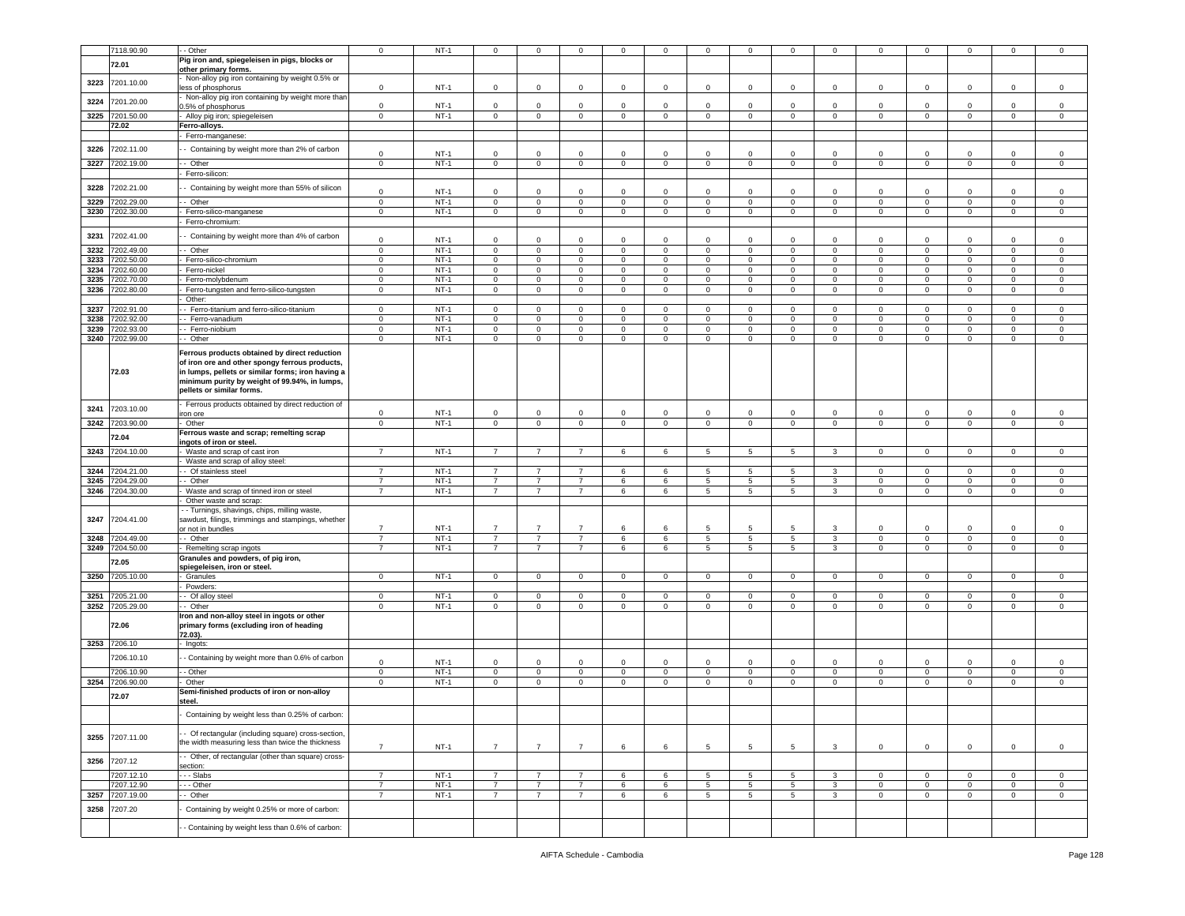|  | 7118.90.90 | - - Other | 0 | NT-1 | 0 | 0 | 0 | 0 | 0 | 0 | 0 | 0 | 0 | 0 | 0 | 0 | 0 | 0 |
|---|---|---|---|---|---|---|---|---|---|---|---|---|---|---|---|---|---|---|
|  | 72.01 | Pig iron and, spiegeleisen in pigs, blocks or other primary forms. |  |  |  |  |  |  |  |  |  |  |  |  |  |  |  |  |
| 3223 | 7201.10.00 | - Non-alloy pig iron containing by weight 0.5% or less of phosphorus | 0 | NT-1 | 0 | 0 | 0 | 0 | 0 | 0 | 0 | 0 | 0 | 0 | 0 | 0 | 0 | 0 |
| 3224 | 7201.20.00 | - Non-alloy pig iron containing by weight more than 0.5% of phosphorus | 0 | NT-1 | 0 | 0 | 0 | 0 | 0 | 0 | 0 | 0 | 0 | 0 | 0 | 0 | 0 | 0 |
| 3225 | 7201.50.00 | - Alloy pig iron; spiegeleisen | 0 | NT-1 | 0 | 0 | 0 | 0 | 0 | 0 | 0 | 0 | 0 | 0 | 0 | 0 | 0 | 0 |
|  | 72.02 | Ferro-alloys. |  |  |  |  |  |  |  |  |  |  |  |  |  |  |  |  |
|  |  | - Ferro-manganese: |  |  |  |  |  |  |  |  |  |  |  |  |  |  |  |  |
| 3226 | 7202.11.00 | - - Containing by weight more than 2% of carbon | 0 | NT-1 | 0 | 0 | 0 | 0 | 0 | 0 | 0 | 0 | 0 | 0 | 0 | 0 | 0 | 0 |
| 3227 | 7202.19.00 | - - Other | 0 | NT-1 | 0 | 0 | 0 | 0 | 0 | 0 | 0 | 0 | 0 | 0 | 0 | 0 | 0 | 0 |
|  |  | - Ferro-silicon: |  |  |  |  |  |  |  |  |  |  |  |  |  |  |  |  |
| 3228 | 7202.21.00 | - - Containing by weight more than 55% of silicon | 0 | NT-1 | 0 | 0 | 0 | 0 | 0 | 0 | 0 | 0 | 0 | 0 | 0 | 0 | 0 | 0 |
| 3229 | 7202.29.00 | - - Other | 0 | NT-1 | 0 | 0 | 0 | 0 | 0 | 0 | 0 | 0 | 0 | 0 | 0 | 0 | 0 | 0 |
| 3230 | 7202.30.00 | - Ferro-silico-manganese | 0 | NT-1 | 0 | 0 | 0 | 0 | 0 | 0 | 0 | 0 | 0 | 0 | 0 | 0 | 0 | 0 |
|  |  | - Ferro-chromium: |  |  |  |  |  |  |  |  |  |  |  |  |  |  |  |  |
| 3231 | 7202.41.00 | - - Containing by weight more than 4% of carbon | 0 | NT-1 | 0 | 0 | 0 | 0 | 0 | 0 | 0 | 0 | 0 | 0 | 0 | 0 | 0 | 0 |
| 3232 | 7202.49.00 | - - Other | 0 | NT-1 | 0 | 0 | 0 | 0 | 0 | 0 | 0 | 0 | 0 | 0 | 0 | 0 | 0 | 0 |
| 3233 | 7202.50.00 | - Ferro-silico-chromium | 0 | NT-1 | 0 | 0 | 0 | 0 | 0 | 0 | 0 | 0 | 0 | 0 | 0 | 0 | 0 | 0 |
| 3234 | 7202.60.00 | - Ferro-nickel | 0 | NT-1 | 0 | 0 | 0 | 0 | 0 | 0 | 0 | 0 | 0 | 0 | 0 | 0 | 0 | 0 |
| 3235 | 7202.70.00 | - Ferro-molybdenum | 0 | NT-1 | 0 | 0 | 0 | 0 | 0 | 0 | 0 | 0 | 0 | 0 | 0 | 0 | 0 | 0 |
| 3236 | 7202.80.00 | - Ferro-tungsten and ferro-silico-tungsten | 0 | NT-1 | 0 | 0 | 0 | 0 | 0 | 0 | 0 | 0 | 0 | 0 | 0 | 0 | 0 | 0 |
|  |  | - Other: |  |  |  |  |  |  |  |  |  |  |  |  |  |  |  |  |
| 3237 | 7202.91.00 | - - Ferro-titanium and ferro-silico-titanium | 0 | NT-1 | 0 | 0 | 0 | 0 | 0 | 0 | 0 | 0 | 0 | 0 | 0 | 0 | 0 | 0 |
| 3238 | 7202.92.00 | - - Ferro-vanadium | 0 | NT-1 | 0 | 0 | 0 | 0 | 0 | 0 | 0 | 0 | 0 | 0 | 0 | 0 | 0 | 0 |
| 3239 | 7202.93.00 | - - Ferro-niobium | 0 | NT-1 | 0 | 0 | 0 | 0 | 0 | 0 | 0 | 0 | 0 | 0 | 0 | 0 | 0 | 0 |
| 3240 | 7202.99.00 | - - Other | 0 | NT-1 | 0 | 0 | 0 | 0 | 0 | 0 | 0 | 0 | 0 | 0 | 0 | 0 | 0 | 0 |
|  | 72.03 | Ferrous products obtained by direct reduction of iron ore and other spongy ferrous products, in lumps, pellets or similar forms; iron having a minimum purity by weight of 99.94%, in lumps, pellets or similar forms. |  |  |  |  |  |  |  |  |  |  |  |  |  |  |  |  |
| 3241 | 7203.10.00 | - Ferrous products obtained by direct reduction of iron ore | 0 | NT-1 | 0 | 0 | 0 | 0 | 0 | 0 | 0 | 0 | 0 | 0 | 0 | 0 | 0 | 0 |
| 3242 | 7203.90.00 | - Other | 0 | NT-1 | 0 | 0 | 0 | 0 | 0 | 0 | 0 | 0 | 0 | 0 | 0 | 0 | 0 | 0 |
|  | 72.04 | Ferrous waste and scrap; remelting scrap ingots of iron or steel. |  |  |  |  |  |  |  |  |  |  |  |  |  |  |  |  |
| 3243 | 7204.10.00 | - Waste and scrap of cast iron | 7 | NT-1 | 7 | 7 | 7 | 6 | 6 | 5 | 5 | 5 | 3 | 0 | 0 | 0 | 0 | 0 |
|  |  | - Waste and scrap of alloy steel: |  |  |  |  |  |  |  |  |  |  |  |  |  |  |  |  |
| 3244 | 7204.21.00 | - - Of stainless steel | 7 | NT-1 | 7 | 7 | 7 | 6 | 6 | 5 | 5 | 5 | 3 | 0 | 0 | 0 | 0 | 0 |
| 3245 | 7204.29.00 | - - Other | 7 | NT-1 | 7 | 7 | 7 | 6 | 6 | 5 | 5 | 5 | 3 | 0 | 0 | 0 | 0 | 0 |
| 3246 | 7204.30.00 | - Waste and scrap of tinned iron or steel | 7 | NT-1 | 7 | 7 | 7 | 6 | 6 | 5 | 5 | 5 | 3 | 0 | 0 | 0 | 0 | 0 |
|  |  | - Other waste and scrap: |  |  |  |  |  |  |  |  |  |  |  |  |  |  |  |  |
| 3247 | 7204.41.00 | - - Turnings, shavings, chips, milling waste, sawdust, filings, trimmings and stampings, whether or not in bundles | 7 | NT-1 | 7 | 7 | 7 | 6 | 6 | 5 | 5 | 5 | 3 | 0 | 0 | 0 | 0 | 0 |
| 3248 | 7204.49.00 | - - Other | 7 | NT-1 | 7 | 7 | 7 | 6 | 6 | 5 | 5 | 5 | 3 | 0 | 0 | 0 | 0 | 0 |
| 3249 | 7204.50.00 | - Remelting scrap ingots | 7 | NT-1 | 7 | 7 | 7 | 6 | 6 | 5 | 5 | 5 | 3 | 0 | 0 | 0 | 0 | 0 |
|  | 72.05 | Granules and powders, of pig iron, spiegeleisen, iron or steel. |  |  |  |  |  |  |  |  |  |  |  |  |  |  |  |  |
| 3250 | 7205.10.00 | - Granules | 0 | NT-1 | 0 | 0 | 0 | 0 | 0 | 0 | 0 | 0 | 0 | 0 | 0 | 0 | 0 | 0 |
|  |  | - Powders: |  |  |  |  |  |  |  |  |  |  |  |  |  |  |  |  |
| 3251 | 7205.21.00 | - - Of alloy steel | 0 | NT-1 | 0 | 0 | 0 | 0 | 0 | 0 | 0 | 0 | 0 | 0 | 0 | 0 | 0 | 0 |
| 3252 | 7205.29.00 | - - Other | 0 | NT-1 | 0 | 0 | 0 | 0 | 0 | 0 | 0 | 0 | 0 | 0 | 0 | 0 | 0 | 0 |
|  | 72.06 | Iron and non-alloy steel in ingots or other primary forms (excluding iron of heading 72.03). |  |  |  |  |  |  |  |  |  |  |  |  |  |  |  |  |
| 3253 | 7206.10 | - Ingots: |  |  |  |  |  |  |  |  |  |  |  |  |  |  |  |  |
|  | 7206.10.10 | - - Containing by weight more than 0.6% of carbon | 0 | NT-1 | 0 | 0 | 0 | 0 | 0 | 0 | 0 | 0 | 0 | 0 | 0 | 0 | 0 | 0 |
|  | 7206.10.90 | - - Other | 0 | NT-1 | 0 | 0 | 0 | 0 | 0 | 0 | 0 | 0 | 0 | 0 | 0 | 0 | 0 | 0 |
| 3254 | 7206.90.00 | - Other | 0 | NT-1 | 0 | 0 | 0 | 0 | 0 | 0 | 0 | 0 | 0 | 0 | 0 | 0 | 0 | 0 |
|  | 72.07 | Semi-finished products of iron or non-alloy steel. |  |  |  |  |  |  |  |  |  |  |  |  |  |  |  |  |
|  |  | - Containing by weight less than 0.25% of carbon: |  |  |  |  |  |  |  |  |  |  |  |  |  |  |  |  |
| 3255 | 7207.11.00 | - - Of rectangular (including square) cross-section, the width measuring less than twice the thickness | 7 | NT-1 | 7 | 7 | 7 | 6 | 6 | 5 | 5 | 5 | 3 | 0 | 0 | 0 | 0 | 0 |
| 3256 | 7207.12 | - - Other, of rectangular (other than square) cross-section: |  |  |  |  |  |  |  |  |  |  |  |  |  |  |  |  |
|  | 7207.12.10 | - - - Slabs | 7 | NT-1 | 7 | 7 | 7 | 6 | 6 | 5 | 5 | 5 | 3 | 0 | 0 | 0 | 0 | 0 |
|  | 7207.12.90 | - - - Other | 7 | NT-1 | 7 | 7 | 7 | 6 | 6 | 5 | 5 | 5 | 3 | 0 | 0 | 0 | 0 | 0 |
| 3257 | 7207.19.00 | - - Other | 7 | NT-1 | 7 | 7 | 7 | 6 | 6 | 5 | 5 | 5 | 3 | 0 | 0 | 0 | 0 | 0 |
| 3258 | 7207.20 | - Containing by weight 0.25% or more of carbon: |  |  |  |  |  |  |  |  |  |  |  |  |  |  |  |  |
|  |  | - - Containing by weight less than 0.6% of carbon: |  |  |  |  |  |  |  |  |  |  |  |  |  |  |  |  |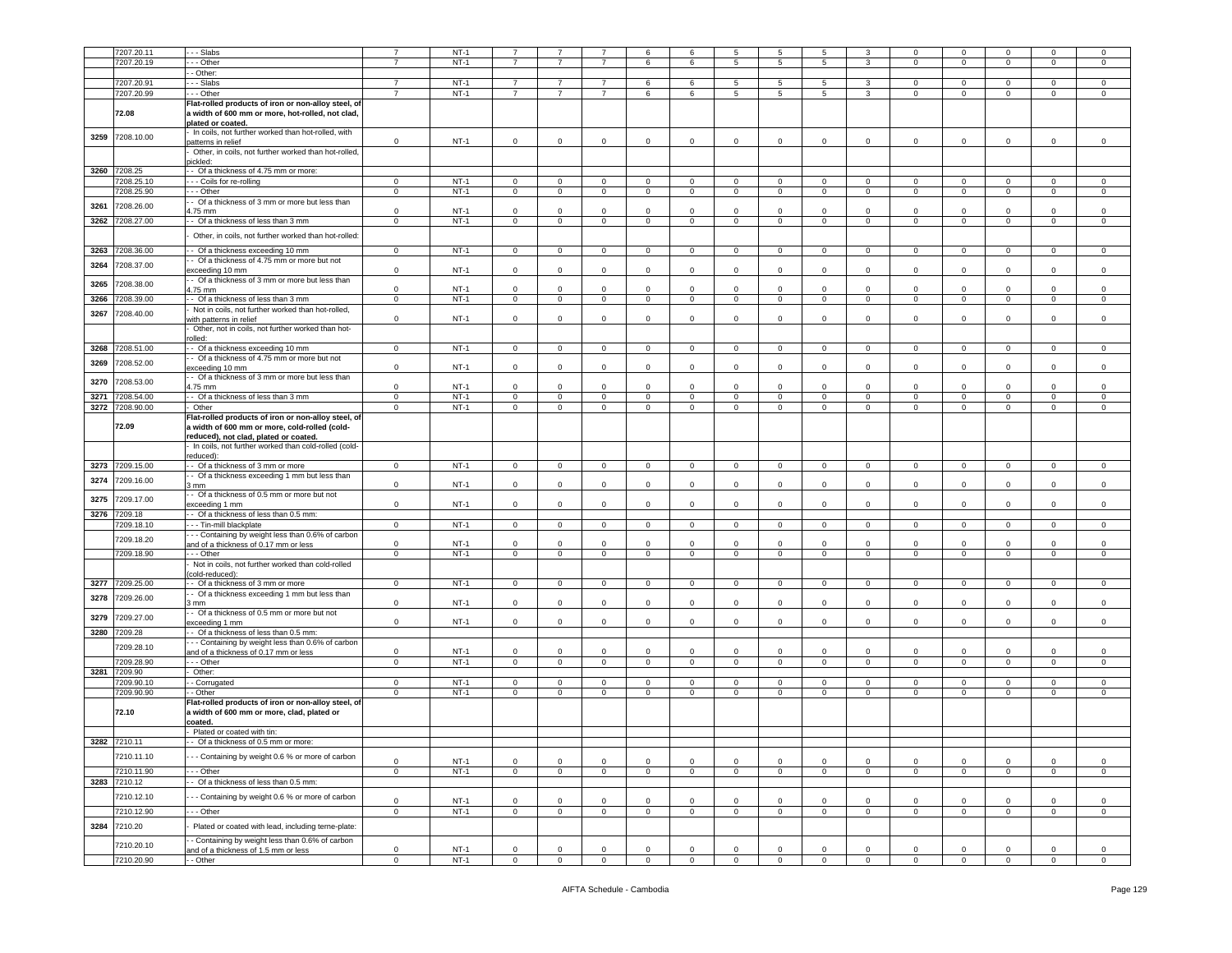| | | | | | | | | | | | | | | | | | |
|---|---|---|---|---|---|---|---|---|---|---|---|---|---|---|---|---|---|
| | 7207.20.11 | - - - Slabs | 7 | NT-1 | 7 | 7 | 7 | 6 | 6 | 5 | 5 | 5 | 3 | 0 | 0 | 0 | 0 | 0 |
| | 7207.20.19 | - - - Other | 7 | NT-1 | 7 | 7 | 7 | 6 | 6 | 5 | 5 | 5 | 3 | 0 | 0 | 0 | 0 | 0 |
| | | - - Other: | | | | | | | | | | | | | | | | |
| | 7207.20.91 | - - - Slabs | 7 | NT-1 | 7 | 7 | 7 | 6 | 6 | 5 | 5 | 5 | 3 | 0 | 0 | 0 | 0 | 0 |
| | 7207.20.99 | - - - Other | 7 | NT-1 | 7 | 7 | 7 | 6 | 6 | 5 | 5 | 5 | 3 | 0 | 0 | 0 | 0 | 0 |
| | **72.08** | **Flat-rolled products of iron or non-alloy steel, of a width of 600 mm or more, hot-rolled, not clad, plated or coated.** | | | | | | | | | | | | | | | | |
| 3259 | 7208.10.00 | - In coils, not further worked than hot-rolled, with patterns in relief | 0 | NT-1 | 0 | 0 | 0 | 0 | 0 | 0 | 0 | 0 | 0 | 0 | 0 | 0 | 0 | 0 |
| | | - Other, in coils, not further worked than hot-rolled, pickled: | | | | | | | | | | | | | | | | |
| 3260 | 7208.25 | - - Of a thickness of 4.75 mm or more: | | | | | | | | | | | | | | | | |
| | 7208.25.10 | - - - Coils for re-rolling | 0 | NT-1 | 0 | 0 | 0 | 0 | 0 | 0 | 0 | 0 | 0 | 0 | 0 | 0 | 0 | 0 |
| | 7208.25.90 | - - - Other | 0 | NT-1 | 0 | 0 | 0 | 0 | 0 | 0 | 0 | 0 | 0 | 0 | 0 | 0 | 0 | 0 |
| 3261 | 7208.26.00 | - - Of a thickness of 3 mm or more but less than 4.75 mm | 0 | NT-1 | 0 | 0 | 0 | 0 | 0 | 0 | 0 | 0 | 0 | 0 | 0 | 0 | 0 | 0 |
| 3262 | 7208.27.00 | - - Of a thickness of less than 3 mm | 0 | NT-1 | 0 | 0 | 0 | 0 | 0 | 0 | 0 | 0 | 0 | 0 | 0 | 0 | 0 | 0 |
| | | - Other, in coils, not further worked than hot-rolled: | | | | | | | | | | | | | | | | |
| 3263 | 7208.36.00 | - - Of a thickness exceeding 10 mm | 0 | NT-1 | 0 | 0 | 0 | 0 | 0 | 0 | 0 | 0 | 0 | 0 | 0 | 0 | 0 | 0 |
| 3264 | 7208.37.00 | - - Of a thickness of 4.75 mm or more but not exceeding 10 mm | 0 | NT-1 | 0 | 0 | 0 | 0 | 0 | 0 | 0 | 0 | 0 | 0 | 0 | 0 | 0 | 0 |
| 3265 | 7208.38.00 | - - Of a thickness of 3 mm or more but less than 4.75 mm | 0 | NT-1 | 0 | 0 | 0 | 0 | 0 | 0 | 0 | 0 | 0 | 0 | 0 | 0 | 0 | 0 |
| 3266 | 7208.39.00 | - - Of a thickness of less than 3 mm | 0 | NT-1 | 0 | 0 | 0 | 0 | 0 | 0 | 0 | 0 | 0 | 0 | 0 | 0 | 0 | 0 |
| 3267 | 7208.40.00 | - Not in coils, not further worked than hot-rolled, with patterns in relief | 0 | NT-1 | 0 | 0 | 0 | 0 | 0 | 0 | 0 | 0 | 0 | 0 | 0 | 0 | 0 | 0 |
| | | - Other, not in coils, not further worked than hot-rolled: | | | | | | | | | | | | | | | | |
| 3268 | 7208.51.00 | - - Of a thickness exceeding 10 mm | 0 | NT-1 | 0 | 0 | 0 | 0 | 0 | 0 | 0 | 0 | 0 | 0 | 0 | 0 | 0 | 0 |
| 3269 | 7208.52.00 | - - Of a thickness of 4.75 mm or more but not exceeding 10 mm | 0 | NT-1 | 0 | 0 | 0 | 0 | 0 | 0 | 0 | 0 | 0 | 0 | 0 | 0 | 0 | 0 |
| 3270 | 7208.53.00 | - - Of a thickness of 3 mm or more but less than 4.75 mm | 0 | NT-1 | 0 | 0 | 0 | 0 | 0 | 0 | 0 | 0 | 0 | 0 | 0 | 0 | 0 | 0 |
| 3271 | 7208.54.00 | - - Of a thickness of less than 3 mm | 0 | NT-1 | 0 | 0 | 0 | 0 | 0 | 0 | 0 | 0 | 0 | 0 | 0 | 0 | 0 | 0 |
| 3272 | 7208.90.00 | - Other | 0 | NT-1 | 0 | 0 | 0 | 0 | 0 | 0 | 0 | 0 | 0 | 0 | 0 | 0 | 0 | 0 |
| | **72.09** | **Flat-rolled products of iron or non-alloy steel, of a width of 600 mm or more, cold-rolled (cold-reduced), not clad, plated or coated.** | | | | | | | | | | | | | | | | |
| | | - In coils, not further worked than cold-rolled (cold-reduced): | | | | | | | | | | | | | | | | |
| 3273 | 7209.15.00 | - - Of a thickness of 3 mm or more | 0 | NT-1 | 0 | 0 | 0 | 0 | 0 | 0 | 0 | 0 | 0 | 0 | 0 | 0 | 0 | 0 |
| 3274 | 7209.16.00 | - - Of a thickness exceeding 1 mm but less than 3 mm | 0 | NT-1 | 0 | 0 | 0 | 0 | 0 | 0 | 0 | 0 | 0 | 0 | 0 | 0 | 0 | 0 |
| 3275 | 7209.17.00 | - - Of a thickness of 0.5 mm or more but not exceeding 1 mm | 0 | NT-1 | 0 | 0 | 0 | 0 | 0 | 0 | 0 | 0 | 0 | 0 | 0 | 0 | 0 | 0 |
| 3276 | 7209.18 | - - Of a thickness of less than 0.5 mm: | | | | | | | | | | | | | | | | |
| | 7209.18.10 | - - - Tin-mill blackplate | 0 | NT-1 | 0 | 0 | 0 | 0 | 0 | 0 | 0 | 0 | 0 | 0 | 0 | 0 | 0 | 0 |
| | 7209.18.20 | - - - Containing by weight less than 0.6% of carbon and of a thickness of 0.17 mm or less | 0 | NT-1 | 0 | 0 | 0 | 0 | 0 | 0 | 0 | 0 | 0 | 0 | 0 | 0 | 0 | 0 |
| | 7209.18.90 | - - - Other | 0 | NT-1 | 0 | 0 | 0 | 0 | 0 | 0 | 0 | 0 | 0 | 0 | 0 | 0 | 0 | 0 |
| | | - Not in coils, not further worked than cold-rolled (cold-reduced): | | | | | | | | | | | | | | | | |
| 3277 | 7209.25.00 | - - Of a thickness of 3 mm or more | 0 | NT-1 | 0 | 0 | 0 | 0 | 0 | 0 | 0 | 0 | 0 | 0 | 0 | 0 | 0 | 0 |
| 3278 | 7209.26.00 | - - Of a thickness exceeding 1 mm but less than 3 mm | 0 | NT-1 | 0 | 0 | 0 | 0 | 0 | 0 | 0 | 0 | 0 | 0 | 0 | 0 | 0 | 0 |
| 3279 | 7209.27.00 | - - Of a thickness of 0.5 mm or more but not exceeding 1 mm | 0 | NT-1 | 0 | 0 | 0 | 0 | 0 | 0 | 0 | 0 | 0 | 0 | 0 | 0 | 0 | 0 |
| 3280 | 7209.28 | - - Of a thickness of less than 0.5 mm: | | | | | | | | | | | | | | | | |
| | 7209.28.10 | - - - Containing by weight less than 0.6% of carbon and of a thickness of 0.17 mm or less | 0 | NT-1 | 0 | 0 | 0 | 0 | 0 | 0 | 0 | 0 | 0 | 0 | 0 | 0 | 0 | 0 |
| | 7209.28.90 | - - - Other | 0 | NT-1 | 0 | 0 | 0 | 0 | 0 | 0 | 0 | 0 | 0 | 0 | 0 | 0 | 0 | 0 |
| 3281 | 7209.90 | - Other: | | | | | | | | | | | | | | | | |
| | 7209.90.10 | - - Corrugated | 0 | NT-1 | 0 | 0 | 0 | 0 | 0 | 0 | 0 | 0 | 0 | 0 | 0 | 0 | 0 | 0 |
| | 7209.90.90 | - - Other | 0 | NT-1 | 0 | 0 | 0 | 0 | 0 | 0 | 0 | 0 | 0 | 0 | 0 | 0 | 0 | 0 |
| | **72.10** | **Flat-rolled products of iron or non-alloy steel, of a width of 600 mm or more, clad, plated or coated.** | | | | | | | | | | | | | | | | |
| | | - Plated or coated with tin: | | | | | | | | | | | | | | | | |
| 3282 | 7210.11 | - - Of a thickness of 0.5 mm or more: | | | | | | | | | | | | | | | | |
| | 7210.11.10 | - - - Containing by weight 0.6 % or more of carbon | 0 | NT-1 | 0 | 0 | 0 | 0 | 0 | 0 | 0 | 0 | 0 | 0 | 0 | 0 | 0 | 0 |
| | 7210.11.90 | - - - Other | 0 | NT-1 | 0 | 0 | 0 | 0 | 0 | 0 | 0 | 0 | 0 | 0 | 0 | 0 | 0 | 0 |
| 3283 | 7210.12 | - - Of a thickness of less than 0.5 mm: | | | | | | | | | | | | | | | | |
| | 7210.12.10 | - - - Containing by weight 0.6 % or more of carbon | 0 | NT-1 | 0 | 0 | 0 | 0 | 0 | 0 | 0 | 0 | 0 | 0 | 0 | 0 | 0 | 0 |
| | 7210.12.90 | - - - Other | 0 | NT-1 | 0 | 0 | 0 | 0 | 0 | 0 | 0 | 0 | 0 | 0 | 0 | 0 | 0 | 0 |
| 3284 | 7210.20 | - Plated or coated with lead, including terne-plate: | | | | | | | | | | | | | | | | |
| | 7210.20.10 | - - Containing by weight less than 0.6% of carbon and of a thickness of 1.5 mm or less | 0 | NT-1 | 0 | 0 | 0 | 0 | 0 | 0 | 0 | 0 | 0 | 0 | 0 | 0 | 0 | 0 |
| | 7210.20.90 | - - Other | 0 | NT-1 | 0 | 0 | 0 | 0 | 0 | 0 | 0 | 0 | 0 | 0 | 0 | 0 | 0 | 0 |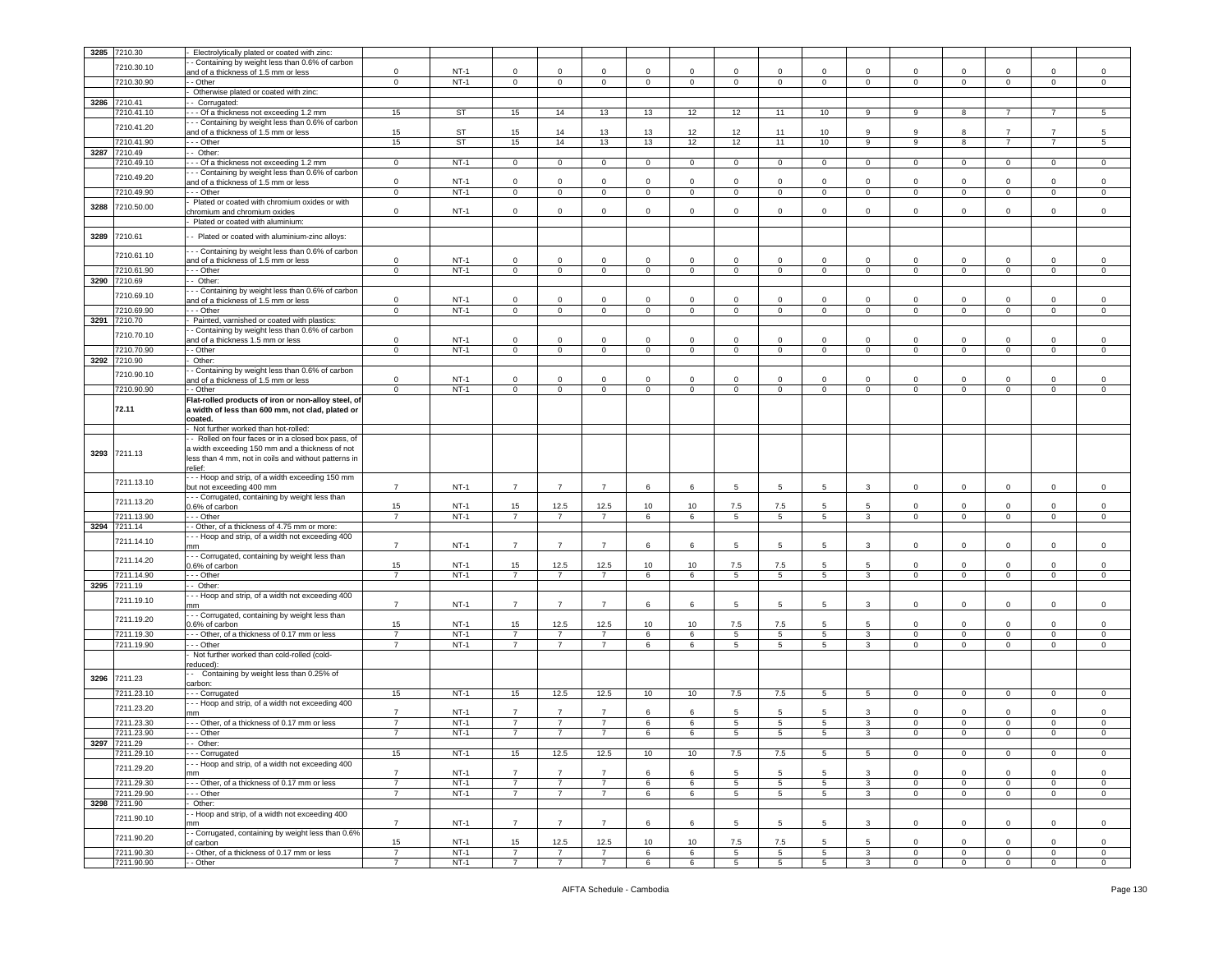| | | | | | | | | | | | | | | | | | |
|---|---|---|---|---|---|---|---|---|---|---|---|---|---|---|---|---|---|
| 3285 | 7210.30 | - Electrolytically plated or coated with zinc: | | | | | | | | | | | | | | | |
| | 7210.30.10 | - - Containing by weight less than 0.6% of carbon and of a thickness of 1.5 mm or less | 0 | NT-1 | 0 | 0 | 0 | 0 | 0 | 0 | 0 | 0 | 0 | 0 | 0 | 0 | 0 | 0 |
| | 7210.30.90 | - - Other | 0 | NT-1 | 0 | 0 | 0 | 0 | 0 | 0 | 0 | 0 | 0 | 0 | 0 | 0 | 0 | 0 |
| | | - Otherwise plated or coated with zinc: | | | | | | | | | | | | | | | | |
| 3286 | 7210.41 | - - Corrugated: | | | | | | | | | | | | | | | | |
| | 7210.41.10 | - - - Of a thickness not exceeding 1.2 mm | 15 | ST | 15 | 14 | 13 | 13 | 12 | 12 | 11 | 10 | 9 | 9 | 8 | 7 | 7 | 5 |
| | 7210.41.20 | - - - Containing by weight less than 0.6% of carbon and of a thickness of 1.5 mm or less | 15 | ST | 15 | 14 | 13 | 13 | 12 | 12 | 11 | 10 | 9 | 9 | 8 | 7 | 7 | 5 |
| | 7210.41.90 | - - - Other | 15 | ST | 15 | 14 | 13 | 13 | 12 | 12 | 11 | 10 | 9 | 9 | 8 | 7 | 7 | 5 |
| 3287 | 7210.49 | - - Other: | | | | | | | | | | | | | | | | |
| | 7210.49.10 | - - - Of a thickness not exceeding 1.2 mm | 0 | NT-1 | 0 | 0 | 0 | 0 | 0 | 0 | 0 | 0 | 0 | 0 | 0 | 0 | 0 | 0 |
| | 7210.49.20 | - - - Containing by weight less than 0.6% of carbon and of a thickness of 1.5 mm or less | 0 | NT-1 | 0 | 0 | 0 | 0 | 0 | 0 | 0 | 0 | 0 | 0 | 0 | 0 | 0 | 0 |
| | 7210.49.90 | - - - Other | 0 | NT-1 | 0 | 0 | 0 | 0 | 0 | 0 | 0 | 0 | 0 | 0 | 0 | 0 | 0 | 0 |
| 3288 | 7210.50.00 | - Plated or coated with chromium oxides or with chromium and chromium oxides | 0 | NT-1 | 0 | 0 | 0 | 0 | 0 | 0 | 0 | 0 | 0 | 0 | 0 | 0 | 0 | 0 |
| | | - Plated or coated with aluminium: | | | | | | | | | | | | | | | | |
| 3289 | 7210.61 | - - Plated or coated with aluminium-zinc alloys: | | | | | | | | | | | | | | | | |
| | 7210.61.10 | - - - Containing by weight less than 0.6% of carbon and of a thickness of 1.5 mm or less | 0 | NT-1 | 0 | 0 | 0 | 0 | 0 | 0 | 0 | 0 | 0 | 0 | 0 | 0 | 0 | 0 |
| | 7210.61.90 | - - - Other | 0 | NT-1 | 0 | 0 | 0 | 0 | 0 | 0 | 0 | 0 | 0 | 0 | 0 | 0 | 0 | 0 |
| 3290 | 7210.69 | - - Other: | | | | | | | | | | | | | | | | |
| | 7210.69.10 | - - - Containing by weight less than 0.6% of carbon and of a thickness of 1.5 mm or less | 0 | NT-1 | 0 | 0 | 0 | 0 | 0 | 0 | 0 | 0 | 0 | 0 | 0 | 0 | 0 | 0 |
| | 7210.69.90 | - - - Other | 0 | NT-1 | 0 | 0 | 0 | 0 | 0 | 0 | 0 | 0 | 0 | 0 | 0 | 0 | 0 | 0 |
| 3291 | 7210.70 | - Painted, varnished or coated with plastics: | | | | | | | | | | | | | | | | |
| | 7210.70.10 | - - Containing by weight less than 0.6% of carbon and of a thickness 1.5 mm or less | 0 | NT-1 | 0 | 0 | 0 | 0 | 0 | 0 | 0 | 0 | 0 | 0 | 0 | 0 | 0 | 0 |
| | 7210.70.90 | - - Other | 0 | NT-1 | 0 | 0 | 0 | 0 | 0 | 0 | 0 | 0 | 0 | 0 | 0 | 0 | 0 | 0 |
| 3292 | 7210.90 | - Other: | | | | | | | | | | | | | | | | |
| | 7210.90.10 | - - Containing by weight less than 0.6% of carbon and of a thickness of 1.5 mm or less | 0 | NT-1 | 0 | 0 | 0 | 0 | 0 | 0 | 0 | 0 | 0 | 0 | 0 | 0 | 0 | 0 |
| | 7210.90.90 | - - Other | 0 | NT-1 | 0 | 0 | 0 | 0 | 0 | 0 | 0 | 0 | 0 | 0 | 0 | 0 | 0 | 0 |
| | 72.11 | **Flat-rolled products of iron or non-alloy steel, of a width of less than 600 mm, not clad, plated or coated.** | | | | | | | | | | | | | | | | |
| | | - Not further worked than hot-rolled: | | | | | | | | | | | | | | | | |
| 3293 | 7211.13 | - - Rolled on four faces or in a closed box pass, of a width exceeding 150 mm and a thickness of not less than 4 mm, not in coils and without patterns in relief: | | | | | | | | | | | | | | | | |
| | 7211.13.10 | - - - Hoop and strip, of a width exceeding 150 mm but not exceeding 400 mm | 7 | NT-1 | 7 | 7 | 7 | 6 | 6 | 5 | 5 | 5 | 3 | 0 | 0 | 0 | 0 | 0 |
| | 7211.13.20 | - - - Corrugated, containing by weight less than 0.6% of carbon | 15 | NT-1 | 15 | 12.5 | 12.5 | 10 | 10 | 7.5 | 7.5 | 5 | 5 | 0 | 0 | 0 | 0 | 0 |
| | 7211.13.90 | - - - Other | 7 | NT-1 | 7 | 7 | 7 | 6 | 6 | 5 | 5 | 5 | 3 | 0 | 0 | 0 | 0 | 0 |
| 3294 | 7211.14 | - - Other, of a thickness of 4.75 mm or more: | | | | | | | | | | | | | | | | |
| | 7211.14.10 | - - - Hoop and strip, of a width not exceeding 400 mm | 7 | NT-1 | 7 | 7 | 7 | 6 | 6 | 5 | 5 | 5 | 3 | 0 | 0 | 0 | 0 | 0 |
| | 7211.14.20 | - - - Corrugated, containing by weight less than 0.6% of carbon | 15 | NT-1 | 15 | 12.5 | 12.5 | 10 | 10 | 7.5 | 7.5 | 5 | 5 | 0 | 0 | 0 | 0 | 0 |
| | 7211.14.90 | - - - Other | 7 | NT-1 | 7 | 7 | 7 | 6 | 6 | 5 | 5 | 5 | 3 | 0 | 0 | 0 | 0 | 0 |
| 3295 | 7211.19 | - - Other: | | | | | | | | | | | | | | | | |
| | 7211.19.10 | - - - Hoop and strip, of a width not exceeding 400 mm | 7 | NT-1 | 7 | 7 | 7 | 6 | 6 | 5 | 5 | 5 | 3 | 0 | 0 | 0 | 0 | 0 |
| | 7211.19.20 | - - - Corrugated, containing by weight less than 0.6% of carbon | 15 | NT-1 | 15 | 12.5 | 12.5 | 10 | 10 | 7.5 | 7.5 | 5 | 5 | 0 | 0 | 0 | 0 | 0 |
| | 7211.19.30 | - - - Other, of a thickness of 0.17 mm or less | 7 | NT-1 | 7 | 7 | 7 | 6 | 6 | 5 | 5 | 5 | 3 | 0 | 0 | 0 | 0 | 0 |
| | 7211.19.90 | - - - Other | 7 | NT-1 | 7 | 7 | 7 | 6 | 6 | 5 | 5 | 5 | 3 | 0 | 0 | 0 | 0 | 0 |
| | | - Not further worked than cold-rolled (cold-reduced): | | | | | | | | | | | | | | | | |
| 3296 | 7211.23 | - - Containing by weight less than 0.25% of carbon: | | | | | | | | | | | | | | | | |
| | 7211.23.10 | - - - Corrugated | 15 | NT-1 | 15 | 12.5 | 12.5 | 10 | 10 | 7.5 | 7.5 | 5 | 5 | 0 | 0 | 0 | 0 | 0 |
| | 7211.23.20 | - - - Hoop and strip, of a width not exceeding 400 mm | 7 | NT-1 | 7 | 7 | 7 | 6 | 6 | 5 | 5 | 5 | 3 | 0 | 0 | 0 | 0 | 0 |
| | 7211.23.30 | - - - Other, of a thickness of 0.17 mm or less | 7 | NT-1 | 7 | 7 | 7 | 6 | 6 | 5 | 5 | 5 | 3 | 0 | 0 | 0 | 0 | 0 |
| | 7211.23.90 | - - - Other | 7 | NT-1 | 7 | 7 | 7 | 6 | 6 | 5 | 5 | 5 | 3 | 0 | 0 | 0 | 0 | 0 |
| 3297 | 7211.29 | - - Other: | | | | | | | | | | | | | | | | |
| | 7211.29.10 | - - - Corrugated | 15 | NT-1 | 15 | 12.5 | 12.5 | 10 | 10 | 7.5 | 7.5 | 5 | 5 | 0 | 0 | 0 | 0 | 0 |
| | 7211.29.20 | - - - Hoop and strip, of a width not exceeding 400 mm | 7 | NT-1 | 7 | 7 | 7 | 6 | 6 | 5 | 5 | 5 | 3 | 0 | 0 | 0 | 0 | 0 |
| | 7211.29.30 | - - - Other, of a thickness of 0.17 mm or less | 7 | NT-1 | 7 | 7 | 7 | 6 | 6 | 5 | 5 | 5 | 3 | 0 | 0 | 0 | 0 | 0 |
| | 7211.29.90 | - - - Other | 7 | NT-1 | 7 | 7 | 7 | 6 | 6 | 5 | 5 | 5 | 3 | 0 | 0 | 0 | 0 | 0 |
| 3298 | 7211.90 | - Other: | | | | | | | | | | | | | | | | |
| | 7211.90.10 | - - Hoop and strip, of a width not exceeding 400 mm | 7 | NT-1 | 7 | 7 | 7 | 6 | 6 | 5 | 5 | 5 | 3 | 0 | 0 | 0 | 0 | 0 |
| | 7211.90.20 | - - Corrugated, containing by weight less than 0.6% of carbon | 15 | NT-1 | 15 | 12.5 | 12.5 | 10 | 10 | 7.5 | 7.5 | 5 | 5 | 0 | 0 | 0 | 0 | 0 |
| | 7211.90.30 | - - Other, of a thickness of 0.17 mm or less | 7 | NT-1 | 7 | 7 | 7 | 6 | 6 | 5 | 5 | 5 | 3 | 0 | 0 | 0 | 0 | 0 |
| | 7211.90.90 | - - Other | 7 | NT-1 | 7 | 7 | 7 | 6 | 6 | 5 | 5 | 5 | 3 | 0 | 0 | 0 | 0 | 0 |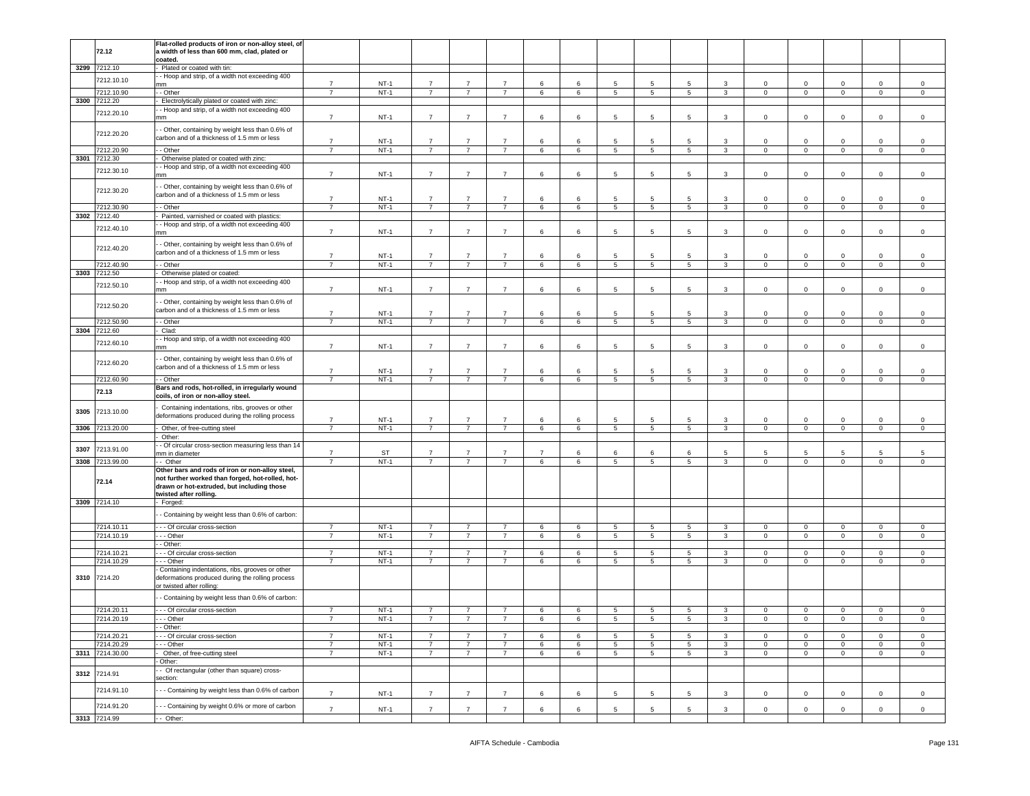|  | 72.12 | Flat-rolled products of iron or non-alloy steel, of a width of less than 600 mm, clad, plated or coated. |  |  |  |  |  |  |  |  |  |  |  |  |  |  |  |  |
|---|---|---|---|---|---|---|---|---|---|---|---|---|---|---|---|---|---|---|
| 3299 | 7212.10 | - Plated or coated with tin: |  |  |  |  |  |  |  |  |  |  |  |  |  |  |  |  |
|  | 7212.10.10 | - - Hoop and strip, of a width not exceeding 400 mm | 7 | NT-1 | 7 | 7 | 7 | 6 | 6 | 5 | 5 | 5 | 3 | 0 | 0 | 0 | 0 | 0 |
|  | 7212.10.90 | - - Other | 7 | NT-1 | 7 | 7 | 7 | 6 | 6 | 5 | 5 | 5 | 3 | 0 | 0 | 0 | 0 | 0 |
| 3300 | 7212.20 | - Electrolytically plated or coated with zinc: |  |  |  |  |  |  |  |  |  |  |  |  |  |  |  |  |
|  | 7212.20.10 | - - Hoop and strip, of a width not exceeding 400 mm | 7 | NT-1 | 7 | 7 | 7 | 6 | 6 | 5 | 5 | 5 | 3 | 0 | 0 | 0 | 0 | 0 |
|  | 7212.20.20 | - - Other, containing by weight less than 0.6% of carbon and of a thickness of 1.5 mm or less | 7 | NT-1 | 7 | 7 | 7 | 6 | 6 | 5 | 5 | 5 | 3 | 0 | 0 | 0 | 0 | 0 |
|  | 7212.20.90 | - - Other | 7 | NT-1 | 7 | 7 | 7 | 6 | 6 | 5 | 5 | 5 | 3 | 0 | 0 | 0 | 0 | 0 |
| 3301 | 7212.30 | - Otherwise plated or coated with zinc: |  |  |  |  |  |  |  |  |  |  |  |  |  |  |  |  |
|  | 7212.30.10 | - - Hoop and strip, of a width not exceeding 400 mm | 7 | NT-1 | 7 | 7 | 7 | 6 | 6 | 5 | 5 | 5 | 3 | 0 | 0 | 0 | 0 | 0 |
|  | 7212.30.20 | - - Other, containing by weight less than 0.6% of carbon and of a thickness of 1.5 mm or less | 7 | NT-1 | 7 | 7 | 7 | 6 | 6 | 5 | 5 | 5 | 3 | 0 | 0 | 0 | 0 | 0 |
|  | 7212.30.90 | - - Other | 7 | NT-1 | 7 | 7 | 7 | 6 | 6 | 5 | 5 | 5 | 3 | 0 | 0 | 0 | 0 | 0 |
| 3302 | 7212.40 | - Painted, varnished or coated with plastics: |  |  |  |  |  |  |  |  |  |  |  |  |  |  |  |  |
|  | 7212.40.10 | - - Hoop and strip, of a width not exceeding 400 mm | 7 | NT-1 | 7 | 7 | 7 | 6 | 6 | 5 | 5 | 5 | 3 | 0 | 0 | 0 | 0 | 0 |
|  | 7212.40.20 | - - Other, containing by weight less than 0.6% of carbon and of a thickness of 1.5 mm or less | 7 | NT-1 | 7 | 7 | 7 | 6 | 6 | 5 | 5 | 5 | 3 | 0 | 0 | 0 | 0 | 0 |
|  | 7212.40.90 | - - Other | 7 | NT-1 | 7 | 7 | 7 | 6 | 6 | 5 | 5 | 5 | 3 | 0 | 0 | 0 | 0 | 0 |
| 3303 | 7212.50 | - Otherwise plated or coated: |  |  |  |  |  |  |  |  |  |  |  |  |  |  |  |  |
|  | 7212.50.10 | - - Hoop and strip, of a width not exceeding 400 mm | 7 | NT-1 | 7 | 7 | 7 | 6 | 6 | 5 | 5 | 5 | 3 | 0 | 0 | 0 | 0 | 0 |
|  | 7212.50.20 | - - Other, containing by weight less than 0.6% of carbon and of a thickness of 1.5 mm or less | 7 | NT-1 | 7 | 7 | 7 | 6 | 6 | 5 | 5 | 5 | 3 | 0 | 0 | 0 | 0 | 0 |
|  | 7212.50.90 | - - Other | 7 | NT-1 | 7 | 7 | 7 | 6 | 6 | 5 | 5 | 5 | 3 | 0 | 0 | 0 | 0 | 0 |
| 3304 | 7212.60 | - Clad: |  |  |  |  |  |  |  |  |  |  |  |  |  |  |  |  |
|  | 7212.60.10 | - - Hoop and strip, of a width not exceeding 400 mm | 7 | NT-1 | 7 | 7 | 7 | 6 | 6 | 5 | 5 | 5 | 3 | 0 | 0 | 0 | 0 | 0 |
|  | 7212.60.20 | - - Other, containing by weight less than 0.6% of carbon and of a thickness of 1.5 mm or less | 7 | NT-1 | 7 | 7 | 7 | 6 | 6 | 5 | 5 | 5 | 3 | 0 | 0 | 0 | 0 | 0 |
|  | 7212.60.90 | - - Other | 7 | NT-1 | 7 | 7 | 7 | 6 | 6 | 5 | 5 | 5 | 3 | 0 | 0 | 0 | 0 | 0 |
|  | 72.13 | Bars and rods, hot-rolled, in irregularly wound coils, of iron or non-alloy steel. |  |  |  |  |  |  |  |  |  |  |  |  |  |  |  |  |
| 3305 | 7213.10.00 | - Containing indentations, ribs, grooves or other deformations produced during the rolling process | 7 | NT-1 | 7 | 7 | 7 | 6 | 6 | 5 | 5 | 5 | 3 | 0 | 0 | 0 | 0 | 0 |
| 3306 | 7213.20.00 | - Other, of free-cutting steel | 7 | NT-1 | 7 | 7 | 7 | 6 | 6 | 5 | 5 | 5 | 3 | 0 | 0 | 0 | 0 | 0 |
|  |  | - Other: |  |  |  |  |  |  |  |  |  |  |  |  |  |  |  |  |
| 3307 | 7213.91.00 | - - Of circular cross-section measuring less than 14 mm in diameter | 7 | ST | 7 | 7 | 7 | 7 | 6 | 6 | 6 | 6 | 5 | 5 | 5 | 5 | 5 | 5 |
| 3308 | 7213.99.00 | - - Other | 7 | NT-1 | 7 | 7 | 7 | 6 | 6 | 5 | 5 | 5 | 3 | 0 | 0 | 0 | 0 | 0 |
|  | 72.14 | Other bars and rods of iron or non-alloy steel, not further worked than forged, hot-rolled, hot-drawn or hot-extruded, but including those twisted after rolling. |  |  |  |  |  |  |  |  |  |  |  |  |  |  |  |  |
| 3309 | 7214.10 | - Forged: |  |  |  |  |  |  |  |  |  |  |  |  |  |  |  |  |
|  |  | - - Containing by weight less than 0.6% of carbon: |  |  |  |  |  |  |  |  |  |  |  |  |  |  |  |  |
|  | 7214.10.11 | - - - Of circular cross-section | 7 | NT-1 | 7 | 7 | 7 | 6 | 6 | 5 | 5 | 5 | 3 | 0 | 0 | 0 | 0 | 0 |
|  | 7214.10.19 | - - - Other | 7 | NT-1 | 7 | 7 | 7 | 6 | 6 | 5 | 5 | 5 | 3 | 0 | 0 | 0 | 0 | 0 |
|  |  | - - Other: |  |  |  |  |  |  |  |  |  |  |  |  |  |  |  |  |
|  | 7214.10.21 | - - - Of circular cross-section | 7 | NT-1 | 7 | 7 | 7 | 6 | 6 | 5 | 5 | 5 | 3 | 0 | 0 | 0 | 0 | 0 |
|  | 7214.10.29 | - - - Other | 7 | NT-1 | 7 | 7 | 7 | 6 | 6 | 5 | 5 | 5 | 3 | 0 | 0 | 0 | 0 | 0 |
| 3310 | 7214.20 | - Containing indentations, ribs, grooves or other deformations produced during the rolling process or twisted after rolling: |  |  |  |  |  |  |  |  |  |  |  |  |  |  |  |  |
|  |  | - - Containing by weight less than 0.6% of carbon: |  |  |  |  |  |  |  |  |  |  |  |  |  |  |  |  |
|  | 7214.20.11 | - - - Of circular cross-section | 7 | NT-1 | 7 | 7 | 7 | 6 | 6 | 5 | 5 | 5 | 3 | 0 | 0 | 0 | 0 | 0 |
|  | 7214.20.19 | - - - Other | 7 | NT-1 | 7 | 7 | 7 | 6 | 6 | 5 | 5 | 5 | 3 | 0 | 0 | 0 | 0 | 0 |
|  |  | - - Other: |  |  |  |  |  |  |  |  |  |  |  |  |  |  |  |  |
|  | 7214.20.21 | - - - Of circular cross-section | 7 | NT-1 | 7 | 7 | 7 | 6 | 6 | 5 | 5 | 5 | 3 | 0 | 0 | 0 | 0 | 0 |
|  | 7214.20.29 | - - - Other | 7 | NT-1 | 7 | 7 | 7 | 6 | 6 | 5 | 5 | 5 | 3 | 0 | 0 | 0 | 0 | 0 |
| 3311 | 7214.30.00 | - Other, of free-cutting steel | 7 | NT-1 | 7 | 7 | 7 | 6 | 6 | 5 | 5 | 5 | 3 | 0 | 0 | 0 | 0 | 0 |
|  |  | - Other: |  |  |  |  |  |  |  |  |  |  |  |  |  |  |  |  |
| 3312 | 7214.91 | - - Of rectangular (other than square) cross-section: |  |  |  |  |  |  |  |  |  |  |  |  |  |  |  |  |
|  | 7214.91.10 | - - - Containing by weight less than 0.6% of carbon | 7 | NT-1 | 7 | 7 | 7 | 6 | 6 | 5 | 5 | 5 | 3 | 0 | 0 | 0 | 0 | 0 |
|  | 7214.91.20 | - - - Containing by weight 0.6% or more of carbon | 7 | NT-1 | 7 | 7 | 7 | 6 | 6 | 5 | 5 | 5 | 3 | 0 | 0 | 0 | 0 | 0 |
| 3313 | 7214.99 | - - Other: |  |  |  |  |  |  |  |  |  |  |  |  |  |  |  |  |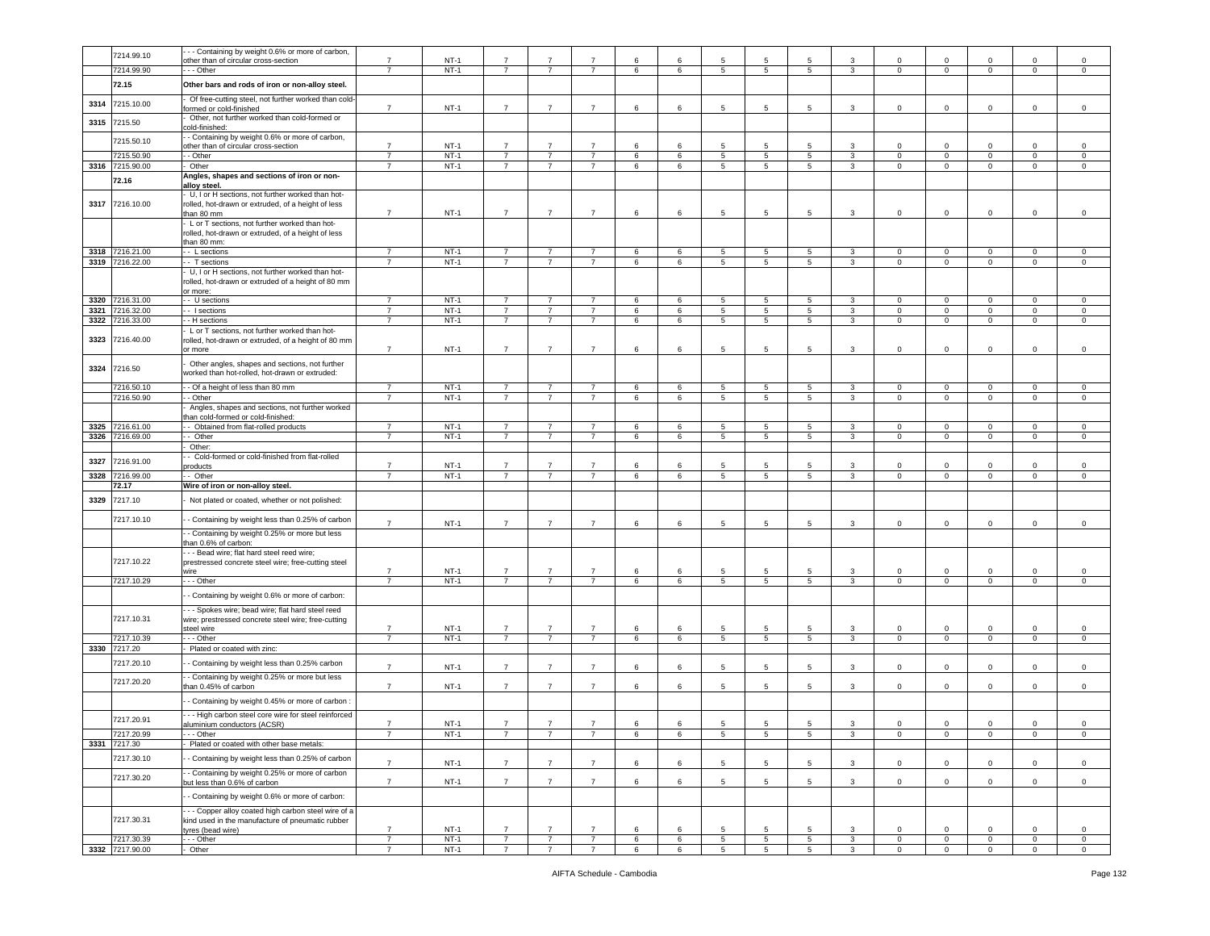|  | 7214.99.10 | - - - Containing by weight 0.6% or more of carbon, other than of circular cross-section | 7 | NT-1 | 7 | 7 | 7 | 6 | 6 | 5 | 5 | 5 | 3 | 0 | 0 | 0 | 0 | 0 |
|---|---|---|---|---|---|---|---|---|---|---|---|---|---|---|---|---|---|---|
|  | 7214.99.90 | - - - Other | 7 | NT-1 | 7 | 7 | 7 | 6 | 6 | 5 | 5 | 5 | 3 | 0 | 0 | 0 | 0 | 0 |
|  | **72.15** | **Other bars and rods of iron or non-alloy steel.** |  |  |  |  |  |  |  |  |  |  |  |  |  |  |  |  |
| 3314 | 7215.10.00 | - Of free-cutting steel, not further worked than cold-formed or cold-finished | 7 | NT-1 | 7 | 7 | 7 | 6 | 6 | 5 | 5 | 5 | 3 | 0 | 0 | 0 | 0 | 0 |
| 3315 | 7215.50 | - Other, not further worked than cold-formed or cold-finished: |  |  |  |  |  |  |  |  |  |  |  |  |  |  |  |  |
|  | 7215.50.10 | - - Containing by weight 0.6% or more of carbon, other than of circular cross-section | 7 | NT-1 | 7 | 7 | 7 | 6 | 6 | 5 | 5 | 5 | 3 | 0 | 0 | 0 | 0 | 0 |
|  | 7215.50.90 | - - Other | 7 | NT-1 | 7 | 7 | 7 | 6 | 6 | 5 | 5 | 5 | 3 | 0 | 0 | 0 | 0 | 0 |
| 3316 | 7215.90.00 | - Other | 7 | NT-1 | 7 | 7 | 7 | 6 | 6 | 5 | 5 | 5 | 3 | 0 | 0 | 0 | 0 | 0 |
|  | **72.16** | **Angles, shapes and sections of iron or non-alloy steel.** |  |  |  |  |  |  |  |  |  |  |  |  |  |  |  |  |
| 3317 | 7216.10.00 | - U, I or H sections, not further worked than hot-rolled, hot-drawn or extruded, of a height of less than 80 mm | 7 | NT-1 | 7 | 7 | 7 | 6 | 6 | 5 | 5 | 5 | 3 | 0 | 0 | 0 | 0 | 0 |
|  |  | - L or T sections, not further worked than hot-rolled, hot-drawn or extruded, of a height of less than 80 mm: |  |  |  |  |  |  |  |  |  |  |  |  |  |  |  |  |
| 3318 | 7216.21.00 | - - L sections | 7 | NT-1 | 7 | 7 | 7 | 6 | 6 | 5 | 5 | 5 | 3 | 0 | 0 | 0 | 0 | 0 |
| 3319 | 7216.22.00 | - - T sections | 7 | NT-1 | 7 | 7 | 7 | 6 | 6 | 5 | 5 | 5 | 3 | 0 | 0 | 0 | 0 | 0 |
|  |  | - U, I or H sections, not further worked than hot-rolled, hot-drawn or extruded of a height of 80 mm or more: |  |  |  |  |  |  |  |  |  |  |  |  |  |  |  |  |
| 3320 | 7216.31.00 | - - U sections | 7 | NT-1 | 7 | 7 | 7 | 6 | 6 | 5 | 5 | 5 | 3 | 0 | 0 | 0 | 0 | 0 |
| 3321 | 7216.32.00 | - - I sections | 7 | NT-1 | 7 | 7 | 7 | 6 | 6 | 5 | 5 | 5 | 3 | 0 | 0 | 0 | 0 | 0 |
| 3322 | 7216.33.00 | - - H sections | 7 | NT-1 | 7 | 7 | 7 | 6 | 6 | 5 | 5 | 5 | 3 | 0 | 0 | 0 | 0 | 0 |
| 3323 | 7216.40.00 | - L or T sections, not further worked than hot-rolled, hot-drawn or extruded, of a height of 80 mm or more | 7 | NT-1 | 7 | 7 | 7 | 6 | 6 | 5 | 5 | 5 | 3 | 0 | 0 | 0 | 0 | 0 |
| 3324 | 7216.50 | - Other angles, shapes and sections, not further worked than hot-rolled, hot-drawn or extruded: |  |  |  |  |  |  |  |  |  |  |  |  |  |  |  |  |
|  | 7216.50.10 | - - Of a height of less than 80 mm | 7 | NT-1 | 7 | 7 | 7 | 6 | 6 | 5 | 5 | 5 | 3 | 0 | 0 | 0 | 0 | 0 |
|  | 7216.50.90 | - - Other | 7 | NT-1 | 7 | 7 | 7 | 6 | 6 | 5 | 5 | 5 | 3 | 0 | 0 | 0 | 0 | 0 |
|  |  | - Angles, shapes and sections, not further worked than cold-formed or cold-finished: |  |  |  |  |  |  |  |  |  |  |  |  |  |  |  |  |
| 3325 | 7216.61.00 | - - Obtained from flat-rolled products | 7 | NT-1 | 7 | 7 | 7 | 6 | 6 | 5 | 5 | 5 | 3 | 0 | 0 | 0 | 0 | 0 |
| 3326 | 7216.69.00 | - - Other | 7 | NT-1 | 7 | 7 | 7 | 6 | 6 | 5 | 5 | 5 | 3 | 0 | 0 | 0 | 0 | 0 |
|  |  | - Other: |  |  |  |  |  |  |  |  |  |  |  |  |  |  |  |  |
| 3327 | 7216.91.00 | - - Cold-formed or cold-finished from flat-rolled products | 7 | NT-1 | 7 | 7 | 7 | 6 | 6 | 5 | 5 | 5 | 3 | 0 | 0 | 0 | 0 | 0 |
| 3328 | 7216.99.00 | - - Other | 7 | NT-1 | 7 | 7 | 7 | 6 | 6 | 5 | 5 | 5 | 3 | 0 | 0 | 0 | 0 | 0 |
|  | **72.17** | **Wire of iron or non-alloy steel.** |  |  |  |  |  |  |  |  |  |  |  |  |  |  |  |  |
| 3329 | 7217.10 | - Not plated or coated, whether or not polished: |  |  |  |  |  |  |  |  |  |  |  |  |  |  |  |  |
|  | 7217.10.10 | - - Containing by weight less than 0.25% of carbon | 7 | NT-1 | 7 | 7 | 7 | 6 | 6 | 5 | 5 | 5 | 3 | 0 | 0 | 0 | 0 | 0 |
|  |  | - - Containing by weight 0.25% or more but less than 0.6% of carbon: |  |  |  |  |  |  |  |  |  |  |  |  |  |  |  |  |
|  | 7217.10.22 | - - - Bead wire; flat hard steel reed wire; prestressed concrete steel wire; free-cutting steel wire | 7 | NT-1 | 7 | 7 | 7 | 6 | 6 | 5 | 5 | 5 | 3 | 0 | 0 | 0 | 0 | 0 |
|  | 7217.10.29 | - - - Other | 7 | NT-1 | 7 | 7 | 7 | 6 | 6 | 5 | 5 | 5 | 3 | 0 | 0 | 0 | 0 | 0 |
|  |  | - - Containing by weight 0.6% or more of carbon: |  |  |  |  |  |  |  |  |  |  |  |  |  |  |  |  |
|  | 7217.10.31 | - - - Spokes wire; bead wire; flat hard steel reed wire; prestressed concrete steel wire; free-cutting steel wire | 7 | NT-1 | 7 | 7 | 7 | 6 | 6 | 5 | 5 | 5 | 3 | 0 | 0 | 0 | 0 | 0 |
|  | 7217.10.39 | - - - Other | 7 | NT-1 | 7 | 7 | 7 | 6 | 6 | 5 | 5 | 5 | 3 | 0 | 0 | 0 | 0 | 0 |
| 3330 | 7217.20 | - Plated or coated with zinc: |  |  |  |  |  |  |  |  |  |  |  |  |  |  |  |  |
|  | 7217.20.10 | - - Containing by weight less than 0.25% carbon | 7 | NT-1 | 7 | 7 | 7 | 6 | 6 | 5 | 5 | 5 | 3 | 0 | 0 | 0 | 0 | 0 |
|  | 7217.20.20 | - - Containing by weight 0.25% or more but less than 0.45% of carbon | 7 | NT-1 | 7 | 7 | 7 | 6 | 6 | 5 | 5 | 5 | 3 | 0 | 0 | 0 | 0 | 0 |
|  |  | - - Containing by weight 0.45% or more of carbon : |  |  |  |  |  |  |  |  |  |  |  |  |  |  |  |  |
|  | 7217.20.91 | - - - High carbon steel core wire for steel reinforced aluminium conductors (ACSR) | 7 | NT-1 | 7 | 7 | 7 | 6 | 6 | 5 | 5 | 5 | 3 | 0 | 0 | 0 | 0 | 0 |
|  | 7217.20.99 | - - - Other | 7 | NT-1 | 7 | 7 | 7 | 6 | 6 | 5 | 5 | 5 | 3 | 0 | 0 | 0 | 0 | 0 |
| 3331 | 7217.30 | - Plated or coated with other base metals: |  |  |  |  |  |  |  |  |  |  |  |  |  |  |  |  |
|  | 7217.30.10 | - - Containing by weight less than 0.25% of carbon | 7 | NT-1 | 7 | 7 | 7 | 6 | 6 | 5 | 5 | 5 | 3 | 0 | 0 | 0 | 0 | 0 |
|  | 7217.30.20 | - - Containing by weight 0.25% or more of carbon but less than 0.6% of carbon | 7 | NT-1 | 7 | 7 | 7 | 6 | 6 | 5 | 5 | 5 | 3 | 0 | 0 | 0 | 0 | 0 |
|  |  | - - Containing by weight 0.6% or more of carbon: |  |  |  |  |  |  |  |  |  |  |  |  |  |  |  |  |
|  | 7217.30.31 | - - - Copper alloy coated high carbon steel wire of a kind used in the manufacture of pneumatic rubber tyres (bead wire) | 7 | NT-1 | 7 | 7 | 7 | 6 | 6 | 5 | 5 | 5 | 3 | 0 | 0 | 0 | 0 | 0 |
|  | 7217.30.39 | - - - Other | 7 | NT-1 | 7 | 7 | 7 | 6 | 6 | 5 | 5 | 5 | 3 | 0 | 0 | 0 | 0 | 0 |
| 3332 | 7217.90.00 | - Other | 7 | NT-1 | 7 | 7 | 7 | 6 | 6 | 5 | 5 | 5 | 3 | 0 | 0 | 0 | 0 | 0 |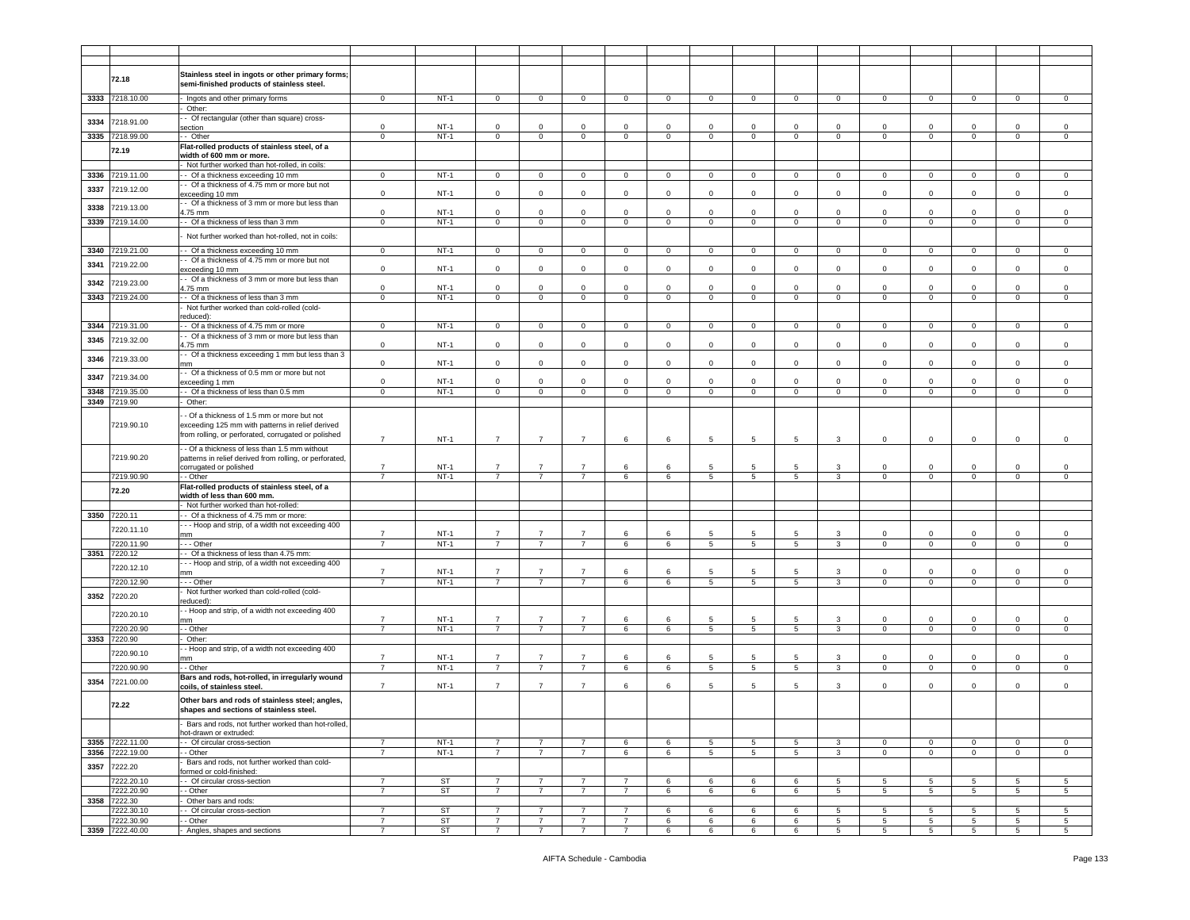| | | | | | | | | | | | | | | | | | | |
|---|---|---|---|---|---|---|---|---|---|---|---|---|---|---|---|---|---|---|
| | | | | | | | | | | | | | | | | | | |
| | **72.18** | **Stainless steel in ingots or other primary forms; semi-finished products of stainless steel.** | | | | | | | | | | | | | | | | |
| 3333 | 7218.10.00 | - Ingots and other primary forms | 0 | NT-1 | 0 | 0 | 0 | 0 | 0 | 0 | 0 | 0 | 0 | 0 | 0 | 0 | 0 | 0 |
| | | - Other: | | | | | | | | | | | | | | | | |
| 3334 | 7218.91.00 | - - Of rectangular (other than square) cross-section | 0 | NT-1 | 0 | 0 | 0 | 0 | 0 | 0 | 0 | 0 | 0 | 0 | 0 | 0 | 0 | 0 |
| 3335 | 7218.99.00 | - - Other | 0 | NT-1 | 0 | 0 | 0 | 0 | 0 | 0 | 0 | 0 | 0 | 0 | 0 | 0 | 0 | 0 |
| | **72.19** | **Flat-rolled products of stainless steel, of a width of 600 mm or more.** | | | | | | | | | | | | | | | | |
| | | - Not further worked than hot-rolled, in coils: | | | | | | | | | | | | | | | | |
| 3336 | 7219.11.00 | - - Of a thickness exceeding 10 mm | 0 | NT-1 | 0 | 0 | 0 | 0 | 0 | 0 | 0 | 0 | 0 | 0 | 0 | 0 | 0 | 0 |
| 3337 | 7219.12.00 | - - Of a thickness of 4.75 mm or more but not exceeding 10 mm | 0 | NT-1 | 0 | 0 | 0 | 0 | 0 | 0 | 0 | 0 | 0 | 0 | 0 | 0 | 0 | 0 |
| 3338 | 7219.13.00 | - - Of a thickness of 3 mm or more but less than 4.75 mm | 0 | NT-1 | 0 | 0 | 0 | 0 | 0 | 0 | 0 | 0 | 0 | 0 | 0 | 0 | 0 | 0 |
| 3339 | 7219.14.00 | - - Of a thickness of less than 3 mm | 0 | NT-1 | 0 | 0 | 0 | 0 | 0 | 0 | 0 | 0 | 0 | 0 | 0 | 0 | 0 | 0 |
| | | - Not further worked than hot-rolled, not in coils: | | | | | | | | | | | | | | | | |
| 3340 | 7219.21.00 | - - Of a thickness exceeding 10 mm | 0 | NT-1 | 0 | 0 | 0 | 0 | 0 | 0 | 0 | 0 | 0 | 0 | 0 | 0 | 0 | 0 |
| 3341 | 7219.22.00 | - - Of a thickness of 4.75 mm or more but not exceeding 10 mm | 0 | NT-1 | 0 | 0 | 0 | 0 | 0 | 0 | 0 | 0 | 0 | 0 | 0 | 0 | 0 | 0 |
| 3342 | 7219.23.00 | - - Of a thickness of 3 mm or more but less than 4.75 mm | 0 | NT-1 | 0 | 0 | 0 | 0 | 0 | 0 | 0 | 0 | 0 | 0 | 0 | 0 | 0 | 0 |
| 3343 | 7219.24.00 | - - Of a thickness of less than 3 mm | 0 | NT-1 | 0 | 0 | 0 | 0 | 0 | 0 | 0 | 0 | 0 | 0 | 0 | 0 | 0 | 0 |
| | | - Not further worked than cold-rolled (cold-reduced): | | | | | | | | | | | | | | | | |
| 3344 | 7219.31.00 | - - Of a thickness of 4.75 mm or more | 0 | NT-1 | 0 | 0 | 0 | 0 | 0 | 0 | 0 | 0 | 0 | 0 | 0 | 0 | 0 | 0 |
| 3345 | 7219.32.00 | - - Of a thickness of 3 mm or more but less than 4.75 mm | 0 | NT-1 | 0 | 0 | 0 | 0 | 0 | 0 | 0 | 0 | 0 | 0 | 0 | 0 | 0 | 0 |
| 3346 | 7219.33.00 | - - Of a thickness exceeding 1 mm but less than 3 mm | 0 | NT-1 | 0 | 0 | 0 | 0 | 0 | 0 | 0 | 0 | 0 | 0 | 0 | 0 | 0 | 0 |
| 3347 | 7219.34.00 | - - Of a thickness of 0.5 mm or more but not exceeding 1 mm | 0 | NT-1 | 0 | 0 | 0 | 0 | 0 | 0 | 0 | 0 | 0 | 0 | 0 | 0 | 0 | 0 |
| 3348 | 7219.35.00 | - - Of a thickness of less than 0.5 mm | 0 | NT-1 | 0 | 0 | 0 | 0 | 0 | 0 | 0 | 0 | 0 | 0 | 0 | 0 | 0 | 0 |
| 3349 | 7219.90 | - Other: | | | | | | | | | | | | | | | | |
| | 7219.90.10 | - - Of a thickness of 1.5 mm or more but not exceeding 125 mm with patterns in relief derived from rolling, or perforated, corrugated or polished | 7 | NT-1 | 7 | 7 | 7 | 6 | 6 | 5 | 5 | 5 | 3 | 0 | 0 | 0 | 0 | 0 |
| | 7219.90.20 | - - Of a thickness of less than 1.5 mm without patterns in relief derived from rolling, or perforated, corrugated or polished | 7 | NT-1 | 7 | 7 | 7 | 6 | 6 | 5 | 5 | 5 | 3 | 0 | 0 | 0 | 0 | 0 |
| | 7219.90.90 | - - Other | 7 | NT-1 | 7 | 7 | 7 | 6 | 6 | 5 | 5 | 5 | 3 | 0 | 0 | 0 | 0 | 0 |
| | **72.20** | **Flat-rolled products of stainless steel, of a width of less than 600 mm.** | | | | | | | | | | | | | | | | |
| | | - Not further worked than hot-rolled: | | | | | | | | | | | | | | | | |
| 3350 | 7220.11 | - - Of a thickness of 4.75 mm or more: | | | | | | | | | | | | | | | | |
| | 7220.11.10 | - - - Hoop and strip, of a width not exceeding 400 mm | 7 | NT-1 | 7 | 7 | 7 | 6 | 6 | 5 | 5 | 5 | 3 | 0 | 0 | 0 | 0 | 0 |
| | 7220.11.90 | - - - Other | 7 | NT-1 | 7 | 7 | 7 | 6 | 6 | 5 | 5 | 5 | 3 | 0 | 0 | 0 | 0 | 0 |
| 3351 | 7220.12 | - - Of a thickness of less than 4.75 mm: | | | | | | | | | | | | | | | | |
| | 7220.12.10 | - - - Hoop and strip, of a width not exceeding 400 mm | 7 | NT-1 | 7 | 7 | 7 | 6 | 6 | 5 | 5 | 5 | 3 | 0 | 0 | 0 | 0 | 0 |
| | 7220.12.90 | - - - Other | 7 | NT-1 | 7 | 7 | 7 | 6 | 6 | 5 | 5 | 5 | 3 | 0 | 0 | 0 | 0 | 0 |
| 3352 | 7220.20 | - Not further worked than cold-rolled (cold-reduced): | | | | | | | | | | | | | | | | |
| | 7220.20.10 | - - Hoop and strip, of a width not exceeding 400 mm | 7 | NT-1 | 7 | 7 | 7 | 6 | 6 | 5 | 5 | 5 | 3 | 0 | 0 | 0 | 0 | 0 |
| | 7220.20.90 | - - Other | 7 | NT-1 | 7 | 7 | 7 | 6 | 6 | 5 | 5 | 5 | 3 | 0 | 0 | 0 | 0 | 0 |
| 3353 | 7220.90 | - Other: | | | | | | | | | | | | | | | | |
| | 7220.90.10 | - - Hoop and strip, of a width not exceeding 400 mm | 7 | NT-1 | 7 | 7 | 7 | 6 | 6 | 5 | 5 | 5 | 3 | 0 | 0 | 0 | 0 | 0 |
| | 7220.90.90 | - - Other | 7 | NT-1 | 7 | 7 | 7 | 6 | 6 | 5 | 5 | 5 | 3 | 0 | 0 | 0 | 0 | 0 |
| 3354 | 7221.00.00 | **Bars and rods, hot-rolled, in irregularly wound coils, of stainless steel.** | 7 | NT-1 | 7 | 7 | 7 | 6 | 6 | 5 | 5 | 5 | 3 | 0 | 0 | 0 | 0 | 0 |
| | **72.22** | **Other bars and rods of stainless steel; angles, shapes and sections of stainless steel.** | | | | | | | | | | | | | | | | |
| | | - Bars and rods, not further worked than hot-rolled, hot-drawn or extruded: | | | | | | | | | | | | | | | | |
| 3355 | 7222.11.00 | - - Of circular cross-section | 7 | NT-1 | 7 | 7 | 7 | 6 | 6 | 5 | 5 | 5 | 3 | 0 | 0 | 0 | 0 | 0 |
| 3356 | 7222.19.00 | - - Other | 7 | NT-1 | 7 | 7 | 7 | 6 | 6 | 5 | 5 | 5 | 3 | 0 | 0 | 0 | 0 | 0 |
| 3357 | 7222.20 | - Bars and rods, not further worked than cold-formed or cold-finished: | | | | | | | | | | | | | | | | |
| | 7222.20.10 | - - Of circular cross-section | 7 | ST | 7 | 7 | 7 | 7 | 6 | 6 | 6 | 6 | 5 | 5 | 5 | 5 | 5 | 5 |
| | 7222.20.90 | - - Other | 7 | ST | 7 | 7 | 7 | 7 | 6 | 6 | 6 | 6 | 5 | 5 | 5 | 5 | 5 | 5 |
| 3358 | 7222.30 | - Other bars and rods: | | | | | | | | | | | | | | | | |
| | 7222.30.10 | - - Of circular cross-section | 7 | ST | 7 | 7 | 7 | 7 | 6 | 6 | 6 | 6 | 5 | 5 | 5 | 5 | 5 | 5 |
| | 7222.30.90 | - - Other | 7 | ST | 7 | 7 | 7 | 7 | 6 | 6 | 6 | 6 | 5 | 5 | 5 | 5 | 5 | 5 |
| 3359 | 7222.40.00 | - Angles, shapes and sections | 7 | ST | 7 | 7 | 7 | 7 | 6 | 6 | 6 | 6 | 5 | 5 | 5 | 5 | 5 | 5 |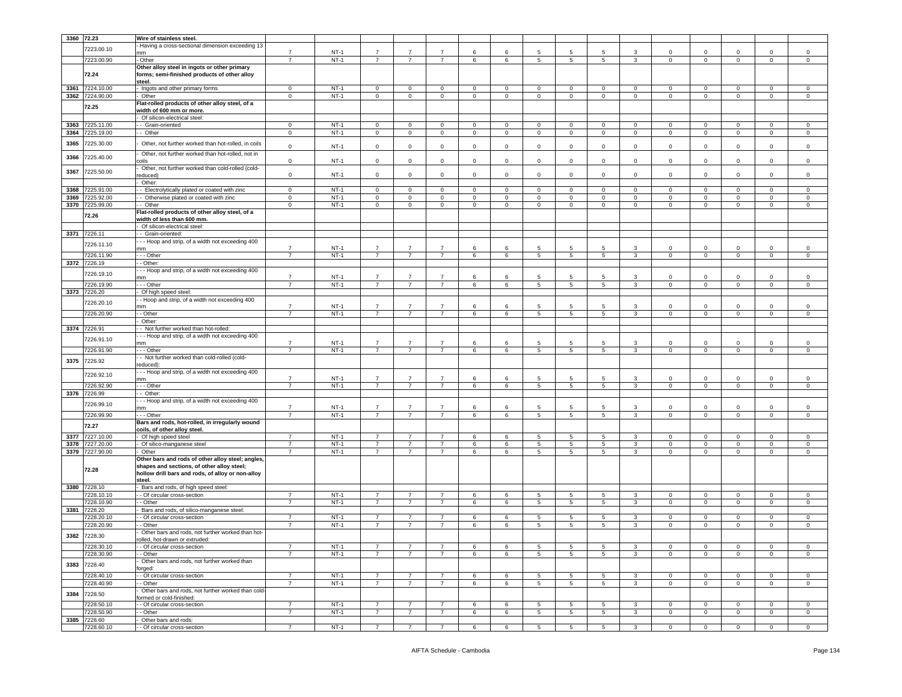| | | | | | | | | | | | | | | | | | |
|---|---|---|---|---|---|---|---|---|---|---|---|---|---|---|---|---|---|
| 3360 | 72.23 | Wire of stainless steel. | | | | | | | | | | | | | | | |
| | 7223.00.10 | - Having a cross-sectional dimension exceeding 13 mm | 7 | NT-1 | 7 | 7 | 7 | 6 | 6 | 5 | 5 | 5 | 3 | 0 | 0 | 0 | 0 | 0 |
| | 7223.00.90 | - Other | 7 | NT-1 | 7 | 7 | 7 | 6 | 6 | 5 | 5 | 5 | 3 | 0 | 0 | 0 | 0 | 0 |
| | 72.24 | Other alloy steel in ingots or other primary forms; semi-finished products of other alloy steel. | | | | | | | | | | | | | | | | |
| 3361 | 7224.10.00 | - Ingots and other primary forms | 0 | NT-1 | 0 | 0 | 0 | 0 | 0 | 0 | 0 | 0 | 0 | 0 | 0 | 0 | 0 | 0 |
| 3362 | 7224.90.00 | - Other | 0 | NT-1 | 0 | 0 | 0 | 0 | 0 | 0 | 0 | 0 | 0 | 0 | 0 | 0 | 0 | 0 |
| | 72.25 | Flat-rolled products of other alloy steel, of a width of 600 mm or more. | | | | | | | | | | | | | | | | |
| | | - Of silicon-electrical steel: | | | | | | | | | | | | | | | | |
| 3363 | 7225.11.00 | - - Grain-oriented | 0 | NT-1 | 0 | 0 | 0 | 0 | 0 | 0 | 0 | 0 | 0 | 0 | 0 | 0 | 0 | 0 |
| 3364 | 7225.19.00 | - - Other | 0 | NT-1 | 0 | 0 | 0 | 0 | 0 | 0 | 0 | 0 | 0 | 0 | 0 | 0 | 0 | 0 |
| 3365 | 7225.30.00 | - Other, not further worked than hot-rolled, in coils | 0 | NT-1 | 0 | 0 | 0 | 0 | 0 | 0 | 0 | 0 | 0 | 0 | 0 | 0 | 0 | 0 |
| 3366 | 7225.40.00 | - Other, not further worked than hot-rolled, not in coils | 0 | NT-1 | 0 | 0 | 0 | 0 | 0 | 0 | 0 | 0 | 0 | 0 | 0 | 0 | 0 | 0 |
| 3367 | 7225.50.00 | - Other, not further worked than cold-rolled (cold-reduced) | 0 | NT-1 | 0 | 0 | 0 | 0 | 0 | 0 | 0 | 0 | 0 | 0 | 0 | 0 | 0 | 0 |
| | | - Other: | | | | | | | | | | | | | | | | |
| 3368 | 7225.91.00 | - - Electrolytically plated or coated with zinc | 0 | NT-1 | 0 | 0 | 0 | 0 | 0 | 0 | 0 | 0 | 0 | 0 | 0 | 0 | 0 | 0 |
| 3369 | 7225.92.00 | - - Otherwise plated or coated with zinc | 0 | NT-1 | 0 | 0 | 0 | 0 | 0 | 0 | 0 | 0 | 0 | 0 | 0 | 0 | 0 | 0 |
| 3370 | 7225.99.00 | - - Other | 0 | NT-1 | 0 | 0 | 0 | 0 | 0 | 0 | 0 | 0 | 0 | 0 | 0 | 0 | 0 | 0 |
| | 72.26 | Flat-rolled products of other alloy steel, of a width of less than 600 mm. | | | | | | | | | | | | | | | | |
| | | - Of silicon-electrical steel: | | | | | | | | | | | | | | | | |
| 3371 | 7226.11 | - - Grain-oriented: | | | | | | | | | | | | | | | | |
| | 7226.11.10 | - - - Hoop and strip, of a width not exceeding 400 mm | 7 | NT-1 | 7 | 7 | 7 | 6 | 6 | 5 | 5 | 5 | 3 | 0 | 0 | 0 | 0 | 0 |
| | 7226.11.90 | - - - Other | 7 | NT-1 | 7 | 7 | 7 | 6 | 6 | 5 | 5 | 5 | 3 | 0 | 0 | 0 | 0 | 0 |
| 3372 | 7226.19 | - - Other: | | | | | | | | | | | | | | | | |
| | 7226.19.10 | - - - Hoop and strip, of a width not exceeding 400 mm | 7 | NT-1 | 7 | 7 | 7 | 6 | 6 | 5 | 5 | 5 | 3 | 0 | 0 | 0 | 0 | 0 |
| | 7226.19.90 | - - - Other | 7 | NT-1 | 7 | 7 | 7 | 6 | 6 | 5 | 5 | 5 | 3 | 0 | 0 | 0 | 0 | 0 |
| 3373 | 7226.20 | - Of high speed steel: | | | | | | | | | | | | | | | | |
| | 7226.20.10 | - - Hoop and strip, of a width not exceeding 400 mm | 7 | NT-1 | 7 | 7 | 7 | 6 | 6 | 5 | 5 | 5 | 3 | 0 | 0 | 0 | 0 | 0 |
| | 7226.20.90 | - - Other | 7 | NT-1 | 7 | 7 | 7 | 6 | 6 | 5 | 5 | 5 | 3 | 0 | 0 | 0 | 0 | 0 |
| | | - Other: | | | | | | | | | | | | | | | | |
| 3374 | 7226.91 | - - Not further worked than hot-rolled: | | | | | | | | | | | | | | | | |
| | 7226.91.10 | - - - Hoop and strip, of a width not exceeding 400 mm | 7 | NT-1 | 7 | 7 | 7 | 6 | 6 | 5 | 5 | 5 | 3 | 0 | 0 | 0 | 0 | 0 |
| | 7226.91.90 | - - - Other | 7 | NT-1 | 7 | 7 | 7 | 6 | 6 | 5 | 5 | 5 | 3 | 0 | 0 | 0 | 0 | 0 |
| 3375 | 7226.92 | - - Not further worked than cold-rolled (cold-reduced): | | | | | | | | | | | | | | | | |
| | 7226.92.10 | - - - Hoop and strip, of a width not exceeding 400 mm | 7 | NT-1 | 7 | 7 | 7 | 6 | 6 | 5 | 5 | 5 | 3 | 0 | 0 | 0 | 0 | 0 |
| | 7226.92.90 | - - - Other | 7 | NT-1 | 7 | 7 | 7 | 6 | 6 | 5 | 5 | 5 | 3 | 0 | 0 | 0 | 0 | 0 |
| 3376 | 7226.99 | - - Other: | | | | | | | | | | | | | | | | |
| | 7226.99.10 | - - - Hoop and strip, of a width not exceeding 400 mm | 7 | NT-1 | 7 | 7 | 7 | 6 | 6 | 5 | 5 | 5 | 3 | 0 | 0 | 0 | 0 | 0 |
| | 7226.99.90 | - - - Other | 7 | NT-1 | 7 | 7 | 7 | 6 | 6 | 5 | 5 | 5 | 3 | 0 | 0 | 0 | 0 | 0 |
| | 72.27 | Bars and rods, hot-rolled, in irregularly wound coils, of other alloy steel. | | | | | | | | | | | | | | | | |
| 3377 | 7227.10.00 | - Of high speed steel | 7 | NT-1 | 7 | 7 | 7 | 6 | 6 | 5 | 5 | 5 | 3 | 0 | 0 | 0 | 0 | 0 |
| 3378 | 7227.20.00 | - Of silico-manganese steel | 7 | NT-1 | 7 | 7 | 7 | 6 | 6 | 5 | 5 | 5 | 3 | 0 | 0 | 0 | 0 | 0 |
| 3379 | 7227.90.00 | - Other | 7 | NT-1 | 7 | 7 | 7 | 6 | 6 | 5 | 5 | 5 | 3 | 0 | 0 | 0 | 0 | 0 |
| | 72.28 | Other bars and rods of other alloy steel; angles, shapes and sections, of other alloy steel; hollow drill bars and rods, of alloy or non-alloy steel. | | | | | | | | | | | | | | | | |
| 3380 | 7228.10 | - Bars and rods, of high speed steel: | | | | | | | | | | | | | | | | |
| | 7228.10.10 | - - Of circular cross-section | 7 | NT-1 | 7 | 7 | 7 | 6 | 6 | 5 | 5 | 5 | 3 | 0 | 0 | 0 | 0 | 0 |
| | 7228.10.90 | - - Other | 7 | NT-1 | 7 | 7 | 7 | 6 | 6 | 5 | 5 | 5 | 3 | 0 | 0 | 0 | 0 | 0 |
| 3381 | 7228.20 | - Bars and rods, of silico-manganese steel: | | | | | | | | | | | | | | | | |
| | 7228.20.10 | - - Of circular cross-section | 7 | NT-1 | 7 | 7 | 7 | 6 | 6 | 5 | 5 | 5 | 3 | 0 | 0 | 0 | 0 | 0 |
| | 7228.20.90 | - - Other | 7 | NT-1 | 7 | 7 | 7 | 6 | 6 | 5 | 5 | 5 | 3 | 0 | 0 | 0 | 0 | 0 |
| 3382 | 7228.30 | - Other bars and rods, not further worked than hot-rolled, hot-drawn or extruded: | | | | | | | | | | | | | | | | |
| | 7228.30.10 | - - Of circular cross-section | 7 | NT-1 | 7 | 7 | 7 | 6 | 6 | 5 | 5 | 5 | 3 | 0 | 0 | 0 | 0 | 0 |
| | 7228.30.90 | - - Other | 7 | NT-1 | 7 | 7 | 7 | 6 | 6 | 5 | 5 | 5 | 3 | 0 | 0 | 0 | 0 | 0 |
| 3383 | 7228.40 | - Other bars and rods, not further worked than forged: | | | | | | | | | | | | | | | | |
| | 7228.40.10 | - - Of circular cross-section | 7 | NT-1 | 7 | 7 | 7 | 6 | 6 | 5 | 5 | 5 | 3 | 0 | 0 | 0 | 0 | 0 |
| | 7228.40.90 | - - Other | 7 | NT-1 | 7 | 7 | 7 | 6 | 6 | 5 | 5 | 5 | 3 | 0 | 0 | 0 | 0 | 0 |
| 3384 | 7228.50 | - Other bars and rods, not further worked than cold-formed or cold-finished: | | | | | | | | | | | | | | | | |
| | 7228.50.10 | - - Of circular cross-section | 7 | NT-1 | 7 | 7 | 7 | 6 | 6 | 5 | 5 | 5 | 3 | 0 | 0 | 0 | 0 | 0 |
| | 7228.50.90 | - - Other | 7 | NT-1 | 7 | 7 | 7 | 6 | 6 | 5 | 5 | 5 | 3 | 0 | 0 | 0 | 0 | 0 |
| 3385 | 7228.60 | - Other bars and rods: | | | | | | | | | | | | | | | | |
| | 7228.60.10 | - - Of circular cross-section | 7 | NT-1 | 7 | 7 | 7 | 6 | 6 | 5 | 5 | 5 | 3 | 0 | 0 | 0 | 0 | 0 |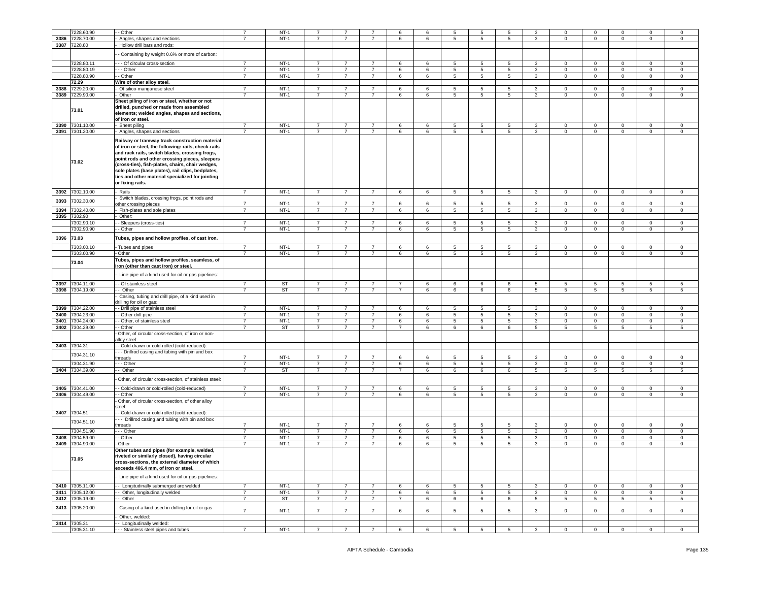| | 7228.60.90 | - - Other | 7 | NT-1 | 7 | 7 | 7 | 6 | 6 | 5 | 5 | 5 | 3 | 0 | 0 | 0 | 0 | 0 |
|---|---|---|---|---|---|---|---|---|---|---|---|---|---|---|---|---|---|---|
| 3386 | 7228.70.00 | - Angles, shapes and sections | 7 | NT-1 | 7 | 7 | 7 | 6 | 6 | 5 | 5 | 5 | 3 | 0 | 0 | 0 | 0 | 0 |
| 3387 | 7228.80 | - Hollow drill bars and rods: | | | | | | | | | | | | | | | | |
| | | - - Containing by weight 0.6% or more of carbon: | | | | | | | | | | | | | | | | |
| | 7228.80.11 | - - - Of circular cross-section | 7 | NT-1 | 7 | 7 | 7 | 6 | 6 | 5 | 5 | 5 | 3 | 0 | 0 | 0 | 0 | 0 |
| | 7228.80.19 | - - - Other | 7 | NT-1 | 7 | 7 | 7 | 6 | 6 | 5 | 5 | 5 | 3 | 0 | 0 | 0 | 0 | 0 |
| | 7228.80.90 | - - Other | 7 | NT-1 | 7 | 7 | 7 | 6 | 6 | 5 | 5 | 5 | 3 | 0 | 0 | 0 | 0 | 0 |
| | **72.29** | **Wire of other alloy steel.** | | | | | | | | | | | | | | | | |
| 3388 | 7229.20.00 | - Of silico-manganese steel | 7 | NT-1 | 7 | 7 | 7 | 6 | 6 | 5 | 5 | 5 | 3 | 0 | 0 | 0 | 0 | 0 |
| 3389 | 7229.90.00 | - Other | 7 | NT-1 | 7 | 7 | 7 | 6 | 6 | 5 | 5 | 5 | 3 | 0 | 0 | 0 | 0 | 0 |
| | **73.01** | **Sheet piling of iron or steel, whether or not drilled, punched or made from assembled elements; welded angles, shapes and sections, of iron or steel.** | | | | | | | | | | | | | | | | |
| 3390 | 7301.10.00 | - Sheet piling | 7 | NT-1 | 7 | 7 | 7 | 6 | 6 | 5 | 5 | 5 | 3 | 0 | 0 | 0 | 0 | 0 |
| 3391 | 7301.20.00 | - Angles, shapes and sections | 7 | NT-1 | 7 | 7 | 7 | 6 | 6 | 5 | 5 | 5 | 3 | 0 | 0 | 0 | 0 | 0 |
| | **73.02** | **Railway or tramway track construction material of iron or steel, the following: rails, check-rails and rack rails, switch blades, crossing frogs, point rods and other crossing pieces, sleepers (cross-ties), fish-plates, chairs, chair wedges, sole plates (base plates), rail clips, bedplates, ties and other material specialized for jointing or fixing rails.** | | | | | | | | | | | | | | | | |
| 3392 | 7302.10.00 | - Rails | 7 | NT-1 | 7 | 7 | 7 | 6 | 6 | 5 | 5 | 5 | 3 | 0 | 0 | 0 | 0 | 0 |
| 3393 | 7302.30.00 | - Switch blades, crossing frogs, point rods and other crossing pieces | 7 | NT-1 | 7 | 7 | 7 | 6 | 6 | 5 | 5 | 5 | 3 | 0 | 0 | 0 | 0 | 0 |
| 3394 | 7302.40.00 | - Fish-plates and sole plates | 7 | NT-1 | 7 | 7 | 7 | 6 | 6 | 5 | 5 | 5 | 3 | 0 | 0 | 0 | 0 | 0 |
| 3395 | 7302.90 | - Other: | | | | | | | | | | | | | | | | |
| | 7302.90.10 | - - Sleepers (cross-ties) | 7 | NT-1 | 7 | 7 | 7 | 6 | 6 | 5 | 5 | 5 | 3 | 0 | 0 | 0 | 0 | 0 |
| | 7302.90.90 | - - Other | 7 | NT-1 | 7 | 7 | 7 | 6 | 6 | 5 | 5 | 5 | 3 | 0 | 0 | 0 | 0 | 0 |
| 3396 | **73.03** | **Tubes, pipes and hollow profiles, of cast iron.** | | | | | | | | | | | | | | | | |
| | 7303.00.10 | - Tubes and pipes | 7 | NT-1 | 7 | 7 | 7 | 6 | 6 | 5 | 5 | 5 | 3 | 0 | 0 | 0 | 0 | 0 |
| | 7303.00.90 | - Other | 7 | NT-1 | 7 | 7 | 7 | 6 | 6 | 5 | 5 | 5 | 3 | 0 | 0 | 0 | 0 | 0 |
| | **73.04** | **Tubes, pipes and hollow profiles, seamless, of iron (other than cast iron) or steel.** | | | | | | | | | | | | | | | | |
| | | - Line pipe of a kind used for oil or gas pipelines: | | | | | | | | | | | | | | | | |
| 3397 | 7304.11.00 | - - Of stainless steel | 7 | ST | 7 | 7 | 7 | 7 | 6 | 6 | 6 | 6 | 5 | 5 | 5 | 5 | 5 | 5 |
| 3398 | 7304.19.00 | - - Other | 7 | ST | 7 | 7 | 7 | 7 | 6 | 6 | 6 | 6 | 5 | 5 | 5 | 5 | 5 | 5 |
| | | - Casing, tubing and drill pipe, of a kind used in drilling for oil or gas: | | | | | | | | | | | | | | | | |
| 3399 | 7304.22.00 | - - Drill pipe of stainless steel | 7 | NT-1 | 7 | 7 | 7 | 6 | 6 | 5 | 5 | 5 | 3 | 0 | 0 | 0 | 0 | 0 |
| 3400 | 7304.23.00 | - - Other drill pipe | 7 | NT-1 | 7 | 7 | 7 | 6 | 6 | 5 | 5 | 5 | 3 | 0 | 0 | 0 | 0 | 0 |
| 3401 | 7304.24.00 | - - Other, of stainless steel | 7 | NT-1 | 7 | 7 | 7 | 6 | 6 | 5 | 5 | 5 | 3 | 0 | 0 | 0 | 0 | 0 |
| 3402 | 7304.29.00 | - - Other | 7 | ST | 7 | 7 | 7 | 7 | 6 | 6 | 6 | 6 | 5 | 5 | 5 | 5 | 5 | 5 |
| | | - Other, of circular cross-section, of iron or non-alloy steel: | | | | | | | | | | | | | | | | |
| 3403 | 7304.31 | - - Cold-drawn or cold-rolled (cold-reduced): | | | | | | | | | | | | | | | | |
| | 7304.31.10 | - - - Drillrod casing and tubing with pin and box threads | 7 | NT-1 | 7 | 7 | 7 | 6 | 6 | 5 | 5 | 5 | 3 | 0 | 0 | 0 | 0 | 0 |
| | 7304.31.90 | - - - Other | 7 | NT-1 | 7 | 7 | 7 | 6 | 6 | 5 | 5 | 5 | 3 | 0 | 0 | 0 | 0 | 0 |
| 3404 | 7304.39.00 | - - Other | 7 | ST | 7 | 7 | 7 | 7 | 6 | 6 | 6 | 6 | 5 | 5 | 5 | 5 | 5 | 5 |
| | | - Other, of circular cross-section, of stainless steel: | | | | | | | | | | | | | | | | |
| 3405 | 7304.41.00 | - - Cold-drawn or cold-rolled (cold-reduced) | 7 | NT-1 | 7 | 7 | 7 | 6 | 6 | 5 | 5 | 5 | 3 | 0 | 0 | 0 | 0 | 0 |
| 3406 | 7304.49.00 | - - Other | 7 | NT-1 | 7 | 7 | 7 | 6 | 6 | 5 | 5 | 5 | 3 | 0 | 0 | 0 | 0 | 0 |
| | | - Other, of circular cross-section, of other alloy steel: | | | | | | | | | | | | | | | | |
| 3407 | 7304.51 | - - Cold-drawn or cold-rolled (cold-reduced): | | | | | | | | | | | | | | | | |
| | 7304.51.10 | - - - Drillrod casing and tubing with pin and box threads | 7 | NT-1 | 7 | 7 | 7 | 6 | 6 | 5 | 5 | 5 | 3 | 0 | 0 | 0 | 0 | 0 |
| | 7304.51.90 | - - - Other | 7 | NT-1 | 7 | 7 | 7 | 6 | 6 | 5 | 5 | 5 | 3 | 0 | 0 | 0 | 0 | 0 |
| 3408 | 7304.59.00 | - - Other | 7 | NT-1 | 7 | 7 | 7 | 6 | 6 | 5 | 5 | 5 | 3 | 0 | 0 | 0 | 0 | 0 |
| 3409 | 7304.90.00 | - Other | 7 | NT-1 | 7 | 7 | 7 | 6 | 6 | 5 | 5 | 5 | 3 | 0 | 0 | 0 | 0 | 0 |
| | **73.05** | **Other tubes and pipes (for example, welded, riveted or similarly closed), having circular cross-sections, the external diameter of which exceeds 406.4 mm, of iron or steel.** | | | | | | | | | | | | | | | | |
| | | - Line pipe of a kind used for oil or gas pipelines: | | | | | | | | | | | | | | | | |
| 3410 | 7305.11.00 | - - Longitudinally submerged arc welded | 7 | NT-1 | 7 | 7 | 7 | 6 | 6 | 5 | 5 | 5 | 3 | 0 | 0 | 0 | 0 | 0 |
| 3411 | 7305.12.00 | - - Other, longitudinally welded | 7 | NT-1 | 7 | 7 | 7 | 6 | 6 | 5 | 5 | 5 | 3 | 0 | 0 | 0 | 0 | 0 |
| 3412 | 7305.19.00 | - - Other | 7 | ST | 7 | 7 | 7 | 7 | 6 | 6 | 6 | 6 | 5 | 5 | 5 | 5 | 5 | 5 |
| 3413 | 7305.20.00 | - Casing of a kind used in drilling for oil or gas | 7 | NT-1 | 7 | 7 | 7 | 6 | 6 | 5 | 5 | 5 | 3 | 0 | 0 | 0 | 0 | 0 |
| | | - Other, welded: | | | | | | | | | | | | | | | | |
| 3414 | 7305.31 | - - Longitudinally welded: | | | | | | | | | | | | | | | | |
| | 7305.31.10 | - - - Stainless steel pipes and tubes | 7 | NT-1 | 7 | 7 | 7 | 6 | 6 | 5 | 5 | 5 | 3 | 0 | 0 | 0 | 0 | 0 |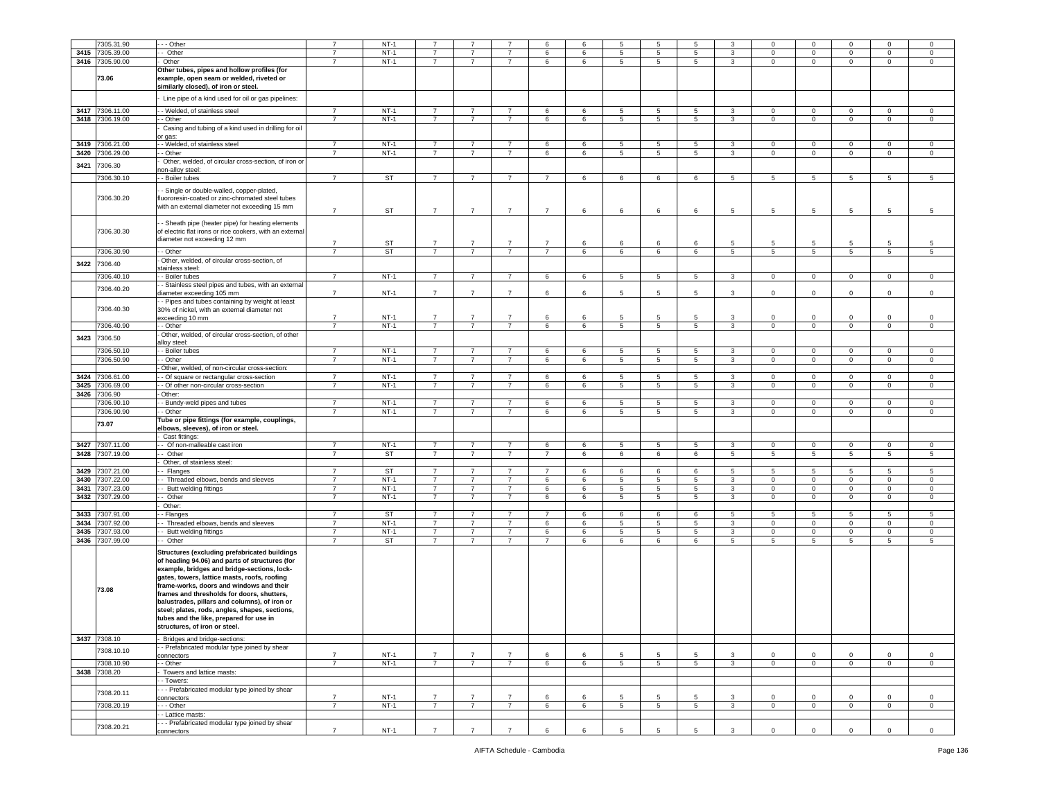| | 7305.31.90 | - - - Other | 7 | NT-1 | 7 | 7 | 7 | 6 | 6 | 5 | 5 | 5 | 3 | 0 | 0 | 0 | 0 | 0 |
|---|---|---|---|---|---|---|---|---|---|---|---|---|---|---|---|---|---|---|
| 3415 | 7305.39.00 | - - Other | 7 | NT-1 | 7 | 7 | 7 | 6 | 6 | 5 | 5 | 5 | 3 | 0 | 0 | 0 | 0 | 0 |
| 3416 | 7305.90.00 | - Other | 7 | NT-1 | 7 | 7 | 7 | 6 | 6 | 5 | 5 | 5 | 3 | 0 | 0 | 0 | 0 | 0 |
| | **73.06** | **Other tubes, pipes and hollow profiles (for example, open seam or welded, riveted or similarly closed), of iron or steel.** | | | | | | | | | | | | | | | | |
| | | - Line pipe of a kind used for oil or gas pipelines: | | | | | | | | | | | | | | | | |
| 3417 | 7306.11.00 | - - Welded, of stainless steel | 7 | NT-1 | 7 | 7 | 7 | 6 | 6 | 5 | 5 | 5 | 3 | 0 | 0 | 0 | 0 | 0 |
| 3418 | 7306.19.00 | - - Other | 7 | NT-1 | 7 | 7 | 7 | 6 | 6 | 5 | 5 | 5 | 3 | 0 | 0 | 0 | 0 | 0 |
| | | - Casing and tubing of a kind used in drilling for oil or gas: | | | | | | | | | | | | | | | | |
| 3419 | 7306.21.00 | - - Welded, of stainless steel | 7 | NT-1 | 7 | 7 | 7 | 6 | 6 | 5 | 5 | 5 | 3 | 0 | 0 | 0 | 0 | 0 |
| 3420 | 7306.29.00 | - - Other | 7 | NT-1 | 7 | 7 | 7 | 6 | 6 | 5 | 5 | 5 | 3 | 0 | 0 | 0 | 0 | 0 |
| 3421 | 7306.30 | - Other, welded, of circular cross-section, of iron or non-alloy steel: | | | | | | | | | | | | | | | | |
| | 7306.30.10 | - - Boiler tubes | 7 | ST | 7 | 7 | 7 | 7 | 6 | 6 | 6 | 6 | 5 | 5 | 5 | 5 | 5 | 5 |
| | 7306.30.20 | - - Single or double-walled, copper-plated, fluororesin-coated or zinc-chromated steel tubes with an external diameter not exceeding 15 mm | 7 | ST | 7 | 7 | 7 | 7 | 6 | 6 | 6 | 6 | 5 | 5 | 5 | 5 | 5 | 5 |
| | 7306.30.30 | - - Sheath pipe (heater pipe) for heating elements of electric flat irons or rice cookers, with an external diameter not exceeding 12 mm | 7 | ST | 7 | 7 | 7 | 7 | 6 | 6 | 6 | 6 | 5 | 5 | 5 | 5 | 5 | 5 |
| | 7306.30.90 | - - Other | 7 | ST | 7 | 7 | 7 | 7 | 6 | 6 | 6 | 6 | 5 | 5 | 5 | 5 | 5 | 5 |
| 3422 | 7306.40 | - Other, welded, of circular cross-section, of stainless steel: | | | | | | | | | | | | | | | | |
| | 7306.40.10 | - - Boiler tubes | 7 | NT-1 | 7 | 7 | 7 | 6 | 6 | 5 | 5 | 5 | 3 | 0 | 0 | 0 | 0 | 0 |
| | 7306.40.20 | - - Stainless steel pipes and tubes, with an external diameter exceeding 105 mm | 7 | NT-1 | 7 | 7 | 7 | 6 | 6 | 5 | 5 | 5 | 3 | 0 | 0 | 0 | 0 | 0 |
| | 7306.40.30 | - - Pipes and tubes containing by weight at least 30% of nickel, with an external diameter not exceeding 10 mm | 7 | NT-1 | 7 | 7 | 7 | 6 | 6 | 5 | 5 | 5 | 3 | 0 | 0 | 0 | 0 | 0 |
| | 7306.40.90 | - - Other | 7 | NT-1 | 7 | 7 | 7 | 6 | 6 | 5 | 5 | 5 | 3 | 0 | 0 | 0 | 0 | 0 |
| 3423 | 7306.50 | - Other, welded, of circular cross-section, of other alloy steel: | | | | | | | | | | | | | | | | |
| | 7306.50.10 | - - Boiler tubes | 7 | NT-1 | 7 | 7 | 7 | 6 | 6 | 5 | 5 | 5 | 3 | 0 | 0 | 0 | 0 | 0 |
| | 7306.50.90 | - - Other | 7 | NT-1 | 7 | 7 | 7 | 6 | 6 | 5 | 5 | 5 | 3 | 0 | 0 | 0 | 0 | 0 |
| | | - Other, welded, of non-circular cross-section: | | | | | | | | | | | | | | | | |
| 3424 | 7306.61.00 | - - Of square or rectangular cross-section | 7 | NT-1 | 7 | 7 | 7 | 6 | 6 | 5 | 5 | 5 | 3 | 0 | 0 | 0 | 0 | 0 |
| 3425 | 7306.69.00 | - - Of other non-circular cross-section | 7 | NT-1 | 7 | 7 | 7 | 6 | 6 | 5 | 5 | 5 | 3 | 0 | 0 | 0 | 0 | 0 |
| 3426 | 7306.90 | - Other: | | | | | | | | | | | | | | | | |
| | 7306.90.10 | - - Bundy-weld pipes and tubes | 7 | NT-1 | 7 | 7 | 7 | 6 | 6 | 5 | 5 | 5 | 3 | 0 | 0 | 0 | 0 | 0 |
| | 7306.90.90 | - - Other | 7 | NT-1 | 7 | 7 | 7 | 6 | 6 | 5 | 5 | 5 | 3 | 0 | 0 | 0 | 0 | 0 |
| | **73.07** | **Tube or pipe fittings (for example, couplings, elbows, sleeves), of iron or steel.** | | | | | | | | | | | | | | | | |
| | | - Cast fittings: | | | | | | | | | | | | | | | | |
| 3427 | 7307.11.00 | - - Of non-malleable cast iron | 7 | NT-1 | 7 | 7 | 7 | 6 | 6 | 5 | 5 | 5 | 3 | 0 | 0 | 0 | 0 | 0 |
| 3428 | 7307.19.00 | - - Other | 7 | ST | 7 | 7 | 7 | 7 | 6 | 6 | 6 | 6 | 5 | 5 | 5 | 5 | 5 | 5 |
| | | - Other, of stainless steel: | | | | | | | | | | | | | | | | |
| 3429 | 7307.21.00 | - - Flanges | 7 | ST | 7 | 7 | 7 | 7 | 6 | 6 | 6 | 6 | 5 | 5 | 5 | 5 | 5 | 5 |
| 3430 | 7307.22.00 | - - Threaded elbows, bends and sleeves | 7 | NT-1 | 7 | 7 | 7 | 6 | 6 | 5 | 5 | 5 | 3 | 0 | 0 | 0 | 0 | 0 |
| 3431 | 7307.23.00 | - - Butt welding fittings | 7 | NT-1 | 7 | 7 | 7 | 6 | 6 | 5 | 5 | 5 | 3 | 0 | 0 | 0 | 0 | 0 |
| 3432 | 7307.29.00 | - - Other | 7 | NT-1 | 7 | 7 | 7 | 6 | 6 | 5 | 5 | 5 | 3 | 0 | 0 | 0 | 0 | 0 |
| | | - Other: | | | | | | | | | | | | | | | | |
| 3433 | 7307.91.00 | - - Flanges | 7 | ST | 7 | 7 | 7 | 7 | 6 | 6 | 6 | 6 | 5 | 5 | 5 | 5 | 5 | 5 |
| 3434 | 7307.92.00 | - - Threaded elbows, bends and sleeves | 7 | NT-1 | 7 | 7 | 7 | 6 | 6 | 5 | 5 | 5 | 3 | 0 | 0 | 0 | 0 | 0 |
| 3435 | 7307.93.00 | - - Butt welding fittings | 7 | NT-1 | 7 | 7 | 7 | 6 | 6 | 5 | 5 | 5 | 3 | 0 | 0 | 0 | 0 | 0 |
| 3436 | 7307.99.00 | - - Other | 7 | ST | 7 | 7 | 7 | 7 | 6 | 6 | 6 | 6 | 5 | 5 | 5 | 5 | 5 | 5 |
| | **73.08** | **Structures (excluding prefabricated buildings of heading 94.06) and parts of structures (for example, bridges and bridge-sections, lock-gates, towers, lattice masts, roofs, roofing frame-works, doors and windows and their frames and thresholds for doors, shutters, balustrades, pillars and columns), of iron or steel; plates, rods, angles, shapes, sections, tubes and the like, prepared for use in structures, of iron or steel.** | | | | | | | | | | | | | | | | |
| 3437 | 7308.10 | - Bridges and bridge-sections: | | | | | | | | | | | | | | | | |
| | 7308.10.10 | - - Prefabricated modular type joined by shear connectors | 7 | NT-1 | 7 | 7 | 7 | 6 | 6 | 5 | 5 | 5 | 3 | 0 | 0 | 0 | 0 | 0 |
| | 7308.10.90 | - - Other | 7 | NT-1 | 7 | 7 | 7 | 6 | 6 | 5 | 5 | 5 | 3 | 0 | 0 | 0 | 0 | 0 |
| 3438 | 7308.20 | - Towers and lattice masts: | | | | | | | | | | | | | | | | |
| | | - - Towers: | | | | | | | | | | | | | | | | |
| | 7308.20.11 | - - - Prefabricated modular type joined by shear connectors | 7 | NT-1 | 7 | 7 | 7 | 6 | 6 | 5 | 5 | 5 | 3 | 0 | 0 | 0 | 0 | 0 |
| | 7308.20.19 | - - - Other | 7 | NT-1 | 7 | 7 | 7 | 6 | 6 | 5 | 5 | 5 | 3 | 0 | 0 | 0 | 0 | 0 |
| | | - - Lattice masts: | | | | | | | | | | | | | | | | |
| | 7308.20.21 | - - - Prefabricated modular type joined by shear connectors | 7 | NT-1 | 7 | 7 | 7 | 6 | 6 | 5 | 5 | 5 | 3 | 0 | 0 | 0 | 0 | 0 |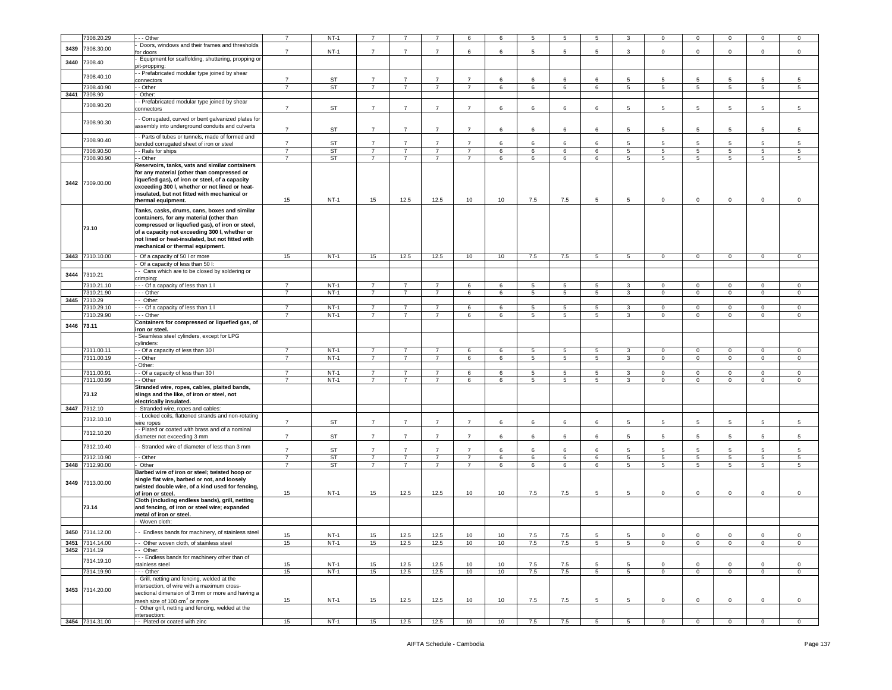| | 7308.20.29 | - - - Other | 7 | NT-1 | 7 | 7 | 7 | 6 | 6 | 5 | 5 | 5 | 3 | 0 | 0 | 0 | 0 | 0 |
|---|---|---|---|---|---|---|---|---|---|---|---|---|---|---|---|---|---|---|
| 3439 | 7308.30.00 | - Doors, windows and their frames and thresholds for doors | 7 | NT-1 | 7 | 7 | 7 | 6 | 6 | 5 | 5 | 5 | 3 | 0 | 0 | 0 | 0 | 0 |
| 3440 | 7308.40 | - Equipment for scaffolding, shuttering, propping or pit-propping: | | | | | | | | | | | | | | | | |
| | 7308.40.10 | - - Prefabricated modular type joined by shear connectors | 7 | ST | 7 | 7 | 7 | 7 | 6 | 6 | 6 | 6 | 5 | 5 | 5 | 5 | 5 | 5 |
| | 7308.40.90 | - - Other | 7 | ST | 7 | 7 | 7 | 7 | 6 | 6 | 6 | 6 | 5 | 5 | 5 | 5 | 5 | 5 |
| 3441 | 7308.90 | - Other: | | | | | | | | | | | | | | | | |
| | 7308.90.20 | - - Prefabricated modular type joined by shear connectors | 7 | ST | 7 | 7 | 7 | 7 | 6 | 6 | 6 | 6 | 5 | 5 | 5 | 5 | 5 | 5 |
| | 7308.90.30 | - - Corrugated, curved or bent galvanized plates for assembly into underground conduits and culverts | 7 | ST | 7 | 7 | 7 | 7 | 6 | 6 | 6 | 6 | 5 | 5 | 5 | 5 | 5 | 5 |
| | 7308.90.40 | - - Parts of tubes or tunnels, made of formed and bended corrugated sheet of iron or steel | 7 | ST | 7 | 7 | 7 | 7 | 6 | 6 | 6 | 6 | 5 | 5 | 5 | 5 | 5 | 5 |
| | 7308.90.50 | - - Rails for ships | 7 | ST | 7 | 7 | 7 | 7 | 6 | 6 | 6 | 6 | 5 | 5 | 5 | 5 | 5 | 5 |
| | 7308.90.90 | - - Other | 7 | ST | 7 | 7 | 7 | 7 | 6 | 6 | 6 | 6 | 5 | 5 | 5 | 5 | 5 | 5 |
| 3442 | 7309.00.00 | **Reservoirs, tanks, vats and similar containers for any material (other than compressed or liquefied gas), of iron or steel, of a capacity exceeding 300 l, whether or not lined or heat-insulated, but not fitted with mechanical or thermal equipment.** | 15 | NT-1 | 15 | 12.5 | 12.5 | 10 | 10 | 7.5 | 7.5 | 5 | 5 | 0 | 0 | 0 | 0 | 0 |
| | 73.10 | **Tanks, casks, drums, cans, boxes and similar containers, for any material (other than compressed or liquefied gas), of iron or steel, of a capacity not exceeding 300 l, whether or not lined or heat-insulated, but not fitted with mechanical or thermal equipment.** | | | | | | | | | | | | | | | | |
| 3443 | 7310.10.00 | - Of a capacity of 50 l or more | 15 | NT-1 | 15 | 12.5 | 12.5 | 10 | 10 | 7.5 | 7.5 | 5 | 5 | 0 | 0 | 0 | 0 | 0 |
| | | - Of a capacity of less than 50 l: | | | | | | | | | | | | | | | | |
| 3444 | 7310.21 | - - Cans which are to be closed by soldering or crimping: | | | | | | | | | | | | | | | | |
| | 7310.21.10 | - - - Of a capacity of less than 1 l | 7 | NT-1 | 7 | 7 | 7 | 6 | 6 | 5 | 5 | 5 | 3 | 0 | 0 | 0 | 0 | 0 |
| | 7310.21.90 | - - - Other | 7 | NT-1 | 7 | 7 | 7 | 6 | 6 | 5 | 5 | 5 | 3 | 0 | 0 | 0 | 0 | 0 |
| 3445 | 7310.29 | - - Other: | | | | | | | | | | | | | | | | |
| | 7310.29.10 | - - - Of a capacity of less than 1 l | 7 | NT-1 | 7 | 7 | 7 | 6 | 6 | 5 | 5 | 5 | 3 | 0 | 0 | 0 | 0 | 0 |
| | 7310.29.90 | - - - Other | 7 | NT-1 | 7 | 7 | 7 | 6 | 6 | 5 | 5 | 5 | 3 | 0 | 0 | 0 | 0 | 0 |
| 3446 | 73.11 | **Containers for compressed or liquefied gas, of iron or steel.** | | | | | | | | | | | | | | | | |
| | | - Seamless steel cylinders, except for LPG cylinders: | | | | | | | | | | | | | | | | |
| | 7311.00.11 | - - Of a capacity of less than 30 l | 7 | NT-1 | 7 | 7 | 7 | 6 | 6 | 5 | 5 | 5 | 3 | 0 | 0 | 0 | 0 | 0 |
| | 7311.00.19 | - - Other | 7 | NT-1 | 7 | 7 | 7 | 6 | 6 | 5 | 5 | 5 | 3 | 0 | 0 | 0 | 0 | 0 |
| | | - Other: | | | | | | | | | | | | | | | | |
| | 7311.00.91 | - - Of a capacity of less than 30 l | 7 | NT-1 | 7 | 7 | 7 | 6 | 6 | 5 | 5 | 5 | 3 | 0 | 0 | 0 | 0 | 0 |
| | 7311.00.99 | - - Other | 7 | NT-1 | 7 | 7 | 7 | 6 | 6 | 5 | 5 | 5 | 3 | 0 | 0 | 0 | 0 | 0 |
| | 73.12 | **Stranded wire, ropes, cables, plaited bands, slings and the like, of iron or steel, not electrically insulated.** | | | | | | | | | | | | | | | | |
| 3447 | 7312.10 | - Stranded wire, ropes and cables: | | | | | | | | | | | | | | | | |
| | 7312.10.10 | - - Locked coils, flattened strands and non-rotating wire ropes | 7 | ST | 7 | 7 | 7 | 7 | 6 | 6 | 6 | 6 | 5 | 5 | 5 | 5 | 5 | 5 |
| | 7312.10.20 | - - Plated or coated with brass and of a nominal diameter not exceeding 3 mm | 7 | ST | 7 | 7 | 7 | 7 | 6 | 6 | 6 | 6 | 5 | 5 | 5 | 5 | 5 | 5 |
| | 7312.10.40 | - - Stranded wire of diameter of less than 3 mm | 7 | ST | 7 | 7 | 7 | 7 | 6 | 6 | 6 | 6 | 5 | 5 | 5 | 5 | 5 | 5 |
| | 7312.10.90 | - - Other | 7 | ST | 7 | 7 | 7 | 7 | 6 | 6 | 6 | 6 | 5 | 5 | 5 | 5 | 5 | 5 |
| 3448 | 7312.90.00 | - Other | 7 | ST | 7 | 7 | 7 | 7 | 6 | 6 | 6 | 6 | 5 | 5 | 5 | 5 | 5 | 5 |
| 3449 | 7313.00.00 | **Barbed wire of iron or steel; twisted hoop or single flat wire, barbed or not, and loosely twisted double wire, of a kind used for fencing, of iron or steel.** | 15 | NT-1 | 15 | 12.5 | 12.5 | 10 | 10 | 7.5 | 7.5 | 5 | 5 | 0 | 0 | 0 | 0 | 0 |
| | 73.14 | **Cloth (including endless bands), grill, netting and fencing, of iron or steel wire; expanded metal of iron or steel.** | | | | | | | | | | | | | | | | |
| | | - Woven cloth: | | | | | | | | | | | | | | | | |
| 3450 | 7314.12.00 | - - Endless bands for machinery, of stainless steel | 15 | NT-1 | 15 | 12.5 | 12.5 | 10 | 10 | 7.5 | 7.5 | 5 | 5 | 0 | 0 | 0 | 0 | 0 |
| 3451 | 7314.14.00 | - - Other woven cloth, of stainless steel | 15 | NT-1 | 15 | 12.5 | 12.5 | 10 | 10 | 7.5 | 7.5 | 5 | 5 | 0 | 0 | 0 | 0 | 0 |
| 3452 | 7314.19 | - - Other: | | | | | | | | | | | | | | | | |
| | 7314.19.10 | - - - Endless bands for machinery other than of stainless steel | 15 | NT-1 | 15 | 12.5 | 12.5 | 10 | 10 | 7.5 | 7.5 | 5 | 5 | 0 | 0 | 0 | 0 | 0 |
| | 7314.19.90 | - - - Other | 15 | NT-1 | 15 | 12.5 | 12.5 | 10 | 10 | 7.5 | 7.5 | 5 | 5 | 0 | 0 | 0 | 0 | 0 |
| 3453 | 7314.20.00 | - Grill, netting and fencing, welded at the intersection, of wire with a maximum cross-sectional dimension of 3 mm or more and having a mesh size of 100 cm$^2$ or more | 15 | NT-1 | 15 | 12.5 | 12.5 | 10 | 10 | 7.5 | 7.5 | 5 | 5 | 0 | 0 | 0 | 0 | 0 |
| | | - Other grill, netting and fencing, welded at the intersection: | | | | | | | | | | | | | | | | |
| 3454 | 7314.31.00 | - - Plated or coated with zinc | 15 | NT-1 | 15 | 12.5 | 12.5 | 10 | 10 | 7.5 | 7.5 | 5 | 5 | 0 | 0 | 0 | 0 | 0 |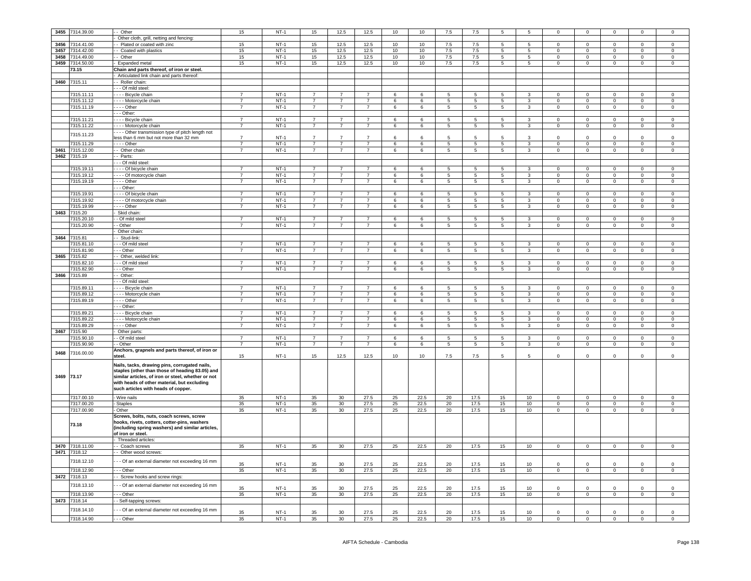| | | | | | | | | | | | | | | | | | |
|---|---|---|---|---|---|---|---|---|---|---|---|---|---|---|---|---|---|
| 3455 | 7314.39.00 | - - Other | 15 | NT-1 | 15 | 12.5 | 12.5 | 10 | 10 | 7.5 | 7.5 | 5 | 5 | 0 | 0 | 0 | 0 | 0 |
| | | - Other cloth, grill, netting and fencing: | | | | | | | | | | | | | | | | |
| 3456 | 7314.41.00 | - - Plated or coated with zinc | 15 | NT-1 | 15 | 12.5 | 12.5 | 10 | 10 | 7.5 | 7.5 | 5 | 5 | 0 | 0 | 0 | 0 | 0 |
| 3457 | 7314.42.00 | - - Coated with plastics | 15 | NT-1 | 15 | 12.5 | 12.5 | 10 | 10 | 7.5 | 7.5 | 5 | 5 | 0 | 0 | 0 | 0 | 0 |
| 3458 | 7314.49.00 | - - Other | 15 | NT-1 | 15 | 12.5 | 12.5 | 10 | 10 | 7.5 | 7.5 | 5 | 5 | 0 | 0 | 0 | 0 | 0 |
| 3459 | 7314.50.00 | - Expanded metal | 15 | NT-1 | 15 | 12.5 | 12.5 | 10 | 10 | 7.5 | 7.5 | 5 | 5 | 0 | 0 | 0 | 0 | 0 |
| | 73.15 | **Chain and parts thereof, of iron or steel.** | | | | | | | | | | | | | | | | |
| | | - Articulated link chain and parts thereof: | | | | | | | | | | | | | | | | |
| 3460 | 7315.11 | - - Roller chain: | | | | | | | | | | | | | | | | |
| | | - - - Of mild steel: | | | | | | | | | | | | | | | | |
| | 7315.11.11 | - - - - Bicycle chain | 7 | NT-1 | 7 | 7 | 7 | 6 | 6 | 5 | 5 | 5 | 3 | 0 | 0 | 0 | 0 | 0 |
| | 7315.11.12 | - - - - Motorcycle chain | 7 | NT-1 | 7 | 7 | 7 | 6 | 6 | 5 | 5 | 5 | 3 | 0 | 0 | 0 | 0 | 0 |
| | 7315.11.19 | - - - - Other | 7 | NT-1 | 7 | 7 | 7 | 6 | 6 | 5 | 5 | 5 | 3 | 0 | 0 | 0 | 0 | 0 |
| | | - - - Other: | | | | | | | | | | | | | | | | |
| | 7315.11.21 | - - - - Bicycle chain | 7 | NT-1 | 7 | 7 | 7 | 6 | 6 | 5 | 5 | 5 | 3 | 0 | 0 | 0 | 0 | 0 |
| | 7315.11.22 | - - - - Motorcycle chain | 7 | NT-1 | 7 | 7 | 7 | 6 | 6 | 5 | 5 | 5 | 3 | 0 | 0 | 0 | 0 | 0 |
| | 7315.11.23 | - - - - Other transmission type of pitch length not less than 6 mm but not more than 32 mm | 7 | NT-1 | 7 | 7 | 7 | 6 | 6 | 5 | 5 | 5 | 3 | 0 | 0 | 0 | 0 | 0 |
| | 7315.11.29 | - - - - Other | 7 | NT-1 | 7 | 7 | 7 | 6 | 6 | 5 | 5 | 5 | 3 | 0 | 0 | 0 | 0 | 0 |
| 3461 | 7315.12.00 | - - Other chain | 7 | NT-1 | 7 | 7 | 7 | 6 | 6 | 5 | 5 | 5 | 3 | 0 | 0 | 0 | 0 | 0 |
| 3462 | 7315.19 | - - Parts: | | | | | | | | | | | | | | | | |
| | | - - - Of mild steel: | | | | | | | | | | | | | | | | |
| | 7315.19.11 | - - - - Of bicycle chain | 7 | NT-1 | 7 | 7 | 7 | 6 | 6 | 5 | 5 | 5 | 3 | 0 | 0 | 0 | 0 | 0 |
| | 7315.19.12 | - - - - Of motorcycle chain | 7 | NT-1 | 7 | 7 | 7 | 6 | 6 | 5 | 5 | 5 | 3 | 0 | 0 | 0 | 0 | 0 |
| | 7315.19.19 | - - - - Other | 7 | NT-1 | 7 | 7 | 7 | 6 | 6 | 5 | 5 | 5 | 3 | 0 | 0 | 0 | 0 | 0 |
| | | - - - Other: | | | | | | | | | | | | | | | | |
| | 7315.19.91 | - - - - Of bicycle chain | 7 | NT-1 | 7 | 7 | 7 | 6 | 6 | 5 | 5 | 5 | 3 | 0 | 0 | 0 | 0 | 0 |
| | 7315.19.92 | - - - - Of motorcycle chain | 7 | NT-1 | 7 | 7 | 7 | 6 | 6 | 5 | 5 | 5 | 3 | 0 | 0 | 0 | 0 | 0 |
| | 7315.19.99 | - - - - Other | 7 | NT-1 | 7 | 7 | 7 | 6 | 6 | 5 | 5 | 5 | 3 | 0 | 0 | 0 | 0 | 0 |
| 3463 | 7315.20 | - Skid chain: | | | | | | | | | | | | | | | | |
| | 7315.20.10 | - - Of mild steel | 7 | NT-1 | 7 | 7 | 7 | 6 | 6 | 5 | 5 | 5 | 3 | 0 | 0 | 0 | 0 | 0 |
| | 7315.20.90 | - - Other | 7 | NT-1 | 7 | 7 | 7 | 6 | 6 | 5 | 5 | 5 | 3 | 0 | 0 | 0 | 0 | 0 |
| | | - Other chain: | | | | | | | | | | | | | | | | |
| 3464 | 7315.81 | - - Stud-link: | | | | | | | | | | | | | | | | |
| | 7315.81.10 | - - - Of mild steel | 7 | NT-1 | 7 | 7 | 7 | 6 | 6 | 5 | 5 | 5 | 3 | 0 | 0 | 0 | 0 | 0 |
| | 7315.81.90 | - - - Other | 7 | NT-1 | 7 | 7 | 7 | 6 | 6 | 5 | 5 | 5 | 3 | 0 | 0 | 0 | 0 | 0 |
| 3465 | 7315.82 | - - Other, welded link: | | | | | | | | | | | | | | | | |
| | 7315.82.10 | - - - Of mild steel | 7 | NT-1 | 7 | 7 | 7 | 6 | 6 | 5 | 5 | 5 | 3 | 0 | 0 | 0 | 0 | 0 |
| | 7315.82.90 | - - - Other | 7 | NT-1 | 7 | 7 | 7 | 6 | 6 | 5 | 5 | 5 | 3 | 0 | 0 | 0 | 0 | 0 |
| 3466 | 7315.89 | - - Other: | | | | | | | | | | | | | | | | |
| | | - - - Of mild steel: | | | | | | | | | | | | | | | | |
| | 7315.89.11 | - - - - Bicycle chain | 7 | NT-1 | 7 | 7 | 7 | 6 | 6 | 5 | 5 | 5 | 3 | 0 | 0 | 0 | 0 | 0 |
| | 7315.89.12 | - - - - Motorcycle chain | 7 | NT-1 | 7 | 7 | 7 | 6 | 6 | 5 | 5 | 5 | 3 | 0 | 0 | 0 | 0 | 0 |
| | 7315.89.19 | - - - - Other | 7 | NT-1 | 7 | 7 | 7 | 6 | 6 | 5 | 5 | 5 | 3 | 0 | 0 | 0 | 0 | 0 |
| | | - - - Other: | | | | | | | | | | | | | | | | |
| | 7315.89.21 | - - - - Bicycle chain | 7 | NT-1 | 7 | 7 | 7 | 6 | 6 | 5 | 5 | 5 | 3 | 0 | 0 | 0 | 0 | 0 |
| | 7315.89.22 | - - - - Motorcycle chain | 7 | NT-1 | 7 | 7 | 7 | 6 | 6 | 5 | 5 | 5 | 3 | 0 | 0 | 0 | 0 | 0 |
| | 7315.89.29 | - - - - Other | 7 | NT-1 | 7 | 7 | 7 | 6 | 6 | 5 | 5 | 5 | 3 | 0 | 0 | 0 | 0 | 0 |
| 3467 | 7315.90 | - Other parts: | | | | | | | | | | | | | | | | |
| | 7315.90.10 | - - Of mild steel | 7 | NT-1 | 7 | 7 | 7 | 6 | 6 | 5 | 5 | 5 | 3 | 0 | 0 | 0 | 0 | 0 |
| | 7315.90.90 | - - Other | 7 | NT-1 | 7 | 7 | 7 | 6 | 6 | 5 | 5 | 5 | 3 | 0 | 0 | 0 | 0 | 0 |
| 3468 | 7316.00.00 | **Anchors, grapnels and parts thereof, of iron or steel.** | 15 | NT-1 | 15 | 12.5 | 12.5 | 10 | 10 | 7.5 | 7.5 | 5 | 5 | 0 | 0 | 0 | 0 | 0 |
| 3469 | 73.17 | **Nails, tacks, drawing pins, corrugated nails, staples (other than those of heading 83.05) and similar articles, of iron or steel, whether or not with heads of other material, but excluding such articles with heads of copper.** | | | | | | | | | | | | | | | | |
| | 7317.00.10 | - Wire nails | 35 | NT-1 | 35 | 30 | 27.5 | 25 | 22.5 | 20 | 17.5 | 15 | 10 | 0 | 0 | 0 | 0 | 0 |
| | 7317.00.20 | - Staples | 35 | NT-1 | 35 | 30 | 27.5 | 25 | 22.5 | 20 | 17.5 | 15 | 10 | 0 | 0 | 0 | 0 | 0 |
| | 7317.00.90 | - Other | 35 | NT-1 | 35 | 30 | 27.5 | 25 | 22.5 | 20 | 17.5 | 15 | 10 | 0 | 0 | 0 | 0 | 0 |
| | 73.18 | **Screws, bolts, nuts, coach screws, screw hooks, rivets, cotters, cotter-pins, washers (including spring washers) and similar articles, of iron or steel.** | | | | | | | | | | | | | | | | |
| | | - Threaded articles: | | | | | | | | | | | | | | | | |
| 3470 | 7318.11.00 | - - Coach screws | 35 | NT-1 | 35 | 30 | 27.5 | 25 | 22.5 | 20 | 17.5 | 15 | 10 | 0 | 0 | 0 | 0 | 0 |
| 3471 | 7318.12 | - - Other wood screws: | | | | | | | | | | | | | | | | |
| | 7318.12.10 | - - - Of an external diameter not exceeding 16 mm | 35 | NT-1 | 35 | 30 | 27.5 | 25 | 22.5 | 20 | 17.5 | 15 | 10 | 0 | 0 | 0 | 0 | 0 |
| | 7318.12.90 | - - - Other | 35 | NT-1 | 35 | 30 | 27.5 | 25 | 22.5 | 20 | 17.5 | 15 | 10 | 0 | 0 | 0 | 0 | 0 |
| 3472 | 7318.13 | - - Screw hooks and screw rings: | | | | | | | | | | | | | | | | |
| | 7318.13.10 | - - - Of an external diameter not exceeding 16 mm | 35 | NT-1 | 35 | 30 | 27.5 | 25 | 22.5 | 20 | 17.5 | 15 | 10 | 0 | 0 | 0 | 0 | 0 |
| | 7318.13.90 | - - - Other | 35 | NT-1 | 35 | 30 | 27.5 | 25 | 22.5 | 20 | 17.5 | 15 | 10 | 0 | 0 | 0 | 0 | 0 |
| 3473 | 7318.14 | - - Self-tapping screws: | | | | | | | | | | | | | | | | |
| | 7318.14.10 | - - - Of an external diameter not exceeding 16 mm | 35 | NT-1 | 35 | 30 | 27.5 | 25 | 22.5 | 20 | 17.5 | 15 | 10 | 0 | 0 | 0 | 0 | 0 |
| | 7318.14.90 | - - - Other | 35 | NT-1 | 35 | 30 | 27.5 | 25 | 22.5 | 20 | 17.5 | 15 | 10 | 0 | 0 | 0 | 0 | 0 |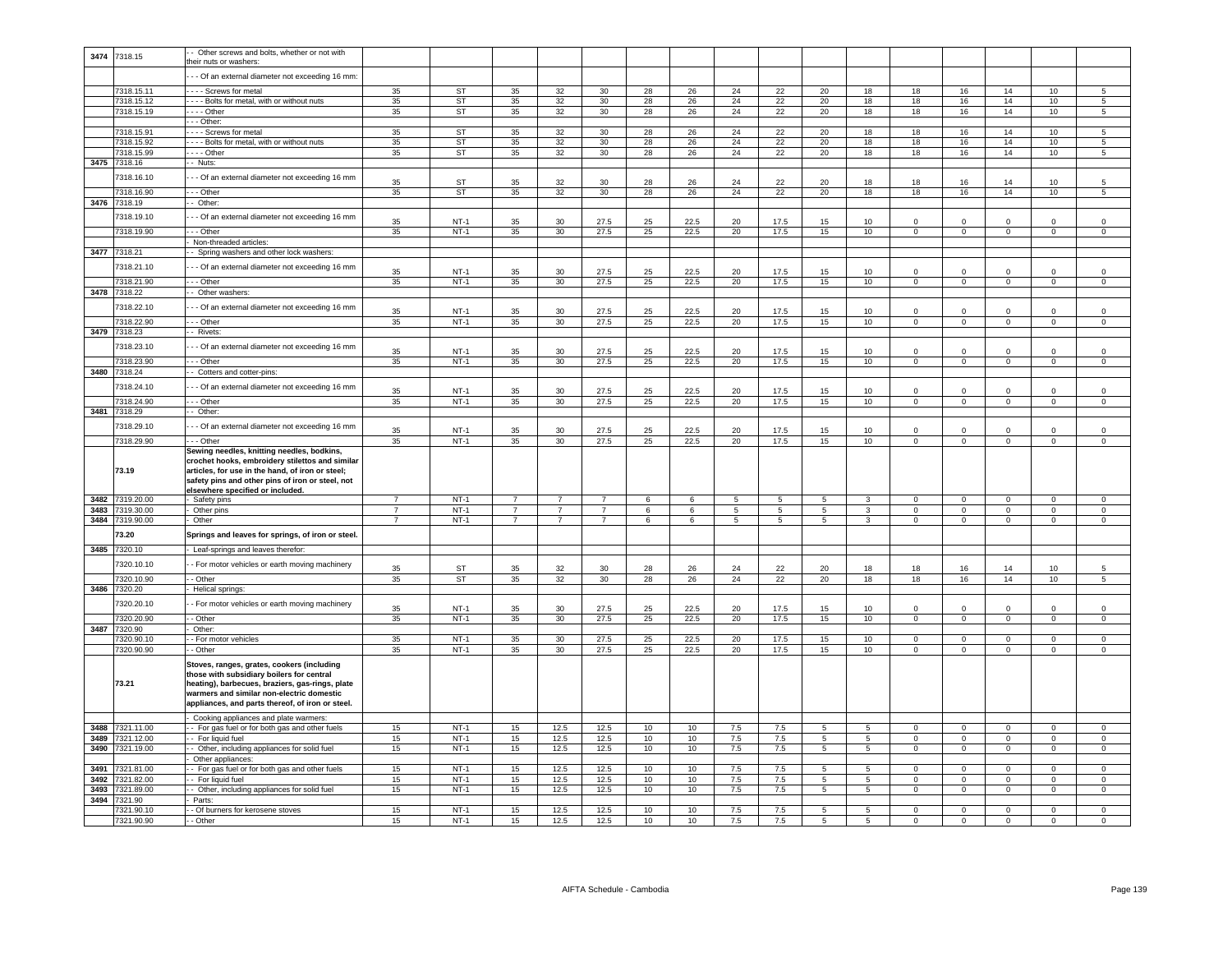| 3474 | 7318.15 | - - Other screws and bolts, whether or not with their nuts or washers: | | | | | | | | | | | | | | | |
|---|---|---|---|---|---|---|---|---|---|---|---|---|---|---|---|---|---|
| | | - - - Of an external diameter not exceeding 16 mm: | | | | | | | | | | | | | | | |
| | 7318.15.11 | - - - - Screws for metal | 35 | ST | 35 | 32 | 30 | 28 | 26 | 24 | 22 | 20 | 18 | 18 | 16 | 14 | 10 | 5 |
| | 7318.15.12 | - - - - Bolts for metal, with or without nuts | 35 | ST | 35 | 32 | 30 | 28 | 26 | 24 | 22 | 20 | 18 | 18 | 16 | 14 | 10 | 5 |
| | 7318.15.19 | - - - - Other | 35 | ST | 35 | 32 | 30 | 28 | 26 | 24 | 22 | 20 | 18 | 18 | 16 | 14 | 10 | 5 |
| | | - - - Other: | | | | | | | | | | | | | | | | |
| | 7318.15.91 | - - - - Screws for metal | 35 | ST | 35 | 32 | 30 | 28 | 26 | 24 | 22 | 20 | 18 | 18 | 16 | 14 | 10 | 5 |
| | 7318.15.92 | - - - - Bolts for metal, with or without nuts | 35 | ST | 35 | 32 | 30 | 28 | 26 | 24 | 22 | 20 | 18 | 18 | 16 | 14 | 10 | 5 |
| | 7318.15.99 | - - - - Other | 35 | ST | 35 | 32 | 30 | 28 | 26 | 24 | 22 | 20 | 18 | 18 | 16 | 14 | 10 | 5 |
| 3475 | 7318.16 | - - Nuts: | | | | | | | | | | | | | | | | |
| | 7318.16.10 | - - - Of an external diameter not exceeding 16 mm | 35 | ST | 35 | 32 | 30 | 28 | 26 | 24 | 22 | 20 | 18 | 18 | 16 | 14 | 10 | 5 |
| | 7318.16.90 | - - - Other | 35 | ST | 35 | 32 | 30 | 28 | 26 | 24 | 22 | 20 | 18 | 18 | 16 | 14 | 10 | 5 |
| 3476 | 7318.19 | - - Other: | | | | | | | | | | | | | | | | |
| | 7318.19.10 | - - - Of an external diameter not exceeding 16 mm | 35 | NT-1 | 35 | 30 | 27.5 | 25 | 22.5 | 20 | 17.5 | 15 | 10 | 0 | 0 | 0 | 0 | 0 |
| | 7318.19.90 | - - - Other | 35 | NT-1 | 35 | 30 | 27.5 | 25 | 22.5 | 20 | 17.5 | 15 | 10 | 0 | 0 | 0 | 0 | 0 |
| | | - Non-threaded articles: | | | | | | | | | | | | | | | | |
| 3477 | 7318.21 | - - Spring washers and other lock washers: | | | | | | | | | | | | | | | | |
| | 7318.21.10 | - - - Of an external diameter not exceeding 16 mm | 35 | NT-1 | 35 | 30 | 27.5 | 25 | 22.5 | 20 | 17.5 | 15 | 10 | 0 | 0 | 0 | 0 | 0 |
| | 7318.21.90 | - - - Other | 35 | NT-1 | 35 | 30 | 27.5 | 25 | 22.5 | 20 | 17.5 | 15 | 10 | 0 | 0 | 0 | 0 | 0 |
| 3478 | 7318.22 | - - Other washers: | | | | | | | | | | | | | | | | |
| | 7318.22.10 | - - - Of an external diameter not exceeding 16 mm | 35 | NT-1 | 35 | 30 | 27.5 | 25 | 22.5 | 20 | 17.5 | 15 | 10 | 0 | 0 | 0 | 0 | 0 |
| | 7318.22.90 | - - - Other | 35 | NT-1 | 35 | 30 | 27.5 | 25 | 22.5 | 20 | 17.5 | 15 | 10 | 0 | 0 | 0 | 0 | 0 |
| 3479 | 7318.23 | - - Rivets: | | | | | | | | | | | | | | | | |
| | 7318.23.10 | - - - Of an external diameter not exceeding 16 mm | 35 | NT-1 | 35 | 30 | 27.5 | 25 | 22.5 | 20 | 17.5 | 15 | 10 | 0 | 0 | 0 | 0 | 0 |
| | 7318.23.90 | - - - Other | 35 | NT-1 | 35 | 30 | 27.5 | 25 | 22.5 | 20 | 17.5 | 15 | 10 | 0 | 0 | 0 | 0 | 0 |
| 3480 | 7318.24 | - - Cotters and cotter-pins: | | | | | | | | | | | | | | | | |
| | 7318.24.10 | - - - Of an external diameter not exceeding 16 mm | 35 | NT-1 | 35 | 30 | 27.5 | 25 | 22.5 | 20 | 17.5 | 15 | 10 | 0 | 0 | 0 | 0 | 0 |
| | 7318.24.90 | - - - Other | 35 | NT-1 | 35 | 30 | 27.5 | 25 | 22.5 | 20 | 17.5 | 15 | 10 | 0 | 0 | 0 | 0 | 0 |
| 3481 | 7318.29 | - - Other: | | | | | | | | | | | | | | | | |
| | 7318.29.10 | - - - Of an external diameter not exceeding 16 mm | 35 | NT-1 | 35 | 30 | 27.5 | 25 | 22.5 | 20 | 17.5 | 15 | 10 | 0 | 0 | 0 | 0 | 0 |
| | 7318.29.90 | - - - Other | 35 | NT-1 | 35 | 30 | 27.5 | 25 | 22.5 | 20 | 17.5 | 15 | 10 | 0 | 0 | 0 | 0 | 0 |
| | **73.19** | **Sewing needles, knitting needles, bodkins, crochet hooks, embroidery stilettos and similar articles, for use in the hand, of iron or steel; safety pins and other pins of iron or steel, not elsewhere specified or included.** | | | | | | | | | | | | | | | | |
| 3482 | 7319.20.00 | - Safety pins | 7 | NT-1 | 7 | 7 | 7 | 6 | 6 | 5 | 5 | 5 | 3 | 0 | 0 | 0 | 0 | 0 |
| 3483 | 7319.30.00 | - Other pins | 7 | NT-1 | 7 | 7 | 7 | 6 | 6 | 5 | 5 | 5 | 3 | 0 | 0 | 0 | 0 | 0 |
| 3484 | 7319.90.00 | - Other | 7 | NT-1 | 7 | 7 | 7 | 6 | 6 | 5 | 5 | 5 | 3 | 0 | 0 | 0 | 0 | 0 |
| | **73.20** | **Springs and leaves for springs, of iron or steel.** | | | | | | | | | | | | | | | | |
| 3485 | 7320.10 | - Leaf-springs and leaves therefor: | | | | | | | | | | | | | | | | |
| | 7320.10.10 | - - For motor vehicles or earth moving machinery | 35 | ST | 35 | 32 | 30 | 28 | 26 | 24 | 22 | 20 | 18 | 18 | 16 | 14 | 10 | 5 |
| | 7320.10.90 | - - Other | 35 | ST | 35 | 32 | 30 | 28 | 26 | 24 | 22 | 20 | 18 | 18 | 16 | 14 | 10 | 5 |
| 3486 | 7320.20 | - Helical springs: | | | | | | | | | | | | | | | | |
| | 7320.20.10 | - - For motor vehicles or earth moving machinery | 35 | NT-1 | 35 | 30 | 27.5 | 25 | 22.5 | 20 | 17.5 | 15 | 10 | 0 | 0 | 0 | 0 | 0 |
| | 7320.20.90 | - - Other | 35 | NT-1 | 35 | 30 | 27.5 | 25 | 22.5 | 20 | 17.5 | 15 | 10 | 0 | 0 | 0 | 0 | 0 |
| 3487 | 7320.90 | - Other: | | | | | | | | | | | | | | | | |
| | 7320.90.10 | - - For motor vehicles | 35 | NT-1 | 35 | 30 | 27.5 | 25 | 22.5 | 20 | 17.5 | 15 | 10 | 0 | 0 | 0 | 0 | 0 |
| | 7320.90.90 | - - Other | 35 | NT-1 | 35 | 30 | 27.5 | 25 | 22.5 | 20 | 17.5 | 15 | 10 | 0 | 0 | 0 | 0 | 0 |
| | **73.21** | **Stoves, ranges, grates, cookers (including those with subsidiary boilers for central heating), barbecues, braziers, gas-rings, plate warmers and similar non-electric domestic appliances, and parts thereof, of iron or steel.** | | | | | | | | | | | | | | | | |
| | | - Cooking appliances and plate warmers: | | | | | | | | | | | | | | | | |
| 3488 | 7321.11.00 | - - For gas fuel or for both gas and other fuels | 15 | NT-1 | 15 | 12.5 | 12.5 | 10 | 10 | 7.5 | 7.5 | 5 | 5 | 0 | 0 | 0 | 0 | 0 |
| 3489 | 7321.12.00 | - - For liquid fuel | 15 | NT-1 | 15 | 12.5 | 12.5 | 10 | 10 | 7.5 | 7.5 | 5 | 5 | 0 | 0 | 0 | 0 | 0 |
| 3490 | 7321.19.00 | - - Other, including appliances for solid fuel | 15 | NT-1 | 15 | 12.5 | 12.5 | 10 | 10 | 7.5 | 7.5 | 5 | 5 | 0 | 0 | 0 | 0 | 0 |
| | | - Other appliances: | | | | | | | | | | | | | | | | |
| 3491 | 7321.81.00 | - - For gas fuel or for both gas and other fuels | 15 | NT-1 | 15 | 12.5 | 12.5 | 10 | 10 | 7.5 | 7.5 | 5 | 5 | 0 | 0 | 0 | 0 | 0 |
| 3492 | 7321.82.00 | - - For liquid fuel | 15 | NT-1 | 15 | 12.5 | 12.5 | 10 | 10 | 7.5 | 7.5 | 5 | 5 | 0 | 0 | 0 | 0 | 0 |
| 3493 | 7321.89.00 | - - Other, including appliances for solid fuel | 15 | NT-1 | 15 | 12.5 | 12.5 | 10 | 10 | 7.5 | 7.5 | 5 | 5 | 0 | 0 | 0 | 0 | 0 |
| 3494 | 7321.90 | - Parts: | | | | | | | | | | | | | | | | |
| | 7321.90.10 | - - Of burners for kerosene stoves | 15 | NT-1 | 15 | 12.5 | 12.5 | 10 | 10 | 7.5 | 7.5 | 5 | 5 | 0 | 0 | 0 | 0 | 0 |
| | 7321.90.90 | - - Other | 15 | NT-1 | 15 | 12.5 | 12.5 | 10 | 10 | 7.5 | 7.5 | 5 | 5 | 0 | 0 | 0 | 0 | 0 |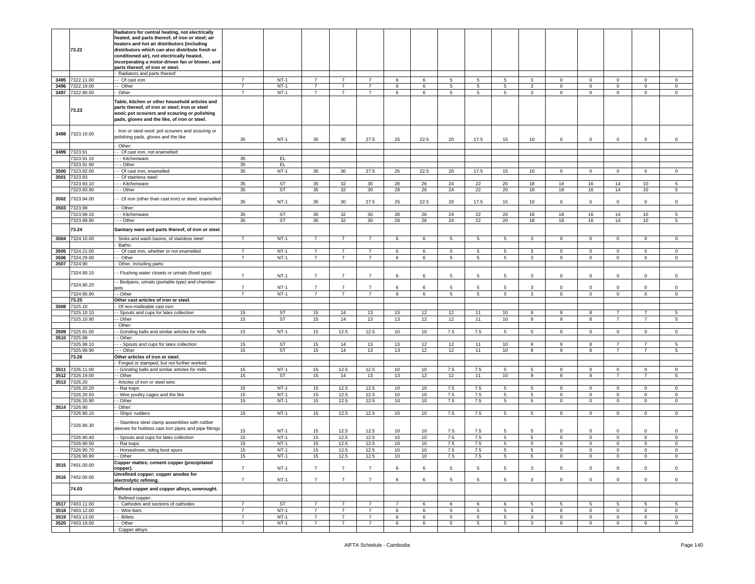| | 73.22 | Radiators for central heating, not electrically heated, and parts thereof, of iron or steel; air heaters and hot air distributors (including distributors which can also distribute fresh or conditioned air), not electrically heated, incorporating a motor-driven fan or blower, and parts thereof, of iron or steel. | | | | | | | | | | | | | | | | |
|---|---|---|---|---|---|---|---|---|---|---|---|---|---|---|---|---|---|---|
| | | - Radiators and parts thereof: | | | | | | | | | | | | | | | | |
| 3495 | 7322.11.00 | - - Of cast iron | 7 | NT-1 | 7 | 7 | 7 | 6 | 6 | 5 | 5 | 5 | 3 | 0 | 0 | 0 | 0 | 0 |
| 3496 | 7322.19.00 | - - Other | 7 | NT-1 | 7 | 7 | 7 | 6 | 6 | 5 | 5 | 5 | 3 | 0 | 0 | 0 | 0 | 0 |
| 3497 | 7322.90.00 | - Other | 7 | NT-1 | 7 | 7 | 7 | 6 | 6 | 5 | 5 | 5 | 3 | 0 | 0 | 0 | 0 | 0 |
| | 73.23 | Table, kitchen or other household articles and parts thereof, of iron or steel; iron or steel wool; pot scourers and scouring or polishing pads, gloves and the like, of iron or steel. | | | | | | | | | | | | | | | | |
| 3498 | 7323.10.00 | - Iron or steel wool; pot scourers and scouring or polishing pads, gloves and the like | 35 | NT-1 | 35 | 30 | 27.5 | 25 | 22.5 | 20 | 17.5 | 15 | 10 | 0 | 0 | 0 | 0 | 0 |
| | | - Other: | | | | | | | | | | | | | | | | |
| 3499 | 7323.91 | - - Of cast iron, not enamelled: | | | | | | | | | | | | | | | | |
| | 7323.91.10 | - - - Kitchenware | 35 | EL | | | | | | | | | | | | | | |
| | 7323.91.90 | - - - Other | 35 | EL | | | | | | | | | | | | | | |
| 3500 | 7323.92.00 | - - Of cast iron, enamelled | 35 | NT-1 | 35 | 30 | 27.5 | 25 | 22.5 | 20 | 17.5 | 15 | 10 | 0 | 0 | 0 | 0 | 0 |
| 3501 | 7323.93 | - - Of stainless steel: | | | | | | | | | | | | | | | | |
| | 7323.93.10 | - - - Kitchenware | 35 | ST | 35 | 32 | 30 | 28 | 26 | 24 | 22 | 20 | 18 | 18 | 16 | 14 | 10 | 5 |
| | 7323.93.90 | - - - Other | 35 | ST | 35 | 32 | 30 | 28 | 26 | 24 | 22 | 20 | 18 | 18 | 16 | 14 | 10 | 5 |
| 3502 | 7323.94.00 | - - Of iron (other than cast iron) or steel, enamelled | 35 | NT-1 | 35 | 30 | 27.5 | 25 | 22.5 | 20 | 17.5 | 15 | 10 | 0 | 0 | 0 | 0 | 0 |
| 3503 | 7323.99 | - - Other: | | | | | | | | | | | | | | | | |
| | 7323.99.10 | - - - Kitchenware | 35 | ST | 35 | 32 | 30 | 28 | 26 | 24 | 22 | 20 | 18 | 18 | 16 | 14 | 10 | 5 |
| | 7323.99.90 | - - - Other | 35 | ST | 35 | 32 | 30 | 28 | 26 | 24 | 22 | 20 | 18 | 18 | 16 | 14 | 10 | 5 |
| | 73.24 | Sanitary ware and parts thereof, of iron or steel. | | | | | | | | | | | | | | | | |
| 3504 | 7324.10.00 | - Sinks and wash basins, of stainless steel | 7 | NT-1 | 7 | 7 | 7 | 6 | 6 | 5 | 5 | 5 | 3 | 0 | 0 | 0 | 0 | 0 |
| | | - Baths: | | | | | | | | | | | | | | | | |
| 3505 | 7324.21.00 | - - Of cast iron, whether or not enamelled | 7 | NT-1 | 7 | 7 | 7 | 6 | 6 | 5 | 5 | 5 | 3 | 0 | 0 | 0 | 0 | 0 |
| 3506 | 7324.29.00 | - - Other | 7 | NT-1 | 7 | 7 | 7 | 6 | 6 | 5 | 5 | 5 | 3 | 0 | 0 | 0 | 0 | 0 |
| 3507 | 7324.90 | - Other, including parts: | | | | | | | | | | | | | | | | |
| | 7324.90.10 | - - Flushing water closets or urinals (fixed type) | 7 | NT-1 | 7 | 7 | 7 | 6 | 6 | 5 | 5 | 5 | 3 | 0 | 0 | 0 | 0 | 0 |
| | 7324.90.20 | - - Bedpans, urinals (portable type) and chamber-pots | 7 | NT-1 | 7 | 7 | 7 | 6 | 6 | 5 | 5 | 5 | 3 | 0 | 0 | 0 | 0 | 0 |
| | 7324.90.90 | - - Other | 7 | NT-1 | 7 | 7 | 7 | 6 | 6 | 5 | 5 | 5 | 3 | 0 | 0 | 0 | 0 | 0 |
| | 73.25 | Other cast articles of iron or steel. | | | | | | | | | | | | | | | | |
| 3508 | 7325.10 | - Of non-malleable cast iron: | | | | | | | | | | | | | | | | |
| | 7325.10.10 | - - Spouts and cups for latex collection | 15 | ST | 15 | 14 | 13 | 13 | 12 | 12 | 11 | 10 | 9 | 9 | 8 | 7 | 7 | 5 |
| | 7325.10.90 | - - Other | 15 | ST | 15 | 14 | 13 | 13 | 12 | 12 | 11 | 10 | 9 | 9 | 8 | 7 | 7 | 5 |
| | | - Other: | | | | | | | | | | | | | | | | |
| 3509 | 7325.91.00 | - - Grinding balls and similar articles for mills | 15 | NT-1 | 15 | 12.5 | 12.5 | 10 | 10 | 7.5 | 7.5 | 5 | 5 | 0 | 0 | 0 | 0 | 0 |
| 3510 | 7325.99 | - - Other: | | | | | | | | | | | | | | | | |
| | 7325.99.10 | - - - Spouts and cups for latex collection | 15 | ST | 15 | 14 | 13 | 13 | 12 | 12 | 11 | 10 | 9 | 9 | 8 | 7 | 7 | 5 |
| | 7325.99.90 | - - - Other | 15 | ST | 15 | 14 | 13 | 13 | 12 | 12 | 11 | 10 | 9 | 9 | 8 | 7 | 7 | 5 |
| | 73.26 | Other articles of iron or steel. | | | | | | | | | | | | | | | | |
| | | - Forged or stamped, but not further worked: | | | | | | | | | | | | | | | | |
| 3511 | 7326.11.00 | - - Grinding balls and similar articles for mills | 15 | NT-1 | 15 | 12.5 | 12.5 | 10 | 10 | 7.5 | 7.5 | 5 | 5 | 0 | 0 | 0 | 0 | 0 |
| 3512 | 7326.19.00 | - - Other | 15 | ST | 15 | 14 | 13 | 13 | 12 | 12 | 11 | 10 | 9 | 9 | 8 | 7 | 7 | 5 |
| 3513 | 7326.20 | - Articles of iron or steel wire: | | | | | | | | | | | | | | | | |
| | 7326.20.20 | - - Rat traps | 15 | NT-1 | 15 | 12.5 | 12.5 | 10 | 10 | 7.5 | 7.5 | 5 | 5 | 0 | 0 | 0 | 0 | 0 |
| | 7326.20.50 | - - Wire poultry cages and the like | 15 | NT-1 | 15 | 12.5 | 12.5 | 10 | 10 | 7.5 | 7.5 | 5 | 5 | 0 | 0 | 0 | 0 | 0 |
| | 7326.20.90 | - - Other | 15 | NT-1 | 15 | 12.5 | 12.5 | 10 | 10 | 7.5 | 7.5 | 5 | 5 | 0 | 0 | 0 | 0 | 0 |
| 3514 | 7326.90 | - Other: | | | | | | | | | | | | | | | | |
| | 7326.90.10 | - - Ships' rudders | 15 | NT-1 | 15 | 12.5 | 12.5 | 10 | 10 | 7.5 | 7.5 | 5 | 5 | 0 | 0 | 0 | 0 | 0 |
| | 7326.90.30 | - - Stainless steel clamp assemblies with rubber sleeves for hubless cast iron pipes and pipe fittings | 15 | NT-1 | 15 | 12.5 | 12.5 | 10 | 10 | 7.5 | 7.5 | 5 | 5 | 0 | 0 | 0 | 0 | 0 |
| | 7326.90.40 | - - Spouts and cups for latex collection | 15 | NT-1 | 15 | 12.5 | 12.5 | 10 | 10 | 7.5 | 7.5 | 5 | 5 | 0 | 0 | 0 | 0 | 0 |
| | 7326.90.50 | - - Rat traps | 15 | NT-1 | 15 | 12.5 | 12.5 | 10 | 10 | 7.5 | 7.5 | 5 | 5 | 0 | 0 | 0 | 0 | 0 |
| | 7326.90.70 | - - Horseshoes; riding boot spurs | 15 | NT-1 | 15 | 12.5 | 12.5 | 10 | 10 | 7.5 | 7.5 | 5 | 5 | 0 | 0 | 0 | 0 | 0 |
| | 7326.90.90 | - - Other | 15 | NT-1 | 15 | 12.5 | 12.5 | 10 | 10 | 7.5 | 7.5 | 5 | 5 | 0 | 0 | 0 | 0 | 0 |
| 3515 | 7401.00.00 | Copper mattes; cement copper (precipitated copper). | 7 | NT-1 | 7 | 7 | 7 | 6 | 6 | 5 | 5 | 5 | 3 | 0 | 0 | 0 | 0 | 0 |
| 3516 | 7402.00.00 | Unrefined copper; copper anodes for electrolytic refining. | 7 | NT-1 | 7 | 7 | 7 | 6 | 6 | 5 | 5 | 5 | 3 | 0 | 0 | 0 | 0 | 0 |
| | 74.03 | Refined copper and copper alloys, unwrought. | | | | | | | | | | | | | | | | |
| | | - Refined copper: | | | | | | | | | | | | | | | | |
| 3517 | 7403.11.00 | - - Cathodes and sections of cathodes | 7 | ST | 7 | 7 | 7 | 7 | 6 | 6 | 6 | 6 | 5 | 5 | 5 | 5 | 5 | 5 |
| 3518 | 7403.12.00 | - - Wire-bars | 7 | NT-1 | 7 | 7 | 7 | 6 | 6 | 5 | 5 | 5 | 3 | 0 | 0 | 0 | 0 | 0 |
| 3519 | 7403.13.00 | - - Billets | 7 | NT-1 | 7 | 7 | 7 | 6 | 6 | 5 | 5 | 5 | 3 | 0 | 0 | 0 | 0 | 0 |
| 3520 | 7403.19.00 | - - Other | 7 | NT-1 | 7 | 7 | 7 | 6 | 6 | 5 | 5 | 5 | 3 | 0 | 0 | 0 | 0 | 0 |
| | | - Copper alloys: | | | | | | | | | | | | | | | | |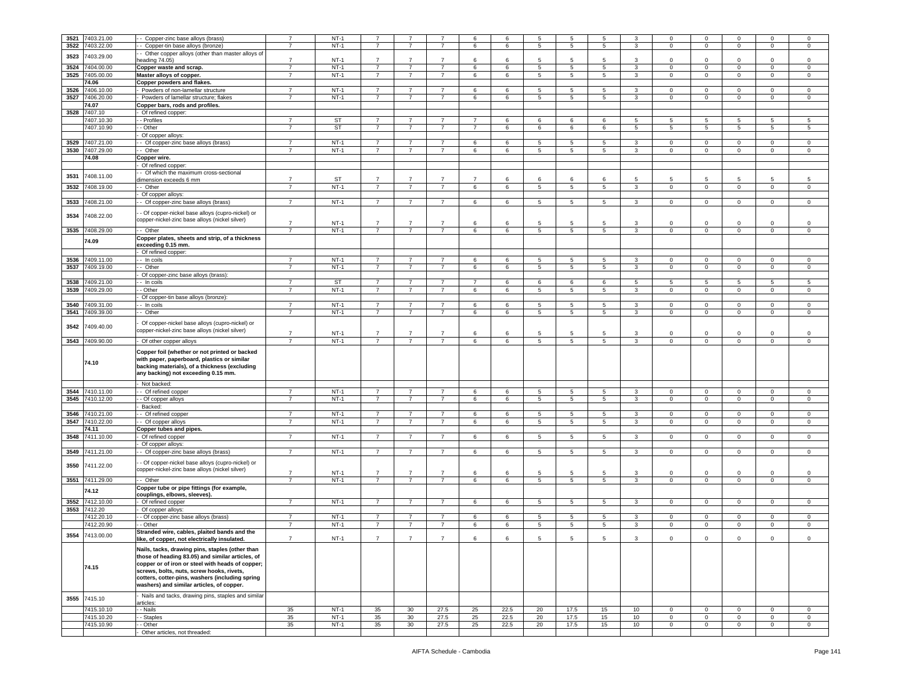| | | | | | | | | | | | | | | | | | |
|---|---|---|---|---|---|---|---|---|---|---|---|---|---|---|---|---|---|
| 3521 | 7403.21.00 | - - Copper-zinc base alloys (brass) | 7 | NT-1 | 7 | 7 | 7 | 6 | 6 | 5 | 5 | 5 | 3 | 0 | 0 | 0 | 0 | 0 |
| 3522 | 7403.22.00 | - - Copper-tin base alloys (bronze) | 7 | NT-1 | 7 | 7 | 7 | 6 | 6 | 5 | 5 | 5 | 3 | 0 | 0 | 0 | 0 | 0 |
| 3523 | 7403.29.00 | - - Other copper alloys (other than master alloys of heading 74.05) | 7 | NT-1 | 7 | 7 | 7 | 6 | 6 | 5 | 5 | 5 | 3 | 0 | 0 | 0 | 0 | 0 |
| 3524 | 7404.00.00 | Copper waste and scrap. | 7 | NT-1 | 7 | 7 | 7 | 6 | 6 | 5 | 5 | 5 | 3 | 0 | 0 | 0 | 0 | 0 |
| 3525 | 7405.00.00 | Master alloys of copper. | 7 | NT-1 | 7 | 7 | 7 | 6 | 6 | 5 | 5 | 5 | 3 | 0 | 0 | 0 | 0 | 0 |
| | 74.06 | Copper powders and flakes. | | | | | | | | | | | | | | | | |
| 3526 | 7406.10.00 | - Powders of non-lamellar structure | 7 | NT-1 | 7 | 7 | 7 | 6 | 6 | 5 | 5 | 5 | 3 | 0 | 0 | 0 | 0 | 0 |
| 3527 | 7406.20.00 | - Powders of lamellar structure; flakes | 7 | NT-1 | 7 | 7 | 7 | 6 | 6 | 5 | 5 | 5 | 3 | 0 | 0 | 0 | 0 | 0 |
| | 74.07 | Copper bars, rods and profiles. | | | | | | | | | | | | | | | | |
| 3528 | 7407.10 | - Of refined copper: | | | | | | | | | | | | | | | | |
| | 7407.10.30 | - - Profiles | 7 | ST | 7 | 7 | 7 | 7 | 6 | 6 | 6 | 6 | 5 | 5 | 5 | 5 | 5 | 5 |
| | 7407.10.90 | - - Other | 7 | ST | 7 | 7 | 7 | 7 | 6 | 6 | 6 | 6 | 5 | 5 | 5 | 5 | 5 | 5 |
| | | - Of copper alloys: | | | | | | | | | | | | | | | | |
| 3529 | 7407.21.00 | - - Of copper-zinc base alloys (brass) | 7 | NT-1 | 7 | 7 | 7 | 6 | 6 | 5 | 5 | 5 | 3 | 0 | 0 | 0 | 0 | 0 |
| 3530 | 7407.29.00 | - - Other | 7 | NT-1 | 7 | 7 | 7 | 6 | 6 | 5 | 5 | 5 | 3 | 0 | 0 | 0 | 0 | 0 |
| | 74.08 | Copper wire. | | | | | | | | | | | | | | | | |
| | | - Of refined copper: | | | | | | | | | | | | | | | | |
| 3531 | 7408.11.00 | - - Of which the maximum cross-sectional dimension exceeds 6 mm | 7 | ST | 7 | 7 | 7 | 7 | 6 | 6 | 6 | 6 | 5 | 5 | 5 | 5 | 5 | 5 |
| 3532 | 7408.19.00 | - - Other | 7 | NT-1 | 7 | 7 | 7 | 6 | 6 | 5 | 5 | 5 | 3 | 0 | 0 | 0 | 0 | 0 |
| | | - Of copper alloys: | | | | | | | | | | | | | | | | |
| 3533 | 7408.21.00 | - - Of copper-zinc base alloys (brass) | 7 | NT-1 | 7 | 7 | 7 | 6 | 6 | 5 | 5 | 5 | 3 | 0 | 0 | 0 | 0 | 0 |
| 3534 | 7408.22.00 | - - Of copper-nickel base alloys (cupro-nickel) or copper-nickel-zinc base alloys (nickel silver) | 7 | NT-1 | 7 | 7 | 7 | 6 | 6 | 5 | 5 | 5 | 3 | 0 | 0 | 0 | 0 | 0 |
| 3535 | 7408.29.00 | - - Other | 7 | NT-1 | 7 | 7 | 7 | 6 | 6 | 5 | 5 | 5 | 3 | 0 | 0 | 0 | 0 | 0 |
| | 74.09 | Copper plates, sheets and strip, of a thickness exceeding 0.15 mm. | | | | | | | | | | | | | | | | |
| | | - Of refined copper: | | | | | | | | | | | | | | | | |
| 3536 | 7409.11.00 | - - In coils | 7 | NT-1 | 7 | 7 | 7 | 6 | 6 | 5 | 5 | 5 | 3 | 0 | 0 | 0 | 0 | 0 |
| 3537 | 7409.19.00 | - - Other | 7 | NT-1 | 7 | 7 | 7 | 6 | 6 | 5 | 5 | 5 | 3 | 0 | 0 | 0 | 0 | 0 |
| | | - Of copper-zinc base alloys (brass): | | | | | | | | | | | | | | | | |
| 3538 | 7409.21.00 | - - In coils | 7 | ST | 7 | 7 | 7 | 7 | 6 | 6 | 6 | 6 | 5 | 5 | 5 | 5 | 5 | 5 |
| 3539 | 7409.29.00 | - - Other | 7 | NT-1 | 7 | 7 | 7 | 6 | 6 | 5 | 5 | 5 | 3 | 0 | 0 | 0 | 0 | 0 |
| | | - Of copper-tin base alloys (bronze): | | | | | | | | | | | | | | | | |
| 3540 | 7409.31.00 | - - In coils | 7 | NT-1 | 7 | 7 | 7 | 6 | 6 | 5 | 5 | 5 | 3 | 0 | 0 | 0 | 0 | 0 |
| 3541 | 7409.39.00 | - - Other | 7 | NT-1 | 7 | 7 | 7 | 6 | 6 | 5 | 5 | 5 | 3 | 0 | 0 | 0 | 0 | 0 |
| 3542 | 7409.40.00 | - Of copper-nickel base alloys (cupro-nickel) or copper-nickel-zinc base alloys (nickel silver) | 7 | NT-1 | 7 | 7 | 7 | 6 | 6 | 5 | 5 | 5 | 3 | 0 | 0 | 0 | 0 | 0 |
| 3543 | 7409.90.00 | - Of other copper alloys | 7 | NT-1 | 7 | 7 | 7 | 6 | 6 | 5 | 5 | 5 | 3 | 0 | 0 | 0 | 0 | 0 |
| | 74.10 | Copper foil (whether or not printed or backed with paper, paperboard, plastics or similar backing materials), of a thickness (excluding any backing) not exceeding 0.15 mm. | | | | | | | | | | | | | | | | |
| | | - Not backed: | | | | | | | | | | | | | | | | |
| 3544 | 7410.11.00 | - - Of refined copper | 7 | NT-1 | 7 | 7 | 7 | 6 | 6 | 5 | 5 | 5 | 3 | 0 | 0 | 0 | 0 | 0 |
| 3545 | 7410.12.00 | - - Of copper alloys | 7 | NT-1 | 7 | 7 | 7 | 6 | 6 | 5 | 5 | 5 | 3 | 0 | 0 | 0 | 0 | 0 |
| | | - Backed: | | | | | | | | | | | | | | | | |
| 3546 | 7410.21.00 | - - Of refined copper | 7 | NT-1 | 7 | 7 | 7 | 6 | 6 | 5 | 5 | 5 | 3 | 0 | 0 | 0 | 0 | 0 |
| 3547 | 7410.22.00 | - - Of copper alloys | 7 | NT-1 | 7 | 7 | 7 | 6 | 6 | 5 | 5 | 5 | 3 | 0 | 0 | 0 | 0 | 0 |
| | 74.11 | Copper tubes and pipes. | | | | | | | | | | | | | | | | |
| 3548 | 7411.10.00 | - Of refined copper | 7 | NT-1 | 7 | 7 | 7 | 6 | 6 | 5 | 5 | 5 | 3 | 0 | 0 | 0 | 0 | 0 |
| | | - Of copper alloys: | | | | | | | | | | | | | | | | |
| 3549 | 7411.21.00 | - - Of copper-zinc base alloys (brass) | 7 | NT-1 | 7 | 7 | 7 | 6 | 6 | 5 | 5 | 5 | 3 | 0 | 0 | 0 | 0 | 0 |
| 3550 | 7411.22.00 | - - Of copper-nickel base alloys (cupro-nickel) or copper-nickel-zinc base alloys (nickel silver) | 7 | NT-1 | 7 | 7 | 7 | 6 | 6 | 5 | 5 | 5 | 3 | 0 | 0 | 0 | 0 | 0 |
| 3551 | 7411.29.00 | - - Other | 7 | NT-1 | 7 | 7 | 7 | 6 | 6 | 5 | 5 | 5 | 3 | 0 | 0 | 0 | 0 | 0 |
| | 74.12 | Copper tube or pipe fittings (for example, couplings, elbows, sleeves). | | | | | | | | | | | | | | | | |
| 3552 | 7412.10.00 | - Of refined copper | 7 | NT-1 | 7 | 7 | 7 | 6 | 6 | 5 | 5 | 5 | 3 | 0 | 0 | 0 | 0 | 0 |
| 3553 | 7412.20 | - Of copper alloys: | | | | | | | | | | | | | | | | |
| | 7412.20.10 | - - Of copper-zinc base alloys (brass) | 7 | NT-1 | 7 | 7 | 7 | 6 | 6 | 5 | 5 | 5 | 3 | 0 | 0 | 0 | 0 | 0 |
| | 7412.20.90 | - - Other | 7 | NT-1 | 7 | 7 | 7 | 6 | 6 | 5 | 5 | 5 | 3 | 0 | 0 | 0 | 0 | 0 |
| 3554 | 7413.00.00 | Stranded wire, cables, plaited bands and the like, of copper, not electrically insulated. | 7 | NT-1 | 7 | 7 | 7 | 6 | 6 | 5 | 5 | 5 | 3 | 0 | 0 | 0 | 0 | 0 |
| | 74.15 | Nails, tacks, drawing pins, staples (other than those of heading 83.05) and similar articles, of copper or of iron or steel with heads of copper; screws, bolts, nuts, screw hooks, rivets, cotters, cotter-pins, washers (including spring washers) and similar articles, of copper. | | | | | | | | | | | | | | | | |
| 3555 | 7415.10 | - Nails and tacks, drawing pins, staples and similar articles: | | | | | | | | | | | | | | | | |
| | 7415.10.10 | - - Nails | 35 | NT-1 | 35 | 30 | 27.5 | 25 | 22.5 | 20 | 17.5 | 15 | 10 | 0 | 0 | 0 | 0 | 0 |
| | 7415.10.20 | - - Staples | 35 | NT-1 | 35 | 30 | 27.5 | 25 | 22.5 | 20 | 17.5 | 15 | 10 | 0 | 0 | 0 | 0 | 0 |
| | 7415.10.90 | - - Other | 35 | NT-1 | 35 | 30 | 27.5 | 25 | 22.5 | 20 | 17.5 | 15 | 10 | 0 | 0 | 0 | 0 | 0 |
| | | - Other articles, not threaded: | | | | | | | | | | | | | | | | |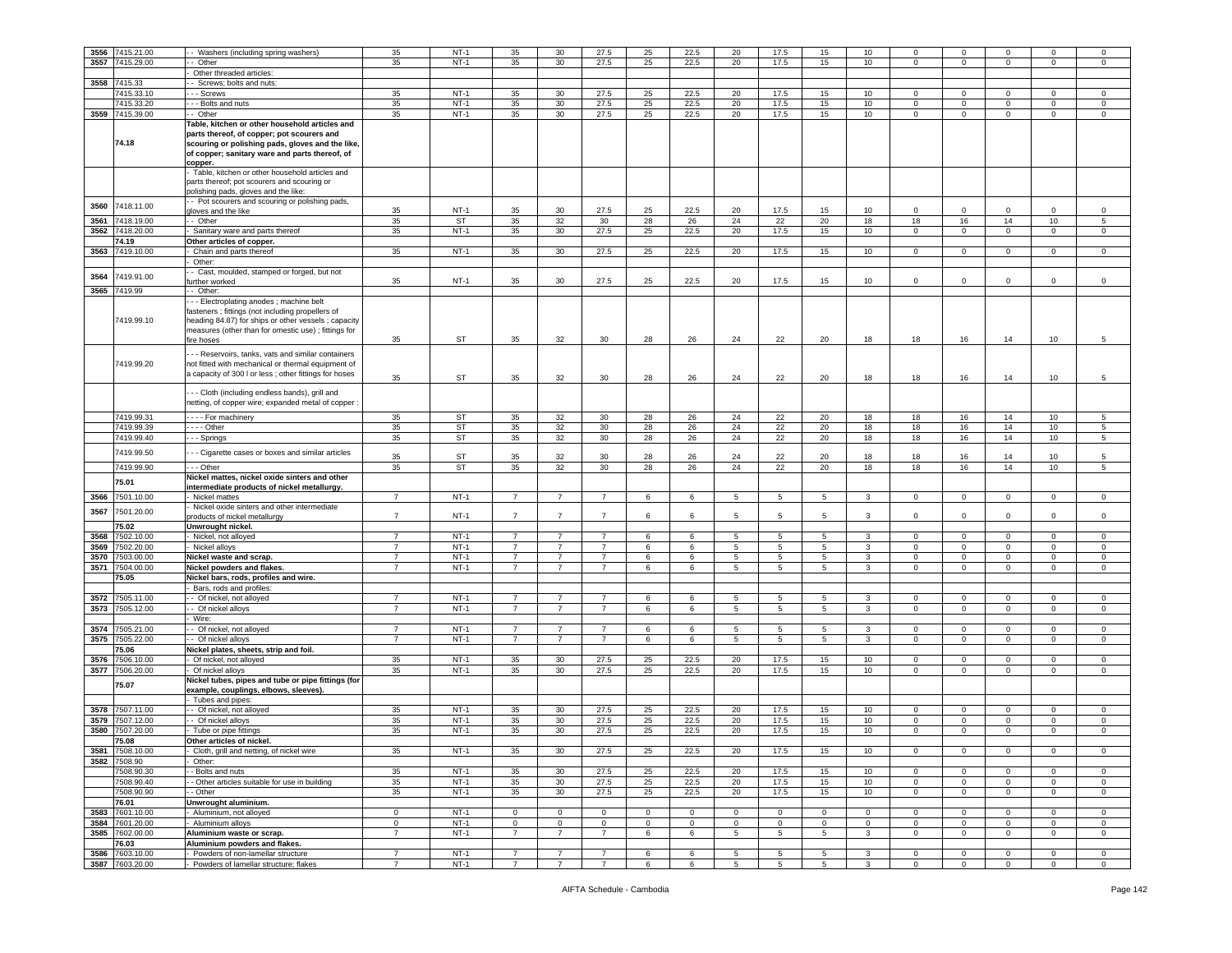| 3556 | 7415.21.00 | - - Washers (including spring washers) | 35 | NT-1 | 35 | 30 | 27.5 | 25 | 22.5 | 20 | 17.5 | 15 | 10 | 0 | 0 | 0 | 0 | 0 |
|---|---|---|---|---|---|---|---|---|---|---|---|---|---|---|---|---|---|---|
| 3557 | 7415.29.00 | - - Other | 35 | NT-1 | 35 | 30 | 27.5 | 25 | 22.5 | 20 | 17.5 | 15 | 10 | 0 | 0 | 0 | 0 | 0 |
| | | - Other threaded articles: | | | | | | | | | | | | | | | | |
| 3558 | 7415.33 | - - Screws; bolts and nuts: | | | | | | | | | | | | | | | | |
| | 7415.33.10 | - - - Screws | 35 | NT-1 | 35 | 30 | 27.5 | 25 | 22.5 | 20 | 17.5 | 15 | 10 | 0 | 0 | 0 | 0 | 0 |
| | 7415.33.20 | - - - Bolts and nuts | 35 | NT-1 | 35 | 30 | 27.5 | 25 | 22.5 | 20 | 17.5 | 15 | 10 | 0 | 0 | 0 | 0 | 0 |
| 3559 | 7415.39.00 | - - Other | 35 | NT-1 | 35 | 30 | 27.5 | 25 | 22.5 | 20 | 17.5 | 15 | 10 | 0 | 0 | 0 | 0 | 0 |
| | 74.18 | **Table, kitchen or other household articles and parts thereof, of copper; pot scourers and scouring or polishing pads, gloves and the like, of copper; sanitary ware and parts thereof, of copper.** | | | | | | | | | | | | | | | | |
| | | - Table, kitchen or other household articles and parts thereof; pot scourers and scouring or polishing pads, gloves and the like: | | | | | | | | | | | | | | | | |
| 3560 | 7418.11.00 | - - Pot scourers and scouring or polishing pads, gloves and the like | 35 | NT-1 | 35 | 30 | 27.5 | 25 | 22.5 | 20 | 17.5 | 15 | 10 | 0 | 0 | 0 | 0 | 0 |
| 3561 | 7418.19.00 | - - Other | 35 | ST | 35 | 32 | 30 | 28 | 26 | 24 | 22 | 20 | 18 | 18 | 16 | 14 | 10 | 5 |
| 3562 | 7418.20.00 | - Sanitary ware and parts thereof | 35 | NT-1 | 35 | 30 | 27.5 | 25 | 22.5 | 20 | 17.5 | 15 | 10 | 0 | 0 | 0 | 0 | 0 |
| | 74.19 | **Other articles of copper.** | | | | | | | | | | | | | | | | |
| 3563 | 7419.10.00 | - Chain and parts thereof | 35 | NT-1 | 35 | 30 | 27.5 | 25 | 22.5 | 20 | 17.5 | 15 | 10 | 0 | 0 | 0 | 0 | 0 |
| | | - Other: | | | | | | | | | | | | | | | | |
| 3564 | 7419.91.00 | - - Cast, moulded, stamped or forged, but not further worked | 35 | NT-1 | 35 | 30 | 27.5 | 25 | 22.5 | 20 | 17.5 | 15 | 10 | 0 | 0 | 0 | 0 | 0 |
| 3565 | 7419.99 | - - Other: | | | | | | | | | | | | | | | | |
| | 7419.99.10 | - - - Electroplating anodes ; machine belt fasteners ; fittings (not including propellers of heading 84.87) for ships or other vessels ; capacity measures (other than for omestic use) ; fittings for fire hoses | 35 | ST | 35 | 32 | 30 | 28 | 26 | 24 | 22 | 20 | 18 | 18 | 16 | 14 | 10 | 5 |
| | 7419.99.20 | - - - Reservoirs, tanks, vats and similar containers not fitted with mechanical or thermal equipment of a capacity of 300 l or less ; other fittings for hoses | 35 | ST | 35 | 32 | 30 | 28 | 26 | 24 | 22 | 20 | 18 | 18 | 16 | 14 | 10 | 5 |
| | | - - - Cloth (including endless bands), grill and netting, of copper wire; expanded metal of copper : | | | | | | | | | | | | | | | | |
| | 7419.99.31 | - - - - For machinery | 35 | ST | 35 | 32 | 30 | 28 | 26 | 24 | 22 | 20 | 18 | 18 | 16 | 14 | 10 | 5 |
| | 7419.99.39 | - - - - Other | 35 | ST | 35 | 32 | 30 | 28 | 26 | 24 | 22 | 20 | 18 | 18 | 16 | 14 | 10 | 5 |
| | 7419.99.40 | - - - Springs | 35 | ST | 35 | 32 | 30 | 28 | 26 | 24 | 22 | 20 | 18 | 18 | 16 | 14 | 10 | 5 |
| | 7419.99.50 | - - - Cigarette cases or boxes and similar articles | 35 | ST | 35 | 32 | 30 | 28 | 26 | 24 | 22 | 20 | 18 | 18 | 16 | 14 | 10 | 5 |
| | 7419.99.90 | - - - Other | 35 | ST | 35 | 32 | 30 | 28 | 26 | 24 | 22 | 20 | 18 | 18 | 16 | 14 | 10 | 5 |
| | 75.01 | **Nickel mattes, nickel oxide sinters and other intermediate products of nickel metallurgy.** | | | | | | | | | | | | | | | | |
| 3566 | 7501.10.00 | - Nickel mattes | 7 | NT-1 | 7 | 7 | 7 | 6 | 6 | 5 | 5 | 5 | 3 | 0 | 0 | 0 | 0 | 0 |
| 3567 | 7501.20.00 | - Nickel oxide sinters and other intermediate products of nickel metallurgy | 7 | NT-1 | 7 | 7 | 7 | 6 | 6 | 5 | 5 | 5 | 3 | 0 | 0 | 0 | 0 | 0 |
| | 75.02 | **Unwrought nickel.** | | | | | | | | | | | | | | | | |
| 3568 | 7502.10.00 | - Nickel, not alloyed | 7 | NT-1 | 7 | 7 | 7 | 6 | 6 | 5 | 5 | 5 | 3 | 0 | 0 | 0 | 0 | 0 |
| 3569 | 7502.20.00 | - Nickel alloys | 7 | NT-1 | 7 | 7 | 7 | 6 | 6 | 5 | 5 | 5 | 3 | 0 | 0 | 0 | 0 | 0 |
| 3570 | 7503.00.00 | **Nickel waste and scrap.** | 7 | NT-1 | 7 | 7 | 7 | 6 | 6 | 5 | 5 | 5 | 3 | 0 | 0 | 0 | 0 | 0 |
| 3571 | 7504.00.00 | **Nickel powders and flakes.** | 7 | NT-1 | 7 | 7 | 7 | 6 | 6 | 5 | 5 | 5 | 3 | 0 | 0 | 0 | 0 | 0 |
| | 75.05 | **Nickel bars, rods, profiles and wire.** | | | | | | | | | | | | | | | | |
| | | - Bars, rods and profiles: | | | | | | | | | | | | | | | | |
| 3572 | 7505.11.00 | - - Of nickel, not alloyed | 7 | NT-1 | 7 | 7 | 7 | 6 | 6 | 5 | 5 | 5 | 3 | 0 | 0 | 0 | 0 | 0 |
| 3573 | 7505.12.00 | - - Of nickel alloys | 7 | NT-1 | 7 | 7 | 7 | 6 | 6 | 5 | 5 | 5 | 3 | 0 | 0 | 0 | 0 | 0 |
| | | - Wire: | | | | | | | | | | | | | | | | |
| 3574 | 7505.21.00 | - - Of nickel, not alloyed | 7 | NT-1 | 7 | 7 | 7 | 6 | 6 | 5 | 5 | 5 | 3 | 0 | 0 | 0 | 0 | 0 |
| 3575 | 7505.22.00 | - - Of nickel alloys | 7 | NT-1 | 7 | 7 | 7 | 6 | 6 | 5 | 5 | 5 | 3 | 0 | 0 | 0 | 0 | 0 |
| | 75.06 | **Nickel plates, sheets, strip and foil.** | | | | | | | | | | | | | | | | |
| 3576 | 7506.10.00 | - Of nickel, not alloyed | 35 | NT-1 | 35 | 30 | 27.5 | 25 | 22.5 | 20 | 17.5 | 15 | 10 | 0 | 0 | 0 | 0 | 0 |
| 3577 | 7506.20.00 | - Of nickel alloys | 35 | NT-1 | 35 | 30 | 27.5 | 25 | 22.5 | 20 | 17.5 | 15 | 10 | 0 | 0 | 0 | 0 | 0 |
| | 75.07 | **Nickel tubes, pipes and tube or pipe fittings (for example, couplings, elbows, sleeves).** | | | | | | | | | | | | | | | | |
| | | - Tubes and pipes: | | | | | | | | | | | | | | | | |
| 3578 | 7507.11.00 | - - Of nickel, not alloyed | 35 | NT-1 | 35 | 30 | 27.5 | 25 | 22.5 | 20 | 17.5 | 15 | 10 | 0 | 0 | 0 | 0 | 0 |
| 3579 | 7507.12.00 | - - Of nickel alloys | 35 | NT-1 | 35 | 30 | 27.5 | 25 | 22.5 | 20 | 17.5 | 15 | 10 | 0 | 0 | 0 | 0 | 0 |
| 3580 | 7507.20.00 | - Tube or pipe fittings | 35 | NT-1 | 35 | 30 | 27.5 | 25 | 22.5 | 20 | 17.5 | 15 | 10 | 0 | 0 | 0 | 0 | 0 |
| | 75.08 | **Other articles of nickel.** | | | | | | | | | | | | | | | | |
| 3581 | 7508.10.00 | - Cloth, grill and netting, of nickel wire | 35 | NT-1 | 35 | 30 | 27.5 | 25 | 22.5 | 20 | 17.5 | 15 | 10 | 0 | 0 | 0 | 0 | 0 |
| 3582 | 7508.90 | - Other: | | | | | | | | | | | | | | | | |
| | 7508.90.30 | - - Bolts and nuts | 35 | NT-1 | 35 | 30 | 27.5 | 25 | 22.5 | 20 | 17.5 | 15 | 10 | 0 | 0 | 0 | 0 | 0 |
| | 7508.90.40 | - - Other articles suitable for use in building | 35 | NT-1 | 35 | 30 | 27.5 | 25 | 22.5 | 20 | 17.5 | 15 | 10 | 0 | 0 | 0 | 0 | 0 |
| | 7508.90.90 | - - Other | 35 | NT-1 | 35 | 30 | 27.5 | 25 | 22.5 | 20 | 17.5 | 15 | 10 | 0 | 0 | 0 | 0 | 0 |
| | 76.01 | **Unwrought aluminium.** | | | | | | | | | | | | | | | | |
| 3583 | 7601.10.00 | - Aluminium, not alloyed | 0 | NT-1 | 0 | 0 | 0 | 0 | 0 | 0 | 0 | 0 | 0 | 0 | 0 | 0 | 0 | 0 |
| 3584 | 7601.20.00 | - Aluminium alloys | 0 | NT-1 | 0 | 0 | 0 | 0 | 0 | 0 | 0 | 0 | 0 | 0 | 0 | 0 | 0 | 0 |
| 3585 | 7602.00.00 | **Aluminium waste or scrap.** | 7 | NT-1 | 7 | 7 | 7 | 6 | 6 | 5 | 5 | 5 | 3 | 0 | 0 | 0 | 0 | 0 |
| | 76.03 | **Aluminium powders and flakes.** | | | | | | | | | | | | | | | | |
| 3586 | 7603.10.00 | - Powders of non-lamellar structure | 7 | NT-1 | 7 | 7 | 7 | 6 | 6 | 5 | 5 | 5 | 3 | 0 | 0 | 0 | 0 | 0 |
| 3587 | 7603.20.00 | - Powders of lamellar structure; flakes | 7 | NT-1 | 7 | 7 | 7 | 6 | 6 | 5 | 5 | 5 | 3 | 0 | 0 | 0 | 0 | 0 |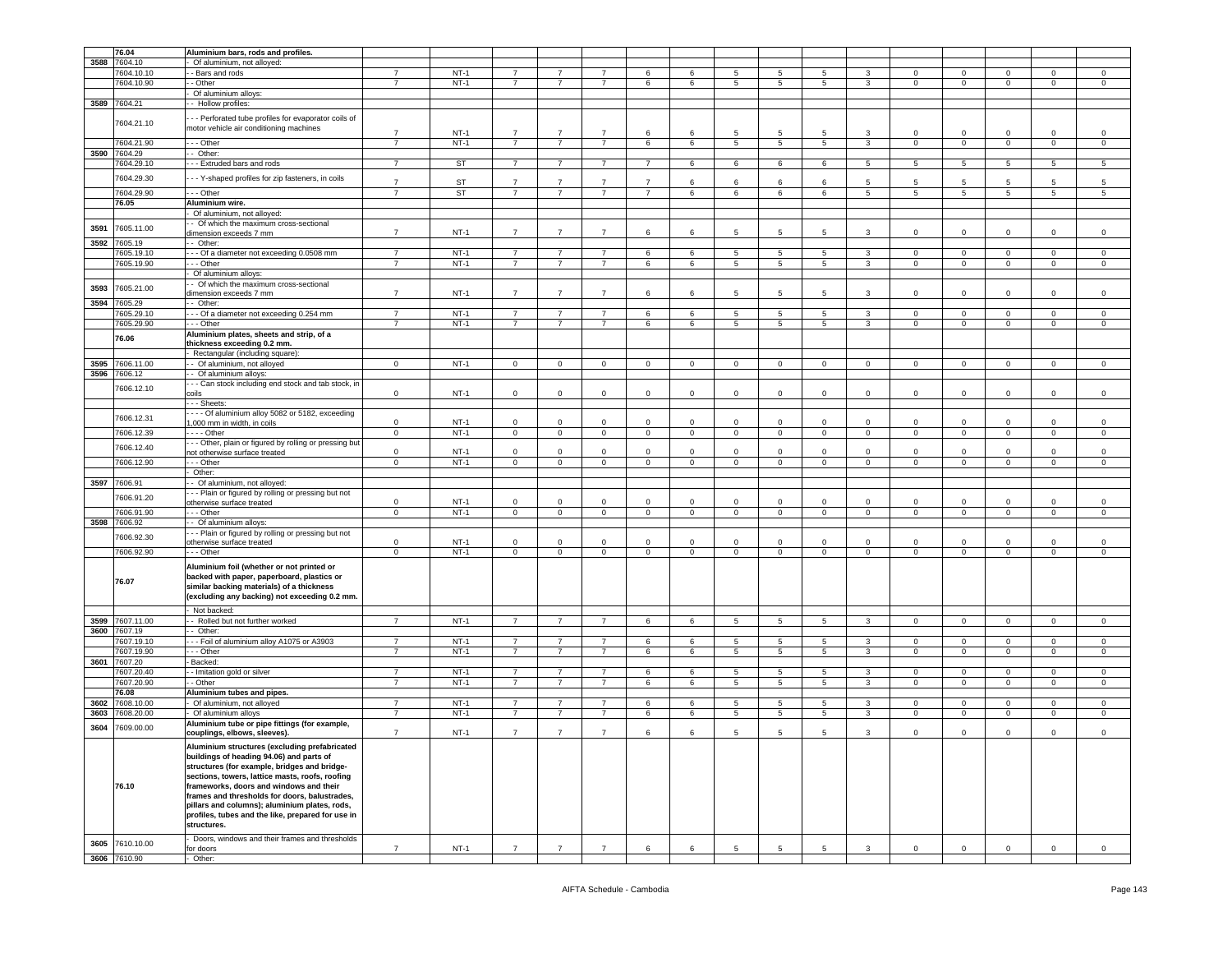| | 76.04 | Aluminium bars, rods and profiles. | | | | | | | | | | | | | | | | |
|---|---|---|---|---|---|---|---|---|---|---|---|---|---|---|---|---|---|---|
| 3588 | 7604.10 | - Of aluminium, not alloyed: | | | | | | | | | | | | | | | | |
| | 7604.10.10 | - - Bars and rods | 7 | NT-1 | 7 | 7 | 7 | 6 | 6 | 5 | 5 | 5 | 3 | 0 | 0 | 0 | 0 | 0 |
| | 7604.10.90 | - - Other | 7 | NT-1 | 7 | 7 | 7 | 6 | 6 | 5 | 5 | 5 | 3 | 0 | 0 | 0 | 0 | 0 |
| | | - Of aluminium alloys: | | | | | | | | | | | | | | | | |
| 3589 | 7604.21 | - - Hollow profiles: | | | | | | | | | | | | | | | | |
| | 7604.21.10 | - - - Perforated tube profiles for evaporator coils of motor vehicle air conditioning machines | 7 | NT-1 | 7 | 7 | 7 | 6 | 6 | 5 | 5 | 5 | 3 | 0 | 0 | 0 | 0 | 0 |
| | 7604.21.90 | - - - Other | 7 | NT-1 | 7 | 7 | 7 | 6 | 6 | 5 | 5 | 5 | 3 | 0 | 0 | 0 | 0 | 0 |
| 3590 | 7604.29 | - - Other: | | | | | | | | | | | | | | | | |
| | 7604.29.10 | - - - Extruded bars and rods | 7 | ST | 7 | 7 | 7 | 7 | 6 | 6 | 6 | 6 | 5 | 5 | 5 | 5 | 5 | 5 |
| | 7604.29.30 | - - - Y-shaped profiles for zip fasteners, in coils | 7 | ST | 7 | 7 | 7 | 7 | 6 | 6 | 6 | 6 | 5 | 5 | 5 | 5 | 5 | 5 |
| | 7604.29.90 | - - - Other | 7 | ST | 7 | 7 | 7 | 7 | 6 | 6 | 6 | 6 | 5 | 5 | 5 | 5 | 5 | 5 |
| | 76.05 | Aluminium wire. | | | | | | | | | | | | | | | | |
| | | - Of aluminium, not alloyed: | | | | | | | | | | | | | | | | |
| 3591 | 7605.11.00 | - - Of which the maximum cross-sectional dimension exceeds 7 mm | 7 | NT-1 | 7 | 7 | 7 | 6 | 6 | 5 | 5 | 5 | 3 | 0 | 0 | 0 | 0 | 0 |
| 3592 | 7605.19 | - - Other: | | | | | | | | | | | | | | | | |
| | 7605.19.10 | - - - Of a diameter not exceeding 0.0508 mm | 7 | NT-1 | 7 | 7 | 7 | 6 | 6 | 5 | 5 | 5 | 3 | 0 | 0 | 0 | 0 | 0 |
| | 7605.19.90 | - - - Other | 7 | NT-1 | 7 | 7 | 7 | 6 | 6 | 5 | 5 | 5 | 3 | 0 | 0 | 0 | 0 | 0 |
| | | - Of aluminium alloys: | | | | | | | | | | | | | | | | |
| 3593 | 7605.21.00 | - - Of which the maximum cross-sectional dimension exceeds 7 mm | 7 | NT-1 | 7 | 7 | 7 | 6 | 6 | 5 | 5 | 5 | 3 | 0 | 0 | 0 | 0 | 0 |
| 3594 | 7605.29 | - - Other: | | | | | | | | | | | | | | | | |
| | 7605.29.10 | - - - Of a diameter not exceeding 0.254 mm | 7 | NT-1 | 7 | 7 | 7 | 6 | 6 | 5 | 5 | 5 | 3 | 0 | 0 | 0 | 0 | 0 |
| | 7605.29.90 | - - - Other | 7 | NT-1 | 7 | 7 | 7 | 6 | 6 | 5 | 5 | 5 | 3 | 0 | 0 | 0 | 0 | 0 |
| | 76.06 | Aluminium plates, sheets and strip, of a thickness exceeding 0.2 mm. | | | | | | | | | | | | | | | | |
| | | - Rectangular (including square): | | | | | | | | | | | | | | | | |
| 3595 | 7606.11.00 | - - Of aluminium, not alloyed | 0 | NT-1 | 0 | 0 | 0 | 0 | 0 | 0 | 0 | 0 | 0 | 0 | 0 | 0 | 0 | 0 |
| 3596 | 7606.12 | - - Of aluminium alloys: | | | | | | | | | | | | | | | | |
| | 7606.12.10 | - - - Can stock including end stock and tab stock, in coils | 0 | NT-1 | 0 | 0 | 0 | 0 | 0 | 0 | 0 | 0 | 0 | 0 | 0 | 0 | 0 | 0 |
| | | - - - Sheets: | | | | | | | | | | | | | | | | |
| | 7606.12.31 | - - - - Of aluminium alloy 5082 or 5182, exceeding 1,000 mm in width, in coils | 0 | NT-1 | 0 | 0 | 0 | 0 | 0 | 0 | 0 | 0 | 0 | 0 | 0 | 0 | 0 | 0 |
| | 7606.12.39 | - - - - Other | 0 | NT-1 | 0 | 0 | 0 | 0 | 0 | 0 | 0 | 0 | 0 | 0 | 0 | 0 | 0 | 0 |
| | 7606.12.40 | - - - Other, plain or figured by rolling or pressing but not otherwise surface treated | 0 | NT-1 | 0 | 0 | 0 | 0 | 0 | 0 | 0 | 0 | 0 | 0 | 0 | 0 | 0 | 0 |
| | 7606.12.90 | - - - Other | 0 | NT-1 | 0 | 0 | 0 | 0 | 0 | 0 | 0 | 0 | 0 | 0 | 0 | 0 | 0 | 0 |
| | | - Other: | | | | | | | | | | | | | | | | |
| 3597 | 7606.91 | - - Of aluminium, not alloyed: | | | | | | | | | | | | | | | | |
| | 7606.91.20 | - - - Plain or figured by rolling or pressing but not otherwise surface treated | 0 | NT-1 | 0 | 0 | 0 | 0 | 0 | 0 | 0 | 0 | 0 | 0 | 0 | 0 | 0 | 0 |
| | 7606.91.90 | - - - Other | 0 | NT-1 | 0 | 0 | 0 | 0 | 0 | 0 | 0 | 0 | 0 | 0 | 0 | 0 | 0 | 0 |
| 3598 | 7606.92 | - - Of aluminium alloys: | | | | | | | | | | | | | | | | |
| | 7606.92.30 | - - - Plain or figured by rolling or pressing but not otherwise surface treated | 0 | NT-1 | 0 | 0 | 0 | 0 | 0 | 0 | 0 | 0 | 0 | 0 | 0 | 0 | 0 | 0 |
| | 7606.92.90 | - - - Other | 0 | NT-1 | 0 | 0 | 0 | 0 | 0 | 0 | 0 | 0 | 0 | 0 | 0 | 0 | 0 | 0 |
| | 76.07 | Aluminium foil (whether or not printed or backed with paper, paperboard, plastics or similar backing materials) of a thickness (excluding any backing) not exceeding 0.2 mm. | | | | | | | | | | | | | | | | |
| | | - Not backed: | | | | | | | | | | | | | | | | |
| 3599 | 7607.11.00 | - - Rolled but not further worked | 7 | NT-1 | 7 | 7 | 7 | 6 | 6 | 5 | 5 | 5 | 3 | 0 | 0 | 0 | 0 | 0 |
| 3600 | 7607.19 | - - Other: | | | | | | | | | | | | | | | | |
| | 7607.19.10 | - - - Foil of aluminium alloy A1075 or A3903 | 7 | NT-1 | 7 | 7 | 7 | 6 | 6 | 5 | 5 | 5 | 3 | 0 | 0 | 0 | 0 | 0 |
| | 7607.19.90 | - - - Other | 7 | NT-1 | 7 | 7 | 7 | 6 | 6 | 5 | 5 | 5 | 3 | 0 | 0 | 0 | 0 | 0 |
| 3601 | 7607.20 | - Backed: | | | | | | | | | | | | | | | | |
| | 7607.20.40 | - - Imitation gold or silver | 7 | NT-1 | 7 | 7 | 7 | 6 | 6 | 5 | 5 | 5 | 3 | 0 | 0 | 0 | 0 | 0 |
| | 7607.20.90 | - - Other | 7 | NT-1 | 7 | 7 | 7 | 6 | 6 | 5 | 5 | 5 | 3 | 0 | 0 | 0 | 0 | 0 |
| | 76.08 | Aluminium tubes and pipes. | | | | | | | | | | | | | | | | |
| 3602 | 7608.10.00 | - Of aluminium, not alloyed | 7 | NT-1 | 7 | 7 | 7 | 6 | 6 | 5 | 5 | 5 | 3 | 0 | 0 | 0 | 0 | 0 |
| 3603 | 7608.20.00 | - Of aluminium alloys | 7 | NT-1 | 7 | 7 | 7 | 6 | 6 | 5 | 5 | 5 | 3 | 0 | 0 | 0 | 0 | 0 |
| 3604 | 7609.00.00 | Aluminium tube or pipe fittings (for example, couplings, elbows, sleeves). | 7 | NT-1 | 7 | 7 | 7 | 6 | 6 | 5 | 5 | 5 | 3 | 0 | 0 | 0 | 0 | 0 |
| | 76.10 | Aluminium structures (excluding prefabricated buildings of heading 94.06) and parts of structures (for example, bridges and bridge-sections, towers, lattice masts, roofs, roofing frameworks, doors and windows and their frames and thresholds for doors, balustrades, pillars and columns); aluminium plates, rods, profiles, tubes and the like, prepared for use in structures. | | | | | | | | | | | | | | | | |
| 3605 | 7610.10.00 | - Doors, windows and their frames and thresholds for doors | 7 | NT-1 | 7 | 7 | 7 | 6 | 6 | 5 | 5 | 5 | 3 | 0 | 0 | 0 | 0 | 0 |
| 3606 | 7610.90 | - Other: | | | | | | | | | | | | | | | | |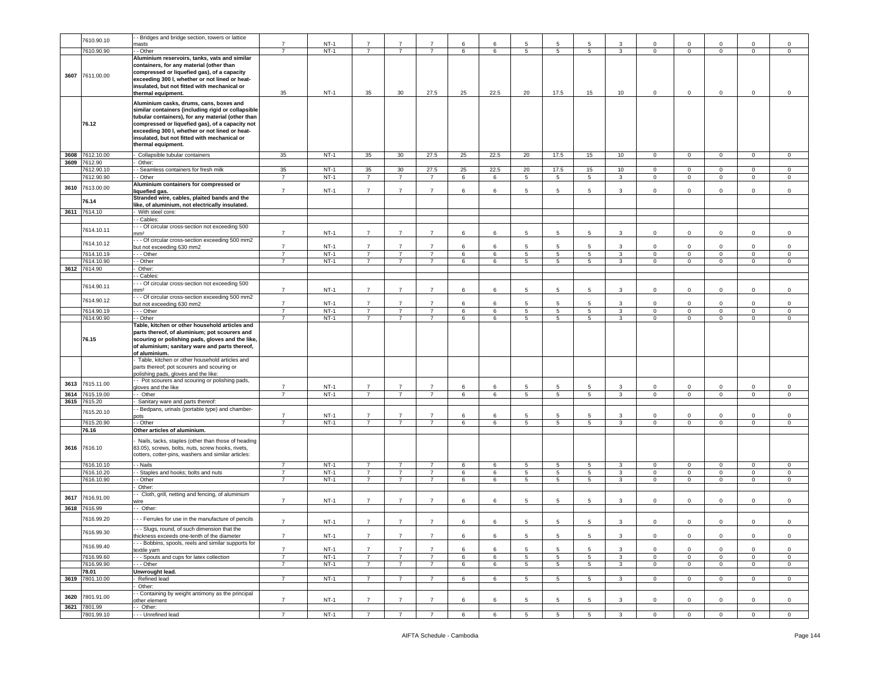| | 7610.90.10 | - - Bridges and bridge section, towers or lattice masts | 7 | NT-1 | 7 | 7 | 7 | 6 | 6 | 5 | 5 | 5 | 3 | 0 | 0 | 0 | 0 | 0 |
|---|---|---|---|---|---|---|---|---|---|---|---|---|---|---|---|---|---|---|
| | 7610.90.90 | - - Other | 7 | NT-1 | 7 | 7 | 7 | 6 | 6 | 5 | 5 | 5 | 3 | 0 | 0 | 0 | 0 | 0 |
| 3607 | 7611.00.00 | **Aluminium reservoirs, tanks, vats and similar containers, for any material (other than compressed or liquefied gas), of a capacity exceeding 300 l, whether or not lined or heat-insulated, but not fitted with mechanical or thermal equipment.** | 35 | NT-1 | 35 | 30 | 27.5 | 25 | 22.5 | 20 | 17.5 | 15 | 10 | 0 | 0 | 0 | 0 | 0 |
| | 76.12 | **Aluminium casks, drums, cans, boxes and similar containers (including rigid or collapsible tubular containers), for any material (other than compressed or liquefied gas), of a capacity not exceeding 300 l, whether or not lined or heat-insulated, but not fitted with mechanical or thermal equipment.** | | | | | | | | | | | | | | | | |
| 3608 | 7612.10.00 | - Collapsible tubular containers | 35 | NT-1 | 35 | 30 | 27.5 | 25 | 22.5 | 20 | 17.5 | 15 | 10 | 0 | 0 | 0 | 0 | 0 |
| 3609 | 7612.90 | - Other: | | | | | | | | | | | | | | | | |
| | 7612.90.10 | - - Seamless containers for fresh milk | 35 | NT-1 | 35 | 30 | 27.5 | 25 | 22.5 | 20 | 17.5 | 15 | 10 | 0 | 0 | 0 | 0 | 0 |
| | 7612.90.90 | - - Other | 7 | NT-1 | 7 | 7 | 7 | 6 | 6 | 5 | 5 | 5 | 3 | 0 | 0 | 0 | 0 | 0 |
| 3610 | 7613.00.00 | **Aluminium containers for compressed or liquefied gas.** | 7 | NT-1 | 7 | 7 | 7 | 6 | 6 | 5 | 5 | 5 | 3 | 0 | 0 | 0 | 0 | 0 |
| | 76.14 | **Stranded wire, cables, plaited bands and the like, of aluminium, not electrically insulated.** | | | | | | | | | | | | | | | | |
| 3611 | 7614.10 | - With steel core: | | | | | | | | | | | | | | | | |
| | | - - Cables: | | | | | | | | | | | | | | | | |
| | 7614.10.11 | - - - Of circular cross-section not exceeding 500 mm² | 7 | NT-1 | 7 | 7 | 7 | 6 | 6 | 5 | 5 | 5 | 3 | 0 | 0 | 0 | 0 | 0 |
| | 7614.10.12 | - - - Of circular cross-section exceeding 500 mm2 but not exceeding 630 mm2 | 7 | NT-1 | 7 | 7 | 7 | 6 | 6 | 5 | 5 | 5 | 3 | 0 | 0 | 0 | 0 | 0 |
| | 7614.10.19 | - - - Other | 7 | NT-1 | 7 | 7 | 7 | 6 | 6 | 5 | 5 | 5 | 3 | 0 | 0 | 0 | 0 | 0 |
| | 7614.10.90 | - - Other | 7 | NT-1 | 7 | 7 | 7 | 6 | 6 | 5 | 5 | 5 | 3 | 0 | 0 | 0 | 0 | 0 |
| 3612 | 7614.90 | - Other: | | | | | | | | | | | | | | | | |
| | | - - Cables: | | | | | | | | | | | | | | | | |
| | 7614.90.11 | - - - Of circular cross-section not exceeding 500 mm² | 7 | NT-1 | 7 | 7 | 7 | 6 | 6 | 5 | 5 | 5 | 3 | 0 | 0 | 0 | 0 | 0 |
| | 7614.90.12 | - - - Of circular cross-section exceeding 500 mm2 but not exceeding 630 mm2 | 7 | NT-1 | 7 | 7 | 7 | 6 | 6 | 5 | 5 | 5 | 3 | 0 | 0 | 0 | 0 | 0 |
| | 7614.90.19 | - - - Other | 7 | NT-1 | 7 | 7 | 7 | 6 | 6 | 5 | 5 | 5 | 3 | 0 | 0 | 0 | 0 | 0 |
| | 7614.90.90 | - - Other | 7 | NT-1 | 7 | 7 | 7 | 6 | 6 | 5 | 5 | 5 | 3 | 0 | 0 | 0 | 0 | 0 |
| | 76.15 | **Table, kitchen or other household articles and parts thereof, of aluminium; pot scourers and scouring or polishing pads, gloves and the like, of aluminium; sanitary ware and parts thereof, of aluminium.** | | | | | | | | | | | | | | | | |
| | | - Table, kitchen or other household articles and parts thereof; pot scourers and scouring or polishing pads, gloves and the like: | | | | | | | | | | | | | | | | |
| 3613 | 7615.11.00 | - - Pot scourers and scouring or polishing pads, gloves and the like | 7 | NT-1 | 7 | 7 | 7 | 6 | 6 | 5 | 5 | 5 | 3 | 0 | 0 | 0 | 0 | 0 |
| 3614 | 7615.19.00 | - - Other | 7 | NT-1 | 7 | 7 | 7 | 6 | 6 | 5 | 5 | 5 | 3 | 0 | 0 | 0 | 0 | 0 |
| 3615 | 7615.20 | - Sanitary ware and parts thereof: | | | | | | | | | | | | | | | | |
| | 7615.20.10 | - - Bedpans, urinals (portable type) and chamber-pots | 7 | NT-1 | 7 | 7 | 7 | 6 | 6 | 5 | 5 | 5 | 3 | 0 | 0 | 0 | 0 | 0 |
| | 7615.20.90 | - - Other | 7 | NT-1 | 7 | 7 | 7 | 6 | 6 | 5 | 5 | 5 | 3 | 0 | 0 | 0 | 0 | 0 |
| | **76.16** | **Other articles of aluminium.** | | | | | | | | | | | | | | | | |
| 3616 | 7616.10 | - Nails, tacks, staples (other than those of heading 83.05), screws, bolts, nuts, screw hooks, rivets, cotters, cotter-pins, washers and similar articles: | | | | | | | | | | | | | | | | |
| | 7616.10.10 | - - Nails | 7 | NT-1 | 7 | 7 | 7 | 6 | 6 | 5 | 5 | 5 | 3 | 0 | 0 | 0 | 0 | 0 |
| | 7616.10.20 | - - Staples and hooks; bolts and nuts | 7 | NT-1 | 7 | 7 | 7 | 6 | 6 | 5 | 5 | 5 | 3 | 0 | 0 | 0 | 0 | 0 |
| | 7616.10.90 | - - Other | 7 | NT-1 | 7 | 7 | 7 | 6 | 6 | 5 | 5 | 5 | 3 | 0 | 0 | 0 | 0 | 0 |
| | | - Other: | | | | | | | | | | | | | | | | |
| 3617 | 7616.91.00 | - - Cloth, grill, netting and fencing, of aluminium wire | 7 | NT-1 | 7 | 7 | 7 | 6 | 6 | 5 | 5 | 5 | 3 | 0 | 0 | 0 | 0 | 0 |
| 3618 | 7616.99 | - - Other: | | | | | | | | | | | | | | | | |
| | 7616.99.20 | - - - Ferrules for use in the manufacture of pencils | 7 | NT-1 | 7 | 7 | 7 | 6 | 6 | 5 | 5 | 5 | 3 | 0 | 0 | 0 | 0 | 0 |
| | 7616.99.30 | - - - Slugs, round, of such dimension that the thickness exceeds one-tenth of the diameter | 7 | NT-1 | 7 | 7 | 7 | 6 | 6 | 5 | 5 | 5 | 3 | 0 | 0 | 0 | 0 | 0 |
| | 7616.99.40 | - - - Bobbins, spools, reels and similar supports for textile yarn | 7 | NT-1 | 7 | 7 | 7 | 6 | 6 | 5 | 5 | 5 | 3 | 0 | 0 | 0 | 0 | 0 |
| | 7616.99.60 | - - - Spouts and cups for latex collection | 7 | NT-1 | 7 | 7 | 7 | 6 | 6 | 5 | 5 | 5 | 3 | 0 | 0 | 0 | 0 | 0 |
| | 7616.99.90 | - - - Other | 7 | NT-1 | 7 | 7 | 7 | 6 | 6 | 5 | 5 | 5 | 3 | 0 | 0 | 0 | 0 | 0 |
| | **78.01** | **Unwrought lead.** | | | | | | | | | | | | | | | | |
| 3619 | 7801.10.00 | - Refined lead | 7 | NT-1 | 7 | 7 | 7 | 6 | 6 | 5 | 5 | 5 | 3 | 0 | 0 | 0 | 0 | 0 |
| | | - Other: | | | | | | | | | | | | | | | | |
| 3620 | 7801.91.00 | - - Containing by weight antimony as the principal other element | 7 | NT-1 | 7 | 7 | 7 | 6 | 6 | 5 | 5 | 5 | 3 | 0 | 0 | 0 | 0 | 0 |
| 3621 | 7801.99 | - - Other: | | | | | | | | | | | | | | | | |
| | 7801.99.10 | - - - Unrefined lead | 7 | NT-1 | 7 | 7 | 7 | 6 | 6 | 5 | 5 | 5 | 3 | 0 | 0 | 0 | 0 | 0 |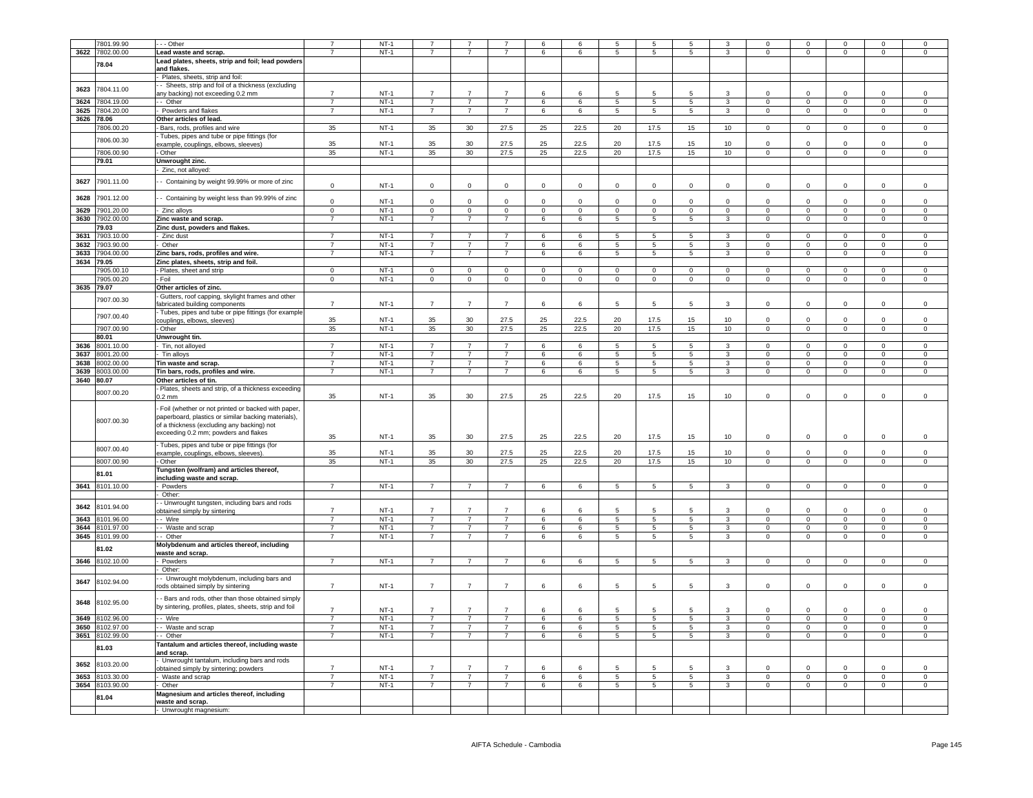| | 7801.99.90 | - - - Other | 7 | NT-1 | 7 | 7 | 7 | 6 | 6 | 5 | 5 | 5 | 3 | 0 | 0 | 0 | 0 | 0 |
|---|---|---|---|---|---|---|---|---|---|---|---|---|---|---|---|---|---|---|
| 3622 | 7802.00.00 | **Lead waste and scrap.** | 7 | NT-1 | 7 | 7 | 7 | 6 | 6 | 5 | 5 | 5 | 3 | 0 | 0 | 0 | 0 | 0 |
| | **78.04** | **Lead plates, sheets, strip and foil; lead powders and flakes.** | | | | | | | | | | | | | | | | |
| | | - Plates, sheets, strip and foil: | | | | | | | | | | | | | | | | |
| 3623 | 7804.11.00 | - - Sheets, strip and foil of a thickness (excluding any backing) not exceeding 0.2 mm | 7 | NT-1 | 7 | 7 | 7 | 6 | 6 | 5 | 5 | 5 | 3 | 0 | 0 | 0 | 0 | 0 |
| 3624 | 7804.19.00 | - - Other | 7 | NT-1 | 7 | 7 | 7 | 6 | 6 | 5 | 5 | 5 | 3 | 0 | 0 | 0 | 0 | 0 |
| 3625 | 7804.20.00 | - Powders and flakes | 7 | NT-1 | 7 | 7 | 7 | 6 | 6 | 5 | 5 | 5 | 3 | 0 | 0 | 0 | 0 | 0 |
| 3626 | **78.06** | **Other articles of lead.** | | | | | | | | | | | | | | | | |
| | 7806.00.20 | - Bars, rods, profiles and wire | 35 | NT-1 | 35 | 30 | 27.5 | 25 | 22.5 | 20 | 17.5 | 15 | 10 | 0 | 0 | 0 | 0 | 0 |
| | 7806.00.30 | - Tubes, pipes and tube or pipe fittings (for example, couplings, elbows, sleeves) | 35 | NT-1 | 35 | 30 | 27.5 | 25 | 22.5 | 20 | 17.5 | 15 | 10 | 0 | 0 | 0 | 0 | 0 |
| | 7806.00.90 | - Other | 35 | NT-1 | 35 | 30 | 27.5 | 25 | 22.5 | 20 | 17.5 | 15 | 10 | 0 | 0 | 0 | 0 | 0 |
| | **79.01** | **Unwrought zinc.** | | | | | | | | | | | | | | | | |
| | | - Zinc, not alloyed: | | | | | | | | | | | | | | | | |
| 3627 | 7901.11.00 | - - Containing by weight 99.99% or more of zinc | 0 | NT-1 | 0 | 0 | 0 | 0 | 0 | 0 | 0 | 0 | 0 | 0 | 0 | 0 | 0 | 0 |
| 3628 | 7901.12.00 | - - Containing by weight less than 99.99% of zinc | 0 | NT-1 | 0 | 0 | 0 | 0 | 0 | 0 | 0 | 0 | 0 | 0 | 0 | 0 | 0 | 0 |
| 3629 | 7901.20.00 | - Zinc alloys | 0 | NT-1 | 0 | 0 | 0 | 0 | 0 | 0 | 0 | 0 | 0 | 0 | 0 | 0 | 0 | 0 |
| 3630 | 7902.00.00 | **Zinc waste and scrap.** | 7 | NT-1 | 7 | 7 | 7 | 6 | 6 | 5 | 5 | 5 | 3 | 0 | 0 | 0 | 0 | 0 |
| | **79.03** | **Zinc dust, powders and flakes.** | | | | | | | | | | | | | | | | |
| 3631 | 7903.10.00 | - Zinc dust | 7 | NT-1 | 7 | 7 | 7 | 6 | 6 | 5 | 5 | 5 | 3 | 0 | 0 | 0 | 0 | 0 |
| 3632 | 7903.90.00 | - Other | 7 | NT-1 | 7 | 7 | 7 | 6 | 6 | 5 | 5 | 5 | 3 | 0 | 0 | 0 | 0 | 0 |
| 3633 | 7904.00.00 | **Zinc bars, rods, profiles and wire.** | 7 | NT-1 | 7 | 7 | 7 | 6 | 6 | 5 | 5 | 5 | 3 | 0 | 0 | 0 | 0 | 0 |
| 3634 | **79.05** | **Zinc plates, sheets, strip and foil.** | | | | | | | | | | | | | | | | |
| | 7905.00.10 | - Plates, sheet and strip | 0 | NT-1 | 0 | 0 | 0 | 0 | 0 | 0 | 0 | 0 | 0 | 0 | 0 | 0 | 0 | 0 |
| | 7905.00.20 | - Foil | 0 | NT-1 | 0 | 0 | 0 | 0 | 0 | 0 | 0 | 0 | 0 | 0 | 0 | 0 | 0 | 0 |
| 3635 | **79.07** | **Other articles of zinc.** | | | | | | | | | | | | | | | | |
| | 7907.00.30 | - Gutters, roof capping, skylight frames and other fabricated building components | 7 | NT-1 | 7 | 7 | 7 | 6 | 6 | 5 | 5 | 5 | 3 | 0 | 0 | 0 | 0 | 0 |
| | 7907.00.40 | - Tubes, pipes and tube or pipe fittings (for example couplings, elbows, sleeves) | 35 | NT-1 | 35 | 30 | 27.5 | 25 | 22.5 | 20 | 17.5 | 15 | 10 | 0 | 0 | 0 | 0 | 0 |
| | 7907.00.90 | - Other | 35 | NT-1 | 35 | 30 | 27.5 | 25 | 22.5 | 20 | 17.5 | 15 | 10 | 0 | 0 | 0 | 0 | 0 |
| | **80.01** | **Unwrought tin.** | | | | | | | | | | | | | | | | |
| 3636 | 8001.10.00 | - Tin, not alloyed | 7 | NT-1 | 7 | 7 | 7 | 6 | 6 | 5 | 5 | 5 | 3 | 0 | 0 | 0 | 0 | 0 |
| 3637 | 8001.20.00 | - Tin alloys | 7 | NT-1 | 7 | 7 | 7 | 6 | 6 | 5 | 5 | 5 | 3 | 0 | 0 | 0 | 0 | 0 |
| 3638 | 8002.00.00 | **Tin waste and scrap.** | 7 | NT-1 | 7 | 7 | 7 | 6 | 6 | 5 | 5 | 5 | 3 | 0 | 0 | 0 | 0 | 0 |
| 3639 | 8003.00.00 | **Tin bars, rods, profiles and wire.** | 7 | NT-1 | 7 | 7 | 7 | 6 | 6 | 5 | 5 | 5 | 3 | 0 | 0 | 0 | 0 | 0 |
| 3640 | **80.07** | **Other articles of tin.** | | | | | | | | | | | | | | | | |
| | 8007.00.20 | - Plates, sheets and strip, of a thickness exceeding 0.2 mm | 35 | NT-1 | 35 | 30 | 27.5 | 25 | 22.5 | 20 | 17.5 | 15 | 10 | 0 | 0 | 0 | 0 | 0 |
| | 8007.00.30 | - Foil (whether or not printed or backed with paper, paperboard, plastics or similar backing materials), of a thickness (excluding any backing) not exceeding 0.2 mm; powders and flakes | 35 | NT-1 | 35 | 30 | 27.5 | 25 | 22.5 | 20 | 17.5 | 15 | 10 | 0 | 0 | 0 | 0 | 0 |
| | 8007.00.40 | - Tubes, pipes and tube or pipe fittings (for example, couplings, elbows, sleeves). | 35 | NT-1 | 35 | 30 | 27.5 | 25 | 22.5 | 20 | 17.5 | 15 | 10 | 0 | 0 | 0 | 0 | 0 |
| | 8007.00.90 | - Other | 35 | NT-1 | 35 | 30 | 27.5 | 25 | 22.5 | 20 | 17.5 | 15 | 10 | 0 | 0 | 0 | 0 | 0 |
| | **81.01** | **Tungsten (wolfram) and articles thereof, including waste and scrap.** | | | | | | | | | | | | | | | | |
| 3641 | 8101.10.00 | - Powders | 7 | NT-1 | 7 | 7 | 7 | 6 | 6 | 5 | 5 | 5 | 3 | 0 | 0 | 0 | 0 | 0 |
| | | - Other: | | | | | | | | | | | | | | | | |
| 3642 | 8101.94.00 | - - Unwrought tungsten, including bars and rods obtained simply by sintering | 7 | NT-1 | 7 | 7 | 7 | 6 | 6 | 5 | 5 | 5 | 3 | 0 | 0 | 0 | 0 | 0 |
| 3643 | 8101.96.00 | - - Wire | 7 | NT-1 | 7 | 7 | 7 | 6 | 6 | 5 | 5 | 5 | 3 | 0 | 0 | 0 | 0 | 0 |
| 3644 | 8101.97.00 | - - Waste and scrap | 7 | NT-1 | 7 | 7 | 7 | 6 | 6 | 5 | 5 | 5 | 3 | 0 | 0 | 0 | 0 | 0 |
| 3645 | 8101.99.00 | - - Other | 7 | NT-1 | 7 | 7 | 7 | 6 | 6 | 5 | 5 | 5 | 3 | 0 | 0 | 0 | 0 | 0 |
| | **81.02** | **Molybdenum and articles thereof, including waste and scrap.** | | | | | | | | | | | | | | | | |
| 3646 | 8102.10.00 | - Powders | 7 | NT-1 | 7 | 7 | 7 | 6 | 6 | 5 | 5 | 5 | 3 | 0 | 0 | 0 | 0 | 0 |
| | | - Other: | | | | | | | | | | | | | | | | |
| 3647 | 8102.94.00 | - - Unwrought molybdenum, including bars and rods obtained simply by sintering | 7 | NT-1 | 7 | 7 | 7 | 6 | 6 | 5 | 5 | 5 | 3 | 0 | 0 | 0 | 0 | 0 |
| 3648 | 8102.95.00 | - - Bars and rods, other than those obtained simply by sintering, profiles, plates, sheets, strip and foil | 7 | NT-1 | 7 | 7 | 7 | 6 | 6 | 5 | 5 | 5 | 3 | 0 | 0 | 0 | 0 | 0 |
| 3649 | 8102.96.00 | - - Wire | 7 | NT-1 | 7 | 7 | 7 | 6 | 6 | 5 | 5 | 5 | 3 | 0 | 0 | 0 | 0 | 0 |
| 3650 | 8102.97.00 | - - Waste and scrap | 7 | NT-1 | 7 | 7 | 7 | 6 | 6 | 5 | 5 | 5 | 3 | 0 | 0 | 0 | 0 | 0 |
| 3651 | 8102.99.00 | - - Other | 7 | NT-1 | 7 | 7 | 7 | 6 | 6 | 5 | 5 | 5 | 3 | 0 | 0 | 0 | 0 | 0 |
| | **81.03** | **Tantalum and articles thereof, including waste and scrap.** | | | | | | | | | | | | | | | | |
| 3652 | 8103.20.00 | - Unwrought tantalum, including bars and rods obtained simply by sintering; powders | 7 | NT-1 | 7 | 7 | 7 | 6 | 6 | 5 | 5 | 5 | 3 | 0 | 0 | 0 | 0 | 0 |
| 3653 | 8103.30.00 | - Waste and scrap | 7 | NT-1 | 7 | 7 | 7 | 6 | 6 | 5 | 5 | 5 | 3 | 0 | 0 | 0 | 0 | 0 |
| 3654 | 8103.90.00 | - Other | 7 | NT-1 | 7 | 7 | 7 | 6 | 6 | 5 | 5 | 5 | 3 | 0 | 0 | 0 | 0 | 0 |
| | **81.04** | **Magnesium and articles thereof, including waste and scrap.** | | | | | | | | | | | | | | | | |
| | | - Unwrought magnesium: | | | | | | | | | | | | | | | | |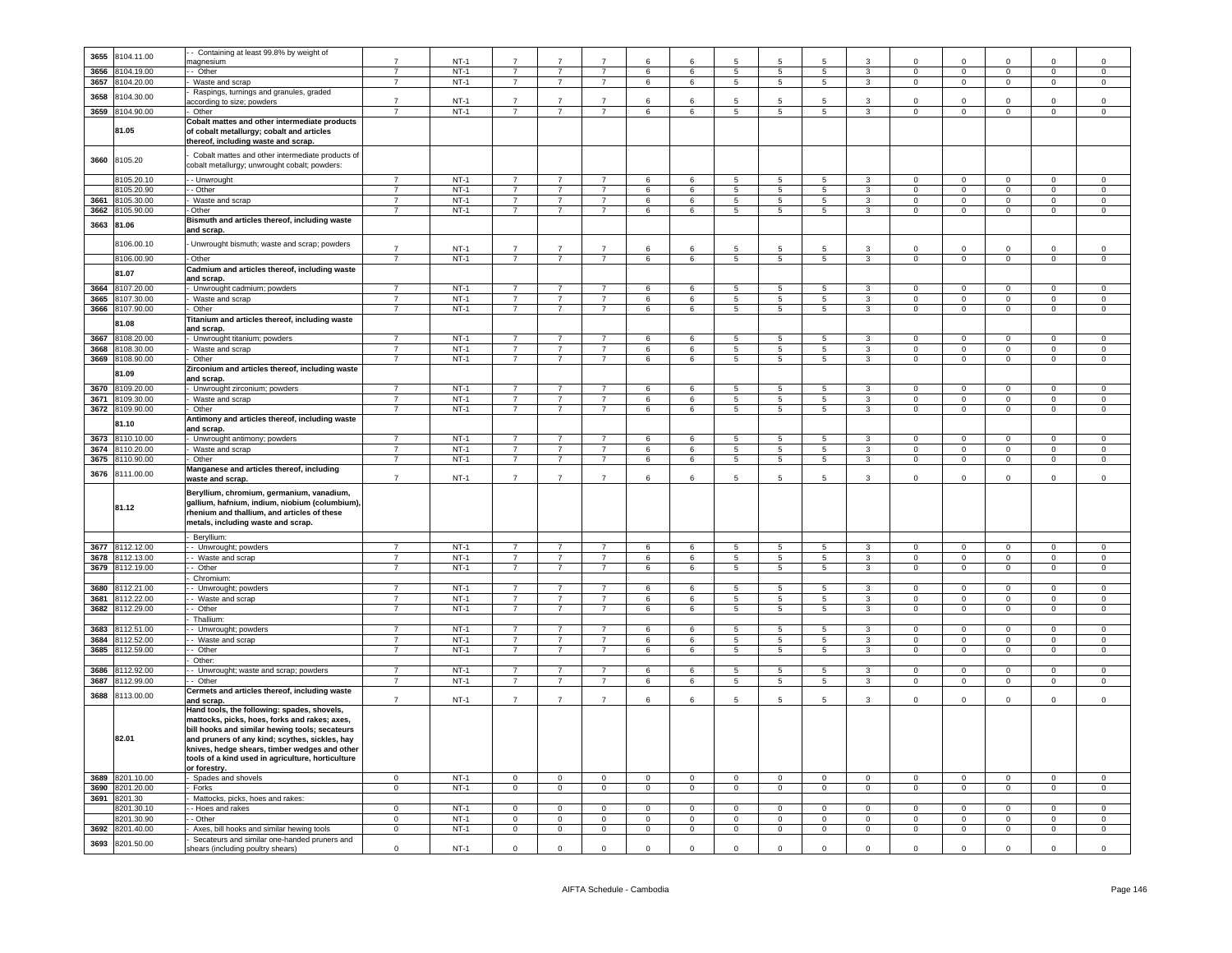| | | | | | | | | | | | | | | | | | | |
|---|---|---|---|---|---|---|---|---|---|---|---|---|---|---|---|---|---|---|
| 3655 | 8104.11.00 | - - Containing at least 99.8% by weight of magnesium | 7 | NT-1 | 7 | 7 | 7 | 6 | 6 | 5 | 5 | 5 | 3 | 0 | 0 | 0 | 0 | 0 |
| 3656 | 8104.19.00 | - - Other | 7 | NT-1 | 7 | 7 | 7 | 6 | 6 | 5 | 5 | 5 | 3 | 0 | 0 | 0 | 0 | 0 |
| 3657 | 8104.20.00 | - Waste and scrap | 7 | NT-1 | 7 | 7 | 7 | 6 | 6 | 5 | 5 | 5 | 3 | 0 | 0 | 0 | 0 | 0 |
| 3658 | 8104.30.00 | - Raspings, turnings and granules, graded according to size; powders | 7 | NT-1 | 7 | 7 | 7 | 6 | 6 | 5 | 5 | 5 | 3 | 0 | 0 | 0 | 0 | 0 |
| 3659 | 8104.90.00 | - Other | 7 | NT-1 | 7 | 7 | 7 | 6 | 6 | 5 | 5 | 5 | 3 | 0 | 0 | 0 | 0 | 0 |
| | **81.05** | **Cobalt mattes and other intermediate products of cobalt metallurgy; cobalt and articles thereof, including waste and scrap.** | | | | | | | | | | | | | | | | |
| 3660 | 8105.20 | - Cobalt mattes and other intermediate products of cobalt metallurgy; unwrought cobalt; powders: | | | | | | | | | | | | | | | | |
| | 8105.20.10 | - - Unwrought | 7 | NT-1 | 7 | 7 | 7 | 6 | 6 | 5 | 5 | 5 | 3 | 0 | 0 | 0 | 0 | 0 |
| | 8105.20.90 | - - Other | 7 | NT-1 | 7 | 7 | 7 | 6 | 6 | 5 | 5 | 5 | 3 | 0 | 0 | 0 | 0 | 0 |
| 3661 | 8105.30.00 | - Waste and scrap | 7 | NT-1 | 7 | 7 | 7 | 6 | 6 | 5 | 5 | 5 | 3 | 0 | 0 | 0 | 0 | 0 |
| 3662 | 8105.90.00 | - Other | 7 | NT-1 | 7 | 7 | 7 | 6 | 6 | 5 | 5 | 5 | 3 | 0 | 0 | 0 | 0 | 0 |
| 3663 | **81.06** | **Bismuth and articles thereof, including waste and scrap.** | | | | | | | | | | | | | | | | |
| | 8106.00.10 | - Unwrought bismuth; waste and scrap; powders | 7 | NT-1 | 7 | 7 | 7 | 6 | 6 | 5 | 5 | 5 | 3 | 0 | 0 | 0 | 0 | 0 |
| | 8106.00.90 | - Other | 7 | NT-1 | 7 | 7 | 7 | 6 | 6 | 5 | 5 | 5 | 3 | 0 | 0 | 0 | 0 | 0 |
| | **81.07** | **Cadmium and articles thereof, including waste and scrap.** | | | | | | | | | | | | | | | | |
| 3664 | 8107.20.00 | - Unwrought cadmium; powders | 7 | NT-1 | 7 | 7 | 7 | 6 | 6 | 5 | 5 | 5 | 3 | 0 | 0 | 0 | 0 | 0 |
| 3665 | 8107.30.00 | - Waste and scrap | 7 | NT-1 | 7 | 7 | 7 | 6 | 6 | 5 | 5 | 5 | 3 | 0 | 0 | 0 | 0 | 0 |
| 3666 | 8107.90.00 | - Other | 7 | NT-1 | 7 | 7 | 7 | 6 | 6 | 5 | 5 | 5 | 3 | 0 | 0 | 0 | 0 | 0 |
| | **81.08** | **Titanium and articles thereof, including waste and scrap.** | | | | | | | | | | | | | | | | |
| 3667 | 8108.20.00 | - Unwrought titanium; powders | 7 | NT-1 | 7 | 7 | 7 | 6 | 6 | 5 | 5 | 5 | 3 | 0 | 0 | 0 | 0 | 0 |
| 3668 | 8108.30.00 | - Waste and scrap | 7 | NT-1 | 7 | 7 | 7 | 6 | 6 | 5 | 5 | 5 | 3 | 0 | 0 | 0 | 0 | 0 |
| 3669 | 8108.90.00 | - Other | 7 | NT-1 | 7 | 7 | 7 | 6 | 6 | 5 | 5 | 5 | 3 | 0 | 0 | 0 | 0 | 0 |
| | **81.09** | **Zirconium and articles thereof, including waste and scrap.** | | | | | | | | | | | | | | | | |
| 3670 | 8109.20.00 | - Unwrought zirconium; powders | 7 | NT-1 | 7 | 7 | 7 | 6 | 6 | 5 | 5 | 5 | 3 | 0 | 0 | 0 | 0 | 0 |
| 3671 | 8109.30.00 | - Waste and scrap | 7 | NT-1 | 7 | 7 | 7 | 6 | 6 | 5 | 5 | 5 | 3 | 0 | 0 | 0 | 0 | 0 |
| 3672 | 8109.90.00 | - Other | 7 | NT-1 | 7 | 7 | 7 | 6 | 6 | 5 | 5 | 5 | 3 | 0 | 0 | 0 | 0 | 0 |
| | **81.10** | **Antimony and articles thereof, including waste and scrap.** | | | | | | | | | | | | | | | | |
| 3673 | 8110.10.00 | - Unwrought antimony; powders | 7 | NT-1 | 7 | 7 | 7 | 6 | 6 | 5 | 5 | 5 | 3 | 0 | 0 | 0 | 0 | 0 |
| 3674 | 8110.20.00 | - Waste and scrap | 7 | NT-1 | 7 | 7 | 7 | 6 | 6 | 5 | 5 | 5 | 3 | 0 | 0 | 0 | 0 | 0 |
| 3675 | 8110.90.00 | - Other | 7 | NT-1 | 7 | 7 | 7 | 6 | 6 | 5 | 5 | 5 | 3 | 0 | 0 | 0 | 0 | 0 |
| 3676 | 8111.00.00 | **Manganese and articles thereof, including waste and scrap.** | 7 | NT-1 | 7 | 7 | 7 | 6 | 6 | 5 | 5 | 5 | 3 | 0 | 0 | 0 | 0 | 0 |
| | **81.12** | **Beryllium, chromium, germanium, vanadium, gallium, hafnium, indium, niobium (columbium), rhenium and thallium, and articles of these metals, including waste and scrap.** | | | | | | | | | | | | | | | | |
| | | - Beryllium: | | | | | | | | | | | | | | | | |
| 3677 | 8112.12.00 | - - Unwrought; powders | 7 | NT-1 | 7 | 7 | 7 | 6 | 6 | 5 | 5 | 5 | 3 | 0 | 0 | 0 | 0 | 0 |
| 3678 | 8112.13.00 | - - Waste and scrap | 7 | NT-1 | 7 | 7 | 7 | 6 | 6 | 5 | 5 | 5 | 3 | 0 | 0 | 0 | 0 | 0 |
| 3679 | 8112.19.00 | - - Other | 7 | NT-1 | 7 | 7 | 7 | 6 | 6 | 5 | 5 | 5 | 3 | 0 | 0 | 0 | 0 | 0 |
| | | - Chromium: | | | | | | | | | | | | | | | | |
| 3680 | 8112.21.00 | - - Unwrought; powders | 7 | NT-1 | 7 | 7 | 7 | 6 | 6 | 5 | 5 | 5 | 3 | 0 | 0 | 0 | 0 | 0 |
| 3681 | 8112.22.00 | - - Waste and scrap | 7 | NT-1 | 7 | 7 | 7 | 6 | 6 | 5 | 5 | 5 | 3 | 0 | 0 | 0 | 0 | 0 |
| 3682 | 8112.29.00 | - - Other | 7 | NT-1 | 7 | 7 | 7 | 6 | 6 | 5 | 5 | 5 | 3 | 0 | 0 | 0 | 0 | 0 |
| | | - Thallium: | | | | | | | | | | | | | | | | |
| 3683 | 8112.51.00 | - - Unwrought; powders | 7 | NT-1 | 7 | 7 | 7 | 6 | 6 | 5 | 5 | 5 | 3 | 0 | 0 | 0 | 0 | 0 |
| 3684 | 8112.52.00 | - - Waste and scrap | 7 | NT-1 | 7 | 7 | 7 | 6 | 6 | 5 | 5 | 5 | 3 | 0 | 0 | 0 | 0 | 0 |
| 3685 | 8112.59.00 | - - Other | 7 | NT-1 | 7 | 7 | 7 | 6 | 6 | 5 | 5 | 5 | 3 | 0 | 0 | 0 | 0 | 0 |
| | | - Other: | | | | | | | | | | | | | | | | |
| 3686 | 8112.92.00 | - - Unwrought; waste and scrap; powders | 7 | NT-1 | 7 | 7 | 7 | 6 | 6 | 5 | 5 | 5 | 3 | 0 | 0 | 0 | 0 | 0 |
| 3687 | 8112.99.00 | - - Other | 7 | NT-1 | 7 | 7 | 7 | 6 | 6 | 5 | 5 | 5 | 3 | 0 | 0 | 0 | 0 | 0 |
| 3688 | 8113.00.00 | **Cermets and articles thereof, including waste and scrap.** | 7 | NT-1 | 7 | 7 | 7 | 6 | 6 | 5 | 5 | 5 | 3 | 0 | 0 | 0 | 0 | 0 |
| | **82.01** | **Hand tools, the following: spades, shovels, mattocks, picks, hoes, forks and rakes; axes, bill hooks and similar hewing tools; secateurs and pruners of any kind; scythes, sickles, hay knives, hedge shears, timber wedges and other tools of a kind used in agriculture, horticulture or forestry.** | | | | | | | | | | | | | | | | |
| 3689 | 8201.10.00 | - Spades and shovels | 0 | NT-1 | 0 | 0 | 0 | 0 | 0 | 0 | 0 | 0 | 0 | 0 | 0 | 0 | 0 | 0 |
| 3690 | 8201.20.00 | - Forks | 0 | NT-1 | 0 | 0 | 0 | 0 | 0 | 0 | 0 | 0 | 0 | 0 | 0 | 0 | 0 | 0 |
| 3691 | 8201.30 | - Mattocks, picks, hoes and rakes: | | | | | | | | | | | | | | | | |
| | 8201.30.10 | - - Hoes and rakes | 0 | NT-1 | 0 | 0 | 0 | 0 | 0 | 0 | 0 | 0 | 0 | 0 | 0 | 0 | 0 | 0 |
| | 8201.30.90 | - - Other | 0 | NT-1 | 0 | 0 | 0 | 0 | 0 | 0 | 0 | 0 | 0 | 0 | 0 | 0 | 0 | 0 |
| 3692 | 8201.40.00 | - Axes, bill hooks and similar hewing tools | 0 | NT-1 | 0 | 0 | 0 | 0 | 0 | 0 | 0 | 0 | 0 | 0 | 0 | 0 | 0 | 0 |
| 3693 | 8201.50.00 | - Secateurs and similar one-handed pruners and shears (including poultry shears) | 0 | NT-1 | 0 | 0 | 0 | 0 | 0 | 0 | 0 | 0 | 0 | 0 | 0 | 0 | 0 | 0 |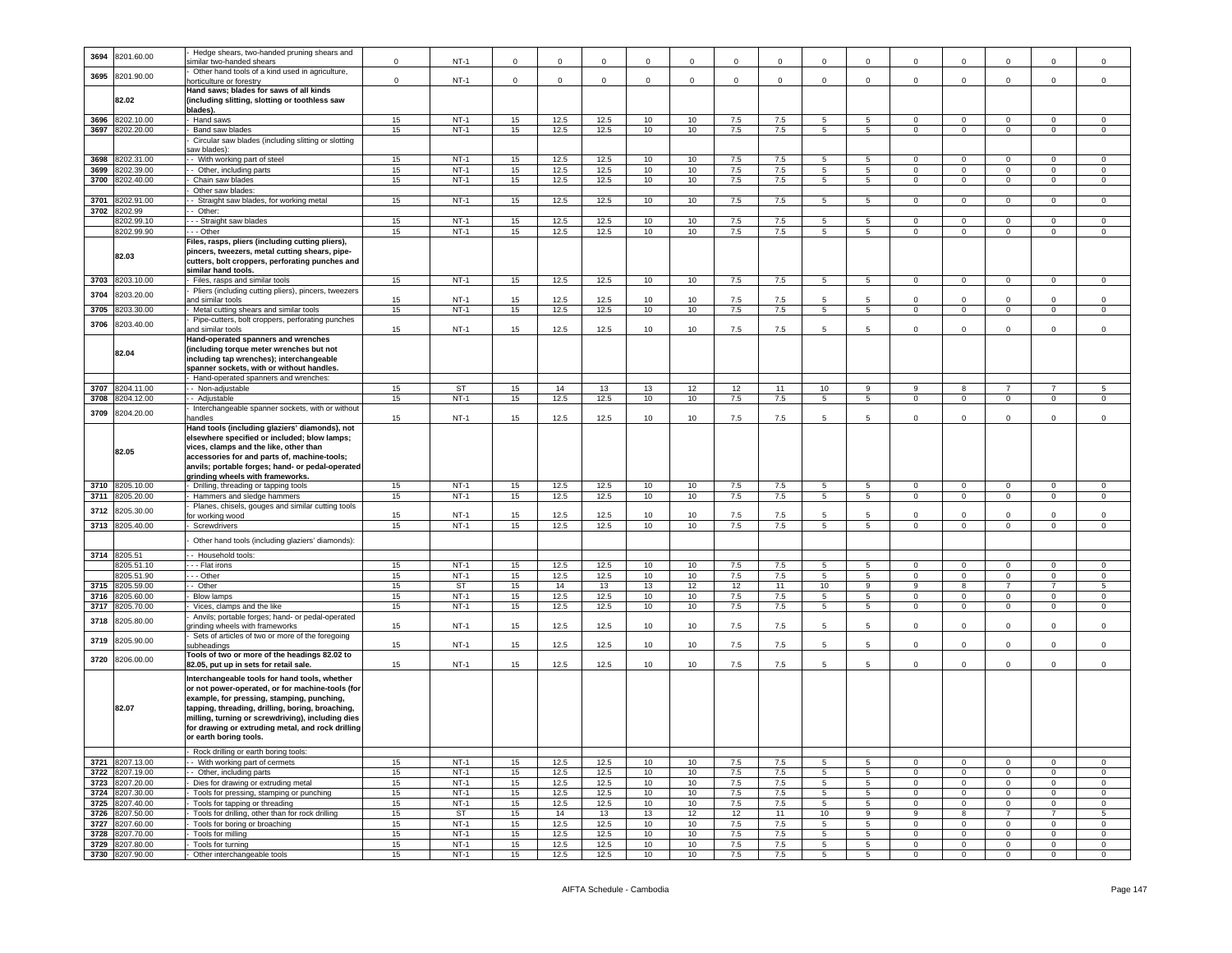| 3694 | 8201.60.00 | - Hedge shears, two-handed pruning shears and similar two-handed shears | 0 | NT-1 | 0 | 0 | 0 | 0 | 0 | 0 | 0 | 0 | 0 | 0 | 0 | 0 | 0 | 0 |
|---|---|---|---|---|---|---|---|---|---|---|---|---|---|---|---|---|---|---|
| 3695 | 8201.90.00 | - Other hand tools of a kind used in agriculture, horticulture or forestry | 0 | NT-1 | 0 | 0 | 0 | 0 | 0 | 0 | 0 | 0 | 0 | 0 | 0 | 0 | 0 | 0 |
| | 82.02 | **Hand saws; blades for saws of all kinds (including slitting, slotting or toothless saw blades).** | | | | | | | | | | | | | | | | |
| 3696 | 8202.10.00 | - Hand saws | 15 | NT-1 | 15 | 12.5 | 12.5 | 10 | 10 | 7.5 | 7.5 | 5 | 5 | 0 | 0 | 0 | 0 | 0 |
| 3697 | 8202.20.00 | - Band saw blades | 15 | NT-1 | 15 | 12.5 | 12.5 | 10 | 10 | 7.5 | 7.5 | 5 | 5 | 0 | 0 | 0 | 0 | 0 |
| | | - Circular saw blades (including slitting or slotting saw blades): | | | | | | | | | | | | | | | | |
| 3698 | 8202.31.00 | - - With working part of steel | 15 | NT-1 | 15 | 12.5 | 12.5 | 10 | 10 | 7.5 | 7.5 | 5 | 5 | 0 | 0 | 0 | 0 | 0 |
| 3699 | 8202.39.00 | - - Other, including parts | 15 | NT-1 | 15 | 12.5 | 12.5 | 10 | 10 | 7.5 | 7.5 | 5 | 5 | 0 | 0 | 0 | 0 | 0 |
| 3700 | 8202.40.00 | - Chain saw blades | 15 | NT-1 | 15 | 12.5 | 12.5 | 10 | 10 | 7.5 | 7.5 | 5 | 5 | 0 | 0 | 0 | 0 | 0 |
| | | - Other saw blades: | | | | | | | | | | | | | | | | |
| 3701 | 8202.91.00 | - - Straight saw blades, for working metal | 15 | NT-1 | 15 | 12.5 | 12.5 | 10 | 10 | 7.5 | 7.5 | 5 | 5 | 0 | 0 | 0 | 0 | 0 |
| 3702 | 8202.99 | - - Other: | | | | | | | | | | | | | | | | |
| | 8202.99.10 | - - - Straight saw blades | 15 | NT-1 | 15 | 12.5 | 12.5 | 10 | 10 | 7.5 | 7.5 | 5 | 5 | 0 | 0 | 0 | 0 | 0 |
| | 8202.99.90 | - - - Other | 15 | NT-1 | 15 | 12.5 | 12.5 | 10 | 10 | 7.5 | 7.5 | 5 | 5 | 0 | 0 | 0 | 0 | 0 |
| | 82.03 | **Files, rasps, pliers (including cutting pliers), pincers, tweezers, metal cutting shears, pipe-cutters, bolt croppers, perforating punches and similar hand tools.** | | | | | | | | | | | | | | | | |
| 3703 | 8203.10.00 | - Files, rasps and similar tools | 15 | NT-1 | 15 | 12.5 | 12.5 | 10 | 10 | 7.5 | 7.5 | 5 | 5 | 0 | 0 | 0 | 0 | 0 |
| 3704 | 8203.20.00 | - Pliers (including cutting pliers), pincers, tweezers and similar tools | 15 | NT-1 | 15 | 12.5 | 12.5 | 10 | 10 | 7.5 | 7.5 | 5 | 5 | 0 | 0 | 0 | 0 | 0 |
| 3705 | 8203.30.00 | - Metal cutting shears and similar tools | 15 | NT-1 | 15 | 12.5 | 12.5 | 10 | 10 | 7.5 | 7.5 | 5 | 5 | 0 | 0 | 0 | 0 | 0 |
| 3706 | 8203.40.00 | - Pipe-cutters, bolt croppers, perforating punches and similar tools | 15 | NT-1 | 15 | 12.5 | 12.5 | 10 | 10 | 7.5 | 7.5 | 5 | 5 | 0 | 0 | 0 | 0 | 0 |
| | 82.04 | **Hand-operated spanners and wrenches (including torque meter wrenches but not including tap wrenches); interchangeable spanner sockets, with or without handles.** | | | | | | | | | | | | | | | | |
| | | - Hand-operated spanners and wrenches: | | | | | | | | | | | | | | | | |
| 3707 | 8204.11.00 | - - Non-adjustable | 15 | ST | 15 | 14 | 13 | 13 | 12 | 12 | 11 | 10 | 9 | 9 | 8 | 7 | 7 | 5 |
| 3708 | 8204.12.00 | - - Adjustable | 15 | NT-1 | 15 | 12.5 | 12.5 | 10 | 10 | 7.5 | 7.5 | 5 | 5 | 0 | 0 | 0 | 0 | 0 |
| 3709 | 8204.20.00 | - Interchangeable spanner sockets, with or without handles | 15 | NT-1 | 15 | 12.5 | 12.5 | 10 | 10 | 7.5 | 7.5 | 5 | 5 | 0 | 0 | 0 | 0 | 0 |
| | 82.05 | **Hand tools (including glaziers' diamonds), not elsewhere specified or included; blow lamps; vices, clamps and the like, other than accessories for and parts of, machine-tools; anvils; portable forges; hand- or pedal-operated grinding wheels with frameworks.** | | | | | | | | | | | | | | | | |
| 3710 | 8205.10.00 | - Drilling, threading or tapping tools | 15 | NT-1 | 15 | 12.5 | 12.5 | 10 | 10 | 7.5 | 7.5 | 5 | 5 | 0 | 0 | 0 | 0 | 0 |
| 3711 | 8205.20.00 | - Hammers and sledge hammers | 15 | NT-1 | 15 | 12.5 | 12.5 | 10 | 10 | 7.5 | 7.5 | 5 | 5 | 0 | 0 | 0 | 0 | 0 |
| 3712 | 8205.30.00 | - Planes, chisels, gouges and similar cutting tools for working wood | 15 | NT-1 | 15 | 12.5 | 12.5 | 10 | 10 | 7.5 | 7.5 | 5 | 5 | 0 | 0 | 0 | 0 | 0 |
| 3713 | 8205.40.00 | - Screwdrivers | 15 | NT-1 | 15 | 12.5 | 12.5 | 10 | 10 | 7.5 | 7.5 | 5 | 5 | 0 | 0 | 0 | 0 | 0 |
| | | - Other hand tools (including glaziers' diamonds): | | | | | | | | | | | | | | | | |
| 3714 | 8205.51 | - - Household tools: | | | | | | | | | | | | | | | | |
| | 8205.51.10 | - - - Flat irons | 15 | NT-1 | 15 | 12.5 | 12.5 | 10 | 10 | 7.5 | 7.5 | 5 | 5 | 0 | 0 | 0 | 0 | 0 |
| | 8205.51.90 | - - - Other | 15 | NT-1 | 15 | 12.5 | 12.5 | 10 | 10 | 7.5 | 7.5 | 5 | 5 | 0 | 0 | 0 | 0 | 0 |
| 3715 | 8205.59.00 | - - Other | 15 | ST | 15 | 14 | 13 | 13 | 12 | 12 | 11 | 10 | 9 | 9 | 8 | 7 | 7 | 5 |
| 3716 | 8205.60.00 | - Blow lamps | 15 | NT-1 | 15 | 12.5 | 12.5 | 10 | 10 | 7.5 | 7.5 | 5 | 5 | 0 | 0 | 0 | 0 | 0 |
| 3717 | 8205.70.00 | - Vices, clamps and the like | 15 | NT-1 | 15 | 12.5 | 12.5 | 10 | 10 | 7.5 | 7.5 | 5 | 5 | 0 | 0 | 0 | 0 | 0 |
| 3718 | 8205.80.00 | - Anvils; portable forges; hand- or pedal-operated grinding wheels with frameworks | 15 | NT-1 | 15 | 12.5 | 12.5 | 10 | 10 | 7.5 | 7.5 | 5 | 5 | 0 | 0 | 0 | 0 | 0 |
| 3719 | 8205.90.00 | - Sets of articles of two or more of the foregoing subheadings | 15 | NT-1 | 15 | 12.5 | 12.5 | 10 | 10 | 7.5 | 7.5 | 5 | 5 | 0 | 0 | 0 | 0 | 0 |
| 3720 | 8206.00.00 | **Tools of two or more of the headings 82.02 to 82.05, put up in sets for retail sale.** | 15 | NT-1 | 15 | 12.5 | 12.5 | 10 | 10 | 7.5 | 7.5 | 5 | 5 | 0 | 0 | 0 | 0 | 0 |
| | 82.07 | **Interchangeable tools for hand tools, whether or not power-operated, or for machine-tools (for example, for pressing, stamping, punching, tapping, threading, drilling, boring, broaching, milling, turning or screwdriving), including dies for drawing or extruding metal, and rock drilling or earth boring tools.** | | | | | | | | | | | | | | | | |
| | | - Rock drilling or earth boring tools: | | | | | | | | | | | | | | | | |
| 3721 | 8207.13.00 | - - With working part of cermets | 15 | NT-1 | 15 | 12.5 | 12.5 | 10 | 10 | 7.5 | 7.5 | 5 | 5 | 0 | 0 | 0 | 0 | 0 |
| 3722 | 8207.19.00 | - - Other, including parts | 15 | NT-1 | 15 | 12.5 | 12.5 | 10 | 10 | 7.5 | 7.5 | 5 | 5 | 0 | 0 | 0 | 0 | 0 |
| 3723 | 8207.20.00 | - Dies for drawing or extruding metal | 15 | NT-1 | 15 | 12.5 | 12.5 | 10 | 10 | 7.5 | 7.5 | 5 | 5 | 0 | 0 | 0 | 0 | 0 |
| 3724 | 8207.30.00 | - Tools for pressing, stamping or punching | 15 | NT-1 | 15 | 12.5 | 12.5 | 10 | 10 | 7.5 | 7.5 | 5 | 5 | 0 | 0 | 0 | 0 | 0 |
| 3725 | 8207.40.00 | - Tools for tapping or threading | 15 | NT-1 | 15 | 12.5 | 12.5 | 10 | 10 | 7.5 | 7.5 | 5 | 5 | 0 | 0 | 0 | 0 | 0 |
| 3726 | 8207.50.00 | - Tools for drilling, other than for rock drilling | 15 | ST | 15 | 14 | 13 | 13 | 12 | 12 | 11 | 10 | 9 | 9 | 8 | 7 | 7 | 5 |
| 3727 | 8207.60.00 | - Tools for boring or broaching | 15 | NT-1 | 15 | 12.5 | 12.5 | 10 | 10 | 7.5 | 7.5 | 5 | 5 | 0 | 0 | 0 | 0 | 0 |
| 3728 | 8207.70.00 | - Tools for milling | 15 | NT-1 | 15 | 12.5 | 12.5 | 10 | 10 | 7.5 | 7.5 | 5 | 5 | 0 | 0 | 0 | 0 | 0 |
| 3729 | 8207.80.00 | - Tools for turning | 15 | NT-1 | 15 | 12.5 | 12.5 | 10 | 10 | 7.5 | 7.5 | 5 | 5 | 0 | 0 | 0 | 0 | 0 |
| 3730 | 8207.90.00 | - Other interchangeable tools | 15 | NT-1 | 15 | 12.5 | 12.5 | 10 | 10 | 7.5 | 7.5 | 5 | 5 | 0 | 0 | 0 | 0 | 0 |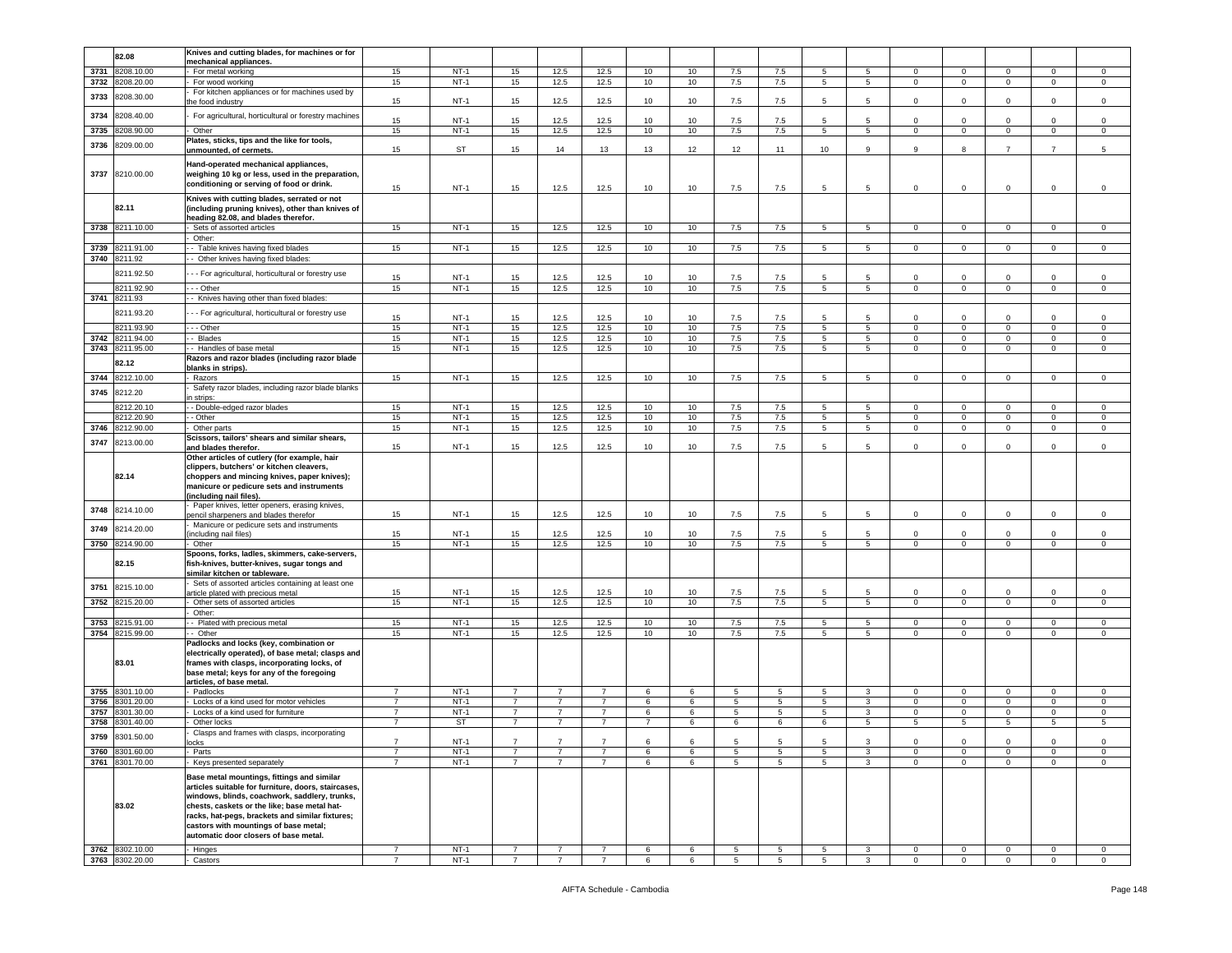| | 82.08 | Knives and cutting blades, for machines or for mechanical appliances. | | | | | | | | | | | | | | | | | |
|---|---|---|---|---|---|---|---|---|---|---|---|---|---|---|---|---|---|---|---|
| 3731 | 8208.10.00 | - For metal working | 15 | NT-1 | 15 | 12.5 | 12.5 | 10 | 10 | 7.5 | 7.5 | 5 | 5 | 0 | 0 | 0 | 0 | 0 |
| 3732 | 8208.20.00 | - For wood working | 15 | NT-1 | 15 | 12.5 | 12.5 | 10 | 10 | 7.5 | 7.5 | 5 | 5 | 0 | 0 | 0 | 0 | 0 |
| 3733 | 8208.30.00 | - For kitchen appliances or for machines used by the food industry | 15 | NT-1 | 15 | 12.5 | 12.5 | 10 | 10 | 7.5 | 7.5 | 5 | 5 | 0 | 0 | 0 | 0 | 0 |
| 3734 | 8208.40.00 | - For agricultural, horticultural or forestry machines | 15 | NT-1 | 15 | 12.5 | 12.5 | 10 | 10 | 7.5 | 7.5 | 5 | 5 | 0 | 0 | 0 | 0 | 0 |
| 3735 | 8208.90.00 | - Other | 15 | NT-1 | 15 | 12.5 | 12.5 | 10 | 10 | 7.5 | 7.5 | 5 | 5 | 0 | 0 | 0 | 0 | 0 |
| 3736 | 8209.00.00 | Plates, sticks, tips and the like for tools, unmounted, of cermets. | 15 | ST | 15 | 14 | 13 | 13 | 12 | 12 | 11 | 10 | 9 | 9 | 8 | 7 | 7 | 5 |
| 3737 | 8210.00.00 | Hand-operated mechanical appliances, weighing 10 kg or less, used in the preparation, conditioning or serving of food or drink. | 15 | NT-1 | 15 | 12.5 | 12.5 | 10 | 10 | 7.5 | 7.5 | 5 | 5 | 0 | 0 | 0 | 0 | 0 |
| | 82.11 | Knives with cutting blades, serrated or not (including pruning knives), other than knives of heading 82.08, and blades therefor. | | | | | | | | | | | | | | | | |
| 3738 | 8211.10.00 | - Sets of assorted articles | 15 | NT-1 | 15 | 12.5 | 12.5 | 10 | 10 | 7.5 | 7.5 | 5 | 5 | 0 | 0 | 0 | 0 | 0 |
| | | - Other: | | | | | | | | | | | | | | | | |
| 3739 | 8211.91.00 | - - Table knives having fixed blades | 15 | NT-1 | 15 | 12.5 | 12.5 | 10 | 10 | 7.5 | 7.5 | 5 | 5 | 0 | 0 | 0 | 0 | 0 |
| 3740 | 8211.92 | - - Other knives having fixed blades: | | | | | | | | | | | | | | | | |
| | 8211.92.50 | - - - For agricultural, horticultural or forestry use | 15 | NT-1 | 15 | 12.5 | 12.5 | 10 | 10 | 7.5 | 7.5 | 5 | 5 | 0 | 0 | 0 | 0 | 0 |
| | 8211.92.90 | - - - Other | 15 | NT-1 | 15 | 12.5 | 12.5 | 10 | 10 | 7.5 | 7.5 | 5 | 5 | 0 | 0 | 0 | 0 | 0 |
| 3741 | 8211.93 | - - Knives having other than fixed blades: | | | | | | | | | | | | | | | | |
| | 8211.93.20 | - - - For agricultural, horticultural or forestry use | 15 | NT-1 | 15 | 12.5 | 12.5 | 10 | 10 | 7.5 | 7.5 | 5 | 5 | 0 | 0 | 0 | 0 | 0 |
| | 8211.93.90 | - - - Other | 15 | NT-1 | 15 | 12.5 | 12.5 | 10 | 10 | 7.5 | 7.5 | 5 | 5 | 0 | 0 | 0 | 0 | 0 |
| 3742 | 8211.94.00 | - - Blades | 15 | NT-1 | 15 | 12.5 | 12.5 | 10 | 10 | 7.5 | 7.5 | 5 | 5 | 0 | 0 | 0 | 0 | 0 |
| 3743 | 8211.95.00 | - - Handles of base metal | 15 | NT-1 | 15 | 12.5 | 12.5 | 10 | 10 | 7.5 | 7.5 | 5 | 5 | 0 | 0 | 0 | 0 | 0 |
| | 82.12 | Razors and razor blades (including razor blade blanks in strips). | | | | | | | | | | | | | | | | |
| 3744 | 8212.10.00 | - Razors | 15 | NT-1 | 15 | 12.5 | 12.5 | 10 | 10 | 7.5 | 7.5 | 5 | 5 | 0 | 0 | 0 | 0 | 0 |
| 3745 | 8212.20 | - Safety razor blades, including razor blade blanks in strips: | | | | | | | | | | | | | | | | |
| | 8212.20.10 | - - Double-edged razor blades | 15 | NT-1 | 15 | 12.5 | 12.5 | 10 | 10 | 7.5 | 7.5 | 5 | 5 | 0 | 0 | 0 | 0 | 0 |
| | 8212.20.90 | - - Other | 15 | NT-1 | 15 | 12.5 | 12.5 | 10 | 10 | 7.5 | 7.5 | 5 | 5 | 0 | 0 | 0 | 0 | 0 |
| 3746 | 8212.90.00 | - Other parts | 15 | NT-1 | 15 | 12.5 | 12.5 | 10 | 10 | 7.5 | 7.5 | 5 | 5 | 0 | 0 | 0 | 0 | 0 |
| 3747 | 8213.00.00 | Scissors, tailors' shears and similar shears, and blades therefor. | 15 | NT-1 | 15 | 12.5 | 12.5 | 10 | 10 | 7.5 | 7.5 | 5 | 5 | 0 | 0 | 0 | 0 | 0 |
| | 82.14 | Other articles of cutlery (for example, hair clippers, butchers' or kitchen cleavers, choppers and mincing knives, paper knives); manicure or pedicure sets and instruments (including nail files). | | | | | | | | | | | | | | | | |
| 3748 | 8214.10.00 | - Paper knives, letter openers, erasing knives, pencil sharpeners and blades therefor | 15 | NT-1 | 15 | 12.5 | 12.5 | 10 | 10 | 7.5 | 7.5 | 5 | 5 | 0 | 0 | 0 | 0 | 0 |
| 3749 | 8214.20.00 | - Manicure or pedicure sets and instruments (including nail files) | 15 | NT-1 | 15 | 12.5 | 12.5 | 10 | 10 | 7.5 | 7.5 | 5 | 5 | 0 | 0 | 0 | 0 | 0 |
| 3750 | 8214.90.00 | - Other | 15 | NT-1 | 15 | 12.5 | 12.5 | 10 | 10 | 7.5 | 7.5 | 5 | 5 | 0 | 0 | 0 | 0 | 0 |
| | 82.15 | Spoons, forks, ladles, skimmers, cake-servers, fish-knives, butter-knives, sugar tongs and similar kitchen or tableware. | | | | | | | | | | | | | | | | |
| 3751 | 8215.10.00 | - Sets of assorted articles containing at least one article plated with precious metal | 15 | NT-1 | 15 | 12.5 | 12.5 | 10 | 10 | 7.5 | 7.5 | 5 | 5 | 0 | 0 | 0 | 0 | 0 |
| 3752 | 8215.20.00 | - Other sets of assorted articles | 15 | NT-1 | 15 | 12.5 | 12.5 | 10 | 10 | 7.5 | 7.5 | 5 | 5 | 0 | 0 | 0 | 0 | 0 |
| | | - Other: | | | | | | | | | | | | | | | | |
| 3753 | 8215.91.00 | - - Plated with precious metal | 15 | NT-1 | 15 | 12.5 | 12.5 | 10 | 10 | 7.5 | 7.5 | 5 | 5 | 0 | 0 | 0 | 0 | 0 |
| 3754 | 8215.99.00 | - - Other | 15 | NT-1 | 15 | 12.5 | 12.5 | 10 | 10 | 7.5 | 7.5 | 5 | 5 | 0 | 0 | 0 | 0 | 0 |
| | 83.01 | Padlocks and locks (key, combination or electrically operated), of base metal; clasps and frames with clasps, incorporating locks, of base metal; keys for any of the foregoing articles, of base metal. | | | | | | | | | | | | | | | | |
| 3755 | 8301.10.00 | - Padlocks | 7 | NT-1 | 7 | 7 | 7 | 6 | 6 | 5 | 5 | 5 | 3 | 0 | 0 | 0 | 0 | 0 |
| 3756 | 8301.20.00 | - Locks of a kind used for motor vehicles | 7 | NT-1 | 7 | 7 | 7 | 6 | 6 | 5 | 5 | 5 | 3 | 0 | 0 | 0 | 0 | 0 |
| 3757 | 8301.30.00 | - Locks of a kind used for furniture | 7 | NT-1 | 7 | 7 | 7 | 6 | 6 | 5 | 5 | 5 | 3 | 0 | 0 | 0 | 0 | 0 |
| 3758 | 8301.40.00 | - Other locks | 7 | ST | 7 | 7 | 7 | 7 | 6 | 6 | 6 | 6 | 5 | 5 | 5 | 5 | 5 | 5 |
| 3759 | 8301.50.00 | - Clasps and frames with clasps, incorporating locks | 7 | NT-1 | 7 | 7 | 7 | 6 | 6 | 5 | 5 | 5 | 3 | 0 | 0 | 0 | 0 | 0 |
| 3760 | 8301.60.00 | - Parts | 7 | NT-1 | 7 | 7 | 7 | 6 | 6 | 5 | 5 | 5 | 3 | 0 | 0 | 0 | 0 | 0 |
| 3761 | 8301.70.00 | - Keys presented separately | 7 | NT-1 | 7 | 7 | 7 | 6 | 6 | 5 | 5 | 5 | 3 | 0 | 0 | 0 | 0 | 0 |
| | 83.02 | Base metal mountings, fittings and similar articles suitable for furniture, doors, staircases, windows, blinds, coachwork, saddlery, trunks, chests, caskets or the like; base metal hat-racks, hat-pegs, brackets and similar fixtures; castors with mountings of base metal; automatic door closers of base metal. | | | | | | | | | | | | | | | | |
| 3762 | 8302.10.00 | - Hinges | 7 | NT-1 | 7 | 7 | 7 | 6 | 6 | 5 | 5 | 5 | 3 | 0 | 0 | 0 | 0 | 0 |
| 3763 | 8302.20.00 | - Castors | 7 | NT-1 | 7 | 7 | 7 | 6 | 6 | 5 | 5 | 5 | 3 | 0 | 0 | 0 | 0 | 0 |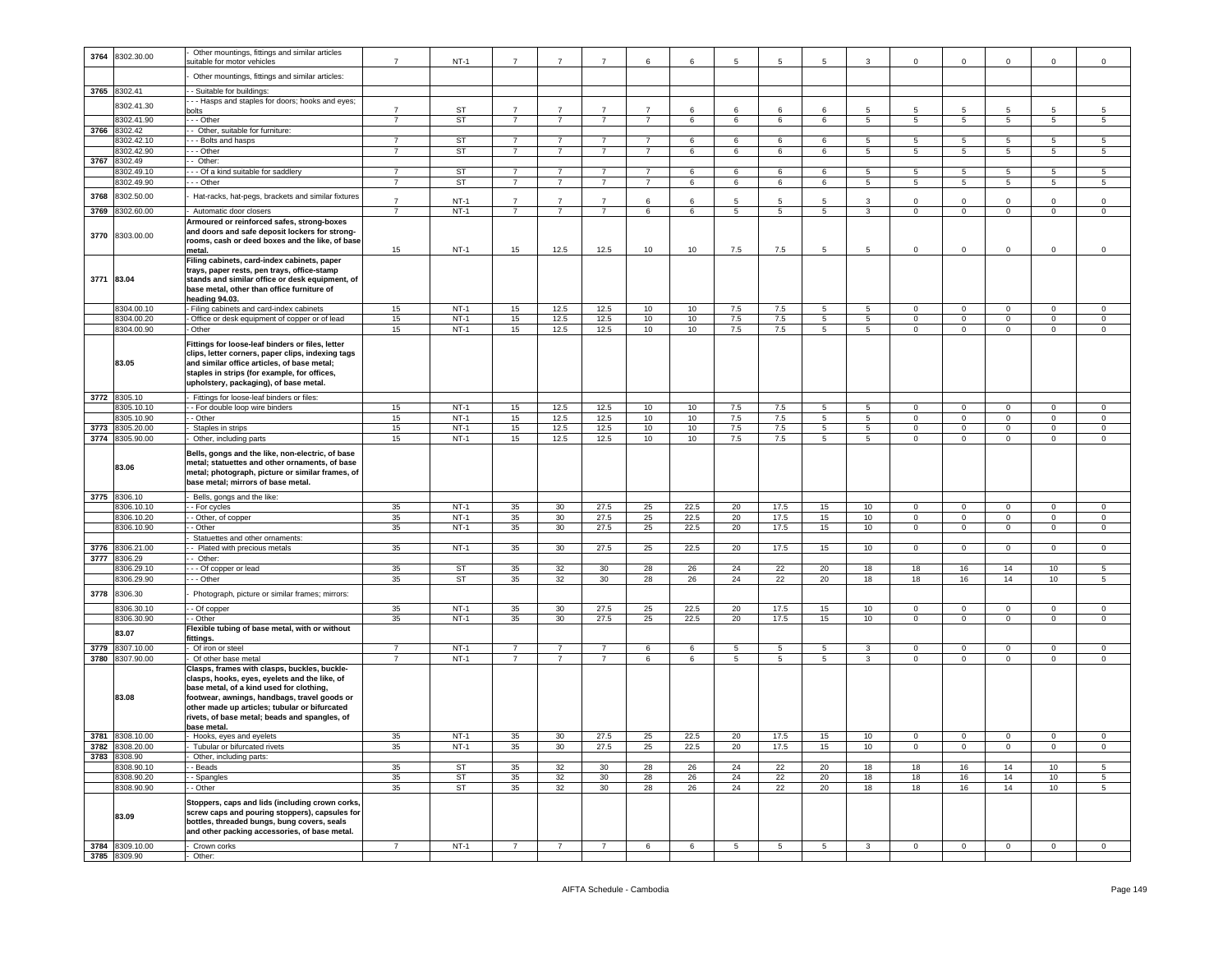| 3764 | 8302.30.00 | - Other mountings, fittings and similar articles suitable for motor vehicles | 7 | NT-1 | 7 | 7 | 7 | 6 | 6 | 5 | 5 | 5 | 3 | 0 | 0 | 0 | 0 | 0 |
|---|---|---|---|---|---|---|---|---|---|---|---|---|---|---|---|---|---|---|
| | | - Other mountings, fittings and similar articles: | | | | | | | | | | | | | | | | |
| 3765 | 8302.41 | - - Suitable for buildings: | | | | | | | | | | | | | | | | |
| | 8302.41.30 | - - - Hasps and staples for doors; hooks and eyes; bolts | 7 | ST | 7 | 7 | 7 | 7 | 6 | 6 | 6 | 6 | 5 | 5 | 5 | 5 | 5 | 5 |
| | 8302.41.90 | - - - Other | 7 | ST | 7 | 7 | 7 | 7 | 6 | 6 | 6 | 6 | 5 | 5 | 5 | 5 | 5 | 5 |
| 3766 | 8302.42 | - - Other, suitable for furniture: | | | | | | | | | | | | | | | | |
| | 8302.42.10 | - - - Bolts and hasps | 7 | ST | 7 | 7 | 7 | 7 | 6 | 6 | 6 | 6 | 5 | 5 | 5 | 5 | 5 | 5 |
| | 8302.42.90 | - - - Other | 7 | ST | 7 | 7 | 7 | 7 | 6 | 6 | 6 | 6 | 5 | 5 | 5 | 5 | 5 | 5 |
| 3767 | 8302.49 | - - Other: | | | | | | | | | | | | | | | | |
| | 8302.49.10 | - - - Of a kind suitable for saddlery | 7 | ST | 7 | 7 | 7 | 7 | 6 | 6 | 6 | 6 | 5 | 5 | 5 | 5 | 5 | 5 |
| | 8302.49.90 | - - - Other | 7 | ST | 7 | 7 | 7 | 7 | 6 | 6 | 6 | 6 | 5 | 5 | 5 | 5 | 5 | 5 |
| 3768 | 8302.50.00 | - Hat-racks, hat-pegs, brackets and similar fixtures | 7 | NT-1 | 7 | 7 | 7 | 6 | 6 | 5 | 5 | 5 | 3 | 0 | 0 | 0 | 0 | 0 |
| 3769 | 8302.60.00 | - Automatic door closers | 7 | NT-1 | 7 | 7 | 7 | 6 | 6 | 5 | 5 | 5 | 3 | 0 | 0 | 0 | 0 | 0 |
| 3770 | 8303.00.00 | **Armoured or reinforced safes, strong-boxes and doors and safe deposit lockers for strong-rooms, cash or deed boxes and the like, of base metal.** | 15 | NT-1 | 15 | 12.5 | 12.5 | 10 | 10 | 7.5 | 7.5 | 5 | 5 | 0 | 0 | 0 | 0 | 0 |
| 3771 | 83.04 | **Filing cabinets, card-index cabinets, paper trays, paper rests, pen trays, office-stamp stands and similar office or desk equipment, of base metal, other than office furniture of heading 94.03.** | | | | | | | | | | | | | | | | |
| | 8304.00.10 | - Filing cabinets and card-index cabinets | 15 | NT-1 | 15 | 12.5 | 12.5 | 10 | 10 | 7.5 | 7.5 | 5 | 5 | 0 | 0 | 0 | 0 | 0 |
| | 8304.00.20 | - Office or desk equipment of copper or of lead | 15 | NT-1 | 15 | 12.5 | 12.5 | 10 | 10 | 7.5 | 7.5 | 5 | 5 | 0 | 0 | 0 | 0 | 0 |
| | 8304.00.90 | - Other | 15 | NT-1 | 15 | 12.5 | 12.5 | 10 | 10 | 7.5 | 7.5 | 5 | 5 | 0 | 0 | 0 | 0 | 0 |
| | 83.05 | **Fittings for loose-leaf binders or files, letter clips, letter corners, paper clips, indexing tags and similar office articles, of base metal; staples in strips (for example, for offices, upholstery, packaging), of base metal.** | | | | | | | | | | | | | | | | |
| 3772 | 8305.10 | - Fittings for loose-leaf binders or files: | | | | | | | | | | | | | | | | |
| | 8305.10.10 | - - For double loop wire binders | 15 | NT-1 | 15 | 12.5 | 12.5 | 10 | 10 | 7.5 | 7.5 | 5 | 5 | 0 | 0 | 0 | 0 | 0 |
| | 8305.10.90 | - - Other | 15 | NT-1 | 15 | 12.5 | 12.5 | 10 | 10 | 7.5 | 7.5 | 5 | 5 | 0 | 0 | 0 | 0 | 0 |
| 3773 | 8305.20.00 | - Staples in strips | 15 | NT-1 | 15 | 12.5 | 12.5 | 10 | 10 | 7.5 | 7.5 | 5 | 5 | 0 | 0 | 0 | 0 | 0 |
| 3774 | 8305.90.00 | - Other, including parts | 15 | NT-1 | 15 | 12.5 | 12.5 | 10 | 10 | 7.5 | 7.5 | 5 | 5 | 0 | 0 | 0 | 0 | 0 |
| | 83.06 | **Bells, gongs and the like, non-electric, of base metal; statuettes and other ornaments, of base metal; photograph, picture or similar frames, of base metal; mirrors of base metal.** | | | | | | | | | | | | | | | | |
| 3775 | 8306.10 | - Bells, gongs and the like: | | | | | | | | | | | | | | | | |
| | 8306.10.10 | - - For cycles | 35 | NT-1 | 35 | 30 | 27.5 | 25 | 22.5 | 20 | 17.5 | 15 | 10 | 0 | 0 | 0 | 0 | 0 |
| | 8306.10.20 | - - Other, of copper | 35 | NT-1 | 35 | 30 | 27.5 | 25 | 22.5 | 20 | 17.5 | 15 | 10 | 0 | 0 | 0 | 0 | 0 |
| | 8306.10.90 | - - Other | 35 | NT-1 | 35 | 30 | 27.5 | 25 | 22.5 | 20 | 17.5 | 15 | 10 | 0 | 0 | 0 | 0 | 0 |
| | | - Statuettes and other ornaments: | | | | | | | | | | | | | | | | |
| 3776 | 8306.21.00 | - - Plated with precious metals | 35 | NT-1 | 35 | 30 | 27.5 | 25 | 22.5 | 20 | 17.5 | 15 | 10 | 0 | 0 | 0 | 0 | 0 |
| 3777 | 8306.29 | - - Other: | | | | | | | | | | | | | | | | |
| | 8306.29.10 | - - - Of copper or lead | 35 | ST | 35 | 32 | 30 | 28 | 26 | 24 | 22 | 20 | 18 | 18 | 16 | 14 | 10 | 5 |
| | 8306.29.90 | - - - Other | 35 | ST | 35 | 32 | 30 | 28 | 26 | 24 | 22 | 20 | 18 | 18 | 16 | 14 | 10 | 5 |
| 3778 | 8306.30 | - Photograph, picture or similar frames; mirrors: | | | | | | | | | | | | | | | | |
| | 8306.30.10 | - - Of copper | 35 | NT-1 | 35 | 30 | 27.5 | 25 | 22.5 | 20 | 17.5 | 15 | 10 | 0 | 0 | 0 | 0 | 0 |
| | 8306.30.90 | - - Other | 35 | NT-1 | 35 | 30 | 27.5 | 25 | 22.5 | 20 | 17.5 | 15 | 10 | 0 | 0 | 0 | 0 | 0 |
| | 83.07 | **Flexible tubing of base metal, with or without fittings.** | | | | | | | | | | | | | | | | |
| 3779 | 8307.10.00 | - Of iron or steel | 7 | NT-1 | 7 | 7 | 7 | 6 | 6 | 5 | 5 | 5 | 3 | 0 | 0 | 0 | 0 | 0 |
| 3780 | 8307.90.00 | - Of other base metal | 7 | NT-1 | 7 | 7 | 7 | 6 | 6 | 5 | 5 | 5 | 3 | 0 | 0 | 0 | 0 | 0 |
| | 83.08 | **Clasps, frames with clasps, buckles, buckle-clasps, hooks, eyes, eyelets and the like, of base metal, of a kind used for clothing, footwear, awnings, handbags, travel goods or other made up articles; tubular or bifurcated rivets, of base metal; beads and spangles, of base metal.** | | | | | | | | | | | | | | | | |
| 3781 | 8308.10.00 | - Hooks, eyes and eyelets | 35 | NT-1 | 35 | 30 | 27.5 | 25 | 22.5 | 20 | 17.5 | 15 | 10 | 0 | 0 | 0 | 0 | 0 |
| 3782 | 8308.20.00 | - Tubular or bifurcated rivets | 35 | NT-1 | 35 | 30 | 27.5 | 25 | 22.5 | 20 | 17.5 | 15 | 10 | 0 | 0 | 0 | 0 | 0 |
| 3783 | 8308.90 | - Other, including parts: | | | | | | | | | | | | | | | | |
| | 8308.90.10 | - - Beads | 35 | ST | 35 | 32 | 30 | 28 | 26 | 24 | 22 | 20 | 18 | 18 | 16 | 14 | 10 | 5 |
| | 8308.90.20 | - - Spangles | 35 | ST | 35 | 32 | 30 | 28 | 26 | 24 | 22 | 20 | 18 | 18 | 16 | 14 | 10 | 5 |
| | 8308.90.90 | - - Other | 35 | ST | 35 | 32 | 30 | 28 | 26 | 24 | 22 | 20 | 18 | 18 | 16 | 14 | 10 | 5 |
| | 83.09 | **Stoppers, caps and lids (including crown corks, screw caps and pouring stoppers), capsules for bottles, threaded bungs, bung covers, seals and other packing accessories, of base metal.** | | | | | | | | | | | | | | | | |
| 3784 | 8309.10.00 | - Crown corks | 7 | NT-1 | 7 | 7 | 7 | 6 | 6 | 5 | 5 | 5 | 3 | 0 | 0 | 0 | 0 | 0 |
| 3785 | 8309.90 | - Other: | | | | | | | | | | | | | | | | |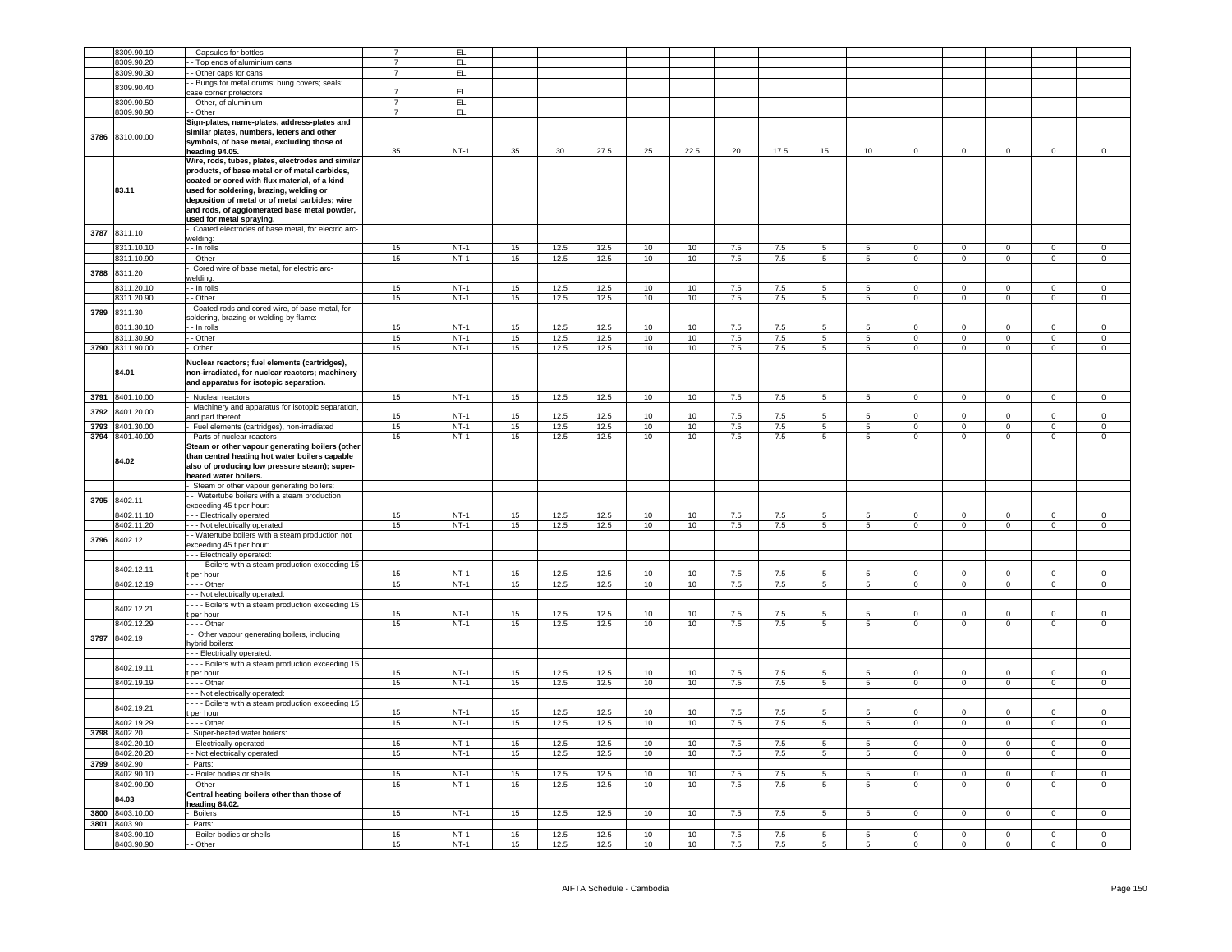|  |  |  |  |  |  |  |  |  |  |  |  |  |  |  |  |  |  |  |  |  |
|---|---|---|---|---|---|---|---|---|---|---|---|---|---|---|---|---|---|---|---|---|
|  | 8309.90.10 | - - Capsules for bottles | 7 | EL |  |  |  |  |  |  |  |  |  |  |  |  |  |  |  |  |
|  | 8309.90.20 | - - Top ends of aluminium cans | 7 | EL |  |  |  |  |  |  |  |  |  |  |  |  |  |  |  |  |
|  | 8309.90.30 | - - Other caps for cans | 7 | EL |  |  |  |  |  |  |  |  |  |  |  |  |  |  |  |  |
|  | 8309.90.40 | - - Bungs for metal drums; bung covers; seals; case corner protectors | 7 | EL |  |  |  |  |  |  |  |  |  |  |  |  |  |  |  |  |
|  | 8309.90.50 | - - Other, of aluminium | 7 | EL |  |  |  |  |  |  |  |  |  |  |  |  |  |  |  |  |
|  | 8309.90.90 | - - Other | 7 | EL |  |  |  |  |  |  |  |  |  |  |  |  |  |  |  |  |
| 3786 | 8310.00.00 | **Sign-plates, name-plates, address-plates and similar plates, numbers, letters and other symbols, of base metal, excluding those of heading 94.05.** | 35 | NT-1 | 35 | 30 | 27.5 | 25 | 22.5 | 20 | 17.5 | 15 | 10 | 0 | 0 | 0 | 0 | 0 |
|  | 83.11 | **Wire, rods, tubes, plates, electrodes and similar products, of base metal or of metal carbides, coated or cored with flux material, of a kind used for soldering, brazing, welding or deposition of metal or of metal carbides; wire and rods, of agglomerated base metal powder, used for metal spraying.** |  |  |  |  |  |  |  |  |  |  |  |  |  |  |  |  |
| 3787 | 8311.10 | - Coated electrodes of base metal, for electric arc-welding: |  |  |  |  |  |  |  |  |  |  |  |  |  |  |  |  |
|  | 8311.10.10 | - - In rolls | 15 | NT-1 | 15 | 12.5 | 12.5 | 10 | 10 | 7.5 | 7.5 | 5 | 5 | 0 | 0 | 0 | 0 | 0 |
|  | 8311.10.90 | - - Other | 15 | NT-1 | 15 | 12.5 | 12.5 | 10 | 10 | 7.5 | 7.5 | 5 | 5 | 0 | 0 | 0 | 0 | 0 |
| 3788 | 8311.20 | - Cored wire of base metal, for electric arc-welding: |  |  |  |  |  |  |  |  |  |  |  |  |  |  |  |  |
|  | 8311.20.10 | - - In rolls | 15 | NT-1 | 15 | 12.5 | 12.5 | 10 | 10 | 7.5 | 7.5 | 5 | 5 | 0 | 0 | 0 | 0 | 0 |
|  | 8311.20.90 | - - Other | 15 | NT-1 | 15 | 12.5 | 12.5 | 10 | 10 | 7.5 | 7.5 | 5 | 5 | 0 | 0 | 0 | 0 | 0 |
| 3789 | 8311.30 | - Coated rods and cored wire, of base metal, for soldering, brazing or welding by flame: |  |  |  |  |  |  |  |  |  |  |  |  |  |  |  |  |
|  | 8311.30.10 | - - In rolls | 15 | NT-1 | 15 | 12.5 | 12.5 | 10 | 10 | 7.5 | 7.5 | 5 | 5 | 0 | 0 | 0 | 0 | 0 |
|  | 8311.30.90 | - - Other | 15 | NT-1 | 15 | 12.5 | 12.5 | 10 | 10 | 7.5 | 7.5 | 5 | 5 | 0 | 0 | 0 | 0 | 0 |
| 3790 | 8311.90.00 | - Other | 15 | NT-1 | 15 | 12.5 | 12.5 | 10 | 10 | 7.5 | 7.5 | 5 | 5 | 0 | 0 | 0 | 0 | 0 |
|  | 84.01 | **Nuclear reactors; fuel elements (cartridges), non-irradiated, for nuclear reactors; machinery and apparatus for isotopic separation.** |  |  |  |  |  |  |  |  |  |  |  |  |  |  |  |  |
| 3791 | 8401.10.00 | - Nuclear reactors | 15 | NT-1 | 15 | 12.5 | 12.5 | 10 | 10 | 7.5 | 7.5 | 5 | 5 | 0 | 0 | 0 | 0 | 0 |
| 3792 | 8401.20.00 | - Machinery and apparatus for isotopic separation, and part thereof | 15 | NT-1 | 15 | 12.5 | 12.5 | 10 | 10 | 7.5 | 7.5 | 5 | 5 | 0 | 0 | 0 | 0 | 0 |
| 3793 | 8401.30.00 | - Fuel elements (cartridges), non-irradiated | 15 | NT-1 | 15 | 12.5 | 12.5 | 10 | 10 | 7.5 | 7.5 | 5 | 5 | 0 | 0 | 0 | 0 | 0 |
| 3794 | 8401.40.00 | - Parts of nuclear reactors | 15 | NT-1 | 15 | 12.5 | 12.5 | 10 | 10 | 7.5 | 7.5 | 5 | 5 | 0 | 0 | 0 | 0 | 0 |
|  | 84.02 | **Steam or other vapour generating boilers (other than central heating hot water boilers capable also of producing low pressure steam); super-heated water boilers.** |  |  |  |  |  |  |  |  |  |  |  |  |  |  |  |  |
|  |  | - Steam or other vapour generating boilers: |  |  |  |  |  |  |  |  |  |  |  |  |  |  |  |  |
| 3795 | 8402.11 | - - Watertube boilers with a steam production exceeding 45 t per hour: |  |  |  |  |  |  |  |  |  |  |  |  |  |  |  |  |
|  | 8402.11.10 | - - - Electrically operated | 15 | NT-1 | 15 | 12.5 | 12.5 | 10 | 10 | 7.5 | 7.5 | 5 | 5 | 0 | 0 | 0 | 0 | 0 |
|  | 8402.11.20 | - - - Not electrically operated | 15 | NT-1 | 15 | 12.5 | 12.5 | 10 | 10 | 7.5 | 7.5 | 5 | 5 | 0 | 0 | 0 | 0 | 0 |
| 3796 | 8402.12 | - - Watertube boilers with a steam production not exceeding 45 t per hour: |  |  |  |  |  |  |  |  |  |  |  |  |  |  |  |  |
|  |  | - - - Electrically operated: |  |  |  |  |  |  |  |  |  |  |  |  |  |  |  |  |
|  | 8402.12.11 | - - - - Boilers with a steam production exceeding 15 t per hour | 15 | NT-1 | 15 | 12.5 | 12.5 | 10 | 10 | 7.5 | 7.5 | 5 | 5 | 0 | 0 | 0 | 0 | 0 |
|  | 8402.12.19 | - - - - Other | 15 | NT-1 | 15 | 12.5 | 12.5 | 10 | 10 | 7.5 | 7.5 | 5 | 5 | 0 | 0 | 0 | 0 | 0 |
|  |  | - - - Not electrically operated: |  |  |  |  |  |  |  |  |  |  |  |  |  |  |  |  |
|  | 8402.12.21 | - - - - Boilers with a steam production exceeding 15 t per hour | 15 | NT-1 | 15 | 12.5 | 12.5 | 10 | 10 | 7.5 | 7.5 | 5 | 5 | 0 | 0 | 0 | 0 | 0 |
|  | 8402.12.29 | - - - - Other | 15 | NT-1 | 15 | 12.5 | 12.5 | 10 | 10 | 7.5 | 7.5 | 5 | 5 | 0 | 0 | 0 | 0 | 0 |
| 3797 | 8402.19 | - - Other vapour generating boilers, including hybrid boilers: |  |  |  |  |  |  |  |  |  |  |  |  |  |  |  |  |
|  |  | - - - Electrically operated: |  |  |  |  |  |  |  |  |  |  |  |  |  |  |  |  |
|  | 8402.19.11 | - - - - Boilers with a steam production exceeding 15 t per hour | 15 | NT-1 | 15 | 12.5 | 12.5 | 10 | 10 | 7.5 | 7.5 | 5 | 5 | 0 | 0 | 0 | 0 | 0 |
|  | 8402.19.19 | - - - - Other | 15 | NT-1 | 15 | 12.5 | 12.5 | 10 | 10 | 7.5 | 7.5 | 5 | 5 | 0 | 0 | 0 | 0 | 0 |
|  |  | - - - Not electrically operated: |  |  |  |  |  |  |  |  |  |  |  |  |  |  |  |  |
|  | 8402.19.21 | - - - - Boilers with a steam production exceeding 15 t per hour | 15 | NT-1 | 15 | 12.5 | 12.5 | 10 | 10 | 7.5 | 7.5 | 5 | 5 | 0 | 0 | 0 | 0 | 0 |
|  | 8402.19.29 | - - - - Other | 15 | NT-1 | 15 | 12.5 | 12.5 | 10 | 10 | 7.5 | 7.5 | 5 | 5 | 0 | 0 | 0 | 0 | 0 |
| 3798 | 8402.20 | - Super-heated water boilers: |  |  |  |  |  |  |  |  |  |  |  |  |  |  |  |  |
|  | 8402.20.10 | - - Electrically operated | 15 | NT-1 | 15 | 12.5 | 12.5 | 10 | 10 | 7.5 | 7.5 | 5 | 5 | 0 | 0 | 0 | 0 | 0 |
|  | 8402.20.20 | - - Not electrically operated | 15 | NT-1 | 15 | 12.5 | 12.5 | 10 | 10 | 7.5 | 7.5 | 5 | 5 | 0 | 0 | 0 | 0 | 0 |
| 3799 | 8402.90 | - Parts: |  |  |  |  |  |  |  |  |  |  |  |  |  |  |  |  |
|  | 8402.90.10 | - - Boiler bodies or shells | 15 | NT-1 | 15 | 12.5 | 12.5 | 10 | 10 | 7.5 | 7.5 | 5 | 5 | 0 | 0 | 0 | 0 | 0 |
|  | 8402.90.90 | - - Other | 15 | NT-1 | 15 | 12.5 | 12.5 | 10 | 10 | 7.5 | 7.5 | 5 | 5 | 0 | 0 | 0 | 0 | 0 |
|  | 84.03 | **Central heating boilers other than those of heading 84.02.** |  |  |  |  |  |  |  |  |  |  |  |  |  |  |  |  |
| 3800 | 8403.10.00 | - Boilers | 15 | NT-1 | 15 | 12.5 | 12.5 | 10 | 10 | 7.5 | 7.5 | 5 | 5 | 0 | 0 | 0 | 0 | 0 |
| 3801 | 8403.90 | - Parts: |  |  |  |  |  |  |  |  |  |  |  |  |  |  |  |  |
|  | 8403.90.10 | - - Boiler bodies or shells | 15 | NT-1 | 15 | 12.5 | 12.5 | 10 | 10 | 7.5 | 7.5 | 5 | 5 | 0 | 0 | 0 | 0 | 0 |
|  | 8403.90.90 | - - Other | 15 | NT-1 | 15 | 12.5 | 12.5 | 10 | 10 | 7.5 | 7.5 | 5 | 5 | 0 | 0 | 0 | 0 | 0 |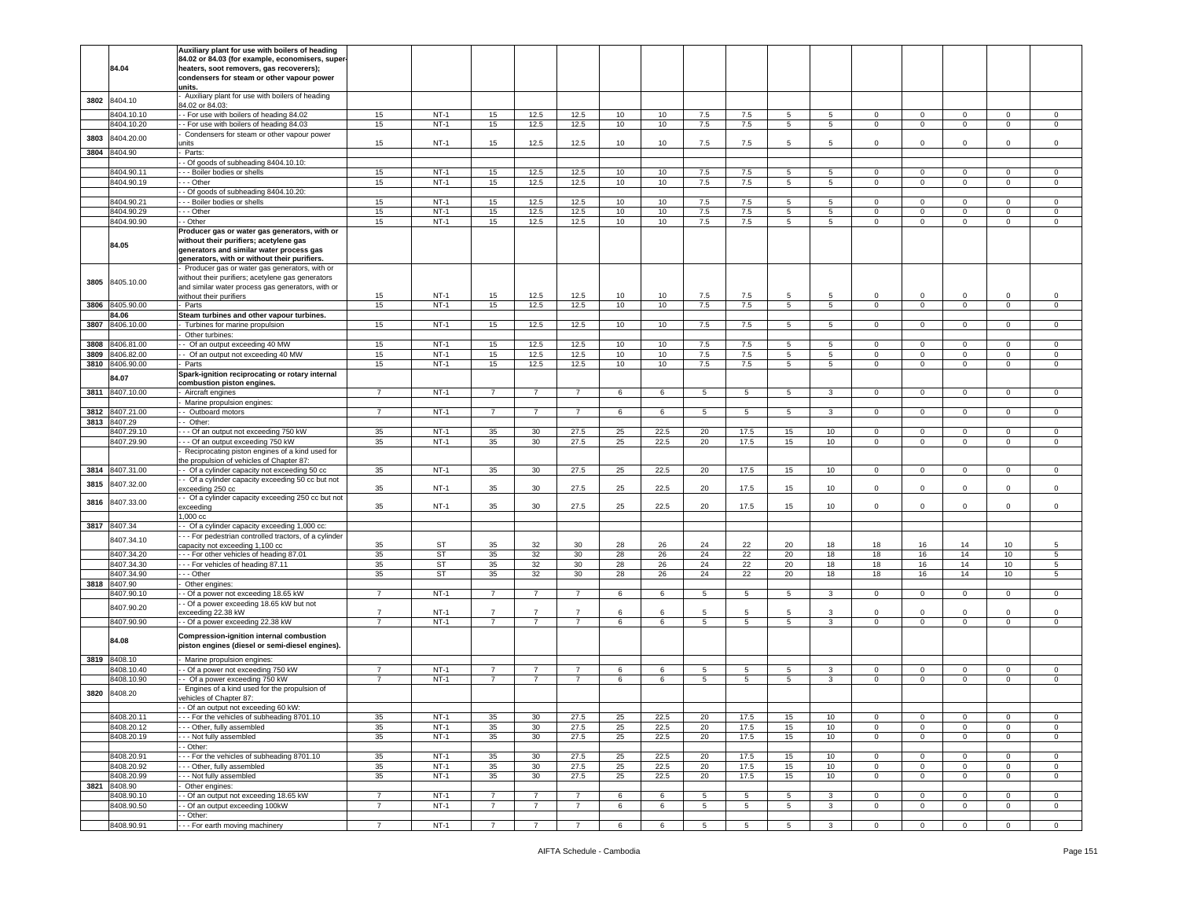| | 84.04 | Auxiliary plant for use with boilers of heading 84.02 or 84.03 (for example, economisers, super-heaters, soot removers, gas recoverers); condensers for steam or other vapour power units. | | | | | | | | | | | | | | | | |
|---|---|---|---|---|---|---|---|---|---|---|---|---|---|---|---|---|---|---|
| 3802 | 8404.10 | - Auxiliary plant for use with boilers of heading 84.02 or 84.03: | | | | | | | | | | | | | | | | |
| | 8404.10.10 | - - For use with boilers of heading 84.02 | 15 | NT-1 | 15 | 12.5 | 12.5 | 10 | 10 | 7.5 | 7.5 | 5 | 5 | 0 | 0 | 0 | 0 | 0 |
| | 8404.10.20 | - - For use with boilers of heading 84.03 | 15 | NT-1 | 15 | 12.5 | 12.5 | 10 | 10 | 7.5 | 7.5 | 5 | 5 | 0 | 0 | 0 | 0 | 0 |
| 3803 | 8404.20.00 | - Condensers for steam or other vapour power units | 15 | NT-1 | 15 | 12.5 | 12.5 | 10 | 10 | 7.5 | 7.5 | 5 | 5 | 0 | 0 | 0 | 0 | 0 |
| 3804 | 8404.90 | - Parts: | | | | | | | | | | | | | | | | |
| | | - - Of goods of subheading 8404.10.10: | | | | | | | | | | | | | | | | |
| | 8404.90.11 | - - - Boiler bodies or shells | 15 | NT-1 | 15 | 12.5 | 12.5 | 10 | 10 | 7.5 | 7.5 | 5 | 5 | 0 | 0 | 0 | 0 | 0 |
| | 8404.90.19 | - - - Other | 15 | NT-1 | 15 | 12.5 | 12.5 | 10 | 10 | 7.5 | 7.5 | 5 | 5 | 0 | 0 | 0 | 0 | 0 |
| | | - - Of goods of subheading 8404.10.20: | | | | | | | | | | | | | | | | |
| | 8404.90.21 | - - - Boiler bodies or shells | 15 | NT-1 | 15 | 12.5 | 12.5 | 10 | 10 | 7.5 | 7.5 | 5 | 5 | 0 | 0 | 0 | 0 | 0 |
| | 8404.90.29 | - - - Other | 15 | NT-1 | 15 | 12.5 | 12.5 | 10 | 10 | 7.5 | 7.5 | 5 | 5 | 0 | 0 | 0 | 0 | 0 |
| | 8404.90.90 | - - Other | 15 | NT-1 | 15 | 12.5 | 12.5 | 10 | 10 | 7.5 | 7.5 | 5 | 5 | 0 | 0 | 0 | 0 | 0 |
| | 84.05 | **Producer gas or water gas generators, with or without their purifiers; acetylene gas generators and similar water process gas generators, with or without their purifiers.** | | | | | | | | | | | | | | | | |
| 3805 | 8405.10.00 | - Producer gas or water gas generators, with or without their purifiers; acetylene gas generators and similar water process gas generators, with or without their purifiers | 15 | NT-1 | 15 | 12.5 | 12.5 | 10 | 10 | 7.5 | 7.5 | 5 | 5 | 0 | 0 | 0 | 0 | 0 |
| 3806 | 8405.90.00 | - Parts | 15 | NT-1 | 15 | 12.5 | 12.5 | 10 | 10 | 7.5 | 7.5 | 5 | 5 | 0 | 0 | 0 | 0 | 0 |
| | 84.06 | **Steam turbines and other vapour turbines.** | | | | | | | | | | | | | | | | |
| 3807 | 8406.10.00 | - Turbines for marine propulsion | 15 | NT-1 | 15 | 12.5 | 12.5 | 10 | 10 | 7.5 | 7.5 | 5 | 5 | 0 | 0 | 0 | 0 | 0 |
| | | - Other turbines: | | | | | | | | | | | | | | | | |
| 3808 | 8406.81.00 | - - Of an output exceeding 40 MW | 15 | NT-1 | 15 | 12.5 | 12.5 | 10 | 10 | 7.5 | 7.5 | 5 | 5 | 0 | 0 | 0 | 0 | 0 |
| 3809 | 8406.82.00 | - - Of an output not exceeding 40 MW | 15 | NT-1 | 15 | 12.5 | 12.5 | 10 | 10 | 7.5 | 7.5 | 5 | 5 | 0 | 0 | 0 | 0 | 0 |
| 3810 | 8406.90.00 | - Parts | 15 | NT-1 | 15 | 12.5 | 12.5 | 10 | 10 | 7.5 | 7.5 | 5 | 5 | 0 | 0 | 0 | 0 | 0 |
| | 84.07 | **Spark-ignition reciprocating or rotary internal combustion piston engines.** | | | | | | | | | | | | | | | | |
| 3811 | 8407.10.00 | - Aircraft engines | 7 | NT-1 | 7 | 7 | 7 | 6 | 6 | 5 | 5 | 5 | 3 | 0 | 0 | 0 | 0 | 0 |
| | | - Marine propulsion engines: | | | | | | | | | | | | | | | | |
| 3812 | 8407.21.00 | - - Outboard motors | 7 | NT-1 | 7 | 7 | 7 | 6 | 6 | 5 | 5 | 5 | 3 | 0 | 0 | 0 | 0 | 0 |
| 3813 | 8407.29 | - - Other: | | | | | | | | | | | | | | | | |
| | 8407.29.10 | - - - Of an output not exceeding 750 kW | 35 | NT-1 | 35 | 30 | 27.5 | 25 | 22.5 | 20 | 17.5 | 15 | 10 | 0 | 0 | 0 | 0 | 0 |
| | 8407.29.90 | - - - Of an output exceeding 750 kW | 35 | NT-1 | 35 | 30 | 27.5 | 25 | 22.5 | 20 | 17.5 | 15 | 10 | 0 | 0 | 0 | 0 | 0 |
| | | - Reciprocating piston engines of a kind used for the propulsion of vehicles of Chapter 87: | | | | | | | | | | | | | | | | |
| 3814 | 8407.31.00 | - - Of a cylinder capacity not exceeding 50 cc | 35 | NT-1 | 35 | 30 | 27.5 | 25 | 22.5 | 20 | 17.5 | 15 | 10 | 0 | 0 | 0 | 0 | 0 |
| 3815 | 8407.32.00 | - - Of a cylinder capacity exceeding 50 cc but not exceeding 250 cc | 35 | NT-1 | 35 | 30 | 27.5 | 25 | 22.5 | 20 | 17.5 | 15 | 10 | 0 | 0 | 0 | 0 | 0 |
| 3816 | 8407.33.00 | - - Of a cylinder capacity exceeding 250 cc but not exceeding 1,000 cc | 35 | NT-1 | 35 | 30 | 27.5 | 25 | 22.5 | 20 | 17.5 | 15 | 10 | 0 | 0 | 0 | 0 | 0 |
| 3817 | 8407.34 | - - Of a cylinder capacity exceeding 1,000 cc: | | | | | | | | | | | | | | | | |
| | 8407.34.10 | - - - For pedestrian controlled tractors, of a cylinder capacity not exceeding 1,100 cc | 35 | ST | 35 | 32 | 30 | 28 | 26 | 24 | 22 | 20 | 18 | 18 | 16 | 14 | 10 | 5 |
| | 8407.34.20 | - - - For other vehicles of heading 87.01 | 35 | ST | 35 | 32 | 30 | 28 | 26 | 24 | 22 | 20 | 18 | 18 | 16 | 14 | 10 | 5 |
| | 8407.34.30 | - - - For vehicles of heading 87.11 | 35 | ST | 35 | 32 | 30 | 28 | 26 | 24 | 22 | 20 | 18 | 18 | 16 | 14 | 10 | 5 |
| | 8407.34.90 | - - - Other | 35 | ST | 35 | 32 | 30 | 28 | 26 | 24 | 22 | 20 | 18 | 18 | 16 | 14 | 10 | 5 |
| 3818 | 8407.90 | - Other engines: | | | | | | | | | | | | | | | | |
| | 8407.90.10 | - - Of a power not exceeding 18.65 kW | 7 | NT-1 | 7 | 7 | 7 | 6 | 6 | 5 | 5 | 5 | 3 | 0 | 0 | 0 | 0 | 0 |
| | 8407.90.20 | - - Of a power exceeding 18.65 kW but not exceeding 22.38 kW | 7 | NT-1 | 7 | 7 | 7 | 6 | 6 | 5 | 5 | 5 | 3 | 0 | 0 | 0 | 0 | 0 |
| | 8407.90.90 | - - Of a power exceeding 22.38 kW | 7 | NT-1 | 7 | 7 | 7 | 6 | 6 | 5 | 5 | 5 | 3 | 0 | 0 | 0 | 0 | 0 |
| | 84.08 | **Compression-ignition internal combustion piston engines (diesel or semi-diesel engines).** | | | | | | | | | | | | | | | | |
| 3819 | 8408.10 | - Marine propulsion engines: | | | | | | | | | | | | | | | | |
| | 8408.10.40 | - - Of a power not exceeding 750 kW | 7 | NT-1 | 7 | 7 | 7 | 6 | 6 | 5 | 5 | 5 | 3 | 0 | 0 | 0 | 0 | 0 |
| | 8408.10.90 | - - Of a power exceeding 750 kW | 7 | NT-1 | 7 | 7 | 7 | 6 | 6 | 5 | 5 | 5 | 3 | 0 | 0 | 0 | 0 | 0 |
| 3820 | 8408.20 | - Engines of a kind used for the propulsion of vehicles of Chapter 87: | | | | | | | | | | | | | | | | |
| | | - - Of an output not exceeding 60 kW: | | | | | | | | | | | | | | | | |
| | 8408.20.11 | - - - For the vehicles of subheading 8701.10 | 35 | NT-1 | 35 | 30 | 27.5 | 25 | 22.5 | 20 | 17.5 | 15 | 10 | 0 | 0 | 0 | 0 | 0 |
| | 8408.20.12 | - - - Other, fully assembled | 35 | NT-1 | 35 | 30 | 27.5 | 25 | 22.5 | 20 | 17.5 | 15 | 10 | 0 | 0 | 0 | 0 | 0 |
| | 8408.20.19 | - - - Not fully assembled | 35 | NT-1 | 35 | 30 | 27.5 | 25 | 22.5 | 20 | 17.5 | 15 | 10 | 0 | 0 | 0 | 0 | 0 |
| | | - - Other: | | | | | | | | | | | | | | | | |
| | 8408.20.91 | - - - For the vehicles of subheading 8701.10 | 35 | NT-1 | 35 | 30 | 27.5 | 25 | 22.5 | 20 | 17.5 | 15 | 10 | 0 | 0 | 0 | 0 | 0 |
| | 8408.20.92 | - - - Other, fully assembled | 35 | NT-1 | 35 | 30 | 27.5 | 25 | 22.5 | 20 | 17.5 | 15 | 10 | 0 | 0 | 0 | 0 | 0 |
| | 8408.20.99 | - - - Not fully assembled | 35 | NT-1 | 35 | 30 | 27.5 | 25 | 22.5 | 20 | 17.5 | 15 | 10 | 0 | 0 | 0 | 0 | 0 |
| 3821 | 8408.90 | - Other engines: | | | | | | | | | | | | | | | | |
| | 8408.90.10 | - - Of an output not exceeding 18.65 kW | 7 | NT-1 | 7 | 7 | 7 | 6 | 6 | 5 | 5 | 5 | 3 | 0 | 0 | 0 | 0 | 0 |
| | 8408.90.50 | - - Of an output exceeding 100kW | 7 | NT-1 | 7 | 7 | 7 | 6 | 6 | 5 | 5 | 5 | 3 | 0 | 0 | 0 | 0 | 0 |
| | | - - Other: | | | | | | | | | | | | | | | | |
| | 8408.90.91 | - - - For earth moving machinery | 7 | NT-1 | 7 | 7 | 7 | 6 | 6 | 5 | 5 | 5 | 3 | 0 | 0 | 0 | 0 | 0 |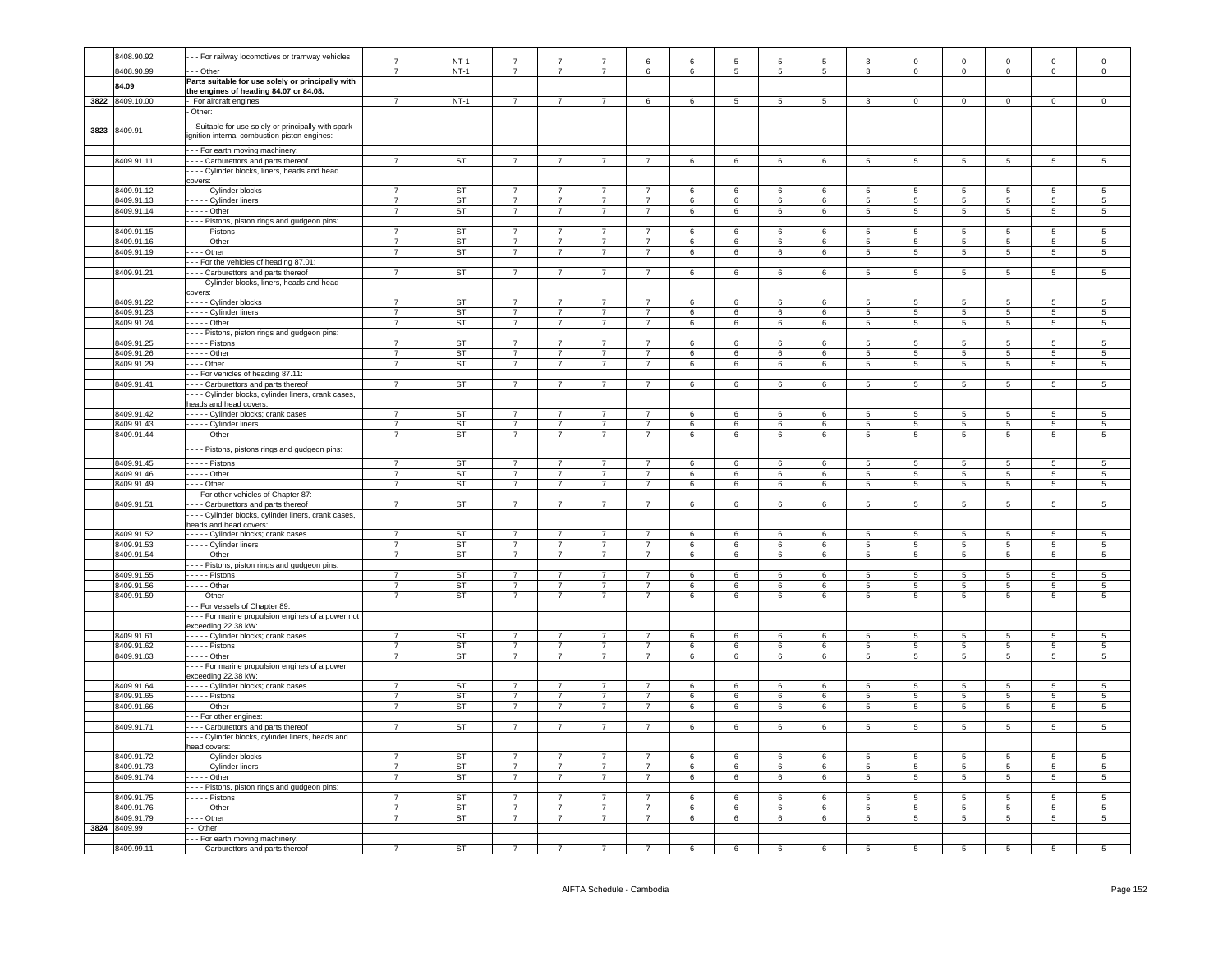| | | | | | | | | | | | | | | | | | |
|---|---|---|---|---|---|---|---|---|---|---|---|---|---|---|---|---|---|
| | 8408.90.92 | - - - For railway locomotives or tramway vehicles | 7 | NT-1 | 7 | 7 | 7 | 6 | 6 | 5 | 5 | 5 | 3 | 0 | 0 | 0 | 0 | 0 |
| | 8408.90.99 | - - - Other | 7 | NT-1 | 7 | 7 | 7 | 6 | 6 | 5 | 5 | 5 | 3 | 0 | 0 | 0 | 0 | 0 |
| | **84.09** | **Parts suitable for use solely or principally with the engines of heading 84.07 or 84.08.** | | | | | | | | | | | | | | | | |
| 3822 | 8409.10.00 | - For aircraft engines | 7 | NT-1 | 7 | 7 | 7 | 6 | 6 | 5 | 5 | 5 | 3 | 0 | 0 | 0 | 0 | 0 |
| | | - Other: | | | | | | | | | | | | | | | | |
| 3823 | 8409.91 | - - Suitable for use solely or principally with spark-ignition internal combustion piston engines: | | | | | | | | | | | | | | | | |
| | | - - - For earth moving machinery: | | | | | | | | | | | | | | | | |
| | 8409.91.11 | - - - - Carburettors and parts thereof | 7 | ST | 7 | 7 | 7 | 7 | 6 | 6 | 6 | 6 | 5 | 5 | 5 | 5 | 5 | 5 |
| | | - - - - Cylinder blocks, liners, heads and head covers: | | | | | | | | | | | | | | | | |
| | 8409.91.12 | - - - - - Cylinder blocks | 7 | ST | 7 | 7 | 7 | 7 | 6 | 6 | 6 | 6 | 5 | 5 | 5 | 5 | 5 | 5 |
| | 8409.91.13 | - - - - - Cylinder liners | 7 | ST | 7 | 7 | 7 | 7 | 6 | 6 | 6 | 6 | 5 | 5 | 5 | 5 | 5 | 5 |
| | 8409.91.14 | - - - - - Other | 7 | ST | 7 | 7 | 7 | 7 | 6 | 6 | 6 | 6 | 5 | 5 | 5 | 5 | 5 | 5 |
| | | - - - - Pistons, piston rings and gudgeon pins: | | | | | | | | | | | | | | | | |
| | 8409.91.15 | - - - - - Pistons | 7 | ST | 7 | 7 | 7 | 7 | 6 | 6 | 6 | 6 | 5 | 5 | 5 | 5 | 5 | 5 |
| | 8409.91.16 | - - - - - Other | 7 | ST | 7 | 7 | 7 | 7 | 6 | 6 | 6 | 6 | 5 | 5 | 5 | 5 | 5 | 5 |
| | 8409.91.19 | - - - - Other | 7 | ST | 7 | 7 | 7 | 7 | 6 | 6 | 6 | 6 | 5 | 5 | 5 | 5 | 5 | 5 |
| | | - - - For the vehicles of heading 87.01: | | | | | | | | | | | | | | | | |
| | 8409.91.21 | - - - - Carburettors and parts thereof | 7 | ST | 7 | 7 | 7 | 7 | 6 | 6 | 6 | 6 | 5 | 5 | 5 | 5 | 5 | 5 |
| | | - - - - Cylinder blocks, liners, heads and head covers: | | | | | | | | | | | | | | | | |
| | 8409.91.22 | - - - - - Cylinder blocks | 7 | ST | 7 | 7 | 7 | 7 | 6 | 6 | 6 | 6 | 5 | 5 | 5 | 5 | 5 | 5 |
| | 8409.91.23 | - - - - - Cylinder liners | 7 | ST | 7 | 7 | 7 | 7 | 6 | 6 | 6 | 6 | 5 | 5 | 5 | 5 | 5 | 5 |
| | 8409.91.24 | - - - - - Other | 7 | ST | 7 | 7 | 7 | 7 | 6 | 6 | 6 | 6 | 5 | 5 | 5 | 5 | 5 | 5 |
| | | - - - - Pistons, piston rings and gudgeon pins: | | | | | | | | | | | | | | | | |
| | 8409.91.25 | - - - - - Pistons | 7 | ST | 7 | 7 | 7 | 7 | 6 | 6 | 6 | 6 | 5 | 5 | 5 | 5 | 5 | 5 |
| | 8409.91.26 | - - - - - Other | 7 | ST | 7 | 7 | 7 | 7 | 6 | 6 | 6 | 6 | 5 | 5 | 5 | 5 | 5 | 5 |
| | 8409.91.29 | - - - - Other | 7 | ST | 7 | 7 | 7 | 7 | 6 | 6 | 6 | 6 | 5 | 5 | 5 | 5 | 5 | 5 |
| | | - - - For vehicles of heading 87.11: | | | | | | | | | | | | | | | | |
| | 8409.91.41 | - - - - Carburettors and parts thereof | 7 | ST | 7 | 7 | 7 | 7 | 6 | 6 | 6 | 6 | 5 | 5 | 5 | 5 | 5 | 5 |
| | | - - - - Cylinder blocks, cylinder liners, crank cases, heads and head covers: | | | | | | | | | | | | | | | | |
| | 8409.91.42 | - - - - - Cylinder blocks; crank cases | 7 | ST | 7 | 7 | 7 | 7 | 6 | 6 | 6 | 6 | 5 | 5 | 5 | 5 | 5 | 5 |
| | 8409.91.43 | - - - - - Cylinder liners | 7 | ST | 7 | 7 | 7 | 7 | 6 | 6 | 6 | 6 | 5 | 5 | 5 | 5 | 5 | 5 |
| | 8409.91.44 | - - - - - Other | 7 | ST | 7 | 7 | 7 | 7 | 6 | 6 | 6 | 6 | 5 | 5 | 5 | 5 | 5 | 5 |
| | | - - - - Pistons, pistons rings and gudgeon pins: | | | | | | | | | | | | | | | | |
| | 8409.91.45 | - - - - - Pistons | 7 | ST | 7 | 7 | 7 | 7 | 6 | 6 | 6 | 6 | 5 | 5 | 5 | 5 | 5 | 5 |
| | 8409.91.46 | - - - - - Other | 7 | ST | 7 | 7 | 7 | 7 | 6 | 6 | 6 | 6 | 5 | 5 | 5 | 5 | 5 | 5 |
| | 8409.91.49 | - - - - Other | 7 | ST | 7 | 7 | 7 | 7 | 6 | 6 | 6 | 6 | 5 | 5 | 5 | 5 | 5 | 5 |
| | | - - - For other vehicles of Chapter 87: | | | | | | | | | | | | | | | | |
| | 8409.91.51 | - - - - Carburettors and parts thereof | 7 | ST | 7 | 7 | 7 | 7 | 6 | 6 | 6 | 6 | 5 | 5 | 5 | 5 | 5 | 5 |
| | | - - - - Cylinder blocks, cylinder liners, crank cases, heads and head covers: | | | | | | | | | | | | | | | | |
| | 8409.91.52 | - - - - - Cylinder blocks; crank cases | 7 | ST | 7 | 7 | 7 | 7 | 6 | 6 | 6 | 6 | 5 | 5 | 5 | 5 | 5 | 5 |
| | 8409.91.53 | - - - - - Cylinder liners | 7 | ST | 7 | 7 | 7 | 7 | 6 | 6 | 6 | 6 | 5 | 5 | 5 | 5 | 5 | 5 |
| | 8409.91.54 | - - - - - Other | 7 | ST | 7 | 7 | 7 | 7 | 6 | 6 | 6 | 6 | 5 | 5 | 5 | 5 | 5 | 5 |
| | | - - - - Pistons, piston rings and gudgeon pins: | | | | | | | | | | | | | | | | |
| | 8409.91.55 | - - - - - Pistons | 7 | ST | 7 | 7 | 7 | 7 | 6 | 6 | 6 | 6 | 5 | 5 | 5 | 5 | 5 | 5 |
| | 8409.91.56 | - - - - - Other | 7 | ST | 7 | 7 | 7 | 7 | 6 | 6 | 6 | 6 | 5 | 5 | 5 | 5 | 5 | 5 |
| | 8409.91.59 | - - - - Other | 7 | ST | 7 | 7 | 7 | 7 | 6 | 6 | 6 | 6 | 5 | 5 | 5 | 5 | 5 | 5 |
| | | - - - For vessels of Chapter 89: | | | | | | | | | | | | | | | | |
| | | - - - - For marine propulsion engines of a power not exceeding 22.38 kW: | | | | | | | | | | | | | | | | |
| | 8409.91.61 | - - - - - Cylinder blocks; crank cases | 7 | ST | 7 | 7 | 7 | 7 | 6 | 6 | 6 | 6 | 5 | 5 | 5 | 5 | 5 | 5 |
| | 8409.91.62 | - - - - - Pistons | 7 | ST | 7 | 7 | 7 | 7 | 6 | 6 | 6 | 6 | 5 | 5 | 5 | 5 | 5 | 5 |
| | 8409.91.63 | - - - - - Other | 7 | ST | 7 | 7 | 7 | 7 | 6 | 6 | 6 | 6 | 5 | 5 | 5 | 5 | 5 | 5 |
| | | - - - - For marine propulsion engines of a power exceeding 22.38 kW: | | | | | | | | | | | | | | | | |
| | 8409.91.64 | - - - - - Cylinder blocks; crank cases | 7 | ST | 7 | 7 | 7 | 7 | 6 | 6 | 6 | 6 | 5 | 5 | 5 | 5 | 5 | 5 |
| | 8409.91.65 | - - - - - Pistons | 7 | ST | 7 | 7 | 7 | 7 | 6 | 6 | 6 | 6 | 5 | 5 | 5 | 5 | 5 | 5 |
| | 8409.91.66 | - - - - - Other | 7 | ST | 7 | 7 | 7 | 7 | 6 | 6 | 6 | 6 | 5 | 5 | 5 | 5 | 5 | 5 |
| | | - - - For other engines: | | | | | | | | | | | | | | | | |
| | 8409.91.71 | - - - - Carburettors and parts thereof | 7 | ST | 7 | 7 | 7 | 7 | 6 | 6 | 6 | 6 | 5 | 5 | 5 | 5 | 5 | 5 |
| | | - - - - Cylinder blocks, cylinder liners, heads and head covers: | | | | | | | | | | | | | | | | |
| | 8409.91.72 | - - - - - Cylinder blocks | 7 | ST | 7 | 7 | 7 | 7 | 6 | 6 | 6 | 6 | 5 | 5 | 5 | 5 | 5 | 5 |
| | 8409.91.73 | - - - - - Cylinder liners | 7 | ST | 7 | 7 | 7 | 7 | 6 | 6 | 6 | 6 | 5 | 5 | 5 | 5 | 5 | 5 |
| | 8409.91.74 | - - - - - Other | 7 | ST | 7 | 7 | 7 | 7 | 6 | 6 | 6 | 6 | 5 | 5 | 5 | 5 | 5 | 5 |
| | | - - - - Pistons, piston rings and gudgeon pins: | | | | | | | | | | | | | | | | |
| | 8409.91.75 | - - - - - Pistons | 7 | ST | 7 | 7 | 7 | 7 | 6 | 6 | 6 | 6 | 5 | 5 | 5 | 5 | 5 | 5 |
| | 8409.91.76 | - - - - - Other | 7 | ST | 7 | 7 | 7 | 7 | 6 | 6 | 6 | 6 | 5 | 5 | 5 | 5 | 5 | 5 |
| | 8409.91.79 | - - - - Other | 7 | ST | 7 | 7 | 7 | 7 | 6 | 6 | 6 | 6 | 5 | 5 | 5 | 5 | 5 | 5 |
| 3824 | 8409.99 | - - Other: | | | | | | | | | | | | | | | | |
| | | - - - For earth moving machinery: | | | | | | | | | | | | | | | | |
| | 8409.99.11 | - - - - Carburettors and parts thereof | 7 | ST | 7 | 7 | 7 | 7 | 6 | 6 | 6 | 6 | 5 | 5 | 5 | 5 | 5 | 5 |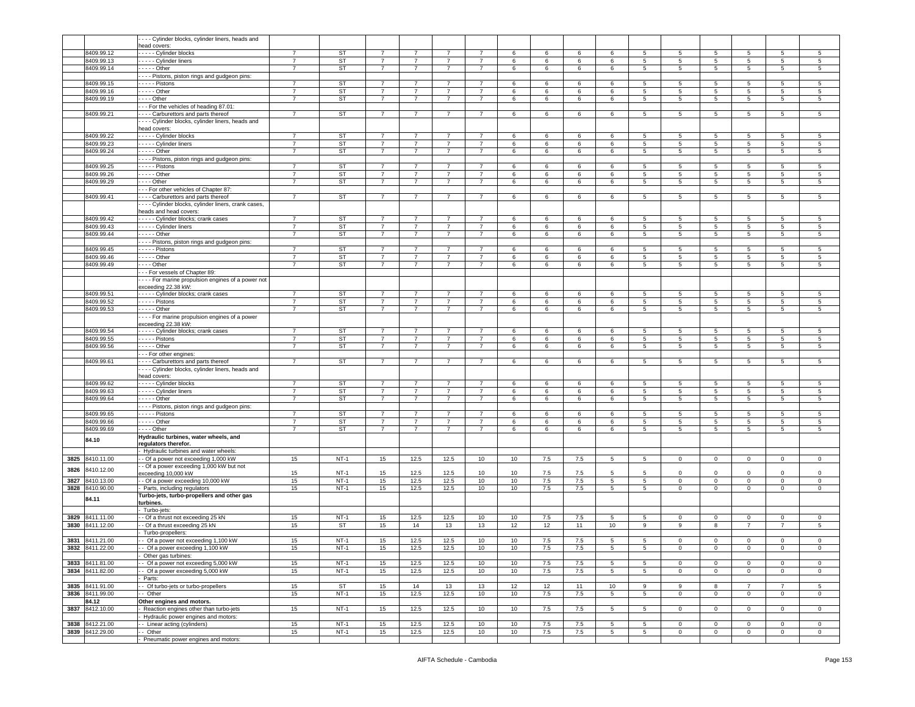| | | | | | | | | | | | | | | | | | |
|---|---|---|---|---|---|---|---|---|---|---|---|---|---|---|---|---|---|
| | | - - - - Cylinder blocks, cylinder liners, heads and head covers: | | | | | | | | | | | | | | | |
| | 8409.99.12 | - - - - - Cylinder blocks | 7 | ST | 7 | 7 | 7 | 7 | 6 | 6 | 6 | 6 | 5 | 5 | 5 | 5 | 5 | 5 |
| | 8409.99.13 | - - - - - Cylinder liners | 7 | ST | 7 | 7 | 7 | 7 | 6 | 6 | 6 | 6 | 5 | 5 | 5 | 5 | 5 | 5 |
| | 8409.99.14 | - - - - - Other | 7 | ST | 7 | 7 | 7 | 7 | 6 | 6 | 6 | 6 | 5 | 5 | 5 | 5 | 5 | 5 |
| | | - - - - Pistons, piston rings and gudgeon pins: | | | | | | | | | | | | | | | | |
| | 8409.99.15 | - - - - - Pistons | 7 | ST | 7 | 7 | 7 | 7 | 6 | 6 | 6 | 6 | 5 | 5 | 5 | 5 | 5 | 5 |
| | 8409.99.16 | - - - - - Other | 7 | ST | 7 | 7 | 7 | 7 | 6 | 6 | 6 | 6 | 5 | 5 | 5 | 5 | 5 | 5 |
| | 8409.99.19 | - - - - Other | 7 | ST | 7 | 7 | 7 | 7 | 6 | 6 | 6 | 6 | 5 | 5 | 5 | 5 | 5 | 5 |
| | | - - - For the vehicles of heading 87.01: | | | | | | | | | | | | | | | | |
| | 8409.99.21 | - - - - Carburettors and parts thereof | 7 | ST | 7 | 7 | 7 | 7 | 6 | 6 | 6 | 6 | 5 | 5 | 5 | 5 | 5 | 5 |
| | | - - - - Cylinder blocks, cylinder liners, heads and head covers: | | | | | | | | | | | | | | | | |
| | 8409.99.22 | - - - - - Cylinder blocks | 7 | ST | 7 | 7 | 7 | 7 | 6 | 6 | 6 | 6 | 5 | 5 | 5 | 5 | 5 | 5 |
| | 8409.99.23 | - - - - - Cylinder liners | 7 | ST | 7 | 7 | 7 | 7 | 6 | 6 | 6 | 6 | 5 | 5 | 5 | 5 | 5 | 5 |
| | 8409.99.24 | - - - - - Other | 7 | ST | 7 | 7 | 7 | 7 | 6 | 6 | 6 | 6 | 5 | 5 | 5 | 5 | 5 | 5 |
| | | - - - - Pistons, piston rings and gudgeon pins: | | | | | | | | | | | | | | | | |
| | 8409.99.25 | - - - - - Pistons | 7 | ST | 7 | 7 | 7 | 7 | 6 | 6 | 6 | 6 | 5 | 5 | 5 | 5 | 5 | 5 |
| | 8409.99.26 | - - - - - Other | 7 | ST | 7 | 7 | 7 | 7 | 6 | 6 | 6 | 6 | 5 | 5 | 5 | 5 | 5 | 5 |
| | 8409.99.29 | - - - - Other | 7 | ST | 7 | 7 | 7 | 7 | 6 | 6 | 6 | 6 | 5 | 5 | 5 | 5 | 5 | 5 |
| | | - - - For other vehicles of Chapter 87: | | | | | | | | | | | | | | | | |
| | 8409.99.41 | - - - - Carburettors and parts thereof | 7 | ST | 7 | 7 | 7 | 7 | 6 | 6 | 6 | 6 | 5 | 5 | 5 | 5 | 5 | 5 |
| | | - - - - Cylinder blocks, cylinder liners, crank cases, heads and head covers: | | | | | | | | | | | | | | | | |
| | 8409.99.42 | - - - - - Cylinder blocks; crank cases | 7 | ST | 7 | 7 | 7 | 7 | 6 | 6 | 6 | 6 | 5 | 5 | 5 | 5 | 5 | 5 |
| | 8409.99.43 | - - - - - Cylinder liners | 7 | ST | 7 | 7 | 7 | 7 | 6 | 6 | 6 | 6 | 5 | 5 | 5 | 5 | 5 | 5 |
| | 8409.99.44 | - - - - - Other | 7 | ST | 7 | 7 | 7 | 7 | 6 | 6 | 6 | 6 | 5 | 5 | 5 | 5 | 5 | 5 |
| | | - - - - Pistons, piston rings and gudgeon pins: | | | | | | | | | | | | | | | | |
| | 8409.99.45 | - - - - - Pistons | 7 | ST | 7 | 7 | 7 | 7 | 6 | 6 | 6 | 6 | 5 | 5 | 5 | 5 | 5 | 5 |
| | 8409.99.46 | - - - - - Other | 7 | ST | 7 | 7 | 7 | 7 | 6 | 6 | 6 | 6 | 5 | 5 | 5 | 5 | 5 | 5 |
| | 8409.99.49 | - - - - Other | 7 | ST | 7 | 7 | 7 | 7 | 6 | 6 | 6 | 6 | 5 | 5 | 5 | 5 | 5 | 5 |
| | | - - - For vessels of Chapter 89: | | | | | | | | | | | | | | | | |
| | | - - - - For marine propulsion engines of a power not exceeding 22.38 kW: | | | | | | | | | | | | | | | | |
| | 8409.99.51 | - - - - - Cylinder blocks; crank cases | 7 | ST | 7 | 7 | 7 | 7 | 6 | 6 | 6 | 6 | 5 | 5 | 5 | 5 | 5 | 5 |
| | 8409.99.52 | - - - - - Pistons | 7 | ST | 7 | 7 | 7 | 7 | 6 | 6 | 6 | 6 | 5 | 5 | 5 | 5 | 5 | 5 |
| | 8409.99.53 | - - - - - Other | 7 | ST | 7 | 7 | 7 | 7 | 6 | 6 | 6 | 6 | 5 | 5 | 5 | 5 | 5 | 5 |
| | | - - - - For marine propulsion engines of a power exceeding 22.38 kW: | | | | | | | | | | | | | | | | |
| | 8409.99.54 | - - - - - Cylinder blocks; crank cases | 7 | ST | 7 | 7 | 7 | 7 | 6 | 6 | 6 | 6 | 5 | 5 | 5 | 5 | 5 | 5 |
| | 8409.99.55 | - - - - - Pistons | 7 | ST | 7 | 7 | 7 | 7 | 6 | 6 | 6 | 6 | 5 | 5 | 5 | 5 | 5 | 5 |
| | 8409.99.56 | - - - - - Other | 7 | ST | 7 | 7 | 7 | 7 | 6 | 6 | 6 | 6 | 5 | 5 | 5 | 5 | 5 | 5 |
| | | - - - For other engines: | | | | | | | | | | | | | | | | |
| | 8409.99.61 | - - - - Carburettors and parts thereof | 7 | ST | 7 | 7 | 7 | 7 | 6 | 6 | 6 | 6 | 5 | 5 | 5 | 5 | 5 | 5 |
| | | - - - - Cylinder blocks, cylinder liners, heads and head covers: | | | | | | | | | | | | | | | | |
| | 8409.99.62 | - - - - - Cylinder blocks | 7 | ST | 7 | 7 | 7 | 7 | 6 | 6 | 6 | 6 | 5 | 5 | 5 | 5 | 5 | 5 |
| | 8409.99.63 | - - - - - Cylinder liners | 7 | ST | 7 | 7 | 7 | 7 | 6 | 6 | 6 | 6 | 5 | 5 | 5 | 5 | 5 | 5 |
| | 8409.99.64 | - - - - - Other | 7 | ST | 7 | 7 | 7 | 7 | 6 | 6 | 6 | 6 | 5 | 5 | 5 | 5 | 5 | 5 |
| | | - - - - Pistons, piston rings and gudgeon pins: | | | | | | | | | | | | | | | | |
| | 8409.99.65 | - - - - - Pistons | 7 | ST | 7 | 7 | 7 | 7 | 6 | 6 | 6 | 6 | 5 | 5 | 5 | 5 | 5 | 5 |
| | 8409.99.66 | - - - - - Other | 7 | ST | 7 | 7 | 7 | 7 | 6 | 6 | 6 | 6 | 5 | 5 | 5 | 5 | 5 | 5 |
| | 8409.99.69 | - - - - Other | 7 | ST | 7 | 7 | 7 | 7 | 6 | 6 | 6 | 6 | 5 | 5 | 5 | 5 | 5 | 5 |
| | **84.10** | **Hydraulic turbines, water wheels, and regulators therefor.** | | | | | | | | | | | | | | | | |
| | | - Hydraulic turbines and water wheels: | | | | | | | | | | | | | | | | |
| 3825 | 8410.11.00 | - - Of a power not exceeding 1,000 kW | 15 | NT-1 | 15 | 12.5 | 12.5 | 10 | 10 | 7.5 | 7.5 | 5 | 5 | 0 | 0 | 0 | 0 | 0 |
| 3826 | 8410.12.00 | - - Of a power exceeding 1,000 kW but not exceeding 10,000 kW | 15 | NT-1 | 15 | 12.5 | 12.5 | 10 | 10 | 7.5 | 7.5 | 5 | 5 | 0 | 0 | 0 | 0 | 0 |
| 3827 | 8410.13.00 | - - Of a power exceeding 10,000 kW | 15 | NT-1 | 15 | 12.5 | 12.5 | 10 | 10 | 7.5 | 7.5 | 5 | 5 | 0 | 0 | 0 | 0 | 0 |
| 3828 | 8410.90.00 | - Parts, including regulators | 15 | NT-1 | 15 | 12.5 | 12.5 | 10 | 10 | 7.5 | 7.5 | 5 | 5 | 0 | 0 | 0 | 0 | 0 |
| | **84.11** | **Turbo-jets, turbo-propellers and other gas turbines.** | | | | | | | | | | | | | | | | |
| | | - Turbo-jets: | | | | | | | | | | | | | | | | |
| 3829 | 8411.11.00 | - - Of a thrust not exceeding 25 kN | 15 | NT-1 | 15 | 12.5 | 12.5 | 10 | 10 | 7.5 | 7.5 | 5 | 5 | 0 | 0 | 0 | 0 | 0 |
| 3830 | 8411.12.00 | - - Of a thrust exceeding 25 kN | 15 | ST | 15 | 14 | 13 | 13 | 12 | 12 | 11 | 10 | 9 | 9 | 8 | 7 | 7 | 5 |
| | | - Turbo-propellers: | | | | | | | | | | | | | | | | |
| 3831 | 8411.21.00 | - - Of a power not exceeding 1,100 kW | 15 | NT-1 | 15 | 12.5 | 12.5 | 10 | 10 | 7.5 | 7.5 | 5 | 5 | 0 | 0 | 0 | 0 | 0 |
| 3832 | 8411.22.00 | - - Of a power exceeding 1,100 kW | 15 | NT-1 | 15 | 12.5 | 12.5 | 10 | 10 | 7.5 | 7.5 | 5 | 5 | 0 | 0 | 0 | 0 | 0 |
| | | - Other gas turbines: | | | | | | | | | | | | | | | | |
| 3833 | 8411.81.00 | - - Of a power not exceeding 5,000 kW | 15 | NT-1 | 15 | 12.5 | 12.5 | 10 | 10 | 7.5 | 7.5 | 5 | 5 | 0 | 0 | 0 | 0 | 0 |
| 3834 | 8411.82.00 | - - Of a power exceeding 5,000 kW | 15 | NT-1 | 15 | 12.5 | 12.5 | 10 | 10 | 7.5 | 7.5 | 5 | 5 | 0 | 0 | 0 | 0 | 0 |
| | | - Parts: | | | | | | | | | | | | | | | | |
| 3835 | 8411.91.00 | - - Of turbo-jets or turbo-propellers | 15 | ST | 15 | 14 | 13 | 13 | 12 | 12 | 11 | 10 | 9 | 9 | 8 | 7 | 7 | 5 |
| 3836 | 8411.99.00 | - - Other | 15 | NT-1 | 15 | 12.5 | 12.5 | 10 | 10 | 7.5 | 7.5 | 5 | 5 | 0 | 0 | 0 | 0 | 0 |
| | **84.12** | **Other engines and motors.** | | | | | | | | | | | | | | | | |
| 3837 | 8412.10.00 | - Reaction engines other than turbo-jets | 15 | NT-1 | 15 | 12.5 | 12.5 | 10 | 10 | 7.5 | 7.5 | 5 | 5 | 0 | 0 | 0 | 0 | 0 |
| | | - Hydraulic power engines and motors: | | | | | | | | | | | | | | | | |
| 3838 | 8412.21.00 | - - Linear acting (cylinders) | 15 | NT-1 | 15 | 12.5 | 12.5 | 10 | 10 | 7.5 | 7.5 | 5 | 5 | 0 | 0 | 0 | 0 | 0 |
| 3839 | 8412.29.00 | - - Other | 15 | NT-1 | 15 | 12.5 | 12.5 | 10 | 10 | 7.5 | 7.5 | 5 | 5 | 0 | 0 | 0 | 0 | 0 |
| | | - Pneumatic power engines and motors: | | | | | | | | | | | | | | | | |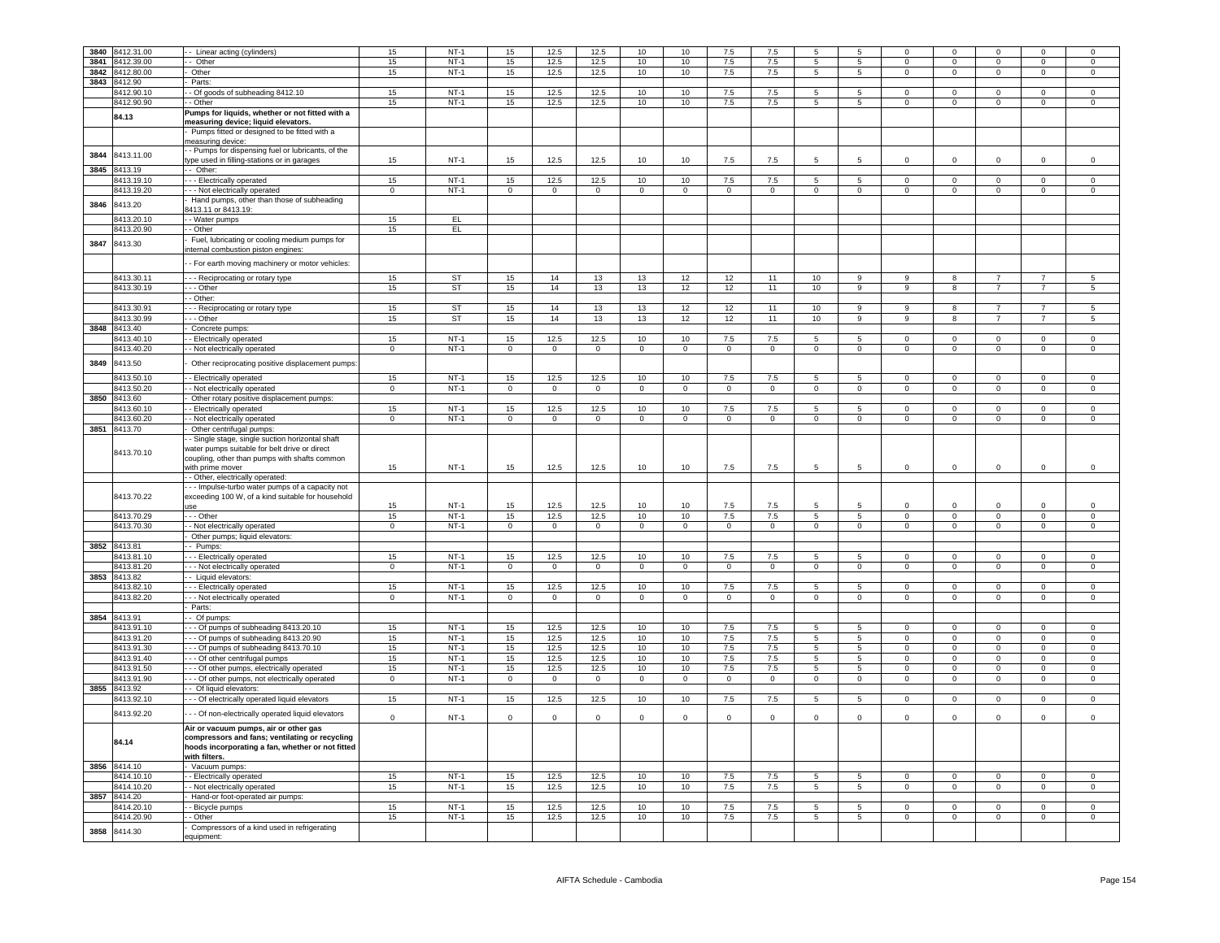| | | | | | | | | | | | | | | | | | |
|---|---|---|---|---|---|---|---|---|---|---|---|---|---|---|---|---|---|
| 3840 | 8412.31.00 | - - Linear acting (cylinders) | 15 | NT-1 | 15 | 12.5 | 12.5 | 10 | 10 | 7.5 | 7.5 | 5 | 5 | 0 | 0 | 0 | 0 | 0 |
| 3841 | 8412.39.00 | - - Other | 15 | NT-1 | 15 | 12.5 | 12.5 | 10 | 10 | 7.5 | 7.5 | 5 | 5 | 0 | 0 | 0 | 0 | 0 |
| 3842 | 8412.80.00 | - Other | 15 | NT-1 | 15 | 12.5 | 12.5 | 10 | 10 | 7.5 | 7.5 | 5 | 5 | 0 | 0 | 0 | 0 | 0 |
| 3843 | 8412.90 | - Parts: | | | | | | | | | | | | | | | | |
| | 8412.90.10 | - - Of goods of subheading 8412.10 | 15 | NT-1 | 15 | 12.5 | 12.5 | 10 | 10 | 7.5 | 7.5 | 5 | 5 | 0 | 0 | 0 | 0 | 0 |
| | 8412.90.90 | - - Other | 15 | NT-1 | 15 | 12.5 | 12.5 | 10 | 10 | 7.5 | 7.5 | 5 | 5 | 0 | 0 | 0 | 0 | 0 |
| | **84.13** | **Pumps for liquids, whether or not fitted with a measuring device; liquid elevators.** | | | | | | | | | | | | | | | | |
| | | - Pumps fitted or designed to be fitted with a measuring device: | | | | | | | | | | | | | | | | |
| 3844 | 8413.11.00 | - - Pumps for dispensing fuel or lubricants, of the type used in filling-stations or in garages | 15 | NT-1 | 15 | 12.5 | 12.5 | 10 | 10 | 7.5 | 7.5 | 5 | 5 | 0 | 0 | 0 | 0 | 0 |
| 3845 | 8413.19 | - - Other: | | | | | | | | | | | | | | | | |
| | 8413.19.10 | - - - Electrically operated | 15 | NT-1 | 15 | 12.5 | 12.5 | 10 | 10 | 7.5 | 7.5 | 5 | 5 | 0 | 0 | 0 | 0 | 0 |
| | 8413.19.20 | - - - Not electrically operated | 0 | NT-1 | 0 | 0 | 0 | 0 | 0 | 0 | 0 | 0 | 0 | 0 | 0 | 0 | 0 | 0 |
| 3846 | 8413.20 | - Hand pumps, other than those of subheading 8413.11 or 8413.19: | | | | | | | | | | | | | | | | |
| | 8413.20.10 | - - Water pumps | 15 | EL | | | | | | | | | | | | | | |
| | 8413.20.90 | - - Other | 15 | EL | | | | | | | | | | | | | | |
| 3847 | 8413.30 | - Fuel, lubricating or cooling medium pumps for internal combustion piston engines: | | | | | | | | | | | | | | | | |
| | | - - For earth moving machinery or motor vehicles: | | | | | | | | | | | | | | | | |
| | 8413.30.11 | - - - Reciprocating or rotary type | 15 | ST | 15 | 14 | 13 | 13 | 12 | 12 | 11 | 10 | 9 | 9 | 8 | 7 | 7 | 5 |
| | 8413.30.19 | - - - Other | 15 | ST | 15 | 14 | 13 | 13 | 12 | 12 | 11 | 10 | 9 | 9 | 8 | 7 | 7 | 5 |
| | | - - Other: | | | | | | | | | | | | | | | | |
| | 8413.30.91 | - - - Reciprocating or rotary type | 15 | ST | 15 | 14 | 13 | 13 | 12 | 12 | 11 | 10 | 9 | 9 | 8 | 7 | 7 | 5 |
| | 8413.30.99 | - - - Other | 15 | ST | 15 | 14 | 13 | 13 | 12 | 12 | 11 | 10 | 9 | 9 | 8 | 7 | 7 | 5 |
| 3848 | 8413.40 | - Concrete pumps: | | | | | | | | | | | | | | | | |
| | 8413.40.10 | - - Electrically operated | 15 | NT-1 | 15 | 12.5 | 12.5 | 10 | 10 | 7.5 | 7.5 | 5 | 5 | 0 | 0 | 0 | 0 | 0 |
| | 8413.40.20 | - - Not electrically operated | 0 | NT-1 | 0 | 0 | 0 | 0 | 0 | 0 | 0 | 0 | 0 | 0 | 0 | 0 | 0 | 0 |
| 3849 | 8413.50 | - Other reciprocating positive displacement pumps: | | | | | | | | | | | | | | | | |
| | 8413.50.10 | - - Electrically operated | 15 | NT-1 | 15 | 12.5 | 12.5 | 10 | 10 | 7.5 | 7.5 | 5 | 5 | 0 | 0 | 0 | 0 | 0 |
| | 8413.50.20 | - - Not electrically operated | 0 | NT-1 | 0 | 0 | 0 | 0 | 0 | 0 | 0 | 0 | 0 | 0 | 0 | 0 | 0 | 0 |
| 3850 | 8413.60 | - Other rotary positive displacement pumps: | | | | | | | | | | | | | | | | |
| | 8413.60.10 | - - Electrically operated | 15 | NT-1 | 15 | 12.5 | 12.5 | 10 | 10 | 7.5 | 7.5 | 5 | 5 | 0 | 0 | 0 | 0 | 0 |
| | 8413.60.20 | - - Not electrically operated | 0 | NT-1 | 0 | 0 | 0 | 0 | 0 | 0 | 0 | 0 | 0 | 0 | 0 | 0 | 0 | 0 |
| 3851 | 8413.70 | - Other centrifugal pumps: | | | | | | | | | | | | | | | | |
| | 8413.70.10 | - - Single stage, single suction horizontal shaft water pumps suitable for belt drive or direct coupling, other than pumps with shafts common with prime mover | 15 | NT-1 | 15 | 12.5 | 12.5 | 10 | 10 | 7.5 | 7.5 | 5 | 5 | 0 | 0 | 0 | 0 | 0 |
| | | - - Other, electrically operated: | | | | | | | | | | | | | | | | |
| | 8413.70.22 | - - - Impulse-turbo water pumps of a capacity not exceeding 100 W, of a kind suitable for household use | 15 | NT-1 | 15 | 12.5 | 12.5 | 10 | 10 | 7.5 | 7.5 | 5 | 5 | 0 | 0 | 0 | 0 | 0 |
| | 8413.70.29 | - - - Other | 15 | NT-1 | 15 | 12.5 | 12.5 | 10 | 10 | 7.5 | 7.5 | 5 | 5 | 0 | 0 | 0 | 0 | 0 |
| | 8413.70.30 | - - Not electrically operated | 0 | NT-1 | 0 | 0 | 0 | 0 | 0 | 0 | 0 | 0 | 0 | 0 | 0 | 0 | 0 | 0 |
| | | - Other pumps; liquid elevators: | | | | | | | | | | | | | | | | |
| 3852 | 8413.81 | - - Pumps: | | | | | | | | | | | | | | | | |
| | 8413.81.10 | - - - Electrically operated | 15 | NT-1 | 15 | 12.5 | 12.5 | 10 | 10 | 7.5 | 7.5 | 5 | 5 | 0 | 0 | 0 | 0 | 0 |
| | 8413.81.20 | - - - Not electrically operated | 0 | NT-1 | 0 | 0 | 0 | 0 | 0 | 0 | 0 | 0 | 0 | 0 | 0 | 0 | 0 | 0 |
| 3853 | 8413.82 | - - Liquid elevators: | | | | | | | | | | | | | | | | |
| | 8413.82.10 | - - - Electrically operated | 15 | NT-1 | 15 | 12.5 | 12.5 | 10 | 10 | 7.5 | 7.5 | 5 | 5 | 0 | 0 | 0 | 0 | 0 |
| | 8413.82.20 | - - - Not electrically operated | 0 | NT-1 | 0 | 0 | 0 | 0 | 0 | 0 | 0 | 0 | 0 | 0 | 0 | 0 | 0 | 0 |
| | | - Parts: | | | | | | | | | | | | | | | | |
| 3854 | 8413.91 | - - Of pumps: | | | | | | | | | | | | | | | | |
| | 8413.91.10 | - - - Of pumps of subheading 8413.20.10 | 15 | NT-1 | 15 | 12.5 | 12.5 | 10 | 10 | 7.5 | 7.5 | 5 | 5 | 0 | 0 | 0 | 0 | 0 |
| | 8413.91.20 | - - - Of pumps of subheading 8413.20.90 | 15 | NT-1 | 15 | 12.5 | 12.5 | 10 | 10 | 7.5 | 7.5 | 5 | 5 | 0 | 0 | 0 | 0 | 0 |
| | 8413.91.30 | - - - Of pumps of subheading 8413.70.10 | 15 | NT-1 | 15 | 12.5 | 12.5 | 10 | 10 | 7.5 | 7.5 | 5 | 5 | 0 | 0 | 0 | 0 | 0 |
| | 8413.91.40 | - - - Of other centrifugal pumps | 15 | NT-1 | 15 | 12.5 | 12.5 | 10 | 10 | 7.5 | 7.5 | 5 | 5 | 0 | 0 | 0 | 0 | 0 |
| | 8413.91.50 | - - - Of other pumps, electrically operated | 15 | NT-1 | 15 | 12.5 | 12.5 | 10 | 10 | 7.5 | 7.5 | 5 | 5 | 0 | 0 | 0 | 0 | 0 |
| | 8413.91.90 | - - - Of other pumps, not electrically operated | 0 | NT-1 | 0 | 0 | 0 | 0 | 0 | 0 | 0 | 0 | 0 | 0 | 0 | 0 | 0 | 0 |
| 3855 | 8413.92 | - - Of liquid elevators: | | | | | | | | | | | | | | | | |
| | 8413.92.10 | - - - Of electrically operated liquid elevators | 15 | NT-1 | 15 | 12.5 | 12.5 | 10 | 10 | 7.5 | 7.5 | 5 | 5 | 0 | 0 | 0 | 0 | 0 |
| | 8413.92.20 | - - - Of non-electrically operated liquid elevators | 0 | NT-1 | 0 | 0 | 0 | 0 | 0 | 0 | 0 | 0 | 0 | 0 | 0 | 0 | 0 | 0 |
| | **84.14** | **Air or vacuum pumps, air or other gas compressors and fans; ventilating or recycling hoods incorporating a fan, whether or not fitted with filters.** | | | | | | | | | | | | | | | | |
| 3856 | 8414.10 | - Vacuum pumps: | | | | | | | | | | | | | | | | |
| | 8414.10.10 | - - Electrically operated | 15 | NT-1 | 15 | 12.5 | 12.5 | 10 | 10 | 7.5 | 7.5 | 5 | 5 | 0 | 0 | 0 | 0 | 0 |
| | 8414.10.20 | - - Not electrically operated | 15 | NT-1 | 15 | 12.5 | 12.5 | 10 | 10 | 7.5 | 7.5 | 5 | 5 | 0 | 0 | 0 | 0 | 0 |
| 3857 | 8414.20 | - Hand-or foot-operated air pumps: | | | | | | | | | | | | | | | | |
| | 8414.20.10 | - - Bicycle pumps | 15 | NT-1 | 15 | 12.5 | 12.5 | 10 | 10 | 7.5 | 7.5 | 5 | 5 | 0 | 0 | 0 | 0 | 0 |
| | 8414.20.90 | - - Other | 15 | NT-1 | 15 | 12.5 | 12.5 | 10 | 10 | 7.5 | 7.5 | 5 | 5 | 0 | 0 | 0 | 0 | 0 |
| 3858 | 8414.30 | - Compressors of a kind used in refrigerating equipment: | | | | | | | | | | | | | | | | |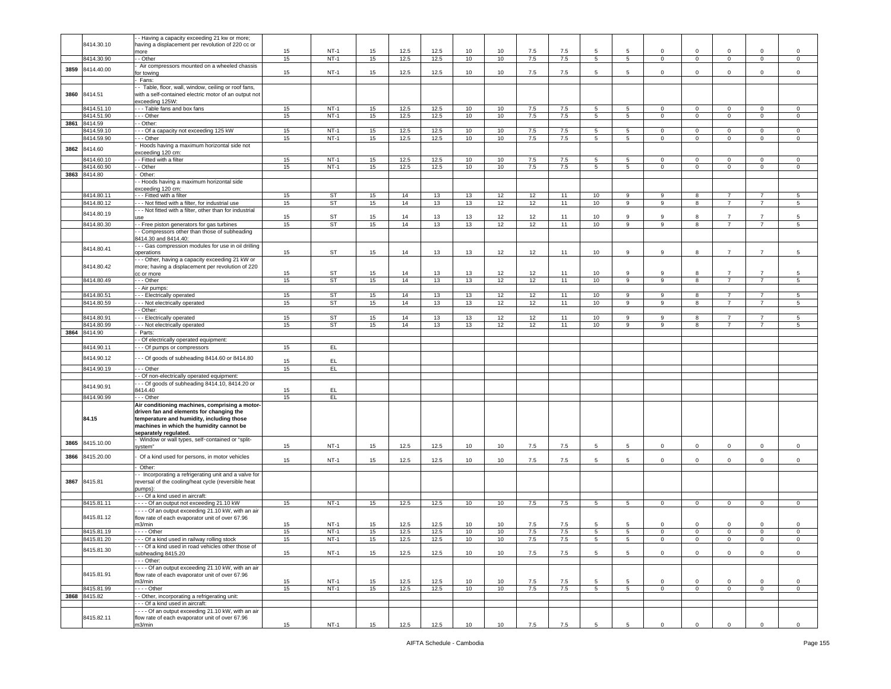| | | | | | | | | | | | | | | | | | | |
|---|---|---|---|---|---|---|---|---|---|---|---|---|---|---|---|---|---|---|
| | 8414.30.10 | - - Having a capacity exceeding 21 kw or more; having a displacement per revolution of 220 cc or more | 15 | NT-1 | 15 | 12.5 | 12.5 | 10 | 10 | 7.5 | 7.5 | 5 | 5 | 0 | 0 | 0 | 0 | 0 |
| | 8414.30.90 | - - Other | 15 | NT-1 | 15 | 12.5 | 12.5 | 10 | 10 | 7.5 | 7.5 | 5 | 5 | 0 | 0 | 0 | 0 | 0 |
| 3859 | 8414.40.00 | - Air compressors mounted on a wheeled chassis for towing | 15 | NT-1 | 15 | 12.5 | 12.5 | 10 | 10 | 7.5 | 7.5 | 5 | 5 | 0 | 0 | 0 | 0 | 0 |
| | | - Fans: | | | | | | | | | | | | | | | | |
| 3860 | 8414.51 | - - Table, floor, wall, window, ceiling or roof fans, with a self-contained electric motor of an output not exceeding 125W: | | | | | | | | | | | | | | | | |
| | 8414.51.10 | - - - Table fans and box fans | 15 | NT-1 | 15 | 12.5 | 12.5 | 10 | 10 | 7.5 | 7.5 | 5 | 5 | 0 | 0 | 0 | 0 | 0 |
| | 8414.51.90 | - - - Other | 15 | NT-1 | 15 | 12.5 | 12.5 | 10 | 10 | 7.5 | 7.5 | 5 | 5 | 0 | 0 | 0 | 0 | 0 |
| 3861 | 8414.59 | - - Other: | | | | | | | | | | | | | | | | |
| | 8414.59.10 | - - - Of a capacity not exceeding 125 kW | 15 | NT-1 | 15 | 12.5 | 12.5 | 10 | 10 | 7.5 | 7.5 | 5 | 5 | 0 | 0 | 0 | 0 | 0 |
| | 8414.59.90 | - - - Other | 15 | NT-1 | 15 | 12.5 | 12.5 | 10 | 10 | 7.5 | 7.5 | 5 | 5 | 0 | 0 | 0 | 0 | 0 |
| 3862 | 8414.60 | - Hoods having a maximum horizontal side not exceeding 120 cm: | | | | | | | | | | | | | | | | |
| | 8414.60.10 | - - Fitted with a filter | 15 | NT-1 | 15 | 12.5 | 12.5 | 10 | 10 | 7.5 | 7.5 | 5 | 5 | 0 | 0 | 0 | 0 | 0 |
| | 8414.60.90 | - - Other | 15 | NT-1 | 15 | 12.5 | 12.5 | 10 | 10 | 7.5 | 7.5 | 5 | 5 | 0 | 0 | 0 | 0 | 0 |
| 3863 | 8414.80 | - Other: | | | | | | | | | | | | | | | | |
| | | - - Hoods having a maximum horizontal side exceeding 120 cm: | | | | | | | | | | | | | | | | |
| | 8414.80.11 | - - - Fitted with a filter | 15 | ST | 15 | 14 | 13 | 13 | 12 | 12 | 11 | 10 | 9 | 9 | 8 | 7 | 7 | 5 |
| | 8414.80.12 | - - - Not fitted with a filter, for industrial use | 15 | ST | 15 | 14 | 13 | 13 | 12 | 12 | 11 | 10 | 9 | 9 | 8 | 7 | 7 | 5 |
| | 8414.80.19 | - - - Not fitted with a filter, other than for industrial use | 15 | ST | 15 | 14 | 13 | 13 | 12 | 12 | 11 | 10 | 9 | 9 | 8 | 7 | 7 | 5 |
| | 8414.80.30 | - - Free piston generators for gas turbines | 15 | ST | 15 | 14 | 13 | 13 | 12 | 12 | 11 | 10 | 9 | 9 | 8 | 7 | 7 | 5 |
| | | - - Compressors other than those of subheading 8414.30 and 8414.40: | | | | | | | | | | | | | | | | |
| | 8414.80.41 | - - - Gas compression modules for use in oil drilling operations | 15 | ST | 15 | 14 | 13 | 13 | 12 | 12 | 11 | 10 | 9 | 9 | 8 | 7 | 7 | 5 |
| | 8414.80.42 | - - - Other, having a capacity exceeding 21 kW or more; having a displacement per revolution of 220 cc or more | 15 | ST | 15 | 14 | 13 | 13 | 12 | 12 | 11 | 10 | 9 | 9 | 8 | 7 | 7 | 5 |
| | 8414.80.49 | - - - Other | 15 | ST | 15 | 14 | 13 | 13 | 12 | 12 | 11 | 10 | 9 | 9 | 8 | 7 | 7 | 5 |
| | | - - Air pumps: | | | | | | | | | | | | | | | | |
| | 8414.80.51 | - - - Electrically operated | 15 | ST | 15 | 14 | 13 | 13 | 12 | 12 | 11 | 10 | 9 | 9 | 8 | 7 | 7 | 5 |
| | 8414.80.59 | - - - Not electrically operated | 15 | ST | 15 | 14 | 13 | 13 | 12 | 12 | 11 | 10 | 9 | 9 | 8 | 7 | 7 | 5 |
| | | - - Other: | | | | | | | | | | | | | | | | |
| | 8414.80.91 | - - - Electrically operated | 15 | ST | 15 | 14 | 13 | 13 | 12 | 12 | 11 | 10 | 9 | 9 | 8 | 7 | 7 | 5 |
| | 8414.80.99 | - - - Not electrically operated | 15 | ST | 15 | 14 | 13 | 13 | 12 | 12 | 11 | 10 | 9 | 9 | 8 | 7 | 7 | 5 |
| 3864 | 8414.90 | - Parts: | | | | | | | | | | | | | | | | |
| | | - - Of electrically operated equipment: | | | | | | | | | | | | | | | | |
| | 8414.90.11 | - - - Of pumps or compressors | 15 | EL | | | | | | | | | | | | | | |
| | 8414.90.12 | - - - Of goods of subheading 8414.60 or 8414.80 | 15 | EL | | | | | | | | | | | | | | |
| | 8414.90.19 | - - - Other | 15 | EL | | | | | | | | | | | | | | |
| | | - - Of non-electrically operated equipment: | | | | | | | | | | | | | | | | |
| | 8414.90.91 | - - - Of goods of subheading 8414.10, 8414.20 or 8414.40 | 15 | EL | | | | | | | | | | | | | | |
| | 8414.90.99 | - - - Other | 15 | EL | | | | | | | | | | | | | | |
| | **84.15** | **Air conditioning machines, comprising a motor-driven fan and elements for changing the temperature and humidity, including those machines in which the humidity cannot be separately regulated.** | | | | | | | | | | | | | | | | |
| 3865 | 8415.10.00 | - Window or wall types, self-contained or "split-system" | 15 | NT-1 | 15 | 12.5 | 12.5 | 10 | 10 | 7.5 | 7.5 | 5 | 5 | 0 | 0 | 0 | 0 | 0 |
| 3866 | 8415.20.00 | - Of a kind used for persons, in motor vehicles | 15 | NT-1 | 15 | 12.5 | 12.5 | 10 | 10 | 7.5 | 7.5 | 5 | 5 | 0 | 0 | 0 | 0 | 0 |
| | | - Other: | | | | | | | | | | | | | | | | |
| 3867 | 8415.81 | - - Incorporating a refrigerating unit and a valve for reversal of the cooling/heat cycle (reversible heat pumps): | | | | | | | | | | | | | | | | |
| | | - - - Of a kind used in aircraft: | | | | | | | | | | | | | | | | |
| | 8415.81.11 | - - - - Of an output not exceeding 21.10 kW | 15 | NT-1 | 15 | 12.5 | 12.5 | 10 | 10 | 7.5 | 7.5 | 5 | 5 | 0 | 0 | 0 | 0 | 0 |
| | 8415.81.12 | - - - - Of an output exceeding 21.10 kW, with an air flow rate of each evaporator unit of over 67.96 m3/min | 15 | NT-1 | 15 | 12.5 | 12.5 | 10 | 10 | 7.5 | 7.5 | 5 | 5 | 0 | 0 | 0 | 0 | 0 |
| | 8415.81.19 | - - - - Other | 15 | NT-1 | 15 | 12.5 | 12.5 | 10 | 10 | 7.5 | 7.5 | 5 | 5 | 0 | 0 | 0 | 0 | 0 |
| | 8415.81.20 | - - - Of a kind used in railway rolling stock | 15 | NT-1 | 15 | 12.5 | 12.5 | 10 | 10 | 7.5 | 7.5 | 5 | 5 | 0 | 0 | 0 | 0 | 0 |
| | 8415.81.30 | - - - Of a kind used in road vehicles other those of subheading 8415.20 | 15 | NT-1 | 15 | 12.5 | 12.5 | 10 | 10 | 7.5 | 7.5 | 5 | 5 | 0 | 0 | 0 | 0 | 0 |
| | | - - - Other: | | | | | | | | | | | | | | | | |
| | 8415.81.91 | - - - - Of an output exceeding 21.10 kW, with an air flow rate of each evaporator unit of over 67.96 m3/min | 15 | NT-1 | 15 | 12.5 | 12.5 | 10 | 10 | 7.5 | 7.5 | 5 | 5 | 0 | 0 | 0 | 0 | 0 |
| | 8415.81.99 | - - - - Other | 15 | NT-1 | 15 | 12.5 | 12.5 | 10 | 10 | 7.5 | 7.5 | 5 | 5 | 0 | 0 | 0 | 0 | 0 |
| 3868 | 8415.82 | - - Other, incorporating a refrigerating unit: | | | | | | | | | | | | | | | | |
| | | - - - Of a kind used in aircraft: | | | | | | | | | | | | | | | | |
| | 8415.82.11 | - - - - Of an output exceeding 21.10 kW, with an air flow rate of each evaporator unit of over 67.96 m3/min | 15 | NT-1 | 15 | 12.5 | 12.5 | 10 | 10 | 7.5 | 7.5 | 5 | 5 | 0 | 0 | 0 | 0 | 0 |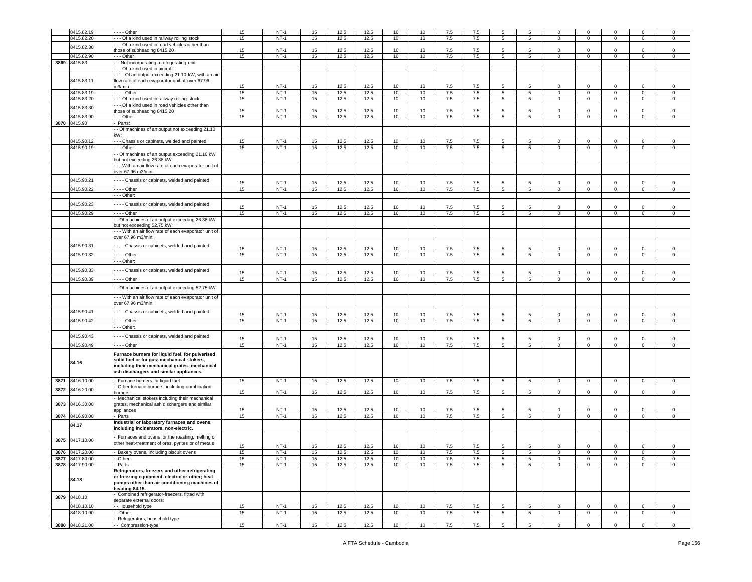| | 8415.82.19 | - - - - Other | 15 | NT-1 | 15 | 12.5 | 12.5 | 10 | 10 | 7.5 | 7.5 | 5 | 5 | 0 | 0 | 0 | 0 | 0 |
|---|---|---|---|---|---|---|---|---|---|---|---|---|---|---|---|---|---|---|
| | 8415.82.20 | - - - Of a kind used in railway rolling stock | 15 | NT-1 | 15 | 12.5 | 12.5 | 10 | 10 | 7.5 | 7.5 | 5 | 5 | 0 | 0 | 0 | 0 | 0 |
| | 8415.82.30 | - - - Of a kind used in road vehicles other than those of subheading 8415.20 | 15 | NT-1 | 15 | 12.5 | 12.5 | 10 | 10 | 7.5 | 7.5 | 5 | 5 | 0 | 0 | 0 | 0 | 0 |
| | 8415.82.90 | - - - Other | 15 | NT-1 | 15 | 12.5 | 12.5 | 10 | 10 | 7.5 | 7.5 | 5 | 5 | 0 | 0 | 0 | 0 | 0 |
| 3869 | 8415.83 | - - Not incorporating a refrigerating unit: | | | | | | | | | | | | | | | | |
| | | - - - Of a kind used in aircraft: | | | | | | | | | | | | | | | | |
| | 8415.83.11 | - - - - Of an output exceeding 21.10 kW, with an air flow rate of each evaporator unit of over 67.96 m3/min | 15 | NT-1 | 15 | 12.5 | 12.5 | 10 | 10 | 7.5 | 7.5 | 5 | 5 | 0 | 0 | 0 | 0 | 0 |
| | 8415.83.19 | - - - - Other | 15 | NT-1 | 15 | 12.5 | 12.5 | 10 | 10 | 7.5 | 7.5 | 5 | 5 | 0 | 0 | 0 | 0 | 0 |
| | 8415.83.20 | - - - Of a kind used in railway rolling stock | 15 | NT-1 | 15 | 12.5 | 12.5 | 10 | 10 | 7.5 | 7.5 | 5 | 5 | 0 | 0 | 0 | 0 | 0 |
| | 8415.83.30 | - - - Of a kind used in road vehicles other than those of subheading 8415.20 | 15 | NT-1 | 15 | 12.5 | 12.5 | 10 | 10 | 7.5 | 7.5 | 5 | 5 | 0 | 0 | 0 | 0 | 0 |
| | 8415.83.90 | - - - Other | 15 | NT-1 | 15 | 12.5 | 12.5 | 10 | 10 | 7.5 | 7.5 | 5 | 5 | 0 | 0 | 0 | 0 | 0 |
| 3870 | 8415.90 | - Parts: | | | | | | | | | | | | | | | | |
| | | - - Of machines of an output not exceeding 21.10 kW: | | | | | | | | | | | | | | | | |
| | 8415.90.12 | - - - Chassis or cabinets, welded and painted | 15 | NT-1 | 15 | 12.5 | 12.5 | 10 | 10 | 7.5 | 7.5 | 5 | 5 | 0 | 0 | 0 | 0 | 0 |
| | 8415.90.19 | - - - Other | 15 | NT-1 | 15 | 12.5 | 12.5 | 10 | 10 | 7.5 | 7.5 | 5 | 5 | 0 | 0 | 0 | 0 | 0 |
| | | - - Of machines of an output exceeding 21.10 kW but not exceeding 26.38 kW: | | | | | | | | | | | | | | | | |
| | | - - - With an air flow rate of each evaporator unit of over 67.96 m3/min: | | | | | | | | | | | | | | | | |
| | 8415.90.21 | - - - - Chassis or cabinets, welded and painted | 15 | NT-1 | 15 | 12.5 | 12.5 | 10 | 10 | 7.5 | 7.5 | 5 | 5 | 0 | 0 | 0 | 0 | 0 |
| | 8415.90.22 | - - - - Other | 15 | NT-1 | 15 | 12.5 | 12.5 | 10 | 10 | 7.5 | 7.5 | 5 | 5 | 0 | 0 | 0 | 0 | 0 |
| | | - - - Other: | | | | | | | | | | | | | | | | |
| | 8415.90.23 | - - - - Chassis or cabinets, welded and painted | 15 | NT-1 | 15 | 12.5 | 12.5 | 10 | 10 | 7.5 | 7.5 | 5 | 5 | 0 | 0 | 0 | 0 | 0 |
| | 8415.90.29 | - - - - Other | 15 | NT-1 | 15 | 12.5 | 12.5 | 10 | 10 | 7.5 | 7.5 | 5 | 5 | 0 | 0 | 0 | 0 | 0 |
| | | - - Of machines of an output exceeding 26.38 kW but not exceeding 52.75 kW: | | | | | | | | | | | | | | | | |
| | | - - - With an air flow rate of each evaporator unit of over 67.96 m3/min: | | | | | | | | | | | | | | | | |
| | 8415.90.31 | - - - - Chassis or cabinets, welded and painted | 15 | NT-1 | 15 | 12.5 | 12.5 | 10 | 10 | 7.5 | 7.5 | 5 | 5 | 0 | 0 | 0 | 0 | 0 |
| | 8415.90.32 | - - - - Other | 15 | NT-1 | 15 | 12.5 | 12.5 | 10 | 10 | 7.5 | 7.5 | 5 | 5 | 0 | 0 | 0 | 0 | 0 |
| | | - - - Other: | | | | | | | | | | | | | | | | |
| | 8415.90.33 | - - - - Chassis or cabinets, welded and painted | 15 | NT-1 | 15 | 12.5 | 12.5 | 10 | 10 | 7.5 | 7.5 | 5 | 5 | 0 | 0 | 0 | 0 | 0 |
| | 8415.90.39 | - - - - Other | 15 | NT-1 | 15 | 12.5 | 12.5 | 10 | 10 | 7.5 | 7.5 | 5 | 5 | 0 | 0 | 0 | 0 | 0 |
| | | - - Of machines of an output exceeding 52.75 kW: | | | | | | | | | | | | | | | | |
| | | - - - With an air flow rate of each evaporator unit of over 67.96 m3/min: | | | | | | | | | | | | | | | | |
| | 8415.90.41 | - - - - Chassis or cabinets, welded and painted | 15 | NT-1 | 15 | 12.5 | 12.5 | 10 | 10 | 7.5 | 7.5 | 5 | 5 | 0 | 0 | 0 | 0 | 0 |
| | 8415.90.42 | - - - - Other | 15 | NT-1 | 15 | 12.5 | 12.5 | 10 | 10 | 7.5 | 7.5 | 5 | 5 | 0 | 0 | 0 | 0 | 0 |
| | | - - - Other: | | | | | | | | | | | | | | | | |
| | 8415.90.43 | - - - - Chassis or cabinets, welded and painted | 15 | NT-1 | 15 | 12.5 | 12.5 | 10 | 10 | 7.5 | 7.5 | 5 | 5 | 0 | 0 | 0 | 0 | 0 |
| | 8415.90.49 | - - - - Other | 15 | NT-1 | 15 | 12.5 | 12.5 | 10 | 10 | 7.5 | 7.5 | 5 | 5 | 0 | 0 | 0 | 0 | 0 |
| | **84.16** | **Furnace burners for liquid fuel, for pulverised solid fuel or for gas; mechanical stokers, including their mechanical grates, mechanical ash dischargers and similar appliances.** | | | | | | | | | | | | | | | | |
| 3871 | 8416.10.00 | - Furnace burners for liquid fuel | 15 | NT-1 | 15 | 12.5 | 12.5 | 10 | 10 | 7.5 | 7.5 | 5 | 5 | 0 | 0 | 0 | 0 | 0 |
| 3872 | 8416.20.00 | - Other furnace burners, including combination burners | 15 | NT-1 | 15 | 12.5 | 12.5 | 10 | 10 | 7.5 | 7.5 | 5 | 5 | 0 | 0 | 0 | 0 | 0 |
| 3873 | 8416.30.00 | - Mechanical stokers including their mechanical grates, mechanical ash dischargers and similar appliances | 15 | NT-1 | 15 | 12.5 | 12.5 | 10 | 10 | 7.5 | 7.5 | 5 | 5 | 0 | 0 | 0 | 0 | 0 |
| 3874 | 8416.90.00 | - Parts | 15 | NT-1 | 15 | 12.5 | 12.5 | 10 | 10 | 7.5 | 7.5 | 5 | 5 | 0 | 0 | 0 | 0 | 0 |
| | **84.17** | **Industrial or laboratory furnaces and ovens, including incinerators, non-electric.** | | | | | | | | | | | | | | | | |
| 3875 | 8417.10.00 | - Furnaces and ovens for the roasting, melting or other heat-treatment of ores, pyrites or of metals | 15 | NT-1 | 15 | 12.5 | 12.5 | 10 | 10 | 7.5 | 7.5 | 5 | 5 | 0 | 0 | 0 | 0 | 0 |
| 3876 | 8417.20.00 | - Bakery ovens, including biscuit ovens | 15 | NT-1 | 15 | 12.5 | 12.5 | 10 | 10 | 7.5 | 7.5 | 5 | 5 | 0 | 0 | 0 | 0 | 0 |
| 3877 | 8417.80.00 | - Other | 15 | NT-1 | 15 | 12.5 | 12.5 | 10 | 10 | 7.5 | 7.5 | 5 | 5 | 0 | 0 | 0 | 0 | 0 |
| 3878 | 8417.90.00 | - Parts | 15 | NT-1 | 15 | 12.5 | 12.5 | 10 | 10 | 7.5 | 7.5 | 5 | 5 | 0 | 0 | 0 | 0 | 0 |
| | **84.18** | **Refrigerators, freezers and other refrigerating or freezing equipment, electric or other; heat pumps other than air conditioning machines of heading 84.15.** | | | | | | | | | | | | | | | | |
| 3879 | 8418.10 | - Combined refrigerator-freezers, fitted with separate external doors: | | | | | | | | | | | | | | | | |
| | 8418.10.10 | - - Household type | 15 | NT-1 | 15 | 12.5 | 12.5 | 10 | 10 | 7.5 | 7.5 | 5 | 5 | 0 | 0 | 0 | 0 | 0 |
| | 8418.10.90 | - - Other | 15 | NT-1 | 15 | 12.5 | 12.5 | 10 | 10 | 7.5 | 7.5 | 5 | 5 | 0 | 0 | 0 | 0 | 0 |
| | | - Refrigerators, household type: | | | | | | | | | | | | | | | | |
| 3880 | 8418.21.00 | - - Compression-type | 15 | NT-1 | 15 | 12.5 | 12.5 | 10 | 10 | 7.5 | 7.5 | 5 | 5 | 0 | 0 | 0 | 0 | 0 |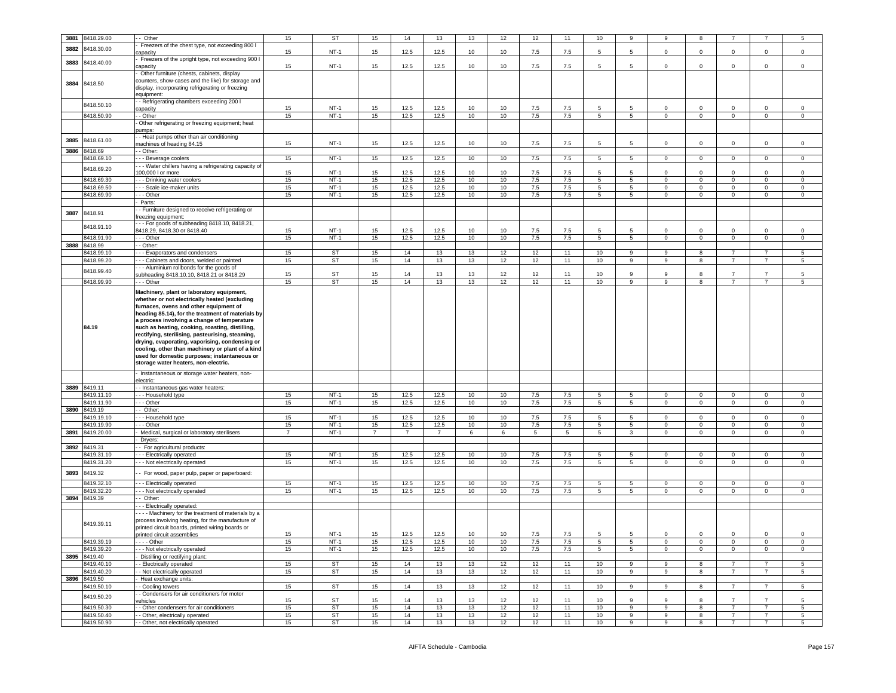| 3881 | 8418.29.00 | - - Other | 15 | ST | 15 | 14 | 13 | 13 | 12 | 12 | 11 | 10 | 9 | 9 | 8 | 7 | 7 | 5 |
|---|---|---|---|---|---|---|---|---|---|---|---|---|---|---|---|---|---|---|
| 3882 | 8418.30.00 | - Freezers of the chest type, not exceeding 800 l capacity | 15 | NT-1 | 15 | 12.5 | 12.5 | 10 | 10 | 7.5 | 7.5 | 5 | 5 | 0 | 0 | 0 | 0 | 0 |
| 3883 | 8418.40.00 | - Freezers of the upright type, not exceeding 900 l capacity | 15 | NT-1 | 15 | 12.5 | 12.5 | 10 | 10 | 7.5 | 7.5 | 5 | 5 | 0 | 0 | 0 | 0 | 0 |
| 3884 | 8418.50 | - Other furniture (chests, cabinets, display counters, show-cases and the like) for storage and display, incorporating refrigerating or freezing equipment: | | | | | | | | | | | | | | | | |
| | 8418.50.10 | - - Refrigerating chambers exceeding 200 l capacity | 15 | NT-1 | 15 | 12.5 | 12.5 | 10 | 10 | 7.5 | 7.5 | 5 | 5 | 0 | 0 | 0 | 0 | 0 |
| | 8418.50.90 | - - Other | 15 | NT-1 | 15 | 12.5 | 12.5 | 10 | 10 | 7.5 | 7.5 | 5 | 5 | 0 | 0 | 0 | 0 | 0 |
| | | - Other refrigerating or freezing equipment; heat pumps: | | | | | | | | | | | | | | | | |
| 3885 | 8418.61.00 | - - Heat pumps other than air conditioning machines of heading 84.15 | 15 | NT-1 | 15 | 12.5 | 12.5 | 10 | 10 | 7.5 | 7.5 | 5 | 5 | 0 | 0 | 0 | 0 | 0 |
| 3886 | 8418.69 | - - Other: | | | | | | | | | | | | | | | | |
| | 8418.69.10 | - - - Beverage coolers | 15 | NT-1 | 15 | 12.5 | 12.5 | 10 | 10 | 7.5 | 7.5 | 5 | 5 | 0 | 0 | 0 | 0 | 0 |
| | 8418.69.20 | - - - Water chillers having a refrigerating capacity of 100,000 l or more | 15 | NT-1 | 15 | 12.5 | 12.5 | 10 | 10 | 7.5 | 7.5 | 5 | 5 | 0 | 0 | 0 | 0 | 0 |
| | 8418.69.30 | - - - Drinking water coolers | 15 | NT-1 | 15 | 12.5 | 12.5 | 10 | 10 | 7.5 | 7.5 | 5 | 5 | 0 | 0 | 0 | 0 | 0 |
| | 8418.69.50 | - - - Scale ice-maker units | 15 | NT-1 | 15 | 12.5 | 12.5 | 10 | 10 | 7.5 | 7.5 | 5 | 5 | 0 | 0 | 0 | 0 | 0 |
| | 8418.69.90 | - - - Other | 15 | NT-1 | 15 | 12.5 | 12.5 | 10 | 10 | 7.5 | 7.5 | 5 | 5 | 0 | 0 | 0 | 0 | 0 |
| | | - Parts: | | | | | | | | | | | | | | | | |
| 3887 | 8418.91 | - - Furniture designed to receive refrigerating or freezing equipment: | | | | | | | | | | | | | | | | |
| | 8418.91.10 | - - - For goods of subheading 8418.10, 8418.21, 8418.29, 8418.30 or 8418.40 | 15 | NT-1 | 15 | 12.5 | 12.5 | 10 | 10 | 7.5 | 7.5 | 5 | 5 | 0 | 0 | 0 | 0 | 0 |
| | 8418.91.90 | - - - Other | 15 | NT-1 | 15 | 12.5 | 12.5 | 10 | 10 | 7.5 | 7.5 | 5 | 5 | 0 | 0 | 0 | 0 | 0 |
| 3888 | 8418.99 | - - Other: | | | | | | | | | | | | | | | | |
| | 8418.99.10 | - - - Evaporators and condensers | 15 | ST | 15 | 14 | 13 | 13 | 12 | 12 | 11 | 10 | 9 | 9 | 8 | 7 | 7 | 5 |
| | 8418.99.20 | - - - Cabinets and doors, welded or painted | 15 | ST | 15 | 14 | 13 | 13 | 12 | 12 | 11 | 10 | 9 | 9 | 8 | 7 | 7 | 5 |
| | 8418.99.40 | - - - Aluminium rollbonds for the goods of subheading 8418.10.10, 8418.21 or 8418.29 | 15 | ST | 15 | 14 | 13 | 13 | 12 | 12 | 11 | 10 | 9 | 9 | 8 | 7 | 7 | 5 |
| | 8418.99.90 | - - - Other | 15 | ST | 15 | 14 | 13 | 13 | 12 | 12 | 11 | 10 | 9 | 9 | 8 | 7 | 7 | 5 |
| | **84.19** | **Machinery, plant or laboratory equipment, whether or not electrically heated (excluding furnaces, ovens and other equipment of heading 85.14), for the treatment of materials by a process involving a change of temperature such as heating, cooking, roasting, distilling, rectifying, sterilising, pasteurising, steaming, drying, evaporating, vaporising, condensing or cooling, other than machinery or plant of a kind used for domestic purposes; instantaneous or storage water heaters, non-electric.** | | | | | | | | | | | | | | | | |
| | | - Instantaneous or storage water heaters, non-electric: | | | | | | | | | | | | | | | | |
| 3889 | 8419.11 | - - Instantaneous gas water heaters: | | | | | | | | | | | | | | | | |
| | 8419.11.10 | - - - Household type | 15 | NT-1 | 15 | 12.5 | 12.5 | 10 | 10 | 7.5 | 7.5 | 5 | 5 | 0 | 0 | 0 | 0 | 0 |
| | 8419.11.90 | - - - Other | 15 | NT-1 | 15 | 12.5 | 12.5 | 10 | 10 | 7.5 | 7.5 | 5 | 5 | 0 | 0 | 0 | 0 | 0 |
| 3890 | 8419.19 | - - Other: | | | | | | | | | | | | | | | | |
| | 8419.19.10 | - - - Household type | 15 | NT-1 | 15 | 12.5 | 12.5 | 10 | 10 | 7.5 | 7.5 | 5 | 5 | 0 | 0 | 0 | 0 | 0 |
| | 8419.19.90 | - - - Other | 15 | NT-1 | 15 | 12.5 | 12.5 | 10 | 10 | 7.5 | 7.5 | 5 | 5 | 0 | 0 | 0 | 0 | 0 |
| 3891 | 8419.20.00 | - Medical, surgical or laboratory sterilisers | 7 | NT-1 | 7 | 7 | 7 | 6 | 6 | 5 | 5 | 5 | 3 | 0 | 0 | 0 | 0 | 0 |
| | | - Dryers: | | | | | | | | | | | | | | | | |
| 3892 | 8419.31 | - - For agricultural products: | | | | | | | | | | | | | | | | |
| | 8419.31.10 | - - - Electrically operated | 15 | NT-1 | 15 | 12.5 | 12.5 | 10 | 10 | 7.5 | 7.5 | 5 | 5 | 0 | 0 | 0 | 0 | 0 |
| | 8419.31.20 | - - - Not electrically operated | 15 | NT-1 | 15 | 12.5 | 12.5 | 10 | 10 | 7.5 | 7.5 | 5 | 5 | 0 | 0 | 0 | 0 | 0 |
| 3893 | 8419.32 | - - For wood, paper pulp, paper or paperboard: | | | | | | | | | | | | | | | | |
| | 8419.32.10 | - - - Electrically operated | 15 | NT-1 | 15 | 12.5 | 12.5 | 10 | 10 | 7.5 | 7.5 | 5 | 5 | 0 | 0 | 0 | 0 | 0 |
| | 8419.32.20 | - - - Not electrically operated | 15 | NT-1 | 15 | 12.5 | 12.5 | 10 | 10 | 7.5 | 7.5 | 5 | 5 | 0 | 0 | 0 | 0 | 0 |
| 3894 | 8419.39 | - - Other: | | | | | | | | | | | | | | | | |
| | | - - - Electrically operated: | | | | | | | | | | | | | | | | |
| | 8419.39.11 | - - - - Machinery for the treatment of materials by a process involving heating, for the manufacture of printed circuit boards, printed wiring boards or printed circuit assemblies | 15 | NT-1 | 15 | 12.5 | 12.5 | 10 | 10 | 7.5 | 7.5 | 5 | 5 | 0 | 0 | 0 | 0 | 0 |
| | 8419.39.19 | - - - - Other | 15 | NT-1 | 15 | 12.5 | 12.5 | 10 | 10 | 7.5 | 7.5 | 5 | 5 | 0 | 0 | 0 | 0 | 0 |
| | 8419.39.20 | - - - Not electrically operated | 15 | NT-1 | 15 | 12.5 | 12.5 | 10 | 10 | 7.5 | 7.5 | 5 | 5 | 0 | 0 | 0 | 0 | 0 |
| 3895 | 8419.40 | - Distilling or rectifying plant: | | | | | | | | | | | | | | | | |
| | 8419.40.10 | - - Electrically operated | 15 | ST | 15 | 14 | 13 | 13 | 12 | 12 | 11 | 10 | 9 | 9 | 8 | 7 | 7 | 5 |
| | 8419.40.20 | - - Not electrically operated | 15 | ST | 15 | 14 | 13 | 13 | 12 | 12 | 11 | 10 | 9 | 9 | 8 | 7 | 7 | 5 |
| 3896 | 8419.50 | - Heat exchange units: | | | | | | | | | | | | | | | | |
| | 8419.50.10 | - - Cooling towers | 15 | ST | 15 | 14 | 13 | 13 | 12 | 12 | 11 | 10 | 9 | 9 | 8 | 7 | 7 | 5 |
| | 8419.50.20 | - - Condensers for air conditioners for motor vehicles | 15 | ST | 15 | 14 | 13 | 13 | 12 | 12 | 11 | 10 | 9 | 9 | 8 | 7 | 7 | 5 |
| | 8419.50.30 | - - Other condensers for air conditioners | 15 | ST | 15 | 14 | 13 | 13 | 12 | 12 | 11 | 10 | 9 | 9 | 8 | 7 | 7 | 5 |
| | 8419.50.40 | - - Other, electrically operated | 15 | ST | 15 | 14 | 13 | 13 | 12 | 12 | 11 | 10 | 9 | 9 | 8 | 7 | 7 | 5 |
| | 8419.50.90 | - - Other, not electrically operated | 15 | ST | 15 | 14 | 13 | 13 | 12 | 12 | 11 | 10 | 9 | 9 | 8 | 7 | 7 | 5 |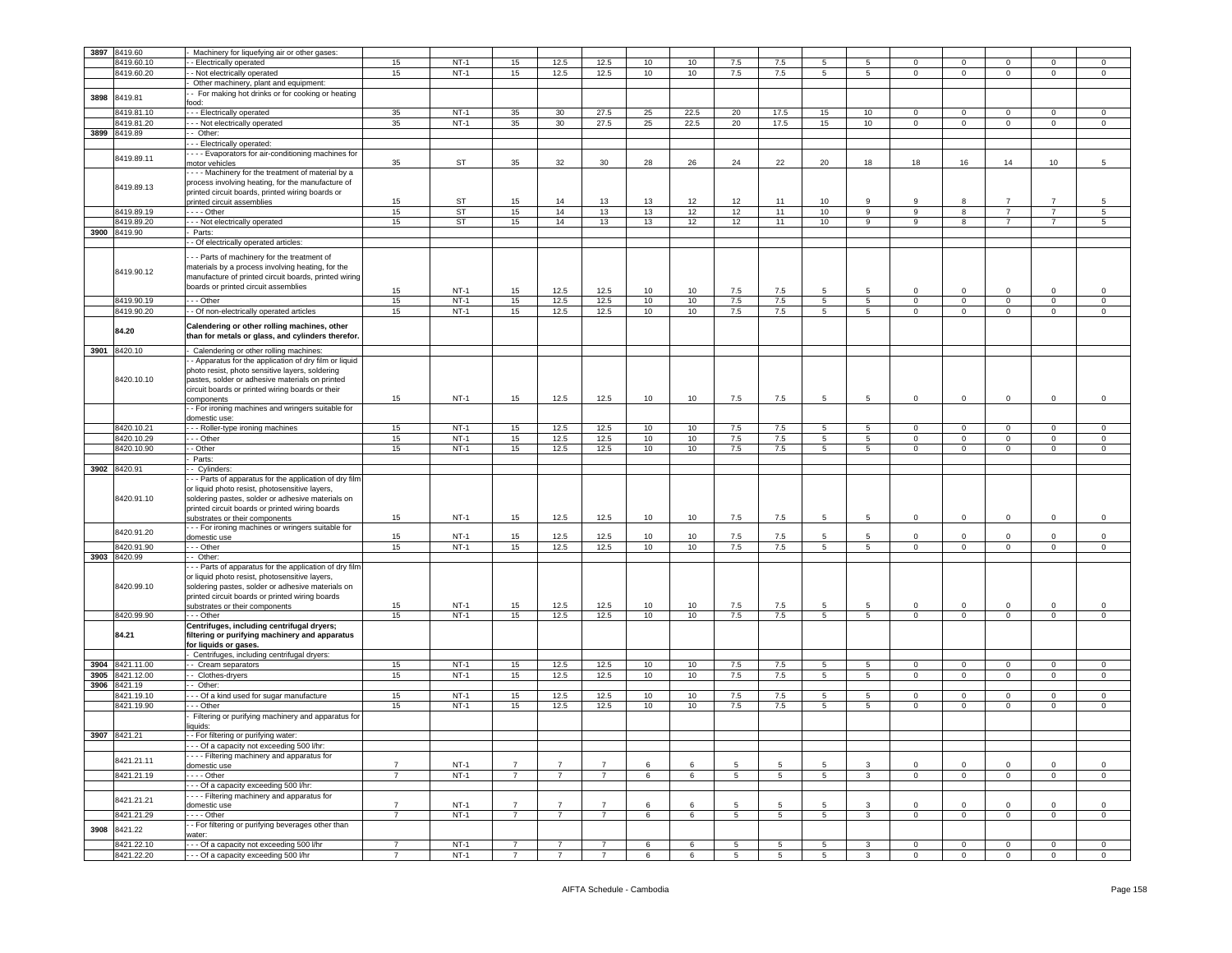| | | | | | | | | | | | | | | | | | |
|---|---|---|---|---|---|---|---|---|---|---|---|---|---|---|---|---|---|
| 3897 | 8419.60 | - Machinery for liquefying air or other gases: | | | | | | | | | | | | | | | |
| | 8419.60.10 | - - Electrically operated | 15 | NT-1 | 15 | 12.5 | 12.5 | 10 | 10 | 7.5 | 7.5 | 5 | 5 | 0 | 0 | 0 | 0 | 0 |
| | 8419.60.20 | - - Not electrically operated | 15 | NT-1 | 15 | 12.5 | 12.5 | 10 | 10 | 7.5 | 7.5 | 5 | 5 | 0 | 0 | 0 | 0 | 0 |
| | | - Other machinery, plant and equipment: | | | | | | | | | | | | | | | | |
| 3898 | 8419.81 | - - For making hot drinks or for cooking or heating food: | | | | | | | | | | | | | | | | |
| | 8419.81.10 | - - - Electrically operated | 35 | NT-1 | 35 | 30 | 27.5 | 25 | 22.5 | 20 | 17.5 | 15 | 10 | 0 | 0 | 0 | 0 | 0 |
| | 8419.81.20 | - - - Not electrically operated | 35 | NT-1 | 35 | 30 | 27.5 | 25 | 22.5 | 20 | 17.5 | 15 | 10 | 0 | 0 | 0 | 0 | 0 |
| 3899 | 8419.89 | - - Other: | | | | | | | | | | | | | | | | |
| | | - - - Electrically operated: | | | | | | | | | | | | | | | | |
| | 8419.89.11 | - - - - Evaporators for air-conditioning machines for motor vehicles | 35 | ST | 35 | 32 | 30 | 28 | 26 | 24 | 22 | 20 | 18 | 18 | 16 | 14 | 10 | 5 |
| | 8419.89.13 | - - - - Machinery for the treatment of material by a process involving heating, for the manufacture of printed circuit boards, printed wiring boards or printed circuit assemblies | 15 | ST | 15 | 14 | 13 | 13 | 12 | 12 | 11 | 10 | 9 | 9 | 8 | 7 | 7 | 5 |
| | 8419.89.19 | - - - - Other | 15 | ST | 15 | 14 | 13 | 13 | 12 | 12 | 11 | 10 | 9 | 9 | 8 | 7 | 7 | 5 |
| | 8419.89.20 | - - - Not electrically operated | 15 | ST | 15 | 14 | 13 | 13 | 12 | 12 | 11 | 10 | 9 | 9 | 8 | 7 | 7 | 5 |
| 3900 | 8419.90 | - Parts: | | | | | | | | | | | | | | | | |
| | | - - Of electrically operated articles: | | | | | | | | | | | | | | | | |
| | 8419.90.12 | - - - Parts of machinery for the treatment of materials by a process involving heating, for the manufacture of printed circuit boards, printed wiring boards or printed circuit assemblies | 15 | NT-1 | 15 | 12.5 | 12.5 | 10 | 10 | 7.5 | 7.5 | 5 | 5 | 0 | 0 | 0 | 0 | 0 |
| | 8419.90.19 | - - - Other | 15 | NT-1 | 15 | 12.5 | 12.5 | 10 | 10 | 7.5 | 7.5 | 5 | 5 | 0 | 0 | 0 | 0 | 0 |
| | 8419.90.20 | - - Of non-electrically operated articles | 15 | NT-1 | 15 | 12.5 | 12.5 | 10 | 10 | 7.5 | 7.5 | 5 | 5 | 0 | 0 | 0 | 0 | 0 |
| | **84.20** | **Calendering or other rolling machines, other than for metals or glass, and cylinders therefor.** | | | | | | | | | | | | | | | | |
| 3901 | 8420.10 | - Calendering or other rolling machines: | | | | | | | | | | | | | | | | |
| | 8420.10.10 | - - Apparatus for the application of dry film or liquid photo resist, photo sensitive layers, soldering pastes, solder or adhesive materials on printed circuit boards or printed wiring boards or their components | 15 | NT-1 | 15 | 12.5 | 12.5 | 10 | 10 | 7.5 | 7.5 | 5 | 5 | 0 | 0 | 0 | 0 | 0 |
| | | - - For ironing machines and wringers suitable for domestic use: | | | | | | | | | | | | | | | | |
| | 8420.10.21 | - - - Roller-type ironing machines | 15 | NT-1 | 15 | 12.5 | 12.5 | 10 | 10 | 7.5 | 7.5 | 5 | 5 | 0 | 0 | 0 | 0 | 0 |
| | 8420.10.29 | - - - Other | 15 | NT-1 | 15 | 12.5 | 12.5 | 10 | 10 | 7.5 | 7.5 | 5 | 5 | 0 | 0 | 0 | 0 | 0 |
| | 8420.10.90 | - - Other | 15 | NT-1 | 15 | 12.5 | 12.5 | 10 | 10 | 7.5 | 7.5 | 5 | 5 | 0 | 0 | 0 | 0 | 0 |
| | | - Parts: | | | | | | | | | | | | | | | | |
| 3902 | 8420.91 | - - Cylinders: | | | | | | | | | | | | | | | | |
| | 8420.91.10 | - - - Parts of apparatus for the application of dry film or liquid photo resist, photosensitive layers, soldering pastes, solder or adhesive materials on printed circuit boards or printed wiring boards substrates or their components | 15 | NT-1 | 15 | 12.5 | 12.5 | 10 | 10 | 7.5 | 7.5 | 5 | 5 | 0 | 0 | 0 | 0 | 0 |
| | 8420.91.20 | - - - For ironing machines or wringers suitable for domestic use | 15 | NT-1 | 15 | 12.5 | 12.5 | 10 | 10 | 7.5 | 7.5 | 5 | 5 | 0 | 0 | 0 | 0 | 0 |
| | 8420.91.90 | - - - Other | 15 | NT-1 | 15 | 12.5 | 12.5 | 10 | 10 | 7.5 | 7.5 | 5 | 5 | 0 | 0 | 0 | 0 | 0 |
| 3903 | 8420.99 | - - Other: | | | | | | | | | | | | | | | | |
| | 8420.99.10 | - - - Parts of apparatus for the application of dry film or liquid photo resist, photosensitive layers, soldering pastes, solder or adhesive materials on printed circuit boards or printed wiring boards substrates or their components | 15 | NT-1 | 15 | 12.5 | 12.5 | 10 | 10 | 7.5 | 7.5 | 5 | 5 | 0 | 0 | 0 | 0 | 0 |
| | 8420.99.90 | - - - Other | 15 | NT-1 | 15 | 12.5 | 12.5 | 10 | 10 | 7.5 | 7.5 | 5 | 5 | 0 | 0 | 0 | 0 | 0 |
| | **84.21** | **Centrifuges, including centrifugal dryers; filtering or purifying machinery and apparatus for liquids or gases.** | | | | | | | | | | | | | | | | |
| | | - Centrifuges, including centrifugal dryers: | | | | | | | | | | | | | | | | |
| 3904 | 8421.11.00 | - - Cream separators | 15 | NT-1 | 15 | 12.5 | 12.5 | 10 | 10 | 7.5 | 7.5 | 5 | 5 | 0 | 0 | 0 | 0 | 0 |
| 3905 | 8421.12.00 | - - Clothes-dryers | 15 | NT-1 | 15 | 12.5 | 12.5 | 10 | 10 | 7.5 | 7.5 | 5 | 5 | 0 | 0 | 0 | 0 | 0 |
| 3906 | 8421.19 | - - Other: | | | | | | | | | | | | | | | | |
| | 8421.19.10 | - - - Of a kind used for sugar manufacture | 15 | NT-1 | 15 | 12.5 | 12.5 | 10 | 10 | 7.5 | 7.5 | 5 | 5 | 0 | 0 | 0 | 0 | 0 |
| | 8421.19.90 | - - - Other | 15 | NT-1 | 15 | 12.5 | 12.5 | 10 | 10 | 7.5 | 7.5 | 5 | 5 | 0 | 0 | 0 | 0 | 0 |
| | | - Filtering or purifying machinery and apparatus for liquids: | | | | | | | | | | | | | | | | |
| 3907 | 8421.21 | - - For filtering or purifying water: | | | | | | | | | | | | | | | | |
| | | - - - Of a capacity not exceeding 500 l/hr: | | | | | | | | | | | | | | | | |
| | 8421.21.11 | - - - - Filtering machinery and apparatus for domestic use | 7 | NT-1 | 7 | 7 | 7 | 6 | 6 | 5 | 5 | 5 | 3 | 0 | 0 | 0 | 0 | 0 |
| | 8421.21.19 | - - - - Other | 7 | NT-1 | 7 | 7 | 7 | 6 | 6 | 5 | 5 | 5 | 3 | 0 | 0 | 0 | 0 | 0 |
| | | - - - Of a capacity exceeding 500 l/hr: | | | | | | | | | | | | | | | | |
| | 8421.21.21 | - - - - Filtering machinery and apparatus for domestic use | 7 | NT-1 | 7 | 7 | 7 | 6 | 6 | 5 | 5 | 5 | 3 | 0 | 0 | 0 | 0 | 0 |
| | 8421.21.29 | - - - - Other | 7 | NT-1 | 7 | 7 | 7 | 6 | 6 | 5 | 5 | 5 | 3 | 0 | 0 | 0 | 0 | 0 |
| 3908 | 8421.22 | - - For filtering or purifying beverages other than water: | | | | | | | | | | | | | | | | |
| | 8421.22.10 | - - - Of a capacity not exceeding 500 l/hr | 7 | NT-1 | 7 | 7 | 7 | 6 | 6 | 5 | 5 | 5 | 3 | 0 | 0 | 0 | 0 | 0 |
| | 8421.22.20 | - - - Of a capacity exceeding 500 l/hr | 7 | NT-1 | 7 | 7 | 7 | 6 | 6 | 5 | 5 | 5 | 3 | 0 | 0 | 0 | 0 | 0 |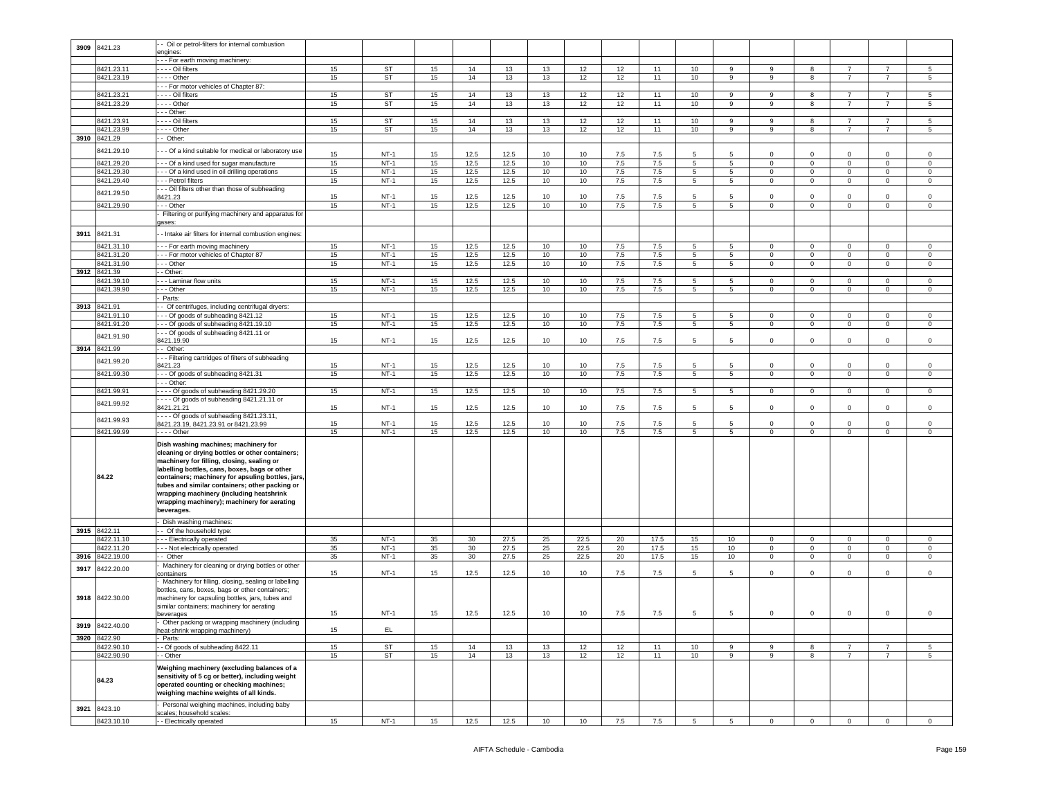| 3909 | 8421.23 | - - Oil or petrol-filters for internal combustion engines: | | | | | | | | | | | | | | | |
|---|---|---|---|---|---|---|---|---|---|---|---|---|---|---|---|---|---|
| | | - - - For earth moving machinery: | | | | | | | | | | | | | | | |
| | 8421.23.11 | - - - - Oil filters | 15 | ST | 15 | 14 | 13 | 13 | 12 | 12 | 11 | 10 | 9 | 9 | 8 | 7 | 7 | 5 |
| | 8421.23.19 | - - - - Other | 15 | ST | 15 | 14 | 13 | 13 | 12 | 12 | 11 | 10 | 9 | 9 | 8 | 7 | 7 | 5 |
| | | - - - For motor vehicles of Chapter 87: | | | | | | | | | | | | | | | |
| | 8421.23.21 | - - - - Oil filters | 15 | ST | 15 | 14 | 13 | 13 | 12 | 12 | 11 | 10 | 9 | 9 | 8 | 7 | 7 | 5 |
| | 8421.23.29 | - - - - Other | 15 | ST | 15 | 14 | 13 | 13 | 12 | 12 | 11 | 10 | 9 | 9 | 8 | 7 | 7 | 5 |
| | | - - - Other: | | | | | | | | | | | | | | | |
| | 8421.23.91 | - - - - Oil filters | 15 | ST | 15 | 14 | 13 | 13 | 12 | 12 | 11 | 10 | 9 | 9 | 8 | 7 | 7 | 5 |
| | 8421.23.99 | - - - - Other | 15 | ST | 15 | 14 | 13 | 13 | 12 | 12 | 11 | 10 | 9 | 9 | 8 | 7 | 7 | 5 |
| 3910 | 8421.29 | - - Other: | | | | | | | | | | | | | | | |
| | 8421.29.10 | - - - Of a kind suitable for medical or laboratory use | 15 | NT-1 | 15 | 12.5 | 12.5 | 10 | 10 | 7.5 | 7.5 | 5 | 5 | 0 | 0 | 0 | 0 | 0 |
| | 8421.29.20 | - - - Of a kind used for sugar manufacture | 15 | NT-1 | 15 | 12.5 | 12.5 | 10 | 10 | 7.5 | 7.5 | 5 | 5 | 0 | 0 | 0 | 0 | 0 |
| | 8421.29.30 | - - - Of a kind used in oil drilling operations | 15 | NT-1 | 15 | 12.5 | 12.5 | 10 | 10 | 7.5 | 7.5 | 5 | 5 | 0 | 0 | 0 | 0 | 0 |
| | 8421.29.40 | - - - Petrol filters | 15 | NT-1 | 15 | 12.5 | 12.5 | 10 | 10 | 7.5 | 7.5 | 5 | 5 | 0 | 0 | 0 | 0 | 0 |
| | 8421.29.50 | - - - Oil filters other than those of subheading 8421.23 | 15 | NT-1 | 15 | 12.5 | 12.5 | 10 | 10 | 7.5 | 7.5 | 5 | 5 | 0 | 0 | 0 | 0 | 0 |
| | 8421.29.90 | - - - Other | 15 | NT-1 | 15 | 12.5 | 12.5 | 10 | 10 | 7.5 | 7.5 | 5 | 5 | 0 | 0 | 0 | 0 | 0 |
| | | - Filtering or purifying machinery and apparatus for gases: | | | | | | | | | | | | | | | |
| 3911 | 8421.31 | - - Intake air filters for internal combustion engines: | | | | | | | | | | | | | | | |
| | 8421.31.10 | - - - For earth moving machinery | 15 | NT-1 | 15 | 12.5 | 12.5 | 10 | 10 | 7.5 | 7.5 | 5 | 5 | 0 | 0 | 0 | 0 | 0 |
| | 8421.31.20 | - - - For motor vehicles of Chapter 87 | 15 | NT-1 | 15 | 12.5 | 12.5 | 10 | 10 | 7.5 | 7.5 | 5 | 5 | 0 | 0 | 0 | 0 | 0 |
| | 8421.31.90 | - - - Other | 15 | NT-1 | 15 | 12.5 | 12.5 | 10 | 10 | 7.5 | 7.5 | 5 | 5 | 0 | 0 | 0 | 0 | 0 |
| 3912 | 8421.39 | - - Other: | | | | | | | | | | | | | | | |
| | 8421.39.10 | - - - Laminar flow units | 15 | NT-1 | 15 | 12.5 | 12.5 | 10 | 10 | 7.5 | 7.5 | 5 | 5 | 0 | 0 | 0 | 0 | 0 |
| | 8421.39.90 | - - - Other | 15 | NT-1 | 15 | 12.5 | 12.5 | 10 | 10 | 7.5 | 7.5 | 5 | 5 | 0 | 0 | 0 | 0 | 0 |
| | | - Parts: | | | | | | | | | | | | | | | |
| 3913 | 8421.91 | - - Of centrifuges, including centrifugal dryers: | | | | | | | | | | | | | | | |
| | 8421.91.10 | - - - Of goods of subheading 8421.12 | 15 | NT-1 | 15 | 12.5 | 12.5 | 10 | 10 | 7.5 | 7.5 | 5 | 5 | 0 | 0 | 0 | 0 | 0 |
| | 8421.91.20 | - - - Of goods of subheading 8421.19.10 | 15 | NT-1 | 15 | 12.5 | 12.5 | 10 | 10 | 7.5 | 7.5 | 5 | 5 | 0 | 0 | 0 | 0 | 0 |
| | 8421.91.90 | - - - Of goods of subheading 8421.11 or 8421.19.90 | 15 | NT-1 | 15 | 12.5 | 12.5 | 10 | 10 | 7.5 | 7.5 | 5 | 5 | 0 | 0 | 0 | 0 | 0 |
| 3914 | 8421.99 | - - Other: | | | | | | | | | | | | | | | |
| | 8421.99.20 | - - - Filtering cartridges of filters of subheading 8421.23 | 15 | NT-1 | 15 | 12.5 | 12.5 | 10 | 10 | 7.5 | 7.5 | 5 | 5 | 0 | 0 | 0 | 0 | 0 |
| | 8421.99.30 | - - - Of goods of subheading 8421.31 | 15 | NT-1 | 15 | 12.5 | 12.5 | 10 | 10 | 7.5 | 7.5 | 5 | 5 | 0 | 0 | 0 | 0 | 0 |
| | | - - - Other: | | | | | | | | | | | | | | | |
| | 8421.99.91 | - - - - Of goods of subheading 8421.29.20 | 15 | NT-1 | 15 | 12.5 | 12.5 | 10 | 10 | 7.5 | 7.5 | 5 | 5 | 0 | 0 | 0 | 0 | 0 |
| | 8421.99.92 | - - - - Of goods of subheading 8421.21.11 or 8421.21.21 | 15 | NT-1 | 15 | 12.5 | 12.5 | 10 | 10 | 7.5 | 7.5 | 5 | 5 | 0 | 0 | 0 | 0 | 0 |
| | 8421.99.93 | - - - - Of goods of subheading 8421.23.11, 8421.23.19, 8421.23.91 or 8421.23.99 | 15 | NT-1 | 15 | 12.5 | 12.5 | 10 | 10 | 7.5 | 7.5 | 5 | 5 | 0 | 0 | 0 | 0 | 0 |
| | 8421.99.99 | - - - - Other | 15 | NT-1 | 15 | 12.5 | 12.5 | 10 | 10 | 7.5 | 7.5 | 5 | 5 | 0 | 0 | 0 | 0 | 0 |
| | 84.22 | **Dish washing machines; machinery for cleaning or drying bottles or other containers; machinery for filling, closing, sealing or labelling bottles, cans, boxes, bags or other containers; machinery for apsuling bottles, jars, tubes and similar containers; other packing or wrapping machinery (including heatshrink wrapping machinery); machinery for aerating beverages.** | | | | | | | | | | | | | | | |
| | | - Dish washing machines: | | | | | | | | | | | | | | | |
| 3915 | 8422.11 | - - Of the household type: | | | | | | | | | | | | | | | |
| | 8422.11.10 | - - - Electrically operated | 35 | NT-1 | 35 | 30 | 27.5 | 25 | 22.5 | 20 | 17.5 | 15 | 10 | 0 | 0 | 0 | 0 | 0 |
| | 8422.11.20 | - - - Not electrically operated | 35 | NT-1 | 35 | 30 | 27.5 | 25 | 22.5 | 20 | 17.5 | 15 | 10 | 0 | 0 | 0 | 0 | 0 |
| 3916 | 8422.19.00 | - - Other | 35 | NT-1 | 35 | 30 | 27.5 | 25 | 22.5 | 20 | 17.5 | 15 | 10 | 0 | 0 | 0 | 0 | 0 |
| 3917 | 8422.20.00 | - Machinery for cleaning or drying bottles or other containers | 15 | NT-1 | 15 | 12.5 | 12.5 | 10 | 10 | 7.5 | 7.5 | 5 | 5 | 0 | 0 | 0 | 0 | 0 |
| 3918 | 8422.30.00 | - Machinery for filling, closing, sealing or labelling bottles, cans, boxes, bags or other containers; machinery for capsuling bottles, jars, tubes and similar containers; machinery for aerating beverages | 15 | NT-1 | 15 | 12.5 | 12.5 | 10 | 10 | 7.5 | 7.5 | 5 | 5 | 0 | 0 | 0 | 0 | 0 |
| 3919 | 8422.40.00 | - Other packing or wrapping machinery (including heat-shrink wrapping machinery) | 15 | EL | | | | | | | | | | | | | |
| 3920 | 8422.90 | - Parts: | | | | | | | | | | | | | | | |
| | 8422.90.10 | - - Of goods of subheading 8422.11 | 15 | ST | 15 | 14 | 13 | 13 | 12 | 12 | 11 | 10 | 9 | 9 | 8 | 7 | 7 | 5 |
| | 8422.90.90 | - - Other | 15 | ST | 15 | 14 | 13 | 13 | 12 | 12 | 11 | 10 | 9 | 9 | 8 | 7 | 7 | 5 |
| | 84.23 | **Weighing machinery (excluding balances of a sensitivity of 5 cg or better), including weight operated counting or checking machines; weighing machine weights of all kinds.** | | | | | | | | | | | | | | | |
| 3921 | 8423.10 | - Personal weighing machines, including baby scales; household scales: | | | | | | | | | | | | | | | |
| | 8423.10.10 | - - Electrically operated | 15 | NT-1 | 15 | 12.5 | 12.5 | 10 | 10 | 7.5 | 7.5 | 5 | 5 | 0 | 0 | 0 | 0 | 0 |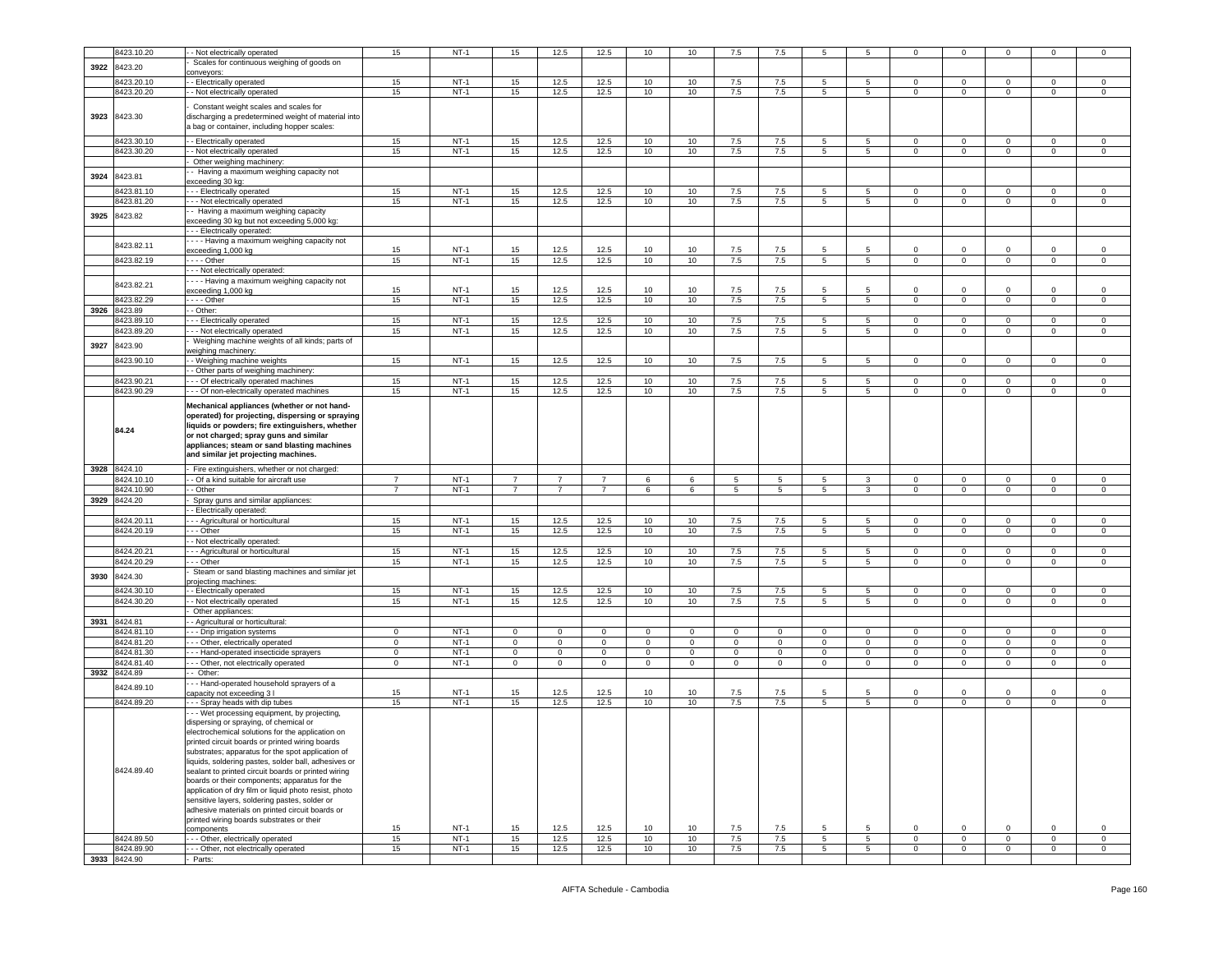| | 8423.10.20 | - - Not electrically operated | 15 | NT-1 | 15 | 12.5 | 12.5 | 10 | 10 | 7.5 | 7.5 | 5 | 5 | 0 | 0 | 0 | 0 | 0 |
|---|---|---|---|---|---|---|---|---|---|---|---|---|---|---|---|---|---|---|
| 3922 | 8423.20 | - Scales for continuous weighing of goods on conveyors: | | | | | | | | | | | | | | | | |
| | 8423.20.10 | - - Electrically operated | 15 | NT-1 | 15 | 12.5 | 12.5 | 10 | 10 | 7.5 | 7.5 | 5 | 5 | 0 | 0 | 0 | 0 | 0 |
| | 8423.20.20 | - - Not electrically operated | 15 | NT-1 | 15 | 12.5 | 12.5 | 10 | 10 | 7.5 | 7.5 | 5 | 5 | 0 | 0 | 0 | 0 | 0 |
| 3923 | 8423.30 | - Constant weight scales and scales for discharging a predetermined weight of material into a bag or container, including hopper scales: | | | | | | | | | | | | | | | | |
| | 8423.30.10 | - - Electrically operated | 15 | NT-1 | 15 | 12.5 | 12.5 | 10 | 10 | 7.5 | 7.5 | 5 | 5 | 0 | 0 | 0 | 0 | 0 |
| | 8423.30.20 | - - Not electrically operated | 15 | NT-1 | 15 | 12.5 | 12.5 | 10 | 10 | 7.5 | 7.5 | 5 | 5 | 0 | 0 | 0 | 0 | 0 |
| | | - Other weighing machinery: | | | | | | | | | | | | | | | | |
| 3924 | 8423.81 | - - Having a maximum weighing capacity not exceeding 30 kg: | | | | | | | | | | | | | | | | |
| | 8423.81.10 | - - - Electrically operated | 15 | NT-1 | 15 | 12.5 | 12.5 | 10 | 10 | 7.5 | 7.5 | 5 | 5 | 0 | 0 | 0 | 0 | 0 |
| | 8423.81.20 | - - - Not electrically operated | 15 | NT-1 | 15 | 12.5 | 12.5 | 10 | 10 | 7.5 | 7.5 | 5 | 5 | 0 | 0 | 0 | 0 | 0 |
| 3925 | 8423.82 | - - Having a maximum weighing capacity exceeding 30 kg but not exceeding 5,000 kg: | | | | | | | | | | | | | | | | |
| | | - - - Electrically operated: | | | | | | | | | | | | | | | | |
| | 8423.82.11 | - - - - Having a maximum weighing capacity not exceeding 1,000 kg | 15 | NT-1 | 15 | 12.5 | 12.5 | 10 | 10 | 7.5 | 7.5 | 5 | 5 | 0 | 0 | 0 | 0 | 0 |
| | 8423.82.19 | - - - - Other | 15 | NT-1 | 15 | 12.5 | 12.5 | 10 | 10 | 7.5 | 7.5 | 5 | 5 | 0 | 0 | 0 | 0 | 0 |
| | | - - - Not electrically operated: | | | | | | | | | | | | | | | | |
| | 8423.82.21 | - - - - Having a maximum weighing capacity not exceeding 1,000 kg | 15 | NT-1 | 15 | 12.5 | 12.5 | 10 | 10 | 7.5 | 7.5 | 5 | 5 | 0 | 0 | 0 | 0 | 0 |
| | 8423.82.29 | - - - - Other | 15 | NT-1 | 15 | 12.5 | 12.5 | 10 | 10 | 7.5 | 7.5 | 5 | 5 | 0 | 0 | 0 | 0 | 0 |
| 3926 | 8423.89 | - - Other: | | | | | | | | | | | | | | | | |
| | 8423.89.10 | - - - Electrically operated | 15 | NT-1 | 15 | 12.5 | 12.5 | 10 | 10 | 7.5 | 7.5 | 5 | 5 | 0 | 0 | 0 | 0 | 0 |
| | 8423.89.20 | - - - Not electrically operated | 15 | NT-1 | 15 | 12.5 | 12.5 | 10 | 10 | 7.5 | 7.5 | 5 | 5 | 0 | 0 | 0 | 0 | 0 |
| 3927 | 8423.90 | - Weighing machine weights of all kinds; parts of weighing machinery: | | | | | | | | | | | | | | | | |
| | 8423.90.10 | - - Weighing machine weights | 15 | NT-1 | 15 | 12.5 | 12.5 | 10 | 10 | 7.5 | 7.5 | 5 | 5 | 0 | 0 | 0 | 0 | 0 |
| | | - - Other parts of weighing machinery: | | | | | | | | | | | | | | | | |
| | 8423.90.21 | - - - Of electrically operated machines | 15 | NT-1 | 15 | 12.5 | 12.5 | 10 | 10 | 7.5 | 7.5 | 5 | 5 | 0 | 0 | 0 | 0 | 0 |
| | 8423.90.29 | - - - Of non-electrically operated machines | 15 | NT-1 | 15 | 12.5 | 12.5 | 10 | 10 | 7.5 | 7.5 | 5 | 5 | 0 | 0 | 0 | 0 | 0 |
| | **84.24** | **Mechanical appliances (whether or not hand-operated) for projecting, dispersing or spraying liquids or powders; fire extinguishers, whether or not charged; spray guns and similar appliances; steam or sand blasting machines and similar jet projecting machines.** | | | | | | | | | | | | | | | | |
| 3928 | 8424.10 | - Fire extinguishers, whether or not charged: | | | | | | | | | | | | | | | | |
| | 8424.10.10 | - - Of a kind suitable for aircraft use | 7 | NT-1 | 7 | 7 | 7 | 6 | 6 | 5 | 5 | 5 | 3 | 0 | 0 | 0 | 0 | 0 |
| | 8424.10.90 | - - Other | 7 | NT-1 | 7 | 7 | 7 | 6 | 6 | 5 | 5 | 5 | 3 | 0 | 0 | 0 | 0 | 0 |
| 3929 | 8424.20 | - Spray guns and similar appliances: | | | | | | | | | | | | | | | | |
| | | - - Electrically operated: | | | | | | | | | | | | | | | | |
| | 8424.20.11 | - - - Agricultural or horticultural | 15 | NT-1 | 15 | 12.5 | 12.5 | 10 | 10 | 7.5 | 7.5 | 5 | 5 | 0 | 0 | 0 | 0 | 0 |
| | 8424.20.19 | - - - Other | 15 | NT-1 | 15 | 12.5 | 12.5 | 10 | 10 | 7.5 | 7.5 | 5 | 5 | 0 | 0 | 0 | 0 | 0 |
| | | - - Not electrically operated: | | | | | | | | | | | | | | | | |
| | 8424.20.21 | - - - Agricultural or horticultural | 15 | NT-1 | 15 | 12.5 | 12.5 | 10 | 10 | 7.5 | 7.5 | 5 | 5 | 0 | 0 | 0 | 0 | 0 |
| | 8424.20.29 | - - - Other | 15 | NT-1 | 15 | 12.5 | 12.5 | 10 | 10 | 7.5 | 7.5 | 5 | 5 | 0 | 0 | 0 | 0 | 0 |
| 3930 | 8424.30 | - Steam or sand blasting machines and similar jet projecting machines: | | | | | | | | | | | | | | | | |
| | 8424.30.10 | - - Electrically operated | 15 | NT-1 | 15 | 12.5 | 12.5 | 10 | 10 | 7.5 | 7.5 | 5 | 5 | 0 | 0 | 0 | 0 | 0 |
| | 8424.30.20 | - - Not electrically operated | 15 | NT-1 | 15 | 12.5 | 12.5 | 10 | 10 | 7.5 | 7.5 | 5 | 5 | 0 | 0 | 0 | 0 | 0 |
| | | - Other appliances: | | | | | | | | | | | | | | | | |
| 3931 | 8424.81 | - - Agricultural or horticultural: | | | | | | | | | | | | | | | | |
| | 8424.81.10 | - - - Drip irrigation systems | 0 | NT-1 | 0 | 0 | 0 | 0 | 0 | 0 | 0 | 0 | 0 | 0 | 0 | 0 | 0 | 0 |
| | 8424.81.20 | - - - Other, electrically operated | 0 | NT-1 | 0 | 0 | 0 | 0 | 0 | 0 | 0 | 0 | 0 | 0 | 0 | 0 | 0 | 0 |
| | 8424.81.30 | - - - Hand-operated insecticide sprayers | 0 | NT-1 | 0 | 0 | 0 | 0 | 0 | 0 | 0 | 0 | 0 | 0 | 0 | 0 | 0 | 0 |
| | 8424.81.40 | - - - Other, not electrically operated | 0 | NT-1 | 0 | 0 | 0 | 0 | 0 | 0 | 0 | 0 | 0 | 0 | 0 | 0 | 0 | 0 |
| 3932 | 8424.89 | - - Other: | | | | | | | | | | | | | | | | |
| | 8424.89.10 | - - - Hand-operated household sprayers of a capacity not exceeding 3 l | 15 | NT-1 | 15 | 12.5 | 12.5 | 10 | 10 | 7.5 | 7.5 | 5 | 5 | 0 | 0 | 0 | 0 | 0 |
| | 8424.89.20 | - - - Spray heads with dip tubes | 15 | NT-1 | 15 | 12.5 | 12.5 | 10 | 10 | 7.5 | 7.5 | 5 | 5 | 0 | 0 | 0 | 0 | 0 |
| | 8424.89.40 | - - - Wet processing equipment, by projecting, dispersing or spraying, of chemical or electrochemical solutions for the application on printed circuit boards or printed wiring boards substrates; apparatus for the spot application of liquids, soldering pastes, solder ball, adhesives or sealant to printed circuit boards or printed wiring boards or their components; apparatus for the application of dry film or liquid photo resist, photo sensitive layers, soldering pastes, solder or adhesive materials on printed circuit boards or printed wiring boards substrates or their components | 15 | NT-1 | 15 | 12.5 | 12.5 | 10 | 10 | 7.5 | 7.5 | 5 | 5 | 0 | 0 | 0 | 0 | 0 |
| | 8424.89.50 | - - - Other, electrically operated | 15 | NT-1 | 15 | 12.5 | 12.5 | 10 | 10 | 7.5 | 7.5 | 5 | 5 | 0 | 0 | 0 | 0 | 0 |
| | 8424.89.90 | - - - Other, not electrically operated | 15 | NT-1 | 15 | 12.5 | 12.5 | 10 | 10 | 7.5 | 7.5 | 5 | 5 | 0 | 0 | 0 | 0 | 0 |
| 3933 | 8424.90 | - Parts: | | | | | | | | | | | | | | | | |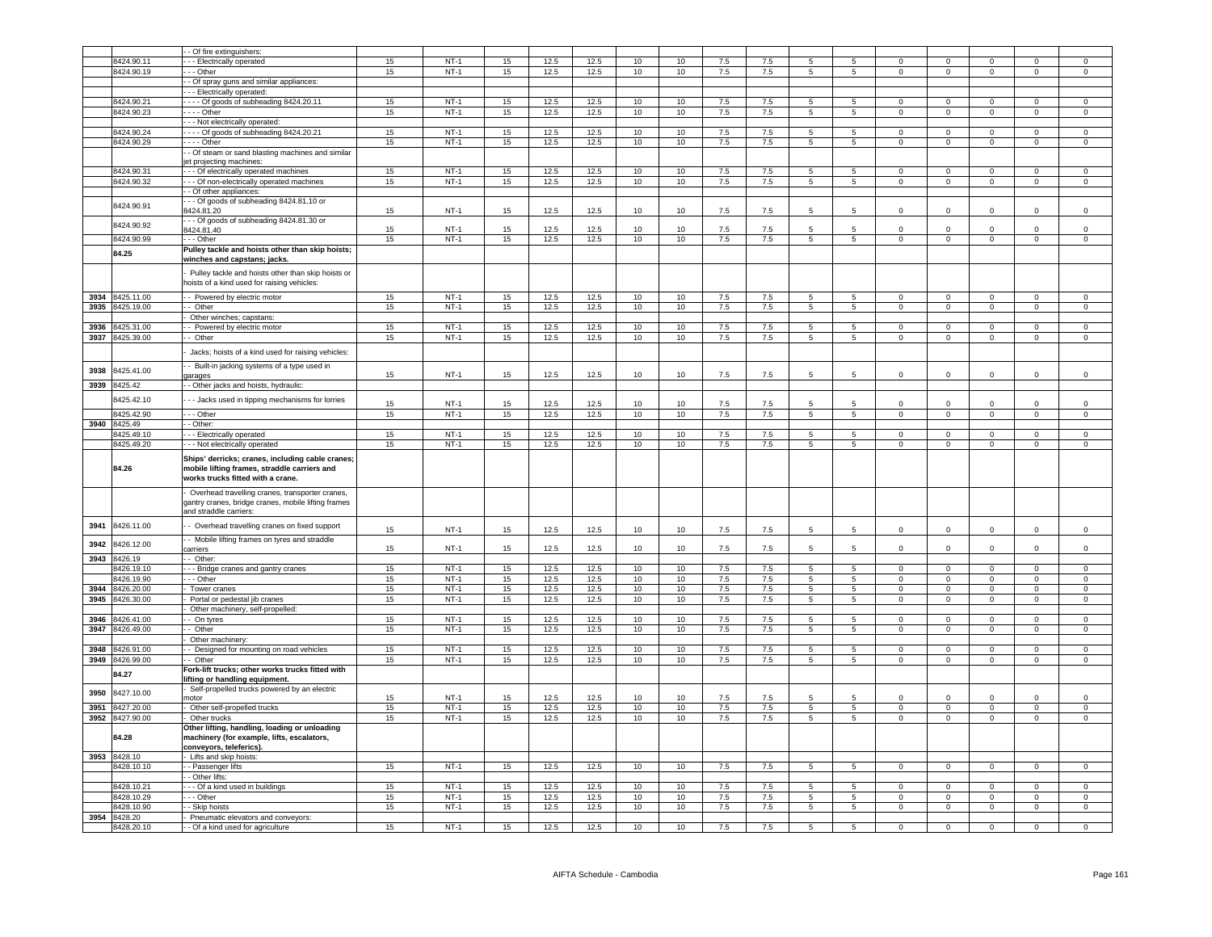| | | | | | | | | | | | | | | | | | | |
|---|---|---|---|---|---|---|---|---|---|---|---|---|---|---|---|---|---|---|
| | | - - Of fire extinguishers: | | | | | | | | | | | | | | | | |
| | 8424.90.11 | - - - Electrically operated | 15 | NT-1 | 15 | 12.5 | 12.5 | 10 | 10 | 7.5 | 7.5 | 5 | 5 | 0 | 0 | 0 | 0 | 0 |
| | 8424.90.19 | - - - Other | 15 | NT-1 | 15 | 12.5 | 12.5 | 10 | 10 | 7.5 | 7.5 | 5 | 5 | 0 | 0 | 0 | 0 | 0 |
| | | - - Of spray guns and similar appliances: | | | | | | | | | | | | | | | | |
| | | - - - Electrically operated: | | | | | | | | | | | | | | | | |
| | 8424.90.21 | - - - - Of goods of subheading 8424.20.11 | 15 | NT-1 | 15 | 12.5 | 12.5 | 10 | 10 | 7.5 | 7.5 | 5 | 5 | 0 | 0 | 0 | 0 | 0 |
| | 8424.90.23 | - - - - Other | 15 | NT-1 | 15 | 12.5 | 12.5 | 10 | 10 | 7.5 | 7.5 | 5 | 5 | 0 | 0 | 0 | 0 | 0 |
| | | - - - Not electrically operated: | | | | | | | | | | | | | | | | |
| | 8424.90.24 | - - - - Of goods of subheading 8424.20.21 | 15 | NT-1 | 15 | 12.5 | 12.5 | 10 | 10 | 7.5 | 7.5 | 5 | 5 | 0 | 0 | 0 | 0 | 0 |
| | 8424.90.29 | - - - - Other | 15 | NT-1 | 15 | 12.5 | 12.5 | 10 | 10 | 7.5 | 7.5 | 5 | 5 | 0 | 0 | 0 | 0 | 0 |
| | | - - Of steam or sand blasting machines and similar jet projecting machines: | | | | | | | | | | | | | | | | |
| | 8424.90.31 | - - - Of electrically operated machines | 15 | NT-1 | 15 | 12.5 | 12.5 | 10 | 10 | 7.5 | 7.5 | 5 | 5 | 0 | 0 | 0 | 0 | 0 |
| | 8424.90.32 | - - - Of non-electrically operated machines | 15 | NT-1 | 15 | 12.5 | 12.5 | 10 | 10 | 7.5 | 7.5 | 5 | 5 | 0 | 0 | 0 | 0 | 0 |
| | | - - Of other appliances: | | | | | | | | | | | | | | | | |
| | 8424.90.91 | - - - Of goods of subheading 8424.81.10 or 8424.81.20 | 15 | NT-1 | 15 | 12.5 | 12.5 | 10 | 10 | 7.5 | 7.5 | 5 | 5 | 0 | 0 | 0 | 0 | 0 |
| | 8424.90.92 | - - - Of goods of subheading 8424.81.30 or 8424.81.40 | 15 | NT-1 | 15 | 12.5 | 12.5 | 10 | 10 | 7.5 | 7.5 | 5 | 5 | 0 | 0 | 0 | 0 | 0 |
| | 8424.90.99 | - - - Other | 15 | NT-1 | 15 | 12.5 | 12.5 | 10 | 10 | 7.5 | 7.5 | 5 | 5 | 0 | 0 | 0 | 0 | 0 |
| | **84.25** | **Pulley tackle and hoists other than skip hoists; winches and capstans; jacks.** | | | | | | | | | | | | | | | | |
| | | - Pulley tackle and hoists other than skip hoists or hoists of a kind used for raising vehicles: | | | | | | | | | | | | | | | | |
| 3934 | 8425.11.00 | - - Powered by electric motor | 15 | NT-1 | 15 | 12.5 | 12.5 | 10 | 10 | 7.5 | 7.5 | 5 | 5 | 0 | 0 | 0 | 0 | 0 |
| 3935 | 8425.19.00 | - - Other | 15 | NT-1 | 15 | 12.5 | 12.5 | 10 | 10 | 7.5 | 7.5 | 5 | 5 | 0 | 0 | 0 | 0 | 0 |
| | | - Other winches; capstans: | | | | | | | | | | | | | | | | |
| 3936 | 8425.31.00 | - - Powered by electric motor | 15 | NT-1 | 15 | 12.5 | 12.5 | 10 | 10 | 7.5 | 7.5 | 5 | 5 | 0 | 0 | 0 | 0 | 0 |
| 3937 | 8425.39.00 | - - Other | 15 | NT-1 | 15 | 12.5 | 12.5 | 10 | 10 | 7.5 | 7.5 | 5 | 5 | 0 | 0 | 0 | 0 | 0 |
| | | - Jacks; hoists of a kind used for raising vehicles: | | | | | | | | | | | | | | | | |
| 3938 | 8425.41.00 | - - Built-in jacking systems of a type used in garages | 15 | NT-1 | 15 | 12.5 | 12.5 | 10 | 10 | 7.5 | 7.5 | 5 | 5 | 0 | 0 | 0 | 0 | 0 |
| 3939 | 8425.42 | - - Other jacks and hoists, hydraulic: | | | | | | | | | | | | | | | | |
| | 8425.42.10 | - - - Jacks used in tipping mechanisms for lorries | 15 | NT-1 | 15 | 12.5 | 12.5 | 10 | 10 | 7.5 | 7.5 | 5 | 5 | 0 | 0 | 0 | 0 | 0 |
| | 8425.42.90 | - - - Other | 15 | NT-1 | 15 | 12.5 | 12.5 | 10 | 10 | 7.5 | 7.5 | 5 | 5 | 0 | 0 | 0 | 0 | 0 |
| 3940 | 8425.49 | - - Other: | | | | | | | | | | | | | | | | |
| | 8425.49.10 | - - - Electrically operated | 15 | NT-1 | 15 | 12.5 | 12.5 | 10 | 10 | 7.5 | 7.5 | 5 | 5 | 0 | 0 | 0 | 0 | 0 |
| | 8425.49.20 | - - - Not electrically operated | 15 | NT-1 | 15 | 12.5 | 12.5 | 10 | 10 | 7.5 | 7.5 | 5 | 5 | 0 | 0 | 0 | 0 | 0 |
| | **84.26** | **Ships' derricks; cranes, including cable cranes; mobile lifting frames, straddle carriers and works trucks fitted with a crane.** | | | | | | | | | | | | | | | | |
| | | - Overhead travelling cranes, transporter cranes, gantry cranes, bridge cranes, mobile lifting frames and straddle carriers: | | | | | | | | | | | | | | | | |
| 3941 | 8426.11.00 | - - Overhead travelling cranes on fixed support | 15 | NT-1 | 15 | 12.5 | 12.5 | 10 | 10 | 7.5 | 7.5 | 5 | 5 | 0 | 0 | 0 | 0 | 0 |
| 3942 | 8426.12.00 | - - Mobile lifting frames on tyres and straddle carriers | 15 | NT-1 | 15 | 12.5 | 12.5 | 10 | 10 | 7.5 | 7.5 | 5 | 5 | 0 | 0 | 0 | 0 | 0 |
| 3943 | 8426.19 | - - Other: | | | | | | | | | | | | | | | | |
| | 8426.19.10 | - - - Bridge cranes and gantry cranes | 15 | NT-1 | 15 | 12.5 | 12.5 | 10 | 10 | 7.5 | 7.5 | 5 | 5 | 0 | 0 | 0 | 0 | 0 |
| | 8426.19.90 | - - - Other | 15 | NT-1 | 15 | 12.5 | 12.5 | 10 | 10 | 7.5 | 7.5 | 5 | 5 | 0 | 0 | 0 | 0 | 0 |
| 3944 | 8426.20.00 | - Tower cranes | 15 | NT-1 | 15 | 12.5 | 12.5 | 10 | 10 | 7.5 | 7.5 | 5 | 5 | 0 | 0 | 0 | 0 | 0 |
| 3945 | 8426.30.00 | - Portal or pedestal jib cranes | 15 | NT-1 | 15 | 12.5 | 12.5 | 10 | 10 | 7.5 | 7.5 | 5 | 5 | 0 | 0 | 0 | 0 | 0 |
| | | - Other machinery, self-propelled: | | | | | | | | | | | | | | | | |
| 3946 | 8426.41.00 | - - On tyres | 15 | NT-1 | 15 | 12.5 | 12.5 | 10 | 10 | 7.5 | 7.5 | 5 | 5 | 0 | 0 | 0 | 0 | 0 |
| 3947 | 8426.49.00 | - - Other | 15 | NT-1 | 15 | 12.5 | 12.5 | 10 | 10 | 7.5 | 7.5 | 5 | 5 | 0 | 0 | 0 | 0 | 0 |
| | | - Other machinery: | | | | | | | | | | | | | | | | |
| 3948 | 8426.91.00 | - - Designed for mounting on road vehicles | 15 | NT-1 | 15 | 12.5 | 12.5 | 10 | 10 | 7.5 | 7.5 | 5 | 5 | 0 | 0 | 0 | 0 | 0 |
| 3949 | 8426.99.00 | - - Other | 15 | NT-1 | 15 | 12.5 | 12.5 | 10 | 10 | 7.5 | 7.5 | 5 | 5 | 0 | 0 | 0 | 0 | 0 |
| | **84.27** | **Fork-lift trucks; other works trucks fitted with lifting or handling equipment.** | | | | | | | | | | | | | | | | |
| 3950 | 8427.10.00 | - Self-propelled trucks powered by an electric motor | 15 | NT-1 | 15 | 12.5 | 12.5 | 10 | 10 | 7.5 | 7.5 | 5 | 5 | 0 | 0 | 0 | 0 | 0 |
| 3951 | 8427.20.00 | - Other self-propelled trucks | 15 | NT-1 | 15 | 12.5 | 12.5 | 10 | 10 | 7.5 | 7.5 | 5 | 5 | 0 | 0 | 0 | 0 | 0 |
| 3952 | 8427.90.00 | - Other trucks | 15 | NT-1 | 15 | 12.5 | 12.5 | 10 | 10 | 7.5 | 7.5 | 5 | 5 | 0 | 0 | 0 | 0 | 0 |
| | **84.28** | **Other lifting, handling, loading or unloading machinery (for example, lifts, escalators, conveyors, teleferics).** | | | | | | | | | | | | | | | | |
| 3953 | 8428.10 | - Lifts and skip hoists: | | | | | | | | | | | | | | | | |
| | 8428.10.10 | - - Passenger lifts | 15 | NT-1 | 15 | 12.5 | 12.5 | 10 | 10 | 7.5 | 7.5 | 5 | 5 | 0 | 0 | 0 | 0 | 0 |
| | | - - Other lifts: | | | | | | | | | | | | | | | | |
| | 8428.10.21 | - - - Of a kind used in buildings | 15 | NT-1 | 15 | 12.5 | 12.5 | 10 | 10 | 7.5 | 7.5 | 5 | 5 | 0 | 0 | 0 | 0 | 0 |
| | 8428.10.29 | - - - Other | 15 | NT-1 | 15 | 12.5 | 12.5 | 10 | 10 | 7.5 | 7.5 | 5 | 5 | 0 | 0 | 0 | 0 | 0 |
| | 8428.10.90 | - - Skip hoists | 15 | NT-1 | 15 | 12.5 | 12.5 | 10 | 10 | 7.5 | 7.5 | 5 | 5 | 0 | 0 | 0 | 0 | 0 |
| 3954 | 8428.20 | - Pneumatic elevators and conveyors: | | | | | | | | | | | | | | | | |
| | 8428.20.10 | - - Of a kind used for agriculture | 15 | NT-1 | 15 | 12.5 | 12.5 | 10 | 10 | 7.5 | 7.5 | 5 | 5 | 0 | 0 | 0 | 0 | 0 |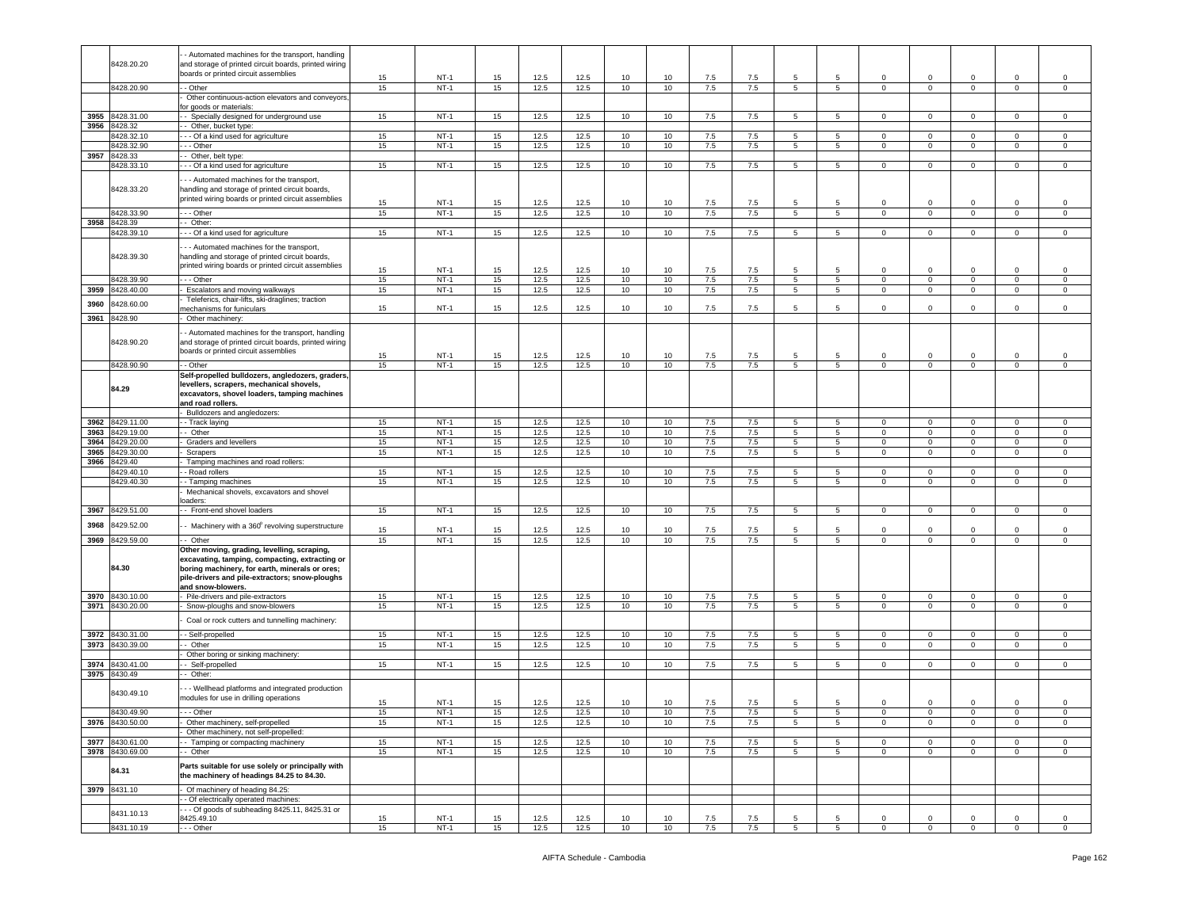| | 8428.20.20 | - - Automated machines for the transport, handling and storage of printed circuit boards, printed wiring boards or printed circuit assemblies | 15 | NT-1 | 15 | 12.5 | 12.5 | 10 | 10 | 7.5 | 7.5 | 5 | 5 | 0 | 0 | 0 | 0 | 0 |
|---|---|---|---|---|---|---|---|---|---|---|---|---|---|---|---|---|---|---|
| | 8428.20.90 | - - Other | 15 | NT-1 | 15 | 12.5 | 12.5 | 10 | 10 | 7.5 | 7.5 | 5 | 5 | 0 | 0 | 0 | 0 | 0 |
| | | - Other continuous-action elevators and conveyors, for goods or materials: | | | | | | | | | | | | | | | | |
| 3955 | 8428.31.00 | - - Specially designed for underground use | 15 | NT-1 | 15 | 12.5 | 12.5 | 10 | 10 | 7.5 | 7.5 | 5 | 5 | 0 | 0 | 0 | 0 | 0 |
| 3956 | 8428.32 | - - Other, bucket type: | | | | | | | | | | | | | | | | |
| | 8428.32.10 | - - - Of a kind used for agriculture | 15 | NT-1 | 15 | 12.5 | 12.5 | 10 | 10 | 7.5 | 7.5 | 5 | 5 | 0 | 0 | 0 | 0 | 0 |
| | 8428.32.90 | - - - Other | 15 | NT-1 | 15 | 12.5 | 12.5 | 10 | 10 | 7.5 | 7.5 | 5 | 5 | 0 | 0 | 0 | 0 | 0 |
| 3957 | 8428.33 | - - Other, belt type: | | | | | | | | | | | | | | | | |
| | 8428.33.10 | - - - Of a kind used for agriculture | 15 | NT-1 | 15 | 12.5 | 12.5 | 10 | 10 | 7.5 | 7.5 | 5 | 5 | 0 | 0 | 0 | 0 | 0 |
| | 8428.33.20 | - - - Automated machines for the transport, handling and storage of printed circuit boards, printed wiring boards or printed circuit assemblies | 15 | NT-1 | 15 | 12.5 | 12.5 | 10 | 10 | 7.5 | 7.5 | 5 | 5 | 0 | 0 | 0 | 0 | 0 |
| | 8428.33.90 | - - - Other | 15 | NT-1 | 15 | 12.5 | 12.5 | 10 | 10 | 7.5 | 7.5 | 5 | 5 | 0 | 0 | 0 | 0 | 0 |
| 3958 | 8428.39 | - - Other: | | | | | | | | | | | | | | | | |
| | 8428.39.10 | - - - Of a kind used for agriculture | 15 | NT-1 | 15 | 12.5 | 12.5 | 10 | 10 | 7.5 | 7.5 | 5 | 5 | 0 | 0 | 0 | 0 | 0 |
| | 8428.39.30 | - - - Automated machines for the transport, handling and storage of printed circuit boards, printed wiring boards or printed circuit assemblies | 15 | NT-1 | 15 | 12.5 | 12.5 | 10 | 10 | 7.5 | 7.5 | 5 | 5 | 0 | 0 | 0 | 0 | 0 |
| | 8428.39.90 | - - - Other | 15 | NT-1 | 15 | 12.5 | 12.5 | 10 | 10 | 7.5 | 7.5 | 5 | 5 | 0 | 0 | 0 | 0 | 0 |
| 3959 | 8428.40.00 | - Escalators and moving walkways | 15 | NT-1 | 15 | 12.5 | 12.5 | 10 | 10 | 7.5 | 7.5 | 5 | 5 | 0 | 0 | 0 | 0 | 0 |
| 3960 | 8428.60.00 | - Teleferics, chair-lifts, ski-draglines; traction mechanisms for funiculars | 15 | NT-1 | 15 | 12.5 | 12.5 | 10 | 10 | 7.5 | 7.5 | 5 | 5 | 0 | 0 | 0 | 0 | 0 |
| 3961 | 8428.90 | - Other machinery: | | | | | | | | | | | | | | | | |
| | 8428.90.20 | - - Automated machines for the transport, handling and storage of printed circuit boards, printed wiring boards or printed circuit assemblies | 15 | NT-1 | 15 | 12.5 | 12.5 | 10 | 10 | 7.5 | 7.5 | 5 | 5 | 0 | 0 | 0 | 0 | 0 |
| | 8428.90.90 | - - Other | 15 | NT-1 | 15 | 12.5 | 12.5 | 10 | 10 | 7.5 | 7.5 | 5 | 5 | 0 | 0 | 0 | 0 | 0 |
| | 84.29 | **Self-propelled bulldozers, angledozers, graders, levellers, scrapers, mechanical shovels, excavators, shovel loaders, tamping machines and road rollers.** | | | | | | | | | | | | | | | | |
| | | - Bulldozers and angledozers: | | | | | | | | | | | | | | | | |
| 3962 | 8429.11.00 | - - Track laying | 15 | NT-1 | 15 | 12.5 | 12.5 | 10 | 10 | 7.5 | 7.5 | 5 | 5 | 0 | 0 | 0 | 0 | 0 |
| 3963 | 8429.19.00 | - - Other | 15 | NT-1 | 15 | 12.5 | 12.5 | 10 | 10 | 7.5 | 7.5 | 5 | 5 | 0 | 0 | 0 | 0 | 0 |
| 3964 | 8429.20.00 | - Graders and levellers | 15 | NT-1 | 15 | 12.5 | 12.5 | 10 | 10 | 7.5 | 7.5 | 5 | 5 | 0 | 0 | 0 | 0 | 0 |
| 3965 | 8429.30.00 | - Scrapers | 15 | NT-1 | 15 | 12.5 | 12.5 | 10 | 10 | 7.5 | 7.5 | 5 | 5 | 0 | 0 | 0 | 0 | 0 |
| 3966 | 8429.40 | - Tamping machines and road rollers: | | | | | | | | | | | | | | | | |
| | 8429.40.10 | - - Road rollers | 15 | NT-1 | 15 | 12.5 | 12.5 | 10 | 10 | 7.5 | 7.5 | 5 | 5 | 0 | 0 | 0 | 0 | 0 |
| | 8429.40.30 | - - Tamping machines | 15 | NT-1 | 15 | 12.5 | 12.5 | 10 | 10 | 7.5 | 7.5 | 5 | 5 | 0 | 0 | 0 | 0 | 0 |
| | | - Mechanical shovels, excavators and shovel loaders: | | | | | | | | | | | | | | | | |
| 3967 | 8429.51.00 | - - Front-end shovel loaders | 15 | NT-1 | 15 | 12.5 | 12.5 | 10 | 10 | 7.5 | 7.5 | 5 | 5 | 0 | 0 | 0 | 0 | 0 |
| 3968 | 8429.52.00 | - - Machinery with a 360° revolving superstructure | 15 | NT-1 | 15 | 12.5 | 12.5 | 10 | 10 | 7.5 | 7.5 | 5 | 5 | 0 | 0 | 0 | 0 | 0 |
| 3969 | 8429.59.00 | - - Other | 15 | NT-1 | 15 | 12.5 | 12.5 | 10 | 10 | 7.5 | 7.5 | 5 | 5 | 0 | 0 | 0 | 0 | 0 |
| | 84.30 | **Other moving, grading, levelling, scraping, excavating, tamping, compacting, extracting or boring machinery, for earth, minerals or ores; pile-drivers and pile-extractors; snow-ploughs and snow-blowers.** | | | | | | | | | | | | | | | | |
| 3970 | 8430.10.00 | - Pile-drivers and pile-extractors | 15 | NT-1 | 15 | 12.5 | 12.5 | 10 | 10 | 7.5 | 7.5 | 5 | 5 | 0 | 0 | 0 | 0 | 0 |
| 3971 | 8430.20.00 | - Snow-ploughs and snow-blowers | 15 | NT-1 | 15 | 12.5 | 12.5 | 10 | 10 | 7.5 | 7.5 | 5 | 5 | 0 | 0 | 0 | 0 | 0 |
| | | - Coal or rock cutters and tunnelling machinery: | | | | | | | | | | | | | | | | |
| 3972 | 8430.31.00 | - - Self-propelled | 15 | NT-1 | 15 | 12.5 | 12.5 | 10 | 10 | 7.5 | 7.5 | 5 | 5 | 0 | 0 | 0 | 0 | 0 |
| 3973 | 8430.39.00 | - - Other | 15 | NT-1 | 15 | 12.5 | 12.5 | 10 | 10 | 7.5 | 7.5 | 5 | 5 | 0 | 0 | 0 | 0 | 0 |
| | | - Other boring or sinking machinery: | | | | | | | | | | | | | | | | |
| 3974 | 8430.41.00 | - - Self-propelled | 15 | NT-1 | 15 | 12.5 | 12.5 | 10 | 10 | 7.5 | 7.5 | 5 | 5 | 0 | 0 | 0 | 0 | 0 |
| 3975 | 8430.49 | - - Other: | | | | | | | | | | | | | | | | |
| | 8430.49.10 | - - - Wellhead platforms and integrated production modules for use in drilling operations | 15 | NT-1 | 15 | 12.5 | 12.5 | 10 | 10 | 7.5 | 7.5 | 5 | 5 | 0 | 0 | 0 | 0 | 0 |
| | 8430.49.90 | - - - Other | 15 | NT-1 | 15 | 12.5 | 12.5 | 10 | 10 | 7.5 | 7.5 | 5 | 5 | 0 | 0 | 0 | 0 | 0 |
| 3976 | 8430.50.00 | - Other machinery, self-propelled | 15 | NT-1 | 15 | 12.5 | 12.5 | 10 | 10 | 7.5 | 7.5 | 5 | 5 | 0 | 0 | 0 | 0 | 0 |
| | | - Other machinery, not self-propelled: | | | | | | | | | | | | | | | | |
| 3977 | 8430.61.00 | - - Tamping or compacting machinery | 15 | NT-1 | 15 | 12.5 | 12.5 | 10 | 10 | 7.5 | 7.5 | 5 | 5 | 0 | 0 | 0 | 0 | 0 |
| 3978 | 8430.69.00 | - - Other | 15 | NT-1 | 15 | 12.5 | 12.5 | 10 | 10 | 7.5 | 7.5 | 5 | 5 | 0 | 0 | 0 | 0 | 0 |
| | 84.31 | **Parts suitable for use solely or principally with the machinery of headings 84.25 to 84.30.** | | | | | | | | | | | | | | | | |
| 3979 | 8431.10 | - Of machinery of heading 84.25: | | | | | | | | | | | | | | | | |
| | | - - Of electrically operated machines: | | | | | | | | | | | | | | | | |
| | 8431.10.13 | - - - Of goods of subheading 8425.11, 8425.31 or 8425.49.10 | 15 | NT-1 | 15 | 12.5 | 12.5 | 10 | 10 | 7.5 | 7.5 | 5 | 5 | 0 | 0 | 0 | 0 | 0 |
| | 8431.10.19 | - - - Other | 15 | NT-1 | 15 | 12.5 | 12.5 | 10 | 10 | 7.5 | 7.5 | 5 | 5 | 0 | 0 | 0 | 0 | 0 |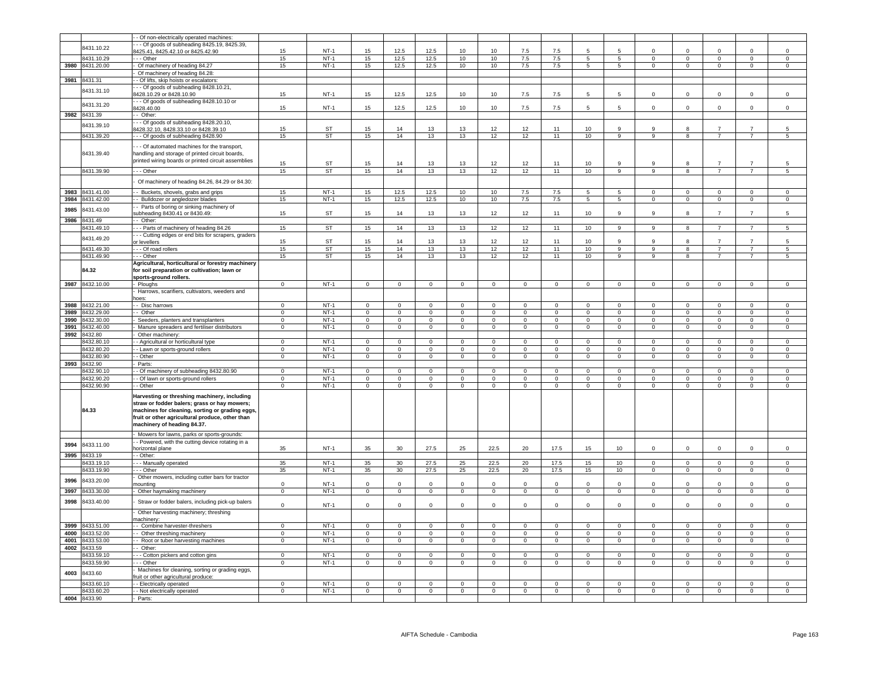| | | - - Of non-electrically operated machines: | | | | | | | | | | | | | | | | |
|---|---|---|---|---|---|---|---|---|---|---|---|---|---|---|---|---|---|---|
| | 8431.10.22 | - - - Of goods of subheading 8425.19, 8425.39, 8425.41, 8425.42.10 or 8425.42.90 | 15 | NT-1 | 15 | 12.5 | 12.5 | 10 | 10 | 7.5 | 7.5 | 5 | 5 | 0 | 0 | 0 | 0 | 0 |
| | 8431.10.29 | - - - Other | 15 | NT-1 | 15 | 12.5 | 12.5 | 10 | 10 | 7.5 | 7.5 | 5 | 5 | 0 | 0 | 0 | 0 | 0 |
| 3980 | 8431.20.00 | - Of machinery of heading 84.27 | 15 | NT-1 | 15 | 12.5 | 12.5 | 10 | 10 | 7.5 | 7.5 | 5 | 5 | 0 | 0 | 0 | 0 | 0 |
| | | - Of machinery of heading 84.28: | | | | | | | | | | | | | | | | |
| 3981 | 8431.31 | - - Of lifts, skip hoists or escalators: | | | | | | | | | | | | | | | | |
| | 8431.31.10 | - - - Of goods of subheading 8428.10.21, 8428.10.29 or 8428.10.90 | 15 | NT-1 | 15 | 12.5 | 12.5 | 10 | 10 | 7.5 | 7.5 | 5 | 5 | 0 | 0 | 0 | 0 | 0 |
| | 8431.31.20 | - - - Of goods of subheading 8428.10.10 or 8428.40.00 | 15 | NT-1 | 15 | 12.5 | 12.5 | 10 | 10 | 7.5 | 7.5 | 5 | 5 | 0 | 0 | 0 | 0 | 0 |
| 3982 | 8431.39 | - - Other: | | | | | | | | | | | | | | | | |
| | 8431.39.10 | - - - Of goods of subheading 8428.20.10, 8428.32.10, 8428.33.10 or 8428.39.10 | 15 | ST | 15 | 14 | 13 | 13 | 12 | 12 | 11 | 10 | 9 | 9 | 8 | 7 | 7 | 5 |
| | 8431.39.20 | - - - Of goods of subheading 8428.90 | 15 | ST | 15 | 14 | 13 | 13 | 12 | 12 | 11 | 10 | 9 | 9 | 8 | 7 | 7 | 5 |
| | 8431.39.40 | - - - Of automated machines for the transport, handling and storage of printed circuit boards, printed wiring boards or printed circuit assemblies | 15 | ST | 15 | 14 | 13 | 13 | 12 | 12 | 11 | 10 | 9 | 9 | 8 | 7 | 7 | 5 |
| | 8431.39.90 | - - - Other | 15 | ST | 15 | 14 | 13 | 13 | 12 | 12 | 11 | 10 | 9 | 9 | 8 | 7 | 7 | 5 |
| | | - Of machinery of heading 84.26, 84.29 or 84.30: | | | | | | | | | | | | | | | | |
| 3983 | 8431.41.00 | - - Buckets, shovels, grabs and grips | 15 | NT-1 | 15 | 12.5 | 12.5 | 10 | 10 | 7.5 | 7.5 | 5 | 5 | 0 | 0 | 0 | 0 | 0 |
| 3984 | 8431.42.00 | - - Bulldozer or angledozer blades | 15 | NT-1 | 15 | 12.5 | 12.5 | 10 | 10 | 7.5 | 7.5 | 5 | 5 | 0 | 0 | 0 | 0 | 0 |
| 3985 | 8431.43.00 | - - Parts of boring or sinking machinery of subheading 8430.41 or 8430.49: | 15 | ST | 15 | 14 | 13 | 13 | 12 | 12 | 11 | 10 | 9 | 9 | 8 | 7 | 7 | 5 |
| 3986 | 8431.49 | - - Other: | | | | | | | | | | | | | | | | |
| | 8431.49.10 | - - - Parts of machinery of heading 84.26 | 15 | ST | 15 | 14 | 13 | 13 | 12 | 12 | 11 | 10 | 9 | 9 | 8 | 7 | 7 | 5 |
| | 8431.49.20 | - - - Cutting edges or end bits for scrapers, graders or levellers | 15 | ST | 15 | 14 | 13 | 13 | 12 | 12 | 11 | 10 | 9 | 9 | 8 | 7 | 7 | 5 |
| | 8431.49.30 | - - - Of road rollers | 15 | ST | 15 | 14 | 13 | 13 | 12 | 12 | 11 | 10 | 9 | 9 | 8 | 7 | 7 | 5 |
| | 8431.49.90 | - - - Other | 15 | ST | 15 | 14 | 13 | 13 | 12 | 12 | 11 | 10 | 9 | 9 | 8 | 7 | 7 | 5 |
| | **84.32** | **Agricultural, horticultural or forestry machinery for soil preparation or cultivation; lawn or sports-ground rollers.** | | | | | | | | | | | | | | | | |
| 3987 | 8432.10.00 | - Ploughs | 0 | NT-1 | 0 | 0 | 0 | 0 | 0 | 0 | 0 | 0 | 0 | 0 | 0 | 0 | 0 | 0 |
| | | - Harrows, scarifiers, cultivators, weeders and hoes: | | | | | | | | | | | | | | | | |
| 3988 | 8432.21.00 | - - Disc harrows | 0 | NT-1 | 0 | 0 | 0 | 0 | 0 | 0 | 0 | 0 | 0 | 0 | 0 | 0 | 0 | 0 |
| 3989 | 8432.29.00 | - - Other | 0 | NT-1 | 0 | 0 | 0 | 0 | 0 | 0 | 0 | 0 | 0 | 0 | 0 | 0 | 0 | 0 |
| 3990 | 8432.30.00 | - Seeders, planters and transplanters | 0 | NT-1 | 0 | 0 | 0 | 0 | 0 | 0 | 0 | 0 | 0 | 0 | 0 | 0 | 0 | 0 |
| 3991 | 8432.40.00 | - Manure spreaders and fertiliser distributors | 0 | NT-1 | 0 | 0 | 0 | 0 | 0 | 0 | 0 | 0 | 0 | 0 | 0 | 0 | 0 | 0 |
| 3992 | 8432.80 | - Other machinery: | | | | | | | | | | | | | | | | |
| | 8432.80.10 | - - Agricultural or horticultural type | 0 | NT-1 | 0 | 0 | 0 | 0 | 0 | 0 | 0 | 0 | 0 | 0 | 0 | 0 | 0 | 0 |
| | 8432.80.20 | - - Lawn or sports-ground rollers | 0 | NT-1 | 0 | 0 | 0 | 0 | 0 | 0 | 0 | 0 | 0 | 0 | 0 | 0 | 0 | 0 |
| | 8432.80.90 | - - Other | 0 | NT-1 | 0 | 0 | 0 | 0 | 0 | 0 | 0 | 0 | 0 | 0 | 0 | 0 | 0 | 0 |
| 3993 | 8432.90 | - Parts: | | | | | | | | | | | | | | | | |
| | 8432.90.10 | - - Of machinery of subheading 8432.80.90 | 0 | NT-1 | 0 | 0 | 0 | 0 | 0 | 0 | 0 | 0 | 0 | 0 | 0 | 0 | 0 | 0 |
| | 8432.90.20 | - - Of lawn or sports-ground rollers | 0 | NT-1 | 0 | 0 | 0 | 0 | 0 | 0 | 0 | 0 | 0 | 0 | 0 | 0 | 0 | 0 |
| | 8432.90.90 | - - Other | 0 | NT-1 | 0 | 0 | 0 | 0 | 0 | 0 | 0 | 0 | 0 | 0 | 0 | 0 | 0 | 0 |
| | **84.33** | **Harvesting or threshing machinery, including straw or fodder balers; grass or hay mowers; machines for cleaning, sorting or grading eggs, fruit or other agricultural produce, other than machinery of heading 84.37.** | | | | | | | | | | | | | | | | |
| | | - Mowers for lawns, parks or sports-grounds: | | | | | | | | | | | | | | | | |
| 3994 | 8433.11.00 | - - Powered, with the cutting device rotating in a horizontal plane | 35 | NT-1 | 35 | 30 | 27.5 | 25 | 22.5 | 20 | 17.5 | 15 | 10 | 0 | 0 | 0 | 0 | 0 |
| 3995 | 8433.19 | - - Other: | | | | | | | | | | | | | | | | |
| | 8433.19.10 | - - - Manually operated | 35 | NT-1 | 35 | 30 | 27.5 | 25 | 22.5 | 20 | 17.5 | 15 | 10 | 0 | 0 | 0 | 0 | 0 |
| | 8433.19.90 | - - - Other | 35 | NT-1 | 35 | 30 | 27.5 | 25 | 22.5 | 20 | 17.5 | 15 | 10 | 0 | 0 | 0 | 0 | 0 |
| 3996 | 8433.20.00 | - Other mowers, including cutter bars for tractor mounting | 0 | NT-1 | 0 | 0 | 0 | 0 | 0 | 0 | 0 | 0 | 0 | 0 | 0 | 0 | 0 | 0 |
| 3997 | 8433.30.00 | - Other haymaking machinery | 0 | NT-1 | 0 | 0 | 0 | 0 | 0 | 0 | 0 | 0 | 0 | 0 | 0 | 0 | 0 | 0 |
| 3998 | 8433.40.00 | - Straw or fodder balers, including pick-up balers | 0 | NT-1 | 0 | 0 | 0 | 0 | 0 | 0 | 0 | 0 | 0 | 0 | 0 | 0 | 0 | 0 |
| | | - Other harvesting machinery; threshing machinery: | | | | | | | | | | | | | | | | |
| 3999 | 8433.51.00 | - - Combine harvester-threshers | 0 | NT-1 | 0 | 0 | 0 | 0 | 0 | 0 | 0 | 0 | 0 | 0 | 0 | 0 | 0 | 0 |
| 4000 | 8433.52.00 | - - Other threshing machinery | 0 | NT-1 | 0 | 0 | 0 | 0 | 0 | 0 | 0 | 0 | 0 | 0 | 0 | 0 | 0 | 0 |
| 4001 | 8433.53.00 | - - Root or tuber harvesting machines | 0 | NT-1 | 0 | 0 | 0 | 0 | 0 | 0 | 0 | 0 | 0 | 0 | 0 | 0 | 0 | 0 |
| 4002 | 8433.59 | - - Other: | | | | | | | | | | | | | | | | |
| | 8433.59.10 | - - - Cotton pickers and cotton gins | 0 | NT-1 | 0 | 0 | 0 | 0 | 0 | 0 | 0 | 0 | 0 | 0 | 0 | 0 | 0 | 0 |
| | 8433.59.90 | - - - Other | 0 | NT-1 | 0 | 0 | 0 | 0 | 0 | 0 | 0 | 0 | 0 | 0 | 0 | 0 | 0 | 0 |
| 4003 | 8433.60 | - Machines for cleaning, sorting or grading eggs, fruit or other agricultural produce: | | | | | | | | | | | | | | | | |
| | 8433.60.10 | - - Electrically operated | 0 | NT-1 | 0 | 0 | 0 | 0 | 0 | 0 | 0 | 0 | 0 | 0 | 0 | 0 | 0 | 0 |
| | 8433.60.20 | - - Not electrically operated | 0 | NT-1 | 0 | 0 | 0 | 0 | 0 | 0 | 0 | 0 | 0 | 0 | 0 | 0 | 0 | 0 |
| 4004 | 8433.90 | - Parts: | | | | | | | | | | | | | | | | |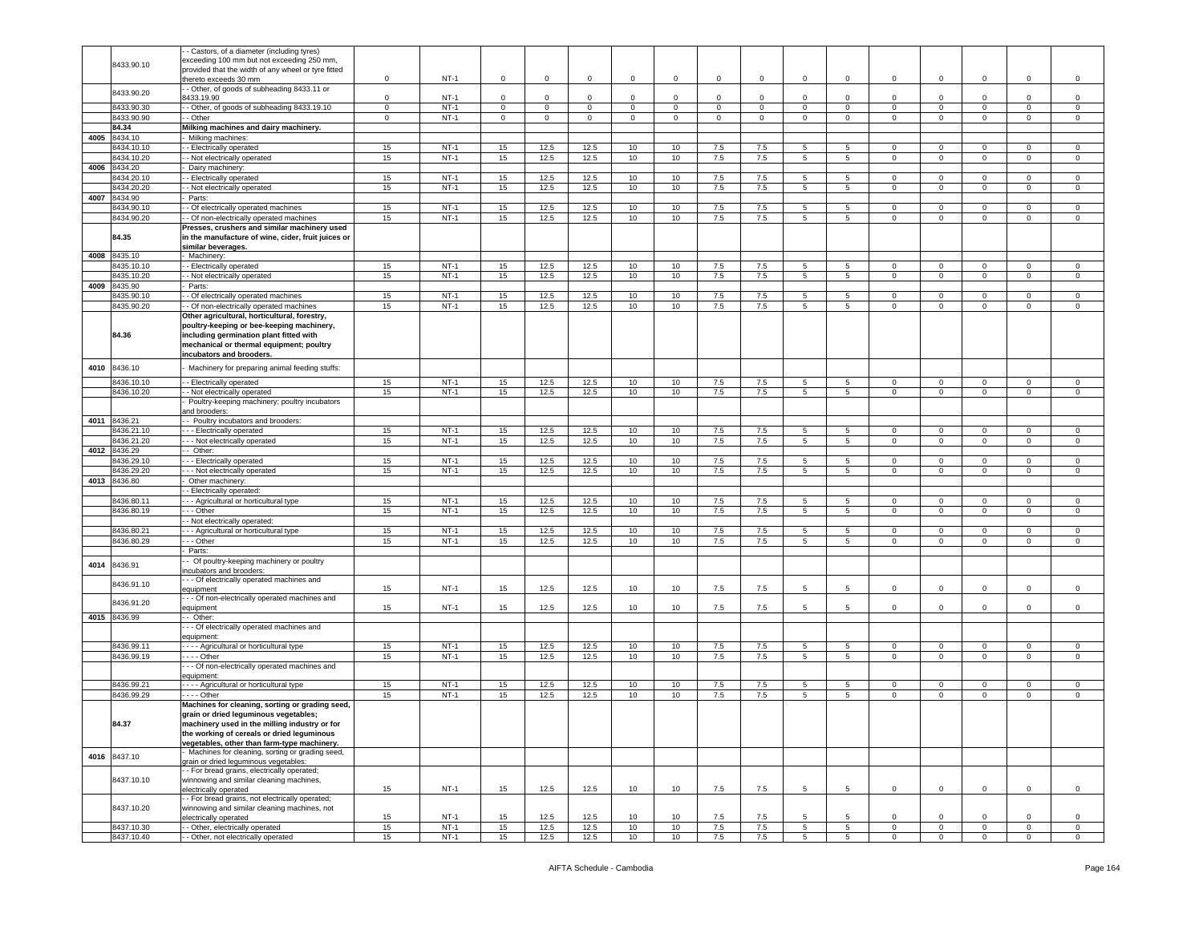| | 8433.90.10 | - - Castors, of a diameter (including tyres) exceeding 100 mm but not exceeding 250 mm, provided that the width of any wheel or tyre fitted thereto exceeds 30 mm | 0 | NT-1 | 0 | 0 | 0 | 0 | 0 | 0 | 0 | 0 | 0 | 0 | 0 | 0 | 0 | 0 |
|---|---|---|---|---|---|---|---|---|---|---|---|---|---|---|---|---|---|---|
| | 8433.90.20 | - - Other, of goods of subheading 8433.11 or 8433.19.90 | 0 | NT-1 | 0 | 0 | 0 | 0 | 0 | 0 | 0 | 0 | 0 | 0 | 0 | 0 | 0 | 0 |
| | 8433.90.30 | - - Other, of goods of subheading 8433.19.10 | 0 | NT-1 | 0 | 0 | 0 | 0 | 0 | 0 | 0 | 0 | 0 | 0 | 0 | 0 | 0 | 0 |
| | 8433.90.90 | - - Other | 0 | NT-1 | 0 | 0 | 0 | 0 | 0 | 0 | 0 | 0 | 0 | 0 | 0 | 0 | 0 | 0 |
| | **84.34** | **Milking machines and dairy machinery.** | | | | | | | | | | | | | | | | |
| 4005 | 8434.10 | - Milking machines: | | | | | | | | | | | | | | | | |
| | 8434.10.10 | - - Electrically operated | 15 | NT-1 | 15 | 12.5 | 12.5 | 10 | 10 | 7.5 | 7.5 | 5 | 5 | 0 | 0 | 0 | 0 | 0 |
| | 8434.10.20 | - - Not electrically operated | 15 | NT-1 | 15 | 12.5 | 12.5 | 10 | 10 | 7.5 | 7.5 | 5 | 5 | 0 | 0 | 0 | 0 | 0 |
| 4006 | 8434.20 | - Dairy machinery: | | | | | | | | | | | | | | | | |
| | 8434.20.10 | - - Electrically operated | 15 | NT-1 | 15 | 12.5 | 12.5 | 10 | 10 | 7.5 | 7.5 | 5 | 5 | 0 | 0 | 0 | 0 | 0 |
| | 8434.20.20 | - - Not electrically operated | 15 | NT-1 | 15 | 12.5 | 12.5 | 10 | 10 | 7.5 | 7.5 | 5 | 5 | 0 | 0 | 0 | 0 | 0 |
| 4007 | 8434.90 | - Parts: | | | | | | | | | | | | | | | | |
| | 8434.90.10 | - - Of electrically operated machines | 15 | NT-1 | 15 | 12.5 | 12.5 | 10 | 10 | 7.5 | 7.5 | 5 | 5 | 0 | 0 | 0 | 0 | 0 |
| | 8434.90.20 | - - Of non-electrically operated machines | 15 | NT-1 | 15 | 12.5 | 12.5 | 10 | 10 | 7.5 | 7.5 | 5 | 5 | 0 | 0 | 0 | 0 | 0 |
| | **84.35** | **Presses, crushers and similar machinery used in the manufacture of wine, cider, fruit juices or similar beverages.** | | | | | | | | | | | | | | | | |
| 4008 | 8435.10 | - Machinery: | | | | | | | | | | | | | | | | |
| | 8435.10.10 | - - Electrically operated | 15 | NT-1 | 15 | 12.5 | 12.5 | 10 | 10 | 7.5 | 7.5 | 5 | 5 | 0 | 0 | 0 | 0 | 0 |
| | 8435.10.20 | - - Not electrically operated | 15 | NT-1 | 15 | 12.5 | 12.5 | 10 | 10 | 7.5 | 7.5 | 5 | 5 | 0 | 0 | 0 | 0 | 0 |
| 4009 | 8435.90 | - Parts: | | | | | | | | | | | | | | | | |
| | 8435.90.10 | - - Of electrically operated machines | 15 | NT-1 | 15 | 12.5 | 12.5 | 10 | 10 | 7.5 | 7.5 | 5 | 5 | 0 | 0 | 0 | 0 | 0 |
| | 8435.90.20 | - - Of non-electrically operated machines | 15 | NT-1 | 15 | 12.5 | 12.5 | 10 | 10 | 7.5 | 7.5 | 5 | 5 | 0 | 0 | 0 | 0 | 0 |
| | **84.36** | **Other agricultural, horticultural, forestry, poultry-keeping or bee-keeping machinery, including germination plant fitted with mechanical or thermal equipment; poultry incubators and brooders.** | | | | | | | | | | | | | | | | |
| 4010 | 8436.10 | - Machinery for preparing animal feeding stuffs: | | | | | | | | | | | | | | | | |
| | 8436.10.10 | - - Electrically operated | 15 | NT-1 | 15 | 12.5 | 12.5 | 10 | 10 | 7.5 | 7.5 | 5 | 5 | 0 | 0 | 0 | 0 | 0 |
| | 8436.10.20 | - - Not electrically operated | 15 | NT-1 | 15 | 12.5 | 12.5 | 10 | 10 | 7.5 | 7.5 | 5 | 5 | 0 | 0 | 0 | 0 | 0 |
| | | - Poultry-keeping machinery; poultry incubators and brooders: | | | | | | | | | | | | | | | | |
| 4011 | 8436.21 | - - Poultry incubators and brooders: | | | | | | | | | | | | | | | | |
| | 8436.21.10 | - - - Electrically operated | 15 | NT-1 | 15 | 12.5 | 12.5 | 10 | 10 | 7.5 | 7.5 | 5 | 5 | 0 | 0 | 0 | 0 | 0 |
| | 8436.21.20 | - - - Not electrically operated | 15 | NT-1 | 15 | 12.5 | 12.5 | 10 | 10 | 7.5 | 7.5 | 5 | 5 | 0 | 0 | 0 | 0 | 0 |
| 4012 | 8436.29 | - - Other: | | | | | | | | | | | | | | | | |
| | 8436.29.10 | - - - Electrically operated | 15 | NT-1 | 15 | 12.5 | 12.5 | 10 | 10 | 7.5 | 7.5 | 5 | 5 | 0 | 0 | 0 | 0 | 0 |
| | 8436.29.20 | - - - Not electrically operated | 15 | NT-1 | 15 | 12.5 | 12.5 | 10 | 10 | 7.5 | 7.5 | 5 | 5 | 0 | 0 | 0 | 0 | 0 |
| 4013 | 8436.80 | - Other machinery: | | | | | | | | | | | | | | | | |
| | | - - Electrically operated: | | | | | | | | | | | | | | | | |
| | 8436.80.11 | - - - Agricultural or horticultural type | 15 | NT-1 | 15 | 12.5 | 12.5 | 10 | 10 | 7.5 | 7.5 | 5 | 5 | 0 | 0 | 0 | 0 | 0 |
| | 8436.80.19 | - - - Other | 15 | NT-1 | 15 | 12.5 | 12.5 | 10 | 10 | 7.5 | 7.5 | 5 | 5 | 0 | 0 | 0 | 0 | 0 |
| | | - - Not electrically operated: | | | | | | | | | | | | | | | | |
| | 8436.80.21 | - - - Agricultural or horticultural type | 15 | NT-1 | 15 | 12.5 | 12.5 | 10 | 10 | 7.5 | 7.5 | 5 | 5 | 0 | 0 | 0 | 0 | 0 |
| | 8436.80.29 | - - - Other | 15 | NT-1 | 15 | 12.5 | 12.5 | 10 | 10 | 7.5 | 7.5 | 5 | 5 | 0 | 0 | 0 | 0 | 0 |
| | | - Parts: | | | | | | | | | | | | | | | | |
| 4014 | 8436.91 | - - Of poultry-keeping machinery or poultry incubators and brooders: | | | | | | | | | | | | | | | | |
| | 8436.91.10 | - - - Of electrically operated machines and equipment | 15 | NT-1 | 15 | 12.5 | 12.5 | 10 | 10 | 7.5 | 7.5 | 5 | 5 | 0 | 0 | 0 | 0 | 0 |
| | 8436.91.20 | - - - Of non-electrically operated machines and equipment | 15 | NT-1 | 15 | 12.5 | 12.5 | 10 | 10 | 7.5 | 7.5 | 5 | 5 | 0 | 0 | 0 | 0 | 0 |
| 4015 | 8436.99 | - - Other: | | | | | | | | | | | | | | | | |
| | | - - - Of electrically operated machines and equipment: | | | | | | | | | | | | | | | | |
| | 8436.99.11 | - - - - Agricultural or horticultural type | 15 | NT-1 | 15 | 12.5 | 12.5 | 10 | 10 | 7.5 | 7.5 | 5 | 5 | 0 | 0 | 0 | 0 | 0 |
| | 8436.99.19 | - - - - Other | 15 | NT-1 | 15 | 12.5 | 12.5 | 10 | 10 | 7.5 | 7.5 | 5 | 5 | 0 | 0 | 0 | 0 | 0 |
| | | - - - Of non-electrically operated machines and equipment: | | | | | | | | | | | | | | | | |
| | 8436.99.21 | - - - - Agricultural or horticultural type | 15 | NT-1 | 15 | 12.5 | 12.5 | 10 | 10 | 7.5 | 7.5 | 5 | 5 | 0 | 0 | 0 | 0 | 0 |
| | 8436.99.29 | - - - - Other | 15 | NT-1 | 15 | 12.5 | 12.5 | 10 | 10 | 7.5 | 7.5 | 5 | 5 | 0 | 0 | 0 | 0 | 0 |
| | **84.37** | **Machines for cleaning, sorting or grading seed, grain or dried leguminous vegetables; machinery used in the milling industry or for the working of cereals or dried leguminous vegetables, other than farm-type machinery.** | | | | | | | | | | | | | | | | |
| 4016 | 8437.10 | - Machines for cleaning, sorting or grading seed, grain or dried leguminous vegetables: | | | | | | | | | | | | | | | | |
| | 8437.10.10 | - - For bread grains, electrically operated; winnowing and similar cleaning machines, electrically operated | 15 | NT-1 | 15 | 12.5 | 12.5 | 10 | 10 | 7.5 | 7.5 | 5 | 5 | 0 | 0 | 0 | 0 | 0 |
| | 8437.10.20 | - - For bread grains, not electrically operated; winnowing and similar cleaning machines, not electrically operated | 15 | NT-1 | 15 | 12.5 | 12.5 | 10 | 10 | 7.5 | 7.5 | 5 | 5 | 0 | 0 | 0 | 0 | 0 |
| | 8437.10.30 | - - Other, electrically operated | 15 | NT-1 | 15 | 12.5 | 12.5 | 10 | 10 | 7.5 | 7.5 | 5 | 5 | 0 | 0 | 0 | 0 | 0 |
| | 8437.10.40 | - - Other, not electrically operated | 15 | NT-1 | 15 | 12.5 | 12.5 | 10 | 10 | 7.5 | 7.5 | 5 | 5 | 0 | 0 | 0 | 0 | 0 |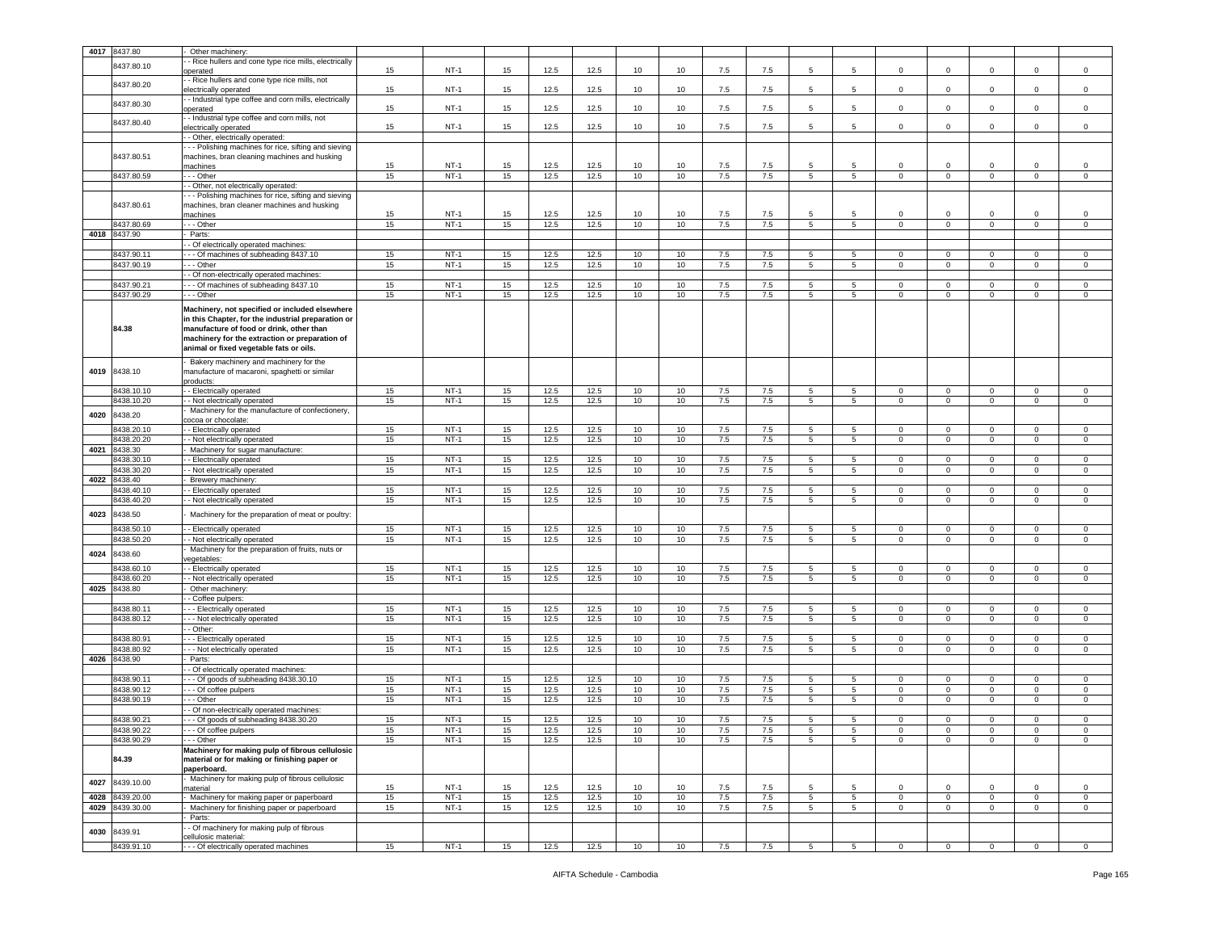| | | | | | | | | | | | | | | | | | |
|---|---|---|---|---|---|---|---|---|---|---|---|---|---|---|---|---|---|
| 4017 | 8437.80 | - Other machinery: | | | | | | | | | | | | | | | |
| | 8437.80.10 | - - Rice hullers and cone type rice mills, electrically operated | 15 | NT-1 | 15 | 12.5 | 12.5 | 10 | 10 | 7.5 | 7.5 | 5 | 5 | 0 | 0 | 0 | 0 | 0 |
| | 8437.80.20 | - - Rice hullers and cone type rice mills, not electrically operated | 15 | NT-1 | 15 | 12.5 | 12.5 | 10 | 10 | 7.5 | 7.5 | 5 | 5 | 0 | 0 | 0 | 0 | 0 |
| | 8437.80.30 | - - Industrial type coffee and corn mills, electrically operated | 15 | NT-1 | 15 | 12.5 | 12.5 | 10 | 10 | 7.5 | 7.5 | 5 | 5 | 0 | 0 | 0 | 0 | 0 |
| | 8437.80.40 | - - Industrial type coffee and corn mills, not electrically operated | 15 | NT-1 | 15 | 12.5 | 12.5 | 10 | 10 | 7.5 | 7.5 | 5 | 5 | 0 | 0 | 0 | 0 | 0 |
| | | - - Other, electrically operated: | | | | | | | | | | | | | | | |
| | 8437.80.51 | - - - Polishing machines for rice, sifting and sieving machines, bran cleaning machines and husking machines | 15 | NT-1 | 15 | 12.5 | 12.5 | 10 | 10 | 7.5 | 7.5 | 5 | 5 | 0 | 0 | 0 | 0 | 0 |
| | 8437.80.59 | - - - Other | 15 | NT-1 | 15 | 12.5 | 12.5 | 10 | 10 | 7.5 | 7.5 | 5 | 5 | 0 | 0 | 0 | 0 | 0 |
| | | - - Other, not electrically operated: | | | | | | | | | | | | | | | |
| | 8437.80.61 | - - - Polishing machines for rice, sifting and sieving machines, bran cleaner machines and husking machines | 15 | NT-1 | 15 | 12.5 | 12.5 | 10 | 10 | 7.5 | 7.5 | 5 | 5 | 0 | 0 | 0 | 0 | 0 |
| | 8437.80.69 | - - - Other | 15 | NT-1 | 15 | 12.5 | 12.5 | 10 | 10 | 7.5 | 7.5 | 5 | 5 | 0 | 0 | 0 | 0 | 0 |
| 4018 | 8437.90 | - Parts: | | | | | | | | | | | | | | | |
| | | - - Of electrically operated machines: | | | | | | | | | | | | | | | |
| | 8437.90.11 | - - - Of machines of subheading 8437.10 | 15 | NT-1 | 15 | 12.5 | 12.5 | 10 | 10 | 7.5 | 7.5 | 5 | 5 | 0 | 0 | 0 | 0 | 0 |
| | 8437.90.19 | - - - Other | 15 | NT-1 | 15 | 12.5 | 12.5 | 10 | 10 | 7.5 | 7.5 | 5 | 5 | 0 | 0 | 0 | 0 | 0 |
| | | - - Of non-electrically operated machines: | | | | | | | | | | | | | | | |
| | 8437.90.21 | - - - Of machines of subheading 8437.10 | 15 | NT-1 | 15 | 12.5 | 12.5 | 10 | 10 | 7.5 | 7.5 | 5 | 5 | 0 | 0 | 0 | 0 | 0 |
| | 8437.90.29 | - - - Other | 15 | NT-1 | 15 | 12.5 | 12.5 | 10 | 10 | 7.5 | 7.5 | 5 | 5 | 0 | 0 | 0 | 0 | 0 |
| | **84.38** | **Machinery, not specified or included elsewhere in this Chapter, for the industrial preparation or manufacture of food or drink, other than machinery for the extraction or preparation of animal or fixed vegetable fats or oils.** | | | | | | | | | | | | | | | |
| 4019 | 8438.10 | - Bakery machinery and machinery for the manufacture of macaroni, spaghetti or similar products: | | | | | | | | | | | | | | | |
| | 8438.10.10 | - - Electrically operated | 15 | NT-1 | 15 | 12.5 | 12.5 | 10 | 10 | 7.5 | 7.5 | 5 | 5 | 0 | 0 | 0 | 0 | 0 |
| | 8438.10.20 | - - Not electrically operated | 15 | NT-1 | 15 | 12.5 | 12.5 | 10 | 10 | 7.5 | 7.5 | 5 | 5 | 0 | 0 | 0 | 0 | 0 |
| 4020 | 8438.20 | - Machinery for the manufacture of confectionery, cocoa or chocolate: | | | | | | | | | | | | | | | |
| | 8438.20.10 | - - Electrically operated | 15 | NT-1 | 15 | 12.5 | 12.5 | 10 | 10 | 7.5 | 7.5 | 5 | 5 | 0 | 0 | 0 | 0 | 0 |
| | 8438.20.20 | - - Not electrically operated | 15 | NT-1 | 15 | 12.5 | 12.5 | 10 | 10 | 7.5 | 7.5 | 5 | 5 | 0 | 0 | 0 | 0 | 0 |
| 4021 | 8438.30 | - Machinery for sugar manufacture: | | | | | | | | | | | | | | | |
| | 8438.30.10 | - - Electrically operated | 15 | NT-1 | 15 | 12.5 | 12.5 | 10 | 10 | 7.5 | 7.5 | 5 | 5 | 0 | 0 | 0 | 0 | 0 |
| | 8438.30.20 | - - Not electrically operated | 15 | NT-1 | 15 | 12.5 | 12.5 | 10 | 10 | 7.5 | 7.5 | 5 | 5 | 0 | 0 | 0 | 0 | 0 |
| 4022 | 8438.40 | - Brewery machinery: | | | | | | | | | | | | | | | |
| | 8438.40.10 | - - Electrically operated | 15 | NT-1 | 15 | 12.5 | 12.5 | 10 | 10 | 7.5 | 7.5 | 5 | 5 | 0 | 0 | 0 | 0 | 0 |
| | 8438.40.20 | - - Not electrically operated | 15 | NT-1 | 15 | 12.5 | 12.5 | 10 | 10 | 7.5 | 7.5 | 5 | 5 | 0 | 0 | 0 | 0 | 0 |
| 4023 | 8438.50 | - Machinery for the preparation of meat or poultry: | | | | | | | | | | | | | | | |
| | 8438.50.10 | - - Electrically operated | 15 | NT-1 | 15 | 12.5 | 12.5 | 10 | 10 | 7.5 | 7.5 | 5 | 5 | 0 | 0 | 0 | 0 | 0 |
| | 8438.50.20 | - - Not electrically operated | 15 | NT-1 | 15 | 12.5 | 12.5 | 10 | 10 | 7.5 | 7.5 | 5 | 5 | 0 | 0 | 0 | 0 | 0 |
| 4024 | 8438.60 | - Machinery for the preparation of fruits, nuts or vegetables: | | | | | | | | | | | | | | | |
| | 8438.60.10 | - - Electrically operated | 15 | NT-1 | 15 | 12.5 | 12.5 | 10 | 10 | 7.5 | 7.5 | 5 | 5 | 0 | 0 | 0 | 0 | 0 |
| | 8438.60.20 | - - Not electrically operated | 15 | NT-1 | 15 | 12.5 | 12.5 | 10 | 10 | 7.5 | 7.5 | 5 | 5 | 0 | 0 | 0 | 0 | 0 |
| 4025 | 8438.80 | - Other machinery: | | | | | | | | | | | | | | | |
| | | - - Coffee pulpers: | | | | | | | | | | | | | | | |
| | 8438.80.11 | - - - Electrically operated | 15 | NT-1 | 15 | 12.5 | 12.5 | 10 | 10 | 7.5 | 7.5 | 5 | 5 | 0 | 0 | 0 | 0 | 0 |
| | 8438.80.12 | - - - Not electrically operated | 15 | NT-1 | 15 | 12.5 | 12.5 | 10 | 10 | 7.5 | 7.5 | 5 | 5 | 0 | 0 | 0 | 0 | 0 |
| | | - - Other: | | | | | | | | | | | | | | | |
| | 8438.80.91 | - - - Electrically operated | 15 | NT-1 | 15 | 12.5 | 12.5 | 10 | 10 | 7.5 | 7.5 | 5 | 5 | 0 | 0 | 0 | 0 | 0 |
| | 8438.80.92 | - - - Not electrically operated | 15 | NT-1 | 15 | 12.5 | 12.5 | 10 | 10 | 7.5 | 7.5 | 5 | 5 | 0 | 0 | 0 | 0 | 0 |
| 4026 | 8438.90 | - Parts: | | | | | | | | | | | | | | | |
| | | - - Of electrically operated machines: | | | | | | | | | | | | | | | |
| | 8438.90.11 | - - - Of goods of subheading 8438.30.10 | 15 | NT-1 | 15 | 12.5 | 12.5 | 10 | 10 | 7.5 | 7.5 | 5 | 5 | 0 | 0 | 0 | 0 | 0 |
| | 8438.90.12 | - - - Of coffee pulpers | 15 | NT-1 | 15 | 12.5 | 12.5 | 10 | 10 | 7.5 | 7.5 | 5 | 5 | 0 | 0 | 0 | 0 | 0 |
| | 8438.90.19 | - - - Other | 15 | NT-1 | 15 | 12.5 | 12.5 | 10 | 10 | 7.5 | 7.5 | 5 | 5 | 0 | 0 | 0 | 0 | 0 |
| | | - - Of non-electrically operated machines: | | | | | | | | | | | | | | | |
| | 8438.90.21 | - - - Of goods of subheading 8438.30.20 | 15 | NT-1 | 15 | 12.5 | 12.5 | 10 | 10 | 7.5 | 7.5 | 5 | 5 | 0 | 0 | 0 | 0 | 0 |
| | 8438.90.22 | - - - Of coffee pulpers | 15 | NT-1 | 15 | 12.5 | 12.5 | 10 | 10 | 7.5 | 7.5 | 5 | 5 | 0 | 0 | 0 | 0 | 0 |
| | 8438.90.29 | - - - Other | 15 | NT-1 | 15 | 12.5 | 12.5 | 10 | 10 | 7.5 | 7.5 | 5 | 5 | 0 | 0 | 0 | 0 | 0 |
| | **84.39** | **Machinery for making pulp of fibrous cellulosic material or for making or finishing paper or paperboard.** | | | | | | | | | | | | | | | |
| 4027 | 8439.10.00 | - Machinery for making pulp of fibrous cellulosic material | 15 | NT-1 | 15 | 12.5 | 12.5 | 10 | 10 | 7.5 | 7.5 | 5 | 5 | 0 | 0 | 0 | 0 | 0 |
| 4028 | 8439.20.00 | - Machinery for making paper or paperboard | 15 | NT-1 | 15 | 12.5 | 12.5 | 10 | 10 | 7.5 | 7.5 | 5 | 5 | 0 | 0 | 0 | 0 | 0 |
| 4029 | 8439.30.00 | - Machinery for finishing paper or paperboard | 15 | NT-1 | 15 | 12.5 | 12.5 | 10 | 10 | 7.5 | 7.5 | 5 | 5 | 0 | 0 | 0 | 0 | 0 |
| | | - Parts: | | | | | | | | | | | | | | | |
| 4030 | 8439.91 | - - Of machinery for making pulp of fibrous cellulosic material: | | | | | | | | | | | | | | | |
| | 8439.91.10 | - - - Of electrically operated machines | 15 | NT-1 | 15 | 12.5 | 12.5 | 10 | 10 | 7.5 | 7.5 | 5 | 5 | 0 | 0 | 0 | 0 | 0 |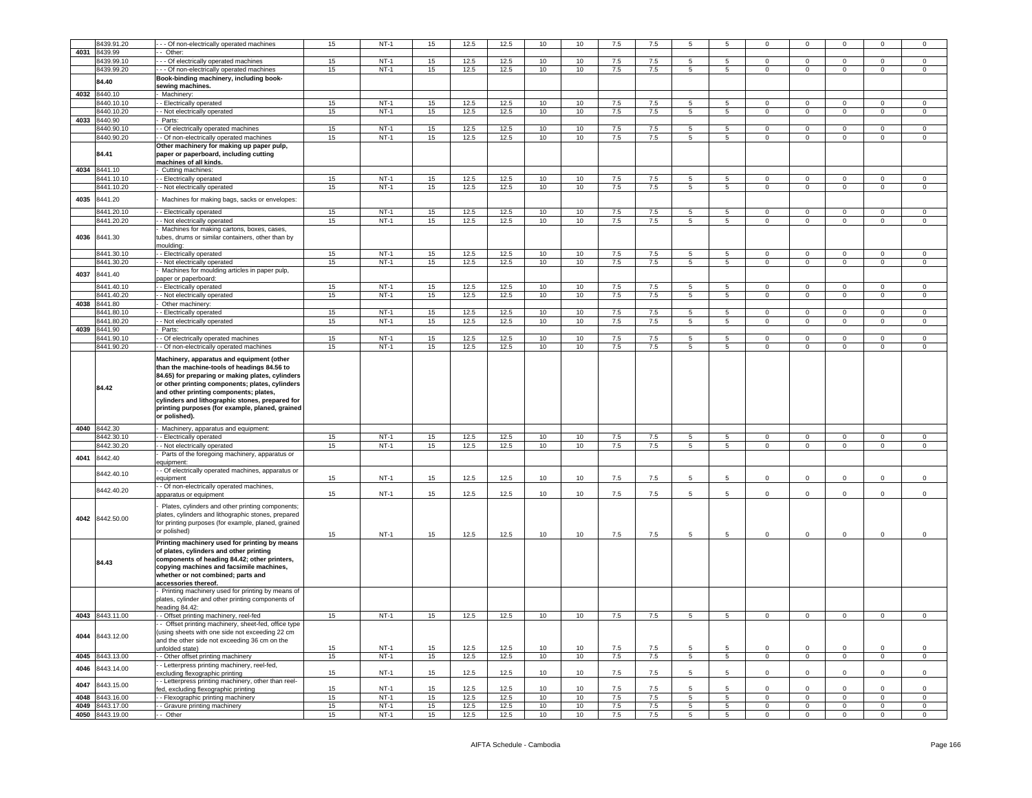| | 8439.91.20 | - - - Of non-electrically operated machines | 15 | NT-1 | 15 | 12.5 | 12.5 | 10 | 10 | 7.5 | 7.5 | 5 | 5 | 0 | 0 | 0 | 0 | 0 |
|---|---|---|---|---|---|---|---|---|---|---|---|---|---|---|---|---|---|---|
| 4031 | 8439.99 | - - Other: | | | | | | | | | | | | | | | | |
| | 8439.99.10 | - - - Of electrically operated machines | 15 | NT-1 | 15 | 12.5 | 12.5 | 10 | 10 | 7.5 | 7.5 | 5 | 5 | 0 | 0 | 0 | 0 | 0 |
| | 8439.99.20 | - - - Of non-electrically operated machines | 15 | NT-1 | 15 | 12.5 | 12.5 | 10 | 10 | 7.5 | 7.5 | 5 | 5 | 0 | 0 | 0 | 0 | 0 |
| | **84.40** | **Book-binding machinery, including book-sewing machines.** | | | | | | | | | | | | | | | | |
| 4032 | 8440.10 | - Machinery: | | | | | | | | | | | | | | | | |
| | 8440.10.10 | - - Electrically operated | 15 | NT-1 | 15 | 12.5 | 12.5 | 10 | 10 | 7.5 | 7.5 | 5 | 5 | 0 | 0 | 0 | 0 | 0 |
| | 8440.10.20 | - - Not electrically operated | 15 | NT-1 | 15 | 12.5 | 12.5 | 10 | 10 | 7.5 | 7.5 | 5 | 5 | 0 | 0 | 0 | 0 | 0 |
| 4033 | 8440.90 | - Parts: | | | | | | | | | | | | | | | | |
| | 8440.90.10 | - - Of electrically operated machines | 15 | NT-1 | 15 | 12.5 | 12.5 | 10 | 10 | 7.5 | 7.5 | 5 | 5 | 0 | 0 | 0 | 0 | 0 |
| | 8440.90.20 | - - Of non-electrically operated machines | 15 | NT-1 | 15 | 12.5 | 12.5 | 10 | 10 | 7.5 | 7.5 | 5 | 5 | 0 | 0 | 0 | 0 | 0 |
| | **84.41** | **Other machinery for making up paper pulp, paper or paperboard, including cutting machines of all kinds.** | | | | | | | | | | | | | | | | |
| 4034 | 8441.10 | - Cutting machines: | | | | | | | | | | | | | | | | |
| | 8441.10.10 | - - Electrically operated | 15 | NT-1 | 15 | 12.5 | 12.5 | 10 | 10 | 7.5 | 7.5 | 5 | 5 | 0 | 0 | 0 | 0 | 0 |
| | 8441.10.20 | - - Not electrically operated | 15 | NT-1 | 15 | 12.5 | 12.5 | 10 | 10 | 7.5 | 7.5 | 5 | 5 | 0 | 0 | 0 | 0 | 0 |
| 4035 | 8441.20 | - Machines for making bags, sacks or envelopes: | | | | | | | | | | | | | | | | |
| | 8441.20.10 | - - Electrically operated | 15 | NT-1 | 15 | 12.5 | 12.5 | 10 | 10 | 7.5 | 7.5 | 5 | 5 | 0 | 0 | 0 | 0 | 0 |
| | 8441.20.20 | - - Not electrically operated | 15 | NT-1 | 15 | 12.5 | 12.5 | 10 | 10 | 7.5 | 7.5 | 5 | 5 | 0 | 0 | 0 | 0 | 0 |
| 4036 | 8441.30 | - Machines for making cartons, boxes, cases, tubes, drums or similar containers, other than by moulding: | | | | | | | | | | | | | | | | |
| | 8441.30.10 | - - Electrically operated | 15 | NT-1 | 15 | 12.5 | 12.5 | 10 | 10 | 7.5 | 7.5 | 5 | 5 | 0 | 0 | 0 | 0 | 0 |
| | 8441.30.20 | - - Not electrically operated | 15 | NT-1 | 15 | 12.5 | 12.5 | 10 | 10 | 7.5 | 7.5 | 5 | 5 | 0 | 0 | 0 | 0 | 0 |
| 4037 | 8441.40 | - Machines for moulding articles in paper pulp, paper or paperboard: | | | | | | | | | | | | | | | | |
| | 8441.40.10 | - - Electrically operated | 15 | NT-1 | 15 | 12.5 | 12.5 | 10 | 10 | 7.5 | 7.5 | 5 | 5 | 0 | 0 | 0 | 0 | 0 |
| | 8441.40.20 | - - Not electrically operated | 15 | NT-1 | 15 | 12.5 | 12.5 | 10 | 10 | 7.5 | 7.5 | 5 | 5 | 0 | 0 | 0 | 0 | 0 |
| 4038 | 8441.80 | - Other machinery: | | | | | | | | | | | | | | | | |
| | 8441.80.10 | - - Electrically operated | 15 | NT-1 | 15 | 12.5 | 12.5 | 10 | 10 | 7.5 | 7.5 | 5 | 5 | 0 | 0 | 0 | 0 | 0 |
| | 8441.80.20 | - - Not electrically operated | 15 | NT-1 | 15 | 12.5 | 12.5 | 10 | 10 | 7.5 | 7.5 | 5 | 5 | 0 | 0 | 0 | 0 | 0 |
| 4039 | 8441.90 | - Parts: | | | | | | | | | | | | | | | | |
| | 8441.90.10 | - - Of electrically operated machines | 15 | NT-1 | 15 | 12.5 | 12.5 | 10 | 10 | 7.5 | 7.5 | 5 | 5 | 0 | 0 | 0 | 0 | 0 |
| | 8441.90.20 | - - Of non-electrically operated machines | 15 | NT-1 | 15 | 12.5 | 12.5 | 10 | 10 | 7.5 | 7.5 | 5 | 5 | 0 | 0 | 0 | 0 | 0 |
| | **84.42** | **Machinery, apparatus and equipment (other than the machine-tools of headings 84.56 to 84.65) for preparing or making plates, cylinders or other printing components; plates, cylinders and other printing components; plates, cylinders and lithographic stones, prepared for printing purposes (for example, planed, grained or polished).** | | | | | | | | | | | | | | | | |
| 4040 | 8442.30 | - Machinery, apparatus and equipment: | | | | | | | | | | | | | | | | |
| | 8442.30.10 | - - Electrically operated | 15 | NT-1 | 15 | 12.5 | 12.5 | 10 | 10 | 7.5 | 7.5 | 5 | 5 | 0 | 0 | 0 | 0 | 0 |
| | 8442.30.20 | - - Not electrically operated | 15 | NT-1 | 15 | 12.5 | 12.5 | 10 | 10 | 7.5 | 7.5 | 5 | 5 | 0 | 0 | 0 | 0 | 0 |
| 4041 | 8442.40 | - Parts of the foregoing machinery, apparatus or equipment: | | | | | | | | | | | | | | | | |
| | 8442.40.10 | - - Of electrically operated machines, apparatus or equipment | 15 | NT-1 | 15 | 12.5 | 12.5 | 10 | 10 | 7.5 | 7.5 | 5 | 5 | 0 | 0 | 0 | 0 | 0 |
| | 8442.40.20 | - - Of non-electrically operated machines, apparatus or equipment | 15 | NT-1 | 15 | 12.5 | 12.5 | 10 | 10 | 7.5 | 7.5 | 5 | 5 | 0 | 0 | 0 | 0 | 0 |
| 4042 | 8442.50.00 | - Plates, cylinders and other printing components; plates, cylinders and lithographic stones, prepared for printing purposes (for example, planed, grained or polished) | 15 | NT-1 | 15 | 12.5 | 12.5 | 10 | 10 | 7.5 | 7.5 | 5 | 5 | 0 | 0 | 0 | 0 | 0 |
| | **84.43** | **Printing machinery used for printing by means of plates, cylinders and other printing components of heading 84.42; other printers, copying machines and facsimile machines, whether or not combined; parts and accessories thereof.** | | | | | | | | | | | | | | | | |
| | | - Printing machinery used for printing by means of plates, cylinder and other printing components of heading 84.42: | | | | | | | | | | | | | | | | |
| 4043 | 8443.11.00 | - - Offset printing machinery, reel-fed | 15 | NT-1 | 15 | 12.5 | 12.5 | 10 | 10 | 7.5 | 7.5 | 5 | 5 | 0 | 0 | 0 | 0 | 0 |
| 4044 | 8443.12.00 | - - Offset printing machinery, sheet-fed, office type (using sheets with one side not exceeding 22 cm and the other side not exceeding 36 cm on the unfolded state) | 15 | NT-1 | 15 | 12.5 | 12.5 | 10 | 10 | 7.5 | 7.5 | 5 | 5 | 0 | 0 | 0 | 0 | 0 |
| 4045 | 8443.13.00 | - - Other offset printing machinery | 15 | NT-1 | 15 | 12.5 | 12.5 | 10 | 10 | 7.5 | 7.5 | 5 | 5 | 0 | 0 | 0 | 0 | 0 |
| 4046 | 8443.14.00 | - - Letterpress printing machinery, reel-fed, excluding flexographic printing | 15 | NT-1 | 15 | 12.5 | 12.5 | 10 | 10 | 7.5 | 7.5 | 5 | 5 | 0 | 0 | 0 | 0 | 0 |
| 4047 | 8443.15.00 | - - Letterpress printing machinery, other than reel-fed, excluding flexographic printing | 15 | NT-1 | 15 | 12.5 | 12.5 | 10 | 10 | 7.5 | 7.5 | 5 | 5 | 0 | 0 | 0 | 0 | 0 |
| 4048 | 8443.16.00 | - - Flexographic printing machinery | 15 | NT-1 | 15 | 12.5 | 12.5 | 10 | 10 | 7.5 | 7.5 | 5 | 5 | 0 | 0 | 0 | 0 | 0 |
| 4049 | 8443.17.00 | - - Gravure printing machinery | 15 | NT-1 | 15 | 12.5 | 12.5 | 10 | 10 | 7.5 | 7.5 | 5 | 5 | 0 | 0 | 0 | 0 | 0 |
| 4050 | 8443.19.00 | - - Other | 15 | NT-1 | 15 | 12.5 | 12.5 | 10 | 10 | 7.5 | 7.5 | 5 | 5 | 0 | 0 | 0 | 0 | 0 |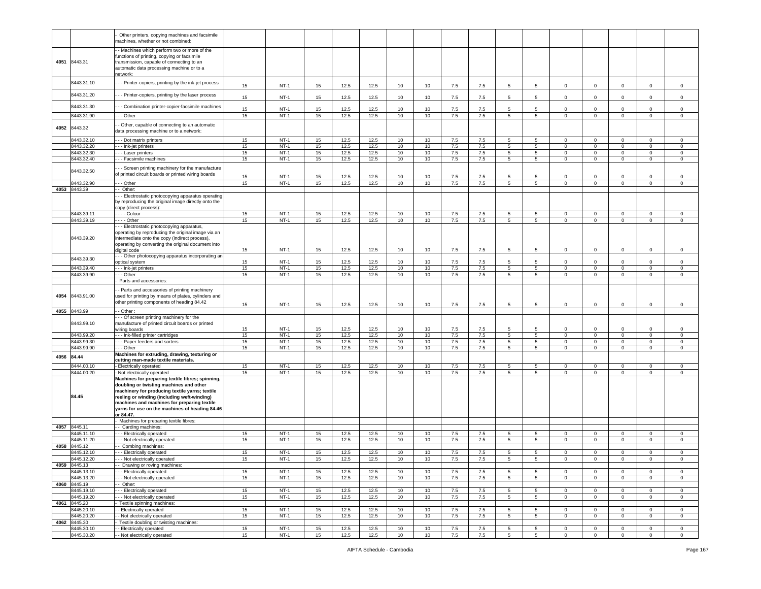| | | - Other printers, copying machines and facsimile machines, whether or not combined: | | | | | | | | | | | | | | | | |
|---|---|---|---|---|---|---|---|---|---|---|---|---|---|---|---|---|---|---|
| 4051 | 8443.31 | - - Machines which perform two or more of the functions of printing, copying or facsimile transmission, capable of connecting to an automatic data processing machine or to a network: | | | | | | | | | | | | | | | | |
| | 8443.31.10 | - - - Printer-copiers, printing by the ink-jet process | 15 | NT-1 | 15 | 12.5 | 12.5 | 10 | 10 | 7.5 | 7.5 | 5 | 5 | 0 | 0 | 0 | 0 | 0 |
| | 8443.31.20 | - - - Printer-copiers, printing by the laser process | 15 | NT-1 | 15 | 12.5 | 12.5 | 10 | 10 | 7.5 | 7.5 | 5 | 5 | 0 | 0 | 0 | 0 | 0 |
| | 8443.31.30 | - - - Combination printer-copier-facsimile machines | 15 | NT-1 | 15 | 12.5 | 12.5 | 10 | 10 | 7.5 | 7.5 | 5 | 5 | 0 | 0 | 0 | 0 | 0 |
| | 8443.31.90 | - - - Other | 15 | NT-1 | 15 | 12.5 | 12.5 | 10 | 10 | 7.5 | 7.5 | 5 | 5 | 0 | 0 | 0 | 0 | 0 |
| 4052 | 8443.32 | - - Other, capable of connecting to an automatic data processing machine or to a network: | | | | | | | | | | | | | | | | |
| | 8443.32.10 | - - - Dot matrix printers | 15 | NT-1 | 15 | 12.5 | 12.5 | 10 | 10 | 7.5 | 7.5 | 5 | 5 | 0 | 0 | 0 | 0 | 0 |
| | 8443.32.20 | - - - Ink-jet printers | 15 | NT-1 | 15 | 12.5 | 12.5 | 10 | 10 | 7.5 | 7.5 | 5 | 5 | 0 | 0 | 0 | 0 | 0 |
| | 8443.32.30 | - - - Laser printers | 15 | NT-1 | 15 | 12.5 | 12.5 | 10 | 10 | 7.5 | 7.5 | 5 | 5 | 0 | 0 | 0 | 0 | 0 |
| | 8443.32.40 | - - - Facsimile machines | 15 | NT-1 | 15 | 12.5 | 12.5 | 10 | 10 | 7.5 | 7.5 | 5 | 5 | 0 | 0 | 0 | 0 | 0 |
| | 8443.32.50 | - - - Screen printing machinery for the manufacture of printed circuit boards or printed wiring boards | 15 | NT-1 | 15 | 12.5 | 12.5 | 10 | 10 | 7.5 | 7.5 | 5 | 5 | 0 | 0 | 0 | 0 | 0 |
| | 8443.32.90 | - - - Other | 15 | NT-1 | 15 | 12.5 | 12.5 | 10 | 10 | 7.5 | 7.5 | 5 | 5 | 0 | 0 | 0 | 0 | 0 |
| 4053 | 8443.39 | - - Other: | | | | | | | | | | | | | | | | |
| | | - - - Electrostatic photocopying apparatus operating by reproducing the original image directly onto the copy (direct process): | | | | | | | | | | | | | | | | |
| | 8443.39.11 | - - - - Colour | 15 | NT-1 | 15 | 12.5 | 12.5 | 10 | 10 | 7.5 | 7.5 | 5 | 5 | 0 | 0 | 0 | 0 | 0 |
| | 8443.39.19 | - - - - Other | 15 | NT-1 | 15 | 12.5 | 12.5 | 10 | 10 | 7.5 | 7.5 | 5 | 5 | 0 | 0 | 0 | 0 | 0 |
| | 8443.39.20 | - - - Electrostatic photocopying apparatus, operating by reproducing the original image via an intermediate onto the copy (indirect process), operating by converting the original document into digital code | 15 | NT-1 | 15 | 12.5 | 12.5 | 10 | 10 | 7.5 | 7.5 | 5 | 5 | 0 | 0 | 0 | 0 | 0 |
| | 8443.39.30 | - - - Other photocopying apparatus incorporating an optical system | 15 | NT-1 | 15 | 12.5 | 12.5 | 10 | 10 | 7.5 | 7.5 | 5 | 5 | 0 | 0 | 0 | 0 | 0 |
| | 8443.39.40 | - - - Ink-jet printers | 15 | NT-1 | 15 | 12.5 | 12.5 | 10 | 10 | 7.5 | 7.5 | 5 | 5 | 0 | 0 | 0 | 0 | 0 |
| | 8443.39.90 | - - - Other | 15 | NT-1 | 15 | 12.5 | 12.5 | 10 | 10 | 7.5 | 7.5 | 5 | 5 | 0 | 0 | 0 | 0 | 0 |
| | | - Parts and accessories: | | | | | | | | | | | | | | | | |
| 4054 | 8443.91.00 | - - Parts and accessories of printing machinery used for printing by means of plates, cylinders and other printing components of heading 84.42 | 15 | NT-1 | 15 | 12.5 | 12.5 | 10 | 10 | 7.5 | 7.5 | 5 | 5 | 0 | 0 | 0 | 0 | 0 |
| 4055 | 8443.99 | - - Other : | | | | | | | | | | | | | | | | |
| | 8443.99.10 | - - - Of screen printing machinery for the manufacture of printed circuit boards or printed wiring boards | 15 | NT-1 | 15 | 12.5 | 12.5 | 10 | 10 | 7.5 | 7.5 | 5 | 5 | 0 | 0 | 0 | 0 | 0 |
| | 8443.99.20 | - - - Ink-filled printer cartridges | 15 | NT-1 | 15 | 12.5 | 12.5 | 10 | 10 | 7.5 | 7.5 | 5 | 5 | 0 | 0 | 0 | 0 | 0 |
| | 8443.99.30 | - - - Paper feeders and sorters | 15 | NT-1 | 15 | 12.5 | 12.5 | 10 | 10 | 7.5 | 7.5 | 5 | 5 | 0 | 0 | 0 | 0 | 0 |
| | 8443.99.90 | - - - Other | 15 | NT-1 | 15 | 12.5 | 12.5 | 10 | 10 | 7.5 | 7.5 | 5 | 5 | 0 | 0 | 0 | 0 | 0 |
| 4056 | **84.44** | **Machines for extruding, drawing, texturing or cutting man-made textile materials.** | | | | | | | | | | | | | | | | |
| | 8444.00.10 | - Electrically operated | 15 | NT-1 | 15 | 12.5 | 12.5 | 10 | 10 | 7.5 | 7.5 | 5 | 5 | 0 | 0 | 0 | 0 | 0 |
| | 8444.00.20 | - Not electrically operated | 15 | NT-1 | 15 | 12.5 | 12.5 | 10 | 10 | 7.5 | 7.5 | 5 | 5 | 0 | 0 | 0 | 0 | 0 |
| | **84.45** | **Machines for preparing textile fibres; spinning, doubling or twisting machines and other machinery for producing textile yarns; textile reeling or winding (including weft-winding) machines and machines for preparing textile yarns for use on the machines of heading 84.46 or 84.47.** | | | | | | | | | | | | | | | | |
| | | - Machines for preparing textile fibres: | | | | | | | | | | | | | | | | |
| 4057 | 8445.11 | - - Carding machines: | | | | | | | | | | | | | | | | |
| | 8445.11.10 | - - - Electrically operated | 15 | NT-1 | 15 | 12.5 | 12.5 | 10 | 10 | 7.5 | 7.5 | 5 | 5 | 0 | 0 | 0 | 0 | 0 |
| | 8445.11.20 | - - - Not electrically operated | 15 | NT-1 | 15 | 12.5 | 12.5 | 10 | 10 | 7.5 | 7.5 | 5 | 5 | 0 | 0 | 0 | 0 | 0 |
| 4058 | 8445.12 | - - Combing machines: | | | | | | | | | | | | | | | | |
| | 8445.12.10 | - - - Electrically operated | 15 | NT-1 | 15 | 12.5 | 12.5 | 10 | 10 | 7.5 | 7.5 | 5 | 5 | 0 | 0 | 0 | 0 | 0 |
| | 8445.12.20 | - - - Not electrically operated | 15 | NT-1 | 15 | 12.5 | 12.5 | 10 | 10 | 7.5 | 7.5 | 5 | 5 | 0 | 0 | 0 | 0 | 0 |
| 4059 | 8445.13 | - - Drawing or roving machines: | | | | | | | | | | | | | | | | |
| | 8445.13.10 | - - - Electrically operated | 15 | NT-1 | 15 | 12.5 | 12.5 | 10 | 10 | 7.5 | 7.5 | 5 | 5 | 0 | 0 | 0 | 0 | 0 |
| | 8445.13.20 | - - - Not electrically operated | 15 | NT-1 | 15 | 12.5 | 12.5 | 10 | 10 | 7.5 | 7.5 | 5 | 5 | 0 | 0 | 0 | 0 | 0 |
| 4060 | 8445.19 | - - Other: | | | | | | | | | | | | | | | | |
| | 8445.19.10 | - - - Electrically operated | 15 | NT-1 | 15 | 12.5 | 12.5 | 10 | 10 | 7.5 | 7.5 | 5 | 5 | 0 | 0 | 0 | 0 | 0 |
| | 8445.19.20 | - - - Not electrically operated | 15 | NT-1 | 15 | 12.5 | 12.5 | 10 | 10 | 7.5 | 7.5 | 5 | 5 | 0 | 0 | 0 | 0 | 0 |
| 4061 | 8445.20 | - Textile spinning machines: | | | | | | | | | | | | | | | | |
| | 8445.20.10 | - - Electrically operated | 15 | NT-1 | 15 | 12.5 | 12.5 | 10 | 10 | 7.5 | 7.5 | 5 | 5 | 0 | 0 | 0 | 0 | 0 |
| | 8445.20.20 | - - Not electrically operated | 15 | NT-1 | 15 | 12.5 | 12.5 | 10 | 10 | 7.5 | 7.5 | 5 | 5 | 0 | 0 | 0 | 0 | 0 |
| 4062 | 8445.30 | - Textile doubling or twisting machines: | | | | | | | | | | | | | | | | |
| | 8445.30.10 | - - Electrically operated | 15 | NT-1 | 15 | 12.5 | 12.5 | 10 | 10 | 7.5 | 7.5 | 5 | 5 | 0 | 0 | 0 | 0 | 0 |
| | 8445.30.20 | - - Not electrically operated | 15 | NT-1 | 15 | 12.5 | 12.5 | 10 | 10 | 7.5 | 7.5 | 5 | 5 | 0 | 0 | 0 | 0 | 0 |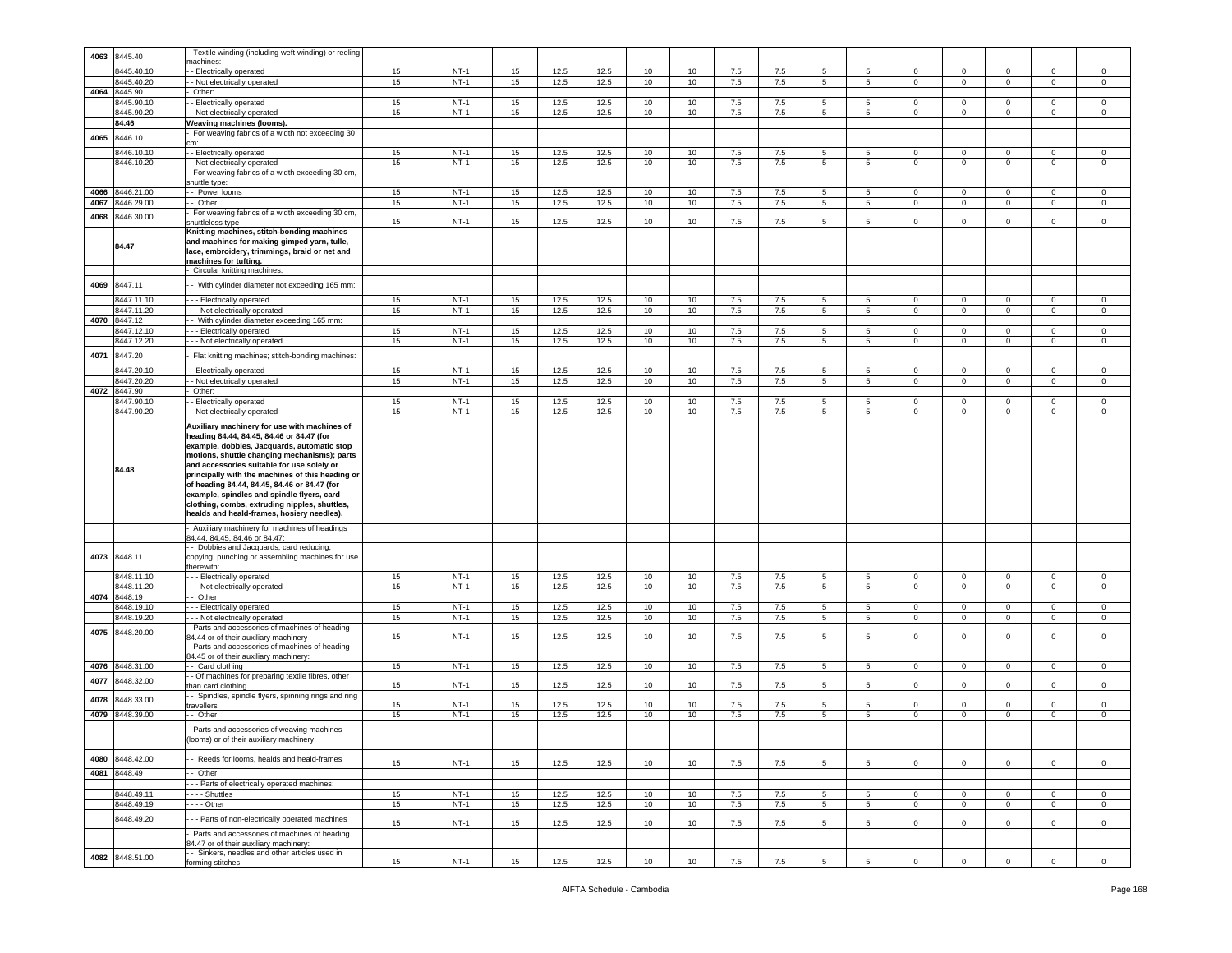| | | | | | | | | | | | | | | | | | | |
|---|---|---|---|---|---|---|---|---|---|---|---|---|---|---|---|---|---|---|
| 4063 | 8445.40 | - Textile winding (including weft-winding) or reeling machines: | | | | | | | | | | | | | | | | |
| | 8445.40.10 | - - Electrically operated | 15 | NT-1 | 15 | 12.5 | 12.5 | 10 | 10 | 7.5 | 7.5 | 5 | 5 | 0 | 0 | 0 | 0 | 0 |
| | 8445.40.20 | - - Not electrically operated | 15 | NT-1 | 15 | 12.5 | 12.5 | 10 | 10 | 7.5 | 7.5 | 5 | 5 | 0 | 0 | 0 | 0 | 0 |
| 4064 | 8445.90 | - Other: | | | | | | | | | | | | | | | | |
| | 8445.90.10 | - - Electrically operated | 15 | NT-1 | 15 | 12.5 | 12.5 | 10 | 10 | 7.5 | 7.5 | 5 | 5 | 0 | 0 | 0 | 0 | 0 |
| | 8445.90.20 | - - Not electrically operated | 15 | NT-1 | 15 | 12.5 | 12.5 | 10 | 10 | 7.5 | 7.5 | 5 | 5 | 0 | 0 | 0 | 0 | 0 |
| | **84.46** | **Weaving machines (looms).** | | | | | | | | | | | | | | | | |
| 4065 | 8446.10 | - For weaving fabrics of a width not exceeding 30 cm: | | | | | | | | | | | | | | | | |
| | 8446.10.10 | - - Electrically operated | 15 | NT-1 | 15 | 12.5 | 12.5 | 10 | 10 | 7.5 | 7.5 | 5 | 5 | 0 | 0 | 0 | 0 | 0 |
| | 8446.10.20 | - - Not electrically operated | 15 | NT-1 | 15 | 12.5 | 12.5 | 10 | 10 | 7.5 | 7.5 | 5 | 5 | 0 | 0 | 0 | 0 | 0 |
| | | - For weaving fabrics of a width exceeding 30 cm, shuttle type: | | | | | | | | | | | | | | | | |
| 4066 | 8446.21.00 | - - Power looms | 15 | NT-1 | 15 | 12.5 | 12.5 | 10 | 10 | 7.5 | 7.5 | 5 | 5 | 0 | 0 | 0 | 0 | 0 |
| 4067 | 8446.29.00 | - - Other | 15 | NT-1 | 15 | 12.5 | 12.5 | 10 | 10 | 7.5 | 7.5 | 5 | 5 | 0 | 0 | 0 | 0 | 0 |
| 4068 | 8446.30.00 | - For weaving fabrics of a width exceeding 30 cm, shuttleless type | 15 | NT-1 | 15 | 12.5 | 12.5 | 10 | 10 | 7.5 | 7.5 | 5 | 5 | 0 | 0 | 0 | 0 | 0 |
| | **84.47** | **Knitting machines, stitch-bonding machines and machines for making gimped yarn, tulle, lace, embroidery, trimmings, braid or net and machines for tufting.** | | | | | | | | | | | | | | | | |
| | | - Circular knitting machines: | | | | | | | | | | | | | | | | |
| 4069 | 8447.11 | - - With cylinder diameter not exceeding 165 mm: | | | | | | | | | | | | | | | | |
| | 8447.11.10 | - - - Electrically operated | 15 | NT-1 | 15 | 12.5 | 12.5 | 10 | 10 | 7.5 | 7.5 | 5 | 5 | 0 | 0 | 0 | 0 | 0 |
| | 8447.11.20 | - - - Not electrically operated | 15 | NT-1 | 15 | 12.5 | 12.5 | 10 | 10 | 7.5 | 7.5 | 5 | 5 | 0 | 0 | 0 | 0 | 0 |
| 4070 | 8447.12 | - - With cylinder diameter exceeding 165 mm: | | | | | | | | | | | | | | | | |
| | 8447.12.10 | - - - Electrically operated | 15 | NT-1 | 15 | 12.5 | 12.5 | 10 | 10 | 7.5 | 7.5 | 5 | 5 | 0 | 0 | 0 | 0 | 0 |
| | 8447.12.20 | - - - Not electrically operated | 15 | NT-1 | 15 | 12.5 | 12.5 | 10 | 10 | 7.5 | 7.5 | 5 | 5 | 0 | 0 | 0 | 0 | 0 |
| 4071 | 8447.20 | - Flat knitting machines; stitch-bonding machines: | | | | | | | | | | | | | | | | |
| | 8447.20.10 | - - Electrically operated | 15 | NT-1 | 15 | 12.5 | 12.5 | 10 | 10 | 7.5 | 7.5 | 5 | 5 | 0 | 0 | 0 | 0 | 0 |
| | 8447.20.20 | - - Not electrically operated | 15 | NT-1 | 15 | 12.5 | 12.5 | 10 | 10 | 7.5 | 7.5 | 5 | 5 | 0 | 0 | 0 | 0 | 0 |
| 4072 | 8447.90 | - Other: | | | | | | | | | | | | | | | | |
| | 8447.90.10 | - - Electrically operated | 15 | NT-1 | 15 | 12.5 | 12.5 | 10 | 10 | 7.5 | 7.5 | 5 | 5 | 0 | 0 | 0 | 0 | 0 |
| | 8447.90.20 | - - Not electrically operated | 15 | NT-1 | 15 | 12.5 | 12.5 | 10 | 10 | 7.5 | 7.5 | 5 | 5 | 0 | 0 | 0 | 0 | 0 |
| | **84.48** | **Auxiliary machinery for use with machines of heading 84.44, 84.45, 84.46 or 84.47 (for example, dobbies, Jacquards, automatic stop motions, shuttle changing mechanisms); parts and accessories suitable for use solely or principally with the machines of this heading or of heading 84.44, 84.45, 84.46 or 84.47 (for example, spindles and spindle flyers, card clothing, combs, extruding nipples, shuttles, healds and heald-frames, hosiery needles).** | | | | | | | | | | | | | | | | |
| | | - Auxiliary machinery for machines of headings 84.44, 84.45, 84.46 or 84.47: | | | | | | | | | | | | | | | | |
| 4073 | 8448.11 | - - Dobbies and Jacquards; card reducing, copying, punching or assembling machines for use therewith: | | | | | | | | | | | | | | | | |
| | 8448.11.10 | - - - Electrically operated | 15 | NT-1 | 15 | 12.5 | 12.5 | 10 | 10 | 7.5 | 7.5 | 5 | 5 | 0 | 0 | 0 | 0 | 0 |
| | 8448.11.20 | - - - Not electrically operated | 15 | NT-1 | 15 | 12.5 | 12.5 | 10 | 10 | 7.5 | 7.5 | 5 | 5 | 0 | 0 | 0 | 0 | 0 |
| 4074 | 8448.19 | - - Other: | | | | | | | | | | | | | | | | |
| | 8448.19.10 | - - - Electrically operated | 15 | NT-1 | 15 | 12.5 | 12.5 | 10 | 10 | 7.5 | 7.5 | 5 | 5 | 0 | 0 | 0 | 0 | 0 |
| | 8448.19.20 | - - - Not electrically operated | 15 | NT-1 | 15 | 12.5 | 12.5 | 10 | 10 | 7.5 | 7.5 | 5 | 5 | 0 | 0 | 0 | 0 | 0 |
| 4075 | 8448.20.00 | - Parts and accessories of machines of heading 84.44 or of their auxiliary machinery | 15 | NT-1 | 15 | 12.5 | 12.5 | 10 | 10 | 7.5 | 7.5 | 5 | 5 | 0 | 0 | 0 | 0 | 0 |
| | | - Parts and accessories of machines of heading 84.45 or of their auxiliary machinery: | | | | | | | | | | | | | | | | |
| 4076 | 8448.31.00 | - - Card clothing | 15 | NT-1 | 15 | 12.5 | 12.5 | 10 | 10 | 7.5 | 7.5 | 5 | 5 | 0 | 0 | 0 | 0 | 0 |
| 4077 | 8448.32.00 | - - Of machines for preparing textile fibres, other than card clothing | 15 | NT-1 | 15 | 12.5 | 12.5 | 10 | 10 | 7.5 | 7.5 | 5 | 5 | 0 | 0 | 0 | 0 | 0 |
| 4078 | 8448.33.00 | - - Spindles, spindle flyers, spinning rings and ring travellers | 15 | NT-1 | 15 | 12.5 | 12.5 | 10 | 10 | 7.5 | 7.5 | 5 | 5 | 0 | 0 | 0 | 0 | 0 |
| 4079 | 8448.39.00 | - - Other | 15 | NT-1 | 15 | 12.5 | 12.5 | 10 | 10 | 7.5 | 7.5 | 5 | 5 | 0 | 0 | 0 | 0 | 0 |
| | | - Parts and accessories of weaving machines (looms) or of their auxiliary machinery: | | | | | | | | | | | | | | | | |
| 4080 | 8448.42.00 | - - Reeds for looms, healds and heald-frames | 15 | NT-1 | 15 | 12.5 | 12.5 | 10 | 10 | 7.5 | 7.5 | 5 | 5 | 0 | 0 | 0 | 0 | 0 |
| 4081 | 8448.49 | - - Other: | | | | | | | | | | | | | | | | |
| | | - - - Parts of electrically operated machines: | | | | | | | | | | | | | | | | |
| | 8448.49.11 | - - - - Shuttles | 15 | NT-1 | 15 | 12.5 | 12.5 | 10 | 10 | 7.5 | 7.5 | 5 | 5 | 0 | 0 | 0 | 0 | 0 |
| | 8448.49.19 | - - - - Other | 15 | NT-1 | 15 | 12.5 | 12.5 | 10 | 10 | 7.5 | 7.5 | 5 | 5 | 0 | 0 | 0 | 0 | 0 |
| | 8448.49.20 | - - - Parts of non-electrically operated machines | 15 | NT-1 | 15 | 12.5 | 12.5 | 10 | 10 | 7.5 | 7.5 | 5 | 5 | 0 | 0 | 0 | 0 | 0 |
| | | - Parts and accessories of machines of heading 84.47 or of their auxiliary machinery: | | | | | | | | | | | | | | | | |
| 4082 | 8448.51.00 | - - Sinkers, needles and other articles used in forming stitches | 15 | NT-1 | 15 | 12.5 | 12.5 | 10 | 10 | 7.5 | 7.5 | 5 | 5 | 0 | 0 | 0 | 0 | 0 |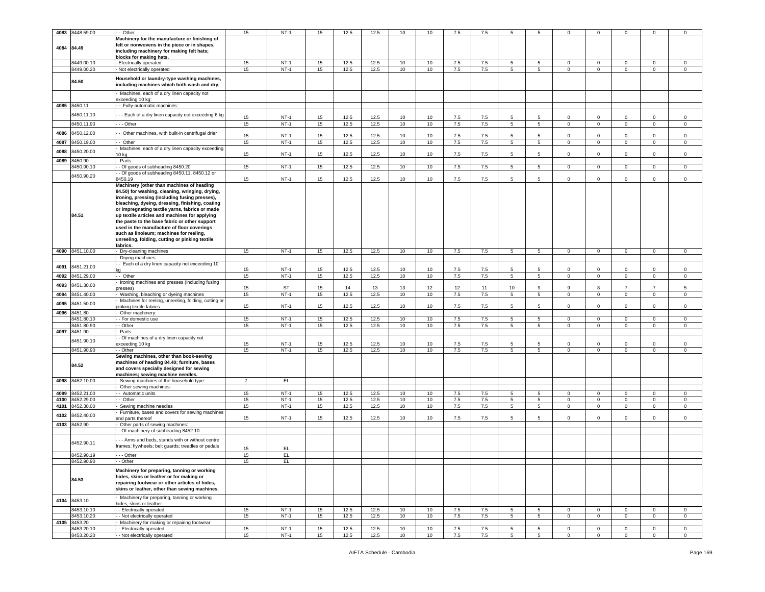| | | | | | | | | | | | | | | | | | |
|---|---|---|---|---|---|---|---|---|---|---|---|---|---|---|---|---|---|
| 4083 | 8448.59.00 | - - Other | 15 | NT-1 | 15 | 12.5 | 12.5 | 10 | 10 | 7.5 | 7.5 | 5 | 5 | 0 | 0 | 0 | 0 | 0 |
| 4084 | 84.49 | **Machinery for the manufacture or finishing of felt or nonwovens in the piece or in shapes, including machinery for making felt hats; blocks for making hats.** | | | | | | | | | | | | | | | | |
| | 8449.00.10 | - Electrically operated | 15 | NT-1 | 15 | 12.5 | 12.5 | 10 | 10 | 7.5 | 7.5 | 5 | 5 | 0 | 0 | 0 | 0 | 0 |
| | 8449.00.20 | - Not electrically operated | 15 | NT-1 | 15 | 12.5 | 12.5 | 10 | 10 | 7.5 | 7.5 | 5 | 5 | 0 | 0 | 0 | 0 | 0 |
| | 84.50 | **Household or laundry-type washing machines, including machines which both wash and dry.** | | | | | | | | | | | | | | | | |
| | | - Machines, each of a dry linen capacity not exceeding 10 kg: | | | | | | | | | | | | | | | | |
| 4085 | 8450.11 | - - Fully-automatic machines: | | | | | | | | | | | | | | | | |
| | 8450.11.10 | - - - Each of a dry linen capacity not exceeding 6 kg | 15 | NT-1 | 15 | 12.5 | 12.5 | 10 | 10 | 7.5 | 7.5 | 5 | 5 | 0 | 0 | 0 | 0 | 0 |
| | 8450.11.90 | - - - Other | 15 | NT-1 | 15 | 12.5 | 12.5 | 10 | 10 | 7.5 | 7.5 | 5 | 5 | 0 | 0 | 0 | 0 | 0 |
| 4086 | 8450.12.00 | - - Other machines, with built-in centrifugal drier | 15 | NT-1 | 15 | 12.5 | 12.5 | 10 | 10 | 7.5 | 7.5 | 5 | 5 | 0 | 0 | 0 | 0 | 0 |
| 4087 | 8450.19.00 | - - Other | 15 | NT-1 | 15 | 12.5 | 12.5 | 10 | 10 | 7.5 | 7.5 | 5 | 5 | 0 | 0 | 0 | 0 | 0 |
| 4088 | 8450.20.00 | - Machines, each of a dry linen capacity exceeding 10 kg | 15 | NT-1 | 15 | 12.5 | 12.5 | 10 | 10 | 7.5 | 7.5 | 5 | 5 | 0 | 0 | 0 | 0 | 0 |
| 4089 | 8450.90 | - Parts: | | | | | | | | | | | | | | | | |
| | 8450.90.10 | - - Of goods of subheading 8450.20 | 15 | NT-1 | 15 | 12.5 | 12.5 | 10 | 10 | 7.5 | 7.5 | 5 | 5 | 0 | 0 | 0 | 0 | 0 |
| | 8450.90.20 | - - Of goods of subheading 8450.11, 8450.12 or 8450.19 | 15 | NT-1 | 15 | 12.5 | 12.5 | 10 | 10 | 7.5 | 7.5 | 5 | 5 | 0 | 0 | 0 | 0 | 0 |
| | 84.51 | **Machinery (other than machines of heading 84.50) for washing, cleaning, wringing, drying, ironing, pressing (including fusing presses), bleaching, dyeing, dressing, finishing, coating or impregnating textile yarns, fabrics or made up textile articles and machines for applying the paste to the base fabric or other support used in the manufacture of floor coverings such as linoleum; machines for reeling, unreeling, folding, cutting or pinking textile fabrics.** | | | | | | | | | | | | | | | | |
| 4090 | 8451.10.00 | - Dry-cleaning machines | 15 | NT-1 | 15 | 12.5 | 12.5 | 10 | 10 | 7.5 | 7.5 | 5 | 5 | 0 | 0 | 0 | 0 | 0 |
| | | - Drying machines: | | | | | | | | | | | | | | | | |
| 4091 | 8451.21.00 | - - Each of a dry linen capacity not exceeding 10 kg | 15 | NT-1 | 15 | 12.5 | 12.5 | 10 | 10 | 7.5 | 7.5 | 5 | 5 | 0 | 0 | 0 | 0 | 0 |
| 4092 | 8451.29.00 | - - Other | 15 | NT-1 | 15 | 12.5 | 12.5 | 10 | 10 | 7.5 | 7.5 | 5 | 5 | 0 | 0 | 0 | 0 | 0 |
| 4093 | 8451.30.00 | - Ironing machines and presses (including fusing presses) | 15 | ST | 15 | 14 | 13 | 13 | 12 | 12 | 11 | 10 | 9 | 9 | 8 | 7 | 7 | 5 |
| 4094 | 8451.40.00 | - Washing, bleaching or dyeing machines | 15 | NT-1 | 15 | 12.5 | 12.5 | 10 | 10 | 7.5 | 7.5 | 5 | 5 | 0 | 0 | 0 | 0 | 0 |
| 4095 | 8451.50.00 | - Machines for reeling, unreeling, folding, cutting or pinking textile fabrics | 15 | NT-1 | 15 | 12.5 | 12.5 | 10 | 10 | 7.5 | 7.5 | 5 | 5 | 0 | 0 | 0 | 0 | 0 |
| 4096 | 8451.80 | - Other machinery: | | | | | | | | | | | | | | | | |
| | 8451.80.10 | - - For domestic use | 15 | NT-1 | 15 | 12.5 | 12.5 | 10 | 10 | 7.5 | 7.5 | 5 | 5 | 0 | 0 | 0 | 0 | 0 |
| | 8451.80.90 | - - Other | 15 | NT-1 | 15 | 12.5 | 12.5 | 10 | 10 | 7.5 | 7.5 | 5 | 5 | 0 | 0 | 0 | 0 | 0 |
| 4097 | 8451.90 | - Parts: | | | | | | | | | | | | | | | | |
| | 8451.90.10 | - - Of machines of a dry linen capacity not exceeding 10 kg | 15 | NT-1 | 15 | 12.5 | 12.5 | 10 | 10 | 7.5 | 7.5 | 5 | 5 | 0 | 0 | 0 | 0 | 0 |
| | 8451.90.90 | - - Other | 15 | NT-1 | 15 | 12.5 | 12.5 | 10 | 10 | 7.5 | 7.5 | 5 | 5 | 0 | 0 | 0 | 0 | 0 |
| | 84.52 | **Sewing machines, other than book-sewing machines of heading 84.40; furniture, bases and covers specially designed for sewing machines; sewing machine needles.** | | | | | | | | | | | | | | | | |
| 4098 | 8452.10.00 | - Sewing machines of the household type | 7 | EL | | | | | | | | | | | | | | |
| | | - Other sewing machines: | | | | | | | | | | | | | | | | |
| 4099 | 8452.21.00 | - - Automatic units | 15 | NT-1 | 15 | 12.5 | 12.5 | 10 | 10 | 7.5 | 7.5 | 5 | 5 | 0 | 0 | 0 | 0 | 0 |
| 4100 | 8452.29.00 | - - Other | 15 | NT-1 | 15 | 12.5 | 12.5 | 10 | 10 | 7.5 | 7.5 | 5 | 5 | 0 | 0 | 0 | 0 | 0 |
| 4101 | 8452.30.00 | - Sewing machine needles | 15 | NT-1 | 15 | 12.5 | 12.5 | 10 | 10 | 7.5 | 7.5 | 5 | 5 | 0 | 0 | 0 | 0 | 0 |
| 4102 | 8452.40.00 | - Furniture, bases and covers for sewing machines and parts thereof | 15 | NT-1 | 15 | 12.5 | 12.5 | 10 | 10 | 7.5 | 7.5 | 5 | 5 | 0 | 0 | 0 | 0 | 0 |
| 4103 | 8452.90 | - Other parts of sewing machines: | | | | | | | | | | | | | | | | |
| | | - - Of machinery of subheading 8452.10: | | | | | | | | | | | | | | | | |
| | 8452.90.11 | - - - Arms and beds, stands with or without centre frames; flywheels; belt guards; treadles or pedals | 15 | EL | | | | | | | | | | | | | | |
| | 8452.90.19 | - - - Other | 15 | EL | | | | | | | | | | | | | | |
| | 8452.90.90 | - - Other | 15 | EL | | | | | | | | | | | | | | |
| | 84.53 | **Machinery for preparing, tanning or working hides, skins or leather or for making or repairing footwear or other articles of hides, skins or leather, other than sewing machines.** | | | | | | | | | | | | | | | | |
| 4104 | 8453.10 | - Machinery for preparing, tanning or working hides, skins or leather: | | | | | | | | | | | | | | | | |
| | 8453.10.10 | - - Electrically operated | 15 | NT-1 | 15 | 12.5 | 12.5 | 10 | 10 | 7.5 | 7.5 | 5 | 5 | 0 | 0 | 0 | 0 | 0 |
| | 8453.10.20 | - - Not electrically operated | 15 | NT-1 | 15 | 12.5 | 12.5 | 10 | 10 | 7.5 | 7.5 | 5 | 5 | 0 | 0 | 0 | 0 | 0 |
| 4105 | 8453.20 | - Machinery for making or repairing footwear: | | | | | | | | | | | | | | | | |
| | 8453.20.10 | - - Electrically operated | 15 | NT-1 | 15 | 12.5 | 12.5 | 10 | 10 | 7.5 | 7.5 | 5 | 5 | 0 | 0 | 0 | 0 | 0 |
| | 8453.20.20 | - - Not electrically operated | 15 | NT-1 | 15 | 12.5 | 12.5 | 10 | 10 | 7.5 | 7.5 | 5 | 5 | 0 | 0 | 0 | 0 | 0 |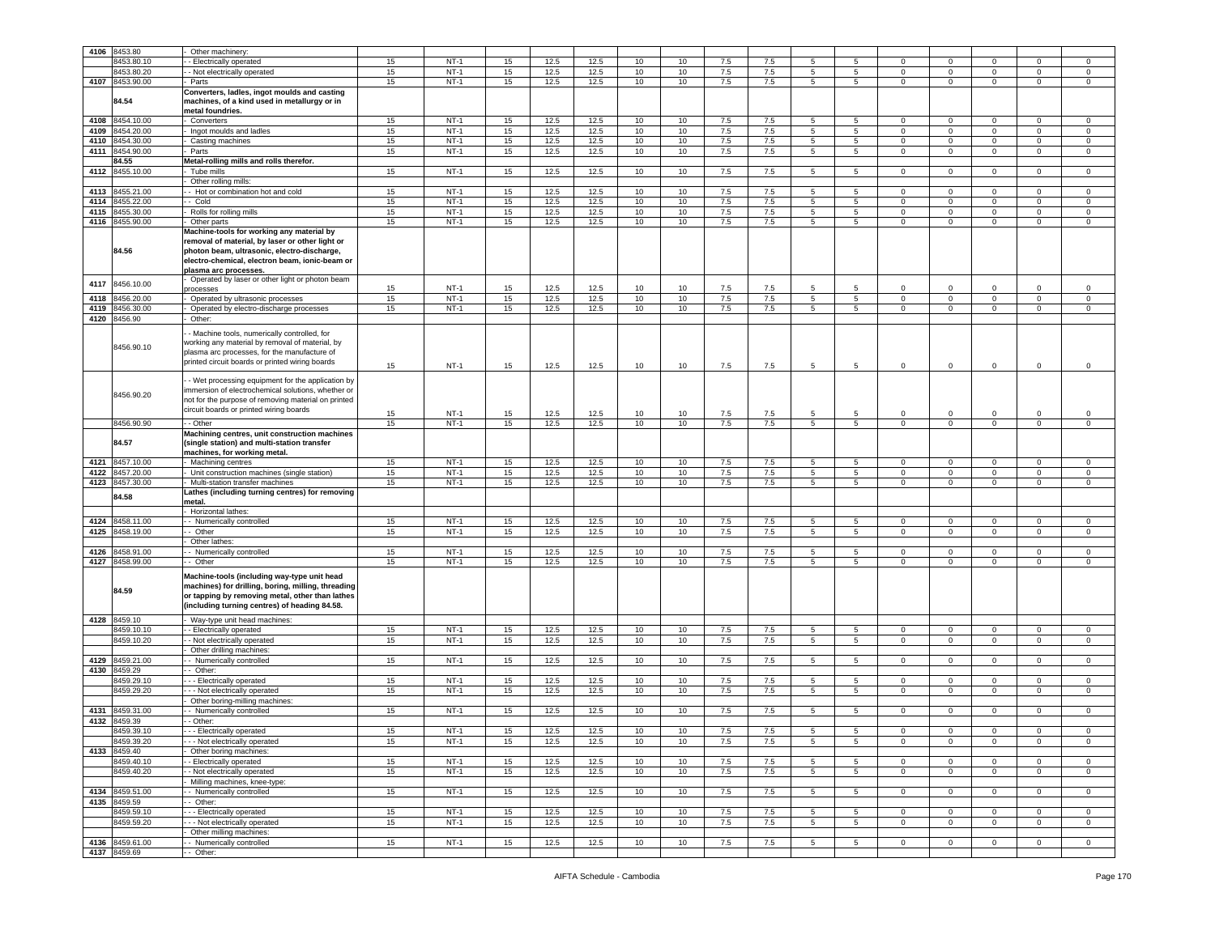| 4106 | 8453.80 | - Other machinery: | | | | | | | | | | | | | | | | |
|---|---|---|---|---|---|---|---|---|---|---|---|---|---|---|---|---|---|---|
| | 8453.80.10 | - - Electrically operated | 15 | NT-1 | 15 | 12.5 | 12.5 | 10 | 10 | 7.5 | 7.5 | 5 | 5 | 0 | 0 | 0 | 0 | 0 |
| | 8453.80.20 | - - Not electrically operated | 15 | NT-1 | 15 | 12.5 | 12.5 | 10 | 10 | 7.5 | 7.5 | 5 | 5 | 0 | 0 | 0 | 0 | 0 |
| 4107 | 8453.90.00 | - Parts | 15 | NT-1 | 15 | 12.5 | 12.5 | 10 | 10 | 7.5 | 7.5 | 5 | 5 | 0 | 0 | 0 | 0 | 0 |
| | 84.54 | **Converters, ladles, ingot moulds and casting machines, of a kind used in metallurgy or in metal foundries.** | | | | | | | | | | | | | | | | |
| 4108 | 8454.10.00 | - Converters | 15 | NT-1 | 15 | 12.5 | 12.5 | 10 | 10 | 7.5 | 7.5 | 5 | 5 | 0 | 0 | 0 | 0 | 0 |
| 4109 | 8454.20.00 | - Ingot moulds and ladles | 15 | NT-1 | 15 | 12.5 | 12.5 | 10 | 10 | 7.5 | 7.5 | 5 | 5 | 0 | 0 | 0 | 0 | 0 |
| 4110 | 8454.30.00 | - Casting machines | 15 | NT-1 | 15 | 12.5 | 12.5 | 10 | 10 | 7.5 | 7.5 | 5 | 5 | 0 | 0 | 0 | 0 | 0 |
| 4111 | 8454.90.00 | - Parts | 15 | NT-1 | 15 | 12.5 | 12.5 | 10 | 10 | 7.5 | 7.5 | 5 | 5 | 0 | 0 | 0 | 0 | 0 |
| | 84.55 | **Metal-rolling mills and rolls therefor.** | | | | | | | | | | | | | | | | |
| 4112 | 8455.10.00 | - Tube mills | 15 | NT-1 | 15 | 12.5 | 12.5 | 10 | 10 | 7.5 | 7.5 | 5 | 5 | 0 | 0 | 0 | 0 | 0 |
| | | - Other rolling mills: | | | | | | | | | | | | | | | | |
| 4113 | 8455.21.00 | - - Hot or combination hot and cold | 15 | NT-1 | 15 | 12.5 | 12.5 | 10 | 10 | 7.5 | 7.5 | 5 | 5 | 0 | 0 | 0 | 0 | 0 |
| 4114 | 8455.22.00 | - - Cold | 15 | NT-1 | 15 | 12.5 | 12.5 | 10 | 10 | 7.5 | 7.5 | 5 | 5 | 0 | 0 | 0 | 0 | 0 |
| 4115 | 8455.30.00 | - Rolls for rolling mills | 15 | NT-1 | 15 | 12.5 | 12.5 | 10 | 10 | 7.5 | 7.5 | 5 | 5 | 0 | 0 | 0 | 0 | 0 |
| 4116 | 8455.90.00 | - Other parts | 15 | NT-1 | 15 | 12.5 | 12.5 | 10 | 10 | 7.5 | 7.5 | 5 | 5 | 0 | 0 | 0 | 0 | 0 |
| | 84.56 | **Machine-tools for working any material by removal of material, by laser or other light or photon beam, ultrasonic, electro-discharge, electro-chemical, electron beam, ionic-beam or plasma arc processes.** | | | | | | | | | | | | | | | | |
| 4117 | 8456.10.00 | - Operated by laser or other light or photon beam processes | 15 | NT-1 | 15 | 12.5 | 12.5 | 10 | 10 | 7.5 | 7.5 | 5 | 5 | 0 | 0 | 0 | 0 | 0 |
| 4118 | 8456.20.00 | - Operated by ultrasonic processes | 15 | NT-1 | 15 | 12.5 | 12.5 | 10 | 10 | 7.5 | 7.5 | 5 | 5 | 0 | 0 | 0 | 0 | 0 |
| 4119 | 8456.30.00 | - Operated by electro-discharge processes | 15 | NT-1 | 15 | 12.5 | 12.5 | 10 | 10 | 7.5 | 7.5 | 5 | 5 | 0 | 0 | 0 | 0 | 0 |
| 4120 | 8456.90 | - Other: | | | | | | | | | | | | | | | | |
| | 8456.90.10 | - - Machine tools, numerically controlled, for working any material by removal of material, by plasma arc processes, for the manufacture of printed circuit boards or printed wiring boards | 15 | NT-1 | 15 | 12.5 | 12.5 | 10 | 10 | 7.5 | 7.5 | 5 | 5 | 0 | 0 | 0 | 0 | 0 |
| | 8456.90.20 | - - Wet processing equipment for the application by immersion of electrochemical solutions, whether or not for the purpose of removing material on printed circuit boards or printed wiring boards | 15 | NT-1 | 15 | 12.5 | 12.5 | 10 | 10 | 7.5 | 7.5 | 5 | 5 | 0 | 0 | 0 | 0 | 0 |
| | 8456.90.90 | - - Other | 15 | NT-1 | 15 | 12.5 | 12.5 | 10 | 10 | 7.5 | 7.5 | 5 | 5 | 0 | 0 | 0 | 0 | 0 |
| | 84.57 | **Machining centres, unit construction machines (single station) and multi-station transfer machines, for working metal.** | | | | | | | | | | | | | | | | |
| 4121 | 8457.10.00 | - Machining centres | 15 | NT-1 | 15 | 12.5 | 12.5 | 10 | 10 | 7.5 | 7.5 | 5 | 5 | 0 | 0 | 0 | 0 | 0 |
| 4122 | 8457.20.00 | - Unit construction machines (single station) | 15 | NT-1 | 15 | 12.5 | 12.5 | 10 | 10 | 7.5 | 7.5 | 5 | 5 | 0 | 0 | 0 | 0 | 0 |
| 4123 | 8457.30.00 | - Multi-station transfer machines | 15 | NT-1 | 15 | 12.5 | 12.5 | 10 | 10 | 7.5 | 7.5 | 5 | 5 | 0 | 0 | 0 | 0 | 0 |
| | 84.58 | **Lathes (including turning centres) for removing metal.** | | | | | | | | | | | | | | | | |
| | | - Horizontal lathes: | | | | | | | | | | | | | | | | |
| 4124 | 8458.11.00 | - - Numerically controlled | 15 | NT-1 | 15 | 12.5 | 12.5 | 10 | 10 | 7.5 | 7.5 | 5 | 5 | 0 | 0 | 0 | 0 | 0 |
| 4125 | 8458.19.00 | - - Other | 15 | NT-1 | 15 | 12.5 | 12.5 | 10 | 10 | 7.5 | 7.5 | 5 | 5 | 0 | 0 | 0 | 0 | 0 |
| | | - Other lathes: | | | | | | | | | | | | | | | | |
| 4126 | 8458.91.00 | - - Numerically controlled | 15 | NT-1 | 15 | 12.5 | 12.5 | 10 | 10 | 7.5 | 7.5 | 5 | 5 | 0 | 0 | 0 | 0 | 0 |
| 4127 | 8458.99.00 | - - Other | 15 | NT-1 | 15 | 12.5 | 12.5 | 10 | 10 | 7.5 | 7.5 | 5 | 5 | 0 | 0 | 0 | 0 | 0 |
| | 84.59 | **Machine-tools (including way-type unit head machines) for drilling, boring, milling, threading or tapping by removing metal, other than lathes (including turning centres) of heading 84.58.** | | | | | | | | | | | | | | | | |
| 4128 | 8459.10 | - Way-type unit head machines: | | | | | | | | | | | | | | | | |
| | 8459.10.10 | - - Electrically operated | 15 | NT-1 | 15 | 12.5 | 12.5 | 10 | 10 | 7.5 | 7.5 | 5 | 5 | 0 | 0 | 0 | 0 | 0 |
| | 8459.10.20 | - - Not electrically operated | 15 | NT-1 | 15 | 12.5 | 12.5 | 10 | 10 | 7.5 | 7.5 | 5 | 5 | 0 | 0 | 0 | 0 | 0 |
| | | - Other drilling machines: | | | | | | | | | | | | | | | | |
| 4129 | 8459.21.00 | - - Numerically controlled | 15 | NT-1 | 15 | 12.5 | 12.5 | 10 | 10 | 7.5 | 7.5 | 5 | 5 | 0 | 0 | 0 | 0 | 0 |
| 4130 | 8459.29 | - - Other: | | | | | | | | | | | | | | | | |
| | 8459.29.10 | - - - Electrically operated | 15 | NT-1 | 15 | 12.5 | 12.5 | 10 | 10 | 7.5 | 7.5 | 5 | 5 | 0 | 0 | 0 | 0 | 0 |
| | 8459.29.20 | - - - Not electrically operated | 15 | NT-1 | 15 | 12.5 | 12.5 | 10 | 10 | 7.5 | 7.5 | 5 | 5 | 0 | 0 | 0 | 0 | 0 |
| | | - Other boring-milling machines: | | | | | | | | | | | | | | | | |
| 4131 | 8459.31.00 | - - Numerically controlled | 15 | NT-1 | 15 | 12.5 | 12.5 | 10 | 10 | 7.5 | 7.5 | 5 | 5 | 0 | 0 | 0 | 0 | 0 |
| 4132 | 8459.39 | - - Other: | | | | | | | | | | | | | | | | |
| | 8459.39.10 | - - - Electrically operated | 15 | NT-1 | 15 | 12.5 | 12.5 | 10 | 10 | 7.5 | 7.5 | 5 | 5 | 0 | 0 | 0 | 0 | 0 |
| | 8459.39.20 | - - - Not electrically operated | 15 | NT-1 | 15 | 12.5 | 12.5 | 10 | 10 | 7.5 | 7.5 | 5 | 5 | 0 | 0 | 0 | 0 | 0 |
| 4133 | 8459.40 | - Other boring machines: | | | | | | | | | | | | | | | | |
| | 8459.40.10 | - - Electrically operated | 15 | NT-1 | 15 | 12.5 | 12.5 | 10 | 10 | 7.5 | 7.5 | 5 | 5 | 0 | 0 | 0 | 0 | 0 |
| | 8459.40.20 | - - Not electrically operated | 15 | NT-1 | 15 | 12.5 | 12.5 | 10 | 10 | 7.5 | 7.5 | 5 | 5 | 0 | 0 | 0 | 0 | 0 |
| | | - Milling machines, knee-type: | | | | | | | | | | | | | | | | |
| 4134 | 8459.51.00 | - - Numerically controlled | 15 | NT-1 | 15 | 12.5 | 12.5 | 10 | 10 | 7.5 | 7.5 | 5 | 5 | 0 | 0 | 0 | 0 | 0 |
| 4135 | 8459.59 | - - Other: | | | | | | | | | | | | | | | | |
| | 8459.59.10 | - - - Electrically operated | 15 | NT-1 | 15 | 12.5 | 12.5 | 10 | 10 | 7.5 | 7.5 | 5 | 5 | 0 | 0 | 0 | 0 | 0 |
| | 8459.59.20 | - - - Not electrically operated | 15 | NT-1 | 15 | 12.5 | 12.5 | 10 | 10 | 7.5 | 7.5 | 5 | 5 | 0 | 0 | 0 | 0 | 0 |
| | | - Other milling machines: | | | | | | | | | | | | | | | | |
| 4136 | 8459.61.00 | - - Numerically controlled | 15 | NT-1 | 15 | 12.5 | 12.5 | 10 | 10 | 7.5 | 7.5 | 5 | 5 | 0 | 0 | 0 | 0 | 0 |
| 4137 | 8459.69 | - - Other: | | | | | | | | | | | | | | | | |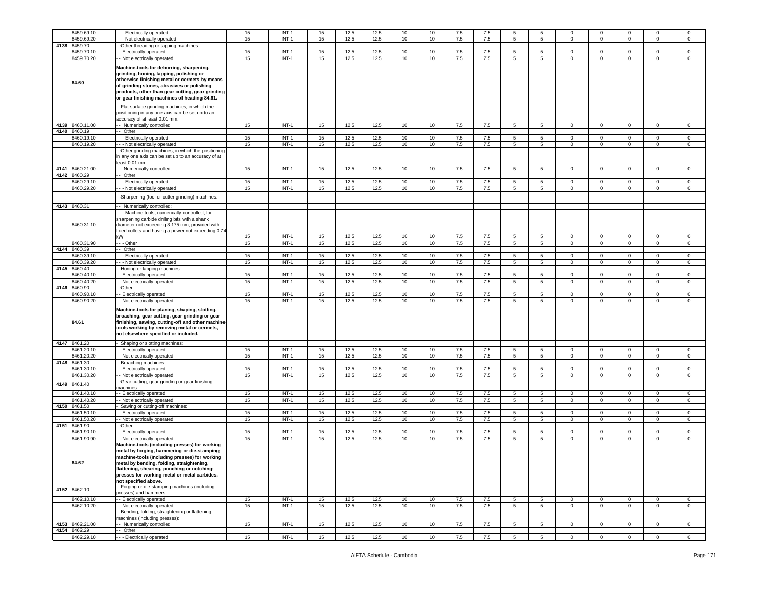| | 8459.69.10 | - - - Electrically operated | 15 | NT-1 | 15 | 12.5 | 12.5 | 10 | 10 | 7.5 | 7.5 | 5 | 5 | 0 | 0 | 0 | 0 | 0 |
|---|---|---|---|---|---|---|---|---|---|---|---|---|---|---|---|---|---|---|
| | 8459.69.20 | - - - Not electrically operated | 15 | NT-1 | 15 | 12.5 | 12.5 | 10 | 10 | 7.5 | 7.5 | 5 | 5 | 0 | 0 | 0 | 0 | 0 |
| 4138 | 8459.70 | - Other threading or tapping machines: | | | | | | | | | | | | | | | | |
| | 8459.70.10 | - - Electrically operated | 15 | NT-1 | 15 | 12.5 | 12.5 | 10 | 10 | 7.5 | 7.5 | 5 | 5 | 0 | 0 | 0 | 0 | 0 |
| | 8459.70.20 | - - Not electrically operated | 15 | NT-1 | 15 | 12.5 | 12.5 | 10 | 10 | 7.5 | 7.5 | 5 | 5 | 0 | 0 | 0 | 0 | 0 |
| | **84.60** | **Machine-tools for deburring, sharpening, grinding, honing, lapping, polishing or otherwise finishing metal or cermets by means of grinding stones, abrasives or polishing products, other than gear cutting, gear grinding or gear finishing machines of heading 84.61.** | | | | | | | | | | | | | | | | |
| | | - Flat-surface grinding machines, in which the positioning in any one axis can be set up to an accuracy of at least 0.01 mm: | | | | | | | | | | | | | | | | |
| 4139 | 8460.11.00 | - - Numerically controlled | 15 | NT-1 | 15 | 12.5 | 12.5 | 10 | 10 | 7.5 | 7.5 | 5 | 5 | 0 | 0 | 0 | 0 | 0 |
| 4140 | 8460.19 | - - Other: | | | | | | | | | | | | | | | | |
| | 8460.19.10 | - - - Electrically operated | 15 | NT-1 | 15 | 12.5 | 12.5 | 10 | 10 | 7.5 | 7.5 | 5 | 5 | 0 | 0 | 0 | 0 | 0 |
| | 8460.19.20 | - - - Not electrically operated | 15 | NT-1 | 15 | 12.5 | 12.5 | 10 | 10 | 7.5 | 7.5 | 5 | 5 | 0 | 0 | 0 | 0 | 0 |
| | | - Other grinding machines, in which the positioning in any one axis can be set up to an accuracy of at least 0.01 mm: | | | | | | | | | | | | | | | | |
| 4141 | 8460.21.00 | - - Numerically controlled | 15 | NT-1 | 15 | 12.5 | 12.5 | 10 | 10 | 7.5 | 7.5 | 5 | 5 | 0 | 0 | 0 | 0 | 0 |
| 4142 | 8460.29 | - - Other: | | | | | | | | | | | | | | | | |
| | 8460.29.10 | - - - Electrically operated | 15 | NT-1 | 15 | 12.5 | 12.5 | 10 | 10 | 7.5 | 7.5 | 5 | 5 | 0 | 0 | 0 | 0 | 0 |
| | 8460.29.20 | - - - Not electrically operated | 15 | NT-1 | 15 | 12.5 | 12.5 | 10 | 10 | 7.5 | 7.5 | 5 | 5 | 0 | 0 | 0 | 0 | 0 |
| | | - Sharpening (tool or cutter grinding) machines: | | | | | | | | | | | | | | | | |
| 4143 | 8460.31 | - - Numerically controlled: | | | | | | | | | | | | | | | | |
| | 8460.31.10 | - - - Machine tools, numerically controlled, for sharpening carbide drilling bits with a shank diameter not exceeding 3.175 mm, provided with fixed collets and having a power not exceeding 0.74 kW | 15 | NT-1 | 15 | 12.5 | 12.5 | 10 | 10 | 7.5 | 7.5 | 5 | 5 | 0 | 0 | 0 | 0 | 0 |
| | 8460.31.90 | - - - Other | 15 | NT-1 | 15 | 12.5 | 12.5 | 10 | 10 | 7.5 | 7.5 | 5 | 5 | 0 | 0 | 0 | 0 | 0 |
| 4144 | 8460.39 | - - Other: | | | | | | | | | | | | | | | | |
| | 8460.39.10 | - - - Electrically operated | 15 | NT-1 | 15 | 12.5 | 12.5 | 10 | 10 | 7.5 | 7.5 | 5 | 5 | 0 | 0 | 0 | 0 | 0 |
| | 8460.39.20 | - - - Not electrically operated | 15 | NT-1 | 15 | 12.5 | 12.5 | 10 | 10 | 7.5 | 7.5 | 5 | 5 | 0 | 0 | 0 | 0 | 0 |
| 4145 | 8460.40 | - Honing or lapping machines: | | | | | | | | | | | | | | | | |
| | 8460.40.10 | - - Electrically operated | 15 | NT-1 | 15 | 12.5 | 12.5 | 10 | 10 | 7.5 | 7.5 | 5 | 5 | 0 | 0 | 0 | 0 | 0 |
| | 8460.40.20 | - - Not electrically operated | 15 | NT-1 | 15 | 12.5 | 12.5 | 10 | 10 | 7.5 | 7.5 | 5 | 5 | 0 | 0 | 0 | 0 | 0 |
| 4146 | 8460.90 | - Other: | | | | | | | | | | | | | | | | |
| | 8460.90.10 | - - Electrically operated | 15 | NT-1 | 15 | 12.5 | 12.5 | 10 | 10 | 7.5 | 7.5 | 5 | 5 | 0 | 0 | 0 | 0 | 0 |
| | 8460.90.20 | - - Not electrically operated | 15 | NT-1 | 15 | 12.5 | 12.5 | 10 | 10 | 7.5 | 7.5 | 5 | 5 | 0 | 0 | 0 | 0 | 0 |
| | **84.61** | **Machine-tools for planing, shaping, slotting, broaching, gear cutting, gear grinding or gear finishing, sawing, cutting-off and other machine-tools working by removing metal or cermets, not elsewhere specified or included.** | | | | | | | | | | | | | | | | |
| 4147 | 8461.20 | - Shaping or slotting machines: | | | | | | | | | | | | | | | | |
| | 8461.20.10 | - - Electrically operated | 15 | NT-1 | 15 | 12.5 | 12.5 | 10 | 10 | 7.5 | 7.5 | 5 | 5 | 0 | 0 | 0 | 0 | 0 |
| | 8461.20.20 | - - Not electrically operated | 15 | NT-1 | 15 | 12.5 | 12.5 | 10 | 10 | 7.5 | 7.5 | 5 | 5 | 0 | 0 | 0 | 0 | 0 |
| 4148 | 8461.30 | - Broaching machines: | | | | | | | | | | | | | | | | |
| | 8461.30.10 | - - Electrically operated | 15 | NT-1 | 15 | 12.5 | 12.5 | 10 | 10 | 7.5 | 7.5 | 5 | 5 | 0 | 0 | 0 | 0 | 0 |
| | 8461.30.20 | - - Not electrically operated | 15 | NT-1 | 15 | 12.5 | 12.5 | 10 | 10 | 7.5 | 7.5 | 5 | 5 | 0 | 0 | 0 | 0 | 0 |
| 4149 | 8461.40 | - Gear cutting, gear grinding or gear finishing machines: | | | | | | | | | | | | | | | | |
| | 8461.40.10 | - - Electrically operated | 15 | NT-1 | 15 | 12.5 | 12.5 | 10 | 10 | 7.5 | 7.5 | 5 | 5 | 0 | 0 | 0 | 0 | 0 |
| | 8461.40.20 | - - Not electrically operated | 15 | NT-1 | 15 | 12.5 | 12.5 | 10 | 10 | 7.5 | 7.5 | 5 | 5 | 0 | 0 | 0 | 0 | 0 |
| 4150 | 8461.50 | - Sawing or cutting-off machines: | | | | | | | | | | | | | | | | |
| | 8461.50.10 | - - Electrically operated | 15 | NT-1 | 15 | 12.5 | 12.5 | 10 | 10 | 7.5 | 7.5 | 5 | 5 | 0 | 0 | 0 | 0 | 0 |
| | 8461.50.20 | - - Not electrically operated | 15 | NT-1 | 15 | 12.5 | 12.5 | 10 | 10 | 7.5 | 7.5 | 5 | 5 | 0 | 0 | 0 | 0 | 0 |
| 4151 | 8461.90 | - Other: | | | | | | | | | | | | | | | | |
| | 8461.90.10 | - - Electrically operated | 15 | NT-1 | 15 | 12.5 | 12.5 | 10 | 10 | 7.5 | 7.5 | 5 | 5 | 0 | 0 | 0 | 0 | 0 |
| | 8461.90.90 | - - Not electrically operated | 15 | NT-1 | 15 | 12.5 | 12.5 | 10 | 10 | 7.5 | 7.5 | 5 | 5 | 0 | 0 | 0 | 0 | 0 |
| | **84.62** | **Machine-tools (including presses) for working metal by forging, hammering or die-stamping; machine-tools (including presses) for working metal by bending, folding, straightening, flattening, shearing, punching or notching; presses for working metal or metal carbides, not specified above.** | | | | | | | | | | | | | | | | |
| 4152 | 8462.10 | - Forging or die-stamping machines (including presses) and hammers: | | | | | | | | | | | | | | | | |
| | 8462.10.10 | - - Electrically operated | 15 | NT-1 | 15 | 12.5 | 12.5 | 10 | 10 | 7.5 | 7.5 | 5 | 5 | 0 | 0 | 0 | 0 | 0 |
| | 8462.10.20 | - - Not electrically operated | 15 | NT-1 | 15 | 12.5 | 12.5 | 10 | 10 | 7.5 | 7.5 | 5 | 5 | 0 | 0 | 0 | 0 | 0 |
| | | - Bending, folding, straightening or flattening machines (including presses): | | | | | | | | | | | | | | | | |
| 4153 | 8462.21.00 | - - Numerically controlled | 15 | NT-1 | 15 | 12.5 | 12.5 | 10 | 10 | 7.5 | 7.5 | 5 | 5 | 0 | 0 | 0 | 0 | 0 |
| 4154 | 8462.29 | - - Other: | | | | | | | | | | | | | | | | |
| | 8462.29.10 | - - - Electrically operated | 15 | NT-1 | 15 | 12.5 | 12.5 | 10 | 10 | 7.5 | 7.5 | 5 | 5 | 0 | 0 | 0 | 0 | 0 |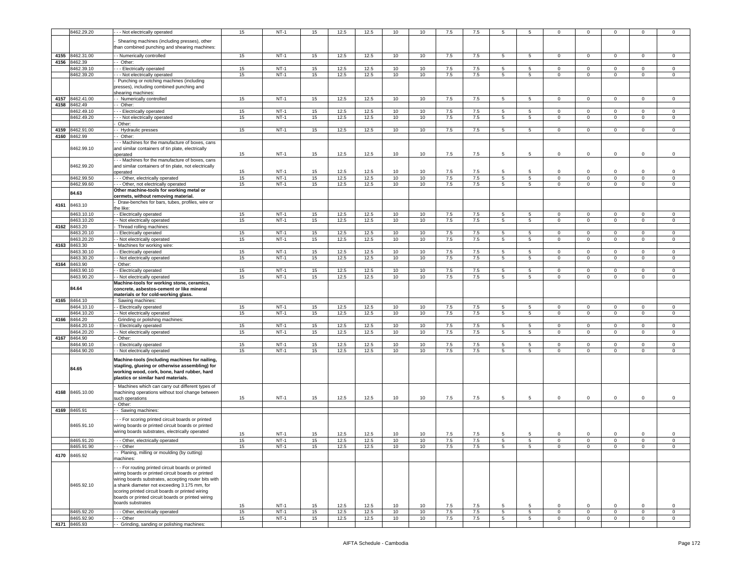| | 8462.29.20 | - - - Not electrically operated | 15 | NT-1 | 15 | 12.5 | 12.5 | 10 | 10 | 7.5 | 7.5 | 5 | 5 | 0 | 0 | 0 | 0 | 0 |
|---|---|---|---|---|---|---|---|---|---|---|---|---|---|---|---|---|---|---|
| | | - Shearing machines (including presses), other than combined punching and shearing machines: | | | | | | | | | | | | | | | | |
| 4155 | 8462.31.00 | - - Numerically controlled | 15 | NT-1 | 15 | 12.5 | 12.5 | 10 | 10 | 7.5 | 7.5 | 5 | 5 | 0 | 0 | 0 | 0 | 0 |
| 4156 | 8462.39 | - - Other: | | | | | | | | | | | | | | | | |
| | 8462.39.10 | - - - Electrically operated | 15 | NT-1 | 15 | 12.5 | 12.5 | 10 | 10 | 7.5 | 7.5 | 5 | 5 | 0 | 0 | 0 | 0 | 0 |
| | 8462.39.20 | - - - Not electrically operated | 15 | NT-1 | 15 | 12.5 | 12.5 | 10 | 10 | 7.5 | 7.5 | 5 | 5 | 0 | 0 | 0 | 0 | 0 |
| | | - Punching or notching machines (including presses), including combined punching and shearing machines: | | | | | | | | | | | | | | | | |
| 4157 | 8462.41.00 | - - Numerically controlled | 15 | NT-1 | 15 | 12.5 | 12.5 | 10 | 10 | 7.5 | 7.5 | 5 | 5 | 0 | 0 | 0 | 0 | 0 |
| 4158 | 8462.49 | - - Other: | | | | | | | | | | | | | | | | |
| | 8462.49.10 | - - - Electrically operated | 15 | NT-1 | 15 | 12.5 | 12.5 | 10 | 10 | 7.5 | 7.5 | 5 | 5 | 0 | 0 | 0 | 0 | 0 |
| | 8462.49.20 | - - - Not electrically operated | 15 | NT-1 | 15 | 12.5 | 12.5 | 10 | 10 | 7.5 | 7.5 | 5 | 5 | 0 | 0 | 0 | 0 | 0 |
| | | - Other: | | | | | | | | | | | | | | | | |
| 4159 | 8462.91.00 | - - Hydraulic presses | 15 | NT-1 | 15 | 12.5 | 12.5 | 10 | 10 | 7.5 | 7.5 | 5 | 5 | 0 | 0 | 0 | 0 | 0 |
| 4160 | 8462.99 | - - Other: | | | | | | | | | | | | | | | | |
| | 8462.99.10 | - - - Machines for the manufacture of boxes, cans and similar containers of tin plate, electrically operated | 15 | NT-1 | 15 | 12.5 | 12.5 | 10 | 10 | 7.5 | 7.5 | 5 | 5 | 0 | 0 | 0 | 0 | 0 |
| | 8462.99.20 | - - - Machines for the manufacture of boxes, cans and similar containers of tin plate, not electrically operated | 15 | NT-1 | 15 | 12.5 | 12.5 | 10 | 10 | 7.5 | 7.5 | 5 | 5 | 0 | 0 | 0 | 0 | 0 |
| | 8462.99.50 | - - - Other, electrically operated | 15 | NT-1 | 15 | 12.5 | 12.5 | 10 | 10 | 7.5 | 7.5 | 5 | 5 | 0 | 0 | 0 | 0 | 0 |
| | 8462.99.60 | - - - Other, not electrically operated | 15 | NT-1 | 15 | 12.5 | 12.5 | 10 | 10 | 7.5 | 7.5 | 5 | 5 | 0 | 0 | 0 | 0 | 0 |
| | 84.63 | **Other machine-tools for working metal or cermets, without removing material.** | | | | | | | | | | | | | | | | |
| 4161 | 8463.10 | - Draw-benches for bars, tubes, profiles, wire or the like: | | | | | | | | | | | | | | | | |
| | 8463.10.10 | - - Electrically operated | 15 | NT-1 | 15 | 12.5 | 12.5 | 10 | 10 | 7.5 | 7.5 | 5 | 5 | 0 | 0 | 0 | 0 | 0 |
| | 8463.10.20 | - - Not electrically operated | 15 | NT-1 | 15 | 12.5 | 12.5 | 10 | 10 | 7.5 | 7.5 | 5 | 5 | 0 | 0 | 0 | 0 | 0 |
| 4162 | 8463.20 | - Thread rolling machines: | | | | | | | | | | | | | | | | |
| | 8463.20.10 | - - Electrically operated | 15 | NT-1 | 15 | 12.5 | 12.5 | 10 | 10 | 7.5 | 7.5 | 5 | 5 | 0 | 0 | 0 | 0 | 0 |
| | 8463.20.20 | - - Not electrically operated | 15 | NT-1 | 15 | 12.5 | 12.5 | 10 | 10 | 7.5 | 7.5 | 5 | 5 | 0 | 0 | 0 | 0 | 0 |
| 4163 | 8463.30 | - Machines for working wire: | | | | | | | | | | | | | | | | |
| | 8463.30.10 | - - Electrically operated | 15 | NT-1 | 15 | 12.5 | 12.5 | 10 | 10 | 7.5 | 7.5 | 5 | 5 | 0 | 0 | 0 | 0 | 0 |
| | 8463.30.20 | - - Not electrically operated | 15 | NT-1 | 15 | 12.5 | 12.5 | 10 | 10 | 7.5 | 7.5 | 5 | 5 | 0 | 0 | 0 | 0 | 0 |
| 4164 | 8463.90 | - Other: | | | | | | | | | | | | | | | | |
| | 8463.90.10 | - - Electrically operated | 15 | NT-1 | 15 | 12.5 | 12.5 | 10 | 10 | 7.5 | 7.5 | 5 | 5 | 0 | 0 | 0 | 0 | 0 |
| | 8463.90.20 | - - Not electrically operated | 15 | NT-1 | 15 | 12.5 | 12.5 | 10 | 10 | 7.5 | 7.5 | 5 | 5 | 0 | 0 | 0 | 0 | 0 |
| | 84.64 | **Machine-tools for working stone, ceramics, concrete, asbestos-cement or like mineral materials or for cold-working glass.** | | | | | | | | | | | | | | | | |
| 4165 | 8464.10 | - Sawing machines: | | | | | | | | | | | | | | | | |
| | 8464.10.10 | - - Electrically operated | 15 | NT-1 | 15 | 12.5 | 12.5 | 10 | 10 | 7.5 | 7.5 | 5 | 5 | 0 | 0 | 0 | 0 | 0 |
| | 8464.10.20 | - - Not electrically operated | 15 | NT-1 | 15 | 12.5 | 12.5 | 10 | 10 | 7.5 | 7.5 | 5 | 5 | 0 | 0 | 0 | 0 | 0 |
| 4166 | 8464.20 | - Grinding or polishing machines: | | | | | | | | | | | | | | | | |
| | 8464.20.10 | - - Electrically operated | 15 | NT-1 | 15 | 12.5 | 12.5 | 10 | 10 | 7.5 | 7.5 | 5 | 5 | 0 | 0 | 0 | 0 | 0 |
| | 8464.20.20 | - - Not electrically operated | 15 | NT-1 | 15 | 12.5 | 12.5 | 10 | 10 | 7.5 | 7.5 | 5 | 5 | 0 | 0 | 0 | 0 | 0 |
| 4167 | 8464.90 | - Other: | | | | | | | | | | | | | | | | |
| | 8464.90.10 | - - Electrically operated | 15 | NT-1 | 15 | 12.5 | 12.5 | 10 | 10 | 7.5 | 7.5 | 5 | 5 | 0 | 0 | 0 | 0 | 0 |
| | 8464.90.20 | - - Not electrically operated | 15 | NT-1 | 15 | 12.5 | 12.5 | 10 | 10 | 7.5 | 7.5 | 5 | 5 | 0 | 0 | 0 | 0 | 0 |
| | 84.65 | **Machine-tools (including machines for nailing, stapling, glueing or otherwise assembling) for working wood, cork, bone, hard rubber, hard plastics or similar hard materials.** | | | | | | | | | | | | | | | | |
| 4168 | 8465.10.00 | - Machines which can carry out different types of machining operations without tool change between such operations | 15 | NT-1 | 15 | 12.5 | 12.5 | 10 | 10 | 7.5 | 7.5 | 5 | 5 | 0 | 0 | 0 | 0 | 0 |
| | | - Other: | | | | | | | | | | | | | | | | |
| 4169 | 8465.91 | - - Sawing machines: | | | | | | | | | | | | | | | | |
| | 8465.91.10 | - - - For scoring printed circuit boards or printed wiring boards or printed circuit boards or printed wiring boards substrates, electrically operated | 15 | NT-1 | 15 | 12.5 | 12.5 | 10 | 10 | 7.5 | 7.5 | 5 | 5 | 0 | 0 | 0 | 0 | 0 |
| | 8465.91.20 | - - - Other, electrically operated | 15 | NT-1 | 15 | 12.5 | 12.5 | 10 | 10 | 7.5 | 7.5 | 5 | 5 | 0 | 0 | 0 | 0 | 0 |
| | 8465.91.90 | - - - Other | 15 | NT-1 | 15 | 12.5 | 12.5 | 10 | 10 | 7.5 | 7.5 | 5 | 5 | 0 | 0 | 0 | 0 | 0 |
| 4170 | 8465.92 | - - Planing, milling or moulding (by cutting) machines: | | | | | | | | | | | | | | | | |
| | 8465.92.10 | - - - For routing printed circuit boards or printed wiring boards or printed circuit boards or printed wiring boards substrates, accepting router bits with a shank diameter not exceeding 3.175 mm, for scoring printed circuit boards or printed wiring boards or printed circuit boards or printed wiring boards substrates | 15 | NT-1 | 15 | 12.5 | 12.5 | 10 | 10 | 7.5 | 7.5 | 5 | 5 | 0 | 0 | 0 | 0 | 0 |
| | 8465.92.20 | - - - Other, electrically operated | 15 | NT-1 | 15 | 12.5 | 12.5 | 10 | 10 | 7.5 | 7.5 | 5 | 5 | 0 | 0 | 0 | 0 | 0 |
| | 8465.92.90 | - - - Other | 15 | NT-1 | 15 | 12.5 | 12.5 | 10 | 10 | 7.5 | 7.5 | 5 | 5 | 0 | 0 | 0 | 0 | 0 |
| 4171 | 8465.93 | - - Grinding, sanding or polishing machines: | | | | | | | | | | | | | | | | |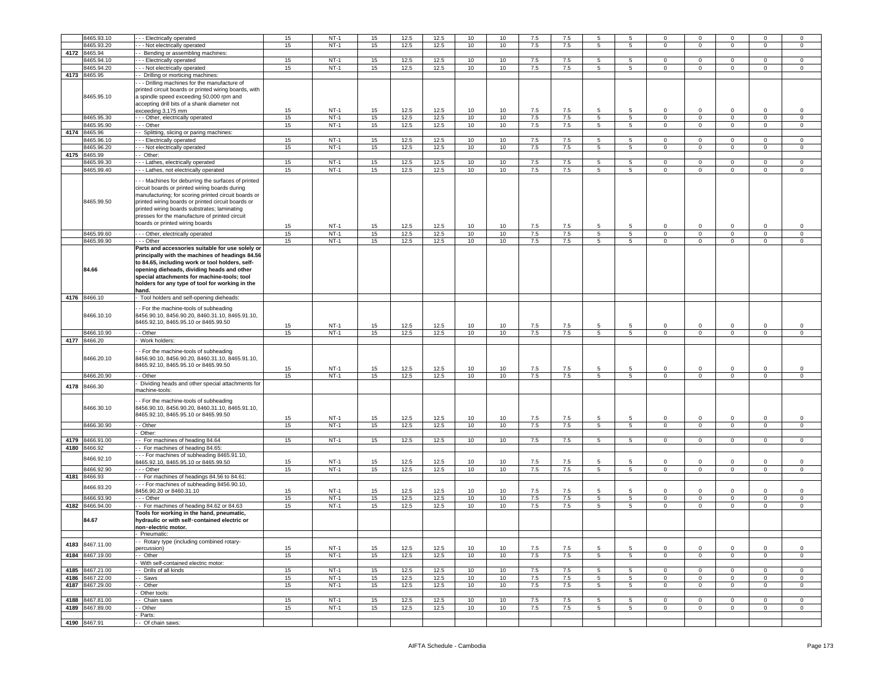| | 8465.93.10 | - - - Electrically operated | 15 | NT-1 | 15 | 12.5 | 12.5 | 10 | 10 | 7.5 | 7.5 | 5 | 5 | 0 | 0 | 0 | 0 | 0 |
|---|---|---|---|---|---|---|---|---|---|---|---|---|---|---|---|---|---|---|
| | 8465.93.20 | - - - Not electrically operated | 15 | NT-1 | 15 | 12.5 | 12.5 | 10 | 10 | 7.5 | 7.5 | 5 | 5 | 0 | 0 | 0 | 0 | 0 |
| 4172 | 8465.94 | - - Bending or assembling machines: | | | | | | | | | | | | | | | | |
| | 8465.94.10 | - - - Electrically operated | 15 | NT-1 | 15 | 12.5 | 12.5 | 10 | 10 | 7.5 | 7.5 | 5 | 5 | 0 | 0 | 0 | 0 | 0 |
| | 8465.94.20 | - - - Not electrically operated | 15 | NT-1 | 15 | 12.5 | 12.5 | 10 | 10 | 7.5 | 7.5 | 5 | 5 | 0 | 0 | 0 | 0 | 0 |
| 4173 | 8465.95 | - - Drilling or morticing machines: | | | | | | | | | | | | | | | | |
| | 8465.95.10 | - - - Drilling machines for the manufacture of printed circuit boards or printed wiring boards, with a spindle speed exceeding 50,000 rpm and accepting drill bits of a shank diameter not exceeding 3.175 mm | 15 | NT-1 | 15 | 12.5 | 12.5 | 10 | 10 | 7.5 | 7.5 | 5 | 5 | 0 | 0 | 0 | 0 | 0 |
| | 8465.95.30 | - - - Other, electrically operated | 15 | NT-1 | 15 | 12.5 | 12.5 | 10 | 10 | 7.5 | 7.5 | 5 | 5 | 0 | 0 | 0 | 0 | 0 |
| | 8465.95.90 | - - - Other | 15 | NT-1 | 15 | 12.5 | 12.5 | 10 | 10 | 7.5 | 7.5 | 5 | 5 | 0 | 0 | 0 | 0 | 0 |
| 4174 | 8465.96 | - - Splitting, slicing or paring machines: | | | | | | | | | | | | | | | | |
| | 8465.96.10 | - - - Electrically operated | 15 | NT-1 | 15 | 12.5 | 12.5 | 10 | 10 | 7.5 | 7.5 | 5 | 5 | 0 | 0 | 0 | 0 | 0 |
| | 8465.96.20 | - - - Not electrically operated | 15 | NT-1 | 15 | 12.5 | 12.5 | 10 | 10 | 7.5 | 7.5 | 5 | 5 | 0 | 0 | 0 | 0 | 0 |
| 4175 | 8465.99 | - - Other: | | | | | | | | | | | | | | | | |
| | 8465.99.30 | - - - Lathes, electrically operated | 15 | NT-1 | 15 | 12.5 | 12.5 | 10 | 10 | 7.5 | 7.5 | 5 | 5 | 0 | 0 | 0 | 0 | 0 |
| | 8465.99.40 | - - - Lathes, not electrically operated | 15 | NT-1 | 15 | 12.5 | 12.5 | 10 | 10 | 7.5 | 7.5 | 5 | 5 | 0 | 0 | 0 | 0 | 0 |
| | 8465.99.50 | - - - Machines for deburring the surfaces of printed circuit boards or printed wiring boards during manufacturing; for scoring printed circuit boards or printed wiring boards or printed circuit boards or printed wiring boards substrates; laminating presses for the manufacture of printed circuit boards or printed wiring boards | 15 | NT-1 | 15 | 12.5 | 12.5 | 10 | 10 | 7.5 | 7.5 | 5 | 5 | 0 | 0 | 0 | 0 | 0 |
| | 8465.99.60 | - - - Other, electrically operated | 15 | NT-1 | 15 | 12.5 | 12.5 | 10 | 10 | 7.5 | 7.5 | 5 | 5 | 0 | 0 | 0 | 0 | 0 |
| | 8465.99.90 | - - - Other | 15 | NT-1 | 15 | 12.5 | 12.5 | 10 | 10 | 7.5 | 7.5 | 5 | 5 | 0 | 0 | 0 | 0 | 0 |
| | **84.66** | **Parts and accessories suitable for use solely or principally with the machines of headings 84.56 to 84.65, including work or tool holders, self-opening dieheads, dividing heads and other special attachments for machine-tools; tool holders for any type of tool for working in the hand.** | | | | | | | | | | | | | | | | |
| 4176 | 8466.10 | - Tool holders and self-opening dieheads: | | | | | | | | | | | | | | | | |
| | 8466.10.10 | - - For the machine-tools of subheading 8456.90.10, 8456.90.20, 8460.31.10, 8465.91.10, 8465.92.10, 8465.95.10 or 8465.99.50 | 15 | NT-1 | 15 | 12.5 | 12.5 | 10 | 10 | 7.5 | 7.5 | 5 | 5 | 0 | 0 | 0 | 0 | 0 |
| | 8466.10.90 | - - Other | 15 | NT-1 | 15 | 12.5 | 12.5 | 10 | 10 | 7.5 | 7.5 | 5 | 5 | 0 | 0 | 0 | 0 | 0 |
| 4177 | 8466.20 | - Work holders: | | | | | | | | | | | | | | | | |
| | 8466.20.10 | - - For the machine-tools of subheading 8456.90.10, 8456.90.20, 8460.31.10, 8465.91.10, 8465.92.10, 8465.95.10 or 8465.99.50 | 15 | NT-1 | 15 | 12.5 | 12.5 | 10 | 10 | 7.5 | 7.5 | 5 | 5 | 0 | 0 | 0 | 0 | 0 |
| | 8466.20.90 | - - Other | 15 | NT-1 | 15 | 12.5 | 12.5 | 10 | 10 | 7.5 | 7.5 | 5 | 5 | 0 | 0 | 0 | 0 | 0 |
| 4178 | 8466.30 | - Dividing heads and other special attachments for machine-tools: | | | | | | | | | | | | | | | | |
| | 8466.30.10 | - - For the machine-tools of subheading 8456.90.10, 8456.90.20, 8460.31.10, 8465.91.10, 8465.92.10, 8465.95.10 or 8465.99.50 | 15 | NT-1 | 15 | 12.5 | 12.5 | 10 | 10 | 7.5 | 7.5 | 5 | 5 | 0 | 0 | 0 | 0 | 0 |
| | 8466.30.90 | - - Other | 15 | NT-1 | 15 | 12.5 | 12.5 | 10 | 10 | 7.5 | 7.5 | 5 | 5 | 0 | 0 | 0 | 0 | 0 |
| | | - Other: | | | | | | | | | | | | | | | | |
| 4179 | 8466.91.00 | - - For machines of heading 84.64 | 15 | NT-1 | 15 | 12.5 | 12.5 | 10 | 10 | 7.5 | 7.5 | 5 | 5 | 0 | 0 | 0 | 0 | 0 |
| 4180 | 8466.92 | - - For machines of heading 84.65: | | | | | | | | | | | | | | | | |
| | 8466.92.10 | - - - For machines of subheading 8465.91.10, 8465.92.10, 8465.95.10 or 8465.99.50 | 15 | NT-1 | 15 | 12.5 | 12.5 | 10 | 10 | 7.5 | 7.5 | 5 | 5 | 0 | 0 | 0 | 0 | 0 |
| | 8466.92.90 | - - - Other | 15 | NT-1 | 15 | 12.5 | 12.5 | 10 | 10 | 7.5 | 7.5 | 5 | 5 | 0 | 0 | 0 | 0 | 0 |
| 4181 | 8466.93 | - - For machines of headings 84.56 to 84.61: | | | | | | | | | | | | | | | | |
| | 8466.93.20 | - - - For machines of subheading 8456.90.10, 8456.90.20 or 8460.31.10 | 15 | NT-1 | 15 | 12.5 | 12.5 | 10 | 10 | 7.5 | 7.5 | 5 | 5 | 0 | 0 | 0 | 0 | 0 |
| | 8466.93.90 | - - - Other | 15 | NT-1 | 15 | 12.5 | 12.5 | 10 | 10 | 7.5 | 7.5 | 5 | 5 | 0 | 0 | 0 | 0 | 0 |
| 4182 | 8466.94.00 | - - For machines of heading 84.62 or 84.63 | 15 | NT-1 | 15 | 12.5 | 12.5 | 10 | 10 | 7.5 | 7.5 | 5 | 5 | 0 | 0 | 0 | 0 | 0 |
| | **84.67** | **Tools for working in the hand, pneumatic, hydraulic or with self-contained electric or non-electric motor.** | | | | | | | | | | | | | | | | |
| | | - Pneumatic: | | | | | | | | | | | | | | | | |
| 4183 | 8467.11.00 | - - Rotary type (including combined rotary-percussion) | 15 | NT-1 | 15 | 12.5 | 12.5 | 10 | 10 | 7.5 | 7.5 | 5 | 5 | 0 | 0 | 0 | 0 | 0 |
| 4184 | 8467.19.00 | - - Other | 15 | NT-1 | 15 | 12.5 | 12.5 | 10 | 10 | 7.5 | 7.5 | 5 | 5 | 0 | 0 | 0 | 0 | 0 |
| | | - With self-contained electric motor: | | | | | | | | | | | | | | | | |
| 4185 | 8467.21.00 | - - Drills of all kinds | 15 | NT-1 | 15 | 12.5 | 12.5 | 10 | 10 | 7.5 | 7.5 | 5 | 5 | 0 | 0 | 0 | 0 | 0 |
| 4186 | 8467.22.00 | - - Saws | 15 | NT-1 | 15 | 12.5 | 12.5 | 10 | 10 | 7.5 | 7.5 | 5 | 5 | 0 | 0 | 0 | 0 | 0 |
| 4187 | 8467.29.00 | - - Other | 15 | NT-1 | 15 | 12.5 | 12.5 | 10 | 10 | 7.5 | 7.5 | 5 | 5 | 0 | 0 | 0 | 0 | 0 |
| | | - Other tools: | | | | | | | | | | | | | | | | |
| 4188 | 8467.81.00 | - - Chain saws | 15 | NT-1 | 15 | 12.5 | 12.5 | 10 | 10 | 7.5 | 7.5 | 5 | 5 | 0 | 0 | 0 | 0 | 0 |
| 4189 | 8467.89.00 | - - Other | 15 | NT-1 | 15 | 12.5 | 12.5 | 10 | 10 | 7.5 | 7.5 | 5 | 5 | 0 | 0 | 0 | 0 | 0 |
| | | - Parts: | | | | | | | | | | | | | | | | |
| 4190 | 8467.91 | - - Of chain saws: | | | | | | | | | | | | | | | | |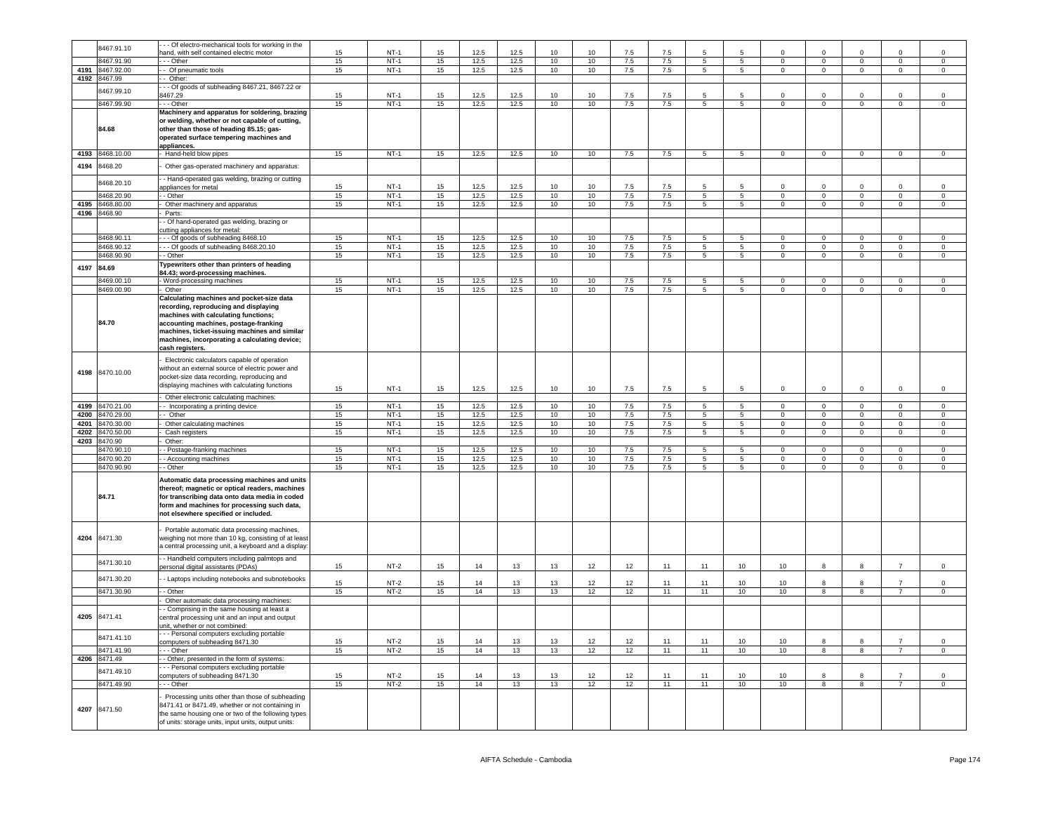| | 8467.91.10 | - - - Of electro-mechanical tools for working in the hand, with self contained electric motor | 15 | NT-1 | 15 | 12.5 | 12.5 | 10 | 10 | 7.5 | 7.5 | 5 | 5 | 0 | 0 | 0 | 0 | 0 |
|---|---|---|---|---|---|---|---|---|---|---|---|---|---|---|---|---|---|---|
| | 8467.91.90 | - - - Other | 15 | NT-1 | 15 | 12.5 | 12.5 | 10 | 10 | 7.5 | 7.5 | 5 | 5 | 0 | 0 | 0 | 0 | 0 |
| 4191 | 8467.92.00 | - - Of pneumatic tools | 15 | NT-1 | 15 | 12.5 | 12.5 | 10 | 10 | 7.5 | 7.5 | 5 | 5 | 0 | 0 | 0 | 0 | 0 |
| 4192 | 8467.99 | - - Other: | | | | | | | | | | | | | | | | |
| | 8467.99.10 | - - - Of goods of subheading 8467.21, 8467.22 or 8467.29 | 15 | NT-1 | 15 | 12.5 | 12.5 | 10 | 10 | 7.5 | 7.5 | 5 | 5 | 0 | 0 | 0 | 0 | 0 |
| | 8467.99.90 | - - - Other | 15 | NT-1 | 15 | 12.5 | 12.5 | 10 | 10 | 7.5 | 7.5 | 5 | 5 | 0 | 0 | 0 | 0 | 0 |
| | **84.68** | **Machinery and apparatus for soldering, brazing or welding, whether or not capable of cutting, other than those of heading 85.15; gas-operated surface tempering machines and appliances.** | | | | | | | | | | | | | | | | |
| 4193 | 8468.10.00 | - Hand-held blow pipes | 15 | NT-1 | 15 | 12.5 | 12.5 | 10 | 10 | 7.5 | 7.5 | 5 | 5 | 0 | 0 | 0 | 0 | 0 |
| 4194 | 8468.20 | - Other gas-operated machinery and apparatus: | | | | | | | | | | | | | | | | |
| | 8468.20.10 | - - Hand-operated gas welding, brazing or cutting appliances for metal | 15 | NT-1 | 15 | 12.5 | 12.5 | 10 | 10 | 7.5 | 7.5 | 5 | 5 | 0 | 0 | 0 | 0 | 0 |
| | 8468.20.90 | - - Other | 15 | NT-1 | 15 | 12.5 | 12.5 | 10 | 10 | 7.5 | 7.5 | 5 | 5 | 0 | 0 | 0 | 0 | 0 |
| 4195 | 8468.80.00 | - Other machinery and apparatus | 15 | NT-1 | 15 | 12.5 | 12.5 | 10 | 10 | 7.5 | 7.5 | 5 | 5 | 0 | 0 | 0 | 0 | 0 |
| 4196 | 8468.90 | - Parts: | | | | | | | | | | | | | | | | |
| | | - - Of hand-operated gas welding, brazing or cutting appliances for metal: | | | | | | | | | | | | | | | | |
| | 8468.90.11 | - - - Of goods of subheading 8468.10 | 15 | NT-1 | 15 | 12.5 | 12.5 | 10 | 10 | 7.5 | 7.5 | 5 | 5 | 0 | 0 | 0 | 0 | 0 |
| | 8468.90.12 | - - - Of goods of subheading 8468.20.10 | 15 | NT-1 | 15 | 12.5 | 12.5 | 10 | 10 | 7.5 | 7.5 | 5 | 5 | 0 | 0 | 0 | 0 | 0 |
| | 8468.90.90 | - - Other | 15 | NT-1 | 15 | 12.5 | 12.5 | 10 | 10 | 7.5 | 7.5 | 5 | 5 | 0 | 0 | 0 | 0 | 0 |
| 4197 | **84.69** | **Typewriters other than printers of heading 84.43; word-processing machines.** | | | | | | | | | | | | | | | | |
| | 8469.00.10 | - Word-processing machines | 15 | NT-1 | 15 | 12.5 | 12.5 | 10 | 10 | 7.5 | 7.5 | 5 | 5 | 0 | 0 | 0 | 0 | 0 |
| | 8469.00.90 | - Other | 15 | NT-1 | 15 | 12.5 | 12.5 | 10 | 10 | 7.5 | 7.5 | 5 | 5 | 0 | 0 | 0 | 0 | 0 |
| | **84.70** | **Calculating machines and pocket-size data recording, reproducing and displaying machines with calculating functions; accounting machines, postage-franking machines, ticket-issuing machines and similar machines, incorporating a calculating device; cash registers.** | | | | | | | | | | | | | | | | |
| 4198 | 8470.10.00 | - Electronic calculators capable of operation without an external source of electric power and pocket-size data recording, reproducing and displaying machines with calculating functions | 15 | NT-1 | 15 | 12.5 | 12.5 | 10 | 10 | 7.5 | 7.5 | 5 | 5 | 0 | 0 | 0 | 0 | 0 |
| | | - Other electronic calculating machines: | | | | | | | | | | | | | | | | |
| 4199 | 8470.21.00 | - - Incorporating a printing device | 15 | NT-1 | 15 | 12.5 | 12.5 | 10 | 10 | 7.5 | 7.5 | 5 | 5 | 0 | 0 | 0 | 0 | 0 |
| 4200 | 8470.29.00 | - - Other | 15 | NT-1 | 15 | 12.5 | 12.5 | 10 | 10 | 7.5 | 7.5 | 5 | 5 | 0 | 0 | 0 | 0 | 0 |
| 4201 | 8470.30.00 | - Other calculating machines | 15 | NT-1 | 15 | 12.5 | 12.5 | 10 | 10 | 7.5 | 7.5 | 5 | 5 | 0 | 0 | 0 | 0 | 0 |
| 4202 | 8470.50.00 | - Cash registers | 15 | NT-1 | 15 | 12.5 | 12.5 | 10 | 10 | 7.5 | 7.5 | 5 | 5 | 0 | 0 | 0 | 0 | 0 |
| 4203 | 8470.90 | - Other: | | | | | | | | | | | | | | | | |
| | 8470.90.10 | - - Postage-franking machines | 15 | NT-1 | 15 | 12.5 | 12.5 | 10 | 10 | 7.5 | 7.5 | 5 | 5 | 0 | 0 | 0 | 0 | 0 |
| | 8470.90.20 | - - Accounting machines | 15 | NT-1 | 15 | 12.5 | 12.5 | 10 | 10 | 7.5 | 7.5 | 5 | 5 | 0 | 0 | 0 | 0 | 0 |
| | 8470.90.90 | - - Other | 15 | NT-1 | 15 | 12.5 | 12.5 | 10 | 10 | 7.5 | 7.5 | 5 | 5 | 0 | 0 | 0 | 0 | 0 |
| | **84.71** | **Automatic data processing machines and units thereof; magnetic or optical readers, machines for transcribing data onto data media in coded form and machines for processing such data, not elsewhere specified or included.** | | | | | | | | | | | | | | | | |
| 4204 | 8471.30 | - Portable automatic data processing machines, weighing not more than 10 kg, consisting of at least a central processing unit, a keyboard and a display: | | | | | | | | | | | | | | | | |
| | 8471.30.10 | - - Handheld computers including palmtops and personal digital assistants (PDAs) | 15 | NT-2 | 15 | 14 | 13 | 13 | 12 | 12 | 11 | 11 | 10 | 10 | 8 | 8 | 7 | 0 |
| | 8471.30.20 | - - Laptops including notebooks and subnotebooks | 15 | NT-2 | 15 | 14 | 13 | 13 | 12 | 12 | 11 | 11 | 10 | 10 | 8 | 8 | 7 | 0 |
| | 8471.30.90 | - - Other | 15 | NT-2 | 15 | 14 | 13 | 13 | 12 | 12 | 11 | 11 | 10 | 10 | 8 | 8 | 7 | 0 |
| | | - Other automatic data processing machines: | | | | | | | | | | | | | | | | |
| 4205 | 8471.41 | - - Comprising in the same housing at least a central processing unit and an input and output unit, whether or not combined: | | | | | | | | | | | | | | | | |
| | 8471.41.10 | - - - Personal computers excluding portable computers of subheading 8471.30 | 15 | NT-2 | 15 | 14 | 13 | 13 | 12 | 12 | 11 | 11 | 10 | 10 | 8 | 8 | 7 | 0 |
| | 8471.41.90 | - - - Other | 15 | NT-2 | 15 | 14 | 13 | 13 | 12 | 12 | 11 | 11 | 10 | 10 | 8 | 8 | 7 | 0 |
| 4206 | 8471.49 | - - Other, presented in the form of systems: | | | | | | | | | | | | | | | | |
| | 8471.49.10 | - - - Personal computers excluding portable computers of subheading 8471.30 | 15 | NT-2 | 15 | 14 | 13 | 13 | 12 | 12 | 11 | 11 | 10 | 10 | 8 | 8 | 7 | 0 |
| | 8471.49.90 | - - - Other | 15 | NT-2 | 15 | 14 | 13 | 13 | 12 | 12 | 11 | 11 | 10 | 10 | 8 | 8 | 7 | 0 |
| 4207 | 8471.50 | - Processing units other than those of subheading 8471.41 or 8471.49, whether or not containing in the same housing one or two of the following types of units: storage units, input units, output units: | | | | | | | | | | | | | | | | |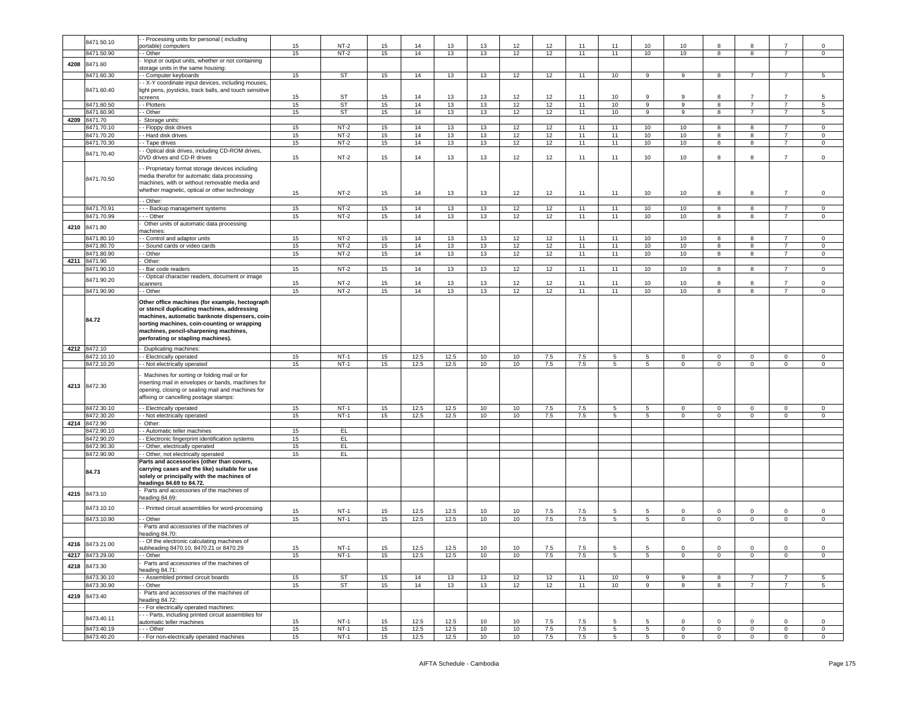| | 8471.50.10 | - - Processing units for personal ( including portable) computers | 15 | NT-2 | 15 | 14 | 13 | 13 | 12 | 12 | 11 | 11 | 10 | 10 | 8 | 8 | 7 | 0 |
|---|---|---|---|---|---|---|---|---|---|---|---|---|---|---|---|---|---|---|
| | 8471.50.90 | - - Other | 15 | NT-2 | 15 | 14 | 13 | 13 | 12 | 12 | 11 | 11 | 10 | 10 | 8 | 8 | 7 | 0 |
| 4208 | 8471.60 | - Input or output units, whether or not containing storage units in the same housing: | | | | | | | | | | | | | | | | |
| | 8471.60.30 | - - Computer keyboards | 15 | ST | 15 | 14 | 13 | 13 | 12 | 12 | 11 | 10 | 9 | 9 | 8 | 7 | 7 | 5 |
| | 8471.60.40 | - - X-Y coordinate input devices, including mouses, light pens, joysticks, track balls, and touch sensitive screens | 15 | ST | 15 | 14 | 13 | 13 | 12 | 12 | 11 | 10 | 9 | 9 | 8 | 7 | 7 | 5 |
| | 8471.60.50 | - - Plotters | 15 | ST | 15 | 14 | 13 | 13 | 12 | 12 | 11 | 10 | 9 | 9 | 8 | 7 | 7 | 5 |
| | 8471.60.90 | - - Other | 15 | ST | 15 | 14 | 13 | 13 | 12 | 12 | 11 | 10 | 9 | 9 | 8 | 7 | 7 | 5 |
| 4209 | 8471.70 | - Storage units: | | | | | | | | | | | | | | | | |
| | 8471.70.10 | - - Floppy disk drives | 15 | NT-2 | 15 | 14 | 13 | 13 | 12 | 12 | 11 | 11 | 10 | 10 | 8 | 8 | 7 | 0 |
| | 8471.70.20 | - - Hard disk drives | 15 | NT-2 | 15 | 14 | 13 | 13 | 12 | 12 | 11 | 11 | 10 | 10 | 8 | 8 | 7 | 0 |
| | 8471.70.30 | - - Tape drives | 15 | NT-2 | 15 | 14 | 13 | 13 | 12 | 12 | 11 | 11 | 10 | 10 | 8 | 8 | 7 | 0 |
| | 8471.70.40 | - - Optical disk drives, including CD-ROM drives, DVD drives and CD-R drives | 15 | NT-2 | 15 | 14 | 13 | 13 | 12 | 12 | 11 | 11 | 10 | 10 | 8 | 8 | 7 | 0 |
| | 8471.70.50 | - - Proprietary format storage devices including media therefor for automatic data processing machines, with or without removable media and whether magnetic, optical or other technology | 15 | NT-2 | 15 | 14 | 13 | 13 | 12 | 12 | 11 | 11 | 10 | 10 | 8 | 8 | 7 | 0 |
| | | - - Other: | | | | | | | | | | | | | | | | |
| | 8471.70.91 | - - - Backup management systems | 15 | NT-2 | 15 | 14 | 13 | 13 | 12 | 12 | 11 | 11 | 10 | 10 | 8 | 8 | 7 | 0 |
| | 8471.70.99 | - - - Other | 15 | NT-2 | 15 | 14 | 13 | 13 | 12 | 12 | 11 | 11 | 10 | 10 | 8 | 8 | 7 | 0 |
| 4210 | 8471.80 | - Other units of automatic data processing machines: | | | | | | | | | | | | | | | | |
| | 8471.80.10 | - - Control and adaptor units | 15 | NT-2 | 15 | 14 | 13 | 13 | 12 | 12 | 11 | 11 | 10 | 10 | 8 | 8 | 7 | 0 |
| | 8471.80.70 | - - Sound cards or video cards | 15 | NT-2 | 15 | 14 | 13 | 13 | 12 | 12 | 11 | 11 | 10 | 10 | 8 | 8 | 7 | 0 |
| | 8471.80.90 | - - Other | 15 | NT-2 | 15 | 14 | 13 | 13 | 12 | 12 | 11 | 11 | 10 | 10 | 8 | 8 | 7 | 0 |
| 4211 | 8471.90 | - Other: | | | | | | | | | | | | | | | | |
| | 8471.90.10 | - - Bar code readers | 15 | NT-2 | 15 | 14 | 13 | 13 | 12 | 12 | 11 | 11 | 10 | 10 | 8 | 8 | 7 | 0 |
| | 8471.90.20 | - - Optical character readers, document or image scanners | 15 | NT-2 | 15 | 14 | 13 | 13 | 12 | 12 | 11 | 11 | 10 | 10 | 8 | 8 | 7 | 0 |
| | 8471.90.90 | - - Other | 15 | NT-2 | 15 | 14 | 13 | 13 | 12 | 12 | 11 | 11 | 10 | 10 | 8 | 8 | 7 | 0 |
| | **84.72** | **Other office machines (for example, hectograph or stencil duplicating machines, addressing machines, automatic banknote dispensers, coin-sorting machines, coin-counting or wrapping machines, pencil-sharpening machines, perforating or stapling machines).** | | | | | | | | | | | | | | | | |
| 4212 | 8472.10 | - Duplicating machines: | | | | | | | | | | | | | | | | |
| | 8472.10.10 | - - Electrically operated | 15 | NT-1 | 15 | 12.5 | 12.5 | 10 | 10 | 7.5 | 7.5 | 5 | 5 | 0 | 0 | 0 | 0 | 0 |
| | 8472.10.20 | - - Not electrically operated | 15 | NT-1 | 15 | 12.5 | 12.5 | 10 | 10 | 7.5 | 7.5 | 5 | 5 | 0 | 0 | 0 | 0 | 0 |
| 4213 | 8472.30 | - Machines for sorting or folding mail or for inserting mail in envelopes or bands, machines for opening, closing or sealing mail and machines for affixing or cancelling postage stamps: | | | | | | | | | | | | | | | | |
| | 8472.30.10 | - - Electrically operated | 15 | NT-1 | 15 | 12.5 | 12.5 | 10 | 10 | 7.5 | 7.5 | 5 | 5 | 0 | 0 | 0 | 0 | 0 |
| | 8472.30.20 | - - Not electrically operated | 15 | NT-1 | 15 | 12.5 | 12.5 | 10 | 10 | 7.5 | 7.5 | 5 | 5 | 0 | 0 | 0 | 0 | 0 |
| 4214 | 8472.90 | - Other: | | | | | | | | | | | | | | | | |
| | 8472.90.10 | - - Automatic teller machines | 15 | EL | | | | | | | | | | | | | | |
| | 8472.90.20 | - - Electronic fingerprint identification systems | 15 | EL | | | | | | | | | | | | | | |
| | 8472.90.30 | - - Other, electrically operated | 15 | EL | | | | | | | | | | | | | | |
| | 8472.90.90 | - - Other, not electrically operated | 15 | EL | | | | | | | | | | | | | | |
| | **84.73** | **Parts and accessories (other than covers, carrying cases and the like) suitable for use solely or principally with the machines of headings 84.69 to 84.72.** | | | | | | | | | | | | | | | | |
| 4215 | 8473.10 | - Parts and accessories of the machines of heading 84.69: | | | | | | | | | | | | | | | | |
| | 8473.10.10 | - - Printed circuit assemblies for word-processing | 15 | NT-1 | 15 | 12.5 | 12.5 | 10 | 10 | 7.5 | 7.5 | 5 | 5 | 0 | 0 | 0 | 0 | 0 |
| | 8473.10.90 | - - Other | 15 | NT-1 | 15 | 12.5 | 12.5 | 10 | 10 | 7.5 | 7.5 | 5 | 5 | 0 | 0 | 0 | 0 | 0 |
| | | - Parts and accessories of the machines of heading 84.70: | | | | | | | | | | | | | | | | |
| 4216 | 8473.21.00 | - - Of the electronic calculating machines of subheading 8470.10, 8470.21 or 8470.29 | 15 | NT-1 | 15 | 12.5 | 12.5 | 10 | 10 | 7.5 | 7.5 | 5 | 5 | 0 | 0 | 0 | 0 | 0 |
| 4217 | 8473.29.00 | - - Other | 15 | NT-1 | 15 | 12.5 | 12.5 | 10 | 10 | 7.5 | 7.5 | 5 | 5 | 0 | 0 | 0 | 0 | 0 |
| 4218 | 8473.30 | - Parts and accessories of the machines of heading 84.71: | | | | | | | | | | | | | | | | |
| | 8473.30.10 | - - Assembled printed circuit boards | 15 | ST | 15 | 14 | 13 | 13 | 12 | 12 | 11 | 10 | 9 | 9 | 8 | 7 | 7 | 5 |
| | 8473.30.90 | - - Other | 15 | ST | 15 | 14 | 13 | 13 | 12 | 12 | 11 | 10 | 9 | 9 | 8 | 7 | 7 | 5 |
| 4219 | 8473.40 | - Parts and accessories of the machines of heading 84.72: | | | | | | | | | | | | | | | | |
| | | - - For electrically operated machines: | | | | | | | | | | | | | | | | |
| | 8473.40.11 | - - - Parts, including printed circuit assemblies for automatic teller machines | 15 | NT-1 | 15 | 12.5 | 12.5 | 10 | 10 | 7.5 | 7.5 | 5 | 5 | 0 | 0 | 0 | 0 | 0 |
| | 8473.40.19 | - - - Other | 15 | NT-1 | 15 | 12.5 | 12.5 | 10 | 10 | 7.5 | 7.5 | 5 | 5 | 0 | 0 | 0 | 0 | 0 |
| | 8473.40.20 | - - For non-electrically operated machines | 15 | NT-1 | 15 | 12.5 | 12.5 | 10 | 10 | 7.5 | 7.5 | 5 | 5 | 0 | 0 | 0 | 0 | 0 |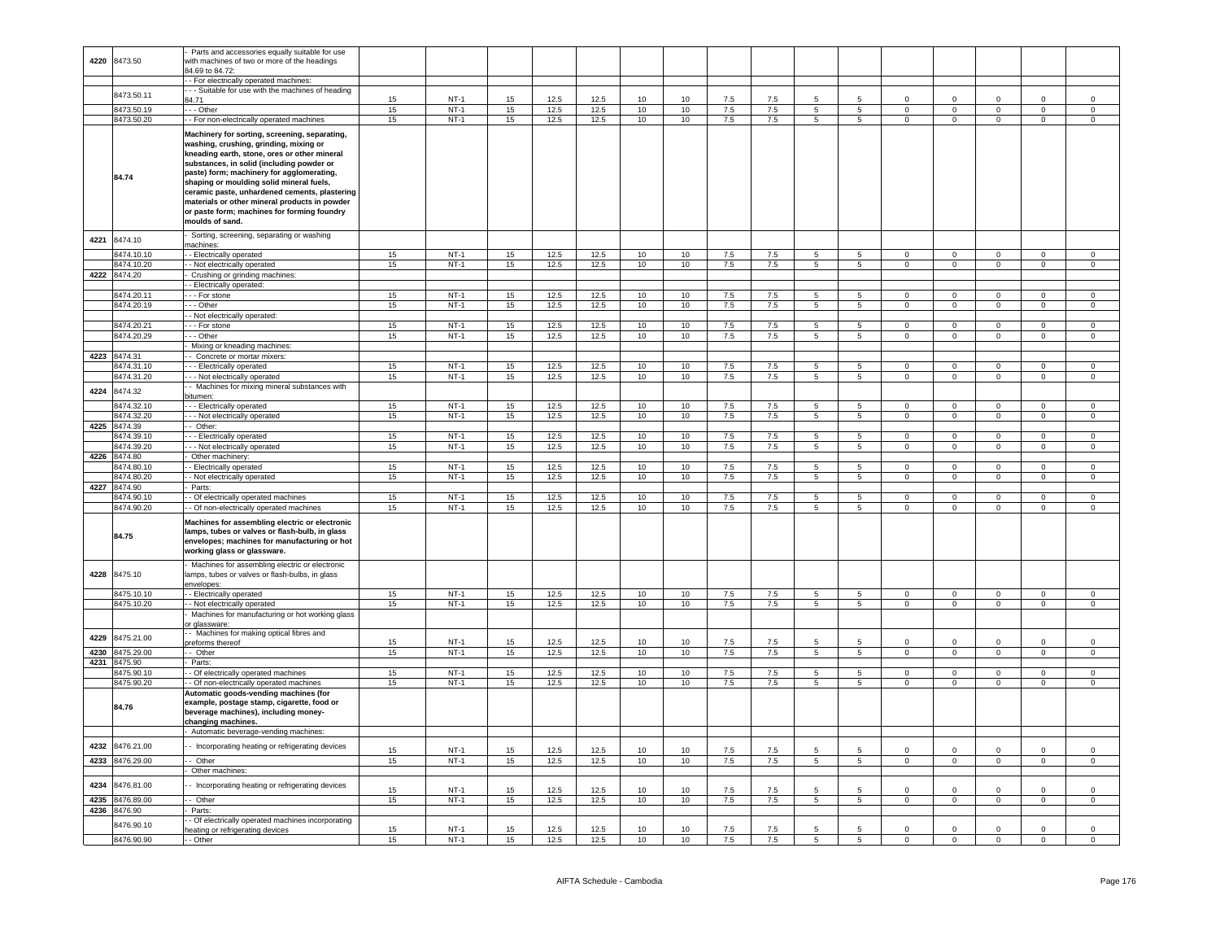| 4220 | 8473.50 | - Parts and accessories equally suitable for use with machines of two or more of the headings 84.69 to 84.72: | | | | | | | | | | | | | | | | |
|---|---|---|---|---|---|---|---|---|---|---|---|---|---|---|---|---|---|---|
| | | - - For electrically operated machines: | | | | | | | | | | | | | | | | |
| | 8473.50.11 | - - - Suitable for use with the machines of heading 84.71 | 15 | NT-1 | 15 | 12.5 | 12.5 | 10 | 10 | 7.5 | 7.5 | 5 | 5 | 0 | 0 | 0 | 0 | 0 |
| | 8473.50.19 | - - - Other | 15 | NT-1 | 15 | 12.5 | 12.5 | 10 | 10 | 7.5 | 7.5 | 5 | 5 | 0 | 0 | 0 | 0 | 0 |
| | 8473.50.20 | - - For non-electrically operated machines | 15 | NT-1 | 15 | 12.5 | 12.5 | 10 | 10 | 7.5 | 7.5 | 5 | 5 | 0 | 0 | 0 | 0 | 0 |
| | 84.74 | **Machinery for sorting, screening, separating, washing, crushing, grinding, mixing or kneading earth, stone, ores or other mineral substances, in solid (including powder or paste) form; machinery for agglomerating, shaping or moulding solid mineral fuels, ceramic paste, unhardened cements, plastering materials or other mineral products in powder or paste form; machines for forming foundry moulds of sand.** | | | | | | | | | | | | | | | | |
| 4221 | 8474.10 | - Sorting, screening, separating or washing machines: | | | | | | | | | | | | | | | | |
| | 8474.10.10 | - - Electrically operated | 15 | NT-1 | 15 | 12.5 | 12.5 | 10 | 10 | 7.5 | 7.5 | 5 | 5 | 0 | 0 | 0 | 0 | 0 |
| | 8474.10.20 | - - Not electrically operated | 15 | NT-1 | 15 | 12.5 | 12.5 | 10 | 10 | 7.5 | 7.5 | 5 | 5 | 0 | 0 | 0 | 0 | 0 |
| 4222 | 8474.20 | - Crushing or grinding machines: | | | | | | | | | | | | | | | | |
| | | - - Electrically operated: | | | | | | | | | | | | | | | | |
| | 8474.20.11 | - - - For stone | 15 | NT-1 | 15 | 12.5 | 12.5 | 10 | 10 | 7.5 | 7.5 | 5 | 5 | 0 | 0 | 0 | 0 | 0 |
| | 8474.20.19 | - - - Other | 15 | NT-1 | 15 | 12.5 | 12.5 | 10 | 10 | 7.5 | 7.5 | 5 | 5 | 0 | 0 | 0 | 0 | 0 |
| | | - - Not electrically operated: | | | | | | | | | | | | | | | | |
| | 8474.20.21 | - - - For stone | 15 | NT-1 | 15 | 12.5 | 12.5 | 10 | 10 | 7.5 | 7.5 | 5 | 5 | 0 | 0 | 0 | 0 | 0 |
| | 8474.20.29 | - - - Other | 15 | NT-1 | 15 | 12.5 | 12.5 | 10 | 10 | 7.5 | 7.5 | 5 | 5 | 0 | 0 | 0 | 0 | 0 |
| | | - Mixing or kneading machines: | | | | | | | | | | | | | | | | |
| 4223 | 8474.31 | - - Concrete or mortar mixers: | | | | | | | | | | | | | | | | |
| | 8474.31.10 | - - - Electrically operated | 15 | NT-1 | 15 | 12.5 | 12.5 | 10 | 10 | 7.5 | 7.5 | 5 | 5 | 0 | 0 | 0 | 0 | 0 |
| | 8474.31.20 | - - - Not electrically operated | 15 | NT-1 | 15 | 12.5 | 12.5 | 10 | 10 | 7.5 | 7.5 | 5 | 5 | 0 | 0 | 0 | 0 | 0 |
| 4224 | 8474.32 | - - Machines for mixing mineral substances with bitumen: | | | | | | | | | | | | | | | | |
| | 8474.32.10 | - - - Electrically operated | 15 | NT-1 | 15 | 12.5 | 12.5 | 10 | 10 | 7.5 | 7.5 | 5 | 5 | 0 | 0 | 0 | 0 | 0 |
| | 8474.32.20 | - - - Not electrically operated | 15 | NT-1 | 15 | 12.5 | 12.5 | 10 | 10 | 7.5 | 7.5 | 5 | 5 | 0 | 0 | 0 | 0 | 0 |
| 4225 | 8474.39 | - - Other: | | | | | | | | | | | | | | | | |
| | 8474.39.10 | - - - Electrically operated | 15 | NT-1 | 15 | 12.5 | 12.5 | 10 | 10 | 7.5 | 7.5 | 5 | 5 | 0 | 0 | 0 | 0 | 0 |
| | 8474.39.20 | - - - Not electrically operated | 15 | NT-1 | 15 | 12.5 | 12.5 | 10 | 10 | 7.5 | 7.5 | 5 | 5 | 0 | 0 | 0 | 0 | 0 |
| 4226 | 8474.80 | - Other machinery: | | | | | | | | | | | | | | | | |
| | 8474.80.10 | - - Electrically operated | 15 | NT-1 | 15 | 12.5 | 12.5 | 10 | 10 | 7.5 | 7.5 | 5 | 5 | 0 | 0 | 0 | 0 | 0 |
| | 8474.80.20 | - - Not electrically operated | 15 | NT-1 | 15 | 12.5 | 12.5 | 10 | 10 | 7.5 | 7.5 | 5 | 5 | 0 | 0 | 0 | 0 | 0 |
| 4227 | 8474.90 | - Parts: | | | | | | | | | | | | | | | | |
| | 8474.90.10 | - - Of electrically operated machines | 15 | NT-1 | 15 | 12.5 | 12.5 | 10 | 10 | 7.5 | 7.5 | 5 | 5 | 0 | 0 | 0 | 0 | 0 |
| | 8474.90.20 | - - Of non-electrically operated machines | 15 | NT-1 | 15 | 12.5 | 12.5 | 10 | 10 | 7.5 | 7.5 | 5 | 5 | 0 | 0 | 0 | 0 | 0 |
| | 84.75 | **Machines for assembling electric or electronic lamps, tubes or valves or flash-bulb, in glass envelopes; machines for manufacturing or hot working glass or glassware.** | | | | | | | | | | | | | | | | |
| 4228 | 8475.10 | - Machines for assembling electric or electronic lamps, tubes or valves or flash-bulbs, in glass envelopes: | | | | | | | | | | | | | | | | |
| | 8475.10.10 | - - Electrically operated | 15 | NT-1 | 15 | 12.5 | 12.5 | 10 | 10 | 7.5 | 7.5 | 5 | 5 | 0 | 0 | 0 | 0 | 0 |
| | 8475.10.20 | - - Not electrically operated | 15 | NT-1 | 15 | 12.5 | 12.5 | 10 | 10 | 7.5 | 7.5 | 5 | 5 | 0 | 0 | 0 | 0 | 0 |
| | | - Machines for manufacturing or hot working glass or glassware: | | | | | | | | | | | | | | | | |
| 4229 | 8475.21.00 | - - Machines for making optical fibres and preforms thereof | 15 | NT-1 | 15 | 12.5 | 12.5 | 10 | 10 | 7.5 | 7.5 | 5 | 5 | 0 | 0 | 0 | 0 | 0 |
| 4230 | 8475.29.00 | - - Other | 15 | NT-1 | 15 | 12.5 | 12.5 | 10 | 10 | 7.5 | 7.5 | 5 | 5 | 0 | 0 | 0 | 0 | 0 |
| 4231 | 8475.90 | - Parts: | | | | | | | | | | | | | | | | |
| | 8475.90.10 | - - Of electrically operated machines | 15 | NT-1 | 15 | 12.5 | 12.5 | 10 | 10 | 7.5 | 7.5 | 5 | 5 | 0 | 0 | 0 | 0 | 0 |
| | 8475.90.20 | - - Of non-electrically operated machines | 15 | NT-1 | 15 | 12.5 | 12.5 | 10 | 10 | 7.5 | 7.5 | 5 | 5 | 0 | 0 | 0 | 0 | 0 |
| | 84.76 | **Automatic goods-vending machines (for example, postage stamp, cigarette, food or beverage machines), including money-changing machines.** | | | | | | | | | | | | | | | | |
| | | - Automatic beverage-vending machines: | | | | | | | | | | | | | | | | |
| 4232 | 8476.21.00 | - - Incorporating heating or refrigerating devices | 15 | NT-1 | 15 | 12.5 | 12.5 | 10 | 10 | 7.5 | 7.5 | 5 | 5 | 0 | 0 | 0 | 0 | 0 |
| 4233 | 8476.29.00 | - - Other | 15 | NT-1 | 15 | 12.5 | 12.5 | 10 | 10 | 7.5 | 7.5 | 5 | 5 | 0 | 0 | 0 | 0 | 0 |
| | | - Other machines: | | | | | | | | | | | | | | | | |
| 4234 | 8476.81.00 | - - Incorporating heating or refrigerating devices | 15 | NT-1 | 15 | 12.5 | 12.5 | 10 | 10 | 7.5 | 7.5 | 5 | 5 | 0 | 0 | 0 | 0 | 0 |
| 4235 | 8476.89.00 | - - Other | 15 | NT-1 | 15 | 12.5 | 12.5 | 10 | 10 | 7.5 | 7.5 | 5 | 5 | 0 | 0 | 0 | 0 | 0 |
| 4236 | 8476.90 | - Parts: | | | | | | | | | | | | | | | | |
| | 8476.90.10 | - - Of electrically operated machines incorporating heating or refrigerating devices | 15 | NT-1 | 15 | 12.5 | 12.5 | 10 | 10 | 7.5 | 7.5 | 5 | 5 | 0 | 0 | 0 | 0 | 0 |
| | 8476.90.90 | - - Other | 15 | NT-1 | 15 | 12.5 | 12.5 | 10 | 10 | 7.5 | 7.5 | 5 | 5 | 0 | 0 | 0 | 0 | 0 |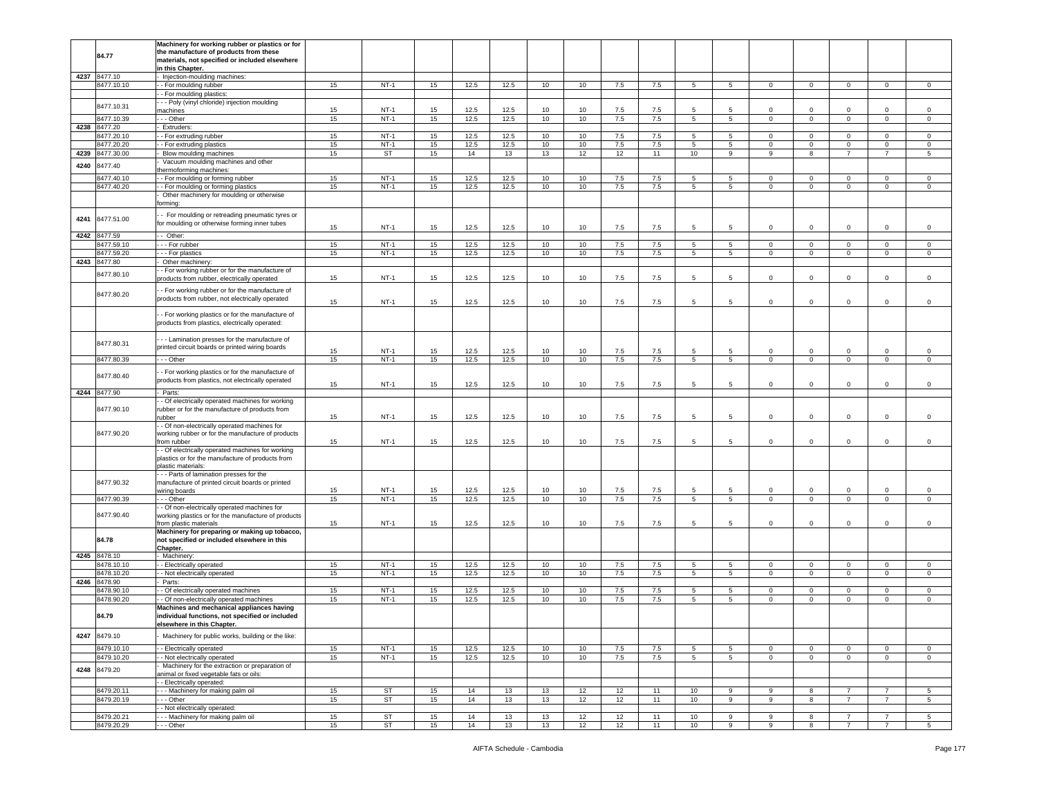| | | | | | | | | | | | | | | | | | |
|---|---|---|---|---|---|---|---|---|---|---|---|---|---|---|---|---|---|
| | 84.77 | **Machinery for working rubber or plastics or for the manufacture of products from these materials, not specified or included elsewhere in this Chapter.** | | | | | | | | | | | | | | | |
| 4237 | 8477.10 | - Injection-moulding machines: | | | | | | | | | | | | | | | |
| | 8477.10.10 | - - For moulding rubber | 15 | NT-1 | 15 | 12.5 | 12.5 | 10 | 10 | 7.5 | 7.5 | 5 | 5 | 0 | 0 | 0 | 0 | 0 |
| | | - - For moulding plastics: | | | | | | | | | | | | | | | |
| | 8477.10.31 | - - - Poly (vinyl chloride) injection moulding machines | 15 | NT-1 | 15 | 12.5 | 12.5 | 10 | 10 | 7.5 | 7.5 | 5 | 5 | 0 | 0 | 0 | 0 | 0 |
| | 8477.10.39 | - - - Other | 15 | NT-1 | 15 | 12.5 | 12.5 | 10 | 10 | 7.5 | 7.5 | 5 | 5 | 0 | 0 | 0 | 0 | 0 |
| 4238 | 8477.20 | - Extruders: | | | | | | | | | | | | | | | |
| | 8477.20.10 | - - For extruding rubber | 15 | NT-1 | 15 | 12.5 | 12.5 | 10 | 10 | 7.5 | 7.5 | 5 | 5 | 0 | 0 | 0 | 0 | 0 |
| | 8477.20.20 | - - For extruding plastics | 15 | NT-1 | 15 | 12.5 | 12.5 | 10 | 10 | 7.5 | 7.5 | 5 | 5 | 0 | 0 | 0 | 0 | 0 |
| 4239 | 8477.30.00 | - Blow moulding machines | 15 | ST | 15 | 14 | 13 | 13 | 12 | 12 | 11 | 10 | 9 | 9 | 8 | 7 | 7 | 5 |
| 4240 | 8477.40 | - Vacuum moulding machines and other thermoforming machines: | | | | | | | | | | | | | | | |
| | 8477.40.10 | - - For moulding or forming rubber | 15 | NT-1 | 15 | 12.5 | 12.5 | 10 | 10 | 7.5 | 7.5 | 5 | 5 | 0 | 0 | 0 | 0 | 0 |
| | 8477.40.20 | - - For moulding or forming plastics | 15 | NT-1 | 15 | 12.5 | 12.5 | 10 | 10 | 7.5 | 7.5 | 5 | 5 | 0 | 0 | 0 | 0 | 0 |
| | | - Other machinery for moulding or otherwise forming: | | | | | | | | | | | | | | | |
| 4241 | 8477.51.00 | - - For moulding or retreading pneumatic tyres or for moulding or otherwise forming inner tubes | 15 | NT-1 | 15 | 12.5 | 12.5 | 10 | 10 | 7.5 | 7.5 | 5 | 5 | 0 | 0 | 0 | 0 | 0 |
| 4242 | 8477.59 | - - Other: | | | | | | | | | | | | | | | |
| | 8477.59.10 | - - - For rubber | 15 | NT-1 | 15 | 12.5 | 12.5 | 10 | 10 | 7.5 | 7.5 | 5 | 5 | 0 | 0 | 0 | 0 | 0 |
| | 8477.59.20 | - - - For plastics | 15 | NT-1 | 15 | 12.5 | 12.5 | 10 | 10 | 7.5 | 7.5 | 5 | 5 | 0 | 0 | 0 | 0 | 0 |
| 4243 | 8477.80 | - Other machinery: | | | | | | | | | | | | | | | |
| | 8477.80.10 | - - For working rubber or for the manufacture of products from rubber, electrically operated | 15 | NT-1 | 15 | 12.5 | 12.5 | 10 | 10 | 7.5 | 7.5 | 5 | 5 | 0 | 0 | 0 | 0 | 0 |
| | 8477.80.20 | - - For working rubber or for the manufacture of products from rubber, not electrically operated | 15 | NT-1 | 15 | 12.5 | 12.5 | 10 | 10 | 7.5 | 7.5 | 5 | 5 | 0 | 0 | 0 | 0 | 0 |
| | | - - For working plastics or for the manufacture of products from plastics, electrically operated: | | | | | | | | | | | | | | | |
| | 8477.80.31 | - - - Lamination presses for the manufacture of printed circuit boards or printed wiring boards | 15 | NT-1 | 15 | 12.5 | 12.5 | 10 | 10 | 7.5 | 7.5 | 5 | 5 | 0 | 0 | 0 | 0 | 0 |
| | 8477.80.39 | - - - Other | 15 | NT-1 | 15 | 12.5 | 12.5 | 10 | 10 | 7.5 | 7.5 | 5 | 5 | 0 | 0 | 0 | 0 | 0 |
| | 8477.80.40 | - - For working plastics or for the manufacture of products from plastics, not electrically operated | 15 | NT-1 | 15 | 12.5 | 12.5 | 10 | 10 | 7.5 | 7.5 | 5 | 5 | 0 | 0 | 0 | 0 | 0 |
| 4244 | 8477.90 | - Parts: | | | | | | | | | | | | | | | |
| | 8477.90.10 | - - Of electrically operated machines for working rubber or for the manufacture of products from rubber | 15 | NT-1 | 15 | 12.5 | 12.5 | 10 | 10 | 7.5 | 7.5 | 5 | 5 | 0 | 0 | 0 | 0 | 0 |
| | 8477.90.20 | - - Of non-electrically operated machines for working rubber or for the manufacture of products from rubber | 15 | NT-1 | 15 | 12.5 | 12.5 | 10 | 10 | 7.5 | 7.5 | 5 | 5 | 0 | 0 | 0 | 0 | 0 |
| | | - - Of electrically operated machines for working plastics or for the manufacture of products from plastic materials: | | | | | | | | | | | | | | | |
| | 8477.90.32 | - - - Parts of lamination presses for the manufacture of printed circuit boards or printed wiring boards | 15 | NT-1 | 15 | 12.5 | 12.5 | 10 | 10 | 7.5 | 7.5 | 5 | 5 | 0 | 0 | 0 | 0 | 0 |
| | 8477.90.39 | - - - Other | 15 | NT-1 | 15 | 12.5 | 12.5 | 10 | 10 | 7.5 | 7.5 | 5 | 5 | 0 | 0 | 0 | 0 | 0 |
| | 8477.90.40 | - - Of non-electrically operated machines for working plastics or for the manufacture of products from plastic materials | 15 | NT-1 | 15 | 12.5 | 12.5 | 10 | 10 | 7.5 | 7.5 | 5 | 5 | 0 | 0 | 0 | 0 | 0 |
| | 84.78 | **Machinery for preparing or making up tobacco, not specified or included elsewhere in this Chapter.** | | | | | | | | | | | | | | | |
| 4245 | 8478.10 | - Machinery: | | | | | | | | | | | | | | | |
| | 8478.10.10 | - - Electrically operated | 15 | NT-1 | 15 | 12.5 | 12.5 | 10 | 10 | 7.5 | 7.5 | 5 | 5 | 0 | 0 | 0 | 0 | 0 |
| | 8478.10.20 | - - Not electrically operated | 15 | NT-1 | 15 | 12.5 | 12.5 | 10 | 10 | 7.5 | 7.5 | 5 | 5 | 0 | 0 | 0 | 0 | 0 |
| 4246 | 8478.90 | - Parts: | | | | | | | | | | | | | | | |
| | 8478.90.10 | - - Of electrically operated machines | 15 | NT-1 | 15 | 12.5 | 12.5 | 10 | 10 | 7.5 | 7.5 | 5 | 5 | 0 | 0 | 0 | 0 | 0 |
| | 8478.90.20 | - - Of non-electrically operated machines | 15 | NT-1 | 15 | 12.5 | 12.5 | 10 | 10 | 7.5 | 7.5 | 5 | 5 | 0 | 0 | 0 | 0 | 0 |
| | 84.79 | **Machines and mechanical appliances having individual functions, not specified or included elsewhere in this Chapter.** | | | | | | | | | | | | | | | |
| 4247 | 8479.10 | - Machinery for public works, building or the like: | | | | | | | | | | | | | | | |
| | 8479.10.10 | - - Electrically operated | 15 | NT-1 | 15 | 12.5 | 12.5 | 10 | 10 | 7.5 | 7.5 | 5 | 5 | 0 | 0 | 0 | 0 | 0 |
| | 8479.10.20 | - - Not electrically operated | 15 | NT-1 | 15 | 12.5 | 12.5 | 10 | 10 | 7.5 | 7.5 | 5 | 5 | 0 | 0 | 0 | 0 | 0 |
| 4248 | 8479.20 | - Machinery for the extraction or preparation of animal or fixed vegetable fats or oils: | | | | | | | | | | | | | | | |
| | | - - Electrically operated: | | | | | | | | | | | | | | | |
| | 8479.20.11 | - - - Machinery for making palm oil | 15 | ST | 15 | 14 | 13 | 13 | 12 | 12 | 11 | 10 | 9 | 9 | 8 | 7 | 7 | 5 |
| | 8479.20.19 | - - - Other | 15 | ST | 15 | 14 | 13 | 13 | 12 | 12 | 11 | 10 | 9 | 9 | 8 | 7 | 7 | 5 |
| | | - - Not electrically operated: | | | | | | | | | | | | | | | |
| | 8479.20.21 | - - - Machinery for making palm oil | 15 | ST | 15 | 14 | 13 | 13 | 12 | 12 | 11 | 10 | 9 | 9 | 8 | 7 | 7 | 5 |
| | 8479.20.29 | - - - Other | 15 | ST | 15 | 14 | 13 | 13 | 12 | 12 | 11 | 10 | 9 | 9 | 8 | 7 | 7 | 5 |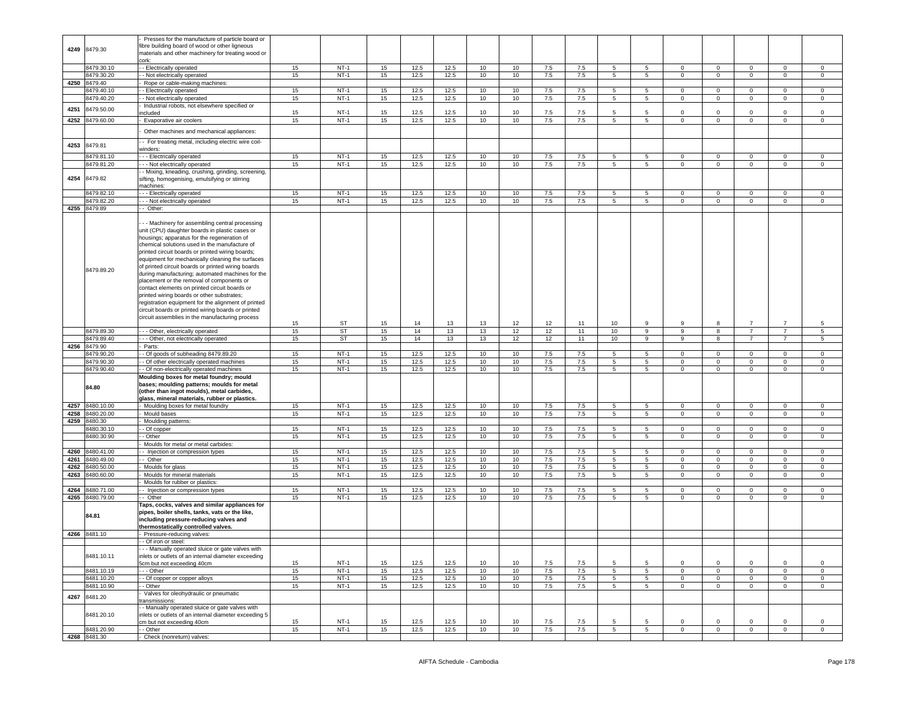| | | | | | | | | | | | | | | | | | |
|---|---|---|---|---|---|---|---|---|---|---|---|---|---|---|---|---|---|
| 4249 | 8479.30 | - Presses for the manufacture of particle board or fibre building board of wood or other ligneous materials and other machinery for treating wood or cork: | | | | | | | | | | | | | | | |
| | 8479.30.10 | - - Electrically operated | 15 | NT-1 | 15 | 12.5 | 12.5 | 10 | 10 | 7.5 | 7.5 | 5 | 5 | 0 | 0 | 0 | 0 | 0 |
| | 8479.30.20 | - - Not electrically operated | 15 | NT-1 | 15 | 12.5 | 12.5 | 10 | 10 | 7.5 | 7.5 | 5 | 5 | 0 | 0 | 0 | 0 | 0 |
| 4250 | 8479.40 | - Rope or cable-making machines: | | | | | | | | | | | | | | | | |
| | 8479.40.10 | - - Electrically operated | 15 | NT-1 | 15 | 12.5 | 12.5 | 10 | 10 | 7.5 | 7.5 | 5 | 5 | 0 | 0 | 0 | 0 | 0 |
| | 8479.40.20 | - - Not electrically operated | 15 | NT-1 | 15 | 12.5 | 12.5 | 10 | 10 | 7.5 | 7.5 | 5 | 5 | 0 | 0 | 0 | 0 | 0 |
| 4251 | 8479.50.00 | - Industrial robots, not elsewhere specified or included | 15 | NT-1 | 15 | 12.5 | 12.5 | 10 | 10 | 7.5 | 7.5 | 5 | 5 | 0 | 0 | 0 | 0 | 0 |
| 4252 | 8479.60.00 | - Evaporative air coolers | 15 | NT-1 | 15 | 12.5 | 12.5 | 10 | 10 | 7.5 | 7.5 | 5 | 5 | 0 | 0 | 0 | 0 | 0 |
| | | - Other machines and mechanical appliances: | | | | | | | | | | | | | | | | |
| 4253 | 8479.81 | - - For treating metal, including electric wire coil-winders: | | | | | | | | | | | | | | | | |
| | 8479.81.10 | - - - Electrically operated | 15 | NT-1 | 15 | 12.5 | 12.5 | 10 | 10 | 7.5 | 7.5 | 5 | 5 | 0 | 0 | 0 | 0 | 0 |
| | 8479.81.20 | - - - Not electrically operated | 15 | NT-1 | 15 | 12.5 | 12.5 | 10 | 10 | 7.5 | 7.5 | 5 | 5 | 0 | 0 | 0 | 0 | 0 |
| 4254 | 8479.82 | - - Mixing, kneading, crushing, grinding, screening, sifting, homogenising, emulsifying or stirring machines: | | | | | | | | | | | | | | | | |
| | 8479.82.10 | - - - Electrically operated | 15 | NT-1 | 15 | 12.5 | 12.5 | 10 | 10 | 7.5 | 7.5 | 5 | 5 | 0 | 0 | 0 | 0 | 0 |
| | 8479.82.20 | - - - Not electrically operated | 15 | NT-1 | 15 | 12.5 | 12.5 | 10 | 10 | 7.5 | 7.5 | 5 | 5 | 0 | 0 | 0 | 0 | 0 |
| 4255 | 8479.89 | - - Other: | | | | | | | | | | | | | | | | |
| | 8479.89.20 | - - - Machinery for assembling central processing unit (CPU) daughter boards in plastic cases or housings; apparatus for the regeneration of chemical solutions used in the manufacture of printed circuit boards or printed wiring boards; equipment for mechanically cleaning the surfaces of printed circuit boards or printed wiring boards during manufacturing; automated machines for the placement or the removal of components or contact elements on printed circuit boards or printed wiring boards or other substrates; registration equipment for the alignment of printed circuit boards or printed wiring boards or printed circuit assemblies in the manufacturing process | 15 | ST | 15 | 14 | 13 | 13 | 12 | 12 | 11 | 10 | 9 | 9 | 8 | 7 | 7 | 5 |
| | 8479.89.30 | - - - Other, electrically operated | 15 | ST | 15 | 14 | 13 | 13 | 12 | 12 | 11 | 10 | 9 | 9 | 8 | 7 | 7 | 5 |
| | 8479.89.40 | - - - Other, not electrically operated | 15 | ST | 15 | 14 | 13 | 13 | 12 | 12 | 11 | 10 | 9 | 9 | 8 | 7 | 7 | 5 |
| 4256 | 8479.90 | - Parts: | | | | | | | | | | | | | | | | |
| | 8479.90.20 | - - Of goods of subheading 8479.89.20 | 15 | NT-1 | 15 | 12.5 | 12.5 | 10 | 10 | 7.5 | 7.5 | 5 | 5 | 0 | 0 | 0 | 0 | 0 |
| | 8479.90.30 | - - Of other electrically operated machines | 15 | NT-1 | 15 | 12.5 | 12.5 | 10 | 10 | 7.5 | 7.5 | 5 | 5 | 0 | 0 | 0 | 0 | 0 |
| | 8479.90.40 | - - Of non-electrically operated machines | 15 | NT-1 | 15 | 12.5 | 12.5 | 10 | 10 | 7.5 | 7.5 | 5 | 5 | 0 | 0 | 0 | 0 | 0 |
| | **84.80** | **Moulding boxes for metal foundry; mould bases; moulding patterns; moulds for metal (other than ingot moulds), metal carbides, glass, mineral materials, rubber or plastics.** | | | | | | | | | | | | | | | | |
| 4257 | 8480.10.00 | - Moulding boxes for metal foundry | 15 | NT-1 | 15 | 12.5 | 12.5 | 10 | 10 | 7.5 | 7.5 | 5 | 5 | 0 | 0 | 0 | 0 | 0 |
| 4258 | 8480.20.00 | - Mould bases | 15 | NT-1 | 15 | 12.5 | 12.5 | 10 | 10 | 7.5 | 7.5 | 5 | 5 | 0 | 0 | 0 | 0 | 0 |
| 4259 | 8480.30 | - Moulding patterns: | | | | | | | | | | | | | | | | |
| | 8480.30.10 | - - Of copper | 15 | NT-1 | 15 | 12.5 | 12.5 | 10 | 10 | 7.5 | 7.5 | 5 | 5 | 0 | 0 | 0 | 0 | 0 |
| | 8480.30.90 | - - Other | 15 | NT-1 | 15 | 12.5 | 12.5 | 10 | 10 | 7.5 | 7.5 | 5 | 5 | 0 | 0 | 0 | 0 | 0 |
| | | - Moulds for metal or metal carbides: | | | | | | | | | | | | | | | | |
| 4260 | 8480.41.00 | - - Injection or compression types | 15 | NT-1 | 15 | 12.5 | 12.5 | 10 | 10 | 7.5 | 7.5 | 5 | 5 | 0 | 0 | 0 | 0 | 0 |
| 4261 | 8480.49.00 | - - Other | 15 | NT-1 | 15 | 12.5 | 12.5 | 10 | 10 | 7.5 | 7.5 | 5 | 5 | 0 | 0 | 0 | 0 | 0 |
| 4262 | 8480.50.00 | - Moulds for glass | 15 | NT-1 | 15 | 12.5 | 12.5 | 10 | 10 | 7.5 | 7.5 | 5 | 5 | 0 | 0 | 0 | 0 | 0 |
| 4263 | 8480.60.00 | - Moulds for mineral materials | 15 | NT-1 | 15 | 12.5 | 12.5 | 10 | 10 | 7.5 | 7.5 | 5 | 5 | 0 | 0 | 0 | 0 | 0 |
| | | - Moulds for rubber or plastics: | | | | | | | | | | | | | | | | |
| 4264 | 8480.71.00 | - - Injection or compression types | 15 | NT-1 | 15 | 12.5 | 12.5 | 10 | 10 | 7.5 | 7.5 | 5 | 5 | 0 | 0 | 0 | 0 | 0 |
| 4265 | 8480.79.00 | - - Other | 15 | NT-1 | 15 | 12.5 | 12.5 | 10 | 10 | 7.5 | 7.5 | 5 | 5 | 0 | 0 | 0 | 0 | 0 |
| | **84.81** | **Taps, cocks, valves and similar appliances for pipes, boiler shells, tanks, vats or the like, including pressure-reducing valves and thermostatically controlled valves.** | | | | | | | | | | | | | | | | |
| 4266 | 8481.10 | - Pressure-reducing valves: | | | | | | | | | | | | | | | | |
| | | - - Of iron or steel: | | | | | | | | | | | | | | | | |
| | 8481.10.11 | - - - Manually operated sluice or gate valves with inlets or outlets of an internal diameter exceeding 5cm but not exceeding 40cm | 15 | NT-1 | 15 | 12.5 | 12.5 | 10 | 10 | 7.5 | 7.5 | 5 | 5 | 0 | 0 | 0 | 0 | 0 |
| | 8481.10.19 | - - - Other | 15 | NT-1 | 15 | 12.5 | 12.5 | 10 | 10 | 7.5 | 7.5 | 5 | 5 | 0 | 0 | 0 | 0 | 0 |
| | 8481.10.20 | - - Of copper or copper alloys | 15 | NT-1 | 15 | 12.5 | 12.5 | 10 | 10 | 7.5 | 7.5 | 5 | 5 | 0 | 0 | 0 | 0 | 0 |
| | 8481.10.90 | - - Other | 15 | NT-1 | 15 | 12.5 | 12.5 | 10 | 10 | 7.5 | 7.5 | 5 | 5 | 0 | 0 | 0 | 0 | 0 |
| 4267 | 8481.20 | - Valves for oleohydraulic or pneumatic transmissions: | | | | | | | | | | | | | | | | |
| | 8481.20.10 | - - Manually operated sluice or gate valves with inlets or outlets of an internal diameter exceeding 5 cm but not exceeding 40cm | 15 | NT-1 | 15 | 12.5 | 12.5 | 10 | 10 | 7.5 | 7.5 | 5 | 5 | 0 | 0 | 0 | 0 | 0 |
| | 8481.20.90 | - - Other | 15 | NT-1 | 15 | 12.5 | 12.5 | 10 | 10 | 7.5 | 7.5 | 5 | 5 | 0 | 0 | 0 | 0 | 0 |
| 4268 | 8481.30 | - Check (nonreturn) valves: | | | | | | | | | | | | | | | | |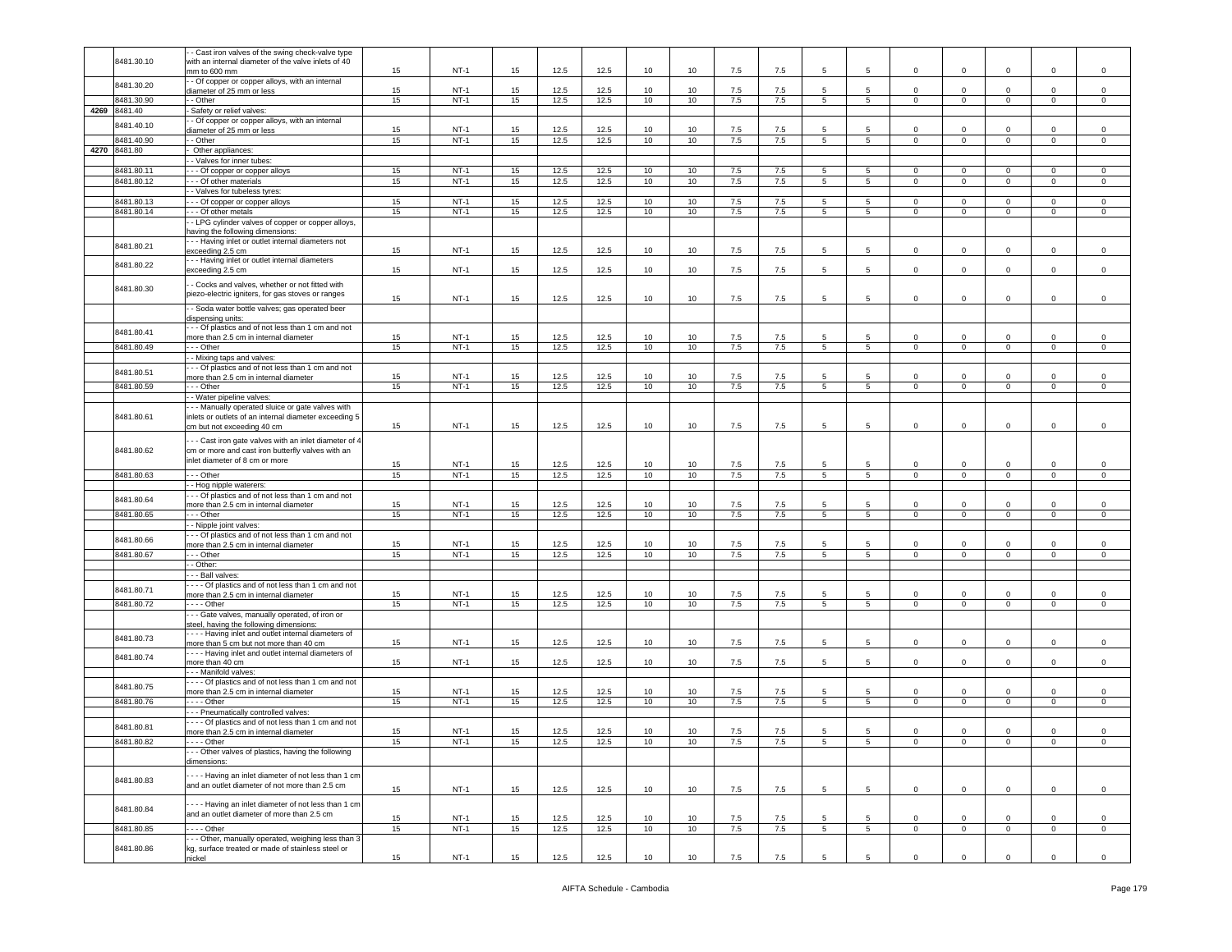| | | | | | | | | | | | | | | | | | |
|---|---|---|---|---|---|---|---|---|---|---|---|---|---|---|---|---|---|
| | 8481.30.10 | - - Cast iron valves of the swing check-valve type with an internal diameter of the valve inlets of 40 mm to 600 mm | 15 | NT-1 | 15 | 12.5 | 12.5 | 10 | 10 | 7.5 | 7.5 | 5 | 5 | 0 | 0 | 0 | 0 | 0 |
| | 8481.30.20 | - - Of copper or copper alloys, with an internal diameter of 25 mm or less | 15 | NT-1 | 15 | 12.5 | 12.5 | 10 | 10 | 7.5 | 7.5 | 5 | 5 | 0 | 0 | 0 | 0 | 0 |
| | 8481.30.90 | - - Other | 15 | NT-1 | 15 | 12.5 | 12.5 | 10 | 10 | 7.5 | 7.5 | 5 | 5 | 0 | 0 | 0 | 0 | 0 |
| 4269 | 8481.40 | - Safety or relief valves: | | | | | | | | | | | | | | | | |
| | 8481.40.10 | - - Of copper or copper alloys, with an internal diameter of 25 mm or less | 15 | NT-1 | 15 | 12.5 | 12.5 | 10 | 10 | 7.5 | 7.5 | 5 | 5 | 0 | 0 | 0 | 0 | 0 |
| | 8481.40.90 | - - Other | 15 | NT-1 | 15 | 12.5 | 12.5 | 10 | 10 | 7.5 | 7.5 | 5 | 5 | 0 | 0 | 0 | 0 | 0 |
| 4270 | 8481.80 | - Other appliances: | | | | | | | | | | | | | | | | |
| | | - - Valves for inner tubes: | | | | | | | | | | | | | | | | |
| | 8481.80.11 | - - - Of copper or copper alloys | 15 | NT-1 | 15 | 12.5 | 12.5 | 10 | 10 | 7.5 | 7.5 | 5 | 5 | 0 | 0 | 0 | 0 | 0 |
| | 8481.80.12 | - - - Of other materials | 15 | NT-1 | 15 | 12.5 | 12.5 | 10 | 10 | 7.5 | 7.5 | 5 | 5 | 0 | 0 | 0 | 0 | 0 |
| | | - - Valves for tubeless tyres: | | | | | | | | | | | | | | | | |
| | 8481.80.13 | - - - Of copper or copper alloys | 15 | NT-1 | 15 | 12.5 | 12.5 | 10 | 10 | 7.5 | 7.5 | 5 | 5 | 0 | 0 | 0 | 0 | 0 |
| | 8481.80.14 | - - - Of other metals | 15 | NT-1 | 15 | 12.5 | 12.5 | 10 | 10 | 7.5 | 7.5 | 5 | 5 | 0 | 0 | 0 | 0 | 0 |
| | | - - LPG cylinder valves of copper or copper alloys, having the following dimensions: | | | | | | | | | | | | | | | | |
| | 8481.80.21 | - - - Having inlet or outlet internal diameters not exceeding 2.5 cm | 15 | NT-1 | 15 | 12.5 | 12.5 | 10 | 10 | 7.5 | 7.5 | 5 | 5 | 0 | 0 | 0 | 0 | 0 |
| | 8481.80.22 | - - - Having inlet or outlet internal diameters exceeding 2.5 cm | 15 | NT-1 | 15 | 12.5 | 12.5 | 10 | 10 | 7.5 | 7.5 | 5 | 5 | 0 | 0 | 0 | 0 | 0 |
| | 8481.80.30 | - - Cocks and valves, whether or not fitted with piezo-electric igniters, for gas stoves or ranges | 15 | NT-1 | 15 | 12.5 | 12.5 | 10 | 10 | 7.5 | 7.5 | 5 | 5 | 0 | 0 | 0 | 0 | 0 |
| | | - - Soda water bottle valves; gas operated beer dispensing units: | | | | | | | | | | | | | | | | |
| | 8481.80.41 | - - - Of plastics and of not less than 1 cm and not more than 2.5 cm in internal diameter | 15 | NT-1 | 15 | 12.5 | 12.5 | 10 | 10 | 7.5 | 7.5 | 5 | 5 | 0 | 0 | 0 | 0 | 0 |
| | 8481.80.49 | - - - Other | 15 | NT-1 | 15 | 12.5 | 12.5 | 10 | 10 | 7.5 | 7.5 | 5 | 5 | 0 | 0 | 0 | 0 | 0 |
| | | - - Mixing taps and valves: | | | | | | | | | | | | | | | | |
| | 8481.80.51 | - - - Of plastics and of not less than 1 cm and not more than 2.5 cm in internal diameter | 15 | NT-1 | 15 | 12.5 | 12.5 | 10 | 10 | 7.5 | 7.5 | 5 | 5 | 0 | 0 | 0 | 0 | 0 |
| | 8481.80.59 | - - - Other | 15 | NT-1 | 15 | 12.5 | 12.5 | 10 | 10 | 7.5 | 7.5 | 5 | 5 | 0 | 0 | 0 | 0 | 0 |
| | | - - Water pipeline valves: | | | | | | | | | | | | | | | | |
| | 8481.80.61 | - - - Manually operated sluice or gate valves with inlets or outlets of an internal diameter exceeding 5 cm but not exceeding 40 cm | 15 | NT-1 | 15 | 12.5 | 12.5 | 10 | 10 | 7.5 | 7.5 | 5 | 5 | 0 | 0 | 0 | 0 | 0 |
| | 8481.80.62 | - - - Cast iron gate valves with an inlet diameter of 4 cm or more and cast iron butterfly valves with an inlet diameter of 8 cm or more | 15 | NT-1 | 15 | 12.5 | 12.5 | 10 | 10 | 7.5 | 7.5 | 5 | 5 | 0 | 0 | 0 | 0 | 0 |
| | 8481.80.63 | - - - Other | 15 | NT-1 | 15 | 12.5 | 12.5 | 10 | 10 | 7.5 | 7.5 | 5 | 5 | 0 | 0 | 0 | 0 | 0 |
| | | - - Hog nipple waterers: | | | | | | | | | | | | | | | | |
| | 8481.80.64 | - - - Of plastics and of not less than 1 cm and not more than 2.5 cm in internal diameter | 15 | NT-1 | 15 | 12.5 | 12.5 | 10 | 10 | 7.5 | 7.5 | 5 | 5 | 0 | 0 | 0 | 0 | 0 |
| | 8481.80.65 | - - - Other | 15 | NT-1 | 15 | 12.5 | 12.5 | 10 | 10 | 7.5 | 7.5 | 5 | 5 | 0 | 0 | 0 | 0 | 0 |
| | | - - Nipple joint valves: | | | | | | | | | | | | | | | | |
| | 8481.80.66 | - - - Of plastics and of not less than 1 cm and not more than 2.5 cm in internal diameter | 15 | NT-1 | 15 | 12.5 | 12.5 | 10 | 10 | 7.5 | 7.5 | 5 | 5 | 0 | 0 | 0 | 0 | 0 |
| | 8481.80.67 | - - - Other | 15 | NT-1 | 15 | 12.5 | 12.5 | 10 | 10 | 7.5 | 7.5 | 5 | 5 | 0 | 0 | 0 | 0 | 0 |
| | | - - Other: | | | | | | | | | | | | | | | | |
| | | - - - Ball valves: | | | | | | | | | | | | | | | | |
| | 8481.80.71 | - - - - Of plastics and of not less than 1 cm and not more than 2.5 cm in internal diameter | 15 | NT-1 | 15 | 12.5 | 12.5 | 10 | 10 | 7.5 | 7.5 | 5 | 5 | 0 | 0 | 0 | 0 | 0 |
| | 8481.80.72 | - - - - Other | 15 | NT-1 | 15 | 12.5 | 12.5 | 10 | 10 | 7.5 | 7.5 | 5 | 5 | 0 | 0 | 0 | 0 | 0 |
| | | - - - Gate valves, manually operated, of iron or steel, having the following dimensions: | | | | | | | | | | | | | | | | |
| | 8481.80.73 | - - - - Having inlet and outlet internal diameters of more than 5 cm but not more than 40 cm | 15 | NT-1 | 15 | 12.5 | 12.5 | 10 | 10 | 7.5 | 7.5 | 5 | 5 | 0 | 0 | 0 | 0 | 0 |
| | 8481.80.74 | - - - - Having inlet and outlet internal diameters of more than 40 cm | 15 | NT-1 | 15 | 12.5 | 12.5 | 10 | 10 | 7.5 | 7.5 | 5 | 5 | 0 | 0 | 0 | 0 | 0 |
| | | - - - Manifold valves: | | | | | | | | | | | | | | | | |
| | 8481.80.75 | - - - - Of plastics and of not less than 1 cm and not more than 2.5 cm in internal diameter | 15 | NT-1 | 15 | 12.5 | 12.5 | 10 | 10 | 7.5 | 7.5 | 5 | 5 | 0 | 0 | 0 | 0 | 0 |
| | 8481.80.76 | - - - - Other | 15 | NT-1 | 15 | 12.5 | 12.5 | 10 | 10 | 7.5 | 7.5 | 5 | 5 | 0 | 0 | 0 | 0 | 0 |
| | | - - - Pneumatically controlled valves: | | | | | | | | | | | | | | | | |
| | 8481.80.81 | - - - - Of plastics and of not less than 1 cm and not more than 2.5 cm in internal diameter | 15 | NT-1 | 15 | 12.5 | 12.5 | 10 | 10 | 7.5 | 7.5 | 5 | 5 | 0 | 0 | 0 | 0 | 0 |
| | 8481.80.82 | - - - - Other | 15 | NT-1 | 15 | 12.5 | 12.5 | 10 | 10 | 7.5 | 7.5 | 5 | 5 | 0 | 0 | 0 | 0 | 0 |
| | | - - - Other valves of plastics, having the following dimensions: | | | | | | | | | | | | | | | | |
| | 8481.80.83 | - - - - Having an inlet diameter of not less than 1 cm and an outlet diameter of not more than 2.5 cm | 15 | NT-1 | 15 | 12.5 | 12.5 | 10 | 10 | 7.5 | 7.5 | 5 | 5 | 0 | 0 | 0 | 0 | 0 |
| | 8481.80.84 | - - - - Having an inlet diameter of not less than 1 cm and an outlet diameter of more than 2.5 cm | 15 | NT-1 | 15 | 12.5 | 12.5 | 10 | 10 | 7.5 | 7.5 | 5 | 5 | 0 | 0 | 0 | 0 | 0 |
| | 8481.80.85 | - - - - Other | 15 | NT-1 | 15 | 12.5 | 12.5 | 10 | 10 | 7.5 | 7.5 | 5 | 5 | 0 | 0 | 0 | 0 | 0 |
| | 8481.80.86 | - - - Other, manually operated, weighing less than 3 kg, surface treated or made of stainless steel or nickel | 15 | NT-1 | 15 | 12.5 | 12.5 | 10 | 10 | 7.5 | 7.5 | 5 | 5 | 0 | 0 | 0 | 0 | 0 |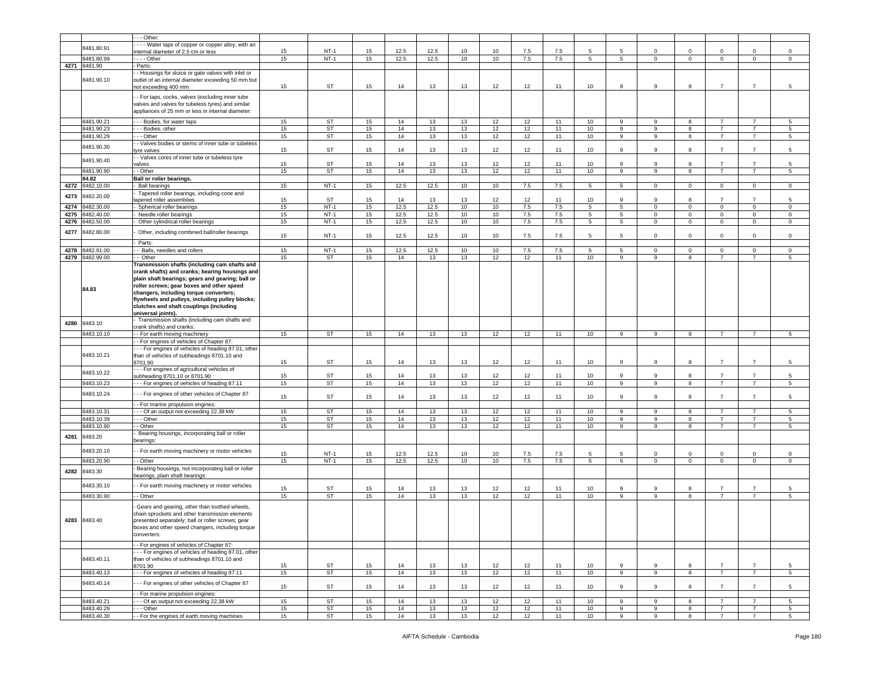| | | --- Other: | | | | | | | | | | | | | | | | |
|---|---|---|---|---|---|---|---|---|---|---|---|---|---|---|---|---|---|---|
| | 8481.80.91 | ---- Water taps of copper or copper alloy, with an internal diameter of 2.5 cm or less | 15 | NT-1 | 15 | 12.5 | 12.5 | 10 | 10 | 7.5 | 7.5 | 5 | 5 | 0 | 0 | 0 | 0 | 0 |
| | 8481.80.99 | ---- Other | 15 | NT-1 | 15 | 12.5 | 12.5 | 10 | 10 | 7.5 | 7.5 | 5 | 5 | 0 | 0 | 0 | 0 | 0 |
| 4271 | 8481.90 | - Parts: | | | | | | | | | | | | | | | | |
| | 8481.90.10 | - - Housings for sluice or gate valves with inlet or outlet of an internal diameter exceeding 50 mm but not exceeding 400 mm | 15 | ST | 15 | 14 | 13 | 13 | 12 | 12 | 11 | 10 | 9 | 9 | 8 | 7 | 7 | 5 |
| | | - - For taps, cocks, valves (excluding inner tube valves and valves for tubeless tyres) and similar appliances of 25 mm or less in internal diameter: | | | | | | | | | | | | | | | | |
| | 8481.90.21 | - - - Bodies, for water taps | 15 | ST | 15 | 14 | 13 | 13 | 12 | 12 | 11 | 10 | 9 | 9 | 8 | 7 | 7 | 5 |
| | 8481.90.23 | - - - Bodies, other | 15 | ST | 15 | 14 | 13 | 13 | 12 | 12 | 11 | 10 | 9 | 9 | 8 | 7 | 7 | 5 |
| | 8481.90.29 | - - - Other | 15 | ST | 15 | 14 | 13 | 13 | 12 | 12 | 11 | 10 | 9 | 9 | 8 | 7 | 7 | 5 |
| | 8481.90.30 | - - Valves bodies or stems of inner tube or tubeless tyre valves | 15 | ST | 15 | 14 | 13 | 13 | 12 | 12 | 11 | 10 | 9 | 9 | 8 | 7 | 7 | 5 |
| | 8481.90.40 | - - Valves cores of inner tube or tubeless tyre valves | 15 | ST | 15 | 14 | 13 | 13 | 12 | 12 | 11 | 10 | 9 | 9 | 8 | 7 | 7 | 5 |
| | 8481.90.90 | - - Other | 15 | ST | 15 | 14 | 13 | 13 | 12 | 12 | 11 | 10 | 9 | 9 | 8 | 7 | 7 | 5 |
| | **84.82** | **Ball or roller bearings.** | | | | | | | | | | | | | | | | |
| 4272 | 8482.10.00 | - Ball bearings | 15 | NT-1 | 15 | 12.5 | 12.5 | 10 | 10 | 7.5 | 7.5 | 5 | 5 | 0 | 0 | 0 | 0 | 0 |
| 4273 | 8482.20.00 | - Tapered roller bearings, including cone and tapered roller assemblies | 15 | ST | 15 | 14 | 13 | 13 | 12 | 12 | 11 | 10 | 9 | 9 | 8 | 7 | 7 | 5 |
| 4274 | 8482.30.00 | - Spherical roller bearings | 15 | NT-1 | 15 | 12.5 | 12.5 | 10 | 10 | 7.5 | 7.5 | 5 | 5 | 0 | 0 | 0 | 0 | 0 |
| 4275 | 8482.40.00 | - Needle roller bearings | 15 | NT-1 | 15 | 12.5 | 12.5 | 10 | 10 | 7.5 | 7.5 | 5 | 5 | 0 | 0 | 0 | 0 | 0 |
| 4276 | 8482.50.00 | - Other cylindrical roller bearings | 15 | NT-1 | 15 | 12.5 | 12.5 | 10 | 10 | 7.5 | 7.5 | 5 | 5 | 0 | 0 | 0 | 0 | 0 |
| 4277 | 8482.80.00 | - Other, including combined ball/roller bearings | 15 | NT-1 | 15 | 12.5 | 12.5 | 10 | 10 | 7.5 | 7.5 | 5 | 5 | 0 | 0 | 0 | 0 | 0 |
| | | - Parts: | | | | | | | | | | | | | | | | |
| 4278 | 8482.91.00 | - - Balls, needles and rollers | 15 | NT-1 | 15 | 12.5 | 12.5 | 10 | 10 | 7.5 | 7.5 | 5 | 5 | 0 | 0 | 0 | 0 | 0 |
| 4279 | 8482.99.00 | - - Other | 15 | ST | 15 | 14 | 13 | 13 | 12 | 12 | 11 | 10 | 9 | 9 | 8 | 7 | 7 | 5 |
| | **84.83** | **Transmission shafts (including cam shafts and crank shafts) and cranks; bearing housings and plain shaft bearings; gears and gearing; ball or roller screws; gear boxes and other speed changers, including torque converters; flywheels and pulleys, including pulley blocks; clutches and shaft couplings (including universal joints).** | | | | | | | | | | | | | | | | |
| 4280 | 8483.10 | - Transmission shafts (including cam shafts and crank shafts) and cranks: | | | | | | | | | | | | | | | | |
| | 8483.10.10 | - - For earth moving machinery | 15 | ST | 15 | 14 | 13 | 13 | 12 | 12 | 11 | 10 | 9 | 9 | 8 | 7 | 7 | 5 |
| | | - - For engines of vehicles of Chapter 87: | | | | | | | | | | | | | | | | |
| | 8483.10.21 | - - - For engines of vehicles of heading 87.01, other than of vehicles of subheadings 8701.10 and 8701.90 | 15 | ST | 15 | 14 | 13 | 13 | 12 | 12 | 11 | 10 | 9 | 9 | 8 | 7 | 7 | 5 |
| | 8483.10.22 | - - - For engines of agricultural vehicles of subheading 8701.10 or 8701.90 | 15 | ST | 15 | 14 | 13 | 13 | 12 | 12 | 11 | 10 | 9 | 9 | 8 | 7 | 7 | 5 |
| | 8483.10.23 | - - - For engines of vehicles of heading 87.11 | 15 | ST | 15 | 14 | 13 | 13 | 12 | 12 | 11 | 10 | 9 | 9 | 8 | 7 | 7 | 5 |
| | 8483.10.24 | - - - For engines of other vehicles of Chapter 87 | 15 | ST | 15 | 14 | 13 | 13 | 12 | 12 | 11 | 10 | 9 | 9 | 8 | 7 | 7 | 5 |
| | | - - For marine propulsion engines: | | | | | | | | | | | | | | | | |
| | 8483.10.31 | - - - Of an output not exceeding 22.38 kW | 15 | ST | 15 | 14 | 13 | 13 | 12 | 12 | 11 | 10 | 9 | 9 | 8 | 7 | 7 | 5 |
| | 8483.10.39 | - - - Other | 15 | ST | 15 | 14 | 13 | 13 | 12 | 12 | 11 | 10 | 9 | 9 | 8 | 7 | 7 | 5 |
| | 8483.10.90 | - - Other | 15 | ST | 15 | 14 | 13 | 13 | 12 | 12 | 11 | 10 | 9 | 9 | 8 | 7 | 7 | 5 |
| 4281 | 8483.20 | - Bearing housings, incorporating ball or roller bearings: | | | | | | | | | | | | | | | | |
| | 8483.20.10 | - - For earth moving machinery or motor vehicles | 15 | NT-1 | 15 | 12.5 | 12.5 | 10 | 10 | 7.5 | 7.5 | 5 | 5 | 0 | 0 | 0 | 0 | 0 |
| | 8483.20.90 | - - Other | 15 | NT-1 | 15 | 12.5 | 12.5 | 10 | 10 | 7.5 | 7.5 | 5 | 5 | 0 | 0 | 0 | 0 | 0 |
| 4282 | 8483.30 | - Bearing housings, not incorporating ball or roller bearings, plain shaft bearings: | | | | | | | | | | | | | | | | |
| | 8483.30.10 | - - For earth moving machinery or motor vehicles | 15 | ST | 15 | 14 | 13 | 13 | 12 | 12 | 11 | 10 | 9 | 9 | 8 | 7 | 7 | 5 |
| | 8483.30.90 | - - Other | 15 | ST | 15 | 14 | 13 | 13 | 12 | 12 | 11 | 10 | 9 | 9 | 8 | 7 | 7 | 5 |
| 4283 | 8483.40 | - Gears and gearing, other than toothed wheels, chain sprockets and other transmission elements presented separately; ball or roller screws; gear boxes and other speed changers, including torque converters: | | | | | | | | | | | | | | | | |
| | | - - For engines of vehicles of Chapter 87: | | | | | | | | | | | | | | | | |
| | 8483.40.11 | - - - For engines of vehicles of heading 87.01, other than of vehicles of subheadings 8701.10 and 8701.90 | 15 | ST | 15 | 14 | 13 | 13 | 12 | 12 | 11 | 10 | 9 | 9 | 8 | 7 | 7 | 5 |
| | 8483.40.13 | - - - For engines of vehicles of heading 87.11 | 15 | ST | 15 | 14 | 13 | 13 | 12 | 12 | 11 | 10 | 9 | 9 | 8 | 7 | 7 | 5 |
| | 8483.40.14 | - - - For engines of other vehicles of Chapter 87 | 15 | ST | 15 | 14 | 13 | 13 | 12 | 12 | 11 | 10 | 9 | 9 | 8 | 7 | 7 | 5 |
| | | - - For marine propulsion engines: | | | | | | | | | | | | | | | | |
| | 8483.40.21 | - - - Of an output not exceeding 22.38 kW | 15 | ST | 15 | 14 | 13 | 13 | 12 | 12 | 11 | 10 | 9 | 9 | 8 | 7 | 7 | 5 |
| | 8483.40.29 | - - - Other | 15 | ST | 15 | 14 | 13 | 13 | 12 | 12 | 11 | 10 | 9 | 9 | 8 | 7 | 7 | 5 |
| | 8483.40.30 | - - For the engines of earth moving machines | 15 | ST | 15 | 14 | 13 | 13 | 12 | 12 | 11 | 10 | 9 | 9 | 8 | 7 | 7 | 5 |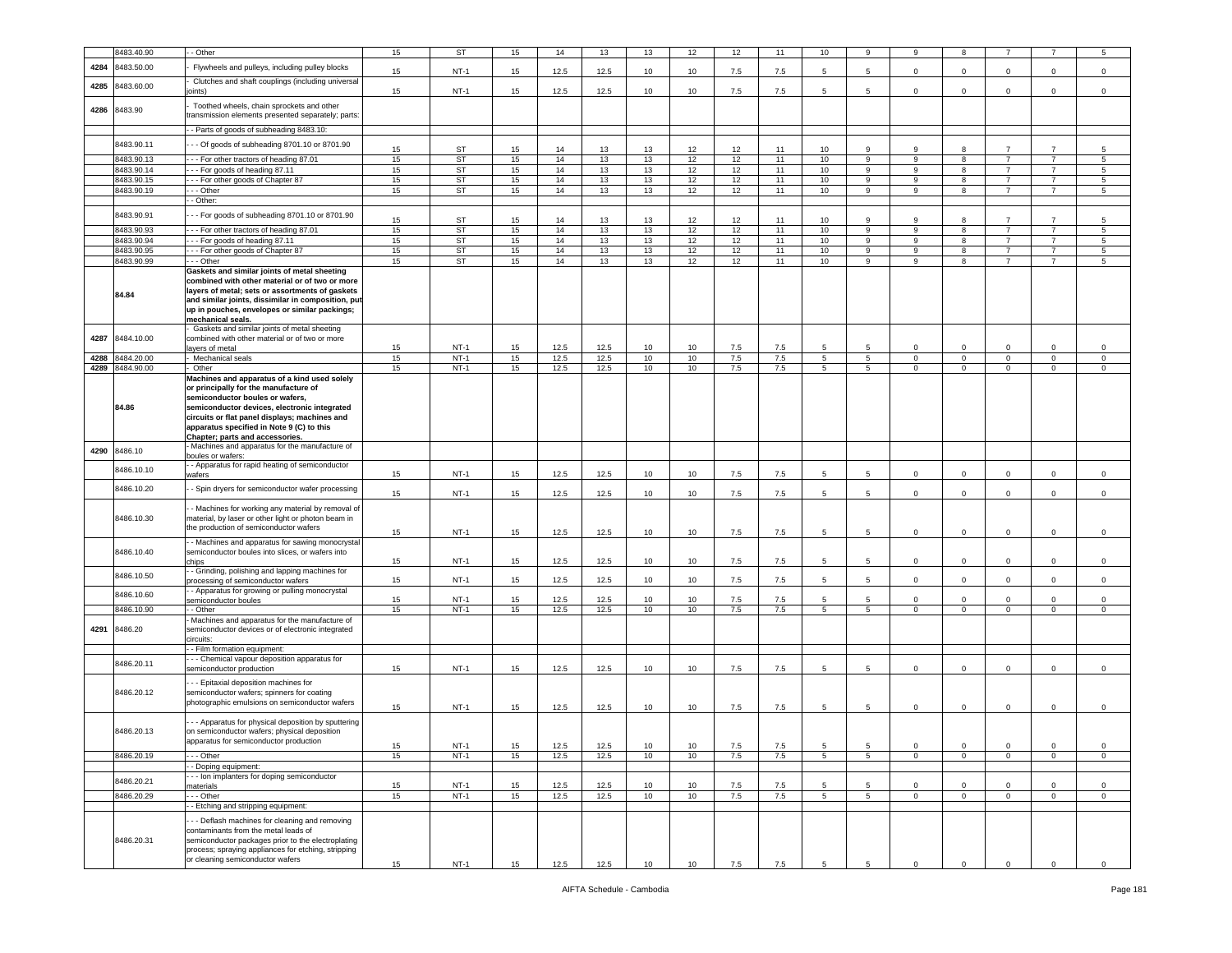|  | 8483.40.90 | - - Other | 15 | ST | 15 | 14 | 13 | 13 | 12 | 12 | 11 | 10 | 9 | 9 | 8 | 7 | 7 | 5 |
|---|---|---|---|---|---|---|---|---|---|---|---|---|---|---|---|---|---|---|
| 4284 | 8483.50.00 | - Flywheels and pulleys, including pulley blocks | 15 | NT-1 | 15 | 12.5 | 12.5 | 10 | 10 | 7.5 | 7.5 | 5 | 5 | 0 | 0 | 0 | 0 | 0 |
| 4285 | 8483.60.00 | - Clutches and shaft couplings (including universal joints) | 15 | NT-1 | 15 | 12.5 | 12.5 | 10 | 10 | 7.5 | 7.5 | 5 | 5 | 0 | 0 | 0 | 0 | 0 |
| 4286 | 8483.90 | - Toothed wheels, chain sprockets and other transmission elements presented separately; parts: | | | | | | | | | | | | | | | | |
|  |  | - - Parts of goods of subheading 8483.10: | | | | | | | | | | | | | | | | |
|  | 8483.90.11 | - - - Of goods of subheading 8701.10 or 8701.90 | 15 | ST | 15 | 14 | 13 | 13 | 12 | 12 | 11 | 10 | 9 | 9 | 8 | 7 | 7 | 5 |
|  | 8483.90.13 | - - - For other tractors of heading 87.01 | 15 | ST | 15 | 14 | 13 | 13 | 12 | 12 | 11 | 10 | 9 | 9 | 8 | 7 | 7 | 5 |
|  | 8483.90.14 | - - - For goods of heading 87.11 | 15 | ST | 15 | 14 | 13 | 13 | 12 | 12 | 11 | 10 | 9 | 9 | 8 | 7 | 7 | 5 |
|  | 8483.90.15 | - - - For other goods of Chapter 87 | 15 | ST | 15 | 14 | 13 | 13 | 12 | 12 | 11 | 10 | 9 | 9 | 8 | 7 | 7 | 5 |
|  | 8483.90.19 | - - - Other | 15 | ST | 15 | 14 | 13 | 13 | 12 | 12 | 11 | 10 | 9 | 9 | 8 | 7 | 7 | 5 |
|  |  | - - Other: | | | | | | | | | | | | | | | | |
|  | 8483.90.91 | - - - For goods of subheading 8701.10 or 8701.90 | 15 | ST | 15 | 14 | 13 | 13 | 12 | 12 | 11 | 10 | 9 | 9 | 8 | 7 | 7 | 5 |
|  | 8483.90.93 | - - - For other tractors of heading 87.01 | 15 | ST | 15 | 14 | 13 | 13 | 12 | 12 | 11 | 10 | 9 | 9 | 8 | 7 | 7 | 5 |
|  | 8483.90.94 | - - - For goods of heading 87.11 | 15 | ST | 15 | 14 | 13 | 13 | 12 | 12 | 11 | 10 | 9 | 9 | 8 | 7 | 7 | 5 |
|  | 8483.90.95 | - - - For other goods of Chapter 87 | 15 | ST | 15 | 14 | 13 | 13 | 12 | 12 | 11 | 10 | 9 | 9 | 8 | 7 | 7 | 5 |
|  | 8483.90.99 | - - - Other | 15 | ST | 15 | 14 | 13 | 13 | 12 | 12 | 11 | 10 | 9 | 9 | 8 | 7 | 7 | 5 |
|  | **84.84** | **Gaskets and similar joints of metal sheeting combined with other material or of two or more layers of metal; sets or assortments of gaskets and similar joints, dissimilar in composition, put up in pouches, envelopes or similar packings; mechanical seals.** | | | | | | | | | | | | | | | | |
| 4287 | 8484.10.00 | - Gaskets and similar joints of metal sheeting combined with other material or of two or more layers of metal | 15 | NT-1 | 15 | 12.5 | 12.5 | 10 | 10 | 7.5 | 7.5 | 5 | 5 | 0 | 0 | 0 | 0 | 0 |
| 4288 | 8484.20.00 | - Mechanical seals | 15 | NT-1 | 15 | 12.5 | 12.5 | 10 | 10 | 7.5 | 7.5 | 5 | 5 | 0 | 0 | 0 | 0 | 0 |
| 4289 | 8484.90.00 | - Other | 15 | NT-1 | 15 | 12.5 | 12.5 | 10 | 10 | 7.5 | 7.5 | 5 | 5 | 0 | 0 | 0 | 0 | 0 |
|  | **84.86** | **Machines and apparatus of a kind used solely or principally for the manufacture of semiconductor boules or wafers, semiconductor devices, electronic integrated circuits or flat panel displays; machines and apparatus specified in Note 9 (C) to this Chapter; parts and accessories.** | | | | | | | | | | | | | | | | |
| 4290 | 8486.10 | - Machines and apparatus for the manufacture of boules or wafers: | | | | | | | | | | | | | | | | |
|  | 8486.10.10 | - - Apparatus for rapid heating of semiconductor wafers | 15 | NT-1 | 15 | 12.5 | 12.5 | 10 | 10 | 7.5 | 7.5 | 5 | 5 | 0 | 0 | 0 | 0 | 0 |
|  | 8486.10.20 | - - Spin dryers for semiconductor wafer processing | 15 | NT-1 | 15 | 12.5 | 12.5 | 10 | 10 | 7.5 | 7.5 | 5 | 5 | 0 | 0 | 0 | 0 | 0 |
|  | 8486.10.30 | - - Machines for working any material by removal of material, by laser or other light or photon beam in the production of semiconductor wafers | 15 | NT-1 | 15 | 12.5 | 12.5 | 10 | 10 | 7.5 | 7.5 | 5 | 5 | 0 | 0 | 0 | 0 | 0 |
|  | 8486.10.40 | - - Machines and apparatus for sawing monocrystal semiconductor boules into slices, or wafers into chips | 15 | NT-1 | 15 | 12.5 | 12.5 | 10 | 10 | 7.5 | 7.5 | 5 | 5 | 0 | 0 | 0 | 0 | 0 |
|  | 8486.10.50 | - - Grinding, polishing and lapping machines for processing of semiconductor wafers | 15 | NT-1 | 15 | 12.5 | 12.5 | 10 | 10 | 7.5 | 7.5 | 5 | 5 | 0 | 0 | 0 | 0 | 0 |
|  | 8486.10.60 | - - Apparatus for growing or pulling monocrystal semiconductor boules | 15 | NT-1 | 15 | 12.5 | 12.5 | 10 | 10 | 7.5 | 7.5 | 5 | 5 | 0 | 0 | 0 | 0 | 0 |
|  | 8486.10.90 | - - Other | 15 | NT-1 | 15 | 12.5 | 12.5 | 10 | 10 | 7.5 | 7.5 | 5 | 5 | 0 | 0 | 0 | 0 | 0 |
| 4291 | 8486.20 | - Machines and apparatus for the manufacture of semiconductor devices or of electronic integrated circuits: | | | | | | | | | | | | | | | | |
|  |  | - - Film formation equipment: | | | | | | | | | | | | | | | | |
|  | 8486.20.11 | - - - Chemical vapour deposition apparatus for semiconductor production | 15 | NT-1 | 15 | 12.5 | 12.5 | 10 | 10 | 7.5 | 7.5 | 5 | 5 | 0 | 0 | 0 | 0 | 0 |
|  | 8486.20.12 | - - - Epitaxial deposition machines for semiconductor wafers; spinners for coating photographic emulsions on semiconductor wafers | 15 | NT-1 | 15 | 12.5 | 12.5 | 10 | 10 | 7.5 | 7.5 | 5 | 5 | 0 | 0 | 0 | 0 | 0 |
|  | 8486.20.13 | - - - Apparatus for physical deposition by sputtering on semiconductor wafers; physical deposition apparatus for semiconductor production | 15 | NT-1 | 15 | 12.5 | 12.5 | 10 | 10 | 7.5 | 7.5 | 5 | 5 | 0 | 0 | 0 | 0 | 0 |
|  | 8486.20.19 | - - - Other | 15 | NT-1 | 15 | 12.5 | 12.5 | 10 | 10 | 7.5 | 7.5 | 5 | 5 | 0 | 0 | 0 | 0 | 0 |
|  |  | - - Doping equipment: | | | | | | | | | | | | | | | | |
|  | 8486.20.21 | - - - Ion implanters for doping semiconductor materials | 15 | NT-1 | 15 | 12.5 | 12.5 | 10 | 10 | 7.5 | 7.5 | 5 | 5 | 0 | 0 | 0 | 0 | 0 |
|  | 8486.20.29 | - - - Other | 15 | NT-1 | 15 | 12.5 | 12.5 | 10 | 10 | 7.5 | 7.5 | 5 | 5 | 0 | 0 | 0 | 0 | 0 |
|  |  | - - Etching and stripping equipment: | | | | | | | | | | | | | | | | |
|  | 8486.20.31 | - - - Deflash machines for cleaning and removing contaminants from the metal leads of semiconductor packages prior to the electroplating process; spraying appliances for etching, stripping or cleaning semiconductor wafers | 15 | NT-1 | 15 | 12.5 | 12.5 | 10 | 10 | 7.5 | 7.5 | 5 | 5 | 0 | 0 | 0 | 0 | 0 |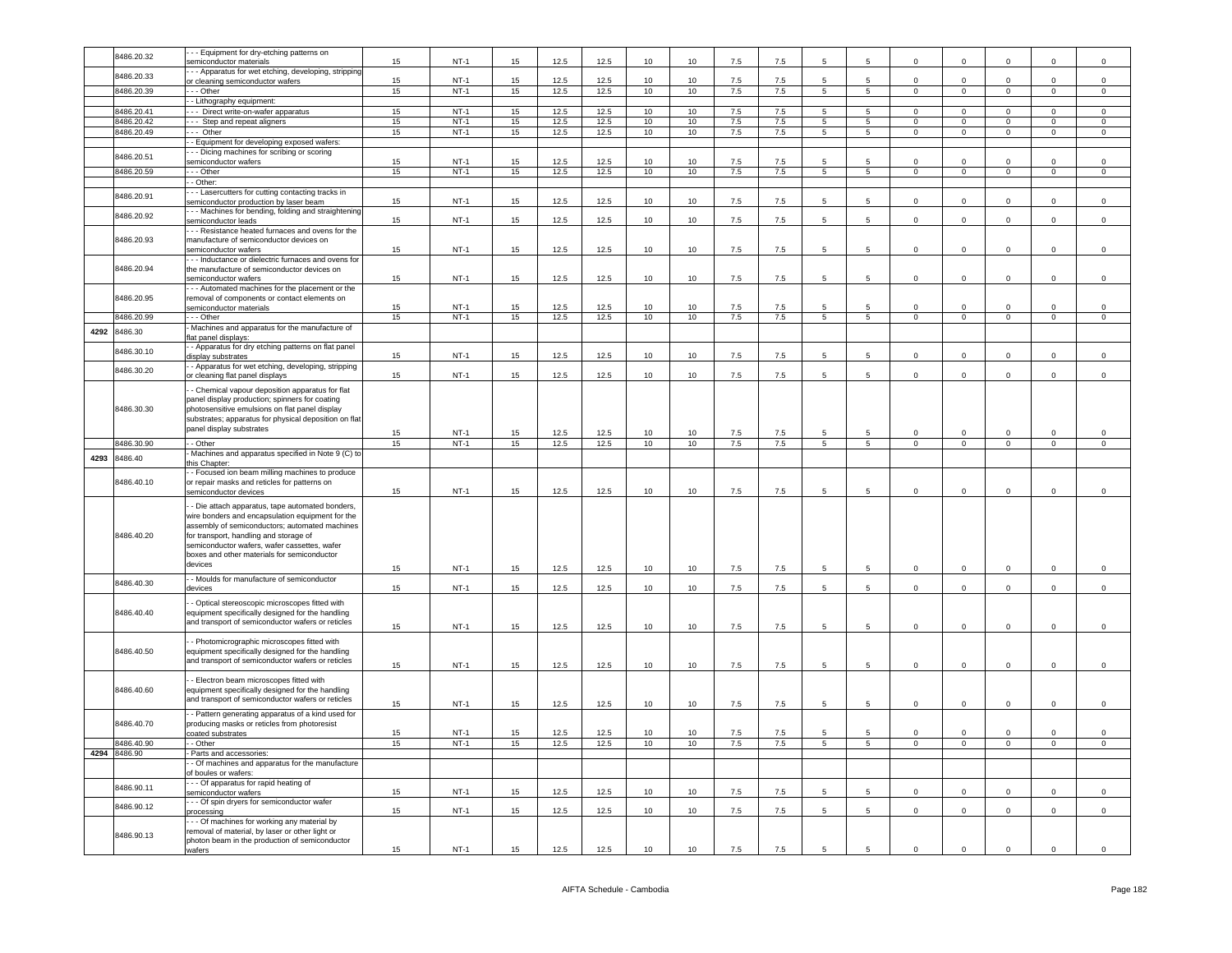| | 8486.20.32 | - - - Equipment for dry-etching patterns on semiconductor materials | 15 | NT-1 | 15 | 12.5 | 12.5 | 10 | 10 | 7.5 | 7.5 | 5 | 5 | 0 | 0 | 0 | 0 | 0 |
|---|---|---|---|---|---|---|---|---|---|---|---|---|---|---|---|---|---|---|
| | 8486.20.33 | - - - Apparatus for wet etching, developing, stripping or cleaning semiconductor wafers | 15 | NT-1 | 15 | 12.5 | 12.5 | 10 | 10 | 7.5 | 7.5 | 5 | 5 | 0 | 0 | 0 | 0 | 0 |
| | 8486.20.39 | - - - Other | 15 | NT-1 | 15 | 12.5 | 12.5 | 10 | 10 | 7.5 | 7.5 | 5 | 5 | 0 | 0 | 0 | 0 | 0 |
| | | - - Lithography equipment: | | | | | | | | | | | | | | | | |
| | 8486.20.41 | - - - Direct write-on-wafer apparatus | 15 | NT-1 | 15 | 12.5 | 12.5 | 10 | 10 | 7.5 | 7.5 | 5 | 5 | 0 | 0 | 0 | 0 | 0 |
| | 8486.20.42 | - - - Step and repeat aligners | 15 | NT-1 | 15 | 12.5 | 12.5 | 10 | 10 | 7.5 | 7.5 | 5 | 5 | 0 | 0 | 0 | 0 | 0 |
| | 8486.20.49 | - - - Other | 15 | NT-1 | 15 | 12.5 | 12.5 | 10 | 10 | 7.5 | 7.5 | 5 | 5 | 0 | 0 | 0 | 0 | 0 |
| | | - - Equipment for developing exposed wafers: | | | | | | | | | | | | | | | | |
| | 8486.20.51 | - - - Dicing machines for scribing or scoring semiconductor wafers | 15 | NT-1 | 15 | 12.5 | 12.5 | 10 | 10 | 7.5 | 7.5 | 5 | 5 | 0 | 0 | 0 | 0 | 0 |
| | 8486.20.59 | - - - Other | 15 | NT-1 | 15 | 12.5 | 12.5 | 10 | 10 | 7.5 | 7.5 | 5 | 5 | 0 | 0 | 0 | 0 | 0 |
| | | - - Other: | | | | | | | | | | | | | | | | |
| | 8486.20.91 | - - - Lasercutters for cutting contacting tracks in semiconductor production by laser beam | 15 | NT-1 | 15 | 12.5 | 12.5 | 10 | 10 | 7.5 | 7.5 | 5 | 5 | 0 | 0 | 0 | 0 | 0 |
| | 8486.20.92 | - - - Machines for bending, folding and straightening semiconductor leads | 15 | NT-1 | 15 | 12.5 | 12.5 | 10 | 10 | 7.5 | 7.5 | 5 | 5 | 0 | 0 | 0 | 0 | 0 |
| | 8486.20.93 | - - - Resistance heated furnaces and ovens for the manufacture of semiconductor devices on semiconductor wafers | 15 | NT-1 | 15 | 12.5 | 12.5 | 10 | 10 | 7.5 | 7.5 | 5 | 5 | 0 | 0 | 0 | 0 | 0 |
| | 8486.20.94 | - - - Inductance or dielectric furnaces and ovens for the manufacture of semiconductor devices on semiconductor wafers | 15 | NT-1 | 15 | 12.5 | 12.5 | 10 | 10 | 7.5 | 7.5 | 5 | 5 | 0 | 0 | 0 | 0 | 0 |
| | 8486.20.95 | - - - Automated machines for the placement or the removal of components or contact elements on semiconductor materials | 15 | NT-1 | 15 | 12.5 | 12.5 | 10 | 10 | 7.5 | 7.5 | 5 | 5 | 0 | 0 | 0 | 0 | 0 |
| | 8486.20.99 | - - - Other | 15 | NT-1 | 15 | 12.5 | 12.5 | 10 | 10 | 7.5 | 7.5 | 5 | 5 | 0 | 0 | 0 | 0 | 0 |
| 4292 | 8486.30 | - Machines and apparatus for the manufacture of flat panel displays: | | | | | | | | | | | | | | | | |
| | 8486.30.10 | - - Apparatus for dry etching patterns on flat panel display substrates | 15 | NT-1 | 15 | 12.5 | 12.5 | 10 | 10 | 7.5 | 7.5 | 5 | 5 | 0 | 0 | 0 | 0 | 0 |
| | 8486.30.20 | - - Apparatus for wet etching, developing, stripping or cleaning flat panel displays | 15 | NT-1 | 15 | 12.5 | 12.5 | 10 | 10 | 7.5 | 7.5 | 5 | 5 | 0 | 0 | 0 | 0 | 0 |
| | 8486.30.30 | - - Chemical vapour deposition apparatus for flat panel display production; spinners for coating photosensitive emulsions on flat panel display substrates; apparatus for physical deposition on flat panel display substrates | 15 | NT-1 | 15 | 12.5 | 12.5 | 10 | 10 | 7.5 | 7.5 | 5 | 5 | 0 | 0 | 0 | 0 | 0 |
| | 8486.30.90 | - - Other | 15 | NT-1 | 15 | 12.5 | 12.5 | 10 | 10 | 7.5 | 7.5 | 5 | 5 | 0 | 0 | 0 | 0 | 0 |
| 4293 | 8486.40 | - Machines and apparatus specified in Note 9 (C) to this Chapter: | | | | | | | | | | | | | | | | |
| | 8486.40.10 | - - Focused ion beam milling machines to produce or repair masks and reticles for patterns on semiconductor devices | 15 | NT-1 | 15 | 12.5 | 12.5 | 10 | 10 | 7.5 | 7.5 | 5 | 5 | 0 | 0 | 0 | 0 | 0 |
| | 8486.40.20 | - - Die attach apparatus, tape automated bonders, wire bonders and encapsulation equipment for the assembly of semiconductors; automated machines for transport, handling and storage of semiconductor wafers, wafer cassettes, wafer boxes and other materials for semiconductor devices | 15 | NT-1 | 15 | 12.5 | 12.5 | 10 | 10 | 7.5 | 7.5 | 5 | 5 | 0 | 0 | 0 | 0 | 0 |
| | 8486.40.30 | - - Moulds for manufacture of semiconductor devices | 15 | NT-1 | 15 | 12.5 | 12.5 | 10 | 10 | 7.5 | 7.5 | 5 | 5 | 0 | 0 | 0 | 0 | 0 |
| | 8486.40.40 | - - Optical stereoscopic microscopes fitted with equipment specifically designed for the handling and transport of semiconductor wafers or reticles | 15 | NT-1 | 15 | 12.5 | 12.5 | 10 | 10 | 7.5 | 7.5 | 5 | 5 | 0 | 0 | 0 | 0 | 0 |
| | 8486.40.50 | - - Photomicrographic microscopes fitted with equipment specifically designed for the handling and transport of semiconductor wafers or reticles | 15 | NT-1 | 15 | 12.5 | 12.5 | 10 | 10 | 7.5 | 7.5 | 5 | 5 | 0 | 0 | 0 | 0 | 0 |
| | 8486.40.60 | - - Electron beam microscopes fitted with equipment specifically designed for the handling and transport of semiconductor wafers or reticles | 15 | NT-1 | 15 | 12.5 | 12.5 | 10 | 10 | 7.5 | 7.5 | 5 | 5 | 0 | 0 | 0 | 0 | 0 |
| | 8486.40.70 | - - Pattern generating apparatus of a kind used for producing masks or reticles from photoresist coated substrates | 15 | NT-1 | 15 | 12.5 | 12.5 | 10 | 10 | 7.5 | 7.5 | 5 | 5 | 0 | 0 | 0 | 0 | 0 |
| | 8486.40.90 | - - Other | 15 | NT-1 | 15 | 12.5 | 12.5 | 10 | 10 | 7.5 | 7.5 | 5 | 5 | 0 | 0 | 0 | 0 | 0 |
| 4294 | 8486.90 | - Parts and accessories: | | | | | | | | | | | | | | | | |
| | | - - Of machines and apparatus for the manufacture of boules or wafers: | | | | | | | | | | | | | | | | |
| | 8486.90.11 | - - - Of apparatus for rapid heating of semiconductor wafers | 15 | NT-1 | 15 | 12.5 | 12.5 | 10 | 10 | 7.5 | 7.5 | 5 | 5 | 0 | 0 | 0 | 0 | 0 |
| | 8486.90.12 | - - - Of spin dryers for semiconductor wafer processing | 15 | NT-1 | 15 | 12.5 | 12.5 | 10 | 10 | 7.5 | 7.5 | 5 | 5 | 0 | 0 | 0 | 0 | 0 |
| | 8486.90.13 | - - - Of machines for working any material by removal of material, by laser or other light or photon beam in the production of semiconductor wafers | 15 | NT-1 | 15 | 12.5 | 12.5 | 10 | 10 | 7.5 | 7.5 | 5 | 5 | 0 | 0 | 0 | 0 | 0 |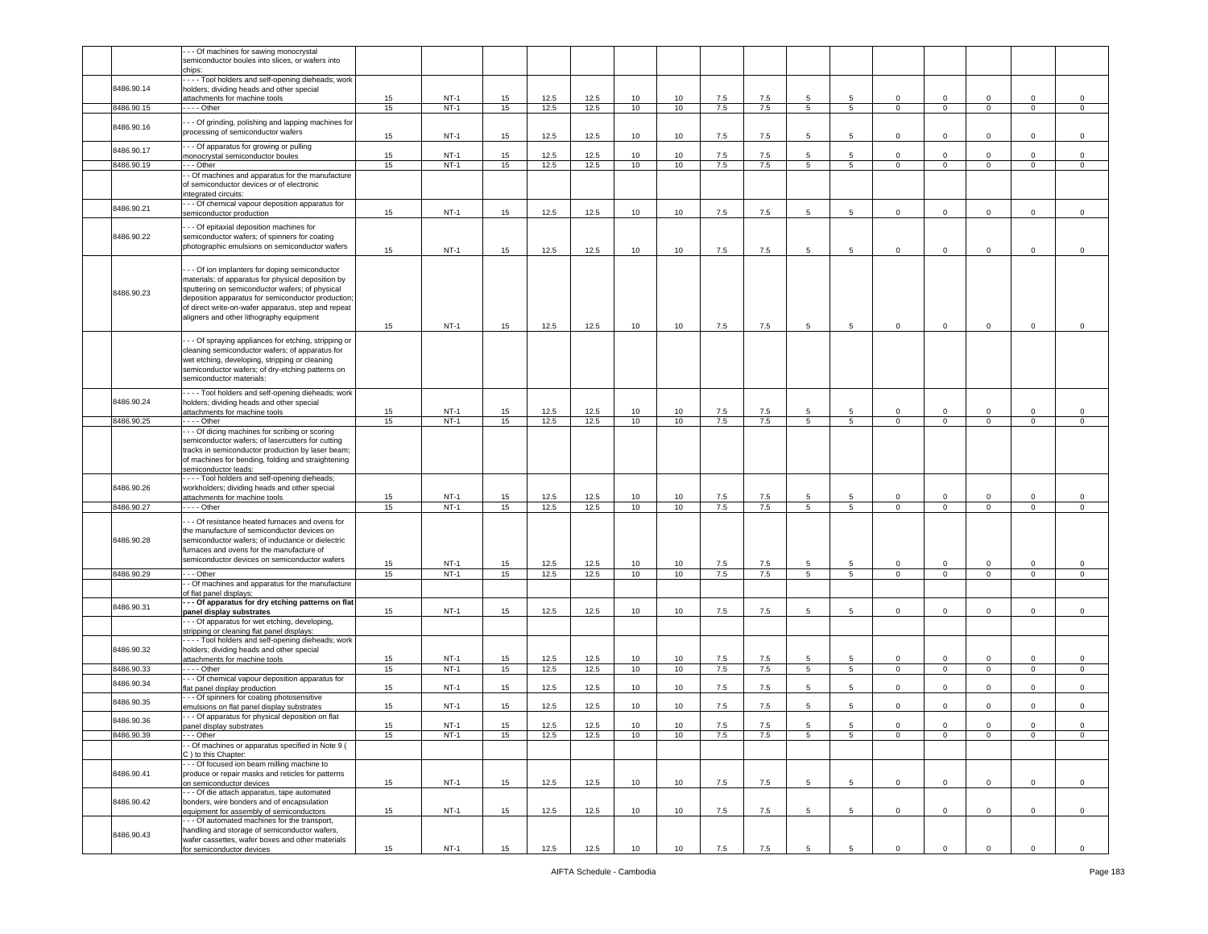| | | | | | | | | | | | | | | | | |
|---|---|---|---|---|---|---|---|---|---|---|---|---|---|---|---|---|
| | - - - Of machines for sawing monocrystal semiconductor boules into slices, or wafers into chips: | | | | | | | | | | | | | | | |
| 8486.90.14 | - - - - Tool holders and self-opening dieheads; work holders; dividing heads and other special attachments for machine tools | 15 | NT-1 | 15 | 12.5 | 12.5 | 10 | 10 | 7.5 | 7.5 | 5 | 5 | 0 | 0 | 0 | 0 | 0 |
| 8486.90.15 | - - - - Other | 15 | NT-1 | 15 | 12.5 | 12.5 | 10 | 10 | 7.5 | 7.5 | 5 | 5 | 0 | 0 | 0 | 0 | 0 |
| 8486.90.16 | - - - Of grinding, polishing and lapping machines for processing of semiconductor wafers | 15 | NT-1 | 15 | 12.5 | 12.5 | 10 | 10 | 7.5 | 7.5 | 5 | 5 | 0 | 0 | 0 | 0 | 0 |
| 8486.90.17 | - - - Of apparatus for growing or pulling monocrystal semiconductor boules | 15 | NT-1 | 15 | 12.5 | 12.5 | 10 | 10 | 7.5 | 7.5 | 5 | 5 | 0 | 0 | 0 | 0 | 0 |
| 8486.90.19 | - - - Other | 15 | NT-1 | 15 | 12.5 | 12.5 | 10 | 10 | 7.5 | 7.5 | 5 | 5 | 0 | 0 | 0 | 0 | 0 |
| | - - Of machines and apparatus for the manufacture of semiconductor devices or of electronic integrated circuits: | | | | | | | | | | | | | | | | |
| 8486.90.21 | - - - Of chemical vapour deposition apparatus for semiconductor production | 15 | NT-1 | 15 | 12.5 | 12.5 | 10 | 10 | 7.5 | 7.5 | 5 | 5 | 0 | 0 | 0 | 0 | 0 |
| 8486.90.22 | - - - Of epitaxial deposition machines for semiconductor wafers; of spinners for coating photographic emulsions on semiconductor wafers | 15 | NT-1 | 15 | 12.5 | 12.5 | 10 | 10 | 7.5 | 7.5 | 5 | 5 | 0 | 0 | 0 | 0 | 0 |
| 8486.90.23 | - - - Of ion implanters for doping semiconductor materials; of apparatus for physical deposition by sputtering on semiconductor wafers; of physical deposition apparatus for semiconductor production; of direct write-on-wafer apparatus, step and repeat aligners and other lithography equipment | 15 | NT-1 | 15 | 12.5 | 12.5 | 10 | 10 | 7.5 | 7.5 | 5 | 5 | 0 | 0 | 0 | 0 | 0 |
| | - - - Of spraying appliances for etching, stripping or cleaning semiconductor wafers; of apparatus for wet etching, developing, stripping or cleaning semiconductor wafers; of dry-etching patterns on semiconductor materials: | | | | | | | | | | | | | | | | |
| 8486.90.24 | - - - - Tool holders and self-opening dieheads; work holders; dividing heads and other special attachments for machine tools | 15 | NT-1 | 15 | 12.5 | 12.5 | 10 | 10 | 7.5 | 7.5 | 5 | 5 | 0 | 0 | 0 | 0 | 0 |
| 8486.90.25 | - - - - Other | 15 | NT-1 | 15 | 12.5 | 12.5 | 10 | 10 | 7.5 | 7.5 | 5 | 5 | 0 | 0 | 0 | 0 | 0 |
| | - - - Of dicing machines for scribing or scoring semiconductor wafers; of lasercutters for cutting tracks in semiconductor production by laser beam; of machines for bending, folding and straightening semiconductor leads: | | | | | | | | | | | | | | | | |
| 8486.90.26 | - - - - Tool holders and self-opening dieheads; workholders; dividing heads and other special attachments for machine tools | 15 | NT-1 | 15 | 12.5 | 12.5 | 10 | 10 | 7.5 | 7.5 | 5 | 5 | 0 | 0 | 0 | 0 | 0 |
| 8486.90.27 | - - - - Other | 15 | NT-1 | 15 | 12.5 | 12.5 | 10 | 10 | 7.5 | 7.5 | 5 | 5 | 0 | 0 | 0 | 0 | 0 |
| 8486.90.28 | - - - Of resistance heated furnaces and ovens for the manufacture of semiconductor devices on semiconductor wafers; of inductance or dielectric furnaces and ovens for the manufacture of semiconductor devices on semiconductor wafers | 15 | NT-1 | 15 | 12.5 | 12.5 | 10 | 10 | 7.5 | 7.5 | 5 | 5 | 0 | 0 | 0 | 0 | 0 |
| 8486.90.29 | - - - Other | 15 | NT-1 | 15 | 12.5 | 12.5 | 10 | 10 | 7.5 | 7.5 | 5 | 5 | 0 | 0 | 0 | 0 | 0 |
| | - - Of machines and apparatus for the manufacture of flat panel displays: | | | | | | | | | | | | | | | | |
| 8486.90.31 | **- - - Of apparatus for dry etching patterns on flat panel display substrates** | 15 | NT-1 | 15 | 12.5 | 12.5 | 10 | 10 | 7.5 | 7.5 | 5 | 5 | 0 | 0 | 0 | 0 | 0 |
| | - - - Of apparatus for wet etching, developing, stripping or cleaning flat panel displays: | | | | | | | | | | | | | | | | |
| 8486.90.32 | - - - - Tool holders and self-opening dieheads; work holders; dividing heads and other special attachments for machine tools | 15 | NT-1 | 15 | 12.5 | 12.5 | 10 | 10 | 7.5 | 7.5 | 5 | 5 | 0 | 0 | 0 | 0 | 0 |
| 8486.90.33 | - - - - Other | 15 | NT-1 | 15 | 12.5 | 12.5 | 10 | 10 | 7.5 | 7.5 | 5 | 5 | 0 | 0 | 0 | 0 | 0 |
| 8486.90.34 | - - - Of chemical vapour deposition apparatus for flat panel display production | 15 | NT-1 | 15 | 12.5 | 12.5 | 10 | 10 | 7.5 | 7.5 | 5 | 5 | 0 | 0 | 0 | 0 | 0 |
| 8486.90.35 | - - - Of spinners for coating photosensitive emulsions on flat panel display substrates | 15 | NT-1 | 15 | 12.5 | 12.5 | 10 | 10 | 7.5 | 7.5 | 5 | 5 | 0 | 0 | 0 | 0 | 0 |
| 8486.90.36 | - - - Of apparatus for physical deposition on flat panel display substrates | 15 | NT-1 | 15 | 12.5 | 12.5 | 10 | 10 | 7.5 | 7.5 | 5 | 5 | 0 | 0 | 0 | 0 | 0 |
| 8486.90.39 | - - - Other | 15 | NT-1 | 15 | 12.5 | 12.5 | 10 | 10 | 7.5 | 7.5 | 5 | 5 | 0 | 0 | 0 | 0 | 0 |
| | - - Of machines or apparatus specified in Note 9 ( C ) to this Chapter: | | | | | | | | | | | | | | | | |
| 8486.90.41 | - - - Of focused ion beam milling machine to produce or repair masks and reticles for patterns on semiconductor devices | 15 | NT-1 | 15 | 12.5 | 12.5 | 10 | 10 | 7.5 | 7.5 | 5 | 5 | 0 | 0 | 0 | 0 | 0 |
| 8486.90.42 | - - - Of die attach apparatus, tape automated bonders, wire bonders and of encapsulation equipment for assembly of semiconductors | 15 | NT-1 | 15 | 12.5 | 12.5 | 10 | 10 | 7.5 | 7.5 | 5 | 5 | 0 | 0 | 0 | 0 | 0 |
| 8486.90.43 | - - - Of automated machines for the transport, handling and storage of semiconductor wafers, wafer cassettes, wafer boxes and other materials for semiconductor devices | 15 | NT-1 | 15 | 12.5 | 12.5 | 10 | 10 | 7.5 | 7.5 | 5 | 5 | 0 | 0 | 0 | 0 | 0 |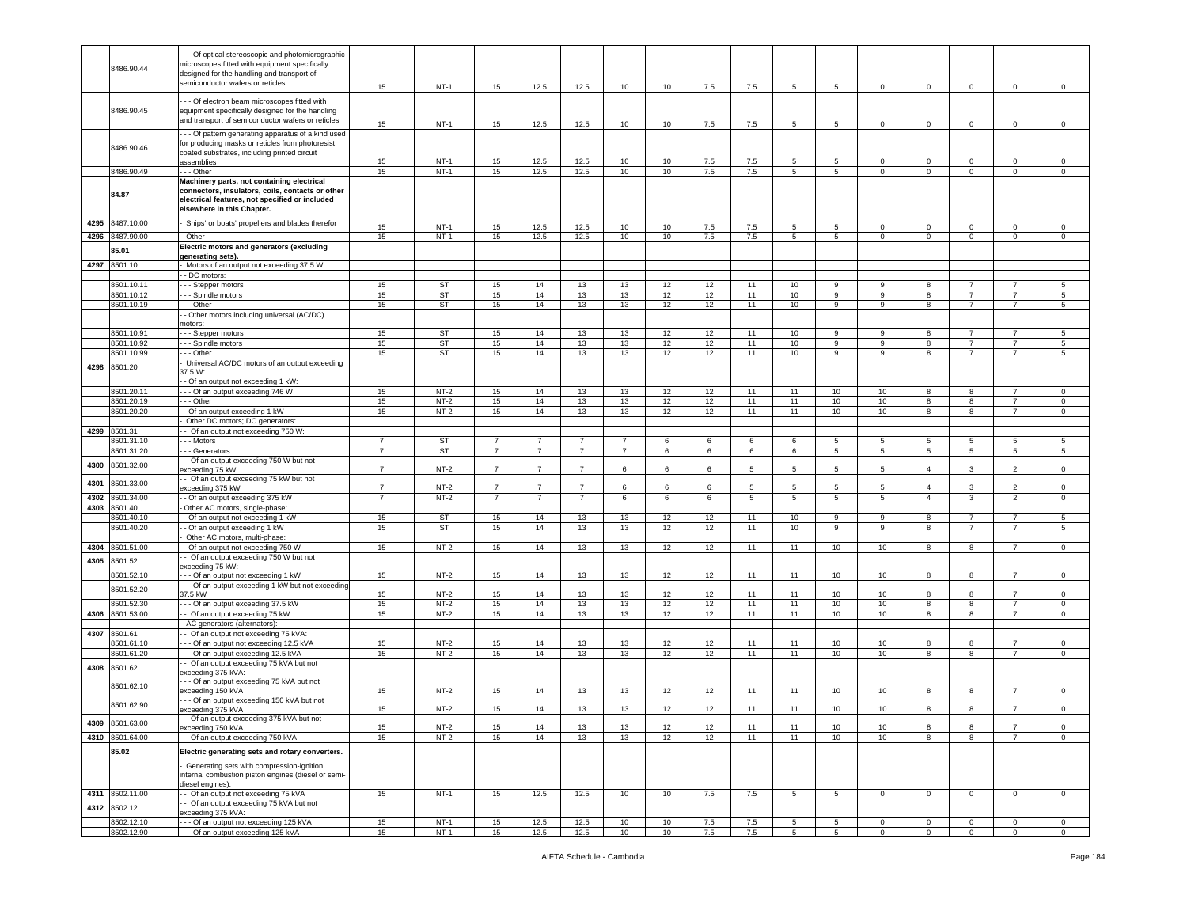|  | 8486.90.44 | - - - Of optical stereoscopic and photomicrographic microscopes fitted with equipment specifically designed for the handling and transport of semiconductor wafers or reticles | 15 | NT-1 | 15 | 12.5 | 12.5 | 10 | 10 | 7.5 | 7.5 | 5 | 5 | 0 | 0 | 0 | 0 | 0 |
|---|---|---|---|---|---|---|---|---|---|---|---|---|---|---|---|---|---|---|
|  | 8486.90.45 | - - - Of electron beam microscopes fitted with equipment specifically designed for the handling and transport of semiconductor wafers or reticles | 15 | NT-1 | 15 | 12.5 | 12.5 | 10 | 10 | 7.5 | 7.5 | 5 | 5 | 0 | 0 | 0 | 0 | 0 |
|  | 8486.90.46 | - - - Of pattern generating apparatus of a kind used for producing masks or reticles from photoresist coated substrates, including printed circuit assemblies | 15 | NT-1 | 15 | 12.5 | 12.5 | 10 | 10 | 7.5 | 7.5 | 5 | 5 | 0 | 0 | 0 | 0 | 0 |
|  | 8486.90.49 | - - - Other | 15 | NT-1 | 15 | 12.5 | 12.5 | 10 | 10 | 7.5 | 7.5 | 5 | 5 | 0 | 0 | 0 | 0 | 0 |
|  | **84.87** | **Machinery parts, not containing electrical connectors, insulators, coils, contacts or other electrical features, not specified or included elsewhere in this Chapter.** | | | | | | | | | | | | | | | | |
| 4295 | 8487.10.00 | - Ships' or boats' propellers and blades therefor | 15 | NT-1 | 15 | 12.5 | 12.5 | 10 | 10 | 7.5 | 7.5 | 5 | 5 | 0 | 0 | 0 | 0 | 0 |
| 4296 | 8487.90.00 | - Other | 15 | NT-1 | 15 | 12.5 | 12.5 | 10 | 10 | 7.5 | 7.5 | 5 | 5 | 0 | 0 | 0 | 0 | 0 |
|  | **85.01** | **Electric motors and generators (excluding generating sets).** | | | | | | | | | | | | | | | | |
| 4297 | 8501.10 | - Motors of an output not exceeding 37.5 W: | | | | | | | | | | | | | | | | |
|  |  | - - DC motors: | | | | | | | | | | | | | | | | |
|  | 8501.10.11 | - - - Stepper motors | 15 | ST | 15 | 14 | 13 | 13 | 12 | 12 | 11 | 10 | 9 | 9 | 8 | 7 | 7 | 5 |
|  | 8501.10.12 | - - - Spindle motors | 15 | ST | 15 | 14 | 13 | 13 | 12 | 12 | 11 | 10 | 9 | 9 | 8 | 7 | 7 | 5 |
|  | 8501.10.19 | - - - Other | 15 | ST | 15 | 14 | 13 | 13 | 12 | 12 | 11 | 10 | 9 | 9 | 8 | 7 | 7 | 5 |
|  |  | - - Other motors including universal (AC/DC) motors: | | | | | | | | | | | | | | | | |
|  | 8501.10.91 | - - - Stepper motors | 15 | ST | 15 | 14 | 13 | 13 | 12 | 12 | 11 | 10 | 9 | 9 | 8 | 7 | 7 | 5 |
|  | 8501.10.92 | - - - Spindle motors | 15 | ST | 15 | 14 | 13 | 13 | 12 | 12 | 11 | 10 | 9 | 9 | 8 | 7 | 7 | 5 |
|  | 8501.10.99 | - - - Other | 15 | ST | 15 | 14 | 13 | 13 | 12 | 12 | 11 | 10 | 9 | 9 | 8 | 7 | 7 | 5 |
| 4298 | 8501.20 | - Universal AC/DC motors of an output exceeding 37.5 W: | | | | | | | | | | | | | | | | |
|  |  | - - Of an output not exceeding 1 kW: | | | | | | | | | | | | | | | | |
|  | 8501.20.11 | - - - Of an output exceeding 746 W | 15 | NT-2 | 15 | 14 | 13 | 13 | 12 | 12 | 11 | 11 | 10 | 10 | 8 | 8 | 7 | 0 |
|  | 8501.20.19 | - - - Other | 15 | NT-2 | 15 | 14 | 13 | 13 | 12 | 12 | 11 | 11 | 10 | 10 | 8 | 8 | 7 | 0 |
|  | 8501.20.20 | - - Of an output exceeding 1 kW | 15 | NT-2 | 15 | 14 | 13 | 13 | 12 | 12 | 11 | 11 | 10 | 10 | 8 | 8 | 7 | 0 |
|  |  | - Other DC motors; DC generators: | | | | | | | | | | | | | | | | |
| 4299 | 8501.31 | - - Of an output not exceeding 750 W: | | | | | | | | | | | | | | | | |
|  | 8501.31.10 | - - - Motors | 7 | ST | 7 | 7 | 7 | 7 | 6 | 6 | 6 | 6 | 5 | 5 | 5 | 5 | 5 | 5 |
|  | 8501.31.20 | - - - Generators | 7 | ST | 7 | 7 | 7 | 7 | 6 | 6 | 6 | 6 | 5 | 5 | 5 | 5 | 5 | 5 |
| 4300 | 8501.32.00 | - - Of an output exceeding 750 W but not exceeding 75 kW | 7 | NT-2 | 7 | 7 | 7 | 6 | 6 | 6 | 5 | 5 | 5 | 5 | 4 | 3 | 2 | 0 |
| 4301 | 8501.33.00 | - - Of an output exceeding 75 kW but not exceeding 375 kW | 7 | NT-2 | 7 | 7 | 7 | 6 | 6 | 6 | 5 | 5 | 5 | 5 | 4 | 3 | 2 | 0 |
| 4302 | 8501.34.00 | - - Of an output exceeding 375 kW | 7 | NT-2 | 7 | 7 | 7 | 6 | 6 | 6 | 5 | 5 | 5 | 5 | 4 | 3 | 2 | 0 |
| 4303 | 8501.40 | - Other AC motors, single-phase: | | | | | | | | | | | | | | | | |
|  | 8501.40.10 | - - Of an output not exceeding 1 kW | 15 | ST | 15 | 14 | 13 | 13 | 12 | 12 | 11 | 10 | 9 | 9 | 8 | 7 | 7 | 5 |
|  | 8501.40.20 | - - Of an output exceeding 1 kW | 15 | ST | 15 | 14 | 13 | 13 | 12 | 12 | 11 | 10 | 9 | 9 | 8 | 7 | 7 | 5 |
|  |  | - Other AC motors, multi-phase: | | | | | | | | | | | | | | | | |
| 4304 | 8501.51.00 | - - Of an output not exceeding 750 W | 15 | NT-2 | 15 | 14 | 13 | 13 | 12 | 12 | 11 | 11 | 10 | 10 | 8 | 8 | 7 | 0 |
| 4305 | 8501.52 | - - Of an output exceeding 750 W but not exceeding 75 kW: | | | | | | | | | | | | | | | | |
|  | 8501.52.10 | - - - Of an output not exceeding 1 kW | 15 | NT-2 | 15 | 14 | 13 | 13 | 12 | 12 | 11 | 11 | 10 | 10 | 8 | 8 | 7 | 0 |
|  | 8501.52.20 | - - - Of an output exceeding 1 kW but not exceeding 37.5 kW | 15 | NT-2 | 15 | 14 | 13 | 13 | 12 | 12 | 11 | 11 | 10 | 10 | 8 | 8 | 7 | 0 |
|  | 8501.52.30 | - - - Of an output exceeding 37.5 kW | 15 | NT-2 | 15 | 14 | 13 | 13 | 12 | 12 | 11 | 11 | 10 | 10 | 8 | 8 | 7 | 0 |
| 4306 | 8501.53.00 | - - Of an output exceeding 75 kW | 15 | NT-2 | 15 | 14 | 13 | 13 | 12 | 12 | 11 | 11 | 10 | 10 | 8 | 8 | 7 | 0 |
|  |  | - AC generators (alternators): | | | | | | | | | | | | | | | | |
| 4307 | 8501.61 | - - Of an output not exceeding 75 kVA: | | | | | | | | | | | | | | | | |
|  | 8501.61.10 | - - - Of an output not exceeding 12.5 kVA | 15 | NT-2 | 15 | 14 | 13 | 13 | 12 | 12 | 11 | 11 | 10 | 10 | 8 | 8 | 7 | 0 |
|  | 8501.61.20 | - - - Of an output exceeding 12.5 kVA | 15 | NT-2 | 15 | 14 | 13 | 13 | 12 | 12 | 11 | 11 | 10 | 10 | 8 | 8 | 7 | 0 |
| 4308 | 8501.62 | - - Of an output exceeding 75 kVA but not exceeding 375 kVA: | | | | | | | | | | | | | | | | |
|  | 8501.62.10 | - - - Of an output exceeding 75 kVA but not exceeding 150 kVA | 15 | NT-2 | 15 | 14 | 13 | 13 | 12 | 12 | 11 | 11 | 10 | 10 | 8 | 8 | 7 | 0 |
|  | 8501.62.90 | - - - Of an output exceeding 150 kVA but not exceeding 375 kVA | 15 | NT-2 | 15 | 14 | 13 | 13 | 12 | 12 | 11 | 11 | 10 | 10 | 8 | 8 | 7 | 0 |
| 4309 | 8501.63.00 | - - Of an output exceeding 375 kVA but not exceeding 750 kVA | 15 | NT-2 | 15 | 14 | 13 | 13 | 12 | 12 | 11 | 11 | 10 | 10 | 8 | 8 | 7 | 0 |
| 4310 | 8501.64.00 | - - Of an output exceeding 750 kVA | 15 | NT-2 | 15 | 14 | 13 | 13 | 12 | 12 | 11 | 11 | 10 | 10 | 8 | 8 | 7 | 0 |
|  | **85.02** | **Electric generating sets and rotary converters.** | | | | | | | | | | | | | | | | |
|  |  | - Generating sets with compression-ignition internal combustion piston engines (diesel or semi-diesel engines): | | | | | | | | | | | | | | | | |
| 4311 | 8502.11.00 | - - Of an output not exceeding 75 kVA | 15 | NT-1 | 15 | 12.5 | 12.5 | 10 | 10 | 7.5 | 7.5 | 5 | 5 | 0 | 0 | 0 | 0 | 0 |
| 4312 | 8502.12 | - - Of an output exceeding 75 kVA but not exceeding 375 kVA: | | | | | | | | | | | | | | | | |
|  | 8502.12.10 | - - - Of an output not exceeding 125 kVA | 15 | NT-1 | 15 | 12.5 | 12.5 | 10 | 10 | 7.5 | 7.5 | 5 | 5 | 0 | 0 | 0 | 0 | 0 |
|  | 8502.12.90 | - - - Of an output exceeding 125 kVA | 15 | NT-1 | 15 | 12.5 | 12.5 | 10 | 10 | 7.5 | 7.5 | 5 | 5 | 0 | 0 | 0 | 0 | 0 |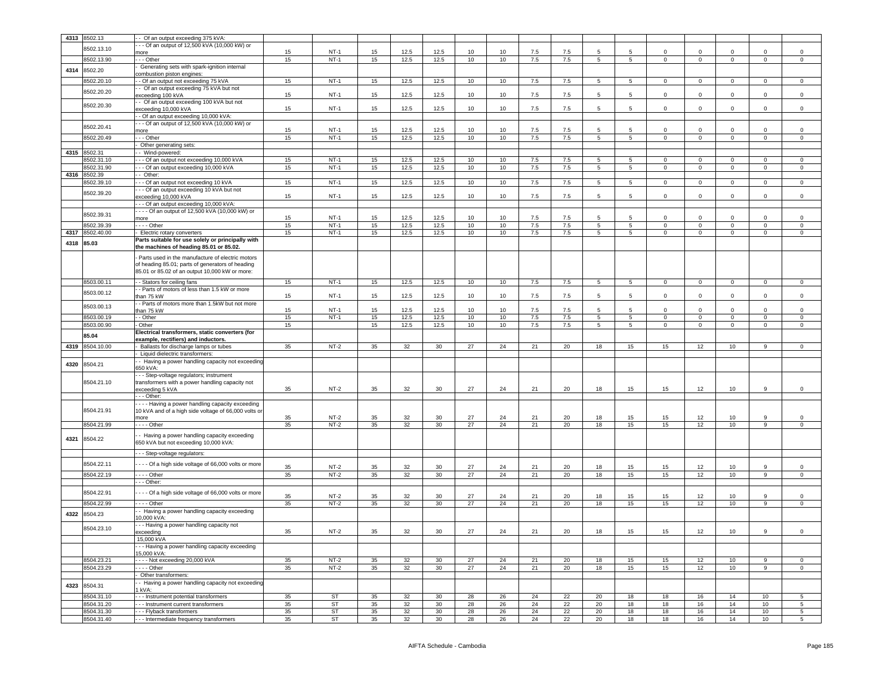| | | | | | | | | | | | | | | | | | | |
|---|---|---|---|---|---|---|---|---|---|---|---|---|---|---|---|---|---|---|
| 4313 | 8502.13 | - - Of an output exceeding 375 kVA: | | | | | | | | | | | | | | | | |
| | 8502.13.10 | - - - Of an output of 12,500 kVA (10,000 kW) or more | 15 | NT-1 | 15 | 12.5 | 12.5 | 10 | 10 | 7.5 | 7.5 | 5 | 5 | 0 | 0 | 0 | 0 | 0 |
| | 8502.13.90 | - - - Other | 15 | NT-1 | 15 | 12.5 | 12.5 | 10 | 10 | 7.5 | 7.5 | 5 | 5 | 0 | 0 | 0 | 0 | 0 |
| 4314 | 8502.20 | - Generating sets with spark-ignition internal combustion piston engines: | | | | | | | | | | | | | | | | |
| | 8502.20.10 | - - Of an output not exceeding 75 kVA | 15 | NT-1 | 15 | 12.5 | 12.5 | 10 | 10 | 7.5 | 7.5 | 5 | 5 | 0 | 0 | 0 | 0 | 0 |
| | 8502.20.20 | - - Of an output exceeding 75 kVA but not exceeding 100 kVA | 15 | NT-1 | 15 | 12.5 | 12.5 | 10 | 10 | 7.5 | 7.5 | 5 | 5 | 0 | 0 | 0 | 0 | 0 |
| | 8502.20.30 | - - Of an output exceeding 100 kVA but not exceeding 10,000 kVA | 15 | NT-1 | 15 | 12.5 | 12.5 | 10 | 10 | 7.5 | 7.5 | 5 | 5 | 0 | 0 | 0 | 0 | 0 |
| | | - - Of an output exceeding 10,000 kVA: | | | | | | | | | | | | | | | | |
| | 8502.20.41 | - - - Of an output of 12,500 kVA (10,000 kW) or more | 15 | NT-1 | 15 | 12.5 | 12.5 | 10 | 10 | 7.5 | 7.5 | 5 | 5 | 0 | 0 | 0 | 0 | 0 |
| | 8502.20.49 | - - - Other | 15 | NT-1 | 15 | 12.5 | 12.5 | 10 | 10 | 7.5 | 7.5 | 5 | 5 | 0 | 0 | 0 | 0 | 0 |
| | | - Other generating sets: | | | | | | | | | | | | | | | | |
| 4315 | 8502.31 | - - Wind-powered: | | | | | | | | | | | | | | | | |
| | 8502.31.10 | - - - Of an output not exceeding 10,000 kVA | 15 | NT-1 | 15 | 12.5 | 12.5 | 10 | 10 | 7.5 | 7.5 | 5 | 5 | 0 | 0 | 0 | 0 | 0 |
| | 8502.31.90 | - - - Of an output exceeding 10,000 kVA | 15 | NT-1 | 15 | 12.5 | 12.5 | 10 | 10 | 7.5 | 7.5 | 5 | 5 | 0 | 0 | 0 | 0 | 0 |
| 4316 | 8502.39 | - - Other: | | | | | | | | | | | | | | | | |
| | 8502.39.10 | - - - Of an output not exceeding 10 kVA | 15 | NT-1 | 15 | 12.5 | 12.5 | 10 | 10 | 7.5 | 7.5 | 5 | 5 | 0 | 0 | 0 | 0 | 0 |
| | 8502.39.20 | - - - Of an output exceeding 10 kVA but not exceeding 10,000 kVA | 15 | NT-1 | 15 | 12.5 | 12.5 | 10 | 10 | 7.5 | 7.5 | 5 | 5 | 0 | 0 | 0 | 0 | 0 |
| | | - - - Of an output exceeding 10,000 kVA: | | | | | | | | | | | | | | | | |
| | 8502.39.31 | - - - - Of an output of 12,500 kVA (10,000 kW) or more | 15 | NT-1 | 15 | 12.5 | 12.5 | 10 | 10 | 7.5 | 7.5 | 5 | 5 | 0 | 0 | 0 | 0 | 0 |
| | 8502.39.39 | - - - - Other | 15 | NT-1 | 15 | 12.5 | 12.5 | 10 | 10 | 7.5 | 7.5 | 5 | 5 | 0 | 0 | 0 | 0 | 0 |
| 4317 | 8502.40.00 | - Electric rotary converters | 15 | NT-1 | 15 | 12.5 | 12.5 | 10 | 10 | 7.5 | 7.5 | 5 | 5 | 0 | 0 | 0 | 0 | 0 |
| 4318 | 85.03 | **Parts suitable for use solely or principally with the machines of heading 85.01 or 85.02.** | | | | | | | | | | | | | | | | |
| | | - Parts used in the manufacture of electric motors of heading 85.01; parts of generators of heading 85.01 or 85.02 of an output 10,000 kW or more: | | | | | | | | | | | | | | | | |
| | 8503.00.11 | - - Stators for ceiling fans | 15 | NT-1 | 15 | 12.5 | 12.5 | 10 | 10 | 7.5 | 7.5 | 5 | 5 | 0 | 0 | 0 | 0 | 0 |
| | 8503.00.12 | - - Parts of motors of less than 1.5 kW or more than 75 kW | 15 | NT-1 | 15 | 12.5 | 12.5 | 10 | 10 | 7.5 | 7.5 | 5 | 5 | 0 | 0 | 0 | 0 | 0 |
| | 8503.00.13 | - - Parts of motors more than 1.5kW but not more than 75 kW | 15 | NT-1 | 15 | 12.5 | 12.5 | 10 | 10 | 7.5 | 7.5 | 5 | 5 | 0 | 0 | 0 | 0 | 0 |
| | 8503.00.19 | - - Other | 15 | NT-1 | 15 | 12.5 | 12.5 | 10 | 10 | 7.5 | 7.5 | 5 | 5 | 0 | 0 | 0 | 0 | 0 |
| | 8503.00.90 | - Other | 15 | | 15 | 12.5 | 12.5 | 10 | 10 | 7.5 | 7.5 | 5 | 5 | 0 | 0 | 0 | 0 | 0 |
| | 85.04 | **Electrical transformers, static converters (for example, rectifiers) and inductors.** | | | | | | | | | | | | | | | | |
| 4319 | 8504.10.00 | - Ballasts for discharge lamps or tubes | 35 | NT-2 | 35 | 32 | 30 | 27 | 24 | 21 | 20 | 18 | 15 | 15 | 12 | 10 | 9 | 0 |
| | | - Liquid dielectric transformers: | | | | | | | | | | | | | | | | |
| 4320 | 8504.21 | - - Having a power handling capacity not exceeding 650 kVA: | | | | | | | | | | | | | | | | |
| | 8504.21.10 | - - - Step-voltage regulators; instrument transformers with a power handling capacity not exceeding 5 kVA | 35 | NT-2 | 35 | 32 | 30 | 27 | 24 | 21 | 20 | 18 | 15 | 15 | 12 | 10 | 9 | 0 |
| | | - - - Other: | | | | | | | | | | | | | | | | |
| | 8504.21.91 | - - - - Having a power handling capacity exceeding 10 kVA and of a high side voltage of 66,000 volts or more | 35 | NT-2 | 35 | 32 | 30 | 27 | 24 | 21 | 20 | 18 | 15 | 15 | 12 | 10 | 9 | 0 |
| | 8504.21.99 | - - - - Other | 35 | NT-2 | 35 | 32 | 30 | 27 | 24 | 21 | 20 | 18 | 15 | 15 | 12 | 10 | 9 | 0 |
| 4321 | 8504.22 | - - Having a power handling capacity exceeding 650 kVA but not exceeding 10,000 kVA: | | | | | | | | | | | | | | | | |
| | | - - - Step-voltage regulators: | | | | | | | | | | | | | | | | |
| | 8504.22.11 | - - - - Of a high side voltage of 66,000 volts or more | 35 | NT-2 | 35 | 32 | 30 | 27 | 24 | 21 | 20 | 18 | 15 | 15 | 12 | 10 | 9 | 0 |
| | 8504.22.19 | - - - - Other | 35 | NT-2 | 35 | 32 | 30 | 27 | 24 | 21 | 20 | 18 | 15 | 15 | 12 | 10 | 9 | 0 |
| | | - - - Other: | | | | | | | | | | | | | | | | |
| | 8504.22.91 | - - - - Of a high side voltage of 66,000 volts or more | 35 | NT-2 | 35 | 32 | 30 | 27 | 24 | 21 | 20 | 18 | 15 | 15 | 12 | 10 | 9 | 0 |
| | 8504.22.99 | - - - - Other | 35 | NT-2 | 35 | 32 | 30 | 27 | 24 | 21 | 20 | 18 | 15 | 15 | 12 | 10 | 9 | 0 |
| 4322 | 8504.23 | - - Having a power handling capacity exceeding 10,000 kVA: | | | | | | | | | | | | | | | | |
| | 8504.23.10 | - - - Having a power handling capacity not exceeding 15,000 kVA | 35 | NT-2 | 35 | 32 | 30 | 27 | 24 | 21 | 20 | 18 | 15 | 15 | 12 | 10 | 9 | 0 |
| | | - - - Having a power handling capacity exceeding 15,000 kVA: | | | | | | | | | | | | | | | | |
| | 8504.23.21 | - - - - Not exceeding 20,000 kVA | 35 | NT-2 | 35 | 32 | 30 | 27 | 24 | 21 | 20 | 18 | 15 | 15 | 12 | 10 | 9 | 0 |
| | 8504.23.29 | - - - - Other | 35 | NT-2 | 35 | 32 | 30 | 27 | 24 | 21 | 20 | 18 | 15 | 15 | 12 | 10 | 9 | 0 |
| | | - Other transformers: | | | | | | | | | | | | | | | | |
| 4323 | 8504.31 | - - Having a power handling capacity not exceeding 1 kVA: | | | | | | | | | | | | | | | | |
| | 8504.31.10 | - - - Instrument potential transformers | 35 | ST | 35 | 32 | 30 | 28 | 26 | 24 | 22 | 20 | 18 | 18 | 16 | 14 | 10 | 5 |
| | 8504.31.20 | - - - Instrument current transformers | 35 | ST | 35 | 32 | 30 | 28 | 26 | 24 | 22 | 20 | 18 | 18 | 16 | 14 | 10 | 5 |
| | 8504.31.30 | - - - Flyback transformers | 35 | ST | 35 | 32 | 30 | 28 | 26 | 24 | 22 | 20 | 18 | 18 | 16 | 14 | 10 | 5 |
| | 8504.31.40 | - - - Intermediate frequency transformers | 35 | ST | 35 | 32 | 30 | 28 | 26 | 24 | 22 | 20 | 18 | 18 | 16 | 14 | 10 | 5 |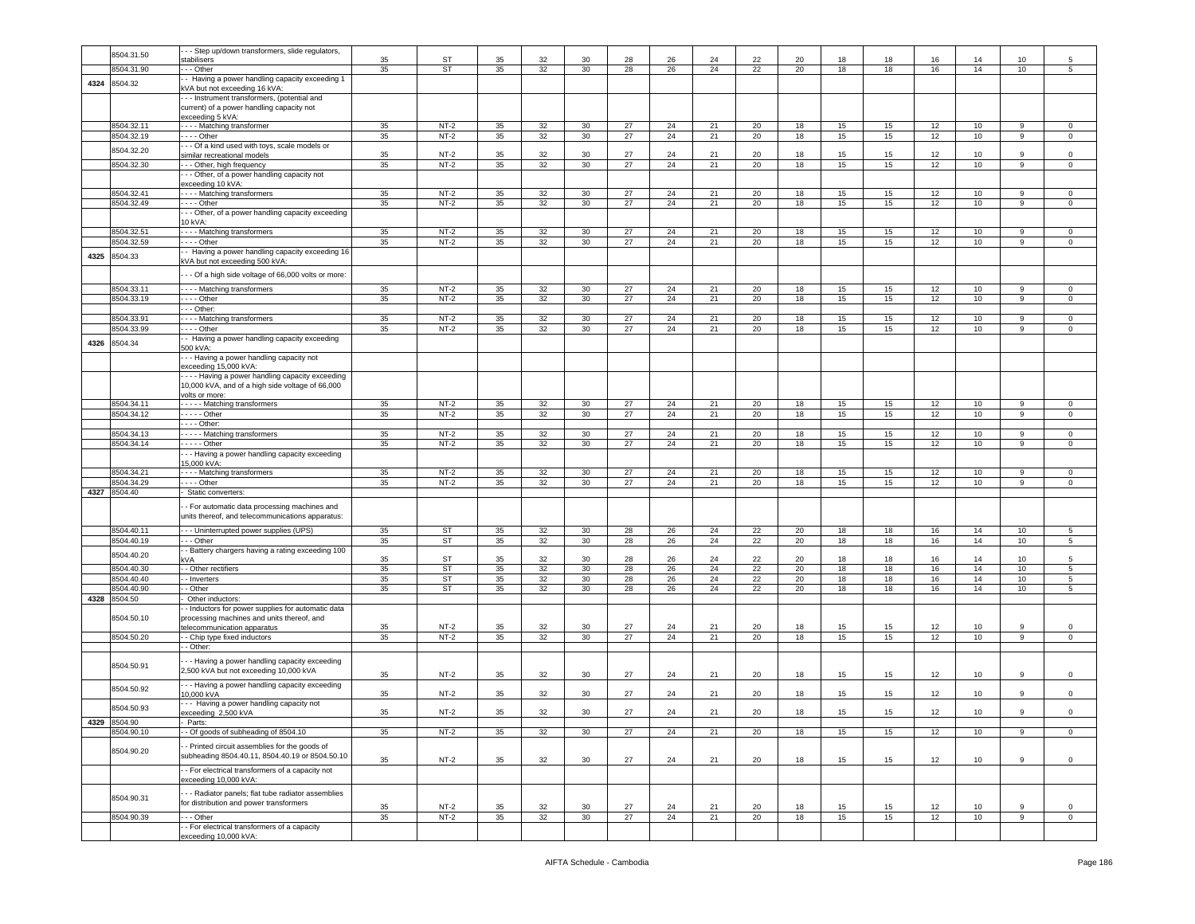| | 8504.31.50 | - - - Step up/down transformers, slide regulators, stabilisers | 35 | ST | 35 | 32 | 30 | 28 | 26 | 24 | 22 | 20 | 18 | 18 | 16 | 14 | 10 | 5 |
|---|---|---|---|---|---|---|---|---|---|---|---|---|---|---|---|---|---|---|
| | 8504.31.90 | - - - Other | 35 | ST | 35 | 32 | 30 | 28 | 26 | 24 | 22 | 20 | 18 | 18 | 16 | 14 | 10 | 5 |
| 4324 | 8504.32 | - - Having a power handling capacity exceeding 1 kVA but not exceeding 16 kVA: | | | | | | | | | | | | | | | | |
| | | - - - Instrument transformers, (potential and current) of a power handling capacity not exceeding 5 kVA: | | | | | | | | | | | | | | | | |
| | 8504.32.11 | - - - - Matching transformer | 35 | NT-2 | 35 | 32 | 30 | 27 | 24 | 21 | 20 | 18 | 15 | 15 | 12 | 10 | 9 | 0 |
| | 8504.32.19 | - - - - Other | 35 | NT-2 | 35 | 32 | 30 | 27 | 24 | 21 | 20 | 18 | 15 | 15 | 12 | 10 | 9 | 0 |
| | 8504.32.20 | - - - Of a kind used with toys, scale models or similar recreational models | 35 | NT-2 | 35 | 32 | 30 | 27 | 24 | 21 | 20 | 18 | 15 | 15 | 12 | 10 | 9 | 0 |
| | 8504.32.30 | - - - Other, high frequency | 35 | NT-2 | 35 | 32 | 30 | 27 | 24 | 21 | 20 | 18 | 15 | 15 | 12 | 10 | 9 | 0 |
| | | - - - Other, of a power handling capacity not exceeding 10 kVA: | | | | | | | | | | | | | | | | |
| | 8504.32.41 | - - - - Matching transformers | 35 | NT-2 | 35 | 32 | 30 | 27 | 24 | 21 | 20 | 18 | 15 | 15 | 12 | 10 | 9 | 0 |
| | 8504.32.49 | - - - - Other | 35 | NT-2 | 35 | 32 | 30 | 27 | 24 | 21 | 20 | 18 | 15 | 15 | 12 | 10 | 9 | 0 |
| | | - - - Other, of a power handling capacity exceeding 10 kVA: | | | | | | | | | | | | | | | | |
| | 8504.32.51 | - - - - Matching transformers | 35 | NT-2 | 35 | 32 | 30 | 27 | 24 | 21 | 20 | 18 | 15 | 15 | 12 | 10 | 9 | 0 |
| | 8504.32.59 | - - - - Other | 35 | NT-2 | 35 | 32 | 30 | 27 | 24 | 21 | 20 | 18 | 15 | 15 | 12 | 10 | 9 | 0 |
| 4325 | 8504.33 | - - Having a power handling capacity exceeding 16 kVA but not exceeding 500 kVA: | | | | | | | | | | | | | | | | |
| | | - - - Of a high side voltage of 66,000 volts or more: | | | | | | | | | | | | | | | | |
| | 8504.33.11 | - - - - Matching transformers | 35 | NT-2 | 35 | 32 | 30 | 27 | 24 | 21 | 20 | 18 | 15 | 15 | 12 | 10 | 9 | 0 |
| | 8504.33.19 | - - - - Other | 35 | NT-2 | 35 | 32 | 30 | 27 | 24 | 21 | 20 | 18 | 15 | 15 | 12 | 10 | 9 | 0 |
| | | - - - Other: | | | | | | | | | | | | | | | | |
| | 8504.33.91 | - - - - Matching transformers | 35 | NT-2 | 35 | 32 | 30 | 27 | 24 | 21 | 20 | 18 | 15 | 15 | 12 | 10 | 9 | 0 |
| | 8504.33.99 | - - - - Other | 35 | NT-2 | 35 | 32 | 30 | 27 | 24 | 21 | 20 | 18 | 15 | 15 | 12 | 10 | 9 | 0 |
| 4326 | 8504.34 | - - Having a power handling capacity exceeding 500 kVA: | | | | | | | | | | | | | | | | |
| | | - - - Having a power handling capacity not exceeding 15,000 kVA: | | | | | | | | | | | | | | | | |
| | | - - - - Having a power handling capacity exceeding 10,000 kVA, and of a high side voltage of 66,000 volts or more: | | | | | | | | | | | | | | | | |
| | 8504.34.11 | - - - - - Matching transformers | 35 | NT-2 | 35 | 32 | 30 | 27 | 24 | 21 | 20 | 18 | 15 | 15 | 12 | 10 | 9 | 0 |
| | 8504.34.12 | - - - - - Other | 35 | NT-2 | 35 | 32 | 30 | 27 | 24 | 21 | 20 | 18 | 15 | 15 | 12 | 10 | 9 | 0 |
| | | - - - - Other: | | | | | | | | | | | | | | | | |
| | 8504.34.13 | - - - - - Matching transformers | 35 | NT-2 | 35 | 32 | 30 | 27 | 24 | 21 | 20 | 18 | 15 | 15 | 12 | 10 | 9 | 0 |
| | 8504.34.14 | - - - - - Other | 35 | NT-2 | 35 | 32 | 30 | 27 | 24 | 21 | 20 | 18 | 15 | 15 | 12 | 10 | 9 | 0 |
| | | - - - Having a power handling capacity exceeding 15,000 kVA: | | | | | | | | | | | | | | | | |
| | 8504.34.21 | - - - - Matching transformers | 35 | NT-2 | 35 | 32 | 30 | 27 | 24 | 21 | 20 | 18 | 15 | 15 | 12 | 10 | 9 | 0 |
| | 8504.34.29 | - - - - Other | 35 | NT-2 | 35 | 32 | 30 | 27 | 24 | 21 | 20 | 18 | 15 | 15 | 12 | 10 | 9 | 0 |
| 4327 | 8504.40 | - Static converters: | | | | | | | | | | | | | | | | |
| | | - - For automatic data processing machines and units thereof, and telecommunications apparatus: | | | | | | | | | | | | | | | | |
| | 8504.40.11 | - - - Uninterrupted power supplies (UPS) | 35 | ST | 35 | 32 | 30 | 28 | 26 | 24 | 22 | 20 | 18 | 18 | 16 | 14 | 10 | 5 |
| | 8504.40.19 | - - - Other | 35 | ST | 35 | 32 | 30 | 28 | 26 | 24 | 22 | 20 | 18 | 18 | 16 | 14 | 10 | 5 |
| | 8504.40.20 | - - Battery chargers having a rating exceeding 100 kVA | 35 | ST | 35 | 32 | 30 | 28 | 26 | 24 | 22 | 20 | 18 | 18 | 16 | 14 | 10 | 5 |
| | 8504.40.30 | - - Other rectifiers | 35 | ST | 35 | 32 | 30 | 28 | 26 | 24 | 22 | 20 | 18 | 18 | 16 | 14 | 10 | 5 |
| | 8504.40.40 | - - Inverters | 35 | ST | 35 | 32 | 30 | 28 | 26 | 24 | 22 | 20 | 18 | 18 | 16 | 14 | 10 | 5 |
| | 8504.40.90 | - - Other | 35 | ST | 35 | 32 | 30 | 28 | 26 | 24 | 22 | 20 | 18 | 18 | 16 | 14 | 10 | 5 |
| 4328 | 8504.50 | - Other inductors: | | | | | | | | | | | | | | | | |
| | 8504.50.10 | - - Inductors for power supplies for automatic data processing machines and units thereof, and telecommunication apparatus | 35 | NT-2 | 35 | 32 | 30 | 27 | 24 | 21 | 20 | 18 | 15 | 15 | 12 | 10 | 9 | 0 |
| | 8504.50.20 | - - Chip type fixed inductors | 35 | NT-2 | 35 | 32 | 30 | 27 | 24 | 21 | 20 | 18 | 15 | 15 | 12 | 10 | 9 | 0 |
| | | - - Other: | | | | | | | | | | | | | | | | |
| | 8504.50.91 | - - - Having a power handling capacity exceeding 2,500 kVA but not exceeding 10,000 kVA | 35 | NT-2 | 35 | 32 | 30 | 27 | 24 | 21 | 20 | 18 | 15 | 15 | 12 | 10 | 9 | 0 |
| | 8504.50.92 | - - - Having a power handling capacity exceeding 10,000 kVA | 35 | NT-2 | 35 | 32 | 30 | 27 | 24 | 21 | 20 | 18 | 15 | 15 | 12 | 10 | 9 | 0 |
| | 8504.50.93 | - - - Having a power handling capacity not exceeding 2,500 kVA | 35 | NT-2 | 35 | 32 | 30 | 27 | 24 | 21 | 20 | 18 | 15 | 15 | 12 | 10 | 9 | 0 |
| 4329 | 8504.90 | - Parts: | | | | | | | | | | | | | | | | |
| | 8504.90.10 | - - Of goods of subheading of 8504.10 | 35 | NT-2 | 35 | 32 | 30 | 27 | 24 | 21 | 20 | 18 | 15 | 15 | 12 | 10 | 9 | 0 |
| | 8504.90.20 | - - Printed circuit assemblies for the goods of subheading 8504.40.11, 8504.40.19 or 8504.50.10 | 35 | NT-2 | 35 | 32 | 30 | 27 | 24 | 21 | 20 | 18 | 15 | 15 | 12 | 10 | 9 | 0 |
| | | - - For electrical transformers of a capacity not exceeding 10,000 kVA: | | | | | | | | | | | | | | | | |
| | 8504.90.31 | - - - Radiator panels; flat tube radiator assemblies for distribution and power transformers | 35 | NT-2 | 35 | 32 | 30 | 27 | 24 | 21 | 20 | 18 | 15 | 15 | 12 | 10 | 9 | 0 |
| | 8504.90.39 | - - - Other | 35 | NT-2 | 35 | 32 | 30 | 27 | 24 | 21 | 20 | 18 | 15 | 15 | 12 | 10 | 9 | 0 |
| | | - - For electrical transformers of a capacity exceeding 10,000 kVA: | | | | | | | | | | | | | | | | |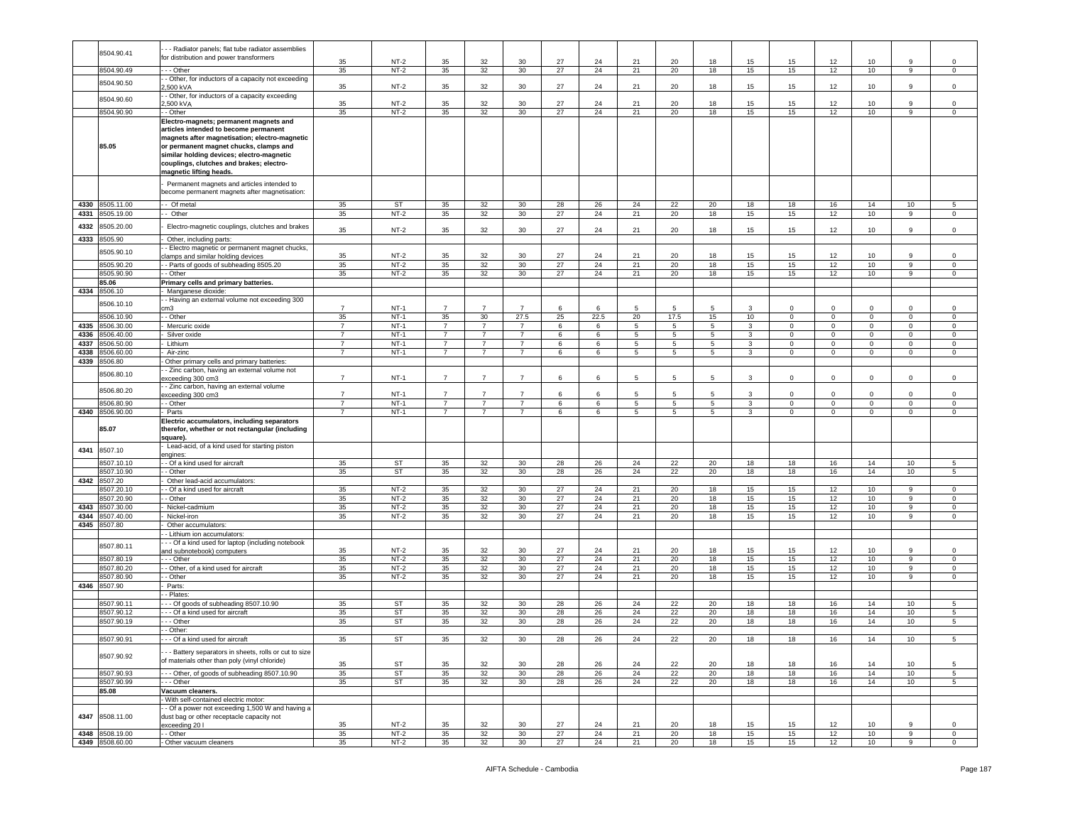| | | | | | | | | | | | | | | | | | | |
|---|---|---|---|---|---|---|---|---|---|---|---|---|---|---|---|---|---|---|
| | 8504.90.41 | - - - Radiator panels; flat tube radiator assemblies for distribution and power transformers | 35 | NT-2 | 35 | 32 | 30 | 27 | 24 | 21 | 20 | 18 | 15 | 15 | 12 | 10 | 9 | 0 |
| | 8504.90.49 | - - - Other | 35 | NT-2 | 35 | 32 | 30 | 27 | 24 | 21 | 20 | 18 | 15 | 15 | 12 | 10 | 9 | 0 |
| | 8504.90.50 | - - Other, for inductors of a capacity not exceeding 2,500 kVA | 35 | NT-2 | 35 | 32 | 30 | 27 | 24 | 21 | 20 | 18 | 15 | 15 | 12 | 10 | 9 | 0 |
| | 8504.90.60 | - - Other, for inductors of a capacity exceeding 2,500 kVA | 35 | NT-2 | 35 | 32 | 30 | 27 | 24 | 21 | 20 | 18 | 15 | 15 | 12 | 10 | 9 | 0 |
| | 8504.90.90 | - - Other | 35 | NT-2 | 35 | 32 | 30 | 27 | 24 | 21 | 20 | 18 | 15 | 15 | 12 | 10 | 9 | 0 |
| | **85.05** | **Electro-magnets; permanent magnets and articles intended to become permanent magnets after magnetisation; electro-magnetic or permanent magnet chucks, clamps and similar holding devices; electro-magnetic couplings, clutches and brakes; electro-magnetic lifting heads.** | | | | | | | | | | | | | | | | |
| | | - Permanent magnets and articles intended to become permanent magnets after magnetisation: | | | | | | | | | | | | | | | | |
| 4330 | 8505.11.00 | - - Of metal | 35 | ST | 35 | 32 | 30 | 28 | 26 | 24 | 22 | 20 | 18 | 18 | 16 | 14 | 10 | 5 |
| 4331 | 8505.19.00 | - - Other | 35 | NT-2 | 35 | 32 | 30 | 27 | 24 | 21 | 20 | 18 | 15 | 15 | 12 | 10 | 9 | 0 |
| 4332 | 8505.20.00 | - Electro-magnetic couplings, clutches and brakes | 35 | NT-2 | 35 | 32 | 30 | 27 | 24 | 21 | 20 | 18 | 15 | 15 | 12 | 10 | 9 | 0 |
| 4333 | 8505.90 | - Other, including parts: | | | | | | | | | | | | | | | | |
| | 8505.90.10 | - - Electro magnetic or permanent magnet chucks, clamps and similar holding devices | 35 | NT-2 | 35 | 32 | 30 | 27 | 24 | 21 | 20 | 18 | 15 | 15 | 12 | 10 | 9 | 0 |
| | 8505.90.20 | - - Parts of goods of subheading 8505.20 | 35 | NT-2 | 35 | 32 | 30 | 27 | 24 | 21 | 20 | 18 | 15 | 15 | 12 | 10 | 9 | 0 |
| | 8505.90.90 | - - Other | 35 | NT-2 | 35 | 32 | 30 | 27 | 24 | 21 | 20 | 18 | 15 | 15 | 12 | 10 | 9 | 0 |
| | **85.06** | **Primary cells and primary batteries.** | | | | | | | | | | | | | | | | |
| 4334 | 8506.10 | - Manganese dioxide: | | | | | | | | | | | | | | | | |
| | 8506.10.10 | - - Having an external volume not exceeding 300 cm3 | 7 | NT-1 | 7 | 7 | 7 | 6 | 6 | 5 | 5 | 5 | 3 | 0 | 0 | 0 | 0 | 0 |
| | 8506.10.90 | - - Other | 35 | NT-1 | 35 | 30 | 27.5 | 25 | 22.5 | 20 | 17.5 | 15 | 10 | 0 | 0 | 0 | 0 | 0 |
| 4335 | 8506.30.00 | - Mercuric oxide | 7 | NT-1 | 7 | 7 | 7 | 6 | 6 | 5 | 5 | 5 | 3 | 0 | 0 | 0 | 0 | 0 |
| 4336 | 8506.40.00 | - Silver oxide | 7 | NT-1 | 7 | 7 | 7 | 6 | 6 | 5 | 5 | 5 | 3 | 0 | 0 | 0 | 0 | 0 |
| 4337 | 8506.50.00 | - Lithium | 7 | NT-1 | 7 | 7 | 7 | 6 | 6 | 5 | 5 | 5 | 3 | 0 | 0 | 0 | 0 | 0 |
| 4338 | 8506.60.00 | - Air-zinc | 7 | NT-1 | 7 | 7 | 7 | 6 | 6 | 5 | 5 | 5 | 3 | 0 | 0 | 0 | 0 | 0 |
| 4339 | 8506.80 | - Other primary cells and primary batteries: | | | | | | | | | | | | | | | | |
| | 8506.80.10 | - - Zinc carbon, having an external volume not exceeding 300 cm3 | 7 | NT-1 | 7 | 7 | 7 | 6 | 6 | 5 | 5 | 5 | 3 | 0 | 0 | 0 | 0 | 0 |
| | 8506.80.20 | - - Zinc carbon, having an external volume exceeding 300 cm3 | 7 | NT-1 | 7 | 7 | 7 | 6 | 6 | 5 | 5 | 5 | 3 | 0 | 0 | 0 | 0 | 0 |
| | 8506.80.90 | - - Other | 7 | NT-1 | 7 | 7 | 7 | 6 | 6 | 5 | 5 | 5 | 3 | 0 | 0 | 0 | 0 | 0 |
| 4340 | 8506.90.00 | - Parts | 7 | NT-1 | 7 | 7 | 7 | 6 | 6 | 5 | 5 | 5 | 3 | 0 | 0 | 0 | 0 | 0 |
| | **85.07** | **Electric accumulators, including separators therefor, whether or not rectangular (including square).** | | | | | | | | | | | | | | | | |
| 4341 | 8507.10 | - Lead-acid, of a kind used for starting piston engines: | | | | | | | | | | | | | | | | |
| | 8507.10.10 | - - Of a kind used for aircraft | 35 | ST | 35 | 32 | 30 | 28 | 26 | 24 | 22 | 20 | 18 | 18 | 16 | 14 | 10 | 5 |
| | 8507.10.90 | - - Other | 35 | ST | 35 | 32 | 30 | 28 | 26 | 24 | 22 | 20 | 18 | 18 | 16 | 14 | 10 | 5 |
| 4342 | 8507.20 | - Other lead-acid accumulators: | | | | | | | | | | | | | | | | |
| | 8507.20.10 | - - Of a kind used for aircraft | 35 | NT-2 | 35 | 32 | 30 | 27 | 24 | 21 | 20 | 18 | 15 | 15 | 12 | 10 | 9 | 0 |
| | 8507.20.90 | - - Other | 35 | NT-2 | 35 | 32 | 30 | 27 | 24 | 21 | 20 | 18 | 15 | 15 | 12 | 10 | 9 | 0 |
| 4343 | 8507.30.00 | - Nickel-cadmium | 35 | NT-2 | 35 | 32 | 30 | 27 | 24 | 21 | 20 | 18 | 15 | 15 | 12 | 10 | 9 | 0 |
| 4344 | 8507.40.00 | - Nickel-iron | 35 | NT-2 | 35 | 32 | 30 | 27 | 24 | 21 | 20 | 18 | 15 | 15 | 12 | 10 | 9 | 0 |
| 4345 | 8507.80 | - Other accumulators: | | | | | | | | | | | | | | | | |
| | | - - Lithium ion accumulators: | | | | | | | | | | | | | | | | |
| | 8507.80.11 | - - - Of a kind used for laptop (including notebook and subnotebook) computers | 35 | NT-2 | 35 | 32 | 30 | 27 | 24 | 21 | 20 | 18 | 15 | 15 | 12 | 10 | 9 | 0 |
| | 8507.80.19 | - - - Other | 35 | NT-2 | 35 | 32 | 30 | 27 | 24 | 21 | 20 | 18 | 15 | 15 | 12 | 10 | 9 | 0 |
| | 8507.80.20 | - - Other, of a kind used for aircraft | 35 | NT-2 | 35 | 32 | 30 | 27 | 24 | 21 | 20 | 18 | 15 | 15 | 12 | 10 | 9 | 0 |
| | 8507.80.90 | - - Other | 35 | NT-2 | 35 | 32 | 30 | 27 | 24 | 21 | 20 | 18 | 15 | 15 | 12 | 10 | 9 | 0 |
| 4346 | 8507.90 | - Parts: | | | | | | | | | | | | | | | | |
| | | - - Plates: | | | | | | | | | | | | | | | | |
| | 8507.90.11 | - - - Of goods of subheading 8507.10.90 | 35 | ST | 35 | 32 | 30 | 28 | 26 | 24 | 22 | 20 | 18 | 18 | 16 | 14 | 10 | 5 |
| | 8507.90.12 | - - - Of a kind used for aircraft | 35 | ST | 35 | 32 | 30 | 28 | 26 | 24 | 22 | 20 | 18 | 18 | 16 | 14 | 10 | 5 |
| | 8507.90.19 | - - - Other | 35 | ST | 35 | 32 | 30 | 28 | 26 | 24 | 22 | 20 | 18 | 18 | 16 | 14 | 10 | 5 |
| | | - - Other: | | | | | | | | | | | | | | | | |
| | 8507.90.91 | - - - Of a kind used for aircraft | 35 | ST | 35 | 32 | 30 | 28 | 26 | 24 | 22 | 20 | 18 | 18 | 16 | 14 | 10 | 5 |
| | 8507.90.92 | - - - Battery separators in sheets, rolls or cut to size of materials other than poly (vinyl chloride) | 35 | ST | 35 | 32 | 30 | 28 | 26 | 24 | 22 | 20 | 18 | 18 | 16 | 14 | 10 | 5 |
| | 8507.90.93 | - - - Other, of goods of subheading 8507.10.90 | 35 | ST | 35 | 32 | 30 | 28 | 26 | 24 | 22 | 20 | 18 | 18 | 16 | 14 | 10 | 5 |
| | 8507.90.99 | - - - Other | 35 | ST | 35 | 32 | 30 | 28 | 26 | 24 | 22 | 20 | 18 | 18 | 16 | 14 | 10 | 5 |
| | **85.08** | **Vacuum cleaners.** | | | | | | | | | | | | | | | | |
| | | - With self-contained electric motor: | | | | | | | | | | | | | | | | |
| 4347 | 8508.11.00 | - - Of a power not exceeding 1,500 W and having a dust bag or other receptacle capacity not exceeding 20 l | 35 | NT-2 | 35 | 32 | 30 | 27 | 24 | 21 | 20 | 18 | 15 | 15 | 12 | 10 | 9 | 0 |
| 4348 | 8508.19.00 | - - Other | 35 | NT-2 | 35 | 32 | 30 | 27 | 24 | 21 | 20 | 18 | 15 | 15 | 12 | 10 | 9 | 0 |
| 4349 | 8508.60.00 | - Other vacuum cleaners | 35 | NT-2 | 35 | 32 | 30 | 27 | 24 | 21 | 20 | 18 | 15 | 15 | 12 | 10 | 9 | 0 |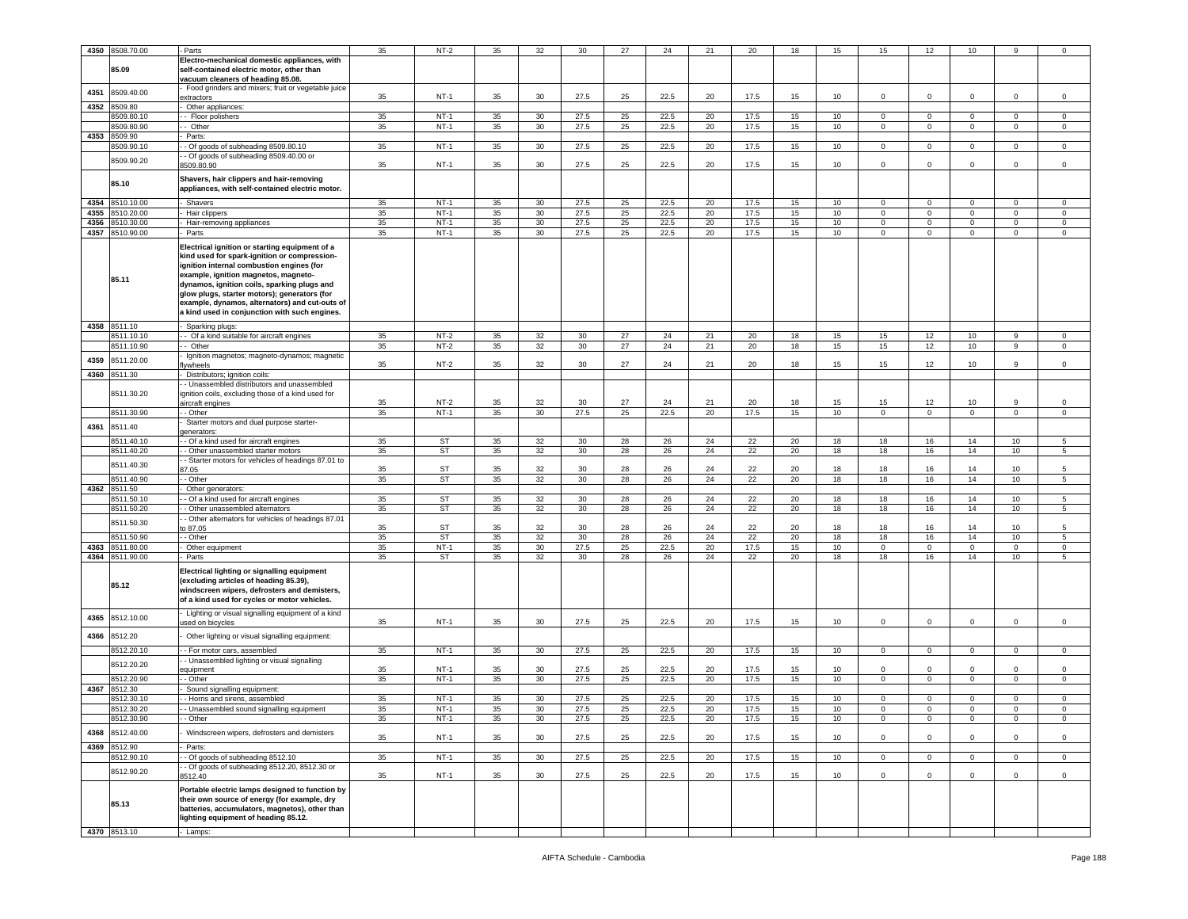| | | | | | | | | | | | | | | | | | |
|---|---|---|---|---|---|---|---|---|---|---|---|---|---|---|---|---|---|
| 4350 | 8508.70.00 | - Parts | 35 | NT-2 | 35 | 32 | 30 | 27 | 24 | 21 | 20 | 18 | 15 | 15 | 12 | 10 | 9 | 0 |
| | 85.09 | **Electro-mechanical domestic appliances, with self-contained electric motor, other than vacuum cleaners of heading 85.08.** | | | | | | | | | | | | | | | | |
| 4351 | 8509.40.00 | - Food grinders and mixers; fruit or vegetable juice extractors | 35 | NT-1 | 35 | 30 | 27.5 | 25 | 22.5 | 20 | 17.5 | 15 | 10 | 0 | 0 | 0 | 0 | 0 |
| 4352 | 8509.80 | - Other appliances: | | | | | | | | | | | | | | | | |
| | 8509.80.10 | - - Floor polishers | 35 | NT-1 | 35 | 30 | 27.5 | 25 | 22.5 | 20 | 17.5 | 15 | 10 | 0 | 0 | 0 | 0 | 0 |
| | 8509.80.90 | - - Other | 35 | NT-1 | 35 | 30 | 27.5 | 25 | 22.5 | 20 | 17.5 | 15 | 10 | 0 | 0 | 0 | 0 | 0 |
| 4353 | 8509.90 | - Parts: | | | | | | | | | | | | | | | | |
| | 8509.90.10 | - - Of goods of subheading 8509.80.10 | 35 | NT-1 | 35 | 30 | 27.5 | 25 | 22.5 | 20 | 17.5 | 15 | 10 | 0 | 0 | 0 | 0 | 0 |
| | 8509.90.20 | - - Of goods of subheading 8509.40.00 or 8509.80.90 | 35 | NT-1 | 35 | 30 | 27.5 | 25 | 22.5 | 20 | 17.5 | 15 | 10 | 0 | 0 | 0 | 0 | 0 |
| | 85.10 | **Shavers, hair clippers and hair-removing appliances, with self-contained electric motor.** | | | | | | | | | | | | | | | | |
| 4354 | 8510.10.00 | - Shavers | 35 | NT-1 | 35 | 30 | 27.5 | 25 | 22.5 | 20 | 17.5 | 15 | 10 | 0 | 0 | 0 | 0 | 0 |
| 4355 | 8510.20.00 | - Hair clippers | 35 | NT-1 | 35 | 30 | 27.5 | 25 | 22.5 | 20 | 17.5 | 15 | 10 | 0 | 0 | 0 | 0 | 0 |
| 4356 | 8510.30.00 | - Hair-removing appliances | 35 | NT-1 | 35 | 30 | 27.5 | 25 | 22.5 | 20 | 17.5 | 15 | 10 | 0 | 0 | 0 | 0 | 0 |
| 4357 | 8510.90.00 | - Parts | 35 | NT-1 | 35 | 30 | 27.5 | 25 | 22.5 | 20 | 17.5 | 15 | 10 | 0 | 0 | 0 | 0 | 0 |
| | 85.11 | **Electrical ignition or starting equipment of a kind used for spark-ignition or compression-ignition internal combustion engines (for example, ignition magnetos, magneto-dynamos, ignition coils, sparking plugs and glow plugs, starter motors); generators (for example, dynamos, alternators) and cut-outs of a kind used in conjunction with such engines.** | | | | | | | | | | | | | | | | |
| 4358 | 8511.10 | - Sparking plugs: | | | | | | | | | | | | | | | | |
| | 8511.10.10 | - - Of a kind suitable for aircraft engines | 35 | NT-2 | 35 | 32 | 30 | 27 | 24 | 21 | 20 | 18 | 15 | 15 | 12 | 10 | 9 | 0 |
| | 8511.10.90 | - - Other | 35 | NT-2 | 35 | 32 | 30 | 27 | 24 | 21 | 20 | 18 | 15 | 15 | 12 | 10 | 9 | 0 |
| 4359 | 8511.20.00 | - Ignition magnetos; magneto-dynamos; magnetic flywheels | 35 | NT-2 | 35 | 32 | 30 | 27 | 24 | 21 | 20 | 18 | 15 | 15 | 12 | 10 | 9 | 0 |
| 4360 | 8511.30 | - Distributors; ignition coils: | | | | | | | | | | | | | | | | |
| | 8511.30.20 | - - Unassembled distributors and unassembled ignition coils, excluding those of a kind used for aircraft engines | 35 | NT-2 | 35 | 32 | 30 | 27 | 24 | 21 | 20 | 18 | 15 | 15 | 12 | 10 | 9 | 0 |
| | 8511.30.90 | - - Other | 35 | NT-1 | 35 | 30 | 27.5 | 25 | 22.5 | 20 | 17.5 | 15 | 10 | 0 | 0 | 0 | 0 | 0 |
| 4361 | 8511.40 | - Starter motors and dual purpose starter-generators: | | | | | | | | | | | | | | | | |
| | 8511.40.10 | - - Of a kind used for aircraft engines | 35 | ST | 35 | 32 | 30 | 28 | 26 | 24 | 22 | 20 | 18 | 18 | 16 | 14 | 10 | 5 |
| | 8511.40.20 | - - Other unassembled starter motors | 35 | ST | 35 | 32 | 30 | 28 | 26 | 24 | 22 | 20 | 18 | 18 | 16 | 14 | 10 | 5 |
| | 8511.40.30 | - - Starter motors for vehicles of headings 87.01 to 87.05 | 35 | ST | 35 | 32 | 30 | 28 | 26 | 24 | 22 | 20 | 18 | 18 | 16 | 14 | 10 | 5 |
| | 8511.40.90 | - - Other | 35 | ST | 35 | 32 | 30 | 28 | 26 | 24 | 22 | 20 | 18 | 18 | 16 | 14 | 10 | 5 |
| 4362 | 8511.50 | - Other generators: | | | | | | | | | | | | | | | | |
| | 8511.50.10 | - - Of a kind used for aircraft engines | 35 | ST | 35 | 32 | 30 | 28 | 26 | 24 | 22 | 20 | 18 | 18 | 16 | 14 | 10 | 5 |
| | 8511.50.20 | - - Other unassembled alternators | 35 | ST | 35 | 32 | 30 | 28 | 26 | 24 | 22 | 20 | 18 | 18 | 16 | 14 | 10 | 5 |
| | 8511.50.30 | - - Other alternators for vehicles of headings 87.01 to 87.05 | 35 | ST | 35 | 32 | 30 | 28 | 26 | 24 | 22 | 20 | 18 | 18 | 16 | 14 | 10 | 5 |
| | 8511.50.90 | - - Other | 35 | ST | 35 | 32 | 30 | 28 | 26 | 24 | 22 | 20 | 18 | 18 | 16 | 14 | 10 | 5 |
| 4363 | 8511.80.00 | - Other equipment | 35 | NT-1 | 35 | 30 | 27.5 | 25 | 22.5 | 20 | 17.5 | 15 | 10 | 0 | 0 | 0 | 0 | 0 |
| 4364 | 8511.90.00 | - Parts | 35 | ST | 35 | 32 | 30 | 28 | 26 | 24 | 22 | 20 | 18 | 18 | 16 | 14 | 10 | 5 |
| | 85.12 | **Electrical lighting or signalling equipment (excluding articles of heading 85.39), windscreen wipers, defrosters and demisters, of a kind used for cycles or motor vehicles.** | | | | | | | | | | | | | | | | |
| 4365 | 8512.10.00 | - Lighting or visual signalling equipment of a kind used on bicycles | 35 | NT-1 | 35 | 30 | 27.5 | 25 | 22.5 | 20 | 17.5 | 15 | 10 | 0 | 0 | 0 | 0 | 0 |
| 4366 | 8512.20 | - Other lighting or visual signalling equipment: | | | | | | | | | | | | | | | | |
| | 8512.20.10 | - - For motor cars, assembled | 35 | NT-1 | 35 | 30 | 27.5 | 25 | 22.5 | 20 | 17.5 | 15 | 10 | 0 | 0 | 0 | 0 | 0 |
| | 8512.20.20 | - - Unassembled lighting or visual signalling equipment | 35 | NT-1 | 35 | 30 | 27.5 | 25 | 22.5 | 20 | 17.5 | 15 | 10 | 0 | 0 | 0 | 0 | 0 |
| | 8512.20.90 | - - Other | 35 | NT-1 | 35 | 30 | 27.5 | 25 | 22.5 | 20 | 17.5 | 15 | 10 | 0 | 0 | 0 | 0 | 0 |
| 4367 | 8512.30 | - Sound signalling equipment: | | | | | | | | | | | | | | | | |
| | 8512.30.10 | - - Horns and sirens, assembled | 35 | NT-1 | 35 | 30 | 27.5 | 25 | 22.5 | 20 | 17.5 | 15 | 10 | 0 | 0 | 0 | 0 | 0 |
| | 8512.30.20 | - - Unassembled sound signalling equipment | 35 | NT-1 | 35 | 30 | 27.5 | 25 | 22.5 | 20 | 17.5 | 15 | 10 | 0 | 0 | 0 | 0 | 0 |
| | 8512.30.90 | - - Other | 35 | NT-1 | 35 | 30 | 27.5 | 25 | 22.5 | 20 | 17.5 | 15 | 10 | 0 | 0 | 0 | 0 | 0 |
| 4368 | 8512.40.00 | - Windscreen wipers, defrosters and demisters | 35 | NT-1 | 35 | 30 | 27.5 | 25 | 22.5 | 20 | 17.5 | 15 | 10 | 0 | 0 | 0 | 0 | 0 |
| 4369 | 8512.90 | - Parts: | | | | | | | | | | | | | | | | |
| | 8512.90.10 | - - Of goods of subheading 8512.10 | 35 | NT-1 | 35 | 30 | 27.5 | 25 | 22.5 | 20 | 17.5 | 15 | 10 | 0 | 0 | 0 | 0 | 0 |
| | 8512.90.20 | - - Of goods of subheading 8512.20, 8512.30 or 8512.40 | 35 | NT-1 | 35 | 30 | 27.5 | 25 | 22.5 | 20 | 17.5 | 15 | 10 | 0 | 0 | 0 | 0 | 0 |
| | 85.13 | **Portable electric lamps designed to function by their own source of energy (for example, dry batteries, accumulators, magnetos), other than lighting equipment of heading 85.12.** | | | | | | | | | | | | | | | | |
| 4370 | 8513.10 | - Lamps: | | | | | | | | | | | | | | | | |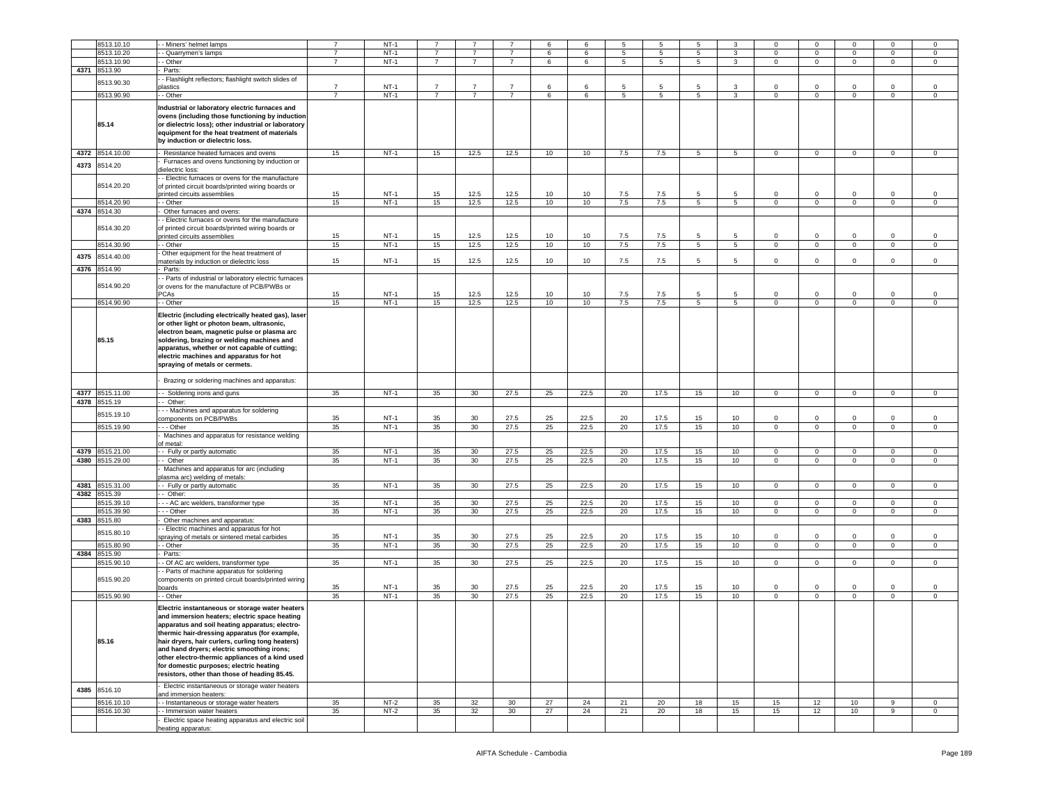| | 8513.10.10 | - - Miners' helmet lamps | 7 | NT-1 | 7 | 7 | 7 | 6 | 6 | 5 | 5 | 5 | 3 | 0 | 0 | 0 | 0 | 0 |
|---|---|---|---|---|---|---|---|---|---|---|---|---|---|---|---|---|---|---|
| | 8513.10.20 | - - Quarrymen's lamps | 7 | NT-1 | 7 | 7 | 7 | 6 | 6 | 5 | 5 | 5 | 3 | 0 | 0 | 0 | 0 | 0 |
| | 8513.10.90 | - - Other | 7 | NT-1 | 7 | 7 | 7 | 6 | 6 | 5 | 5 | 5 | 3 | 0 | 0 | 0 | 0 | 0 |
| 4371 | 8513.90 | - Parts: | | | | | | | | | | | | | | | | |
| | 8513.90.30 | - - Flashlight reflectors; flashlight switch slides of plastics | 7 | NT-1 | 7 | 7 | 7 | 6 | 6 | 5 | 5 | 5 | 3 | 0 | 0 | 0 | 0 | 0 |
| | 8513.90.90 | - - Other | 7 | NT-1 | 7 | 7 | 7 | 6 | 6 | 5 | 5 | 5 | 3 | 0 | 0 | 0 | 0 | 0 |
| | **85.14** | **Industrial or laboratory electric furnaces and ovens (including those functioning by induction or dielectric loss); other industrial or laboratory equipment for the heat treatment of materials by induction or dielectric loss.** | | | | | | | | | | | | | | | | |
| 4372 | 8514.10.00 | - Resistance heated furnaces and ovens | 15 | NT-1 | 15 | 12.5 | 12.5 | 10 | 10 | 7.5 | 7.5 | 5 | 5 | 0 | 0 | 0 | 0 | 0 |
| 4373 | 8514.20 | - Furnaces and ovens functioning by induction or dielectric loss: | | | | | | | | | | | | | | | | |
| | 8514.20.20 | - - Electric furnaces or ovens for the manufacture of printed circuit boards/printed wiring boards or printed circuits assemblies | 15 | NT-1 | 15 | 12.5 | 12.5 | 10 | 10 | 7.5 | 7.5 | 5 | 5 | 0 | 0 | 0 | 0 | 0 |
| | 8514.20.90 | - - Other | 15 | NT-1 | 15 | 12.5 | 12.5 | 10 | 10 | 7.5 | 7.5 | 5 | 5 | 0 | 0 | 0 | 0 | 0 |
| 4374 | 8514.30 | - Other furnaces and ovens: | | | | | | | | | | | | | | | | |
| | 8514.30.20 | - - Electric furnaces or ovens for the manufacture of printed circuit boards/printed wiring boards or printed circuits assemblies | 15 | NT-1 | 15 | 12.5 | 12.5 | 10 | 10 | 7.5 | 7.5 | 5 | 5 | 0 | 0 | 0 | 0 | 0 |
| | 8514.30.90 | - - Other | 15 | NT-1 | 15 | 12.5 | 12.5 | 10 | 10 | 7.5 | 7.5 | 5 | 5 | 0 | 0 | 0 | 0 | 0 |
| 4375 | 8514.40.00 | - Other equipment for the heat treatment of materials by induction or dielectric loss | 15 | NT-1 | 15 | 12.5 | 12.5 | 10 | 10 | 7.5 | 7.5 | 5 | 5 | 0 | 0 | 0 | 0 | 0 |
| 4376 | 8514.90 | - Parts: | | | | | | | | | | | | | | | | |
| | 8514.90.20 | - - Parts of industrial or laboratory electric furnaces or ovens for the manufacture of PCB/PWBs or PCAs | 15 | NT-1 | 15 | 12.5 | 12.5 | 10 | 10 | 7.5 | 7.5 | 5 | 5 | 0 | 0 | 0 | 0 | 0 |
| | 8514.90.90 | - - Other | 15 | NT-1 | 15 | 12.5 | 12.5 | 10 | 10 | 7.5 | 7.5 | 5 | 5 | 0 | 0 | 0 | 0 | 0 |
| | **85.15** | **Electric (including electrically heated gas), laser or other light or photon beam, ultrasonic, electron beam, magnetic pulse or plasma arc soldering, brazing or welding machines and apparatus, whether or not capable of cutting; electric machines and apparatus for hot spraying of metals or cermets.** | | | | | | | | | | | | | | | | |
| | | - Brazing or soldering machines and apparatus: | | | | | | | | | | | | | | | | |
| 4377 | 8515.11.00 | - - Soldering irons and guns | 35 | NT-1 | 35 | 30 | 27.5 | 25 | 22.5 | 20 | 17.5 | 15 | 10 | 0 | 0 | 0 | 0 | 0 |
| 4378 | 8515.19 | - - Other: | | | | | | | | | | | | | | | | |
| | 8515.19.10 | - - - Machines and apparatus for soldering components on PCB/PWBs | 35 | NT-1 | 35 | 30 | 27.5 | 25 | 22.5 | 20 | 17.5 | 15 | 10 | 0 | 0 | 0 | 0 | 0 |
| | 8515.19.90 | - - - Other | 35 | NT-1 | 35 | 30 | 27.5 | 25 | 22.5 | 20 | 17.5 | 15 | 10 | 0 | 0 | 0 | 0 | 0 |
| | | - Machines and apparatus for resistance welding of metal: | | | | | | | | | | | | | | | | |
| 4379 | 8515.21.00 | - - Fully or partly automatic | 35 | NT-1 | 35 | 30 | 27.5 | 25 | 22.5 | 20 | 17.5 | 15 | 10 | 0 | 0 | 0 | 0 | 0 |
| 4380 | 8515.29.00 | - - Other | 35 | NT-1 | 35 | 30 | 27.5 | 25 | 22.5 | 20 | 17.5 | 15 | 10 | 0 | 0 | 0 | 0 | 0 |
| | | - Machines and apparatus for arc (including plasma arc) welding of metals: | | | | | | | | | | | | | | | | |
| 4381 | 8515.31.00 | - - Fully or partly automatic | 35 | NT-1 | 35 | 30 | 27.5 | 25 | 22.5 | 20 | 17.5 | 15 | 10 | 0 | 0 | 0 | 0 | 0 |
| 4382 | 8515.39 | - - Other: | | | | | | | | | | | | | | | | |
| | 8515.39.10 | - - - AC arc welders, transformer type | 35 | NT-1 | 35 | 30 | 27.5 | 25 | 22.5 | 20 | 17.5 | 15 | 10 | 0 | 0 | 0 | 0 | 0 |
| | 8515.39.90 | - - - Other | 35 | NT-1 | 35 | 30 | 27.5 | 25 | 22.5 | 20 | 17.5 | 15 | 10 | 0 | 0 | 0 | 0 | 0 |
| 4383 | 8515.80 | - Other machines and apparatus: | | | | | | | | | | | | | | | | |
| | 8515.80.10 | - - Electric machines and apparatus for hot spraying of metals or sintered metal carbides | 35 | NT-1 | 35 | 30 | 27.5 | 25 | 22.5 | 20 | 17.5 | 15 | 10 | 0 | 0 | 0 | 0 | 0 |
| | 8515.80.90 | - - Other | 35 | NT-1 | 35 | 30 | 27.5 | 25 | 22.5 | 20 | 17.5 | 15 | 10 | 0 | 0 | 0 | 0 | 0 |
| 4384 | 8515.90 | - Parts: | | | | | | | | | | | | | | | | |
| | 8515.90.10 | - - Of AC arc welders, transformer type | 35 | NT-1 | 35 | 30 | 27.5 | 25 | 22.5 | 20 | 17.5 | 15 | 10 | 0 | 0 | 0 | 0 | 0 |
| | 8515.90.20 | - - Parts of machine apparatus for soldering components on printed circuit boards/printed wiring boards | 35 | NT-1 | 35 | 30 | 27.5 | 25 | 22.5 | 20 | 17.5 | 15 | 10 | 0 | 0 | 0 | 0 | 0 |
| | 8515.90.90 | - - Other | 35 | NT-1 | 35 | 30 | 27.5 | 25 | 22.5 | 20 | 17.5 | 15 | 10 | 0 | 0 | 0 | 0 | 0 |
| | **85.16** | **Electric instantaneous or storage water heaters and immersion heaters; electric space heating apparatus and soil heating apparatus; electro-thermic hair-dressing apparatus (for example, hair dryers, hair curlers, curling tong heaters) and hand dryers; electric smoothing irons; other electro-thermic appliances of a kind used for domestic purposes; electric heating resistors, other than those of heading 85.45.** | | | | | | | | | | | | | | | | |
| 4385 | 8516.10 | - Electric instantaneous or storage water heaters and immersion heaters: | | | | | | | | | | | | | | | | |
| | 8516.10.10 | - - Instantaneous or storage water heaters | 35 | NT-2 | 35 | 32 | 30 | 27 | 24 | 21 | 20 | 18 | 15 | 15 | 12 | 10 | 9 | 0 |
| | 8516.10.30 | - - Immersion water heaters | 35 | NT-2 | 35 | 32 | 30 | 27 | 24 | 21 | 20 | 18 | 15 | 15 | 12 | 10 | 9 | 0 |
| | | - Electric space heating apparatus and electric soil heating apparatus: | | | | | | | | | | | | | | | | |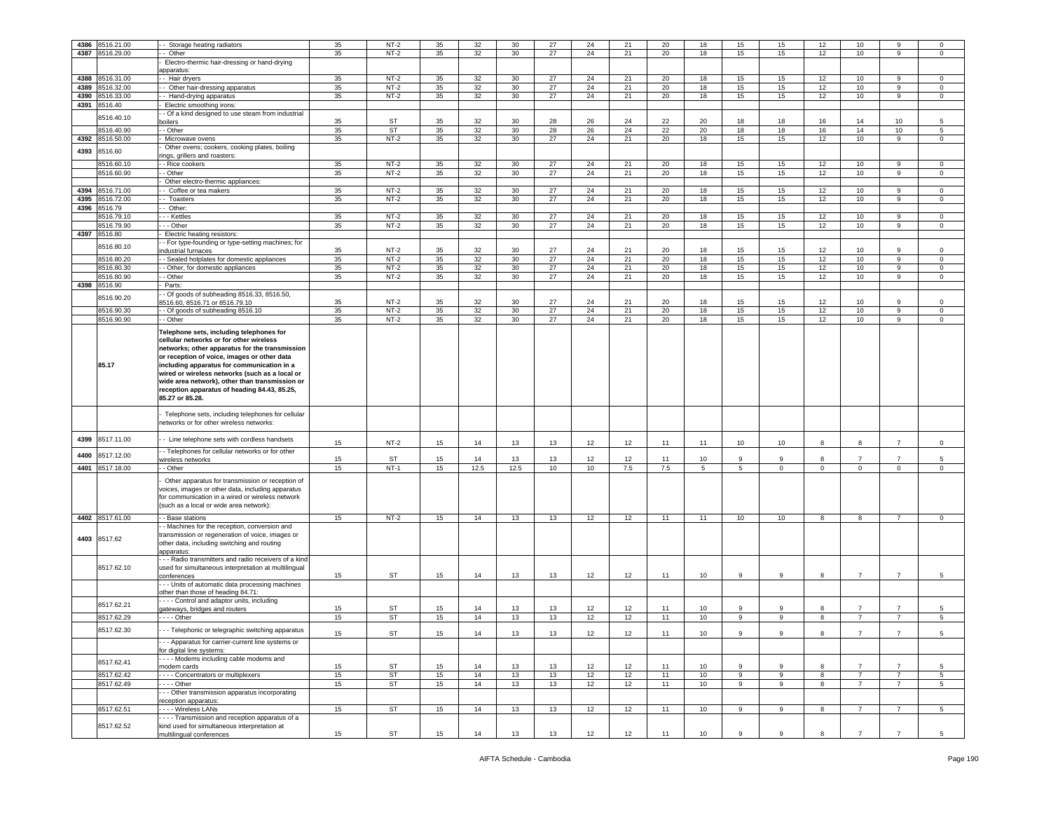| 4386 | 8516.21.00 | - - Storage heating radiators | 35 | NT-2 | 35 | 32 | 30 | 27 | 24 | 21 | 20 | 18 | 15 | 15 | 12 | 10 | 9 | 0 |
|---|---|---|---|---|---|---|---|---|---|---|---|---|---|---|---|---|---|---|
| 4387 | 8516.29.00 | - - Other | 35 | NT-2 | 35 | 32 | 30 | 27 | 24 | 21 | 20 | 18 | 15 | 15 | 12 | 10 | 9 | 0 |
| | | - Electro-thermic hair-dressing or hand-drying apparatus: | | | | | | | | | | | | | | | | |
| 4388 | 8516.31.00 | - - Hair dryers | 35 | NT-2 | 35 | 32 | 30 | 27 | 24 | 21 | 20 | 18 | 15 | 15 | 12 | 10 | 9 | 0 |
| 4389 | 8516.32.00 | - - Other hair-dressing apparatus | 35 | NT-2 | 35 | 32 | 30 | 27 | 24 | 21 | 20 | 18 | 15 | 15 | 12 | 10 | 9 | 0 |
| 4390 | 8516.33.00 | - - Hand-drying apparatus | 35 | NT-2 | 35 | 32 | 30 | 27 | 24 | 21 | 20 | 18 | 15 | 15 | 12 | 10 | 9 | 0 |
| 4391 | 8516.40 | - Electric smoothing irons: | | | | | | | | | | | | | | | | |
| | 8516.40.10 | - - Of a kind designed to use steam from industrial boilers | 35 | ST | 35 | 32 | 30 | 28 | 26 | 24 | 22 | 20 | 18 | 18 | 16 | 14 | 10 | 5 |
| | 8516.40.90 | - - Other | 35 | ST | 35 | 32 | 30 | 28 | 26 | 24 | 22 | 20 | 18 | 18 | 16 | 14 | 10 | 5 |
| 4392 | 8516.50.00 | - Microwave ovens | 35 | NT-2 | 35 | 32 | 30 | 27 | 24 | 21 | 20 | 18 | 15 | 15 | 12 | 10 | 9 | 0 |
| 4393 | 8516.60 | - Other ovens; cookers, cooking plates, boiling rings, grillers and roasters: | | | | | | | | | | | | | | | | |
| | 8516.60.10 | - - Rice cookers | 35 | NT-2 | 35 | 32 | 30 | 27 | 24 | 21 | 20 | 18 | 15 | 15 | 12 | 10 | 9 | 0 |
| | 8516.60.90 | - - Other | 35 | NT-2 | 35 | 32 | 30 | 27 | 24 | 21 | 20 | 18 | 15 | 15 | 12 | 10 | 9 | 0 |
| | | - Other electro-thermic appliances: | | | | | | | | | | | | | | | | |
| 4394 | 8516.71.00 | - - Coffee or tea makers | 35 | NT-2 | 35 | 32 | 30 | 27 | 24 | 21 | 20 | 18 | 15 | 15 | 12 | 10 | 9 | 0 |
| 4395 | 8516.72.00 | - - Toasters | 35 | NT-2 | 35 | 32 | 30 | 27 | 24 | 21 | 20 | 18 | 15 | 15 | 12 | 10 | 9 | 0 |
| 4396 | 8516.79 | - - Other: | | | | | | | | | | | | | | | | |
| | 8516.79.10 | - - - Kettles | 35 | NT-2 | 35 | 32 | 30 | 27 | 24 | 21 | 20 | 18 | 15 | 15 | 12 | 10 | 9 | 0 |
| | 8516.79.90 | - - - Other | 35 | NT-2 | 35 | 32 | 30 | 27 | 24 | 21 | 20 | 18 | 15 | 15 | 12 | 10 | 9 | 0 |
| 4397 | 8516.80 | - Electric heating resistors: | | | | | | | | | | | | | | | | |
| | 8516.80.10 | - - For type-founding or type-setting machines; for industrial furnaces | 35 | NT-2 | 35 | 32 | 30 | 27 | 24 | 21 | 20 | 18 | 15 | 15 | 12 | 10 | 9 | 0 |
| | 8516.80.20 | - - Sealed hotplates for domestic appliances | 35 | NT-2 | 35 | 32 | 30 | 27 | 24 | 21 | 20 | 18 | 15 | 15 | 12 | 10 | 9 | 0 |
| | 8516.80.30 | - - Other, for domestic appliances | 35 | NT-2 | 35 | 32 | 30 | 27 | 24 | 21 | 20 | 18 | 15 | 15 | 12 | 10 | 9 | 0 |
| | 8516.80.90 | - - Other | 35 | NT-2 | 35 | 32 | 30 | 27 | 24 | 21 | 20 | 18 | 15 | 15 | 12 | 10 | 9 | 0 |
| 4398 | 8516.90 | - Parts: | | | | | | | | | | | | | | | | |
| | 8516.90.20 | - - Of goods of subheading 8516.33, 8516.50, 8516.60, 8516.71 or 8516.79.10 | 35 | NT-2 | 35 | 32 | 30 | 27 | 24 | 21 | 20 | 18 | 15 | 15 | 12 | 10 | 9 | 0 |
| | 8516.90.30 | - - Of goods of subheading 8516.10 | 35 | NT-2 | 35 | 32 | 30 | 27 | 24 | 21 | 20 | 18 | 15 | 15 | 12 | 10 | 9 | 0 |
| | 8516.90.90 | - - Other | 35 | NT-2 | 35 | 32 | 30 | 27 | 24 | 21 | 20 | 18 | 15 | 15 | 12 | 10 | 9 | 0 |
| | 85.17 | **Telephone sets, including telephones for cellular networks or for other wireless networks; other apparatus for the transmission or reception of voice, images or other data including apparatus for communication in a wired or wireless networks (such as a local or wide area network), other than transmission or reception apparatus of heading 84.43, 85.25, 85.27 or 85.28.** | | | | | | | | | | | | | | | | |
| | | - Telephone sets, including telephones for cellular networks or for other wireless networks: | | | | | | | | | | | | | | | | |
| 4399 | 8517.11.00 | - - Line telephone sets with cordless handsets | 15 | NT-2 | 15 | 14 | 13 | 13 | 12 | 12 | 11 | 11 | 10 | 10 | 8 | 8 | 7 | 0 |
| 4400 | 8517.12.00 | - - Telephones for cellular networks or for other wireless networks | 15 | ST | 15 | 14 | 13 | 13 | 12 | 12 | 11 | 10 | 9 | 9 | 8 | 7 | 7 | 5 |
| 4401 | 8517.18.00 | - - Other | 15 | NT-1 | 15 | 12.5 | 12.5 | 10 | 10 | 7.5 | 7.5 | 5 | 5 | 0 | 0 | 0 | 0 | 0 |
| | | - Other apparatus for transmission or reception of voices, images or other data, including apparatus for communication in a wired or wireless network (such as a local or wide area network): | | | | | | | | | | | | | | | | |
| 4402 | 8517.61.00 | - - Base stations | 15 | NT-2 | 15 | 14 | 13 | 13 | 12 | 12 | 11 | 11 | 10 | 10 | 8 | 8 | 7 | 0 |
| 4403 | 8517.62 | - - Machines for the reception, conversion and transmission or regeneration of voice, images or other data, including switching and routing apparatus: | | | | | | | | | | | | | | | | |
| | 8517.62.10 | - - - Radio transmitters and radio receivers of a kind used for simultaneous interpretation at multilingual conferences | 15 | ST | 15 | 14 | 13 | 13 | 12 | 12 | 11 | 10 | 9 | 9 | 8 | 7 | 7 | 5 |
| | | - - - Units of automatic data processing machines other than those of heading 84.71: | | | | | | | | | | | | | | | | |
| | 8517.62.21 | - - - - Control and adaptor units, including gateways, bridges and routers | 15 | ST | 15 | 14 | 13 | 13 | 12 | 12 | 11 | 10 | 9 | 9 | 8 | 7 | 7 | 5 |
| | 8517.62.29 | - - - - Other | 15 | ST | 15 | 14 | 13 | 13 | 12 | 12 | 11 | 10 | 9 | 9 | 8 | 7 | 7 | 5 |
| | 8517.62.30 | - - - Telephonic or telegraphic switching apparatus | 15 | ST | 15 | 14 | 13 | 13 | 12 | 12 | 11 | 10 | 9 | 9 | 8 | 7 | 7 | 5 |
| | | - - - Apparatus for carrier-current line systems or for digital line systems: | | | | | | | | | | | | | | | | |
| | 8517.62.41 | - - - - Modems including cable modems and modem cards | 15 | ST | 15 | 14 | 13 | 13 | 12 | 12 | 11 | 10 | 9 | 9 | 8 | 7 | 7 | 5 |
| | 8517.62.42 | - - - - Concentrators or multiplexers | 15 | ST | 15 | 14 | 13 | 13 | 12 | 12 | 11 | 10 | 9 | 9 | 8 | 7 | 7 | 5 |
| | 8517.62.49 | - - - - Other | 15 | ST | 15 | 14 | 13 | 13 | 12 | 12 | 11 | 10 | 9 | 9 | 8 | 7 | 7 | 5 |
| | | - - - Other transmission apparatus incorporating reception apparatus: | | | | | | | | | | | | | | | | |
| | 8517.62.51 | - - - - Wireless LANs | 15 | ST | 15 | 14 | 13 | 13 | 12 | 12 | 11 | 10 | 9 | 9 | 8 | 7 | 7 | 5 |
| | 8517.62.52 | - - - - Transmission and reception apparatus of a kind used for simultaneous interpretation at multilingual conferences | 15 | ST | 15 | 14 | 13 | 13 | 12 | 12 | 11 | 10 | 9 | 9 | 8 | 7 | 7 | 5 |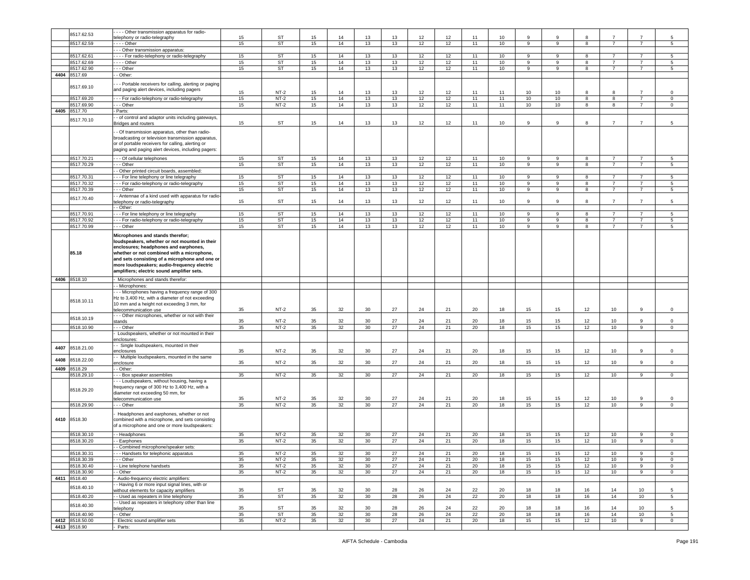| | 8517.62.53 | - - - - Other transmission apparatus for radio-telephony or radio-telegraphy | 15 | ST | 15 | 14 | 13 | 13 | 12 | 12 | 11 | 10 | 9 | 9 | 8 | 7 | 7 | 5 |
|---|---|---|---|---|---|---|---|---|---|---|---|---|---|---|---|---|---|---|
| | 8517.62.59 | - - - - Other | 15 | ST | 15 | 14 | 13 | 13 | 12 | 12 | 11 | 10 | 9 | 9 | 8 | 7 | 7 | 5 |
| | | - - - Other transmission apparatus: | | | | | | | | | | | | | | | | |
| | 8517.62.61 | - - - - For radio-telephony or radio-telegraphy | 15 | ST | 15 | 14 | 13 | 13 | 12 | 12 | 11 | 10 | 9 | 9 | 8 | 7 | 7 | 5 |
| | 8517.62.69 | - - - - Other | 15 | ST | 15 | 14 | 13 | 13 | 12 | 12 | 11 | 10 | 9 | 9 | 8 | 7 | 7 | 5 |
| | 8517.62.90 | - - - Other | 15 | ST | 15 | 14 | 13 | 13 | 12 | 12 | 11 | 10 | 9 | 9 | 8 | 7 | 7 | 5 |
| 4404 | 8517.69 | - - Other: | | | | | | | | | | | | | | | | |
| | 8517.69.10 | - - - Portable receivers for calling, alerting or paging and paging alert devices, including pagers | 15 | NT-2 | 15 | 14 | 13 | 13 | 12 | 12 | 11 | 11 | 10 | 10 | 8 | 8 | 7 | 0 |
| | 8517.69.20 | - - - For radio-telephony or radio-telegraphy | 15 | NT-2 | 15 | 14 | 13 | 13 | 12 | 12 | 11 | 11 | 10 | 10 | 8 | 8 | 7 | 0 |
| | 8517.69.90 | - - - Other | 15 | NT-2 | 15 | 14 | 13 | 13 | 12 | 12 | 11 | 11 | 10 | 10 | 8 | 8 | 7 | 0 |
| 4405 | 8517.70 | - Parts: | | | | | | | | | | | | | | | | |
| | 8517.70.10 | - - of control and adaptor units including gateways, Bridges and routers | 15 | ST | 15 | 14 | 13 | 13 | 12 | 12 | 11 | 10 | 9 | 9 | 8 | 7 | 7 | 5 |
| | | - - Of transmission apparatus, other than radio-broadcasting or television transmission apparatus, or of portable receivers for calling, alerting or paging and paging alert devices, including pagers: | | | | | | | | | | | | | | | | |
| | 8517.70.21 | - - - Of cellular telephones | 15 | ST | 15 | 14 | 13 | 13 | 12 | 12 | 11 | 10 | 9 | 9 | 8 | 7 | 7 | 5 |
| | 8517.70.29 | - - - Other | 15 | ST | 15 | 14 | 13 | 13 | 12 | 12 | 11 | 10 | 9 | 9 | 8 | 7 | 7 | 5 |
| | | - - Other printed circuit boards, assembled: | | | | | | | | | | | | | | | | |
| | 8517.70.31 | - - - For line telephony or line telegraphy | 15 | ST | 15 | 14 | 13 | 13 | 12 | 12 | 11 | 10 | 9 | 9 | 8 | 7 | 7 | 5 |
| | 8517.70.32 | - - - For radio-telephony or radio-telegraphy | 15 | ST | 15 | 14 | 13 | 13 | 12 | 12 | 11 | 10 | 9 | 9 | 8 | 7 | 7 | 5 |
| | 8517.70.39 | - - - Other | 15 | ST | 15 | 14 | 13 | 13 | 12 | 12 | 11 | 10 | 9 | 9 | 8 | 7 | 7 | 5 |
| | 8517.70.40 | - - Antennae of a kind used with apparatus for radio-telephony or radio-telegraphy | 15 | ST | 15 | 14 | 13 | 13 | 12 | 12 | 11 | 10 | 9 | 9 | 8 | 7 | 7 | 5 |
| | | - - Other: | | | | | | | | | | | | | | | | |
| | 8517.70.91 | - - - For line telephony or line telegraphy | 15 | ST | 15 | 14 | 13 | 13 | 12 | 12 | 11 | 10 | 9 | 9 | 8 | 7 | 7 | 5 |
| | 8517.70.92 | - - - For radio-telephony or radio-telegraphy | 15 | ST | 15 | 14 | 13 | 13 | 12 | 12 | 11 | 10 | 9 | 9 | 8 | 7 | 7 | 5 |
| | 8517.70.99 | - - - Other | 15 | ST | 15 | 14 | 13 | 13 | 12 | 12 | 11 | 10 | 9 | 9 | 8 | 7 | 7 | 5 |
| | **85.18** | **Microphones and stands therefor; loudspeakers, whether or not mounted in their enclosures; headphones and earphones, whether or not combined with a microphone, and sets consisting of a microphone and one or more loudspeakers; audio-frequency electric amplifiers; electric sound amplifier sets.** | | | | | | | | | | | | | | | | |
| 4406 | 8518.10 | - Microphones and stands therefor: | | | | | | | | | | | | | | | | |
| | | - - Microphones: | | | | | | | | | | | | | | | | |
| | 8518.10.11 | - - - Microphones having a frequency range of 300 Hz to 3,400 Hz, with a diameter of not exceeding 10 mm and a height not exceeding 3 mm, for telecommunication use | 35 | NT-2 | 35 | 32 | 30 | 27 | 24 | 21 | 20 | 18 | 15 | 15 | 12 | 10 | 9 | 0 |
| | 8518.10.19 | - - - Other microphones, whether or not with their stands | 35 | NT-2 | 35 | 32 | 30 | 27 | 24 | 21 | 20 | 18 | 15 | 15 | 12 | 10 | 9 | 0 |
| | 8518.10.90 | - - - Other | 35 | NT-2 | 35 | 32 | 30 | 27 | 24 | 21 | 20 | 18 | 15 | 15 | 12 | 10 | 9 | 0 |
| | | - Loudspeakers, whether or not mounted in their enclosures: | | | | | | | | | | | | | | | | |
| 4407 | 8518.21.00 | - - Single loudspeakers, mounted in their enclosures | 35 | NT-2 | 35 | 32 | 30 | 27 | 24 | 21 | 20 | 18 | 15 | 15 | 12 | 10 | 9 | 0 |
| 4408 | 8518.22.00 | - - Multiple loudspeakers, mounted in the same enclosure | 35 | NT-2 | 35 | 32 | 30 | 27 | 24 | 21 | 20 | 18 | 15 | 15 | 12 | 10 | 9 | 0 |
| 4409 | 8518.29 | - - Other: | | | | | | | | | | | | | | | | |
| | 8518.29.10 | - - - Box speaker assemblies | 35 | NT-2 | 35 | 32 | 30 | 27 | 24 | 21 | 20 | 18 | 15 | 15 | 12 | 10 | 9 | 0 |
| | 8518.29.20 | - - - Loudspeakers, without housing, having a frequency range of 300 Hz to 3,400 Hz, with a diameter not exceeding 50 mm, for telecommunication use | 35 | NT-2 | 35 | 32 | 30 | 27 | 24 | 21 | 20 | 18 | 15 | 15 | 12 | 10 | 9 | 0 |
| | 8518.29.90 | - - - Other | 35 | NT-2 | 35 | 32 | 30 | 27 | 24 | 21 | 20 | 18 | 15 | 15 | 12 | 10 | 9 | 0 |
| 4410 | 8518.30 | - Headphones and earphones, whether or not combined with a microphone, and sets consisting of a microphone and one or more loudspeakers: | | | | | | | | | | | | | | | | |
| | 8518.30.10 | - - Headphones | 35 | NT-2 | 35 | 32 | 30 | 27 | 24 | 21 | 20 | 18 | 15 | 15 | 12 | 10 | 9 | 0 |
| | 8518.30.20 | - - Earphones | 35 | NT-2 | 35 | 32 | 30 | 27 | 24 | 21 | 20 | 18 | 15 | 15 | 12 | 10 | 9 | 0 |
| | | - - Combined microphone/speaker sets: | | | | | | | | | | | | | | | | |
| | 8518.30.31 | - - - Handsets for telephonic apparatus | 35 | NT-2 | 35 | 32 | 30 | 27 | 24 | 21 | 20 | 18 | 15 | 15 | 12 | 10 | 9 | 0 |
| | 8518.30.39 | - - - Other | 35 | NT-2 | 35 | 32 | 30 | 27 | 24 | 21 | 20 | 18 | 15 | 15 | 12 | 10 | 9 | 0 |
| | 8518.30.40 | - - Line telephone handsets | 35 | NT-2 | 35 | 32 | 30 | 27 | 24 | 21 | 20 | 18 | 15 | 15 | 12 | 10 | 9 | 0 |
| | 8518.30.90 | - - Other | 35 | NT-2 | 35 | 32 | 30 | 27 | 24 | 21 | 20 | 18 | 15 | 15 | 12 | 10 | 9 | 0 |
| 4411 | 8518.40 | - Audio-frequency electric amplifiers: | | | | | | | | | | | | | | | | |
| | 8518.40.10 | - - Having 6 or more input signal lines, with or without elements for capacity amplifiers | 35 | ST | 35 | 32 | 30 | 28 | 26 | 24 | 22 | 20 | 18 | 18 | 16 | 14 | 10 | 5 |
| | 8518.40.20 | - - Used as repeaters in line telephony | 35 | ST | 35 | 32 | 30 | 28 | 26 | 24 | 22 | 20 | 18 | 18 | 16 | 14 | 10 | 5 |
| | 8518.40.30 | - - Used as repeaters in telephony other than line telephony | 35 | ST | 35 | 32 | 30 | 28 | 26 | 24 | 22 | 20 | 18 | 18 | 16 | 14 | 10 | 5 |
| | 8518.40.90 | - - Other | 35 | ST | 35 | 32 | 30 | 28 | 26 | 24 | 22 | 20 | 18 | 18 | 16 | 14 | 10 | 5 |
| 4412 | 8518.50.00 | - Electric sound amplifier sets | 35 | NT-2 | 35 | 32 | 30 | 27 | 24 | 21 | 20 | 18 | 15 | 15 | 12 | 10 | 9 | 0 |
| 4413 | 8518.90 | - Parts: | | | | | | | | | | | | | | | | |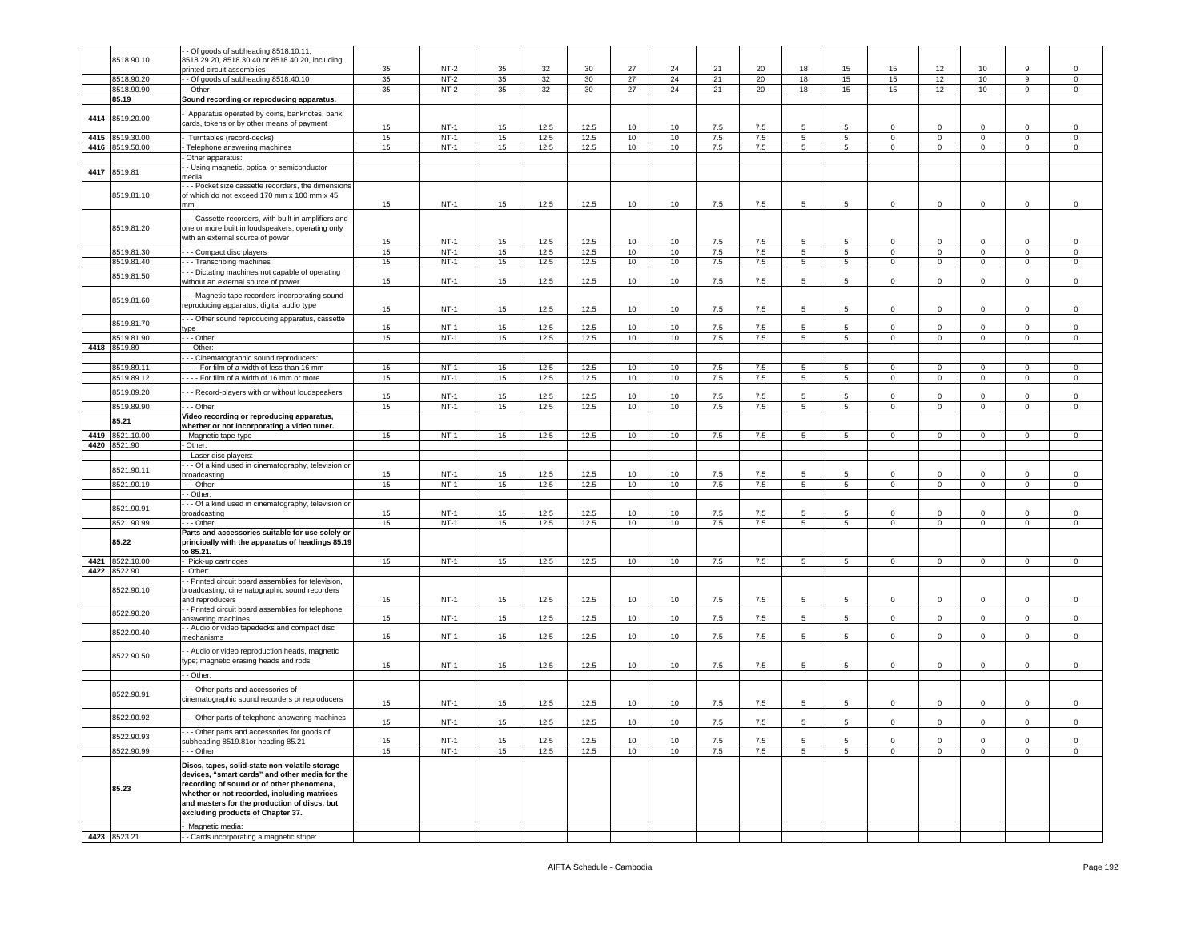|  |  |  |  |  |  |  |  |  |  |  |  |  |  |  |  |  |  |
|---|---|---|---|---|---|---|---|---|---|---|---|---|---|---|---|---|---|
|  | 8518.90.10 | - - Of goods of subheading 8518.10.11, 8518.29.20, 8518.30.40 or 8518.40.20, including printed circuit assemblies | 35 | NT-2 | 35 | 32 | 30 | 27 | 24 | 21 | 20 | 18 | 15 | 15 | 12 | 10 | 9 | 0 |
|  | 8518.90.20 | - - Of goods of subheading 8518.40.10 | 35 | NT-2 | 35 | 32 | 30 | 27 | 24 | 21 | 20 | 18 | 15 | 15 | 12 | 10 | 9 | 0 |
|  | 8518.90.90 | - - Other | 35 | NT-2 | 35 | 32 | 30 | 27 | 24 | 21 | 20 | 18 | 15 | 15 | 12 | 10 | 9 | 0 |
|  | **85.19** | **Sound recording or reproducing apparatus.** |  |  |  |  |  |  |  |  |  |  |  |  |  |  |  |  |
| 4414 | 8519.20.00 | - Apparatus operated by coins, banknotes, bank cards, tokens or by other means of payment | 15 | NT-1 | 15 | 12.5 | 12.5 | 10 | 10 | 7.5 | 7.5 | 5 | 5 | 0 | 0 | 0 | 0 | 0 |
| 4415 | 8519.30.00 | - Turntables (record-decks) | 15 | NT-1 | 15 | 12.5 | 12.5 | 10 | 10 | 7.5 | 7.5 | 5 | 5 | 0 | 0 | 0 | 0 | 0 |
| 4416 | 8519.50.00 | - Telephone answering machines | 15 | NT-1 | 15 | 12.5 | 12.5 | 10 | 10 | 7.5 | 7.5 | 5 | 5 | 0 | 0 | 0 | 0 | 0 |
|  |  | - Other apparatus: |  |  |  |  |  |  |  |  |  |  |  |  |  |  |  |  |
| 4417 | 8519.81 | - - Using magnetic, optical or semiconductor media: |  |  |  |  |  |  |  |  |  |  |  |  |  |  |  |  |
|  | 8519.81.10 | - - - Pocket size cassette recorders, the dimensions of which do not exceed 170 mm x 100 mm x 45 mm | 15 | NT-1 | 15 | 12.5 | 12.5 | 10 | 10 | 7.5 | 7.5 | 5 | 5 | 0 | 0 | 0 | 0 | 0 |
|  | 8519.81.20 | - - - Cassette recorders, with built in amplifiers and one or more built in loudspeakers, operating only with an external source of power | 15 | NT-1 | 15 | 12.5 | 12.5 | 10 | 10 | 7.5 | 7.5 | 5 | 5 | 0 | 0 | 0 | 0 | 0 |
|  | 8519.81.30 | - - - Compact disc players | 15 | NT-1 | 15 | 12.5 | 12.5 | 10 | 10 | 7.5 | 7.5 | 5 | 5 | 0 | 0 | 0 | 0 | 0 |
|  | 8519.81.40 | - - - Transcribing machines | 15 | NT-1 | 15 | 12.5 | 12.5 | 10 | 10 | 7.5 | 7.5 | 5 | 5 | 0 | 0 | 0 | 0 | 0 |
|  | 8519.81.50 | - - - Dictating machines not capable of operating without an external source of power | 15 | NT-1 | 15 | 12.5 | 12.5 | 10 | 10 | 7.5 | 7.5 | 5 | 5 | 0 | 0 | 0 | 0 | 0 |
|  | 8519.81.60 | - - - Magnetic tape recorders incorporating sound reproducing apparatus, digital audio type | 15 | NT-1 | 15 | 12.5 | 12.5 | 10 | 10 | 7.5 | 7.5 | 5 | 5 | 0 | 0 | 0 | 0 | 0 |
|  | 8519.81.70 | - - - Other sound reproducing apparatus, cassette type | 15 | NT-1 | 15 | 12.5 | 12.5 | 10 | 10 | 7.5 | 7.5 | 5 | 5 | 0 | 0 | 0 | 0 | 0 |
|  | 8519.81.90 | - - - Other | 15 | NT-1 | 15 | 12.5 | 12.5 | 10 | 10 | 7.5 | 7.5 | 5 | 5 | 0 | 0 | 0 | 0 | 0 |
| 4418 | 8519.89 | - - Other: |  |  |  |  |  |  |  |  |  |  |  |  |  |  |  |  |
|  |  | - - - Cinematographic sound reproducers: |  |  |  |  |  |  |  |  |  |  |  |  |  |  |  |  |
|  | 8519.89.11 | - - - - For film of a width of less than 16 mm | 15 | NT-1 | 15 | 12.5 | 12.5 | 10 | 10 | 7.5 | 7.5 | 5 | 5 | 0 | 0 | 0 | 0 | 0 |
|  | 8519.89.12 | - - - - For film of a width of 16 mm or more | 15 | NT-1 | 15 | 12.5 | 12.5 | 10 | 10 | 7.5 | 7.5 | 5 | 5 | 0 | 0 | 0 | 0 | 0 |
|  | 8519.89.20 | - - - Record-players with or without loudspeakers | 15 | NT-1 | 15 | 12.5 | 12.5 | 10 | 10 | 7.5 | 7.5 | 5 | 5 | 0 | 0 | 0 | 0 | 0 |
|  | 8519.89.90 | - - - Other | 15 | NT-1 | 15 | 12.5 | 12.5 | 10 | 10 | 7.5 | 7.5 | 5 | 5 | 0 | 0 | 0 | 0 | 0 |
|  | **85.21** | **Video recording or reproducing apparatus, whether or not incorporating a video tuner.** |  |  |  |  |  |  |  |  |  |  |  |  |  |  |  |  |
| 4419 | 8521.10.00 | - Magnetic tape-type | 15 | NT-1 | 15 | 12.5 | 12.5 | 10 | 10 | 7.5 | 7.5 | 5 | 5 | 0 | 0 | 0 | 0 | 0 |
| 4420 | 8521.90 | - Other: |  |  |  |  |  |  |  |  |  |  |  |  |  |  |  |  |
|  |  | - - Laser disc players: |  |  |  |  |  |  |  |  |  |  |  |  |  |  |  |  |
|  | 8521.90.11 | - - - Of a kind used in cinematography, television or broadcasting | 15 | NT-1 | 15 | 12.5 | 12.5 | 10 | 10 | 7.5 | 7.5 | 5 | 5 | 0 | 0 | 0 | 0 | 0 |
|  | 8521.90.19 | - - - Other | 15 | NT-1 | 15 | 12.5 | 12.5 | 10 | 10 | 7.5 | 7.5 | 5 | 5 | 0 | 0 | 0 | 0 | 0 |
|  |  | - - Other: |  |  |  |  |  |  |  |  |  |  |  |  |  |  |  |  |
|  | 8521.90.91 | - - - Of a kind used in cinematography, television or broadcasting | 15 | NT-1 | 15 | 12.5 | 12.5 | 10 | 10 | 7.5 | 7.5 | 5 | 5 | 0 | 0 | 0 | 0 | 0 |
|  | 8521.90.99 | - - - Other | 15 | NT-1 | 15 | 12.5 | 12.5 | 10 | 10 | 7.5 | 7.5 | 5 | 5 | 0 | 0 | 0 | 0 | 0 |
|  | **85.22** | **Parts and accessories suitable for use solely or principally with the apparatus of headings 85.19 to 85.21.** |  |  |  |  |  |  |  |  |  |  |  |  |  |  |  |  |
| 4421 | 8522.10.00 | - Pick-up cartridges | 15 | NT-1 | 15 | 12.5 | 12.5 | 10 | 10 | 7.5 | 7.5 | 5 | 5 | 0 | 0 | 0 | 0 | 0 |
| 4422 | 8522.90 | - Other: |  |  |  |  |  |  |  |  |  |  |  |  |  |  |  |  |
|  | 8522.90.10 | - - Printed circuit board assemblies for television, broadcasting, cinematographic sound recorders and reproducers | 15 | NT-1 | 15 | 12.5 | 12.5 | 10 | 10 | 7.5 | 7.5 | 5 | 5 | 0 | 0 | 0 | 0 | 0 |
|  | 8522.90.20 | - - Printed circuit board assemblies for telephone answering machines | 15 | NT-1 | 15 | 12.5 | 12.5 | 10 | 10 | 7.5 | 7.5 | 5 | 5 | 0 | 0 | 0 | 0 | 0 |
|  | 8522.90.40 | - - Audio or video tapedecks and compact disc mechanisms | 15 | NT-1 | 15 | 12.5 | 12.5 | 10 | 10 | 7.5 | 7.5 | 5 | 5 | 0 | 0 | 0 | 0 | 0 |
|  | 8522.90.50 | - - Audio or video reproduction heads, magnetic type; magnetic erasing heads and rods | 15 | NT-1 | 15 | 12.5 | 12.5 | 10 | 10 | 7.5 | 7.5 | 5 | 5 | 0 | 0 | 0 | 0 | 0 |
|  |  | - - Other: |  |  |  |  |  |  |  |  |  |  |  |  |  |  |  |  |
|  | 8522.90.91 | - - - Other parts and accessories of cinematographic sound recorders or reproducers | 15 | NT-1 | 15 | 12.5 | 12.5 | 10 | 10 | 7.5 | 7.5 | 5 | 5 | 0 | 0 | 0 | 0 | 0 |
|  | 8522.90.92 | - - - Other parts of telephone answering machines | 15 | NT-1 | 15 | 12.5 | 12.5 | 10 | 10 | 7.5 | 7.5 | 5 | 5 | 0 | 0 | 0 | 0 | 0 |
|  | 8522.90.93 | - - - Other parts and accessories for goods of subheading 8519.81or heading 85.21 | 15 | NT-1 | 15 | 12.5 | 12.5 | 10 | 10 | 7.5 | 7.5 | 5 | 5 | 0 | 0 | 0 | 0 | 0 |
|  | 8522.90.99 | - - - Other | 15 | NT-1 | 15 | 12.5 | 12.5 | 10 | 10 | 7.5 | 7.5 | 5 | 5 | 0 | 0 | 0 | 0 | 0 |
|  | **85.23** | **Discs, tapes, solid-state non-volatile storage devices, "smart cards" and other media for the recording of sound or of other phenomena, whether or not recorded, including matrices and masters for the production of discs, but excluding products of Chapter 37.** |  |  |  |  |  |  |  |  |  |  |  |  |  |  |  |  |
|  |  | - Magnetic media: |  |  |  |  |  |  |  |  |  |  |  |  |  |  |  |  |
| 4423 | 8523.21 | - - Cards incorporating a magnetic stripe: |  |  |  |  |  |  |  |  |  |  |  |  |  |  |  |  |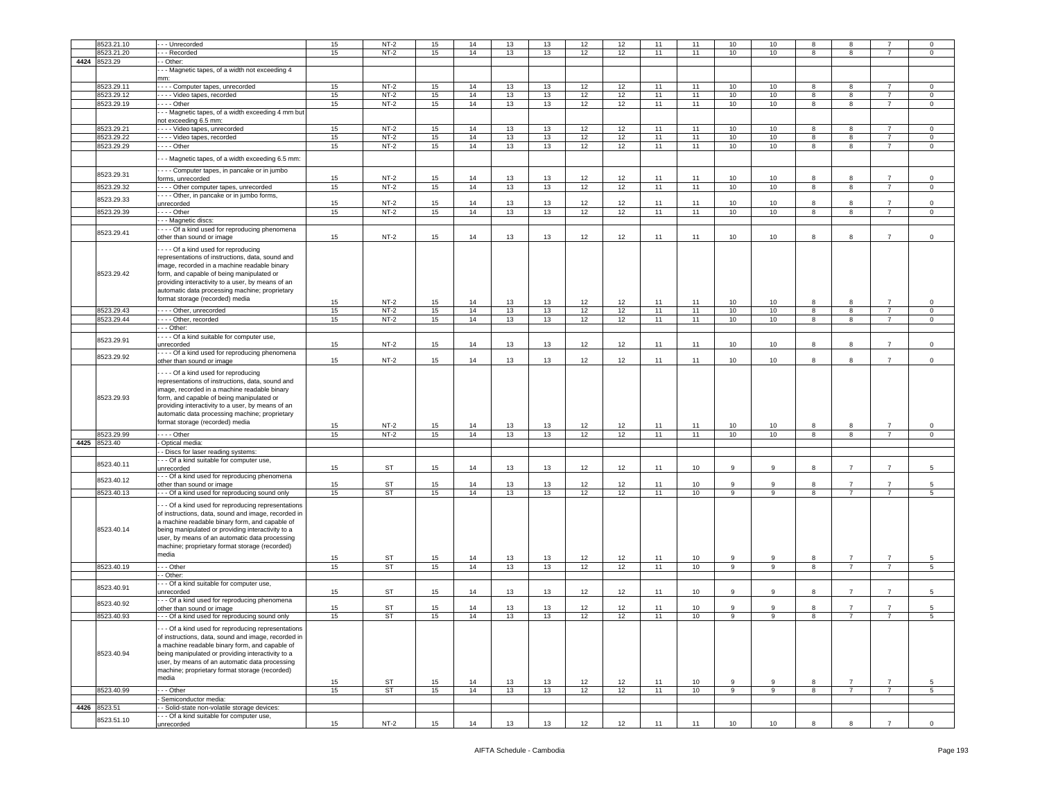| | 8523.21.10 | - - - Unrecorded | 15 | NT-2 | 15 | 14 | 13 | 13 | 12 | 12 | 11 | 11 | 10 | 10 | 8 | 8 | 7 | 0 |
|---|---|---|---|---|---|---|---|---|---|---|---|---|---|---|---|---|---|---|
| | 8523.21.20 | - - - Recorded | 15 | NT-2 | 15 | 14 | 13 | 13 | 12 | 12 | 11 | 11 | 10 | 10 | 8 | 8 | 7 | 0 |
| 4424 | 8523.29 | - - Other: | | | | | | | | | | | | | | | | |
| | | - - - Magnetic tapes, of a width not exceeding 4 mm: | | | | | | | | | | | | | | | | |
| | 8523.29.11 | - - - - Computer tapes, unrecorded | 15 | NT-2 | 15 | 14 | 13 | 13 | 12 | 12 | 11 | 11 | 10 | 10 | 8 | 8 | 7 | 0 |
| | 8523.29.12 | - - - - Video tapes, recorded | 15 | NT-2 | 15 | 14 | 13 | 13 | 12 | 12 | 11 | 11 | 10 | 10 | 8 | 8 | 7 | 0 |
| | 8523.29.19 | - - - - Other | 15 | NT-2 | 15 | 14 | 13 | 13 | 12 | 12 | 11 | 11 | 10 | 10 | 8 | 8 | 7 | 0 |
| | | - - - Magnetic tapes, of a width exceeding 4 mm but not exceeding 6.5 mm: | | | | | | | | | | | | | | | | |
| | 8523.29.21 | - - - - Video tapes, unrecorded | 15 | NT-2 | 15 | 14 | 13 | 13 | 12 | 12 | 11 | 11 | 10 | 10 | 8 | 8 | 7 | 0 |
| | 8523.29.22 | - - - - Video tapes, recorded | 15 | NT-2 | 15 | 14 | 13 | 13 | 12 | 12 | 11 | 11 | 10 | 10 | 8 | 8 | 7 | 0 |
| | 8523.29.29 | - - - - Other | 15 | NT-2 | 15 | 14 | 13 | 13 | 12 | 12 | 11 | 11 | 10 | 10 | 8 | 8 | 7 | 0 |
| | | - - - Magnetic tapes, of a width exceeding 6.5 mm: | | | | | | | | | | | | | | | | |
| | 8523.29.31 | - - - - Computer tapes, in pancake or in jumbo forms, unrecorded | 15 | NT-2 | 15 | 14 | 13 | 13 | 12 | 12 | 11 | 11 | 10 | 10 | 8 | 8 | 7 | 0 |
| | 8523.29.32 | - - - - Other computer tapes, unrecorded | 15 | NT-2 | 15 | 14 | 13 | 13 | 12 | 12 | 11 | 11 | 10 | 10 | 8 | 8 | 7 | 0 |
| | 8523.29.33 | - - - - Other, in pancake or in jumbo forms, unrecorded | 15 | NT-2 | 15 | 14 | 13 | 13 | 12 | 12 | 11 | 11 | 10 | 10 | 8 | 8 | 7 | 0 |
| | 8523.29.39 | - - - - Other | 15 | NT-2 | 15 | 14 | 13 | 13 | 12 | 12 | 11 | 11 | 10 | 10 | 8 | 8 | 7 | 0 |
| | | - - - Magnetic discs: | | | | | | | | | | | | | | | | |
| | 8523.29.41 | - - - - Of a kind used for reproducing phenomena other than sound or image | 15 | NT-2 | 15 | 14 | 13 | 13 | 12 | 12 | 11 | 11 | 10 | 10 | 8 | 8 | 7 | 0 |
| | 8523.29.42 | - - - - Of a kind used for reproducing representations of instructions, data, sound and image, recorded in a machine readable binary form, and capable of being manipulated or providing interactivity to a user, by means of an automatic data processing machine; proprietary format storage (recorded) media | 15 | NT-2 | 15 | 14 | 13 | 13 | 12 | 12 | 11 | 11 | 10 | 10 | 8 | 8 | 7 | 0 |
| | 8523.29.43 | - - - - Other, unrecorded | 15 | NT-2 | 15 | 14 | 13 | 13 | 12 | 12 | 11 | 11 | 10 | 10 | 8 | 8 | 7 | 0 |
| | 8523.29.44 | - - - - Other, recorded | 15 | NT-2 | 15 | 14 | 13 | 13 | 12 | 12 | 11 | 11 | 10 | 10 | 8 | 8 | 7 | 0 |
| | | - - - Other: | | | | | | | | | | | | | | | | |
| | 8523.29.91 | - - - - Of a kind suitable for computer use, unrecorded | 15 | NT-2 | 15 | 14 | 13 | 13 | 12 | 12 | 11 | 11 | 10 | 10 | 8 | 8 | 7 | 0 |
| | 8523.29.92 | - - - - Of a kind used for reproducing phenomena other than sound or image | 15 | NT-2 | 15 | 14 | 13 | 13 | 12 | 12 | 11 | 11 | 10 | 10 | 8 | 8 | 7 | 0 |
| | 8523.29.93 | - - - - Of a kind used for reproducing representations of instructions, data, sound and image, recorded in a machine readable binary form, and capable of being manipulated or providing interactivity to a user, by means of an automatic data processing machine; proprietary format storage (recorded) media | 15 | NT-2 | 15 | 14 | 13 | 13 | 12 | 12 | 11 | 11 | 10 | 10 | 8 | 8 | 7 | 0 |
| | 8523.29.99 | - - - - Other | 15 | NT-2 | 15 | 14 | 13 | 13 | 12 | 12 | 11 | 11 | 10 | 10 | 8 | 8 | 7 | 0 |
| 4425 | 8523.40 | - Optical media: | | | | | | | | | | | | | | | | |
| | | - - Discs for laser reading systems: | | | | | | | | | | | | | | | | |
| | 8523.40.11 | - - - Of a kind suitable for computer use, unrecorded | 15 | ST | 15 | 14 | 13 | 13 | 12 | 12 | 11 | 10 | 9 | 9 | 8 | 7 | 7 | 5 |
| | 8523.40.12 | - - - Of a kind used for reproducing phenomena other than sound or image | 15 | ST | 15 | 14 | 13 | 13 | 12 | 12 | 11 | 10 | 9 | 9 | 8 | 7 | 7 | 5 |
| | 8523.40.13 | - - - Of a kind used for reproducing sound only | 15 | ST | 15 | 14 | 13 | 13 | 12 | 12 | 11 | 10 | 9 | 9 | 8 | 7 | 7 | 5 |
| | 8523.40.14 | - - - Of a kind used for reproducing representations of instructions, data, sound and image, recorded in a machine readable binary form, and capable of being manipulated or providing interactivity to a user, by means of an automatic data processing machine; proprietary format storage (recorded) media | 15 | ST | 15 | 14 | 13 | 13 | 12 | 12 | 11 | 10 | 9 | 9 | 8 | 7 | 7 | 5 |
| | 8523.40.19 | - - - Other | 15 | ST | 15 | 14 | 13 | 13 | 12 | 12 | 11 | 10 | 9 | 9 | 8 | 7 | 7 | 5 |
| | | - - Other: | | | | | | | | | | | | | | | | |
| | 8523.40.91 | - - - Of a kind suitable for computer use, unrecorded | 15 | ST | 15 | 14 | 13 | 13 | 12 | 12 | 11 | 10 | 9 | 9 | 8 | 7 | 7 | 5 |
| | 8523.40.92 | - - - Of a kind used for reproducing phenomena other than sound or image | 15 | ST | 15 | 14 | 13 | 13 | 12 | 12 | 11 | 10 | 9 | 9 | 8 | 7 | 7 | 5 |
| | 8523.40.93 | - - - Of a kind used for reproducing sound only | 15 | ST | 15 | 14 | 13 | 13 | 12 | 12 | 11 | 10 | 9 | 9 | 8 | 7 | 7 | 5 |
| | 8523.40.94 | - - - Of a kind used for reproducing representations of instructions, data, sound and image, recorded in a machine readable binary form, and capable of being manipulated or providing interactivity to a user, by means of an automatic data processing machine; proprietary format storage (recorded) media | 15 | ST | 15 | 14 | 13 | 13 | 12 | 12 | 11 | 10 | 9 | 9 | 8 | 7 | 7 | 5 |
| | 8523.40.99 | - - - Other | 15 | ST | 15 | 14 | 13 | 13 | 12 | 12 | 11 | 10 | 9 | 9 | 8 | 7 | 7 | 5 |
| | | - Semiconductor media: | | | | | | | | | | | | | | | | |
| 4426 | 8523.51 | - - Solid-state non-volatile storage devices: | | | | | | | | | | | | | | | | |
| | 8523.51.10 | - - - Of a kind suitable for computer use, unrecorded | 15 | NT-2 | 15 | 14 | 13 | 13 | 12 | 12 | 11 | 11 | 10 | 10 | 8 | 8 | 7 | 0 |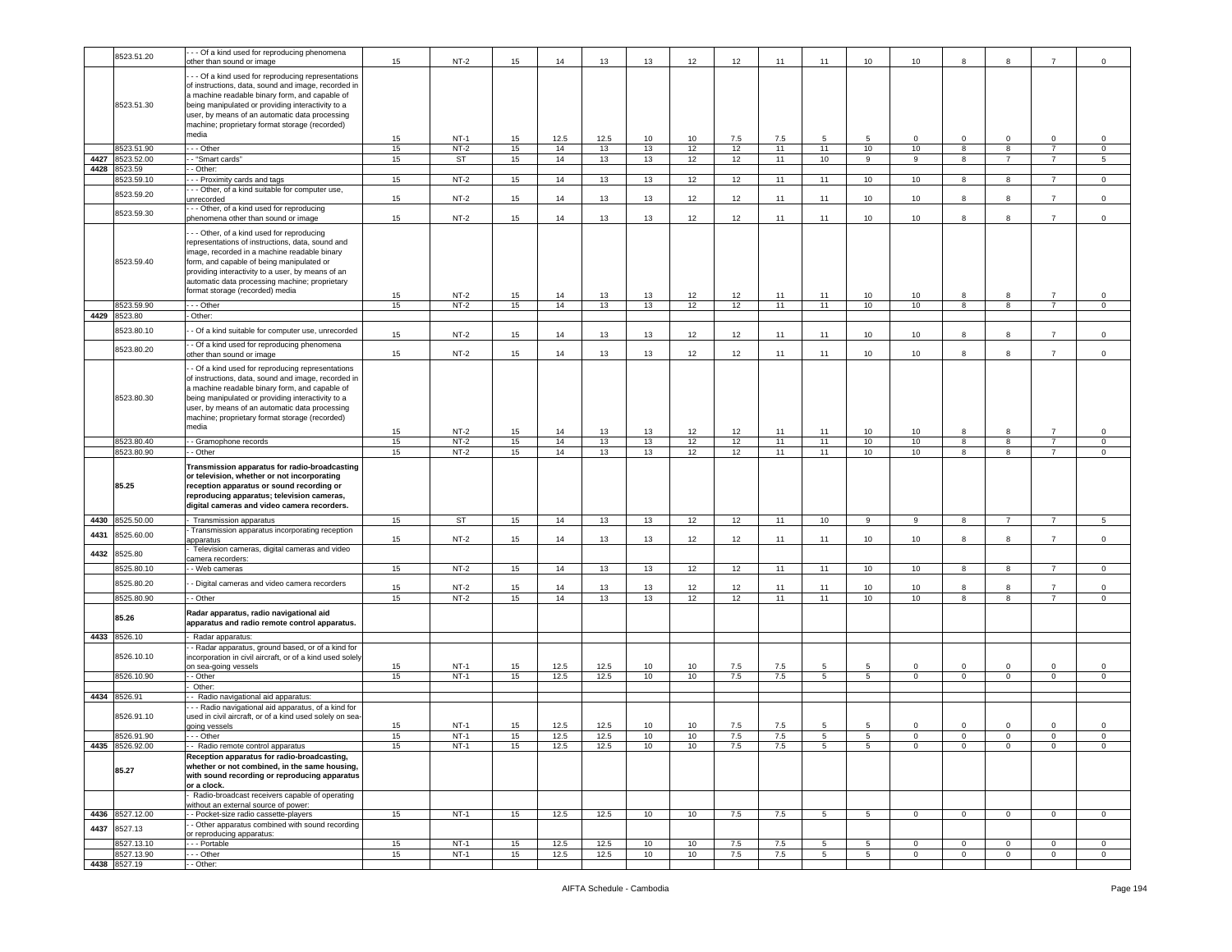| | 8523.51.20 | - - - Of a kind used for reproducing phenomena other than sound or image | 15 | NT-2 | 15 | 14 | 13 | 13 | 12 | 12 | 11 | 11 | 10 | 10 | 8 | 8 | 7 | 0 |
|---|---|---|---|---|---|---|---|---|---|---|---|---|---|---|---|---|---|---|
| | 8523.51.30 | - - - Of a kind used for reproducing representations of instructions, data, sound and image, recorded in a machine readable binary form, and capable of being manipulated or providing interactivity to a user, by means of an automatic data processing machine; proprietary format storage (recorded) media | 15 | NT-1 | 15 | 12.5 | 12.5 | 10 | 10 | 7.5 | 7.5 | 5 | 5 | 0 | 0 | 0 | 0 | 0 |
| | 8523.51.90 | - - - Other | 15 | NT-2 | 15 | 14 | 13 | 13 | 12 | 12 | 11 | 11 | 10 | 10 | 8 | 8 | 7 | 0 |
| 4427 | 8523.52.00 | - - "Smart cards" | 15 | ST | 15 | 14 | 13 | 13 | 12 | 12 | 11 | 10 | 9 | 9 | 8 | 7 | 7 | 5 |
| 4428 | 8523.59 | - - Other: | | | | | | | | | | | | | | | | |
| | 8523.59.10 | - - - Proximity cards and tags | 15 | NT-2 | 15 | 14 | 13 | 13 | 12 | 12 | 11 | 11 | 10 | 10 | 8 | 8 | 7 | 0 |
| | 8523.59.20 | - - - Other, of a kind suitable for computer use, unrecorded | 15 | NT-2 | 15 | 14 | 13 | 13 | 12 | 12 | 11 | 11 | 10 | 10 | 8 | 8 | 7 | 0 |
| | 8523.59.30 | - - - Other, of a kind used for reproducing phenomena other than sound or image | 15 | NT-2 | 15 | 14 | 13 | 13 | 12 | 12 | 11 | 11 | 10 | 10 | 8 | 8 | 7 | 0 |
| | 8523.59.40 | - - - Other, of a kind used for reproducing representations of instructions, data, sound and image, recorded in a machine readable binary form, and capable of being manipulated or providing interactivity to a user, by means of an automatic data processing machine; proprietary format storage (recorded) media | 15 | NT-2 | 15 | 14 | 13 | 13 | 12 | 12 | 11 | 11 | 10 | 10 | 8 | 8 | 7 | 0 |
| | 8523.59.90 | - - - Other | 15 | NT-2 | 15 | 14 | 13 | 13 | 12 | 12 | 11 | 11 | 10 | 10 | 8 | 8 | 7 | 0 |
| 4429 | 8523.80 | - Other: | | | | | | | | | | | | | | | | |
| | 8523.80.10 | - - Of a kind suitable for computer use, unrecorded | 15 | NT-2 | 15 | 14 | 13 | 13 | 12 | 12 | 11 | 11 | 10 | 10 | 8 | 8 | 7 | 0 |
| | 8523.80.20 | - - Of a kind used for reproducing phenomena other than sound or image | 15 | NT-2 | 15 | 14 | 13 | 13 | 12 | 12 | 11 | 11 | 10 | 10 | 8 | 8 | 7 | 0 |
| | 8523.80.30 | - - Of a kind used for reproducing representations of instructions, data, sound and image, recorded in a machine readable binary form, and capable of being manipulated or providing interactivity to a user, by means of an automatic data processing machine; proprietary format storage (recorded) media | 15 | NT-2 | 15 | 14 | 13 | 13 | 12 | 12 | 11 | 11 | 10 | 10 | 8 | 8 | 7 | 0 |
| | 8523.80.40 | - - Gramophone records | 15 | NT-2 | 15 | 14 | 13 | 13 | 12 | 12 | 11 | 11 | 10 | 10 | 8 | 8 | 7 | 0 |
| | 8523.80.90 | - - Other | 15 | NT-2 | 15 | 14 | 13 | 13 | 12 | 12 | 11 | 11 | 10 | 10 | 8 | 8 | 7 | 0 |
| | **85.25** | **Transmission apparatus for radio-broadcasting or television, whether or not incorporating reception apparatus or sound recording or reproducing apparatus; television cameras, digital cameras and video camera recorders.** | | | | | | | | | | | | | | | | |
| 4430 | 8525.50.00 | - Transmission apparatus | 15 | ST | 15 | 14 | 13 | 13 | 12 | 12 | 11 | 10 | 9 | 9 | 8 | 7 | 7 | 5 |
| 4431 | 8525.60.00 | - Transmission apparatus incorporating reception apparatus | 15 | NT-2 | 15 | 14 | 13 | 13 | 12 | 12 | 11 | 11 | 10 | 10 | 8 | 8 | 7 | 0 |
| 4432 | 8525.80 | - Television cameras, digital cameras and video camera recorders: | | | | | | | | | | | | | | | | |
| | 8525.80.10 | - - Web cameras | 15 | NT-2 | 15 | 14 | 13 | 13 | 12 | 12 | 11 | 11 | 10 | 10 | 8 | 8 | 7 | 0 |
| | 8525.80.20 | - - Digital cameras and video camera recorders | 15 | NT-2 | 15 | 14 | 13 | 13 | 12 | 12 | 11 | 11 | 10 | 10 | 8 | 8 | 7 | 0 |
| | 8525.80.90 | - - Other | 15 | NT-2 | 15 | 14 | 13 | 13 | 12 | 12 | 11 | 11 | 10 | 10 | 8 | 8 | 7 | 0 |
| | **85.26** | **Radar apparatus, radio navigational aid apparatus and radio remote control apparatus.** | | | | | | | | | | | | | | | | |
| 4433 | 8526.10 | - Radar apparatus: | | | | | | | | | | | | | | | | |
| | 8526.10.10 | - - Radar apparatus, ground based, or of a kind for incorporation in civil aircraft, or of a kind used solely on sea-going vessels | 15 | NT-1 | 15 | 12.5 | 12.5 | 10 | 10 | 7.5 | 7.5 | 5 | 5 | 0 | 0 | 0 | 0 | 0 |
| | 8526.10.90 | - - Other | 15 | NT-1 | 15 | 12.5 | 12.5 | 10 | 10 | 7.5 | 7.5 | 5 | 5 | 0 | 0 | 0 | 0 | 0 |
| | | - Other: | | | | | | | | | | | | | | | | |
| 4434 | 8526.91 | - - Radio navigational aid apparatus: | | | | | | | | | | | | | | | | |
| | 8526.91.10 | - - - Radio navigational aid apparatus, of a kind for used in civil aircraft, or of a kind used solely on sea-going vessels | 15 | NT-1 | 15 | 12.5 | 12.5 | 10 | 10 | 7.5 | 7.5 | 5 | 5 | 0 | 0 | 0 | 0 | 0 |
| | 8526.91.90 | - - - Other | 15 | NT-1 | 15 | 12.5 | 12.5 | 10 | 10 | 7.5 | 7.5 | 5 | 5 | 0 | 0 | 0 | 0 | 0 |
| 4435 | 8526.92.00 | - - Radio remote control apparatus | 15 | NT-1 | 15 | 12.5 | 12.5 | 10 | 10 | 7.5 | 7.5 | 5 | 5 | 0 | 0 | 0 | 0 | 0 |
| | **85.27** | **Reception apparatus for radio-broadcasting, whether or not combined, in the same housing, with sound recording or reproducing apparatus or a clock.** | | | | | | | | | | | | | | | | |
| | | - Radio-broadcast receivers capable of operating without an external source of power: | | | | | | | | | | | | | | | | |
| 4436 | 8527.12.00 | - - Pocket-size radio cassette-players | 15 | NT-1 | 15 | 12.5 | 12.5 | 10 | 10 | 7.5 | 7.5 | 5 | 5 | 0 | 0 | 0 | 0 | 0 |
| 4437 | 8527.13 | - - Other apparatus combined with sound recording or reproducing apparatus: | | | | | | | | | | | | | | | | |
| | 8527.13.10 | - - - Portable | 15 | NT-1 | 15 | 12.5 | 12.5 | 10 | 10 | 7.5 | 7.5 | 5 | 5 | 0 | 0 | 0 | 0 | 0 |
| | 8527.13.90 | - - - Other | 15 | NT-1 | 15 | 12.5 | 12.5 | 10 | 10 | 7.5 | 7.5 | 5 | 5 | 0 | 0 | 0 | 0 | 0 |
| 4438 | 8527.19 | - - Other: | | | | | | | | | | | | | | | | |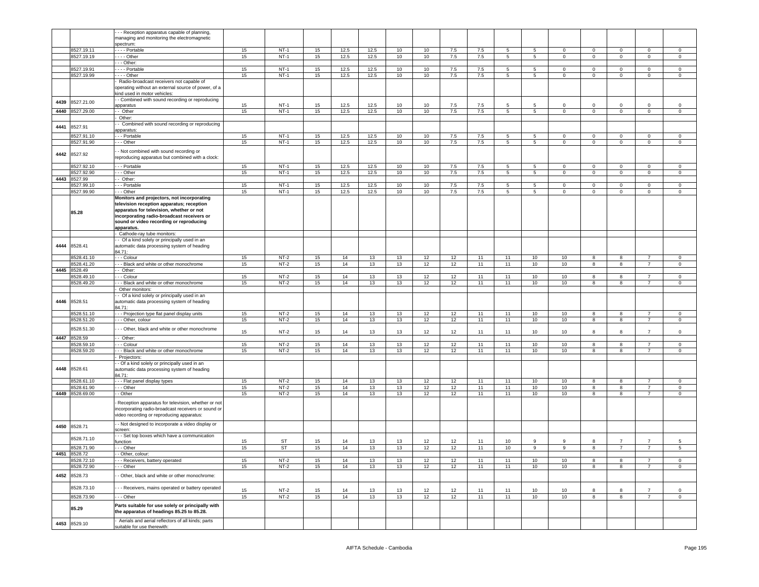| | | | | | | | | | | | | | | | | | |
|---|---|---|---|---|---|---|---|---|---|---|---|---|---|---|---|---|---|
| | | - - - Reception apparatus capable of planning, managing and monitoring the electromagnetic spectrum: | | | | | | | | | | | | | | | |
| | 8527.19.11 | - - - - Portable | 15 | NT-1 | 15 | 12.5 | 12.5 | 10 | 10 | 7.5 | 7.5 | 5 | 5 | 0 | 0 | 0 | 0 | 0 |
| | 8527.19.19 | - - - - Other | 15 | NT-1 | 15 | 12.5 | 12.5 | 10 | 10 | 7.5 | 7.5 | 5 | 5 | 0 | 0 | 0 | 0 | 0 |
| | | - - - Other: | | | | | | | | | | | | | | | |
| | 8527.19.91 | - - - - Portable | 15 | NT-1 | 15 | 12.5 | 12.5 | 10 | 10 | 7.5 | 7.5 | 5 | 5 | 0 | 0 | 0 | 0 | 0 |
| | 8527.19.99 | - - - - Other | 15 | NT-1 | 15 | 12.5 | 12.5 | 10 | 10 | 7.5 | 7.5 | 5 | 5 | 0 | 0 | 0 | 0 | 0 |
| | | - Radio-broadcast receivers not capable of operating without an external source of power, of a kind used in motor vehicles: | | | | | | | | | | | | | | | |
| 4439 | 8527.21.00 | - - Combined with sound recording or reproducing apparatus | 15 | NT-1 | 15 | 12.5 | 12.5 | 10 | 10 | 7.5 | 7.5 | 5 | 5 | 0 | 0 | 0 | 0 | 0 |
| 4440 | 8527.29.00 | - - Other | 15 | NT-1 | 15 | 12.5 | 12.5 | 10 | 10 | 7.5 | 7.5 | 5 | 5 | 0 | 0 | 0 | 0 | 0 |
| | | - Other: | | | | | | | | | | | | | | | |
| 4441 | 8527.91 | - - Combined with sound recording or reproducing apparatus: | | | | | | | | | | | | | | | |
| | 8527.91.10 | - - - Portable | 15 | NT-1 | 15 | 12.5 | 12.5 | 10 | 10 | 7.5 | 7.5 | 5 | 5 | 0 | 0 | 0 | 0 | 0 |
| | 8527.91.90 | - - - Other | 15 | NT-1 | 15 | 12.5 | 12.5 | 10 | 10 | 7.5 | 7.5 | 5 | 5 | 0 | 0 | 0 | 0 | 0 |
| 4442 | 8527.92 | - - Not combined with sound recording or reproducing apparatus but combined with a clock: | | | | | | | | | | | | | | | |
| | 8527.92.10 | - - - Portable | 15 | NT-1 | 15 | 12.5 | 12.5 | 10 | 10 | 7.5 | 7.5 | 5 | 5 | 0 | 0 | 0 | 0 | 0 |
| | 8527.92.90 | - - - Other | 15 | NT-1 | 15 | 12.5 | 12.5 | 10 | 10 | 7.5 | 7.5 | 5 | 5 | 0 | 0 | 0 | 0 | 0 |
| 4443 | 8527.99 | - - Other: | | | | | | | | | | | | | | | |
| | 8527.99.10 | - - - Portable | 15 | NT-1 | 15 | 12.5 | 12.5 | 10 | 10 | 7.5 | 7.5 | 5 | 5 | 0 | 0 | 0 | 0 | 0 |
| | 8527.99.90 | - - - Other | 15 | NT-1 | 15 | 12.5 | 12.5 | 10 | 10 | 7.5 | 7.5 | 5 | 5 | 0 | 0 | 0 | 0 | 0 |
| | **85.28** | **Monitors and projectors, not incorporating television reception apparatus; reception apparatus for television, whether or not incorporating radio-broadcast receivers or sound or video recording or reproducing apparatus.** | | | | | | | | | | | | | | | |
| | | - Cathode-ray tube monitors: | | | | | | | | | | | | | | | |
| 4444 | 8528.41 | - - Of a kind solely or principally used in an automatic data processing system of heading 84.71: | | | | | | | | | | | | | | | |
| | 8528.41.10 | - - - Colour | 15 | NT-2 | 15 | 14 | 13 | 13 | 12 | 12 | 11 | 11 | 10 | 10 | 8 | 8 | 7 | 0 |
| | 8528.41.20 | - - - Black and white or other monochrome | 15 | NT-2 | 15 | 14 | 13 | 13 | 12 | 12 | 11 | 11 | 10 | 10 | 8 | 8 | 7 | 0 |
| 4445 | 8528.49 | - - Other: | | | | | | | | | | | | | | | |
| | 8528.49.10 | - - - Colour | 15 | NT-2 | 15 | 14 | 13 | 13 | 12 | 12 | 11 | 11 | 10 | 10 | 8 | 8 | 7 | 0 |
| | 8528.49.20 | - - - Black and white or other monochrome | 15 | NT-2 | 15 | 14 | 13 | 13 | 12 | 12 | 11 | 11 | 10 | 10 | 8 | 8 | 7 | 0 |
| | | - Other monitors: | | | | | | | | | | | | | | | |
| 4446 | 8528.51 | - - Of a kind solely or principally used in an automatic data processing system of heading 84.71: | | | | | | | | | | | | | | | |
| | 8528.51.10 | - - - Projection type flat panel display units | 15 | NT-2 | 15 | 14 | 13 | 13 | 12 | 12 | 11 | 11 | 10 | 10 | 8 | 8 | 7 | 0 |
| | 8528.51.20 | - - - Other, colour | 15 | NT-2 | 15 | 14 | 13 | 13 | 12 | 12 | 11 | 11 | 10 | 10 | 8 | 8 | 7 | 0 |
| | 8528.51.30 | - - - Other, black and white or other monochrome | 15 | NT-2 | 15 | 14 | 13 | 13 | 12 | 12 | 11 | 11 | 10 | 10 | 8 | 8 | 7 | 0 |
| 4447 | 8528.59 | - - Other: | | | | | | | | | | | | | | | |
| | 8528.59.10 | - - - Colour | 15 | NT-2 | 15 | 14 | 13 | 13 | 12 | 12 | 11 | 11 | 10 | 10 | 8 | 8 | 7 | 0 |
| | 8528.59.20 | - - - Black and white or other monochrome | 15 | NT-2 | 15 | 14 | 13 | 13 | 12 | 12 | 11 | 11 | 10 | 10 | 8 | 8 | 7 | 0 |
| | | - Projectors: | | | | | | | | | | | | | | | |
| 4448 | 8528.61 | - - Of a kind solely or principally used in an automatic data processing system of heading 84.71: | | | | | | | | | | | | | | | |
| | 8528.61.10 | - - - Flat panel display types | 15 | NT-2 | 15 | 14 | 13 | 13 | 12 | 12 | 11 | 11 | 10 | 10 | 8 | 8 | 7 | 0 |
| | 8528.61.90 | - - - Other | 15 | NT-2 | 15 | 14 | 13 | 13 | 12 | 12 | 11 | 11 | 10 | 10 | 8 | 8 | 7 | 0 |
| 4449 | 8528.69.00 | - - Other | 15 | NT-2 | 15 | 14 | 13 | 13 | 12 | 12 | 11 | 11 | 10 | 10 | 8 | 8 | 7 | 0 |
| | | - Reception apparatus for television, whether or not incorporating radio-broadcast receivers or sound or video recording or reproducing apparatus: | | | | | | | | | | | | | | | |
| 4450 | 8528.71 | - - Not designed to incorporate a video display or screen: | | | | | | | | | | | | | | | |
| | 8528.71.10 | - - - Set top boxes which have a communication function | 15 | ST | 15 | 14 | 13 | 13 | 12 | 12 | 11 | 10 | 9 | 9 | 8 | 7 | 7 | 5 |
| | 8528.71.90 | - - - Other | 15 | ST | 15 | 14 | 13 | 13 | 12 | 12 | 11 | 10 | 9 | 9 | 8 | 7 | 7 | 5 |
| 4451 | 8528.72 | - - Other, colour: | | | | | | | | | | | | | | | |
| | 8528.72.10 | - - - Receivers, battery operated | 15 | NT-2 | 15 | 14 | 13 | 13 | 12 | 12 | 11 | 11 | 10 | 10 | 8 | 8 | 7 | 0 |
| | 8528.72.90 | - - - Other | 15 | NT-2 | 15 | 14 | 13 | 13 | 12 | 12 | 11 | 11 | 10 | 10 | 8 | 8 | 7 | 0 |
| 4452 | 8528.73 | - - Other, black and white or other monochrome: | | | | | | | | | | | | | | | |
| | 8528.73.10 | - - - Receivers, mains operated or battery operated | 15 | NT-2 | 15 | 14 | 13 | 13 | 12 | 12 | 11 | 11 | 10 | 10 | 8 | 8 | 7 | 0 |
| | 8528.73.90 | - - - Other | 15 | NT-2 | 15 | 14 | 13 | 13 | 12 | 12 | 11 | 11 | 10 | 10 | 8 | 8 | 7 | 0 |
| | **85.29** | **Parts suitable for use solely or principally with the apparatus of headings 85.25 to 85.28.** | | | | | | | | | | | | | | | |
| 4453 | 8529.10 | - Aerials and aerial reflectors of all kinds; parts suitable for use therewith: | | | | | | | | | | | | | | | |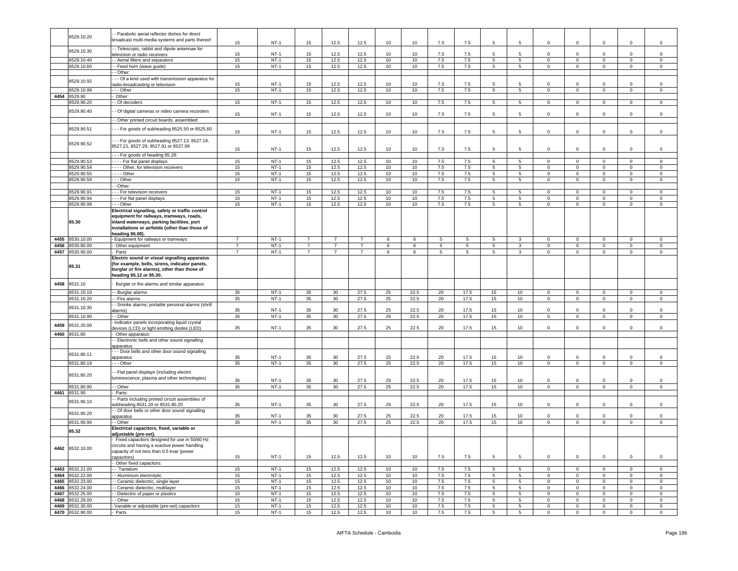|  | 8529.10.20 | - - Parabolic aerial reflector dishes for direct broadcast multi-media systems and parts thereof | 15 | NT-1 | 15 | 12.5 | 12.5 | 10 | 10 | 7.5 | 7.5 | 5 | 5 | 0 | 0 | 0 | 0 | 0 |
|---|---|---|---|---|---|---|---|---|---|---|---|---|---|---|---|---|---|---|
|  | 8529.10.30 | - - Telescopic, rabbit and dipole antennae for television or radio receivers | 15 | NT-1 | 15 | 12.5 | 12.5 | 10 | 10 | 7.5 | 7.5 | 5 | 5 | 0 | 0 | 0 | 0 | 0 |
|  | 8529.10.40 | - - Aerial filters and separators | 15 | NT-1 | 15 | 12.5 | 12.5 | 10 | 10 | 7.5 | 7.5 | 5 | 5 | 0 | 0 | 0 | 0 | 0 |
|  | 8529.10.60 | - - Feed horn (wave guide) | 15 | NT-1 | 15 | 12.5 | 12.5 | 10 | 10 | 7.5 | 7.5 | 5 | 5 | 0 | 0 | 0 | 0 | 0 |
|  |  | - - Other: |  |  |  |  |  |  |  |  |  |  |  |  |  |  |  |  |
|  | 8529.10.92 | - - - Of a kind used with transmission apparatus for radio-broadcasting or television | 15 | NT-1 | 15 | 12.5 | 12.5 | 10 | 10 | 7.5 | 7.5 | 5 | 5 | 0 | 0 | 0 | 0 | 0 |
|  | 8529.10.99 | - - - Other | 15 | NT-1 | 15 | 12.5 | 12.5 | 10 | 10 | 7.5 | 7.5 | 5 | 5 | 0 | 0 | 0 | 0 | 0 |
| 4454 | 8529.90 | - Other: |  |  |  |  |  |  |  |  |  |  |  |  |  |  |  |  |
|  | 8529.90.20 | - - Of decoders | 15 | NT-1 | 15 | 12.5 | 12.5 | 10 | 10 | 7.5 | 7.5 | 5 | 5 | 0 | 0 | 0 | 0 | 0 |
|  | 8529.90.40 | - - Of digital cameras or video camera recorders | 15 | NT-1 | 15 | 12.5 | 12.5 | 10 | 10 | 7.5 | 7.5 | 5 | 5 | 0 | 0 | 0 | 0 | 0 |
|  |  | - - Other printed circuit boards, assembled: |  |  |  |  |  |  |  |  |  |  |  |  |  |  |  |  |
|  | 8529.90.51 | - - - For goods of subheading 8525.50 or 8525.60 | 15 | NT-1 | 15 | 12.5 | 12.5 | 10 | 10 | 7.5 | 7.5 | 5 | 5 | 0 | 0 | 0 | 0 | 0 |
|  | 8529.90.52 | - - - For goods of subheading 8527.13, 8527.19, 8527.21, 8527.29, 8527.91 or 8527.99 | 15 | NT-1 | 15 | 12.5 | 12.5 | 10 | 10 | 7.5 | 7.5 | 5 | 5 | 0 | 0 | 0 | 0 | 0 |
|  |  | - - - For goods of heading 85.28: |  |  |  |  |  |  |  |  |  |  |  |  |  |  |  |  |
|  | 8529.90.53 | - - - - For flat panel displays | 15 | NT-1 | 15 | 12.5 | 12.5 | 10 | 10 | 7.5 | 7.5 | 5 | 5 | 0 | 0 | 0 | 0 | 0 |
|  | 8529.90.54 | - - - - Other, for television receivers | 15 | NT-1 | 15 | 12.5 | 12.5 | 10 | 10 | 7.5 | 7.5 | 5 | 5 | 0 | 0 | 0 | 0 | 0 |
|  | 8529.90.55 | - - - - Other | 15 | NT-1 | 15 | 12.5 | 12.5 | 10 | 10 | 7.5 | 7.5 | 5 | 5 | 0 | 0 | 0 | 0 | 0 |
|  | 8529.90.59 | - - - Other | 15 | NT-1 | 15 | 12.5 | 12.5 | 10 | 10 | 7.5 | 7.5 | 5 | 5 | 0 | 0 | 0 | 0 | 0 |
|  |  | - - Other: |  |  |  |  |  |  |  |  |  |  |  |  |  |  |  |  |
|  | 8529.90.91 | - - - For television receivers | 15 | NT-1 | 15 | 12.5 | 12.5 | 10 | 10 | 7.5 | 7.5 | 5 | 5 | 0 | 0 | 0 | 0 | 0 |
|  | 8529.90.94 | - - - For flat panel displays | 15 | NT-1 | 15 | 12.5 | 12.5 | 10 | 10 | 7.5 | 7.5 | 5 | 5 | 0 | 0 | 0 | 0 | 0 |
|  | 8529.90.99 | - - - Other | 15 | NT-1 | 15 | 12.5 | 12.5 | 10 | 10 | 7.5 | 7.5 | 5 | 5 | 0 | 0 | 0 | 0 | 0 |
|  | 85.30 | **Electrical signalling, safety or traffic control equipment for railways, tramways, roads, inland waterways, parking facilities, port installations or airfields (other than those of heading 86.08).** |  |  |  |  |  |  |  |  |  |  |  |  |  |  |  |  |
| 4455 | 8530.10.00 | - Equipment for railways or tramways | 7 | NT-1 | 7 | 7 | 7 | 6 | 6 | 5 | 5 | 5 | 3 | 0 | 0 | 0 | 0 | 0 |
| 4456 | 8530.80.00 | - Other equipment | 7 | NT-1 | 7 | 7 | 7 | 6 | 6 | 5 | 5 | 5 | 3 | 0 | 0 | 0 | 0 | 0 |
| 4457 | 8530.90.00 | - Parts | 7 | NT-1 | 7 | 7 | 7 | 6 | 6 | 5 | 5 | 5 | 3 | 0 | 0 | 0 | 0 | 0 |
|  | 85.31 | **Electric sound or visual signalling apparatus (for example, bells, sirens, indicator panels, burglar or fire alarms), other than those of heading 85.12 or 85.30.** |  |  |  |  |  |  |  |  |  |  |  |  |  |  |  |  |
| 4458 | 8531.10 | - Burglar or fire alarms and similar apparatus: |  |  |  |  |  |  |  |  |  |  |  |  |  |  |  |  |
|  | 8531.10.10 | - - Burglar alarms | 35 | NT-1 | 35 | 30 | 27.5 | 25 | 22.5 | 20 | 17.5 | 15 | 10 | 0 | 0 | 0 | 0 | 0 |
|  | 8531.10.20 | - - Fire alarms | 35 | NT-1 | 35 | 30 | 27.5 | 25 | 22.5 | 20 | 17.5 | 15 | 10 | 0 | 0 | 0 | 0 | 0 |
|  | 8531.10.30 | - - Smoke alarms; portable personal alarms (shrill alarms) | 35 | NT-1 | 35 | 30 | 27.5 | 25 | 22.5 | 20 | 17.5 | 15 | 10 | 0 | 0 | 0 | 0 | 0 |
|  | 8531.10.90 | - - Other | 35 | NT-1 | 35 | 30 | 27.5 | 25 | 22.5 | 20 | 17.5 | 15 | 10 | 0 | 0 | 0 | 0 | 0 |
| 4459 | 8531.20.00 | - Indicator panels incorporating liquid crystal devices (LCD) or light emitting diodes (LED) | 35 | NT-1 | 35 | 30 | 27.5 | 25 | 22.5 | 20 | 17.5 | 15 | 10 | 0 | 0 | 0 | 0 | 0 |
| 4460 | 8531.80 | - Other apparatus: |  |  |  |  |  |  |  |  |  |  |  |  |  |  |  |  |
|  |  | - - Electronic bells and other sound signalling apparatus: |  |  |  |  |  |  |  |  |  |  |  |  |  |  |  |  |
|  | 8531.80.11 | - - - Door bells and other door sound signalling apparatus | 35 | NT-1 | 35 | 30 | 27.5 | 25 | 22.5 | 20 | 17.5 | 15 | 10 | 0 | 0 | 0 | 0 | 0 |
|  | 8531.80.19 | - - - Other | 35 | NT-1 | 35 | 30 | 27.5 | 25 | 22.5 | 20 | 17.5 | 15 | 10 | 0 | 0 | 0 | 0 | 0 |
|  | 8531.80.20 | - - Flat panel displays (including electro luminescence, plasma and other technologies) | 35 | NT-1 | 35 | 30 | 27.5 | 25 | 22.5 | 20 | 17.5 | 15 | 10 | 0 | 0 | 0 | 0 | 0 |
|  | 8531.80.90 | - - Other | 35 | NT-1 | 35 | 30 | 27.5 | 25 | 22.5 | 20 | 17.5 | 15 | 10 | 0 | 0 | 0 | 0 | 0 |
| 4461 | 8531.90 | - Parts: |  |  |  |  |  |  |  |  |  |  |  |  |  |  |  |  |
|  | 8531.90.10 | - - Parts including printed circuit assemblies of subheading 8531.20 or 8531.80.20 | 35 | NT-1 | 35 | 30 | 27.5 | 25 | 22.5 | 20 | 17.5 | 15 | 10 | 0 | 0 | 0 | 0 | 0 |
|  | 8531.90.20 | - - Of door bells or other door sound signalling apparatus | 35 | NT-1 | 35 | 30 | 27.5 | 25 | 22.5 | 20 | 17.5 | 15 | 10 | 0 | 0 | 0 | 0 | 0 |
|  | 8531.90.90 | - - Other | 35 | NT-1 | 35 | 30 | 27.5 | 25 | 22.5 | 20 | 17.5 | 15 | 10 | 0 | 0 | 0 | 0 | 0 |
|  | 85.32 | **Electrical capacitors, fixed, variable or adjustable (pre-set).** |  |  |  |  |  |  |  |  |  |  |  |  |  |  |  |  |
| 4462 | 8532.10.00 | - Fixed capacitors designed for use in 50/60 Hz circuits and having a reactive power handling capacity of not less than 0.5 kvar (power capacitors) | 15 | NT-1 | 15 | 12.5 | 12.5 | 10 | 10 | 7.5 | 7.5 | 5 | 5 | 0 | 0 | 0 | 0 | 0 |
|  |  | - Other fixed capacitors: |  |  |  |  |  |  |  |  |  |  |  |  |  |  |  |  |
| 4463 | 8532.21.00 | - - Tantalum | 15 | NT-1 | 15 | 12.5 | 12.5 | 10 | 10 | 7.5 | 7.5 | 5 | 5 | 0 | 0 | 0 | 0 | 0 |
| 4464 | 8532.22.00 | - - Aluminium electrolytic | 15 | NT-1 | 15 | 12.5 | 12.5 | 10 | 10 | 7.5 | 7.5 | 5 | 5 | 0 | 0 | 0 | 0 | 0 |
| 4465 | 8532.23.00 | - - Ceramic dielectric, single layer | 15 | NT-1 | 15 | 12.5 | 12.5 | 10 | 10 | 7.5 | 7.5 | 5 | 5 | 0 | 0 | 0 | 0 | 0 |
| 4466 | 8532.24.00 | - - Ceramic dielectric, multilayer | 15 | NT-1 | 15 | 12.5 | 12.5 | 10 | 10 | 7.5 | 7.5 | 5 | 5 | 0 | 0 | 0 | 0 | 0 |
| 4467 | 8532.25.00 | - - Dielectric of paper or plastics | 15 | NT-1 | 15 | 12.5 | 12.5 | 10 | 10 | 7.5 | 7.5 | 5 | 5 | 0 | 0 | 0 | 0 | 0 |
| 4468 | 8532.29.00 | - - Other | 15 | NT-1 | 15 | 12.5 | 12.5 | 10 | 10 | 7.5 | 7.5 | 5 | 5 | 0 | 0 | 0 | 0 | 0 |
| 4469 | 8532.30.00 | - Variable or adjustable (pre-set) capacitors | 15 | NT-1 | 15 | 12.5 | 12.5 | 10 | 10 | 7.5 | 7.5 | 5 | 5 | 0 | 0 | 0 | 0 | 0 |
| 4470 | 8532.90.00 | - Parts | 15 | NT-1 | 15 | 12.5 | 12.5 | 10 | 10 | 7.5 | 7.5 | 5 | 5 | 0 | 0 | 0 | 0 | 0 |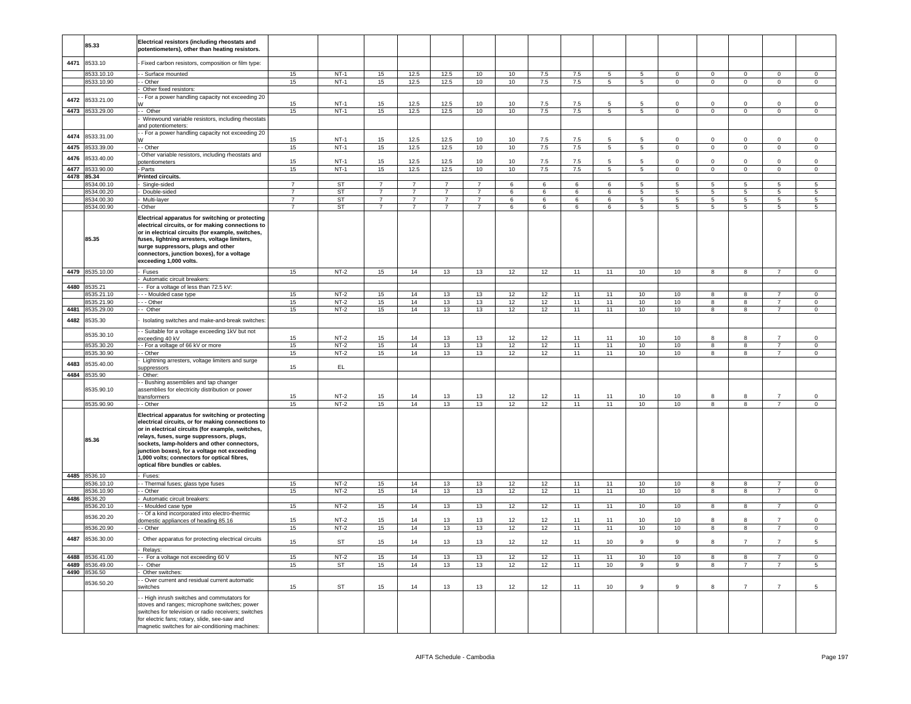| | 85.33 | Electrical resistors (including rheostats and potentiometers), other than heating resistors. | | | | | | | | | | | | | | | | |
|---|---|---|---|---|---|---|---|---|---|---|---|---|---|---|---|---|---|---|
| 4471 | 8533.10 | - Fixed carbon resistors, composition or film type: | | | | | | | | | | | | | | | | |
| | 8533.10.10 | - - Surface mounted | 15 | NT-1 | 15 | 12.5 | 12.5 | 10 | 10 | 7.5 | 7.5 | 5 | 5 | 0 | 0 | 0 | 0 | 0 |
| | 8533.10.90 | - - Other | 15 | NT-1 | 15 | 12.5 | 12.5 | 10 | 10 | 7.5 | 7.5 | 5 | 5 | 0 | 0 | 0 | 0 | 0 |
| | | - Other fixed resistors: | | | | | | | | | | | | | | | | |
| 4472 | 8533.21.00 | - - For a power handling capacity not exceeding 20 W | 15 | NT-1 | 15 | 12.5 | 12.5 | 10 | 10 | 7.5 | 7.5 | 5 | 5 | 0 | 0 | 0 | 0 | 0 |
| 4473 | 8533.29.00 | - - Other | 15 | NT-1 | 15 | 12.5 | 12.5 | 10 | 10 | 7.5 | 7.5 | 5 | 5 | 0 | 0 | 0 | 0 | 0 |
| | | - Wirewound variable resistors, including rheostats and potentiometers: | | | | | | | | | | | | | | | | |
| 4474 | 8533.31.00 | - - For a power handling capacity not exceeding 20 W | 15 | NT-1 | 15 | 12.5 | 12.5 | 10 | 10 | 7.5 | 7.5 | 5 | 5 | 0 | 0 | 0 | 0 | 0 |
| 4475 | 8533.39.00 | - - Other | 15 | NT-1 | 15 | 12.5 | 12.5 | 10 | 10 | 7.5 | 7.5 | 5 | 5 | 0 | 0 | 0 | 0 | 0 |
| 4476 | 8533.40.00 | - Other variable resistors, including rheostats and potentiometers | 15 | NT-1 | 15 | 12.5 | 12.5 | 10 | 10 | 7.5 | 7.5 | 5 | 5 | 0 | 0 | 0 | 0 | 0 |
| 4477 | 8533.90.00 | - Parts | 15 | NT-1 | 15 | 12.5 | 12.5 | 10 | 10 | 7.5 | 7.5 | 5 | 5 | 0 | 0 | 0 | 0 | 0 |
| 4478 | 85.34 | Printed circuits. | | | | | | | | | | | | | | | | |
| | 8534.00.10 | - Single-sided | 7 | ST | 7 | 7 | 7 | 7 | 6 | 6 | 6 | 6 | 5 | 5 | 5 | 5 | 5 | 5 |
| | 8534.00.20 | - Double-sided | 7 | ST | 7 | 7 | 7 | 7 | 6 | 6 | 6 | 6 | 5 | 5 | 5 | 5 | 5 | 5 |
| | 8534.00.30 | - Multi-layer | 7 | ST | 7 | 7 | 7 | 7 | 6 | 6 | 6 | 6 | 5 | 5 | 5 | 5 | 5 | 5 |
| | 8534.00.90 | - Other | 7 | ST | 7 | 7 | 7 | 7 | 6 | 6 | 6 | 6 | 5 | 5 | 5 | 5 | 5 | 5 |
| | 85.35 | Electrical apparatus for switching or protecting electrical circuits, or for making connections to or in electrical circuits (for example, switches, fuses, lightning arresters, voltage limiters, surge suppressors, plugs and other connectors, junction boxes), for a voltage exceeding 1,000 volts. | | | | | | | | | | | | | | | | |
| 4479 | 8535.10.00 | - Fuses | 15 | NT-2 | 15 | 14 | 13 | 13 | 12 | 12 | 11 | 11 | 10 | 10 | 8 | 8 | 7 | 0 |
| | | - Automatic circuit breakers: | | | | | | | | | | | | | | | | |
| 4480 | 8535.21 | - - For a voltage of less than 72.5 kV: | | | | | | | | | | | | | | | | |
| | 8535.21.10 | - - - Moulded case type | 15 | NT-2 | 15 | 14 | 13 | 13 | 12 | 12 | 11 | 11 | 10 | 10 | 8 | 8 | 7 | 0 |
| | 8535.21.90 | - - - Other | 15 | NT-2 | 15 | 14 | 13 | 13 | 12 | 12 | 11 | 11 | 10 | 10 | 8 | 8 | 7 | 0 |
| 4481 | 8535.29.00 | - - Other | 15 | NT-2 | 15 | 14 | 13 | 13 | 12 | 12 | 11 | 11 | 10 | 10 | 8 | 8 | 7 | 0 |
| 4482 | 8535.30 | - Isolating switches and make-and-break switches: | | | | | | | | | | | | | | | | |
| | 8535.30.10 | - - Suitable for a voltage exceeding 1kV but not exceeding 40 kV | 15 | NT-2 | 15 | 14 | 13 | 13 | 12 | 12 | 11 | 11 | 10 | 10 | 8 | 8 | 7 | 0 |
| | 8535.30.20 | - - For a voltage of 66 kV or more | 15 | NT-2 | 15 | 14 | 13 | 13 | 12 | 12 | 11 | 11 | 10 | 10 | 8 | 8 | 7 | 0 |
| | 8535.30.90 | - - Other | 15 | NT-2 | 15 | 14 | 13 | 13 | 12 | 12 | 11 | 11 | 10 | 10 | 8 | 8 | 7 | 0 |
| 4483 | 8535.40.00 | - Lightning arresters, voltage limiters and surge suppressors | 15 | EL | | | | | | | | | | | | | | |
| 4484 | 8535.90 | - Other: | | | | | | | | | | | | | | | | |
| | 8535.90.10 | - - Bushing assemblies and tap changer assemblies for electricity distribution or power transformers | 15 | NT-2 | 15 | 14 | 13 | 13 | 12 | 12 | 11 | 11 | 10 | 10 | 8 | 8 | 7 | 0 |
| | 8535.90.90 | - - Other | 15 | NT-2 | 15 | 14 | 13 | 13 | 12 | 12 | 11 | 11 | 10 | 10 | 8 | 8 | 7 | 0 |
| | 85.36 | Electrical apparatus for switching or protecting electrical circuits, or for making connections to or in electrical circuits (for example, switches, relays, fuses, surge suppressors, plugs, sockets, lamp-holders and other connectors, junction boxes), for a voltage not exceeding 1,000 volts; connectors for optical fibres, optical fibre bundles or cables. | | | | | | | | | | | | | | | | |
| 4485 | 8536.10 | - Fuses: | | | | | | | | | | | | | | | | |
| | 8536.10.10 | - - Thermal fuses; glass type fuses | 15 | NT-2 | 15 | 14 | 13 | 13 | 12 | 12 | 11 | 11 | 10 | 10 | 8 | 8 | 7 | 0 |
| | 8536.10.90 | - - Other | 15 | NT-2 | 15 | 14 | 13 | 13 | 12 | 12 | 11 | 11 | 10 | 10 | 8 | 8 | 7 | 0 |
| 4486 | 8536.20 | - Automatic circuit breakers: | | | | | | | | | | | | | | | | |
| | 8536.20.10 | - - Moulded case type | 15 | NT-2 | 15 | 14 | 13 | 13 | 12 | 12 | 11 | 11 | 10 | 10 | 8 | 8 | 7 | 0 |
| | 8536.20.20 | - - Of a kind incorporated into electro-thermic domestic appliances of heading 85.16 | 15 | NT-2 | 15 | 14 | 13 | 13 | 12 | 12 | 11 | 11 | 10 | 10 | 8 | 8 | 7 | 0 |
| | 8536.20.90 | - - Other | 15 | NT-2 | 15 | 14 | 13 | 13 | 12 | 12 | 11 | 11 | 10 | 10 | 8 | 8 | 7 | 0 |
| 4487 | 8536.30.00 | - Other apparatus for protecting electrical circuits | 15 | ST | 15 | 14 | 13 | 13 | 12 | 12 | 11 | 10 | 9 | 9 | 8 | 7 | 7 | 5 |
| | | - Relays: | | | | | | | | | | | | | | | | |
| 4488 | 8536.41.00 | - - For a voltage not exceeding 60 V | 15 | NT-2 | 15 | 14 | 13 | 13 | 12 | 12 | 11 | 11 | 10 | 10 | 8 | 8 | 7 | 0 |
| 4489 | 8536.49.00 | - - Other | 15 | ST | 15 | 14 | 13 | 13 | 12 | 12 | 11 | 10 | 9 | 9 | 8 | 7 | 7 | 5 |
| 4490 | 8536.50 | - Other switches: | | | | | | | | | | | | | | | | |
| | 8536.50.20 | - - Over current and residual current automatic switches | 15 | ST | 15 | 14 | 13 | 13 | 12 | 12 | 11 | 10 | 9 | 9 | 8 | 7 | 7 | 5 |
| | | - - High inrush switches and commutators for stoves and ranges; microphone switches; power switches for television or radio receivers; switches for electric fans; rotary, slide, see-saw and magnetic switches for air-conditioning machines: | | | | | | | | | | | | | | | | |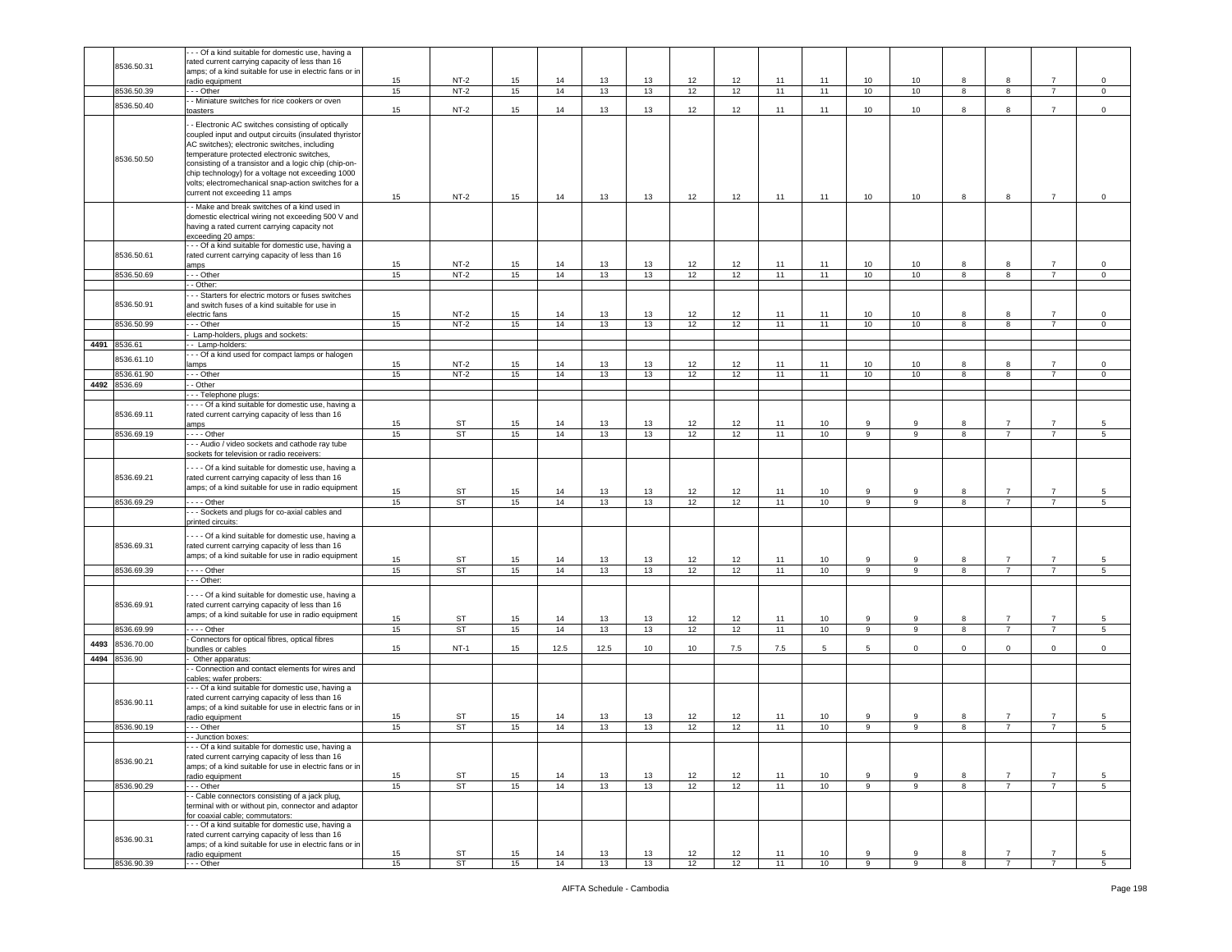| | | | | | | | | | | | | | | | | | |
|---|---|---|---|---|---|---|---|---|---|---|---|---|---|---|---|---|---|
| | 8536.50.31 | - - - Of a kind suitable for domestic use, having a rated current carrying capacity of less than 16 amps; of a kind suitable for use in electric fans or in radio equipment | 15 | NT-2 | 15 | 14 | 13 | 13 | 12 | 12 | 11 | 11 | 10 | 10 | 8 | 8 | 7 | 0 |
| | 8536.50.39 | - - - Other | 15 | NT-2 | 15 | 14 | 13 | 13 | 12 | 12 | 11 | 11 | 10 | 10 | 8 | 8 | 7 | 0 |
| | 8536.50.40 | - - Miniature switches for rice cookers or oven toasters | 15 | NT-2 | 15 | 14 | 13 | 13 | 12 | 12 | 11 | 11 | 10 | 10 | 8 | 8 | 7 | 0 |
| | 8536.50.50 | - - Electronic AC switches consisting of optically coupled input and output circuits (insulated thyristor AC switches); electronic switches, including temperature protected electronic switches, consisting of a transistor and a logic chip (chip-on-chip technology) for a voltage not exceeding 1000 volts; electromechanical snap-action switches for a current not exceeding 11 amps | 15 | NT-2 | 15 | 14 | 13 | 13 | 12 | 12 | 11 | 11 | 10 | 10 | 8 | 8 | 7 | 0 |
| | | - - Make and break switches of a kind used in domestic electrical wiring not exceeding 500 V and having a rated current carrying capacity not exceeding 20 amps: | | | | | | | | | | | | | | | | |
| | 8536.50.61 | - - - Of a kind suitable for domestic use, having a rated current carrying capacity of less than 16 amps | 15 | NT-2 | 15 | 14 | 13 | 13 | 12 | 12 | 11 | 11 | 10 | 10 | 8 | 8 | 7 | 0 |
| | 8536.50.69 | - - - Other | 15 | NT-2 | 15 | 14 | 13 | 13 | 12 | 12 | 11 | 11 | 10 | 10 | 8 | 8 | 7 | 0 |
| | | - - Other: | | | | | | | | | | | | | | | | |
| | 8536.50.91 | - - - Starters for electric motors or fuses switches and switch fuses of a kind suitable for use in electric fans | 15 | NT-2 | 15 | 14 | 13 | 13 | 12 | 12 | 11 | 11 | 10 | 10 | 8 | 8 | 7 | 0 |
| | 8536.50.99 | - - - Other | 15 | NT-2 | 15 | 14 | 13 | 13 | 12 | 12 | 11 | 11 | 10 | 10 | 8 | 8 | 7 | 0 |
| | | - Lamp-holders, plugs and sockets: | | | | | | | | | | | | | | | | |
| 4491 | 8536.61 | - - Lamp-holders: | | | | | | | | | | | | | | | | |
| | 8536.61.10 | - - - Of a kind used for compact lamps or halogen lamps | 15 | NT-2 | 15 | 14 | 13 | 13 | 12 | 12 | 11 | 11 | 10 | 10 | 8 | 8 | 7 | 0 |
| | 8536.61.90 | - - - Other | 15 | NT-2 | 15 | 14 | 13 | 13 | 12 | 12 | 11 | 11 | 10 | 10 | 8 | 8 | 7 | 0 |
| 4492 | 8536.69 | - - Other | | | | | | | | | | | | | | | | |
| | | - - - Telephone plugs: | | | | | | | | | | | | | | | | |
| | 8536.69.11 | - - - - Of a kind suitable for domestic use, having a rated current carrying capacity of less than 16 amps | 15 | ST | 15 | 14 | 13 | 13 | 12 | 12 | 11 | 10 | 9 | 9 | 8 | 7 | 7 | 5 |
| | 8536.69.19 | - - - - Other | 15 | ST | 15 | 14 | 13 | 13 | 12 | 12 | 11 | 10 | 9 | 9 | 8 | 7 | 7 | 5 |
| | | - - - Audio / video sockets and cathode ray tube sockets for television or radio receivers: | | | | | | | | | | | | | | | | |
| | 8536.69.21 | - - - - Of a kind suitable for domestic use, having a rated current carrying capacity of less than 16 amps; of a kind suitable for use in radio equipment | 15 | ST | 15 | 14 | 13 | 13 | 12 | 12 | 11 | 10 | 9 | 9 | 8 | 7 | 7 | 5 |
| | 8536.69.29 | - - - - Other | 15 | ST | 15 | 14 | 13 | 13 | 12 | 12 | 11 | 10 | 9 | 9 | 8 | 7 | 7 | 5 |
| | | - - - Sockets and plugs for co-axial cables and printed circuits: | | | | | | | | | | | | | | | | |
| | 8536.69.31 | - - - - Of a kind suitable for domestic use, having a rated current carrying capacity of less than 16 amps; of a kind suitable for use in radio equipment | 15 | ST | 15 | 14 | 13 | 13 | 12 | 12 | 11 | 10 | 9 | 9 | 8 | 7 | 7 | 5 |
| | 8536.69.39 | - - - - Other | 15 | ST | 15 | 14 | 13 | 13 | 12 | 12 | 11 | 10 | 9 | 9 | 8 | 7 | 7 | 5 |
| | | - - - Other: | | | | | | | | | | | | | | | | |
| | 8536.69.91 | - - - - Of a kind suitable for domestic use, having a rated current carrying capacity of less than 16 amps; of a kind suitable for use in radio equipment | 15 | ST | 15 | 14 | 13 | 13 | 12 | 12 | 11 | 10 | 9 | 9 | 8 | 7 | 7 | 5 |
| | 8536.69.99 | - - - - Other | 15 | ST | 15 | 14 | 13 | 13 | 12 | 12 | 11 | 10 | 9 | 9 | 8 | 7 | 7 | 5 |
| 4493 | 8536.70.00 | - Connectors for optical fibres, optical fibres bundles or cables | 15 | NT-1 | 15 | 12.5 | 12.5 | 10 | 10 | 7.5 | 7.5 | 5 | 5 | 0 | 0 | 0 | 0 | 0 |
| 4494 | 8536.90 | - Other apparatus: | | | | | | | | | | | | | | | | |
| | | - - Connection and contact elements for wires and cables; wafer probers: | | | | | | | | | | | | | | | | |
| | 8536.90.11 | - - - Of a kind suitable for domestic use, having a rated current carrying capacity of less than 16 amps; of a kind suitable for use in electric fans or in radio equipment | 15 | ST | 15 | 14 | 13 | 13 | 12 | 12 | 11 | 10 | 9 | 9 | 8 | 7 | 7 | 5 |
| | 8536.90.19 | - - - Other | 15 | ST | 15 | 14 | 13 | 13 | 12 | 12 | 11 | 10 | 9 | 9 | 8 | 7 | 7 | 5 |
| | | - - Junction boxes: | | | | | | | | | | | | | | | | |
| | 8536.90.21 | - - - Of a kind suitable for domestic use, having a rated current carrying capacity of less than 16 amps; of a kind suitable for use in electric fans or in radio equipment | 15 | ST | 15 | 14 | 13 | 13 | 12 | 12 | 11 | 10 | 9 | 9 | 8 | 7 | 7 | 5 |
| | 8536.90.29 | - - - Other | 15 | ST | 15 | 14 | 13 | 13 | 12 | 12 | 11 | 10 | 9 | 9 | 8 | 7 | 7 | 5 |
| | | - - Cable connectors consisting of a jack plug, terminal with or without pin, connector and adaptor for coaxial cable; commutators: | | | | | | | | | | | | | | | | |
| | 8536.90.31 | - - - Of a kind suitable for domestic use, having a rated current carrying capacity of less than 16 amps; of a kind suitable for use in electric fans or in radio equipment | 15 | ST | 15 | 14 | 13 | 13 | 12 | 12 | 11 | 10 | 9 | 9 | 8 | 7 | 7 | 5 |
| | 8536.90.39 | - - - Other | 15 | ST | 15 | 14 | 13 | 13 | 12 | 12 | 11 | 10 | 9 | 9 | 8 | 7 | 7 | 5 |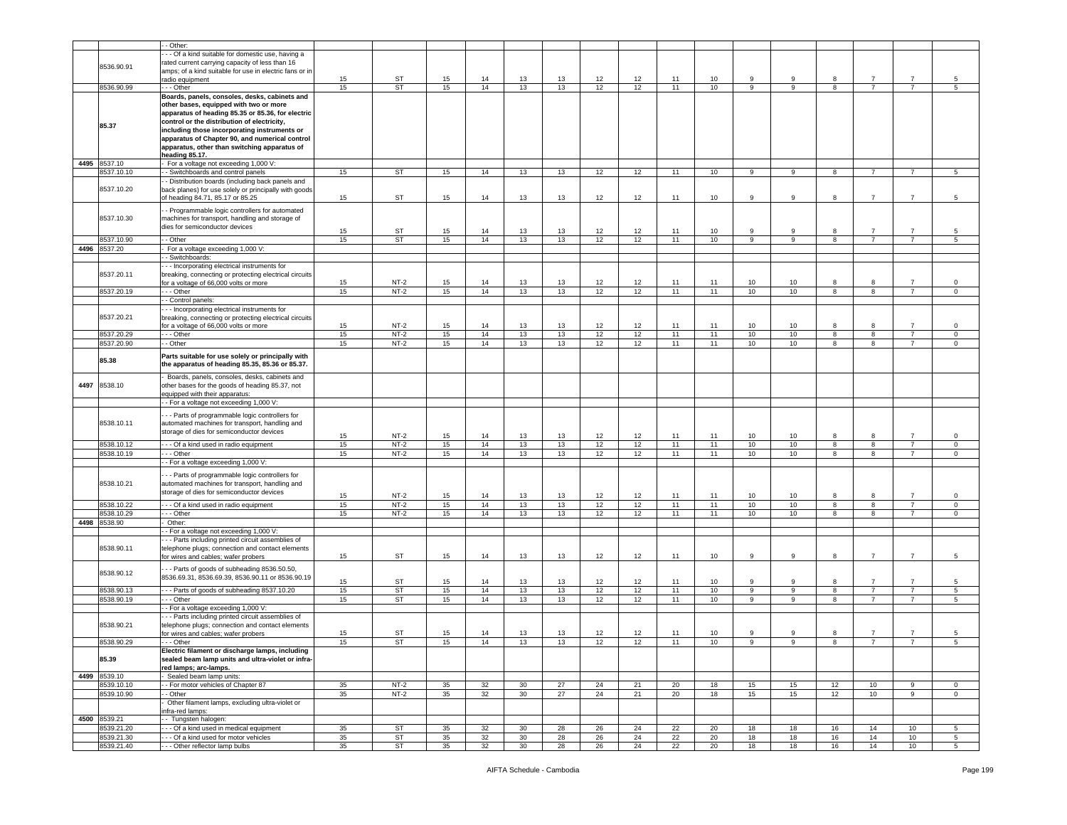| | | | | | | | | | | | | | | | | | |
|---|---|---|---|---|---|---|---|---|---|---|---|---|---|---|---|---|---|
| | | - - Other: | | | | | | | | | | | | | | | |
| | 8536.90.91 | - - - Of a kind suitable for domestic use, having a rated current carrying capacity of less than 16 amps; of a kind suitable for use in electric fans or in radio equipment | 15 | ST | 15 | 14 | 13 | 13 | 12 | 12 | 11 | 10 | 9 | 9 | 8 | 7 | 7 | 5 |
| | 8536.90.99 | - - - Other | 15 | ST | 15 | 14 | 13 | 13 | 12 | 12 | 11 | 10 | 9 | 9 | 8 | 7 | 7 | 5 |
| | **85.37** | **Boards, panels, consoles, desks, cabinets and other bases, equipped with two or more apparatus of heading 85.35 or 85.36, for electric control or the distribution of electricity, including those incorporating instruments or apparatus of Chapter 90, and numerical control apparatus, other than switching apparatus of heading 85.17.** | | | | | | | | | | | | | | | | |
| 4495 | 8537.10 | - For a voltage not exceeding 1,000 V: | | | | | | | | | | | | | | | | |
| | 8537.10.10 | - - Switchboards and control panels | 15 | ST | 15 | 14 | 13 | 13 | 12 | 12 | 11 | 10 | 9 | 9 | 8 | 7 | 7 | 5 |
| | 8537.10.20 | - - Distribution boards (including back panels and back planes) for use solely or principally with goods of heading 84.71, 85.17 or 85.25 | 15 | ST | 15 | 14 | 13 | 13 | 12 | 12 | 11 | 10 | 9 | 9 | 8 | 7 | 7 | 5 |
| | 8537.10.30 | - - Programmable logic controllers for automated machines for transport, handling and storage of dies for semiconductor devices | 15 | ST | 15 | 14 | 13 | 13 | 12 | 12 | 11 | 10 | 9 | 9 | 8 | 7 | 7 | 5 |
| | 8537.10.90 | - - Other | 15 | ST | 15 | 14 | 13 | 13 | 12 | 12 | 11 | 10 | 9 | 9 | 8 | 7 | 7 | 5 |
| 4496 | 8537.20 | - For a voltage exceeding 1,000 V: | | | | | | | | | | | | | | | | |
| | | - - Switchboards: | | | | | | | | | | | | | | | | |
| | 8537.20.11 | - - - Incorporating electrical instruments for breaking, connecting or protecting electrical circuits for a voltage of 66,000 volts or more | 15 | NT-2 | 15 | 14 | 13 | 13 | 12 | 12 | 11 | 11 | 10 | 10 | 8 | 8 | 7 | 0 |
| | 8537.20.19 | - - - Other | 15 | NT-2 | 15 | 14 | 13 | 13 | 12 | 12 | 11 | 11 | 10 | 10 | 8 | 8 | 7 | 0 |
| | | - - Control panels: | | | | | | | | | | | | | | | | |
| | 8537.20.21 | - - - Incorporating electrical instruments for breaking, connecting or protecting electrical circuits for a voltage of 66,000 volts or more | 15 | NT-2 | 15 | 14 | 13 | 13 | 12 | 12 | 11 | 11 | 10 | 10 | 8 | 8 | 7 | 0 |
| | 8537.20.29 | - - - Other | 15 | NT-2 | 15 | 14 | 13 | 13 | 12 | 12 | 11 | 11 | 10 | 10 | 8 | 8 | 7 | 0 |
| | 8537.20.90 | - - Other | 15 | NT-2 | 15 | 14 | 13 | 13 | 12 | 12 | 11 | 11 | 10 | 10 | 8 | 8 | 7 | 0 |
| | **85.38** | **Parts suitable for use solely or principally with the apparatus of heading 85.35, 85.36 or 85.37.** | | | | | | | | | | | | | | | | |
| 4497 | 8538.10 | - Boards, panels, consoles, desks, cabinets and other bases for the goods of heading 85.37, not equipped with their apparatus: | | | | | | | | | | | | | | | | |
| | | - - For a voltage not exceeding 1,000 V: | | | | | | | | | | | | | | | | |
| | 8538.10.11 | - - - Parts of programmable logic controllers for automated machines for transport, handling and storage of dies for semiconductor devices | 15 | NT-2 | 15 | 14 | 13 | 13 | 12 | 12 | 11 | 11 | 10 | 10 | 8 | 8 | 7 | 0 |
| | 8538.10.12 | - - - Of a kind used in radio equipment | 15 | NT-2 | 15 | 14 | 13 | 13 | 12 | 12 | 11 | 11 | 10 | 10 | 8 | 8 | 7 | 0 |
| | 8538.10.19 | - - - Other | 15 | NT-2 | 15 | 14 | 13 | 13 | 12 | 12 | 11 | 11 | 10 | 10 | 8 | 8 | 7 | 0 |
| | | - - For a voltage exceeding 1,000 V: | | | | | | | | | | | | | | | | |
| | 8538.10.21 | - - - Parts of programmable logic controllers for automated machines for transport, handling and storage of dies for semiconductor devices | 15 | NT-2 | 15 | 14 | 13 | 13 | 12 | 12 | 11 | 11 | 10 | 10 | 8 | 8 | 7 | 0 |
| | 8538.10.22 | - - - Of a kind used in radio equipment | 15 | NT-2 | 15 | 14 | 13 | 13 | 12 | 12 | 11 | 11 | 10 | 10 | 8 | 8 | 7 | 0 |
| | 8538.10.29 | - - - Other | 15 | NT-2 | 15 | 14 | 13 | 13 | 12 | 12 | 11 | 11 | 10 | 10 | 8 | 8 | 7 | 0 |
| 4498 | 8538.90 | - Other: | | | | | | | | | | | | | | | | |
| | | - - For a voltage not exceeding 1,000 V: | | | | | | | | | | | | | | | | |
| | 8538.90.11 | - - - Parts including printed circuit assemblies of telephone plugs; connection and contact elements for wires and cables; wafer probers | 15 | ST | 15 | 14 | 13 | 13 | 12 | 12 | 11 | 10 | 9 | 9 | 8 | 7 | 7 | 5 |
| | 8538.90.12 | - - - Parts of goods of subheading 8536.50.50, 8536.69.31, 8536.69.39, 8536.90.11 or 8536.90.19 | 15 | ST | 15 | 14 | 13 | 13 | 12 | 12 | 11 | 10 | 9 | 9 | 8 | 7 | 7 | 5 |
| | 8538.90.13 | - - - Parts of goods of subheading 8537.10.20 | 15 | ST | 15 | 14 | 13 | 13 | 12 | 12 | 11 | 10 | 9 | 9 | 8 | 7 | 7 | 5 |
| | 8538.90.19 | - - - Other | 15 | ST | 15 | 14 | 13 | 13 | 12 | 12 | 11 | 10 | 9 | 9 | 8 | 7 | 7 | 5 |
| | | - - For a voltage exceeding 1,000 V: | | | | | | | | | | | | | | | | |
| | 8538.90.21 | - - - Parts including printed circuit assemblies of telephone plugs; connection and contact elements for wires and cables; wafer probers | 15 | ST | 15 | 14 | 13 | 13 | 12 | 12 | 11 | 10 | 9 | 9 | 8 | 7 | 7 | 5 |
| | 8538.90.29 | - - - Other | 15 | ST | 15 | 14 | 13 | 13 | 12 | 12 | 11 | 10 | 9 | 9 | 8 | 7 | 7 | 5 |
| | **85.39** | **Electric filament or discharge lamps, including sealed beam lamp units and ultra-violet or infra-red lamps; arc-lamps.** | | | | | | | | | | | | | | | | |
| 4499 | 8539.10 | - Sealed beam lamp units: | | | | | | | | | | | | | | | | |
| | 8539.10.10 | - - For motor vehicles of Chapter 87 | 35 | NT-2 | 35 | 32 | 30 | 27 | 24 | 21 | 20 | 18 | 15 | 15 | 12 | 10 | 9 | 0 |
| | 8539.10.90 | - - Other | 35 | NT-2 | 35 | 32 | 30 | 27 | 24 | 21 | 20 | 18 | 15 | 15 | 12 | 10 | 9 | 0 |
| | | - Other filament lamps, excluding ultra-violet or infra-red lamps: | | | | | | | | | | | | | | | | |
| 4500 | 8539.21 | - - Tungsten halogen: | | | | | | | | | | | | | | | | |
| | 8539.21.20 | - - - Of a kind used in medical equipment | 35 | ST | 35 | 32 | 30 | 28 | 26 | 24 | 22 | 20 | 18 | 18 | 16 | 14 | 10 | 5 |
| | 8539.21.30 | - - - Of a kind used for motor vehicles | 35 | ST | 35 | 32 | 30 | 28 | 26 | 24 | 22 | 20 | 18 | 18 | 16 | 14 | 10 | 5 |
| | 8539.21.40 | - - - Other reflector lamp bulbs | 35 | ST | 35 | 32 | 30 | 28 | 26 | 24 | 22 | 20 | 18 | 18 | 16 | 14 | 10 | 5 |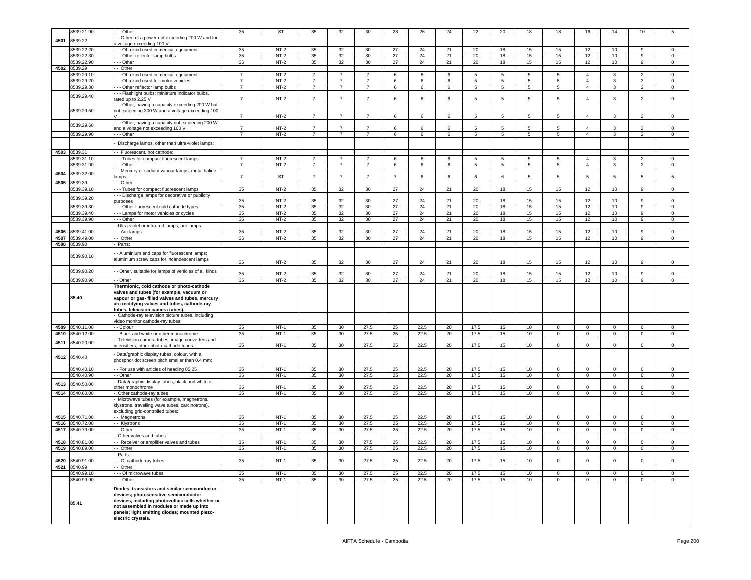| | 8539.21.90 | - - - Other | 35 | ST | 35 | 32 | 30 | 28 | 26 | 24 | 22 | 20 | 18 | 18 | 16 | 14 | 10 | 5 |
|---|---|---|---|---|---|---|---|---|---|---|---|---|---|---|---|---|---|---|
| 4501 | 8539.22 | - - Other, of a power not exceeding 200 W and for a voltage exceeding 100 V: | | | | | | | | | | | | | | | | |
| | 8539.22.20 | - - - Of a kind used in medical equipment | 35 | NT-2 | 35 | 32 | 30 | 27 | 24 | 21 | 20 | 18 | 15 | 15 | 12 | 10 | 9 | 0 |
| | 8539.22.30 | - - - Other reflector lamp bulbs | 35 | NT-2 | 35 | 32 | 30 | 27 | 24 | 21 | 20 | 18 | 15 | 15 | 12 | 10 | 9 | 0 |
| | 8539.22.90 | - - - Other | 35 | NT-2 | 35 | 32 | 30 | 27 | 24 | 21 | 20 | 18 | 15 | 15 | 12 | 10 | 9 | 0 |
| 4502 | 8539.29 | - - Other: | | | | | | | | | | | | | | | | |
| | 8539.29.10 | - - - Of a kind used in medical equipment | 7 | NT-2 | 7 | 7 | 7 | 6 | 6 | 6 | 5 | 5 | 5 | 5 | 4 | 3 | 2 | 0 |
| | 8539.29.20 | - - - Of a kind used for motor vehicles | 7 | NT-2 | 7 | 7 | 7 | 6 | 6 | 6 | 5 | 5 | 5 | 5 | 4 | 3 | 2 | 0 |
| | 8539.29.30 | - - - Other reflector lamp bulbs | 7 | NT-2 | 7 | 7 | 7 | 6 | 6 | 6 | 5 | 5 | 5 | 5 | 4 | 3 | 2 | 0 |
| | 8539.29.40 | - - - Flashlight bulbs; miniature indicator bulbs, rated up to 2.25 V | 7 | NT-2 | 7 | 7 | 7 | 6 | 6 | 6 | 5 | 5 | 5 | 5 | 4 | 3 | 2 | 0 |
| | 8539.29.50 | - - - Other, having a capacity exceeding 200 W but not exceeding 300 W and a voltage exceeding 100 V | 7 | NT-2 | 7 | 7 | 7 | 6 | 6 | 6 | 5 | 5 | 5 | 5 | 4 | 3 | 2 | 0 |
| | 8539.29.60 | - - - Other, having a capacity not exceeding 200 W and a voltage not exceeding 100 V | 7 | NT-2 | 7 | 7 | 7 | 6 | 6 | 6 | 5 | 5 | 5 | 5 | 4 | 3 | 2 | 0 |
| | 8539.29.90 | - - - Other | 7 | NT-2 | 7 | 7 | 7 | 6 | 6 | 6 | 5 | 5 | 5 | 5 | 4 | 3 | 2 | 0 |
| | | - Discharge lamps, other than ultra-violet lamps: | | | | | | | | | | | | | | | | |
| 4503 | 8539.31 | - - Fluorescent, hot cathode: | | | | | | | | | | | | | | | | |
| | 8539.31.10 | - - - Tubes for compact fluorescent lamps | 7 | NT-2 | 7 | 7 | 7 | 6 | 6 | 6 | 5 | 5 | 5 | 5 | 4 | 3 | 2 | 0 |
| | 8539.31.90 | - - - Other | 7 | NT-2 | 7 | 7 | 7 | 6 | 6 | 6 | 5 | 5 | 5 | 5 | 4 | 3 | 2 | 0 |
| 4504 | 8539.32.00 | - - Mercury or sodium vapour lamps; metal halide lamps | 7 | ST | 7 | 7 | 7 | 7 | 6 | 6 | 6 | 6 | 5 | 5 | 5 | 5 | 5 | 5 |
| 4505 | 8539.39 | - - Other: | | | | | | | | | | | | | | | | |
| | 8539.39.10 | - - - Tubes for compact fluorescent lamps | 35 | NT-2 | 35 | 32 | 30 | 27 | 24 | 21 | 20 | 18 | 15 | 15 | 12 | 10 | 9 | 0 |
| | 8539.39.20 | - - - Discharge lamps for decorative or publicity purposes | 35 | NT-2 | 35 | 32 | 30 | 27 | 24 | 21 | 20 | 18 | 15 | 15 | 12 | 10 | 9 | 0 |
| | 8539.39.30 | - - - Other fluorescent cold cathode types | 35 | NT-2 | 35 | 32 | 30 | 27 | 24 | 21 | 20 | 18 | 15 | 15 | 12 | 10 | 9 | 0 |
| | 8539.39.40 | - - - Lamps for motor vehicles or cycles | 35 | NT-2 | 35 | 32 | 30 | 27 | 24 | 21 | 20 | 18 | 15 | 15 | 12 | 10 | 9 | 0 |
| | 8539.39.90 | - - - Other | 35 | NT-2 | 35 | 32 | 30 | 27 | 24 | 21 | 20 | 18 | 15 | 15 | 12 | 10 | 9 | 0 |
| | | - Ultra-violet or infra-red lamps; arc-lamps: | | | | | | | | | | | | | | | | |
| 4506 | 8539.41.00 | - - Arc-lamps | 35 | NT-2 | 35 | 32 | 30 | 27 | 24 | 21 | 20 | 18 | 15 | 15 | 12 | 10 | 9 | 0 |
| 4507 | 8539.49.00 | - - Other | 35 | NT-2 | 35 | 32 | 30 | 27 | 24 | 21 | 20 | 18 | 15 | 15 | 12 | 10 | 9 | 0 |
| 4508 | 8539.90 | - Parts: | | | | | | | | | | | | | | | | |
| | 8539.90.10 | - - Aluminium end caps for fluorescent lamps; aluminium screw caps for incandescent lamps | 35 | NT-2 | 35 | 32 | 30 | 27 | 24 | 21 | 20 | 18 | 15 | 15 | 12 | 10 | 9 | 0 |
| | 8539.90.20 | - - Other, suitable for lamps of vehicles of all kinds | 35 | NT-2 | 35 | 32 | 30 | 27 | 24 | 21 | 20 | 18 | 15 | 15 | 12 | 10 | 9 | 0 |
| | 8539.90.90 | - - Other | 35 | NT-2 | 35 | 32 | 30 | 27 | 24 | 21 | 20 | 18 | 15 | 15 | 12 | 10 | 9 | 0 |
| | **85.40** | **Thermionic, cold cathode or photo-cathode valves and tubes (for example, vacuum or vapour or gas- filled valves and tubes, mercury arc rectifying valves and tubes, cathode-ray tubes, television camera tubes).** | | | | | | | | | | | | | | | | |
| | | - Cathode-ray television picture tubes, including video monitor cathode-ray tubes: | | | | | | | | | | | | | | | | |
| 4509 | 8540.11.00 | - - Colour | 35 | NT-1 | 35 | 30 | 27.5 | 25 | 22.5 | 20 | 17.5 | 15 | 10 | 0 | 0 | 0 | 0 | 0 |
| 4510 | 8540.12.00 | - - Black and white or other monochrome | 35 | NT-1 | 35 | 30 | 27.5 | 25 | 22.5 | 20 | 17.5 | 15 | 10 | 0 | 0 | 0 | 0 | 0 |
| 4511 | 8540.20.00 | - Television camera tubes; image converters and intensifiers; other photo-cathode tubes | 35 | NT-1 | 35 | 30 | 27.5 | 25 | 22.5 | 20 | 17.5 | 15 | 10 | 0 | 0 | 0 | 0 | 0 |
| 4512 | 8540.40 | - Data/graphic display tubes, colour, with a phosphor dot screen pitch smaller than 0.4 mm: | | | | | | | | | | | | | | | | |
| | 8540.40.10 | - - For use with articles of heading 85.25 | 35 | NT-1 | 35 | 30 | 27.5 | 25 | 22.5 | 20 | 17.5 | 15 | 10 | 0 | 0 | 0 | 0 | 0 |
| | 8540.40.90 | - - Other | 35 | NT-1 | 35 | 30 | 27.5 | 25 | 22.5 | 20 | 17.5 | 15 | 10 | 0 | 0 | 0 | 0 | 0 |
| 4513 | 8540.50.00 | - Data/graphic display tubes, black and white or other monochrome | 35 | NT-1 | 35 | 30 | 27.5 | 25 | 22.5 | 20 | 17.5 | 15 | 10 | 0 | 0 | 0 | 0 | 0 |
| 4514 | 8540.60.00 | - Other cathode-ray tubes | 35 | NT-1 | 35 | 30 | 27.5 | 25 | 22.5 | 20 | 17.5 | 15 | 10 | 0 | 0 | 0 | 0 | 0 |
| | | - Microwave tubes (for example, magnetrons, klystrons, travelling wave tubes, carcinotrons), excluding grid-controlled tubes: | | | | | | | | | | | | | | | | |
| 4515 | 8540.71.00 | - - Magnetrons | 35 | NT-1 | 35 | 30 | 27.5 | 25 | 22.5 | 20 | 17.5 | 15 | 10 | 0 | 0 | 0 | 0 | 0 |
| 4516 | 8540.72.00 | - - Klystrons | 35 | NT-1 | 35 | 30 | 27.5 | 25 | 22.5 | 20 | 17.5 | 15 | 10 | 0 | 0 | 0 | 0 | 0 |
| 4517 | 8540.79.00 | - - Other | 35 | NT-1 | 35 | 30 | 27.5 | 25 | 22.5 | 20 | 17.5 | 15 | 10 | 0 | 0 | 0 | 0 | 0 |
| | | - Other valves and tubes: | | | | | | | | | | | | | | | | |
| 4518 | 8540.81.00 | - - Receiver or amplifier valves and tubes | 35 | NT-1 | 35 | 30 | 27.5 | 25 | 22.5 | 20 | 17.5 | 15 | 10 | 0 | 0 | 0 | 0 | 0 |
| 4519 | 8540.89.00 | - - Other | 35 | NT-1 | 35 | 30 | 27.5 | 25 | 22.5 | 20 | 17.5 | 15 | 10 | 0 | 0 | 0 | 0 | 0 |
| | | - Parts: | | | | | | | | | | | | | | | | |
| 4520 | 8540.91.00 | - - Of cathode-ray tubes | 35 | NT-1 | 35 | 30 | 27.5 | 25 | 22.5 | 20 | 17.5 | 15 | 10 | 0 | 0 | 0 | 0 | 0 |
| 4521 | 8540.99 | - - Other: | | | | | | | | | | | | | | | | |
| | 8540.99.10 | - - - Of microwave tubes | 35 | NT-1 | 35 | 30 | 27.5 | 25 | 22.5 | 20 | 17.5 | 15 | 10 | 0 | 0 | 0 | 0 | 0 |
| | 8540.99.90 | - - - Other | 35 | NT-1 | 35 | 30 | 27.5 | 25 | 22.5 | 20 | 17.5 | 15 | 10 | 0 | 0 | 0 | 0 | 0 |
| | **85.41** | **Diodes, transistors and similar semiconductor devices; photosensitive semiconductor devices, including photovoltaic cells whether or not assembled in modules or made up into panels; light emitting diodes; mounted piezo-electric crystals.** | | | | | | | | | | | | | | | | |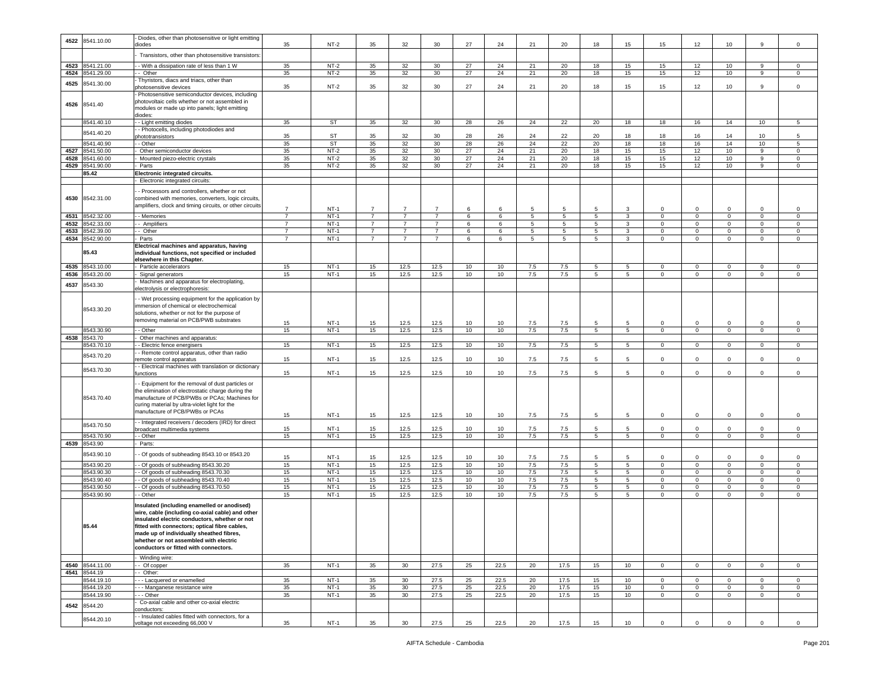| 4522 | 8541.10.00 | - Diodes, other than photosensitive or light emitting diodes | 35 | NT-2 | 35 | 32 | 30 | 27 | 24 | 21 | 20 | 18 | 15 | 15 | 12 | 10 | 9 | 0 |
|---|---|---|---|---|---|---|---|---|---|---|---|---|---|---|---|---|---|---|
| | | - Transistors, other than photosensitive transistors: | | | | | | | | | | | | | | | | |
| 4523 | 8541.21.00 | - - With a dissipation rate of less than 1 W | 35 | NT-2 | 35 | 32 | 30 | 27 | 24 | 21 | 20 | 18 | 15 | 15 | 12 | 10 | 9 | 0 |
| 4524 | 8541.29.00 | - - Other | 35 | NT-2 | 35 | 32 | 30 | 27 | 24 | 21 | 20 | 18 | 15 | 15 | 12 | 10 | 9 | 0 |
| 4525 | 8541.30.00 | - Thyristors, diacs and triacs, other than photosensitive devices | 35 | NT-2 | 35 | 32 | 30 | 27 | 24 | 21 | 20 | 18 | 15 | 15 | 12 | 10 | 9 | 0 |
| 4526 | 8541.40 | - Photosensitive semiconductor devices, including photovoltaic cells whether or not assembled in modules or made up into panels; light emitting diodes: | | | | | | | | | | | | | | | | |
| | 8541.40.10 | - - Light emitting diodes | 35 | ST | 35 | 32 | 30 | 28 | 26 | 24 | 22 | 20 | 18 | 18 | 16 | 14 | 10 | 5 |
| | 8541.40.20 | - - Photocells, including photodiodes and phototransistors | 35 | ST | 35 | 32 | 30 | 28 | 26 | 24 | 22 | 20 | 18 | 18 | 16 | 14 | 10 | 5 |
| | 8541.40.90 | - - Other | 35 | ST | 35 | 32 | 30 | 28 | 26 | 24 | 22 | 20 | 18 | 18 | 16 | 14 | 10 | 5 |
| 4527 | 8541.50.00 | - Other semiconductor devices | 35 | NT-2 | 35 | 32 | 30 | 27 | 24 | 21 | 20 | 18 | 15 | 15 | 12 | 10 | 9 | 0 |
| 4528 | 8541.60.00 | - Mounted piezo-electric crystals | 35 | NT-2 | 35 | 32 | 30 | 27 | 24 | 21 | 20 | 18 | 15 | 15 | 12 | 10 | 9 | 0 |
| 4529 | 8541.90.00 | - Parts | 35 | NT-2 | 35 | 32 | 30 | 27 | 24 | 21 | 20 | 18 | 15 | 15 | 12 | 10 | 9 | 0 |
| | **85.42** | **Electronic integrated circuits.** | | | | | | | | | | | | | | | | |
| | | - Electronic integrated circuits: | | | | | | | | | | | | | | | | |
| 4530 | 8542.31.00 | - - Processors and controllers, whether or not combined with memories, converters, logic circuits, amplifiers, clock and timing circuits, or other circuits | 7 | NT-1 | 7 | 7 | 7 | 6 | 6 | 5 | 5 | 5 | 3 | 0 | 0 | 0 | 0 | 0 |
| 4531 | 8542.32.00 | - - Memories | 7 | NT-1 | 7 | 7 | 7 | 6 | 6 | 5 | 5 | 5 | 3 | 0 | 0 | 0 | 0 | 0 |
| 4532 | 8542.33.00 | - - Amplifiers | 7 | NT-1 | 7 | 7 | 7 | 6 | 6 | 5 | 5 | 5 | 3 | 0 | 0 | 0 | 0 | 0 |
| 4533 | 8542.39.00 | - - Other | 7 | NT-1 | 7 | 7 | 7 | 6 | 6 | 5 | 5 | 5 | 3 | 0 | 0 | 0 | 0 | 0 |
| 4534 | 8542.90.00 | - Parts | 7 | NT-1 | 7 | 7 | 7 | 6 | 6 | 5 | 5 | 5 | 3 | 0 | 0 | 0 | 0 | 0 |
| | **85.43** | **Electrical machines and apparatus, having individual functions, not specified or included elsewhere in this Chapter.** | | | | | | | | | | | | | | | | |
| 4535 | 8543.10.00 | - Particle accelerators | 15 | NT-1 | 15 | 12.5 | 12.5 | 10 | 10 | 7.5 | 7.5 | 5 | 5 | 0 | 0 | 0 | 0 | 0 |
| 4536 | 8543.20.00 | - Signal generators | 15 | NT-1 | 15 | 12.5 | 12.5 | 10 | 10 | 7.5 | 7.5 | 5 | 5 | 0 | 0 | 0 | 0 | 0 |
| 4537 | 8543.30 | - Machines and apparatus for electroplating, electrolysis or electrophoresis: | | | | | | | | | | | | | | | | |
| | 8543.30.20 | - - Wet processing equipment for the application by immersion of chemical or electrochemical solutions, whether or not for the purpose of removing material on PCB/PWB substrates | 15 | NT-1 | 15 | 12.5 | 12.5 | 10 | 10 | 7.5 | 7.5 | 5 | 5 | 0 | 0 | 0 | 0 | 0 |
| | 8543.30.90 | - - Other | 15 | NT-1 | 15 | 12.5 | 12.5 | 10 | 10 | 7.5 | 7.5 | 5 | 5 | 0 | 0 | 0 | 0 | 0 |
| 4538 | 8543.70 | - Other machines and apparatus: | | | | | | | | | | | | | | | | |
| | 8543.70.10 | - - Electric fence energisers | 15 | NT-1 | 15 | 12.5 | 12.5 | 10 | 10 | 7.5 | 7.5 | 5 | 5 | 0 | 0 | 0 | 0 | 0 |
| | 8543.70.20 | - - Remote control apparatus, other than radio remote control apparatus | 15 | NT-1 | 15 | 12.5 | 12.5 | 10 | 10 | 7.5 | 7.5 | 5 | 5 | 0 | 0 | 0 | 0 | 0 |
| | 8543.70.30 | - - Electrical machines with translation or dictionary functions | 15 | NT-1 | 15 | 12.5 | 12.5 | 10 | 10 | 7.5 | 7.5 | 5 | 5 | 0 | 0 | 0 | 0 | 0 |
| | 8543.70.40 | - - Equipment for the removal of dust particles or the elimination of electrostatic charge during the manufacture of PCB/PWBs or PCAs; Machines for curing material by ultra-violet light for the manufacture of PCB/PWBs or PCAs | 15 | NT-1 | 15 | 12.5 | 12.5 | 10 | 10 | 7.5 | 7.5 | 5 | 5 | 0 | 0 | 0 | 0 | 0 |
| | 8543.70.50 | - - Integrated receivers / decoders (IRD) for direct broadcast multimedia systems | 15 | NT-1 | 15 | 12.5 | 12.5 | 10 | 10 | 7.5 | 7.5 | 5 | 5 | 0 | 0 | 0 | 0 | 0 |
| | 8543.70.90 | - - Other | 15 | NT-1 | 15 | 12.5 | 12.5 | 10 | 10 | 7.5 | 7.5 | 5 | 5 | 0 | 0 | 0 | 0 | 0 |
| 4539 | 8543.90 | - Parts: | | | | | | | | | | | | | | | | |
| | 8543.90.10 | - - Of goods of subheading 8543.10 or 8543.20 | 15 | NT-1 | 15 | 12.5 | 12.5 | 10 | 10 | 7.5 | 7.5 | 5 | 5 | 0 | 0 | 0 | 0 | 0 |
| | 8543.90.20 | - - Of goods of subheading 8543.30.20 | 15 | NT-1 | 15 | 12.5 | 12.5 | 10 | 10 | 7.5 | 7.5 | 5 | 5 | 0 | 0 | 0 | 0 | 0 |
| | 8543.90.30 | - - Of goods of subheading 8543.70.30 | 15 | NT-1 | 15 | 12.5 | 12.5 | 10 | 10 | 7.5 | 7.5 | 5 | 5 | 0 | 0 | 0 | 0 | 0 |
| | 8543.90.40 | - - Of goods of subheading 8543.70.40 | 15 | NT-1 | 15 | 12.5 | 12.5 | 10 | 10 | 7.5 | 7.5 | 5 | 5 | 0 | 0 | 0 | 0 | 0 |
| | 8543.90.50 | - - Of goods of subheading 8543.70.50 | 15 | NT-1 | 15 | 12.5 | 12.5 | 10 | 10 | 7.5 | 7.5 | 5 | 5 | 0 | 0 | 0 | 0 | 0 |
| | 8543.90.90 | - - Other | 15 | NT-1 | 15 | 12.5 | 12.5 | 10 | 10 | 7.5 | 7.5 | 5 | 5 | 0 | 0 | 0 | 0 | 0 |
| | **85.44** | **Insulated (including enamelled or anodised) wire, cable (including co-axial cable) and other insulated electric conductors, whether or not fitted with connectors; optical fibre cables, made up of individually sheathed fibres, whether or not assembled with electric conductors or fitted with connectors.** | | | | | | | | | | | | | | | | |
| | | - Winding wire: | | | | | | | | | | | | | | | | |
| 4540 | 8544.11.00 | - - Of copper | 35 | NT-1 | 35 | 30 | 27.5 | 25 | 22.5 | 20 | 17.5 | 15 | 10 | 0 | 0 | 0 | 0 | 0 |
| 4541 | 8544.19 | - - Other: | | | | | | | | | | | | | | | | |
| | 8544.19.10 | - - - Lacquered or enamelled | 35 | NT-1 | 35 | 30 | 27.5 | 25 | 22.5 | 20 | 17.5 | 15 | 10 | 0 | 0 | 0 | 0 | 0 |
| | 8544.19.20 | - - - Manganese resistance wire | 35 | NT-1 | 35 | 30 | 27.5 | 25 | 22.5 | 20 | 17.5 | 15 | 10 | 0 | 0 | 0 | 0 | 0 |
| | 8544.19.90 | - - - Other | 35 | NT-1 | 35 | 30 | 27.5 | 25 | 22.5 | 20 | 17.5 | 15 | 10 | 0 | 0 | 0 | 0 | 0 |
| 4542 | 8544.20 | - Co-axial cable and other co-axial electric conductors: | | | | | | | | | | | | | | | | |
| | 8544.20.10 | - - Insulated cables fitted with connectors, for a voltage not exceeding 66,000 V | 35 | NT-1 | 35 | 30 | 27.5 | 25 | 22.5 | 20 | 17.5 | 15 | 10 | 0 | 0 | 0 | 0 | 0 |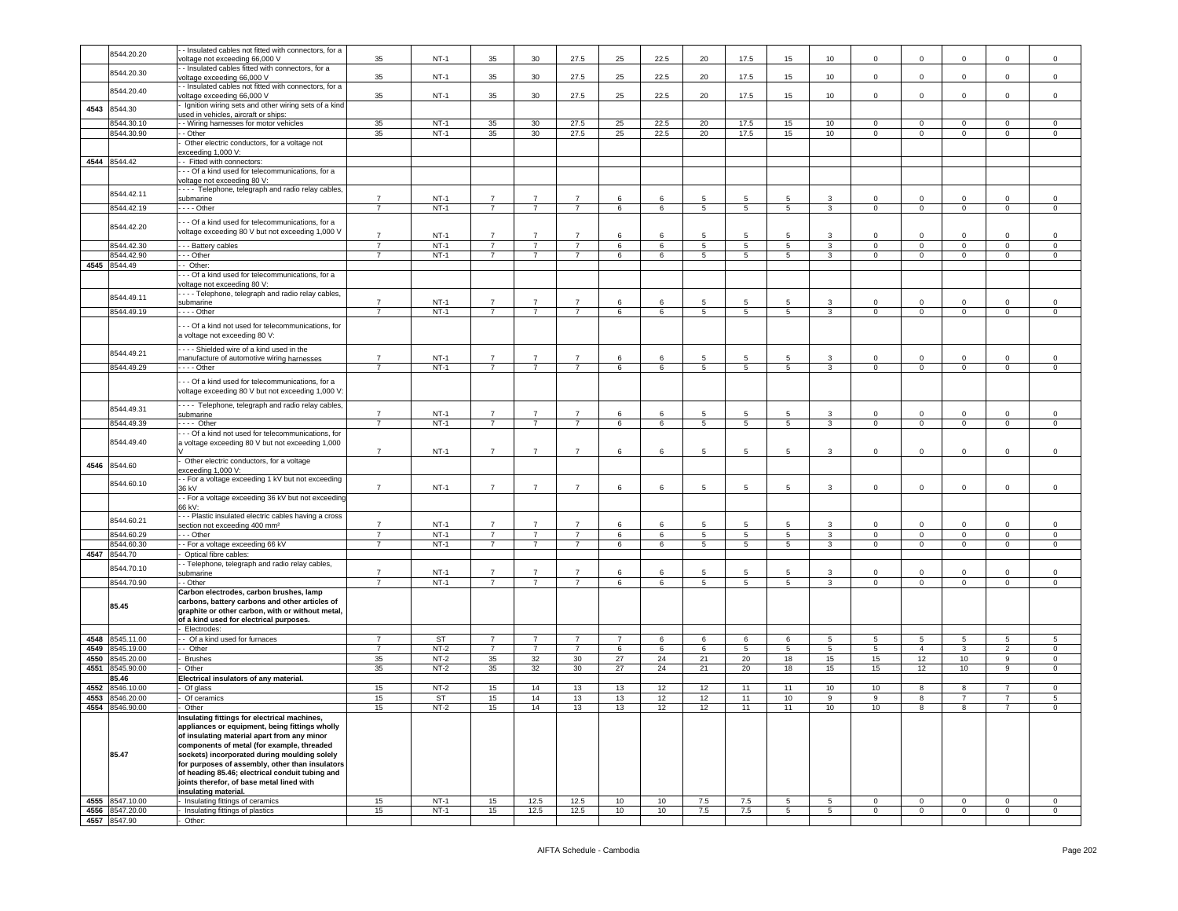| | 8544.20.20 | - - Insulated cables not fitted with connectors, for a voltage not exceeding 66,000 V | 35 | NT-1 | 35 | 30 | 27.5 | 25 | 22.5 | 20 | 17.5 | 15 | 10 | 0 | 0 | 0 | 0 | 0 |
|---|---|---|---|---|---|---|---|---|---|---|---|---|---|---|---|---|---|---|
| | 8544.20.30 | - - Insulated cables fitted with connectors, for a voltage exceeding 66,000 V | 35 | NT-1 | 35 | 30 | 27.5 | 25 | 22.5 | 20 | 17.5 | 15 | 10 | 0 | 0 | 0 | 0 | 0 |
| | 8544.20.40 | - - Insulated cables not fitted with connectors, for a voltage exceeding 66,000 V | 35 | NT-1 | 35 | 30 | 27.5 | 25 | 22.5 | 20 | 17.5 | 15 | 10 | 0 | 0 | 0 | 0 | 0 |
| 4543 | 8544.30 | - Ignition wiring sets and other wiring sets of a kind used in vehicles, aircraft or ships: | | | | | | | | | | | | | | | | |
| | 8544.30.10 | - - Wiring harnesses for motor vehicles | 35 | NT-1 | 35 | 30 | 27.5 | 25 | 22.5 | 20 | 17.5 | 15 | 10 | 0 | 0 | 0 | 0 | 0 |
| | 8544.30.90 | - - Other | 35 | NT-1 | 35 | 30 | 27.5 | 25 | 22.5 | 20 | 17.5 | 15 | 10 | 0 | 0 | 0 | 0 | 0 |
| | | - Other electric conductors, for a voltage not exceeding 1,000 V: | | | | | | | | | | | | | | | | |
| 4544 | 8544.42 | - - Fitted with connectors: | | | | | | | | | | | | | | | | |
| | | - - - Of a kind used for telecommunications, for a voltage not exceeding 80 V: | | | | | | | | | | | | | | | | |
| | 8544.42.11 | - - - - Telephone, telegraph and radio relay cables, submarine | 7 | NT-1 | 7 | 7 | 7 | 6 | 6 | 5 | 5 | 5 | 3 | 0 | 0 | 0 | 0 | 0 |
| | 8544.42.19 | - - - - Other | 7 | NT-1 | 7 | 7 | 7 | 6 | 6 | 5 | 5 | 5 | 3 | 0 | 0 | 0 | 0 | 0 |
| | 8544.42.20 | - - - Of a kind used for telecommunications, for a voltage exceeding 80 V but not exceeding 1,000 V | 7 | NT-1 | 7 | 7 | 7 | 6 | 6 | 5 | 5 | 5 | 3 | 0 | 0 | 0 | 0 | 0 |
| | 8544.42.30 | - - - Battery cables | 7 | NT-1 | 7 | 7 | 7 | 6 | 6 | 5 | 5 | 5 | 3 | 0 | 0 | 0 | 0 | 0 |
| | 8544.42.90 | - - - Other | 7 | NT-1 | 7 | 7 | 7 | 6 | 6 | 5 | 5 | 5 | 3 | 0 | 0 | 0 | 0 | 0 |
| 4545 | 8544.49 | - - Other: | | | | | | | | | | | | | | | | |
| | | - - - Of a kind used for telecommunications, for a voltage not exceeding 80 V: | | | | | | | | | | | | | | | | |
| | 8544.49.11 | - - - - Telephone, telegraph and radio relay cables, submarine | 7 | NT-1 | 7 | 7 | 7 | 6 | 6 | 5 | 5 | 5 | 3 | 0 | 0 | 0 | 0 | 0 |
| | 8544.49.19 | - - - - Other | 7 | NT-1 | 7 | 7 | 7 | 6 | 6 | 5 | 5 | 5 | 3 | 0 | 0 | 0 | 0 | 0 |
| | | - - - Of a kind not used for telecommunications, for a voltage not exceeding 80 V: | | | | | | | | | | | | | | | | |
| | 8544.49.21 | - - - - Shielded wire of a kind used in the manufacture of automotive wiring harnesses | 7 | NT-1 | 7 | 7 | 7 | 6 | 6 | 5 | 5 | 5 | 3 | 0 | 0 | 0 | 0 | 0 |
| | 8544.49.29 | - - - - Other | 7 | NT-1 | 7 | 7 | 7 | 6 | 6 | 5 | 5 | 5 | 3 | 0 | 0 | 0 | 0 | 0 |
| | | - - - Of a kind used for telecommunications, for a voltage exceeding 80 V but not exceeding 1,000 V: | | | | | | | | | | | | | | | | |
| | 8544.49.31 | - - - - Telephone, telegraph and radio relay cables, submarine | 7 | NT-1 | 7 | 7 | 7 | 6 | 6 | 5 | 5 | 5 | 3 | 0 | 0 | 0 | 0 | 0 |
| | 8544.49.39 | - - - - Other | 7 | NT-1 | 7 | 7 | 7 | 6 | 6 | 5 | 5 | 5 | 3 | 0 | 0 | 0 | 0 | 0 |
| | 8544.49.40 | - - - Of a kind not used for telecommunications, for a voltage exceeding 80 V but not exceeding 1,000 V | 7 | NT-1 | 7 | 7 | 7 | 6 | 6 | 5 | 5 | 5 | 3 | 0 | 0 | 0 | 0 | 0 |
| 4546 | 8544.60 | - Other electric conductors, for a voltage exceeding 1,000 V: | | | | | | | | | | | | | | | | |
| | 8544.60.10 | - - For a voltage exceeding 1 kV but not exceeding 36 kV | 7 | NT-1 | 7 | 7 | 7 | 6 | 6 | 5 | 5 | 5 | 3 | 0 | 0 | 0 | 0 | 0 |
| | | - - For a voltage exceeding 36 kV but not exceeding 66 kV: | | | | | | | | | | | | | | | | |
| | 8544.60.21 | - - - Plastic insulated electric cables having a cross section not exceeding 400 mm² | 7 | NT-1 | 7 | 7 | 7 | 6 | 6 | 5 | 5 | 5 | 3 | 0 | 0 | 0 | 0 | 0 |
| | 8544.60.29 | - - - Other | 7 | NT-1 | 7 | 7 | 7 | 6 | 6 | 5 | 5 | 5 | 3 | 0 | 0 | 0 | 0 | 0 |
| | 8544.60.30 | - - For a voltage exceeding 66 kV | 7 | NT-1 | 7 | 7 | 7 | 6 | 6 | 5 | 5 | 5 | 3 | 0 | 0 | 0 | 0 | 0 |
| 4547 | 8544.70 | - Optical fibre cables: | | | | | | | | | | | | | | | | |
| | 8544.70.10 | - - Telephone, telegraph and radio relay cables, submarine | 7 | NT-1 | 7 | 7 | 7 | 6 | 6 | 5 | 5 | 5 | 3 | 0 | 0 | 0 | 0 | 0 |
| | 8544.70.90 | - - Other | 7 | NT-1 | 7 | 7 | 7 | 6 | 6 | 5 | 5 | 5 | 3 | 0 | 0 | 0 | 0 | 0 |
| | **85.45** | **Carbon electrodes, carbon brushes, lamp carbons, battery carbons and other articles of graphite or other carbon, with or without metal, of a kind used for electrical purposes.** | | | | | | | | | | | | | | | | |
| | | - Electrodes: | | | | | | | | | | | | | | | | |
| 4548 | 8545.11.00 | - - Of a kind used for furnaces | 7 | ST | 7 | 7 | 7 | 7 | 6 | 6 | 6 | 6 | 5 | 5 | 5 | 5 | 5 | 5 |
| 4549 | 8545.19.00 | - - Other | 7 | NT-2 | 7 | 7 | 7 | 6 | 6 | 6 | 5 | 5 | 5 | 5 | 4 | 3 | 2 | 0 |
| 4550 | 8545.20.00 | - Brushes | 35 | NT-2 | 35 | 32 | 30 | 27 | 24 | 21 | 20 | 18 | 15 | 15 | 12 | 10 | 9 | 0 |
| 4551 | 8545.90.00 | - Other | 35 | NT-2 | 35 | 32 | 30 | 27 | 24 | 21 | 20 | 18 | 15 | 15 | 12 | 10 | 9 | 0 |
| | **85.46** | **Electrical insulators of any material.** | | | | | | | | | | | | | | | | |
| 4552 | 8546.10.00 | - Of glass | 15 | NT-2 | 15 | 14 | 13 | 13 | 12 | 12 | 11 | 11 | 10 | 10 | 8 | 8 | 7 | 0 |
| 4553 | 8546.20.00 | - Of ceramics | 15 | ST | 15 | 14 | 13 | 13 | 12 | 12 | 11 | 10 | 9 | 9 | 8 | 7 | 7 | 5 |
| 4554 | 8546.90.00 | - Other | 15 | NT-2 | 15 | 14 | 13 | 13 | 12 | 12 | 11 | 11 | 10 | 10 | 8 | 8 | 7 | 0 |
| | **85.47** | **Insulating fittings for electrical machines, appliances or equipment, being fittings wholly of insulating material apart from any minor components of metal (for example, threaded sockets) incorporated during moulding solely for purposes of assembly, other than insulators of heading 85.46; electrical conduit tubing and joints therefor, of base metal lined with insulating material.** | | | | | | | | | | | | | | | | |
| 4555 | 8547.10.00 | - Insulating fittings of ceramics | 15 | NT-1 | 15 | 12.5 | 12.5 | 10 | 10 | 7.5 | 7.5 | 5 | 5 | 0 | 0 | 0 | 0 | 0 |
| 4556 | 8547.20.00 | - Insulating fittings of plastics | 15 | NT-1 | 15 | 12.5 | 12.5 | 10 | 10 | 7.5 | 7.5 | 5 | 5 | 0 | 0 | 0 | 0 | 0 |
| 4557 | 8547.90 | - Other: | | | | | | | | | | | | | | | | |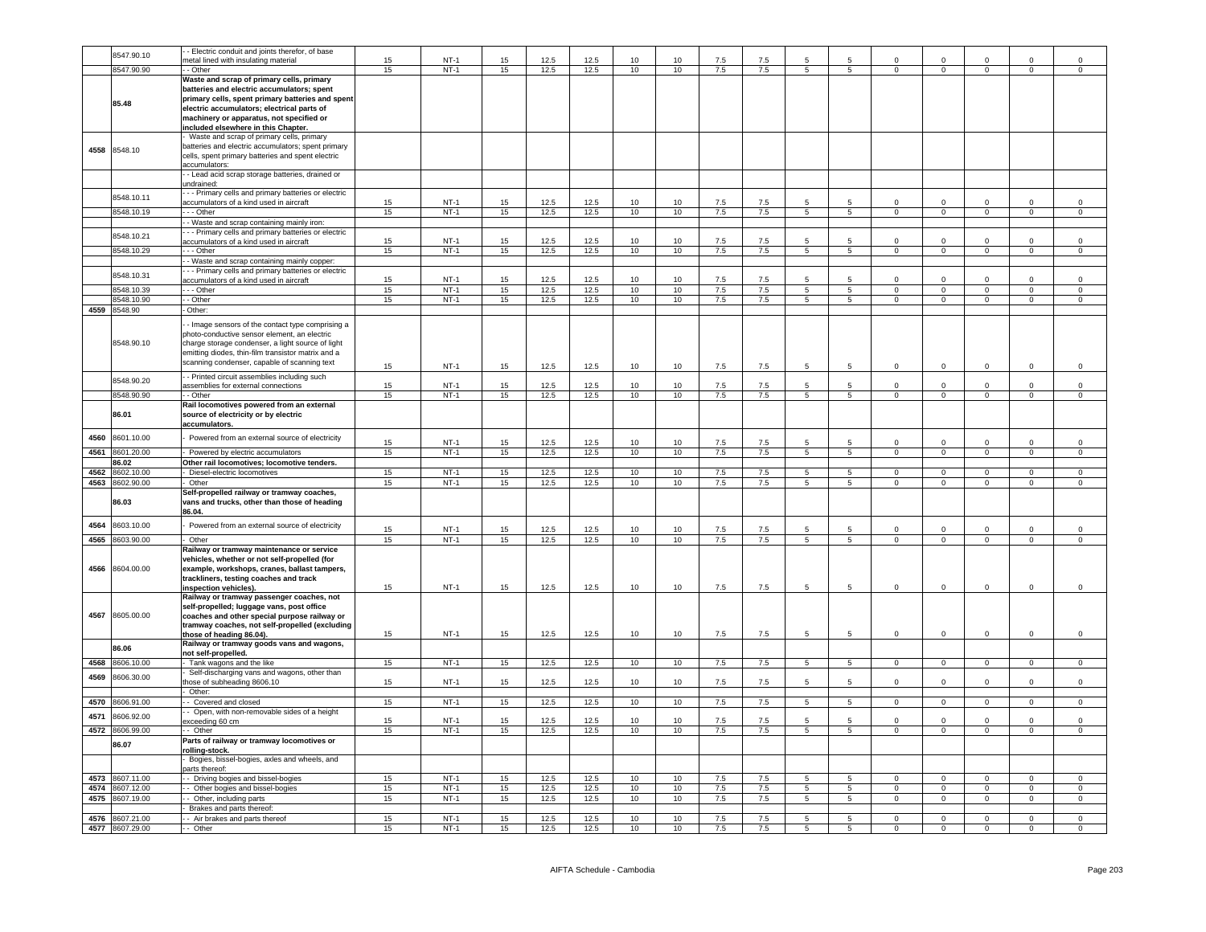| | 8547.90.10 | - - Electric conduit and joints therefor, of base metal lined with insulating material | 15 | NT-1 | 15 | 12.5 | 12.5 | 10 | 10 | 7.5 | 7.5 | 5 | 5 | 0 | 0 | 0 | 0 | 0 |
|---|---|---|---|---|---|---|---|---|---|---|---|---|---|---|---|---|---|---|
| | 8547.90.90 | - - Other | 15 | NT-1 | 15 | 12.5 | 12.5 | 10 | 10 | 7.5 | 7.5 | 5 | 5 | 0 | 0 | 0 | 0 | 0 |
| | **85.48** | **Waste and scrap of primary cells, primary batteries and electric accumulators; spent primary cells, spent primary batteries and spent electric accumulators; electrical parts of machinery or apparatus, not specified or included elsewhere in this Chapter.** | | | | | | | | | | | | | | | | |
| 4558 | 8548.10 | - Waste and scrap of primary cells, primary batteries and electric accumulators; spent primary cells, spent primary batteries and spent electric accumulators: | | | | | | | | | | | | | | | | |
| | | - - Lead acid scrap storage batteries, drained or undrained: | | | | | | | | | | | | | | | | |
| | 8548.10.11 | - - - Primary cells and primary batteries or electric accumulators of a kind used in aircraft | 15 | NT-1 | 15 | 12.5 | 12.5 | 10 | 10 | 7.5 | 7.5 | 5 | 5 | 0 | 0 | 0 | 0 | 0 |
| | 8548.10.19 | - - - Other | 15 | NT-1 | 15 | 12.5 | 12.5 | 10 | 10 | 7.5 | 7.5 | 5 | 5 | 0 | 0 | 0 | 0 | 0 |
| | | - - Waste and scrap containing mainly iron: | | | | | | | | | | | | | | | | |
| | 8548.10.21 | - - - Primary cells and primary batteries or electric accumulators of a kind used in aircraft | 15 | NT-1 | 15 | 12.5 | 12.5 | 10 | 10 | 7.5 | 7.5 | 5 | 5 | 0 | 0 | 0 | 0 | 0 |
| | 8548.10.29 | - - - Other | 15 | NT-1 | 15 | 12.5 | 12.5 | 10 | 10 | 7.5 | 7.5 | 5 | 5 | 0 | 0 | 0 | 0 | 0 |
| | | - - Waste and scrap containing mainly copper: | | | | | | | | | | | | | | | | |
| | 8548.10.31 | - - - Primary cells and primary batteries or electric accumulators of a kind used in aircraft | 15 | NT-1 | 15 | 12.5 | 12.5 | 10 | 10 | 7.5 | 7.5 | 5 | 5 | 0 | 0 | 0 | 0 | 0 |
| | 8548.10.39 | - - - Other | 15 | NT-1 | 15 | 12.5 | 12.5 | 10 | 10 | 7.5 | 7.5 | 5 | 5 | 0 | 0 | 0 | 0 | 0 |
| | 8548.10.90 | - - Other | 15 | NT-1 | 15 | 12.5 | 12.5 | 10 | 10 | 7.5 | 7.5 | 5 | 5 | 0 | 0 | 0 | 0 | 0 |
| 4559 | 8548.90 | - Other: | | | | | | | | | | | | | | | | |
| | 8548.90.10 | - - Image sensors of the contact type comprising a photo-conductive sensor element, an electric charge storage condenser, a light source of light emitting diodes, thin-film transistor matrix and a scanning condenser, capable of scanning text | 15 | NT-1 | 15 | 12.5 | 12.5 | 10 | 10 | 7.5 | 7.5 | 5 | 5 | 0 | 0 | 0 | 0 | 0 |
| | 8548.90.20 | - - Printed circuit assemblies including such assemblies for external connections | 15 | NT-1 | 15 | 12.5 | 12.5 | 10 | 10 | 7.5 | 7.5 | 5 | 5 | 0 | 0 | 0 | 0 | 0 |
| | 8548.90.90 | - - Other | 15 | NT-1 | 15 | 12.5 | 12.5 | 10 | 10 | 7.5 | 7.5 | 5 | 5 | 0 | 0 | 0 | 0 | 0 |
| | **86.01** | **Rail locomotives powered from an external source of electricity or by electric accumulators.** | | | | | | | | | | | | | | | | |
| 4560 | 8601.10.00 | - Powered from an external source of electricity | 15 | NT-1 | 15 | 12.5 | 12.5 | 10 | 10 | 7.5 | 7.5 | 5 | 5 | 0 | 0 | 0 | 0 | 0 |
| 4561 | 8601.20.00 | - Powered by electric accumulators | 15 | NT-1 | 15 | 12.5 | 12.5 | 10 | 10 | 7.5 | 7.5 | 5 | 5 | 0 | 0 | 0 | 0 | 0 |
| | **86.02** | **Other rail locomotives; locomotive tenders.** | | | | | | | | | | | | | | | | |
| 4562 | 8602.10.00 | - Diesel-electric locomotives | 15 | NT-1 | 15 | 12.5 | 12.5 | 10 | 10 | 7.5 | 7.5 | 5 | 5 | 0 | 0 | 0 | 0 | 0 |
| 4563 | 8602.90.00 | - Other | 15 | NT-1 | 15 | 12.5 | 12.5 | 10 | 10 | 7.5 | 7.5 | 5 | 5 | 0 | 0 | 0 | 0 | 0 |
| | **86.03** | **Self-propelled railway or tramway coaches, vans and trucks, other than those of heading 86.04.** | | | | | | | | | | | | | | | | |
| 4564 | 8603.10.00 | - Powered from an external source of electricity | 15 | NT-1 | 15 | 12.5 | 12.5 | 10 | 10 | 7.5 | 7.5 | 5 | 5 | 0 | 0 | 0 | 0 | 0 |
| 4565 | 8603.90.00 | - Other | 15 | NT-1 | 15 | 12.5 | 12.5 | 10 | 10 | 7.5 | 7.5 | 5 | 5 | 0 | 0 | 0 | 0 | 0 |
| 4566 | 8604.00.00 | **Railway or tramway maintenance or service vehicles, whether or not self-propelled (for example, workshops, cranes, ballast tampers, trackliners, testing coaches and track inspection vehicles).** | 15 | NT-1 | 15 | 12.5 | 12.5 | 10 | 10 | 7.5 | 7.5 | 5 | 5 | 0 | 0 | 0 | 0 | 0 |
| 4567 | 8605.00.00 | **Railway or tramway passenger coaches, not self-propelled; luggage vans, post office coaches and other special purpose railway or tramway coaches, not self-propelled (excluding those of heading 86.04).** | 15 | NT-1 | 15 | 12.5 | 12.5 | 10 | 10 | 7.5 | 7.5 | 5 | 5 | 0 | 0 | 0 | 0 | 0 |
| | **86.06** | **Railway or tramway goods vans and wagons, not self-propelled.** | | | | | | | | | | | | | | | | |
| 4568 | 8606.10.00 | - Tank wagons and the like | 15 | NT-1 | 15 | 12.5 | 12.5 | 10 | 10 | 7.5 | 7.5 | 5 | 5 | 0 | 0 | 0 | 0 | 0 |
| 4569 | 8606.30.00 | - Self-discharging vans and wagons, other than those of subheading 8606.10 | 15 | NT-1 | 15 | 12.5 | 12.5 | 10 | 10 | 7.5 | 7.5 | 5 | 5 | 0 | 0 | 0 | 0 | 0 |
| | | - Other: | | | | | | | | | | | | | | | | |
| 4570 | 8606.91.00 | - - Covered and closed | 15 | NT-1 | 15 | 12.5 | 12.5 | 10 | 10 | 7.5 | 7.5 | 5 | 5 | 0 | 0 | 0 | 0 | 0 |
| 4571 | 8606.92.00 | - - Open, with non-removable sides of a height exceeding 60 cm | 15 | NT-1 | 15 | 12.5 | 12.5 | 10 | 10 | 7.5 | 7.5 | 5 | 5 | 0 | 0 | 0 | 0 | 0 |
| 4572 | 8606.99.00 | - - Other | 15 | NT-1 | 15 | 12.5 | 12.5 | 10 | 10 | 7.5 | 7.5 | 5 | 5 | 0 | 0 | 0 | 0 | 0 |
| | **86.07** | **Parts of railway or tramway locomotives or rolling-stock.** | | | | | | | | | | | | | | | | |
| | | - Bogies, bissel-bogies, axles and wheels, and parts thereof: | | | | | | | | | | | | | | | | |
| 4573 | 8607.11.00 | - - Driving bogies and bissel-bogies | 15 | NT-1 | 15 | 12.5 | 12.5 | 10 | 10 | 7.5 | 7.5 | 5 | 5 | 0 | 0 | 0 | 0 | 0 |
| 4574 | 8607.12.00 | - - Other bogies and bissel-bogies | 15 | NT-1 | 15 | 12.5 | 12.5 | 10 | 10 | 7.5 | 7.5 | 5 | 5 | 0 | 0 | 0 | 0 | 0 |
| 4575 | 8607.19.00 | - - Other, including parts | 15 | NT-1 | 15 | 12.5 | 12.5 | 10 | 10 | 7.5 | 7.5 | 5 | 5 | 0 | 0 | 0 | 0 | 0 |
| | | - Brakes and parts thereof: | | | | | | | | | | | | | | | | |
| 4576 | 8607.21.00 | - - Air brakes and parts thereof | 15 | NT-1 | 15 | 12.5 | 12.5 | 10 | 10 | 7.5 | 7.5 | 5 | 5 | 0 | 0 | 0 | 0 | 0 |
| 4577 | 8607.29.00 | - - Other | 15 | NT-1 | 15 | 12.5 | 12.5 | 10 | 10 | 7.5 | 7.5 | 5 | 5 | 0 | 0 | 0 | 0 | 0 |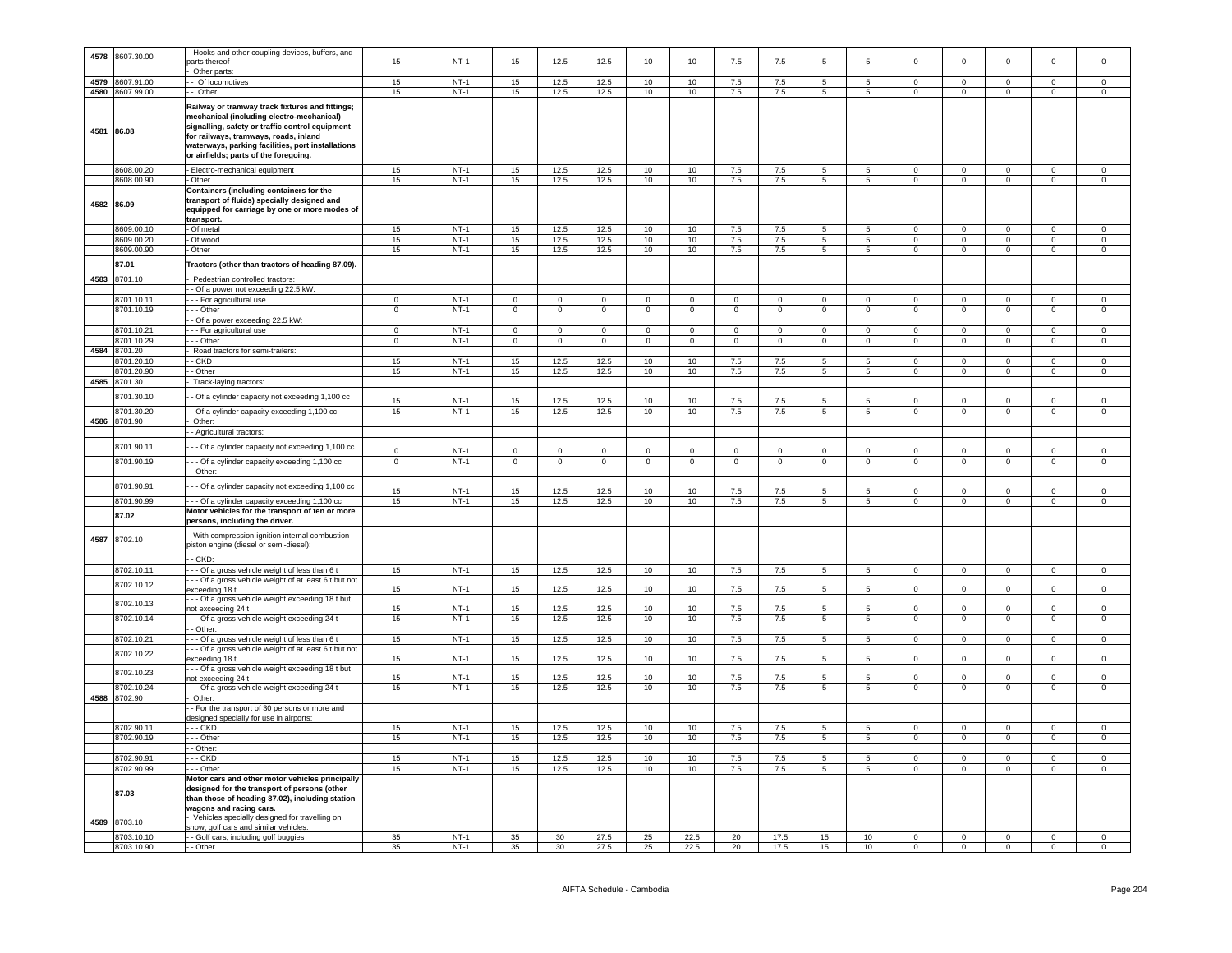| | | | | | | | | | | | | | | | | | | |
|---|---|---|---|---|---|---|---|---|---|---|---|---|---|---|---|---|---|---|
| 4578 | 8607.30.00 | - Hooks and other coupling devices, buffers, and parts thereof | 15 | NT-1 | 15 | 12.5 | 12.5 | 10 | 10 | 7.5 | 7.5 | 5 | 5 | 0 | 0 | 0 | 0 | 0 |
| | | - Other parts: | | | | | | | | | | | | | | | | |
| 4579 | 8607.91.00 | - - Of locomotives | 15 | NT-1 | 15 | 12.5 | 12.5 | 10 | 10 | 7.5 | 7.5 | 5 | 5 | 0 | 0 | 0 | 0 | 0 |
| 4580 | 8607.99.00 | - - Other | 15 | NT-1 | 15 | 12.5 | 12.5 | 10 | 10 | 7.5 | 7.5 | 5 | 5 | 0 | 0 | 0 | 0 | 0 |
| 4581 | **86.08** | **Railway or tramway track fixtures and fittings; mechanical (including electro-mechanical) signalling, safety or traffic control equipment for railways, tramways, roads, inland waterways, parking facilities, port installations or airfields; parts of the foregoing.** | | | | | | | | | | | | | | | | |
| | 8608.00.20 | - Electro-mechanical equipment | 15 | NT-1 | 15 | 12.5 | 12.5 | 10 | 10 | 7.5 | 7.5 | 5 | 5 | 0 | 0 | 0 | 0 | 0 |
| | 8608.00.90 | - Other | 15 | NT-1 | 15 | 12.5 | 12.5 | 10 | 10 | 7.5 | 7.5 | 5 | 5 | 0 | 0 | 0 | 0 | 0 |
| 4582 | **86.09** | **Containers (including containers for the transport of fluids) specially designed and equipped for carriage by one or more modes of transport.** | | | | | | | | | | | | | | | | |
| | 8609.00.10 | - Of metal | 15 | NT-1 | 15 | 12.5 | 12.5 | 10 | 10 | 7.5 | 7.5 | 5 | 5 | 0 | 0 | 0 | 0 | 0 |
| | 8609.00.20 | - Of wood | 15 | NT-1 | 15 | 12.5 | 12.5 | 10 | 10 | 7.5 | 7.5 | 5 | 5 | 0 | 0 | 0 | 0 | 0 |
| | 8609.00.90 | - Other | 15 | NT-1 | 15 | 12.5 | 12.5 | 10 | 10 | 7.5 | 7.5 | 5 | 5 | 0 | 0 | 0 | 0 | 0 |
| | **87.01** | **Tractors (other than tractors of heading 87.09).** | | | | | | | | | | | | | | | | |
| 4583 | 8701.10 | - Pedestrian controlled tractors: | | | | | | | | | | | | | | | | |
| | | - - Of a power not exceeding 22.5 kW: | | | | | | | | | | | | | | | | |
| | 8701.10.11 | - - - For agricultural use | 0 | NT-1 | 0 | 0 | 0 | 0 | 0 | 0 | 0 | 0 | 0 | 0 | 0 | 0 | 0 | 0 |
| | 8701.10.19 | - - - Other | 0 | NT-1 | 0 | 0 | 0 | 0 | 0 | 0 | 0 | 0 | 0 | 0 | 0 | 0 | 0 | 0 |
| | | - - Of a power exceeding 22.5 kW: | | | | | | | | | | | | | | | | |
| | 8701.10.21 | - - - For agricultural use | 0 | NT-1 | 0 | 0 | 0 | 0 | 0 | 0 | 0 | 0 | 0 | 0 | 0 | 0 | 0 | 0 |
| | 8701.10.29 | - - - Other | 0 | NT-1 | 0 | 0 | 0 | 0 | 0 | 0 | 0 | 0 | 0 | 0 | 0 | 0 | 0 | 0 |
| 4584 | 8701.20 | - Road tractors for semi-trailers: | | | | | | | | | | | | | | | | |
| | 8701.20.10 | - - CKD | 15 | NT-1 | 15 | 12.5 | 12.5 | 10 | 10 | 7.5 | 7.5 | 5 | 5 | 0 | 0 | 0 | 0 | 0 |
| | 8701.20.90 | - - Other | 15 | NT-1 | 15 | 12.5 | 12.5 | 10 | 10 | 7.5 | 7.5 | 5 | 5 | 0 | 0 | 0 | 0 | 0 |
| 4585 | 8701.30 | - Track-laying tractors: | | | | | | | | | | | | | | | | |
| | 8701.30.10 | - - Of a cylinder capacity not exceeding 1,100 cc | 15 | NT-1 | 15 | 12.5 | 12.5 | 10 | 10 | 7.5 | 7.5 | 5 | 5 | 0 | 0 | 0 | 0 | 0 |
| | 8701.30.20 | - - Of a cylinder capacity exceeding 1,100 cc | 15 | NT-1 | 15 | 12.5 | 12.5 | 10 | 10 | 7.5 | 7.5 | 5 | 5 | 0 | 0 | 0 | 0 | 0 |
| 4586 | 8701.90 | - Other: | | | | | | | | | | | | | | | | |
| | | - - Agricultural tractors: | | | | | | | | | | | | | | | | |
| | 8701.90.11 | - - - Of a cylinder capacity not exceeding 1,100 cc | 0 | NT-1 | 0 | 0 | 0 | 0 | 0 | 0 | 0 | 0 | 0 | 0 | 0 | 0 | 0 | 0 |
| | 8701.90.19 | - - - Of a cylinder capacity exceeding 1,100 cc | 0 | NT-1 | 0 | 0 | 0 | 0 | 0 | 0 | 0 | 0 | 0 | 0 | 0 | 0 | 0 | 0 |
| | | - - Other: | | | | | | | | | | | | | | | | |
| | 8701.90.91 | - - - Of a cylinder capacity not exceeding 1,100 cc | 15 | NT-1 | 15 | 12.5 | 12.5 | 10 | 10 | 7.5 | 7.5 | 5 | 5 | 0 | 0 | 0 | 0 | 0 |
| | 8701.90.99 | - - - Of a cylinder capacity exceeding 1,100 cc | 15 | NT-1 | 15 | 12.5 | 12.5 | 10 | 10 | 7.5 | 7.5 | 5 | 5 | 0 | 0 | 0 | 0 | 0 |
| | **87.02** | **Motor vehicles for the transport of ten or more persons, including the driver.** | | | | | | | | | | | | | | | | |
| 4587 | 8702.10 | - With compression-ignition internal combustion piston engine (diesel or semi-diesel): | | | | | | | | | | | | | | | | |
| | | - - CKD: | | | | | | | | | | | | | | | | |
| | 8702.10.11 | - - - Of a gross vehicle weight of less than 6 t | 15 | NT-1 | 15 | 12.5 | 12.5 | 10 | 10 | 7.5 | 7.5 | 5 | 5 | 0 | 0 | 0 | 0 | 0 |
| | 8702.10.12 | - - - Of a gross vehicle weight of at least 6 t but not exceeding 18 t | 15 | NT-1 | 15 | 12.5 | 12.5 | 10 | 10 | 7.5 | 7.5 | 5 | 5 | 0 | 0 | 0 | 0 | 0 |
| | 8702.10.13 | - - - Of a gross vehicle weight exceeding 18 t but not exceeding 24 t | 15 | NT-1 | 15 | 12.5 | 12.5 | 10 | 10 | 7.5 | 7.5 | 5 | 5 | 0 | 0 | 0 | 0 | 0 |
| | 8702.10.14 | - - - Of a gross vehicle weight exceeding 24 t | 15 | NT-1 | 15 | 12.5 | 12.5 | 10 | 10 | 7.5 | 7.5 | 5 | 5 | 0 | 0 | 0 | 0 | 0 |
| | | - - Other: | | | | | | | | | | | | | | | | |
| | 8702.10.21 | - - - Of a gross vehicle weight of less than 6 t | 15 | NT-1 | 15 | 12.5 | 12.5 | 10 | 10 | 7.5 | 7.5 | 5 | 5 | 0 | 0 | 0 | 0 | 0 |
| | 8702.10.22 | - - - Of a gross vehicle weight of at least 6 t but not exceeding 18 t | 15 | NT-1 | 15 | 12.5 | 12.5 | 10 | 10 | 7.5 | 7.5 | 5 | 5 | 0 | 0 | 0 | 0 | 0 |
| | 8702.10.23 | - - - Of a gross vehicle weight exceeding 18 t but not exceeding 24 t | 15 | NT-1 | 15 | 12.5 | 12.5 | 10 | 10 | 7.5 | 7.5 | 5 | 5 | 0 | 0 | 0 | 0 | 0 |
| | 8702.10.24 | - - - Of a gross vehicle weight exceeding 24 t | 15 | NT-1 | 15 | 12.5 | 12.5 | 10 | 10 | 7.5 | 7.5 | 5 | 5 | 0 | 0 | 0 | 0 | 0 |
| 4588 | 8702.90 | - Other: | | | | | | | | | | | | | | | | |
| | | - - For the transport of 30 persons or more and designed specially for use in airports: | | | | | | | | | | | | | | | | |
| | 8702.90.11 | - - - CKD | 15 | NT-1 | 15 | 12.5 | 12.5 | 10 | 10 | 7.5 | 7.5 | 5 | 5 | 0 | 0 | 0 | 0 | 0 |
| | 8702.90.19 | - - - Other | 15 | NT-1 | 15 | 12.5 | 12.5 | 10 | 10 | 7.5 | 7.5 | 5 | 5 | 0 | 0 | 0 | 0 | 0 |
| | | - - Other: | | | | | | | | | | | | | | | | |
| | 8702.90.91 | - - - CKD | 15 | NT-1 | 15 | 12.5 | 12.5 | 10 | 10 | 7.5 | 7.5 | 5 | 5 | 0 | 0 | 0 | 0 | 0 |
| | 8702.90.99 | - - - Other | 15 | NT-1 | 15 | 12.5 | 12.5 | 10 | 10 | 7.5 | 7.5 | 5 | 5 | 0 | 0 | 0 | 0 | 0 |
| | **87.03** | **Motor cars and other motor vehicles principally designed for the transport of persons (other than those of heading 87.02), including station wagons and racing cars.** | | | | | | | | | | | | | | | | |
| 4589 | 8703.10 | - Vehicles specially designed for travelling on snow; golf cars and similar vehicles: | | | | | | | | | | | | | | | | |
| | 8703.10.10 | - - Golf cars, including golf buggies | 35 | NT-1 | 35 | 30 | 27.5 | 25 | 22.5 | 20 | 17.5 | 15 | 10 | 0 | 0 | 0 | 0 | 0 |
| | 8703.10.90 | - - Other | 35 | NT-1 | 35 | 30 | 27.5 | 25 | 22.5 | 20 | 17.5 | 15 | 10 | 0 | 0 | 0 | 0 | 0 |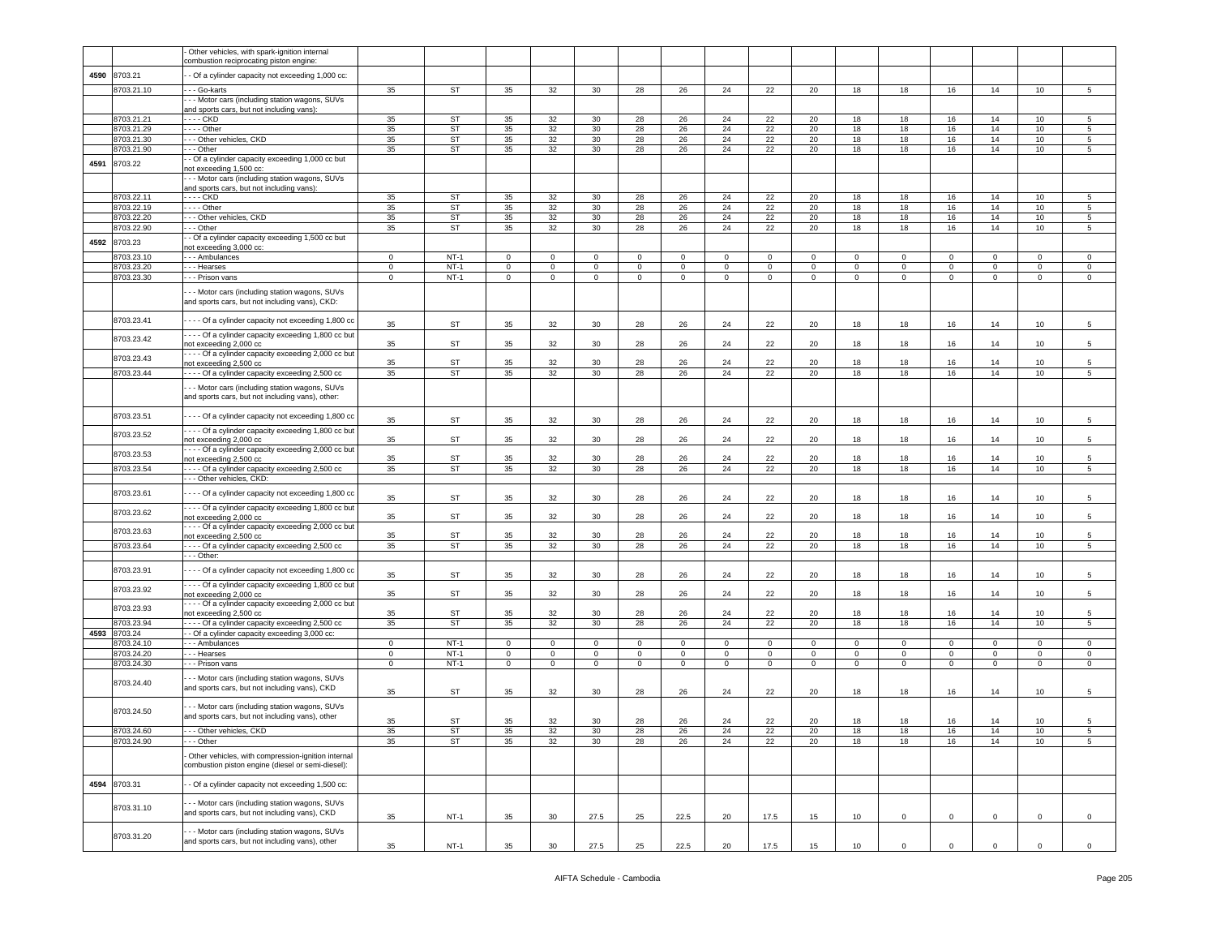| | | - Other vehicles, with spark-ignition internal combustion reciprocating piston engine: | | | | | | | | | | | | | | | | |
|---|---|---|---|---|---|---|---|---|---|---|---|---|---|---|---|---|---|---|
| 4590 | 8703.21 | - - Of a cylinder capacity not exceeding 1,000 cc: | | | | | | | | | | | | | | | | |
| | 8703.21.10 | - - - Go-karts | 35 | ST | 35 | 32 | 30 | 28 | 26 | 24 | 22 | 20 | 18 | 18 | 16 | 14 | 10 | 5 |
| | | - - - Motor cars (including station wagons, SUVs and sports cars, but not including vans): | | | | | | | | | | | | | | | | |
| | 8703.21.21 | - - - - CKD | 35 | ST | 35 | 32 | 30 | 28 | 26 | 24 | 22 | 20 | 18 | 18 | 16 | 14 | 10 | 5 |
| | 8703.21.29 | - - - - Other | 35 | ST | 35 | 32 | 30 | 28 | 26 | 24 | 22 | 20 | 18 | 18 | 16 | 14 | 10 | 5 |
| | 8703.21.30 | - - - Other vehicles, CKD | 35 | ST | 35 | 32 | 30 | 28 | 26 | 24 | 22 | 20 | 18 | 18 | 16 | 14 | 10 | 5 |
| | 8703.21.90 | - - - Other | 35 | ST | 35 | 32 | 30 | 28 | 26 | 24 | 22 | 20 | 18 | 18 | 16 | 14 | 10 | 5 |
| 4591 | 8703.22 | - - Of a cylinder capacity exceeding 1,000 cc but not exceeding 1,500 cc: | | | | | | | | | | | | | | | | |
| | | - - - Motor cars (including station wagons, SUVs and sports cars, but not including vans): | | | | | | | | | | | | | | | | |
| | 8703.22.11 | - - - - CKD | 35 | ST | 35 | 32 | 30 | 28 | 26 | 24 | 22 | 20 | 18 | 18 | 16 | 14 | 10 | 5 |
| | 8703.22.19 | - - - - Other | 35 | ST | 35 | 32 | 30 | 28 | 26 | 24 | 22 | 20 | 18 | 18 | 16 | 14 | 10 | 5 |
| | 8703.22.20 | - - - Other vehicles, CKD | 35 | ST | 35 | 32 | 30 | 28 | 26 | 24 | 22 | 20 | 18 | 18 | 16 | 14 | 10 | 5 |
| | 8703.22.90 | - - - Other | 35 | ST | 35 | 32 | 30 | 28 | 26 | 24 | 22 | 20 | 18 | 18 | 16 | 14 | 10 | 5 |
| 4592 | 8703.23 | - - Of a cylinder capacity exceeding 1,500 cc but not exceeding 3,000 cc: | | | | | | | | | | | | | | | | |
| | 8703.23.10 | - - - Ambulances | 0 | NT-1 | 0 | 0 | 0 | 0 | 0 | 0 | 0 | 0 | 0 | 0 | 0 | 0 | 0 | 0 |
| | 8703.23.20 | - - - Hearses | 0 | NT-1 | 0 | 0 | 0 | 0 | 0 | 0 | 0 | 0 | 0 | 0 | 0 | 0 | 0 | 0 |
| | 8703.23.30 | - - - Prison vans | 0 | NT-1 | 0 | 0 | 0 | 0 | 0 | 0 | 0 | 0 | 0 | 0 | 0 | 0 | 0 | 0 |
| | | - - - Motor cars (including station wagons, SUVs and sports cars, but not including vans), CKD: | | | | | | | | | | | | | | | | |
| | 8703.23.41 | - - - - Of a cylinder capacity not exceeding 1,800 cc | 35 | ST | 35 | 32 | 30 | 28 | 26 | 24 | 22 | 20 | 18 | 18 | 16 | 14 | 10 | 5 |
| | 8703.23.42 | - - - - Of a cylinder capacity exceeding 1,800 cc but not exceeding 2,000 cc | 35 | ST | 35 | 32 | 30 | 28 | 26 | 24 | 22 | 20 | 18 | 18 | 16 | 14 | 10 | 5 |
| | 8703.23.43 | - - - - Of a cylinder capacity exceeding 2,000 cc but not exceeding 2,500 cc | 35 | ST | 35 | 32 | 30 | 28 | 26 | 24 | 22 | 20 | 18 | 18 | 16 | 14 | 10 | 5 |
| | 8703.23.44 | - - - - Of a cylinder capacity exceeding 2,500 cc | 35 | ST | 35 | 32 | 30 | 28 | 26 | 24 | 22 | 20 | 18 | 18 | 16 | 14 | 10 | 5 |
| | | - - - Motor cars (including station wagons, SUVs and sports cars, but not including vans), other: | | | | | | | | | | | | | | | | |
| | 8703.23.51 | - - - - Of a cylinder capacity not exceeding 1,800 cc | 35 | ST | 35 | 32 | 30 | 28 | 26 | 24 | 22 | 20 | 18 | 18 | 16 | 14 | 10 | 5 |
| | 8703.23.52 | - - - - Of a cylinder capacity exceeding 1,800 cc but not exceeding 2,000 cc | 35 | ST | 35 | 32 | 30 | 28 | 26 | 24 | 22 | 20 | 18 | 18 | 16 | 14 | 10 | 5 |
| | 8703.23.53 | - - - - Of a cylinder capacity exceeding 2,000 cc but not exceeding 2,500 cc | 35 | ST | 35 | 32 | 30 | 28 | 26 | 24 | 22 | 20 | 18 | 18 | 16 | 14 | 10 | 5 |
| | 8703.23.54 | - - - - Of a cylinder capacity exceeding 2,500 cc | 35 | ST | 35 | 32 | 30 | 28 | 26 | 24 | 22 | 20 | 18 | 18 | 16 | 14 | 10 | 5 |
| | | - - - Other vehicles, CKD: | | | | | | | | | | | | | | | | |
| | 8703.23.61 | - - - - Of a cylinder capacity not exceeding 1,800 cc | 35 | ST | 35 | 32 | 30 | 28 | 26 | 24 | 22 | 20 | 18 | 18 | 16 | 14 | 10 | 5 |
| | 8703.23.62 | - - - - Of a cylinder capacity exceeding 1,800 cc but not exceeding 2,000 cc | 35 | ST | 35 | 32 | 30 | 28 | 26 | 24 | 22 | 20 | 18 | 18 | 16 | 14 | 10 | 5 |
| | 8703.23.63 | - - - - Of a cylinder capacity exceeding 2,000 cc but not exceeding 2,500 cc | 35 | ST | 35 | 32 | 30 | 28 | 26 | 24 | 22 | 20 | 18 | 18 | 16 | 14 | 10 | 5 |
| | 8703.23.64 | - - - - Of a cylinder capacity exceeding 2,500 cc | 35 | ST | 35 | 32 | 30 | 28 | 26 | 24 | 22 | 20 | 18 | 18 | 16 | 14 | 10 | 5 |
| | | - - - Other: | | | | | | | | | | | | | | | | |
| | 8703.23.91 | - - - - Of a cylinder capacity not exceeding 1,800 cc | 35 | ST | 35 | 32 | 30 | 28 | 26 | 24 | 22 | 20 | 18 | 18 | 16 | 14 | 10 | 5 |
| | 8703.23.92 | - - - - Of a cylinder capacity exceeding 1,800 cc but not exceeding 2,000 cc | 35 | ST | 35 | 32 | 30 | 28 | 26 | 24 | 22 | 20 | 18 | 18 | 16 | 14 | 10 | 5 |
| | 8703.23.93 | - - - - Of a cylinder capacity exceeding 2,000 cc but not exceeding 2,500 cc | 35 | ST | 35 | 32 | 30 | 28 | 26 | 24 | 22 | 20 | 18 | 18 | 16 | 14 | 10 | 5 |
| | 8703.23.94 | - - - - Of a cylinder capacity exceeding 2,500 cc | 35 | ST | 35 | 32 | 30 | 28 | 26 | 24 | 22 | 20 | 18 | 18 | 16 | 14 | 10 | 5 |
| 4593 | 8703.24 | - - Of a cylinder capacity exceeding 3,000 cc: | | | | | | | | | | | | | | | | |
| | 8703.24.10 | - - - Ambulances | 0 | NT-1 | 0 | 0 | 0 | 0 | 0 | 0 | 0 | 0 | 0 | 0 | 0 | 0 | 0 | 0 |
| | 8703.24.20 | - - - Hearses | 0 | NT-1 | 0 | 0 | 0 | 0 | 0 | 0 | 0 | 0 | 0 | 0 | 0 | 0 | 0 | 0 |
| | 8703.24.30 | - - - Prison vans | 0 | NT-1 | 0 | 0 | 0 | 0 | 0 | 0 | 0 | 0 | 0 | 0 | 0 | 0 | 0 | 0 |
| | 8703.24.40 | - - - Motor cars (including station wagons, SUVs and sports cars, but not including vans), CKD | 35 | ST | 35 | 32 | 30 | 28 | 26 | 24 | 22 | 20 | 18 | 18 | 16 | 14 | 10 | 5 |
| | 8703.24.50 | - - - Motor cars (including station wagons, SUVs and sports cars, but not including vans), other | 35 | ST | 35 | 32 | 30 | 28 | 26 | 24 | 22 | 20 | 18 | 18 | 16 | 14 | 10 | 5 |
| | 8703.24.60 | - - - Other vehicles, CKD | 35 | ST | 35 | 32 | 30 | 28 | 26 | 24 | 22 | 20 | 18 | 18 | 16 | 14 | 10 | 5 |
| | 8703.24.90 | - - - Other | 35 | ST | 35 | 32 | 30 | 28 | 26 | 24 | 22 | 20 | 18 | 18 | 16 | 14 | 10 | 5 |
| | | - Other vehicles, with compression-ignition internal combustion piston engine (diesel or semi-diesel): | | | | | | | | | | | | | | | | |
| 4594 | 8703.31 | - - Of a cylinder capacity not exceeding 1,500 cc: | | | | | | | | | | | | | | | | |
| | 8703.31.10 | - - - Motor cars (including station wagons, SUVs and sports cars, but not including vans), CKD | 35 | NT-1 | 35 | 30 | 27.5 | 25 | 22.5 | 20 | 17.5 | 15 | 10 | 0 | 0 | 0 | 0 | 0 |
| | 8703.31.20 | - - - Motor cars (including station wagons, SUVs and sports cars, but not including vans), other | 35 | NT-1 | 35 | 30 | 27.5 | 25 | 22.5 | 20 | 17.5 | 15 | 10 | 0 | 0 | 0 | 0 | 0 |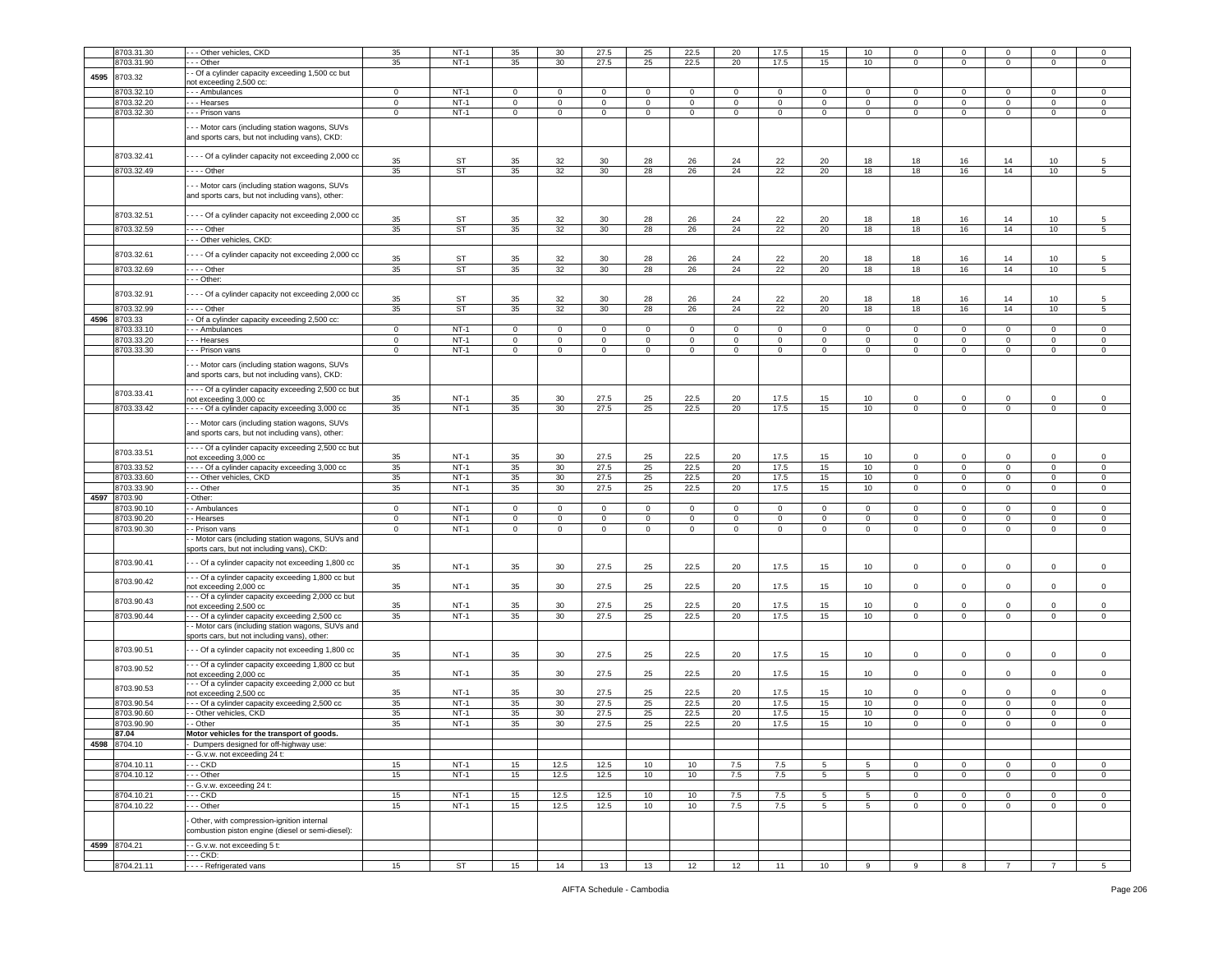|  | 8703.31.30 | - - - Other vehicles, CKD | 35 | NT-1 | 35 | 30 | 27.5 | 25 | 22.5 | 20 | 17.5 | 15 | 10 | 0 | 0 | 0 | 0 | 0 |
|---|---|---|---|---|---|---|---|---|---|---|---|---|---|---|---|---|---|---|
|  | 8703.31.90 | - - - Other | 35 | NT-1 | 35 | 30 | 27.5 | 25 | 22.5 | 20 | 17.5 | 15 | 10 | 0 | 0 | 0 | 0 | 0 |
| 4595 | 8703.32 | - - Of a cylinder capacity exceeding 1,500 cc but not exceeding 2,500 cc: |  |  |  |  |  |  |  |  |  |  |  |  |  |  |  |  |
|  | 8703.32.10 | - - - Ambulances | 0 | NT-1 | 0 | 0 | 0 | 0 | 0 | 0 | 0 | 0 | 0 | 0 | 0 | 0 | 0 | 0 |
|  | 8703.32.20 | - - - Hearses | 0 | NT-1 | 0 | 0 | 0 | 0 | 0 | 0 | 0 | 0 | 0 | 0 | 0 | 0 | 0 | 0 |
|  | 8703.32.30 | - - - Prison vans | 0 | NT-1 | 0 | 0 | 0 | 0 | 0 | 0 | 0 | 0 | 0 | 0 | 0 | 0 | 0 | 0 |
|  |  | - - - Motor cars (including station wagons, SUVs and sports cars, but not including vans), CKD: |  |  |  |  |  |  |  |  |  |  |  |  |  |  |  |  |
|  | 8703.32.41 | - - - - Of a cylinder capacity not exceeding 2,000 cc | 35 | ST | 35 | 32 | 30 | 28 | 26 | 24 | 22 | 20 | 18 | 18 | 16 | 14 | 10 | 5 |
|  | 8703.32.49 | - - - - Other | 35 | ST | 35 | 32 | 30 | 28 | 26 | 24 | 22 | 20 | 18 | 18 | 16 | 14 | 10 | 5 |
|  |  | - - - Motor cars (including station wagons, SUVs and sports cars, but not including vans), other: |  |  |  |  |  |  |  |  |  |  |  |  |  |  |  |  |
|  | 8703.32.51 | - - - - Of a cylinder capacity not exceeding 2,000 cc | 35 | ST | 35 | 32 | 30 | 28 | 26 | 24 | 22 | 20 | 18 | 18 | 16 | 14 | 10 | 5 |
|  | 8703.32.59 | - - - - Other | 35 | ST | 35 | 32 | 30 | 28 | 26 | 24 | 22 | 20 | 18 | 18 | 16 | 14 | 10 | 5 |
|  |  | - - - Other vehicles, CKD: |  |  |  |  |  |  |  |  |  |  |  |  |  |  |  |  |
|  | 8703.32.61 | - - - - Of a cylinder capacity not exceeding 2,000 cc | 35 | ST | 35 | 32 | 30 | 28 | 26 | 24 | 22 | 20 | 18 | 18 | 16 | 14 | 10 | 5 |
|  | 8703.32.69 | - - - - Other | 35 | ST | 35 | 32 | 30 | 28 | 26 | 24 | 22 | 20 | 18 | 18 | 16 | 14 | 10 | 5 |
|  |  | - - - Other: |  |  |  |  |  |  |  |  |  |  |  |  |  |  |  |  |
|  | 8703.32.91 | - - - - Of a cylinder capacity not exceeding 2,000 cc | 35 | ST | 35 | 32 | 30 | 28 | 26 | 24 | 22 | 20 | 18 | 18 | 16 | 14 | 10 | 5 |
|  | 8703.32.99 | - - - - Other | 35 | ST | 35 | 32 | 30 | 28 | 26 | 24 | 22 | 20 | 18 | 18 | 16 | 14 | 10 | 5 |
| 4596 | 8703.33 | - - Of a cylinder capacity exceeding 2,500 cc: |  |  |  |  |  |  |  |  |  |  |  |  |  |  |  |  |
|  | 8703.33.10 | - - - Ambulances | 0 | NT-1 | 0 | 0 | 0 | 0 | 0 | 0 | 0 | 0 | 0 | 0 | 0 | 0 | 0 | 0 |
|  | 8703.33.20 | - - - Hearses | 0 | NT-1 | 0 | 0 | 0 | 0 | 0 | 0 | 0 | 0 | 0 | 0 | 0 | 0 | 0 | 0 |
|  | 8703.33.30 | - - - Prison vans | 0 | NT-1 | 0 | 0 | 0 | 0 | 0 | 0 | 0 | 0 | 0 | 0 | 0 | 0 | 0 | 0 |
|  |  | - - - Motor cars (including station wagons, SUVs and sports cars, but not including vans), CKD: |  |  |  |  |  |  |  |  |  |  |  |  |  |  |  |  |
|  | 8703.33.41 | - - - - Of a cylinder capacity exceeding 2,500 cc but not exceeding 3,000 cc | 35 | NT-1 | 35 | 30 | 27.5 | 25 | 22.5 | 20 | 17.5 | 15 | 10 | 0 | 0 | 0 | 0 | 0 |
|  | 8703.33.42 | - - - - Of a cylinder capacity exceeding 3,000 cc | 35 | NT-1 | 35 | 30 | 27.5 | 25 | 22.5 | 20 | 17.5 | 15 | 10 | 0 | 0 | 0 | 0 | 0 |
|  |  | - - - Motor cars (including station wagons, SUVs and sports cars, but not including vans), other: |  |  |  |  |  |  |  |  |  |  |  |  |  |  |  |  |
|  | 8703.33.51 | - - - - Of a cylinder capacity exceeding 2,500 cc but not exceeding 3,000 cc | 35 | NT-1 | 35 | 30 | 27.5 | 25 | 22.5 | 20 | 17.5 | 15 | 10 | 0 | 0 | 0 | 0 | 0 |
|  | 8703.33.52 | - - - - Of a cylinder capacity exceeding 3,000 cc | 35 | NT-1 | 35 | 30 | 27.5 | 25 | 22.5 | 20 | 17.5 | 15 | 10 | 0 | 0 | 0 | 0 | 0 |
|  | 8703.33.60 | - - - Other vehicles, CKD | 35 | NT-1 | 35 | 30 | 27.5 | 25 | 22.5 | 20 | 17.5 | 15 | 10 | 0 | 0 | 0 | 0 | 0 |
|  | 8703.33.90 | - - - Other | 35 | NT-1 | 35 | 30 | 27.5 | 25 | 22.5 | 20 | 17.5 | 15 | 10 | 0 | 0 | 0 | 0 | 0 |
| 4597 | 8703.90 | - Other: |  |  |  |  |  |  |  |  |  |  |  |  |  |  |  |  |
|  | 8703.90.10 | - - Ambulances | 0 | NT-1 | 0 | 0 | 0 | 0 | 0 | 0 | 0 | 0 | 0 | 0 | 0 | 0 | 0 | 0 |
|  | 8703.90.20 | - - Hearses | 0 | NT-1 | 0 | 0 | 0 | 0 | 0 | 0 | 0 | 0 | 0 | 0 | 0 | 0 | 0 | 0 |
|  | 8703.90.30 | - - Prison vans | 0 | NT-1 | 0 | 0 | 0 | 0 | 0 | 0 | 0 | 0 | 0 | 0 | 0 | 0 | 0 | 0 |
|  |  | - - Motor cars (including station wagons, SUVs and sports cars, but not including vans), CKD: |  |  |  |  |  |  |  |  |  |  |  |  |  |  |  |  |
|  | 8703.90.41 | - - - Of a cylinder capacity not exceeding 1,800 cc | 35 | NT-1 | 35 | 30 | 27.5 | 25 | 22.5 | 20 | 17.5 | 15 | 10 | 0 | 0 | 0 | 0 | 0 |
|  | 8703.90.42 | - - - Of a cylinder capacity exceeding 1,800 cc but not exceeding 2,000 cc | 35 | NT-1 | 35 | 30 | 27.5 | 25 | 22.5 | 20 | 17.5 | 15 | 10 | 0 | 0 | 0 | 0 | 0 |
|  | 8703.90.43 | - - - Of a cylinder capacity exceeding 2,000 cc but not exceeding 2,500 cc | 35 | NT-1 | 35 | 30 | 27.5 | 25 | 22.5 | 20 | 17.5 | 15 | 10 | 0 | 0 | 0 | 0 | 0 |
|  | 8703.90.44 | - - - Of a cylinder capacity exceeding 2,500 cc | 35 | NT-1 | 35 | 30 | 27.5 | 25 | 22.5 | 20 | 17.5 | 15 | 10 | 0 | 0 | 0 | 0 | 0 |
|  |  | - - Motor cars (including station wagons, SUVs and sports cars, but not including vans), other: |  |  |  |  |  |  |  |  |  |  |  |  |  |  |  |  |
|  | 8703.90.51 | - - - Of a cylinder capacity not exceeding 1,800 cc | 35 | NT-1 | 35 | 30 | 27.5 | 25 | 22.5 | 20 | 17.5 | 15 | 10 | 0 | 0 | 0 | 0 | 0 |
|  | 8703.90.52 | - - - Of a cylinder capacity exceeding 1,800 cc but not exceeding 2,000 cc | 35 | NT-1 | 35 | 30 | 27.5 | 25 | 22.5 | 20 | 17.5 | 15 | 10 | 0 | 0 | 0 | 0 | 0 |
|  | 8703.90.53 | - - - Of a cylinder capacity exceeding 2,000 cc but not exceeding 2,500 cc | 35 | NT-1 | 35 | 30 | 27.5 | 25 | 22.5 | 20 | 17.5 | 15 | 10 | 0 | 0 | 0 | 0 | 0 |
|  | 8703.90.54 | - - - Of a cylinder capacity exceeding 2,500 cc | 35 | NT-1 | 35 | 30 | 27.5 | 25 | 22.5 | 20 | 17.5 | 15 | 10 | 0 | 0 | 0 | 0 | 0 |
|  | 8703.90.60 | - - Other vehicles, CKD | 35 | NT-1 | 35 | 30 | 27.5 | 25 | 22.5 | 20 | 17.5 | 15 | 10 | 0 | 0 | 0 | 0 | 0 |
|  | 8703.90.90 | - - Other | 35 | NT-1 | 35 | 30 | 27.5 | 25 | 22.5 | 20 | 17.5 | 15 | 10 | 0 | 0 | 0 | 0 | 0 |
|  | **87.04** | **Motor vehicles for the transport of goods.** |  |  |  |  |  |  |  |  |  |  |  |  |  |  |  |  |
| 4598 | 8704.10 | - Dumpers designed for off-highway use: |  |  |  |  |  |  |  |  |  |  |  |  |  |  |  |  |
|  |  | - - G.v.w. not exceeding 24 t: |  |  |  |  |  |  |  |  |  |  |  |  |  |  |  |  |
|  | 8704.10.11 | - - - CKD | 15 | NT-1 | 15 | 12.5 | 12.5 | 10 | 10 | 7.5 | 7.5 | 5 | 5 | 0 | 0 | 0 | 0 | 0 |
|  | 8704.10.12 | - - - Other | 15 | NT-1 | 15 | 12.5 | 12.5 | 10 | 10 | 7.5 | 7.5 | 5 | 5 | 0 | 0 | 0 | 0 | 0 |
|  |  | - - G.v.w. exceeding 24 t: |  |  |  |  |  |  |  |  |  |  |  |  |  |  |  |  |
|  | 8704.10.21 | - - - CKD | 15 | NT-1 | 15 | 12.5 | 12.5 | 10 | 10 | 7.5 | 7.5 | 5 | 5 | 0 | 0 | 0 | 0 | 0 |
|  | 8704.10.22 | - - - Other | 15 | NT-1 | 15 | 12.5 | 12.5 | 10 | 10 | 7.5 | 7.5 | 5 | 5 | 0 | 0 | 0 | 0 | 0 |
|  |  | - Other, with compression-ignition internal combustion piston engine (diesel or semi-diesel): |  |  |  |  |  |  |  |  |  |  |  |  |  |  |  |  |
| 4599 | 8704.21 | - - G.v.w. not exceeding 5 t: |  |  |  |  |  |  |  |  |  |  |  |  |  |  |  |  |
|  |  | - - - CKD: |  |  |  |  |  |  |  |  |  |  |  |  |  |  |  |  |
|  | 8704.21.11 | - - - - Refrigerated vans | 15 | ST | 15 | 14 | 13 | 13 | 12 | 12 | 11 | 10 | 9 | 9 | 8 | 7 | 7 | 5 |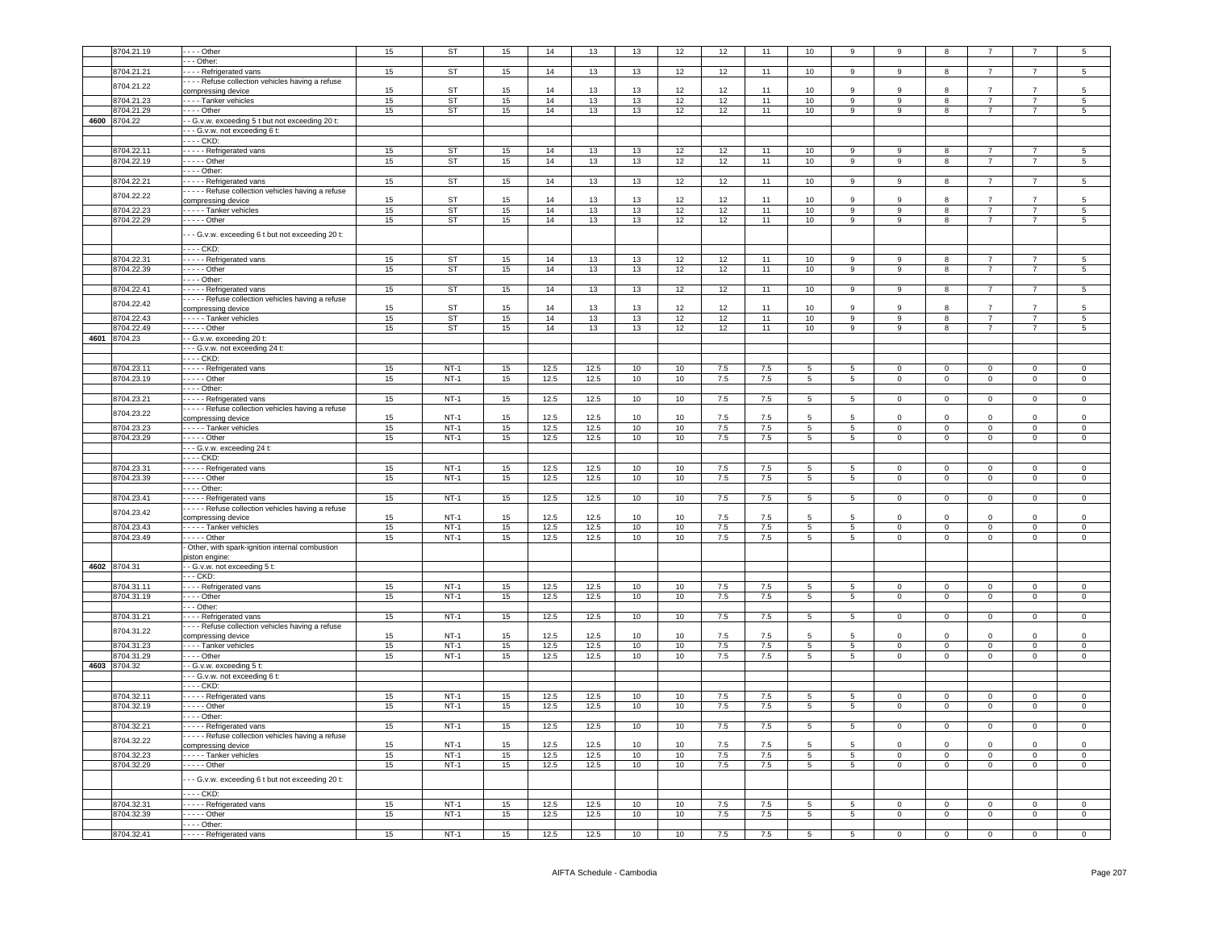| | 8704.21.19 | - - - - Other | 15 | ST | 15 | 14 | 13 | 13 | 12 | 12 | 11 | 10 | 9 | 9 | 8 | 7 | 7 | 5 |
|---|---|---|---|---|---|---|---|---|---|---|---|---|---|---|---|---|---|---|
| | | - - - Other: | | | | | | | | | | | | | | | | |
| | 8704.21.21 | - - - - Refrigerated vans | 15 | ST | 15 | 14 | 13 | 13 | 12 | 12 | 11 | 10 | 9 | 9 | 8 | 7 | 7 | 5 |
| | 8704.21.22 | - - - - Refuse collection vehicles having a refuse compressing device | 15 | ST | 15 | 14 | 13 | 13 | 12 | 12 | 11 | 10 | 9 | 9 | 8 | 7 | 7 | 5 |
| | 8704.21.23 | - - - - Tanker vehicles | 15 | ST | 15 | 14 | 13 | 13 | 12 | 12 | 11 | 10 | 9 | 9 | 8 | 7 | 7 | 5 |
| | 8704.21.29 | - - - - Other | 15 | ST | 15 | 14 | 13 | 13 | 12 | 12 | 11 | 10 | 9 | 9 | 8 | 7 | 7 | 5 |
| 4600 | 8704.22 | - - G.v.w. exceeding 5 t but not exceeding 20 t: | | | | | | | | | | | | | | | | |
| | | - - - G.v.w. not exceeding 6 t: | | | | | | | | | | | | | | | | |
| | | - - - - CKD: | | | | | | | | | | | | | | | | |
| | 8704.22.11 | - - - - - Refrigerated vans | 15 | ST | 15 | 14 | 13 | 13 | 12 | 12 | 11 | 10 | 9 | 9 | 8 | 7 | 7 | 5 |
| | 8704.22.19 | - - - - - Other | 15 | ST | 15 | 14 | 13 | 13 | 12 | 12 | 11 | 10 | 9 | 9 | 8 | 7 | 7 | 5 |
| | | - - - - Other: | | | | | | | | | | | | | | | | |
| | 8704.22.21 | - - - - - Refrigerated vans | 15 | ST | 15 | 14 | 13 | 13 | 12 | 12 | 11 | 10 | 9 | 9 | 8 | 7 | 7 | 5 |
| | 8704.22.22 | - - - - - Refuse collection vehicles having a refuse compressing device | 15 | ST | 15 | 14 | 13 | 13 | 12 | 12 | 11 | 10 | 9 | 9 | 8 | 7 | 7 | 5 |
| | 8704.22.23 | - - - - - Tanker vehicles | 15 | ST | 15 | 14 | 13 | 13 | 12 | 12 | 11 | 10 | 9 | 9 | 8 | 7 | 7 | 5 |
| | 8704.22.29 | - - - - - Other | 15 | ST | 15 | 14 | 13 | 13 | 12 | 12 | 11 | 10 | 9 | 9 | 8 | 7 | 7 | 5 |
| | | - - - G.v.w. exceeding 6 t but not exceeding 20 t: | | | | | | | | | | | | | | | | |
| | | - - - - CKD: | | | | | | | | | | | | | | | | |
| | 8704.22.31 | - - - - - Refrigerated vans | 15 | ST | 15 | 14 | 13 | 13 | 12 | 12 | 11 | 10 | 9 | 9 | 8 | 7 | 7 | 5 |
| | 8704.22.39 | - - - - - Other | 15 | ST | 15 | 14 | 13 | 13 | 12 | 12 | 11 | 10 | 9 | 9 | 8 | 7 | 7 | 5 |
| | | - - - - Other: | | | | | | | | | | | | | | | | |
| | 8704.22.41 | - - - - - Refrigerated vans | 15 | ST | 15 | 14 | 13 | 13 | 12 | 12 | 11 | 10 | 9 | 9 | 8 | 7 | 7 | 5 |
| | 8704.22.42 | - - - - - Refuse collection vehicles having a refuse compressing device | 15 | ST | 15 | 14 | 13 | 13 | 12 | 12 | 11 | 10 | 9 | 9 | 8 | 7 | 7 | 5 |
| | 8704.22.43 | - - - - - Tanker vehicles | 15 | ST | 15 | 14 | 13 | 13 | 12 | 12 | 11 | 10 | 9 | 9 | 8 | 7 | 7 | 5 |
| | 8704.22.49 | - - - - - Other | 15 | ST | 15 | 14 | 13 | 13 | 12 | 12 | 11 | 10 | 9 | 9 | 8 | 7 | 7 | 5 |
| 4601 | 8704.23 | - - G.v.w. exceeding 20 t: | | | | | | | | | | | | | | | | |
| | | - - - G.v.w. not exceeding 24 t: | | | | | | | | | | | | | | | | |
| | | - - - - CKD: | | | | | | | | | | | | | | | | |
| | 8704.23.11 | - - - - - Refrigerated vans | 15 | NT-1 | 15 | 12.5 | 12.5 | 10 | 10 | 7.5 | 7.5 | 5 | 5 | 0 | 0 | 0 | 0 | 0 |
| | 8704.23.19 | - - - - - Other | 15 | NT-1 | 15 | 12.5 | 12.5 | 10 | 10 | 7.5 | 7.5 | 5 | 5 | 0 | 0 | 0 | 0 | 0 |
| | | - - - - Other: | | | | | | | | | | | | | | | | |
| | 8704.23.21 | - - - - - Refrigerated vans | 15 | NT-1 | 15 | 12.5 | 12.5 | 10 | 10 | 7.5 | 7.5 | 5 | 5 | 0 | 0 | 0 | 0 | 0 |
| | 8704.23.22 | - - - - - Refuse collection vehicles having a refuse compressing device | 15 | NT-1 | 15 | 12.5 | 12.5 | 10 | 10 | 7.5 | 7.5 | 5 | 5 | 0 | 0 | 0 | 0 | 0 |
| | 8704.23.23 | - - - - - Tanker vehicles | 15 | NT-1 | 15 | 12.5 | 12.5 | 10 | 10 | 7.5 | 7.5 | 5 | 5 | 0 | 0 | 0 | 0 | 0 |
| | 8704.23.29 | - - - - - Other | 15 | NT-1 | 15 | 12.5 | 12.5 | 10 | 10 | 7.5 | 7.5 | 5 | 5 | 0 | 0 | 0 | 0 | 0 |
| | | - - - G.v.w. exceeding 24 t: | | | | | | | | | | | | | | | | |
| | | - - - - CKD: | | | | | | | | | | | | | | | | |
| | 8704.23.31 | - - - - - Refrigerated vans | 15 | NT-1 | 15 | 12.5 | 12.5 | 10 | 10 | 7.5 | 7.5 | 5 | 5 | 0 | 0 | 0 | 0 | 0 |
| | 8704.23.39 | - - - - - Other | 15 | NT-1 | 15 | 12.5 | 12.5 | 10 | 10 | 7.5 | 7.5 | 5 | 5 | 0 | 0 | 0 | 0 | 0 |
| | | - - - - Other: | | | | | | | | | | | | | | | | |
| | 8704.23.41 | - - - - - Refrigerated vans | 15 | NT-1 | 15 | 12.5 | 12.5 | 10 | 10 | 7.5 | 7.5 | 5 | 5 | 0 | 0 | 0 | 0 | 0 |
| | 8704.23.42 | - - - - - Refuse collection vehicles having a refuse compressing device | 15 | NT-1 | 15 | 12.5 | 12.5 | 10 | 10 | 7.5 | 7.5 | 5 | 5 | 0 | 0 | 0 | 0 | 0 |
| | 8704.23.43 | - - - - - Tanker vehicles | 15 | NT-1 | 15 | 12.5 | 12.5 | 10 | 10 | 7.5 | 7.5 | 5 | 5 | 0 | 0 | 0 | 0 | 0 |
| | 8704.23.49 | - - - - - Other | 15 | NT-1 | 15 | 12.5 | 12.5 | 10 | 10 | 7.5 | 7.5 | 5 | 5 | 0 | 0 | 0 | 0 | 0 |
| | | - Other, with spark-ignition internal combustion piston engine: | | | | | | | | | | | | | | | | |
| 4602 | 8704.31 | - - G.v.w. not exceeding 5 t: | | | | | | | | | | | | | | | | |
| | | - - - CKD: | | | | | | | | | | | | | | | | |
| | 8704.31.11 | - - - - Refrigerated vans | 15 | NT-1 | 15 | 12.5 | 12.5 | 10 | 10 | 7.5 | 7.5 | 5 | 5 | 0 | 0 | 0 | 0 | 0 |
| | 8704.31.19 | - - - - Other | 15 | NT-1 | 15 | 12.5 | 12.5 | 10 | 10 | 7.5 | 7.5 | 5 | 5 | 0 | 0 | 0 | 0 | 0 |
| | | - - - Other: | | | | | | | | | | | | | | | | |
| | 8704.31.21 | - - - - Refrigerated vans | 15 | NT-1 | 15 | 12.5 | 12.5 | 10 | 10 | 7.5 | 7.5 | 5 | 5 | 0 | 0 | 0 | 0 | 0 |
| | 8704.31.22 | - - - - Refuse collection vehicles having a refuse compressing device | 15 | NT-1 | 15 | 12.5 | 12.5 | 10 | 10 | 7.5 | 7.5 | 5 | 5 | 0 | 0 | 0 | 0 | 0 |
| | 8704.31.23 | - - - - Tanker vehicles | 15 | NT-1 | 15 | 12.5 | 12.5 | 10 | 10 | 7.5 | 7.5 | 5 | 5 | 0 | 0 | 0 | 0 | 0 |
| | 8704.31.29 | - - - - Other | 15 | NT-1 | 15 | 12.5 | 12.5 | 10 | 10 | 7.5 | 7.5 | 5 | 5 | 0 | 0 | 0 | 0 | 0 |
| 4603 | 8704.32 | - - G.v.w. exceeding 5 t: | | | | | | | | | | | | | | | | |
| | | - - - G.v.w. not exceeding 6 t: | | | | | | | | | | | | | | | | |
| | | - - - - CKD: | | | | | | | | | | | | | | | | |
| | 8704.32.11 | - - - - - Refrigerated vans | 15 | NT-1 | 15 | 12.5 | 12.5 | 10 | 10 | 7.5 | 7.5 | 5 | 5 | 0 | 0 | 0 | 0 | 0 |
| | 8704.32.19 | - - - - - Other | 15 | NT-1 | 15 | 12.5 | 12.5 | 10 | 10 | 7.5 | 7.5 | 5 | 5 | 0 | 0 | 0 | 0 | 0 |
| | | - - - - Other: | | | | | | | | | | | | | | | | |
| | 8704.32.21 | - - - - - Refrigerated vans | 15 | NT-1 | 15 | 12.5 | 12.5 | 10 | 10 | 7.5 | 7.5 | 5 | 5 | 0 | 0 | 0 | 0 | 0 |
| | 8704.32.22 | - - - - - Refuse collection vehicles having a refuse compressing device | 15 | NT-1 | 15 | 12.5 | 12.5 | 10 | 10 | 7.5 | 7.5 | 5 | 5 | 0 | 0 | 0 | 0 | 0 |
| | 8704.32.23 | - - - - - Tanker vehicles | 15 | NT-1 | 15 | 12.5 | 12.5 | 10 | 10 | 7.5 | 7.5 | 5 | 5 | 0 | 0 | 0 | 0 | 0 |
| | 8704.32.29 | - - - - - Other | 15 | NT-1 | 15 | 12.5 | 12.5 | 10 | 10 | 7.5 | 7.5 | 5 | 5 | 0 | 0 | 0 | 0 | 0 |
| | | - - - G.v.w. exceeding 6 t but not exceeding 20 t: | | | | | | | | | | | | | | | | |
| | | - - - - CKD: | | | | | | | | | | | | | | | | |
| | 8704.32.31 | - - - - - Refrigerated vans | 15 | NT-1 | 15 | 12.5 | 12.5 | 10 | 10 | 7.5 | 7.5 | 5 | 5 | 0 | 0 | 0 | 0 | 0 |
| | 8704.32.39 | - - - - - Other | 15 | NT-1 | 15 | 12.5 | 12.5 | 10 | 10 | 7.5 | 7.5 | 5 | 5 | 0 | 0 | 0 | 0 | 0 |
| | | - - - - Other: | | | | | | | | | | | | | | | | |
| | 8704.32.41 | - - - - - Refrigerated vans | 15 | NT-1 | 15 | 12.5 | 12.5 | 10 | 10 | 7.5 | 7.5 | 5 | 5 | 0 | 0 | 0 | 0 | 0 |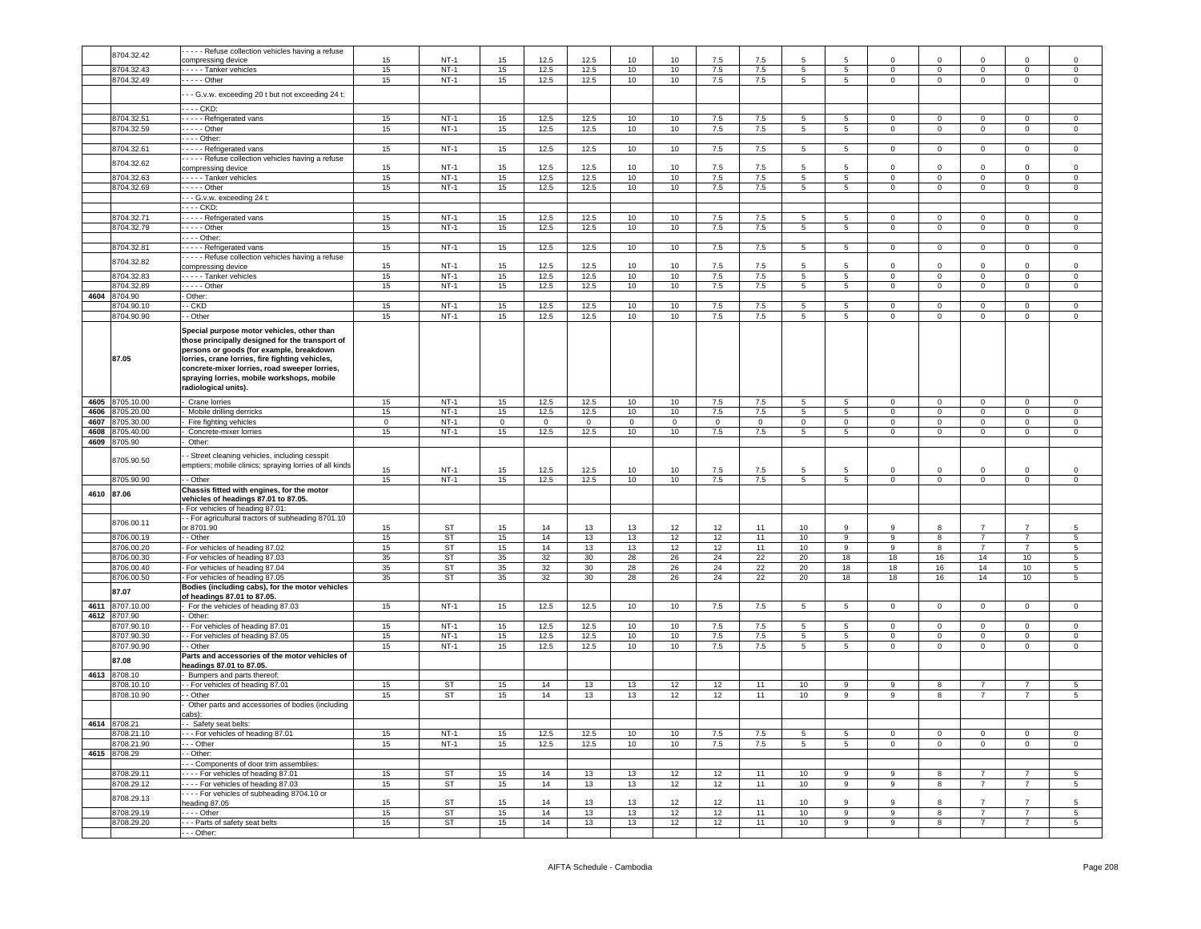| | 8704.32.42 | - - - - - Refuse collection vehicles having a refuse compressing device | 15 | NT-1 | 15 | 12.5 | 12.5 | 10 | 10 | 7.5 | 7.5 | 5 | 5 | 0 | 0 | 0 | 0 | 0 |
|---|---|---|---|---|---|---|---|---|---|---|---|---|---|---|---|---|---|---|
| | 8704.32.43 | - - - - - Tanker vehicles | 15 | NT-1 | 15 | 12.5 | 12.5 | 10 | 10 | 7.5 | 7.5 | 5 | 5 | 0 | 0 | 0 | 0 | 0 |
| | 8704.32.49 | - - - - - Other | 15 | NT-1 | 15 | 12.5 | 12.5 | 10 | 10 | 7.5 | 7.5 | 5 | 5 | 0 | 0 | 0 | 0 | 0 |
| | | - - - G.v.w. exceeding 20 t but not exceeding 24 t: | | | | | | | | | | | | | | | | |
| | | - - - - CKD: | | | | | | | | | | | | | | | | |
| | 8704.32.51 | - - - - - Refrigerated vans | 15 | NT-1 | 15 | 12.5 | 12.5 | 10 | 10 | 7.5 | 7.5 | 5 | 5 | 0 | 0 | 0 | 0 | 0 |
| | 8704.32.59 | - - - - - Other | 15 | NT-1 | 15 | 12.5 | 12.5 | 10 | 10 | 7.5 | 7.5 | 5 | 5 | 0 | 0 | 0 | 0 | 0 |
| | | - - - - Other: | | | | | | | | | | | | | | | | |
| | 8704.32.61 | - - - - - Refrigerated vans | 15 | NT-1 | 15 | 12.5 | 12.5 | 10 | 10 | 7.5 | 7.5 | 5 | 5 | 0 | 0 | 0 | 0 | 0 |
| | 8704.32.62 | - - - - - Refuse collection vehicles having a refuse compressing device | 15 | NT-1 | 15 | 12.5 | 12.5 | 10 | 10 | 7.5 | 7.5 | 5 | 5 | 0 | 0 | 0 | 0 | 0 |
| | 8704.32.63 | - - - - - Tanker vehicles | 15 | NT-1 | 15 | 12.5 | 12.5 | 10 | 10 | 7.5 | 7.5 | 5 | 5 | 0 | 0 | 0 | 0 | 0 |
| | 8704.32.69 | - - - - - Other | 15 | NT-1 | 15 | 12.5 | 12.5 | 10 | 10 | 7.5 | 7.5 | 5 | 5 | 0 | 0 | 0 | 0 | 0 |
| | | - - - G.v.w. exceeding 24 t: | | | | | | | | | | | | | | | | |
| | | - - - - CKD: | | | | | | | | | | | | | | | | |
| | 8704.32.71 | - - - - - Refrigerated vans | 15 | NT-1 | 15 | 12.5 | 12.5 | 10 | 10 | 7.5 | 7.5 | 5 | 5 | 0 | 0 | 0 | 0 | 0 |
| | 8704.32.79 | - - - - - Other | 15 | NT-1 | 15 | 12.5 | 12.5 | 10 | 10 | 7.5 | 7.5 | 5 | 5 | 0 | 0 | 0 | 0 | 0 |
| | | - - - - Other: | | | | | | | | | | | | | | | | |
| | 8704.32.81 | - - - - - Refrigerated vans | 15 | NT-1 | 15 | 12.5 | 12.5 | 10 | 10 | 7.5 | 7.5 | 5 | 5 | 0 | 0 | 0 | 0 | 0 |
| | 8704.32.82 | - - - - - Refuse collection vehicles having a refuse compressing device | 15 | NT-1 | 15 | 12.5 | 12.5 | 10 | 10 | 7.5 | 7.5 | 5 | 5 | 0 | 0 | 0 | 0 | 0 |
| | 8704.32.83 | - - - - - Tanker vehicles | 15 | NT-1 | 15 | 12.5 | 12.5 | 10 | 10 | 7.5 | 7.5 | 5 | 5 | 0 | 0 | 0 | 0 | 0 |
| | 8704.32.89 | - - - - - Other | 15 | NT-1 | 15 | 12.5 | 12.5 | 10 | 10 | 7.5 | 7.5 | 5 | 5 | 0 | 0 | 0 | 0 | 0 |
| 4604 | 8704.90 | - Other: | | | | | | | | | | | | | | | | |
| | 8704.90.10 | - - CKD | 15 | NT-1 | 15 | 12.5 | 12.5 | 10 | 10 | 7.5 | 7.5 | 5 | 5 | 0 | 0 | 0 | 0 | 0 |
| | 8704.90.90 | - - Other | 15 | NT-1 | 15 | 12.5 | 12.5 | 10 | 10 | 7.5 | 7.5 | 5 | 5 | 0 | 0 | 0 | 0 | 0 |
| | 87.05 | **Special purpose motor vehicles, other than those principally designed for the transport of persons or goods (for example, breakdown lorries, crane lorries, fire fighting vehicles, concrete-mixer lorries, road sweeper lorries, spraying lorries, mobile workshops, mobile radiological units).** | | | | | | | | | | | | | | | | |
| 4605 | 8705.10.00 | - Crane lorries | 15 | NT-1 | 15 | 12.5 | 12.5 | 10 | 10 | 7.5 | 7.5 | 5 | 5 | 0 | 0 | 0 | 0 | 0 |
| 4606 | 8705.20.00 | - Mobile drilling derricks | 15 | NT-1 | 15 | 12.5 | 12.5 | 10 | 10 | 7.5 | 7.5 | 5 | 5 | 0 | 0 | 0 | 0 | 0 |
| 4607 | 8705.30.00 | - Fire fighting vehicles | 0 | NT-1 | 0 | 0 | 0 | 0 | 0 | 0 | 0 | 0 | 0 | 0 | 0 | 0 | 0 | 0 |
| 4608 | 8705.40.00 | - Concrete-mixer lorries | 15 | NT-1 | 15 | 12.5 | 12.5 | 10 | 10 | 7.5 | 7.5 | 5 | 5 | 0 | 0 | 0 | 0 | 0 |
| 4609 | 8705.90 | - Other: | | | | | | | | | | | | | | | | |
| | 8705.90.50 | - - Street cleaning vehicles, including cesspit emptiers; mobile clinics; spraying lorries of all kinds | 15 | NT-1 | 15 | 12.5 | 12.5 | 10 | 10 | 7.5 | 7.5 | 5 | 5 | 0 | 0 | 0 | 0 | 0 |
| | 8705.90.90 | - - Other | 15 | NT-1 | 15 | 12.5 | 12.5 | 10 | 10 | 7.5 | 7.5 | 5 | 5 | 0 | 0 | 0 | 0 | 0 |
| 4610 | 87.06 | **Chassis fitted with engines, for the motor vehicles of headings 87.01 to 87.05.** | | | | | | | | | | | | | | | | |
| | | - For vehicles of heading 87.01: | | | | | | | | | | | | | | | | |
| | 8706.00.11 | - - For agricultural tractors of subheading 8701.10 or 8701.90 | 15 | ST | 15 | 14 | 13 | 13 | 12 | 12 | 11 | 10 | 9 | 9 | 8 | 7 | 7 | 5 |
| | 8706.00.19 | - - Other | 15 | ST | 15 | 14 | 13 | 13 | 12 | 12 | 11 | 10 | 9 | 9 | 8 | 7 | 7 | 5 |
| | 8706.00.20 | - For vehicles of heading 87.02 | 15 | ST | 15 | 14 | 13 | 13 | 12 | 12 | 11 | 10 | 9 | 9 | 8 | 7 | 7 | 5 |
| | 8706.00.30 | - For vehicles of heading 87.03 | 35 | ST | 35 | 32 | 30 | 28 | 26 | 24 | 22 | 20 | 18 | 18 | 16 | 14 | 10 | 5 |
| | 8706.00.40 | - For vehicles of heading 87.04 | 35 | ST | 35 | 32 | 30 | 28 | 26 | 24 | 22 | 20 | 18 | 18 | 16 | 14 | 10 | 5 |
| | 8706.00.50 | - For vehicles of heading 87.05 | 35 | ST | 35 | 32 | 30 | 28 | 26 | 24 | 22 | 20 | 18 | 18 | 16 | 14 | 10 | 5 |
| | 87.07 | **Bodies (including cabs), for the motor vehicles of headings 87.01 to 87.05.** | | | | | | | | | | | | | | | | |
| 4611 | 8707.10.00 | - For the vehicles of heading 87.03 | 15 | NT-1 | 15 | 12.5 | 12.5 | 10 | 10 | 7.5 | 7.5 | 5 | 5 | 0 | 0 | 0 | 0 | 0 |
| 4612 | 8707.90 | - Other: | | | | | | | | | | | | | | | | |
| | 8707.90.10 | - - For vehicles of heading 87.01 | 15 | NT-1 | 15 | 12.5 | 12.5 | 10 | 10 | 7.5 | 7.5 | 5 | 5 | 0 | 0 | 0 | 0 | 0 |
| | 8707.90.30 | - - For vehicles of heading 87.05 | 15 | NT-1 | 15 | 12.5 | 12.5 | 10 | 10 | 7.5 | 7.5 | 5 | 5 | 0 | 0 | 0 | 0 | 0 |
| | 8707.90.90 | - - Other | 15 | NT-1 | 15 | 12.5 | 12.5 | 10 | 10 | 7.5 | 7.5 | 5 | 5 | 0 | 0 | 0 | 0 | 0 |
| | 87.08 | **Parts and accessories of the motor vehicles of headings 87.01 to 87.05.** | | | | | | | | | | | | | | | | |
| 4613 | 8708.10 | - Bumpers and parts thereof: | | | | | | | | | | | | | | | | |
| | 8708.10.10 | - - For vehicles of heading 87.01 | 15 | ST | 15 | 14 | 13 | 13 | 12 | 12 | 11 | 10 | 9 | 9 | 8 | 7 | 7 | 5 |
| | 8708.10.90 | - - Other | 15 | ST | 15 | 14 | 13 | 13 | 12 | 12 | 11 | 10 | 9 | 9 | 8 | 7 | 7 | 5 |
| | | - Other parts and accessories of bodies (including cabs): | | | | | | | | | | | | | | | | |
| 4614 | 8708.21 | - - Safety seat belts: | | | | | | | | | | | | | | | | |
| | 8708.21.10 | - - - For vehicles of heading 87.01 | 15 | NT-1 | 15 | 12.5 | 12.5 | 10 | 10 | 7.5 | 7.5 | 5 | 5 | 0 | 0 | 0 | 0 | 0 |
| | 8708.21.90 | - - - Other | 15 | NT-1 | 15 | 12.5 | 12.5 | 10 | 10 | 7.5 | 7.5 | 5 | 5 | 0 | 0 | 0 | 0 | 0 |
| 4615 | 8708.29 | - - Other: | | | | | | | | | | | | | | | | |
| | | - - - Components of door trim assemblies: | | | | | | | | | | | | | | | | |
| | 8708.29.11 | - - - - For vehicles of heading 87.01 | 15 | ST | 15 | 14 | 13 | 13 | 12 | 12 | 11 | 10 | 9 | 9 | 8 | 7 | 7 | 5 |
| | 8708.29.12 | - - - - For vehicles of heading 87.03 | 15 | ST | 15 | 14 | 13 | 13 | 12 | 12 | 11 | 10 | 9 | 9 | 8 | 7 | 7 | 5 |
| | 8708.29.13 | - - - - For vehicles of subheading 8704.10 or heading 87.05 | 15 | ST | 15 | 14 | 13 | 13 | 12 | 12 | 11 | 10 | 9 | 9 | 8 | 7 | 7 | 5 |
| | 8708.29.19 | - - - - Other | 15 | ST | 15 | 14 | 13 | 13 | 12 | 12 | 11 | 10 | 9 | 9 | 8 | 7 | 7 | 5 |
| | 8708.29.20 | - - - Parts of safety seat belts | 15 | ST | 15 | 14 | 13 | 13 | 12 | 12 | 11 | 10 | 9 | 9 | 8 | 7 | 7 | 5 |
| | | - - - Other: | | | | | | | | | | | | | | | | |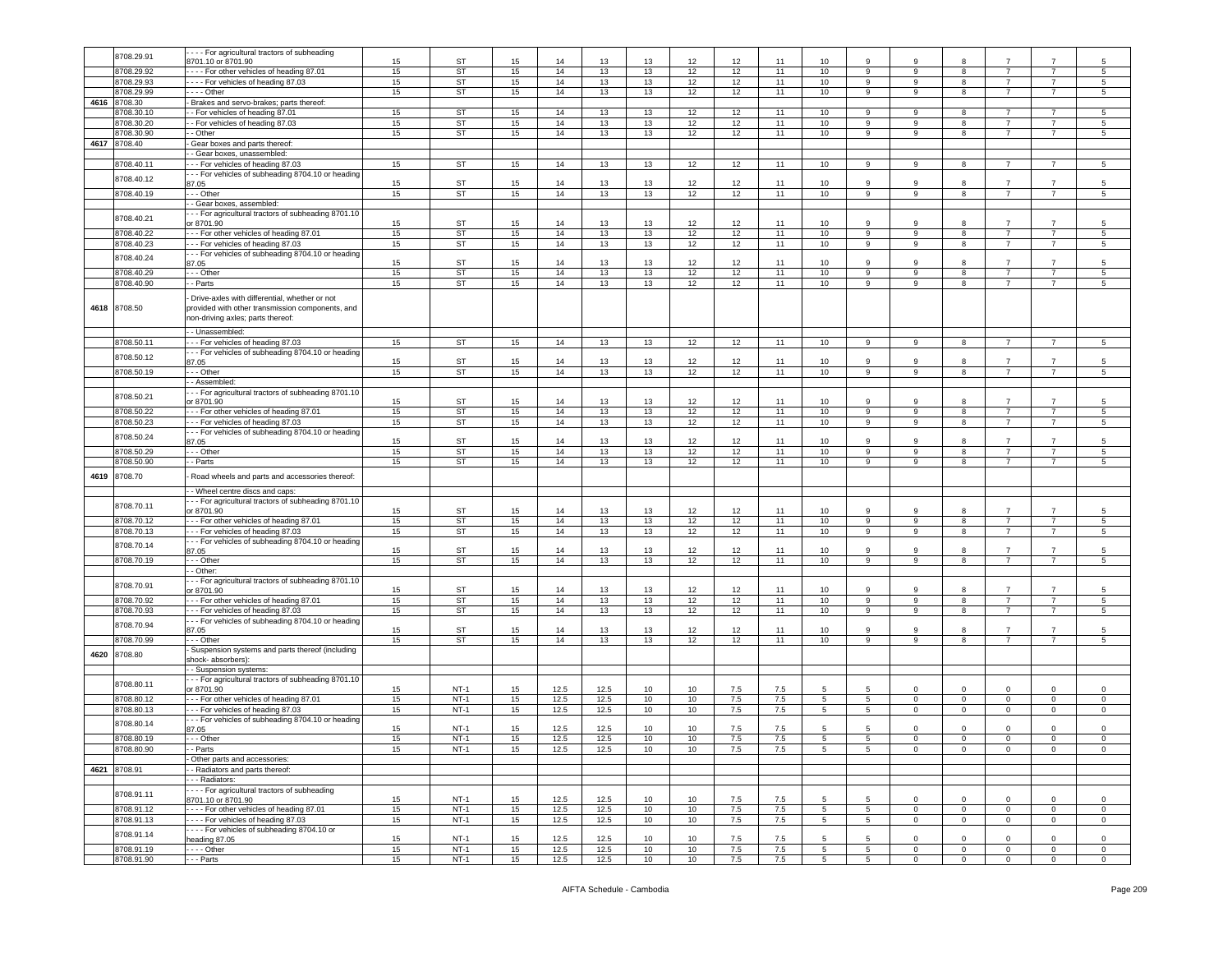| | 8708.29.91 | - - - - For agricultural tractors of subheading 8701.10 or 8701.90 | 15 | ST | 15 | 14 | 13 | 13 | 12 | 12 | 11 | 10 | 9 | 9 | 8 | 7 | 7 | 5 |
|---|---|---|---|---|---|---|---|---|---|---|---|---|---|---|---|---|---|---|
| | 8708.29.92 | - - - - For other vehicles of heading 87.01 | 15 | ST | 15 | 14 | 13 | 13 | 12 | 12 | 11 | 10 | 9 | 9 | 8 | 7 | 7 | 5 |
| | 8708.29.93 | - - - - For vehicles of heading 87.03 | 15 | ST | 15 | 14 | 13 | 13 | 12 | 12 | 11 | 10 | 9 | 9 | 8 | 7 | 7 | 5 |
| | 8708.29.99 | - - - - Other | 15 | ST | 15 | 14 | 13 | 13 | 12 | 12 | 11 | 10 | 9 | 9 | 8 | 7 | 7 | 5 |
| 4616 | 8708.30 | - Brakes and servo-brakes; parts thereof: | | | | | | | | | | | | | | | | |
| | 8708.30.10 | - - For vehicles of heading 87.01 | 15 | ST | 15 | 14 | 13 | 13 | 12 | 12 | 11 | 10 | 9 | 9 | 8 | 7 | 7 | 5 |
| | 8708.30.20 | - - For vehicles of heading 87.03 | 15 | ST | 15 | 14 | 13 | 13 | 12 | 12 | 11 | 10 | 9 | 9 | 8 | 7 | 7 | 5 |
| | 8708.30.90 | - - Other | 15 | ST | 15 | 14 | 13 | 13 | 12 | 12 | 11 | 10 | 9 | 9 | 8 | 7 | 7 | 5 |
| 4617 | 8708.40 | - Gear boxes and parts thereof: | | | | | | | | | | | | | | | | |
| | | - - Gear boxes, unassembled: | | | | | | | | | | | | | | | | |
| | 8708.40.11 | - - - For vehicles of heading 87.03 | 15 | ST | 15 | 14 | 13 | 13 | 12 | 12 | 11 | 10 | 9 | 9 | 8 | 7 | 7 | 5 |
| | 8708.40.12 | - - - For vehicles of subheading 8704.10 or heading 87.05 | 15 | ST | 15 | 14 | 13 | 13 | 12 | 12 | 11 | 10 | 9 | 9 | 8 | 7 | 7 | 5 |
| | 8708.40.19 | - - - Other | 15 | ST | 15 | 14 | 13 | 13 | 12 | 12 | 11 | 10 | 9 | 9 | 8 | 7 | 7 | 5 |
| | | - - Gear boxes, assembled: | | | | | | | | | | | | | | | | |
| | 8708.40.21 | - - - For agricultural tractors of subheading 8701.10 or 8701.90 | 15 | ST | 15 | 14 | 13 | 13 | 12 | 12 | 11 | 10 | 9 | 9 | 8 | 7 | 7 | 5 |
| | 8708.40.22 | - - - For other vehicles of heading 87.01 | 15 | ST | 15 | 14 | 13 | 13 | 12 | 12 | 11 | 10 | 9 | 9 | 8 | 7 | 7 | 5 |
| | 8708.40.23 | - - - For vehicles of heading 87.03 | 15 | ST | 15 | 14 | 13 | 13 | 12 | 12 | 11 | 10 | 9 | 9 | 8 | 7 | 7 | 5 |
| | 8708.40.24 | - - - For vehicles of subheading 8704.10 or heading 87.05 | 15 | ST | 15 | 14 | 13 | 13 | 12 | 12 | 11 | 10 | 9 | 9 | 8 | 7 | 7 | 5 |
| | 8708.40.29 | - - - Other | 15 | ST | 15 | 14 | 13 | 13 | 12 | 12 | 11 | 10 | 9 | 9 | 8 | 7 | 7 | 5 |
| | 8708.40.90 | - - Parts | 15 | ST | 15 | 14 | 13 | 13 | 12 | 12 | 11 | 10 | 9 | 9 | 8 | 7 | 7 | 5 |
| 4618 | 8708.50 | - Drive-axles with differential, whether or not provided with other transmission components, and non-driving axles; parts thereof: | | | | | | | | | | | | | | | | |
| | | - - Unassembled: | | | | | | | | | | | | | | | | |
| | 8708.50.11 | - - - For vehicles of heading 87.03 | 15 | ST | 15 | 14 | 13 | 13 | 12 | 12 | 11 | 10 | 9 | 9 | 8 | 7 | 7 | 5 |
| | 8708.50.12 | - - - For vehicles of subheading 8704.10 or heading 87.05 | 15 | ST | 15 | 14 | 13 | 13 | 12 | 12 | 11 | 10 | 9 | 9 | 8 | 7 | 7 | 5 |
| | 8708.50.19 | - - - Other | 15 | ST | 15 | 14 | 13 | 13 | 12 | 12 | 11 | 10 | 9 | 9 | 8 | 7 | 7 | 5 |
| | | - - Assembled: | | | | | | | | | | | | | | | | |
| | 8708.50.21 | - - - For agricultural tractors of subheading 8701.10 or 8701.90 | 15 | ST | 15 | 14 | 13 | 13 | 12 | 12 | 11 | 10 | 9 | 9 | 8 | 7 | 7 | 5 |
| | 8708.50.22 | - - - For other vehicles of heading 87.01 | 15 | ST | 15 | 14 | 13 | 13 | 12 | 12 | 11 | 10 | 9 | 9 | 8 | 7 | 7 | 5 |
| | 8708.50.23 | - - - For vehicles of heading 87.03 | 15 | ST | 15 | 14 | 13 | 13 | 12 | 12 | 11 | 10 | 9 | 9 | 8 | 7 | 7 | 5 |
| | 8708.50.24 | - - - For vehicles of subheading 8704.10 or heading 87.05 | 15 | ST | 15 | 14 | 13 | 13 | 12 | 12 | 11 | 10 | 9 | 9 | 8 | 7 | 7 | 5 |
| | 8708.50.29 | - - - Other | 15 | ST | 15 | 14 | 13 | 13 | 12 | 12 | 11 | 10 | 9 | 9 | 8 | 7 | 7 | 5 |
| | 8708.50.90 | - - Parts | 15 | ST | 15 | 14 | 13 | 13 | 12 | 12 | 11 | 10 | 9 | 9 | 8 | 7 | 7 | 5 |
| 4619 | 8708.70 | - Road wheels and parts and accessories thereof: | | | | | | | | | | | | | | | | |
| | | - - Wheel centre discs and caps: | | | | | | | | | | | | | | | | |
| | 8708.70.11 | - - - For agricultural tractors of subheading 8701.10 or 8701.90 | 15 | ST | 15 | 14 | 13 | 13 | 12 | 12 | 11 | 10 | 9 | 9 | 8 | 7 | 7 | 5 |
| | 8708.70.12 | - - - For other vehicles of heading 87.01 | 15 | ST | 15 | 14 | 13 | 13 | 12 | 12 | 11 | 10 | 9 | 9 | 8 | 7 | 7 | 5 |
| | 8708.70.13 | - - - For vehicles of heading 87.03 | 15 | ST | 15 | 14 | 13 | 13 | 12 | 12 | 11 | 10 | 9 | 9 | 8 | 7 | 7 | 5 |
| | 8708.70.14 | - - - For vehicles of subheading 8704.10 or heading 87.05 | 15 | ST | 15 | 14 | 13 | 13 | 12 | 12 | 11 | 10 | 9 | 9 | 8 | 7 | 7 | 5 |
| | 8708.70.19 | - - - Other | 15 | ST | 15 | 14 | 13 | 13 | 12 | 12 | 11 | 10 | 9 | 9 | 8 | 7 | 7 | 5 |
| | | - - Other: | | | | | | | | | | | | | | | | |
| | 8708.70.91 | - - - For agricultural tractors of subheading 8701.10 or 8701.90 | 15 | ST | 15 | 14 | 13 | 13 | 12 | 12 | 11 | 10 | 9 | 9 | 8 | 7 | 7 | 5 |
| | 8708.70.92 | - - - For other vehicles of heading 87.01 | 15 | ST | 15 | 14 | 13 | 13 | 12 | 12 | 11 | 10 | 9 | 9 | 8 | 7 | 7 | 5 |
| | 8708.70.93 | - - - For vehicles of heading 87.03 | 15 | ST | 15 | 14 | 13 | 13 | 12 | 12 | 11 | 10 | 9 | 9 | 8 | 7 | 7 | 5 |
| | 8708.70.94 | - - - For vehicles of subheading 8704.10 or heading 87.05 | 15 | ST | 15 | 14 | 13 | 13 | 12 | 12 | 11 | 10 | 9 | 9 | 8 | 7 | 7 | 5 |
| | 8708.70.99 | - - - Other | 15 | ST | 15 | 14 | 13 | 13 | 12 | 12 | 11 | 10 | 9 | 9 | 8 | 7 | 7 | 5 |
| 4620 | 8708.80 | - Suspension systems and parts thereof (including shock- absorbers): | | | | | | | | | | | | | | | | |
| | | - - Suspension systems: | | | | | | | | | | | | | | | | |
| | 8708.80.11 | - - - For agricultural tractors of subheading 8701.10 or 8701.90 | 15 | NT-1 | 15 | 12.5 | 12.5 | 10 | 10 | 7.5 | 7.5 | 5 | 5 | 0 | 0 | 0 | 0 | 0 |
| | 8708.80.12 | - - - For other vehicles of heading 87.01 | 15 | NT-1 | 15 | 12.5 | 12.5 | 10 | 10 | 7.5 | 7.5 | 5 | 5 | 0 | 0 | 0 | 0 | 0 |
| | 8708.80.13 | - - - For vehicles of heading 87.03 | 15 | NT-1 | 15 | 12.5 | 12.5 | 10 | 10 | 7.5 | 7.5 | 5 | 5 | 0 | 0 | 0 | 0 | 0 |
| | 8708.80.14 | - - - For vehicles of subheading 8704.10 or heading 87.05 | 15 | NT-1 | 15 | 12.5 | 12.5 | 10 | 10 | 7.5 | 7.5 | 5 | 5 | 0 | 0 | 0 | 0 | 0 |
| | 8708.80.19 | - - - Other | 15 | NT-1 | 15 | 12.5 | 12.5 | 10 | 10 | 7.5 | 7.5 | 5 | 5 | 0 | 0 | 0 | 0 | 0 |
| | 8708.80.90 | - - Parts | 15 | NT-1 | 15 | 12.5 | 12.5 | 10 | 10 | 7.5 | 7.5 | 5 | 5 | 0 | 0 | 0 | 0 | 0 |
| | | - Other parts and accessories: | | | | | | | | | | | | | | | | |
| 4621 | 8708.91 | - - Radiators and parts thereof: | | | | | | | | | | | | | | | | |
| | | - - - Radiators: | | | | | | | | | | | | | | | | |
| | 8708.91.11 | - - - - For agricultural tractors of subheading 8701.10 or 8701.90 | 15 | NT-1 | 15 | 12.5 | 12.5 | 10 | 10 | 7.5 | 7.5 | 5 | 5 | 0 | 0 | 0 | 0 | 0 |
| | 8708.91.12 | - - - - For other vehicles of heading 87.01 | 15 | NT-1 | 15 | 12.5 | 12.5 | 10 | 10 | 7.5 | 7.5 | 5 | 5 | 0 | 0 | 0 | 0 | 0 |
| | 8708.91.13 | - - - - For vehicles of heading 87.03 | 15 | NT-1 | 15 | 12.5 | 12.5 | 10 | 10 | 7.5 | 7.5 | 5 | 5 | 0 | 0 | 0 | 0 | 0 |
| | 8708.91.14 | - - - - For vehicles of subheading 8704.10 or heading 87.05 | 15 | NT-1 | 15 | 12.5 | 12.5 | 10 | 10 | 7.5 | 7.5 | 5 | 5 | 0 | 0 | 0 | 0 | 0 |
| | 8708.91.19 | - - - - Other | 15 | NT-1 | 15 | 12.5 | 12.5 | 10 | 10 | 7.5 | 7.5 | 5 | 5 | 0 | 0 | 0 | 0 | 0 |
| | 8708.91.90 | - - - Parts | 15 | NT-1 | 15 | 12.5 | 12.5 | 10 | 10 | 7.5 | 7.5 | 5 | 5 | 0 | 0 | 0 | 0 | 0 |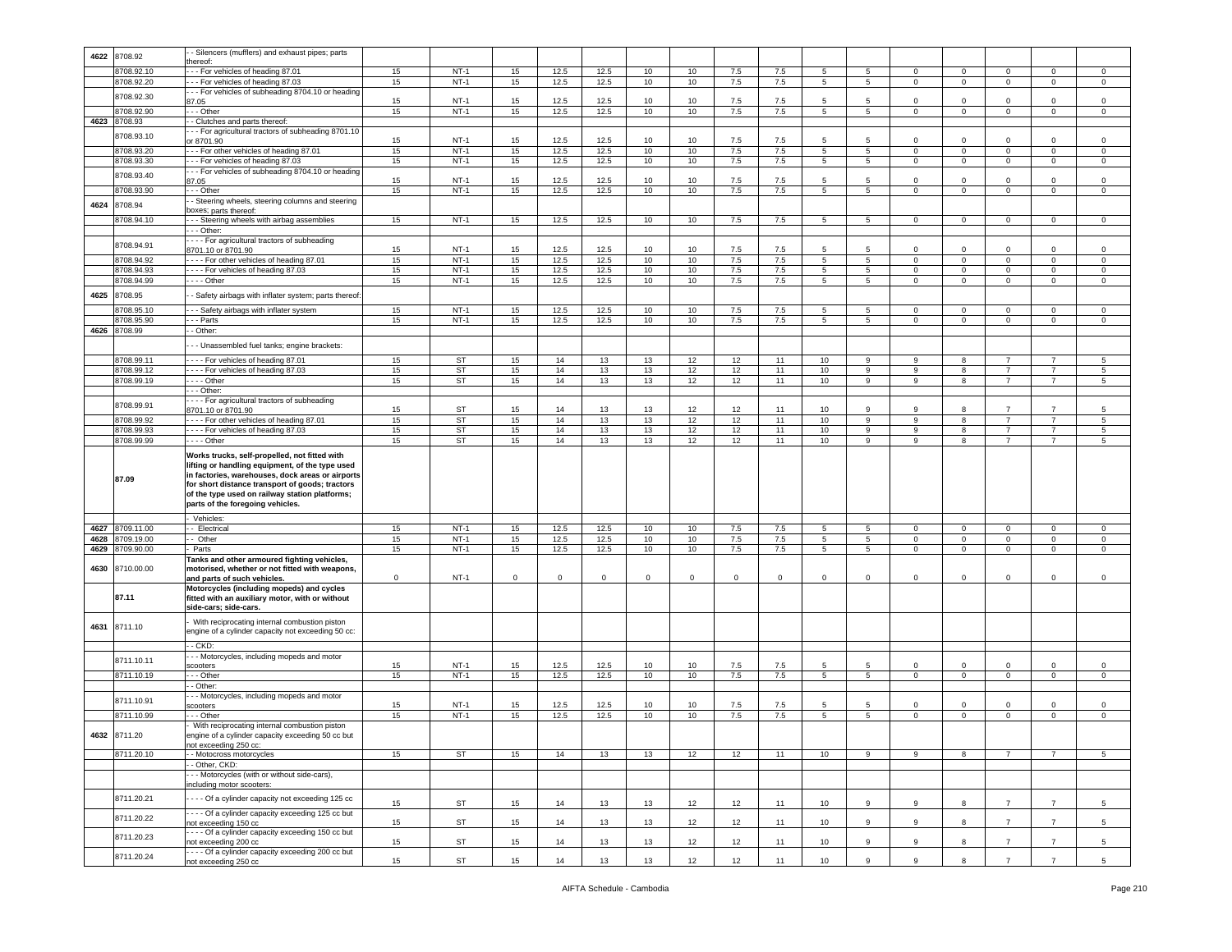| 4622 | 8708.92 | - - Silencers (mufflers) and exhaust pipes; parts thereof: | | | | | | | | | | | | | | | | | |
|---|---|---|---|---|---|---|---|---|---|---|---|---|---|---|---|---|---|---|---|
| | 8708.92.10 | - - - For vehicles of heading 87.01 | 15 | NT-1 | 15 | 12.5 | 12.5 | 10 | 10 | 7.5 | 7.5 | 5 | 5 | 0 | 0 | 0 | 0 | 0 |
| | 8708.92.20 | - - - For vehicles of heading 87.03 | 15 | NT-1 | 15 | 12.5 | 12.5 | 10 | 10 | 7.5 | 7.5 | 5 | 5 | 0 | 0 | 0 | 0 | 0 |
| | 8708.92.30 | - - - For vehicles of subheading 8704.10 or heading 87.05 | 15 | NT-1 | 15 | 12.5 | 12.5 | 10 | 10 | 7.5 | 7.5 | 5 | 5 | 0 | 0 | 0 | 0 | 0 |
| | 8708.92.90 | - - - Other | 15 | NT-1 | 15 | 12.5 | 12.5 | 10 | 10 | 7.5 | 7.5 | 5 | 5 | 0 | 0 | 0 | 0 | 0 |
| 4623 | 8708.93 | - - Clutches and parts thereof: | | | | | | | | | | | | | | | | |
| | 8708.93.10 | - - - For agricultural tractors of subheading 8701.10 or 8701.90 | 15 | NT-1 | 15 | 12.5 | 12.5 | 10 | 10 | 7.5 | 7.5 | 5 | 5 | 0 | 0 | 0 | 0 | 0 |
| | 8708.93.20 | - - - For other vehicles of heading 87.01 | 15 | NT-1 | 15 | 12.5 | 12.5 | 10 | 10 | 7.5 | 7.5 | 5 | 5 | 0 | 0 | 0 | 0 | 0 |
| | 8708.93.30 | - - - For vehicles of heading 87.03 | 15 | NT-1 | 15 | 12.5 | 12.5 | 10 | 10 | 7.5 | 7.5 | 5 | 5 | 0 | 0 | 0 | 0 | 0 |
| | 8708.93.40 | - - - For vehicles of subheading 8704.10 or heading 87.05 | 15 | NT-1 | 15 | 12.5 | 12.5 | 10 | 10 | 7.5 | 7.5 | 5 | 5 | 0 | 0 | 0 | 0 | 0 |
| | 8708.93.90 | - - - Other | 15 | NT-1 | 15 | 12.5 | 12.5 | 10 | 10 | 7.5 | 7.5 | 5 | 5 | 0 | 0 | 0 | 0 | 0 |
| 4624 | 8708.94 | - - Steering wheels, steering columns and steering boxes; parts thereof: | | | | | | | | | | | | | | | | |
| | 8708.94.10 | - - - Steering wheels with airbag assemblies | 15 | NT-1 | 15 | 12.5 | 12.5 | 10 | 10 | 7.5 | 7.5 | 5 | 5 | 0 | 0 | 0 | 0 | 0 |
| | | - - - Other: | | | | | | | | | | | | | | | | |
| | 8708.94.91 | - - - - For agricultural tractors of subheading 8701.10 or 8701.90 | 15 | NT-1 | 15 | 12.5 | 12.5 | 10 | 10 | 7.5 | 7.5 | 5 | 5 | 0 | 0 | 0 | 0 | 0 |
| | 8708.94.92 | - - - - For other vehicles of heading 87.01 | 15 | NT-1 | 15 | 12.5 | 12.5 | 10 | 10 | 7.5 | 7.5 | 5 | 5 | 0 | 0 | 0 | 0 | 0 |
| | 8708.94.93 | - - - - For vehicles of heading 87.03 | 15 | NT-1 | 15 | 12.5 | 12.5 | 10 | 10 | 7.5 | 7.5 | 5 | 5 | 0 | 0 | 0 | 0 | 0 |
| | 8708.94.99 | - - - - Other | 15 | NT-1 | 15 | 12.5 | 12.5 | 10 | 10 | 7.5 | 7.5 | 5 | 5 | 0 | 0 | 0 | 0 | 0 |
| 4625 | 8708.95 | - - Safety airbags with inflater system; parts thereof: | | | | | | | | | | | | | | | | |
| | 8708.95.10 | - - - Safety airbags with inflater system | 15 | NT-1 | 15 | 12.5 | 12.5 | 10 | 10 | 7.5 | 7.5 | 5 | 5 | 0 | 0 | 0 | 0 | 0 |
| | 8708.95.90 | - - - Parts | 15 | NT-1 | 15 | 12.5 | 12.5 | 10 | 10 | 7.5 | 7.5 | 5 | 5 | 0 | 0 | 0 | 0 | 0 |
| 4626 | 8708.99 | - - Other: | | | | | | | | | | | | | | | | |
| | | - - - Unassembled fuel tanks; engine brackets: | | | | | | | | | | | | | | | | |
| | 8708.99.11 | - - - - For vehicles of heading 87.01 | 15 | ST | 15 | 14 | 13 | 13 | 12 | 12 | 11 | 10 | 9 | 9 | 8 | 7 | 7 | 5 |
| | 8708.99.12 | - - - - For vehicles of heading 87.03 | 15 | ST | 15 | 14 | 13 | 13 | 12 | 12 | 11 | 10 | 9 | 9 | 8 | 7 | 7 | 5 |
| | 8708.99.19 | - - - - Other | 15 | ST | 15 | 14 | 13 | 13 | 12 | 12 | 11 | 10 | 9 | 9 | 8 | 7 | 7 | 5 |
| | | - - - Other: | | | | | | | | | | | | | | | | |
| | 8708.99.91 | - - - - For agricultural tractors of subheading 8701.10 or 8701.90 | 15 | ST | 15 | 14 | 13 | 13 | 12 | 12 | 11 | 10 | 9 | 9 | 8 | 7 | 7 | 5 |
| | 8708.99.92 | - - - - For other vehicles of heading 87.01 | 15 | ST | 15 | 14 | 13 | 13 | 12 | 12 | 11 | 10 | 9 | 9 | 8 | 7 | 7 | 5 |
| | 8708.99.93 | - - - - For vehicles of heading 87.03 | 15 | ST | 15 | 14 | 13 | 13 | 12 | 12 | 11 | 10 | 9 | 9 | 8 | 7 | 7 | 5 |
| | 8708.99.99 | - - - - Other | 15 | ST | 15 | 14 | 13 | 13 | 12 | 12 | 11 | 10 | 9 | 9 | 8 | 7 | 7 | 5 |
| | 87.09 | **Works trucks, self-propelled, not fitted with lifting or handling equipment, of the type used in factories, warehouses, dock areas or airports for short distance transport of goods; tractors of the type used on railway station platforms; parts of the foregoing vehicles.** | | | | | | | | | | | | | | | | |
| | | - Vehicles: | | | | | | | | | | | | | | | | |
| 4627 | 8709.11.00 | - - Electrical | 15 | NT-1 | 15 | 12.5 | 12.5 | 10 | 10 | 7.5 | 7.5 | 5 | 5 | 0 | 0 | 0 | 0 | 0 |
| 4628 | 8709.19.00 | - - Other | 15 | NT-1 | 15 | 12.5 | 12.5 | 10 | 10 | 7.5 | 7.5 | 5 | 5 | 0 | 0 | 0 | 0 | 0 |
| 4629 | 8709.90.00 | - Parts | 15 | NT-1 | 15 | 12.5 | 12.5 | 10 | 10 | 7.5 | 7.5 | 5 | 5 | 0 | 0 | 0 | 0 | 0 |
| 4630 | 8710.00.00 | **Tanks and other armoured fighting vehicles, motorised, whether or not fitted with weapons, and parts of such vehicles.** | 0 | NT-1 | 0 | 0 | 0 | 0 | 0 | 0 | 0 | 0 | 0 | 0 | 0 | 0 | 0 | 0 |
| | 87.11 | **Motorcycles (including mopeds) and cycles fitted with an auxiliary motor, with or without side-cars; side-cars.** | | | | | | | | | | | | | | | | |
| 4631 | 8711.10 | - With reciprocating internal combustion piston engine of a cylinder capacity not exceeding 50 cc: | | | | | | | | | | | | | | | | |
| | | - - CKD: | | | | | | | | | | | | | | | | |
| | 8711.10.11 | - - - Motorcycles, including mopeds and motor scooters | 15 | NT-1 | 15 | 12.5 | 12.5 | 10 | 10 | 7.5 | 7.5 | 5 | 5 | 0 | 0 | 0 | 0 | 0 |
| | 8711.10.19 | - - - Other | 15 | NT-1 | 15 | 12.5 | 12.5 | 10 | 10 | 7.5 | 7.5 | 5 | 5 | 0 | 0 | 0 | 0 | 0 |
| | | - - Other: | | | | | | | | | | | | | | | | |
| | 8711.10.91 | - - - Motorcycles, including mopeds and motor scooters | 15 | NT-1 | 15 | 12.5 | 12.5 | 10 | 10 | 7.5 | 7.5 | 5 | 5 | 0 | 0 | 0 | 0 | 0 |
| | 8711.10.99 | - - - Other | 15 | NT-1 | 15 | 12.5 | 12.5 | 10 | 10 | 7.5 | 7.5 | 5 | 5 | 0 | 0 | 0 | 0 | 0 |
| 4632 | 8711.20 | - With reciprocating internal combustion piston engine of a cylinder capacity exceeding 50 cc but not exceeding 250 cc: | | | | | | | | | | | | | | | | |
| | 8711.20.10 | - - Motocross motorcycles | 15 | ST | 15 | 14 | 13 | 13 | 12 | 12 | 11 | 10 | 9 | 9 | 8 | 7 | 7 | 5 |
| | | - - Other, CKD: | | | | | | | | | | | | | | | | |
| | | - - - Motorcycles (with or without side-cars), including motor scooters: | | | | | | | | | | | | | | | | |
| | 8711.20.21 | - - - - Of a cylinder capacity not exceeding 125 cc | 15 | ST | 15 | 14 | 13 | 13 | 12 | 12 | 11 | 10 | 9 | 9 | 8 | 7 | 7 | 5 |
| | 8711.20.22 | - - - - Of a cylinder capacity exceeding 125 cc but not exceeding 150 cc | 15 | ST | 15 | 14 | 13 | 13 | 12 | 12 | 11 | 10 | 9 | 9 | 8 | 7 | 7 | 5 |
| | 8711.20.23 | - - - - Of a cylinder capacity exceeding 150 cc but not exceeding 200 cc | 15 | ST | 15 | 14 | 13 | 13 | 12 | 12 | 11 | 10 | 9 | 9 | 8 | 7 | 7 | 5 |
| | 8711.20.24 | - - - - Of a cylinder capacity exceeding 200 cc but not exceeding 250 cc | 15 | ST | 15 | 14 | 13 | 13 | 12 | 12 | 11 | 10 | 9 | 9 | 8 | 7 | 7 | 5 |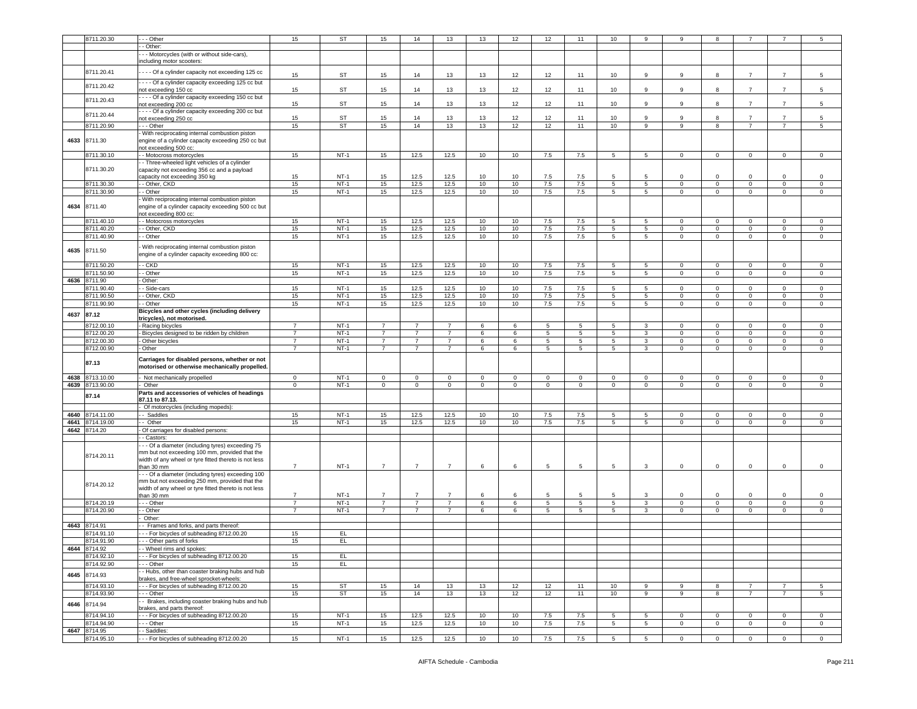| | 8711.20.30 | - - - Other | 15 | ST | 15 | 14 | 13 | 13 | 12 | 12 | 11 | 10 | 9 | 9 | 8 | 7 | 7 | 5 |
|---|---|---|---|---|---|---|---|---|---|---|---|---|---|---|---|---|---|---|
| | | - - Other: | | | | | | | | | | | | | | | | |
| | | - - - Motorcycles (with or without side-cars), including motor scooters: | | | | | | | | | | | | | | | | |
| | 8711.20.41 | - - - - Of a cylinder capacity not exceeding 125 cc | 15 | ST | 15 | 14 | 13 | 13 | 12 | 12 | 11 | 10 | 9 | 9 | 8 | 7 | 7 | 5 |
| | 8711.20.42 | - - - - Of a cylinder capacity exceeding 125 cc but not exceeding 150 cc | 15 | ST | 15 | 14 | 13 | 13 | 12 | 12 | 11 | 10 | 9 | 9 | 8 | 7 | 7 | 5 |
| | 8711.20.43 | - - - - Of a cylinder capacity exceeding 150 cc but not exceeding 200 cc | 15 | ST | 15 | 14 | 13 | 13 | 12 | 12 | 11 | 10 | 9 | 9 | 8 | 7 | 7 | 5 |
| | 8711.20.44 | - - - - Of a cylinder capacity exceeding 200 cc but not exceeding 250 cc | 15 | ST | 15 | 14 | 13 | 13 | 12 | 12 | 11 | 10 | 9 | 9 | 8 | 7 | 7 | 5 |
| | 8711.20.90 | - - - Other | 15 | ST | 15 | 14 | 13 | 13 | 12 | 12 | 11 | 10 | 9 | 9 | 8 | 7 | 7 | 5 |
| 4633 | 8711.30 | - With reciprocating internal combustion piston engine of a cylinder capacity exceeding 250 cc but not exceeding 500 cc: | | | | | | | | | | | | | | | | |
| | 8711.30.10 | - - Motocross motorcycles | 15 | NT-1 | 15 | 12.5 | 12.5 | 10 | 10 | 7.5 | 7.5 | 5 | 5 | 0 | 0 | 0 | 0 | 0 |
| | 8711.30.20 | - - Three-wheeled light vehicles of a cylinder capacity not exceeding 356 cc and a payload capacity not exceeding 350 kg | 15 | NT-1 | 15 | 12.5 | 12.5 | 10 | 10 | 7.5 | 7.5 | 5 | 5 | 0 | 0 | 0 | 0 | 0 |
| | 8711.30.30 | - - Other, CKD | 15 | NT-1 | 15 | 12.5 | 12.5 | 10 | 10 | 7.5 | 7.5 | 5 | 5 | 0 | 0 | 0 | 0 | 0 |
| | 8711.30.90 | - - Other | 15 | NT-1 | 15 | 12.5 | 12.5 | 10 | 10 | 7.5 | 7.5 | 5 | 5 | 0 | 0 | 0 | 0 | 0 |
| 4634 | 8711.40 | - With reciprocating internal combustion piston engine of a cylinder capacity exceeding 500 cc but not exceeding 800 cc: | | | | | | | | | | | | | | | | |
| | 8711.40.10 | - - Motocross motorcycles | 15 | NT-1 | 15 | 12.5 | 12.5 | 10 | 10 | 7.5 | 7.5 | 5 | 5 | 0 | 0 | 0 | 0 | 0 |
| | 8711.40.20 | - - Other, CKD | 15 | NT-1 | 15 | 12.5 | 12.5 | 10 | 10 | 7.5 | 7.5 | 5 | 5 | 0 | 0 | 0 | 0 | 0 |
| | 8711.40.90 | - - Other | 15 | NT-1 | 15 | 12.5 | 12.5 | 10 | 10 | 7.5 | 7.5 | 5 | 5 | 0 | 0 | 0 | 0 | 0 |
| 4635 | 8711.50 | - With reciprocating internal combustion piston engine of a cylinder capacity exceeding 800 cc: | | | | | | | | | | | | | | | | |
| | 8711.50.20 | - - CKD | 15 | NT-1 | 15 | 12.5 | 12.5 | 10 | 10 | 7.5 | 7.5 | 5 | 5 | 0 | 0 | 0 | 0 | 0 |
| | 8711.50.90 | - - Other | 15 | NT-1 | 15 | 12.5 | 12.5 | 10 | 10 | 7.5 | 7.5 | 5 | 5 | 0 | 0 | 0 | 0 | 0 |
| 4636 | 8711.90 | - Other: | | | | | | | | | | | | | | | | |
| | 8711.90.40 | - - Side-cars | 15 | NT-1 | 15 | 12.5 | 12.5 | 10 | 10 | 7.5 | 7.5 | 5 | 5 | 0 | 0 | 0 | 0 | 0 |
| | 8711.90.50 | - - Other, CKD | 15 | NT-1 | 15 | 12.5 | 12.5 | 10 | 10 | 7.5 | 7.5 | 5 | 5 | 0 | 0 | 0 | 0 | 0 |
| | 8711.90.90 | - - Other | 15 | NT-1 | 15 | 12.5 | 12.5 | 10 | 10 | 7.5 | 7.5 | 5 | 5 | 0 | 0 | 0 | 0 | 0 |
| 4637 | 87.12 | **Bicycles and other cycles (including delivery tricycles), not motorised.** | | | | | | | | | | | | | | | | |
| | 8712.00.10 | - Racing bicycles | 7 | NT-1 | 7 | 7 | 7 | 6 | 6 | 5 | 5 | 5 | 3 | 0 | 0 | 0 | 0 | 0 |
| | 8712.00.20 | - Bicycles designed to be ridden by children | 7 | NT-1 | 7 | 7 | 7 | 6 | 6 | 5 | 5 | 5 | 3 | 0 | 0 | 0 | 0 | 0 |
| | 8712.00.30 | - Other bicycles | 7 | NT-1 | 7 | 7 | 7 | 6 | 6 | 5 | 5 | 5 | 3 | 0 | 0 | 0 | 0 | 0 |
| | 8712.00.90 | - Other | 7 | NT-1 | 7 | 7 | 7 | 6 | 6 | 5 | 5 | 5 | 3 | 0 | 0 | 0 | 0 | 0 |
| | 87.13 | **Carriages for disabled persons, whether or not motorised or otherwise mechanically propelled.** | | | | | | | | | | | | | | | | |
| 4638 | 8713.10.00 | - Not mechanically propelled | 0 | NT-1 | 0 | 0 | 0 | 0 | 0 | 0 | 0 | 0 | 0 | 0 | 0 | 0 | 0 | 0 |
| 4639 | 8713.90.00 | - Other | 0 | NT-1 | 0 | 0 | 0 | 0 | 0 | 0 | 0 | 0 | 0 | 0 | 0 | 0 | 0 | 0 |
| | 87.14 | **Parts and accessories of vehicles of headings 87.11 to 87.13.** | | | | | | | | | | | | | | | | |
| | | - Of motorcycles (including mopeds): | | | | | | | | | | | | | | | | |
| 4640 | 8714.11.00 | - - Saddles | 15 | NT-1 | 15 | 12.5 | 12.5 | 10 | 10 | 7.5 | 7.5 | 5 | 5 | 0 | 0 | 0 | 0 | 0 |
| 4641 | 8714.19.00 | - - Other | 15 | NT-1 | 15 | 12.5 | 12.5 | 10 | 10 | 7.5 | 7.5 | 5 | 5 | 0 | 0 | 0 | 0 | 0 |
| 4642 | 8714.20 | - Of carriages for disabled persons: | | | | | | | | | | | | | | | | |
| | | - - Castors: | | | | | | | | | | | | | | | | |
| | 8714.20.11 | - - - Of a diameter (including tyres) exceeding 75 mm but not exceeding 100 mm, provided that the width of any wheel or tyre fitted thereto is not less than 30 mm | 7 | NT-1 | 7 | 7 | 7 | 6 | 6 | 5 | 5 | 5 | 3 | 0 | 0 | 0 | 0 | 0 |
| | 8714.20.12 | - - - Of a diameter (including tyres) exceeding 100 mm but not exceeding 250 mm, provided that the width of any wheel or tyre fitted thereto is not less than 30 mm | 7 | NT-1 | 7 | 7 | 7 | 6 | 6 | 5 | 5 | 5 | 3 | 0 | 0 | 0 | 0 | 0 |
| | 8714.20.19 | - - - Other | 7 | NT-1 | 7 | 7 | 7 | 6 | 6 | 5 | 5 | 5 | 3 | 0 | 0 | 0 | 0 | 0 |
| | 8714.20.90 | - - Other | 7 | NT-1 | 7 | 7 | 7 | 6 | 6 | 5 | 5 | 5 | 3 | 0 | 0 | 0 | 0 | 0 |
| | | - Other: | | | | | | | | | | | | | | | | |
| 4643 | 8714.91 | - - Frames and forks, and parts thereof: | | | | | | | | | | | | | | | | |
| | 8714.91.10 | - - - For bicycles of subheading 8712.00.20 | 15 | EL | | | | | | | | | | | | | | |
| | 8714.91.90 | - - - Other parts of forks | 15 | EL | | | | | | | | | | | | | | |
| 4644 | 8714.92 | - - Wheel rims and spokes: | | | | | | | | | | | | | | | | |
| | 8714.92.10 | - - - For bicycles of subheading 8712.00.20 | 15 | EL | | | | | | | | | | | | | | |
| | 8714.92.90 | - - - Other | 15 | EL | | | | | | | | | | | | | | |
| 4645 | 8714.93 | - - Hubs, other than coaster braking hubs and hub brakes, and free-wheel sprocket-wheels: | | | | | | | | | | | | | | | | |
| | 8714.93.10 | - - - For bicycles of subheading 8712.00.20 | 15 | ST | 15 | 14 | 13 | 13 | 12 | 12 | 11 | 10 | 9 | 9 | 8 | 7 | 7 | 5 |
| | 8714.93.90 | - - - Other | 15 | ST | 15 | 14 | 13 | 13 | 12 | 12 | 11 | 10 | 9 | 9 | 8 | 7 | 7 | 5 |
| 4646 | 8714.94 | - - Brakes, including coaster braking hubs and hub brakes, and parts thereof: | | | | | | | | | | | | | | | | |
| | 8714.94.10 | - - - For bicycles of subheading 8712.00.20 | 15 | NT-1 | 15 | 12.5 | 12.5 | 10 | 10 | 7.5 | 7.5 | 5 | 5 | 0 | 0 | 0 | 0 | 0 |
| | 8714.94.90 | - - - Other | 15 | NT-1 | 15 | 12.5 | 12.5 | 10 | 10 | 7.5 | 7.5 | 5 | 5 | 0 | 0 | 0 | 0 | 0 |
| 4647 | 8714.95 | - - Saddles: | | | | | | | | | | | | | | | | |
| | 8714.95.10 | - - - For bicycles of subheading 8712.00.20 | 15 | NT-1 | 15 | 12.5 | 12.5 | 10 | 10 | 7.5 | 7.5 | 5 | 5 | 0 | 0 | 0 | 0 | 0 |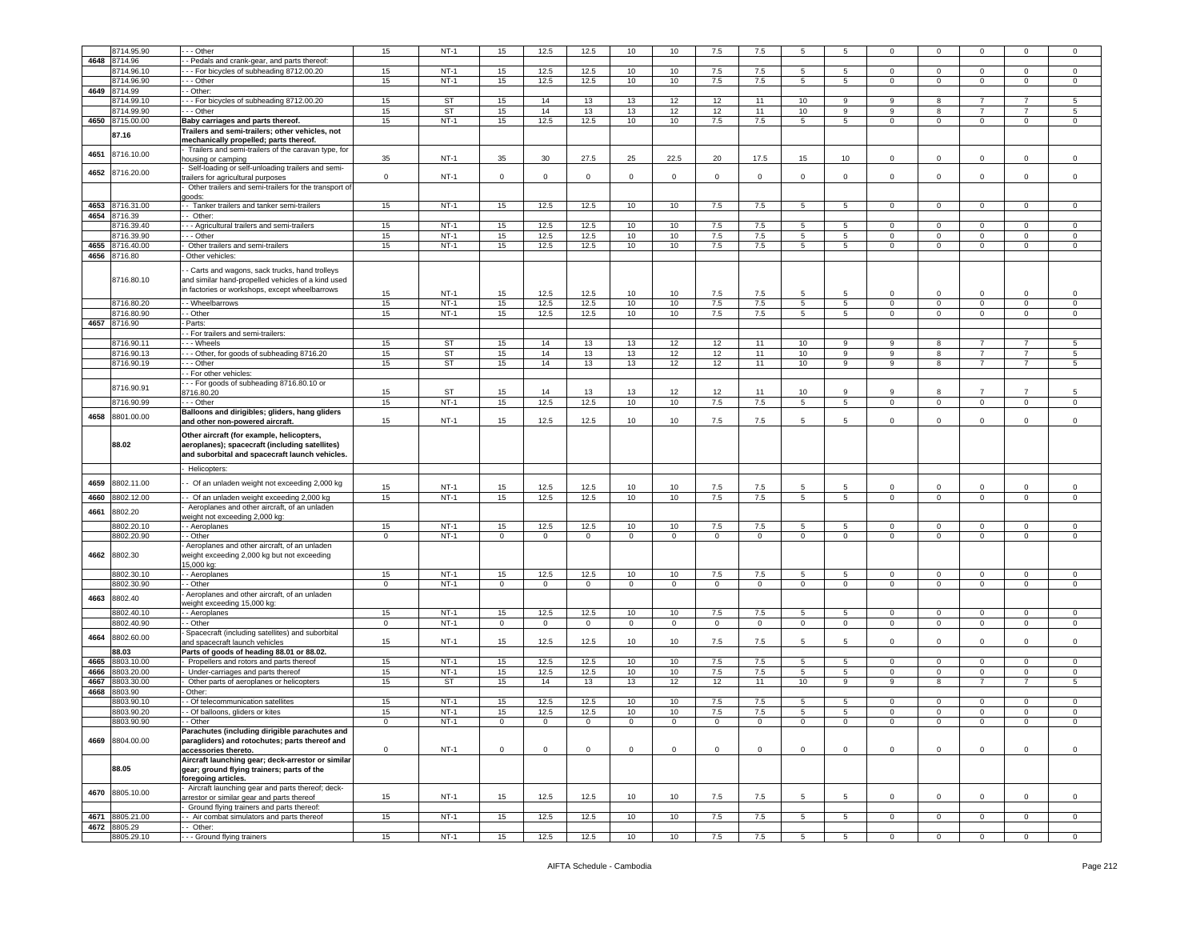| | | | | | | | | | | | | | | | | | |
|---|---|---|---|---|---|---|---|---|---|---|---|---|---|---|---|---|---|
| | 8714.95.90 | - - - Other | 15 | NT-1 | 15 | 12.5 | 12.5 | 10 | 10 | 7.5 | 7.5 | 5 | 5 | 0 | 0 | 0 | 0 | 0 |
| 4648 | 8714.96 | - - Pedals and crank-gear, and parts thereof: | | | | | | | | | | | | | | | | |
| | 8714.96.10 | - - - For bicycles of subheading 8712.00.20 | 15 | NT-1 | 15 | 12.5 | 12.5 | 10 | 10 | 7.5 | 7.5 | 5 | 5 | 0 | 0 | 0 | 0 | 0 |
| | 8714.96.90 | - - - Other | 15 | NT-1 | 15 | 12.5 | 12.5 | 10 | 10 | 7.5 | 7.5 | 5 | 5 | 0 | 0 | 0 | 0 | 0 |
| 4649 | 8714.99 | - - Other: | | | | | | | | | | | | | | | | |
| | 8714.99.10 | - - - For bicycles of subheading 8712.00.20 | 15 | ST | 15 | 14 | 13 | 13 | 12 | 12 | 11 | 10 | 9 | 9 | 8 | 7 | 7 | 5 |
| | 8714.99.90 | - - - Other | 15 | ST | 15 | 14 | 13 | 13 | 12 | 12 | 11 | 10 | 9 | 9 | 8 | 7 | 7 | 5 |
| 4650 | 8715.00.00 | **Baby carriages and parts thereof.** | 15 | NT-1 | 15 | 12.5 | 12.5 | 10 | 10 | 7.5 | 7.5 | 5 | 5 | 0 | 0 | 0 | 0 | 0 |
| | **87.16** | **Trailers and semi-trailers; other vehicles, not mechanically propelled; parts thereof.** | | | | | | | | | | | | | | | | |
| 4651 | 8716.10.00 | - Trailers and semi-trailers of the caravan type, for housing or camping | 35 | NT-1 | 35 | 30 | 27.5 | 25 | 22.5 | 20 | 17.5 | 15 | 10 | 0 | 0 | 0 | 0 | 0 |
| 4652 | 8716.20.00 | - Self-loading or self-unloading trailers and semi-trailers for agricultural purposes | 0 | NT-1 | 0 | 0 | 0 | 0 | 0 | 0 | 0 | 0 | 0 | 0 | 0 | 0 | 0 | 0 |
| | | - Other trailers and semi-trailers for the transport of goods: | | | | | | | | | | | | | | | | |
| 4653 | 8716.31.00 | - - Tanker trailers and tanker semi-trailers | 15 | NT-1 | 15 | 12.5 | 12.5 | 10 | 10 | 7.5 | 7.5 | 5 | 5 | 0 | 0 | 0 | 0 | 0 |
| 4654 | 8716.39 | - - Other: | | | | | | | | | | | | | | | | |
| | 8716.39.40 | - - - Agricultural trailers and semi-trailers | 15 | NT-1 | 15 | 12.5 | 12.5 | 10 | 10 | 7.5 | 7.5 | 5 | 5 | 0 | 0 | 0 | 0 | 0 |
| | 8716.39.90 | - - - Other | 15 | NT-1 | 15 | 12.5 | 12.5 | 10 | 10 | 7.5 | 7.5 | 5 | 5 | 0 | 0 | 0 | 0 | 0 |
| 4655 | 8716.40.00 | - Other trailers and semi-trailers | 15 | NT-1 | 15 | 12.5 | 12.5 | 10 | 10 | 7.5 | 7.5 | 5 | 5 | 0 | 0 | 0 | 0 | 0 |
| 4656 | 8716.80 | - Other vehicles: | | | | | | | | | | | | | | | | |
| | 8716.80.10 | - - Carts and wagons, sack trucks, hand trolleys and similar hand-propelled vehicles of a kind used in factories or workshops, except wheelbarrows | 15 | NT-1 | 15 | 12.5 | 12.5 | 10 | 10 | 7.5 | 7.5 | 5 | 5 | 0 | 0 | 0 | 0 | 0 |
| | 8716.80.20 | - - Wheelbarrows | 15 | NT-1 | 15 | 12.5 | 12.5 | 10 | 10 | 7.5 | 7.5 | 5 | 5 | 0 | 0 | 0 | 0 | 0 |
| | 8716.80.90 | - - Other | 15 | NT-1 | 15 | 12.5 | 12.5 | 10 | 10 | 7.5 | 7.5 | 5 | 5 | 0 | 0 | 0 | 0 | 0 |
| 4657 | 8716.90 | - Parts: | | | | | | | | | | | | | | | | |
| | | - - For trailers and semi-trailers: | | | | | | | | | | | | | | | | |
| | 8716.90.11 | - - - Wheels | 15 | ST | 15 | 14 | 13 | 13 | 12 | 12 | 11 | 10 | 9 | 9 | 8 | 7 | 7 | 5 |
| | 8716.90.13 | - - - Other, for goods of subheading 8716.20 | 15 | ST | 15 | 14 | 13 | 13 | 12 | 12 | 11 | 10 | 9 | 9 | 8 | 7 | 7 | 5 |
| | 8716.90.19 | - - - Other | 15 | ST | 15 | 14 | 13 | 13 | 12 | 12 | 11 | 10 | 9 | 9 | 8 | 7 | 7 | 5 |
| | | - - For other vehicles: | | | | | | | | | | | | | | | | |
| | 8716.90.91 | - - - For goods of subheading 8716.80.10 or 8716.80.20 | 15 | ST | 15 | 14 | 13 | 13 | 12 | 12 | 11 | 10 | 9 | 9 | 8 | 7 | 7 | 5 |
| | 8716.90.99 | - - - Other | 15 | NT-1 | 15 | 12.5 | 12.5 | 10 | 10 | 7.5 | 7.5 | 5 | 5 | 0 | 0 | 0 | 0 | 0 |
| 4658 | 8801.00.00 | **Balloons and dirigibles; gliders, hang gliders and other non-powered aircraft.** | 15 | NT-1 | 15 | 12.5 | 12.5 | 10 | 10 | 7.5 | 7.5 | 5 | 5 | 0 | 0 | 0 | 0 | 0 |
| | **88.02** | **Other aircraft (for example, helicopters, aeroplanes); spacecraft (including satellites) and suborbital and spacecraft launch vehicles.** | | | | | | | | | | | | | | | | |
| | | - Helicopters: | | | | | | | | | | | | | | | | |
| 4659 | 8802.11.00 | - - Of an unladen weight not exceeding 2,000 kg | 15 | NT-1 | 15 | 12.5 | 12.5 | 10 | 10 | 7.5 | 7.5 | 5 | 5 | 0 | 0 | 0 | 0 | 0 |
| 4660 | 8802.12.00 | - - Of an unladen weight exceeding 2,000 kg | 15 | NT-1 | 15 | 12.5 | 12.5 | 10 | 10 | 7.5 | 7.5 | 5 | 5 | 0 | 0 | 0 | 0 | 0 |
| 4661 | 8802.20 | - Aeroplanes and other aircraft, of an unladen weight not exceeding 2,000 kg: | | | | | | | | | | | | | | | | |
| | 8802.20.10 | - - Aeroplanes | 15 | NT-1 | 15 | 12.5 | 12.5 | 10 | 10 | 7.5 | 7.5 | 5 | 5 | 0 | 0 | 0 | 0 | 0 |
| | 8802.20.90 | - - Other | 0 | NT-1 | 0 | 0 | 0 | 0 | 0 | 0 | 0 | 0 | 0 | 0 | 0 | 0 | 0 | 0 |
| 4662 | 8802.30 | - Aeroplanes and other aircraft, of an unladen weight exceeding 2,000 kg but not exceeding 15,000 kg: | | | | | | | | | | | | | | | | |
| | 8802.30.10 | - - Aeroplanes | 15 | NT-1 | 15 | 12.5 | 12.5 | 10 | 10 | 7.5 | 7.5 | 5 | 5 | 0 | 0 | 0 | 0 | 0 |
| | 8802.30.90 | - - Other | 0 | NT-1 | 0 | 0 | 0 | 0 | 0 | 0 | 0 | 0 | 0 | 0 | 0 | 0 | 0 | 0 |
| 4663 | 8802.40 | - Aeroplanes and other aircraft, of an unladen weight exceeding 15,000 kg: | | | | | | | | | | | | | | | | |
| | 8802.40.10 | - - Aeroplanes | 15 | NT-1 | 15 | 12.5 | 12.5 | 10 | 10 | 7.5 | 7.5 | 5 | 5 | 0 | 0 | 0 | 0 | 0 |
| | 8802.40.90 | - - Other | 0 | NT-1 | 0 | 0 | 0 | 0 | 0 | 0 | 0 | 0 | 0 | 0 | 0 | 0 | 0 | 0 |
| 4664 | 8802.60.00 | - Spacecraft (including satellites) and suborbital and spacecraft launch vehicles | 15 | NT-1 | 15 | 12.5 | 12.5 | 10 | 10 | 7.5 | 7.5 | 5 | 5 | 0 | 0 | 0 | 0 | 0 |
| | **88.03** | **Parts of goods of heading 88.01 or 88.02.** | | | | | | | | | | | | | | | | |
| 4665 | 8803.10.00 | - Propellers and rotors and parts thereof | 15 | NT-1 | 15 | 12.5 | 12.5 | 10 | 10 | 7.5 | 7.5 | 5 | 5 | 0 | 0 | 0 | 0 | 0 |
| 4666 | 8803.20.00 | - Under-carriages and parts thereof | 15 | NT-1 | 15 | 12.5 | 12.5 | 10 | 10 | 7.5 | 7.5 | 5 | 5 | 0 | 0 | 0 | 0 | 0 |
| 4667 | 8803.30.00 | - Other parts of aeroplanes or helicopters | 15 | ST | 15 | 14 | 13 | 13 | 12 | 12 | 11 | 10 | 9 | 9 | 8 | 7 | 7 | 5 |
| 4668 | 8803.90 | - Other: | | | | | | | | | | | | | | | | |
| | 8803.90.10 | - - Of telecommunication satellites | 15 | NT-1 | 15 | 12.5 | 12.5 | 10 | 10 | 7.5 | 7.5 | 5 | 5 | 0 | 0 | 0 | 0 | 0 |
| | 8803.90.20 | - - Of balloons, gliders or kites | 15 | NT-1 | 15 | 12.5 | 12.5 | 10 | 10 | 7.5 | 7.5 | 5 | 5 | 0 | 0 | 0 | 0 | 0 |
| | 8803.90.90 | - - Other | 0 | NT-1 | 0 | 0 | 0 | 0 | 0 | 0 | 0 | 0 | 0 | 0 | 0 | 0 | 0 | 0 |
| 4669 | 8804.00.00 | **Parachutes (including dirigible parachutes and paragliders) and rotochutes; parts thereof and accessories thereto.** | 0 | NT-1 | 0 | 0 | 0 | 0 | 0 | 0 | 0 | 0 | 0 | 0 | 0 | 0 | 0 | 0 |
| | **88.05** | **Aircraft launching gear; deck-arrestor or similar gear; ground flying trainers; parts of the foregoing articles.** | | | | | | | | | | | | | | | | |
| 4670 | 8805.10.00 | - Aircraft launching gear and parts thereof; deck-arrestor or similar gear and parts thereof | 15 | NT-1 | 15 | 12.5 | 12.5 | 10 | 10 | 7.5 | 7.5 | 5 | 5 | 0 | 0 | 0 | 0 | 0 |
| | | - Ground flying trainers and parts thereof: | | | | | | | | | | | | | | | | |
| 4671 | 8805.21.00 | - - Air combat simulators and parts thereof | 15 | NT-1 | 15 | 12.5 | 12.5 | 10 | 10 | 7.5 | 7.5 | 5 | 5 | 0 | 0 | 0 | 0 | 0 |
| 4672 | 8805.29 | - - Other: | | | | | | | | | | | | | | | | |
| | 8805.29.10 | - - - Ground flying trainers | 15 | NT-1 | 15 | 12.5 | 12.5 | 10 | 10 | 7.5 | 7.5 | 5 | 5 | 0 | 0 | 0 | 0 | 0 |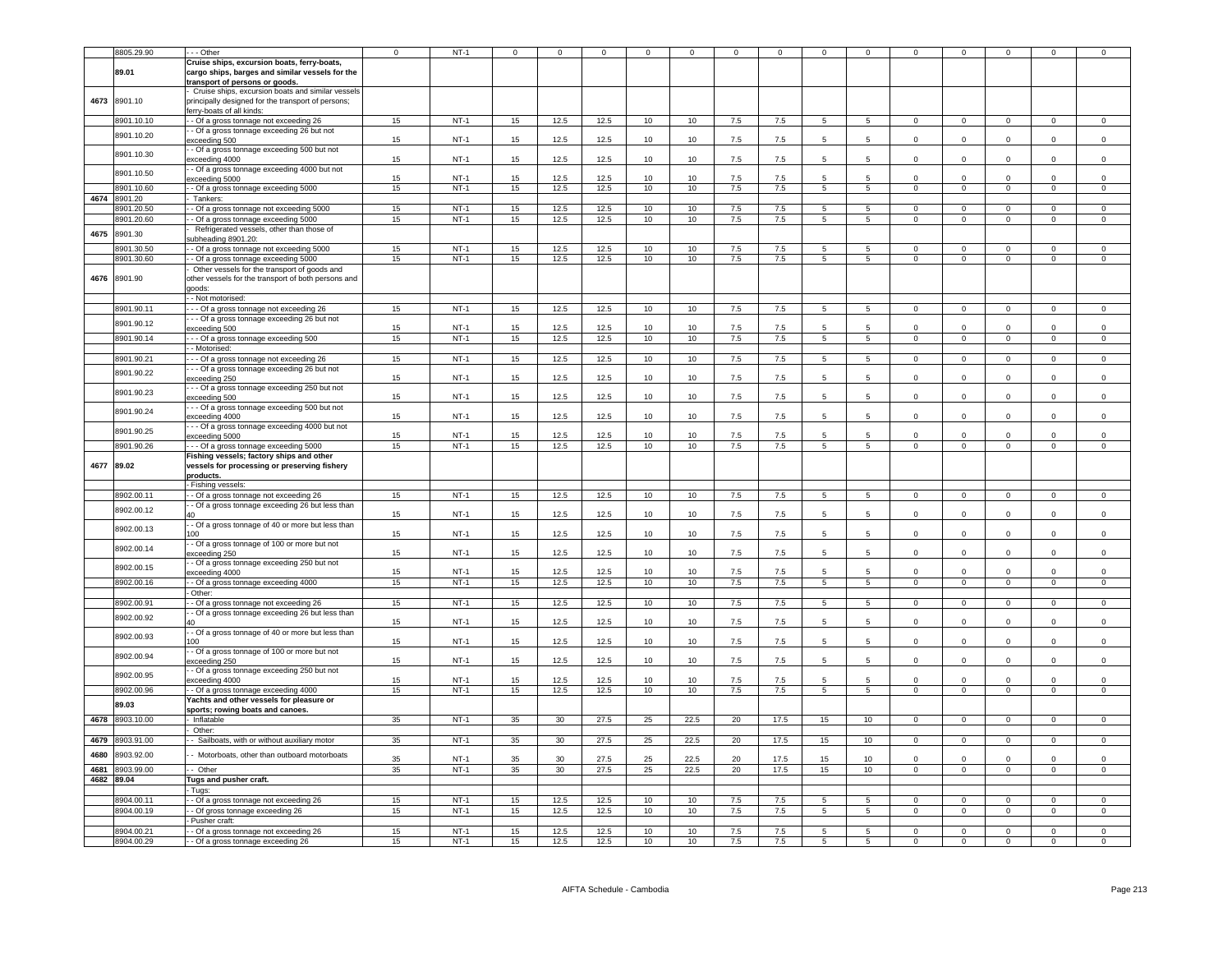|  | 8805.29.90 | - - - Other | 0 | NT-1 | 0 | 0 | 0 | 0 | 0 | 0 | 0 | 0 | 0 | 0 | 0 | 0 | 0 | 0 |
|---|---|---|---|---|---|---|---|---|---|---|---|---|---|---|---|---|---|---|
|  | 89.01 | Cruise ships, excursion boats, ferry-boats, cargo ships, barges and similar vessels for the transport of persons or goods. |  |  |  |  |  |  |  |  |  |  |  |  |  |  |  |  |
| 4673 | 8901.10 | - Cruise ships, excursion boats and similar vessels principally designed for the transport of persons; ferry-boats of all kinds: |  |  |  |  |  |  |  |  |  |  |  |  |  |  |  |  |
|  | 8901.10.10 | - - Of a gross tonnage not exceeding 26 | 15 | NT-1 | 15 | 12.5 | 12.5 | 10 | 10 | 7.5 | 7.5 | 5 | 5 | 0 | 0 | 0 | 0 | 0 |
|  | 8901.10.20 | - - Of a gross tonnage exceeding 26 but not exceeding 500 | 15 | NT-1 | 15 | 12.5 | 12.5 | 10 | 10 | 7.5 | 7.5 | 5 | 5 | 0 | 0 | 0 | 0 | 0 |
|  | 8901.10.30 | - - Of a gross tonnage exceeding 500 but not exceeding 4000 | 15 | NT-1 | 15 | 12.5 | 12.5 | 10 | 10 | 7.5 | 7.5 | 5 | 5 | 0 | 0 | 0 | 0 | 0 |
|  | 8901.10.50 | - - Of a gross tonnage exceeding 4000 but not exceeding 5000 | 15 | NT-1 | 15 | 12.5 | 12.5 | 10 | 10 | 7.5 | 7.5 | 5 | 5 | 0 | 0 | 0 | 0 | 0 |
|  | 8901.10.60 | - - Of a gross tonnage exceeding 5000 | 15 | NT-1 | 15 | 12.5 | 12.5 | 10 | 10 | 7.5 | 7.5 | 5 | 5 | 0 | 0 | 0 | 0 | 0 |
| 4674 | 8901.20 | - Tankers: |  |  |  |  |  |  |  |  |  |  |  |  |  |  |  |  |
|  | 8901.20.50 | - - Of a gross tonnage not exceeding 5000 | 15 | NT-1 | 15 | 12.5 | 12.5 | 10 | 10 | 7.5 | 7.5 | 5 | 5 | 0 | 0 | 0 | 0 | 0 |
|  | 8901.20.60 | - - Of a gross tonnage exceeding 5000 | 15 | NT-1 | 15 | 12.5 | 12.5 | 10 | 10 | 7.5 | 7.5 | 5 | 5 | 0 | 0 | 0 | 0 | 0 |
| 4675 | 8901.30 | - Refrigerated vessels, other than those of subheading 8901.20: |  |  |  |  |  |  |  |  |  |  |  |  |  |  |  |  |
|  | 8901.30.50 | - - Of a gross tonnage not exceeding 5000 | 15 | NT-1 | 15 | 12.5 | 12.5 | 10 | 10 | 7.5 | 7.5 | 5 | 5 | 0 | 0 | 0 | 0 | 0 |
|  | 8901.30.60 | - - Of a gross tonnage exceeding 5000 | 15 | NT-1 | 15 | 12.5 | 12.5 | 10 | 10 | 7.5 | 7.5 | 5 | 5 | 0 | 0 | 0 | 0 | 0 |
| 4676 | 8901.90 | - Other vessels for the transport of goods and other vessels for the transport of both persons and goods: |  |  |  |  |  |  |  |  |  |  |  |  |  |  |  |  |
|  |  | - - Not motorised: |  |  |  |  |  |  |  |  |  |  |  |  |  |  |  |  |
|  | 8901.90.11 | - - - Of a gross tonnage not exceeding 26 | 15 | NT-1 | 15 | 12.5 | 12.5 | 10 | 10 | 7.5 | 7.5 | 5 | 5 | 0 | 0 | 0 | 0 | 0 |
|  | 8901.90.12 | - - - Of a gross tonnage exceeding 26 but not exceeding 500 | 15 | NT-1 | 15 | 12.5 | 12.5 | 10 | 10 | 7.5 | 7.5 | 5 | 5 | 0 | 0 | 0 | 0 | 0 |
|  | 8901.90.14 | - - - Of a gross tonnage exceeding 500 | 15 | NT-1 | 15 | 12.5 | 12.5 | 10 | 10 | 7.5 | 7.5 | 5 | 5 | 0 | 0 | 0 | 0 | 0 |
|  |  | - - Motorised: |  |  |  |  |  |  |  |  |  |  |  |  |  |  |  |  |
|  | 8901.90.21 | - - - Of a gross tonnage not exceeding 26 | 15 | NT-1 | 15 | 12.5 | 12.5 | 10 | 10 | 7.5 | 7.5 | 5 | 5 | 0 | 0 | 0 | 0 | 0 |
|  | 8901.90.22 | - - - Of a gross tonnage exceeding 26 but not exceeding 250 | 15 | NT-1 | 15 | 12.5 | 12.5 | 10 | 10 | 7.5 | 7.5 | 5 | 5 | 0 | 0 | 0 | 0 | 0 |
|  | 8901.90.23 | - - - Of a gross tonnage exceeding 250 but not exceeding 500 | 15 | NT-1 | 15 | 12.5 | 12.5 | 10 | 10 | 7.5 | 7.5 | 5 | 5 | 0 | 0 | 0 | 0 | 0 |
|  | 8901.90.24 | - - - Of a gross tonnage exceeding 500 but not exceeding 4000 | 15 | NT-1 | 15 | 12.5 | 12.5 | 10 | 10 | 7.5 | 7.5 | 5 | 5 | 0 | 0 | 0 | 0 | 0 |
|  | 8901.90.25 | - - - Of a gross tonnage exceeding 4000 but not exceeding 5000 | 15 | NT-1 | 15 | 12.5 | 12.5 | 10 | 10 | 7.5 | 7.5 | 5 | 5 | 0 | 0 | 0 | 0 | 0 |
|  | 8901.90.26 | - - - Of a gross tonnage exceeding 5000 | 15 | NT-1 | 15 | 12.5 | 12.5 | 10 | 10 | 7.5 | 7.5 | 5 | 5 | 0 | 0 | 0 | 0 | 0 |
| 4677 | 89.02 | Fishing vessels; factory ships and other vessels for processing or preserving fishery products. |  |  |  |  |  |  |  |  |  |  |  |  |  |  |  |  |
|  |  | - Fishing vessels: |  |  |  |  |  |  |  |  |  |  |  |  |  |  |  |  |
|  | 8902.00.11 | - - Of a gross tonnage not exceeding 26 | 15 | NT-1 | 15 | 12.5 | 12.5 | 10 | 10 | 7.5 | 7.5 | 5 | 5 | 0 | 0 | 0 | 0 | 0 |
|  | 8902.00.12 | - - Of a gross tonnage exceeding 26 but less than 40 | 15 | NT-1 | 15 | 12.5 | 12.5 | 10 | 10 | 7.5 | 7.5 | 5 | 5 | 0 | 0 | 0 | 0 | 0 |
|  | 8902.00.13 | - - Of a gross tonnage of 40 or more but less than 100 | 15 | NT-1 | 15 | 12.5 | 12.5 | 10 | 10 | 7.5 | 7.5 | 5 | 5 | 0 | 0 | 0 | 0 | 0 |
|  | 8902.00.14 | - - Of a gross tonnage of 100 or more but not exceeding 250 | 15 | NT-1 | 15 | 12.5 | 12.5 | 10 | 10 | 7.5 | 7.5 | 5 | 5 | 0 | 0 | 0 | 0 | 0 |
|  | 8902.00.15 | - - Of a gross tonnage exceeding 250 but not exceeding 4000 | 15 | NT-1 | 15 | 12.5 | 12.5 | 10 | 10 | 7.5 | 7.5 | 5 | 5 | 0 | 0 | 0 | 0 | 0 |
|  | 8902.00.16 | - - Of a gross tonnage exceeding 4000 | 15 | NT-1 | 15 | 12.5 | 12.5 | 10 | 10 | 7.5 | 7.5 | 5 | 5 | 0 | 0 | 0 | 0 | 0 |
|  |  | - Other: |  |  |  |  |  |  |  |  |  |  |  |  |  |  |  |  |
|  | 8902.00.91 | - - Of a gross tonnage not exceeding 26 | 15 | NT-1 | 15 | 12.5 | 12.5 | 10 | 10 | 7.5 | 7.5 | 5 | 5 | 0 | 0 | 0 | 0 | 0 |
|  | 8902.00.92 | - - Of a gross tonnage exceeding 26 but less than 40 | 15 | NT-1 | 15 | 12.5 | 12.5 | 10 | 10 | 7.5 | 7.5 | 5 | 5 | 0 | 0 | 0 | 0 | 0 |
|  | 8902.00.93 | - - Of a gross tonnage of 40 or more but less than 100 | 15 | NT-1 | 15 | 12.5 | 12.5 | 10 | 10 | 7.5 | 7.5 | 5 | 5 | 0 | 0 | 0 | 0 | 0 |
|  | 8902.00.94 | - - Of a gross tonnage of 100 or more but not exceeding 250 | 15 | NT-1 | 15 | 12.5 | 12.5 | 10 | 10 | 7.5 | 7.5 | 5 | 5 | 0 | 0 | 0 | 0 | 0 |
|  | 8902.00.95 | - - Of a gross tonnage exceeding 250 but not exceeding 4000 | 15 | NT-1 | 15 | 12.5 | 12.5 | 10 | 10 | 7.5 | 7.5 | 5 | 5 | 0 | 0 | 0 | 0 | 0 |
|  | 8902.00.96 | - - Of a gross tonnage exceeding 4000 | 15 | NT-1 | 15 | 12.5 | 12.5 | 10 | 10 | 7.5 | 7.5 | 5 | 5 | 0 | 0 | 0 | 0 | 0 |
|  | 89.03 | Yachts and other vessels for pleasure or sports; rowing boats and canoes. |  |  |  |  |  |  |  |  |  |  |  |  |  |  |  |  |
| 4678 | 8903.10.00 | - Inflatable | 35 | NT-1 | 35 | 30 | 27.5 | 25 | 22.5 | 20 | 17.5 | 15 | 10 | 0 | 0 | 0 | 0 | 0 |
|  |  | - Other: |  |  |  |  |  |  |  |  |  |  |  |  |  |  |  |  |
| 4679 | 8903.91.00 | - - Sailboats, with or without auxiliary motor | 35 | NT-1 | 35 | 30 | 27.5 | 25 | 22.5 | 20 | 17.5 | 15 | 10 | 0 | 0 | 0 | 0 | 0 |
| 4680 | 8903.92.00 | - - Motorboats, other than outboard motorboats | 35 | NT-1 | 35 | 30 | 27.5 | 25 | 22.5 | 20 | 17.5 | 15 | 10 | 0 | 0 | 0 | 0 | 0 |
| 4681 | 8903.99.00 | - - Other | 35 | NT-1 | 35 | 30 | 27.5 | 25 | 22.5 | 20 | 17.5 | 15 | 10 | 0 | 0 | 0 | 0 | 0 |
| 4682 | 89.04 | Tugs and pusher craft. |  |  |  |  |  |  |  |  |  |  |  |  |  |  |  |  |
|  |  | - Tugs: |  |  |  |  |  |  |  |  |  |  |  |  |  |  |  |  |
|  | 8904.00.11 | - - Of a gross tonnage not exceeding 26 | 15 | NT-1 | 15 | 12.5 | 12.5 | 10 | 10 | 7.5 | 7.5 | 5 | 5 | 0 | 0 | 0 | 0 | 0 |
|  | 8904.00.19 | - - Of gross tonnage exceeding 26 | 15 | NT-1 | 15 | 12.5 | 12.5 | 10 | 10 | 7.5 | 7.5 | 5 | 5 | 0 | 0 | 0 | 0 | 0 |
|  |  | - Pusher craft: |  |  |  |  |  |  |  |  |  |  |  |  |  |  |  |  |
|  | 8904.00.21 | - - Of a gross tonnage not exceeding 26 | 15 | NT-1 | 15 | 12.5 | 12.5 | 10 | 10 | 7.5 | 7.5 | 5 | 5 | 0 | 0 | 0 | 0 | 0 |
|  | 8904.00.29 | - - Of a gross tonnage exceeding 26 | 15 | NT-1 | 15 | 12.5 | 12.5 | 10 | 10 | 7.5 | 7.5 | 5 | 5 | 0 | 0 | 0 | 0 | 0 |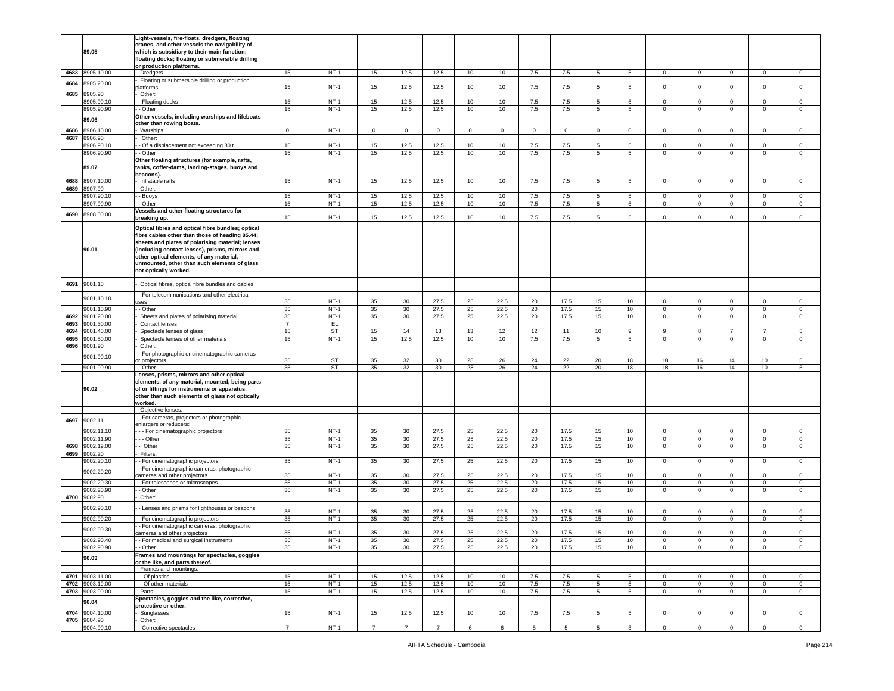| | 89.05 | Light-vessels, fire-floats, dredgers, floating cranes, and other vessels the navigability of which is subsidiary to their main function; floating docks; floating or submersible drilling or production platforms. | | | | | | | | | | | | | | | | |
|---|---|---|---|---|---|---|---|---|---|---|---|---|---|---|---|---|---|---|
| 4683 | 8905.10.00 | - Dredgers | 15 | NT-1 | 15 | 12.5 | 12.5 | 10 | 10 | 7.5 | 7.5 | 5 | 5 | 0 | 0 | 0 | 0 | 0 |
| 4684 | 8905.20.00 | - Floating or submersible drilling or production platforms | 15 | NT-1 | 15 | 12.5 | 12.5 | 10 | 10 | 7.5 | 7.5 | 5 | 5 | 0 | 0 | 0 | 0 | 0 |
| 4685 | 8905.90 | - Other: | | | | | | | | | | | | | | | | |
| | 8905.90.10 | - - Floating docks | 15 | NT-1 | 15 | 12.5 | 12.5 | 10 | 10 | 7.5 | 7.5 | 5 | 5 | 0 | 0 | 0 | 0 | 0 |
| | 8905.90.90 | - - Other | 15 | NT-1 | 15 | 12.5 | 12.5 | 10 | 10 | 7.5 | 7.5 | 5 | 5 | 0 | 0 | 0 | 0 | 0 |
| | 89.06 | Other vessels, including warships and lifeboats other than rowing boats. | | | | | | | | | | | | | | | | |
| 4686 | 8906.10.00 | - Warships | 0 | NT-1 | 0 | 0 | 0 | 0 | 0 | 0 | 0 | 0 | 0 | 0 | 0 | 0 | 0 | 0 |
| 4687 | 8906.90 | - Other: | | | | | | | | | | | | | | | | |
| | 8906.90.10 | - - Of a displacement not exceeding 30 t | 15 | NT-1 | 15 | 12.5 | 12.5 | 10 | 10 | 7.5 | 7.5 | 5 | 5 | 0 | 0 | 0 | 0 | 0 |
| | 8906.90.90 | - - Other | 15 | NT-1 | 15 | 12.5 | 12.5 | 10 | 10 | 7.5 | 7.5 | 5 | 5 | 0 | 0 | 0 | 0 | 0 |
| | 89.07 | Other floating structures (for example, rafts, tanks, coffer-dams, landing-stages, buoys and beacons). | | | | | | | | | | | | | | | | |
| 4688 | 8907.10.00 | - Inflatable rafts | 15 | NT-1 | 15 | 12.5 | 12.5 | 10 | 10 | 7.5 | 7.5 | 5 | 5 | 0 | 0 | 0 | 0 | 0 |
| 4689 | 8907.90 | - Other: | | | | | | | | | | | | | | | | |
| | 8907.90.10 | - - Buoys | 15 | NT-1 | 15 | 12.5 | 12.5 | 10 | 10 | 7.5 | 7.5 | 5 | 5 | 0 | 0 | 0 | 0 | 0 |
| | 8907.90.90 | - - Other | 15 | NT-1 | 15 | 12.5 | 12.5 | 10 | 10 | 7.5 | 7.5 | 5 | 5 | 0 | 0 | 0 | 0 | 0 |
| 4690 | 8908.00.00 | Vessels and other floating structures for breaking up. | 15 | NT-1 | 15 | 12.5 | 12.5 | 10 | 10 | 7.5 | 7.5 | 5 | 5 | 0 | 0 | 0 | 0 | 0 |
| | 90.01 | Optical fibres and optical fibre bundles; optical fibre cables other than those of heading 85.44; sheets and plates of polarising material; lenses (including contact lenses), prisms, mirrors and other optical elements, of any material, unmounted, other than such elements of glass not optically worked. | | | | | | | | | | | | | | | | |
| 4691 | 9001.10 | - Optical fibres, optical fibre bundles and cables: | | | | | | | | | | | | | | | | |
| | 9001.10.10 | - - For telecommunications and other electrical uses | 35 | NT-1 | 35 | 30 | 27.5 | 25 | 22.5 | 20 | 17.5 | 15 | 10 | 0 | 0 | 0 | 0 | 0 |
| | 9001.10.90 | - - Other | 35 | NT-1 | 35 | 30 | 27.5 | 25 | 22.5 | 20 | 17.5 | 15 | 10 | 0 | 0 | 0 | 0 | 0 |
| 4692 | 9001.20.00 | - Sheets and plates of polarising material | 35 | NT-1 | 35 | 30 | 27.5 | 25 | 22.5 | 20 | 17.5 | 15 | 10 | 0 | 0 | 0 | 0 | 0 |
| 4693 | 9001.30.00 | - Contact lenses | 7 | EL | | | | | | | | | | | | | | |
| 4694 | 9001.40.00 | - Spectacle lenses of glass | 15 | ST | 15 | 14 | 13 | 13 | 12 | 12 | 11 | 10 | 9 | 9 | 8 | 7 | 7 | 5 |
| 4695 | 9001.50.00 | - Spectacle lenses of other materials | 15 | NT-1 | 15 | 12.5 | 12.5 | 10 | 10 | 7.5 | 7.5 | 5 | 5 | 0 | 0 | 0 | 0 | 0 |
| 4696 | 9001.90 | - Other: | | | | | | | | | | | | | | | | |
| | 9001.90.10 | - - For photographic or cinematographic cameras or projectors | 35 | ST | 35 | 32 | 30 | 28 | 26 | 24 | 22 | 20 | 18 | 18 | 16 | 14 | 10 | 5 |
| | 9001.90.90 | - - Other | 35 | ST | 35 | 32 | 30 | 28 | 26 | 24 | 22 | 20 | 18 | 18 | 16 | 14 | 10 | 5 |
| | 90.02 | Lenses, prisms, mirrors and other optical elements, of any material, mounted, being parts of or fittings for instruments or apparatus, other than such elements of glass not optically worked. | | | | | | | | | | | | | | | | |
| | | - Objective lenses: | | | | | | | | | | | | | | | | |
| 4697 | 9002.11 | - - For cameras, projectors or photographic enlargers or reducers: | | | | | | | | | | | | | | | | |
| | 9002.11.10 | - - - For cinematographic projectors | 35 | NT-1 | 35 | 30 | 27.5 | 25 | 22.5 | 20 | 17.5 | 15 | 10 | 0 | 0 | 0 | 0 | 0 |
| | 9002.11.90 | - - - Other | 35 | NT-1 | 35 | 30 | 27.5 | 25 | 22.5 | 20 | 17.5 | 15 | 10 | 0 | 0 | 0 | 0 | 0 |
| 4698 | 9002.19.00 | - - Other | 35 | NT-1 | 35 | 30 | 27.5 | 25 | 22.5 | 20 | 17.5 | 15 | 10 | 0 | 0 | 0 | 0 | 0 |
| 4699 | 9002.20 | - Filters: | | | | | | | | | | | | | | | | |
| | 9002.20.10 | - - For cinematographic projectors | 35 | NT-1 | 35 | 30 | 27.5 | 25 | 22.5 | 20 | 17.5 | 15 | 10 | 0 | 0 | 0 | 0 | 0 |
| | 9002.20.20 | - - For cinematographic cameras, photographic cameras and other projectors | 35 | NT-1 | 35 | 30 | 27.5 | 25 | 22.5 | 20 | 17.5 | 15 | 10 | 0 | 0 | 0 | 0 | 0 |
| | 9002.20.30 | - - For telescopes or microscopes | 35 | NT-1 | 35 | 30 | 27.5 | 25 | 22.5 | 20 | 17.5 | 15 | 10 | 0 | 0 | 0 | 0 | 0 |
| | 9002.20.90 | - - Other | 35 | NT-1 | 35 | 30 | 27.5 | 25 | 22.5 | 20 | 17.5 | 15 | 10 | 0 | 0 | 0 | 0 | 0 |
| 4700 | 9002.90 | - Other: | | | | | | | | | | | | | | | | |
| | 9002.90.10 | - - Lenses and prisms for lighthouses or beacons | 35 | NT-1 | 35 | 30 | 27.5 | 25 | 22.5 | 20 | 17.5 | 15 | 10 | 0 | 0 | 0 | 0 | 0 |
| | 9002.90.20 | - - For cinematographic projectors | 35 | NT-1 | 35 | 30 | 27.5 | 25 | 22.5 | 20 | 17.5 | 15 | 10 | 0 | 0 | 0 | 0 | 0 |
| | 9002.90.30 | - - For cinematographic cameras, photographic cameras and other projectors | 35 | NT-1 | 35 | 30 | 27.5 | 25 | 22.5 | 20 | 17.5 | 15 | 10 | 0 | 0 | 0 | 0 | 0 |
| | 9002.90.40 | - - For medical and surgical instruments | 35 | NT-1 | 35 | 30 | 27.5 | 25 | 22.5 | 20 | 17.5 | 15 | 10 | 0 | 0 | 0 | 0 | 0 |
| | 9002.90.90 | - - Other | 35 | NT-1 | 35 | 30 | 27.5 | 25 | 22.5 | 20 | 17.5 | 15 | 10 | 0 | 0 | 0 | 0 | 0 |
| | 90.03 | Frames and mountings for spectacles, goggles or the like, and parts thereof. | | | | | | | | | | | | | | | | |
| | | - Frames and mountings: | | | | | | | | | | | | | | | | |
| 4701 | 9003.11.00 | - - Of plastics | 15 | NT-1 | 15 | 12.5 | 12.5 | 10 | 10 | 7.5 | 7.5 | 5 | 5 | 0 | 0 | 0 | 0 | 0 |
| 4702 | 9003.19.00 | - - Of other materials | 15 | NT-1 | 15 | 12.5 | 12.5 | 10 | 10 | 7.5 | 7.5 | 5 | 5 | 0 | 0 | 0 | 0 | 0 |
| 4703 | 9003.90.00 | - Parts | 15 | NT-1 | 15 | 12.5 | 12.5 | 10 | 10 | 7.5 | 7.5 | 5 | 5 | 0 | 0 | 0 | 0 | 0 |
| | 90.04 | Spectacles, goggles and the like, corrective, protective or other. | | | | | | | | | | | | | | | | |
| 4704 | 9004.10.00 | - Sunglasses | 15 | NT-1 | 15 | 12.5 | 12.5 | 10 | 10 | 7.5 | 7.5 | 5 | 5 | 0 | 0 | 0 | 0 | 0 |
| 4705 | 9004.90 | - Other: | | | | | | | | | | | | | | | | |
| | 9004.90.10 | - - Corrective spectacles | 7 | NT-1 | 7 | 7 | 7 | 6 | 6 | 5 | 5 | 5 | 3 | 0 | 0 | 0 | 0 | 0 |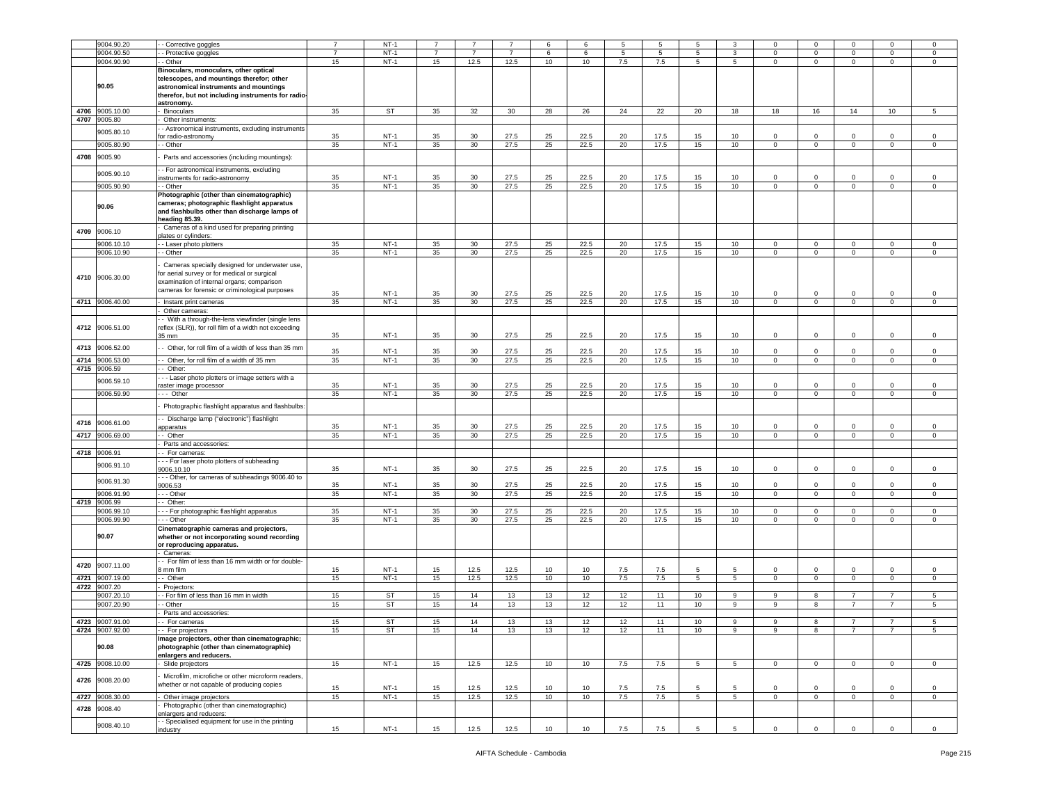| | 9004.90.20 | - - Corrective goggles | 7 | NT-1 | 7 | 7 | 7 | 6 | 6 | 5 | 5 | 5 | 3 | 0 | 0 | 0 | 0 | 0 |
|---|---|---|---|---|---|---|---|---|---|---|---|---|---|---|---|---|---|---|
| | 9004.90.50 | - - Protective goggles | 7 | NT-1 | 7 | 7 | 7 | 6 | 6 | 5 | 5 | 5 | 3 | 0 | 0 | 0 | 0 | 0 |
| | 9004.90.90 | - - Other | 15 | NT-1 | 15 | 12.5 | 12.5 | 10 | 10 | 7.5 | 7.5 | 5 | 5 | 0 | 0 | 0 | 0 | 0 |
| | 90.05 | **Binoculars, monoculars, other optical telescopes, and mountings therefor; other astronomical instruments and mountings therefor, but not including instruments for radio-astronomy.** | | | | | | | | | | | | | | | | |
| 4706 | 9005.10.00 | - Binoculars | 35 | ST | 35 | 32 | 30 | 28 | 26 | 24 | 22 | 20 | 18 | 18 | 16 | 14 | 10 | 5 |
| 4707 | 9005.80 | - Other instruments: | | | | | | | | | | | | | | | | |
| | 9005.80.10 | - - Astronomical instruments, excluding instruments for radio-astronomy | 35 | NT-1 | 35 | 30 | 27.5 | 25 | 22.5 | 20 | 17.5 | 15 | 10 | 0 | 0 | 0 | 0 | 0 |
| | 9005.80.90 | - - Other | 35 | NT-1 | 35 | 30 | 27.5 | 25 | 22.5 | 20 | 17.5 | 15 | 10 | 0 | 0 | 0 | 0 | 0 |
| 4708 | 9005.90 | - Parts and accessories (including mountings): | | | | | | | | | | | | | | | | |
| | 9005.90.10 | - - For astronomical instruments, excluding instruments for radio-astronomy | 35 | NT-1 | 35 | 30 | 27.5 | 25 | 22.5 | 20 | 17.5 | 15 | 10 | 0 | 0 | 0 | 0 | 0 |
| | 9005.90.90 | - - Other | 35 | NT-1 | 35 | 30 | 27.5 | 25 | 22.5 | 20 | 17.5 | 15 | 10 | 0 | 0 | 0 | 0 | 0 |
| | 90.06 | **Photographic (other than cinematographic) cameras; photographic flashlight apparatus and flashbulbs other than discharge lamps of heading 85.39.** | | | | | | | | | | | | | | | | |
| 4709 | 9006.10 | - Cameras of a kind used for preparing printing plates or cylinders: | | | | | | | | | | | | | | | | |
| | 9006.10.10 | - - Laser photo plotters | 35 | NT-1 | 35 | 30 | 27.5 | 25 | 22.5 | 20 | 17.5 | 15 | 10 | 0 | 0 | 0 | 0 | 0 |
| | 9006.10.90 | - - Other | 35 | NT-1 | 35 | 30 | 27.5 | 25 | 22.5 | 20 | 17.5 | 15 | 10 | 0 | 0 | 0 | 0 | 0 |
| 4710 | 9006.30.00 | - Cameras specially designed for underwater use, for aerial survey or for medical or surgical examination of internal organs; comparison cameras for forensic or criminological purposes | 35 | NT-1 | 35 | 30 | 27.5 | 25 | 22.5 | 20 | 17.5 | 15 | 10 | 0 | 0 | 0 | 0 | 0 |
| 4711 | 9006.40.00 | - Instant print cameras | 35 | NT-1 | 35 | 30 | 27.5 | 25 | 22.5 | 20 | 17.5 | 15 | 10 | 0 | 0 | 0 | 0 | 0 |
| | | - Other cameras: | | | | | | | | | | | | | | | | |
| 4712 | 9006.51.00 | - - With a through-the-lens viewfinder (single lens reflex (SLR)), for roll film of a width not exceeding 35 mm | 35 | NT-1 | 35 | 30 | 27.5 | 25 | 22.5 | 20 | 17.5 | 15 | 10 | 0 | 0 | 0 | 0 | 0 |
| 4713 | 9006.52.00 | - - Other, for roll film of a width of less than 35 mm | 35 | NT-1 | 35 | 30 | 27.5 | 25 | 22.5 | 20 | 17.5 | 15 | 10 | 0 | 0 | 0 | 0 | 0 |
| 4714 | 9006.53.00 | - - Other, for roll film of a width of 35 mm | 35 | NT-1 | 35 | 30 | 27.5 | 25 | 22.5 | 20 | 17.5 | 15 | 10 | 0 | 0 | 0 | 0 | 0 |
| 4715 | 9006.59 | - - Other: | | | | | | | | | | | | | | | | |
| | 9006.59.10 | - - - Laser photo plotters or image setters with a raster image processor | 35 | NT-1 | 35 | 30 | 27.5 | 25 | 22.5 | 20 | 17.5 | 15 | 10 | 0 | 0 | 0 | 0 | 0 |
| | 9006.59.90 | - - - Other | 35 | NT-1 | 35 | 30 | 27.5 | 25 | 22.5 | 20 | 17.5 | 15 | 10 | 0 | 0 | 0 | 0 | 0 |
| | | - Photographic flashlight apparatus and flashbulbs: | | | | | | | | | | | | | | | | |
| 4716 | 9006.61.00 | - - Discharge lamp ("electronic") flashlight apparatus | 35 | NT-1 | 35 | 30 | 27.5 | 25 | 22.5 | 20 | 17.5 | 15 | 10 | 0 | 0 | 0 | 0 | 0 |
| 4717 | 9006.69.00 | - - Other | 35 | NT-1 | 35 | 30 | 27.5 | 25 | 22.5 | 20 | 17.5 | 15 | 10 | 0 | 0 | 0 | 0 | 0 |
| | | - Parts and accessories: | | | | | | | | | | | | | | | | |
| 4718 | 9006.91 | - - For cameras: | | | | | | | | | | | | | | | | |
| | 9006.91.10 | - - - For laser photo plotters of subheading 9006.10.10 | 35 | NT-1 | 35 | 30 | 27.5 | 25 | 22.5 | 20 | 17.5 | 15 | 10 | 0 | 0 | 0 | 0 | 0 |
| | 9006.91.30 | - - - Other, for cameras of subheadings 9006.40 to 9006.53 | 35 | NT-1 | 35 | 30 | 27.5 | 25 | 22.5 | 20 | 17.5 | 15 | 10 | 0 | 0 | 0 | 0 | 0 |
| | 9006.91.90 | - - - Other | 35 | NT-1 | 35 | 30 | 27.5 | 25 | 22.5 | 20 | 17.5 | 15 | 10 | 0 | 0 | 0 | 0 | 0 |
| 4719 | 9006.99 | - - Other: | | | | | | | | | | | | | | | | |
| | 9006.99.10 | - - - For photographic flashlight apparatus | 35 | NT-1 | 35 | 30 | 27.5 | 25 | 22.5 | 20 | 17.5 | 15 | 10 | 0 | 0 | 0 | 0 | 0 |
| | 9006.99.90 | - - - Other | 35 | NT-1 | 35 | 30 | 27.5 | 25 | 22.5 | 20 | 17.5 | 15 | 10 | 0 | 0 | 0 | 0 | 0 |
| | 90.07 | **Cinematographic cameras and projectors, whether or not incorporating sound recording or reproducing apparatus.** | | | | | | | | | | | | | | | | |
| | | - Cameras: | | | | | | | | | | | | | | | | |
| 4720 | 9007.11.00 | - - For film of less than 16 mm width or for double-8 mm film | 15 | NT-1 | 15 | 12.5 | 12.5 | 10 | 10 | 7.5 | 7.5 | 5 | 5 | 0 | 0 | 0 | 0 | 0 |
| 4721 | 9007.19.00 | - - Other | 15 | NT-1 | 15 | 12.5 | 12.5 | 10 | 10 | 7.5 | 7.5 | 5 | 5 | 0 | 0 | 0 | 0 | 0 |
| 4722 | 9007.20 | - Projectors: | | | | | | | | | | | | | | | | |
| | 9007.20.10 | - - For film of less than 16 mm in width | 15 | ST | 15 | 14 | 13 | 13 | 12 | 12 | 11 | 10 | 9 | 9 | 8 | 7 | 7 | 5 |
| | 9007.20.90 | - - Other | 15 | ST | 15 | 14 | 13 | 13 | 12 | 12 | 11 | 10 | 9 | 9 | 8 | 7 | 7 | 5 |
| | | - Parts and accessories: | | | | | | | | | | | | | | | | |
| 4723 | 9007.91.00 | - - For cameras | 15 | ST | 15 | 14 | 13 | 13 | 12 | 12 | 11 | 10 | 9 | 9 | 8 | 7 | 7 | 5 |
| 4724 | 9007.92.00 | - - For projectors | 15 | ST | 15 | 14 | 13 | 13 | 12 | 12 | 11 | 10 | 9 | 9 | 8 | 7 | 7 | 5 |
| | 90.08 | **Image projectors, other than cinematographic; photographic (other than cinematographic) enlargers and reducers.** | | | | | | | | | | | | | | | | |
| 4725 | 9008.10.00 | - Slide projectors | 15 | NT-1 | 15 | 12.5 | 12.5 | 10 | 10 | 7.5 | 7.5 | 5 | 5 | 0 | 0 | 0 | 0 | 0 |
| 4726 | 9008.20.00 | - Microfilm, microfiche or other microform readers, whether or not capable of producing copies | 15 | NT-1 | 15 | 12.5 | 12.5 | 10 | 10 | 7.5 | 7.5 | 5 | 5 | 0 | 0 | 0 | 0 | 0 |
| 4727 | 9008.30.00 | - Other image projectors | 15 | NT-1 | 15 | 12.5 | 12.5 | 10 | 10 | 7.5 | 7.5 | 5 | 5 | 0 | 0 | 0 | 0 | 0 |
| 4728 | 9008.40 | - Photographic (other than cinematographic) enlargers and reducers: | | | | | | | | | | | | | | | | |
| | 9008.40.10 | - - Specialised equipment for use in the printing industry | 15 | NT-1 | 15 | 12.5 | 12.5 | 10 | 10 | 7.5 | 7.5 | 5 | 5 | 0 | 0 | 0 | 0 | 0 |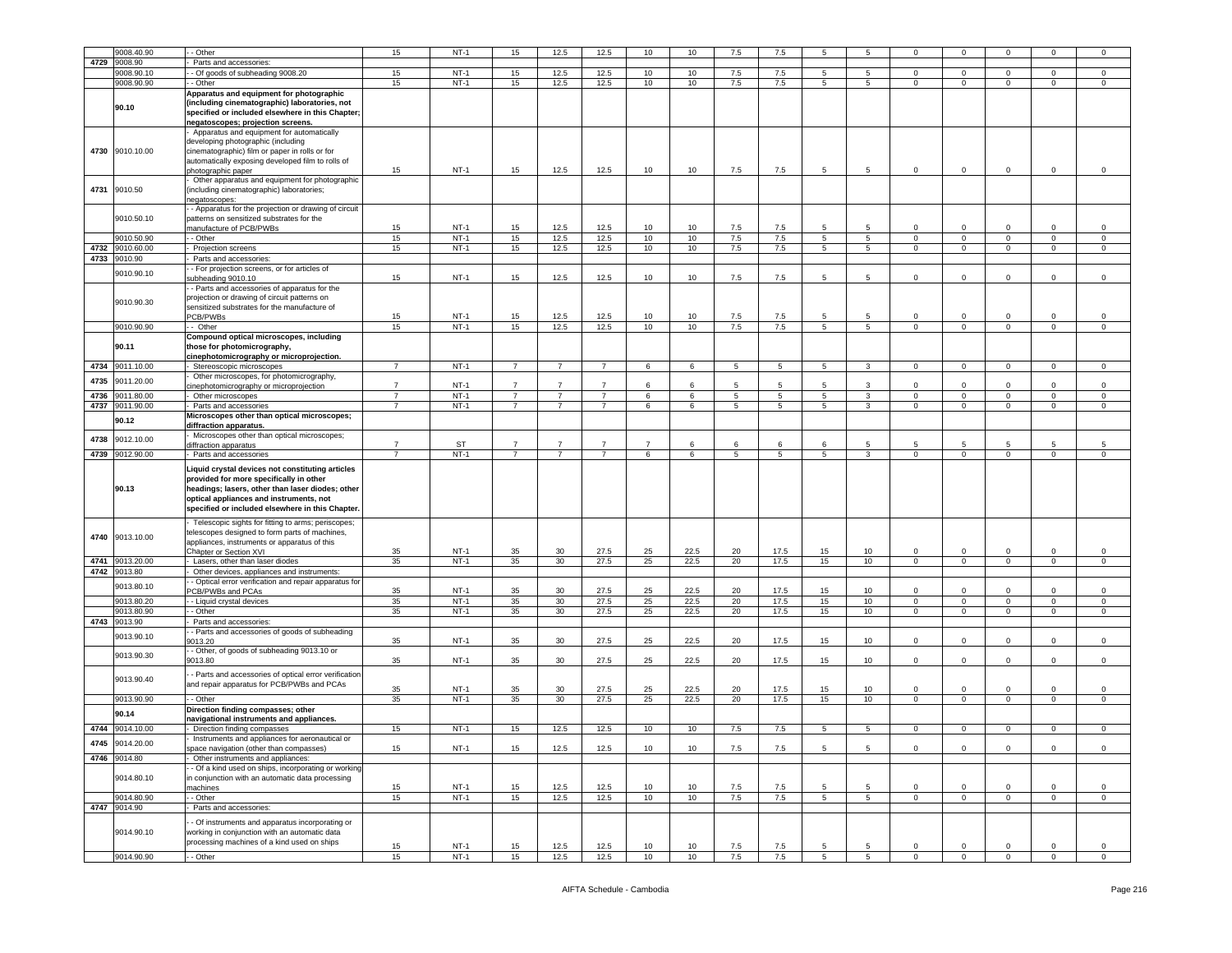| | 9008.40.90 | - - Other | 15 | NT-1 | 15 | 12.5 | 12.5 | 10 | 10 | 7.5 | 7.5 | 5 | 5 | 0 | 0 | 0 | 0 | 0 |
|---|---|---|---|---|---|---|---|---|---|---|---|---|---|---|---|---|---|---|
| 4729 | 9008.90 | - Parts and accessories: | | | | | | | | | | | | | | | | |
| | 9008.90.10 | - - Of goods of subheading 9008.20 | 15 | NT-1 | 15 | 12.5 | 12.5 | 10 | 10 | 7.5 | 7.5 | 5 | 5 | 0 | 0 | 0 | 0 | 0 |
| | 9008.90.90 | - - Other | 15 | NT-1 | 15 | 12.5 | 12.5 | 10 | 10 | 7.5 | 7.5 | 5 | 5 | 0 | 0 | 0 | 0 | 0 |
| | **90.10** | **Apparatus and equipment for photographic (including cinematographic) laboratories, not specified or included elsewhere in this Chapter; negatoscopes; projection screens.** | | | | | | | | | | | | | | | | |
| 4730 | 9010.10.00 | - Apparatus and equipment for automatically developing photographic (including cinematographic) film or paper in rolls or for automatically exposing developed film to rolls of photographic paper | 15 | NT-1 | 15 | 12.5 | 12.5 | 10 | 10 | 7.5 | 7.5 | 5 | 5 | 0 | 0 | 0 | 0 | 0 |
| 4731 | 9010.50 | - Other apparatus and equipment for photographic (including cinematographic) laboratories; negatoscopes: | | | | | | | | | | | | | | | | |
| | 9010.50.10 | - - Apparatus for the projection or drawing of circuit patterns on sensitized substrates for the manufacture of PCB/PWBs | 15 | NT-1 | 15 | 12.5 | 12.5 | 10 | 10 | 7.5 | 7.5 | 5 | 5 | 0 | 0 | 0 | 0 | 0 |
| | 9010.50.90 | - - Other | 15 | NT-1 | 15 | 12.5 | 12.5 | 10 | 10 | 7.5 | 7.5 | 5 | 5 | 0 | 0 | 0 | 0 | 0 |
| 4732 | 9010.60.00 | - Projection screens | 15 | NT-1 | 15 | 12.5 | 12.5 | 10 | 10 | 7.5 | 7.5 | 5 | 5 | 0 | 0 | 0 | 0 | 0 |
| 4733 | 9010.90 | - Parts and accessories: | | | | | | | | | | | | | | | | |
| | 9010.90.10 | - - For projection screens, or for articles of subheading 9010.10 | 15 | NT-1 | 15 | 12.5 | 12.5 | 10 | 10 | 7.5 | 7.5 | 5 | 5 | 0 | 0 | 0 | 0 | 0 |
| | 9010.90.30 | - - Parts and accessories of apparatus for the projection or drawing of circuit patterns on sensitized substrates for the manufacture of PCB/PWBs | 15 | NT-1 | 15 | 12.5 | 12.5 | 10 | 10 | 7.5 | 7.5 | 5 | 5 | 0 | 0 | 0 | 0 | 0 |
| | 9010.90.90 | - - Other | 15 | NT-1 | 15 | 12.5 | 12.5 | 10 | 10 | 7.5 | 7.5 | 5 | 5 | 0 | 0 | 0 | 0 | 0 |
| | **90.11** | **Compound optical microscopes, including those for photomicrography, cinephotomicrography or microprojection.** | | | | | | | | | | | | | | | | |
| 4734 | 9011.10.00 | - Stereoscopic microscopes | 7 | NT-1 | 7 | 7 | 7 | 6 | 6 | 5 | 5 | 5 | 3 | 0 | 0 | 0 | 0 | 0 |
| 4735 | 9011.20.00 | - Other microscopes, for photomicrography, cinephotomicrography or microprojection | 7 | NT-1 | 7 | 7 | 7 | 6 | 6 | 5 | 5 | 5 | 3 | 0 | 0 | 0 | 0 | 0 |
| 4736 | 9011.80.00 | - Other microscopes | 7 | NT-1 | 7 | 7 | 7 | 6 | 6 | 5 | 5 | 5 | 3 | 0 | 0 | 0 | 0 | 0 |
| 4737 | 9011.90.00 | - Parts and accessories | 7 | NT-1 | 7 | 7 | 7 | 6 | 6 | 5 | 5 | 5 | 3 | 0 | 0 | 0 | 0 | 0 |
| | **90.12** | **Microscopes other than optical microscopes; diffraction apparatus.** | | | | | | | | | | | | | | | | |
| 4738 | 9012.10.00 | - Microscopes other than optical microscopes; diffraction apparatus | 7 | ST | 7 | 7 | 7 | 7 | 6 | 6 | 6 | 6 | 5 | 5 | 5 | 5 | 5 | 5 |
| 4739 | 9012.90.00 | - Parts and accessories | 7 | NT-1 | 7 | 7 | 7 | 6 | 6 | 5 | 5 | 5 | 3 | 0 | 0 | 0 | 0 | 0 |
| | **90.13** | **Liquid crystal devices not constituting articles provided for more specifically in other headings; lasers, other than laser diodes; other optical appliances and instruments, not specified or included elsewhere in this Chapter.** | | | | | | | | | | | | | | | | |
| 4740 | 9013.10.00 | - Telescopic sights for fitting to arms; periscopes; telescopes designed to form parts of machines, appliances, instruments or apparatus of this Chapter or Section XVI | 35 | NT-1 | 35 | 30 | 27.5 | 25 | 22.5 | 20 | 17.5 | 15 | 10 | 0 | 0 | 0 | 0 | 0 |
| 4741 | 9013.20.00 | - Lasers, other than laser diodes | 35 | NT-1 | 35 | 30 | 27.5 | 25 | 22.5 | 20 | 17.5 | 15 | 10 | 0 | 0 | 0 | 0 | 0 |
| 4742 | 9013.80 | - Other devices, appliances and instruments: | | | | | | | | | | | | | | | | |
| | 9013.80.10 | - - Optical error verification and repair apparatus for PCB/PWBs and PCAs | 35 | NT-1 | 35 | 30 | 27.5 | 25 | 22.5 | 20 | 17.5 | 15 | 10 | 0 | 0 | 0 | 0 | 0 |
| | 9013.80.20 | - - Liquid crystal devices | 35 | NT-1 | 35 | 30 | 27.5 | 25 | 22.5 | 20 | 17.5 | 15 | 10 | 0 | 0 | 0 | 0 | 0 |
| | 9013.80.90 | - - Other | 35 | NT-1 | 35 | 30 | 27.5 | 25 | 22.5 | 20 | 17.5 | 15 | 10 | 0 | 0 | 0 | 0 | 0 |
| 4743 | 9013.90 | - Parts and accessories: | | | | | | | | | | | | | | | | |
| | 9013.90.10 | - - Parts and accessories of goods of subheading 9013.20 | 35 | NT-1 | 35 | 30 | 27.5 | 25 | 22.5 | 20 | 17.5 | 15 | 10 | 0 | 0 | 0 | 0 | 0 |
| | 9013.90.30 | - - Other, of goods of subheading 9013.10 or 9013.80 | 35 | NT-1 | 35 | 30 | 27.5 | 25 | 22.5 | 20 | 17.5 | 15 | 10 | 0 | 0 | 0 | 0 | 0 |
| | 9013.90.40 | - - Parts and accessories of optical error verification and repair apparatus for PCB/PWBs and PCAs | 35 | NT-1 | 35 | 30 | 27.5 | 25 | 22.5 | 20 | 17.5 | 15 | 10 | 0 | 0 | 0 | 0 | 0 |
| | 9013.90.90 | - - Other | 35 | NT-1 | 35 | 30 | 27.5 | 25 | 22.5 | 20 | 17.5 | 15 | 10 | 0 | 0 | 0 | 0 | 0 |
| | **90.14** | **Direction finding compasses; other navigational instruments and appliances.** | | | | | | | | | | | | | | | | |
| 4744 | 9014.10.00 | - Direction finding compasses | 15 | NT-1 | 15 | 12.5 | 12.5 | 10 | 10 | 7.5 | 7.5 | 5 | 5 | 0 | 0 | 0 | 0 | 0 |
| 4745 | 9014.20.00 | - Instruments and appliances for aeronautical or space navigation (other than compasses) | 15 | NT-1 | 15 | 12.5 | 12.5 | 10 | 10 | 7.5 | 7.5 | 5 | 5 | 0 | 0 | 0 | 0 | 0 |
| 4746 | 9014.80 | - Other instruments and appliances: | | | | | | | | | | | | | | | | |
| | 9014.80.10 | - - Of a kind used on ships, incorporating or working in conjunction with an automatic data processing machines | 15 | NT-1 | 15 | 12.5 | 12.5 | 10 | 10 | 7.5 | 7.5 | 5 | 5 | 0 | 0 | 0 | 0 | 0 |
| | 9014.80.90 | - - Other | 15 | NT-1 | 15 | 12.5 | 12.5 | 10 | 10 | 7.5 | 7.5 | 5 | 5 | 0 | 0 | 0 | 0 | 0 |
| 4747 | 9014.90 | - Parts and accessories: | | | | | | | | | | | | | | | | |
| | 9014.90.10 | - - Of instruments and apparatus incorporating or working in conjunction with an automatic data processing machines of a kind used on ships | 15 | NT-1 | 15 | 12.5 | 12.5 | 10 | 10 | 7.5 | 7.5 | 5 | 5 | 0 | 0 | 0 | 0 | 0 |
| | 9014.90.90 | - - Other | 15 | NT-1 | 15 | 12.5 | 12.5 | 10 | 10 | 7.5 | 7.5 | 5 | 5 | 0 | 0 | 0 | 0 | 0 |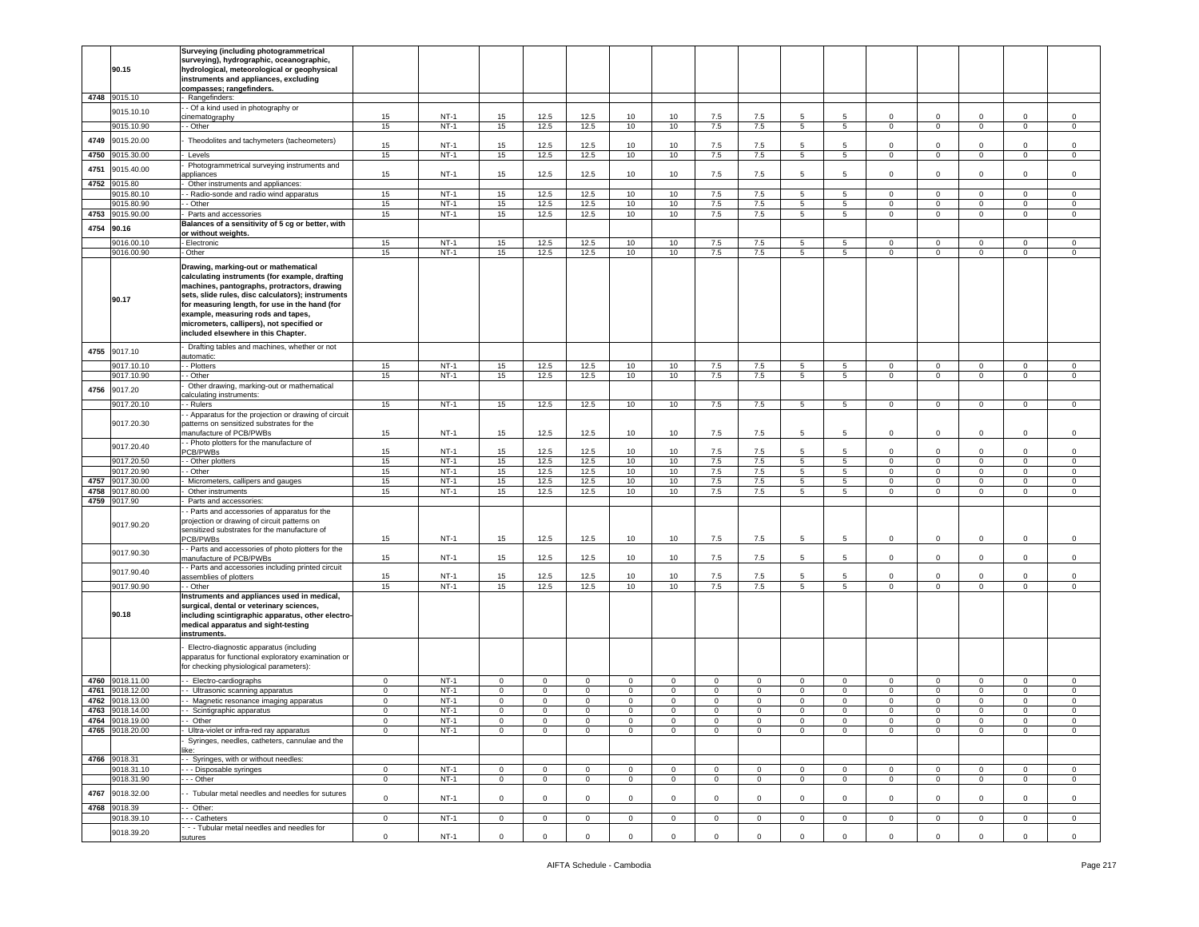| | | | | | | | | | | | | | | | | | |
|---|---|---|---|---|---|---|---|---|---|---|---|---|---|---|---|---|---|
| | 90.15 | **Surveying (including photogrammetrical surveying), hydrographic, oceanographic, hydrological, meteorological or geophysical instruments and appliances, excluding compasses; rangefinders.** | | | | | | | | | | | | | | | |
| 4748 | 9015.10 | - Rangefinders: | | | | | | | | | | | | | | | |
| | 9015.10.10 | - - Of a kind used in photography or cinematography | 15 | NT-1 | 15 | 12.5 | 12.5 | 10 | 10 | 7.5 | 7.5 | 5 | 5 | 0 | 0 | 0 | 0 | 0 |
| | 9015.10.90 | - - Other | 15 | NT-1 | 15 | 12.5 | 12.5 | 10 | 10 | 7.5 | 7.5 | 5 | 5 | 0 | 0 | 0 | 0 | 0 |
| 4749 | 9015.20.00 | - Theodolites and tachymeters (tacheometers) | 15 | NT-1 | 15 | 12.5 | 12.5 | 10 | 10 | 7.5 | 7.5 | 5 | 5 | 0 | 0 | 0 | 0 | 0 |
| 4750 | 9015.30.00 | - Levels | 15 | NT-1 | 15 | 12.5 | 12.5 | 10 | 10 | 7.5 | 7.5 | 5 | 5 | 0 | 0 | 0 | 0 | 0 |
| 4751 | 9015.40.00 | - Photogrammetrical surveying instruments and appliances | 15 | NT-1 | 15 | 12.5 | 12.5 | 10 | 10 | 7.5 | 7.5 | 5 | 5 | 0 | 0 | 0 | 0 | 0 |
| 4752 | 9015.80 | - Other instruments and appliances: | | | | | | | | | | | | | | | |
| | 9015.80.10 | - - Radio-sonde and radio wind apparatus | 15 | NT-1 | 15 | 12.5 | 12.5 | 10 | 10 | 7.5 | 7.5 | 5 | 5 | 0 | 0 | 0 | 0 | 0 |
| | 9015.80.90 | - - Other | 15 | NT-1 | 15 | 12.5 | 12.5 | 10 | 10 | 7.5 | 7.5 | 5 | 5 | 0 | 0 | 0 | 0 | 0 |
| 4753 | 9015.90.00 | - Parts and accessories | 15 | NT-1 | 15 | 12.5 | 12.5 | 10 | 10 | 7.5 | 7.5 | 5 | 5 | 0 | 0 | 0 | 0 | 0 |
| 4754 | 90.16 | **Balances of a sensitivity of 5 cg or better, with or without weights.** | | | | | | | | | | | | | | | |
| | 9016.00.10 | - Electronic | 15 | NT-1 | 15 | 12.5 | 12.5 | 10 | 10 | 7.5 | 7.5 | 5 | 5 | 0 | 0 | 0 | 0 | 0 |
| | 9016.00.90 | - Other | 15 | NT-1 | 15 | 12.5 | 12.5 | 10 | 10 | 7.5 | 7.5 | 5 | 5 | 0 | 0 | 0 | 0 | 0 |
| | 90.17 | **Drawing, marking-out or mathematical calculating instruments (for example, drafting machines, pantographs, protractors, drawing sets, slide rules, disc calculators); instruments for measuring length, for use in the hand (for example, measuring rods and tapes, micrometers, callipers), not specified or included elsewhere in this Chapter.** | | | | | | | | | | | | | | | |
| 4755 | 9017.10 | - Drafting tables and machines, whether or not automatic: | | | | | | | | | | | | | | | |
| | 9017.10.10 | - - Plotters | 15 | NT-1 | 15 | 12.5 | 12.5 | 10 | 10 | 7.5 | 7.5 | 5 | 5 | 0 | 0 | 0 | 0 | 0 |
| | 9017.10.90 | - - Other | 15 | NT-1 | 15 | 12.5 | 12.5 | 10 | 10 | 7.5 | 7.5 | 5 | 5 | 0 | 0 | 0 | 0 | 0 |
| 4756 | 9017.20 | - Other drawing, marking-out or mathematical calculating instruments: | | | | | | | | | | | | | | | |
| | 9017.20.10 | - - Rulers | 15 | NT-1 | 15 | 12.5 | 12.5 | 10 | 10 | 7.5 | 7.5 | 5 | 5 | 0 | 0 | 0 | 0 | 0 |
| | 9017.20.30 | - - Apparatus for the projection or drawing of circuit patterns on sensitized substrates for the manufacture of PCB/PWBs | 15 | NT-1 | 15 | 12.5 | 12.5 | 10 | 10 | 7.5 | 7.5 | 5 | 5 | 0 | 0 | 0 | 0 | 0 |
| | 9017.20.40 | - - Photo plotters for the manufacture of PCB/PWBs | 15 | NT-1 | 15 | 12.5 | 12.5 | 10 | 10 | 7.5 | 7.5 | 5 | 5 | 0 | 0 | 0 | 0 | 0 |
| | 9017.20.50 | - - Other plotters | 15 | NT-1 | 15 | 12.5 | 12.5 | 10 | 10 | 7.5 | 7.5 | 5 | 5 | 0 | 0 | 0 | 0 | 0 |
| | 9017.20.90 | - - Other | 15 | NT-1 | 15 | 12.5 | 12.5 | 10 | 10 | 7.5 | 7.5 | 5 | 5 | 0 | 0 | 0 | 0 | 0 |
| 4757 | 9017.30.00 | - Micrometers, callipers and gauges | 15 | NT-1 | 15 | 12.5 | 12.5 | 10 | 10 | 7.5 | 7.5 | 5 | 5 | 0 | 0 | 0 | 0 | 0 |
| 4758 | 9017.80.00 | - Other instruments | 15 | NT-1 | 15 | 12.5 | 12.5 | 10 | 10 | 7.5 | 7.5 | 5 | 5 | 0 | 0 | 0 | 0 | 0 |
| 4759 | 9017.90 | - Parts and accessories: | | | | | | | | | | | | | | | |
| | 9017.90.20 | - - Parts and accessories of apparatus for the projection or drawing of circuit patterns on sensitized substrates for the manufacture of PCB/PWBs | 15 | NT-1 | 15 | 12.5 | 12.5 | 10 | 10 | 7.5 | 7.5 | 5 | 5 | 0 | 0 | 0 | 0 | 0 |
| | 9017.90.30 | - - Parts and accessories of photo plotters for the manufacture of PCB/PWBs | 15 | NT-1 | 15 | 12.5 | 12.5 | 10 | 10 | 7.5 | 7.5 | 5 | 5 | 0 | 0 | 0 | 0 | 0 |
| | 9017.90.40 | - - Parts and accessories including printed circuit assemblies of plotters | 15 | NT-1 | 15 | 12.5 | 12.5 | 10 | 10 | 7.5 | 7.5 | 5 | 5 | 0 | 0 | 0 | 0 | 0 |
| | 9017.90.90 | - - Other | 15 | NT-1 | 15 | 12.5 | 12.5 | 10 | 10 | 7.5 | 7.5 | 5 | 5 | 0 | 0 | 0 | 0 | 0 |
| | 90.18 | **Instruments and appliances used in medical, surgical, dental or veterinary sciences, including scintigraphic apparatus, other electro-medical apparatus and sight-testing instruments.** | | | | | | | | | | | | | | | |
| | | - Electro-diagnostic apparatus (including apparatus for functional exploratory examination or for checking physiological parameters): | | | | | | | | | | | | | | | |
| 4760 | 9018.11.00 | - - Electro-cardiographs | 0 | NT-1 | 0 | 0 | 0 | 0 | 0 | 0 | 0 | 0 | 0 | 0 | 0 | 0 | 0 | 0 |
| 4761 | 9018.12.00 | - - Ultrasonic scanning apparatus | 0 | NT-1 | 0 | 0 | 0 | 0 | 0 | 0 | 0 | 0 | 0 | 0 | 0 | 0 | 0 | 0 |
| 4762 | 9018.13.00 | - - Magnetic resonance imaging apparatus | 0 | NT-1 | 0 | 0 | 0 | 0 | 0 | 0 | 0 | 0 | 0 | 0 | 0 | 0 | 0 | 0 |
| 4763 | 9018.14.00 | - - Scintigraphic apparatus | 0 | NT-1 | 0 | 0 | 0 | 0 | 0 | 0 | 0 | 0 | 0 | 0 | 0 | 0 | 0 | 0 |
| 4764 | 9018.19.00 | - - Other | 0 | NT-1 | 0 | 0 | 0 | 0 | 0 | 0 | 0 | 0 | 0 | 0 | 0 | 0 | 0 | 0 |
| 4765 | 9018.20.00 | - Ultra-violet or infra-red ray apparatus | 0 | NT-1 | 0 | 0 | 0 | 0 | 0 | 0 | 0 | 0 | 0 | 0 | 0 | 0 | 0 | 0 |
| | | - Syringes, needles, catheters, cannulae and the like: | | | | | | | | | | | | | | | |
| 4766 | 9018.31 | - - Syringes, with or without needles: | | | | | | | | | | | | | | | |
| | 9018.31.10 | - - - Disposable syringes | 0 | NT-1 | 0 | 0 | 0 | 0 | 0 | 0 | 0 | 0 | 0 | 0 | 0 | 0 | 0 | 0 |
| | 9018.31.90 | - - - Other | 0 | NT-1 | 0 | 0 | 0 | 0 | 0 | 0 | 0 | 0 | 0 | 0 | 0 | 0 | 0 | 0 |
| 4767 | 9018.32.00 | - - Tubular metal needles and needles for sutures | 0 | NT-1 | 0 | 0 | 0 | 0 | 0 | 0 | 0 | 0 | 0 | 0 | 0 | 0 | 0 | 0 |
| 4768 | 9018.39 | - - Other: | | | | | | | | | | | | | | | |
| | 9018.39.10 | - - - Catheters | 0 | NT-1 | 0 | 0 | 0 | 0 | 0 | 0 | 0 | 0 | 0 | 0 | 0 | 0 | 0 | 0 |
| | 9018.39.20 | - - - Tubular metal needles and needles for sutures | 0 | NT-1 | 0 | 0 | 0 | 0 | 0 | 0 | 0 | 0 | 0 | 0 | 0 | 0 | 0 | 0 |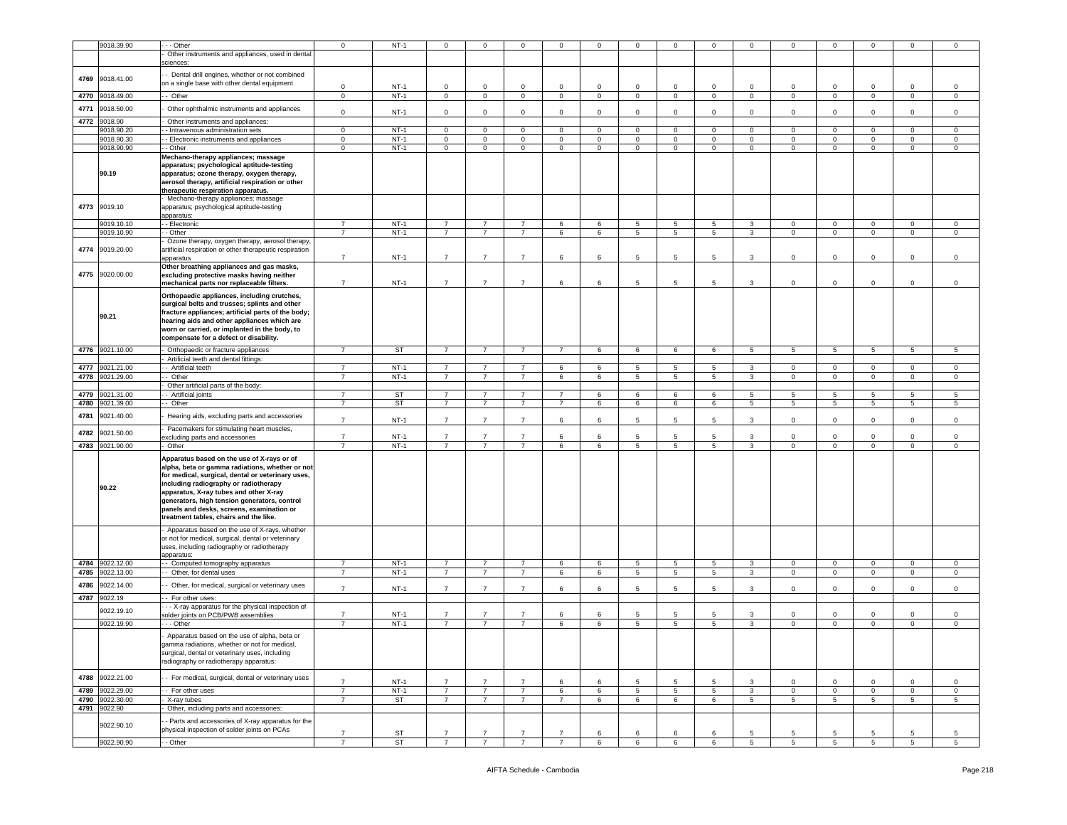| | 9018.39.90 | - - - Other | 0 | NT-1 | 0 | 0 | 0 | 0 | 0 | 0 | 0 | 0 | 0 | 0 | 0 | 0 | 0 | 0 |
|---|---|---|---|---|---|---|---|---|---|---|---|---|---|---|---|---|---|---|
| | | - Other instruments and appliances, used in dental sciences: | | | | | | | | | | | | | | | | |
| 4769 | 9018.41.00 | - - Dental drill engines, whether or not combined on a single base with other dental equipment | 0 | NT-1 | 0 | 0 | 0 | 0 | 0 | 0 | 0 | 0 | 0 | 0 | 0 | 0 | 0 | 0 |
| 4770 | 9018.49.00 | - - Other | 0 | NT-1 | 0 | 0 | 0 | 0 | 0 | 0 | 0 | 0 | 0 | 0 | 0 | 0 | 0 | 0 |
| 4771 | 9018.50.00 | - Other ophthalmic instruments and appliances | 0 | NT-1 | 0 | 0 | 0 | 0 | 0 | 0 | 0 | 0 | 0 | 0 | 0 | 0 | 0 | 0 |
| 4772 | 9018.90 | - Other instruments and appliances: | | | | | | | | | | | | | | | | |
| | 9018.90.20 | - - Intravenous administration sets | 0 | NT-1 | 0 | 0 | 0 | 0 | 0 | 0 | 0 | 0 | 0 | 0 | 0 | 0 | 0 | 0 |
| | 9018.90.30 | - - Electronic instruments and appliances | 0 | NT-1 | 0 | 0 | 0 | 0 | 0 | 0 | 0 | 0 | 0 | 0 | 0 | 0 | 0 | 0 |
| | 9018.90.90 | - - Other | 0 | NT-1 | 0 | 0 | 0 | 0 | 0 | 0 | 0 | 0 | 0 | 0 | 0 | 0 | 0 | 0 |
| | 90.19 | **Mechano-therapy appliances; massage apparatus; psychological aptitude-testing apparatus; ozone therapy, oxygen therapy, aerosol therapy, artificial respiration or other therapeutic respiration apparatus.** | | | | | | | | | | | | | | | | |
| 4773 | 9019.10 | - Mechano-therapy appliances; massage apparatus; psychological aptitude-testing apparatus: | | | | | | | | | | | | | | | | |
| | 9019.10.10 | - - Electronic | 7 | NT-1 | 7 | 7 | 7 | 6 | 6 | 5 | 5 | 5 | 3 | 0 | 0 | 0 | 0 | 0 |
| | 9019.10.90 | - - Other | 7 | NT-1 | 7 | 7 | 7 | 6 | 6 | 5 | 5 | 5 | 3 | 0 | 0 | 0 | 0 | 0 |
| 4774 | 9019.20.00 | - Ozone therapy, oxygen therapy, aerosol therapy, artificial respiration or other therapeutic respiration apparatus | 7 | NT-1 | 7 | 7 | 7 | 6 | 6 | 5 | 5 | 5 | 3 | 0 | 0 | 0 | 0 | 0 |
| 4775 | 9020.00.00 | **Other breathing appliances and gas masks, excluding protective masks having neither mechanical parts nor replaceable filters.** | 7 | NT-1 | 7 | 7 | 7 | 6 | 6 | 5 | 5 | 5 | 3 | 0 | 0 | 0 | 0 | 0 |
| | 90.21 | **Orthopaedic appliances, including crutches, surgical belts and trusses; splints and other fracture appliances; artificial parts of the body; hearing aids and other appliances which are worn or carried, or implanted in the body, to compensate for a defect or disability.** | | | | | | | | | | | | | | | | |
| 4776 | 9021.10.00 | - Orthopaedic or fracture appliances | 7 | ST | 7 | 7 | 7 | 7 | 6 | 6 | 6 | 6 | 5 | 5 | 5 | 5 | 5 | 5 |
| | | - Artificial teeth and dental fittings: | | | | | | | | | | | | | | | | |
| 4777 | 9021.21.00 | - - Artificial teeth | 7 | NT-1 | 7 | 7 | 7 | 6 | 6 | 5 | 5 | 5 | 3 | 0 | 0 | 0 | 0 | 0 |
| 4778 | 9021.29.00 | - - Other | 7 | NT-1 | 7 | 7 | 7 | 6 | 6 | 5 | 5 | 5 | 3 | 0 | 0 | 0 | 0 | 0 |
| | | - Other artificial parts of the body: | | | | | | | | | | | | | | | | |
| 4779 | 9021.31.00 | - - Artificial joints | 7 | ST | 7 | 7 | 7 | 7 | 6 | 6 | 6 | 6 | 5 | 5 | 5 | 5 | 5 | 5 |
| 4780 | 9021.39.00 | - - Other | 7 | ST | 7 | 7 | 7 | 7 | 6 | 6 | 6 | 6 | 5 | 5 | 5 | 5 | 5 | 5 |
| 4781 | 9021.40.00 | - Hearing aids, excluding parts and accessories | 7 | NT-1 | 7 | 7 | 7 | 6 | 6 | 5 | 5 | 5 | 3 | 0 | 0 | 0 | 0 | 0 |
| 4782 | 9021.50.00 | - Pacemakers for stimulating heart muscles, excluding parts and accessories | 7 | NT-1 | 7 | 7 | 7 | 6 | 6 | 5 | 5 | 5 | 3 | 0 | 0 | 0 | 0 | 0 |
| 4783 | 9021.90.00 | - Other | 7 | NT-1 | 7 | 7 | 7 | 6 | 6 | 5 | 5 | 5 | 3 | 0 | 0 | 0 | 0 | 0 |
| | 90.22 | **Apparatus based on the use of X-rays or of alpha, beta or gamma radiations, whether or not for medical, surgical, dental or veterinary uses, including radiography or radiotherapy apparatus, X-ray tubes and other X-ray generators, high tension generators, control panels and desks, screens, examination or treatment tables, chairs and the like.** | | | | | | | | | | | | | | | | |
| | | - Apparatus based on the use of X-rays, whether or not for medical, surgical, dental or veterinary uses, including radiography or radiotherapy apparatus: | | | | | | | | | | | | | | | | |
| 4784 | 9022.12.00 | - - Computed tomography apparatus | 7 | NT-1 | 7 | 7 | 7 | 6 | 6 | 5 | 5 | 5 | 3 | 0 | 0 | 0 | 0 | 0 |
| 4785 | 9022.13.00 | - - Other, for dental uses | 7 | NT-1 | 7 | 7 | 7 | 6 | 6 | 5 | 5 | 5 | 3 | 0 | 0 | 0 | 0 | 0 |
| 4786 | 9022.14.00 | - - Other, for medical, surgical or veterinary uses | 7 | NT-1 | 7 | 7 | 7 | 6 | 6 | 5 | 5 | 5 | 3 | 0 | 0 | 0 | 0 | 0 |
| 4787 | 9022.19 | - - For other uses: | | | | | | | | | | | | | | | | |
| | 9022.19.10 | - - - X-ray apparatus for the physical inspection of solder joints on PCB/PWB assemblies | 7 | NT-1 | 7 | 7 | 7 | 6 | 6 | 5 | 5 | 5 | 3 | 0 | 0 | 0 | 0 | 0 |
| | 9022.19.90 | - - - Other | 7 | NT-1 | 7 | 7 | 7 | 6 | 6 | 5 | 5 | 5 | 3 | 0 | 0 | 0 | 0 | 0 |
| | | - Apparatus based on the use of alpha, beta or gamma radiations, whether or not for medical, surgical, dental or veterinary uses, including radiography or radiotherapy apparatus: | | | | | | | | | | | | | | | | |
| 4788 | 9022.21.00 | - - For medical, surgical, dental or veterinary uses | 7 | NT-1 | 7 | 7 | 7 | 6 | 6 | 5 | 5 | 5 | 3 | 0 | 0 | 0 | 0 | 0 |
| 4789 | 9022.29.00 | - - For other uses | 7 | NT-1 | 7 | 7 | 7 | 6 | 6 | 5 | 5 | 5 | 3 | 0 | 0 | 0 | 0 | 0 |
| 4790 | 9022.30.00 | - X-ray tubes | 7 | ST | 7 | 7 | 7 | 7 | 6 | 6 | 6 | 6 | 5 | 5 | 5 | 5 | 5 | 5 |
| 4791 | 9022.90 | - Other, including parts and accessories: | | | | | | | | | | | | | | | | |
| | 9022.90.10 | - - Parts and accessories of X-ray apparatus for the physical inspection of solder joints on PCAs | 7 | ST | 7 | 7 | 7 | 7 | 6 | 6 | 6 | 6 | 5 | 5 | 5 | 5 | 5 | 5 |
| | 9022.90.90 | - - Other | 7 | ST | 7 | 7 | 7 | 7 | 6 | 6 | 6 | 6 | 5 | 5 | 5 | 5 | 5 | 5 |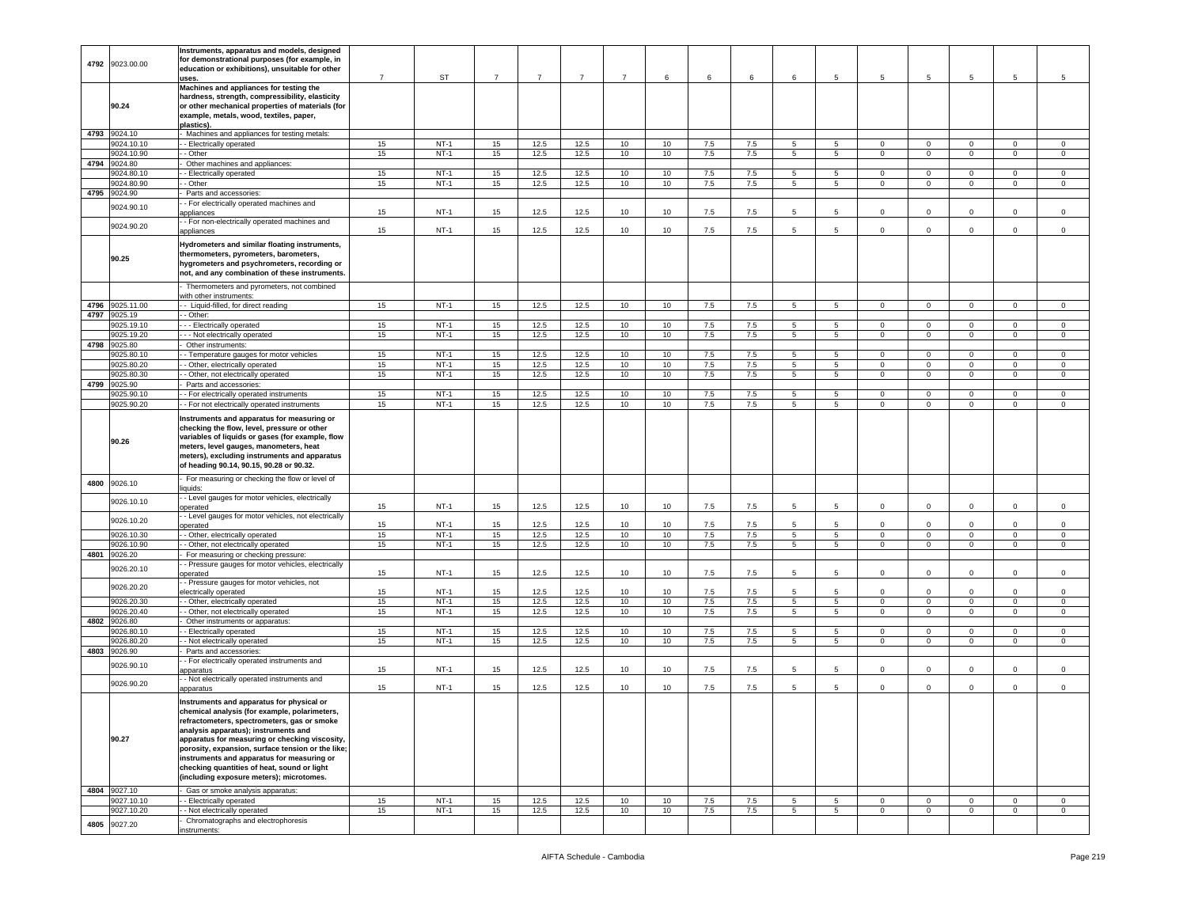| | | | | | | | | | | | | | | | | | |
|---|---|---|---|---|---|---|---|---|---|---|---|---|---|---|---|---|---|
| 4792 | 9023.00.00 | **Instruments, apparatus and models, designed for demonstrational purposes (for example, in education or exhibitions), unsuitable for other uses.** | 7 | ST | 7 | 7 | 7 | 7 | 6 | 6 | 6 | 6 | 5 | 5 | 5 | 5 | 5 | 5 |
| | 90.24 | **Machines and appliances for testing the hardness, strength, compressibility, elasticity or other mechanical properties of materials (for example, metals, wood, textiles, paper, plastics).** | | | | | | | | | | | | | | | | |
| 4793 | 9024.10 | - Machines and appliances for testing metals: | | | | | | | | | | | | | | | | |
| | 9024.10.10 | - - Electrically operated | 15 | NT-1 | 15 | 12.5 | 12.5 | 10 | 10 | 7.5 | 7.5 | 5 | 5 | 0 | 0 | 0 | 0 | 0 |
| | 9024.10.90 | - - Other | 15 | NT-1 | 15 | 12.5 | 12.5 | 10 | 10 | 7.5 | 7.5 | 5 | 5 | 0 | 0 | 0 | 0 | 0 |
| 4794 | 9024.80 | - Other machines and appliances: | | | | | | | | | | | | | | | | |
| | 9024.80.10 | - - Electrically operated | 15 | NT-1 | 15 | 12.5 | 12.5 | 10 | 10 | 7.5 | 7.5 | 5 | 5 | 0 | 0 | 0 | 0 | 0 |
| | 9024.80.90 | - - Other | 15 | NT-1 | 15 | 12.5 | 12.5 | 10 | 10 | 7.5 | 7.5 | 5 | 5 | 0 | 0 | 0 | 0 | 0 |
| 4795 | 9024.90 | - Parts and accessories: | | | | | | | | | | | | | | | | |
| | 9024.90.10 | - - For electrically operated machines and appliances | 15 | NT-1 | 15 | 12.5 | 12.5 | 10 | 10 | 7.5 | 7.5 | 5 | 5 | 0 | 0 | 0 | 0 | 0 |
| | 9024.90.20 | - - For non-electrically operated machines and appliances | 15 | NT-1 | 15 | 12.5 | 12.5 | 10 | 10 | 7.5 | 7.5 | 5 | 5 | 0 | 0 | 0 | 0 | 0 |
| | 90.25 | **Hydrometers and similar floating instruments, thermometers, pyrometers, barometers, hygrometers and psychrometers, recording or not, and any combination of these instruments.** | | | | | | | | | | | | | | | | |
| | | - Thermometers and pyrometers, not combined with other instruments: | | | | | | | | | | | | | | | | |
| 4796 | 9025.11.00 | - - Liquid-filled, for direct reading | 15 | NT-1 | 15 | 12.5 | 12.5 | 10 | 10 | 7.5 | 7.5 | 5 | 5 | 0 | 0 | 0 | 0 | 0 |
| 4797 | 9025.19 | - - Other: | | | | | | | | | | | | | | | | |
| | 9025.19.10 | - - - Electrically operated | 15 | NT-1 | 15 | 12.5 | 12.5 | 10 | 10 | 7.5 | 7.5 | 5 | 5 | 0 | 0 | 0 | 0 | 0 |
| | 9025.19.20 | - - - Not electrically operated | 15 | NT-1 | 15 | 12.5 | 12.5 | 10 | 10 | 7.5 | 7.5 | 5 | 5 | 0 | 0 | 0 | 0 | 0 |
| 4798 | 9025.80 | - Other instruments: | | | | | | | | | | | | | | | | |
| | 9025.80.10 | - - Temperature gauges for motor vehicles | 15 | NT-1 | 15 | 12.5 | 12.5 | 10 | 10 | 7.5 | 7.5 | 5 | 5 | 0 | 0 | 0 | 0 | 0 |
| | 9025.80.20 | - - Other, electrically operated | 15 | NT-1 | 15 | 12.5 | 12.5 | 10 | 10 | 7.5 | 7.5 | 5 | 5 | 0 | 0 | 0 | 0 | 0 |
| | 9025.80.30 | - - Other, not electrically operated | 15 | NT-1 | 15 | 12.5 | 12.5 | 10 | 10 | 7.5 | 7.5 | 5 | 5 | 0 | 0 | 0 | 0 | 0 |
| 4799 | 9025.90 | - Parts and accessories: | | | | | | | | | | | | | | | | |
| | 9025.90.10 | - - For electrically operated instruments | 15 | NT-1 | 15 | 12.5 | 12.5 | 10 | 10 | 7.5 | 7.5 | 5 | 5 | 0 | 0 | 0 | 0 | 0 |
| | 9025.90.20 | - - For not electrically operated instruments | 15 | NT-1 | 15 | 12.5 | 12.5 | 10 | 10 | 7.5 | 7.5 | 5 | 5 | 0 | 0 | 0 | 0 | 0 |
| | 90.26 | **Instruments and apparatus for measuring or checking the flow, level, pressure or other variables of liquids or gases (for example, flow meters, level gauges, manometers, heat meters), excluding instruments and apparatus of heading 90.14, 90.15, 90.28 or 90.32.** | | | | | | | | | | | | | | | | |
| 4800 | 9026.10 | - For measuring or checking the flow or level of liquids: | | | | | | | | | | | | | | | | |
| | 9026.10.10 | - - Level gauges for motor vehicles, electrically operated | 15 | NT-1 | 15 | 12.5 | 12.5 | 10 | 10 | 7.5 | 7.5 | 5 | 5 | 0 | 0 | 0 | 0 | 0 |
| | 9026.10.20 | - - Level gauges for motor vehicles, not electrically operated | 15 | NT-1 | 15 | 12.5 | 12.5 | 10 | 10 | 7.5 | 7.5 | 5 | 5 | 0 | 0 | 0 | 0 | 0 |
| | 9026.10.30 | - - Other, electrically operated | 15 | NT-1 | 15 | 12.5 | 12.5 | 10 | 10 | 7.5 | 7.5 | 5 | 5 | 0 | 0 | 0 | 0 | 0 |
| | 9026.10.90 | - - Other, not electrically operated | 15 | NT-1 | 15 | 12.5 | 12.5 | 10 | 10 | 7.5 | 7.5 | 5 | 5 | 0 | 0 | 0 | 0 | 0 |
| 4801 | 9026.20 | - For measuring or checking pressure: | | | | | | | | | | | | | | | | |
| | 9026.20.10 | - - Pressure gauges for motor vehicles, electrically operated | 15 | NT-1 | 15 | 12.5 | 12.5 | 10 | 10 | 7.5 | 7.5 | 5 | 5 | 0 | 0 | 0 | 0 | 0 |
| | 9026.20.20 | - - Pressure gauges for motor vehicles, not electrically operated | 15 | NT-1 | 15 | 12.5 | 12.5 | 10 | 10 | 7.5 | 7.5 | 5 | 5 | 0 | 0 | 0 | 0 | 0 |
| | 9026.20.30 | - - Other, electrically operated | 15 | NT-1 | 15 | 12.5 | 12.5 | 10 | 10 | 7.5 | 7.5 | 5 | 5 | 0 | 0 | 0 | 0 | 0 |
| | 9026.20.40 | - - Other, not electrically operated | 15 | NT-1 | 15 | 12.5 | 12.5 | 10 | 10 | 7.5 | 7.5 | 5 | 5 | 0 | 0 | 0 | 0 | 0 |
| 4802 | 9026.80 | - Other instruments or apparatus: | | | | | | | | | | | | | | | | |
| | 9026.80.10 | - - Electrically operated | 15 | NT-1 | 15 | 12.5 | 12.5 | 10 | 10 | 7.5 | 7.5 | 5 | 5 | 0 | 0 | 0 | 0 | 0 |
| | 9026.80.20 | - - Not electrically operated | 15 | NT-1 | 15 | 12.5 | 12.5 | 10 | 10 | 7.5 | 7.5 | 5 | 5 | 0 | 0 | 0 | 0 | 0 |
| 4803 | 9026.90 | - Parts and accessories: | | | | | | | | | | | | | | | | |
| | 9026.90.10 | - - For electrically operated instruments and apparatus | 15 | NT-1 | 15 | 12.5 | 12.5 | 10 | 10 | 7.5 | 7.5 | 5 | 5 | 0 | 0 | 0 | 0 | 0 |
| | 9026.90.20 | - - Not electrically operated instruments and apparatus | 15 | NT-1 | 15 | 12.5 | 12.5 | 10 | 10 | 7.5 | 7.5 | 5 | 5 | 0 | 0 | 0 | 0 | 0 |
| | 90.27 | **Instruments and apparatus for physical or chemical analysis (for example, polarimeters, refractometers, spectrometers, gas or smoke analysis apparatus); instruments and apparatus for measuring or checking viscosity, porosity, expansion, surface tension or the like; instruments and apparatus for measuring or checking quantities of heat, sound or light (including exposure meters); microtomes.** | | | | | | | | | | | | | | | | |
| 4804 | 9027.10 | - Gas or smoke analysis apparatus: | | | | | | | | | | | | | | | | |
| | 9027.10.10 | - - Electrically operated | 15 | NT-1 | 15 | 12.5 | 12.5 | 10 | 10 | 7.5 | 7.5 | 5 | 5 | 0 | 0 | 0 | 0 | 0 |
| | 9027.10.20 | - - Not electrically operated | 15 | NT-1 | 15 | 12.5 | 12.5 | 10 | 10 | 7.5 | 7.5 | 5 | 5 | 0 | 0 | 0 | 0 | 0 |
| 4805 | 9027.20 | - Chromatographs and electrophoresis instruments: | | | | | | | | | | | | | | | | |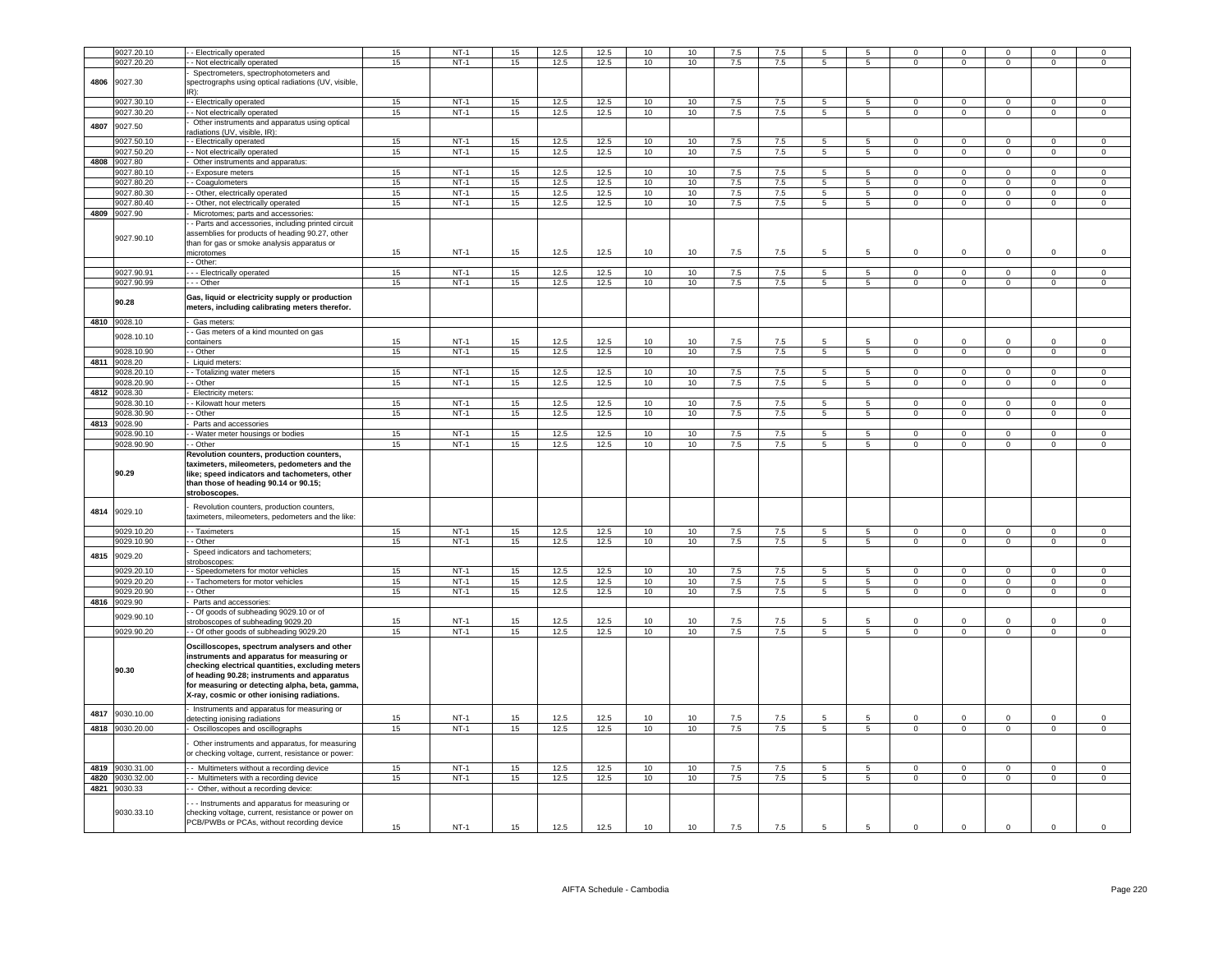| | 9027.20.10 | - - Electrically operated | 15 | NT-1 | 15 | 12.5 | 12.5 | 10 | 10 | 7.5 | 7.5 | 5 | 5 | 0 | 0 | 0 | 0 | 0 |
|---|---|---|---|---|---|---|---|---|---|---|---|---|---|---|---|---|---|---|
| | 9027.20.20 | - - Not electrically operated | 15 | NT-1 | 15 | 12.5 | 12.5 | 10 | 10 | 7.5 | 7.5 | 5 | 5 | 0 | 0 | 0 | 0 | 0 |
| 4806 | 9027.30 | - Spectrometers, spectrophotometers and spectrographs using optical radiations (UV, visible, IR): | | | | | | | | | | | | | | | | |
| | 9027.30.10 | - - Electrically operated | 15 | NT-1 | 15 | 12.5 | 12.5 | 10 | 10 | 7.5 | 7.5 | 5 | 5 | 0 | 0 | 0 | 0 | 0 |
| | 9027.30.20 | - - Not electrically operated | 15 | NT-1 | 15 | 12.5 | 12.5 | 10 | 10 | 7.5 | 7.5 | 5 | 5 | 0 | 0 | 0 | 0 | 0 |
| 4807 | 9027.50 | - Other instruments and apparatus using optical radiations (UV, visible, IR): | | | | | | | | | | | | | | | | |
| | 9027.50.10 | - - Electrically operated | 15 | NT-1 | 15 | 12.5 | 12.5 | 10 | 10 | 7.5 | 7.5 | 5 | 5 | 0 | 0 | 0 | 0 | 0 |
| | 9027.50.20 | - - Not electrically operated | 15 | NT-1 | 15 | 12.5 | 12.5 | 10 | 10 | 7.5 | 7.5 | 5 | 5 | 0 | 0 | 0 | 0 | 0 |
| 4808 | 9027.80 | - Other instruments and apparatus: | | | | | | | | | | | | | | | | |
| | 9027.80.10 | - - Exposure meters | 15 | NT-1 | 15 | 12.5 | 12.5 | 10 | 10 | 7.5 | 7.5 | 5 | 5 | 0 | 0 | 0 | 0 | 0 |
| | 9027.80.20 | - - Coagulometers | 15 | NT-1 | 15 | 12.5 | 12.5 | 10 | 10 | 7.5 | 7.5 | 5 | 5 | 0 | 0 | 0 | 0 | 0 |
| | 9027.80.30 | - - Other, electrically operated | 15 | NT-1 | 15 | 12.5 | 12.5 | 10 | 10 | 7.5 | 7.5 | 5 | 5 | 0 | 0 | 0 | 0 | 0 |
| | 9027.80.40 | - - Other, not electrically operated | 15 | NT-1 | 15 | 12.5 | 12.5 | 10 | 10 | 7.5 | 7.5 | 5 | 5 | 0 | 0 | 0 | 0 | 0 |
| 4809 | 9027.90 | - Microtomes; parts and accessories: | | | | | | | | | | | | | | | | |
| | 9027.90.10 | - - Parts and accessories, including printed circuit assemblies for products of heading 90.27, other than for gas or smoke analysis apparatus or microtomes | 15 | NT-1 | 15 | 12.5 | 12.5 | 10 | 10 | 7.5 | 7.5 | 5 | 5 | 0 | 0 | 0 | 0 | 0 |
| | | - - Other: | | | | | | | | | | | | | | | | |
| | 9027.90.91 | - - - Electrically operated | 15 | NT-1 | 15 | 12.5 | 12.5 | 10 | 10 | 7.5 | 7.5 | 5 | 5 | 0 | 0 | 0 | 0 | 0 |
| | 9027.90.99 | - - - Other | 15 | NT-1 | 15 | 12.5 | 12.5 | 10 | 10 | 7.5 | 7.5 | 5 | 5 | 0 | 0 | 0 | 0 | 0 |
| | **90.28** | **Gas, liquid or electricity supply or production meters, including calibrating meters therefor.** | | | | | | | | | | | | | | | | |
| 4810 | 9028.10 | - Gas meters: | | | | | | | | | | | | | | | | |
| | 9028.10.10 | - - Gas meters of a kind mounted on gas containers | 15 | NT-1 | 15 | 12.5 | 12.5 | 10 | 10 | 7.5 | 7.5 | 5 | 5 | 0 | 0 | 0 | 0 | 0 |
| | 9028.10.90 | - - Other | 15 | NT-1 | 15 | 12.5 | 12.5 | 10 | 10 | 7.5 | 7.5 | 5 | 5 | 0 | 0 | 0 | 0 | 0 |
| 4811 | 9028.20 | - Liquid meters: | | | | | | | | | | | | | | | | |
| | 9028.20.10 | - - Totalizing water meters | 15 | NT-1 | 15 | 12.5 | 12.5 | 10 | 10 | 7.5 | 7.5 | 5 | 5 | 0 | 0 | 0 | 0 | 0 |
| | 9028.20.90 | - - Other | 15 | NT-1 | 15 | 12.5 | 12.5 | 10 | 10 | 7.5 | 7.5 | 5 | 5 | 0 | 0 | 0 | 0 | 0 |
| 4812 | 9028.30 | - Electricity meters: | | | | | | | | | | | | | | | | |
| | 9028.30.10 | - - Kilowatt hour meters | 15 | NT-1 | 15 | 12.5 | 12.5 | 10 | 10 | 7.5 | 7.5 | 5 | 5 | 0 | 0 | 0 | 0 | 0 |
| | 9028.30.90 | - - Other | 15 | NT-1 | 15 | 12.5 | 12.5 | 10 | 10 | 7.5 | 7.5 | 5 | 5 | 0 | 0 | 0 | 0 | 0 |
| 4813 | 9028.90 | - Parts and accessories | | | | | | | | | | | | | | | | |
| | 9028.90.10 | - - Water meter housings or bodies | 15 | NT-1 | 15 | 12.5 | 12.5 | 10 | 10 | 7.5 | 7.5 | 5 | 5 | 0 | 0 | 0 | 0 | 0 |
| | 9028.90.90 | - - Other | 15 | NT-1 | 15 | 12.5 | 12.5 | 10 | 10 | 7.5 | 7.5 | 5 | 5 | 0 | 0 | 0 | 0 | 0 |
| | **90.29** | **Revolution counters, production counters, taximeters, mileometers, pedometers and the like; speed indicators and tachometers, other than those of heading 90.14 or 90.15; stroboscopes.** | | | | | | | | | | | | | | | | |
| 4814 | 9029.10 | - Revolution counters, production counters, taximeters, mileometers, pedometers and the like: | | | | | | | | | | | | | | | | |
| | 9029.10.20 | - - Taximeters | 15 | NT-1 | 15 | 12.5 | 12.5 | 10 | 10 | 7.5 | 7.5 | 5 | 5 | 0 | 0 | 0 | 0 | 0 |
| | 9029.10.90 | - - Other | 15 | NT-1 | 15 | 12.5 | 12.5 | 10 | 10 | 7.5 | 7.5 | 5 | 5 | 0 | 0 | 0 | 0 | 0 |
| 4815 | 9029.20 | - Speed indicators and tachometers; stroboscopes: | | | | | | | | | | | | | | | | |
| | 9029.20.10 | - - Speedometers for motor vehicles | 15 | NT-1 | 15 | 12.5 | 12.5 | 10 | 10 | 7.5 | 7.5 | 5 | 5 | 0 | 0 | 0 | 0 | 0 |
| | 9029.20.20 | - - Tachometers for motor vehicles | 15 | NT-1 | 15 | 12.5 | 12.5 | 10 | 10 | 7.5 | 7.5 | 5 | 5 | 0 | 0 | 0 | 0 | 0 |
| | 9029.20.90 | - - Other | 15 | NT-1 | 15 | 12.5 | 12.5 | 10 | 10 | 7.5 | 7.5 | 5 | 5 | 0 | 0 | 0 | 0 | 0 |
| 4816 | 9029.90 | - Parts and accessories: | | | | | | | | | | | | | | | | |
| | 9029.90.10 | - - Of goods of subheading 9029.10 or of stroboscopes of subheading 9029.20 | 15 | NT-1 | 15 | 12.5 | 12.5 | 10 | 10 | 7.5 | 7.5 | 5 | 5 | 0 | 0 | 0 | 0 | 0 |
| | 9029.90.20 | - - Of other goods of subheading 9029.20 | 15 | NT-1 | 15 | 12.5 | 12.5 | 10 | 10 | 7.5 | 7.5 | 5 | 5 | 0 | 0 | 0 | 0 | 0 |
| | **90.30** | **Oscilloscopes, spectrum analysers and other instruments and apparatus for measuring or checking electrical quantities, excluding meters of heading 90.28; instruments and apparatus for measuring or detecting alpha, beta, gamma, X-ray, cosmic or other ionising radiations.** | | | | | | | | | | | | | | | | |
| 4817 | 9030.10.00 | - Instruments and apparatus for measuring or detecting ionising radiations | 15 | NT-1 | 15 | 12.5 | 12.5 | 10 | 10 | 7.5 | 7.5 | 5 | 5 | 0 | 0 | 0 | 0 | 0 |
| 4818 | 9030.20.00 | - Oscilloscopes and oscillographs | 15 | NT-1 | 15 | 12.5 | 12.5 | 10 | 10 | 7.5 | 7.5 | 5 | 5 | 0 | 0 | 0 | 0 | 0 |
| | | - Other instruments and apparatus, for measuring or checking voltage, current, resistance or power: | | | | | | | | | | | | | | | | |
| 4819 | 9030.31.00 | - - Multimeters without a recording device | 15 | NT-1 | 15 | 12.5 | 12.5 | 10 | 10 | 7.5 | 7.5 | 5 | 5 | 0 | 0 | 0 | 0 | 0 |
| 4820 | 9030.32.00 | - - Multimeters with a recording device | 15 | NT-1 | 15 | 12.5 | 12.5 | 10 | 10 | 7.5 | 7.5 | 5 | 5 | 0 | 0 | 0 | 0 | 0 |
| 4821 | 9030.33 | - - Other, without a recording device: | | | | | | | | | | | | | | | | |
| | 9030.33.10 | - - - Instruments and apparatus for measuring or checking voltage, current, resistance or power on PCB/PWBs or PCAs, without recording device | 15 | NT-1 | 15 | 12.5 | 12.5 | 10 | 10 | 7.5 | 7.5 | 5 | 5 | 0 | 0 | 0 | 0 | 0 |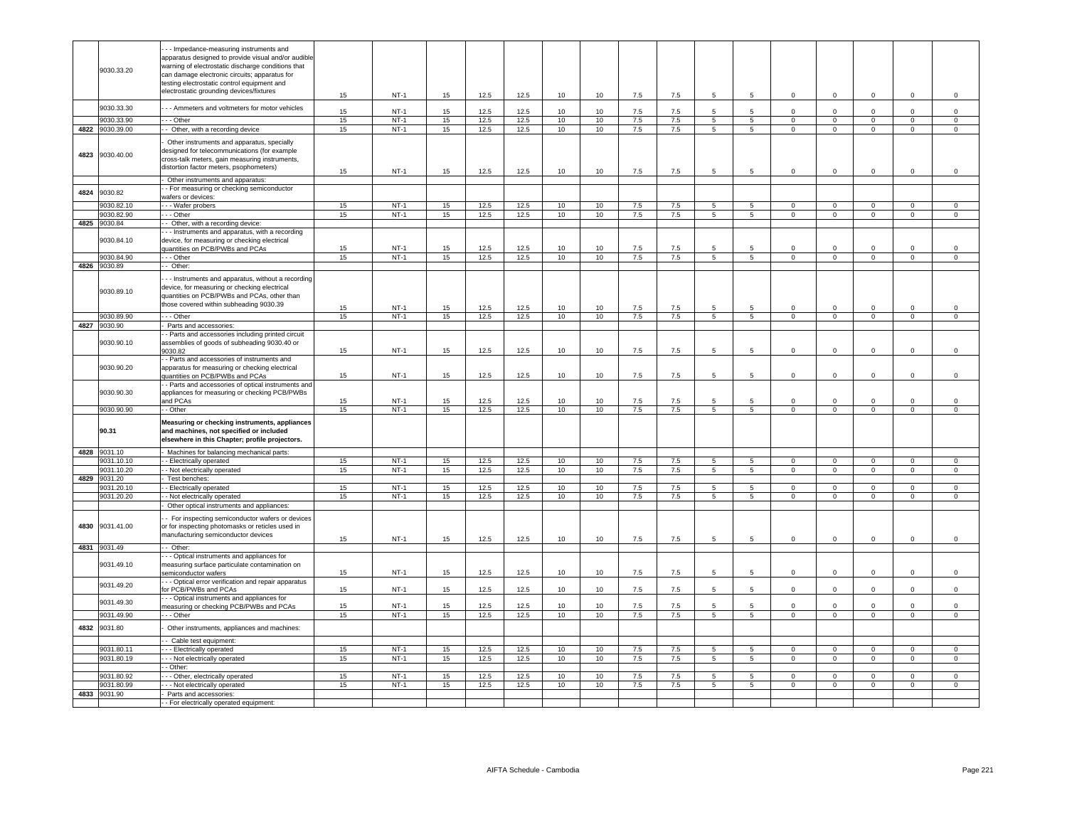| | 9030.33.20 | - - - Impedance-measuring instruments and apparatus designed to provide visual and/or audible warning of electrostatic discharge conditions that can damage electronic circuits; apparatus for testing electrostatic control equipment and electrostatic grounding devices/fixtures | 15 | NT-1 | 15 | 12.5 | 12.5 | 10 | 10 | 7.5 | 7.5 | 5 | 5 | 0 | 0 | 0 | 0 | 0 |
|---|---|---|---|---|---|---|---|---|---|---|---|---|---|---|---|---|---|---|
| | 9030.33.30 | - - - Ammeters and voltmeters for motor vehicles | 15 | NT-1 | 15 | 12.5 | 12.5 | 10 | 10 | 7.5 | 7.5 | 5 | 5 | 0 | 0 | 0 | 0 | 0 |
| | 9030.33.90 | - - - Other | 15 | NT-1 | 15 | 12.5 | 12.5 | 10 | 10 | 7.5 | 7.5 | 5 | 5 | 0 | 0 | 0 | 0 | 0 |
| 4822 | 9030.39.00 | - - Other, with a recording device | 15 | NT-1 | 15 | 12.5 | 12.5 | 10 | 10 | 7.5 | 7.5 | 5 | 5 | 0 | 0 | 0 | 0 | 0 |
| 4823 | 9030.40.00 | - Other instruments and apparatus, specially designed for telecommunications (for example cross-talk meters, gain measuring instruments, distortion factor meters, psophometers) | 15 | NT-1 | 15 | 12.5 | 12.5 | 10 | 10 | 7.5 | 7.5 | 5 | 5 | 0 | 0 | 0 | 0 | 0 |
| | | - Other instruments and apparatus: | | | | | | | | | | | | | | | | |
| 4824 | 9030.82 | - - For measuring or checking semiconductor wafers or devices: | | | | | | | | | | | | | | | | |
| | 9030.82.10 | - - - Wafer probers | 15 | NT-1 | 15 | 12.5 | 12.5 | 10 | 10 | 7.5 | 7.5 | 5 | 5 | 0 | 0 | 0 | 0 | 0 |
| | 9030.82.90 | - - - Other | 15 | NT-1 | 15 | 12.5 | 12.5 | 10 | 10 | 7.5 | 7.5 | 5 | 5 | 0 | 0 | 0 | 0 | 0 |
| 4825 | 9030.84 | - - Other, with a recording device: | | | | | | | | | | | | | | | | |
| | 9030.84.10 | - - - Instruments and apparatus, with a recording device, for measuring or checking electrical quantities on PCB/PWBs and PCAs | 15 | NT-1 | 15 | 12.5 | 12.5 | 10 | 10 | 7.5 | 7.5 | 5 | 5 | 0 | 0 | 0 | 0 | 0 |
| | 9030.84.90 | - - - Other | 15 | NT-1 | 15 | 12.5 | 12.5 | 10 | 10 | 7.5 | 7.5 | 5 | 5 | 0 | 0 | 0 | 0 | 0 |
| 4826 | 9030.89 | - - Other: | | | | | | | | | | | | | | | | |
| | 9030.89.10 | - - - Instruments and apparatus, without a recording device, for measuring or checking electrical quantities on PCB/PWBs and PCAs, other than those covered within subheading 9030.39 | 15 | NT-1 | 15 | 12.5 | 12.5 | 10 | 10 | 7.5 | 7.5 | 5 | 5 | 0 | 0 | 0 | 0 | 0 |
| | 9030.89.90 | - - - Other | 15 | NT-1 | 15 | 12.5 | 12.5 | 10 | 10 | 7.5 | 7.5 | 5 | 5 | 0 | 0 | 0 | 0 | 0 |
| 4827 | 9030.90 | - Parts and accessories: | | | | | | | | | | | | | | | | |
| | 9030.90.10 | - - Parts and accessories including printed circuit assemblies of goods of subheading 9030.40 or 9030.82 | 15 | NT-1 | 15 | 12.5 | 12.5 | 10 | 10 | 7.5 | 7.5 | 5 | 5 | 0 | 0 | 0 | 0 | 0 |
| | 9030.90.20 | - - Parts and accessories of instruments and apparatus for measuring or checking electrical quantities on PCB/PWBs and PCAs | 15 | NT-1 | 15 | 12.5 | 12.5 | 10 | 10 | 7.5 | 7.5 | 5 | 5 | 0 | 0 | 0 | 0 | 0 |
| | 9030.90.30 | - - Parts and accessories of optical instruments and appliances for measuring or checking PCB/PWBs and PCAs | 15 | NT-1 | 15 | 12.5 | 12.5 | 10 | 10 | 7.5 | 7.5 | 5 | 5 | 0 | 0 | 0 | 0 | 0 |
| | 9030.90.90 | - - Other | 15 | NT-1 | 15 | 12.5 | 12.5 | 10 | 10 | 7.5 | 7.5 | 5 | 5 | 0 | 0 | 0 | 0 | 0 |
| | **90.31** | **Measuring or checking instruments, appliances and machines, not specified or included elsewhere in this Chapter; profile projectors.** | | | | | | | | | | | | | | | | |
| 4828 | 9031.10 | - Machines for balancing mechanical parts: | | | | | | | | | | | | | | | | |
| | 9031.10.10 | - - Electrically operated | 15 | NT-1 | 15 | 12.5 | 12.5 | 10 | 10 | 7.5 | 7.5 | 5 | 5 | 0 | 0 | 0 | 0 | 0 |
| | 9031.10.20 | - - Not electrically operated | 15 | NT-1 | 15 | 12.5 | 12.5 | 10 | 10 | 7.5 | 7.5 | 5 | 5 | 0 | 0 | 0 | 0 | 0 |
| 4829 | 9031.20 | - Test benches: | | | | | | | | | | | | | | | | |
| | 9031.20.10 | - - Electrically operated | 15 | NT-1 | 15 | 12.5 | 12.5 | 10 | 10 | 7.5 | 7.5 | 5 | 5 | 0 | 0 | 0 | 0 | 0 |
| | 9031.20.20 | - - Not electrically operated | 15 | NT-1 | 15 | 12.5 | 12.5 | 10 | 10 | 7.5 | 7.5 | 5 | 5 | 0 | 0 | 0 | 0 | 0 |
| | | - Other optical instruments and appliances: | | | | | | | | | | | | | | | | |
| 4830 | 9031.41.00 | - - For inspecting semiconductor wafers or devices or for inspecting photomasks or reticles used in manufacturing semiconductor devices | 15 | NT-1 | 15 | 12.5 | 12.5 | 10 | 10 | 7.5 | 7.5 | 5 | 5 | 0 | 0 | 0 | 0 | 0 |
| 4831 | 9031.49 | - - Other: | | | | | | | | | | | | | | | | |
| | 9031.49.10 | - - - Optical instruments and appliances for measuring surface particulate contamination on semiconductor wafers | 15 | NT-1 | 15 | 12.5 | 12.5 | 10 | 10 | 7.5 | 7.5 | 5 | 5 | 0 | 0 | 0 | 0 | 0 |
| | 9031.49.20 | - - - Optical error verification and repair apparatus for PCB/PWBs and PCAs | 15 | NT-1 | 15 | 12.5 | 12.5 | 10 | 10 | 7.5 | 7.5 | 5 | 5 | 0 | 0 | 0 | 0 | 0 |
| | 9031.49.30 | - - - Optical instruments and appliances for measuring or checking PCB/PWBs and PCAs | 15 | NT-1 | 15 | 12.5 | 12.5 | 10 | 10 | 7.5 | 7.5 | 5 | 5 | 0 | 0 | 0 | 0 | 0 |
| | 9031.49.90 | - - - Other | 15 | NT-1 | 15 | 12.5 | 12.5 | 10 | 10 | 7.5 | 7.5 | 5 | 5 | 0 | 0 | 0 | 0 | 0 |
| 4832 | 9031.80 | - Other instruments, appliances and machines: | | | | | | | | | | | | | | | | |
| | | - - Cable test equipment: | | | | | | | | | | | | | | | | |
| | 9031.80.11 | - - - Electrically operated | 15 | NT-1 | 15 | 12.5 | 12.5 | 10 | 10 | 7.5 | 7.5 | 5 | 5 | 0 | 0 | 0 | 0 | 0 |
| | 9031.80.19 | - - - Not electrically operated | 15 | NT-1 | 15 | 12.5 | 12.5 | 10 | 10 | 7.5 | 7.5 | 5 | 5 | 0 | 0 | 0 | 0 | 0 |
| | | - - Other: | | | | | | | | | | | | | | | | |
| | 9031.80.92 | - - - Other, electrically operated | 15 | NT-1 | 15 | 12.5 | 12.5 | 10 | 10 | 7.5 | 7.5 | 5 | 5 | 0 | 0 | 0 | 0 | 0 |
| | 9031.80.99 | - - - Not electrically operated | 15 | NT-1 | 15 | 12.5 | 12.5 | 10 | 10 | 7.5 | 7.5 | 5 | 5 | 0 | 0 | 0 | 0 | 0 |
| 4833 | 9031.90 | - Parts and accessories: | | | | | | | | | | | | | | | | |
| | | - - For electrically operated equipment: | | | | | | | | | | | | | | | | |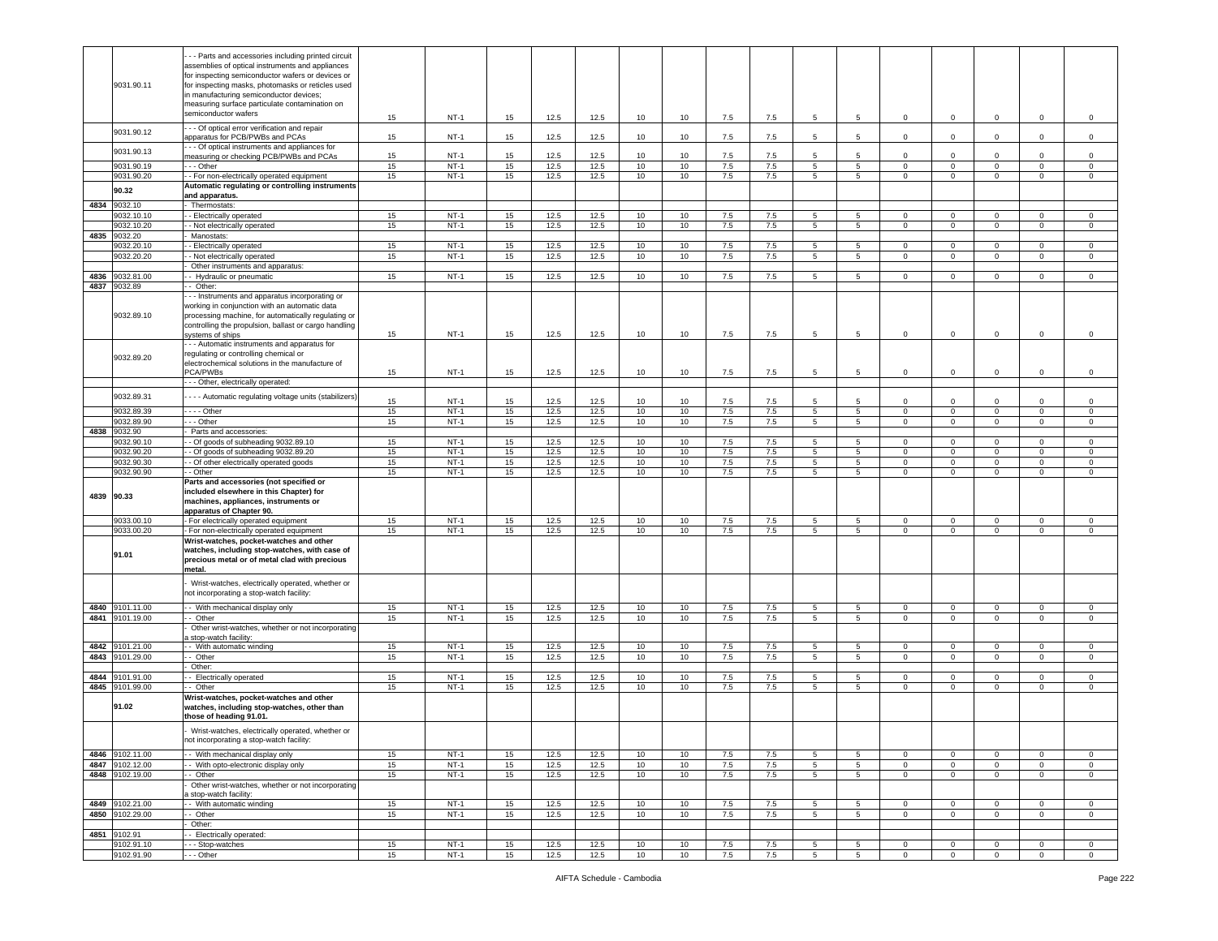| | | | | | | | | | | | | | | | | | |
|---|---|---|---|---|---|---|---|---|---|---|---|---|---|---|---|---|---|
| | 9031.90.11 | - - - Parts and accessories including printed circuit assemblies of optical instruments and appliances for inspecting semiconductor wafers or devices or for inspecting masks, photomasks or reticles used in manufacturing semiconductor devices; measuring surface particulate contamination on semiconductor wafers | 15 | NT-1 | 15 | 12.5 | 12.5 | 10 | 10 | 7.5 | 7.5 | 5 | 5 | 0 | 0 | 0 | 0 | 0 |
| | 9031.90.12 | - - - Of optical error verification and repair apparatus for PCB/PWBs and PCAs | 15 | NT-1 | 15 | 12.5 | 12.5 | 10 | 10 | 7.5 | 7.5 | 5 | 5 | 0 | 0 | 0 | 0 | 0 |
| | 9031.90.13 | - - - Of optical instruments and appliances for measuring or checking PCB/PWBs and PCAs | 15 | NT-1 | 15 | 12.5 | 12.5 | 10 | 10 | 7.5 | 7.5 | 5 | 5 | 0 | 0 | 0 | 0 | 0 |
| | 9031.90.19 | - - - Other | 15 | NT-1 | 15 | 12.5 | 12.5 | 10 | 10 | 7.5 | 7.5 | 5 | 5 | 0 | 0 | 0 | 0 | 0 |
| | 9031.90.20 | - - For non-electrically operated equipment | 15 | NT-1 | 15 | 12.5 | 12.5 | 10 | 10 | 7.5 | 7.5 | 5 | 5 | 0 | 0 | 0 | 0 | 0 |
| | **90.32** | **Automatic regulating or controlling instruments and apparatus.** | | | | | | | | | | | | | | | | |
| 4834 | 9032.10 | - Thermostats: | | | | | | | | | | | | | | | | |
| | 9032.10.10 | - - Electrically operated | 15 | NT-1 | 15 | 12.5 | 12.5 | 10 | 10 | 7.5 | 7.5 | 5 | 5 | 0 | 0 | 0 | 0 | 0 |
| | 9032.10.20 | - - Not electrically operated | 15 | NT-1 | 15 | 12.5 | 12.5 | 10 | 10 | 7.5 | 7.5 | 5 | 5 | 0 | 0 | 0 | 0 | 0 |
| 4835 | 9032.20 | - Manostats: | | | | | | | | | | | | | | | | |
| | 9032.20.10 | - - Electrically operated | 15 | NT-1 | 15 | 12.5 | 12.5 | 10 | 10 | 7.5 | 7.5 | 5 | 5 | 0 | 0 | 0 | 0 | 0 |
| | 9032.20.20 | - - Not electrically operated | 15 | NT-1 | 15 | 12.5 | 12.5 | 10 | 10 | 7.5 | 7.5 | 5 | 5 | 0 | 0 | 0 | 0 | 0 |
| | | - Other instruments and apparatus: | | | | | | | | | | | | | | | | |
| 4836 | 9032.81.00 | - - Hydraulic or pneumatic | 15 | NT-1 | 15 | 12.5 | 12.5 | 10 | 10 | 7.5 | 7.5 | 5 | 5 | 0 | 0 | 0 | 0 | 0 |
| 4837 | 9032.89 | - - Other: | | | | | | | | | | | | | | | | |
| | 9032.89.10 | - - - Instruments and apparatus incorporating or working in conjunction with an automatic data processing machine, for automatically regulating or controlling the propulsion, ballast or cargo handling systems of ships | 15 | NT-1 | 15 | 12.5 | 12.5 | 10 | 10 | 7.5 | 7.5 | 5 | 5 | 0 | 0 | 0 | 0 | 0 |
| | 9032.89.20 | - - - Automatic instruments and apparatus for regulating or controlling chemical or electrochemical solutions in the manufacture of PCA/PWBs | 15 | NT-1 | 15 | 12.5 | 12.5 | 10 | 10 | 7.5 | 7.5 | 5 | 5 | 0 | 0 | 0 | 0 | 0 |
| | | - - - Other, electrically operated: | | | | | | | | | | | | | | | | |
| | 9032.89.31 | - - - - Automatic regulating voltage units (stabilizers) | 15 | NT-1 | 15 | 12.5 | 12.5 | 10 | 10 | 7.5 | 7.5 | 5 | 5 | 0 | 0 | 0 | 0 | 0 |
| | 9032.89.39 | - - - - Other | 15 | NT-1 | 15 | 12.5 | 12.5 | 10 | 10 | 7.5 | 7.5 | 5 | 5 | 0 | 0 | 0 | 0 | 0 |
| | 9032.89.90 | - - - Other | 15 | NT-1 | 15 | 12.5 | 12.5 | 10 | 10 | 7.5 | 7.5 | 5 | 5 | 0 | 0 | 0 | 0 | 0 |
| 4838 | 9032.90 | - Parts and accessories: | | | | | | | | | | | | | | | | |
| | 9032.90.10 | - - Of goods of subheading 9032.89.10 | 15 | NT-1 | 15 | 12.5 | 12.5 | 10 | 10 | 7.5 | 7.5 | 5 | 5 | 0 | 0 | 0 | 0 | 0 |
| | 9032.90.20 | - - Of goods of subheading 9032.89.20 | 15 | NT-1 | 15 | 12.5 | 12.5 | 10 | 10 | 7.5 | 7.5 | 5 | 5 | 0 | 0 | 0 | 0 | 0 |
| | 9032.90.30 | - - Of other electrically operated goods | 15 | NT-1 | 15 | 12.5 | 12.5 | 10 | 10 | 7.5 | 7.5 | 5 | 5 | 0 | 0 | 0 | 0 | 0 |
| | 9032.90.90 | - - Other | 15 | NT-1 | 15 | 12.5 | 12.5 | 10 | 10 | 7.5 | 7.5 | 5 | 5 | 0 | 0 | 0 | 0 | 0 |
| 4839 | **90.33** | **Parts and accessories (not specified or included elsewhere in this Chapter) for machines, appliances, instruments or apparatus of Chapter 90.** | | | | | | | | | | | | | | | | |
| | 9033.00.10 | - For electrically operated equipment | 15 | NT-1 | 15 | 12.5 | 12.5 | 10 | 10 | 7.5 | 7.5 | 5 | 5 | 0 | 0 | 0 | 0 | 0 |
| | 9033.00.20 | - For non-electrically operated equipment | 15 | NT-1 | 15 | 12.5 | 12.5 | 10 | 10 | 7.5 | 7.5 | 5 | 5 | 0 | 0 | 0 | 0 | 0 |
| | **91.01** | **Wrist-watches, pocket-watches and other watches, including stop-watches, with case of precious metal or of metal clad with precious metal.** | | | | | | | | | | | | | | | | |
| | | - Wrist-watches, electrically operated, whether or not incorporating a stop-watch facility: | | | | | | | | | | | | | | | | |
| 4840 | 9101.11.00 | - - With mechanical display only | 15 | NT-1 | 15 | 12.5 | 12.5 | 10 | 10 | 7.5 | 7.5 | 5 | 5 | 0 | 0 | 0 | 0 | 0 |
| 4841 | 9101.19.00 | - - Other | 15 | NT-1 | 15 | 12.5 | 12.5 | 10 | 10 | 7.5 | 7.5 | 5 | 5 | 0 | 0 | 0 | 0 | 0 |
| | | - Other wrist-watches, whether or not incorporating a stop-watch facility: | | | | | | | | | | | | | | | | |
| 4842 | 9101.21.00 | - - With automatic winding | 15 | NT-1 | 15 | 12.5 | 12.5 | 10 | 10 | 7.5 | 7.5 | 5 | 5 | 0 | 0 | 0 | 0 | 0 |
| 4843 | 9101.29.00 | - - Other | 15 | NT-1 | 15 | 12.5 | 12.5 | 10 | 10 | 7.5 | 7.5 | 5 | 5 | 0 | 0 | 0 | 0 | 0 |
| | | - Other: | | | | | | | | | | | | | | | | |
| 4844 | 9101.91.00 | - - Electrically operated | 15 | NT-1 | 15 | 12.5 | 12.5 | 10 | 10 | 7.5 | 7.5 | 5 | 5 | 0 | 0 | 0 | 0 | 0 |
| 4845 | 9101.99.00 | - - Other | 15 | NT-1 | 15 | 12.5 | 12.5 | 10 | 10 | 7.5 | 7.5 | 5 | 5 | 0 | 0 | 0 | 0 | 0 |
| | **91.02** | **Wrist-watches, pocket-watches and other watches, including stop-watches, other than those of heading 91.01.** | | | | | | | | | | | | | | | | |
| | | - Wrist-watches, electrically operated, whether or not incorporating a stop-watch facility: | | | | | | | | | | | | | | | | |
| 4846 | 9102.11.00 | - - With mechanical display only | 15 | NT-1 | 15 | 12.5 | 12.5 | 10 | 10 | 7.5 | 7.5 | 5 | 5 | 0 | 0 | 0 | 0 | 0 |
| 4847 | 9102.12.00 | - - With opto-electronic display only | 15 | NT-1 | 15 | 12.5 | 12.5 | 10 | 10 | 7.5 | 7.5 | 5 | 5 | 0 | 0 | 0 | 0 | 0 |
| 4848 | 9102.19.00 | - - Other | 15 | NT-1 | 15 | 12.5 | 12.5 | 10 | 10 | 7.5 | 7.5 | 5 | 5 | 0 | 0 | 0 | 0 | 0 |
| | | - Other wrist-watches, whether or not incorporating a stop-watch facility: | | | | | | | | | | | | | | | | |
| 4849 | 9102.21.00 | - - With automatic winding | 15 | NT-1 | 15 | 12.5 | 12.5 | 10 | 10 | 7.5 | 7.5 | 5 | 5 | 0 | 0 | 0 | 0 | 0 |
| 4850 | 9102.29.00 | - - Other | 15 | NT-1 | 15 | 12.5 | 12.5 | 10 | 10 | 7.5 | 7.5 | 5 | 5 | 0 | 0 | 0 | 0 | 0 |
| | | - Other: | | | | | | | | | | | | | | | | |
| 4851 | 9102.91 | - - Electrically operated: | | | | | | | | | | | | | | | | |
| | 9102.91.10 | - - - Stop-watches | 15 | NT-1 | 15 | 12.5 | 12.5 | 10 | 10 | 7.5 | 7.5 | 5 | 5 | 0 | 0 | 0 | 0 | 0 |
| | 9102.91.90 | - - - Other | 15 | NT-1 | 15 | 12.5 | 12.5 | 10 | 10 | 7.5 | 7.5 | 5 | 5 | 0 | 0 | 0 | 0 | 0 |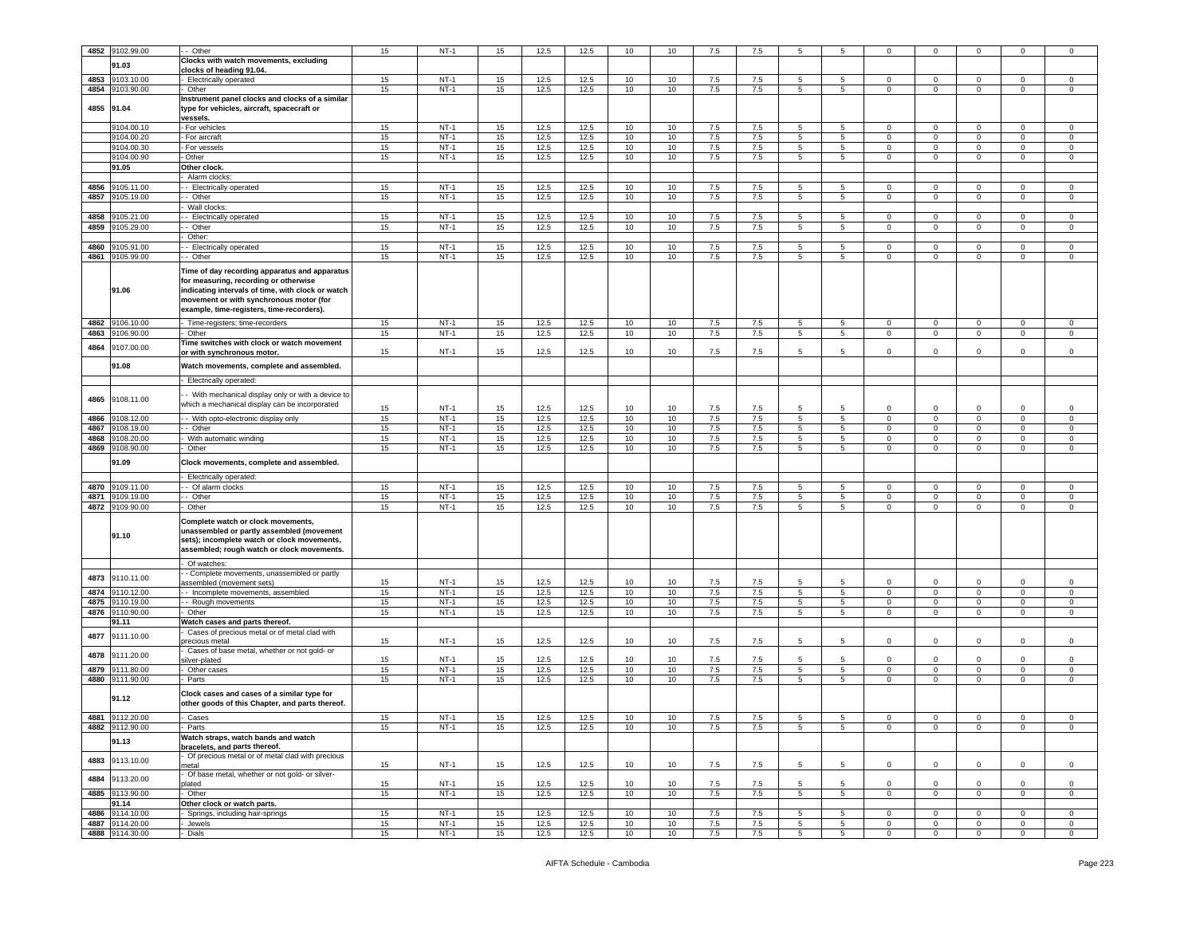| | | | | | | | | | | | | | | | | | |
|---|---|---|---|---|---|---|---|---|---|---|---|---|---|---|---|---|---|
| 4852 | 9102.99.00 | - - Other | 15 | NT-1 | 15 | 12.5 | 12.5 | 10 | 10 | 7.5 | 7.5 | 5 | 5 | 0 | 0 | 0 | 0 | 0 |
| | 91.03 | **Clocks with watch movements, excluding clocks of heading 91.04.** | | | | | | | | | | | | | | | | |
| 4853 | 9103.10.00 | - Electrically operated | 15 | NT-1 | 15 | 12.5 | 12.5 | 10 | 10 | 7.5 | 7.5 | 5 | 5 | 0 | 0 | 0 | 0 | 0 |
| 4854 | 9103.90.00 | - Other | 15 | NT-1 | 15 | 12.5 | 12.5 | 10 | 10 | 7.5 | 7.5 | 5 | 5 | 0 | 0 | 0 | 0 | 0 |
| 4855 | 91.04 | **Instrument panel clocks and clocks of a similar type for vehicles, aircraft, spacecraft or vessels.** | | | | | | | | | | | | | | | | |
| | 9104.00.10 | - For vehicles | 15 | NT-1 | 15 | 12.5 | 12.5 | 10 | 10 | 7.5 | 7.5 | 5 | 5 | 0 | 0 | 0 | 0 | 0 |
| | 9104.00.20 | - For aircraft | 15 | NT-1 | 15 | 12.5 | 12.5 | 10 | 10 | 7.5 | 7.5 | 5 | 5 | 0 | 0 | 0 | 0 | 0 |
| | 9104.00.30 | - For vessels | 15 | NT-1 | 15 | 12.5 | 12.5 | 10 | 10 | 7.5 | 7.5 | 5 | 5 | 0 | 0 | 0 | 0 | 0 |
| | 9104.00.90 | - Other | 15 | NT-1 | 15 | 12.5 | 12.5 | 10 | 10 | 7.5 | 7.5 | 5 | 5 | 0 | 0 | 0 | 0 | 0 |
| | 91.05 | **Other clock.** | | | | | | | | | | | | | | | | |
| | | - Alarm clocks: | | | | | | | | | | | | | | | | |
| 4856 | 9105.11.00 | - - Electrically operated | 15 | NT-1 | 15 | 12.5 | 12.5 | 10 | 10 | 7.5 | 7.5 | 5 | 5 | 0 | 0 | 0 | 0 | 0 |
| 4857 | 9105.19.00 | - - Other | 15 | NT-1 | 15 | 12.5 | 12.5 | 10 | 10 | 7.5 | 7.5 | 5 | 5 | 0 | 0 | 0 | 0 | 0 |
| | | - Wall clocks: | | | | | | | | | | | | | | | | |
| 4858 | 9105.21.00 | - - Electrically operated | 15 | NT-1 | 15 | 12.5 | 12.5 | 10 | 10 | 7.5 | 7.5 | 5 | 5 | 0 | 0 | 0 | 0 | 0 |
| 4859 | 9105.29.00 | - - Other | 15 | NT-1 | 15 | 12.5 | 12.5 | 10 | 10 | 7.5 | 7.5 | 5 | 5 | 0 | 0 | 0 | 0 | 0 |
| | | - Other: | | | | | | | | | | | | | | | | |
| 4860 | 9105.91.00 | - - Electrically operated | 15 | NT-1 | 15 | 12.5 | 12.5 | 10 | 10 | 7.5 | 7.5 | 5 | 5 | 0 | 0 | 0 | 0 | 0 |
| 4861 | 9105.99.00 | - - Other | 15 | NT-1 | 15 | 12.5 | 12.5 | 10 | 10 | 7.5 | 7.5 | 5 | 5 | 0 | 0 | 0 | 0 | 0 |
| | 91.06 | **Time of day recording apparatus and apparatus for measuring, recording or otherwise indicating intervals of time, with clock or watch movement or with synchronous motor (for example, time-registers, time-recorders).** | | | | | | | | | | | | | | | | |
| 4862 | 9106.10.00 | - Time-registers; time-recorders | 15 | NT-1 | 15 | 12.5 | 12.5 | 10 | 10 | 7.5 | 7.5 | 5 | 5 | 0 | 0 | 0 | 0 | 0 |
| 4863 | 9106.90.00 | - Other | 15 | NT-1 | 15 | 12.5 | 12.5 | 10 | 10 | 7.5 | 7.5 | 5 | 5 | 0 | 0 | 0 | 0 | 0 |
| 4864 | 9107.00.00 | **Time switches with clock or watch movement or with synchronous motor.** | 15 | NT-1 | 15 | 12.5 | 12.5 | 10 | 10 | 7.5 | 7.5 | 5 | 5 | 0 | 0 | 0 | 0 | 0 |
| | 91.08 | **Watch movements, complete and assembled.** | | | | | | | | | | | | | | | | |
| | | - Electrically operated: | | | | | | | | | | | | | | | | |
| 4865 | 9108.11.00 | - - With mechanical display only or with a device to which a mechanical display can be incorporated | 15 | NT-1 | 15 | 12.5 | 12.5 | 10 | 10 | 7.5 | 7.5 | 5 | 5 | 0 | 0 | 0 | 0 | 0 |
| 4866 | 9108.12.00 | - - With opto-electronic display only | 15 | NT-1 | 15 | 12.5 | 12.5 | 10 | 10 | 7.5 | 7.5 | 5 | 5 | 0 | 0 | 0 | 0 | 0 |
| 4867 | 9108.19.00 | - - Other | 15 | NT-1 | 15 | 12.5 | 12.5 | 10 | 10 | 7.5 | 7.5 | 5 | 5 | 0 | 0 | 0 | 0 | 0 |
| 4868 | 9108.20.00 | - With automatic winding | 15 | NT-1 | 15 | 12.5 | 12.5 | 10 | 10 | 7.5 | 7.5 | 5 | 5 | 0 | 0 | 0 | 0 | 0 |
| 4869 | 9108.90.00 | - Other | 15 | NT-1 | 15 | 12.5 | 12.5 | 10 | 10 | 7.5 | 7.5 | 5 | 5 | 0 | 0 | 0 | 0 | 0 |
| | 91.09 | **Clock movements, complete and assembled.** | | | | | | | | | | | | | | | | |
| | | - Electrically operated: | | | | | | | | | | | | | | | | |
| 4870 | 9109.11.00 | - - Of alarm clocks | 15 | NT-1 | 15 | 12.5 | 12.5 | 10 | 10 | 7.5 | 7.5 | 5 | 5 | 0 | 0 | 0 | 0 | 0 |
| 4871 | 9109.19.00 | - - Other | 15 | NT-1 | 15 | 12.5 | 12.5 | 10 | 10 | 7.5 | 7.5 | 5 | 5 | 0 | 0 | 0 | 0 | 0 |
| 4872 | 9109.90.00 | - Other | 15 | NT-1 | 15 | 12.5 | 12.5 | 10 | 10 | 7.5 | 7.5 | 5 | 5 | 0 | 0 | 0 | 0 | 0 |
| | 91.10 | **Complete watch or clock movements, unassembled or partly assembled (movement sets); incomplete watch or clock movements, assembled; rough watch or clock movements.** | | | | | | | | | | | | | | | | |
| | | - Of watches: | | | | | | | | | | | | | | | | |
| 4873 | 9110.11.00 | - - Complete movements, unassembled or partly assembled (movement sets) | 15 | NT-1 | 15 | 12.5 | 12.5 | 10 | 10 | 7.5 | 7.5 | 5 | 5 | 0 | 0 | 0 | 0 | 0 |
| 4874 | 9110.12.00 | - - Incomplete movements, assembled | 15 | NT-1 | 15 | 12.5 | 12.5 | 10 | 10 | 7.5 | 7.5 | 5 | 5 | 0 | 0 | 0 | 0 | 0 |
| 4875 | 9110.19.00 | - - Rough movements | 15 | NT-1 | 15 | 12.5 | 12.5 | 10 | 10 | 7.5 | 7.5 | 5 | 5 | 0 | 0 | 0 | 0 | 0 |
| 4876 | 9110.90.00 | - Other | 15 | NT-1 | 15 | 12.5 | 12.5 | 10 | 10 | 7.5 | 7.5 | 5 | 5 | 0 | 0 | 0 | 0 | 0 |
| | 91.11 | **Watch cases and parts thereof.** | | | | | | | | | | | | | | | | |
| 4877 | 9111.10.00 | - Cases of precious metal or of metal clad with precious metal | 15 | NT-1 | 15 | 12.5 | 12.5 | 10 | 10 | 7.5 | 7.5 | 5 | 5 | 0 | 0 | 0 | 0 | 0 |
| 4878 | 9111.20.00 | - Cases of base metal, whether or not gold- or silver-plated | 15 | NT-1 | 15 | 12.5 | 12.5 | 10 | 10 | 7.5 | 7.5 | 5 | 5 | 0 | 0 | 0 | 0 | 0 |
| 4879 | 9111.80.00 | - Other cases | 15 | NT-1 | 15 | 12.5 | 12.5 | 10 | 10 | 7.5 | 7.5 | 5 | 5 | 0 | 0 | 0 | 0 | 0 |
| 4880 | 9111.90.00 | - Parts | 15 | NT-1 | 15 | 12.5 | 12.5 | 10 | 10 | 7.5 | 7.5 | 5 | 5 | 0 | 0 | 0 | 0 | 0 |
| | 91.12 | **Clock cases and cases of a similar type for other goods of this Chapter, and parts thereof.** | | | | | | | | | | | | | | | | |
| 4881 | 9112.20.00 | - Cases | 15 | NT-1 | 15 | 12.5 | 12.5 | 10 | 10 | 7.5 | 7.5 | 5 | 5 | 0 | 0 | 0 | 0 | 0 |
| 4882 | 9112.90.00 | - Parts | 15 | NT-1 | 15 | 12.5 | 12.5 | 10 | 10 | 7.5 | 7.5 | 5 | 5 | 0 | 0 | 0 | 0 | 0 |
| | 91.13 | **Watch straps, watch bands and watch bracelets, and parts thereof.** | | | | | | | | | | | | | | | | |
| 4883 | 9113.10.00 | - Of precious metal or of metal clad with precious metal | 15 | NT-1 | 15 | 12.5 | 12.5 | 10 | 10 | 7.5 | 7.5 | 5 | 5 | 0 | 0 | 0 | 0 | 0 |
| 4884 | 9113.20.00 | - Of base metal, whether or not gold- or silver-plated | 15 | NT-1 | 15 | 12.5 | 12.5 | 10 | 10 | 7.5 | 7.5 | 5 | 5 | 0 | 0 | 0 | 0 | 0 |
| 4885 | 9113.90.00 | - Other | 15 | NT-1 | 15 | 12.5 | 12.5 | 10 | 10 | 7.5 | 7.5 | 5 | 5 | 0 | 0 | 0 | 0 | 0 |
| | 91.14 | **Other clock or watch parts.** | | | | | | | | | | | | | | | | |
| 4886 | 9114.10.00 | - Springs, including hair-springs | 15 | NT-1 | 15 | 12.5 | 12.5 | 10 | 10 | 7.5 | 7.5 | 5 | 5 | 0 | 0 | 0 | 0 | 0 |
| 4887 | 9114.20.00 | - Jewels | 15 | NT-1 | 15 | 12.5 | 12.5 | 10 | 10 | 7.5 | 7.5 | 5 | 5 | 0 | 0 | 0 | 0 | 0 |
| 4888 | 9114.30.00 | - Dials | 15 | NT-1 | 15 | 12.5 | 12.5 | 10 | 10 | 7.5 | 7.5 | 5 | 5 | 0 | 0 | 0 | 0 | 0 |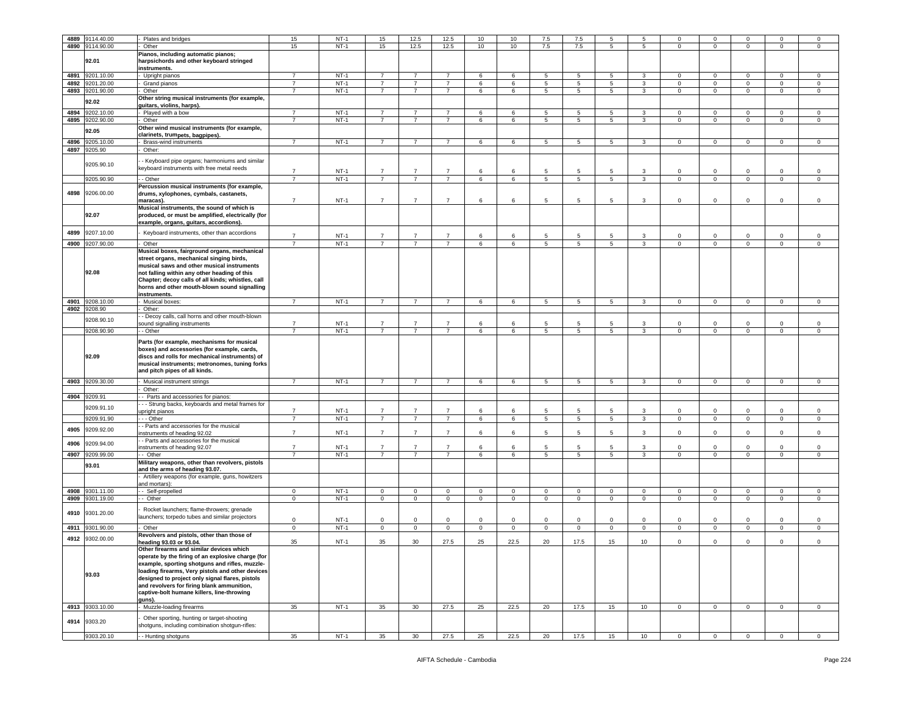| | | | | | | | | | | | | | | | | | |
|---|---|---|---|---|---|---|---|---|---|---|---|---|---|---|---|---|---|
| 4889 | 9114.40.00 | - Plates and bridges | 15 | NT-1 | 15 | 12.5 | 12.5 | 10 | 10 | 7.5 | 7.5 | 5 | 5 | 0 | 0 | 0 | 0 | 0 |
| 4890 | 9114.90.00 | - Other | 15 | NT-1 | 15 | 12.5 | 12.5 | 10 | 10 | 7.5 | 7.5 | 5 | 5 | 0 | 0 | 0 | 0 | 0 |
| | 92.01 | **Pianos, including automatic pianos; harpsichords and other keyboard stringed instruments.** | | | | | | | | | | | | | | | | |
| 4891 | 9201.10.00 | - Upright pianos | 7 | NT-1 | 7 | 7 | 7 | 6 | 6 | 5 | 5 | 5 | 3 | 0 | 0 | 0 | 0 | 0 |
| 4892 | 9201.20.00 | - Grand pianos | 7 | NT-1 | 7 | 7 | 7 | 6 | 6 | 5 | 5 | 5 | 3 | 0 | 0 | 0 | 0 | 0 |
| 4893 | 9201.90.00 | - Other | 7 | NT-1 | 7 | 7 | 7 | 6 | 6 | 5 | 5 | 5 | 3 | 0 | 0 | 0 | 0 | 0 |
| | 92.02 | **Other string musical instruments (for example, guitars, violins, harps).** | | | | | | | | | | | | | | | | |
| 4894 | 9202.10.00 | - Played with a bow | 7 | NT-1 | 7 | 7 | 7 | 6 | 6 | 5 | 5 | 5 | 3 | 0 | 0 | 0 | 0 | 0 |
| 4895 | 9202.90.00 | - Other | 7 | NT-1 | 7 | 7 | 7 | 6 | 6 | 5 | 5 | 5 | 3 | 0 | 0 | 0 | 0 | 0 |
| | 92.05 | **Other wind musical instruments (for example, clarinets, trumpets, bagpipes).** | | | | | | | | | | | | | | | | |
| 4896 | 9205.10.00 | - Brass-wind instruments | 7 | NT-1 | 7 | 7 | 7 | 6 | 6 | 5 | 5 | 5 | 3 | 0 | 0 | 0 | 0 | 0 |
| 4897 | 9205.90 | - Other: | | | | | | | | | | | | | | | | |
| | 9205.90.10 | - - Keyboard pipe organs; harmoniums and similar keyboard instruments with free metal reeds | 7 | NT-1 | 7 | 7 | 7 | 6 | 6 | 5 | 5 | 5 | 3 | 0 | 0 | 0 | 0 | 0 |
| | 9205.90.90 | - - Other | 7 | NT-1 | 7 | 7 | 7 | 6 | 6 | 5 | 5 | 5 | 3 | 0 | 0 | 0 | 0 | 0 |
| 4898 | 9206.00.00 | **Percussion musical instruments (for example, drums, xylophones, cymbals, castanets, maracas).** | 7 | NT-1 | 7 | 7 | 7 | 6 | 6 | 5 | 5 | 5 | 3 | 0 | 0 | 0 | 0 | 0 |
| | 92.07 | **Musical instruments, the sound of which is produced, or must be amplified, electrically (for example, organs, guitars, accordions).** | | | | | | | | | | | | | | | | |
| 4899 | 9207.10.00 | - Keyboard instruments, other than accordions | 7 | NT-1 | 7 | 7 | 7 | 6 | 6 | 5 | 5 | 5 | 3 | 0 | 0 | 0 | 0 | 0 |
| 4900 | 9207.90.00 | - Other | 7 | NT-1 | 7 | 7 | 7 | 6 | 6 | 5 | 5 | 5 | 3 | 0 | 0 | 0 | 0 | 0 |
| | 92.08 | **Musical boxes, fairground organs, mechanical street organs, mechanical singing birds, musical saws and other musical instruments not falling within any other heading of this Chapter; decoy calls of all kinds; whistles, call horns and other mouth-blown sound signalling instruments.** | | | | | | | | | | | | | | | | |
| 4901 | 9208.10.00 | - Musical boxes: | 7 | NT-1 | 7 | 7 | 7 | 6 | 6 | 5 | 5 | 5 | 3 | 0 | 0 | 0 | 0 | 0 |
| 4902 | 9208.90 | - Other: | | | | | | | | | | | | | | | | |
| | 9208.90.10 | - - Decoy calls, call horns and other mouth-blown sound signalling instruments | 7 | NT-1 | 7 | 7 | 7 | 6 | 6 | 5 | 5 | 5 | 3 | 0 | 0 | 0 | 0 | 0 |
| | 9208.90.90 | - - Other | 7 | NT-1 | 7 | 7 | 7 | 6 | 6 | 5 | 5 | 5 | 3 | 0 | 0 | 0 | 0 | 0 |
| | 92.09 | **Parts (for example, mechanisms for musical boxes) and accessories (for example, cards, discs and rolls for mechanical instruments) of musical instruments; metronomes, tuning forks and pitch pipes of all kinds.** | | | | | | | | | | | | | | | | |
| 4903 | 9209.30.00 | - Musical instrument strings | 7 | NT-1 | 7 | 7 | 7 | 6 | 6 | 5 | 5 | 5 | 3 | 0 | 0 | 0 | 0 | 0 |
| | | - Other: | | | | | | | | | | | | | | | | |
| 4904 | 9209.91 | - - Parts and accessories for pianos: | | | | | | | | | | | | | | | | |
| | 9209.91.10 | - - - Strung backs, keyboards and metal frames for upright pianos | 7 | NT-1 | 7 | 7 | 7 | 6 | 6 | 5 | 5 | 5 | 3 | 0 | 0 | 0 | 0 | 0 |
| | 9209.91.90 | - - - Other | 7 | NT-1 | 7 | 7 | 7 | 6 | 6 | 5 | 5 | 5 | 3 | 0 | 0 | 0 | 0 | 0 |
| 4905 | 9209.92.00 | - - Parts and accessories for the musical instruments of heading 92.02 | 7 | NT-1 | 7 | 7 | 7 | 6 | 6 | 5 | 5 | 5 | 3 | 0 | 0 | 0 | 0 | 0 |
| 4906 | 9209.94.00 | - - Parts and accessories for the musical instruments of heading 92.07 | 7 | NT-1 | 7 | 7 | 7 | 6 | 6 | 5 | 5 | 5 | 3 | 0 | 0 | 0 | 0 | 0 |
| 4907 | 9209.99.00 | - - Other | 7 | NT-1 | 7 | 7 | 7 | 6 | 6 | 5 | 5 | 5 | 3 | 0 | 0 | 0 | 0 | 0 |
| | 93.01 | **Military weapons, other than revolvers, pistols and the arms of heading 93.07.** | | | | | | | | | | | | | | | | |
| | | - Artillery weapons (for example, guns, howitzers and mortars): | | | | | | | | | | | | | | | | |
| 4908 | 9301.11.00 | - - Self-propelled | 0 | NT-1 | 0 | 0 | 0 | 0 | 0 | 0 | 0 | 0 | 0 | 0 | 0 | 0 | 0 | 0 |
| 4909 | 9301.19.00 | - - Other | 0 | NT-1 | 0 | 0 | 0 | 0 | 0 | 0 | 0 | 0 | 0 | 0 | 0 | 0 | 0 | 0 |
| 4910 | 9301.20.00 | - Rocket launchers; flame-throwers; grenade launchers; torpedo tubes and similar projectors | 0 | NT-1 | 0 | 0 | 0 | 0 | 0 | 0 | 0 | 0 | 0 | 0 | 0 | 0 | 0 | 0 |
| 4911 | 9301.90.00 | - Other | 0 | NT-1 | 0 | 0 | 0 | 0 | 0 | 0 | 0 | 0 | 0 | 0 | 0 | 0 | 0 | 0 |
| 4912 | 9302.00.00 | **Revolvers and pistols, other than those of heading 93.03 or 93.04.** | 35 | NT-1 | 35 | 30 | 27.5 | 25 | 22.5 | 20 | 17.5 | 15 | 10 | 0 | 0 | 0 | 0 | 0 |
| | 93.03 | **Other firearms and similar devices which operate by the firing of an explosive charge (for example, sporting shotguns and rifles, muzzle-loading firearms, Very pistols and other devices designed to project only signal flares, pistols and revolvers for firing blank ammunition, captive-bolt humane killers, line-throwing guns).** | | | | | | | | | | | | | | | | |
| 4913 | 9303.10.00 | - Muzzle-loading firearms | 35 | NT-1 | 35 | 30 | 27.5 | 25 | 22.5 | 20 | 17.5 | 15 | 10 | 0 | 0 | 0 | 0 | 0 |
| 4914 | 9303.20 | - Other sporting, hunting or target-shooting shotguns, including combination shotgun-rifles: | | | | | | | | | | | | | | | | |
| | 9303.20.10 | - - Hunting shotguns | 35 | NT-1 | 35 | 30 | 27.5 | 25 | 22.5 | 20 | 17.5 | 15 | 10 | 0 | 0 | 0 | 0 | 0 |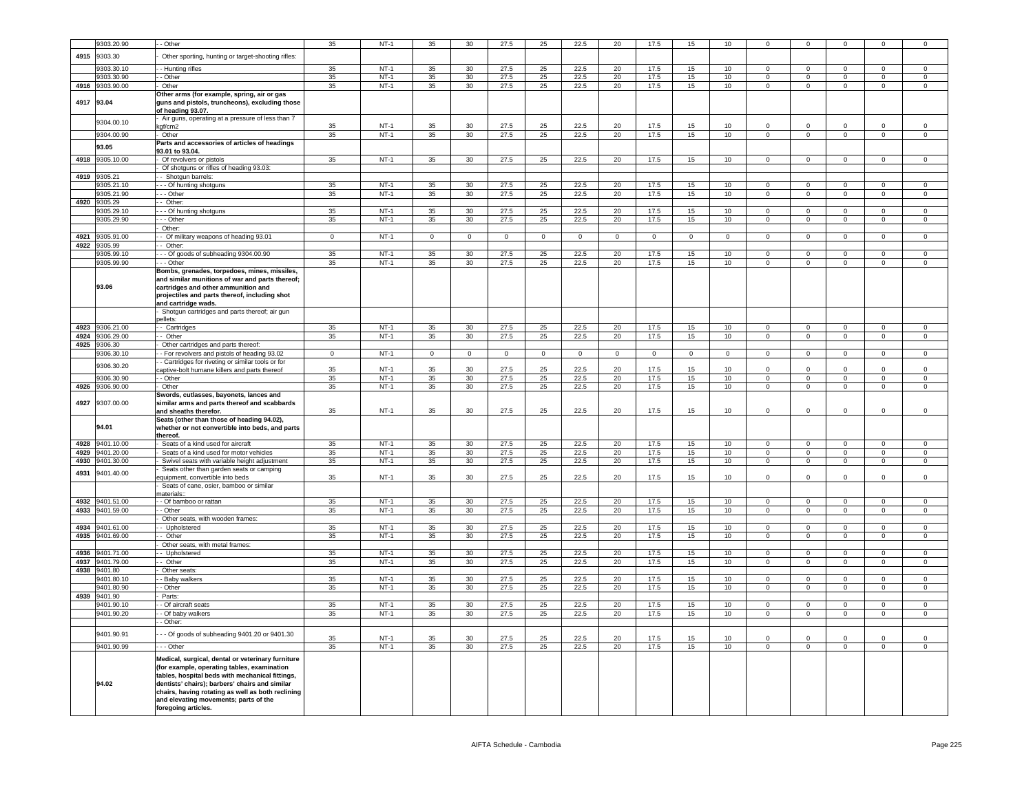| | 9303.20.90 | - - Other | 35 | NT-1 | 35 | 30 | 27.5 | 25 | 22.5 | 20 | 17.5 | 15 | 10 | 0 | 0 | 0 | 0 | 0 |
|---|---|---|---|---|---|---|---|---|---|---|---|---|---|---|---|---|---|---|
| 4915 | 9303.30 | - Other sporting, hunting or target-shooting rifles: | | | | | | | | | | | | | | | | |
| | 9303.30.10 | - - Hunting rifles | 35 | NT-1 | 35 | 30 | 27.5 | 25 | 22.5 | 20 | 17.5 | 15 | 10 | 0 | 0 | 0 | 0 | 0 |
| | 9303.30.90 | - - Other | 35 | NT-1 | 35 | 30 | 27.5 | 25 | 22.5 | 20 | 17.5 | 15 | 10 | 0 | 0 | 0 | 0 | 0 |
| 4916 | 9303.90.00 | - Other | 35 | NT-1 | 35 | 30 | 27.5 | 25 | 22.5 | 20 | 17.5 | 15 | 10 | 0 | 0 | 0 | 0 | 0 |
| 4917 | **93.04** | **Other arms (for example, spring, air or gas guns and pistols, truncheons), excluding those of heading 93.07.** | | | | | | | | | | | | | | | | |
| | 9304.00.10 | - Air guns, operating at a pressure of less than 7 kgf/cm2 | 35 | NT-1 | 35 | 30 | 27.5 | 25 | 22.5 | 20 | 17.5 | 15 | 10 | 0 | 0 | 0 | 0 | 0 |
| | 9304.00.90 | - Other | 35 | NT-1 | 35 | 30 | 27.5 | 25 | 22.5 | 20 | 17.5 | 15 | 10 | 0 | 0 | 0 | 0 | 0 |
| | **93.05** | **Parts and accessories of articles of headings 93.01 to 93.04.** | | | | | | | | | | | | | | | | |
| 4918 | 9305.10.00 | - Of revolvers or pistols | 35 | NT-1 | 35 | 30 | 27.5 | 25 | 22.5 | 20 | 17.5 | 15 | 10 | 0 | 0 | 0 | 0 | 0 |
| | | - Of shotguns or rifles of heading 93.03: | | | | | | | | | | | | | | | | |
| 4919 | 9305.21 | - - Shotgun barrels: | | | | | | | | | | | | | | | | |
| | 9305.21.10 | - - - Of hunting shotguns | 35 | NT-1 | 35 | 30 | 27.5 | 25 | 22.5 | 20 | 17.5 | 15 | 10 | 0 | 0 | 0 | 0 | 0 |
| | 9305.21.90 | - - - Other | 35 | NT-1 | 35 | 30 | 27.5 | 25 | 22.5 | 20 | 17.5 | 15 | 10 | 0 | 0 | 0 | 0 | 0 |
| 4920 | 9305.29 | - - Other: | | | | | | | | | | | | | | | | |
| | 9305.29.10 | - - - Of hunting shotguns | 35 | NT-1 | 35 | 30 | 27.5 | 25 | 22.5 | 20 | 17.5 | 15 | 10 | 0 | 0 | 0 | 0 | 0 |
| | 9305.29.90 | - - - Other | 35 | NT-1 | 35 | 30 | 27.5 | 25 | 22.5 | 20 | 17.5 | 15 | 10 | 0 | 0 | 0 | 0 | 0 |
| | | - Other: | | | | | | | | | | | | | | | | |
| 4921 | 9305.91.00 | - - Of military weapons of heading 93.01 | 0 | NT-1 | 0 | 0 | 0 | 0 | 0 | 0 | 0 | 0 | 0 | 0 | 0 | 0 | 0 | 0 |
| 4922 | 9305.99 | - - Other: | | | | | | | | | | | | | | | | |
| | 9305.99.10 | - - - Of goods of subheading 9304.00.90 | 35 | NT-1 | 35 | 30 | 27.5 | 25 | 22.5 | 20 | 17.5 | 15 | 10 | 0 | 0 | 0 | 0 | 0 |
| | 9305.99.90 | - - - Other | 35 | NT-1 | 35 | 30 | 27.5 | 25 | 22.5 | 20 | 17.5 | 15 | 10 | 0 | 0 | 0 | 0 | 0 |
| | **93.06** | **Bombs, grenades, torpedoes, mines, missiles, and similar munitions of war and parts thereof; cartridges and other ammunition and projectiles and parts thereof, including shot and cartridge wads.** | | | | | | | | | | | | | | | | |
| | | - Shotgun cartridges and parts thereof; air gun pellets: | | | | | | | | | | | | | | | | |
| 4923 | 9306.21.00 | - - Cartridges | 35 | NT-1 | 35 | 30 | 27.5 | 25 | 22.5 | 20 | 17.5 | 15 | 10 | 0 | 0 | 0 | 0 | 0 |
| 4924 | 9306.29.00 | - - Other | 35 | NT-1 | 35 | 30 | 27.5 | 25 | 22.5 | 20 | 17.5 | 15 | 10 | 0 | 0 | 0 | 0 | 0 |
| 4925 | 9306.30 | - Other cartridges and parts thereof: | | | | | | | | | | | | | | | | |
| | 9306.30.10 | - - For revolvers and pistols of heading 93.02 | 0 | NT-1 | 0 | 0 | 0 | 0 | 0 | 0 | 0 | 0 | 0 | 0 | 0 | 0 | 0 | 0 |
| | 9306.30.20 | - - Cartridges for riveting or similar tools or for captive-bolt humane killers and parts thereof | 35 | NT-1 | 35 | 30 | 27.5 | 25 | 22.5 | 20 | 17.5 | 15 | 10 | 0 | 0 | 0 | 0 | 0 |
| | 9306.30.90 | - - Other | 35 | NT-1 | 35 | 30 | 27.5 | 25 | 22.5 | 20 | 17.5 | 15 | 10 | 0 | 0 | 0 | 0 | 0 |
| 4926 | 9306.90.00 | - Other | 35 | NT-1 | 35 | 30 | 27.5 | 25 | 22.5 | 20 | 17.5 | 15 | 10 | 0 | 0 | 0 | 0 | 0 |
| 4927 | 9307.00.00 | **Swords, cutlasses, bayonets, lances and similar arms and parts thereof and scabbards and sheaths therefor.** | 35 | NT-1 | 35 | 30 | 27.5 | 25 | 22.5 | 20 | 17.5 | 15 | 10 | 0 | 0 | 0 | 0 | 0 |
| | **94.01** | **Seats (other than those of heading 94.02), whether or not convertible into beds, and parts thereof.** | | | | | | | | | | | | | | | | |
| 4928 | 9401.10.00 | - Seats of a kind used for aircraft | 35 | NT-1 | 35 | 30 | 27.5 | 25 | 22.5 | 20 | 17.5 | 15 | 10 | 0 | 0 | 0 | 0 | 0 |
| 4929 | 9401.20.00 | - Seats of a kind used for motor vehicles | 35 | NT-1 | 35 | 30 | 27.5 | 25 | 22.5 | 20 | 17.5 | 15 | 10 | 0 | 0 | 0 | 0 | 0 |
| 4930 | 9401.30.00 | - Swivel seats with variable height adjustment | 35 | NT-1 | 35 | 30 | 27.5 | 25 | 22.5 | 20 | 17.5 | 15 | 10 | 0 | 0 | 0 | 0 | 0 |
| 4931 | 9401.40.00 | - Seats other than garden seats or camping equipment, convertible into beds | 35 | NT-1 | 35 | 30 | 27.5 | 25 | 22.5 | 20 | 17.5 | 15 | 10 | 0 | 0 | 0 | 0 | 0 |
| | | - Seats of cane, osier, bamboo or similar materials:: | | | | | | | | | | | | | | | | |
| 4932 | 9401.51.00 | - - Of bamboo or rattan | 35 | NT-1 | 35 | 30 | 27.5 | 25 | 22.5 | 20 | 17.5 | 15 | 10 | 0 | 0 | 0 | 0 | 0 |
| 4933 | 9401.59.00 | - - Other | 35 | NT-1 | 35 | 30 | 27.5 | 25 | 22.5 | 20 | 17.5 | 15 | 10 | 0 | 0 | 0 | 0 | 0 |
| | | - Other seats, with wooden frames: | | | | | | | | | | | | | | | | |
| 4934 | 9401.61.00 | - - Upholstered | 35 | NT-1 | 35 | 30 | 27.5 | 25 | 22.5 | 20 | 17.5 | 15 | 10 | 0 | 0 | 0 | 0 | 0 |
| 4935 | 9401.69.00 | - - Other | 35 | NT-1 | 35 | 30 | 27.5 | 25 | 22.5 | 20 | 17.5 | 15 | 10 | 0 | 0 | 0 | 0 | 0 |
| | | - Other seats, with metal frames: | | | | | | | | | | | | | | | | |
| 4936 | 9401.71.00 | - - Upholstered | 35 | NT-1 | 35 | 30 | 27.5 | 25 | 22.5 | 20 | 17.5 | 15 | 10 | 0 | 0 | 0 | 0 | 0 |
| 4937 | 9401.79.00 | - - Other | 35 | NT-1 | 35 | 30 | 27.5 | 25 | 22.5 | 20 | 17.5 | 15 | 10 | 0 | 0 | 0 | 0 | 0 |
| 4938 | 9401.80 | - Other seats: | | | | | | | | | | | | | | | | |
| | 9401.80.10 | - - Baby walkers | 35 | NT-1 | 35 | 30 | 27.5 | 25 | 22.5 | 20 | 17.5 | 15 | 10 | 0 | 0 | 0 | 0 | 0 |
| | 9401.80.90 | - - Other | 35 | NT-1 | 35 | 30 | 27.5 | 25 | 22.5 | 20 | 17.5 | 15 | 10 | 0 | 0 | 0 | 0 | 0 |
| 4939 | 9401.90 | - Parts: | | | | | | | | | | | | | | | | |
| | 9401.90.10 | - - Of aircraft seats | 35 | NT-1 | 35 | 30 | 27.5 | 25 | 22.5 | 20 | 17.5 | 15 | 10 | 0 | 0 | 0 | 0 | 0 |
| | 9401.90.20 | - - Of baby walkers | 35 | NT-1 | 35 | 30 | 27.5 | 25 | 22.5 | 20 | 17.5 | 15 | 10 | 0 | 0 | 0 | 0 | 0 |
| | | - - Other: | | | | | | | | | | | | | | | | |
| | 9401.90.91 | - - - Of goods of subheading 9401.20 or 9401.30 | 35 | NT-1 | 35 | 30 | 27.5 | 25 | 22.5 | 20 | 17.5 | 15 | 10 | 0 | 0 | 0 | 0 | 0 |
| | 9401.90.99 | - - - Other | 35 | NT-1 | 35 | 30 | 27.5 | 25 | 22.5 | 20 | 17.5 | 15 | 10 | 0 | 0 | 0 | 0 | 0 |
| | **94.02** | **Medical, surgical, dental or veterinary furniture (for example, operating tables, examination tables, hospital beds with mechanical fittings, dentists' chairs); barbers' chairs and similar chairs, having rotating as well as both reclining and elevating movements; parts of the foregoing articles.** | | | | | | | | | | | | | | | | |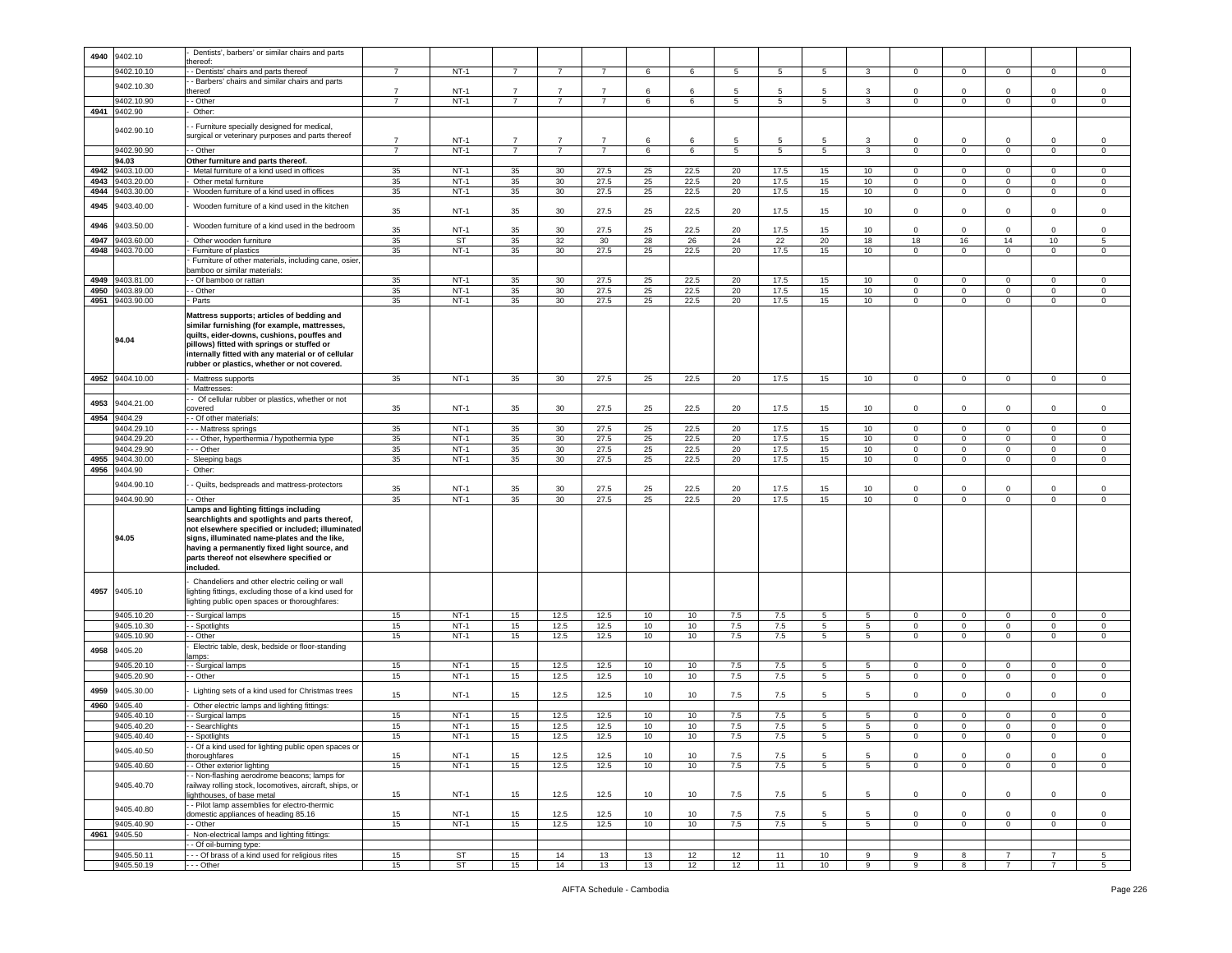| | | | | | | | | | | | | | | | | | |
|---|---|---|---|---|---|---|---|---|---|---|---|---|---|---|---|---|---|
| 4940 | 9402.10 | - Dentists', barbers' or similar chairs and parts thereof: | | | | | | | | | | | | | | | |
| | 9402.10.10 | - - Dentists' chairs and parts thereof | 7 | NT-1 | 7 | 7 | 7 | 6 | 6 | 5 | 5 | 5 | 3 | 0 | 0 | 0 | 0 | 0 |
| | 9402.10.30 | - - Barbers' chairs and similar chairs and parts thereof | 7 | NT-1 | 7 | 7 | 7 | 6 | 6 | 5 | 5 | 5 | 3 | 0 | 0 | 0 | 0 | 0 |
| | 9402.10.90 | - - Other | 7 | NT-1 | 7 | 7 | 7 | 6 | 6 | 5 | 5 | 5 | 3 | 0 | 0 | 0 | 0 | 0 |
| 4941 | 9402.90 | - Other: | | | | | | | | | | | | | | | |
| | 9402.90.10 | - - Furniture specially designed for medical, surgical or veterinary purposes and parts thereof | 7 | NT-1 | 7 | 7 | 7 | 6 | 6 | 5 | 5 | 5 | 3 | 0 | 0 | 0 | 0 | 0 |
| | 9402.90.90 | - - Other | 7 | NT-1 | 7 | 7 | 7 | 6 | 6 | 5 | 5 | 5 | 3 | 0 | 0 | 0 | 0 | 0 |
| | 94.03 | **Other furniture and parts thereof.** | | | | | | | | | | | | | | | |
| 4942 | 9403.10.00 | - Metal furniture of a kind used in offices | 35 | NT-1 | 35 | 30 | 27.5 | 25 | 22.5 | 20 | 17.5 | 15 | 10 | 0 | 0 | 0 | 0 | 0 |
| 4943 | 9403.20.00 | - Other metal furniture | 35 | NT-1 | 35 | 30 | 27.5 | 25 | 22.5 | 20 | 17.5 | 15 | 10 | 0 | 0 | 0 | 0 | 0 |
| 4944 | 9403.30.00 | - Wooden furniture of a kind used in offices | 35 | NT-1 | 35 | 30 | 27.5 | 25 | 22.5 | 20 | 17.5 | 15 | 10 | 0 | 0 | 0 | 0 | 0 |
| 4945 | 9403.40.00 | - Wooden furniture of a kind used in the kitchen | 35 | NT-1 | 35 | 30 | 27.5 | 25 | 22.5 | 20 | 17.5 | 15 | 10 | 0 | 0 | 0 | 0 | 0 |
| 4946 | 9403.50.00 | - Wooden furniture of a kind used in the bedroom | 35 | NT-1 | 35 | 30 | 27.5 | 25 | 22.5 | 20 | 17.5 | 15 | 10 | 0 | 0 | 0 | 0 | 0 |
| 4947 | 9403.60.00 | - Other wooden furniture | 35 | ST | 35 | 32 | 30 | 28 | 26 | 24 | 22 | 20 | 18 | 18 | 16 | 14 | 10 | 5 |
| 4948 | 9403.70.00 | - Furniture of plastics | 35 | NT-1 | 35 | 30 | 27.5 | 25 | 22.5 | 20 | 17.5 | 15 | 10 | 0 | 0 | 0 | 0 | 0 |
| | | - Furniture of other materials, including cane, osier, bamboo or similar materials: | | | | | | | | | | | | | | | |
| 4949 | 9403.81.00 | - - Of bamboo or rattan | 35 | NT-1 | 35 | 30 | 27.5 | 25 | 22.5 | 20 | 17.5 | 15 | 10 | 0 | 0 | 0 | 0 | 0 |
| 4950 | 9403.89.00 | - - Other | 35 | NT-1 | 35 | 30 | 27.5 | 25 | 22.5 | 20 | 17.5 | 15 | 10 | 0 | 0 | 0 | 0 | 0 |
| 4951 | 9403.90.00 | - Parts | 35 | NT-1 | 35 | 30 | 27.5 | 25 | 22.5 | 20 | 17.5 | 15 | 10 | 0 | 0 | 0 | 0 | 0 |
| | 94.04 | **Mattress supports; articles of bedding and similar furnishing (for example, mattresses, quilts, eider-downs, cushions, pouffes and pillows) fitted with springs or stuffed or internally fitted with any material or of cellular rubber or plastics, whether or not covered.** | | | | | | | | | | | | | | | |
| 4952 | 9404.10.00 | - Mattress supports | 35 | NT-1 | 35 | 30 | 27.5 | 25 | 22.5 | 20 | 17.5 | 15 | 10 | 0 | 0 | 0 | 0 | 0 |
| | | - Mattresses: | | | | | | | | | | | | | | | |
| 4953 | 9404.21.00 | - - Of cellular rubber or plastics, whether or not covered | 35 | NT-1 | 35 | 30 | 27.5 | 25 | 22.5 | 20 | 17.5 | 15 | 10 | 0 | 0 | 0 | 0 | 0 |
| 4954 | 9404.29 | - - Of other materials: | | | | | | | | | | | | | | | |
| | 9404.29.10 | - - - Mattress springs | 35 | NT-1 | 35 | 30 | 27.5 | 25 | 22.5 | 20 | 17.5 | 15 | 10 | 0 | 0 | 0 | 0 | 0 |
| | 9404.29.20 | - - - Other, hyperthermia / hypothermia type | 35 | NT-1 | 35 | 30 | 27.5 | 25 | 22.5 | 20 | 17.5 | 15 | 10 | 0 | 0 | 0 | 0 | 0 |
| | 9404.29.90 | - - - Other | 35 | NT-1 | 35 | 30 | 27.5 | 25 | 22.5 | 20 | 17.5 | 15 | 10 | 0 | 0 | 0 | 0 | 0 |
| 4955 | 9404.30.00 | - Sleeping bags | 35 | NT-1 | 35 | 30 | 27.5 | 25 | 22.5 | 20 | 17.5 | 15 | 10 | 0 | 0 | 0 | 0 | 0 |
| 4956 | 9404.90 | - Other: | | | | | | | | | | | | | | | |
| | 9404.90.10 | - - Quilts, bedspreads and mattress-protectors | 35 | NT-1 | 35 | 30 | 27.5 | 25 | 22.5 | 20 | 17.5 | 15 | 10 | 0 | 0 | 0 | 0 | 0 |
| | 9404.90.90 | - - Other | 35 | NT-1 | 35 | 30 | 27.5 | 25 | 22.5 | 20 | 17.5 | 15 | 10 | 0 | 0 | 0 | 0 | 0 |
| | 94.05 | **Lamps and lighting fittings including searchlights and spotlights and parts thereof, not elsewhere specified or included; illuminated signs, illuminated name-plates and the like, having a permanently fixed light source, and parts thereof not elsewhere specified or included.** | | | | | | | | | | | | | | | |
| 4957 | 9405.10 | - Chandeliers and other electric ceiling or wall lighting fittings, excluding those of a kind used for lighting public open spaces or thoroughfares: | | | | | | | | | | | | | | | |
| | 9405.10.20 | - - Surgical lamps | 15 | NT-1 | 15 | 12.5 | 12.5 | 10 | 10 | 7.5 | 7.5 | 5 | 5 | 0 | 0 | 0 | 0 | 0 |
| | 9405.10.30 | - - Spotlights | 15 | NT-1 | 15 | 12.5 | 12.5 | 10 | 10 | 7.5 | 7.5 | 5 | 5 | 0 | 0 | 0 | 0 | 0 |
| | 9405.10.90 | - - Other | 15 | NT-1 | 15 | 12.5 | 12.5 | 10 | 10 | 7.5 | 7.5 | 5 | 5 | 0 | 0 | 0 | 0 | 0 |
| 4958 | 9405.20 | - Electric table, desk, bedside or floor-standing lamps: | | | | | | | | | | | | | | | |
| | 9405.20.10 | - - Surgical lamps | 15 | NT-1 | 15 | 12.5 | 12.5 | 10 | 10 | 7.5 | 7.5 | 5 | 5 | 0 | 0 | 0 | 0 | 0 |
| | 9405.20.90 | - - Other | 15 | NT-1 | 15 | 12.5 | 12.5 | 10 | 10 | 7.5 | 7.5 | 5 | 5 | 0 | 0 | 0 | 0 | 0 |
| 4959 | 9405.30.00 | - Lighting sets of a kind used for Christmas trees | 15 | NT-1 | 15 | 12.5 | 12.5 | 10 | 10 | 7.5 | 7.5 | 5 | 5 | 0 | 0 | 0 | 0 | 0 |
| 4960 | 9405.40 | - Other electric lamps and lighting fittings: | | | | | | | | | | | | | | | |
| | 9405.40.10 | - - Surgical lamps | 15 | NT-1 | 15 | 12.5 | 12.5 | 10 | 10 | 7.5 | 7.5 | 5 | 5 | 0 | 0 | 0 | 0 | 0 |
| | 9405.40.20 | - - Searchlights | 15 | NT-1 | 15 | 12.5 | 12.5 | 10 | 10 | 7.5 | 7.5 | 5 | 5 | 0 | 0 | 0 | 0 | 0 |
| | 9405.40.40 | - - Spotlights | 15 | NT-1 | 15 | 12.5 | 12.5 | 10 | 10 | 7.5 | 7.5 | 5 | 5 | 0 | 0 | 0 | 0 | 0 |
| | 9405.40.50 | - - Of a kind used for lighting public open spaces or thoroughfares | 15 | NT-1 | 15 | 12.5 | 12.5 | 10 | 10 | 7.5 | 7.5 | 5 | 5 | 0 | 0 | 0 | 0 | 0 |
| | 9405.40.60 | - - Other exterior lighting | 15 | NT-1 | 15 | 12.5 | 12.5 | 10 | 10 | 7.5 | 7.5 | 5 | 5 | 0 | 0 | 0 | 0 | 0 |
| | 9405.40.70 | - - Non-flashing aerodrome beacons; lamps for railway rolling stock, locomotives, aircraft, ships, or lighthouses, of base metal | 15 | NT-1 | 15 | 12.5 | 12.5 | 10 | 10 | 7.5 | 7.5 | 5 | 5 | 0 | 0 | 0 | 0 | 0 |
| | 9405.40.80 | - - Pilot lamp assemblies for electro-thermic domestic appliances of heading 85.16 | 15 | NT-1 | 15 | 12.5 | 12.5 | 10 | 10 | 7.5 | 7.5 | 5 | 5 | 0 | 0 | 0 | 0 | 0 |
| | 9405.40.90 | - - Other | 15 | NT-1 | 15 | 12.5 | 12.5 | 10 | 10 | 7.5 | 7.5 | 5 | 5 | 0 | 0 | 0 | 0 | 0 |
| 4961 | 9405.50 | - Non-electrical lamps and lighting fittings: | | | | | | | | | | | | | | | |
| | | - - Of oil-burning type: | | | | | | | | | | | | | | | |
| | 9405.50.11 | - - - Of brass of a kind used for religious rites | 15 | ST | 15 | 14 | 13 | 13 | 12 | 12 | 11 | 10 | 9 | 9 | 8 | 7 | 7 | 5 |
| | 9405.50.19 | - - - Other | 15 | ST | 15 | 14 | 13 | 13 | 12 | 12 | 11 | 10 | 9 | 9 | 8 | 7 | 7 | 5 |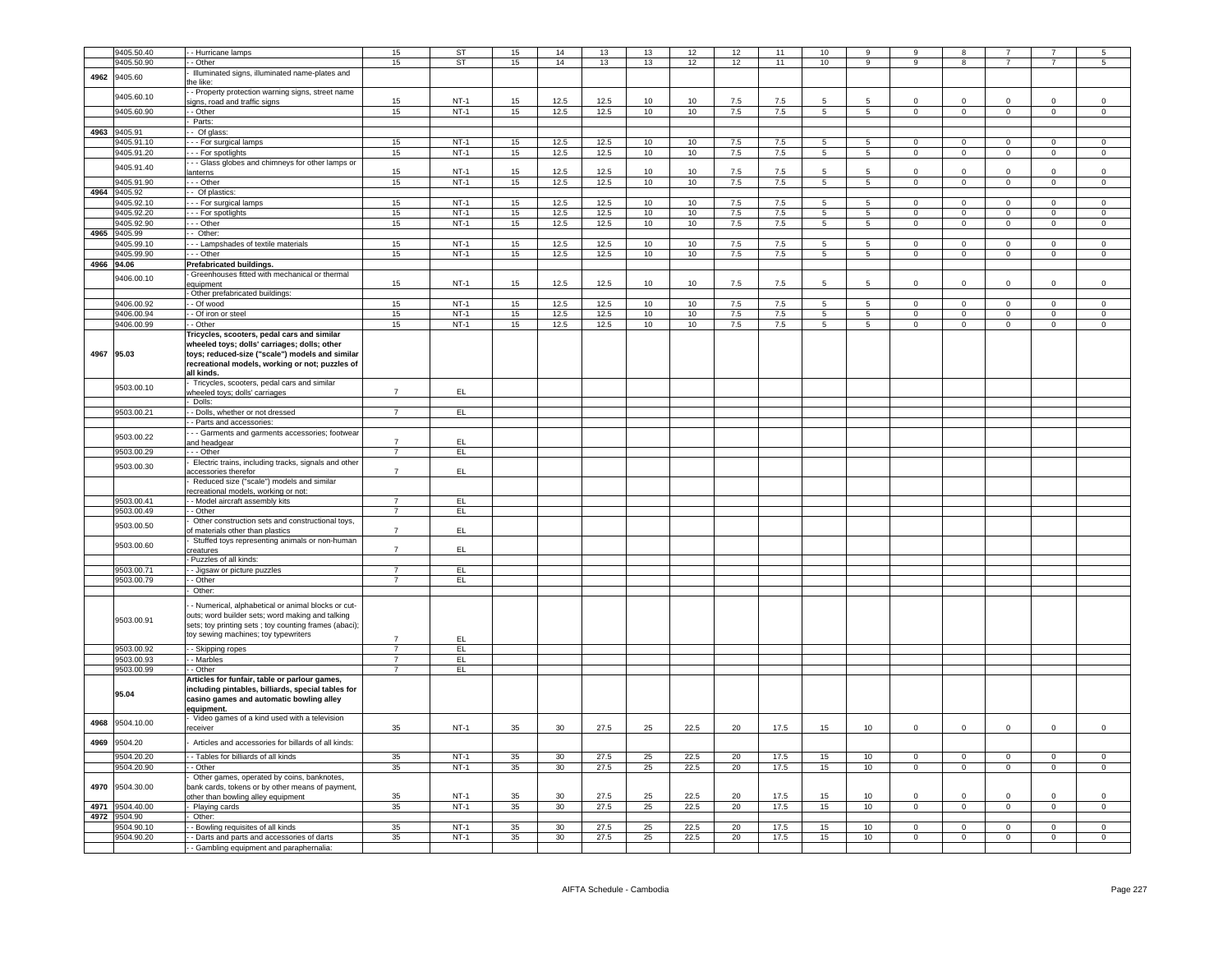|  |  |  |  |  |  |  |  |  |  |  |  |  |  |  |  |  |  |  |
|---|---|---|---|---|---|---|---|---|---|---|---|---|---|---|---|---|---|---|
|  | 9405.50.40 | - - Hurricane lamps | 15 | ST | 15 | 14 | 13 | 13 | 12 | 12 | 11 | 10 | 9 | 9 | 8 | 7 | 7 | 5 |
|  | 9405.50.90 | - - Other | 15 | ST | 15 | 14 | 13 | 13 | 12 | 12 | 11 | 10 | 9 | 9 | 8 | 7 | 7 | 5 |
| 4962 | 9405.60 | - Illuminated signs, illuminated name-plates and the like: |  |  |  |  |  |  |  |  |  |  |  |  |  |  |  |  |
|  | 9405.60.10 | - - Property protection warning signs, street name signs, road and traffic signs | 15 | NT-1 | 15 | 12.5 | 12.5 | 10 | 10 | 7.5 | 7.5 | 5 | 5 | 0 | 0 | 0 | 0 | 0 |
|  | 9405.60.90 | - - Other | 15 | NT-1 | 15 | 12.5 | 12.5 | 10 | 10 | 7.5 | 7.5 | 5 | 5 | 0 | 0 | 0 | 0 | 0 |
|  |  | - Parts: |  |  |  |  |  |  |  |  |  |  |  |  |  |  |  |  |
| 4963 | 9405.91 | - - Of glass: |  |  |  |  |  |  |  |  |  |  |  |  |  |  |  |  |
|  | 9405.91.10 | - - - For surgical lamps | 15 | NT-1 | 15 | 12.5 | 12.5 | 10 | 10 | 7.5 | 7.5 | 5 | 5 | 0 | 0 | 0 | 0 | 0 |
|  | 9405.91.20 | - - - For spotlights | 15 | NT-1 | 15 | 12.5 | 12.5 | 10 | 10 | 7.5 | 7.5 | 5 | 5 | 0 | 0 | 0 | 0 | 0 |
|  | 9405.91.40 | - - - Glass globes and chimneys for other lamps or lanterns | 15 | NT-1 | 15 | 12.5 | 12.5 | 10 | 10 | 7.5 | 7.5 | 5 | 5 | 0 | 0 | 0 | 0 | 0 |
|  | 9405.91.90 | - - - Other | 15 | NT-1 | 15 | 12.5 | 12.5 | 10 | 10 | 7.5 | 7.5 | 5 | 5 | 0 | 0 | 0 | 0 | 0 |
| 4964 | 9405.92 | - - Of plastics: |  |  |  |  |  |  |  |  |  |  |  |  |  |  |  |  |
|  | 9405.92.10 | - - - For surgical lamps | 15 | NT-1 | 15 | 12.5 | 12.5 | 10 | 10 | 7.5 | 7.5 | 5 | 5 | 0 | 0 | 0 | 0 | 0 |
|  | 9405.92.20 | - - - For spotlights | 15 | NT-1 | 15 | 12.5 | 12.5 | 10 | 10 | 7.5 | 7.5 | 5 | 5 | 0 | 0 | 0 | 0 | 0 |
|  | 9405.92.90 | - - - Other | 15 | NT-1 | 15 | 12.5 | 12.5 | 10 | 10 | 7.5 | 7.5 | 5 | 5 | 0 | 0 | 0 | 0 | 0 |
| 4965 | 9405.99 | - - Other: |  |  |  |  |  |  |  |  |  |  |  |  |  |  |  |  |
|  | 9405.99.10 | - - - Lampshades of textile materials | 15 | NT-1 | 15 | 12.5 | 12.5 | 10 | 10 | 7.5 | 7.5 | 5 | 5 | 0 | 0 | 0 | 0 | 0 |
|  | 9405.99.90 | - - - Other | 15 | NT-1 | 15 | 12.5 | 12.5 | 10 | 10 | 7.5 | 7.5 | 5 | 5 | 0 | 0 | 0 | 0 | 0 |
| 4966 | 94.06 | **Prefabricated buildings.** |  |  |  |  |  |  |  |  |  |  |  |  |  |  |  |  |
|  | 9406.00.10 | - Greenhouses fitted with mechanical or thermal equipment | 15 | NT-1 | 15 | 12.5 | 12.5 | 10 | 10 | 7.5 | 7.5 | 5 | 5 | 0 | 0 | 0 | 0 | 0 |
|  |  | - Other prefabricated buildings: |  |  |  |  |  |  |  |  |  |  |  |  |  |  |  |  |
|  | 9406.00.92 | - - Of wood | 15 | NT-1 | 15 | 12.5 | 12.5 | 10 | 10 | 7.5 | 7.5 | 5 | 5 | 0 | 0 | 0 | 0 | 0 |
|  | 9406.00.94 | - - Of iron or steel | 15 | NT-1 | 15 | 12.5 | 12.5 | 10 | 10 | 7.5 | 7.5 | 5 | 5 | 0 | 0 | 0 | 0 | 0 |
|  | 9406.00.99 | - - Other | 15 | NT-1 | 15 | 12.5 | 12.5 | 10 | 10 | 7.5 | 7.5 | 5 | 5 | 0 | 0 | 0 | 0 | 0 |
| 4967 | 95.03 | **Tricycles, scooters, pedal cars and similar wheeled toys; dolls' carriages; dolls; other toys; reduced-size ("scale") models and similar recreational models, working or not; puzzles of all kinds.** |  |  |  |  |  |  |  |  |  |  |  |  |  |  |  |  |
|  | 9503.00.10 | - Tricycles, scooters, pedal cars and similar wheeled toys; dolls' carriages | 7 | EL |  |  |  |  |  |  |  |  |  |  |  |  |  |  |
|  |  | - Dolls: |  |  |  |  |  |  |  |  |  |  |  |  |  |  |  |  |
|  | 9503.00.21 | - - Dolls, whether or not dressed | 7 | EL |  |  |  |  |  |  |  |  |  |  |  |  |  |  |
|  |  | - - Parts and accessories: |  |  |  |  |  |  |  |  |  |  |  |  |  |  |  |  |
|  | 9503.00.22 | - - - Garments and garments accessories; footwear and headgear | 7 | EL |  |  |  |  |  |  |  |  |  |  |  |  |  |  |
|  | 9503.00.29 | - - - Other | 7 | EL |  |  |  |  |  |  |  |  |  |  |  |  |  |  |
|  | 9503.00.30 | - Electric trains, including tracks, signals and other accessories therefor | 7 | EL |  |  |  |  |  |  |  |  |  |  |  |  |  |  |
|  |  | - Reduced size ("scale") models and similar recreational models, working or not: |  |  |  |  |  |  |  |  |  |  |  |  |  |  |  |  |
|  | 9503.00.41 | - - Model aircraft assembly kits | 7 | EL |  |  |  |  |  |  |  |  |  |  |  |  |  |  |
|  | 9503.00.49 | - - Other | 7 | EL |  |  |  |  |  |  |  |  |  |  |  |  |  |  |
|  | 9503.00.50 | - Other construction sets and constructional toys, of materials other than plastics | 7 | EL |  |  |  |  |  |  |  |  |  |  |  |  |  |  |
|  | 9503.00.60 | - Stuffed toys representing animals or non-human creatures | 7 | EL |  |  |  |  |  |  |  |  |  |  |  |  |  |  |
|  |  | - Puzzles of all kinds: |  |  |  |  |  |  |  |  |  |  |  |  |  |  |  |  |
|  | 9503.00.71 | - - Jigsaw or picture puzzles | 7 | EL |  |  |  |  |  |  |  |  |  |  |  |  |  |  |
|  | 9503.00.79 | - - Other | 7 | EL |  |  |  |  |  |  |  |  |  |  |  |  |  |  |
|  |  | - Other: |  |  |  |  |  |  |  |  |  |  |  |  |  |  |  |  |
|  | 9503.00.91 | - - Numerical, alphabetical or animal blocks or cut-outs; word builder sets; word making and talking sets; toy printing sets ; toy counting frames (abaci); toy sewing machines; toy typewriters | 7 | EL |  |  |  |  |  |  |  |  |  |  |  |  |  |  |
|  | 9503.00.92 | - - Skipping ropes | 7 | EL |  |  |  |  |  |  |  |  |  |  |  |  |  |  |
|  | 9503.00.93 | - - Marbles | 7 | EL |  |  |  |  |  |  |  |  |  |  |  |  |  |  |
|  | 9503.00.99 | - - Other | 7 | EL |  |  |  |  |  |  |  |  |  |  |  |  |  |  |
|  | 95.04 | **Articles for funfair, table or parlour games, including pintables, billiards, special tables for casino games and automatic bowling alley equipment.** |  |  |  |  |  |  |  |  |  |  |  |  |  |  |  |  |
| 4968 | 9504.10.00 | - Video games of a kind used with a television receiver | 35 | NT-1 | 35 | 30 | 27.5 | 25 | 22.5 | 20 | 17.5 | 15 | 10 | 0 | 0 | 0 | 0 | 0 |
| 4969 | 9504.20 | - Articles and accessories for billards of all kinds: |  |  |  |  |  |  |  |  |  |  |  |  |  |  |  |  |
|  | 9504.20.20 | - - Tables for billiards of all kinds | 35 | NT-1 | 35 | 30 | 27.5 | 25 | 22.5 | 20 | 17.5 | 15 | 10 | 0 | 0 | 0 | 0 | 0 |
|  | 9504.20.90 | - - Other | 35 | NT-1 | 35 | 30 | 27.5 | 25 | 22.5 | 20 | 17.5 | 15 | 10 | 0 | 0 | 0 | 0 | 0 |
| 4970 | 9504.30.00 | - Other games, operated by coins, banknotes, bank cards, tokens or by other means of payment, other than bowling alley equipment | 35 | NT-1 | 35 | 30 | 27.5 | 25 | 22.5 | 20 | 17.5 | 15 | 10 | 0 | 0 | 0 | 0 | 0 |
| 4971 | 9504.40.00 | - Playing cards | 35 | NT-1 | 35 | 30 | 27.5 | 25 | 22.5 | 20 | 17.5 | 15 | 10 | 0 | 0 | 0 | 0 | 0 |
| 4972 | 9504.90 | - Other: |  |  |  |  |  |  |  |  |  |  |  |  |  |  |  |  |
|  | 9504.90.10 | - - Bowling requisites of all kinds | 35 | NT-1 | 35 | 30 | 27.5 | 25 | 22.5 | 20 | 17.5 | 15 | 10 | 0 | 0 | 0 | 0 | 0 |
|  | 9504.90.20 | - - Darts and parts and accessories of darts | 35 | NT-1 | 35 | 30 | 27.5 | 25 | 22.5 | 20 | 17.5 | 15 | 10 | 0 | 0 | 0 | 0 | 0 |
|  |  | - - Gambling equipment and paraphernalia: |  |  |  |  |  |  |  |  |  |  |  |  |  |  |  |  |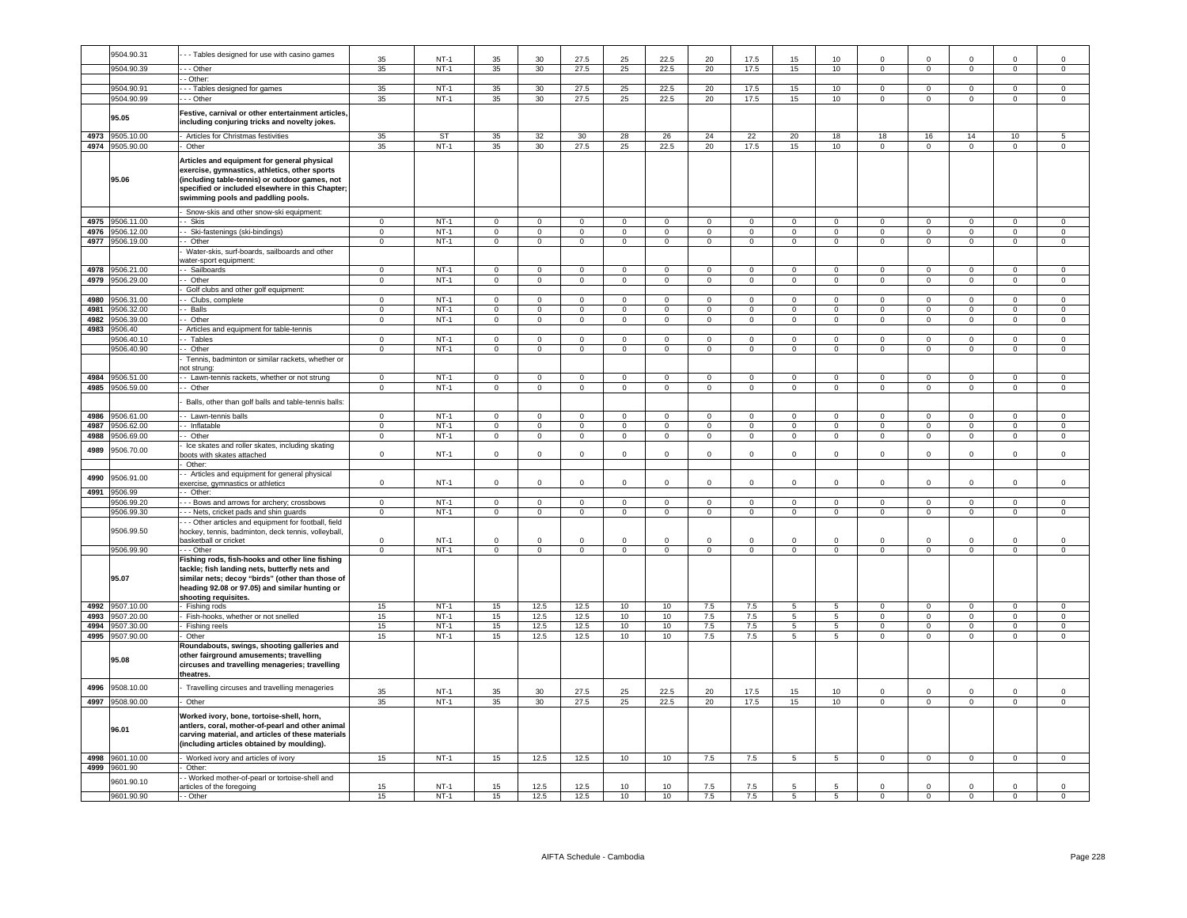| | 9504.90.31 | - - - Tables designed for use with casino games | 35 | NT-1 | 35 | 30 | 27.5 | 25 | 22.5 | 20 | 17.5 | 15 | 10 | 0 | 0 | 0 | 0 | 0 |
|---|---|---|---|---|---|---|---|---|---|---|---|---|---|---|---|---|---|---|
| | 9504.90.39 | - - - Other | 35 | NT-1 | 35 | 30 | 27.5 | 25 | 22.5 | 20 | 17.5 | 15 | 10 | 0 | 0 | 0 | 0 | 0 |
| | | - - Other: | | | | | | | | | | | | | | | | |
| | 9504.90.91 | - - - Tables designed for games | 35 | NT-1 | 35 | 30 | 27.5 | 25 | 22.5 | 20 | 17.5 | 15 | 10 | 0 | 0 | 0 | 0 | 0 |
| | 9504.90.99 | - - - Other | 35 | NT-1 | 35 | 30 | 27.5 | 25 | 22.5 | 20 | 17.5 | 15 | 10 | 0 | 0 | 0 | 0 | 0 |
| | **95.05** | **Festive, carnival or other entertainment articles, including conjuring tricks and novelty jokes.** | | | | | | | | | | | | | | | | |
| 4973 | 9505.10.00 | - Articles for Christmas festivities | 35 | ST | 35 | 32 | 30 | 28 | 26 | 24 | 22 | 20 | 18 | 18 | 16 | 14 | 10 | 5 |
| 4974 | 9505.90.00 | - Other | 35 | NT-1 | 35 | 30 | 27.5 | 25 | 22.5 | 20 | 17.5 | 15 | 10 | 0 | 0 | 0 | 0 | 0 |
| | **95.06** | **Articles and equipment for general physical exercise, gymnastics, athletics, other sports (including table-tennis) or outdoor games, not specified or included elsewhere in this Chapter; swimming pools and paddling pools.** | | | | | | | | | | | | | | | | |
| | | - Snow-skis and other snow-ski equipment: | | | | | | | | | | | | | | | | |
| 4975 | 9506.11.00 | - - Skis | 0 | NT-1 | 0 | 0 | 0 | 0 | 0 | 0 | 0 | 0 | 0 | 0 | 0 | 0 | 0 | 0 |
| 4976 | 9506.12.00 | - - Ski-fastenings (ski-bindings) | 0 | NT-1 | 0 | 0 | 0 | 0 | 0 | 0 | 0 | 0 | 0 | 0 | 0 | 0 | 0 | 0 |
| 4977 | 9506.19.00 | - - Other | 0 | NT-1 | 0 | 0 | 0 | 0 | 0 | 0 | 0 | 0 | 0 | 0 | 0 | 0 | 0 | 0 |
| | | - Water-skis, surf-boards, sailboards and other water-sport equipment: | | | | | | | | | | | | | | | | |
| 4978 | 9506.21.00 | - - Sailboards | 0 | NT-1 | 0 | 0 | 0 | 0 | 0 | 0 | 0 | 0 | 0 | 0 | 0 | 0 | 0 | 0 |
| 4979 | 9506.29.00 | - - Other | 0 | NT-1 | 0 | 0 | 0 | 0 | 0 | 0 | 0 | 0 | 0 | 0 | 0 | 0 | 0 | 0 |
| | | - Golf clubs and other golf equipment: | | | | | | | | | | | | | | | | |
| 4980 | 9506.31.00 | - - Clubs, complete | 0 | NT-1 | 0 | 0 | 0 | 0 | 0 | 0 | 0 | 0 | 0 | 0 | 0 | 0 | 0 | 0 |
| 4981 | 9506.32.00 | - - Balls | 0 | NT-1 | 0 | 0 | 0 | 0 | 0 | 0 | 0 | 0 | 0 | 0 | 0 | 0 | 0 | 0 |
| 4982 | 9506.39.00 | - - Other | 0 | NT-1 | 0 | 0 | 0 | 0 | 0 | 0 | 0 | 0 | 0 | 0 | 0 | 0 | 0 | 0 |
| 4983 | 9506.40 | - Articles and equipment for table-tennis | | | | | | | | | | | | | | | | |
| | 9506.40.10 | - - Tables | 0 | NT-1 | 0 | 0 | 0 | 0 | 0 | 0 | 0 | 0 | 0 | 0 | 0 | 0 | 0 | 0 |
| | 9506.40.90 | - - Other | 0 | NT-1 | 0 | 0 | 0 | 0 | 0 | 0 | 0 | 0 | 0 | 0 | 0 | 0 | 0 | 0 |
| | | - Tennis, badminton or similar rackets, whether or not strung: | | | | | | | | | | | | | | | | |
| 4984 | 9506.51.00 | - - Lawn-tennis rackets, whether or not strung | 0 | NT-1 | 0 | 0 | 0 | 0 | 0 | 0 | 0 | 0 | 0 | 0 | 0 | 0 | 0 | 0 |
| 4985 | 9506.59.00 | - - Other | 0 | NT-1 | 0 | 0 | 0 | 0 | 0 | 0 | 0 | 0 | 0 | 0 | 0 | 0 | 0 | 0 |
| | | - Balls, other than golf balls and table-tennis balls: | | | | | | | | | | | | | | | | |
| 4986 | 9506.61.00 | - - Lawn-tennis balls | 0 | NT-1 | 0 | 0 | 0 | 0 | 0 | 0 | 0 | 0 | 0 | 0 | 0 | 0 | 0 | 0 |
| 4987 | 9506.62.00 | - - Inflatable | 0 | NT-1 | 0 | 0 | 0 | 0 | 0 | 0 | 0 | 0 | 0 | 0 | 0 | 0 | 0 | 0 |
| 4988 | 9506.69.00 | - - Other | 0 | NT-1 | 0 | 0 | 0 | 0 | 0 | 0 | 0 | 0 | 0 | 0 | 0 | 0 | 0 | 0 |
| 4989 | 9506.70.00 | - Ice skates and roller skates, including skating boots with skates attached | 0 | NT-1 | 0 | 0 | 0 | 0 | 0 | 0 | 0 | 0 | 0 | 0 | 0 | 0 | 0 | 0 |
| | | - Other: | | | | | | | | | | | | | | | | |
| 4990 | 9506.91.00 | - - Articles and equipment for general physical exercise, gymnastics or athletics | 0 | NT-1 | 0 | 0 | 0 | 0 | 0 | 0 | 0 | 0 | 0 | 0 | 0 | 0 | 0 | 0 |
| 4991 | 9506.99 | - - Other: | | | | | | | | | | | | | | | | |
| | 9506.99.20 | - - - Bows and arrows for archery; crossbows | 0 | NT-1 | 0 | 0 | 0 | 0 | 0 | 0 | 0 | 0 | 0 | 0 | 0 | 0 | 0 | 0 |
| | 9506.99.30 | - - - Nets, cricket pads and shin guards | 0 | NT-1 | 0 | 0 | 0 | 0 | 0 | 0 | 0 | 0 | 0 | 0 | 0 | 0 | 0 | 0 |
| | 9506.99.50 | - - - Other articles and equipment for football, field hockey, tennis, badminton, deck tennis, volleyball, basketball or cricket | 0 | NT-1 | 0 | 0 | 0 | 0 | 0 | 0 | 0 | 0 | 0 | 0 | 0 | 0 | 0 | 0 |
| | 9506.99.90 | - - - Other | 0 | NT-1 | 0 | 0 | 0 | 0 | 0 | 0 | 0 | 0 | 0 | 0 | 0 | 0 | 0 | 0 |
| | **95.07** | **Fishing rods, fish-hooks and other line fishing tackle; fish landing nets, butterfly nets and similar nets; decoy "birds" (other than those of heading 92.08 or 97.05) and similar hunting or shooting requisites.** | | | | | | | | | | | | | | | | |
| 4992 | 9507.10.00 | - Fishing rods | 15 | NT-1 | 15 | 12.5 | 12.5 | 10 | 10 | 7.5 | 7.5 | 5 | 5 | 0 | 0 | 0 | 0 | 0 |
| 4993 | 9507.20.00 | - Fish-hooks, whether or not snelled | 15 | NT-1 | 15 | 12.5 | 12.5 | 10 | 10 | 7.5 | 7.5 | 5 | 5 | 0 | 0 | 0 | 0 | 0 |
| 4994 | 9507.30.00 | - Fishing reels | 15 | NT-1 | 15 | 12.5 | 12.5 | 10 | 10 | 7.5 | 7.5 | 5 | 5 | 0 | 0 | 0 | 0 | 0 |
| 4995 | 9507.90.00 | - Other | 15 | NT-1 | 15 | 12.5 | 12.5 | 10 | 10 | 7.5 | 7.5 | 5 | 5 | 0 | 0 | 0 | 0 | 0 |
| | **95.08** | **Roundabouts, swings, shooting galleries and other fairground amusements; travelling circuses and travelling menageries; travelling theatres.** | | | | | | | | | | | | | | | | |
| 4996 | 9508.10.00 | - Travelling circuses and travelling menageries | 35 | NT-1 | 35 | 30 | 27.5 | 25 | 22.5 | 20 | 17.5 | 15 | 10 | 0 | 0 | 0 | 0 | 0 |
| 4997 | 9508.90.00 | - Other | 35 | NT-1 | 35 | 30 | 27.5 | 25 | 22.5 | 20 | 17.5 | 15 | 10 | 0 | 0 | 0 | 0 | 0 |
| | **96.01** | **Worked ivory, bone, tortoise-shell, horn, antlers, coral, mother-of-pearl and other animal carving material, and articles of these materials (including articles obtained by moulding).** | | | | | | | | | | | | | | | | |
| 4998 | 9601.10.00 | - Worked ivory and articles of ivory | 15 | NT-1 | 15 | 12.5 | 12.5 | 10 | 10 | 7.5 | 7.5 | 5 | 5 | 0 | 0 | 0 | 0 | 0 |
| 4999 | 9601.90 | - Other: | | | | | | | | | | | | | | | | |
| | 9601.90.10 | - - Worked mother-of-pearl or tortoise-shell and articles of the foregoing | 15 | NT-1 | 15 | 12.5 | 12.5 | 10 | 10 | 7.5 | 7.5 | 5 | 5 | 0 | 0 | 0 | 0 | 0 |
| | 9601.90.90 | - - Other | 15 | NT-1 | 15 | 12.5 | 12.5 | 10 | 10 | 7.5 | 7.5 | 5 | 5 | 0 | 0 | 0 | 0 | 0 |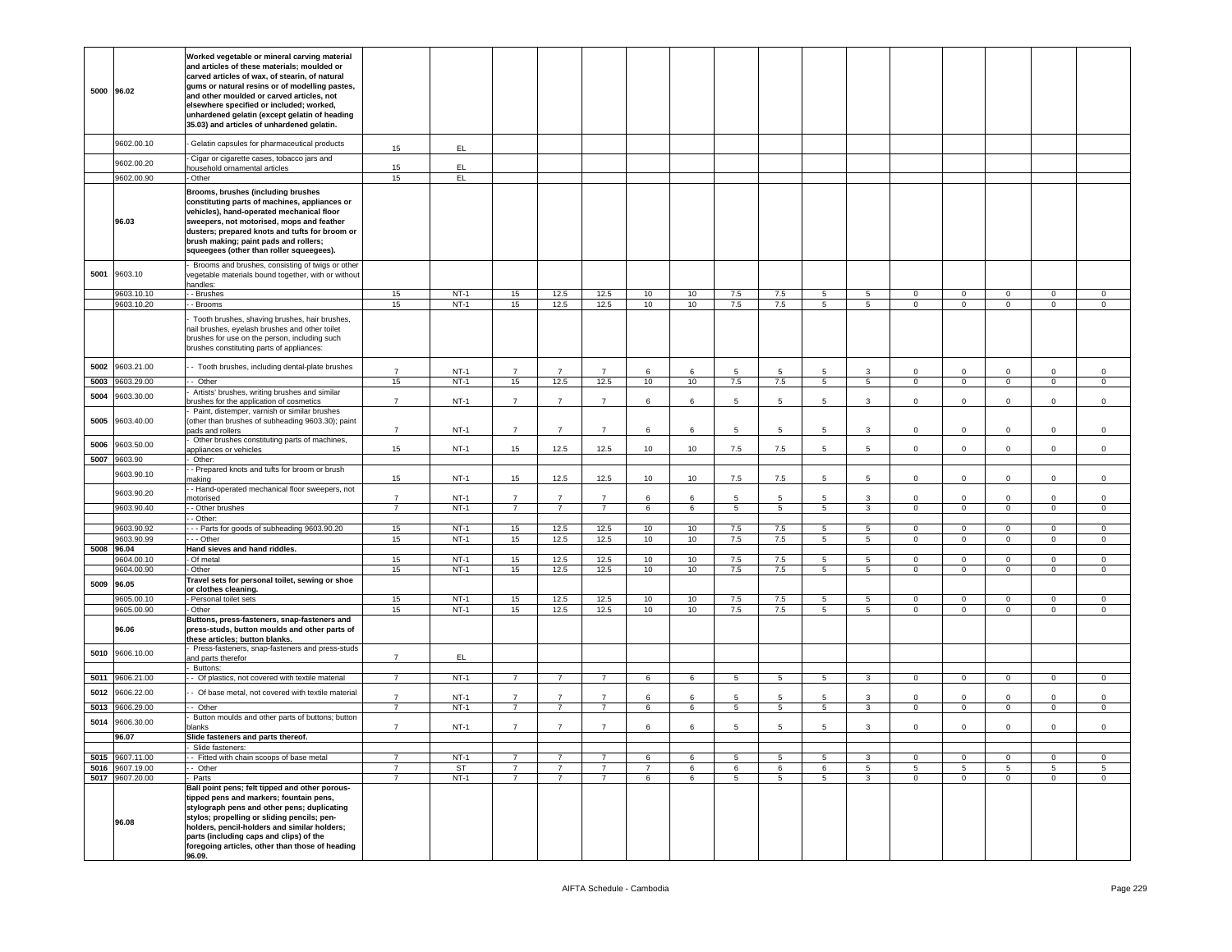| | | | | | | | | | | | | | | | | | | |
|---|---|---|---|---|---|---|---|---|---|---|---|---|---|---|---|---|---|---|
| 5000 | 96.02 | **Worked vegetable or mineral carving material and articles of these materials; moulded or carved articles of wax, of stearin, of natural gums or natural resins or of modelling pastes, and other moulded or carved articles, not elsewhere specified or included; worked, unhardened gelatin (except gelatin of heading 35.03) and articles of unhardened gelatin.** | | | | | | | | | | | | | | | | |
| | 9602.00.10 | - Gelatin capsules for pharmaceutical products | 15 | EL | | | | | | | | | | | | | | |
| | 9602.00.20 | - Cigar or cigarette cases, tobacco jars and household ornamental articles | 15 | EL | | | | | | | | | | | | | | |
| | 9602.00.90 | - Other | 15 | EL | | | | | | | | | | | | | | |
| | 96.03 | **Brooms, brushes (including brushes constituting parts of machines, appliances or vehicles), hand-operated mechanical floor sweepers, not motorised, mops and feather dusters; prepared knots and tufts for broom or brush making; paint pads and rollers; squeegees (other than roller squeegees).** | | | | | | | | | | | | | | | | |
| 5001 | 9603.10 | - Brooms and brushes, consisting of twigs or other vegetable materials bound together, with or without handles: | | | | | | | | | | | | | | | | |
| | 9603.10.10 | - - Brushes | 15 | NT-1 | 15 | 12.5 | 12.5 | 10 | 10 | 7.5 | 7.5 | 5 | 5 | 0 | 0 | 0 | 0 | 0 |
| | 9603.10.20 | - - Brooms | 15 | NT-1 | 15 | 12.5 | 12.5 | 10 | 10 | 7.5 | 7.5 | 5 | 5 | 0 | 0 | 0 | 0 | 0 |
| | | - Tooth brushes, shaving brushes, hair brushes, nail brushes, eyelash brushes and other toilet brushes for use on the person, including such brushes constituting parts of appliances: | | | | | | | | | | | | | | | | |
| 5002 | 9603.21.00 | - - Tooth brushes, including dental-plate brushes | 7 | NT-1 | 7 | 7 | 7 | 6 | 6 | 5 | 5 | 5 | 3 | 0 | 0 | 0 | 0 | 0 |
| 5003 | 9603.29.00 | - - Other | 15 | NT-1 | 15 | 12.5 | 12.5 | 10 | 10 | 7.5 | 7.5 | 5 | 5 | 0 | 0 | 0 | 0 | 0 |
| 5004 | 9603.30.00 | - Artists' brushes, writing brushes and similar brushes for the application of cosmetics | 7 | NT-1 | 7 | 7 | 7 | 6 | 6 | 5 | 5 | 5 | 3 | 0 | 0 | 0 | 0 | 0 |
| 5005 | 9603.40.00 | - Paint, distemper, varnish or similar brushes (other than brushes of subheading 9603.30); paint pads and rollers | 7 | NT-1 | 7 | 7 | 7 | 6 | 6 | 5 | 5 | 5 | 3 | 0 | 0 | 0 | 0 | 0 |
| 5006 | 9603.50.00 | - Other brushes constituting parts of machines, appliances or vehicles | 15 | NT-1 | 15 | 12.5 | 12.5 | 10 | 10 | 7.5 | 7.5 | 5 | 5 | 0 | 0 | 0 | 0 | 0 |
| 5007 | 9603.90 | - Other: | | | | | | | | | | | | | | | | |
| | 9603.90.10 | - - Prepared knots and tufts for broom or brush making | 15 | NT-1 | 15 | 12.5 | 12.5 | 10 | 10 | 7.5 | 7.5 | 5 | 5 | 0 | 0 | 0 | 0 | 0 |
| | 9603.90.20 | - - Hand-operated mechanical floor sweepers, not motorised | 7 | NT-1 | 7 | 7 | 7 | 6 | 6 | 5 | 5 | 5 | 3 | 0 | 0 | 0 | 0 | 0 |
| | 9603.90.40 | - - Other brushes | 7 | NT-1 | 7 | 7 | 7 | 6 | 6 | 5 | 5 | 5 | 3 | 0 | 0 | 0 | 0 | 0 |
| | | - - Other: | | | | | | | | | | | | | | | | |
| | 9603.90.92 | - - - Parts for goods of subheading 9603.90.20 | 15 | NT-1 | 15 | 12.5 | 12.5 | 10 | 10 | 7.5 | 7.5 | 5 | 5 | 0 | 0 | 0 | 0 | 0 |
| | 9603.90.99 | - - - Other | 15 | NT-1 | 15 | 12.5 | 12.5 | 10 | 10 | 7.5 | 7.5 | 5 | 5 | 0 | 0 | 0 | 0 | 0 |
| 5008 | 96.04 | **Hand sieves and hand riddles.** | | | | | | | | | | | | | | | | |
| | 9604.00.10 | - Of metal | 15 | NT-1 | 15 | 12.5 | 12.5 | 10 | 10 | 7.5 | 7.5 | 5 | 5 | 0 | 0 | 0 | 0 | 0 |
| | 9604.00.90 | - Other | 15 | NT-1 | 15 | 12.5 | 12.5 | 10 | 10 | 7.5 | 7.5 | 5 | 5 | 0 | 0 | 0 | 0 | 0 |
| 5009 | 96.05 | **Travel sets for personal toilet, sewing or shoe or clothes cleaning.** | | | | | | | | | | | | | | | | |
| | 9605.00.10 | - Personal toilet sets | 15 | NT-1 | 15 | 12.5 | 12.5 | 10 | 10 | 7.5 | 7.5 | 5 | 5 | 0 | 0 | 0 | 0 | 0 |
| | 9605.00.90 | - Other | 15 | NT-1 | 15 | 12.5 | 12.5 | 10 | 10 | 7.5 | 7.5 | 5 | 5 | 0 | 0 | 0 | 0 | 0 |
| | 96.06 | **Buttons, press-fasteners, snap-fasteners and press-studs, button moulds and other parts of these articles; button blanks.** | | | | | | | | | | | | | | | | |
| 5010 | 9606.10.00 | - Press-fasteners, snap-fasteners and press-studs and parts therefor | 7 | EL | | | | | | | | | | | | | | |
| | | - Buttons: | | | | | | | | | | | | | | | | |
| 5011 | 9606.21.00 | - - Of plastics, not covered with textile material | 7 | NT-1 | 7 | 7 | 7 | 6 | 6 | 5 | 5 | 5 | 3 | 0 | 0 | 0 | 0 | 0 |
| 5012 | 9606.22.00 | - - Of base metal, not covered with textile material | 7 | NT-1 | 7 | 7 | 7 | 6 | 6 | 5 | 5 | 5 | 3 | 0 | 0 | 0 | 0 | 0 |
| 5013 | 9606.29.00 | - - Other | 7 | NT-1 | 7 | 7 | 7 | 6 | 6 | 5 | 5 | 5 | 3 | 0 | 0 | 0 | 0 | 0 |
| 5014 | 9606.30.00 | - Button moulds and other parts of buttons; button blanks | 7 | NT-1 | 7 | 7 | 7 | 6 | 6 | 5 | 5 | 5 | 3 | 0 | 0 | 0 | 0 | 0 |
| | 96.07 | **Slide fasteners and parts thereof.** | | | | | | | | | | | | | | | | |
| | | - Slide fasteners: | | | | | | | | | | | | | | | | |
| 5015 | 9607.11.00 | - - Fitted with chain scoops of base metal | 7 | NT-1 | 7 | 7 | 7 | 6 | 6 | 5 | 5 | 5 | 3 | 0 | 0 | 0 | 0 | 0 |
| 5016 | 9607.19.00 | - - Other | 7 | ST | 7 | 7 | 7 | 7 | 6 | 6 | 6 | 6 | 5 | 5 | 5 | 5 | 5 | 5 |
| 5017 | 9607.20.00 | - Parts | 7 | NT-1 | 7 | 7 | 7 | 6 | 6 | 5 | 5 | 5 | 3 | 0 | 0 | 0 | 0 | 0 |
| | 96.08 | **Ball point pens; felt tipped and other porous-tipped pens and markers; fountain pens, stylograph pens and other pens; duplicating stylos; propelling or sliding pencils; pen-holders, pencil-holders and similar holders; parts (including caps and clips) of the foregoing articles, other than those of heading 96.09.** | | | | | | | | | | | | | | | | |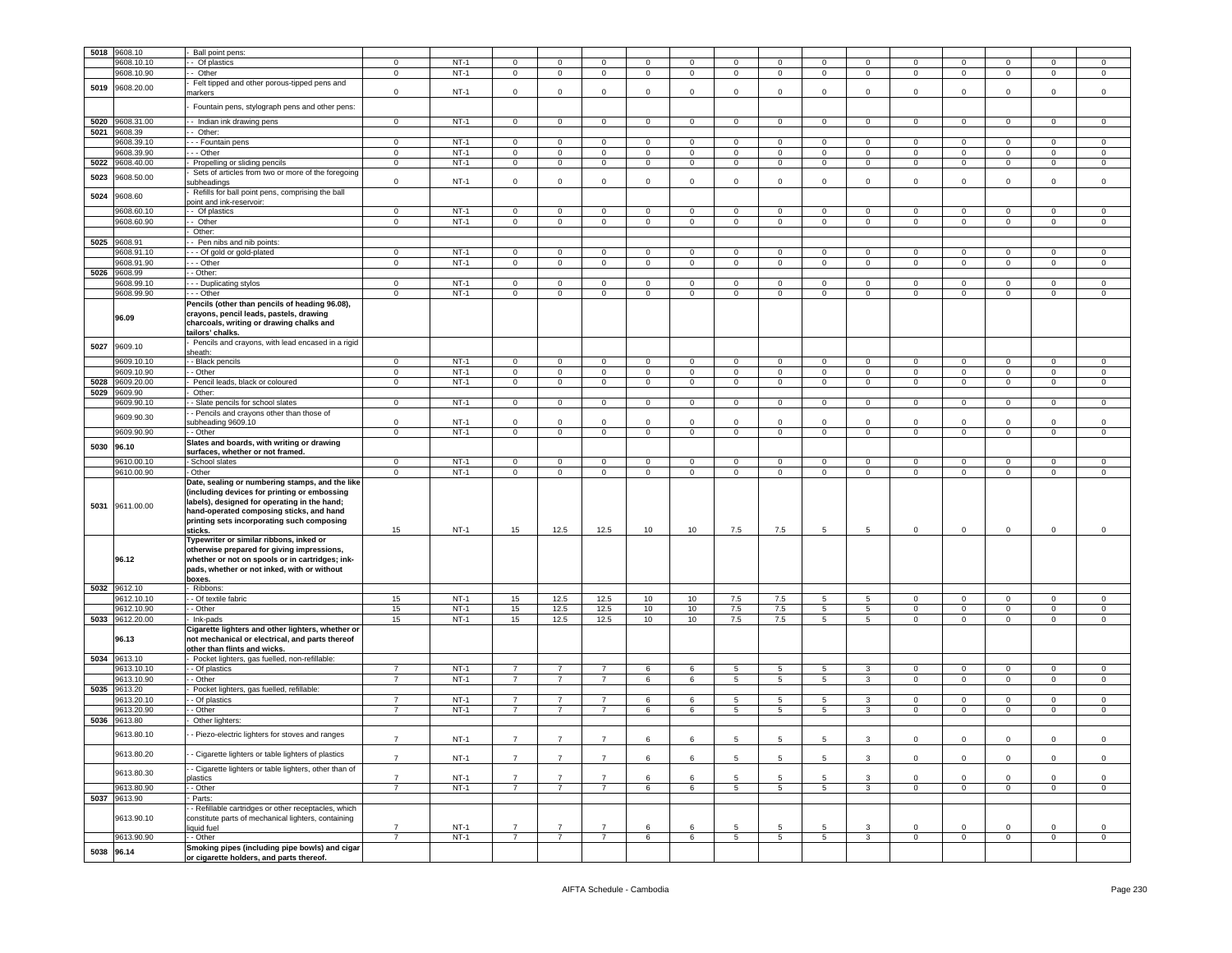| 5018 | 9608.10 | - Ball point pens: | | | | | | | | | | | | | | | | | |
|---|---|---|---|---|---|---|---|---|---|---|---|---|---|---|---|---|---|---|---|
| | 9608.10.10 | - - Of plastics | 0 | NT-1 | 0 | 0 | 0 | 0 | 0 | 0 | 0 | 0 | 0 | 0 | 0 | 0 | 0 | 0 |
| | 9608.10.90 | - - Other | 0 | NT-1 | 0 | 0 | 0 | 0 | 0 | 0 | 0 | 0 | 0 | 0 | 0 | 0 | 0 | 0 |
| 5019 | 9608.20.00 | - Felt tipped and other porous-tipped pens and markers | 0 | NT-1 | 0 | 0 | 0 | 0 | 0 | 0 | 0 | 0 | 0 | 0 | 0 | 0 | 0 | 0 |
| | | - Fountain pens, stylograph pens and other pens: | | | | | | | | | | | | | | | | |
| 5020 | 9608.31.00 | - - Indian ink drawing pens | 0 | NT-1 | 0 | 0 | 0 | 0 | 0 | 0 | 0 | 0 | 0 | 0 | 0 | 0 | 0 | 0 |
| 5021 | 9608.39 | - - Other: | | | | | | | | | | | | | | | | |
| | 9608.39.10 | - - - Fountain pens | 0 | NT-1 | 0 | 0 | 0 | 0 | 0 | 0 | 0 | 0 | 0 | 0 | 0 | 0 | 0 | 0 |
| | 9608.39.90 | - - - Other | 0 | NT-1 | 0 | 0 | 0 | 0 | 0 | 0 | 0 | 0 | 0 | 0 | 0 | 0 | 0 | 0 |
| 5022 | 9608.40.00 | - Propelling or sliding pencils | 0 | NT-1 | 0 | 0 | 0 | 0 | 0 | 0 | 0 | 0 | 0 | 0 | 0 | 0 | 0 | 0 |
| 5023 | 9608.50.00 | - Sets of articles from two or more of the foregoing subheadings | 0 | NT-1 | 0 | 0 | 0 | 0 | 0 | 0 | 0 | 0 | 0 | 0 | 0 | 0 | 0 | 0 |
| 5024 | 9608.60 | - Refills for ball point pens, comprising the ball point and ink-reservoir: | | | | | | | | | | | | | | | | |
| | 9608.60.10 | - - Of plastics | 0 | NT-1 | 0 | 0 | 0 | 0 | 0 | 0 | 0 | 0 | 0 | 0 | 0 | 0 | 0 | 0 |
| | 9608.60.90 | - - Other | 0 | NT-1 | 0 | 0 | 0 | 0 | 0 | 0 | 0 | 0 | 0 | 0 | 0 | 0 | 0 | 0 |
| | | - Other: | | | | | | | | | | | | | | | | |
| 5025 | 9608.91 | - - Pen nibs and nib points: | | | | | | | | | | | | | | | | |
| | 9608.91.10 | - - - Of gold or gold-plated | 0 | NT-1 | 0 | 0 | 0 | 0 | 0 | 0 | 0 | 0 | 0 | 0 | 0 | 0 | 0 | 0 |
| | 9608.91.90 | - - - Other | 0 | NT-1 | 0 | 0 | 0 | 0 | 0 | 0 | 0 | 0 | 0 | 0 | 0 | 0 | 0 | 0 |
| 5026 | 9608.99 | - - Other: | | | | | | | | | | | | | | | | |
| | 9608.99.10 | - - - Duplicating stylos | 0 | NT-1 | 0 | 0 | 0 | 0 | 0 | 0 | 0 | 0 | 0 | 0 | 0 | 0 | 0 | 0 |
| | 9608.99.90 | - - - Other | 0 | NT-1 | 0 | 0 | 0 | 0 | 0 | 0 | 0 | 0 | 0 | 0 | 0 | 0 | 0 | 0 |
| | **96.09** | **Pencils (other than pencils of heading 96.08), crayons, pencil leads, pastels, drawing charcoals, writing or drawing chalks and tailors' chalks.** | | | | | | | | | | | | | | | | |
| 5027 | 9609.10 | - Pencils and crayons, with lead encased in a rigid sheath: | | | | | | | | | | | | | | | | |
| | 9609.10.10 | - - Black pencils | 0 | NT-1 | 0 | 0 | 0 | 0 | 0 | 0 | 0 | 0 | 0 | 0 | 0 | 0 | 0 | 0 |
| | 9609.10.90 | - - Other | 0 | NT-1 | 0 | 0 | 0 | 0 | 0 | 0 | 0 | 0 | 0 | 0 | 0 | 0 | 0 | 0 |
| 5028 | 9609.20.00 | - Pencil leads, black or coloured | 0 | NT-1 | 0 | 0 | 0 | 0 | 0 | 0 | 0 | 0 | 0 | 0 | 0 | 0 | 0 | 0 |
| 5029 | 9609.90 | - Other: | | | | | | | | | | | | | | | | |
| | 9609.90.10 | - - Slate pencils for school slates | 0 | NT-1 | 0 | 0 | 0 | 0 | 0 | 0 | 0 | 0 | 0 | 0 | 0 | 0 | 0 | 0 |
| | 9609.90.30 | - - Pencils and crayons other than those of subheading 9609.10 | 0 | NT-1 | 0 | 0 | 0 | 0 | 0 | 0 | 0 | 0 | 0 | 0 | 0 | 0 | 0 | 0 |
| | 9609.90.90 | - - Other | 0 | NT-1 | 0 | 0 | 0 | 0 | 0 | 0 | 0 | 0 | 0 | 0 | 0 | 0 | 0 | 0 |
| 5030 | **96.10** | **Slates and boards, with writing or drawing surfaces, whether or not framed.** | | | | | | | | | | | | | | | | |
| | 9610.00.10 | - School slates | 0 | NT-1 | 0 | 0 | 0 | 0 | 0 | 0 | 0 | 0 | 0 | 0 | 0 | 0 | 0 | 0 |
| | 9610.00.90 | - Other | 0 | NT-1 | 0 | 0 | 0 | 0 | 0 | 0 | 0 | 0 | 0 | 0 | 0 | 0 | 0 | 0 |
| 5031 | 9611.00.00 | **Date, sealing or numbering stamps, and the like (including devices for printing or embossing labels), designed for operating in the hand; hand-operated composing sticks, and hand printing sets incorporating such composing sticks.** | 15 | NT-1 | 15 | 12.5 | 12.5 | 10 | 10 | 7.5 | 7.5 | 5 | 5 | 0 | 0 | 0 | 0 | 0 |
| | **96.12** | **Typewriter or similar ribbons, inked or otherwise prepared for giving impressions, whether or not on spools or in cartridges; ink-pads, whether or not inked, with or without boxes.** | | | | | | | | | | | | | | | | |
| 5032 | 9612.10 | - Ribbons: | | | | | | | | | | | | | | | | |
| | 9612.10.10 | - - Of textile fabric | 15 | NT-1 | 15 | 12.5 | 12.5 | 10 | 10 | 7.5 | 7.5 | 5 | 5 | 0 | 0 | 0 | 0 | 0 |
| | 9612.10.90 | - - Other | 15 | NT-1 | 15 | 12.5 | 12.5 | 10 | 10 | 7.5 | 7.5 | 5 | 5 | 0 | 0 | 0 | 0 | 0 |
| 5033 | 9612.20.00 | - Ink-pads | 15 | NT-1 | 15 | 12.5 | 12.5 | 10 | 10 | 7.5 | 7.5 | 5 | 5 | 0 | 0 | 0 | 0 | 0 |
| | **96.13** | **Cigarette lighters and other lighters, whether or not mechanical or electrical, and parts thereof other than flints and wicks.** | | | | | | | | | | | | | | | | |
| 5034 | 9613.10 | - Pocket lighters, gas fuelled, non-refillable: | | | | | | | | | | | | | | | | |
| | 9613.10.10 | - - Of plastics | 7 | NT-1 | 7 | 7 | 7 | 6 | 6 | 5 | 5 | 5 | 3 | 0 | 0 | 0 | 0 | 0 |
| | 9613.10.90 | - - Other | 7 | NT-1 | 7 | 7 | 7 | 6 | 6 | 5 | 5 | 5 | 3 | 0 | 0 | 0 | 0 | 0 |
| 5035 | 9613.20 | - Pocket lighters, gas fuelled, refillable: | | | | | | | | | | | | | | | | |
| | 9613.20.10 | - - Of plastics | 7 | NT-1 | 7 | 7 | 7 | 6 | 6 | 5 | 5 | 5 | 3 | 0 | 0 | 0 | 0 | 0 |
| | 9613.20.90 | - - Other | 7 | NT-1 | 7 | 7 | 7 | 6 | 6 | 5 | 5 | 5 | 3 | 0 | 0 | 0 | 0 | 0 |
| 5036 | 9613.80 | - Other lighters: | | | | | | | | | | | | | | | | |
| | 9613.80.10 | - - Piezo-electric lighters for stoves and ranges | 7 | NT-1 | 7 | 7 | 7 | 6 | 6 | 5 | 5 | 5 | 3 | 0 | 0 | 0 | 0 | 0 |
| | 9613.80.20 | - - Cigarette lighters or table lighters of plastics | 7 | NT-1 | 7 | 7 | 7 | 6 | 6 | 5 | 5 | 5 | 3 | 0 | 0 | 0 | 0 | 0 |
| | 9613.80.30 | - - Cigarette lighters or table lighters, other than of plastics | 7 | NT-1 | 7 | 7 | 7 | 6 | 6 | 5 | 5 | 5 | 3 | 0 | 0 | 0 | 0 | 0 |
| | 9613.80.90 | - - Other | 7 | NT-1 | 7 | 7 | 7 | 6 | 6 | 5 | 5 | 5 | 3 | 0 | 0 | 0 | 0 | 0 |
| 5037 | 9613.90 | - Parts: | | | | | | | | | | | | | | | | |
| | 9613.90.10 | - - Refillable cartridges or other receptacles, which constitute parts of mechanical lighters, containing liquid fuel | 7 | NT-1 | 7 | 7 | 7 | 6 | 6 | 5 | 5 | 5 | 3 | 0 | 0 | 0 | 0 | 0 |
| | 9613.90.90 | - - Other | 7 | NT-1 | 7 | 7 | 7 | 6 | 6 | 5 | 5 | 5 | 3 | 0 | 0 | 0 | 0 | 0 |
| 5038 | **96.14** | **Smoking pipes (including pipe bowls) and cigar or cigarette holders, and parts thereof.** | | | | | | | | | | | | | | | | |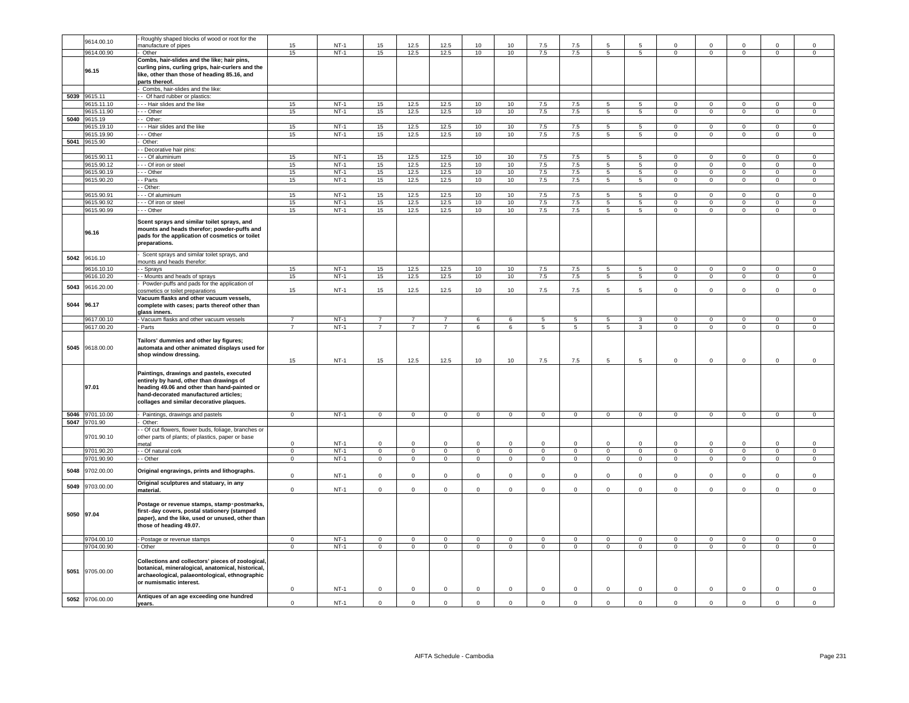| | | | | | | | | | | | | | | | | | | |
|---|---|---|---|---|---|---|---|---|---|---|---|---|---|---|---|---|---|---|
| | 9614.00.10 | - Roughly shaped blocks of wood or root for the manufacture of pipes | 15 | NT-1 | 15 | 12.5 | 12.5 | 10 | 10 | 7.5 | 7.5 | 5 | 5 | 0 | 0 | 0 | 0 | 0 |
| | 9614.00.90 | - Other | 15 | NT-1 | 15 | 12.5 | 12.5 | 10 | 10 | 7.5 | 7.5 | 5 | 5 | 0 | 0 | 0 | 0 | 0 |
| | **96.15** | **Combs, hair-slides and the like; hair pins, curling pins, curling grips, hair-curlers and the like, other than those of heading 85.16, and parts thereof.** | | | | | | | | | | | | | | | | |
| | | - Combs, hair-slides and the like: | | | | | | | | | | | | | | | | |
| 5039 | 9615.11 | - - Of hard rubber or plastics: | | | | | | | | | | | | | | | | |
| | 9615.11.10 | - - - Hair slides and the like | 15 | NT-1 | 15 | 12.5 | 12.5 | 10 | 10 | 7.5 | 7.5 | 5 | 5 | 0 | 0 | 0 | 0 | 0 |
| | 9615.11.90 | - - - Other | 15 | NT-1 | 15 | 12.5 | 12.5 | 10 | 10 | 7.5 | 7.5 | 5 | 5 | 0 | 0 | 0 | 0 | 0 |
| 5040 | 9615.19 | - - Other: | | | | | | | | | | | | | | | | |
| | 9615.19.10 | - - - Hair slides and the like | 15 | NT-1 | 15 | 12.5 | 12.5 | 10 | 10 | 7.5 | 7.5 | 5 | 5 | 0 | 0 | 0 | 0 | 0 |
| | 9615.19.90 | - - - Other | 15 | NT-1 | 15 | 12.5 | 12.5 | 10 | 10 | 7.5 | 7.5 | 5 | 5 | 0 | 0 | 0 | 0 | 0 |
| 5041 | 9615.90 | - Other: | | | | | | | | | | | | | | | | |
| | | - - Decorative hair pins: | | | | | | | | | | | | | | | | |
| | 9615.90.11 | - - - Of aluminium | 15 | NT-1 | 15 | 12.5 | 12.5 | 10 | 10 | 7.5 | 7.5 | 5 | 5 | 0 | 0 | 0 | 0 | 0 |
| | 9615.90.12 | - - - Of iron or steel | 15 | NT-1 | 15 | 12.5 | 12.5 | 10 | 10 | 7.5 | 7.5 | 5 | 5 | 0 | 0 | 0 | 0 | 0 |
| | 9615.90.19 | - - - Other | 15 | NT-1 | 15 | 12.5 | 12.5 | 10 | 10 | 7.5 | 7.5 | 5 | 5 | 0 | 0 | 0 | 0 | 0 |
| | 9615.90.20 | - - Parts | 15 | NT-1 | 15 | 12.5 | 12.5 | 10 | 10 | 7.5 | 7.5 | 5 | 5 | 0 | 0 | 0 | 0 | 0 |
| | | - - Other: | | | | | | | | | | | | | | | | |
| | 9615.90.91 | - - - Of aluminium | 15 | NT-1 | 15 | 12.5 | 12.5 | 10 | 10 | 7.5 | 7.5 | 5 | 5 | 0 | 0 | 0 | 0 | 0 |
| | 9615.90.92 | - - - Of iron or steel | 15 | NT-1 | 15 | 12.5 | 12.5 | 10 | 10 | 7.5 | 7.5 | 5 | 5 | 0 | 0 | 0 | 0 | 0 |
| | 9615.90.99 | - - - Other | 15 | NT-1 | 15 | 12.5 | 12.5 | 10 | 10 | 7.5 | 7.5 | 5 | 5 | 0 | 0 | 0 | 0 | 0 |
| | **96.16** | **Scent sprays and similar toilet sprays, and mounts and heads therefor; powder-puffs and pads for the application of cosmetics or toilet preparations.** | | | | | | | | | | | | | | | | |
| 5042 | 9616.10 | - Scent sprays and similar toilet sprays, and mounts and heads therefor: | | | | | | | | | | | | | | | | |
| | 9616.10.10 | - - Sprays | 15 | NT-1 | 15 | 12.5 | 12.5 | 10 | 10 | 7.5 | 7.5 | 5 | 5 | 0 | 0 | 0 | 0 | 0 |
| | 9616.10.20 | - - Mounts and heads of sprays | 15 | NT-1 | 15 | 12.5 | 12.5 | 10 | 10 | 7.5 | 7.5 | 5 | 5 | 0 | 0 | 0 | 0 | 0 |
| 5043 | 9616.20.00 | - Powder-puffs and pads for the application of cosmetics or toilet preparations | 15 | NT-1 | 15 | 12.5 | 12.5 | 10 | 10 | 7.5 | 7.5 | 5 | 5 | 0 | 0 | 0 | 0 | 0 |
| 5044 | **96.17** | **Vacuum flasks and other vacuum vessels, complete with cases; parts thereof other than glass inners.** | | | | | | | | | | | | | | | | |
| | 9617.00.10 | - Vacuum flasks and other vacuum vessels | 7 | NT-1 | 7 | 7 | 7 | 6 | 6 | 5 | 5 | 5 | 3 | 0 | 0 | 0 | 0 | 0 |
| | 9617.00.20 | - Parts | 7 | NT-1 | 7 | 7 | 7 | 6 | 6 | 5 | 5 | 5 | 3 | 0 | 0 | 0 | 0 | 0 |
| 5045 | 9618.00.00 | **Tailors' dummies and other lay figures; automata and other animated displays used for shop window dressing.** | 15 | NT-1 | 15 | 12.5 | 12.5 | 10 | 10 | 7.5 | 7.5 | 5 | 5 | 0 | 0 | 0 | 0 | 0 |
| | **97.01** | **Paintings, drawings and pastels, executed entirely by hand, other than drawings of heading 49.06 and other than hand-painted or hand-decorated manufactured articles; collages and similar decorative plaques.** | | | | | | | | | | | | | | | | |
| 5046 | 9701.10.00 | - Paintings, drawings and pastels | 0 | NT-1 | 0 | 0 | 0 | 0 | 0 | 0 | 0 | 0 | 0 | 0 | 0 | 0 | 0 | 0 |
| 5047 | 9701.90 | - Other: | | | | | | | | | | | | | | | | |
| | 9701.90.10 | - - Of cut flowers, flower buds, foliage, branches or other parts of plants; of plastics, paper or base metal | 0 | NT-1 | 0 | 0 | 0 | 0 | 0 | 0 | 0 | 0 | 0 | 0 | 0 | 0 | 0 | 0 |
| | 9701.90.20 | - - Of natural cork | 0 | NT-1 | 0 | 0 | 0 | 0 | 0 | 0 | 0 | 0 | 0 | 0 | 0 | 0 | 0 | 0 |
| | 9701.90.90 | - - Other | 0 | NT-1 | 0 | 0 | 0 | 0 | 0 | 0 | 0 | 0 | 0 | 0 | 0 | 0 | 0 | 0 |
| 5048 | 9702.00.00 | **Original engravings, prints and lithographs.** | 0 | NT-1 | 0 | 0 | 0 | 0 | 0 | 0 | 0 | 0 | 0 | 0 | 0 | 0 | 0 | 0 |
| 5049 | 9703.00.00 | **Original sculptures and statuary, in any material.** | 0 | NT-1 | 0 | 0 | 0 | 0 | 0 | 0 | 0 | 0 | 0 | 0 | 0 | 0 | 0 | 0 |
| 5050 | **97.04** | **Postage or revenue stamps, stamp-postmarks, first-day covers, postal stationery (stamped paper), and the like, used or unused, other than those of heading 49.07.** | | | | | | | | | | | | | | | | |
| | 9704.00.10 | - Postage or revenue stamps | 0 | NT-1 | 0 | 0 | 0 | 0 | 0 | 0 | 0 | 0 | 0 | 0 | 0 | 0 | 0 | 0 |
| | 9704.00.90 | - Other | 0 | NT-1 | 0 | 0 | 0 | 0 | 0 | 0 | 0 | 0 | 0 | 0 | 0 | 0 | 0 | 0 |
| 5051 | 9705.00.00 | **Collections and collectors' pieces of zoological, botanical, mineralogical, anatomical, historical, archaeological, palaeontological, ethnographic or numismatic interest.** | 0 | NT-1 | 0 | 0 | 0 | 0 | 0 | 0 | 0 | 0 | 0 | 0 | 0 | 0 | 0 | 0 |
| 5052 | 9706.00.00 | **Antiques of an age exceeding one hundred years.** | 0 | NT-1 | 0 | 0 | 0 | 0 | 0 | 0 | 0 | 0 | 0 | 0 | 0 | 0 | 0 | 0 |